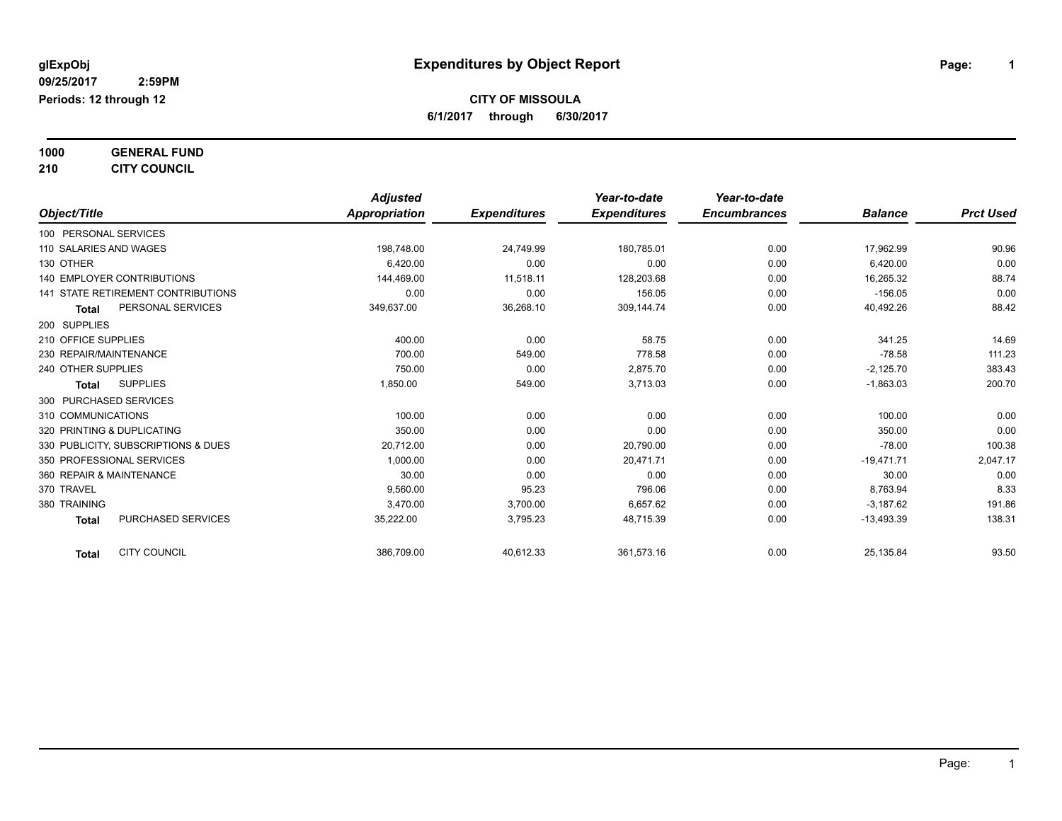**glExpObj**
**09/25/2017 2:59PM**
**Periods: 12 through 12**

# Expenditures by Object Report

**CITY OF MISSOULA**
**6/1/2017 through 6/30/2017**

**1000 GENERAL FUND**
**210 CITY COUNCIL**

| Object/Title | Adjusted Appropriation | Expenditures | Year-to-date Expenditures | Year-to-date Encumbrances | Balance | Prct Used |
|---|---|---|---|---|---|---|
| 100 PERSONAL SERVICES | | | | | | |
| 110 SALARIES AND WAGES | 198,748.00 | 24,749.99 | 180,785.01 | 0.00 | 17,962.99 | 90.96 |
| 130 OTHER | 6,420.00 | 0.00 | 0.00 | 0.00 | 6,420.00 | 0.00 |
| 140 EMPLOYER CONTRIBUTIONS | 144,469.00 | 11,518.11 | 128,203.68 | 0.00 | 16,265.32 | 88.74 |
| 141 STATE RETIREMENT CONTRIBUTIONS | 0.00 | 0.00 | 156.05 | 0.00 | -156.05 | 0.00 |
| **Total** PERSONAL SERVICES | 349,637.00 | 36,268.10 | 309,144.74 | 0.00 | 40,492.26 | 88.42 |
| 200 SUPPLIES | | | | | | |
| 210 OFFICE SUPPLIES | 400.00 | 0.00 | 58.75 | 0.00 | 341.25 | 14.69 |
| 230 REPAIR/MAINTENANCE | 700.00 | 549.00 | 778.58 | 0.00 | -78.58 | 111.23 |
| 240 OTHER SUPPLIES | 750.00 | 0.00 | 2,875.70 | 0.00 | -2,125.70 | 383.43 |
| **Total** SUPPLIES | 1,850.00 | 549.00 | 3,713.03 | 0.00 | -1,863.03 | 200.70 |
| 300 PURCHASED SERVICES | | | | | | |
| 310 COMMUNICATIONS | 100.00 | 0.00 | 0.00 | 0.00 | 100.00 | 0.00 |
| 320 PRINTING & DUPLICATING | 350.00 | 0.00 | 0.00 | 0.00 | 350.00 | 0.00 |
| 330 PUBLICITY, SUBSCRIPTIONS & DUES | 20,712.00 | 0.00 | 20,790.00 | 0.00 | -78.00 | 100.38 |
| 350 PROFESSIONAL SERVICES | 1,000.00 | 0.00 | 20,471.71 | 0.00 | -19,471.71 | 2,047.17 |
| 360 REPAIR & MAINTENANCE | 30.00 | 0.00 | 0.00 | 0.00 | 30.00 | 0.00 |
| 370 TRAVEL | 9,560.00 | 95.23 | 796.06 | 0.00 | 8,763.94 | 8.33 |
| 380 TRAINING | 3,470.00 | 3,700.00 | 6,657.62 | 0.00 | -3,187.62 | 191.86 |
| **Total** PURCHASED SERVICES | 35,222.00 | 3,795.23 | 48,715.39 | 0.00 | -13,493.39 | 138.31 |
| **Total** CITY COUNCIL | 386,709.00 | 40,612.33 | 361,573.16 | 0.00 | 25,135.84 | 93.50 |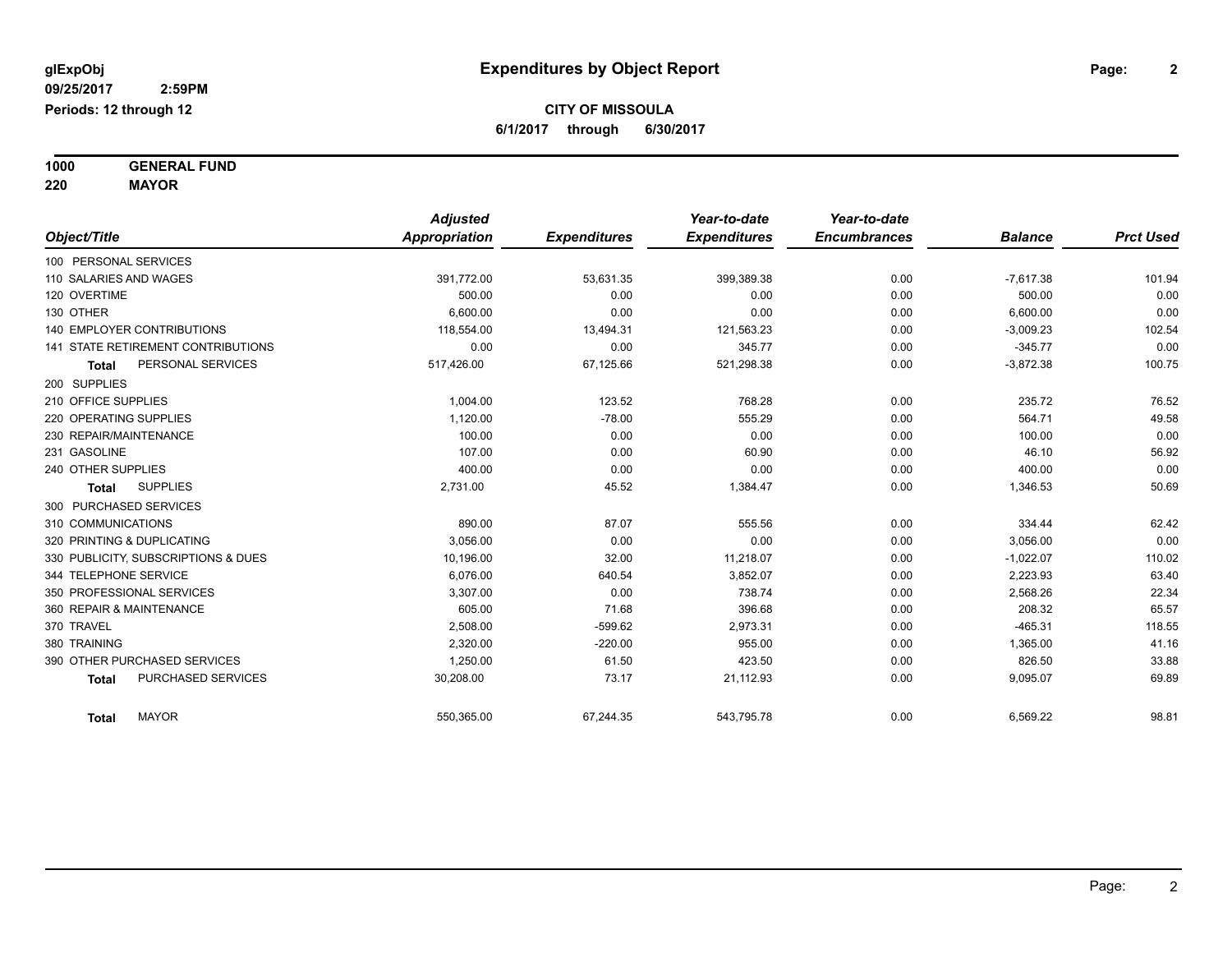**glExpObj**
**09/25/2017 2:59PM**
**Periods: 12 through 12**

# Expenditures by Object Report

**CITY OF MISSOULA**
**6/1/2017 through 6/30/2017**

**1000 GENERAL FUND**
**220 MAYOR**

| Object/Title | Adjusted Appropriation | Expenditures | Year-to-date Expenditures | Year-to-date Encumbrances | Balance | Prct Used |
|---|---|---|---|---|---|---|
| 100 PERSONAL SERVICES | | | | | | |
| 110 SALARIES AND WAGES | 391,772.00 | 53,631.35 | 399,389.38 | 0.00 | -7,617.38 | 101.94 |
| 120 OVERTIME | 500.00 | 0.00 | 0.00 | 0.00 | 500.00 | 0.00 |
| 130 OTHER | 6,600.00 | 0.00 | 0.00 | 0.00 | 6,600.00 | 0.00 |
| 140 EMPLOYER CONTRIBUTIONS | 118,554.00 | 13,494.31 | 121,563.23 | 0.00 | -3,009.23 | 102.54 |
| 141 STATE RETIREMENT CONTRIBUTIONS | 0.00 | 0.00 | 345.77 | 0.00 | -345.77 | 0.00 |
| **Total** PERSONAL SERVICES | 517,426.00 | 67,125.66 | 521,298.38 | 0.00 | -3,872.38 | 100.75 |
| 200 SUPPLIES | | | | | | |
| 210 OFFICE SUPPLIES | 1,004.00 | 123.52 | 768.28 | 0.00 | 235.72 | 76.52 |
| 220 OPERATING SUPPLIES | 1,120.00 | -78.00 | 555.29 | 0.00 | 564.71 | 49.58 |
| 230 REPAIR/MAINTENANCE | 100.00 | 0.00 | 0.00 | 0.00 | 100.00 | 0.00 |
| 231 GASOLINE | 107.00 | 0.00 | 60.90 | 0.00 | 46.10 | 56.92 |
| 240 OTHER SUPPLIES | 400.00 | 0.00 | 0.00 | 0.00 | 400.00 | 0.00 |
| **Total** SUPPLIES | 2,731.00 | 45.52 | 1,384.47 | 0.00 | 1,346.53 | 50.69 |
| 300 PURCHASED SERVICES | | | | | | |
| 310 COMMUNICATIONS | 890.00 | 87.07 | 555.56 | 0.00 | 334.44 | 62.42 |
| 320 PRINTING & DUPLICATING | 3,056.00 | 0.00 | 0.00 | 0.00 | 3,056.00 | 0.00 |
| 330 PUBLICITY, SUBSCRIPTIONS & DUES | 10,196.00 | 32.00 | 11,218.07 | 0.00 | -1,022.07 | 110.02 |
| 344 TELEPHONE SERVICE | 6,076.00 | 640.54 | 3,852.07 | 0.00 | 2,223.93 | 63.40 |
| 350 PROFESSIONAL SERVICES | 3,307.00 | 0.00 | 738.74 | 0.00 | 2,568.26 | 22.34 |
| 360 REPAIR & MAINTENANCE | 605.00 | 71.68 | 396.68 | 0.00 | 208.32 | 65.57 |
| 370 TRAVEL | 2,508.00 | -599.62 | 2,973.31 | 0.00 | -465.31 | 118.55 |
| 380 TRAINING | 2,320.00 | -220.00 | 955.00 | 0.00 | 1,365.00 | 41.16 |
| 390 OTHER PURCHASED SERVICES | 1,250.00 | 61.50 | 423.50 | 0.00 | 826.50 | 33.88 |
| **Total** PURCHASED SERVICES | 30,208.00 | 73.17 | 21,112.93 | 0.00 | 9,095.07 | 69.89 |
| **Total** MAYOR | 550,365.00 | 67,244.35 | 543,795.78 | 0.00 | 6,569.22 | 98.81 |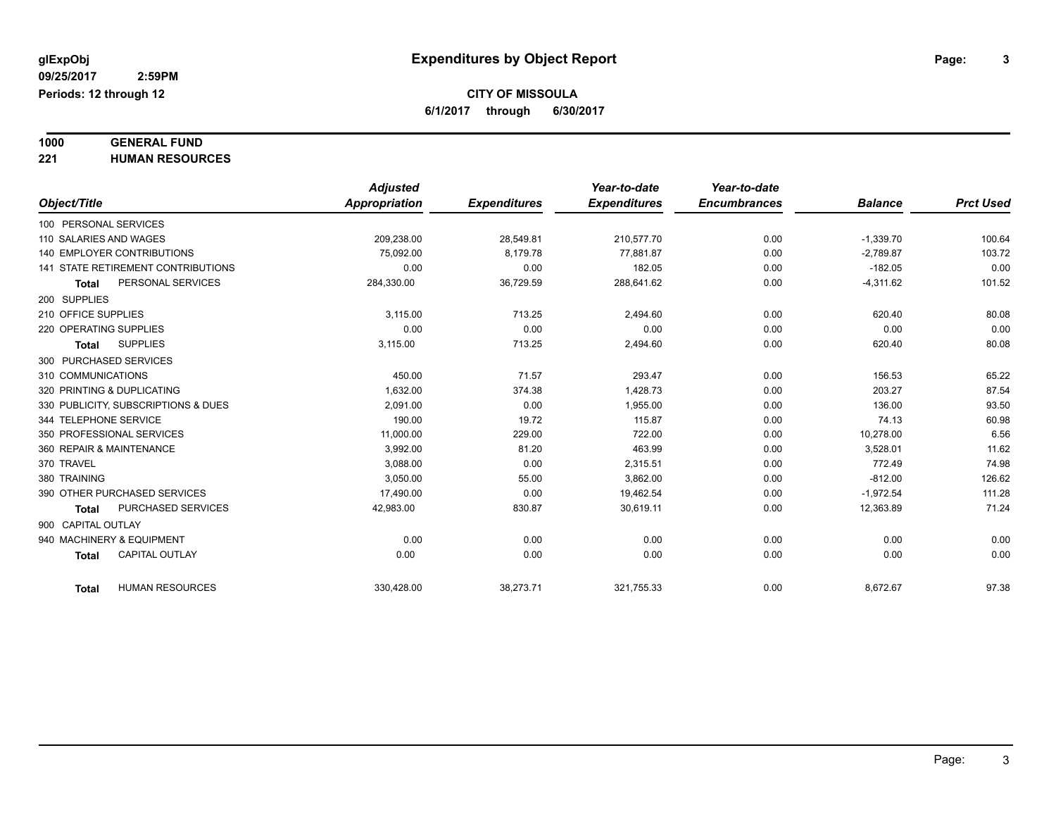**glExpObj** **Expenditures by Object Report**

**09/25/2017 2:59PM**

**Periods: 12 through 12**

**CITY OF MISSOULA**

**6/1/2017 through 6/30/2017**

**1000 GENERAL FUND**

**221 HUMAN RESOURCES**

| Object/Title | Adjusted Appropriation | Expenditures | Year-to-date Expenditures | Year-to-date Encumbrances | Balance | Prct Used |
|---|---|---|---|---|---|---|
| 100 PERSONAL SERVICES | | | | | | |
| 110 SALARIES AND WAGES | 209,238.00 | 28,549.81 | 210,577.70 | 0.00 | -1,339.70 | 100.64 |
| 140 EMPLOYER CONTRIBUTIONS | 75,092.00 | 8,179.78 | 77,881.87 | 0.00 | -2,789.87 | 103.72 |
| 141 STATE RETIREMENT CONTRIBUTIONS | 0.00 | 0.00 | 182.05 | 0.00 | -182.05 | 0.00 |
| **Total** PERSONAL SERVICES | 284,330.00 | 36,729.59 | 288,641.62 | 0.00 | -4,311.62 | 101.52 |
| 200 SUPPLIES | | | | | | |
| 210 OFFICE SUPPLIES | 3,115.00 | 713.25 | 2,494.60 | 0.00 | 620.40 | 80.08 |
| 220 OPERATING SUPPLIES | 0.00 | 0.00 | 0.00 | 0.00 | 0.00 | 0.00 |
| **Total** SUPPLIES | 3,115.00 | 713.25 | 2,494.60 | 0.00 | 620.40 | 80.08 |
| 300 PURCHASED SERVICES | | | | | | |
| 310 COMMUNICATIONS | 450.00 | 71.57 | 293.47 | 0.00 | 156.53 | 65.22 |
| 320 PRINTING & DUPLICATING | 1,632.00 | 374.38 | 1,428.73 | 0.00 | 203.27 | 87.54 |
| 330 PUBLICITY, SUBSCRIPTIONS & DUES | 2,091.00 | 0.00 | 1,955.00 | 0.00 | 136.00 | 93.50 |
| 344 TELEPHONE SERVICE | 190.00 | 19.72 | 115.87 | 0.00 | 74.13 | 60.98 |
| 350 PROFESSIONAL SERVICES | 11,000.00 | 229.00 | 722.00 | 0.00 | 10,278.00 | 6.56 |
| 360 REPAIR & MAINTENANCE | 3,992.00 | 81.20 | 463.99 | 0.00 | 3,528.01 | 11.62 |
| 370 TRAVEL | 3,088.00 | 0.00 | 2,315.51 | 0.00 | 772.49 | 74.98 |
| 380 TRAINING | 3,050.00 | 55.00 | 3,862.00 | 0.00 | -812.00 | 126.62 |
| 390 OTHER PURCHASED SERVICES | 17,490.00 | 0.00 | 19,462.54 | 0.00 | -1,972.54 | 111.28 |
| **Total** PURCHASED SERVICES | 42,983.00 | 830.87 | 30,619.11 | 0.00 | 12,363.89 | 71.24 |
| 900 CAPITAL OUTLAY | | | | | | |
| 940 MACHINERY & EQUIPMENT | 0.00 | 0.00 | 0.00 | 0.00 | 0.00 | 0.00 |
| **Total** CAPITAL OUTLAY | 0.00 | 0.00 | 0.00 | 0.00 | 0.00 | 0.00 |
| **Total** HUMAN RESOURCES | 330,428.00 | 38,273.71 | 321,755.33 | 0.00 | 8,672.67 | 97.38 |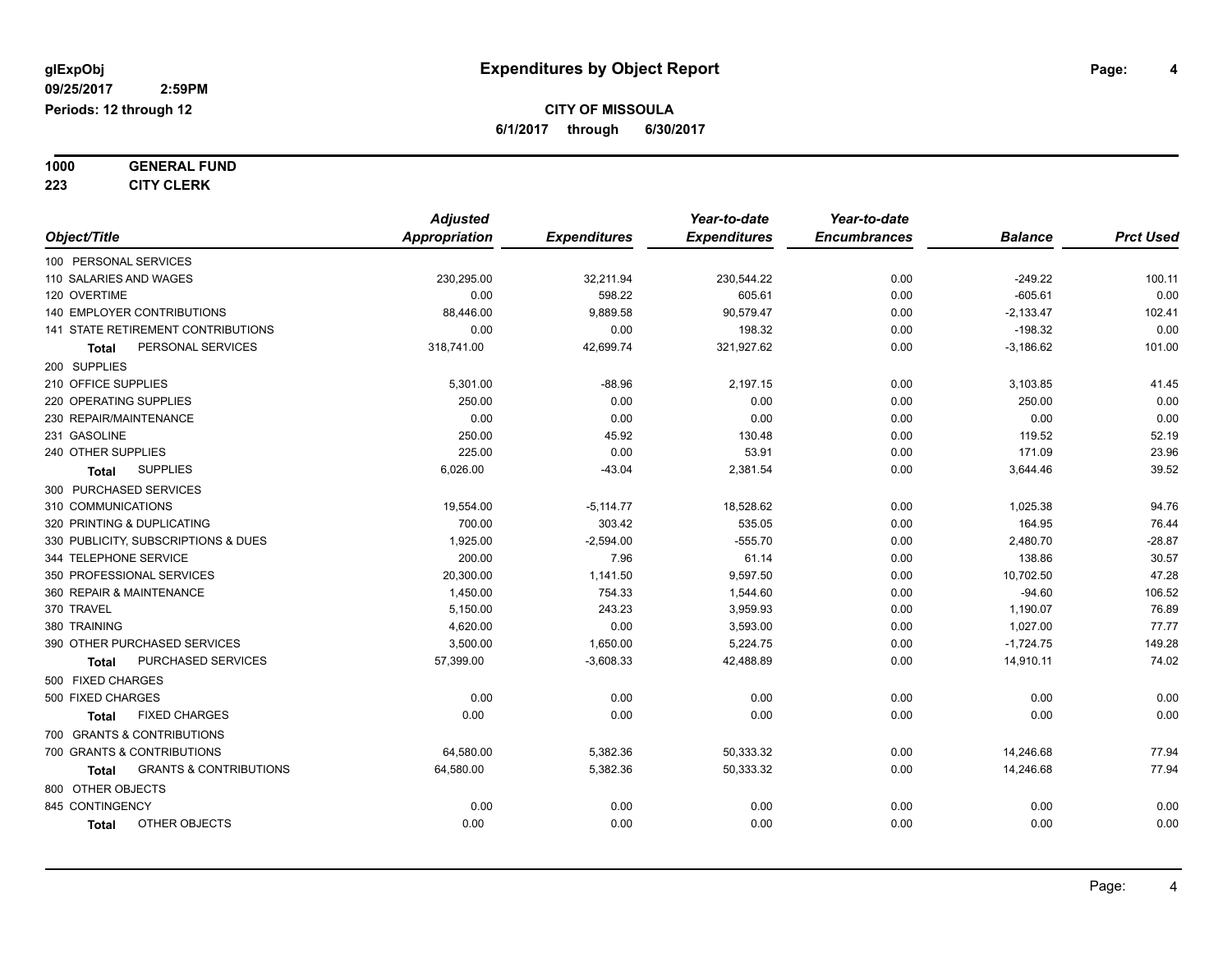**glExpObj** **Expenditures by Object Report**

**09/25/2017 2:59PM**

**Periods: 12 through 12**

**CITY OF MISSOULA**

**6/1/2017 through 6/30/2017**

**1000 GENERAL FUND**

**223 CITY CLERK**

| Object/Title | Adjusted Appropriation | Expenditures | Year-to-date Expenditures | Year-to-date Encumbrances | Balance | Prct Used |
|---|---|---|---|---|---|---|
| 100 PERSONAL SERVICES | | | | | | |
| 110 SALARIES AND WAGES | 230,295.00 | 32,211.94 | 230,544.22 | 0.00 | -249.22 | 100.11 |
| 120 OVERTIME | 0.00 | 598.22 | 605.61 | 0.00 | -605.61 | 0.00 |
| 140 EMPLOYER CONTRIBUTIONS | 88,446.00 | 9,889.58 | 90,579.47 | 0.00 | -2,133.47 | 102.41 |
| 141 STATE RETIREMENT CONTRIBUTIONS | 0.00 | 0.00 | 198.32 | 0.00 | -198.32 | 0.00 |
| **Total** PERSONAL SERVICES | 318,741.00 | 42,699.74 | 321,927.62 | 0.00 | -3,186.62 | 101.00 |
| 200 SUPPLIES | | | | | | |
| 210 OFFICE SUPPLIES | 5,301.00 | -88.96 | 2,197.15 | 0.00 | 3,103.85 | 41.45 |
| 220 OPERATING SUPPLIES | 250.00 | 0.00 | 0.00 | 0.00 | 250.00 | 0.00 |
| 230 REPAIR/MAINTENANCE | 0.00 | 0.00 | 0.00 | 0.00 | 0.00 | 0.00 |
| 231 GASOLINE | 250.00 | 45.92 | 130.48 | 0.00 | 119.52 | 52.19 |
| 240 OTHER SUPPLIES | 225.00 | 0.00 | 53.91 | 0.00 | 171.09 | 23.96 |
| **Total** SUPPLIES | 6,026.00 | -43.04 | 2,381.54 | 0.00 | 3,644.46 | 39.52 |
| 300 PURCHASED SERVICES | | | | | | |
| 310 COMMUNICATIONS | 19,554.00 | -5,114.77 | 18,528.62 | 0.00 | 1,025.38 | 94.76 |
| 320 PRINTING & DUPLICATING | 700.00 | 303.42 | 535.05 | 0.00 | 164.95 | 76.44 |
| 330 PUBLICITY, SUBSCRIPTIONS & DUES | 1,925.00 | -2,594.00 | -555.70 | 0.00 | 2,480.70 | -28.87 |
| 344 TELEPHONE SERVICE | 200.00 | 7.96 | 61.14 | 0.00 | 138.86 | 30.57 |
| 350 PROFESSIONAL SERVICES | 20,300.00 | 1,141.50 | 9,597.50 | 0.00 | 10,702.50 | 47.28 |
| 360 REPAIR & MAINTENANCE | 1,450.00 | 754.33 | 1,544.60 | 0.00 | -94.60 | 106.52 |
| 370 TRAVEL | 5,150.00 | 243.23 | 3,959.93 | 0.00 | 1,190.07 | 76.89 |
| 380 TRAINING | 4,620.00 | 0.00 | 3,593.00 | 0.00 | 1,027.00 | 77.77 |
| 390 OTHER PURCHASED SERVICES | 3,500.00 | 1,650.00 | 5,224.75 | 0.00 | -1,724.75 | 149.28 |
| **Total** PURCHASED SERVICES | 57,399.00 | -3,608.33 | 42,488.89 | 0.00 | 14,910.11 | 74.02 |
| 500 FIXED CHARGES | | | | | | |
| 500 FIXED CHARGES | 0.00 | 0.00 | 0.00 | 0.00 | 0.00 | 0.00 |
| **Total** FIXED CHARGES | 0.00 | 0.00 | 0.00 | 0.00 | 0.00 | 0.00 |
| 700 GRANTS & CONTRIBUTIONS | | | | | | |
| 700 GRANTS & CONTRIBUTIONS | 64,580.00 | 5,382.36 | 50,333.32 | 0.00 | 14,246.68 | 77.94 |
| **Total** GRANTS & CONTRIBUTIONS | 64,580.00 | 5,382.36 | 50,333.32 | 0.00 | 14,246.68 | 77.94 |
| 800 OTHER OBJECTS | | | | | | |
| 845 CONTINGENCY | 0.00 | 0.00 | 0.00 | 0.00 | 0.00 | 0.00 |
| **Total** OTHER OBJECTS | 0.00 | 0.00 | 0.00 | 0.00 | 0.00 | 0.00 |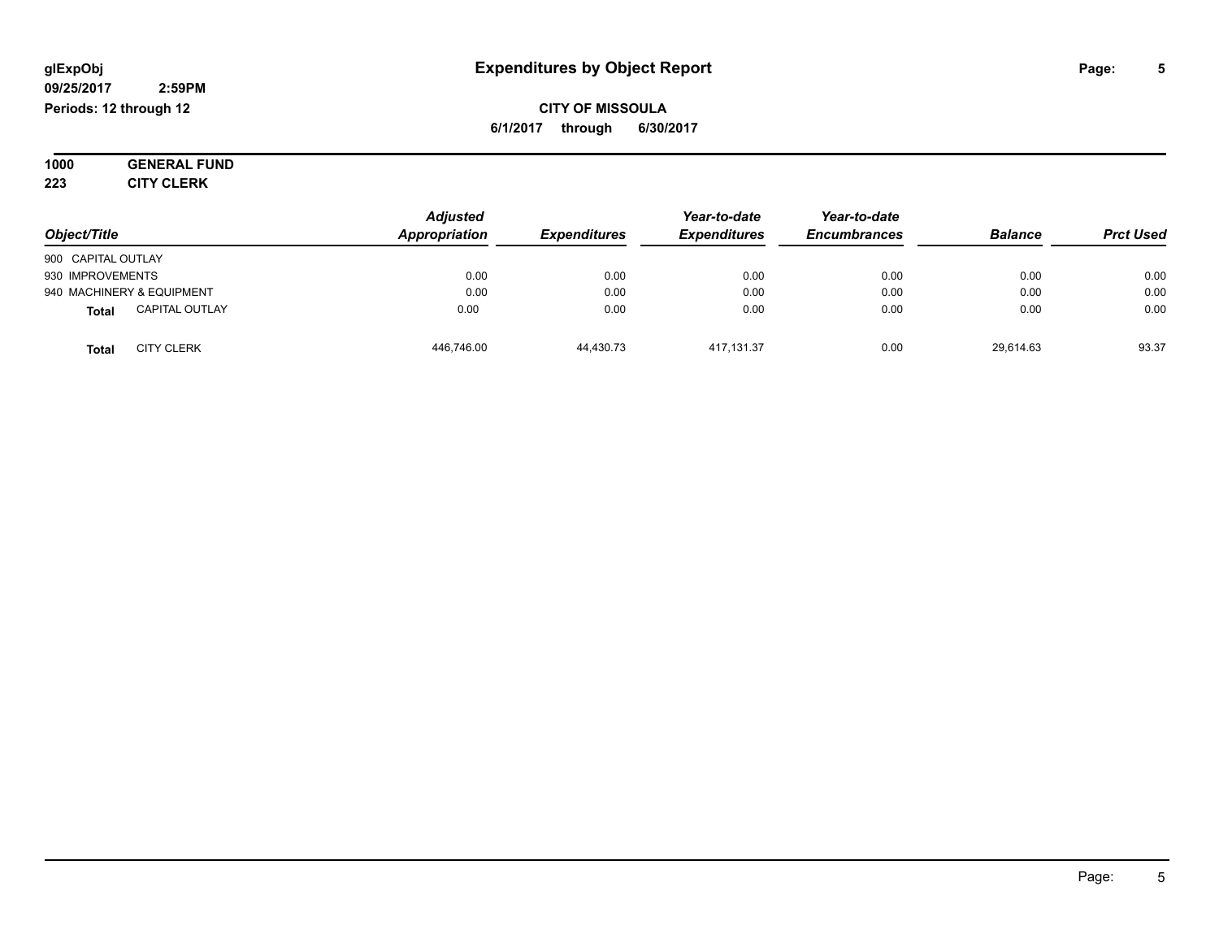**glExpObj**
**09/25/2017 2:59PM**
**Periods: 12 through 12**

# Expenditures by Object Report

**CITY OF MISSOULA**
**6/1/2017 through 6/30/2017**

**1000 GENERAL FUND**
**223 CITY CLERK**

| Object/Title | | *Adjusted Appropriation* | *Expenditures* | *Year-to-date Expenditures* | *Year-to-date Encumbrances* | *Balance* | *Prct Used* |
|---|---|---|---|---|---|---|---|
| 900 CAPITAL OUTLAY | | | | | | | |
| 930 IMPROVEMENTS | | 0.00 | 0.00 | 0.00 | 0.00 | 0.00 | 0.00 |
| 940 MACHINERY & EQUIPMENT | | 0.00 | 0.00 | 0.00 | 0.00 | 0.00 | 0.00 |
| **Total** | CAPITAL OUTLAY | 0.00 | 0.00 | 0.00 | 0.00 | 0.00 | 0.00 |
| **Total** | CITY CLERK | 446,746.00 | 44,430.73 | 417,131.37 | 0.00 | 29,614.63 | 93.37 |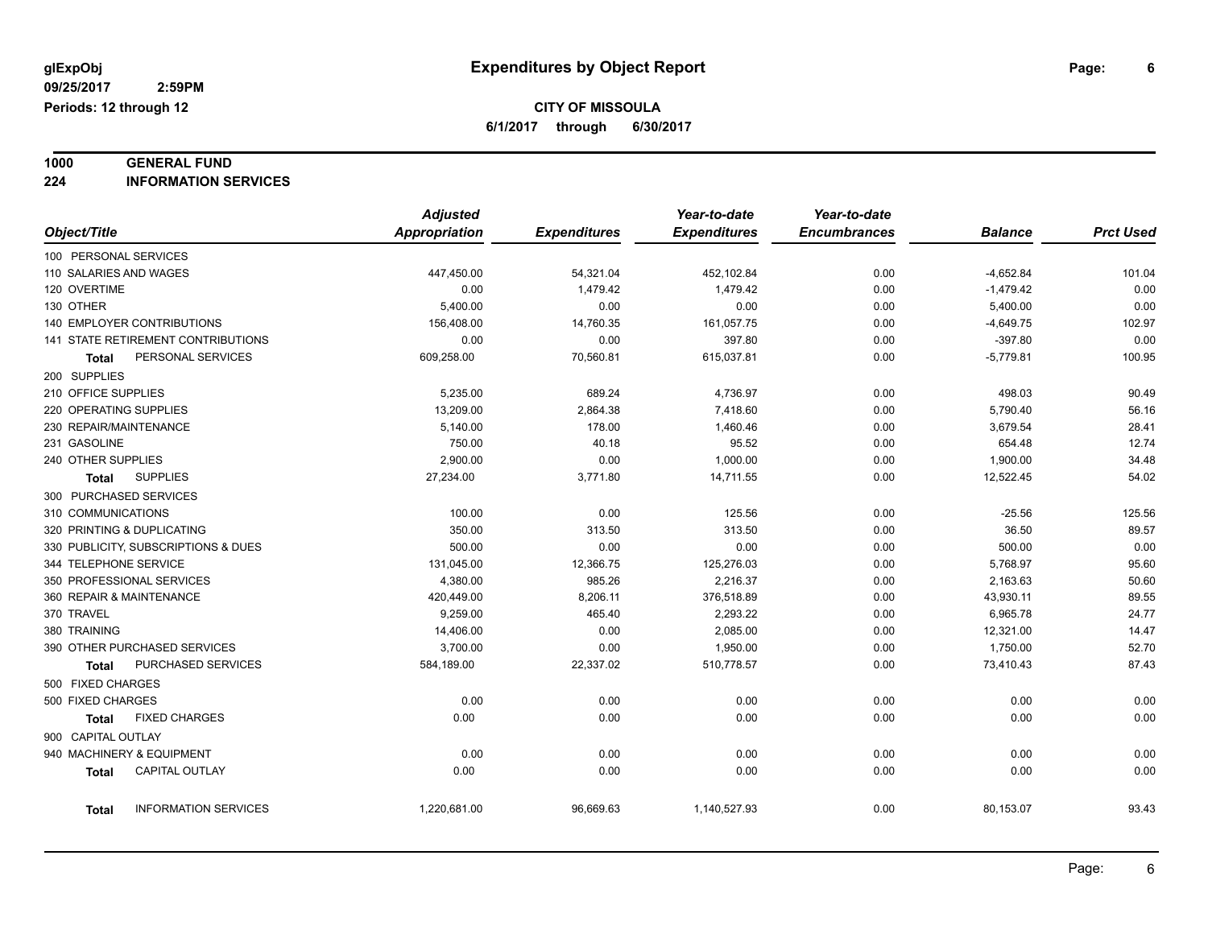**glExpObj**
**09/25/2017 2:59PM**
**Periods: 12 through 12**

# Expenditures by Object Report

**CITY OF MISSOULA**
**6/1/2017 through 6/30/2017**

**1000 GENERAL FUND**
**224 INFORMATION SERVICES**

| Object/Title | Adjusted Appropriation | Expenditures | Year-to-date Expenditures | Year-to-date Encumbrances | Balance | Prct Used |
|---|---|---|---|---|---|---|
| 100 PERSONAL SERVICES | | | | | | |
| 110 SALARIES AND WAGES | 447,450.00 | 54,321.04 | 452,102.84 | 0.00 | -4,652.84 | 101.04 |
| 120 OVERTIME | 0.00 | 1,479.42 | 1,479.42 | 0.00 | -1,479.42 | 0.00 |
| 130 OTHER | 5,400.00 | 0.00 | 0.00 | 0.00 | 5,400.00 | 0.00 |
| 140 EMPLOYER CONTRIBUTIONS | 156,408.00 | 14,760.35 | 161,057.75 | 0.00 | -4,649.75 | 102.97 |
| 141 STATE RETIREMENT CONTRIBUTIONS | 0.00 | 0.00 | 397.80 | 0.00 | -397.80 | 0.00 |
| **Total** PERSONAL SERVICES | 609,258.00 | 70,560.81 | 615,037.81 | 0.00 | -5,779.81 | 100.95 |
| 200 SUPPLIES | | | | | | |
| 210 OFFICE SUPPLIES | 5,235.00 | 689.24 | 4,736.97 | 0.00 | 498.03 | 90.49 |
| 220 OPERATING SUPPLIES | 13,209.00 | 2,864.38 | 7,418.60 | 0.00 | 5,790.40 | 56.16 |
| 230 REPAIR/MAINTENANCE | 5,140.00 | 178.00 | 1,460.46 | 0.00 | 3,679.54 | 28.41 |
| 231 GASOLINE | 750.00 | 40.18 | 95.52 | 0.00 | 654.48 | 12.74 |
| 240 OTHER SUPPLIES | 2,900.00 | 0.00 | 1,000.00 | 0.00 | 1,900.00 | 34.48 |
| **Total** SUPPLIES | 27,234.00 | 3,771.80 | 14,711.55 | 0.00 | 12,522.45 | 54.02 |
| 300 PURCHASED SERVICES | | | | | | |
| 310 COMMUNICATIONS | 100.00 | 0.00 | 125.56 | 0.00 | -25.56 | 125.56 |
| 320 PRINTING & DUPLICATING | 350.00 | 313.50 | 313.50 | 0.00 | 36.50 | 89.57 |
| 330 PUBLICITY, SUBSCRIPTIONS & DUES | 500.00 | 0.00 | 0.00 | 0.00 | 500.00 | 0.00 |
| 344 TELEPHONE SERVICE | 131,045.00 | 12,366.75 | 125,276.03 | 0.00 | 5,768.97 | 95.60 |
| 350 PROFESSIONAL SERVICES | 4,380.00 | 985.26 | 2,216.37 | 0.00 | 2,163.63 | 50.60 |
| 360 REPAIR & MAINTENANCE | 420,449.00 | 8,206.11 | 376,518.89 | 0.00 | 43,930.11 | 89.55 |
| 370 TRAVEL | 9,259.00 | 465.40 | 2,293.22 | 0.00 | 6,965.78 | 24.77 |
| 380 TRAINING | 14,406.00 | 0.00 | 2,085.00 | 0.00 | 12,321.00 | 14.47 |
| 390 OTHER PURCHASED SERVICES | 3,700.00 | 0.00 | 1,950.00 | 0.00 | 1,750.00 | 52.70 |
| **Total** PURCHASED SERVICES | 584,189.00 | 22,337.02 | 510,778.57 | 0.00 | 73,410.43 | 87.43 |
| 500 FIXED CHARGES | | | | | | |
| 500 FIXED CHARGES | 0.00 | 0.00 | 0.00 | 0.00 | 0.00 | 0.00 |
| **Total** FIXED CHARGES | 0.00 | 0.00 | 0.00 | 0.00 | 0.00 | 0.00 |
| 900 CAPITAL OUTLAY | | | | | | |
| 940 MACHINERY & EQUIPMENT | 0.00 | 0.00 | 0.00 | 0.00 | 0.00 | 0.00 |
| **Total** CAPITAL OUTLAY | 0.00 | 0.00 | 0.00 | 0.00 | 0.00 | 0.00 |
| **Total** INFORMATION SERVICES | 1,220,681.00 | 96,669.63 | 1,140,527.93 | 0.00 | 80,153.07 | 93.43 |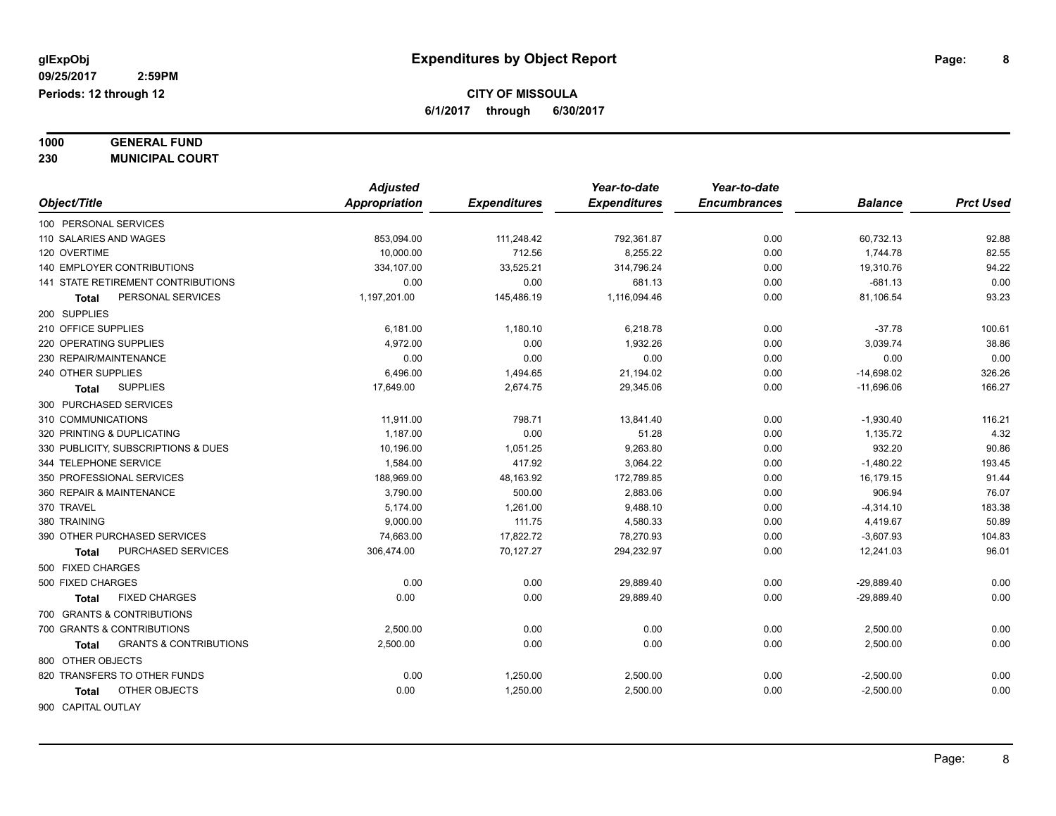**glExpObj**
**09/25/2017 2:59PM**
**Periods: 12 through 12**

# Expenditures by Object Report

**CITY OF MISSOULA**
**6/1/2017 through 6/30/2017**

**1000 GENERAL FUND**
**230 MUNICIPAL COURT**

| Object/Title | Adjusted Appropriation | Expenditures | Year-to-date Expenditures | Year-to-date Encumbrances | Balance | Prct Used |
|---|---|---|---|---|---|---|
| 100 PERSONAL SERVICES | | | | | | |
| 110 SALARIES AND WAGES | 853,094.00 | 111,248.42 | 792,361.87 | 0.00 | 60,732.13 | 92.88 |
| 120 OVERTIME | 10,000.00 | 712.56 | 8,255.22 | 0.00 | 1,744.78 | 82.55 |
| 140 EMPLOYER CONTRIBUTIONS | 334,107.00 | 33,525.21 | 314,796.24 | 0.00 | 19,310.76 | 94.22 |
| 141 STATE RETIREMENT CONTRIBUTIONS | 0.00 | 0.00 | 681.13 | 0.00 | -681.13 | 0.00 |
| **Total** PERSONAL SERVICES | 1,197,201.00 | 145,486.19 | 1,116,094.46 | 0.00 | 81,106.54 | 93.23 |
| 200 SUPPLIES | | | | | | |
| 210 OFFICE SUPPLIES | 6,181.00 | 1,180.10 | 6,218.78 | 0.00 | -37.78 | 100.61 |
| 220 OPERATING SUPPLIES | 4,972.00 | 0.00 | 1,932.26 | 0.00 | 3,039.74 | 38.86 |
| 230 REPAIR/MAINTENANCE | 0.00 | 0.00 | 0.00 | 0.00 | 0.00 | 0.00 |
| 240 OTHER SUPPLIES | 6,496.00 | 1,494.65 | 21,194.02 | 0.00 | -14,698.02 | 326.26 |
| **Total** SUPPLIES | 17,649.00 | 2,674.75 | 29,345.06 | 0.00 | -11,696.06 | 166.27 |
| 300 PURCHASED SERVICES | | | | | | |
| 310 COMMUNICATIONS | 11,911.00 | 798.71 | 13,841.40 | 0.00 | -1,930.40 | 116.21 |
| 320 PRINTING & DUPLICATING | 1,187.00 | 0.00 | 51.28 | 0.00 | 1,135.72 | 4.32 |
| 330 PUBLICITY, SUBSCRIPTIONS & DUES | 10,196.00 | 1,051.25 | 9,263.80 | 0.00 | 932.20 | 90.86 |
| 344 TELEPHONE SERVICE | 1,584.00 | 417.92 | 3,064.22 | 0.00 | -1,480.22 | 193.45 |
| 350 PROFESSIONAL SERVICES | 188,969.00 | 48,163.92 | 172,789.85 | 0.00 | 16,179.15 | 91.44 |
| 360 REPAIR & MAINTENANCE | 3,790.00 | 500.00 | 2,883.06 | 0.00 | 906.94 | 76.07 |
| 370 TRAVEL | 5,174.00 | 1,261.00 | 9,488.10 | 0.00 | -4,314.10 | 183.38 |
| 380 TRAINING | 9,000.00 | 111.75 | 4,580.33 | 0.00 | 4,419.67 | 50.89 |
| 390 OTHER PURCHASED SERVICES | 74,663.00 | 17,822.72 | 78,270.93 | 0.00 | -3,607.93 | 104.83 |
| **Total** PURCHASED SERVICES | 306,474.00 | 70,127.27 | 294,232.97 | 0.00 | 12,241.03 | 96.01 |
| 500 FIXED CHARGES | | | | | | |
| 500 FIXED CHARGES | 0.00 | 0.00 | 29,889.40 | 0.00 | -29,889.40 | 0.00 |
| **Total** FIXED CHARGES | 0.00 | 0.00 | 29,889.40 | 0.00 | -29,889.40 | 0.00 |
| 700 GRANTS & CONTRIBUTIONS | | | | | | |
| 700 GRANTS & CONTRIBUTIONS | 2,500.00 | 0.00 | 0.00 | 0.00 | 2,500.00 | 0.00 |
| **Total** GRANTS & CONTRIBUTIONS | 2,500.00 | 0.00 | 0.00 | 0.00 | 2,500.00 | 0.00 |
| 800 OTHER OBJECTS | | | | | | |
| 820 TRANSFERS TO OTHER FUNDS | 0.00 | 1,250.00 | 2,500.00 | 0.00 | -2,500.00 | 0.00 |
| **Total** OTHER OBJECTS | 0.00 | 1,250.00 | 2,500.00 | 0.00 | -2,500.00 | 0.00 |
| 900 CAPITAL OUTLAY | | | | | | |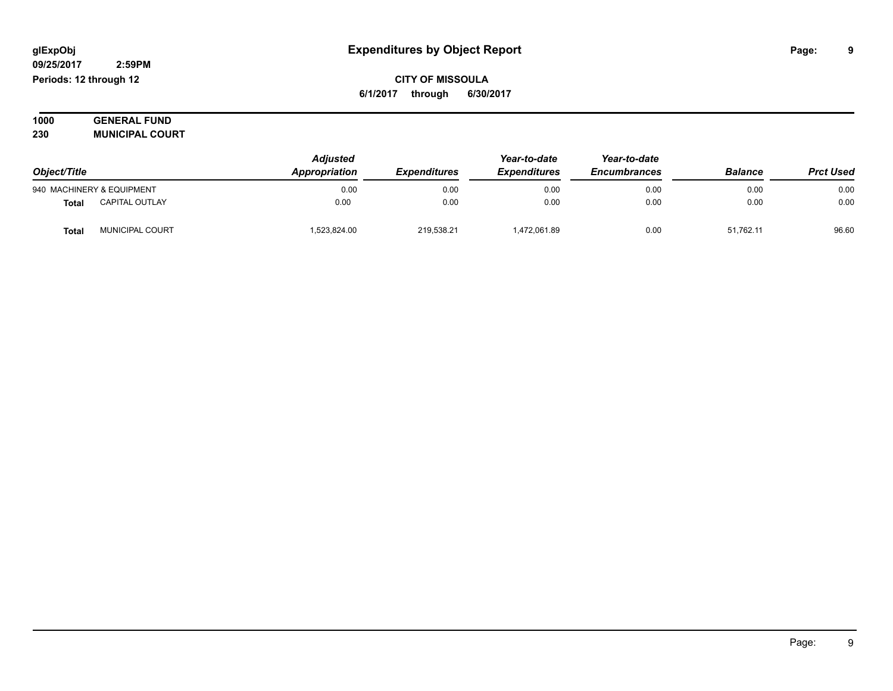glExpObj
09/25/2017 2:59PM
Periods: 12 through 12

# Expenditures by Object Report

**CITY OF MISSOULA**
**6/1/2017 through 6/30/2017**

**1000 GENERAL FUND**
**230 MUNICIPAL COURT**

| Object/Title | | Adjusted Appropriation | Expenditures | Year-to-date Expenditures | Year-to-date Encumbrances | Balance | Prct Used |
|---|---|---|---|---|---|---|---|
| 940 MACHINERY & EQUIPMENT | | 0.00 | 0.00 | 0.00 | 0.00 | 0.00 | 0.00 |
| **Total** | CAPITAL OUTLAY | 0.00 | 0.00 | 0.00 | 0.00 | 0.00 | 0.00 |
| **Total** | MUNICIPAL COURT | 1,523,824.00 | 219,538.21 | 1,472,061.89 | 0.00 | 51,762.11 | 96.60 |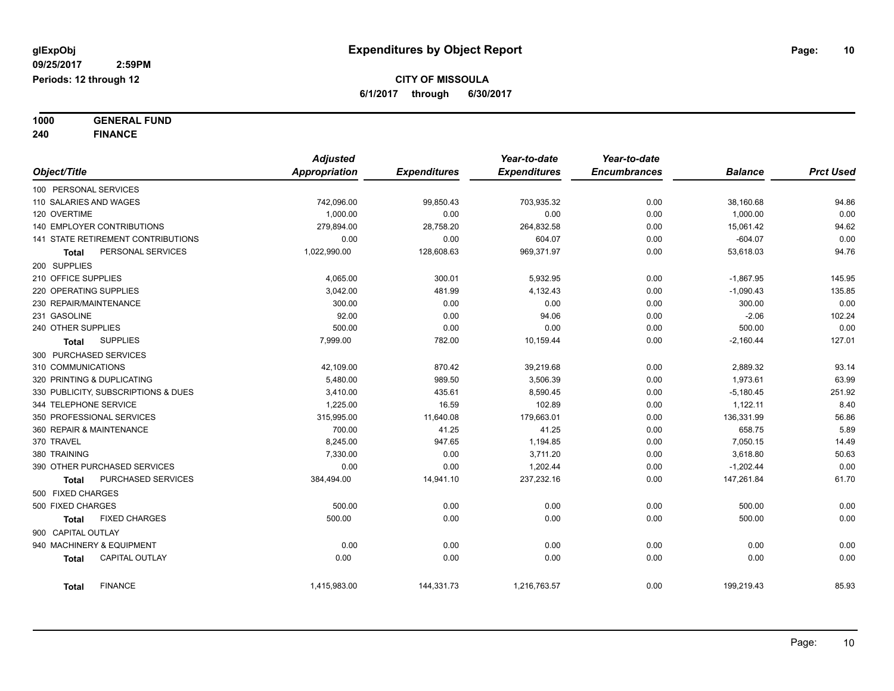**glExpObj** | **Expenditures by Object Report**

**09/25/2017 2:59PM**

**Periods: 12 through 12**

**CITY OF MISSOULA**

**6/1/2017 through 6/30/2017**

**1000 GENERAL FUND**

**240 FINANCE**

| Object/Title | Adjusted Appropriation | Expenditures | Year-to-date Expenditures | Year-to-date Encumbrances | Balance | Prct Used |
|---|---|---|---|---|---|---|
| 100 PERSONAL SERVICES | | | | | | |
| 110 SALARIES AND WAGES | 742,096.00 | 99,850.43 | 703,935.32 | 0.00 | 38,160.68 | 94.86 |
| 120 OVERTIME | 1,000.00 | 0.00 | 0.00 | 0.00 | 1,000.00 | 0.00 |
| 140 EMPLOYER CONTRIBUTIONS | 279,894.00 | 28,758.20 | 264,832.58 | 0.00 | 15,061.42 | 94.62 |
| 141 STATE RETIREMENT CONTRIBUTIONS | 0.00 | 0.00 | 604.07 | 0.00 | -604.07 | 0.00 |
| **Total** PERSONAL SERVICES | 1,022,990.00 | 128,608.63 | 969,371.97 | 0.00 | 53,618.03 | 94.76 |
| 200 SUPPLIES | | | | | | |
| 210 OFFICE SUPPLIES | 4,065.00 | 300.01 | 5,932.95 | 0.00 | -1,867.95 | 145.95 |
| 220 OPERATING SUPPLIES | 3,042.00 | 481.99 | 4,132.43 | 0.00 | -1,090.43 | 135.85 |
| 230 REPAIR/MAINTENANCE | 300.00 | 0.00 | 0.00 | 0.00 | 300.00 | 0.00 |
| 231 GASOLINE | 92.00 | 0.00 | 94.06 | 0.00 | -2.06 | 102.24 |
| 240 OTHER SUPPLIES | 500.00 | 0.00 | 0.00 | 0.00 | 500.00 | 0.00 |
| **Total** SUPPLIES | 7,999.00 | 782.00 | 10,159.44 | 0.00 | -2,160.44 | 127.01 |
| 300 PURCHASED SERVICES | | | | | | |
| 310 COMMUNICATIONS | 42,109.00 | 870.42 | 39,219.68 | 0.00 | 2,889.32 | 93.14 |
| 320 PRINTING & DUPLICATING | 5,480.00 | 989.50 | 3,506.39 | 0.00 | 1,973.61 | 63.99 |
| 330 PUBLICITY, SUBSCRIPTIONS & DUES | 3,410.00 | 435.61 | 8,590.45 | 0.00 | -5,180.45 | 251.92 |
| 344 TELEPHONE SERVICE | 1,225.00 | 16.59 | 102.89 | 0.00 | 1,122.11 | 8.40 |
| 350 PROFESSIONAL SERVICES | 315,995.00 | 11,640.08 | 179,663.01 | 0.00 | 136,331.99 | 56.86 |
| 360 REPAIR & MAINTENANCE | 700.00 | 41.25 | 41.25 | 0.00 | 658.75 | 5.89 |
| 370 TRAVEL | 8,245.00 | 947.65 | 1,194.85 | 0.00 | 7,050.15 | 14.49 |
| 380 TRAINING | 7,330.00 | 0.00 | 3,711.20 | 0.00 | 3,618.80 | 50.63 |
| 390 OTHER PURCHASED SERVICES | 0.00 | 0.00 | 1,202.44 | 0.00 | -1,202.44 | 0.00 |
| **Total** PURCHASED SERVICES | 384,494.00 | 14,941.10 | 237,232.16 | 0.00 | 147,261.84 | 61.70 |
| 500 FIXED CHARGES | | | | | | |
| 500 FIXED CHARGES | 500.00 | 0.00 | 0.00 | 0.00 | 500.00 | 0.00 |
| **Total** FIXED CHARGES | 500.00 | 0.00 | 0.00 | 0.00 | 500.00 | 0.00 |
| 900 CAPITAL OUTLAY | | | | | | |
| 940 MACHINERY & EQUIPMENT | 0.00 | 0.00 | 0.00 | 0.00 | 0.00 | 0.00 |
| **Total** CAPITAL OUTLAY | 0.00 | 0.00 | 0.00 | 0.00 | 0.00 | 0.00 |
| **Total** FINANCE | 1,415,983.00 | 144,331.73 | 1,216,763.57 | 0.00 | 199,219.43 | 85.93 |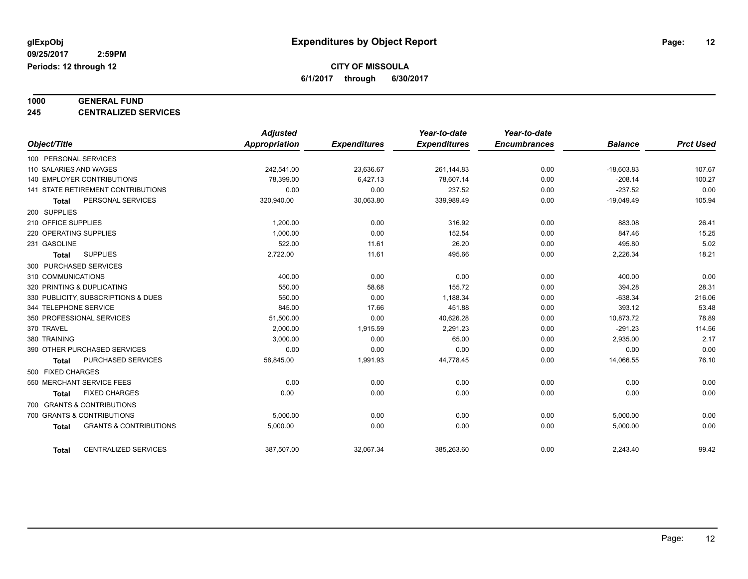**glExpObj**
**09/25/2017 2:59PM**
**Periods: 12 through 12**

# Expenditures by Object Report

**CITY OF MISSOULA**
**6/1/2017 through 6/30/2017**

## 1000 GENERAL FUND
## 245 CENTRALIZED SERVICES

| Object/Title | Adjusted Appropriation | Expenditures | Year-to-date Expenditures | Year-to-date Encumbrances | Balance | Prct Used |
|---|---|---|---|---|---|---|
| 100 PERSONAL SERVICES | | | | | | |
| 110 SALARIES AND WAGES | 242,541.00 | 23,636.67 | 261,144.83 | 0.00 | -18,603.83 | 107.67 |
| 140 EMPLOYER CONTRIBUTIONS | 78,399.00 | 6,427.13 | 78,607.14 | 0.00 | -208.14 | 100.27 |
| 141 STATE RETIREMENT CONTRIBUTIONS | 0.00 | 0.00 | 237.52 | 0.00 | -237.52 | 0.00 |
| **Total** PERSONAL SERVICES | 320,940.00 | 30,063.80 | 339,989.49 | 0.00 | -19,049.49 | 105.94 |
| 200 SUPPLIES | | | | | | |
| 210 OFFICE SUPPLIES | 1,200.00 | 0.00 | 316.92 | 0.00 | 883.08 | 26.41 |
| 220 OPERATING SUPPLIES | 1,000.00 | 0.00 | 152.54 | 0.00 | 847.46 | 15.25 |
| 231 GASOLINE | 522.00 | 11.61 | 26.20 | 0.00 | 495.80 | 5.02 |
| **Total** SUPPLIES | 2,722.00 | 11.61 | 495.66 | 0.00 | 2,226.34 | 18.21 |
| 300 PURCHASED SERVICES | | | | | | |
| 310 COMMUNICATIONS | 400.00 | 0.00 | 0.00 | 0.00 | 400.00 | 0.00 |
| 320 PRINTING & DUPLICATING | 550.00 | 58.68 | 155.72 | 0.00 | 394.28 | 28.31 |
| 330 PUBLICITY, SUBSCRIPTIONS & DUES | 550.00 | 0.00 | 1,188.34 | 0.00 | -638.34 | 216.06 |
| 344 TELEPHONE SERVICE | 845.00 | 17.66 | 451.88 | 0.00 | 393.12 | 53.48 |
| 350 PROFESSIONAL SERVICES | 51,500.00 | 0.00 | 40,626.28 | 0.00 | 10,873.72 | 78.89 |
| 370 TRAVEL | 2,000.00 | 1,915.59 | 2,291.23 | 0.00 | -291.23 | 114.56 |
| 380 TRAINING | 3,000.00 | 0.00 | 65.00 | 0.00 | 2,935.00 | 2.17 |
| 390 OTHER PURCHASED SERVICES | 0.00 | 0.00 | 0.00 | 0.00 | 0.00 | 0.00 |
| **Total** PURCHASED SERVICES | 58,845.00 | 1,991.93 | 44,778.45 | 0.00 | 14,066.55 | 76.10 |
| 500 FIXED CHARGES | | | | | | |
| 550 MERCHANT SERVICE FEES | 0.00 | 0.00 | 0.00 | 0.00 | 0.00 | 0.00 |
| **Total** FIXED CHARGES | 0.00 | 0.00 | 0.00 | 0.00 | 0.00 | 0.00 |
| 700 GRANTS & CONTRIBUTIONS | | | | | | |
| 700 GRANTS & CONTRIBUTIONS | 5,000.00 | 0.00 | 0.00 | 0.00 | 5,000.00 | 0.00 |
| **Total** GRANTS & CONTRIBUTIONS | 5,000.00 | 0.00 | 0.00 | 0.00 | 5,000.00 | 0.00 |
| **Total** CENTRALIZED SERVICES | 387,507.00 | 32,067.34 | 385,263.60 | 0.00 | 2,243.40 | 99.42 |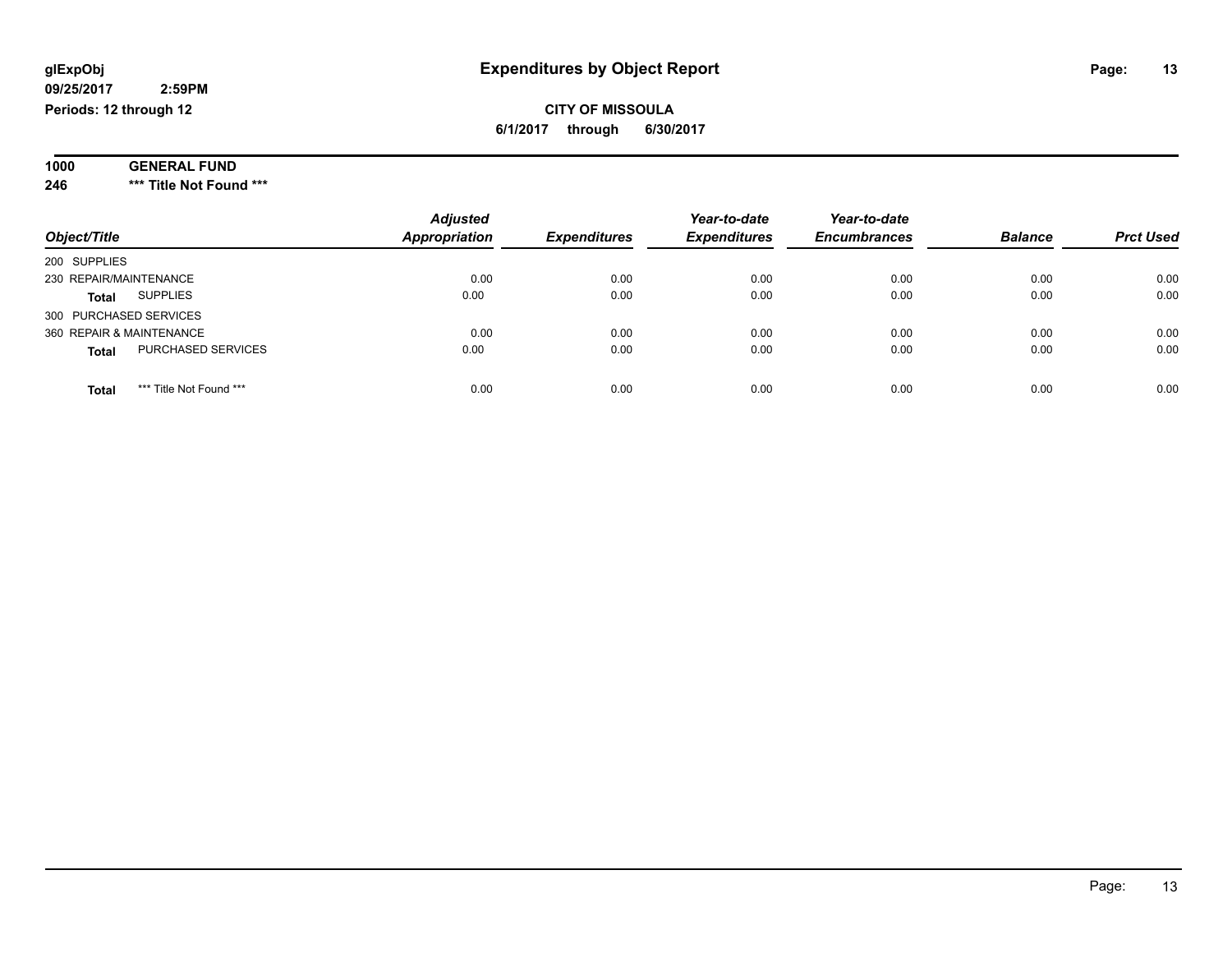**glExpObj**
**09/25/2017 2:59PM**
**Periods: 12 through 12**

# Expenditures by Object Report

**CITY OF MISSOULA**
**6/1/2017 through 6/30/2017**

**1000 GENERAL FUND**
**246 *** Title Not Found *****

| Object/Title | | Adjusted Appropriation | Expenditures | Year-to-date Expenditures | Year-to-date Encumbrances | Balance | Prct Used |
|---|---|---|---|---|---|---|---|
| 200 SUPPLIES | | | | | | | |
| 230 REPAIR/MAINTENANCE | | 0.00 | 0.00 | 0.00 | 0.00 | 0.00 | 0.00 |
| **Total** | SUPPLIES | 0.00 | 0.00 | 0.00 | 0.00 | 0.00 | 0.00 |
| 300 PURCHASED SERVICES | | | | | | | |
| 360 REPAIR & MAINTENANCE | | 0.00 | 0.00 | 0.00 | 0.00 | 0.00 | 0.00 |
| **Total** | PURCHASED SERVICES | 0.00 | 0.00 | 0.00 | 0.00 | 0.00 | 0.00 |
| **Total** | *** Title Not Found *** | 0.00 | 0.00 | 0.00 | 0.00 | 0.00 | 0.00 |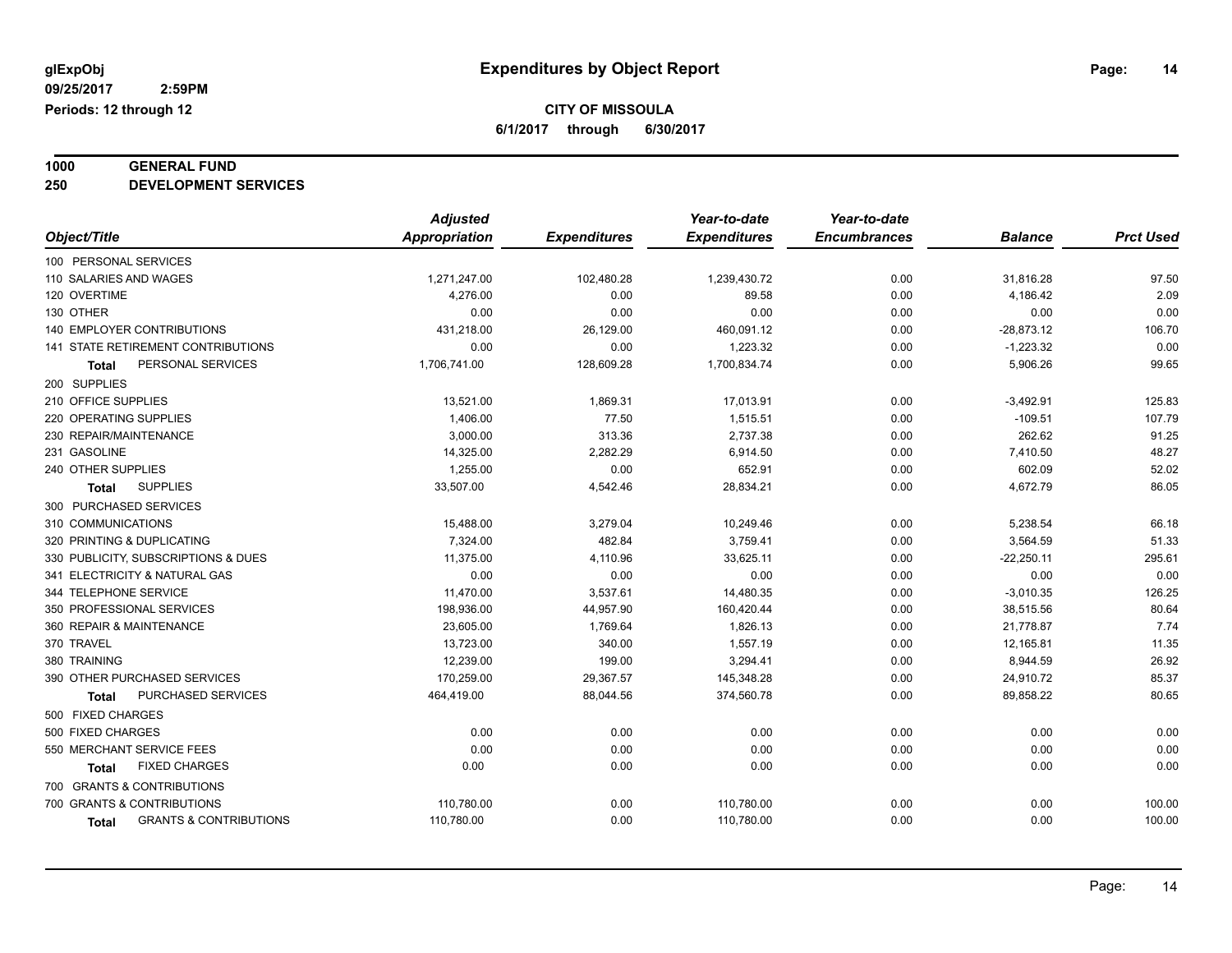**glExpObj** **Expenditures by Object Report**

**09/25/2017 2:59PM**

**Periods: 12 through 12**

**CITY OF MISSOULA**

**6/1/2017 through 6/30/2017**

**1000 GENERAL FUND**

**250 DEVELOPMENT SERVICES**

| Object/Title | Adjusted Appropriation | Expenditures | Year-to-date Expenditures | Year-to-date Encumbrances | Balance | Prct Used |
|---|---|---|---|---|---|---|
| 100 PERSONAL SERVICES | | | | | | |
| 110 SALARIES AND WAGES | 1,271,247.00 | 102,480.28 | 1,239,430.72 | 0.00 | 31,816.28 | 97.50 |
| 120 OVERTIME | 4,276.00 | 0.00 | 89.58 | 0.00 | 4,186.42 | 2.09 |
| 130 OTHER | 0.00 | 0.00 | 0.00 | 0.00 | 0.00 | 0.00 |
| 140 EMPLOYER CONTRIBUTIONS | 431,218.00 | 26,129.00 | 460,091.12 | 0.00 | -28,873.12 | 106.70 |
| 141 STATE RETIREMENT CONTRIBUTIONS | 0.00 | 0.00 | 1,223.32 | 0.00 | -1,223.32 | 0.00 |
| **Total** PERSONAL SERVICES | 1,706,741.00 | 128,609.28 | 1,700,834.74 | 0.00 | 5,906.26 | 99.65 |
| 200 SUPPLIES | | | | | | |
| 210 OFFICE SUPPLIES | 13,521.00 | 1,869.31 | 17,013.91 | 0.00 | -3,492.91 | 125.83 |
| 220 OPERATING SUPPLIES | 1,406.00 | 77.50 | 1,515.51 | 0.00 | -109.51 | 107.79 |
| 230 REPAIR/MAINTENANCE | 3,000.00 | 313.36 | 2,737.38 | 0.00 | 262.62 | 91.25 |
| 231 GASOLINE | 14,325.00 | 2,282.29 | 6,914.50 | 0.00 | 7,410.50 | 48.27 |
| 240 OTHER SUPPLIES | 1,255.00 | 0.00 | 652.91 | 0.00 | 602.09 | 52.02 |
| **Total** SUPPLIES | 33,507.00 | 4,542.46 | 28,834.21 | 0.00 | 4,672.79 | 86.05 |
| 300 PURCHASED SERVICES | | | | | | |
| 310 COMMUNICATIONS | 15,488.00 | 3,279.04 | 10,249.46 | 0.00 | 5,238.54 | 66.18 |
| 320 PRINTING & DUPLICATING | 7,324.00 | 482.84 | 3,759.41 | 0.00 | 3,564.59 | 51.33 |
| 330 PUBLICITY, SUBSCRIPTIONS & DUES | 11,375.00 | 4,110.96 | 33,625.11 | 0.00 | -22,250.11 | 295.61 |
| 341 ELECTRICITY & NATURAL GAS | 0.00 | 0.00 | 0.00 | 0.00 | 0.00 | 0.00 |
| 344 TELEPHONE SERVICE | 11,470.00 | 3,537.61 | 14,480.35 | 0.00 | -3,010.35 | 126.25 |
| 350 PROFESSIONAL SERVICES | 198,936.00 | 44,957.90 | 160,420.44 | 0.00 | 38,515.56 | 80.64 |
| 360 REPAIR & MAINTENANCE | 23,605.00 | 1,769.64 | 1,826.13 | 0.00 | 21,778.87 | 7.74 |
| 370 TRAVEL | 13,723.00 | 340.00 | 1,557.19 | 0.00 | 12,165.81 | 11.35 |
| 380 TRAINING | 12,239.00 | 199.00 | 3,294.41 | 0.00 | 8,944.59 | 26.92 |
| 390 OTHER PURCHASED SERVICES | 170,259.00 | 29,367.57 | 145,348.28 | 0.00 | 24,910.72 | 85.37 |
| **Total** PURCHASED SERVICES | 464,419.00 | 88,044.56 | 374,560.78 | 0.00 | 89,858.22 | 80.65 |
| 500 FIXED CHARGES | | | | | | |
| 500 FIXED CHARGES | 0.00 | 0.00 | 0.00 | 0.00 | 0.00 | 0.00 |
| 550 MERCHANT SERVICE FEES | 0.00 | 0.00 | 0.00 | 0.00 | 0.00 | 0.00 |
| **Total** FIXED CHARGES | 0.00 | 0.00 | 0.00 | 0.00 | 0.00 | 0.00 |
| 700 GRANTS & CONTRIBUTIONS | | | | | | |
| 700 GRANTS & CONTRIBUTIONS | 110,780.00 | 0.00 | 110,780.00 | 0.00 | 0.00 | 100.00 |
| **Total** GRANTS & CONTRIBUTIONS | 110,780.00 | 0.00 | 110,780.00 | 0.00 | 0.00 | 100.00 |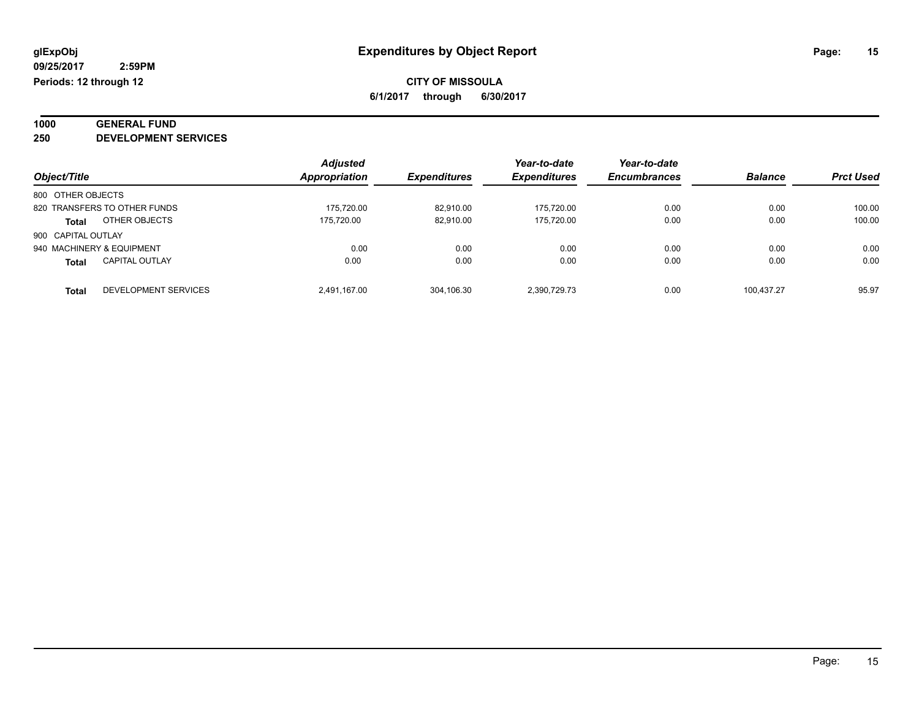**glExpObj** **Expenditures by Object Report**

**09/25/2017 2:59PM**

**Periods: 12 through 12**

**CITY OF MISSOULA**

**6/1/2017 through 6/30/2017**

## 1000 GENERAL FUND

## 250 DEVELOPMENT SERVICES

| Object/Title | | Adjusted Appropriation | Expenditures | Year-to-date Expenditures | Year-to-date Encumbrances | Balance | Prct Used |
|---|---|---|---|---|---|---|---|
| 800 OTHER OBJECTS | | | | | | | |
| 820 TRANSFERS TO OTHER FUNDS | | 175,720.00 | 82,910.00 | 175,720.00 | 0.00 | 0.00 | 100.00 |
| **Total** | OTHER OBJECTS | 175,720.00 | 82,910.00 | 175,720.00 | 0.00 | 0.00 | 100.00 |
| 900 CAPITAL OUTLAY | | | | | | | |
| 940 MACHINERY & EQUIPMENT | | 0.00 | 0.00 | 0.00 | 0.00 | 0.00 | 0.00 |
| **Total** | CAPITAL OUTLAY | 0.00 | 0.00 | 0.00 | 0.00 | 0.00 | 0.00 |
| **Total** | DEVELOPMENT SERVICES | 2,491,167.00 | 304,106.30 | 2,390,729.73 | 0.00 | 100,437.27 | 95.97 |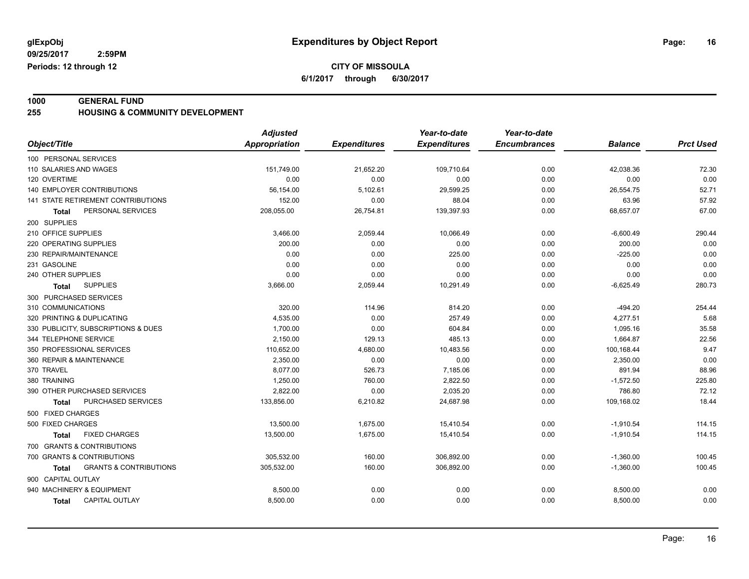**glExpObj** **Expenditures by Object Report**

**09/25/2017 2:59PM**

**Periods: 12 through 12**

**CITY OF MISSOULA**

**6/1/2017 through 6/30/2017**

**1000 GENERAL FUND**

**255 HOUSING & COMMUNITY DEVELOPMENT**

| Object/Title | Adjusted Appropriation | Expenditures | Year-to-date Expenditures | Year-to-date Encumbrances | Balance | Prct Used |
|---|---|---|---|---|---|---|
| 100 PERSONAL SERVICES | | | | | | |
| 110 SALARIES AND WAGES | 151,749.00 | 21,652.20 | 109,710.64 | 0.00 | 42,038.36 | 72.30 |
| 120 OVERTIME | 0.00 | 0.00 | 0.00 | 0.00 | 0.00 | 0.00 |
| 140 EMPLOYER CONTRIBUTIONS | 56,154.00 | 5,102.61 | 29,599.25 | 0.00 | 26,554.75 | 52.71 |
| 141 STATE RETIREMENT CONTRIBUTIONS | 152.00 | 0.00 | 88.04 | 0.00 | 63.96 | 57.92 |
| **Total** PERSONAL SERVICES | 208,055.00 | 26,754.81 | 139,397.93 | 0.00 | 68,657.07 | 67.00 |
| 200 SUPPLIES | | | | | | |
| 210 OFFICE SUPPLIES | 3,466.00 | 2,059.44 | 10,066.49 | 0.00 | -6,600.49 | 290.44 |
| 220 OPERATING SUPPLIES | 200.00 | 0.00 | 0.00 | 0.00 | 200.00 | 0.00 |
| 230 REPAIR/MAINTENANCE | 0.00 | 0.00 | 225.00 | 0.00 | -225.00 | 0.00 |
| 231 GASOLINE | 0.00 | 0.00 | 0.00 | 0.00 | 0.00 | 0.00 |
| 240 OTHER SUPPLIES | 0.00 | 0.00 | 0.00 | 0.00 | 0.00 | 0.00 |
| **Total** SUPPLIES | 3,666.00 | 2,059.44 | 10,291.49 | 0.00 | -6,625.49 | 280.73 |
| 300 PURCHASED SERVICES | | | | | | |
| 310 COMMUNICATIONS | 320.00 | 114.96 | 814.20 | 0.00 | -494.20 | 254.44 |
| 320 PRINTING & DUPLICATING | 4,535.00 | 0.00 | 257.49 | 0.00 | 4,277.51 | 5.68 |
| 330 PUBLICITY, SUBSCRIPTIONS & DUES | 1,700.00 | 0.00 | 604.84 | 0.00 | 1,095.16 | 35.58 |
| 344 TELEPHONE SERVICE | 2,150.00 | 129.13 | 485.13 | 0.00 | 1,664.87 | 22.56 |
| 350 PROFESSIONAL SERVICES | 110,652.00 | 4,680.00 | 10,483.56 | 0.00 | 100,168.44 | 9.47 |
| 360 REPAIR & MAINTENANCE | 2,350.00 | 0.00 | 0.00 | 0.00 | 2,350.00 | 0.00 |
| 370 TRAVEL | 8,077.00 | 526.73 | 7,185.06 | 0.00 | 891.94 | 88.96 |
| 380 TRAINING | 1,250.00 | 760.00 | 2,822.50 | 0.00 | -1,572.50 | 225.80 |
| 390 OTHER PURCHASED SERVICES | 2,822.00 | 0.00 | 2,035.20 | 0.00 | 786.80 | 72.12 |
| **Total** PURCHASED SERVICES | 133,856.00 | 6,210.82 | 24,687.98 | 0.00 | 109,168.02 | 18.44 |
| 500 FIXED CHARGES | | | | | | |
| 500 FIXED CHARGES | 13,500.00 | 1,675.00 | 15,410.54 | 0.00 | -1,910.54 | 114.15 |
| **Total** FIXED CHARGES | 13,500.00 | 1,675.00 | 15,410.54 | 0.00 | -1,910.54 | 114.15 |
| 700 GRANTS & CONTRIBUTIONS | | | | | | |
| 700 GRANTS & CONTRIBUTIONS | 305,532.00 | 160.00 | 306,892.00 | 0.00 | -1,360.00 | 100.45 |
| **Total** GRANTS & CONTRIBUTIONS | 305,532.00 | 160.00 | 306,892.00 | 0.00 | -1,360.00 | 100.45 |
| 900 CAPITAL OUTLAY | | | | | | |
| 940 MACHINERY & EQUIPMENT | 8,500.00 | 0.00 | 0.00 | 0.00 | 8,500.00 | 0.00 |
| **Total** CAPITAL OUTLAY | 8,500.00 | 0.00 | 0.00 | 0.00 | 8,500.00 | 0.00 |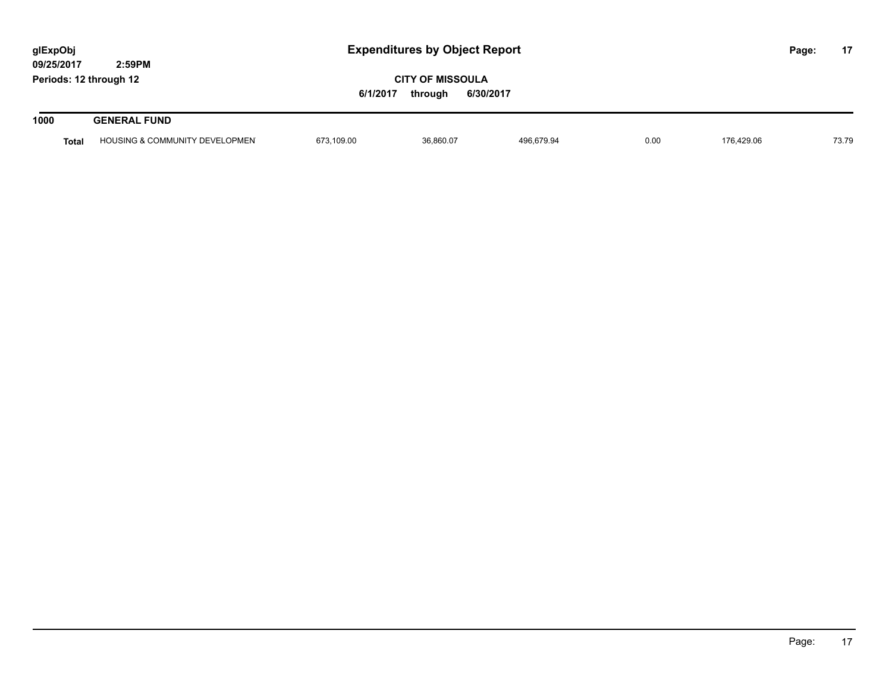glExpObj
09/25/2017 2:59PM
Periods: 12 through 12

# Expenditures by Object Report

**CITY OF MISSOULA**

**6/1/2017 through 6/30/2017**

| 1000 | GENERAL FUND | | | | | | |
|---|---|---|---|---|---|---|---|
| **Total** | HOUSING & COMMUNITY DEVELOPMEN | 673,109.00 | 36,860.07 | 496,679.94 | 0.00 | 176,429.06 | 73.79 |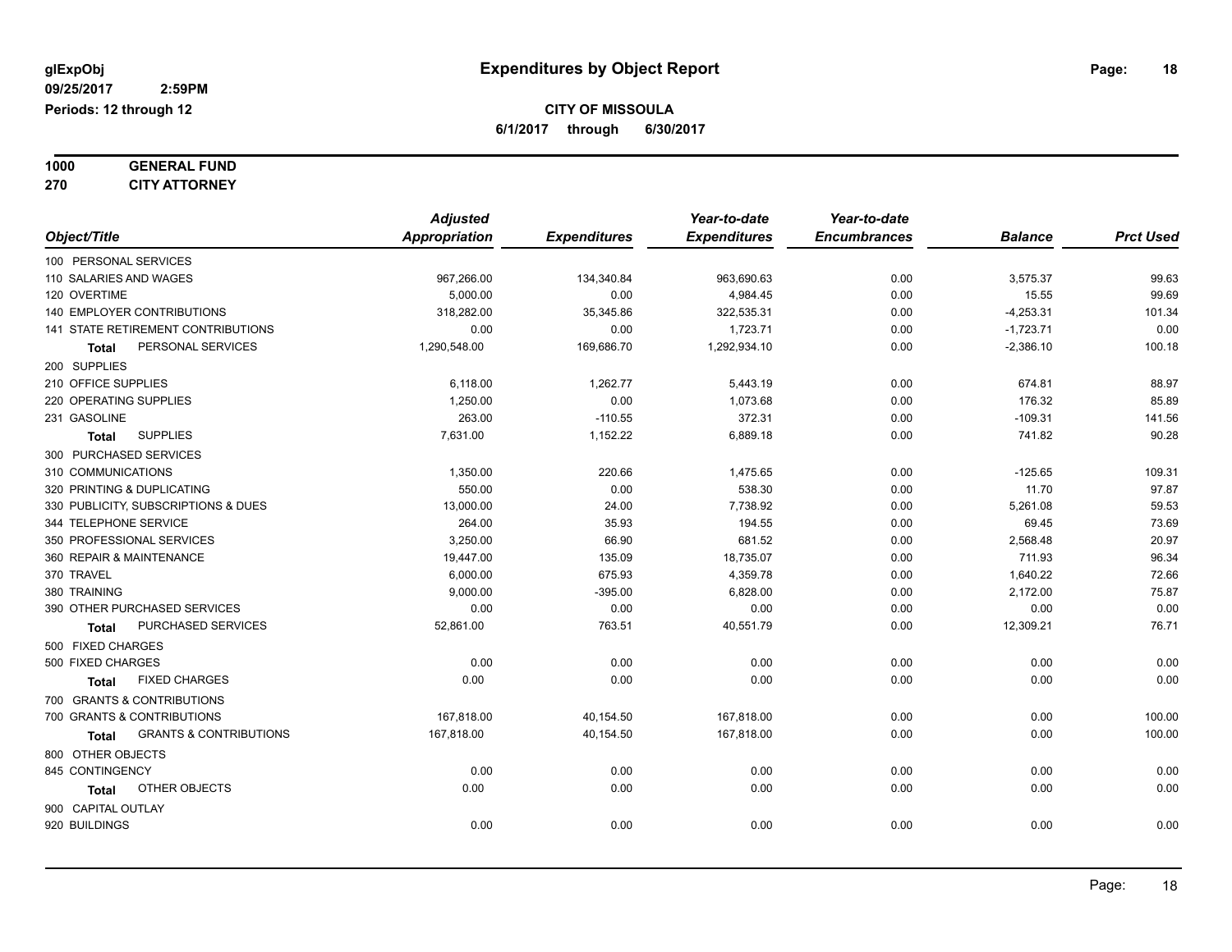glExpObj
09/25/2017 2:59PM
Periods: 12 through 12

# Expenditures by Object Report

**CITY OF MISSOULA**
**6/1/2017 through 6/30/2017**

**1000 GENERAL FUND**
**270 CITY ATTORNEY**

| Object/Title | Adjusted Appropriation | Expenditures | Year-to-date Expenditures | Year-to-date Encumbrances | Balance | Prct Used |
|---|---|---|---|---|---|---|
| 100 PERSONAL SERVICES | | | | | | |
| 110 SALARIES AND WAGES | 967,266.00 | 134,340.84 | 963,690.63 | 0.00 | 3,575.37 | 99.63 |
| 120 OVERTIME | 5,000.00 | 0.00 | 4,984.45 | 0.00 | 15.55 | 99.69 |
| 140 EMPLOYER CONTRIBUTIONS | 318,282.00 | 35,345.86 | 322,535.31 | 0.00 | -4,253.31 | 101.34 |
| 141 STATE RETIREMENT CONTRIBUTIONS | 0.00 | 0.00 | 1,723.71 | 0.00 | -1,723.71 | 0.00 |
| **Total** PERSONAL SERVICES | 1,290,548.00 | 169,686.70 | 1,292,934.10 | 0.00 | -2,386.10 | 100.18 |
| 200 SUPPLIES | | | | | | |
| 210 OFFICE SUPPLIES | 6,118.00 | 1,262.77 | 5,443.19 | 0.00 | 674.81 | 88.97 |
| 220 OPERATING SUPPLIES | 1,250.00 | 0.00 | 1,073.68 | 0.00 | 176.32 | 85.89 |
| 231 GASOLINE | 263.00 | -110.55 | 372.31 | 0.00 | -109.31 | 141.56 |
| **Total** SUPPLIES | 7,631.00 | 1,152.22 | 6,889.18 | 0.00 | 741.82 | 90.28 |
| 300 PURCHASED SERVICES | | | | | | |
| 310 COMMUNICATIONS | 1,350.00 | 220.66 | 1,475.65 | 0.00 | -125.65 | 109.31 |
| 320 PRINTING & DUPLICATING | 550.00 | 0.00 | 538.30 | 0.00 | 11.70 | 97.87 |
| 330 PUBLICITY, SUBSCRIPTIONS & DUES | 13,000.00 | 24.00 | 7,738.92 | 0.00 | 5,261.08 | 59.53 |
| 344 TELEPHONE SERVICE | 264.00 | 35.93 | 194.55 | 0.00 | 69.45 | 73.69 |
| 350 PROFESSIONAL SERVICES | 3,250.00 | 66.90 | 681.52 | 0.00 | 2,568.48 | 20.97 |
| 360 REPAIR & MAINTENANCE | 19,447.00 | 135.09 | 18,735.07 | 0.00 | 711.93 | 96.34 |
| 370 TRAVEL | 6,000.00 | 675.93 | 4,359.78 | 0.00 | 1,640.22 | 72.66 |
| 380 TRAINING | 9,000.00 | -395.00 | 6,828.00 | 0.00 | 2,172.00 | 75.87 |
| 390 OTHER PURCHASED SERVICES | 0.00 | 0.00 | 0.00 | 0.00 | 0.00 | 0.00 |
| **Total** PURCHASED SERVICES | 52,861.00 | 763.51 | 40,551.79 | 0.00 | 12,309.21 | 76.71 |
| 500 FIXED CHARGES | | | | | | |
| 500 FIXED CHARGES | 0.00 | 0.00 | 0.00 | 0.00 | 0.00 | 0.00 |
| **Total** FIXED CHARGES | 0.00 | 0.00 | 0.00 | 0.00 | 0.00 | 0.00 |
| 700 GRANTS & CONTRIBUTIONS | | | | | | |
| 700 GRANTS & CONTRIBUTIONS | 167,818.00 | 40,154.50 | 167,818.00 | 0.00 | 0.00 | 100.00 |
| **Total** GRANTS & CONTRIBUTIONS | 167,818.00 | 40,154.50 | 167,818.00 | 0.00 | 0.00 | 100.00 |
| 800 OTHER OBJECTS | | | | | | |
| 845 CONTINGENCY | 0.00 | 0.00 | 0.00 | 0.00 | 0.00 | 0.00 |
| **Total** OTHER OBJECTS | 0.00 | 0.00 | 0.00 | 0.00 | 0.00 | 0.00 |
| 900 CAPITAL OUTLAY | | | | | | |
| 920 BUILDINGS | 0.00 | 0.00 | 0.00 | 0.00 | 0.00 | 0.00 |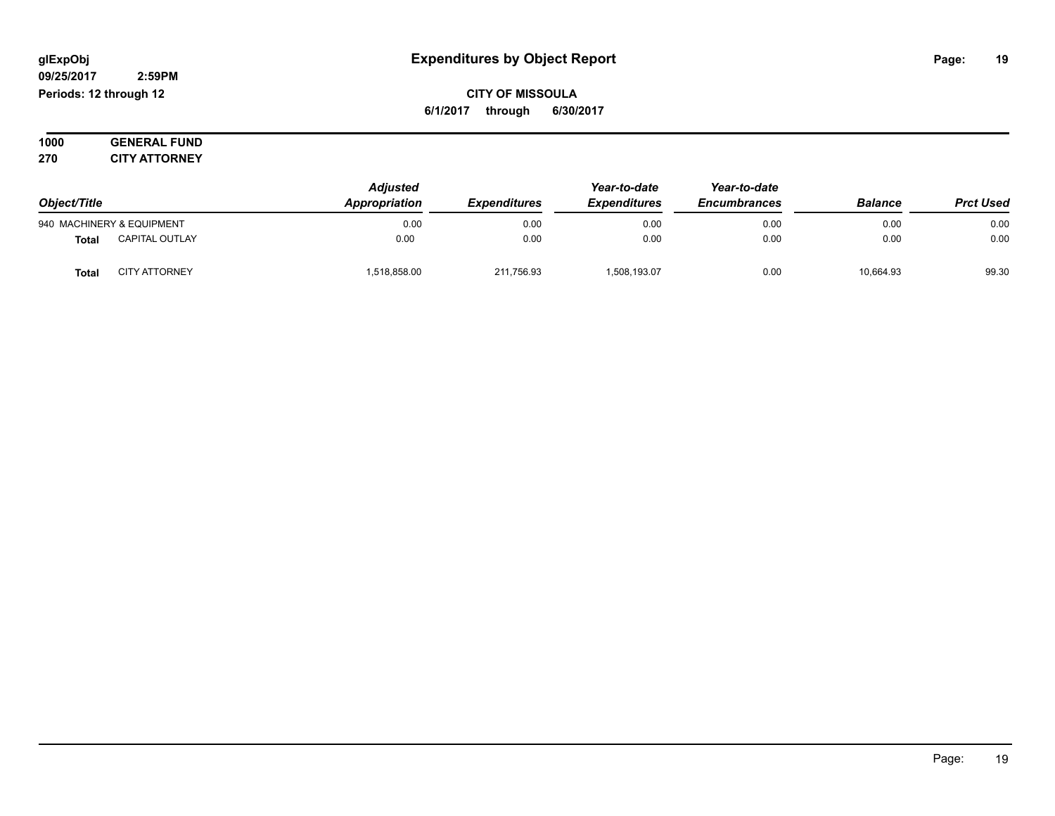glExpObj
09/25/2017 2:59PM
Periods: 12 through 12

# Expenditures by Object Report

**CITY OF MISSOULA**
**6/1/2017 through 6/30/2017**

**1000 GENERAL FUND**
**270 CITY ATTORNEY**

| Object/Title | | *Adjusted Appropriation* | *Expenditures* | *Year-to-date Expenditures* | *Year-to-date Encumbrances* | *Balance* | *Prct Used* |
|---|---|---|---|---|---|---|---|
| 940 MACHINERY & EQUIPMENT | | 0.00 | 0.00 | 0.00 | 0.00 | 0.00 | 0.00 |
| **Total** | CAPITAL OUTLAY | 0.00 | 0.00 | 0.00 | 0.00 | 0.00 | 0.00 |
| **Total** | CITY ATTORNEY | 1,518,858.00 | 211,756.93 | 1,508,193.07 | 0.00 | 10,664.93 | 99.30 |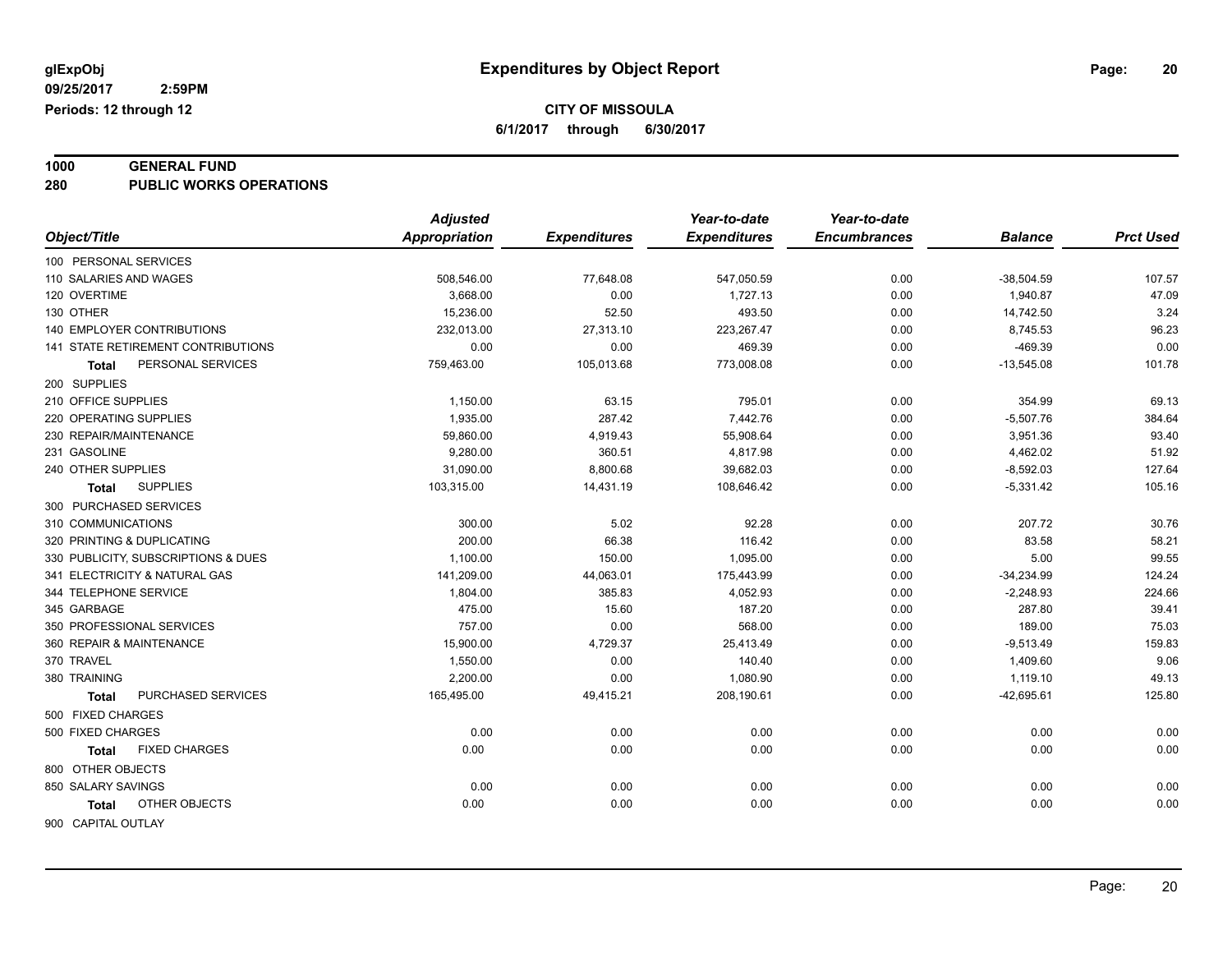**glExpObj** **Expenditures by Object Report**
**09/25/2017 2:59PM**
**Periods: 12 through 12**

**CITY OF MISSOULA**
**6/1/2017 through 6/30/2017**

## 1000 GENERAL FUND
## 280 PUBLIC WORKS OPERATIONS

| Object/Title | Adjusted Appropriation | Expenditures | Year-to-date Expenditures | Year-to-date Encumbrances | Balance | Prct Used |
|---|---|---|---|---|---|---|
| 100 PERSONAL SERVICES | | | | | | |
| 110 SALARIES AND WAGES | 508,546.00 | 77,648.08 | 547,050.59 | 0.00 | -38,504.59 | 107.57 |
| 120 OVERTIME | 3,668.00 | 0.00 | 1,727.13 | 0.00 | 1,940.87 | 47.09 |
| 130 OTHER | 15,236.00 | 52.50 | 493.50 | 0.00 | 14,742.50 | 3.24 |
| 140 EMPLOYER CONTRIBUTIONS | 232,013.00 | 27,313.10 | 223,267.47 | 0.00 | 8,745.53 | 96.23 |
| 141 STATE RETIREMENT CONTRIBUTIONS | 0.00 | 0.00 | 469.39 | 0.00 | -469.39 | 0.00 |
| **Total** PERSONAL SERVICES | 759,463.00 | 105,013.68 | 773,008.08 | 0.00 | -13,545.08 | 101.78 |
| 200 SUPPLIES | | | | | | |
| 210 OFFICE SUPPLIES | 1,150.00 | 63.15 | 795.01 | 0.00 | 354.99 | 69.13 |
| 220 OPERATING SUPPLIES | 1,935.00 | 287.42 | 7,442.76 | 0.00 | -5,507.76 | 384.64 |
| 230 REPAIR/MAINTENANCE | 59,860.00 | 4,919.43 | 55,908.64 | 0.00 | 3,951.36 | 93.40 |
| 231 GASOLINE | 9,280.00 | 360.51 | 4,817.98 | 0.00 | 4,462.02 | 51.92 |
| 240 OTHER SUPPLIES | 31,090.00 | 8,800.68 | 39,682.03 | 0.00 | -8,592.03 | 127.64 |
| **Total** SUPPLIES | 103,315.00 | 14,431.19 | 108,646.42 | 0.00 | -5,331.42 | 105.16 |
| 300 PURCHASED SERVICES | | | | | | |
| 310 COMMUNICATIONS | 300.00 | 5.02 | 92.28 | 0.00 | 207.72 | 30.76 |
| 320 PRINTING & DUPLICATING | 200.00 | 66.38 | 116.42 | 0.00 | 83.58 | 58.21 |
| 330 PUBLICITY, SUBSCRIPTIONS & DUES | 1,100.00 | 150.00 | 1,095.00 | 0.00 | 5.00 | 99.55 |
| 341 ELECTRICITY & NATURAL GAS | 141,209.00 | 44,063.01 | 175,443.99 | 0.00 | -34,234.99 | 124.24 |
| 344 TELEPHONE SERVICE | 1,804.00 | 385.83 | 4,052.93 | 0.00 | -2,248.93 | 224.66 |
| 345 GARBAGE | 475.00 | 15.60 | 187.20 | 0.00 | 287.80 | 39.41 |
| 350 PROFESSIONAL SERVICES | 757.00 | 0.00 | 568.00 | 0.00 | 189.00 | 75.03 |
| 360 REPAIR & MAINTENANCE | 15,900.00 | 4,729.37 | 25,413.49 | 0.00 | -9,513.49 | 159.83 |
| 370 TRAVEL | 1,550.00 | 0.00 | 140.40 | 0.00 | 1,409.60 | 9.06 |
| 380 TRAINING | 2,200.00 | 0.00 | 1,080.90 | 0.00 | 1,119.10 | 49.13 |
| **Total** PURCHASED SERVICES | 165,495.00 | 49,415.21 | 208,190.61 | 0.00 | -42,695.61 | 125.80 |
| 500 FIXED CHARGES | | | | | | |
| 500 FIXED CHARGES | 0.00 | 0.00 | 0.00 | 0.00 | 0.00 | 0.00 |
| **Total** FIXED CHARGES | 0.00 | 0.00 | 0.00 | 0.00 | 0.00 | 0.00 |
| 800 OTHER OBJECTS | | | | | | |
| 850 SALARY SAVINGS | 0.00 | 0.00 | 0.00 | 0.00 | 0.00 | 0.00 |
| **Total** OTHER OBJECTS | 0.00 | 0.00 | 0.00 | 0.00 | 0.00 | 0.00 |
| 900 CAPITAL OUTLAY | | | | | | |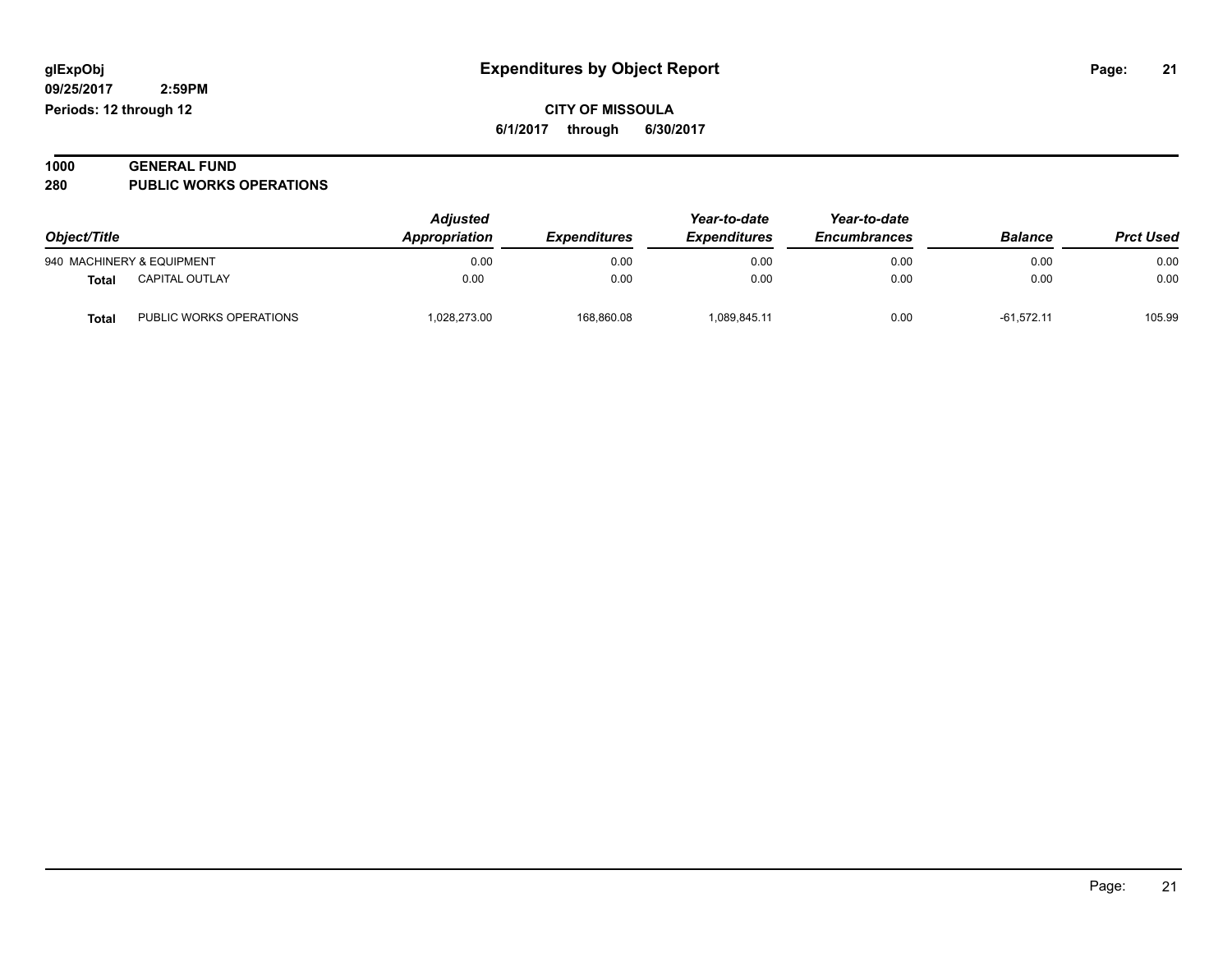glExpObj

09/25/2017 2:59PM

Periods: 12 through 12

# Expenditures by Object Report

**CITY OF MISSOULA**

**6/1/2017 through 6/30/2017**

## 1000 GENERAL FUND
## 280 PUBLIC WORKS OPERATIONS

| Object/Title | | Adjusted Appropriation | Expenditures | Year-to-date Expenditures | Year-to-date Encumbrances | Balance | Prct Used |
|---|---|---|---|---|---|---|---|
| 940 MACHINERY & EQUIPMENT | | 0.00 | 0.00 | 0.00 | 0.00 | 0.00 | 0.00 |
| **Total** | CAPITAL OUTLAY | 0.00 | 0.00 | 0.00 | 0.00 | 0.00 | 0.00 |
| **Total** | PUBLIC WORKS OPERATIONS | 1,028,273.00 | 168,860.08 | 1,089,845.11 | 0.00 | -61,572.11 | 105.99 |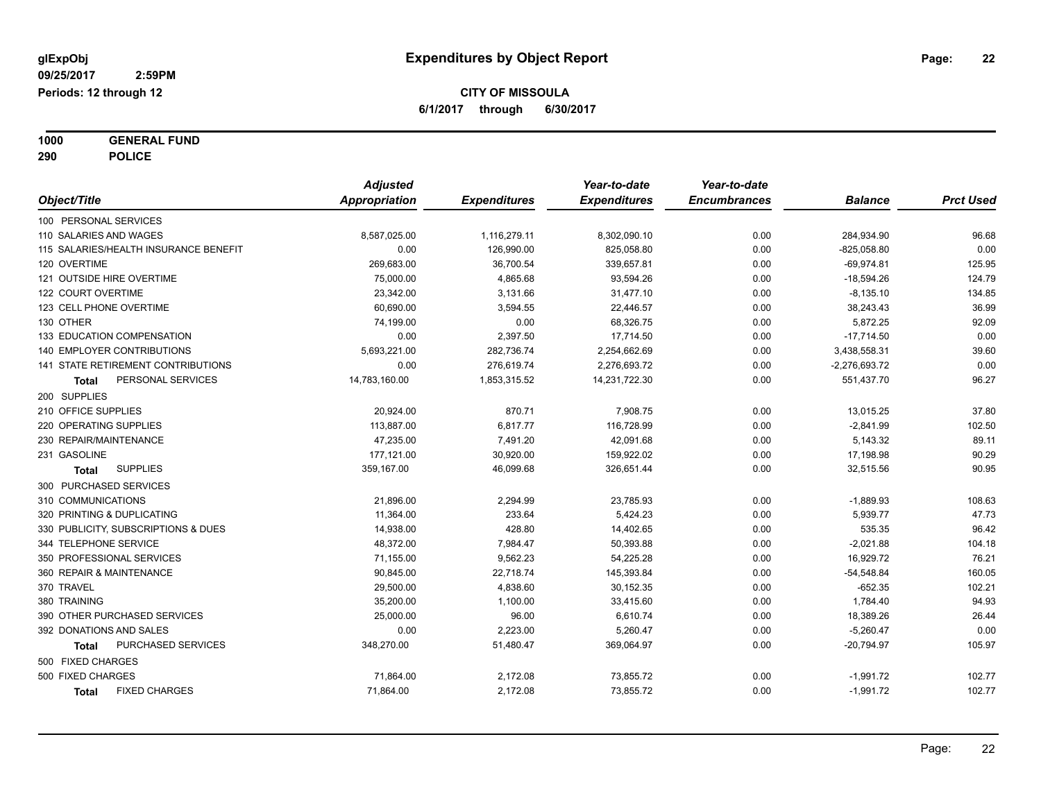**glExpObj**
**09/25/2017 2:59PM**
**Periods: 12 through 12**

# Expenditures by Object Report

**CITY OF MISSOULA**
**6/1/2017 through 6/30/2017**

**1000 GENERAL FUND**
**290 POLICE**

| Object/Title | Adjusted Appropriation | Expenditures | Year-to-date Expenditures | Year-to-date Encumbrances | Balance | Prct Used |
|---|---|---|---|---|---|---|
| 100 PERSONAL SERVICES | | | | | | |
| 110 SALARIES AND WAGES | 8,587,025.00 | 1,116,279.11 | 8,302,090.10 | 0.00 | 284,934.90 | 96.68 |
| 115 SALARIES/HEALTH INSURANCE BENEFIT | 0.00 | 126,990.00 | 825,058.80 | 0.00 | -825,058.80 | 0.00 |
| 120 OVERTIME | 269,683.00 | 36,700.54 | 339,657.81 | 0.00 | -69,974.81 | 125.95 |
| 121 OUTSIDE HIRE OVERTIME | 75,000.00 | 4,865.68 | 93,594.26 | 0.00 | -18,594.26 | 124.79 |
| 122 COURT OVERTIME | 23,342.00 | 3,131.66 | 31,477.10 | 0.00 | -8,135.10 | 134.85 |
| 123 CELL PHONE OVERTIME | 60,690.00 | 3,594.55 | 22,446.57 | 0.00 | 38,243.43 | 36.99 |
| 130 OTHER | 74,199.00 | 0.00 | 68,326.75 | 0.00 | 5,872.25 | 92.09 |
| 133 EDUCATION COMPENSATION | 0.00 | 2,397.50 | 17,714.50 | 0.00 | -17,714.50 | 0.00 |
| 140 EMPLOYER CONTRIBUTIONS | 5,693,221.00 | 282,736.74 | 2,254,662.69 | 0.00 | 3,438,558.31 | 39.60 |
| 141 STATE RETIREMENT CONTRIBUTIONS | 0.00 | 276,619.74 | 2,276,693.72 | 0.00 | -2,276,693.72 | 0.00 |
| **Total** PERSONAL SERVICES | 14,783,160.00 | 1,853,315.52 | 14,231,722.30 | 0.00 | 551,437.70 | 96.27 |
| 200 SUPPLIES | | | | | | |
| 210 OFFICE SUPPLIES | 20,924.00 | 870.71 | 7,908.75 | 0.00 | 13,015.25 | 37.80 |
| 220 OPERATING SUPPLIES | 113,887.00 | 6,817.77 | 116,728.99 | 0.00 | -2,841.99 | 102.50 |
| 230 REPAIR/MAINTENANCE | 47,235.00 | 7,491.20 | 42,091.68 | 0.00 | 5,143.32 | 89.11 |
| 231 GASOLINE | 177,121.00 | 30,920.00 | 159,922.02 | 0.00 | 17,198.98 | 90.29 |
| **Total** SUPPLIES | 359,167.00 | 46,099.68 | 326,651.44 | 0.00 | 32,515.56 | 90.95 |
| 300 PURCHASED SERVICES | | | | | | |
| 310 COMMUNICATIONS | 21,896.00 | 2,294.99 | 23,785.93 | 0.00 | -1,889.93 | 108.63 |
| 320 PRINTING & DUPLICATING | 11,364.00 | 233.64 | 5,424.23 | 0.00 | 5,939.77 | 47.73 |
| 330 PUBLICITY, SUBSCRIPTIONS & DUES | 14,938.00 | 428.80 | 14,402.65 | 0.00 | 535.35 | 96.42 |
| 344 TELEPHONE SERVICE | 48,372.00 | 7,984.47 | 50,393.88 | 0.00 | -2,021.88 | 104.18 |
| 350 PROFESSIONAL SERVICES | 71,155.00 | 9,562.23 | 54,225.28 | 0.00 | 16,929.72 | 76.21 |
| 360 REPAIR & MAINTENANCE | 90,845.00 | 22,718.74 | 145,393.84 | 0.00 | -54,548.84 | 160.05 |
| 370 TRAVEL | 29,500.00 | 4,838.60 | 30,152.35 | 0.00 | -652.35 | 102.21 |
| 380 TRAINING | 35,200.00 | 1,100.00 | 33,415.60 | 0.00 | 1,784.40 | 94.93 |
| 390 OTHER PURCHASED SERVICES | 25,000.00 | 96.00 | 6,610.74 | 0.00 | 18,389.26 | 26.44 |
| 392 DONATIONS AND SALES | 0.00 | 2,223.00 | 5,260.47 | 0.00 | -5,260.47 | 0.00 |
| **Total** PURCHASED SERVICES | 348,270.00 | 51,480.47 | 369,064.97 | 0.00 | -20,794.97 | 105.97 |
| 500 FIXED CHARGES | | | | | | |
| 500 FIXED CHARGES | 71,864.00 | 2,172.08 | 73,855.72 | 0.00 | -1,991.72 | 102.77 |
| **Total** FIXED CHARGES | 71,864.00 | 2,172.08 | 73,855.72 | 0.00 | -1,991.72 | 102.77 |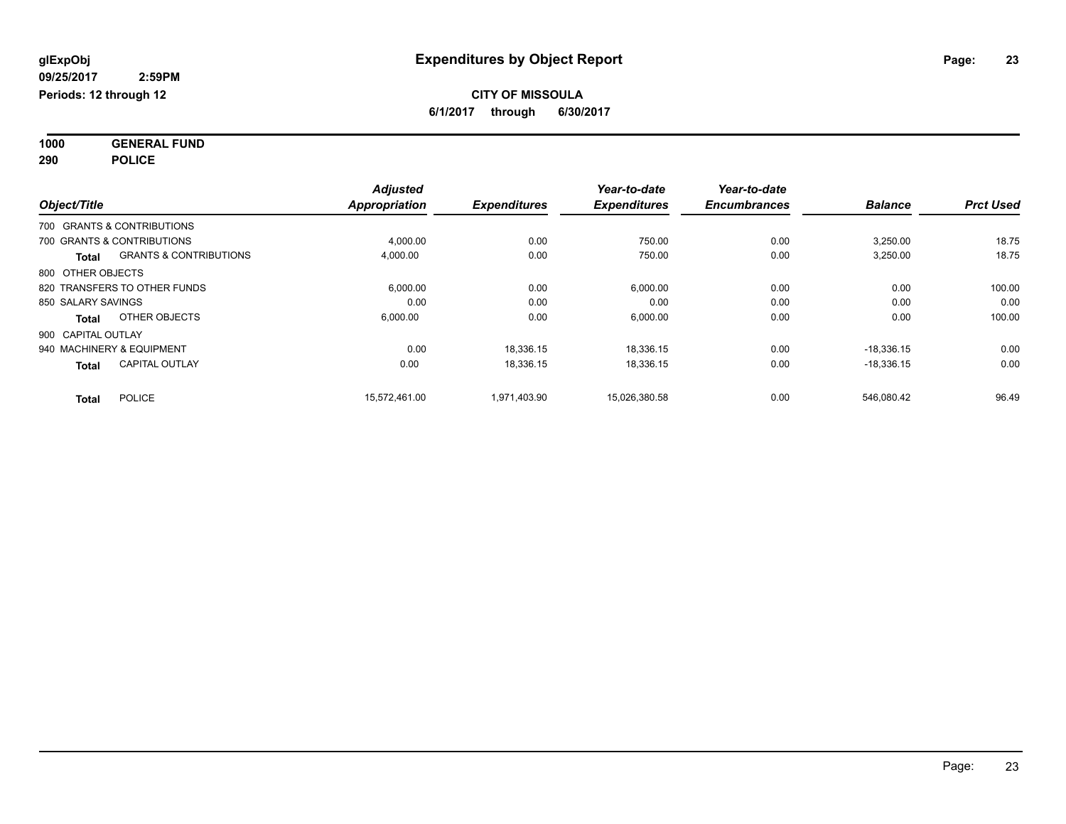**glExpObj** **Expenditures by Object Report**

**09/25/2017 2:59PM**

**Periods: 12 through 12**

**CITY OF MISSOULA**

**6/1/2017 through 6/30/2017**

**1000 GENERAL FUND**

**290 POLICE**

| Object/Title | Adjusted Appropriation | Expenditures | Year-to-date Expenditures | Year-to-date Encumbrances | Balance | Prct Used |
|---|---|---|---|---|---|---|
| 700 GRANTS & CONTRIBUTIONS | | | | | | |
| 700 GRANTS & CONTRIBUTIONS | 4,000.00 | 0.00 | 750.00 | 0.00 | 3,250.00 | 18.75 |
| **Total** GRANTS & CONTRIBUTIONS | 4,000.00 | 0.00 | 750.00 | 0.00 | 3,250.00 | 18.75 |
| 800 OTHER OBJECTS | | | | | | |
| 820 TRANSFERS TO OTHER FUNDS | 6,000.00 | 0.00 | 6,000.00 | 0.00 | 0.00 | 100.00 |
| 850 SALARY SAVINGS | 0.00 | 0.00 | 0.00 | 0.00 | 0.00 | 0.00 |
| **Total** OTHER OBJECTS | 6,000.00 | 0.00 | 6,000.00 | 0.00 | 0.00 | 100.00 |
| 900 CAPITAL OUTLAY | | | | | | |
| 940 MACHINERY & EQUIPMENT | 0.00 | 18,336.15 | 18,336.15 | 0.00 | -18,336.15 | 0.00 |
| **Total** CAPITAL OUTLAY | 0.00 | 18,336.15 | 18,336.15 | 0.00 | -18,336.15 | 0.00 |
| **Total** POLICE | 15,572,461.00 | 1,971,403.90 | 15,026,380.58 | 0.00 | 546,080.42 | 96.49 |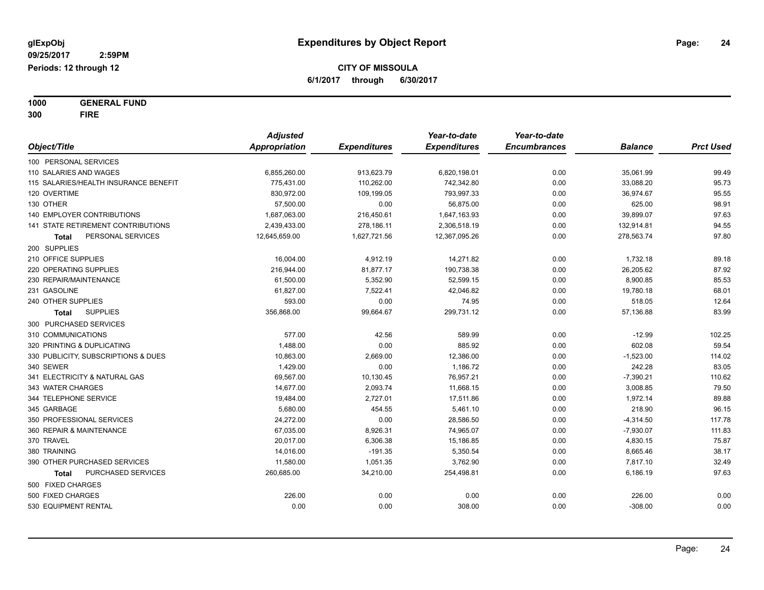# Expenditures by Object Report

glExpObj
09/25/2017 2:59PM
Periods: 12 through 12

**CITY OF MISSOULA**
**6/1/2017 through 6/30/2017**

**1000 GENERAL FUND**
**300 FIRE**

| Object/Title | Adjusted Appropriation | Expenditures | Year-to-date Expenditures | Year-to-date Encumbrances | Balance | Prct Used |
|---|---|---|---|---|---|---|
| 100 PERSONAL SERVICES | | | | | | |
| 110 SALARIES AND WAGES | 6,855,260.00 | 913,623.79 | 6,820,198.01 | 0.00 | 35,061.99 | 99.49 |
| 115 SALARIES/HEALTH INSURANCE BENEFIT | 775,431.00 | 110,262.00 | 742,342.80 | 0.00 | 33,088.20 | 95.73 |
| 120 OVERTIME | 830,972.00 | 109,199.05 | 793,997.33 | 0.00 | 36,974.67 | 95.55 |
| 130 OTHER | 57,500.00 | 0.00 | 56,875.00 | 0.00 | 625.00 | 98.91 |
| 140 EMPLOYER CONTRIBUTIONS | 1,687,063.00 | 216,450.61 | 1,647,163.93 | 0.00 | 39,899.07 | 97.63 |
| 141 STATE RETIREMENT CONTRIBUTIONS | 2,439,433.00 | 278,186.11 | 2,306,518.19 | 0.00 | 132,914.81 | 94.55 |
| **Total** PERSONAL SERVICES | 12,645,659.00 | 1,627,721.56 | 12,367,095.26 | 0.00 | 278,563.74 | 97.80 |
| 200 SUPPLIES | | | | | | |
| 210 OFFICE SUPPLIES | 16,004.00 | 4,912.19 | 14,271.82 | 0.00 | 1,732.18 | 89.18 |
| 220 OPERATING SUPPLIES | 216,944.00 | 81,877.17 | 190,738.38 | 0.00 | 26,205.62 | 87.92 |
| 230 REPAIR/MAINTENANCE | 61,500.00 | 5,352.90 | 52,599.15 | 0.00 | 8,900.85 | 85.53 |
| 231 GASOLINE | 61,827.00 | 7,522.41 | 42,046.82 | 0.00 | 19,780.18 | 68.01 |
| 240 OTHER SUPPLIES | 593.00 | 0.00 | 74.95 | 0.00 | 518.05 | 12.64 |
| **Total** SUPPLIES | 356,868.00 | 99,664.67 | 299,731.12 | 0.00 | 57,136.88 | 83.99 |
| 300 PURCHASED SERVICES | | | | | | |
| 310 COMMUNICATIONS | 577.00 | 42.56 | 589.99 | 0.00 | -12.99 | 102.25 |
| 320 PRINTING & DUPLICATING | 1,488.00 | 0.00 | 885.92 | 0.00 | 602.08 | 59.54 |
| 330 PUBLICITY, SUBSCRIPTIONS & DUES | 10,863.00 | 2,669.00 | 12,386.00 | 0.00 | -1,523.00 | 114.02 |
| 340 SEWER | 1,429.00 | 0.00 | 1,186.72 | 0.00 | 242.28 | 83.05 |
| 341 ELECTRICITY & NATURAL GAS | 69,567.00 | 10,130.45 | 76,957.21 | 0.00 | -7,390.21 | 110.62 |
| 343 WATER CHARGES | 14,677.00 | 2,093.74 | 11,668.15 | 0.00 | 3,008.85 | 79.50 |
| 344 TELEPHONE SERVICE | 19,484.00 | 2,727.01 | 17,511.86 | 0.00 | 1,972.14 | 89.88 |
| 345 GARBAGE | 5,680.00 | 454.55 | 5,461.10 | 0.00 | 218.90 | 96.15 |
| 350 PROFESSIONAL SERVICES | 24,272.00 | 0.00 | 28,586.50 | 0.00 | -4,314.50 | 117.78 |
| 360 REPAIR & MAINTENANCE | 67,035.00 | 8,926.31 | 74,965.07 | 0.00 | -7,930.07 | 111.83 |
| 370 TRAVEL | 20,017.00 | 6,306.38 | 15,186.85 | 0.00 | 4,830.15 | 75.87 |
| 380 TRAINING | 14,016.00 | -191.35 | 5,350.54 | 0.00 | 8,665.46 | 38.17 |
| 390 OTHER PURCHASED SERVICES | 11,580.00 | 1,051.35 | 3,762.90 | 0.00 | 7,817.10 | 32.49 |
| **Total** PURCHASED SERVICES | 260,685.00 | 34,210.00 | 254,498.81 | 0.00 | 6,186.19 | 97.63 |
| 500 FIXED CHARGES | | | | | | |
| 500 FIXED CHARGES | 226.00 | 0.00 | 0.00 | 0.00 | 226.00 | 0.00 |
| 530 EQUIPMENT RENTAL | 0.00 | 0.00 | 308.00 | 0.00 | -308.00 | 0.00 |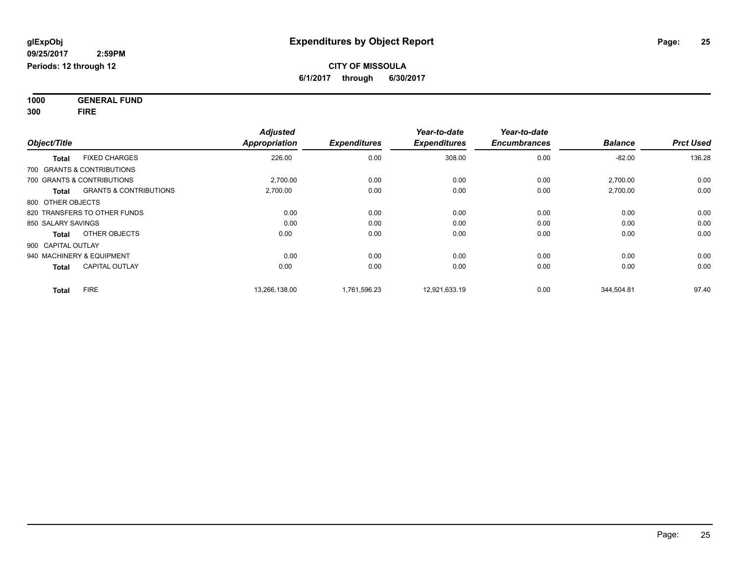**glExpObj**
**09/25/2017 2:59PM**
**Periods: 12 through 12**

# Expenditures by Object Report

**CITY OF MISSOULA**
**6/1/2017 through 6/30/2017**

**1000 GENERAL FUND**
**300 FIRE**

| Object/Title | | Adjusted Appropriation | Expenditures | Year-to-date Expenditures | Year-to-date Encumbrances | Balance | Prct Used |
|---|---|---|---|---|---|---|---|
| **Total** | FIXED CHARGES | 226.00 | 0.00 | 308.00 | 0.00 | -82.00 | 136.28 |
| 700 GRANTS & CONTRIBUTIONS | | | | | | | |
| 700 GRANTS & CONTRIBUTIONS | | 2,700.00 | 0.00 | 0.00 | 0.00 | 2,700.00 | 0.00 |
| **Total** | GRANTS & CONTRIBUTIONS | 2,700.00 | 0.00 | 0.00 | 0.00 | 2,700.00 | 0.00 |
| 800 OTHER OBJECTS | | | | | | | |
| 820 TRANSFERS TO OTHER FUNDS | | 0.00 | 0.00 | 0.00 | 0.00 | 0.00 | 0.00 |
| 850 SALARY SAVINGS | | 0.00 | 0.00 | 0.00 | 0.00 | 0.00 | 0.00 |
| **Total** | OTHER OBJECTS | 0.00 | 0.00 | 0.00 | 0.00 | 0.00 | 0.00 |
| 900 CAPITAL OUTLAY | | | | | | | |
| 940 MACHINERY & EQUIPMENT | | 0.00 | 0.00 | 0.00 | 0.00 | 0.00 | 0.00 |
| **Total** | CAPITAL OUTLAY | 0.00 | 0.00 | 0.00 | 0.00 | 0.00 | 0.00 |
| **Total** | FIRE | 13,266,138.00 | 1,761,596.23 | 12,921,633.19 | 0.00 | 344,504.81 | 97.40 |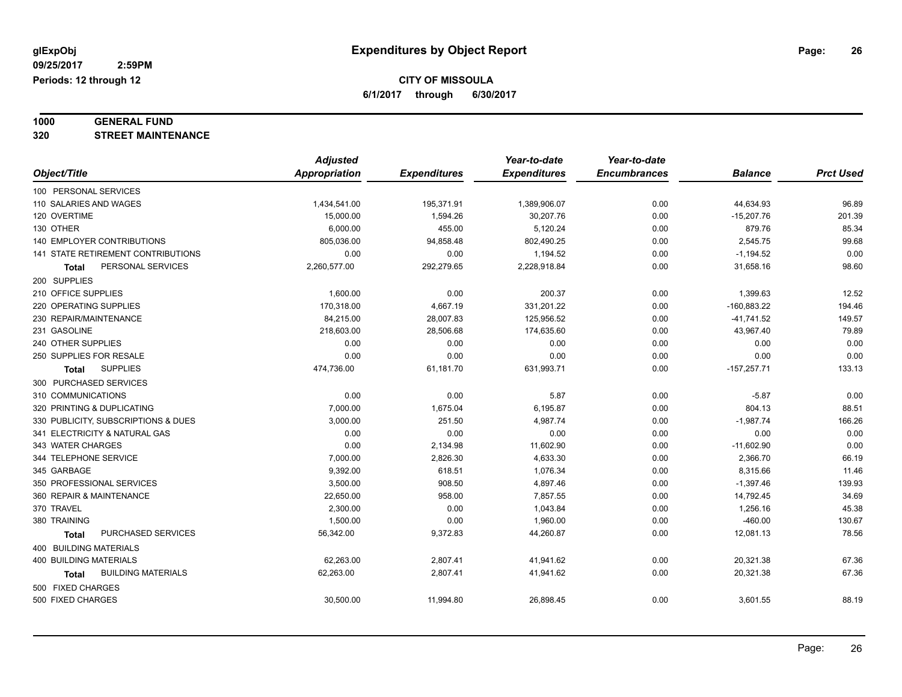**glExpObj**
**09/25/2017 2:59PM**
**Periods: 12 through 12**

# Expenditures by Object Report

**CITY OF MISSOULA**
**6/1/2017 through 6/30/2017**

## 1000 GENERAL FUND
## 320 STREET MAINTENANCE

| Object/Title | Adjusted Appropriation | Expenditures | Year-to-date Expenditures | Year-to-date Encumbrances | Balance | Prct Used |
|---|---|---|---|---|---|---|
| 100 PERSONAL SERVICES | | | | | | |
| 110 SALARIES AND WAGES | 1,434,541.00 | 195,371.91 | 1,389,906.07 | 0.00 | 44,634.93 | 96.89 |
| 120 OVERTIME | 15,000.00 | 1,594.26 | 30,207.76 | 0.00 | -15,207.76 | 201.39 |
| 130 OTHER | 6,000.00 | 455.00 | 5,120.24 | 0.00 | 879.76 | 85.34 |
| 140 EMPLOYER CONTRIBUTIONS | 805,036.00 | 94,858.48 | 802,490.25 | 0.00 | 2,545.75 | 99.68 |
| 141 STATE RETIREMENT CONTRIBUTIONS | 0.00 | 0.00 | 1,194.52 | 0.00 | -1,194.52 | 0.00 |
| **Total** PERSONAL SERVICES | 2,260,577.00 | 292,279.65 | 2,228,918.84 | 0.00 | 31,658.16 | 98.60 |
| 200 SUPPLIES | | | | | | |
| 210 OFFICE SUPPLIES | 1,600.00 | 0.00 | 200.37 | 0.00 | 1,399.63 | 12.52 |
| 220 OPERATING SUPPLIES | 170,318.00 | 4,667.19 | 331,201.22 | 0.00 | -160,883.22 | 194.46 |
| 230 REPAIR/MAINTENANCE | 84,215.00 | 28,007.83 | 125,956.52 | 0.00 | -41,741.52 | 149.57 |
| 231 GASOLINE | 218,603.00 | 28,506.68 | 174,635.60 | 0.00 | 43,967.40 | 79.89 |
| 240 OTHER SUPPLIES | 0.00 | 0.00 | 0.00 | 0.00 | 0.00 | 0.00 |
| 250 SUPPLIES FOR RESALE | 0.00 | 0.00 | 0.00 | 0.00 | 0.00 | 0.00 |
| **Total** SUPPLIES | 474,736.00 | 61,181.70 | 631,993.71 | 0.00 | -157,257.71 | 133.13 |
| 300 PURCHASED SERVICES | | | | | | |
| 310 COMMUNICATIONS | 0.00 | 0.00 | 5.87 | 0.00 | -5.87 | 0.00 |
| 320 PRINTING & DUPLICATING | 7,000.00 | 1,675.04 | 6,195.87 | 0.00 | 804.13 | 88.51 |
| 330 PUBLICITY, SUBSCRIPTIONS & DUES | 3,000.00 | 251.50 | 4,987.74 | 0.00 | -1,987.74 | 166.26 |
| 341 ELECTRICITY & NATURAL GAS | 0.00 | 0.00 | 0.00 | 0.00 | 0.00 | 0.00 |
| 343 WATER CHARGES | 0.00 | 2,134.98 | 11,602.90 | 0.00 | -11,602.90 | 0.00 |
| 344 TELEPHONE SERVICE | 7,000.00 | 2,826.30 | 4,633.30 | 0.00 | 2,366.70 | 66.19 |
| 345 GARBAGE | 9,392.00 | 618.51 | 1,076.34 | 0.00 | 8,315.66 | 11.46 |
| 350 PROFESSIONAL SERVICES | 3,500.00 | 908.50 | 4,897.46 | 0.00 | -1,397.46 | 139.93 |
| 360 REPAIR & MAINTENANCE | 22,650.00 | 958.00 | 7,857.55 | 0.00 | 14,792.45 | 34.69 |
| 370 TRAVEL | 2,300.00 | 0.00 | 1,043.84 | 0.00 | 1,256.16 | 45.38 |
| 380 TRAINING | 1,500.00 | 0.00 | 1,960.00 | 0.00 | -460.00 | 130.67 |
| **Total** PURCHASED SERVICES | 56,342.00 | 9,372.83 | 44,260.87 | 0.00 | 12,081.13 | 78.56 |
| 400 BUILDING MATERIALS | | | | | | |
| 400 BUILDING MATERIALS | 62,263.00 | 2,807.41 | 41,941.62 | 0.00 | 20,321.38 | 67.36 |
| **Total** BUILDING MATERIALS | 62,263.00 | 2,807.41 | 41,941.62 | 0.00 | 20,321.38 | 67.36 |
| 500 FIXED CHARGES | | | | | | |
| 500 FIXED CHARGES | 30,500.00 | 11,994.80 | 26,898.45 | 0.00 | 3,601.55 | 88.19 |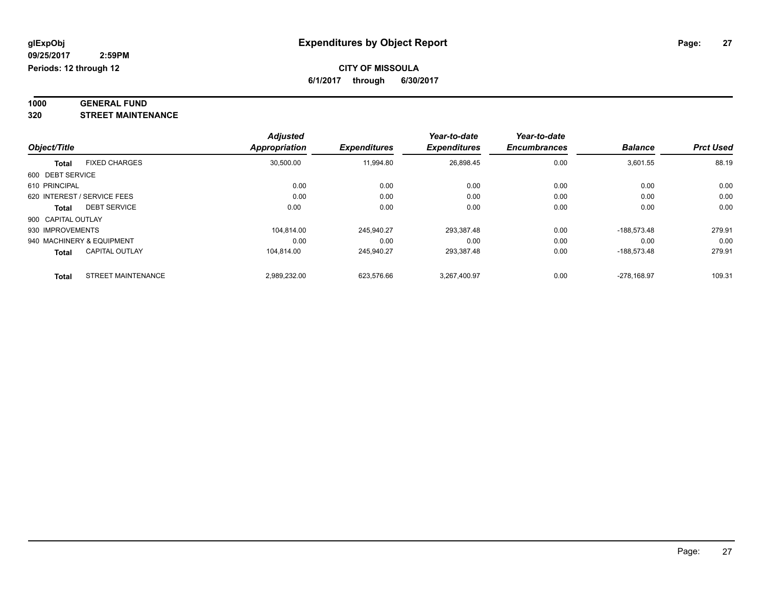**glExpObj**
**09/25/2017 2:59PM**
**Periods: 12 through 12**

# Expenditures by Object Report

**CITY OF MISSOULA**
**6/1/2017 through 6/30/2017**

**1000 GENERAL FUND**
**320 STREET MAINTENANCE**

| Object/Title | | Adjusted Appropriation | Expenditures | Year-to-date Expenditures | Year-to-date Encumbrances | Balance | Prct Used |
|---|---|---|---|---|---|---|---|
| **Total** | FIXED CHARGES | 30,500.00 | 11,994.80 | 26,898.45 | 0.00 | 3,601.55 | 88.19 |
| 600 DEBT SERVICE | | | | | | | |
| 610 PRINCIPAL | | 0.00 | 0.00 | 0.00 | 0.00 | 0.00 | 0.00 |
| 620 INTEREST / SERVICE FEES | | 0.00 | 0.00 | 0.00 | 0.00 | 0.00 | 0.00 |
| **Total** | DEBT SERVICE | 0.00 | 0.00 | 0.00 | 0.00 | 0.00 | 0.00 |
| 900 CAPITAL OUTLAY | | | | | | | |
| 930 IMPROVEMENTS | | 104,814.00 | 245,940.27 | 293,387.48 | 0.00 | -188,573.48 | 279.91 |
| 940 MACHINERY & EQUIPMENT | | 0.00 | 0.00 | 0.00 | 0.00 | 0.00 | 0.00 |
| **Total** | CAPITAL OUTLAY | 104,814.00 | 245,940.27 | 293,387.48 | 0.00 | -188,573.48 | 279.91 |
| **Total** | STREET MAINTENANCE | 2,989,232.00 | 623,576.66 | 3,267,400.97 | 0.00 | -278,168.97 | 109.31 |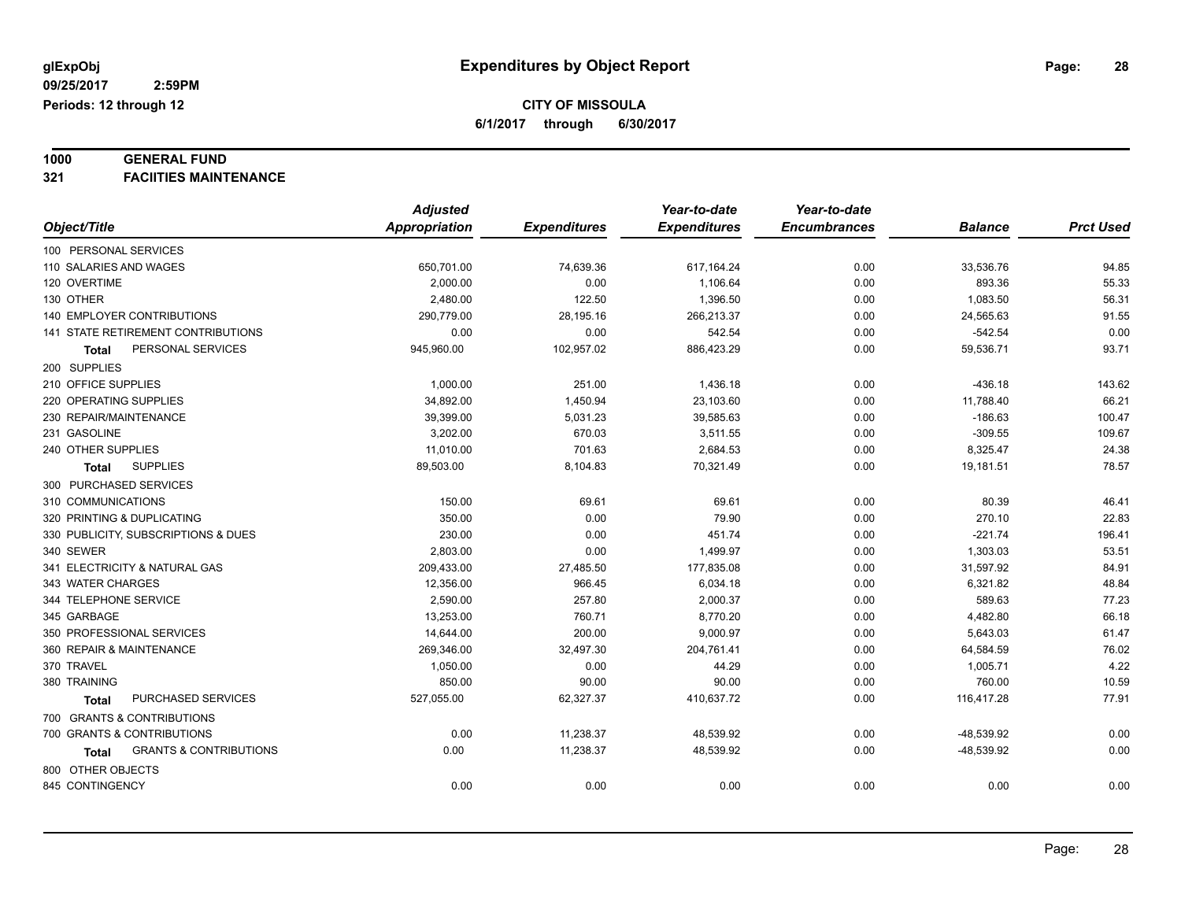glExpObj
09/25/2017 2:59PM
Periods: 12 through 12

# Expenditures by Object Report

**CITY OF MISSOULA**
**6/1/2017 through 6/30/2017**

**1000 GENERAL FUND**
**321 FACIITIES MAINTENANCE**

| Object/Title | Adjusted Appropriation | Expenditures | Year-to-date Expenditures | Year-to-date Encumbrances | Balance | Prct Used |
|---|---|---|---|---|---|---|
| 100 PERSONAL SERVICES | | | | | | |
| 110 SALARIES AND WAGES | 650,701.00 | 74,639.36 | 617,164.24 | 0.00 | 33,536.76 | 94.85 |
| 120 OVERTIME | 2,000.00 | 0.00 | 1,106.64 | 0.00 | 893.36 | 55.33 |
| 130 OTHER | 2,480.00 | 122.50 | 1,396.50 | 0.00 | 1,083.50 | 56.31 |
| 140 EMPLOYER CONTRIBUTIONS | 290,779.00 | 28,195.16 | 266,213.37 | 0.00 | 24,565.63 | 91.55 |
| 141 STATE RETIREMENT CONTRIBUTIONS | 0.00 | 0.00 | 542.54 | 0.00 | -542.54 | 0.00 |
| **Total** PERSONAL SERVICES | 945,960.00 | 102,957.02 | 886,423.29 | 0.00 | 59,536.71 | 93.71 |
| 200 SUPPLIES | | | | | | |
| 210 OFFICE SUPPLIES | 1,000.00 | 251.00 | 1,436.18 | 0.00 | -436.18 | 143.62 |
| 220 OPERATING SUPPLIES | 34,892.00 | 1,450.94 | 23,103.60 | 0.00 | 11,788.40 | 66.21 |
| 230 REPAIR/MAINTENANCE | 39,399.00 | 5,031.23 | 39,585.63 | 0.00 | -186.63 | 100.47 |
| 231 GASOLINE | 3,202.00 | 670.03 | 3,511.55 | 0.00 | -309.55 | 109.67 |
| 240 OTHER SUPPLIES | 11,010.00 | 701.63 | 2,684.53 | 0.00 | 8,325.47 | 24.38 |
| **Total** SUPPLIES | 89,503.00 | 8,104.83 | 70,321.49 | 0.00 | 19,181.51 | 78.57 |
| 300 PURCHASED SERVICES | | | | | | |
| 310 COMMUNICATIONS | 150.00 | 69.61 | 69.61 | 0.00 | 80.39 | 46.41 |
| 320 PRINTING & DUPLICATING | 350.00 | 0.00 | 79.90 | 0.00 | 270.10 | 22.83 |
| 330 PUBLICITY, SUBSCRIPTIONS & DUES | 230.00 | 0.00 | 451.74 | 0.00 | -221.74 | 196.41 |
| 340 SEWER | 2,803.00 | 0.00 | 1,499.97 | 0.00 | 1,303.03 | 53.51 |
| 341 ELECTRICITY & NATURAL GAS | 209,433.00 | 27,485.50 | 177,835.08 | 0.00 | 31,597.92 | 84.91 |
| 343 WATER CHARGES | 12,356.00 | 966.45 | 6,034.18 | 0.00 | 6,321.82 | 48.84 |
| 344 TELEPHONE SERVICE | 2,590.00 | 257.80 | 2,000.37 | 0.00 | 589.63 | 77.23 |
| 345 GARBAGE | 13,253.00 | 760.71 | 8,770.20 | 0.00 | 4,482.80 | 66.18 |
| 350 PROFESSIONAL SERVICES | 14,644.00 | 200.00 | 9,000.97 | 0.00 | 5,643.03 | 61.47 |
| 360 REPAIR & MAINTENANCE | 269,346.00 | 32,497.30 | 204,761.41 | 0.00 | 64,584.59 | 76.02 |
| 370 TRAVEL | 1,050.00 | 0.00 | 44.29 | 0.00 | 1,005.71 | 4.22 |
| 380 TRAINING | 850.00 | 90.00 | 90.00 | 0.00 | 760.00 | 10.59 |
| **Total** PURCHASED SERVICES | 527,055.00 | 62,327.37 | 410,637.72 | 0.00 | 116,417.28 | 77.91 |
| 700 GRANTS & CONTRIBUTIONS | | | | | | |
| 700 GRANTS & CONTRIBUTIONS | 0.00 | 11,238.37 | 48,539.92 | 0.00 | -48,539.92 | 0.00 |
| **Total** GRANTS & CONTRIBUTIONS | 0.00 | 11,238.37 | 48,539.92 | 0.00 | -48,539.92 | 0.00 |
| 800 OTHER OBJECTS | | | | | | |
| 845 CONTINGENCY | 0.00 | 0.00 | 0.00 | 0.00 | 0.00 | 0.00 |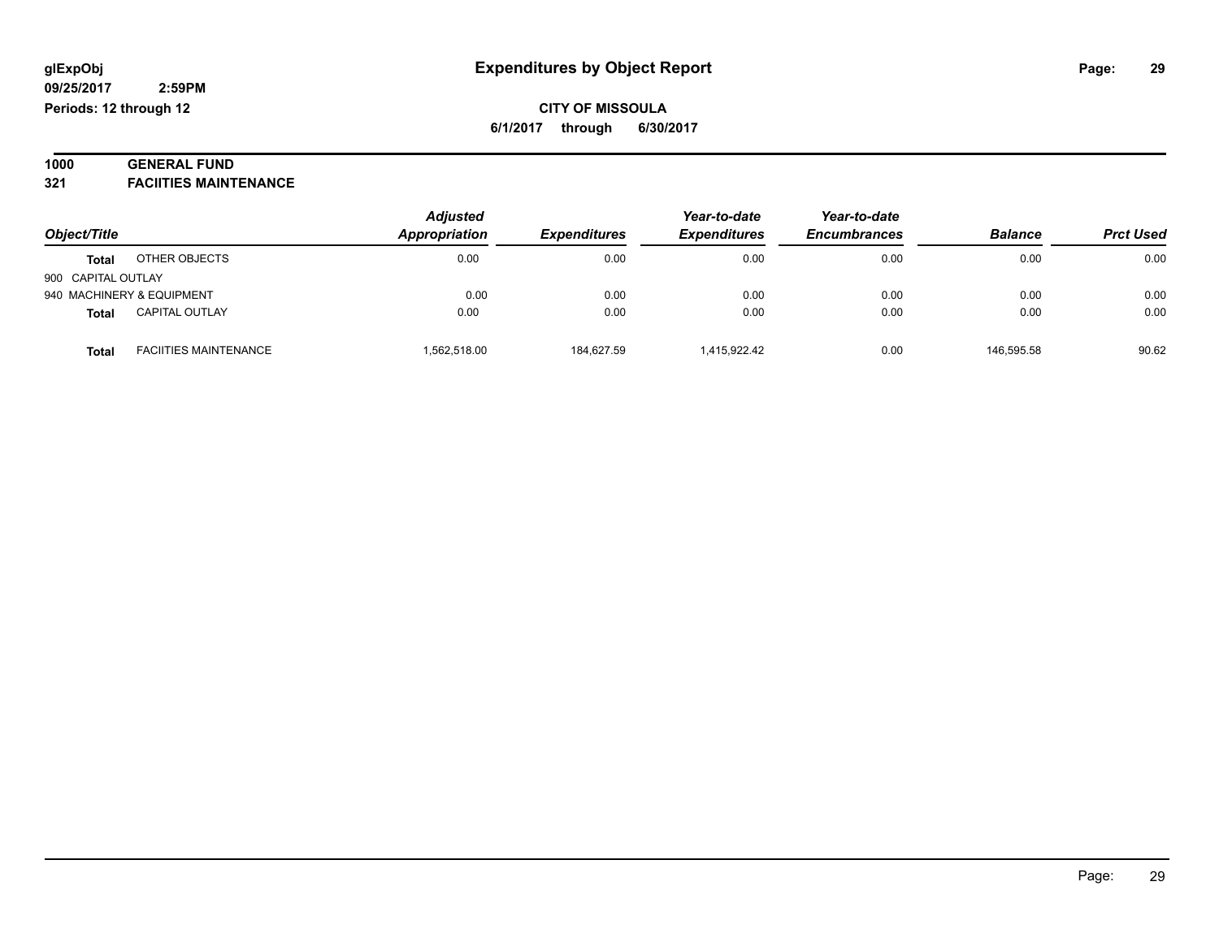**glExpObj**
**09/25/2017 2:59PM**
**Periods: 12 through 12**

# Expenditures by Object Report

**CITY OF MISSOULA**
**6/1/2017 through 6/30/2017**

**1000 GENERAL FUND**
**321 FACIITIES MAINTENANCE**

| Object/Title | | Adjusted Appropriation | Expenditures | Year-to-date Expenditures | Year-to-date Encumbrances | Balance | Prct Used |
|---|---|---|---|---|---|---|---|
| **Total** | OTHER OBJECTS | 0.00 | 0.00 | 0.00 | 0.00 | 0.00 | 0.00 |
| 900 CAPITAL OUTLAY | | | | | | | |
| 940 MACHINERY & EQUIPMENT | | 0.00 | 0.00 | 0.00 | 0.00 | 0.00 | 0.00 |
| **Total** | CAPITAL OUTLAY | 0.00 | 0.00 | 0.00 | 0.00 | 0.00 | 0.00 |
| **Total** | FACIITIES MAINTENANCE | 1,562,518.00 | 184,627.59 | 1,415,922.42 | 0.00 | 146,595.58 | 90.62 |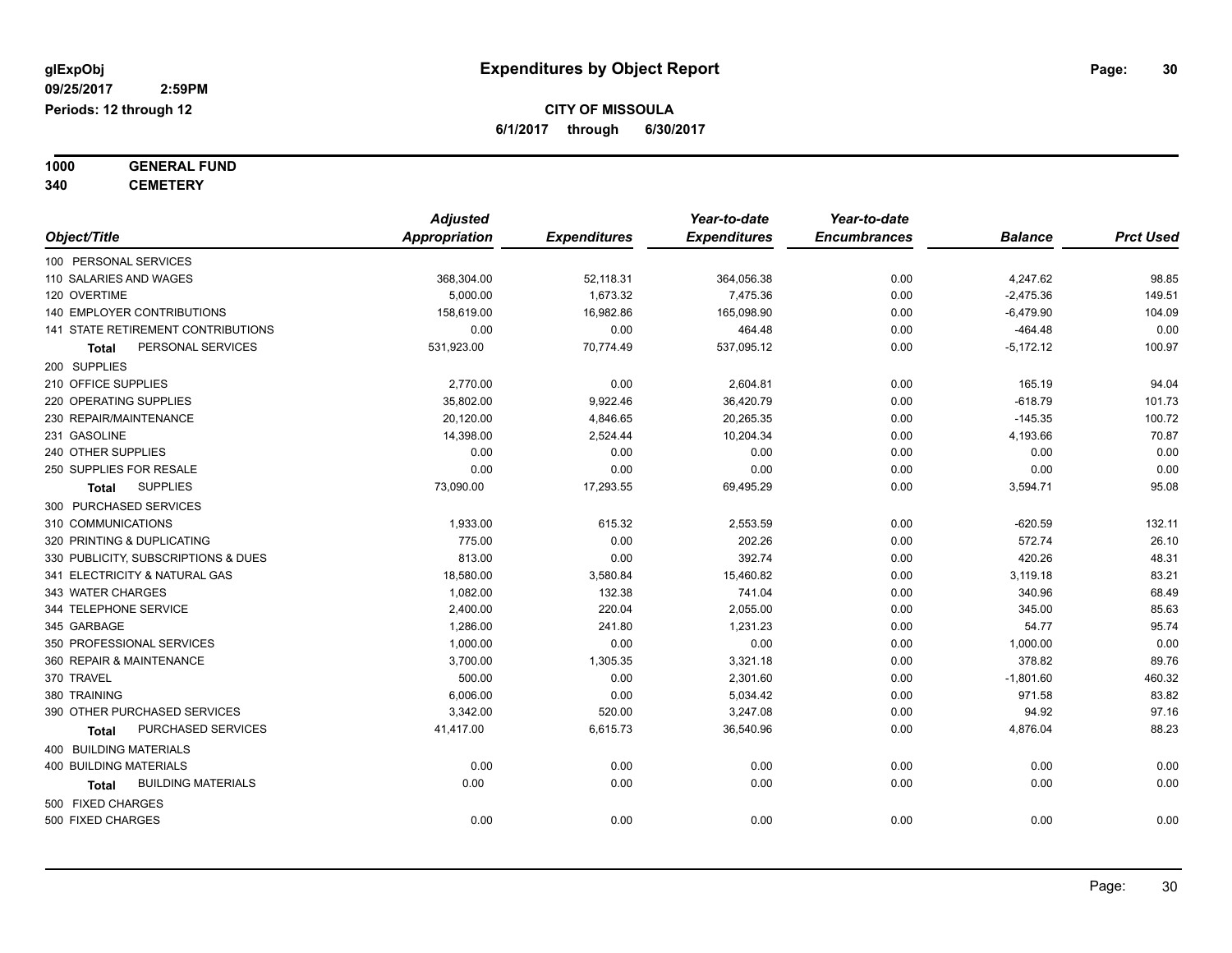# Expenditures by Object Report

glExpObj
09/25/2017 2:59PM
Periods: 12 through 12

**CITY OF MISSOULA**
**6/1/2017 through 6/30/2017**

**1000 GENERAL FUND**
**340 CEMETERY**

| Object/Title | Adjusted Appropriation | Expenditures | Year-to-date Expenditures | Year-to-date Encumbrances | Balance | Prct Used |
|---|---|---|---|---|---|---|
| 100 PERSONAL SERVICES | | | | | | |
| 110 SALARIES AND WAGES | 368,304.00 | 52,118.31 | 364,056.38 | 0.00 | 4,247.62 | 98.85 |
| 120 OVERTIME | 5,000.00 | 1,673.32 | 7,475.36 | 0.00 | -2,475.36 | 149.51 |
| 140 EMPLOYER CONTRIBUTIONS | 158,619.00 | 16,982.86 | 165,098.90 | 0.00 | -6,479.90 | 104.09 |
| 141 STATE RETIREMENT CONTRIBUTIONS | 0.00 | 0.00 | 464.48 | 0.00 | -464.48 | 0.00 |
| **Total** PERSONAL SERVICES | 531,923.00 | 70,774.49 | 537,095.12 | 0.00 | -5,172.12 | 100.97 |
| 200 SUPPLIES | | | | | | |
| 210 OFFICE SUPPLIES | 2,770.00 | 0.00 | 2,604.81 | 0.00 | 165.19 | 94.04 |
| 220 OPERATING SUPPLIES | 35,802.00 | 9,922.46 | 36,420.79 | 0.00 | -618.79 | 101.73 |
| 230 REPAIR/MAINTENANCE | 20,120.00 | 4,846.65 | 20,265.35 | 0.00 | -145.35 | 100.72 |
| 231 GASOLINE | 14,398.00 | 2,524.44 | 10,204.34 | 0.00 | 4,193.66 | 70.87 |
| 240 OTHER SUPPLIES | 0.00 | 0.00 | 0.00 | 0.00 | 0.00 | 0.00 |
| 250 SUPPLIES FOR RESALE | 0.00 | 0.00 | 0.00 | 0.00 | 0.00 | 0.00 |
| **Total** SUPPLIES | 73,090.00 | 17,293.55 | 69,495.29 | 0.00 | 3,594.71 | 95.08 |
| 300 PURCHASED SERVICES | | | | | | |
| 310 COMMUNICATIONS | 1,933.00 | 615.32 | 2,553.59 | 0.00 | -620.59 | 132.11 |
| 320 PRINTING & DUPLICATING | 775.00 | 0.00 | 202.26 | 0.00 | 572.74 | 26.10 |
| 330 PUBLICITY, SUBSCRIPTIONS & DUES | 813.00 | 0.00 | 392.74 | 0.00 | 420.26 | 48.31 |
| 341 ELECTRICITY & NATURAL GAS | 18,580.00 | 3,580.84 | 15,460.82 | 0.00 | 3,119.18 | 83.21 |
| 343 WATER CHARGES | 1,082.00 | 132.38 | 741.04 | 0.00 | 340.96 | 68.49 |
| 344 TELEPHONE SERVICE | 2,400.00 | 220.04 | 2,055.00 | 0.00 | 345.00 | 85.63 |
| 345 GARBAGE | 1,286.00 | 241.80 | 1,231.23 | 0.00 | 54.77 | 95.74 |
| 350 PROFESSIONAL SERVICES | 1,000.00 | 0.00 | 0.00 | 0.00 | 1,000.00 | 0.00 |
| 360 REPAIR & MAINTENANCE | 3,700.00 | 1,305.35 | 3,321.18 | 0.00 | 378.82 | 89.76 |
| 370 TRAVEL | 500.00 | 0.00 | 2,301.60 | 0.00 | -1,801.60 | 460.32 |
| 380 TRAINING | 6,006.00 | 0.00 | 5,034.42 | 0.00 | 971.58 | 83.82 |
| 390 OTHER PURCHASED SERVICES | 3,342.00 | 520.00 | 3,247.08 | 0.00 | 94.92 | 97.16 |
| **Total** PURCHASED SERVICES | 41,417.00 | 6,615.73 | 36,540.96 | 0.00 | 4,876.04 | 88.23 |
| 400 BUILDING MATERIALS | | | | | | |
| 400 BUILDING MATERIALS | 0.00 | 0.00 | 0.00 | 0.00 | 0.00 | 0.00 |
| **Total** BUILDING MATERIALS | 0.00 | 0.00 | 0.00 | 0.00 | 0.00 | 0.00 |
| 500 FIXED CHARGES | | | | | | |
| 500 FIXED CHARGES | 0.00 | 0.00 | 0.00 | 0.00 | 0.00 | 0.00 |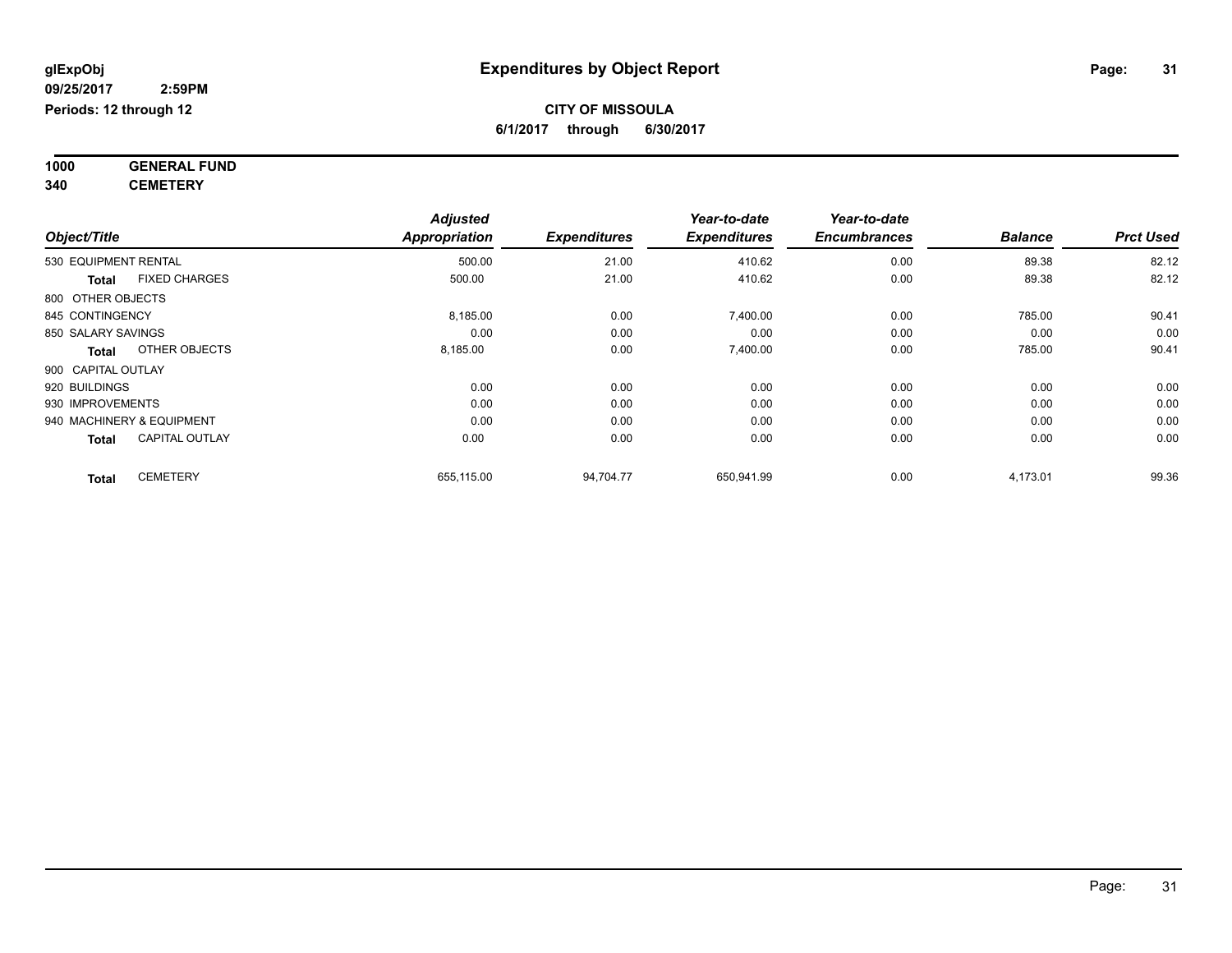**glExpObj**
**09/25/2017 2:59PM**
**Periods: 12 through 12**

# Expenditures by Object Report

**CITY OF MISSOULA**
**6/1/2017 through 6/30/2017**

**1000 GENERAL FUND**
**340 CEMETERY**

| Object/Title | | Adjusted Appropriation | Expenditures | Year-to-date Expenditures | Year-to-date Encumbrances | Balance | Prct Used |
|---|---|---|---|---|---|---|---|
| 530 EQUIPMENT RENTAL | | 500.00 | 21.00 | 410.62 | 0.00 | 89.38 | 82.12 |
| **Total** | FIXED CHARGES | 500.00 | 21.00 | 410.62 | 0.00 | 89.38 | 82.12 |
| 800 OTHER OBJECTS | | | | | | | |
| 845 CONTINGENCY | | 8,185.00 | 0.00 | 7,400.00 | 0.00 | 785.00 | 90.41 |
| 850 SALARY SAVINGS | | 0.00 | 0.00 | 0.00 | 0.00 | 0.00 | 0.00 |
| **Total** | OTHER OBJECTS | 8,185.00 | 0.00 | 7,400.00 | 0.00 | 785.00 | 90.41 |
| 900 CAPITAL OUTLAY | | | | | | | |
| 920 BUILDINGS | | 0.00 | 0.00 | 0.00 | 0.00 | 0.00 | 0.00 |
| 930 IMPROVEMENTS | | 0.00 | 0.00 | 0.00 | 0.00 | 0.00 | 0.00 |
| 940 MACHINERY & EQUIPMENT | | 0.00 | 0.00 | 0.00 | 0.00 | 0.00 | 0.00 |
| **Total** | CAPITAL OUTLAY | 0.00 | 0.00 | 0.00 | 0.00 | 0.00 | 0.00 |
| **Total** | CEMETERY | 655,115.00 | 94,704.77 | 650,941.99 | 0.00 | 4,173.01 | 99.36 |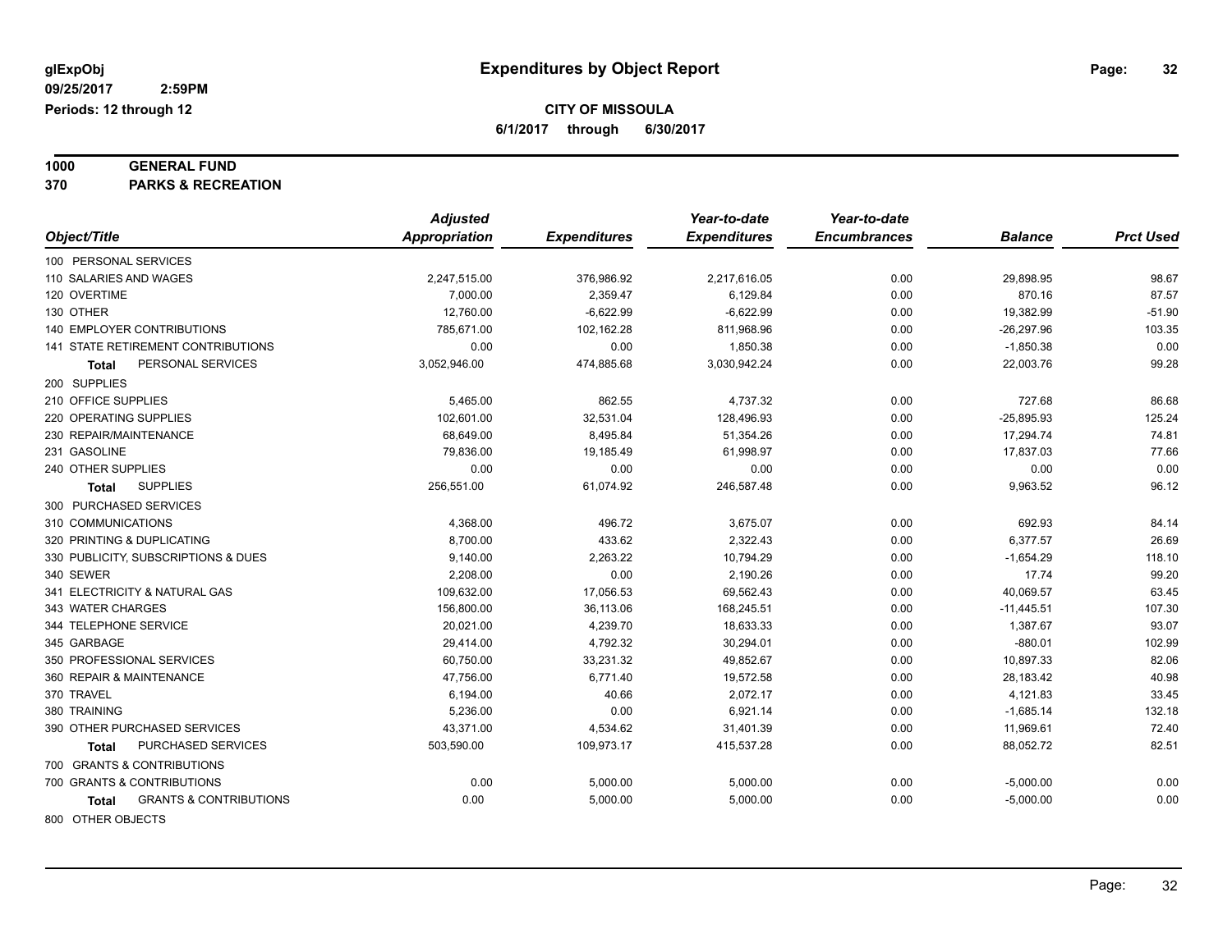**glExpObj** 
**09/25/2017 2:59PM** 
**Periods: 12 through 12**

# Expenditures by Object Report

**CITY OF MISSOULA**
**6/1/2017 through 6/30/2017**

**1000 GENERAL FUND**
**370 PARKS & RECREATION**

| Object/Title | Adjusted Appropriation | Expenditures | Year-to-date Expenditures | Year-to-date Encumbrances | Balance | Prct Used |
|---|---|---|---|---|---|---|
| 100 PERSONAL SERVICES | | | | | | |
| 110 SALARIES AND WAGES | 2,247,515.00 | 376,986.92 | 2,217,616.05 | 0.00 | 29,898.95 | 98.67 |
| 120 OVERTIME | 7,000.00 | 2,359.47 | 6,129.84 | 0.00 | 870.16 | 87.57 |
| 130 OTHER | 12,760.00 | -6,622.99 | -6,622.99 | 0.00 | 19,382.99 | -51.90 |
| 140 EMPLOYER CONTRIBUTIONS | 785,671.00 | 102,162.28 | 811,968.96 | 0.00 | -26,297.96 | 103.35 |
| 141 STATE RETIREMENT CONTRIBUTIONS | 0.00 | 0.00 | 1,850.38 | 0.00 | -1,850.38 | 0.00 |
| **Total** PERSONAL SERVICES | 3,052,946.00 | 474,885.68 | 3,030,942.24 | 0.00 | 22,003.76 | 99.28 |
| 200 SUPPLIES | | | | | | |
| 210 OFFICE SUPPLIES | 5,465.00 | 862.55 | 4,737.32 | 0.00 | 727.68 | 86.68 |
| 220 OPERATING SUPPLIES | 102,601.00 | 32,531.04 | 128,496.93 | 0.00 | -25,895.93 | 125.24 |
| 230 REPAIR/MAINTENANCE | 68,649.00 | 8,495.84 | 51,354.26 | 0.00 | 17,294.74 | 74.81 |
| 231 GASOLINE | 79,836.00 | 19,185.49 | 61,998.97 | 0.00 | 17,837.03 | 77.66 |
| 240 OTHER SUPPLIES | 0.00 | 0.00 | 0.00 | 0.00 | 0.00 | 0.00 |
| **Total** SUPPLIES | 256,551.00 | 61,074.92 | 246,587.48 | 0.00 | 9,963.52 | 96.12 |
| 300 PURCHASED SERVICES | | | | | | |
| 310 COMMUNICATIONS | 4,368.00 | 496.72 | 3,675.07 | 0.00 | 692.93 | 84.14 |
| 320 PRINTING & DUPLICATING | 8,700.00 | 433.62 | 2,322.43 | 0.00 | 6,377.57 | 26.69 |
| 330 PUBLICITY, SUBSCRIPTIONS & DUES | 9,140.00 | 2,263.22 | 10,794.29 | 0.00 | -1,654.29 | 118.10 |
| 340 SEWER | 2,208.00 | 0.00 | 2,190.26 | 0.00 | 17.74 | 99.20 |
| 341 ELECTRICITY & NATURAL GAS | 109,632.00 | 17,056.53 | 69,562.43 | 0.00 | 40,069.57 | 63.45 |
| 343 WATER CHARGES | 156,800.00 | 36,113.06 | 168,245.51 | 0.00 | -11,445.51 | 107.30 |
| 344 TELEPHONE SERVICE | 20,021.00 | 4,239.70 | 18,633.33 | 0.00 | 1,387.67 | 93.07 |
| 345 GARBAGE | 29,414.00 | 4,792.32 | 30,294.01 | 0.00 | -880.01 | 102.99 |
| 350 PROFESSIONAL SERVICES | 60,750.00 | 33,231.32 | 49,852.67 | 0.00 | 10,897.33 | 82.06 |
| 360 REPAIR & MAINTENANCE | 47,756.00 | 6,771.40 | 19,572.58 | 0.00 | 28,183.42 | 40.98 |
| 370 TRAVEL | 6,194.00 | 40.66 | 2,072.17 | 0.00 | 4,121.83 | 33.45 |
| 380 TRAINING | 5,236.00 | 0.00 | 6,921.14 | 0.00 | -1,685.14 | 132.18 |
| 390 OTHER PURCHASED SERVICES | 43,371.00 | 4,534.62 | 31,401.39 | 0.00 | 11,969.61 | 72.40 |
| **Total** PURCHASED SERVICES | 503,590.00 | 109,973.17 | 415,537.28 | 0.00 | 88,052.72 | 82.51 |
| 700 GRANTS & CONTRIBUTIONS | | | | | | |
| 700 GRANTS & CONTRIBUTIONS | 0.00 | 5,000.00 | 5,000.00 | 0.00 | -5,000.00 | 0.00 |
| **Total** GRANTS & CONTRIBUTIONS | 0.00 | 5,000.00 | 5,000.00 | 0.00 | -5,000.00 | 0.00 |
| 800 OTHER OBJECTS | | | | | | |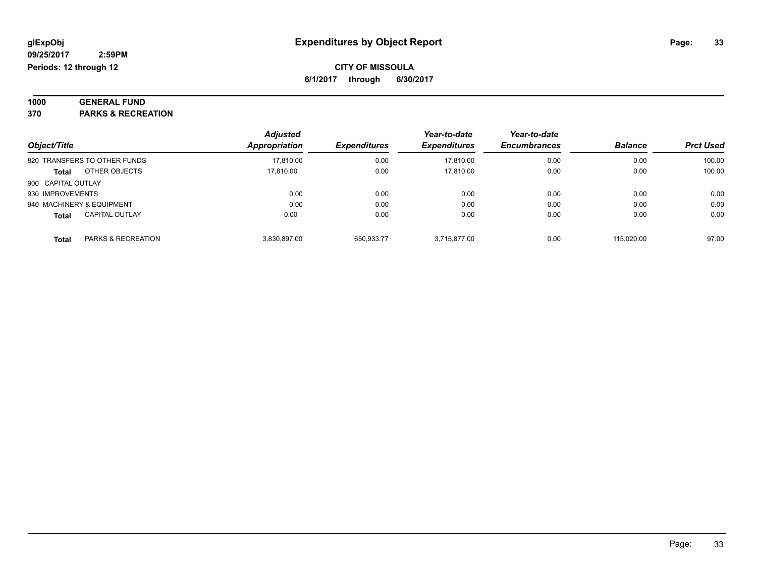# Expenditures by Object Report

glExpObj
09/25/2017 2:59PM
Periods: 12 through 12

**CITY OF MISSOULA**
**6/1/2017 through 6/30/2017**

**1000 GENERAL FUND**
**370 PARKS & RECREATION**

| Object/Title | | Adjusted Appropriation | Expenditures | Year-to-date Expenditures | Year-to-date Encumbrances | Balance | Prct Used |
|---|---|---|---|---|---|---|---|
| 820 TRANSFERS TO OTHER FUNDS | | 17,810.00 | 0.00 | 17,810.00 | 0.00 | 0.00 | 100.00 |
| **Total** | OTHER OBJECTS | 17,810.00 | 0.00 | 17,810.00 | 0.00 | 0.00 | 100.00 |
| 900 CAPITAL OUTLAY | | | | | | | |
| 930 IMPROVEMENTS | | 0.00 | 0.00 | 0.00 | 0.00 | 0.00 | 0.00 |
| 940 MACHINERY & EQUIPMENT | | 0.00 | 0.00 | 0.00 | 0.00 | 0.00 | 0.00 |
| **Total** | CAPITAL OUTLAY | 0.00 | 0.00 | 0.00 | 0.00 | 0.00 | 0.00 |
| **Total** | PARKS & RECREATION | 3,830,897.00 | 650,933.77 | 3,715,877.00 | 0.00 | 115,020.00 | 97.00 |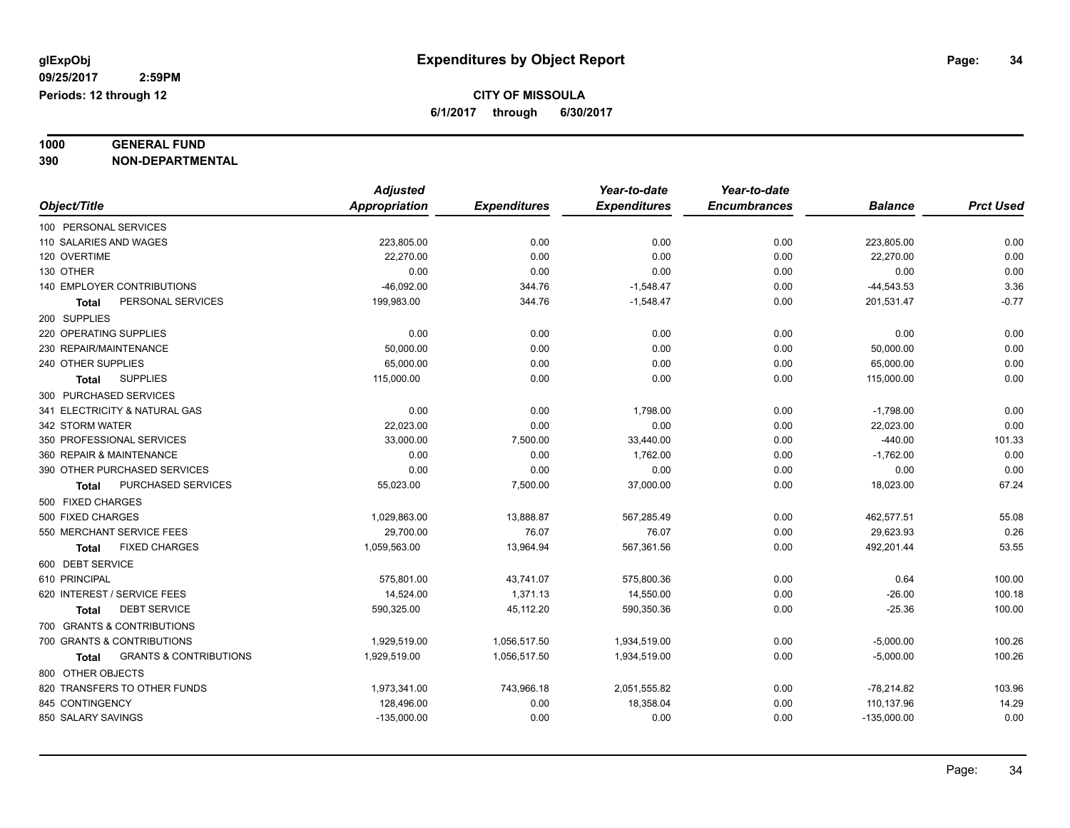**glExpObj** 09/25/2017 2:59PM
**Periods: 12 through 12**

# Expenditures by Object Report

**CITY OF MISSOULA**
**6/1/2017 through 6/30/2017**

**1000 GENERAL FUND**
**390 NON-DEPARTMENTAL**

| Object/Title | Adjusted Appropriation | Expenditures | Year-to-date Expenditures | Year-to-date Encumbrances | Balance | Prct Used |
|---|---|---|---|---|---|---|
| 100 PERSONAL SERVICES | | | | | | |
| 110 SALARIES AND WAGES | 223,805.00 | 0.00 | 0.00 | 0.00 | 223,805.00 | 0.00 |
| 120 OVERTIME | 22,270.00 | 0.00 | 0.00 | 0.00 | 22,270.00 | 0.00 |
| 130 OTHER | 0.00 | 0.00 | 0.00 | 0.00 | 0.00 | 0.00 |
| 140 EMPLOYER CONTRIBUTIONS | -46,092.00 | 344.76 | -1,548.47 | 0.00 | -44,543.53 | 3.36 |
| **Total** PERSONAL SERVICES | 199,983.00 | 344.76 | -1,548.47 | 0.00 | 201,531.47 | -0.77 |
| 200 SUPPLIES | | | | | | |
| 220 OPERATING SUPPLIES | 0.00 | 0.00 | 0.00 | 0.00 | 0.00 | 0.00 |
| 230 REPAIR/MAINTENANCE | 50,000.00 | 0.00 | 0.00 | 0.00 | 50,000.00 | 0.00 |
| 240 OTHER SUPPLIES | 65,000.00 | 0.00 | 0.00 | 0.00 | 65,000.00 | 0.00 |
| **Total** SUPPLIES | 115,000.00 | 0.00 | 0.00 | 0.00 | 115,000.00 | 0.00 |
| 300 PURCHASED SERVICES | | | | | | |
| 341 ELECTRICITY & NATURAL GAS | 0.00 | 0.00 | 1,798.00 | 0.00 | -1,798.00 | 0.00 |
| 342 STORM WATER | 22,023.00 | 0.00 | 0.00 | 0.00 | 22,023.00 | 0.00 |
| 350 PROFESSIONAL SERVICES | 33,000.00 | 7,500.00 | 33,440.00 | 0.00 | -440.00 | 101.33 |
| 360 REPAIR & MAINTENANCE | 0.00 | 0.00 | 1,762.00 | 0.00 | -1,762.00 | 0.00 |
| 390 OTHER PURCHASED SERVICES | 0.00 | 0.00 | 0.00 | 0.00 | 0.00 | 0.00 |
| **Total** PURCHASED SERVICES | 55,023.00 | 7,500.00 | 37,000.00 | 0.00 | 18,023.00 | 67.24 |
| 500 FIXED CHARGES | | | | | | |
| 500 FIXED CHARGES | 1,029,863.00 | 13,888.87 | 567,285.49 | 0.00 | 462,577.51 | 55.08 |
| 550 MERCHANT SERVICE FEES | 29,700.00 | 76.07 | 76.07 | 0.00 | 29,623.93 | 0.26 |
| **Total** FIXED CHARGES | 1,059,563.00 | 13,964.94 | 567,361.56 | 0.00 | 492,201.44 | 53.55 |
| 600 DEBT SERVICE | | | | | | |
| 610 PRINCIPAL | 575,801.00 | 43,741.07 | 575,800.36 | 0.00 | 0.64 | 100.00 |
| 620 INTEREST / SERVICE FEES | 14,524.00 | 1,371.13 | 14,550.00 | 0.00 | -26.00 | 100.18 |
| **Total** DEBT SERVICE | 590,325.00 | 45,112.20 | 590,350.36 | 0.00 | -25.36 | 100.00 |
| 700 GRANTS & CONTRIBUTIONS | | | | | | |
| 700 GRANTS & CONTRIBUTIONS | 1,929,519.00 | 1,056,517.50 | 1,934,519.00 | 0.00 | -5,000.00 | 100.26 |
| **Total** GRANTS & CONTRIBUTIONS | 1,929,519.00 | 1,056,517.50 | 1,934,519.00 | 0.00 | -5,000.00 | 100.26 |
| 800 OTHER OBJECTS | | | | | | |
| 820 TRANSFERS TO OTHER FUNDS | 1,973,341.00 | 743,966.18 | 2,051,555.82 | 0.00 | -78,214.82 | 103.96 |
| 845 CONTINGENCY | 128,496.00 | 0.00 | 18,358.04 | 0.00 | 110,137.96 | 14.29 |
| 850 SALARY SAVINGS | -135,000.00 | 0.00 | 0.00 | 0.00 | -135,000.00 | 0.00 |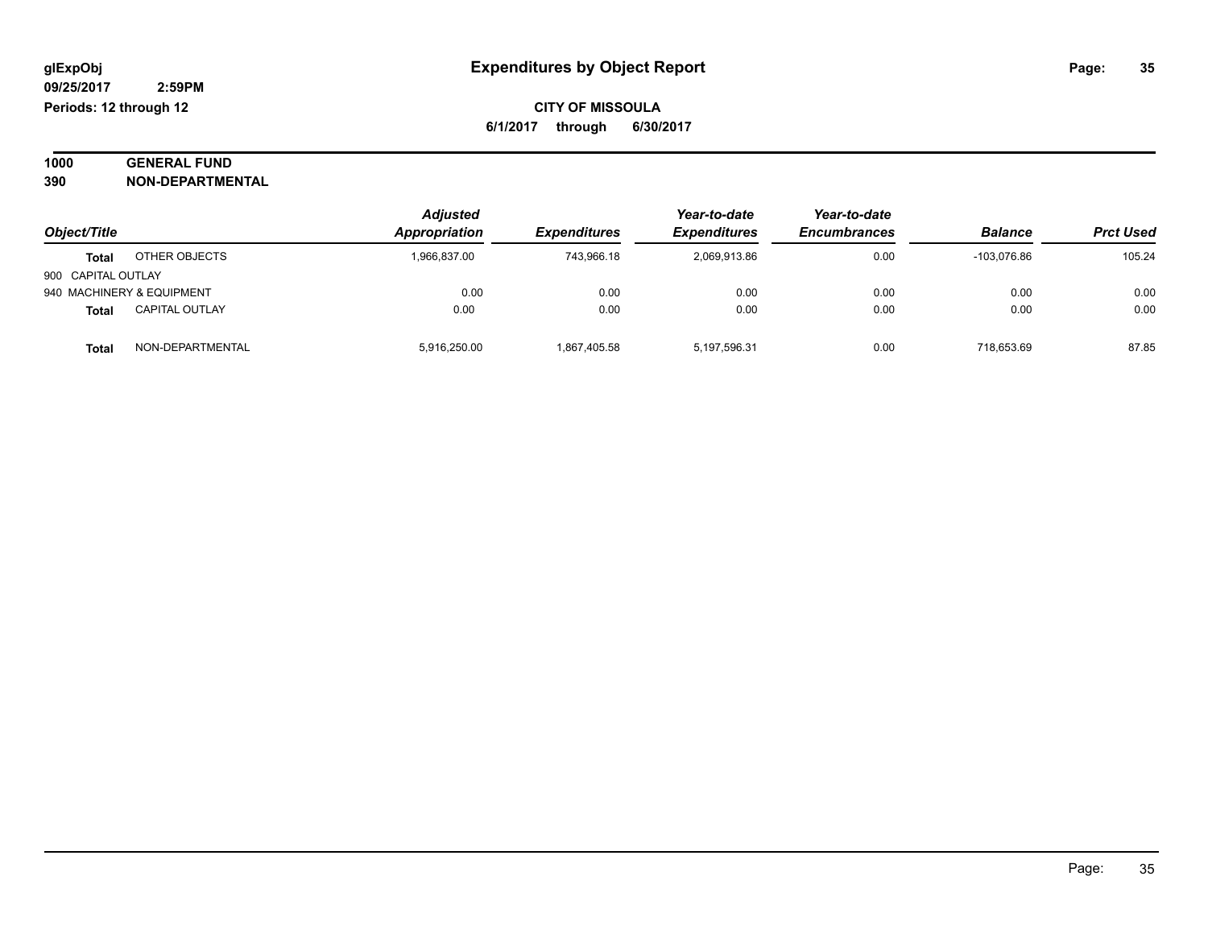**glExpObj** | **Expenditures by Object Report**

**09/25/2017 2:59PM**

**Periods: 12 through 12**

**CITY OF MISSOULA**

**6/1/2017 through 6/30/2017**

**1000 GENERAL FUND**

**390 NON-DEPARTMENTAL**

| Object/Title | | Adjusted Appropriation | Expenditures | Year-to-date Expenditures | Year-to-date Encumbrances | Balance | Prct Used |
|---|---|---|---|---|---|---|---|
| **Total** | OTHER OBJECTS | 1,966,837.00 | 743,966.18 | 2,069,913.86 | 0.00 | -103,076.86 | 105.24 |
| 900 CAPITAL OUTLAY | | | | | | | |
| 940 MACHINERY & EQUIPMENT | | 0.00 | 0.00 | 0.00 | 0.00 | 0.00 | 0.00 |
| **Total** | CAPITAL OUTLAY | 0.00 | 0.00 | 0.00 | 0.00 | 0.00 | 0.00 |
| **Total** | NON-DEPARTMENTAL | 5,916,250.00 | 1,867,405.58 | 5,197,596.31 | 0.00 | 718,653.69 | 87.85 |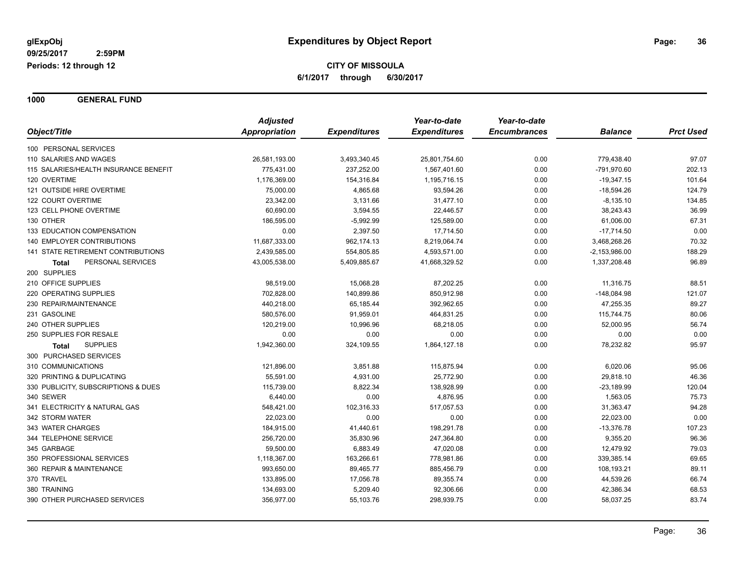glExpObj
09/25/2017 2:59PM
Periods: 12 through 12

# Expenditures by Object Report

**CITY OF MISSOULA**
**6/1/2017 through 6/30/2017**

## 1000 GENERAL FUND

| Object/Title | Adjusted Appropriation | Expenditures | Year-to-date Expenditures | Year-to-date Encumbrances | Balance | Prct Used |
|---|---|---|---|---|---|---|
| 100 PERSONAL SERVICES | | | | | | |
| 110 SALARIES AND WAGES | 26,581,193.00 | 3,493,340.45 | 25,801,754.60 | 0.00 | 779,438.40 | 97.07 |
| 115 SALARIES/HEALTH INSURANCE BENEFIT | 775,431.00 | 237,252.00 | 1,567,401.60 | 0.00 | -791,970.60 | 202.13 |
| 120 OVERTIME | 1,176,369.00 | 154,316.84 | 1,195,716.15 | 0.00 | -19,347.15 | 101.64 |
| 121 OUTSIDE HIRE OVERTIME | 75,000.00 | 4,865.68 | 93,594.26 | 0.00 | -18,594.26 | 124.79 |
| 122 COURT OVERTIME | 23,342.00 | 3,131.66 | 31,477.10 | 0.00 | -8,135.10 | 134.85 |
| 123 CELL PHONE OVERTIME | 60,690.00 | 3,594.55 | 22,446.57 | 0.00 | 38,243.43 | 36.99 |
| 130 OTHER | 186,595.00 | -5,992.99 | 125,589.00 | 0.00 | 61,006.00 | 67.31 |
| 133 EDUCATION COMPENSATION | 0.00 | 2,397.50 | 17,714.50 | 0.00 | -17,714.50 | 0.00 |
| 140 EMPLOYER CONTRIBUTIONS | 11,687,333.00 | 962,174.13 | 8,219,064.74 | 0.00 | 3,468,268.26 | 70.32 |
| 141 STATE RETIREMENT CONTRIBUTIONS | 2,439,585.00 | 554,805.85 | 4,593,571.00 | 0.00 | -2,153,986.00 | 188.29 |
| **Total** PERSONAL SERVICES | 43,005,538.00 | 5,409,885.67 | 41,668,329.52 | 0.00 | 1,337,208.48 | 96.89 |
| 200 SUPPLIES | | | | | | |
| 210 OFFICE SUPPLIES | 98,519.00 | 15,068.28 | 87,202.25 | 0.00 | 11,316.75 | 88.51 |
| 220 OPERATING SUPPLIES | 702,828.00 | 140,899.86 | 850,912.98 | 0.00 | -148,084.98 | 121.07 |
| 230 REPAIR/MAINTENANCE | 440,218.00 | 65,185.44 | 392,962.65 | 0.00 | 47,255.35 | 89.27 |
| 231 GASOLINE | 580,576.00 | 91,959.01 | 464,831.25 | 0.00 | 115,744.75 | 80.06 |
| 240 OTHER SUPPLIES | 120,219.00 | 10,996.96 | 68,218.05 | 0.00 | 52,000.95 | 56.74 |
| 250 SUPPLIES FOR RESALE | 0.00 | 0.00 | 0.00 | 0.00 | 0.00 | 0.00 |
| **Total** SUPPLIES | 1,942,360.00 | 324,109.55 | 1,864,127.18 | 0.00 | 78,232.82 | 95.97 |
| 300 PURCHASED SERVICES | | | | | | |
| 310 COMMUNICATIONS | 121,896.00 | 3,851.88 | 115,875.94 | 0.00 | 6,020.06 | 95.06 |
| 320 PRINTING & DUPLICATING | 55,591.00 | 4,931.00 | 25,772.90 | 0.00 | 29,818.10 | 46.36 |
| 330 PUBLICITY, SUBSCRIPTIONS & DUES | 115,739.00 | 8,822.34 | 138,928.99 | 0.00 | -23,189.99 | 120.04 |
| 340 SEWER | 6,440.00 | 0.00 | 4,876.95 | 0.00 | 1,563.05 | 75.73 |
| 341 ELECTRICITY & NATURAL GAS | 548,421.00 | 102,316.33 | 517,057.53 | 0.00 | 31,363.47 | 94.28 |
| 342 STORM WATER | 22,023.00 | 0.00 | 0.00 | 0.00 | 22,023.00 | 0.00 |
| 343 WATER CHARGES | 184,915.00 | 41,440.61 | 198,291.78 | 0.00 | -13,376.78 | 107.23 |
| 344 TELEPHONE SERVICE | 256,720.00 | 35,830.96 | 247,364.80 | 0.00 | 9,355.20 | 96.36 |
| 345 GARBAGE | 59,500.00 | 6,883.49 | 47,020.08 | 0.00 | 12,479.92 | 79.03 |
| 350 PROFESSIONAL SERVICES | 1,118,367.00 | 163,266.61 | 778,981.86 | 0.00 | 339,385.14 | 69.65 |
| 360 REPAIR & MAINTENANCE | 993,650.00 | 89,465.77 | 885,456.79 | 0.00 | 108,193.21 | 89.11 |
| 370 TRAVEL | 133,895.00 | 17,056.78 | 89,355.74 | 0.00 | 44,539.26 | 66.74 |
| 380 TRAINING | 134,693.00 | 5,209.40 | 92,306.66 | 0.00 | 42,386.34 | 68.53 |
| 390 OTHER PURCHASED SERVICES | 356,977.00 | 55,103.76 | 298,939.75 | 0.00 | 58,037.25 | 83.74 |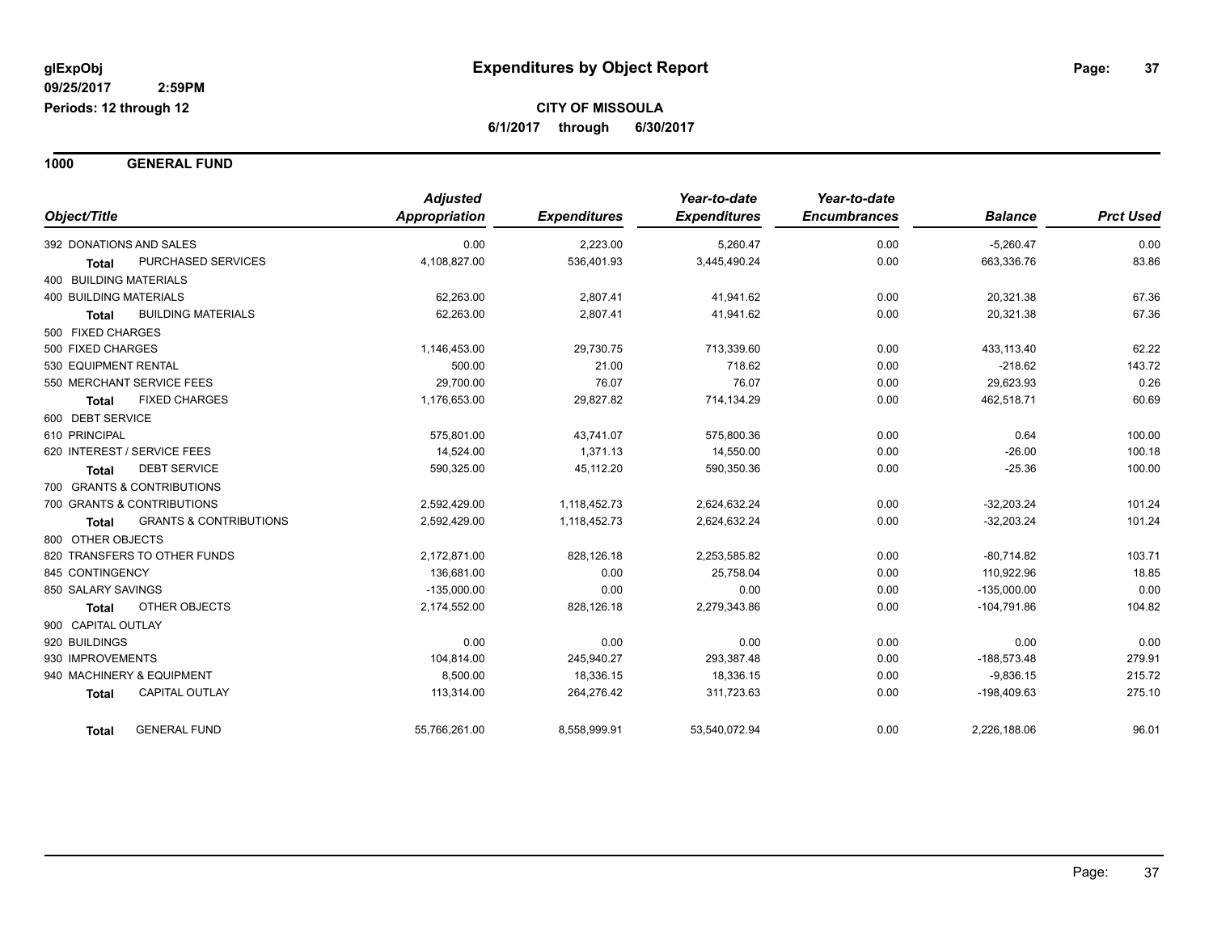**glExpObj** **Expenditures by Object Report**

**09/25/2017 2:59PM**

**Periods: 12 through 12**

**CITY OF MISSOULA**

**6/1/2017 through 6/30/2017**

## 1000 GENERAL FUND

| Object/Title | Adjusted Appropriation | Expenditures | Year-to-date Expenditures | Year-to-date Encumbrances | Balance | Prct Used |
|---|---|---|---|---|---|---|
| 392 DONATIONS AND SALES | 0.00 | 2,223.00 | 5,260.47 | 0.00 | -5,260.47 | 0.00 |
| **Total** PURCHASED SERVICES | 4,108,827.00 | 536,401.93 | 3,445,490.24 | 0.00 | 663,336.76 | 83.86 |
| 400 BUILDING MATERIALS | | | | | | |
| 400 BUILDING MATERIALS | 62,263.00 | 2,807.41 | 41,941.62 | 0.00 | 20,321.38 | 67.36 |
| **Total** BUILDING MATERIALS | 62,263.00 | 2,807.41 | 41,941.62 | 0.00 | 20,321.38 | 67.36 |
| 500 FIXED CHARGES | | | | | | |
| 500 FIXED CHARGES | 1,146,453.00 | 29,730.75 | 713,339.60 | 0.00 | 433,113.40 | 62.22 |
| 530 EQUIPMENT RENTAL | 500.00 | 21.00 | 718.62 | 0.00 | -218.62 | 143.72 |
| 550 MERCHANT SERVICE FEES | 29,700.00 | 76.07 | 76.07 | 0.00 | 29,623.93 | 0.26 |
| **Total** FIXED CHARGES | 1,176,653.00 | 29,827.82 | 714,134.29 | 0.00 | 462,518.71 | 60.69 |
| 600 DEBT SERVICE | | | | | | |
| 610 PRINCIPAL | 575,801.00 | 43,741.07 | 575,800.36 | 0.00 | 0.64 | 100.00 |
| 620 INTEREST / SERVICE FEES | 14,524.00 | 1,371.13 | 14,550.00 | 0.00 | -26.00 | 100.18 |
| **Total** DEBT SERVICE | 590,325.00 | 45,112.20 | 590,350.36 | 0.00 | -25.36 | 100.00 |
| 700 GRANTS & CONTRIBUTIONS | | | | | | |
| 700 GRANTS & CONTRIBUTIONS | 2,592,429.00 | 1,118,452.73 | 2,624,632.24 | 0.00 | -32,203.24 | 101.24 |
| **Total** GRANTS & CONTRIBUTIONS | 2,592,429.00 | 1,118,452.73 | 2,624,632.24 | 0.00 | -32,203.24 | 101.24 |
| 800 OTHER OBJECTS | | | | | | |
| 820 TRANSFERS TO OTHER FUNDS | 2,172,871.00 | 828,126.18 | 2,253,585.82 | 0.00 | -80,714.82 | 103.71 |
| 845 CONTINGENCY | 136,681.00 | 0.00 | 25,758.04 | 0.00 | 110,922.96 | 18.85 |
| 850 SALARY SAVINGS | -135,000.00 | 0.00 | 0.00 | 0.00 | -135,000.00 | 0.00 |
| **Total** OTHER OBJECTS | 2,174,552.00 | 828,126.18 | 2,279,343.86 | 0.00 | -104,791.86 | 104.82 |
| 900 CAPITAL OUTLAY | | | | | | |
| 920 BUILDINGS | 0.00 | 0.00 | 0.00 | 0.00 | 0.00 | 0.00 |
| 930 IMPROVEMENTS | 104,814.00 | 245,940.27 | 293,387.48 | 0.00 | -188,573.48 | 279.91 |
| 940 MACHINERY & EQUIPMENT | 8,500.00 | 18,336.15 | 18,336.15 | 0.00 | -9,836.15 | 215.72 |
| **Total** CAPITAL OUTLAY | 113,314.00 | 264,276.42 | 311,723.63 | 0.00 | -198,409.63 | 275.10 |
| **Total** GENERAL FUND | 55,766,261.00 | 8,558,999.91 | 53,540,072.94 | 0.00 | 2,226,188.06 | 96.01 |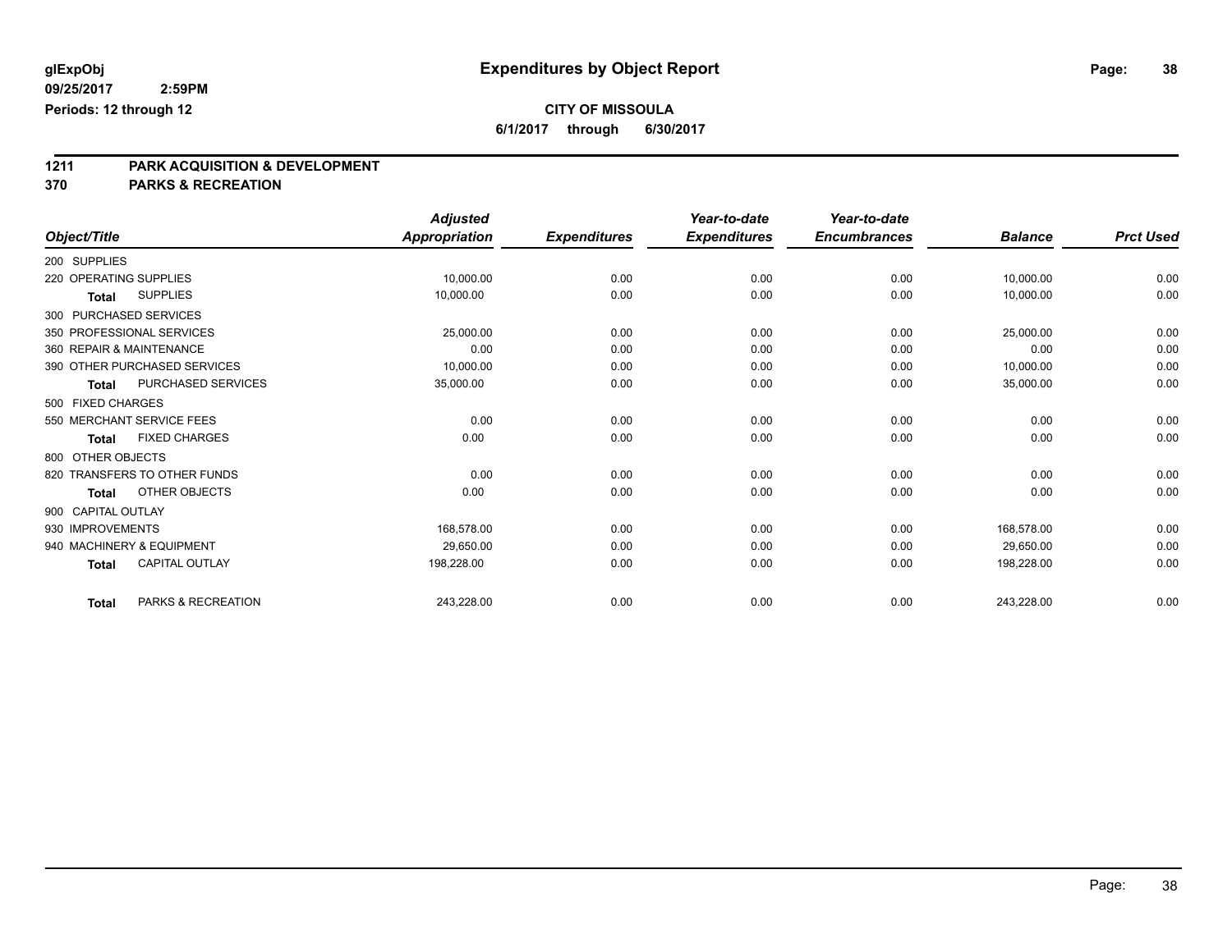glExpObj
09/25/2017 2:59PM
Periods: 12 through 12

# Expenditures by Object Report

**CITY OF MISSOULA**
**6/1/2017 through 6/30/2017**

## 1211 PARK ACQUISITION & DEVELOPMENT
## 370 PARKS & RECREATION

| Object/Title | Adjusted Appropriation | Expenditures | Year-to-date Expenditures | Year-to-date Encumbrances | Balance | Prct Used |
|---|---|---|---|---|---|---|
| 200 SUPPLIES | | | | | | |
| 220 OPERATING SUPPLIES | 10,000.00 | 0.00 | 0.00 | 0.00 | 10,000.00 | 0.00 |
| **Total** SUPPLIES | 10,000.00 | 0.00 | 0.00 | 0.00 | 10,000.00 | 0.00 |
| 300 PURCHASED SERVICES | | | | | | |
| 350 PROFESSIONAL SERVICES | 25,000.00 | 0.00 | 0.00 | 0.00 | 25,000.00 | 0.00 |
| 360 REPAIR & MAINTENANCE | 0.00 | 0.00 | 0.00 | 0.00 | 0.00 | 0.00 |
| 390 OTHER PURCHASED SERVICES | 10,000.00 | 0.00 | 0.00 | 0.00 | 10,000.00 | 0.00 |
| **Total** PURCHASED SERVICES | 35,000.00 | 0.00 | 0.00 | 0.00 | 35,000.00 | 0.00 |
| 500 FIXED CHARGES | | | | | | |
| 550 MERCHANT SERVICE FEES | 0.00 | 0.00 | 0.00 | 0.00 | 0.00 | 0.00 |
| **Total** FIXED CHARGES | 0.00 | 0.00 | 0.00 | 0.00 | 0.00 | 0.00 |
| 800 OTHER OBJECTS | | | | | | |
| 820 TRANSFERS TO OTHER FUNDS | 0.00 | 0.00 | 0.00 | 0.00 | 0.00 | 0.00 |
| **Total** OTHER OBJECTS | 0.00 | 0.00 | 0.00 | 0.00 | 0.00 | 0.00 |
| 900 CAPITAL OUTLAY | | | | | | |
| 930 IMPROVEMENTS | 168,578.00 | 0.00 | 0.00 | 0.00 | 168,578.00 | 0.00 |
| 940 MACHINERY & EQUIPMENT | 29,650.00 | 0.00 | 0.00 | 0.00 | 29,650.00 | 0.00 |
| **Total** CAPITAL OUTLAY | 198,228.00 | 0.00 | 0.00 | 0.00 | 198,228.00 | 0.00 |
| **Total** PARKS & RECREATION | 243,228.00 | 0.00 | 0.00 | 0.00 | 243,228.00 | 0.00 |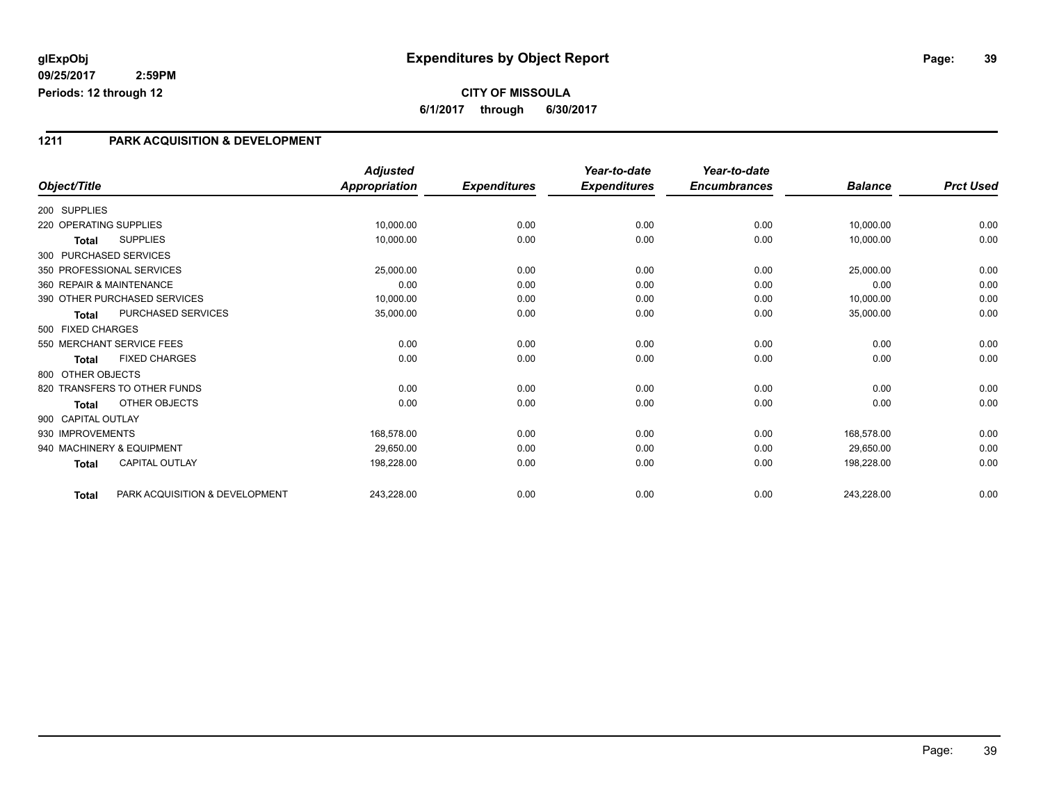glExpObj
09/25/2017 2:59PM
Periods: 12 through 12

# Expenditures by Object Report

**CITY OF MISSOULA**
**6/1/2017 through 6/30/2017**

## 1211 PARK ACQUISITION & DEVELOPMENT

| Object/Title | | *Adjusted Appropriation* | *Expenditures* | *Year-to-date Expenditures* | *Year-to-date Encumbrances* | *Balance* | *Prct Used* |
|---|---|---|---|---|---|---|---|
| 200 SUPPLIES | | | | | | | |
| 220 OPERATING SUPPLIES | | 10,000.00 | 0.00 | 0.00 | 0.00 | 10,000.00 | 0.00 |
| **Total** | SUPPLIES | 10,000.00 | 0.00 | 0.00 | 0.00 | 10,000.00 | 0.00 |
| 300 PURCHASED SERVICES | | | | | | | |
| 350 PROFESSIONAL SERVICES | | 25,000.00 | 0.00 | 0.00 | 0.00 | 25,000.00 | 0.00 |
| 360 REPAIR & MAINTENANCE | | 0.00 | 0.00 | 0.00 | 0.00 | 0.00 | 0.00 |
| 390 OTHER PURCHASED SERVICES | | 10,000.00 | 0.00 | 0.00 | 0.00 | 10,000.00 | 0.00 |
| **Total** | PURCHASED SERVICES | 35,000.00 | 0.00 | 0.00 | 0.00 | 35,000.00 | 0.00 |
| 500 FIXED CHARGES | | | | | | | |
| 550 MERCHANT SERVICE FEES | | 0.00 | 0.00 | 0.00 | 0.00 | 0.00 | 0.00 |
| **Total** | FIXED CHARGES | 0.00 | 0.00 | 0.00 | 0.00 | 0.00 | 0.00 |
| 800 OTHER OBJECTS | | | | | | | |
| 820 TRANSFERS TO OTHER FUNDS | | 0.00 | 0.00 | 0.00 | 0.00 | 0.00 | 0.00 |
| **Total** | OTHER OBJECTS | 0.00 | 0.00 | 0.00 | 0.00 | 0.00 | 0.00 |
| 900 CAPITAL OUTLAY | | | | | | | |
| 930 IMPROVEMENTS | | 168,578.00 | 0.00 | 0.00 | 0.00 | 168,578.00 | 0.00 |
| 940 MACHINERY & EQUIPMENT | | 29,650.00 | 0.00 | 0.00 | 0.00 | 29,650.00 | 0.00 |
| **Total** | CAPITAL OUTLAY | 198,228.00 | 0.00 | 0.00 | 0.00 | 198,228.00 | 0.00 |
| **Total** | PARK ACQUISITION & DEVELOPMENT | 243,228.00 | 0.00 | 0.00 | 0.00 | 243,228.00 | 0.00 |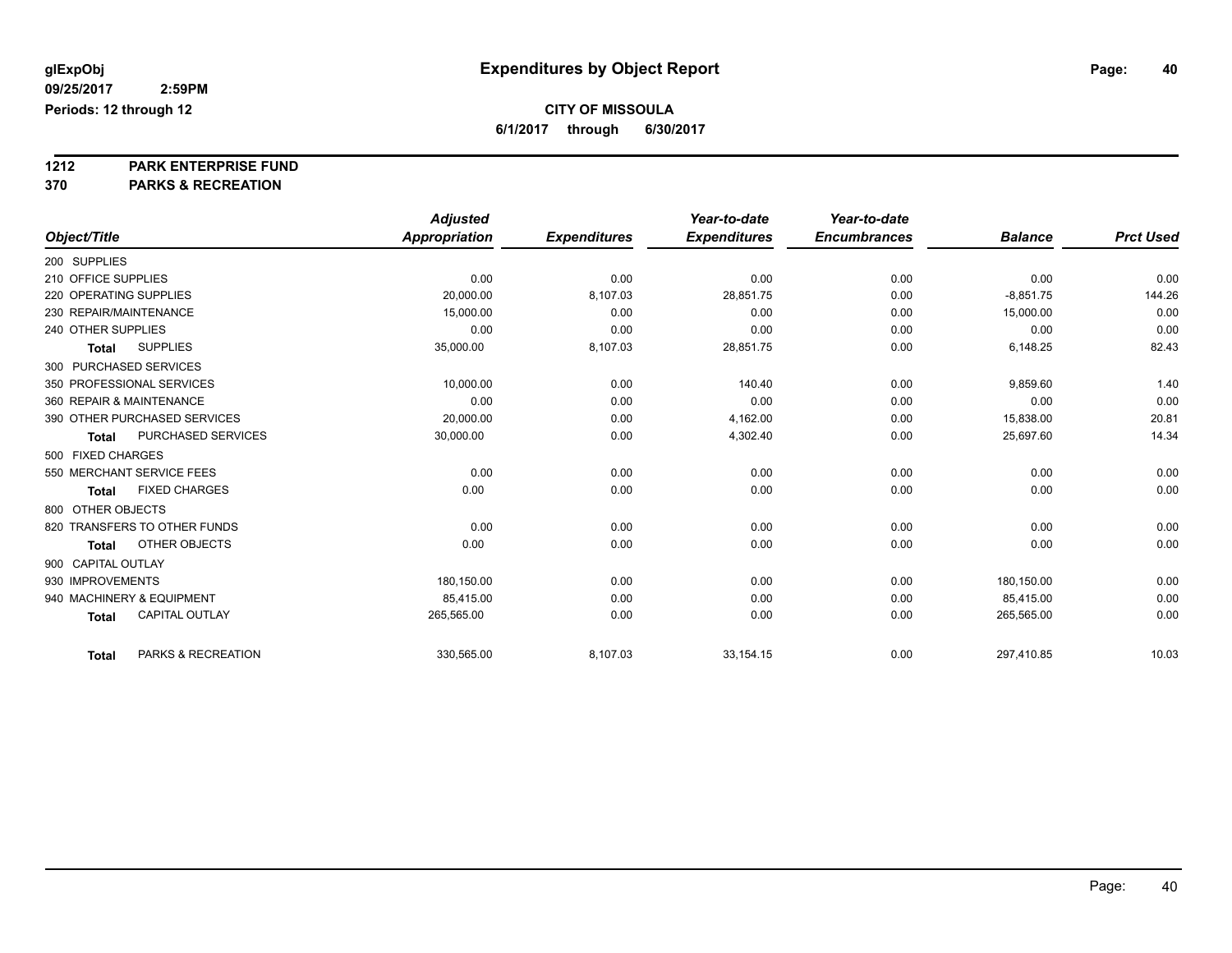**glExpObj**
**09/25/2017 2:59PM**
**Periods: 12 through 12**

# Expenditures by Object Report

**CITY OF MISSOULA**
**6/1/2017 through 6/30/2017**

**1212 PARK ENTERPRISE FUND**
**370 PARKS & RECREATION**

| Object/Title | Adjusted Appropriation | Expenditures | Year-to-date Expenditures | Year-to-date Encumbrances | Balance | Prct Used |
|---|---|---|---|---|---|---|
| 200 SUPPLIES | | | | | | |
| 210 OFFICE SUPPLIES | 0.00 | 0.00 | 0.00 | 0.00 | 0.00 | 0.00 |
| 220 OPERATING SUPPLIES | 20,000.00 | 8,107.03 | 28,851.75 | 0.00 | -8,851.75 | 144.26 |
| 230 REPAIR/MAINTENANCE | 15,000.00 | 0.00 | 0.00 | 0.00 | 15,000.00 | 0.00 |
| 240 OTHER SUPPLIES | 0.00 | 0.00 | 0.00 | 0.00 | 0.00 | 0.00 |
| **Total** SUPPLIES | 35,000.00 | 8,107.03 | 28,851.75 | 0.00 | 6,148.25 | 82.43 |
| 300 PURCHASED SERVICES | | | | | | |
| 350 PROFESSIONAL SERVICES | 10,000.00 | 0.00 | 140.40 | 0.00 | 9,859.60 | 1.40 |
| 360 REPAIR & MAINTENANCE | 0.00 | 0.00 | 0.00 | 0.00 | 0.00 | 0.00 |
| 390 OTHER PURCHASED SERVICES | 20,000.00 | 0.00 | 4,162.00 | 0.00 | 15,838.00 | 20.81 |
| **Total** PURCHASED SERVICES | 30,000.00 | 0.00 | 4,302.40 | 0.00 | 25,697.60 | 14.34 |
| 500 FIXED CHARGES | | | | | | |
| 550 MERCHANT SERVICE FEES | 0.00 | 0.00 | 0.00 | 0.00 | 0.00 | 0.00 |
| **Total** FIXED CHARGES | 0.00 | 0.00 | 0.00 | 0.00 | 0.00 | 0.00 |
| 800 OTHER OBJECTS | | | | | | |
| 820 TRANSFERS TO OTHER FUNDS | 0.00 | 0.00 | 0.00 | 0.00 | 0.00 | 0.00 |
| **Total** OTHER OBJECTS | 0.00 | 0.00 | 0.00 | 0.00 | 0.00 | 0.00 |
| 900 CAPITAL OUTLAY | | | | | | |
| 930 IMPROVEMENTS | 180,150.00 | 0.00 | 0.00 | 0.00 | 180,150.00 | 0.00 |
| 940 MACHINERY & EQUIPMENT | 85,415.00 | 0.00 | 0.00 | 0.00 | 85,415.00 | 0.00 |
| **Total** CAPITAL OUTLAY | 265,565.00 | 0.00 | 0.00 | 0.00 | 265,565.00 | 0.00 |
| **Total** PARKS & RECREATION | 330,565.00 | 8,107.03 | 33,154.15 | 0.00 | 297,410.85 | 10.03 |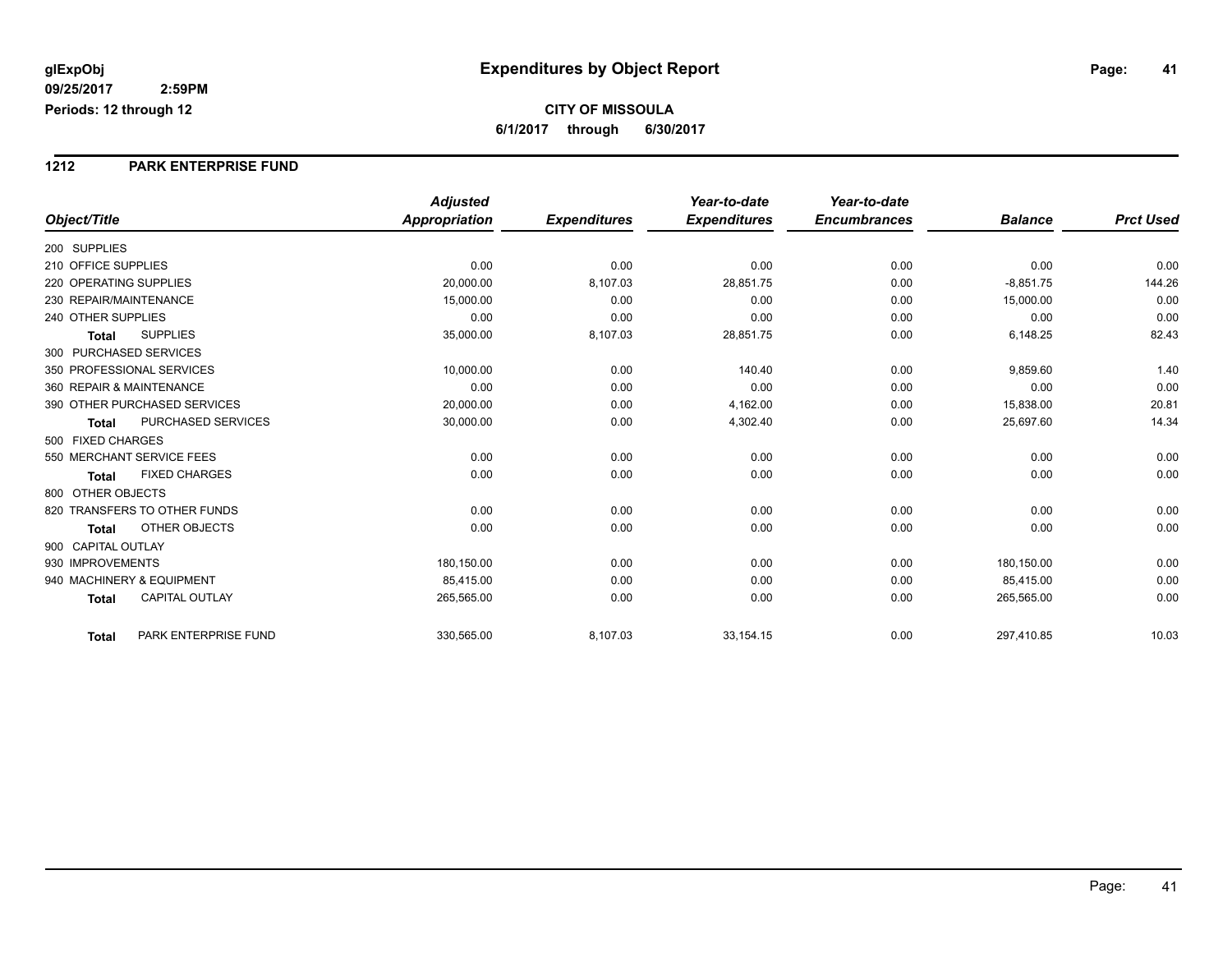**glExpObj** **Expenditures by Object Report**

**09/25/2017 2:59PM**

**Periods: 12 through 12**

**CITY OF MISSOULA**

**6/1/2017 through 6/30/2017**

## 1212 PARK ENTERPRISE FUND

| Object/Title | Adjusted Appropriation | Expenditures | Year-to-date Expenditures | Year-to-date Encumbrances | Balance | Prct Used |
|---|---|---|---|---|---|---|
| 200 SUPPLIES | | | | | | |
| 210 OFFICE SUPPLIES | 0.00 | 0.00 | 0.00 | 0.00 | 0.00 | 0.00 |
| 220 OPERATING SUPPLIES | 20,000.00 | 8,107.03 | 28,851.75 | 0.00 | -8,851.75 | 144.26 |
| 230 REPAIR/MAINTENANCE | 15,000.00 | 0.00 | 0.00 | 0.00 | 15,000.00 | 0.00 |
| 240 OTHER SUPPLIES | 0.00 | 0.00 | 0.00 | 0.00 | 0.00 | 0.00 |
| **Total** SUPPLIES | 35,000.00 | 8,107.03 | 28,851.75 | 0.00 | 6,148.25 | 82.43 |
| 300 PURCHASED SERVICES | | | | | | |
| 350 PROFESSIONAL SERVICES | 10,000.00 | 0.00 | 140.40 | 0.00 | 9,859.60 | 1.40 |
| 360 REPAIR & MAINTENANCE | 0.00 | 0.00 | 0.00 | 0.00 | 0.00 | 0.00 |
| 390 OTHER PURCHASED SERVICES | 20,000.00 | 0.00 | 4,162.00 | 0.00 | 15,838.00 | 20.81 |
| **Total** PURCHASED SERVICES | 30,000.00 | 0.00 | 4,302.40 | 0.00 | 25,697.60 | 14.34 |
| 500 FIXED CHARGES | | | | | | |
| 550 MERCHANT SERVICE FEES | 0.00 | 0.00 | 0.00 | 0.00 | 0.00 | 0.00 |
| **Total** FIXED CHARGES | 0.00 | 0.00 | 0.00 | 0.00 | 0.00 | 0.00 |
| 800 OTHER OBJECTS | | | | | | |
| 820 TRANSFERS TO OTHER FUNDS | 0.00 | 0.00 | 0.00 | 0.00 | 0.00 | 0.00 |
| **Total** OTHER OBJECTS | 0.00 | 0.00 | 0.00 | 0.00 | 0.00 | 0.00 |
| 900 CAPITAL OUTLAY | | | | | | |
| 930 IMPROVEMENTS | 180,150.00 | 0.00 | 0.00 | 0.00 | 180,150.00 | 0.00 |
| 940 MACHINERY & EQUIPMENT | 85,415.00 | 0.00 | 0.00 | 0.00 | 85,415.00 | 0.00 |
| **Total** CAPITAL OUTLAY | 265,565.00 | 0.00 | 0.00 | 0.00 | 265,565.00 | 0.00 |
| **Total** PARK ENTERPRISE FUND | 330,565.00 | 8,107.03 | 33,154.15 | 0.00 | 297,410.85 | 10.03 |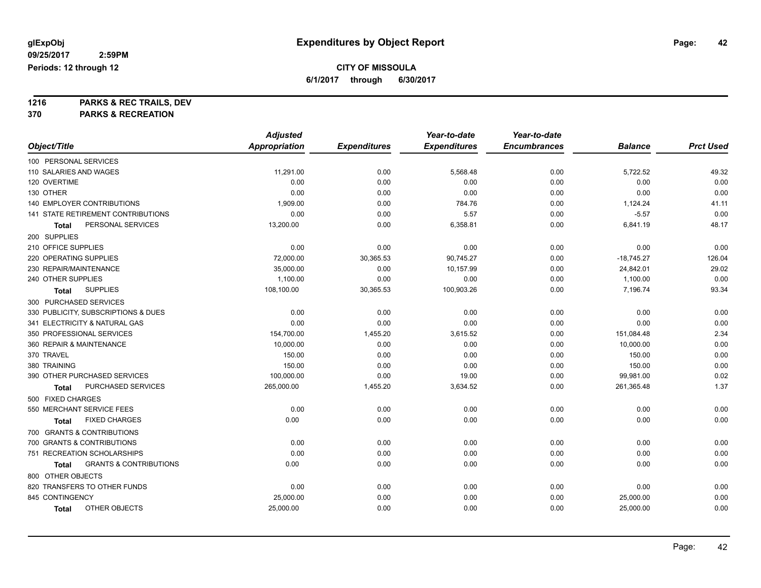# Expenditures by Object Report

glExpObj
09/25/2017 2:59PM
Periods: 12 through 12

**CITY OF MISSOULA**
6/1/2017 through 6/30/2017

**1216 PARKS & REC TRAILS, DEV**
**370 PARKS & RECREATION**

| Object/Title | Adjusted Appropriation | Expenditures | Year-to-date Expenditures | Year-to-date Encumbrances | Balance | Prct Used |
|---|---|---|---|---|---|---|
| 100 PERSONAL SERVICES | | | | | | |
| 110 SALARIES AND WAGES | 11,291.00 | 0.00 | 5,568.48 | 0.00 | 5,722.52 | 49.32 |
| 120 OVERTIME | 0.00 | 0.00 | 0.00 | 0.00 | 0.00 | 0.00 |
| 130 OTHER | 0.00 | 0.00 | 0.00 | 0.00 | 0.00 | 0.00 |
| 140 EMPLOYER CONTRIBUTIONS | 1,909.00 | 0.00 | 784.76 | 0.00 | 1,124.24 | 41.11 |
| 141 STATE RETIREMENT CONTRIBUTIONS | 0.00 | 0.00 | 5.57 | 0.00 | -5.57 | 0.00 |
| **Total** PERSONAL SERVICES | 13,200.00 | 0.00 | 6,358.81 | 0.00 | 6,841.19 | 48.17 |
| 200 SUPPLIES | | | | | | |
| 210 OFFICE SUPPLIES | 0.00 | 0.00 | 0.00 | 0.00 | 0.00 | 0.00 |
| 220 OPERATING SUPPLIES | 72,000.00 | 30,365.53 | 90,745.27 | 0.00 | -18,745.27 | 126.04 |
| 230 REPAIR/MAINTENANCE | 35,000.00 | 0.00 | 10,157.99 | 0.00 | 24,842.01 | 29.02 |
| 240 OTHER SUPPLIES | 1,100.00 | 0.00 | 0.00 | 0.00 | 1,100.00 | 0.00 |
| **Total** SUPPLIES | 108,100.00 | 30,365.53 | 100,903.26 | 0.00 | 7,196.74 | 93.34 |
| 300 PURCHASED SERVICES | | | | | | |
| 330 PUBLICITY, SUBSCRIPTIONS & DUES | 0.00 | 0.00 | 0.00 | 0.00 | 0.00 | 0.00 |
| 341 ELECTRICITY & NATURAL GAS | 0.00 | 0.00 | 0.00 | 0.00 | 0.00 | 0.00 |
| 350 PROFESSIONAL SERVICES | 154,700.00 | 1,455.20 | 3,615.52 | 0.00 | 151,084.48 | 2.34 |
| 360 REPAIR & MAINTENANCE | 10,000.00 | 0.00 | 0.00 | 0.00 | 10,000.00 | 0.00 |
| 370 TRAVEL | 150.00 | 0.00 | 0.00 | 0.00 | 150.00 | 0.00 |
| 380 TRAINING | 150.00 | 0.00 | 0.00 | 0.00 | 150.00 | 0.00 |
| 390 OTHER PURCHASED SERVICES | 100,000.00 | 0.00 | 19.00 | 0.00 | 99,981.00 | 0.02 |
| **Total** PURCHASED SERVICES | 265,000.00 | 1,455.20 | 3,634.52 | 0.00 | 261,365.48 | 1.37 |
| 500 FIXED CHARGES | | | | | | |
| 550 MERCHANT SERVICE FEES | 0.00 | 0.00 | 0.00 | 0.00 | 0.00 | 0.00 |
| **Total** FIXED CHARGES | 0.00 | 0.00 | 0.00 | 0.00 | 0.00 | 0.00 |
| 700 GRANTS & CONTRIBUTIONS | | | | | | |
| 700 GRANTS & CONTRIBUTIONS | 0.00 | 0.00 | 0.00 | 0.00 | 0.00 | 0.00 |
| 751 RECREATION SCHOLARSHIPS | 0.00 | 0.00 | 0.00 | 0.00 | 0.00 | 0.00 |
| **Total** GRANTS & CONTRIBUTIONS | 0.00 | 0.00 | 0.00 | 0.00 | 0.00 | 0.00 |
| 800 OTHER OBJECTS | | | | | | |
| 820 TRANSFERS TO OTHER FUNDS | 0.00 | 0.00 | 0.00 | 0.00 | 0.00 | 0.00 |
| 845 CONTINGENCY | 25,000.00 | 0.00 | 0.00 | 0.00 | 25,000.00 | 0.00 |
| **Total** OTHER OBJECTS | 25,000.00 | 0.00 | 0.00 | 0.00 | 25,000.00 | 0.00 |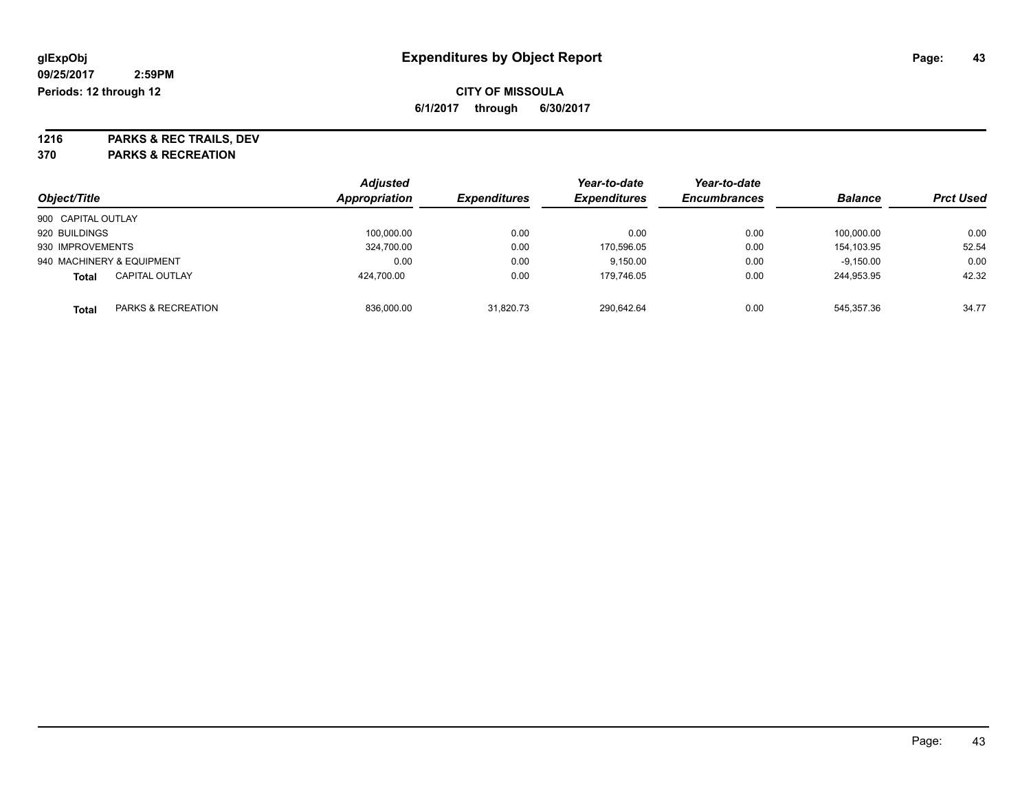**glExpObj**
**09/25/2017 2:59PM**
**Periods: 12 through 12**

# Expenditures by Object Report

**CITY OF MISSOULA**
**6/1/2017 through 6/30/2017**

**1216 PARKS & REC TRAILS, DEV**
**370 PARKS & RECREATION**

| Object/Title | Adjusted Appropriation | Expenditures | Year-to-date Expenditures | Year-to-date Encumbrances | Balance | Prct Used |
|---|---|---|---|---|---|---|
| 900 CAPITAL OUTLAY | | | | | | |
| 920 BUILDINGS | 100,000.00 | 0.00 | 0.00 | 0.00 | 100,000.00 | 0.00 |
| 930 IMPROVEMENTS | 324,700.00 | 0.00 | 170,596.05 | 0.00 | 154,103.95 | 52.54 |
| 940 MACHINERY & EQUIPMENT | 0.00 | 0.00 | 9,150.00 | 0.00 | -9,150.00 | 0.00 |
| **Total** CAPITAL OUTLAY | 424,700.00 | 0.00 | 179,746.05 | 0.00 | 244,953.95 | 42.32 |
| **Total** PARKS & RECREATION | 836,000.00 | 31,820.73 | 290,642.64 | 0.00 | 545,357.36 | 34.77 |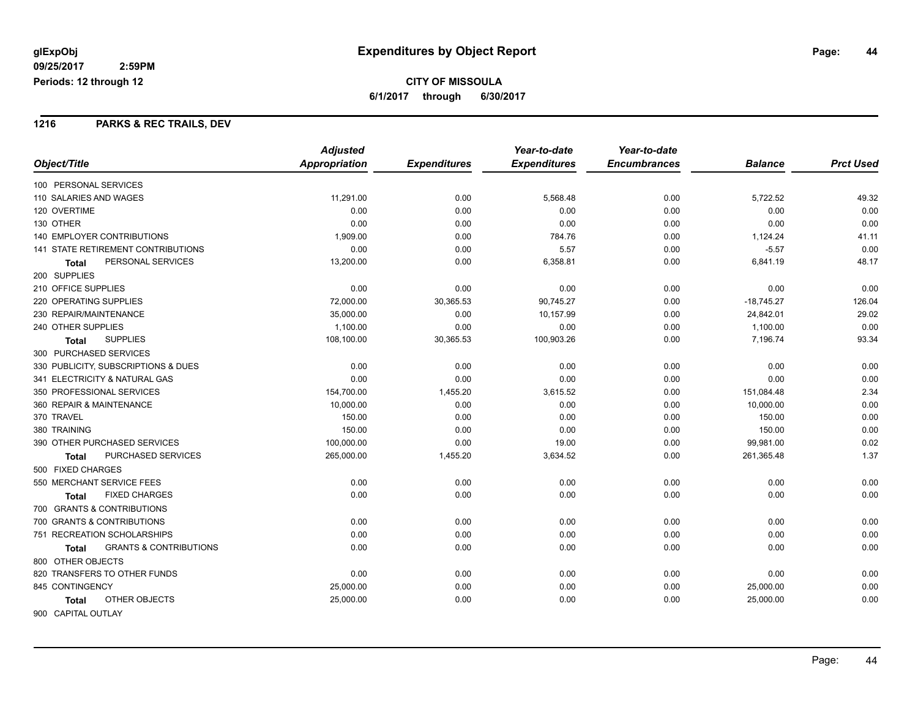glExpObj
09/25/2017 2:59PM
Periods: 12 through 12

# Expenditures by Object Report

**CITY OF MISSOULA**
**6/1/2017 through 6/30/2017**

## 1216 PARKS & REC TRAILS, DEV

| Object/Title | Adjusted Appropriation | Expenditures | Year-to-date Expenditures | Year-to-date Encumbrances | Balance | Prct Used |
|---|---|---|---|---|---|---|
| 100 PERSONAL SERVICES | | | | | | |
| 110 SALARIES AND WAGES | 11,291.00 | 0.00 | 5,568.48 | 0.00 | 5,722.52 | 49.32 |
| 120 OVERTIME | 0.00 | 0.00 | 0.00 | 0.00 | 0.00 | 0.00 |
| 130 OTHER | 0.00 | 0.00 | 0.00 | 0.00 | 0.00 | 0.00 |
| 140 EMPLOYER CONTRIBUTIONS | 1,909.00 | 0.00 | 784.76 | 0.00 | 1,124.24 | 41.11 |
| 141 STATE RETIREMENT CONTRIBUTIONS | 0.00 | 0.00 | 5.57 | 0.00 | -5.57 | 0.00 |
| **Total** PERSONAL SERVICES | 13,200.00 | 0.00 | 6,358.81 | 0.00 | 6,841.19 | 48.17 |
| 200 SUPPLIES | | | | | | |
| 210 OFFICE SUPPLIES | 0.00 | 0.00 | 0.00 | 0.00 | 0.00 | 0.00 |
| 220 OPERATING SUPPLIES | 72,000.00 | 30,365.53 | 90,745.27 | 0.00 | -18,745.27 | 126.04 |
| 230 REPAIR/MAINTENANCE | 35,000.00 | 0.00 | 10,157.99 | 0.00 | 24,842.01 | 29.02 |
| 240 OTHER SUPPLIES | 1,100.00 | 0.00 | 0.00 | 0.00 | 1,100.00 | 0.00 |
| **Total** SUPPLIES | 108,100.00 | 30,365.53 | 100,903.26 | 0.00 | 7,196.74 | 93.34 |
| 300 PURCHASED SERVICES | | | | | | |
| 330 PUBLICITY, SUBSCRIPTIONS & DUES | 0.00 | 0.00 | 0.00 | 0.00 | 0.00 | 0.00 |
| 341 ELECTRICITY & NATURAL GAS | 0.00 | 0.00 | 0.00 | 0.00 | 0.00 | 0.00 |
| 350 PROFESSIONAL SERVICES | 154,700.00 | 1,455.20 | 3,615.52 | 0.00 | 151,084.48 | 2.34 |
| 360 REPAIR & MAINTENANCE | 10,000.00 | 0.00 | 0.00 | 0.00 | 10,000.00 | 0.00 |
| 370 TRAVEL | 150.00 | 0.00 | 0.00 | 0.00 | 150.00 | 0.00 |
| 380 TRAINING | 150.00 | 0.00 | 0.00 | 0.00 | 150.00 | 0.00 |
| 390 OTHER PURCHASED SERVICES | 100,000.00 | 0.00 | 19.00 | 0.00 | 99,981.00 | 0.02 |
| **Total** PURCHASED SERVICES | 265,000.00 | 1,455.20 | 3,634.52 | 0.00 | 261,365.48 | 1.37 |
| 500 FIXED CHARGES | | | | | | |
| 550 MERCHANT SERVICE FEES | 0.00 | 0.00 | 0.00 | 0.00 | 0.00 | 0.00 |
| **Total** FIXED CHARGES | 0.00 | 0.00 | 0.00 | 0.00 | 0.00 | 0.00 |
| 700 GRANTS & CONTRIBUTIONS | | | | | | |
| 700 GRANTS & CONTRIBUTIONS | 0.00 | 0.00 | 0.00 | 0.00 | 0.00 | 0.00 |
| 751 RECREATION SCHOLARSHIPS | 0.00 | 0.00 | 0.00 | 0.00 | 0.00 | 0.00 |
| **Total** GRANTS & CONTRIBUTIONS | 0.00 | 0.00 | 0.00 | 0.00 | 0.00 | 0.00 |
| 800 OTHER OBJECTS | | | | | | |
| 820 TRANSFERS TO OTHER FUNDS | 0.00 | 0.00 | 0.00 | 0.00 | 0.00 | 0.00 |
| 845 CONTINGENCY | 25,000.00 | 0.00 | 0.00 | 0.00 | 25,000.00 | 0.00 |
| **Total** OTHER OBJECTS | 25,000.00 | 0.00 | 0.00 | 0.00 | 25,000.00 | 0.00 |
| 900 CAPITAL OUTLAY | | | | | | |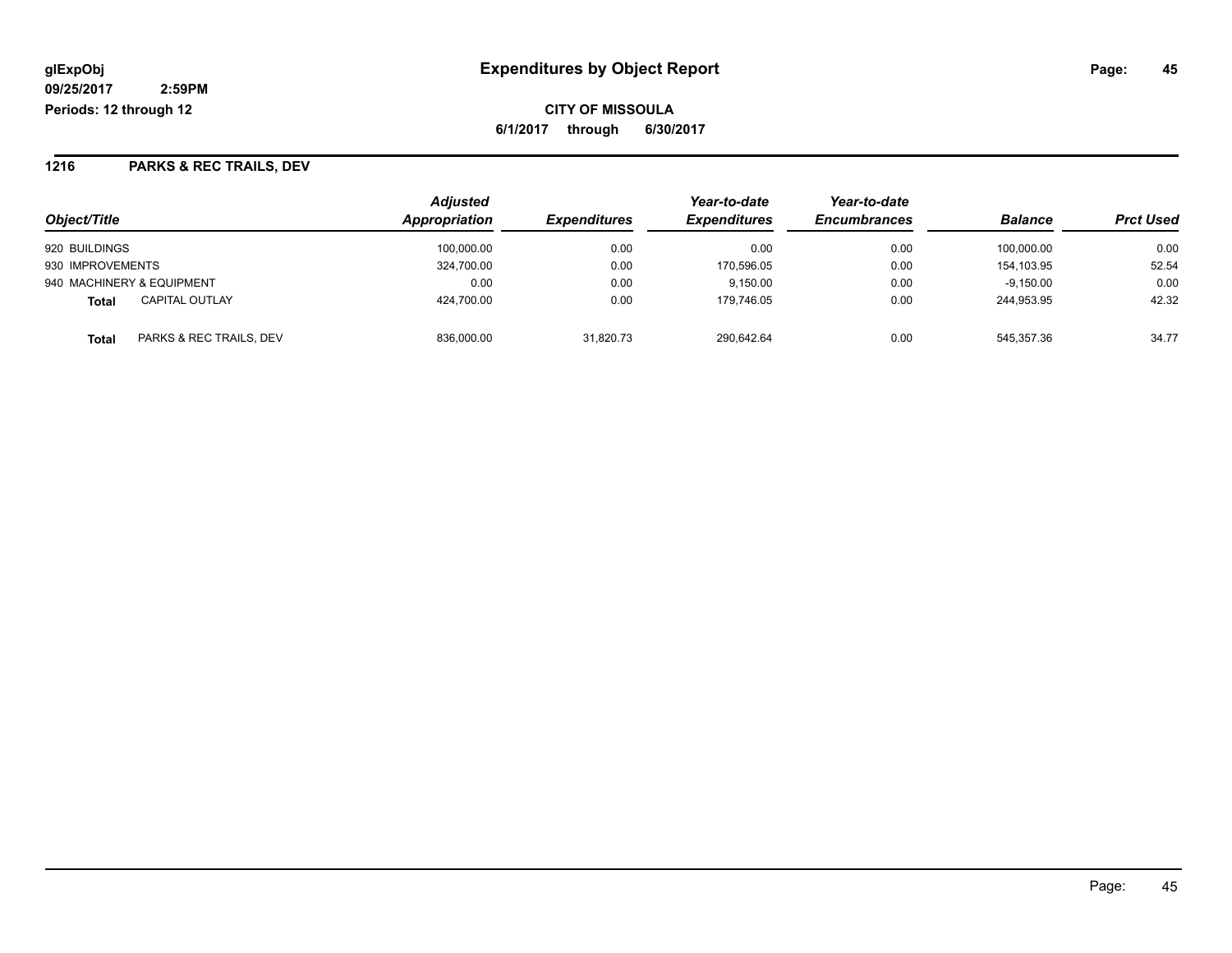**glExpObj** **Expenditures by Object Report**

**09/25/2017 2:59PM**

**Periods: 12 through 12**

**CITY OF MISSOULA**

**6/1/2017 through 6/30/2017**

## 1216 PARKS & REC TRAILS, DEV

| Object/Title | | Adjusted Appropriation | Expenditures | Year-to-date Expenditures | Year-to-date Encumbrances | Balance | Prct Used |
|---|---|---|---|---|---|---|---|
| 920 BUILDINGS | | 100,000.00 | 0.00 | 0.00 | 0.00 | 100,000.00 | 0.00 |
| 930 IMPROVEMENTS | | 324,700.00 | 0.00 | 170,596.05 | 0.00 | 154,103.95 | 52.54 |
| 940 MACHINERY & EQUIPMENT | | 0.00 | 0.00 | 9,150.00 | 0.00 | -9,150.00 | 0.00 |
| **Total** | CAPITAL OUTLAY | 424,700.00 | 0.00 | 179,746.05 | 0.00 | 244,953.95 | 42.32 |
| **Total** | PARKS & REC TRAILS, DEV | 836,000.00 | 31,820.73 | 290,642.64 | 0.00 | 545,357.36 | 34.77 |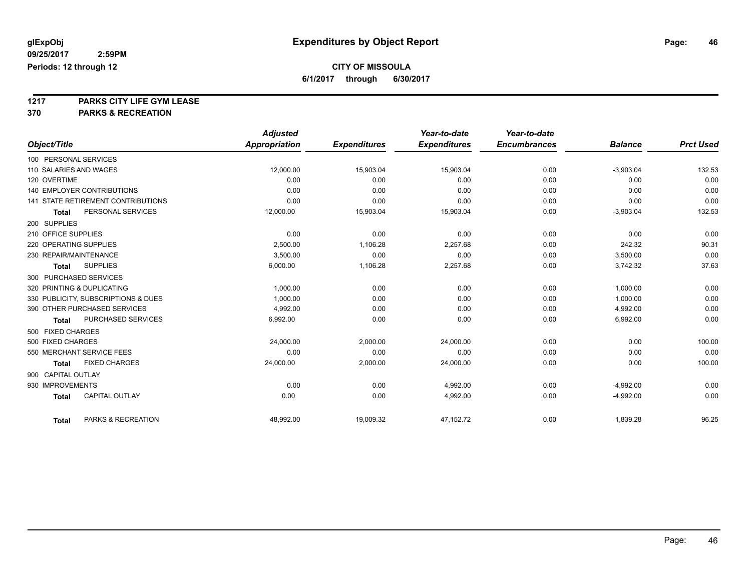# Expenditures by Object Report

glExpObj
09/25/2017 2:59PM
Periods: 12 through 12

**CITY OF MISSOULA**
**6/1/2017 through 6/30/2017**

**1217 PARKS CITY LIFE GYM LEASE**
**370 PARKS & RECREATION**

| Object/Title | Adjusted Appropriation | Expenditures | Year-to-date Expenditures | Year-to-date Encumbrances | Balance | Prct Used |
|---|---|---|---|---|---|---|
| 100 PERSONAL SERVICES | | | | | | |
| 110 SALARIES AND WAGES | 12,000.00 | 15,903.04 | 15,903.04 | 0.00 | -3,903.04 | 132.53 |
| 120 OVERTIME | 0.00 | 0.00 | 0.00 | 0.00 | 0.00 | 0.00 |
| 140 EMPLOYER CONTRIBUTIONS | 0.00 | 0.00 | 0.00 | 0.00 | 0.00 | 0.00 |
| 141 STATE RETIREMENT CONTRIBUTIONS | 0.00 | 0.00 | 0.00 | 0.00 | 0.00 | 0.00 |
| **Total** PERSONAL SERVICES | 12,000.00 | 15,903.04 | 15,903.04 | 0.00 | -3,903.04 | 132.53 |
| 200 SUPPLIES | | | | | | |
| 210 OFFICE SUPPLIES | 0.00 | 0.00 | 0.00 | 0.00 | 0.00 | 0.00 |
| 220 OPERATING SUPPLIES | 2,500.00 | 1,106.28 | 2,257.68 | 0.00 | 242.32 | 90.31 |
| 230 REPAIR/MAINTENANCE | 3,500.00 | 0.00 | 0.00 | 0.00 | 3,500.00 | 0.00 |
| **Total** SUPPLIES | 6,000.00 | 1,106.28 | 2,257.68 | 0.00 | 3,742.32 | 37.63 |
| 300 PURCHASED SERVICES | | | | | | |
| 320 PRINTING & DUPLICATING | 1,000.00 | 0.00 | 0.00 | 0.00 | 1,000.00 | 0.00 |
| 330 PUBLICITY, SUBSCRIPTIONS & DUES | 1,000.00 | 0.00 | 0.00 | 0.00 | 1,000.00 | 0.00 |
| 390 OTHER PURCHASED SERVICES | 4,992.00 | 0.00 | 0.00 | 0.00 | 4,992.00 | 0.00 |
| **Total** PURCHASED SERVICES | 6,992.00 | 0.00 | 0.00 | 0.00 | 6,992.00 | 0.00 |
| 500 FIXED CHARGES | | | | | | |
| 500 FIXED CHARGES | 24,000.00 | 2,000.00 | 24,000.00 | 0.00 | 0.00 | 100.00 |
| 550 MERCHANT SERVICE FEES | 0.00 | 0.00 | 0.00 | 0.00 | 0.00 | 0.00 |
| **Total** FIXED CHARGES | 24,000.00 | 2,000.00 | 24,000.00 | 0.00 | 0.00 | 100.00 |
| 900 CAPITAL OUTLAY | | | | | | |
| 930 IMPROVEMENTS | 0.00 | 0.00 | 4,992.00 | 0.00 | -4,992.00 | 0.00 |
| **Total** CAPITAL OUTLAY | 0.00 | 0.00 | 4,992.00 | 0.00 | -4,992.00 | 0.00 |
| **Total** PARKS & RECREATION | 48,992.00 | 19,009.32 | 47,152.72 | 0.00 | 1,839.28 | 96.25 |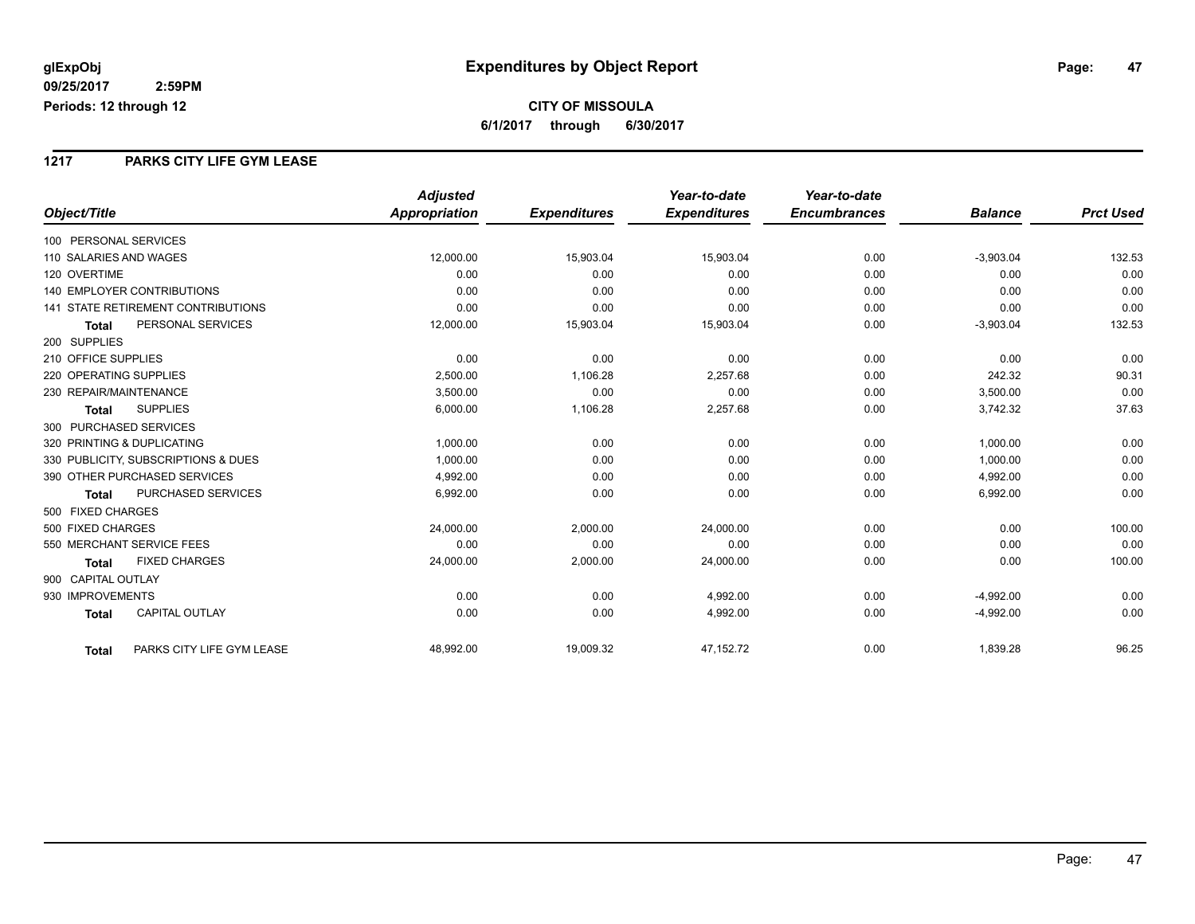glExpObj
09/25/2017 2:59PM
Periods: 12 through 12

# Expenditures by Object Report

**CITY OF MISSOULA**

**6/1/2017 through 6/30/2017**

## 1217 PARKS CITY LIFE GYM LEASE

| Object/Title | Adjusted Appropriation | Expenditures | Year-to-date Expenditures | Year-to-date Encumbrances | Balance | Prct Used |
|---|---|---|---|---|---|---|
| 100 PERSONAL SERVICES | | | | | | |
| 110 SALARIES AND WAGES | 12,000.00 | 15,903.04 | 15,903.04 | 0.00 | -3,903.04 | 132.53 |
| 120 OVERTIME | 0.00 | 0.00 | 0.00 | 0.00 | 0.00 | 0.00 |
| 140 EMPLOYER CONTRIBUTIONS | 0.00 | 0.00 | 0.00 | 0.00 | 0.00 | 0.00 |
| 141 STATE RETIREMENT CONTRIBUTIONS | 0.00 | 0.00 | 0.00 | 0.00 | 0.00 | 0.00 |
| **Total** PERSONAL SERVICES | 12,000.00 | 15,903.04 | 15,903.04 | 0.00 | -3,903.04 | 132.53 |
| 200 SUPPLIES | | | | | | |
| 210 OFFICE SUPPLIES | 0.00 | 0.00 | 0.00 | 0.00 | 0.00 | 0.00 |
| 220 OPERATING SUPPLIES | 2,500.00 | 1,106.28 | 2,257.68 | 0.00 | 242.32 | 90.31 |
| 230 REPAIR/MAINTENANCE | 3,500.00 | 0.00 | 0.00 | 0.00 | 3,500.00 | 0.00 |
| **Total** SUPPLIES | 6,000.00 | 1,106.28 | 2,257.68 | 0.00 | 3,742.32 | 37.63 |
| 300 PURCHASED SERVICES | | | | | | |
| 320 PRINTING & DUPLICATING | 1,000.00 | 0.00 | 0.00 | 0.00 | 1,000.00 | 0.00 |
| 330 PUBLICITY, SUBSCRIPTIONS & DUES | 1,000.00 | 0.00 | 0.00 | 0.00 | 1,000.00 | 0.00 |
| 390 OTHER PURCHASED SERVICES | 4,992.00 | 0.00 | 0.00 | 0.00 | 4,992.00 | 0.00 |
| **Total** PURCHASED SERVICES | 6,992.00 | 0.00 | 0.00 | 0.00 | 6,992.00 | 0.00 |
| 500 FIXED CHARGES | | | | | | |
| 500 FIXED CHARGES | 24,000.00 | 2,000.00 | 24,000.00 | 0.00 | 0.00 | 100.00 |
| 550 MERCHANT SERVICE FEES | 0.00 | 0.00 | 0.00 | 0.00 | 0.00 | 0.00 |
| **Total** FIXED CHARGES | 24,000.00 | 2,000.00 | 24,000.00 | 0.00 | 0.00 | 100.00 |
| 900 CAPITAL OUTLAY | | | | | | |
| 930 IMPROVEMENTS | 0.00 | 0.00 | 4,992.00 | 0.00 | -4,992.00 | 0.00 |
| **Total** CAPITAL OUTLAY | 0.00 | 0.00 | 4,992.00 | 0.00 | -4,992.00 | 0.00 |
| **Total** PARKS CITY LIFE GYM LEASE | 48,992.00 | 19,009.32 | 47,152.72 | 0.00 | 1,839.28 | 96.25 |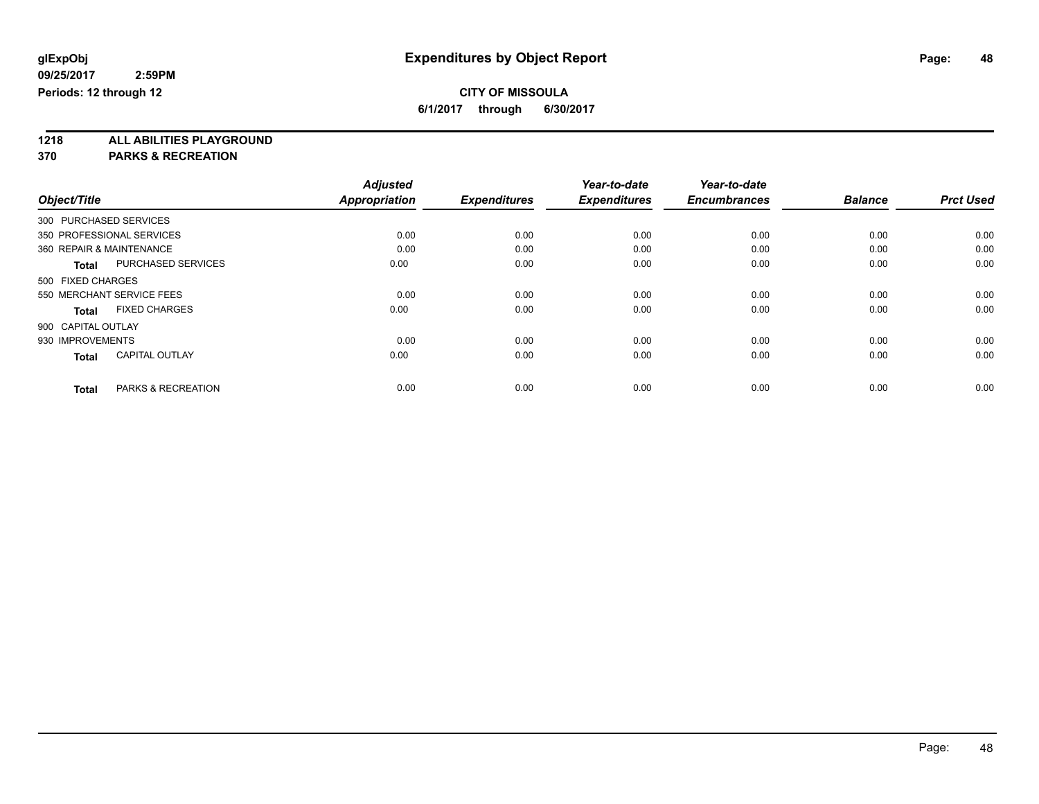**glExpObj** **Expenditures by Object Report**

**09/25/2017 2:59PM**

**Periods: 12 through 12**

**CITY OF MISSOULA**

**6/1/2017 through 6/30/2017**

**1218 ALL ABILITIES PLAYGROUND**

**370 PARKS & RECREATION**

| Object/Title | Adjusted Appropriation | Expenditures | Year-to-date Expenditures | Year-to-date Encumbrances | Balance | Prct Used |
|---|---|---|---|---|---|---|
| 300 PURCHASED SERVICES | | | | | | |
| 350 PROFESSIONAL SERVICES | 0.00 | 0.00 | 0.00 | 0.00 | 0.00 | 0.00 |
| 360 REPAIR & MAINTENANCE | 0.00 | 0.00 | 0.00 | 0.00 | 0.00 | 0.00 |
| **Total** PURCHASED SERVICES | 0.00 | 0.00 | 0.00 | 0.00 | 0.00 | 0.00 |
| 500 FIXED CHARGES | | | | | | |
| 550 MERCHANT SERVICE FEES | 0.00 | 0.00 | 0.00 | 0.00 | 0.00 | 0.00 |
| **Total** FIXED CHARGES | 0.00 | 0.00 | 0.00 | 0.00 | 0.00 | 0.00 |
| 900 CAPITAL OUTLAY | | | | | | |
| 930 IMPROVEMENTS | 0.00 | 0.00 | 0.00 | 0.00 | 0.00 | 0.00 |
| **Total** CAPITAL OUTLAY | 0.00 | 0.00 | 0.00 | 0.00 | 0.00 | 0.00 |
| **Total** PARKS & RECREATION | 0.00 | 0.00 | 0.00 | 0.00 | 0.00 | 0.00 |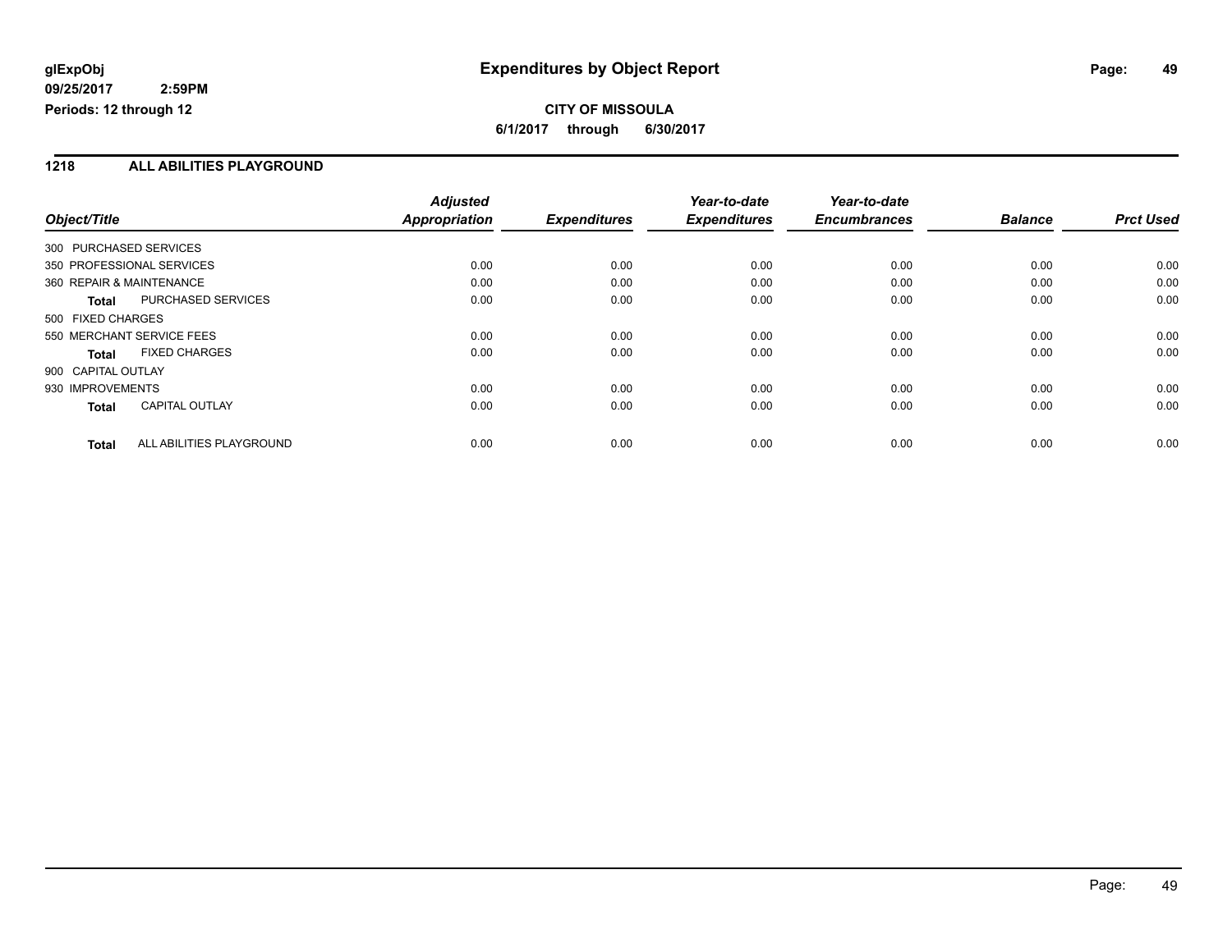# Expenditures by Object Report

glExpObj
09/25/2017 2:59PM
Periods: 12 through 12

**CITY OF MISSOULA**
**6/1/2017 through 6/30/2017**

## 1218 ALL ABILITIES PLAYGROUND

| Object/Title | Adjusted Appropriation | Expenditures | Year-to-date Expenditures | Year-to-date Encumbrances | Balance | Prct Used |
|---|---|---|---|---|---|---|
| 300 PURCHASED SERVICES | | | | | | |
| 350 PROFESSIONAL SERVICES | 0.00 | 0.00 | 0.00 | 0.00 | 0.00 | 0.00 |
| 360 REPAIR & MAINTENANCE | 0.00 | 0.00 | 0.00 | 0.00 | 0.00 | 0.00 |
| **Total** PURCHASED SERVICES | 0.00 | 0.00 | 0.00 | 0.00 | 0.00 | 0.00 |
| 500 FIXED CHARGES | | | | | | |
| 550 MERCHANT SERVICE FEES | 0.00 | 0.00 | 0.00 | 0.00 | 0.00 | 0.00 |
| **Total** FIXED CHARGES | 0.00 | 0.00 | 0.00 | 0.00 | 0.00 | 0.00 |
| 900 CAPITAL OUTLAY | | | | | | |
| 930 IMPROVEMENTS | 0.00 | 0.00 | 0.00 | 0.00 | 0.00 | 0.00 |
| **Total** CAPITAL OUTLAY | 0.00 | 0.00 | 0.00 | 0.00 | 0.00 | 0.00 |
| **Total** ALL ABILITIES PLAYGROUND | 0.00 | 0.00 | 0.00 | 0.00 | 0.00 | 0.00 |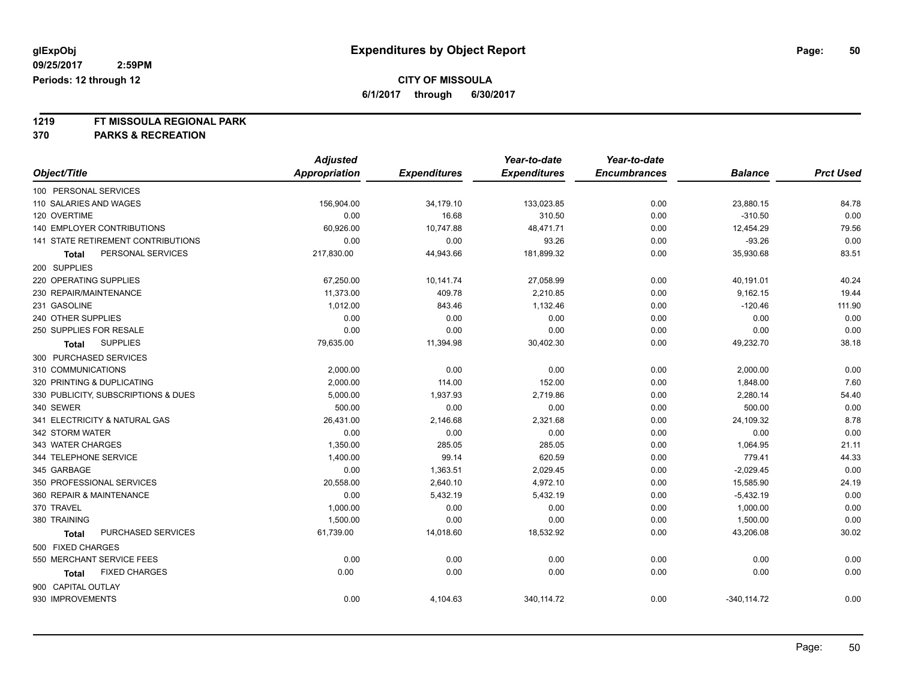# Expenditures by Object Report

glExpObj
09/25/2017 2:59PM
Periods: 12 through 12

**CITY OF MISSOULA**
**6/1/2017 through 6/30/2017**

**1219 FT MISSOULA REGIONAL PARK**
**370 PARKS & RECREATION**

| Object/Title | Adjusted Appropriation | Expenditures | Year-to-date Expenditures | Year-to-date Encumbrances | Balance | Prct Used |
|---|---|---|---|---|---|---|
| 100 PERSONAL SERVICES | | | | | | |
| 110 SALARIES AND WAGES | 156,904.00 | 34,179.10 | 133,023.85 | 0.00 | 23,880.15 | 84.78 |
| 120 OVERTIME | 0.00 | 16.68 | 310.50 | 0.00 | -310.50 | 0.00 |
| 140 EMPLOYER CONTRIBUTIONS | 60,926.00 | 10,747.88 | 48,471.71 | 0.00 | 12,454.29 | 79.56 |
| 141 STATE RETIREMENT CONTRIBUTIONS | 0.00 | 0.00 | 93.26 | 0.00 | -93.26 | 0.00 |
| **Total** PERSONAL SERVICES | 217,830.00 | 44,943.66 | 181,899.32 | 0.00 | 35,930.68 | 83.51 |
| 200 SUPPLIES | | | | | | |
| 220 OPERATING SUPPLIES | 67,250.00 | 10,141.74 | 27,058.99 | 0.00 | 40,191.01 | 40.24 |
| 230 REPAIR/MAINTENANCE | 11,373.00 | 409.78 | 2,210.85 | 0.00 | 9,162.15 | 19.44 |
| 231 GASOLINE | 1,012.00 | 843.46 | 1,132.46 | 0.00 | -120.46 | 111.90 |
| 240 OTHER SUPPLIES | 0.00 | 0.00 | 0.00 | 0.00 | 0.00 | 0.00 |
| 250 SUPPLIES FOR RESALE | 0.00 | 0.00 | 0.00 | 0.00 | 0.00 | 0.00 |
| **Total** SUPPLIES | 79,635.00 | 11,394.98 | 30,402.30 | 0.00 | 49,232.70 | 38.18 |
| 300 PURCHASED SERVICES | | | | | | |
| 310 COMMUNICATIONS | 2,000.00 | 0.00 | 0.00 | 0.00 | 2,000.00 | 0.00 |
| 320 PRINTING & DUPLICATING | 2,000.00 | 114.00 | 152.00 | 0.00 | 1,848.00 | 7.60 |
| 330 PUBLICITY, SUBSCRIPTIONS & DUES | 5,000.00 | 1,937.93 | 2,719.86 | 0.00 | 2,280.14 | 54.40 |
| 340 SEWER | 500.00 | 0.00 | 0.00 | 0.00 | 500.00 | 0.00 |
| 341 ELECTRICITY & NATURAL GAS | 26,431.00 | 2,146.68 | 2,321.68 | 0.00 | 24,109.32 | 8.78 |
| 342 STORM WATER | 0.00 | 0.00 | 0.00 | 0.00 | 0.00 | 0.00 |
| 343 WATER CHARGES | 1,350.00 | 285.05 | 285.05 | 0.00 | 1,064.95 | 21.11 |
| 344 TELEPHONE SERVICE | 1,400.00 | 99.14 | 620.59 | 0.00 | 779.41 | 44.33 |
| 345 GARBAGE | 0.00 | 1,363.51 | 2,029.45 | 0.00 | -2,029.45 | 0.00 |
| 350 PROFESSIONAL SERVICES | 20,558.00 | 2,640.10 | 4,972.10 | 0.00 | 15,585.90 | 24.19 |
| 360 REPAIR & MAINTENANCE | 0.00 | 5,432.19 | 5,432.19 | 0.00 | -5,432.19 | 0.00 |
| 370 TRAVEL | 1,000.00 | 0.00 | 0.00 | 0.00 | 1,000.00 | 0.00 |
| 380 TRAINING | 1,500.00 | 0.00 | 0.00 | 0.00 | 1,500.00 | 0.00 |
| **Total** PURCHASED SERVICES | 61,739.00 | 14,018.60 | 18,532.92 | 0.00 | 43,206.08 | 30.02 |
| 500 FIXED CHARGES | | | | | | |
| 550 MERCHANT SERVICE FEES | 0.00 | 0.00 | 0.00 | 0.00 | 0.00 | 0.00 |
| **Total** FIXED CHARGES | 0.00 | 0.00 | 0.00 | 0.00 | 0.00 | 0.00 |
| 900 CAPITAL OUTLAY | | | | | | |
| 930 IMPROVEMENTS | 0.00 | 4,104.63 | 340,114.72 | 0.00 | -340,114.72 | 0.00 |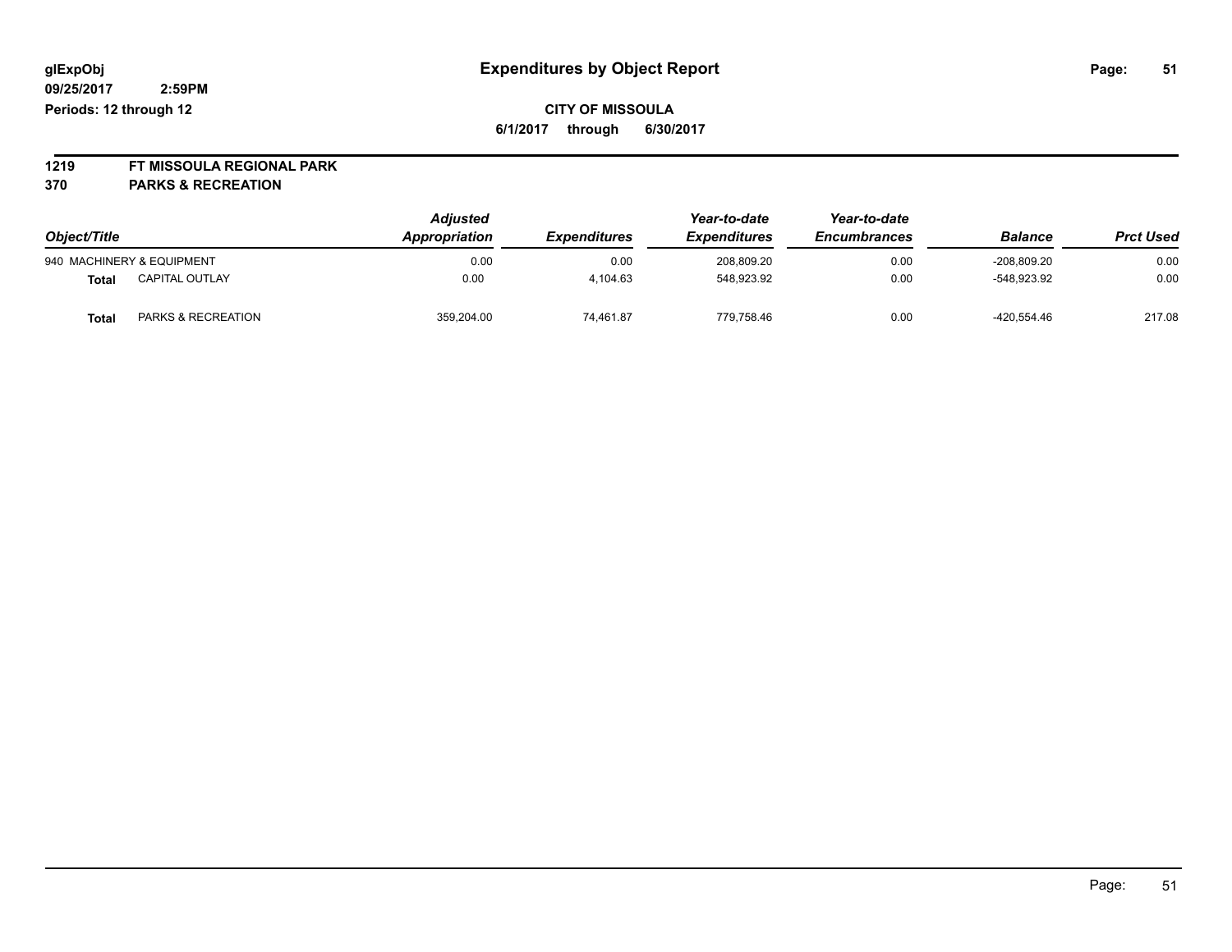glExpObj
09/25/2017 2:59PM
Periods: 12 through 12

# Expenditures by Object Report

**CITY OF MISSOULA**

**6/1/2017 through 6/30/2017**

**1219 FT MISSOULA REGIONAL PARK**
**370 PARKS & RECREATION**

| Object/Title | | *Adjusted Appropriation* | *Expenditures* | *Year-to-date Expenditures* | *Year-to-date Encumbrances* | *Balance* | *Prct Used* |
|---|---|---|---|---|---|---|---|
| 940 MACHINERY & EQUIPMENT | | 0.00 | 0.00 | 208,809.20 | 0.00 | -208,809.20 | 0.00 |
| **Total** | CAPITAL OUTLAY | 0.00 | 4,104.63 | 548,923.92 | 0.00 | -548,923.92 | 0.00 |
| **Total** | PARKS & RECREATION | 359,204.00 | 74,461.87 | 779,758.46 | 0.00 | -420,554.46 | 217.08 |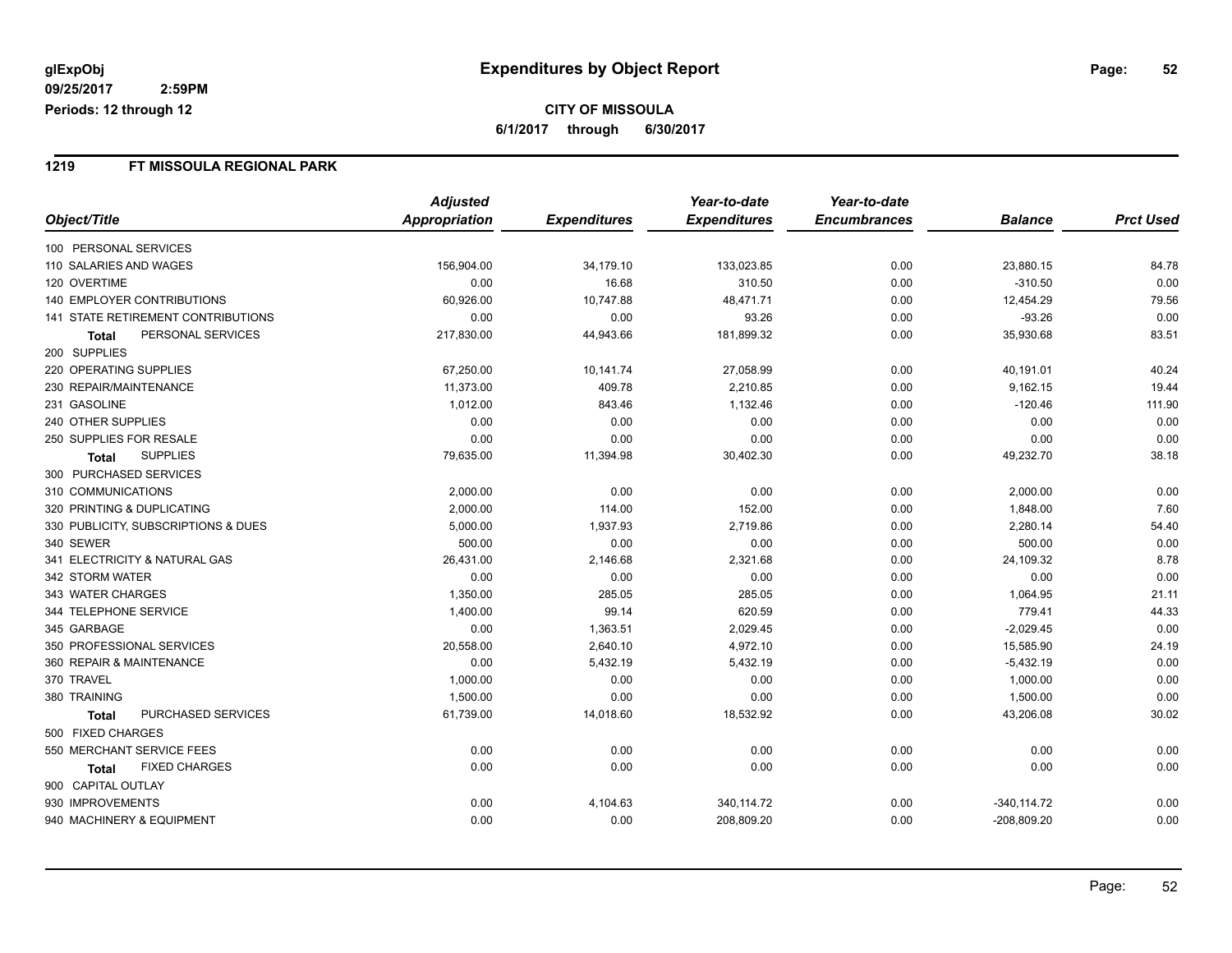glExpObj
09/25/2017 2:59PM
Periods: 12 through 12

# Expenditures by Object Report

**CITY OF MISSOULA**
**6/1/2017 through 6/30/2017**

## 1219 FT MISSOULA REGIONAL PARK

| Object/Title | Adjusted Appropriation | Expenditures | Year-to-date Expenditures | Year-to-date Encumbrances | Balance | Prct Used |
|---|---|---|---|---|---|---|
| 100 PERSONAL SERVICES | | | | | | |
| 110 SALARIES AND WAGES | 156,904.00 | 34,179.10 | 133,023.85 | 0.00 | 23,880.15 | 84.78 |
| 120 OVERTIME | 0.00 | 16.68 | 310.50 | 0.00 | -310.50 | 0.00 |
| 140 EMPLOYER CONTRIBUTIONS | 60,926.00 | 10,747.88 | 48,471.71 | 0.00 | 12,454.29 | 79.56 |
| 141 STATE RETIREMENT CONTRIBUTIONS | 0.00 | 0.00 | 93.26 | 0.00 | -93.26 | 0.00 |
| **Total** PERSONAL SERVICES | 217,830.00 | 44,943.66 | 181,899.32 | 0.00 | 35,930.68 | 83.51 |
| 200 SUPPLIES | | | | | | |
| 220 OPERATING SUPPLIES | 67,250.00 | 10,141.74 | 27,058.99 | 0.00 | 40,191.01 | 40.24 |
| 230 REPAIR/MAINTENANCE | 11,373.00 | 409.78 | 2,210.85 | 0.00 | 9,162.15 | 19.44 |
| 231 GASOLINE | 1,012.00 | 843.46 | 1,132.46 | 0.00 | -120.46 | 111.90 |
| 240 OTHER SUPPLIES | 0.00 | 0.00 | 0.00 | 0.00 | 0.00 | 0.00 |
| 250 SUPPLIES FOR RESALE | 0.00 | 0.00 | 0.00 | 0.00 | 0.00 | 0.00 |
| **Total** SUPPLIES | 79,635.00 | 11,394.98 | 30,402.30 | 0.00 | 49,232.70 | 38.18 |
| 300 PURCHASED SERVICES | | | | | | |
| 310 COMMUNICATIONS | 2,000.00 | 0.00 | 0.00 | 0.00 | 2,000.00 | 0.00 |
| 320 PRINTING & DUPLICATING | 2,000.00 | 114.00 | 152.00 | 0.00 | 1,848.00 | 7.60 |
| 330 PUBLICITY, SUBSCRIPTIONS & DUES | 5,000.00 | 1,937.93 | 2,719.86 | 0.00 | 2,280.14 | 54.40 |
| 340 SEWER | 500.00 | 0.00 | 0.00 | 0.00 | 500.00 | 0.00 |
| 341 ELECTRICITY & NATURAL GAS | 26,431.00 | 2,146.68 | 2,321.68 | 0.00 | 24,109.32 | 8.78 |
| 342 STORM WATER | 0.00 | 0.00 | 0.00 | 0.00 | 0.00 | 0.00 |
| 343 WATER CHARGES | 1,350.00 | 285.05 | 285.05 | 0.00 | 1,064.95 | 21.11 |
| 344 TELEPHONE SERVICE | 1,400.00 | 99.14 | 620.59 | 0.00 | 779.41 | 44.33 |
| 345 GARBAGE | 0.00 | 1,363.51 | 2,029.45 | 0.00 | -2,029.45 | 0.00 |
| 350 PROFESSIONAL SERVICES | 20,558.00 | 2,640.10 | 4,972.10 | 0.00 | 15,585.90 | 24.19 |
| 360 REPAIR & MAINTENANCE | 0.00 | 5,432.19 | 5,432.19 | 0.00 | -5,432.19 | 0.00 |
| 370 TRAVEL | 1,000.00 | 0.00 | 0.00 | 0.00 | 1,000.00 | 0.00 |
| 380 TRAINING | 1,500.00 | 0.00 | 0.00 | 0.00 | 1,500.00 | 0.00 |
| **Total** PURCHASED SERVICES | 61,739.00 | 14,018.60 | 18,532.92 | 0.00 | 43,206.08 | 30.02 |
| 500 FIXED CHARGES | | | | | | |
| 550 MERCHANT SERVICE FEES | 0.00 | 0.00 | 0.00 | 0.00 | 0.00 | 0.00 |
| **Total** FIXED CHARGES | 0.00 | 0.00 | 0.00 | 0.00 | 0.00 | 0.00 |
| 900 CAPITAL OUTLAY | | | | | | |
| 930 IMPROVEMENTS | 0.00 | 4,104.63 | 340,114.72 | 0.00 | -340,114.72 | 0.00 |
| 940 MACHINERY & EQUIPMENT | 0.00 | 0.00 | 208,809.20 | 0.00 | -208,809.20 | 0.00 |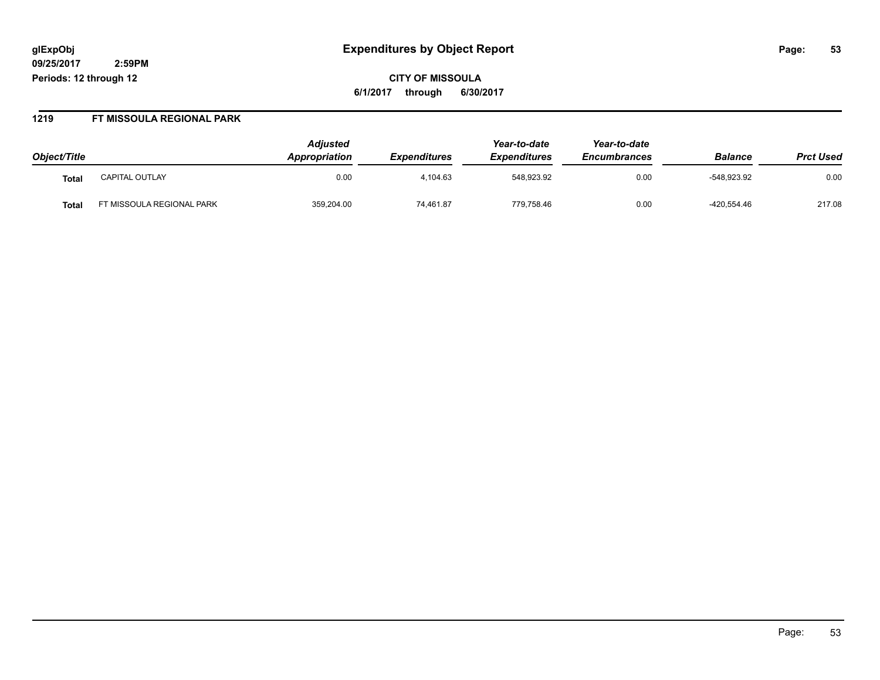# Expenditures by Object Report

glExpObj
09/25/2017 2:59PM
Periods: 12 through 12

**CITY OF MISSOULA**
**6/1/2017 through 6/30/2017**

## 1219 FT MISSOULA REGIONAL PARK

| Object/Title | | Adjusted Appropriation | Expenditures | Year-to-date Expenditures | Year-to-date Encumbrances | Balance | Prct Used |
|---|---|---|---|---|---|---|---|
| **Total** | CAPITAL OUTLAY | 0.00 | 4,104.63 | 548,923.92 | 0.00 | -548,923.92 | 0.00 |
| **Total** | FT MISSOULA REGIONAL PARK | 359,204.00 | 74,461.87 | 779,758.46 | 0.00 | -420,554.46 | 217.08 |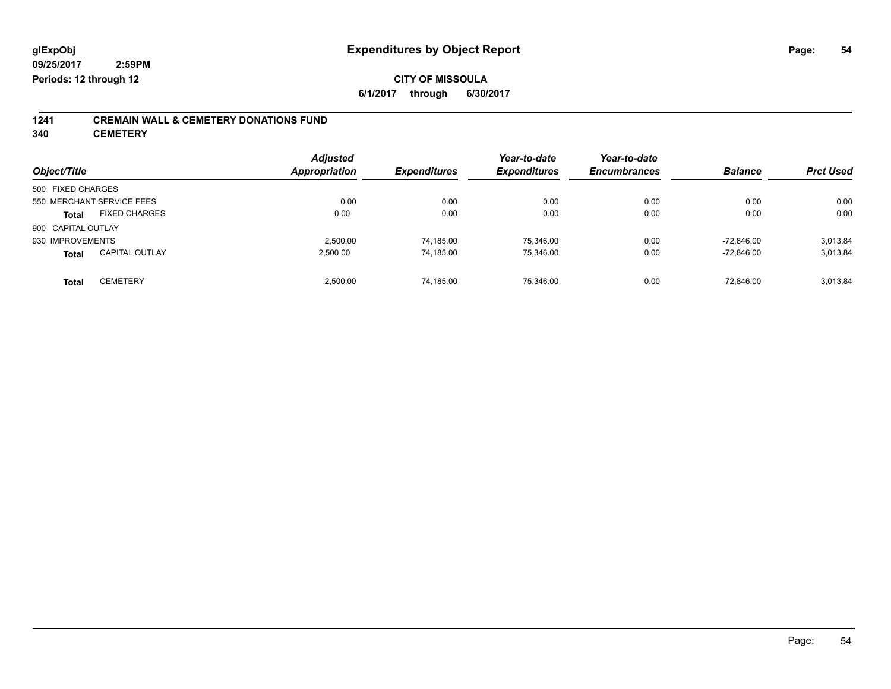**glExpObj** **Expenditures by Object Report**

**09/25/2017 2:59PM**

**Periods: 12 through 12**

**CITY OF MISSOULA**

**6/1/2017 through 6/30/2017**

## 1241 CREMAIN WALL & CEMETERY DONATIONS FUND

## 340 CEMETERY

| Object/Title | Adjusted Appropriation | Expenditures | Year-to-date Expenditures | Year-to-date Encumbrances | Balance | Prct Used |
|---|---|---|---|---|---|---|
| 500 FIXED CHARGES | | | | | | |
| 550 MERCHANT SERVICE FEES | 0.00 | 0.00 | 0.00 | 0.00 | 0.00 | 0.00 |
| **Total** FIXED CHARGES | 0.00 | 0.00 | 0.00 | 0.00 | 0.00 | 0.00 |
| 900 CAPITAL OUTLAY | | | | | | |
| 930 IMPROVEMENTS | 2,500.00 | 74,185.00 | 75,346.00 | 0.00 | -72,846.00 | 3,013.84 |
| **Total** CAPITAL OUTLAY | 2,500.00 | 74,185.00 | 75,346.00 | 0.00 | -72,846.00 | 3,013.84 |
| **Total** CEMETERY | 2,500.00 | 74,185.00 | 75,346.00 | 0.00 | -72,846.00 | 3,013.84 |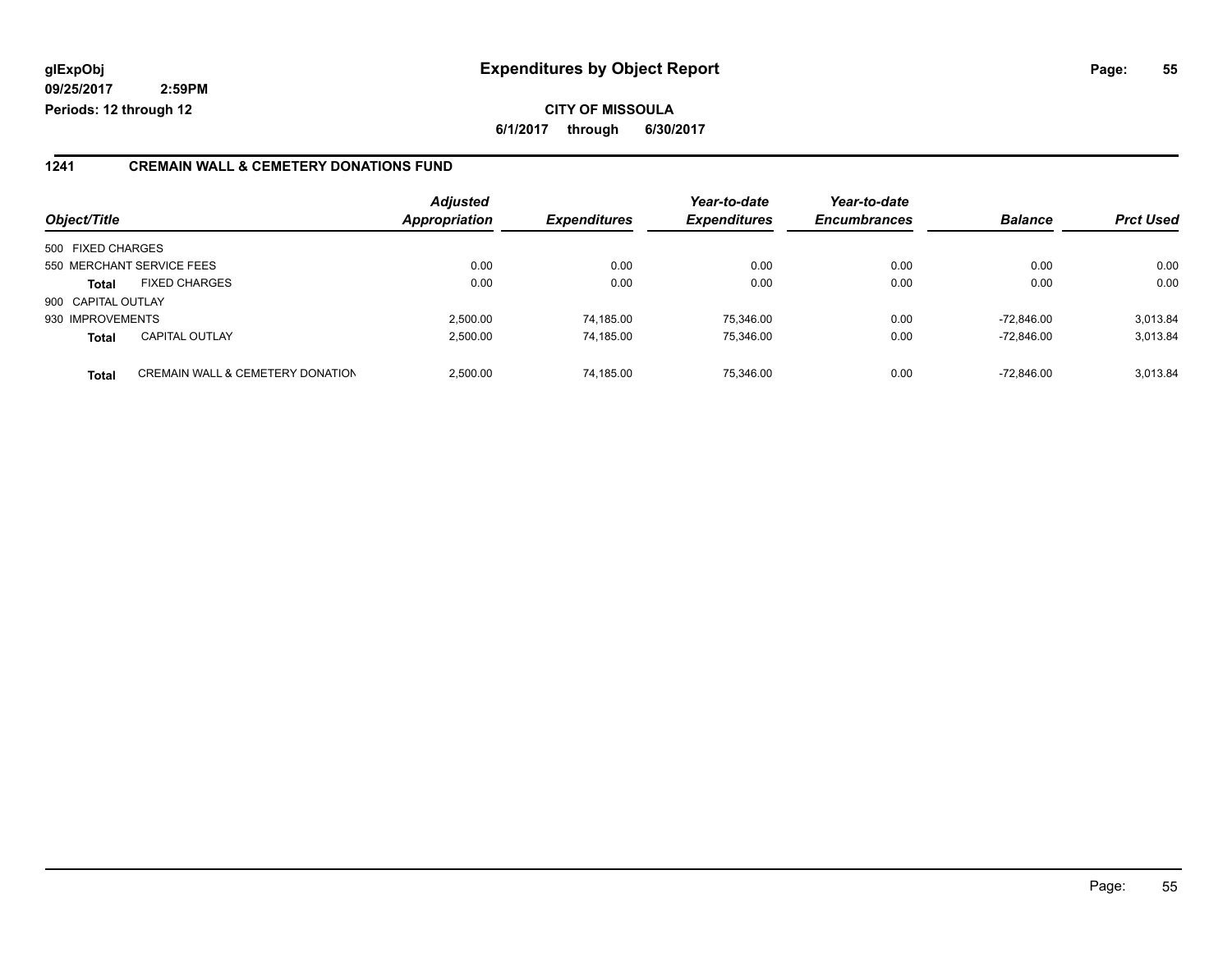# Expenditures by Object Report

glExpObj
09/25/2017 2:59PM
Periods: 12 through 12

**CITY OF MISSOULA**
**6/1/2017 through 6/30/2017**

## 1241 CREMAIN WALL & CEMETERY DONATIONS FUND

| Object/Title | | Adjusted Appropriation | Expenditures | Year-to-date Expenditures | Year-to-date Encumbrances | Balance | Prct Used |
|---|---|---|---|---|---|---|---|
| 500 FIXED CHARGES | | | | | | | |
| 550 MERCHANT SERVICE FEES | | 0.00 | 0.00 | 0.00 | 0.00 | 0.00 | 0.00 |
| **Total** | FIXED CHARGES | 0.00 | 0.00 | 0.00 | 0.00 | 0.00 | 0.00 |
| 900 CAPITAL OUTLAY | | | | | | | |
| 930 IMPROVEMENTS | | 2,500.00 | 74,185.00 | 75,346.00 | 0.00 | -72,846.00 | 3,013.84 |
| **Total** | CAPITAL OUTLAY | 2,500.00 | 74,185.00 | 75,346.00 | 0.00 | -72,846.00 | 3,013.84 |
| **Total** | CREMAIN WALL & CEMETERY DONATION | 2,500.00 | 74,185.00 | 75,346.00 | 0.00 | -72,846.00 | 3,013.84 |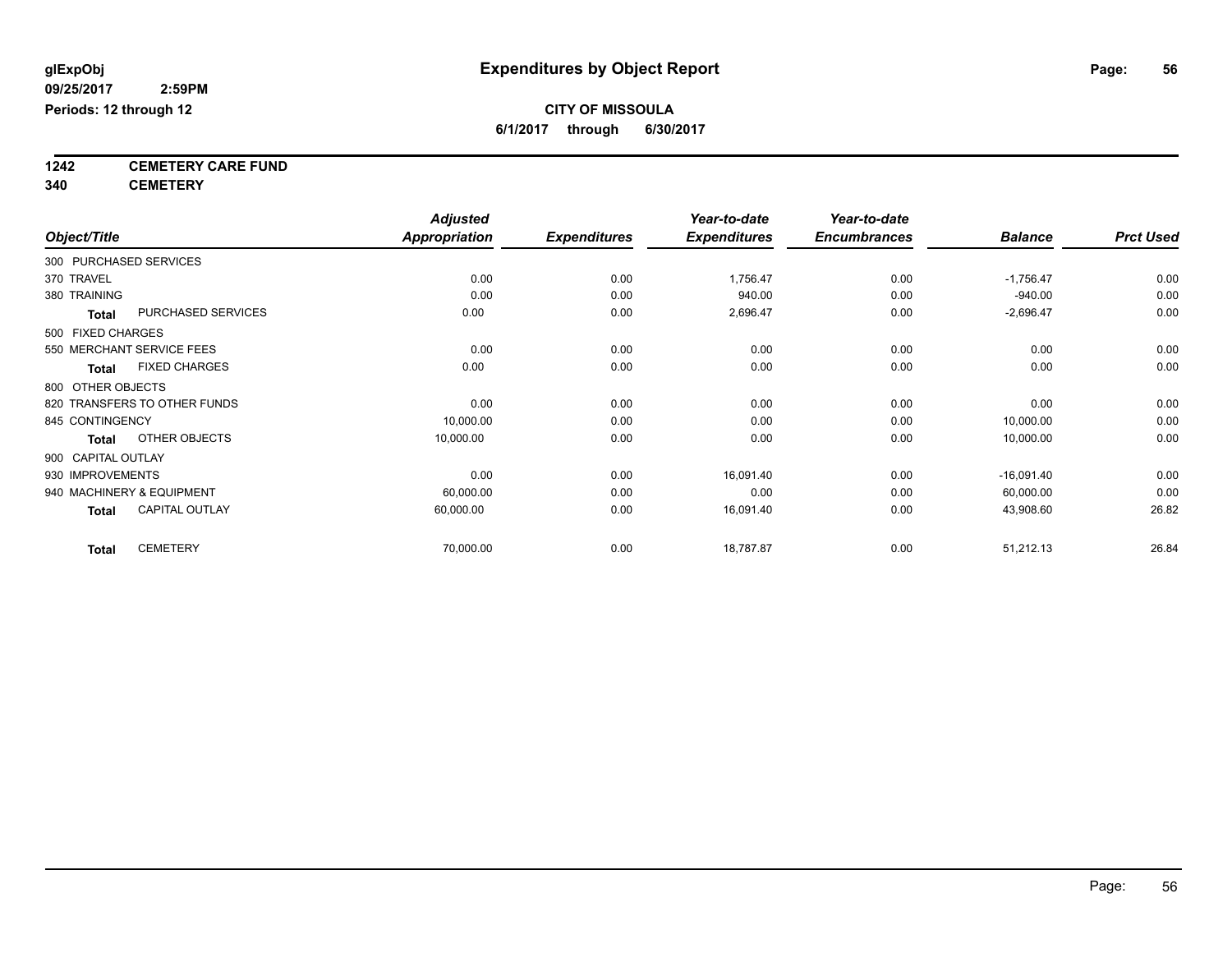glExpObj
09/25/2017 2:59PM
Periods: 12 through 12

# Expenditures by Object Report

**CITY OF MISSOULA**
**6/1/2017 through 6/30/2017**

**1242 CEMETERY CARE FUND**
**340 CEMETERY**

| Object/Title | Adjusted Appropriation | Expenditures | Year-to-date Expenditures | Year-to-date Encumbrances | Balance | Prct Used |
|---|---|---|---|---|---|---|
| 300 PURCHASED SERVICES | | | | | | |
| 370 TRAVEL | 0.00 | 0.00 | 1,756.47 | 0.00 | -1,756.47 | 0.00 |
| 380 TRAINING | 0.00 | 0.00 | 940.00 | 0.00 | -940.00 | 0.00 |
| **Total** PURCHASED SERVICES | 0.00 | 0.00 | 2,696.47 | 0.00 | -2,696.47 | 0.00 |
| 500 FIXED CHARGES | | | | | | |
| 550 MERCHANT SERVICE FEES | 0.00 | 0.00 | 0.00 | 0.00 | 0.00 | 0.00 |
| **Total** FIXED CHARGES | 0.00 | 0.00 | 0.00 | 0.00 | 0.00 | 0.00 |
| 800 OTHER OBJECTS | | | | | | |
| 820 TRANSFERS TO OTHER FUNDS | 0.00 | 0.00 | 0.00 | 0.00 | 0.00 | 0.00 |
| 845 CONTINGENCY | 10,000.00 | 0.00 | 0.00 | 0.00 | 10,000.00 | 0.00 |
| **Total** OTHER OBJECTS | 10,000.00 | 0.00 | 0.00 | 0.00 | 10,000.00 | 0.00 |
| 900 CAPITAL OUTLAY | | | | | | |
| 930 IMPROVEMENTS | 0.00 | 0.00 | 16,091.40 | 0.00 | -16,091.40 | 0.00 |
| 940 MACHINERY & EQUIPMENT | 60,000.00 | 0.00 | 0.00 | 0.00 | 60,000.00 | 0.00 |
| **Total** CAPITAL OUTLAY | 60,000.00 | 0.00 | 16,091.40 | 0.00 | 43,908.60 | 26.82 |
| **Total** CEMETERY | 70,000.00 | 0.00 | 18,787.87 | 0.00 | 51,212.13 | 26.84 |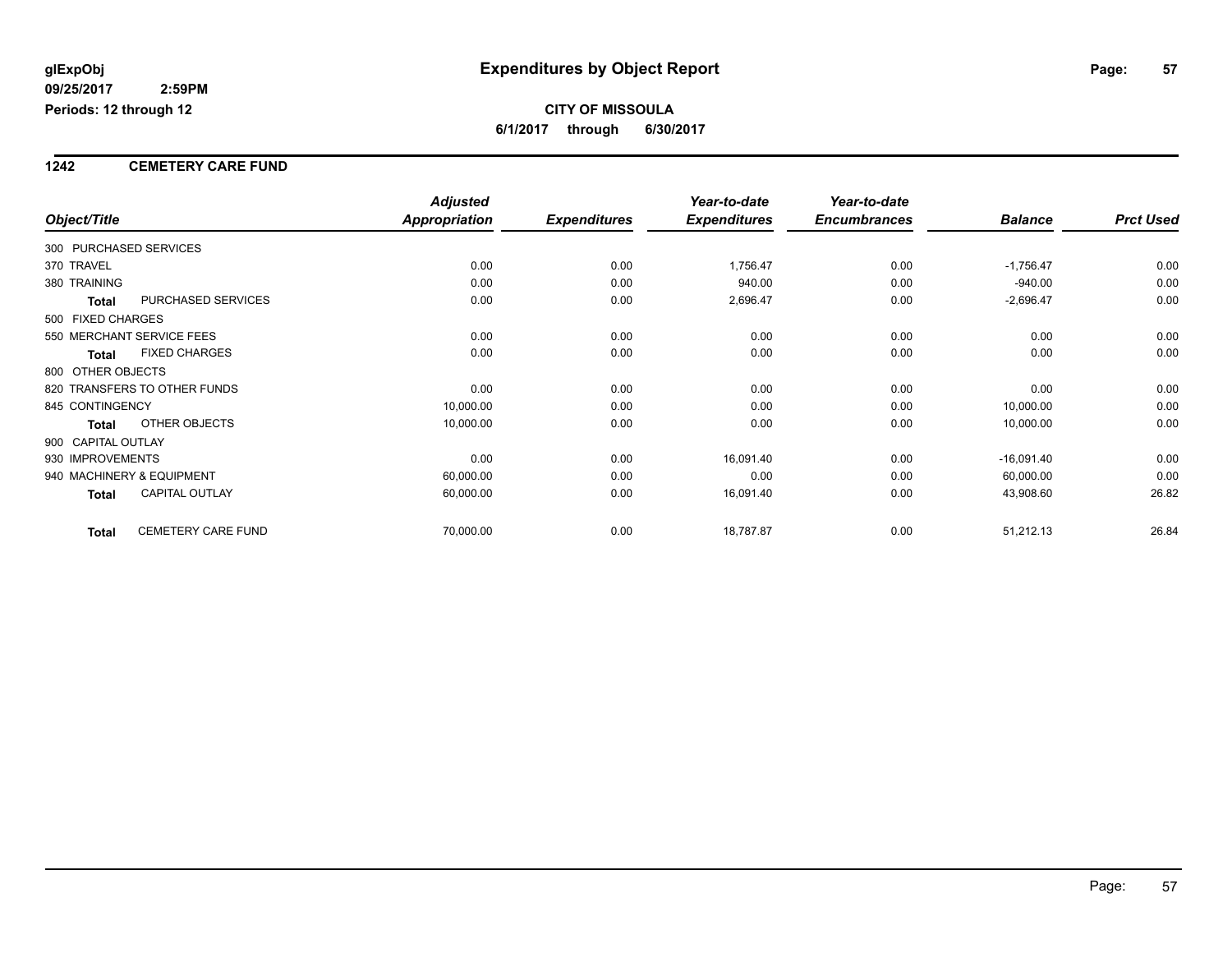**glExpObj**
**09/25/2017 2:59PM**
**Periods: 12 through 12**

# Expenditures by Object Report

**CITY OF MISSOULA**
**6/1/2017 through 6/30/2017**

## 1242 CEMETERY CARE FUND

| Object/Title | | Adjusted Appropriation | Expenditures | Year-to-date Expenditures | Year-to-date Encumbrances | Balance | Prct Used |
|---|---|---|---|---|---|---|---|
| 300 PURCHASED SERVICES | | | | | | | |
| 370 TRAVEL | | 0.00 | 0.00 | 1,756.47 | 0.00 | -1,756.47 | 0.00 |
| 380 TRAINING | | 0.00 | 0.00 | 940.00 | 0.00 | -940.00 | 0.00 |
| **Total** | PURCHASED SERVICES | 0.00 | 0.00 | 2,696.47 | 0.00 | -2,696.47 | 0.00 |
| 500 FIXED CHARGES | | | | | | | |
| 550 MERCHANT SERVICE FEES | | 0.00 | 0.00 | 0.00 | 0.00 | 0.00 | 0.00 |
| **Total** | FIXED CHARGES | 0.00 | 0.00 | 0.00 | 0.00 | 0.00 | 0.00 |
| 800 OTHER OBJECTS | | | | | | | |
| 820 TRANSFERS TO OTHER FUNDS | | 0.00 | 0.00 | 0.00 | 0.00 | 0.00 | 0.00 |
| 845 CONTINGENCY | | 10,000.00 | 0.00 | 0.00 | 0.00 | 10,000.00 | 0.00 |
| **Total** | OTHER OBJECTS | 10,000.00 | 0.00 | 0.00 | 0.00 | 10,000.00 | 0.00 |
| 900 CAPITAL OUTLAY | | | | | | | |
| 930 IMPROVEMENTS | | 0.00 | 0.00 | 16,091.40 | 0.00 | -16,091.40 | 0.00 |
| 940 MACHINERY & EQUIPMENT | | 60,000.00 | 0.00 | 0.00 | 0.00 | 60,000.00 | 0.00 |
| **Total** | CAPITAL OUTLAY | 60,000.00 | 0.00 | 16,091.40 | 0.00 | 43,908.60 | 26.82 |
| **Total** | CEMETERY CARE FUND | 70,000.00 | 0.00 | 18,787.87 | 0.00 | 51,212.13 | 26.84 |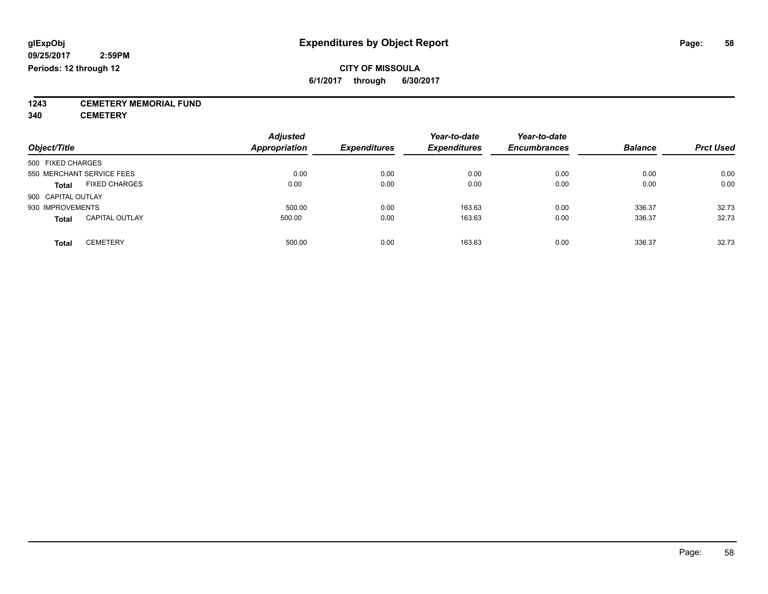**glExpObj**
**09/25/2017 2:59PM**
**Periods: 12 through 12**

# Expenditures by Object Report

**CITY OF MISSOULA**
**6/1/2017 through 6/30/2017**

**1243 CEMETERY MEMORIAL FUND**
**340 CEMETERY**

| Object/Title | Adjusted Appropriation | Expenditures | Year-to-date Expenditures | Year-to-date Encumbrances | Balance | Prct Used |
|---|---|---|---|---|---|---|
| 500 FIXED CHARGES | | | | | | |
| 550 MERCHANT SERVICE FEES | 0.00 | 0.00 | 0.00 | 0.00 | 0.00 | 0.00 |
| **Total** FIXED CHARGES | 0.00 | 0.00 | 0.00 | 0.00 | 0.00 | 0.00 |
| 900 CAPITAL OUTLAY | | | | | | |
| 930 IMPROVEMENTS | 500.00 | 0.00 | 163.63 | 0.00 | 336.37 | 32.73 |
| **Total** CAPITAL OUTLAY | 500.00 | 0.00 | 163.63 | 0.00 | 336.37 | 32.73 |
| **Total** CEMETERY | 500.00 | 0.00 | 163.63 | 0.00 | 336.37 | 32.73 |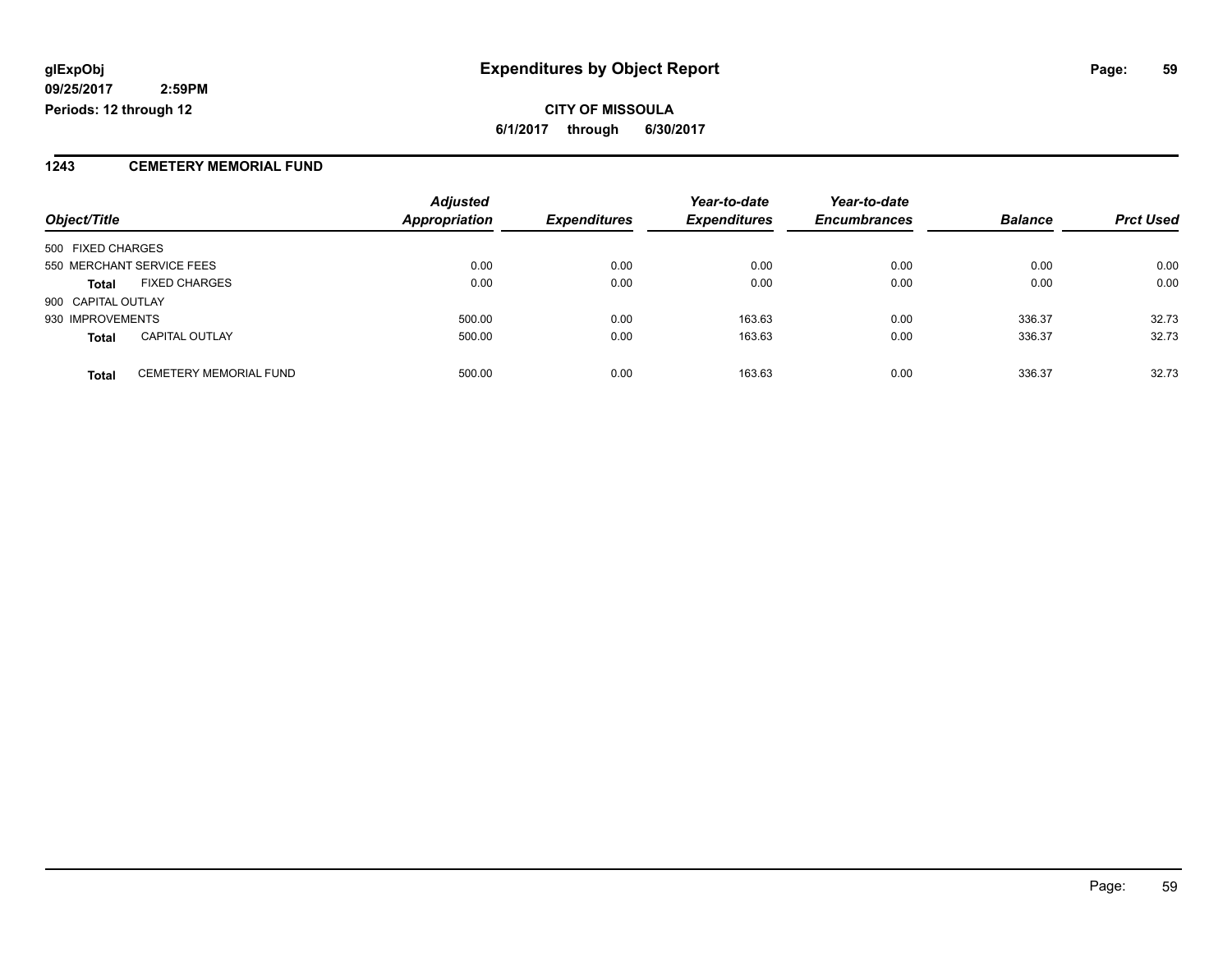**glExpObj**
**09/25/2017 2:59PM**
**Periods: 12 through 12**

# Expenditures by Object Report

**CITY OF MISSOULA**
**6/1/2017 through 6/30/2017**

## 1243 CEMETERY MEMORIAL FUND

| Object/Title | | Adjusted Appropriation | Expenditures | Year-to-date Expenditures | Year-to-date Encumbrances | Balance | Prct Used |
|---|---|---|---|---|---|---|---|
| 500 FIXED CHARGES | | | | | | | |
| 550 MERCHANT SERVICE FEES | | 0.00 | 0.00 | 0.00 | 0.00 | 0.00 | 0.00 |
| **Total** | FIXED CHARGES | 0.00 | 0.00 | 0.00 | 0.00 | 0.00 | 0.00 |
| 900 CAPITAL OUTLAY | | | | | | | |
| 930 IMPROVEMENTS | | 500.00 | 0.00 | 163.63 | 0.00 | 336.37 | 32.73 |
| **Total** | CAPITAL OUTLAY | 500.00 | 0.00 | 163.63 | 0.00 | 336.37 | 32.73 |
| **Total** | CEMETERY MEMORIAL FUND | 500.00 | 0.00 | 163.63 | 0.00 | 336.37 | 32.73 |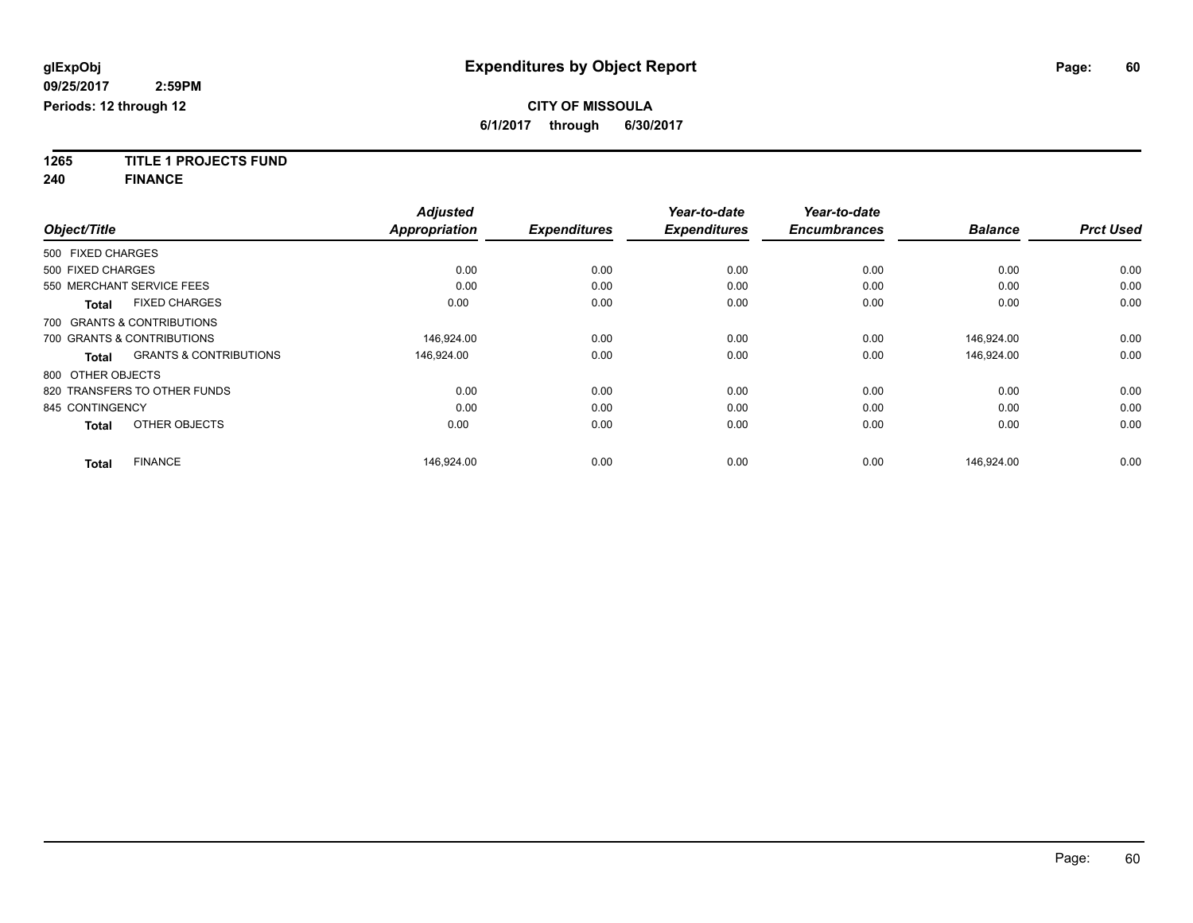**glExpObj**
**09/25/2017 2:59PM**
**Periods: 12 through 12**

# Expenditures by Object Report

**CITY OF MISSOULA**
**6/1/2017 through 6/30/2017**

**1265 TITLE 1 PROJECTS FUND**
**240 FINANCE**

| Object/Title | Adjusted Appropriation | Expenditures | Year-to-date Expenditures | Year-to-date Encumbrances | Balance | Prct Used |
|---|---|---|---|---|---|---|
| 500 FIXED CHARGES | | | | | | |
| 500 FIXED CHARGES | 0.00 | 0.00 | 0.00 | 0.00 | 0.00 | 0.00 |
| 550 MERCHANT SERVICE FEES | 0.00 | 0.00 | 0.00 | 0.00 | 0.00 | 0.00 |
| **Total** FIXED CHARGES | 0.00 | 0.00 | 0.00 | 0.00 | 0.00 | 0.00 |
| 700 GRANTS & CONTRIBUTIONS | | | | | | |
| 700 GRANTS & CONTRIBUTIONS | 146,924.00 | 0.00 | 0.00 | 0.00 | 146,924.00 | 0.00 |
| **Total** GRANTS & CONTRIBUTIONS | 146,924.00 | 0.00 | 0.00 | 0.00 | 146,924.00 | 0.00 |
| 800 OTHER OBJECTS | | | | | | |
| 820 TRANSFERS TO OTHER FUNDS | 0.00 | 0.00 | 0.00 | 0.00 | 0.00 | 0.00 |
| 845 CONTINGENCY | 0.00 | 0.00 | 0.00 | 0.00 | 0.00 | 0.00 |
| **Total** OTHER OBJECTS | 0.00 | 0.00 | 0.00 | 0.00 | 0.00 | 0.00 |
| **Total** FINANCE | 146,924.00 | 0.00 | 0.00 | 0.00 | 146,924.00 | 0.00 |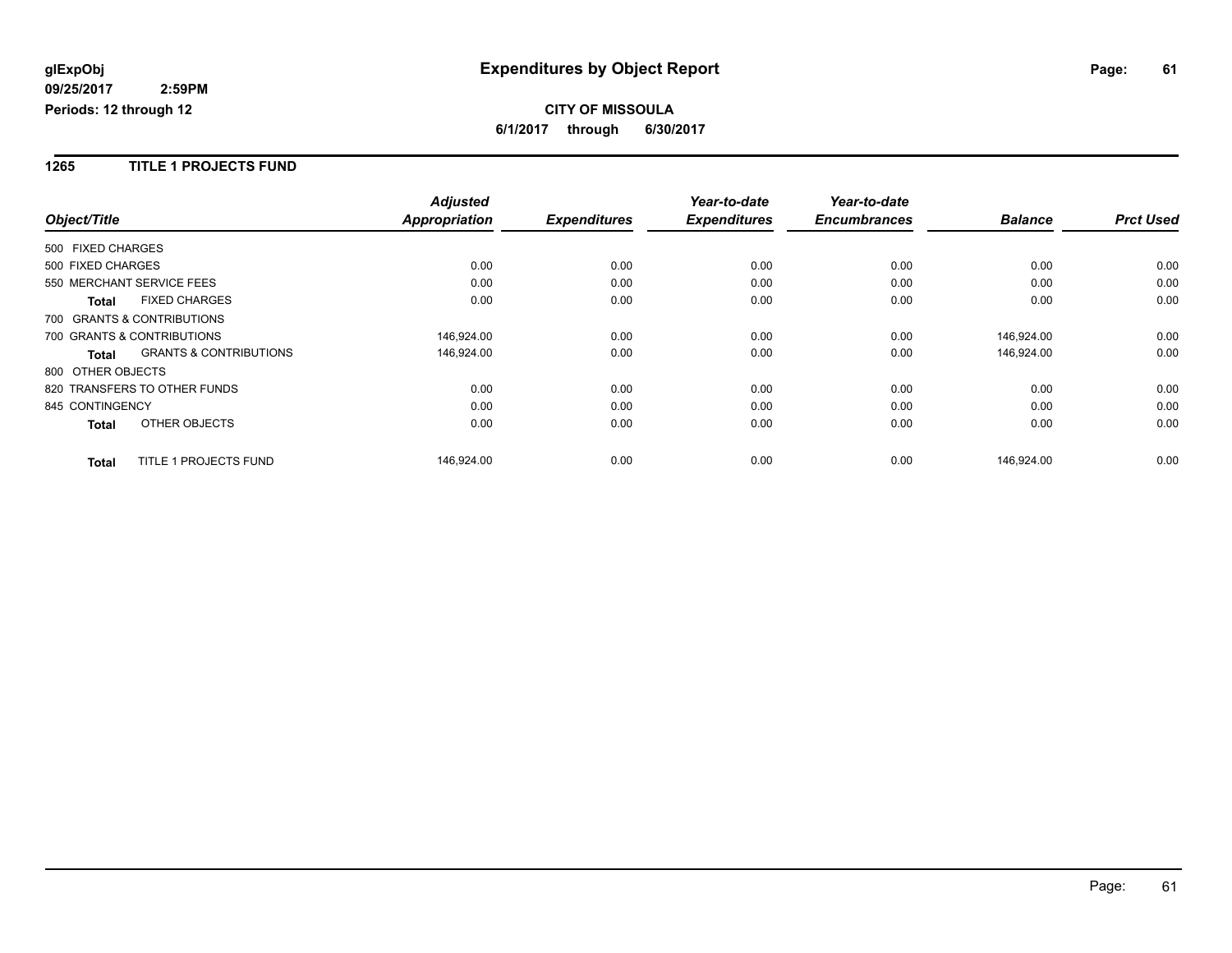**glExpObj**
**09/25/2017 2:59PM**
**Periods: 12 through 12**

# Expenditures by Object Report

**CITY OF MISSOULA**
**6/1/2017 through 6/30/2017**

## 1265 TITLE 1 PROJECTS FUND

| Object/Title | | Adjusted Appropriation | Expenditures | Year-to-date Expenditures | Year-to-date Encumbrances | Balance | Prct Used |
|---|---|---|---|---|---|---|---|
| 500 FIXED CHARGES | | | | | | | |
| 500 FIXED CHARGES | | 0.00 | 0.00 | 0.00 | 0.00 | 0.00 | 0.00 |
| 550 MERCHANT SERVICE FEES | | 0.00 | 0.00 | 0.00 | 0.00 | 0.00 | 0.00 |
| **Total** | FIXED CHARGES | 0.00 | 0.00 | 0.00 | 0.00 | 0.00 | 0.00 |
| 700 GRANTS & CONTRIBUTIONS | | | | | | | |
| 700 GRANTS & CONTRIBUTIONS | | 146,924.00 | 0.00 | 0.00 | 0.00 | 146,924.00 | 0.00 |
| **Total** | GRANTS & CONTRIBUTIONS | 146,924.00 | 0.00 | 0.00 | 0.00 | 146,924.00 | 0.00 |
| 800 OTHER OBJECTS | | | | | | | |
| 820 TRANSFERS TO OTHER FUNDS | | 0.00 | 0.00 | 0.00 | 0.00 | 0.00 | 0.00 |
| 845 CONTINGENCY | | 0.00 | 0.00 | 0.00 | 0.00 | 0.00 | 0.00 |
| **Total** | OTHER OBJECTS | 0.00 | 0.00 | 0.00 | 0.00 | 0.00 | 0.00 |
| **Total** | TITLE 1 PROJECTS FUND | 146,924.00 | 0.00 | 0.00 | 0.00 | 146,924.00 | 0.00 |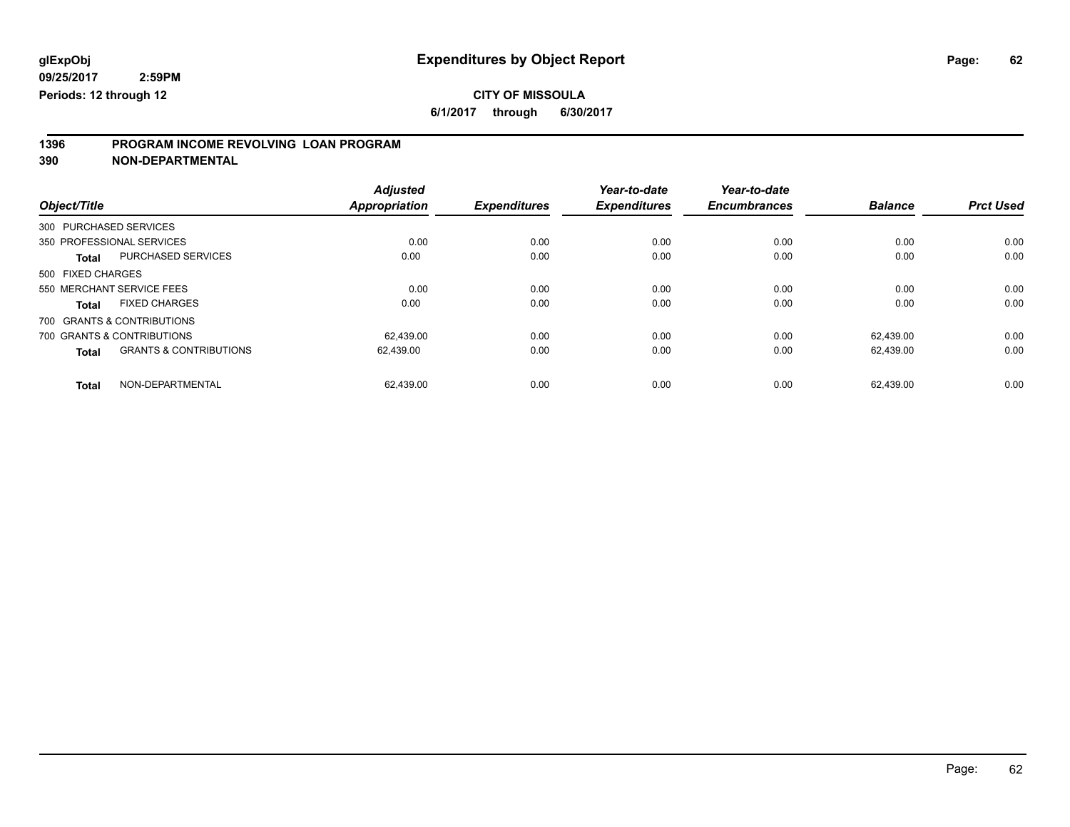glExpObj
09/25/2017 2:59PM
Periods: 12 through 12

# Expenditures by Object Report

**CITY OF MISSOULA**
**6/1/2017 through 6/30/2017**

## 1396 PROGRAM INCOME REVOLVING LOAN PROGRAM
## 390 NON-DEPARTMENTAL

| Object/Title | | Adjusted Appropriation | Expenditures | Year-to-date Expenditures | Year-to-date Encumbrances | Balance | Prct Used |
|---|---|---|---|---|---|---|---|
| 300 PURCHASED SERVICES | | | | | | | |
| 350 PROFESSIONAL SERVICES | | 0.00 | 0.00 | 0.00 | 0.00 | 0.00 | 0.00 |
| **Total** | PURCHASED SERVICES | 0.00 | 0.00 | 0.00 | 0.00 | 0.00 | 0.00 |
| 500 FIXED CHARGES | | | | | | | |
| 550 MERCHANT SERVICE FEES | | 0.00 | 0.00 | 0.00 | 0.00 | 0.00 | 0.00 |
| **Total** | FIXED CHARGES | 0.00 | 0.00 | 0.00 | 0.00 | 0.00 | 0.00 |
| 700 GRANTS & CONTRIBUTIONS | | | | | | | |
| 700 GRANTS & CONTRIBUTIONS | | 62,439.00 | 0.00 | 0.00 | 0.00 | 62,439.00 | 0.00 |
| **Total** | GRANTS & CONTRIBUTIONS | 62,439.00 | 0.00 | 0.00 | 0.00 | 62,439.00 | 0.00 |
| **Total** | NON-DEPARTMENTAL | 62,439.00 | 0.00 | 0.00 | 0.00 | 62,439.00 | 0.00 |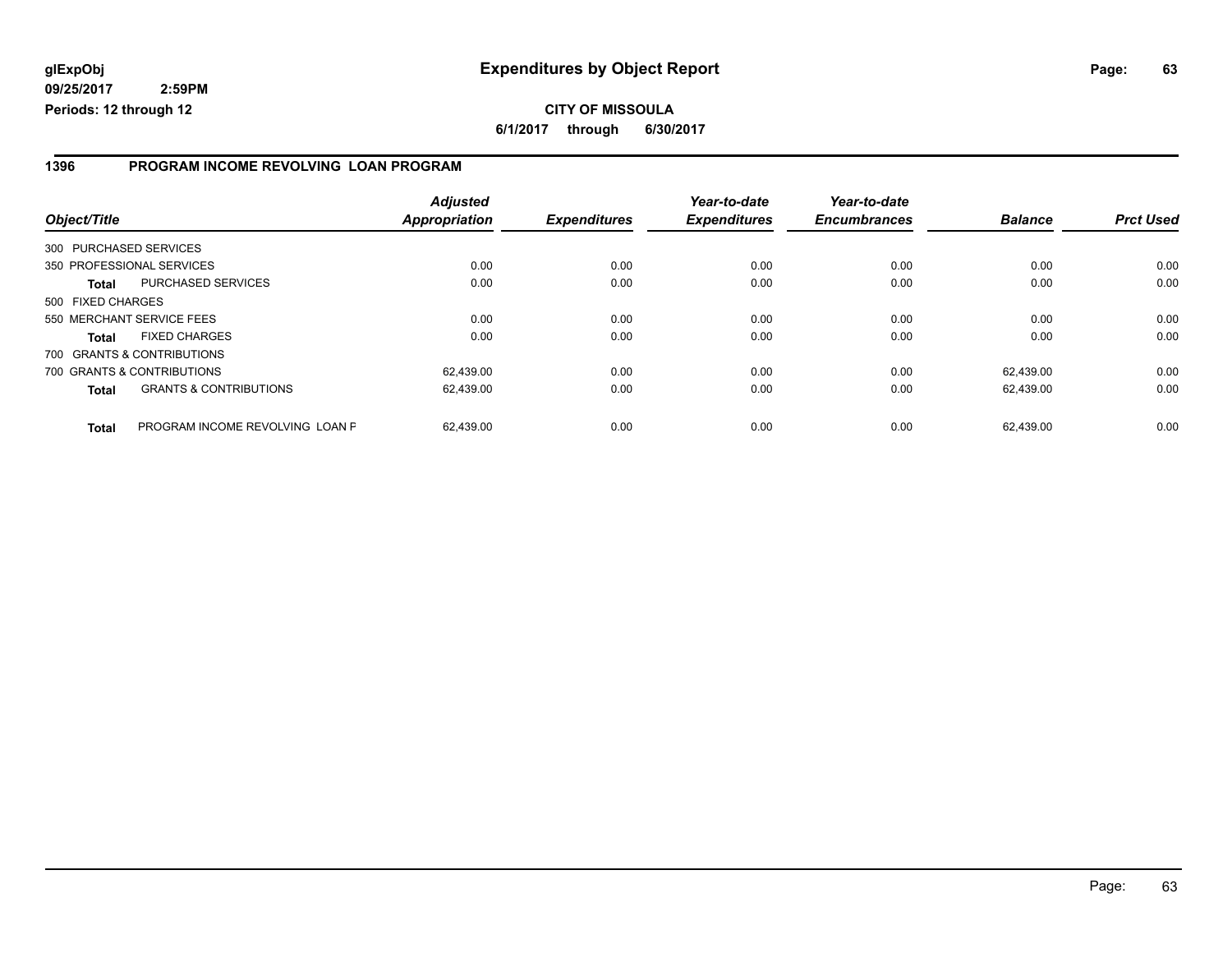# Expenditures by Object Report

glExpObj
09/25/2017 2:59PM
Periods: 12 through 12

**CITY OF MISSOULA**
**6/1/2017 through 6/30/2017**

## 1396 PROGRAM INCOME REVOLVING LOAN PROGRAM

| Object/Title | | Adjusted Appropriation | Expenditures | Year-to-date Expenditures | Year-to-date Encumbrances | Balance | Prct Used |
|---|---|---|---|---|---|---|---|
| 300 PURCHASED SERVICES | | | | | | | |
| 350 PROFESSIONAL SERVICES | | 0.00 | 0.00 | 0.00 | 0.00 | 0.00 | 0.00 |
| **Total** | PURCHASED SERVICES | 0.00 | 0.00 | 0.00 | 0.00 | 0.00 | 0.00 |
| 500 FIXED CHARGES | | | | | | | |
| 550 MERCHANT SERVICE FEES | | 0.00 | 0.00 | 0.00 | 0.00 | 0.00 | 0.00 |
| **Total** | FIXED CHARGES | 0.00 | 0.00 | 0.00 | 0.00 | 0.00 | 0.00 |
| 700 GRANTS & CONTRIBUTIONS | | | | | | | |
| 700 GRANTS & CONTRIBUTIONS | | 62,439.00 | 0.00 | 0.00 | 0.00 | 62,439.00 | 0.00 |
| **Total** | GRANTS & CONTRIBUTIONS | 62,439.00 | 0.00 | 0.00 | 0.00 | 62,439.00 | 0.00 |
| **Total** | PROGRAM INCOME REVOLVING LOAN F | 62,439.00 | 0.00 | 0.00 | 0.00 | 62,439.00 | 0.00 |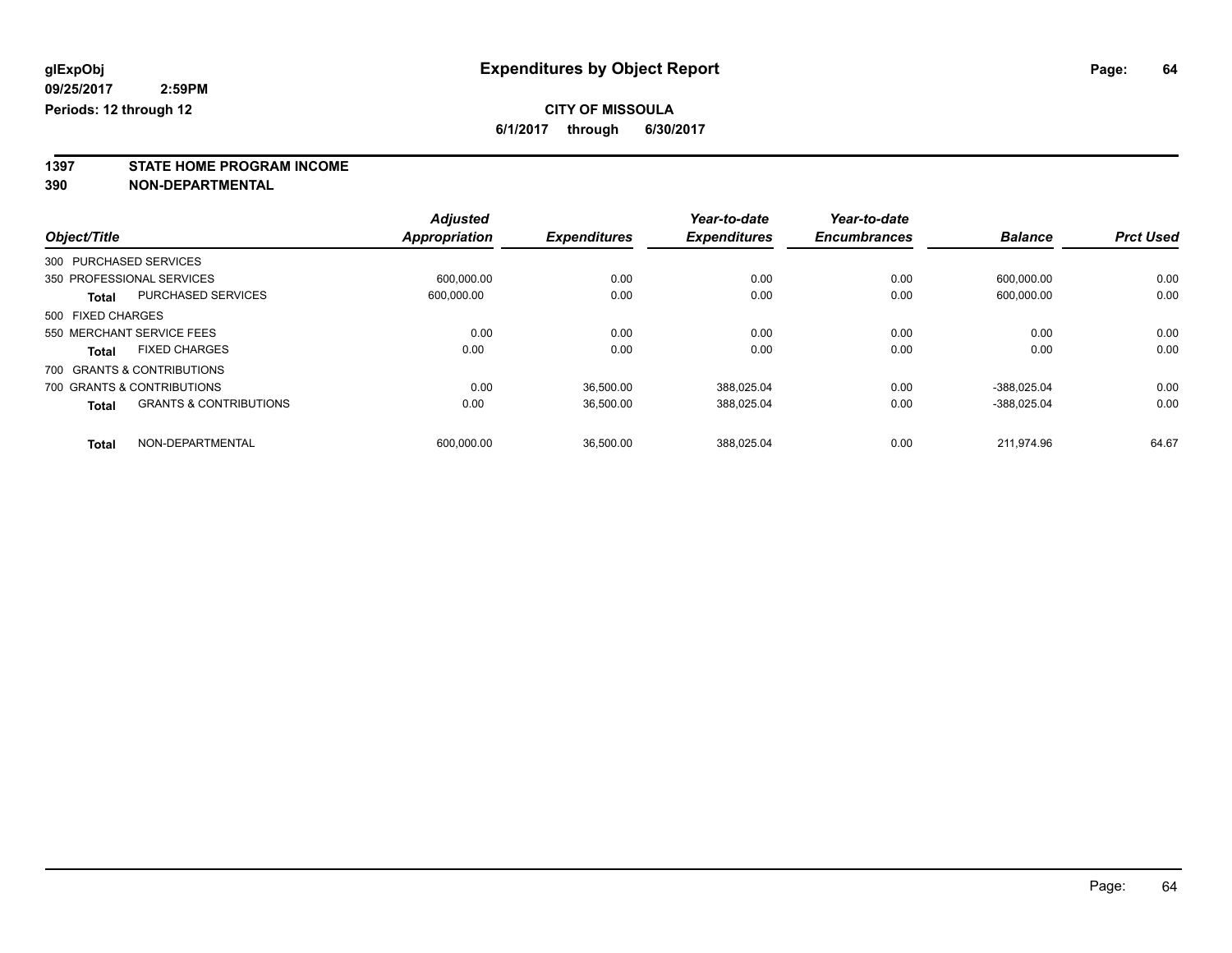**glExpObj**
**09/25/2017 2:59PM**
**Periods: 12 through 12**

# Expenditures by Object Report

**CITY OF MISSOULA**
**6/1/2017 through 6/30/2017**

## 1397 STATE HOME PROGRAM INCOME
## 390 NON-DEPARTMENTAL

| Object/Title | | Adjusted Appropriation | Expenditures | Year-to-date Expenditures | Year-to-date Encumbrances | Balance | Prct Used |
|---|---|---|---|---|---|---|---|
| 300 PURCHASED SERVICES | | | | | | | |
| 350 PROFESSIONAL SERVICES | | 600,000.00 | 0.00 | 0.00 | 0.00 | 600,000.00 | 0.00 |
| **Total** | PURCHASED SERVICES | 600,000.00 | 0.00 | 0.00 | 0.00 | 600,000.00 | 0.00 |
| 500 FIXED CHARGES | | | | | | | |
| 550 MERCHANT SERVICE FEES | | 0.00 | 0.00 | 0.00 | 0.00 | 0.00 | 0.00 |
| **Total** | FIXED CHARGES | 0.00 | 0.00 | 0.00 | 0.00 | 0.00 | 0.00 |
| 700 GRANTS & CONTRIBUTIONS | | | | | | | |
| 700 GRANTS & CONTRIBUTIONS | | 0.00 | 36,500.00 | 388,025.04 | 0.00 | -388,025.04 | 0.00 |
| **Total** | GRANTS & CONTRIBUTIONS | 0.00 | 36,500.00 | 388,025.04 | 0.00 | -388,025.04 | 0.00 |
| **Total** | NON-DEPARTMENTAL | 600,000.00 | 36,500.00 | 388,025.04 | 0.00 | 211,974.96 | 64.67 |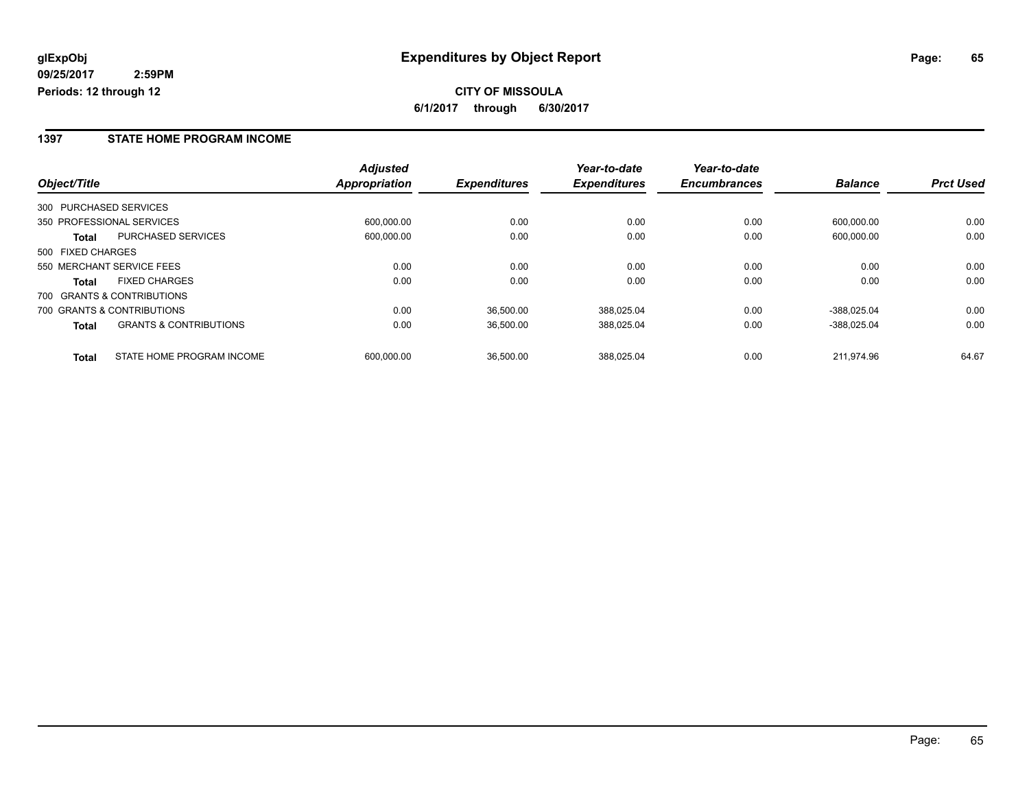**glExpObj**
**09/25/2017 2:59PM**
**Periods: 12 through 12**

# Expenditures by Object Report

**CITY OF MISSOULA**
**6/1/2017 through 6/30/2017**

## 1397 STATE HOME PROGRAM INCOME

| Object/Title | | Adjusted Appropriation | Expenditures | Year-to-date Expenditures | Year-to-date Encumbrances | Balance | Prct Used |
|---|---|---|---|---|---|---|---|
| 300 PURCHASED SERVICES | | | | | | | |
| 350 PROFESSIONAL SERVICES | | 600,000.00 | 0.00 | 0.00 | 0.00 | 600,000.00 | 0.00 |
| **Total** | PURCHASED SERVICES | 600,000.00 | 0.00 | 0.00 | 0.00 | 600,000.00 | 0.00 |
| 500 FIXED CHARGES | | | | | | | |
| 550 MERCHANT SERVICE FEES | | 0.00 | 0.00 | 0.00 | 0.00 | 0.00 | 0.00 |
| **Total** | FIXED CHARGES | 0.00 | 0.00 | 0.00 | 0.00 | 0.00 | 0.00 |
| 700 GRANTS & CONTRIBUTIONS | | | | | | | |
| 700 GRANTS & CONTRIBUTIONS | | 0.00 | 36,500.00 | 388,025.04 | 0.00 | -388,025.04 | 0.00 |
| **Total** | GRANTS & CONTRIBUTIONS | 0.00 | 36,500.00 | 388,025.04 | 0.00 | -388,025.04 | 0.00 |
| **Total** | STATE HOME PROGRAM INCOME | 600,000.00 | 36,500.00 | 388,025.04 | 0.00 | 211,974.96 | 64.67 |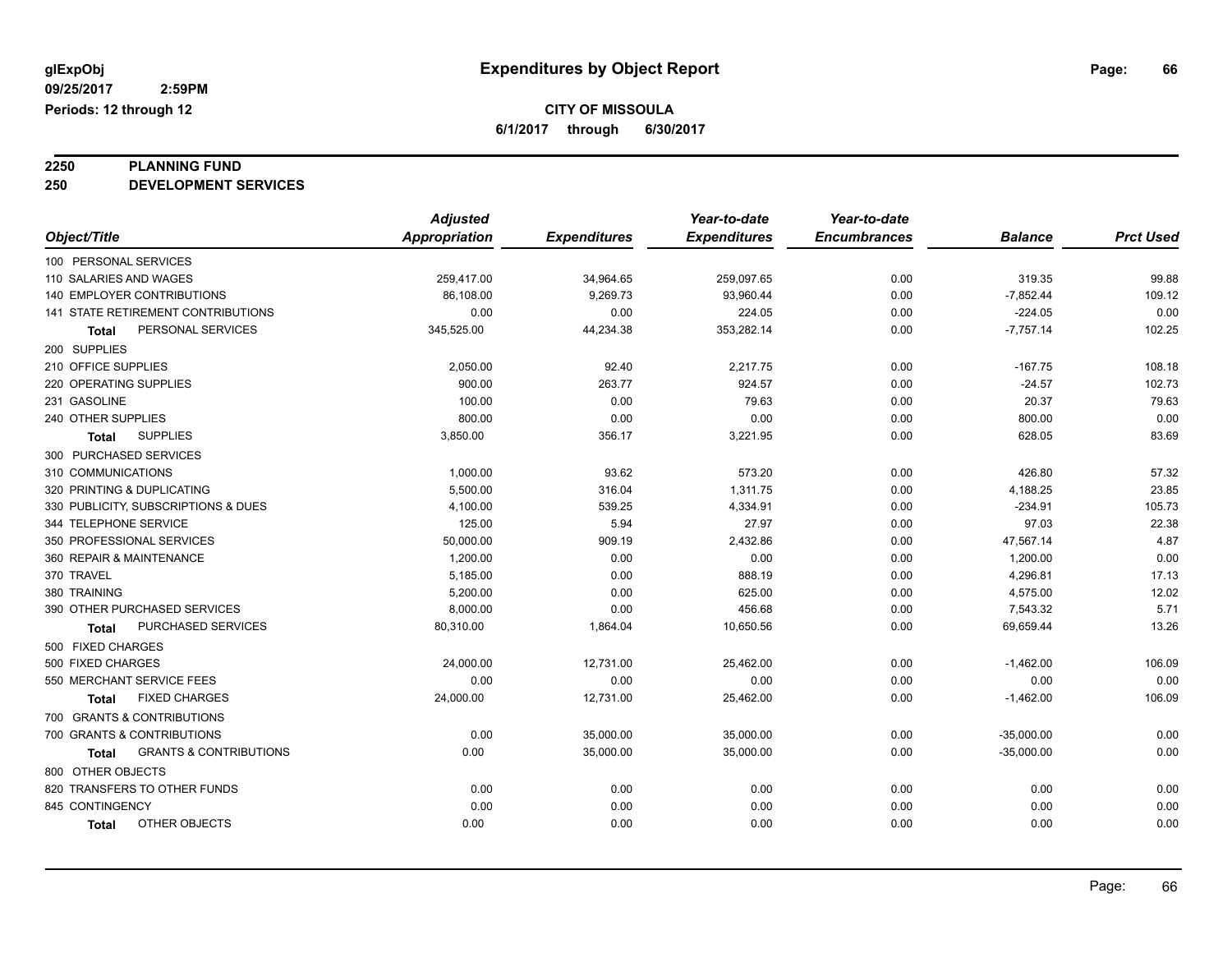glExpObj
09/25/2017 2:59PM
Periods: 12 through 12

# Expenditures by Object Report

**CITY OF MISSOULA**
**6/1/2017 through 6/30/2017**

**2250 PLANNING FUND**
**250 DEVELOPMENT SERVICES**

| Object/Title | Adjusted Appropriation | Expenditures | Year-to-date Expenditures | Year-to-date Encumbrances | Balance | Prct Used |
|---|---|---|---|---|---|---|
| 100 PERSONAL SERVICES | | | | | | |
| 110 SALARIES AND WAGES | 259,417.00 | 34,964.65 | 259,097.65 | 0.00 | 319.35 | 99.88 |
| 140 EMPLOYER CONTRIBUTIONS | 86,108.00 | 9,269.73 | 93,960.44 | 0.00 | -7,852.44 | 109.12 |
| 141 STATE RETIREMENT CONTRIBUTIONS | 0.00 | 0.00 | 224.05 | 0.00 | -224.05 | 0.00 |
| **Total** PERSONAL SERVICES | 345,525.00 | 44,234.38 | 353,282.14 | 0.00 | -7,757.14 | 102.25 |
| 200 SUPPLIES | | | | | | |
| 210 OFFICE SUPPLIES | 2,050.00 | 92.40 | 2,217.75 | 0.00 | -167.75 | 108.18 |
| 220 OPERATING SUPPLIES | 900.00 | 263.77 | 924.57 | 0.00 | -24.57 | 102.73 |
| 231 GASOLINE | 100.00 | 0.00 | 79.63 | 0.00 | 20.37 | 79.63 |
| 240 OTHER SUPPLIES | 800.00 | 0.00 | 0.00 | 0.00 | 800.00 | 0.00 |
| **Total** SUPPLIES | 3,850.00 | 356.17 | 3,221.95 | 0.00 | 628.05 | 83.69 |
| 300 PURCHASED SERVICES | | | | | | |
| 310 COMMUNICATIONS | 1,000.00 | 93.62 | 573.20 | 0.00 | 426.80 | 57.32 |
| 320 PRINTING & DUPLICATING | 5,500.00 | 316.04 | 1,311.75 | 0.00 | 4,188.25 | 23.85 |
| 330 PUBLICITY, SUBSCRIPTIONS & DUES | 4,100.00 | 539.25 | 4,334.91 | 0.00 | -234.91 | 105.73 |
| 344 TELEPHONE SERVICE | 125.00 | 5.94 | 27.97 | 0.00 | 97.03 | 22.38 |
| 350 PROFESSIONAL SERVICES | 50,000.00 | 909.19 | 2,432.86 | 0.00 | 47,567.14 | 4.87 |
| 360 REPAIR & MAINTENANCE | 1,200.00 | 0.00 | 0.00 | 0.00 | 1,200.00 | 0.00 |
| 370 TRAVEL | 5,185.00 | 0.00 | 888.19 | 0.00 | 4,296.81 | 17.13 |
| 380 TRAINING | 5,200.00 | 0.00 | 625.00 | 0.00 | 4,575.00 | 12.02 |
| 390 OTHER PURCHASED SERVICES | 8,000.00 | 0.00 | 456.68 | 0.00 | 7,543.32 | 5.71 |
| **Total** PURCHASED SERVICES | 80,310.00 | 1,864.04 | 10,650.56 | 0.00 | 69,659.44 | 13.26 |
| 500 FIXED CHARGES | | | | | | |
| 500 FIXED CHARGES | 24,000.00 | 12,731.00 | 25,462.00 | 0.00 | -1,462.00 | 106.09 |
| 550 MERCHANT SERVICE FEES | 0.00 | 0.00 | 0.00 | 0.00 | 0.00 | 0.00 |
| **Total** FIXED CHARGES | 24,000.00 | 12,731.00 | 25,462.00 | 0.00 | -1,462.00 | 106.09 |
| 700 GRANTS & CONTRIBUTIONS | | | | | | |
| 700 GRANTS & CONTRIBUTIONS | 0.00 | 35,000.00 | 35,000.00 | 0.00 | -35,000.00 | 0.00 |
| **Total** GRANTS & CONTRIBUTIONS | 0.00 | 35,000.00 | 35,000.00 | 0.00 | -35,000.00 | 0.00 |
| 800 OTHER OBJECTS | | | | | | |
| 820 TRANSFERS TO OTHER FUNDS | 0.00 | 0.00 | 0.00 | 0.00 | 0.00 | 0.00 |
| 845 CONTINGENCY | 0.00 | 0.00 | 0.00 | 0.00 | 0.00 | 0.00 |
| **Total** OTHER OBJECTS | 0.00 | 0.00 | 0.00 | 0.00 | 0.00 | 0.00 |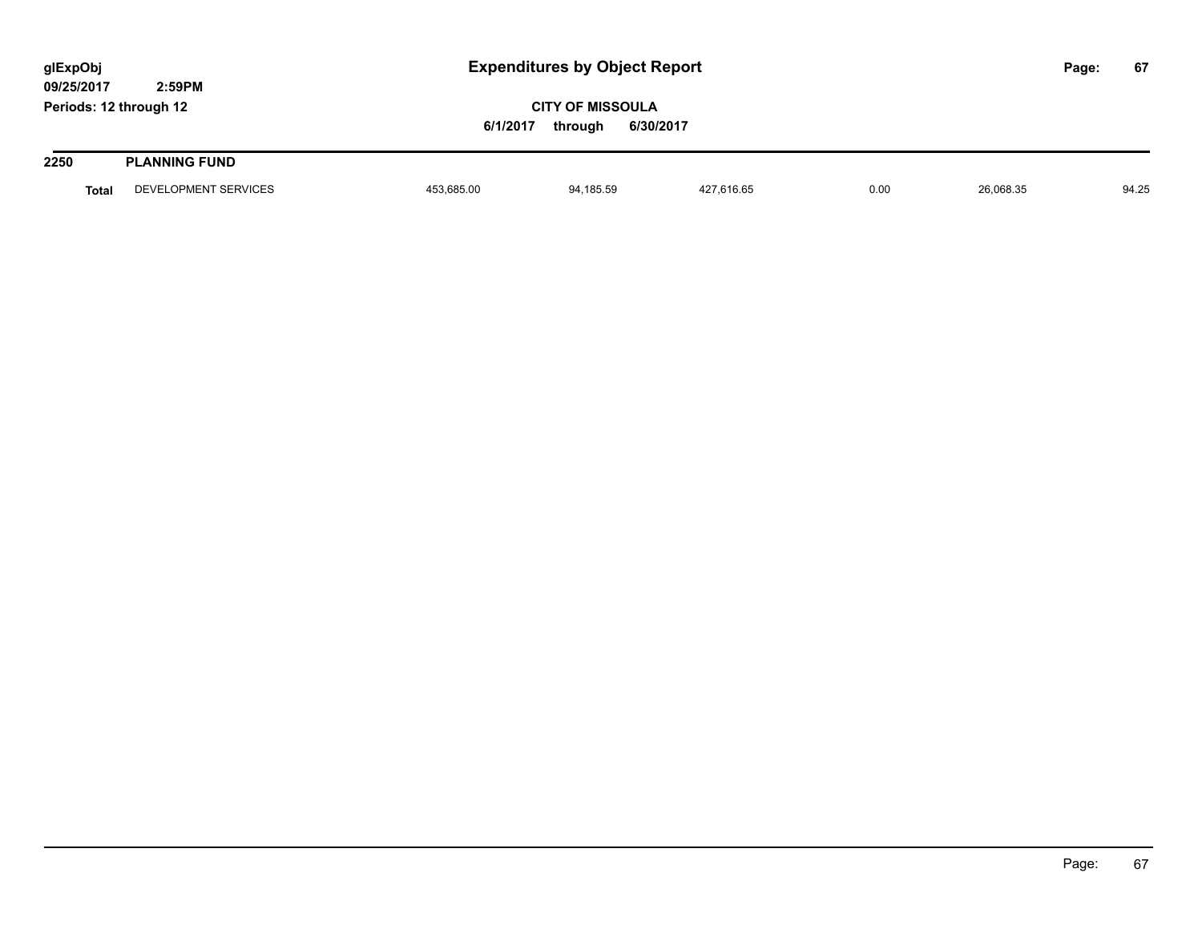**glExpObj** **Expenditures by Object Report**

**09/25/2017 2:59PM**

**Periods: 12 through 12**

**CITY OF MISSOULA**

**6/1/2017 through 6/30/2017**

## 2250 PLANNING FUND

| | | | | | | | |
|---|---|---|---|---|---|---|---|
| **Total** | DEVELOPMENT SERVICES | 453,685.00 | 94,185.59 | 427,616.65 | 0.00 | 26,068.35 | 94.25 |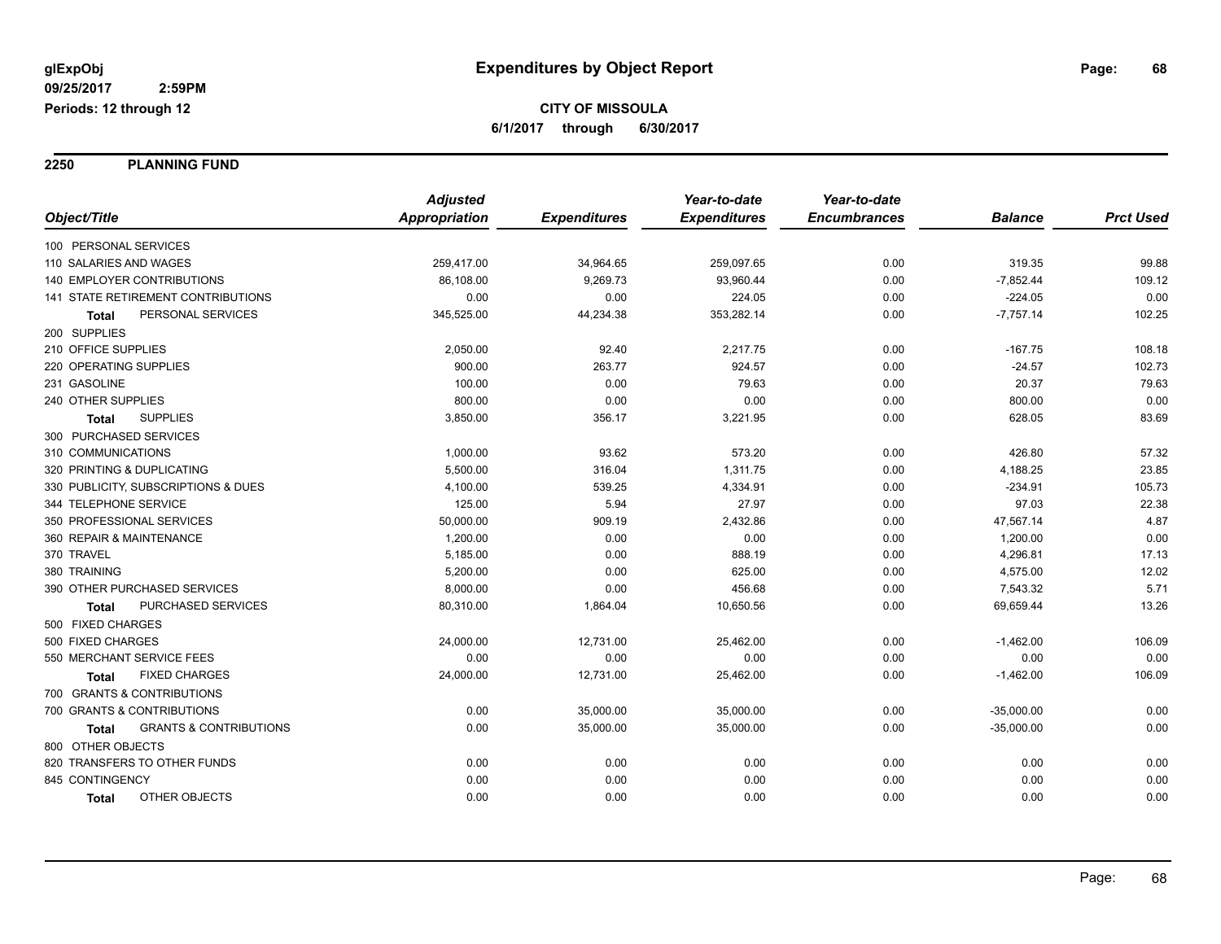# Expenditures by Object Report

glExpObj
09/25/2017 2:59PM
Periods: 12 through 12

**CITY OF MISSOULA**
**6/1/2017 through 6/30/2017**

## 2250 PLANNING FUND

| Object/Title | Adjusted Appropriation | Expenditures | Year-to-date Expenditures | Year-to-date Encumbrances | Balance | Prct Used |
|---|---|---|---|---|---|---|
| 100 PERSONAL SERVICES | | | | | | |
| 110 SALARIES AND WAGES | 259,417.00 | 34,964.65 | 259,097.65 | 0.00 | 319.35 | 99.88 |
| 140 EMPLOYER CONTRIBUTIONS | 86,108.00 | 9,269.73 | 93,960.44 | 0.00 | -7,852.44 | 109.12 |
| 141 STATE RETIREMENT CONTRIBUTIONS | 0.00 | 0.00 | 224.05 | 0.00 | -224.05 | 0.00 |
| **Total** PERSONAL SERVICES | 345,525.00 | 44,234.38 | 353,282.14 | 0.00 | -7,757.14 | 102.25 |
| 200 SUPPLIES | | | | | | |
| 210 OFFICE SUPPLIES | 2,050.00 | 92.40 | 2,217.75 | 0.00 | -167.75 | 108.18 |
| 220 OPERATING SUPPLIES | 900.00 | 263.77 | 924.57 | 0.00 | -24.57 | 102.73 |
| 231 GASOLINE | 100.00 | 0.00 | 79.63 | 0.00 | 20.37 | 79.63 |
| 240 OTHER SUPPLIES | 800.00 | 0.00 | 0.00 | 0.00 | 800.00 | 0.00 |
| **Total** SUPPLIES | 3,850.00 | 356.17 | 3,221.95 | 0.00 | 628.05 | 83.69 |
| 300 PURCHASED SERVICES | | | | | | |
| 310 COMMUNICATIONS | 1,000.00 | 93.62 | 573.20 | 0.00 | 426.80 | 57.32 |
| 320 PRINTING & DUPLICATING | 5,500.00 | 316.04 | 1,311.75 | 0.00 | 4,188.25 | 23.85 |
| 330 PUBLICITY, SUBSCRIPTIONS & DUES | 4,100.00 | 539.25 | 4,334.91 | 0.00 | -234.91 | 105.73 |
| 344 TELEPHONE SERVICE | 125.00 | 5.94 | 27.97 | 0.00 | 97.03 | 22.38 |
| 350 PROFESSIONAL SERVICES | 50,000.00 | 909.19 | 2,432.86 | 0.00 | 47,567.14 | 4.87 |
| 360 REPAIR & MAINTENANCE | 1,200.00 | 0.00 | 0.00 | 0.00 | 1,200.00 | 0.00 |
| 370 TRAVEL | 5,185.00 | 0.00 | 888.19 | 0.00 | 4,296.81 | 17.13 |
| 380 TRAINING | 5,200.00 | 0.00 | 625.00 | 0.00 | 4,575.00 | 12.02 |
| 390 OTHER PURCHASED SERVICES | 8,000.00 | 0.00 | 456.68 | 0.00 | 7,543.32 | 5.71 |
| **Total** PURCHASED SERVICES | 80,310.00 | 1,864.04 | 10,650.56 | 0.00 | 69,659.44 | 13.26 |
| 500 FIXED CHARGES | | | | | | |
| 500 FIXED CHARGES | 24,000.00 | 12,731.00 | 25,462.00 | 0.00 | -1,462.00 | 106.09 |
| 550 MERCHANT SERVICE FEES | 0.00 | 0.00 | 0.00 | 0.00 | 0.00 | 0.00 |
| **Total** FIXED CHARGES | 24,000.00 | 12,731.00 | 25,462.00 | 0.00 | -1,462.00 | 106.09 |
| 700 GRANTS & CONTRIBUTIONS | | | | | | |
| 700 GRANTS & CONTRIBUTIONS | 0.00 | 35,000.00 | 35,000.00 | 0.00 | -35,000.00 | 0.00 |
| **Total** GRANTS & CONTRIBUTIONS | 0.00 | 35,000.00 | 35,000.00 | 0.00 | -35,000.00 | 0.00 |
| 800 OTHER OBJECTS | | | | | | |
| 820 TRANSFERS TO OTHER FUNDS | 0.00 | 0.00 | 0.00 | 0.00 | 0.00 | 0.00 |
| 845 CONTINGENCY | 0.00 | 0.00 | 0.00 | 0.00 | 0.00 | 0.00 |
| **Total** OTHER OBJECTS | 0.00 | 0.00 | 0.00 | 0.00 | 0.00 | 0.00 |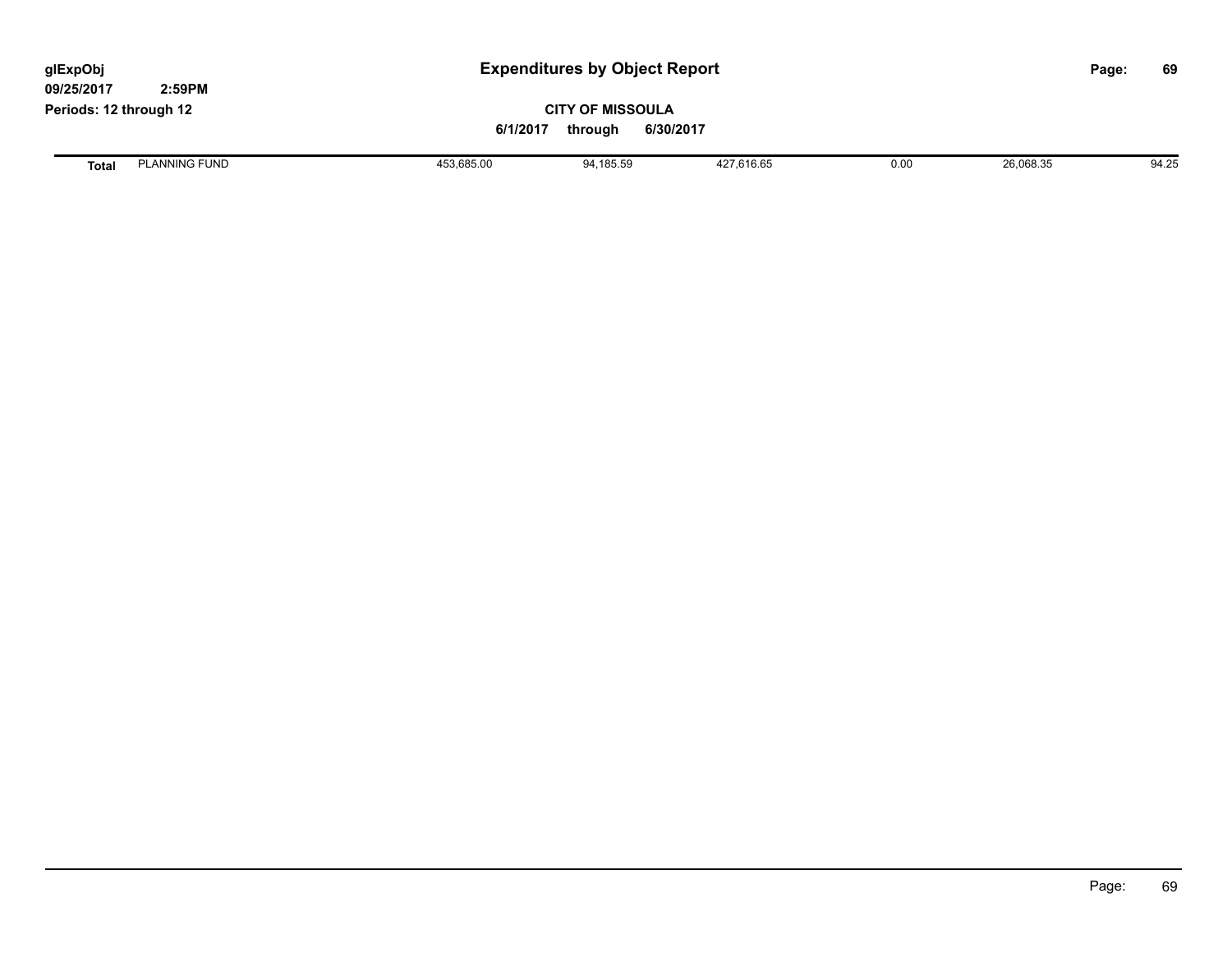# Expenditures by Object Report

glExpObj
09/25/2017 2:59PM
Periods: 12 through 12

**CITY OF MISSOULA**

6/1/2017 through 6/30/2017

| | | | | | | | |
|---|---|---|---|---|---|---|---|
| **Total** | PLANNING FUND | 453,685.00 | 94,185.59 | 427,616.65 | 0.00 | 26,068.35 | 94.25 |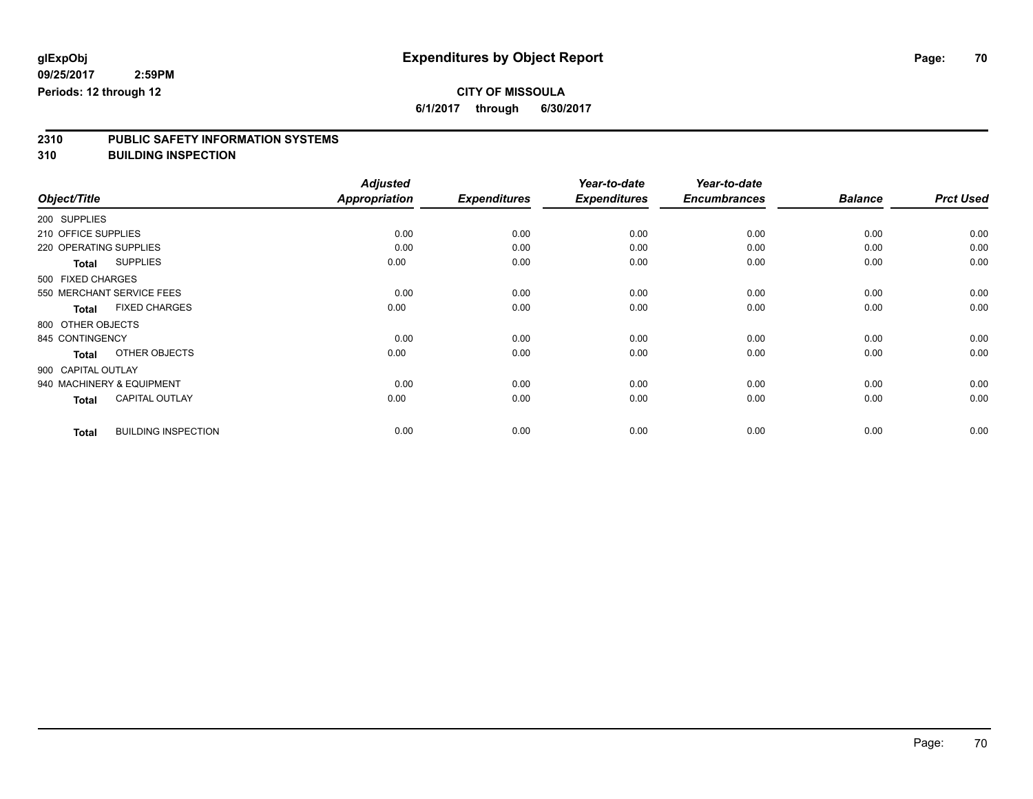**glExpObj** **Expenditures by Object Report**
**09/25/2017 2:59PM**
**Periods: 12 through 12**

**CITY OF MISSOULA**
**6/1/2017 through 6/30/2017**

## 2310 PUBLIC SAFETY INFORMATION SYSTEMS
## 310 BUILDING INSPECTION

| Object/Title | *Adjusted Appropriation* | *Expenditures* | *Year-to-date Expenditures* | *Year-to-date Encumbrances* | *Balance* | *Prct Used* |
|---|---|---|---|---|---|---|
| 200 SUPPLIES | | | | | | |
| 210 OFFICE SUPPLIES | 0.00 | 0.00 | 0.00 | 0.00 | 0.00 | 0.00 |
| 220 OPERATING SUPPLIES | 0.00 | 0.00 | 0.00 | 0.00 | 0.00 | 0.00 |
| **Total** SUPPLIES | 0.00 | 0.00 | 0.00 | 0.00 | 0.00 | 0.00 |
| 500 FIXED CHARGES | | | | | | |
| 550 MERCHANT SERVICE FEES | 0.00 | 0.00 | 0.00 | 0.00 | 0.00 | 0.00 |
| **Total** FIXED CHARGES | 0.00 | 0.00 | 0.00 | 0.00 | 0.00 | 0.00 |
| 800 OTHER OBJECTS | | | | | | |
| 845 CONTINGENCY | 0.00 | 0.00 | 0.00 | 0.00 | 0.00 | 0.00 |
| **Total** OTHER OBJECTS | 0.00 | 0.00 | 0.00 | 0.00 | 0.00 | 0.00 |
| 900 CAPITAL OUTLAY | | | | | | |
| 940 MACHINERY & EQUIPMENT | 0.00 | 0.00 | 0.00 | 0.00 | 0.00 | 0.00 |
| **Total** CAPITAL OUTLAY | 0.00 | 0.00 | 0.00 | 0.00 | 0.00 | 0.00 |
| **Total** BUILDING INSPECTION | 0.00 | 0.00 | 0.00 | 0.00 | 0.00 | 0.00 |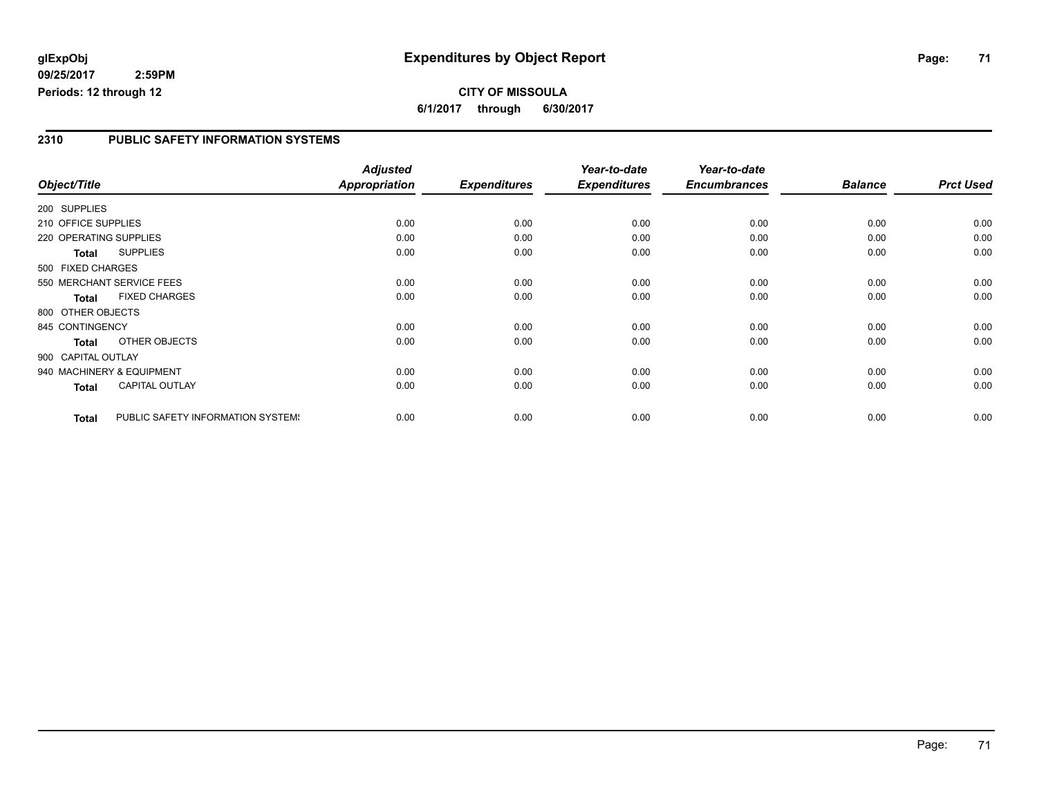**glExpObj**
**09/25/2017 2:59PM**
**Periods: 12 through 12**

# Expenditures by Object Report

**CITY OF MISSOULA**
**6/1/2017 through 6/30/2017**

## 2310 PUBLIC SAFETY INFORMATION SYSTEMS

| Object/Title | Adjusted Appropriation | Expenditures | Year-to-date Expenditures | Year-to-date Encumbrances | Balance | Prct Used |
|---|---|---|---|---|---|---|
| 200 SUPPLIES | | | | | | |
| 210 OFFICE SUPPLIES | 0.00 | 0.00 | 0.00 | 0.00 | 0.00 | 0.00 |
| 220 OPERATING SUPPLIES | 0.00 | 0.00 | 0.00 | 0.00 | 0.00 | 0.00 |
| **Total** SUPPLIES | 0.00 | 0.00 | 0.00 | 0.00 | 0.00 | 0.00 |
| 500 FIXED CHARGES | | | | | | |
| 550 MERCHANT SERVICE FEES | 0.00 | 0.00 | 0.00 | 0.00 | 0.00 | 0.00 |
| **Total** FIXED CHARGES | 0.00 | 0.00 | 0.00 | 0.00 | 0.00 | 0.00 |
| 800 OTHER OBJECTS | | | | | | |
| 845 CONTINGENCY | 0.00 | 0.00 | 0.00 | 0.00 | 0.00 | 0.00 |
| **Total** OTHER OBJECTS | 0.00 | 0.00 | 0.00 | 0.00 | 0.00 | 0.00 |
| 900 CAPITAL OUTLAY | | | | | | |
| 940 MACHINERY & EQUIPMENT | 0.00 | 0.00 | 0.00 | 0.00 | 0.00 | 0.00 |
| **Total** CAPITAL OUTLAY | 0.00 | 0.00 | 0.00 | 0.00 | 0.00 | 0.00 |
| **Total** PUBLIC SAFETY INFORMATION SYSTEMS | 0.00 | 0.00 | 0.00 | 0.00 | 0.00 | 0.00 |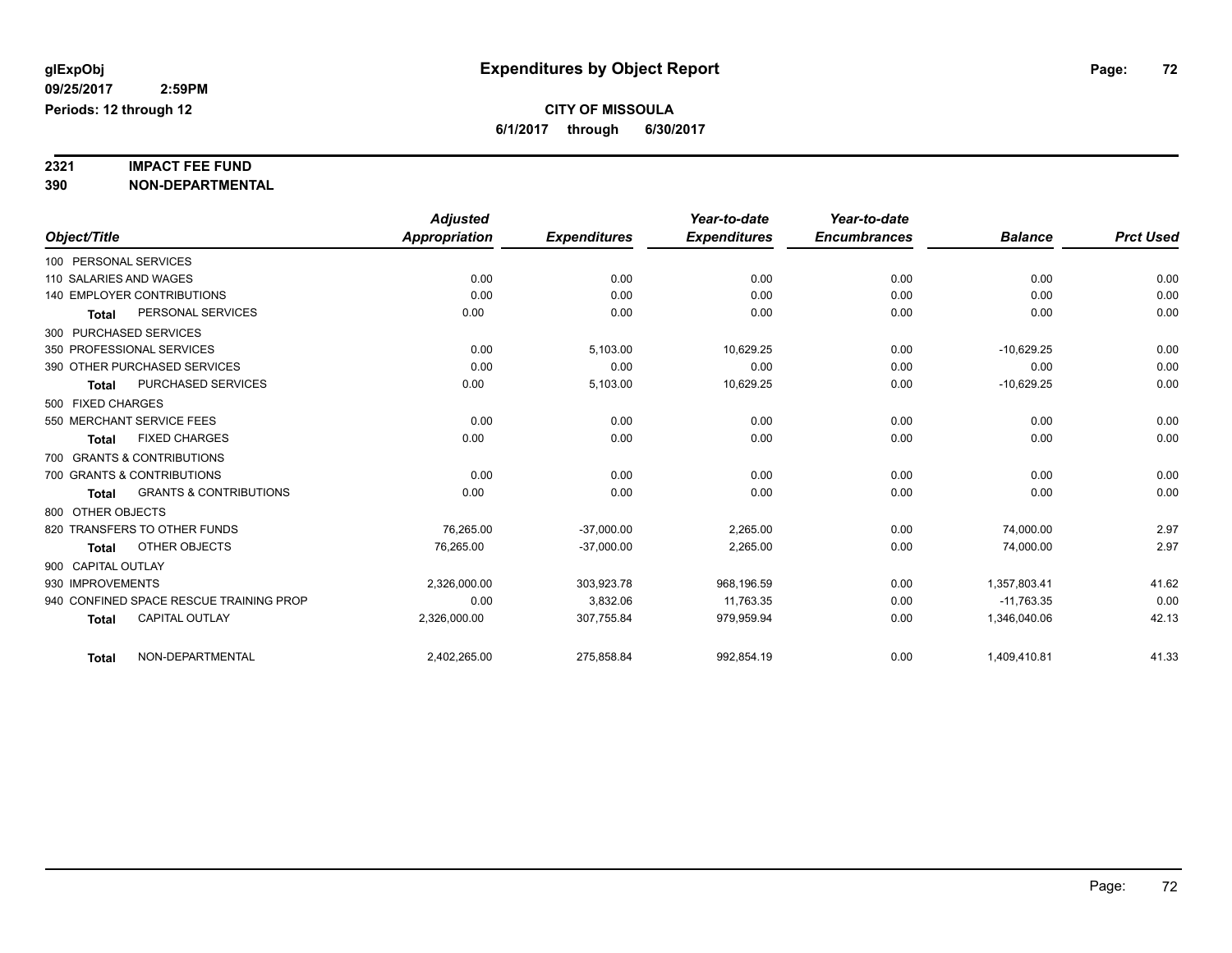# Expenditures by Object Report

glExpObj
09/25/2017 2:59PM
Periods: 12 through 12

**CITY OF MISSOULA**
**6/1/2017 through 6/30/2017**

## 2321 IMPACT FEE FUND
## 390 NON-DEPARTMENTAL

| Object/Title | Adjusted Appropriation | Expenditures | Year-to-date Expenditures | Year-to-date Encumbrances | Balance | Prct Used |
|---|---|---|---|---|---|---|
| 100 PERSONAL SERVICES | | | | | | |
| 110 SALARIES AND WAGES | 0.00 | 0.00 | 0.00 | 0.00 | 0.00 | 0.00 |
| 140 EMPLOYER CONTRIBUTIONS | 0.00 | 0.00 | 0.00 | 0.00 | 0.00 | 0.00 |
| **Total** PERSONAL SERVICES | 0.00 | 0.00 | 0.00 | 0.00 | 0.00 | 0.00 |
| 300 PURCHASED SERVICES | | | | | | |
| 350 PROFESSIONAL SERVICES | 0.00 | 5,103.00 | 10,629.25 | 0.00 | -10,629.25 | 0.00 |
| 390 OTHER PURCHASED SERVICES | 0.00 | 0.00 | 0.00 | 0.00 | 0.00 | 0.00 |
| **Total** PURCHASED SERVICES | 0.00 | 5,103.00 | 10,629.25 | 0.00 | -10,629.25 | 0.00 |
| 500 FIXED CHARGES | | | | | | |
| 550 MERCHANT SERVICE FEES | 0.00 | 0.00 | 0.00 | 0.00 | 0.00 | 0.00 |
| **Total** FIXED CHARGES | 0.00 | 0.00 | 0.00 | 0.00 | 0.00 | 0.00 |
| 700 GRANTS & CONTRIBUTIONS | | | | | | |
| 700 GRANTS & CONTRIBUTIONS | 0.00 | 0.00 | 0.00 | 0.00 | 0.00 | 0.00 |
| **Total** GRANTS & CONTRIBUTIONS | 0.00 | 0.00 | 0.00 | 0.00 | 0.00 | 0.00 |
| 800 OTHER OBJECTS | | | | | | |
| 820 TRANSFERS TO OTHER FUNDS | 76,265.00 | -37,000.00 | 2,265.00 | 0.00 | 74,000.00 | 2.97 |
| **Total** OTHER OBJECTS | 76,265.00 | -37,000.00 | 2,265.00 | 0.00 | 74,000.00 | 2.97 |
| 900 CAPITAL OUTLAY | | | | | | |
| 930 IMPROVEMENTS | 2,326,000.00 | 303,923.78 | 968,196.59 | 0.00 | 1,357,803.41 | 41.62 |
| 940 CONFINED SPACE RESCUE TRAINING PROP | 0.00 | 3,832.06 | 11,763.35 | 0.00 | -11,763.35 | 0.00 |
| **Total** CAPITAL OUTLAY | 2,326,000.00 | 307,755.84 | 979,959.94 | 0.00 | 1,346,040.06 | 42.13 |
| **Total** NON-DEPARTMENTAL | 2,402,265.00 | 275,858.84 | 992,854.19 | 0.00 | 1,409,410.81 | 41.33 |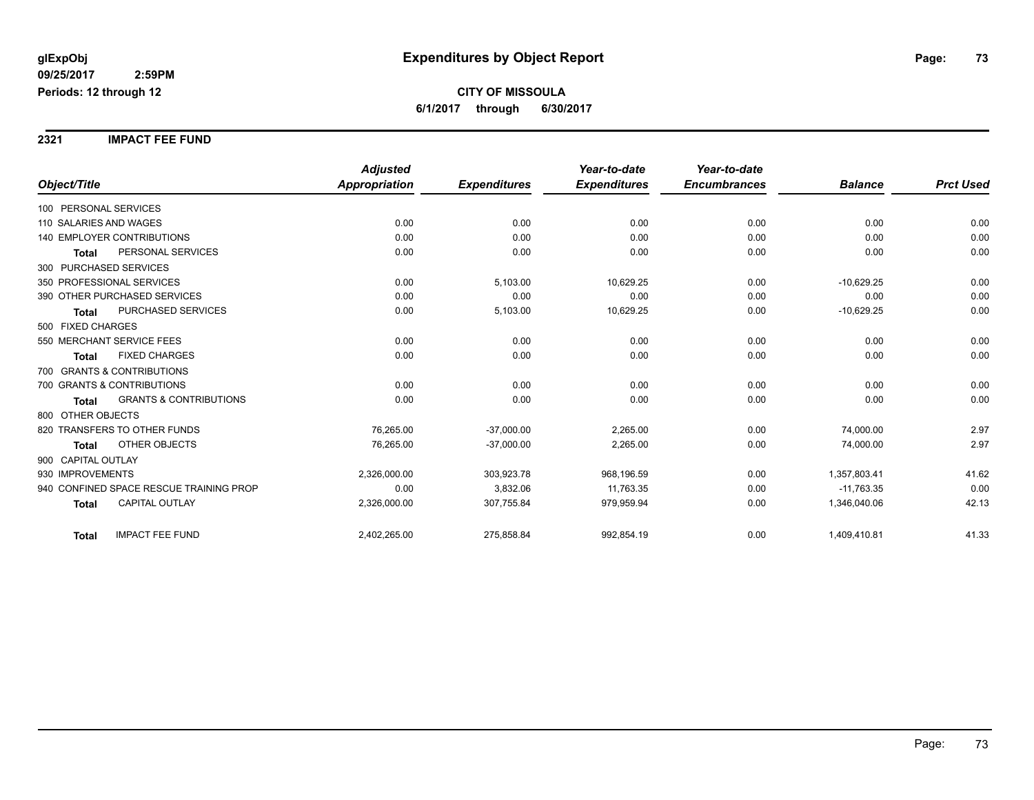**glExpObj** 
**09/25/2017 2:59PM**
**Periods: 12 through 12**

# Expenditures by Object Report

**CITY OF MISSOULA**
**6/1/2017 through 6/30/2017**

## 2321 IMPACT FEE FUND

| Object/Title | Adjusted Appropriation | Expenditures | Year-to-date Expenditures | Year-to-date Encumbrances | Balance | Prct Used |
|---|---|---|---|---|---|---|
| 100 PERSONAL SERVICES | | | | | | |
| 110 SALARIES AND WAGES | 0.00 | 0.00 | 0.00 | 0.00 | 0.00 | 0.00 |
| 140 EMPLOYER CONTRIBUTIONS | 0.00 | 0.00 | 0.00 | 0.00 | 0.00 | 0.00 |
| **Total** PERSONAL SERVICES | 0.00 | 0.00 | 0.00 | 0.00 | 0.00 | 0.00 |
| 300 PURCHASED SERVICES | | | | | | |
| 350 PROFESSIONAL SERVICES | 0.00 | 5,103.00 | 10,629.25 | 0.00 | -10,629.25 | 0.00 |
| 390 OTHER PURCHASED SERVICES | 0.00 | 0.00 | 0.00 | 0.00 | 0.00 | 0.00 |
| **Total** PURCHASED SERVICES | 0.00 | 5,103.00 | 10,629.25 | 0.00 | -10,629.25 | 0.00 |
| 500 FIXED CHARGES | | | | | | |
| 550 MERCHANT SERVICE FEES | 0.00 | 0.00 | 0.00 | 0.00 | 0.00 | 0.00 |
| **Total** FIXED CHARGES | 0.00 | 0.00 | 0.00 | 0.00 | 0.00 | 0.00 |
| 700 GRANTS & CONTRIBUTIONS | | | | | | |
| 700 GRANTS & CONTRIBUTIONS | 0.00 | 0.00 | 0.00 | 0.00 | 0.00 | 0.00 |
| **Total** GRANTS & CONTRIBUTIONS | 0.00 | 0.00 | 0.00 | 0.00 | 0.00 | 0.00 |
| 800 OTHER OBJECTS | | | | | | |
| 820 TRANSFERS TO OTHER FUNDS | 76,265.00 | -37,000.00 | 2,265.00 | 0.00 | 74,000.00 | 2.97 |
| **Total** OTHER OBJECTS | 76,265.00 | -37,000.00 | 2,265.00 | 0.00 | 74,000.00 | 2.97 |
| 900 CAPITAL OUTLAY | | | | | | |
| 930 IMPROVEMENTS | 2,326,000.00 | 303,923.78 | 968,196.59 | 0.00 | 1,357,803.41 | 41.62 |
| 940 CONFINED SPACE RESCUE TRAINING PROP | 0.00 | 3,832.06 | 11,763.35 | 0.00 | -11,763.35 | 0.00 |
| **Total** CAPITAL OUTLAY | 2,326,000.00 | 307,755.84 | 979,959.94 | 0.00 | 1,346,040.06 | 42.13 |
| **Total** IMPACT FEE FUND | 2,402,265.00 | 275,858.84 | 992,854.19 | 0.00 | 1,409,410.81 | 41.33 |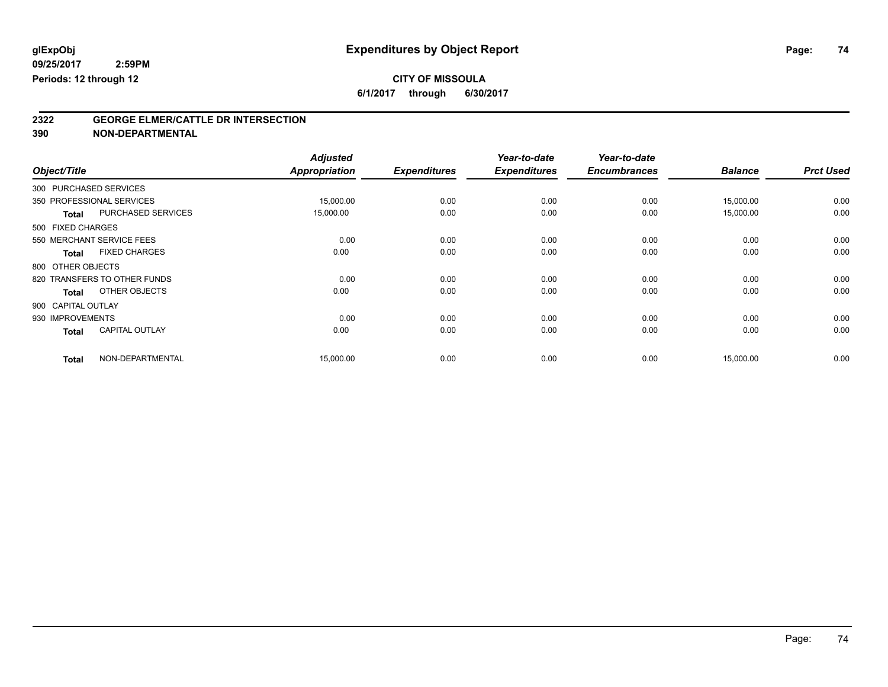**glExpObj** | **Expenditures by Object Report**

**09/25/2017 2:59PM**

**Periods: 12 through 12**

**CITY OF MISSOULA**

**6/1/2017 through 6/30/2017**

## 2322 GEORGE ELMER/CATTLE DR INTERSECTION
## 390 NON-DEPARTMENTAL

| Object/Title | Adjusted Appropriation | Expenditures | Year-to-date Expenditures | Year-to-date Encumbrances | Balance | Prct Used |
|---|---|---|---|---|---|---|
| 300 PURCHASED SERVICES | | | | | | |
| 350 PROFESSIONAL SERVICES | 15,000.00 | 0.00 | 0.00 | 0.00 | 15,000.00 | 0.00 |
| **Total** PURCHASED SERVICES | 15,000.00 | 0.00 | 0.00 | 0.00 | 15,000.00 | 0.00 |
| 500 FIXED CHARGES | | | | | | |
| 550 MERCHANT SERVICE FEES | 0.00 | 0.00 | 0.00 | 0.00 | 0.00 | 0.00 |
| **Total** FIXED CHARGES | 0.00 | 0.00 | 0.00 | 0.00 | 0.00 | 0.00 |
| 800 OTHER OBJECTS | | | | | | |
| 820 TRANSFERS TO OTHER FUNDS | 0.00 | 0.00 | 0.00 | 0.00 | 0.00 | 0.00 |
| **Total** OTHER OBJECTS | 0.00 | 0.00 | 0.00 | 0.00 | 0.00 | 0.00 |
| 900 CAPITAL OUTLAY | | | | | | |
| 930 IMPROVEMENTS | 0.00 | 0.00 | 0.00 | 0.00 | 0.00 | 0.00 |
| **Total** CAPITAL OUTLAY | 0.00 | 0.00 | 0.00 | 0.00 | 0.00 | 0.00 |
| **Total** NON-DEPARTMENTAL | 15,000.00 | 0.00 | 0.00 | 0.00 | 15,000.00 | 0.00 |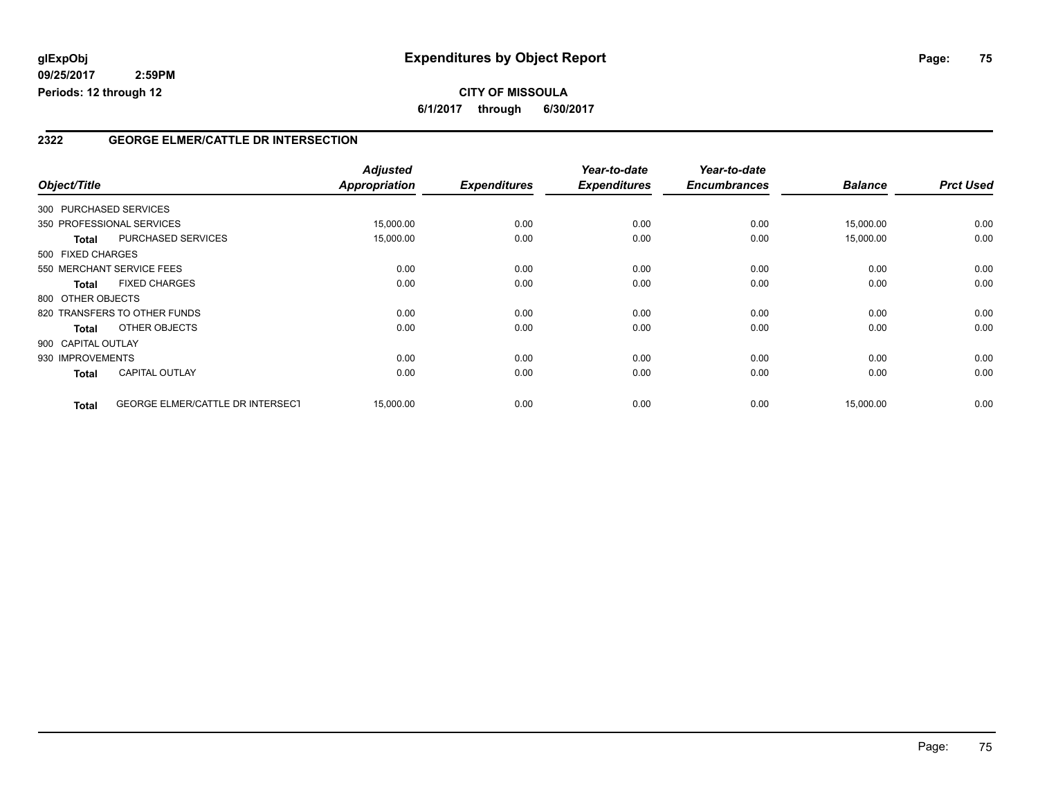**glExpObj** **Expenditures by Object Report**

**09/25/2017 2:59PM**

**Periods: 12 through 12**

**CITY OF MISSOULA**

**6/1/2017 through 6/30/2017**

## 2322 GEORGE ELMER/CATTLE DR INTERSECTION

| Object/Title | | Adjusted Appropriation | Expenditures | Year-to-date Expenditures | Year-to-date Encumbrances | Balance | Prct Used |
|---|---|---|---|---|---|---|---|
| 300 PURCHASED SERVICES | | | | | | | |
| 350 PROFESSIONAL SERVICES | | 15,000.00 | 0.00 | 0.00 | 0.00 | 15,000.00 | 0.00 |
| **Total** | PURCHASED SERVICES | 15,000.00 | 0.00 | 0.00 | 0.00 | 15,000.00 | 0.00 |
| 500 FIXED CHARGES | | | | | | | |
| 550 MERCHANT SERVICE FEES | | 0.00 | 0.00 | 0.00 | 0.00 | 0.00 | 0.00 |
| **Total** | FIXED CHARGES | 0.00 | 0.00 | 0.00 | 0.00 | 0.00 | 0.00 |
| 800 OTHER OBJECTS | | | | | | | |
| 820 TRANSFERS TO OTHER FUNDS | | 0.00 | 0.00 | 0.00 | 0.00 | 0.00 | 0.00 |
| **Total** | OTHER OBJECTS | 0.00 | 0.00 | 0.00 | 0.00 | 0.00 | 0.00 |
| 900 CAPITAL OUTLAY | | | | | | | |
| 930 IMPROVEMENTS | | 0.00 | 0.00 | 0.00 | 0.00 | 0.00 | 0.00 |
| **Total** | CAPITAL OUTLAY | 0.00 | 0.00 | 0.00 | 0.00 | 0.00 | 0.00 |
| **Total** | GEORGE ELMER/CATTLE DR INTERSECT | 15,000.00 | 0.00 | 0.00 | 0.00 | 15,000.00 | 0.00 |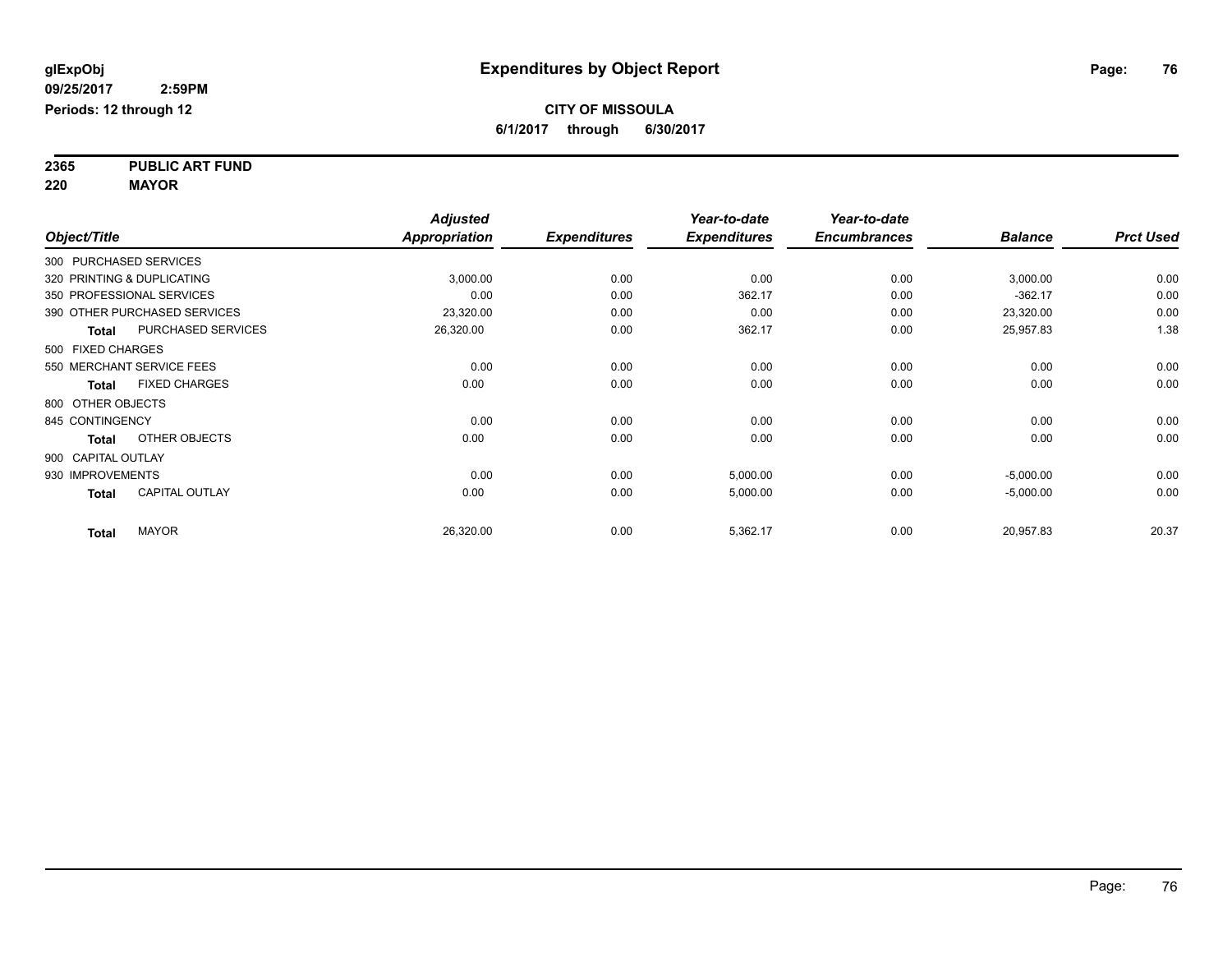**glExpObj**
**09/25/2017 2:59PM**
**Periods: 12 through 12**

# Expenditures by Object Report

**CITY OF MISSOULA**
**6/1/2017 through 6/30/2017**

**2365 PUBLIC ART FUND**
**220 MAYOR**

| Object/Title | Adjusted Appropriation | Expenditures | Year-to-date Expenditures | Year-to-date Encumbrances | Balance | Prct Used |
|---|---|---|---|---|---|---|
| 300 PURCHASED SERVICES | | | | | | |
| 320 PRINTING & DUPLICATING | 3,000.00 | 0.00 | 0.00 | 0.00 | 3,000.00 | 0.00 |
| 350 PROFESSIONAL SERVICES | 0.00 | 0.00 | 362.17 | 0.00 | -362.17 | 0.00 |
| 390 OTHER PURCHASED SERVICES | 23,320.00 | 0.00 | 0.00 | 0.00 | 23,320.00 | 0.00 |
| **Total** PURCHASED SERVICES | 26,320.00 | 0.00 | 362.17 | 0.00 | 25,957.83 | 1.38 |
| 500 FIXED CHARGES | | | | | | |
| 550 MERCHANT SERVICE FEES | 0.00 | 0.00 | 0.00 | 0.00 | 0.00 | 0.00 |
| **Total** FIXED CHARGES | 0.00 | 0.00 | 0.00 | 0.00 | 0.00 | 0.00 |
| 800 OTHER OBJECTS | | | | | | |
| 845 CONTINGENCY | 0.00 | 0.00 | 0.00 | 0.00 | 0.00 | 0.00 |
| **Total** OTHER OBJECTS | 0.00 | 0.00 | 0.00 | 0.00 | 0.00 | 0.00 |
| 900 CAPITAL OUTLAY | | | | | | |
| 930 IMPROVEMENTS | 0.00 | 0.00 | 5,000.00 | 0.00 | -5,000.00 | 0.00 |
| **Total** CAPITAL OUTLAY | 0.00 | 0.00 | 5,000.00 | 0.00 | -5,000.00 | 0.00 |
| **Total** MAYOR | 26,320.00 | 0.00 | 5,362.17 | 0.00 | 20,957.83 | 20.37 |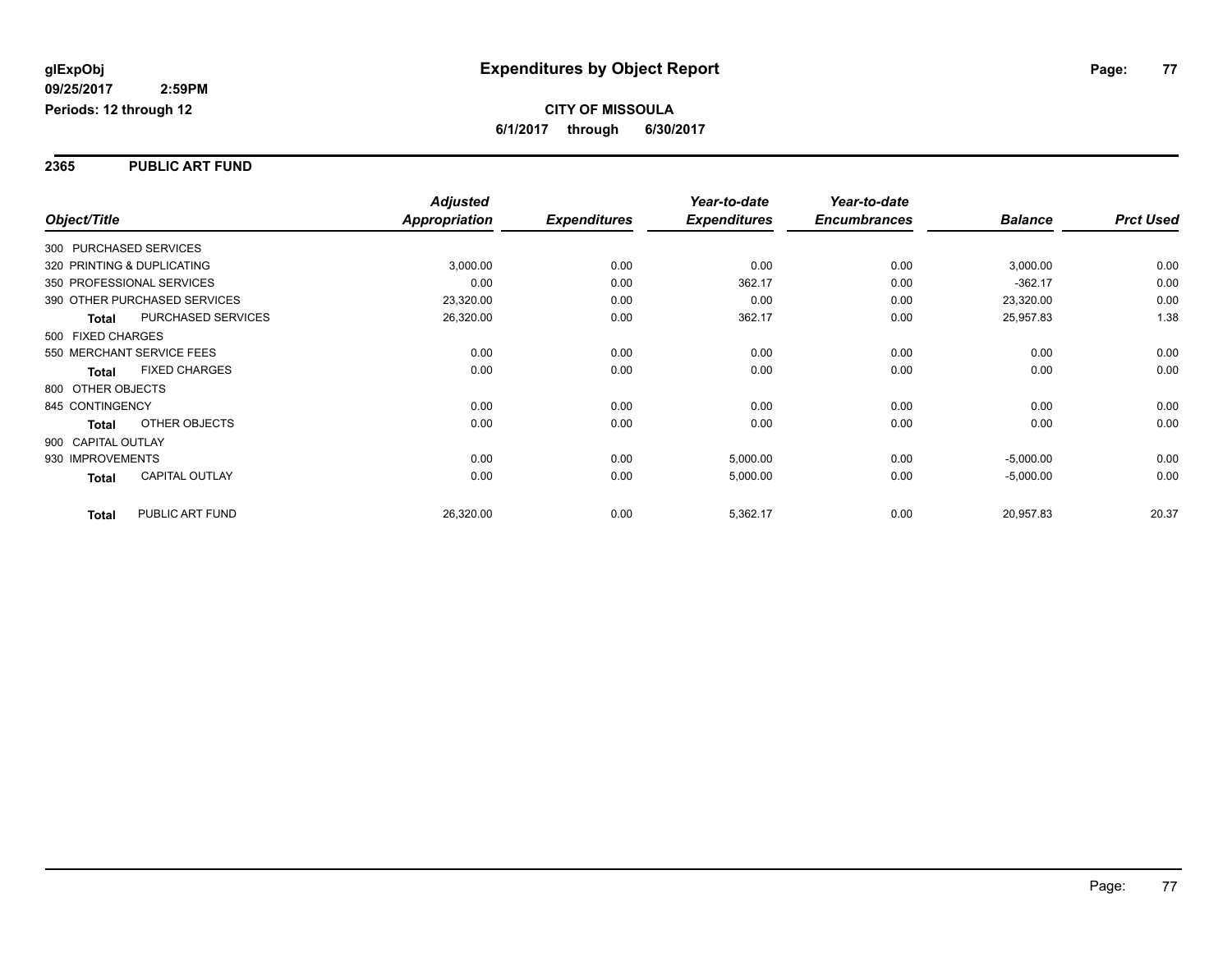**glExpObj**
**09/25/2017 2:59PM**
**Periods: 12 through 12**

# Expenditures by Object Report

**CITY OF MISSOULA**
**6/1/2017 through 6/30/2017**

## 2365 PUBLIC ART FUND

| Object/Title | Adjusted Appropriation | Expenditures | Year-to-date Expenditures | Year-to-date Encumbrances | Balance | Prct Used |
|---|---|---|---|---|---|---|
| 300 PURCHASED SERVICES | | | | | | |
| 320 PRINTING & DUPLICATING | 3,000.00 | 0.00 | 0.00 | 0.00 | 3,000.00 | 0.00 |
| 350 PROFESSIONAL SERVICES | 0.00 | 0.00 | 362.17 | 0.00 | -362.17 | 0.00 |
| 390 OTHER PURCHASED SERVICES | 23,320.00 | 0.00 | 0.00 | 0.00 | 23,320.00 | 0.00 |
| **Total** PURCHASED SERVICES | 26,320.00 | 0.00 | 362.17 | 0.00 | 25,957.83 | 1.38 |
| 500 FIXED CHARGES | | | | | | |
| 550 MERCHANT SERVICE FEES | 0.00 | 0.00 | 0.00 | 0.00 | 0.00 | 0.00 |
| **Total** FIXED CHARGES | 0.00 | 0.00 | 0.00 | 0.00 | 0.00 | 0.00 |
| 800 OTHER OBJECTS | | | | | | |
| 845 CONTINGENCY | 0.00 | 0.00 | 0.00 | 0.00 | 0.00 | 0.00 |
| **Total** OTHER OBJECTS | 0.00 | 0.00 | 0.00 | 0.00 | 0.00 | 0.00 |
| 900 CAPITAL OUTLAY | | | | | | |
| 930 IMPROVEMENTS | 0.00 | 0.00 | 5,000.00 | 0.00 | -5,000.00 | 0.00 |
| **Total** CAPITAL OUTLAY | 0.00 | 0.00 | 5,000.00 | 0.00 | -5,000.00 | 0.00 |
| **Total** PUBLIC ART FUND | 26,320.00 | 0.00 | 5,362.17 | 0.00 | 20,957.83 | 20.37 |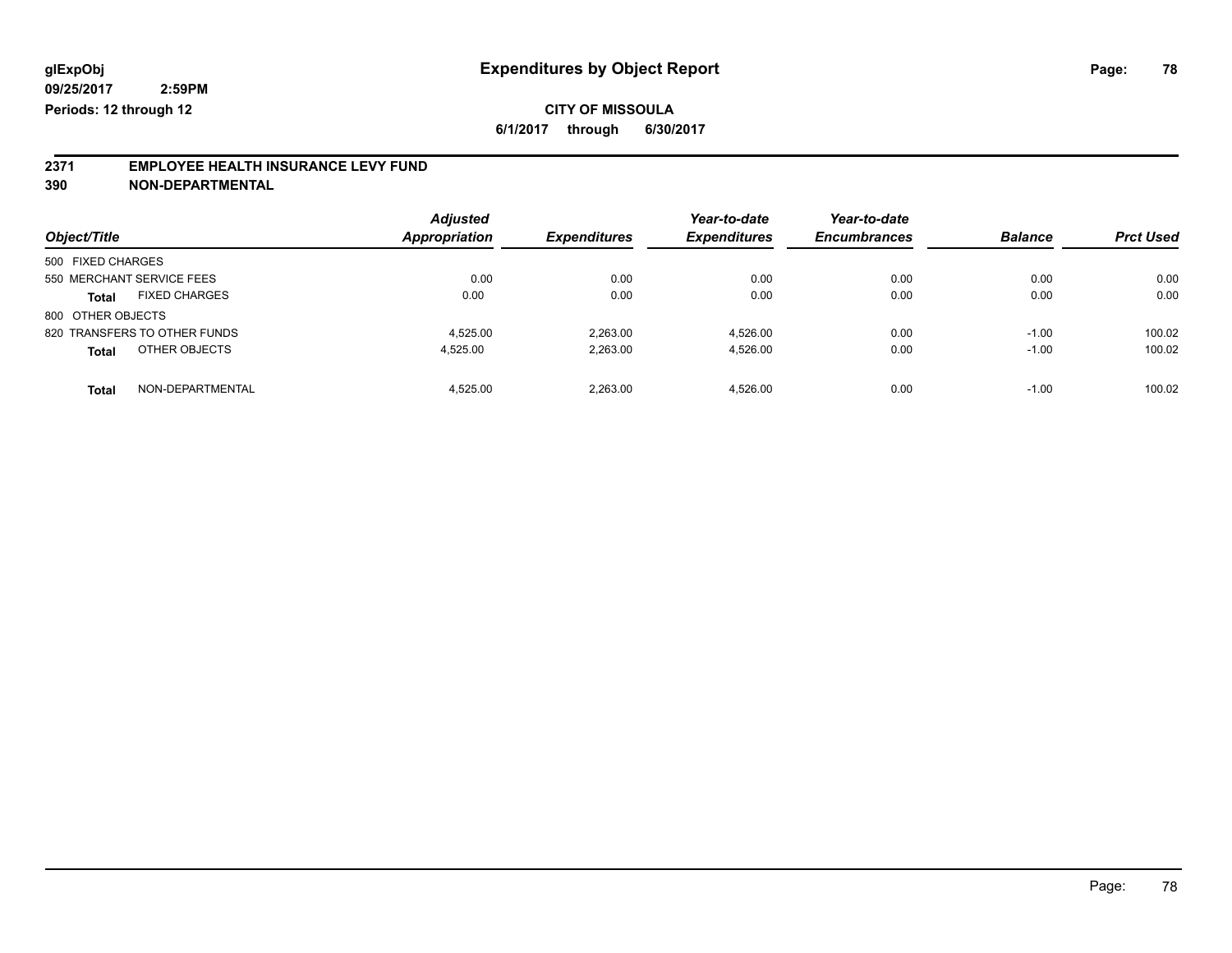**glExpObj**
**09/25/2017 2:59PM**
**Periods: 12 through 12**

# Expenditures by Object Report

**CITY OF MISSOULA**
**6/1/2017 through 6/30/2017**

## 2371 EMPLOYEE HEALTH INSURANCE LEVY FUND
## 390 NON-DEPARTMENTAL

| Object/Title | | Adjusted Appropriation | Expenditures | Year-to-date Expenditures | Year-to-date Encumbrances | Balance | Prct Used |
|---|---|---|---|---|---|---|---|
| 500 FIXED CHARGES | | | | | | | |
| 550 MERCHANT SERVICE FEES | | 0.00 | 0.00 | 0.00 | 0.00 | 0.00 | 0.00 |
| **Total** | FIXED CHARGES | 0.00 | 0.00 | 0.00 | 0.00 | 0.00 | 0.00 |
| 800 OTHER OBJECTS | | | | | | | |
| 820 TRANSFERS TO OTHER FUNDS | | 4,525.00 | 2,263.00 | 4,526.00 | 0.00 | -1.00 | 100.02 |
| **Total** | OTHER OBJECTS | 4,525.00 | 2,263.00 | 4,526.00 | 0.00 | -1.00 | 100.02 |
| **Total** | NON-DEPARTMENTAL | 4,525.00 | 2,263.00 | 4,526.00 | 0.00 | -1.00 | 100.02 |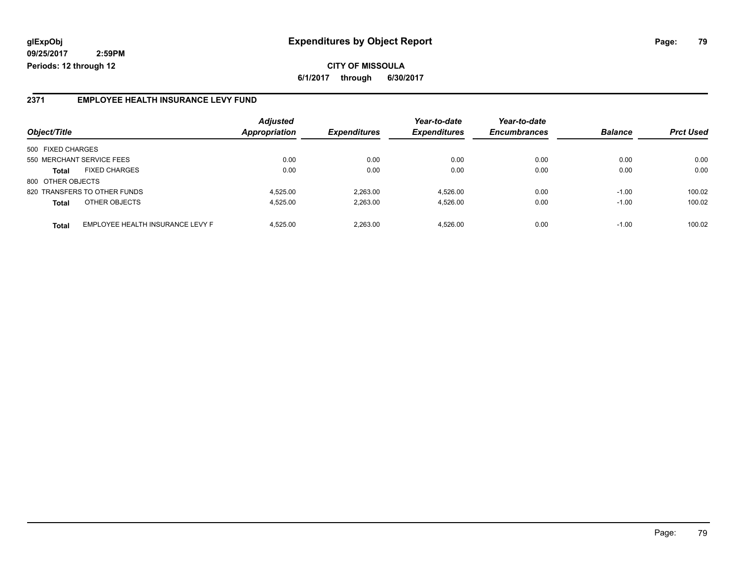**glExpObj**
**09/25/2017 2:59PM**
**Periods: 12 through 12**

# Expenditures by Object Report

**CITY OF MISSOULA**
**6/1/2017 through 6/30/2017**

## 2371 EMPLOYEE HEALTH INSURANCE LEVY FUND

| Object/Title | | *Adjusted Appropriation* | *Expenditures* | *Year-to-date Expenditures* | *Year-to-date Encumbrances* | *Balance* | *Prct Used* |
|---|---|---|---|---|---|---|---|
| 500 FIXED CHARGES | | | | | | | |
| 550 MERCHANT SERVICE FEES | | 0.00 | 0.00 | 0.00 | 0.00 | 0.00 | 0.00 |
| **Total** | FIXED CHARGES | 0.00 | 0.00 | 0.00 | 0.00 | 0.00 | 0.00 |
| 800 OTHER OBJECTS | | | | | | | |
| 820 TRANSFERS TO OTHER FUNDS | | 4,525.00 | 2,263.00 | 4,526.00 | 0.00 | -1.00 | 100.02 |
| **Total** | OTHER OBJECTS | 4,525.00 | 2,263.00 | 4,526.00 | 0.00 | -1.00 | 100.02 |
| **Total** | EMPLOYEE HEALTH INSURANCE LEVY F | 4,525.00 | 2,263.00 | 4,526.00 | 0.00 | -1.00 | 100.02 |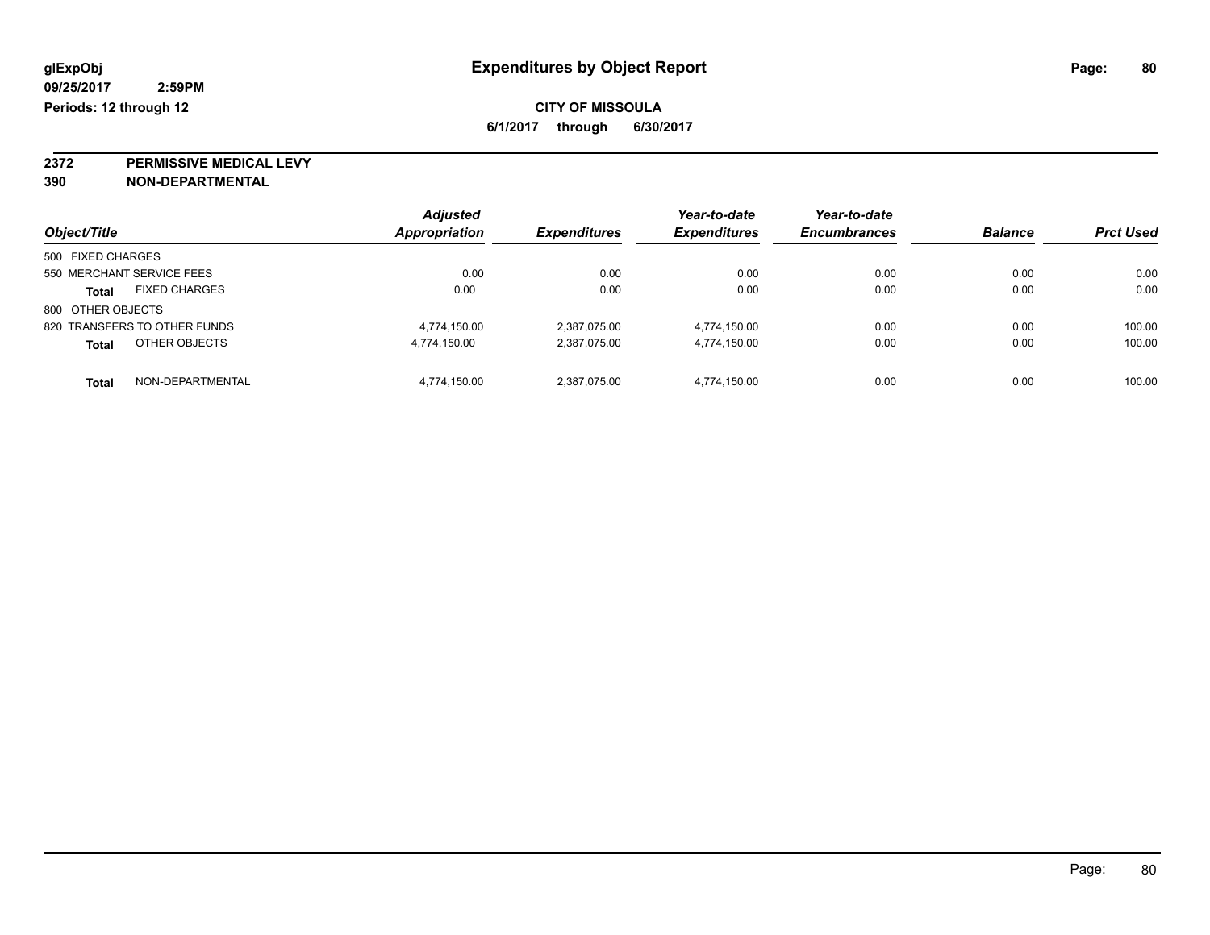# Expenditures by Object Report

glExpObj
09/25/2017 2:59PM
Periods: 12 through 12

**CITY OF MISSOULA**
**6/1/2017 through 6/30/2017**

**2372 PERMISSIVE MEDICAL LEVY**
**390 NON-DEPARTMENTAL**

| Object/Title | Adjusted Appropriation | Expenditures | Year-to-date Expenditures | Year-to-date Encumbrances | Balance | Prct Used |
|---|---|---|---|---|---|---|
| 500 FIXED CHARGES | | | | | | |
| 550 MERCHANT SERVICE FEES | 0.00 | 0.00 | 0.00 | 0.00 | 0.00 | 0.00 |
| **Total** FIXED CHARGES | 0.00 | 0.00 | 0.00 | 0.00 | 0.00 | 0.00 |
| 800 OTHER OBJECTS | | | | | | |
| 820 TRANSFERS TO OTHER FUNDS | 4,774,150.00 | 2,387,075.00 | 4,774,150.00 | 0.00 | 0.00 | 100.00 |
| **Total** OTHER OBJECTS | 4,774,150.00 | 2,387,075.00 | 4,774,150.00 | 0.00 | 0.00 | 100.00 |
| **Total** NON-DEPARTMENTAL | 4,774,150.00 | 2,387,075.00 | 4,774,150.00 | 0.00 | 0.00 | 100.00 |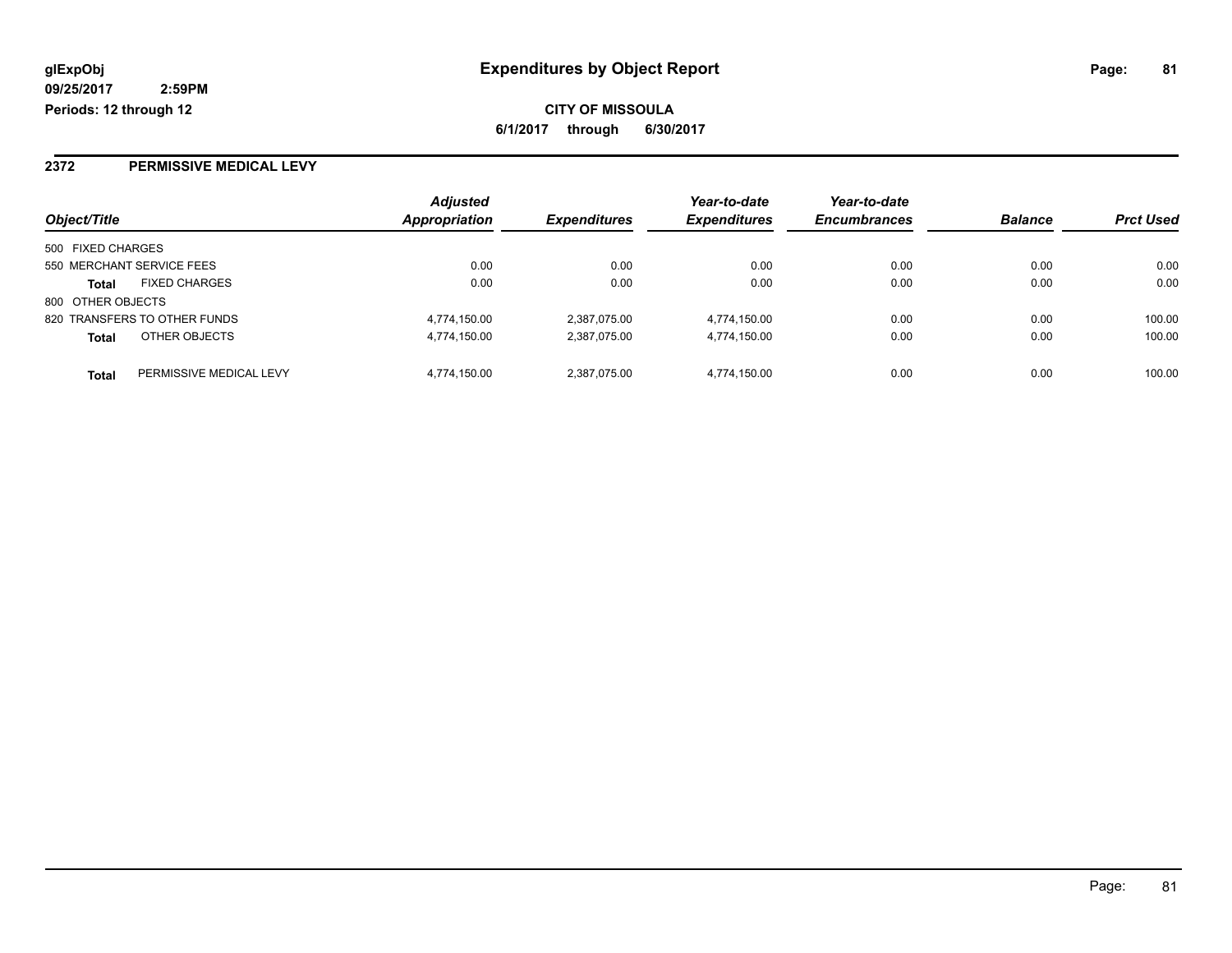**glExpObj**
**09/25/2017 2:59PM**
**Periods: 12 through 12**

# Expenditures by Object Report

**CITY OF MISSOULA**
**6/1/2017 through 6/30/2017**

## 2372 PERMISSIVE MEDICAL LEVY

| Object/Title | | Adjusted Appropriation | Expenditures | Year-to-date Expenditures | Year-to-date Encumbrances | Balance | Prct Used |
|---|---|---|---|---|---|---|---|
| 500 FIXED CHARGES | | | | | | | |
| 550 MERCHANT SERVICE FEES | | 0.00 | 0.00 | 0.00 | 0.00 | 0.00 | 0.00 |
| **Total** | FIXED CHARGES | 0.00 | 0.00 | 0.00 | 0.00 | 0.00 | 0.00 |
| 800 OTHER OBJECTS | | | | | | | |
| 820 TRANSFERS TO OTHER FUNDS | | 4,774,150.00 | 2,387,075.00 | 4,774,150.00 | 0.00 | 0.00 | 100.00 |
| **Total** | OTHER OBJECTS | 4,774,150.00 | 2,387,075.00 | 4,774,150.00 | 0.00 | 0.00 | 100.00 |
| **Total** | PERMISSIVE MEDICAL LEVY | 4,774,150.00 | 2,387,075.00 | 4,774,150.00 | 0.00 | 0.00 | 100.00 |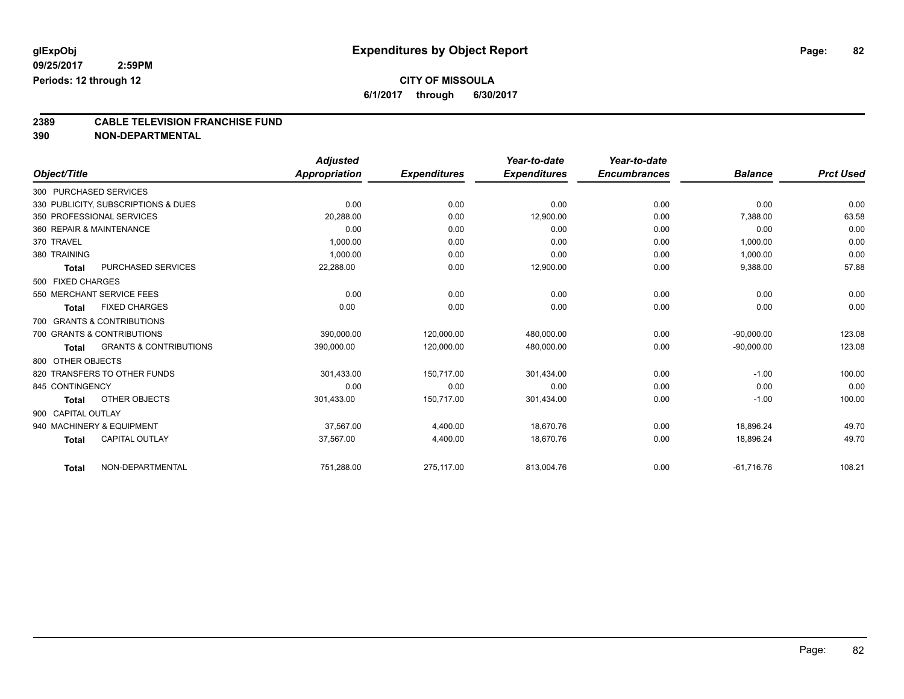# Expenditures by Object Report

glExpObj
09/25/2017 2:59PM
Periods: 12 through 12

**CITY OF MISSOULA**
**6/1/2017 through 6/30/2017**

**2389 CABLE TELEVISION FRANCHISE FUND**
**390 NON-DEPARTMENTAL**

| Object/Title | | Adjusted Appropriation | Expenditures | Year-to-date Expenditures | Year-to-date Encumbrances | Balance | Prct Used |
|---|---|---|---|---|---|---|---|
| 300 PURCHASED SERVICES | | | | | | | |
| 330 PUBLICITY, SUBSCRIPTIONS & DUES | | 0.00 | 0.00 | 0.00 | 0.00 | 0.00 | 0.00 |
| 350 PROFESSIONAL SERVICES | | 20,288.00 | 0.00 | 12,900.00 | 0.00 | 7,388.00 | 63.58 |
| 360 REPAIR & MAINTENANCE | | 0.00 | 0.00 | 0.00 | 0.00 | 0.00 | 0.00 |
| 370 TRAVEL | | 1,000.00 | 0.00 | 0.00 | 0.00 | 1,000.00 | 0.00 |
| 380 TRAINING | | 1,000.00 | 0.00 | 0.00 | 0.00 | 1,000.00 | 0.00 |
| **Total** | PURCHASED SERVICES | 22,288.00 | 0.00 | 12,900.00 | 0.00 | 9,388.00 | 57.88 |
| 500 FIXED CHARGES | | | | | | | |
| 550 MERCHANT SERVICE FEES | | 0.00 | 0.00 | 0.00 | 0.00 | 0.00 | 0.00 |
| **Total** | FIXED CHARGES | 0.00 | 0.00 | 0.00 | 0.00 | 0.00 | 0.00 |
| 700 GRANTS & CONTRIBUTIONS | | | | | | | |
| 700 GRANTS & CONTRIBUTIONS | | 390,000.00 | 120,000.00 | 480,000.00 | 0.00 | -90,000.00 | 123.08 |
| **Total** | GRANTS & CONTRIBUTIONS | 390,000.00 | 120,000.00 | 480,000.00 | 0.00 | -90,000.00 | 123.08 |
| 800 OTHER OBJECTS | | | | | | | |
| 820 TRANSFERS TO OTHER FUNDS | | 301,433.00 | 150,717.00 | 301,434.00 | 0.00 | -1.00 | 100.00 |
| 845 CONTINGENCY | | 0.00 | 0.00 | 0.00 | 0.00 | 0.00 | 0.00 |
| **Total** | OTHER OBJECTS | 301,433.00 | 150,717.00 | 301,434.00 | 0.00 | -1.00 | 100.00 |
| 900 CAPITAL OUTLAY | | | | | | | |
| 940 MACHINERY & EQUIPMENT | | 37,567.00 | 4,400.00 | 18,670.76 | 0.00 | 18,896.24 | 49.70 |
| **Total** | CAPITAL OUTLAY | 37,567.00 | 4,400.00 | 18,670.76 | 0.00 | 18,896.24 | 49.70 |
| **Total** | NON-DEPARTMENTAL | 751,288.00 | 275,117.00 | 813,004.76 | 0.00 | -61,716.76 | 108.21 |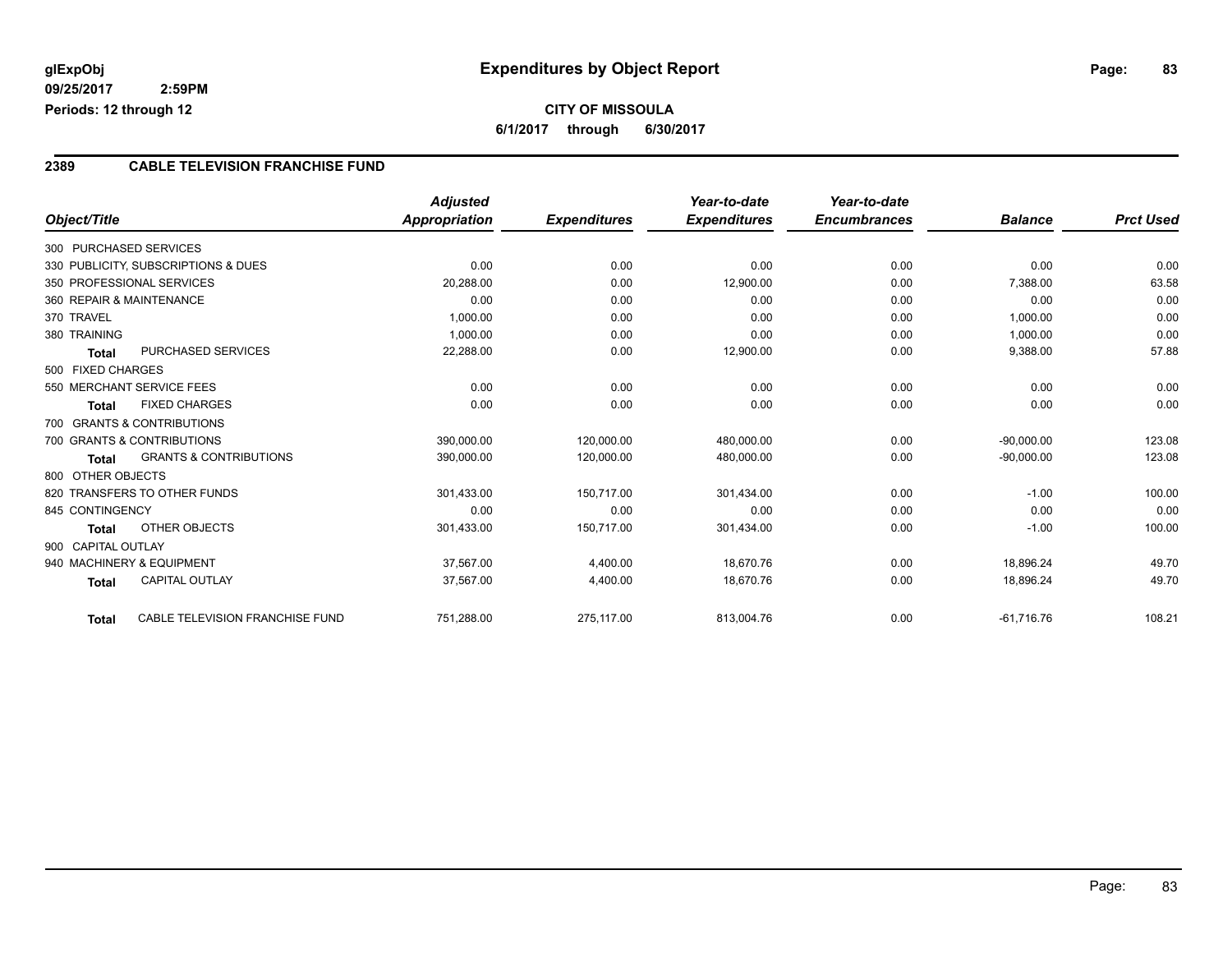glExpObj
09/25/2017 2:59PM
Periods: 12 through 12

# Expenditures by Object Report

**CITY OF MISSOULA**

**6/1/2017 through 6/30/2017**

## 2389 CABLE TELEVISION FRANCHISE FUND

| Object/Title | Adjusted Appropriation | Expenditures | Year-to-date Expenditures | Year-to-date Encumbrances | Balance | Prct Used |
|---|---|---|---|---|---|---|
| 300 PURCHASED SERVICES | | | | | | |
| 330 PUBLICITY, SUBSCRIPTIONS & DUES | 0.00 | 0.00 | 0.00 | 0.00 | 0.00 | 0.00 |
| 350 PROFESSIONAL SERVICES | 20,288.00 | 0.00 | 12,900.00 | 0.00 | 7,388.00 | 63.58 |
| 360 REPAIR & MAINTENANCE | 0.00 | 0.00 | 0.00 | 0.00 | 0.00 | 0.00 |
| 370 TRAVEL | 1,000.00 | 0.00 | 0.00 | 0.00 | 1,000.00 | 0.00 |
| 380 TRAINING | 1,000.00 | 0.00 | 0.00 | 0.00 | 1,000.00 | 0.00 |
| **Total** PURCHASED SERVICES | 22,288.00 | 0.00 | 12,900.00 | 0.00 | 9,388.00 | 57.88 |
| 500 FIXED CHARGES | | | | | | |
| 550 MERCHANT SERVICE FEES | 0.00 | 0.00 | 0.00 | 0.00 | 0.00 | 0.00 |
| **Total** FIXED CHARGES | 0.00 | 0.00 | 0.00 | 0.00 | 0.00 | 0.00 |
| 700 GRANTS & CONTRIBUTIONS | | | | | | |
| 700 GRANTS & CONTRIBUTIONS | 390,000.00 | 120,000.00 | 480,000.00 | 0.00 | -90,000.00 | 123.08 |
| **Total** GRANTS & CONTRIBUTIONS | 390,000.00 | 120,000.00 | 480,000.00 | 0.00 | -90,000.00 | 123.08 |
| 800 OTHER OBJECTS | | | | | | |
| 820 TRANSFERS TO OTHER FUNDS | 301,433.00 | 150,717.00 | 301,434.00 | 0.00 | -1.00 | 100.00 |
| 845 CONTINGENCY | 0.00 | 0.00 | 0.00 | 0.00 | 0.00 | 0.00 |
| **Total** OTHER OBJECTS | 301,433.00 | 150,717.00 | 301,434.00 | 0.00 | -1.00 | 100.00 |
| 900 CAPITAL OUTLAY | | | | | | |
| 940 MACHINERY & EQUIPMENT | 37,567.00 | 4,400.00 | 18,670.76 | 0.00 | 18,896.24 | 49.70 |
| **Total** CAPITAL OUTLAY | 37,567.00 | 4,400.00 | 18,670.76 | 0.00 | 18,896.24 | 49.70 |
| **Total** CABLE TELEVISION FRANCHISE FUND | 751,288.00 | 275,117.00 | 813,004.76 | 0.00 | -61,716.76 | 108.21 |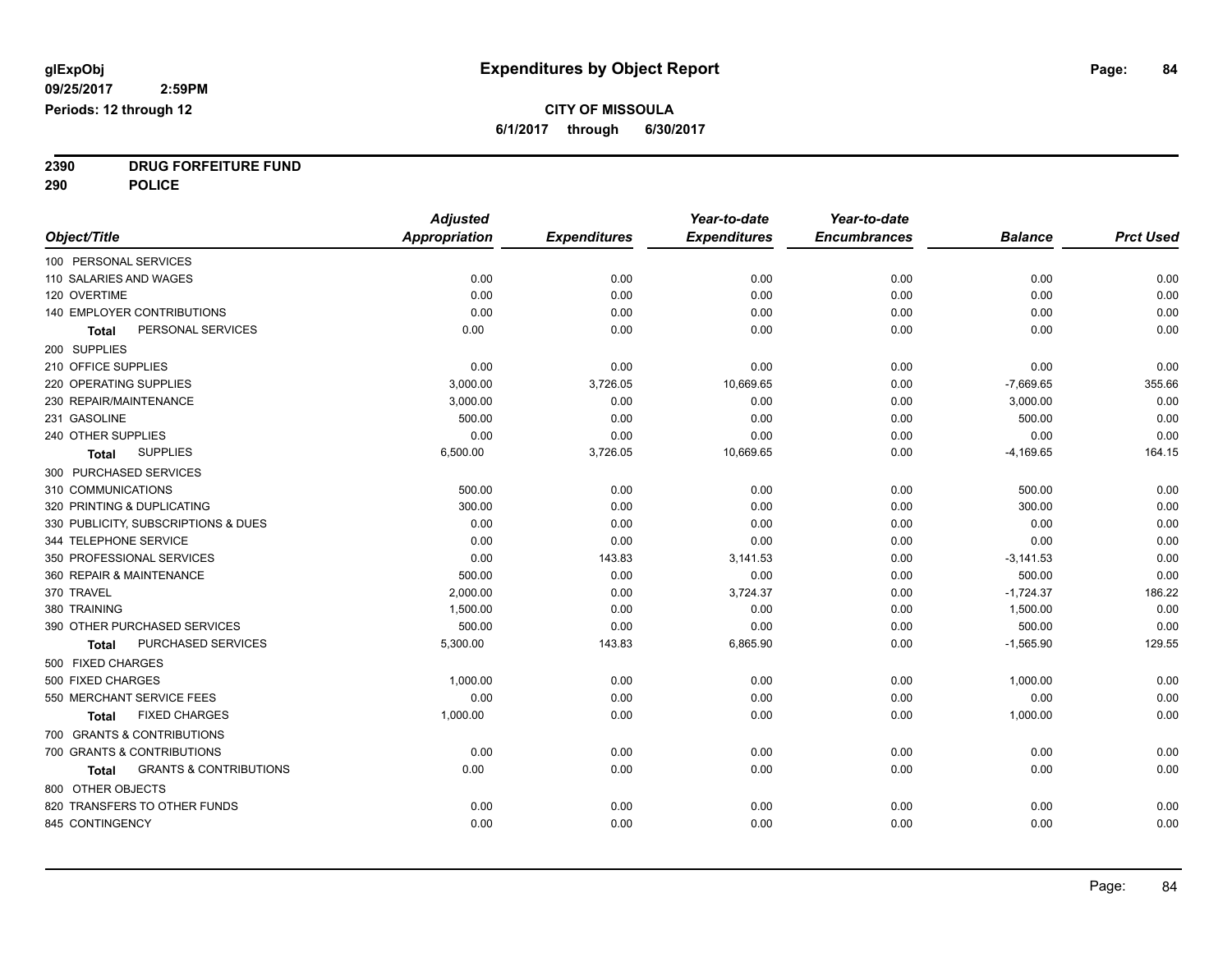**glExpObj**
**09/25/2017 2:59PM**
**Periods: 12 through 12**

# Expenditures by Object Report

**CITY OF MISSOULA**
**6/1/2017 through 6/30/2017**

**2390 DRUG FORFEITURE FUND**
**290 POLICE**

| Object/Title | Adjusted Appropriation | Expenditures | Year-to-date Expenditures | Year-to-date Encumbrances | Balance | Prct Used |
|---|---|---|---|---|---|---|
| 100 PERSONAL SERVICES | | | | | | |
| 110 SALARIES AND WAGES | 0.00 | 0.00 | 0.00 | 0.00 | 0.00 | 0.00 |
| 120 OVERTIME | 0.00 | 0.00 | 0.00 | 0.00 | 0.00 | 0.00 |
| 140 EMPLOYER CONTRIBUTIONS | 0.00 | 0.00 | 0.00 | 0.00 | 0.00 | 0.00 |
| **Total** PERSONAL SERVICES | 0.00 | 0.00 | 0.00 | 0.00 | 0.00 | 0.00 |
| 200 SUPPLIES | | | | | | |
| 210 OFFICE SUPPLIES | 0.00 | 0.00 | 0.00 | 0.00 | 0.00 | 0.00 |
| 220 OPERATING SUPPLIES | 3,000.00 | 3,726.05 | 10,669.65 | 0.00 | -7,669.65 | 355.66 |
| 230 REPAIR/MAINTENANCE | 3,000.00 | 0.00 | 0.00 | 0.00 | 3,000.00 | 0.00 |
| 231 GASOLINE | 500.00 | 0.00 | 0.00 | 0.00 | 500.00 | 0.00 |
| 240 OTHER SUPPLIES | 0.00 | 0.00 | 0.00 | 0.00 | 0.00 | 0.00 |
| **Total** SUPPLIES | 6,500.00 | 3,726.05 | 10,669.65 | 0.00 | -4,169.65 | 164.15 |
| 300 PURCHASED SERVICES | | | | | | |
| 310 COMMUNICATIONS | 500.00 | 0.00 | 0.00 | 0.00 | 500.00 | 0.00 |
| 320 PRINTING & DUPLICATING | 300.00 | 0.00 | 0.00 | 0.00 | 300.00 | 0.00 |
| 330 PUBLICITY, SUBSCRIPTIONS & DUES | 0.00 | 0.00 | 0.00 | 0.00 | 0.00 | 0.00 |
| 344 TELEPHONE SERVICE | 0.00 | 0.00 | 0.00 | 0.00 | 0.00 | 0.00 |
| 350 PROFESSIONAL SERVICES | 0.00 | 143.83 | 3,141.53 | 0.00 | -3,141.53 | 0.00 |
| 360 REPAIR & MAINTENANCE | 500.00 | 0.00 | 0.00 | 0.00 | 500.00 | 0.00 |
| 370 TRAVEL | 2,000.00 | 0.00 | 3,724.37 | 0.00 | -1,724.37 | 186.22 |
| 380 TRAINING | 1,500.00 | 0.00 | 0.00 | 0.00 | 1,500.00 | 0.00 |
| 390 OTHER PURCHASED SERVICES | 500.00 | 0.00 | 0.00 | 0.00 | 500.00 | 0.00 |
| **Total** PURCHASED SERVICES | 5,300.00 | 143.83 | 6,865.90 | 0.00 | -1,565.90 | 129.55 |
| 500 FIXED CHARGES | | | | | | |
| 500 FIXED CHARGES | 1,000.00 | 0.00 | 0.00 | 0.00 | 1,000.00 | 0.00 |
| 550 MERCHANT SERVICE FEES | 0.00 | 0.00 | 0.00 | 0.00 | 0.00 | 0.00 |
| **Total** FIXED CHARGES | 1,000.00 | 0.00 | 0.00 | 0.00 | 1,000.00 | 0.00 |
| 700 GRANTS & CONTRIBUTIONS | | | | | | |
| 700 GRANTS & CONTRIBUTIONS | 0.00 | 0.00 | 0.00 | 0.00 | 0.00 | 0.00 |
| **Total** GRANTS & CONTRIBUTIONS | 0.00 | 0.00 | 0.00 | 0.00 | 0.00 | 0.00 |
| 800 OTHER OBJECTS | | | | | | |
| 820 TRANSFERS TO OTHER FUNDS | 0.00 | 0.00 | 0.00 | 0.00 | 0.00 | 0.00 |
| 845 CONTINGENCY | 0.00 | 0.00 | 0.00 | 0.00 | 0.00 | 0.00 |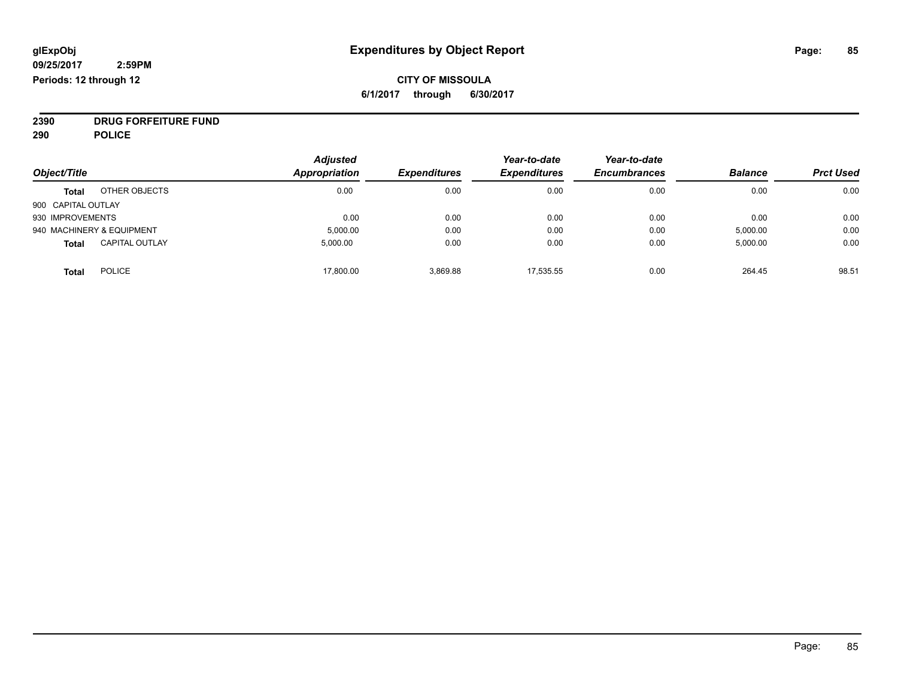glExpObj
09/25/2017 2:59PM
Periods: 12 through 12

# Expenditures by Object Report

**CITY OF MISSOULA**

**6/1/2017 through 6/30/2017**

**2390 DRUG FORFEITURE FUND**
**290 POLICE**

| Object/Title | | Adjusted Appropriation | Expenditures | Year-to-date Expenditures | Year-to-date Encumbrances | Balance | Prct Used |
|---|---|---|---|---|---|---|---|
| **Total** | OTHER OBJECTS | 0.00 | 0.00 | 0.00 | 0.00 | 0.00 | 0.00 |
| 900 CAPITAL OUTLAY | | | | | | | |
| 930 IMPROVEMENTS | | 0.00 | 0.00 | 0.00 | 0.00 | 0.00 | 0.00 |
| 940 MACHINERY & EQUIPMENT | | 5,000.00 | 0.00 | 0.00 | 0.00 | 5,000.00 | 0.00 |
| **Total** | CAPITAL OUTLAY | 5,000.00 | 0.00 | 0.00 | 0.00 | 5,000.00 | 0.00 |
| **Total** | POLICE | 17,800.00 | 3,869.88 | 17,535.55 | 0.00 | 264.45 | 98.51 |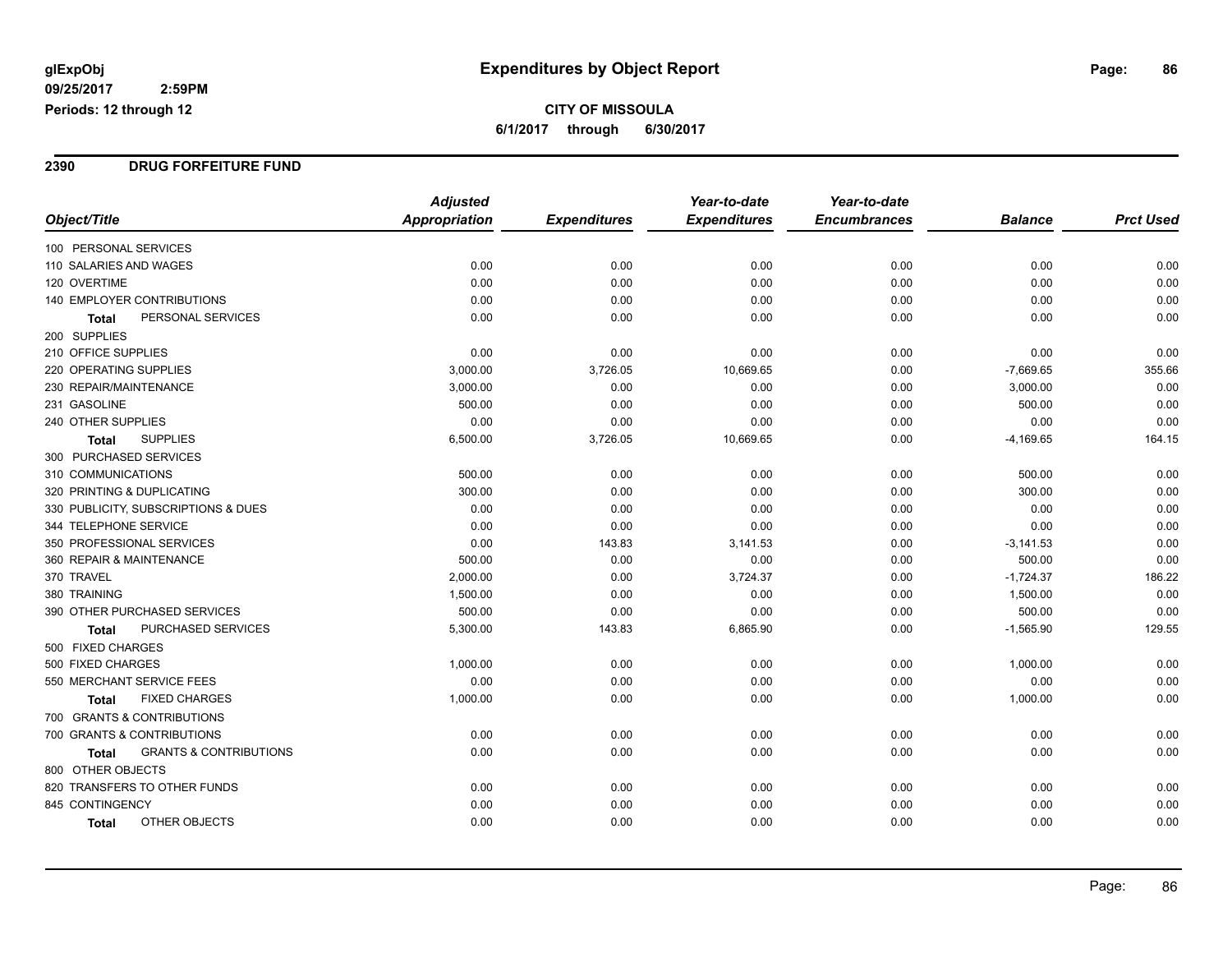**glExpObj**
**09/25/2017 2:59PM**
**Periods: 12 through 12**

# Expenditures by Object Report

**CITY OF MISSOULA**
**6/1/2017 through 6/30/2017**

## 2390 DRUG FORFEITURE FUND

| Object/Title | Adjusted Appropriation | Expenditures | Year-to-date Expenditures | Year-to-date Encumbrances | Balance | Prct Used |
|---|---|---|---|---|---|---|
| 100 PERSONAL SERVICES | | | | | | |
| 110 SALARIES AND WAGES | 0.00 | 0.00 | 0.00 | 0.00 | 0.00 | 0.00 |
| 120 OVERTIME | 0.00 | 0.00 | 0.00 | 0.00 | 0.00 | 0.00 |
| 140 EMPLOYER CONTRIBUTIONS | 0.00 | 0.00 | 0.00 | 0.00 | 0.00 | 0.00 |
| **Total** PERSONAL SERVICES | 0.00 | 0.00 | 0.00 | 0.00 | 0.00 | 0.00 |
| 200 SUPPLIES | | | | | | |
| 210 OFFICE SUPPLIES | 0.00 | 0.00 | 0.00 | 0.00 | 0.00 | 0.00 |
| 220 OPERATING SUPPLIES | 3,000.00 | 3,726.05 | 10,669.65 | 0.00 | -7,669.65 | 355.66 |
| 230 REPAIR/MAINTENANCE | 3,000.00 | 0.00 | 0.00 | 0.00 | 3,000.00 | 0.00 |
| 231 GASOLINE | 500.00 | 0.00 | 0.00 | 0.00 | 500.00 | 0.00 |
| 240 OTHER SUPPLIES | 0.00 | 0.00 | 0.00 | 0.00 | 0.00 | 0.00 |
| **Total** SUPPLIES | 6,500.00 | 3,726.05 | 10,669.65 | 0.00 | -4,169.65 | 164.15 |
| 300 PURCHASED SERVICES | | | | | | |
| 310 COMMUNICATIONS | 500.00 | 0.00 | 0.00 | 0.00 | 500.00 | 0.00 |
| 320 PRINTING & DUPLICATING | 300.00 | 0.00 | 0.00 | 0.00 | 300.00 | 0.00 |
| 330 PUBLICITY, SUBSCRIPTIONS & DUES | 0.00 | 0.00 | 0.00 | 0.00 | 0.00 | 0.00 |
| 344 TELEPHONE SERVICE | 0.00 | 0.00 | 0.00 | 0.00 | 0.00 | 0.00 |
| 350 PROFESSIONAL SERVICES | 0.00 | 143.83 | 3,141.53 | 0.00 | -3,141.53 | 0.00 |
| 360 REPAIR & MAINTENANCE | 500.00 | 0.00 | 0.00 | 0.00 | 500.00 | 0.00 |
| 370 TRAVEL | 2,000.00 | 0.00 | 3,724.37 | 0.00 | -1,724.37 | 186.22 |
| 380 TRAINING | 1,500.00 | 0.00 | 0.00 | 0.00 | 1,500.00 | 0.00 |
| 390 OTHER PURCHASED SERVICES | 500.00 | 0.00 | 0.00 | 0.00 | 500.00 | 0.00 |
| **Total** PURCHASED SERVICES | 5,300.00 | 143.83 | 6,865.90 | 0.00 | -1,565.90 | 129.55 |
| 500 FIXED CHARGES | | | | | | |
| 500 FIXED CHARGES | 1,000.00 | 0.00 | 0.00 | 0.00 | 1,000.00 | 0.00 |
| 550 MERCHANT SERVICE FEES | 0.00 | 0.00 | 0.00 | 0.00 | 0.00 | 0.00 |
| **Total** FIXED CHARGES | 1,000.00 | 0.00 | 0.00 | 0.00 | 1,000.00 | 0.00 |
| 700 GRANTS & CONTRIBUTIONS | | | | | | |
| 700 GRANTS & CONTRIBUTIONS | 0.00 | 0.00 | 0.00 | 0.00 | 0.00 | 0.00 |
| **Total** GRANTS & CONTRIBUTIONS | 0.00 | 0.00 | 0.00 | 0.00 | 0.00 | 0.00 |
| 800 OTHER OBJECTS | | | | | | |
| 820 TRANSFERS TO OTHER FUNDS | 0.00 | 0.00 | 0.00 | 0.00 | 0.00 | 0.00 |
| 845 CONTINGENCY | 0.00 | 0.00 | 0.00 | 0.00 | 0.00 | 0.00 |
| **Total** OTHER OBJECTS | 0.00 | 0.00 | 0.00 | 0.00 | 0.00 | 0.00 |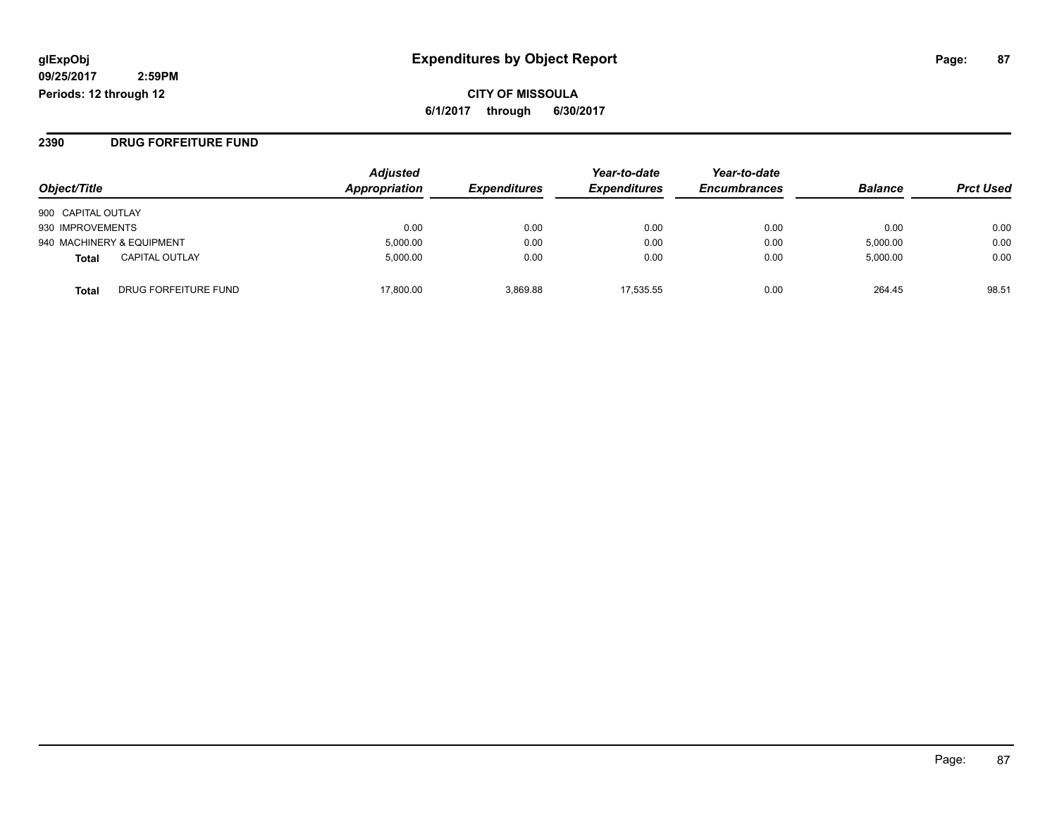**glExpObj**
**09/25/2017 2:59PM**
**Periods: 12 through 12**

# Expenditures by Object Report

**CITY OF MISSOULA**
**6/1/2017 through 6/30/2017**

## 2390 DRUG FORFEITURE FUND

| Object/Title | Adjusted Appropriation | Expenditures | Year-to-date Expenditures | Year-to-date Encumbrances | Balance | Prct Used |
|---|---|---|---|---|---|---|
| 900 CAPITAL OUTLAY | | | | | | |
| 930 IMPROVEMENTS | 0.00 | 0.00 | 0.00 | 0.00 | 0.00 | 0.00 |
| 940 MACHINERY & EQUIPMENT | 5,000.00 | 0.00 | 0.00 | 0.00 | 5,000.00 | 0.00 |
| **Total** CAPITAL OUTLAY | 5,000.00 | 0.00 | 0.00 | 0.00 | 5,000.00 | 0.00 |
| **Total** DRUG FORFEITURE FUND | 17,800.00 | 3,869.88 | 17,535.55 | 0.00 | 264.45 | 98.51 |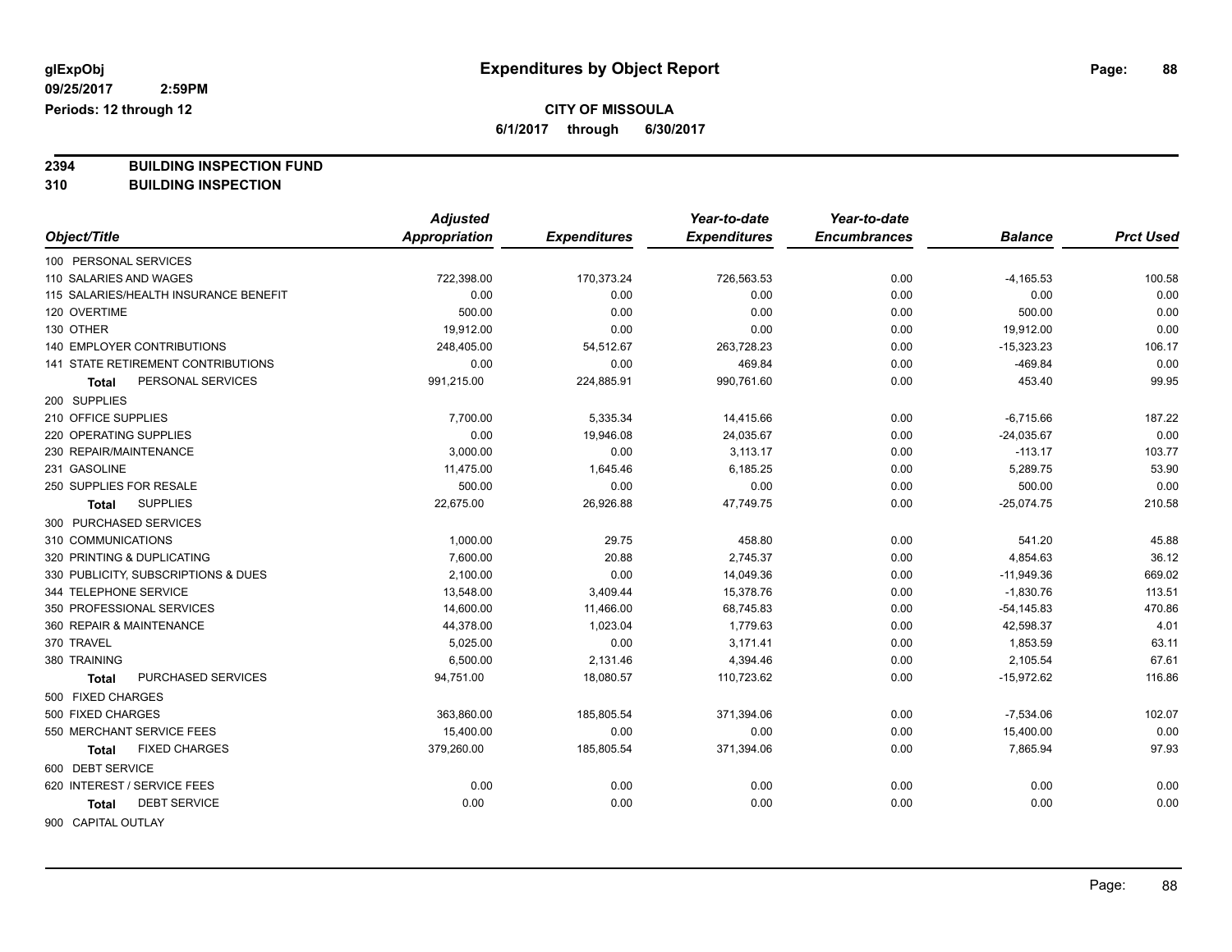**glExpObj** **Expenditures by Object Report**

09/25/2017 2:59PM

Periods: 12 through 12

**CITY OF MISSOULA**

**6/1/2017 through 6/30/2017**

**2394 BUILDING INSPECTION FUND**

**310 BUILDING INSPECTION**

| Object/Title | Adjusted Appropriation | Expenditures | Year-to-date Expenditures | Year-to-date Encumbrances | Balance | Prct Used |
|---|---|---|---|---|---|---|
| 100 PERSONAL SERVICES | | | | | | |
| 110 SALARIES AND WAGES | 722,398.00 | 170,373.24 | 726,563.53 | 0.00 | -4,165.53 | 100.58 |
| 115 SALARIES/HEALTH INSURANCE BENEFIT | 0.00 | 0.00 | 0.00 | 0.00 | 0.00 | 0.00 |
| 120 OVERTIME | 500.00 | 0.00 | 0.00 | 0.00 | 500.00 | 0.00 |
| 130 OTHER | 19,912.00 | 0.00 | 0.00 | 0.00 | 19,912.00 | 0.00 |
| 140 EMPLOYER CONTRIBUTIONS | 248,405.00 | 54,512.67 | 263,728.23 | 0.00 | -15,323.23 | 106.17 |
| 141 STATE RETIREMENT CONTRIBUTIONS | 0.00 | 0.00 | 469.84 | 0.00 | -469.84 | 0.00 |
| **Total** PERSONAL SERVICES | 991,215.00 | 224,885.91 | 990,761.60 | 0.00 | 453.40 | 99.95 |
| 200 SUPPLIES | | | | | | |
| 210 OFFICE SUPPLIES | 7,700.00 | 5,335.34 | 14,415.66 | 0.00 | -6,715.66 | 187.22 |
| 220 OPERATING SUPPLIES | 0.00 | 19,946.08 | 24,035.67 | 0.00 | -24,035.67 | 0.00 |
| 230 REPAIR/MAINTENANCE | 3,000.00 | 0.00 | 3,113.17 | 0.00 | -113.17 | 103.77 |
| 231 GASOLINE | 11,475.00 | 1,645.46 | 6,185.25 | 0.00 | 5,289.75 | 53.90 |
| 250 SUPPLIES FOR RESALE | 500.00 | 0.00 | 0.00 | 0.00 | 500.00 | 0.00 |
| **Total** SUPPLIES | 22,675.00 | 26,926.88 | 47,749.75 | 0.00 | -25,074.75 | 210.58 |
| 300 PURCHASED SERVICES | | | | | | |
| 310 COMMUNICATIONS | 1,000.00 | 29.75 | 458.80 | 0.00 | 541.20 | 45.88 |
| 320 PRINTING & DUPLICATING | 7,600.00 | 20.88 | 2,745.37 | 0.00 | 4,854.63 | 36.12 |
| 330 PUBLICITY, SUBSCRIPTIONS & DUES | 2,100.00 | 0.00 | 14,049.36 | 0.00 | -11,949.36 | 669.02 |
| 344 TELEPHONE SERVICE | 13,548.00 | 3,409.44 | 15,378.76 | 0.00 | -1,830.76 | 113.51 |
| 350 PROFESSIONAL SERVICES | 14,600.00 | 11,466.00 | 68,745.83 | 0.00 | -54,145.83 | 470.86 |
| 360 REPAIR & MAINTENANCE | 44,378.00 | 1,023.04 | 1,779.63 | 0.00 | 42,598.37 | 4.01 |
| 370 TRAVEL | 5,025.00 | 0.00 | 3,171.41 | 0.00 | 1,853.59 | 63.11 |
| 380 TRAINING | 6,500.00 | 2,131.46 | 4,394.46 | 0.00 | 2,105.54 | 67.61 |
| **Total** PURCHASED SERVICES | 94,751.00 | 18,080.57 | 110,723.62 | 0.00 | -15,972.62 | 116.86 |
| 500 FIXED CHARGES | | | | | | |
| 500 FIXED CHARGES | 363,860.00 | 185,805.54 | 371,394.06 | 0.00 | -7,534.06 | 102.07 |
| 550 MERCHANT SERVICE FEES | 15,400.00 | 0.00 | 0.00 | 0.00 | 15,400.00 | 0.00 |
| **Total** FIXED CHARGES | 379,260.00 | 185,805.54 | 371,394.06 | 0.00 | 7,865.94 | 97.93 |
| 600 DEBT SERVICE | | | | | | |
| 620 INTEREST / SERVICE FEES | 0.00 | 0.00 | 0.00 | 0.00 | 0.00 | 0.00 |
| **Total** DEBT SERVICE | 0.00 | 0.00 | 0.00 | 0.00 | 0.00 | 0.00 |
| 900 CAPITAL OUTLAY | | | | | | |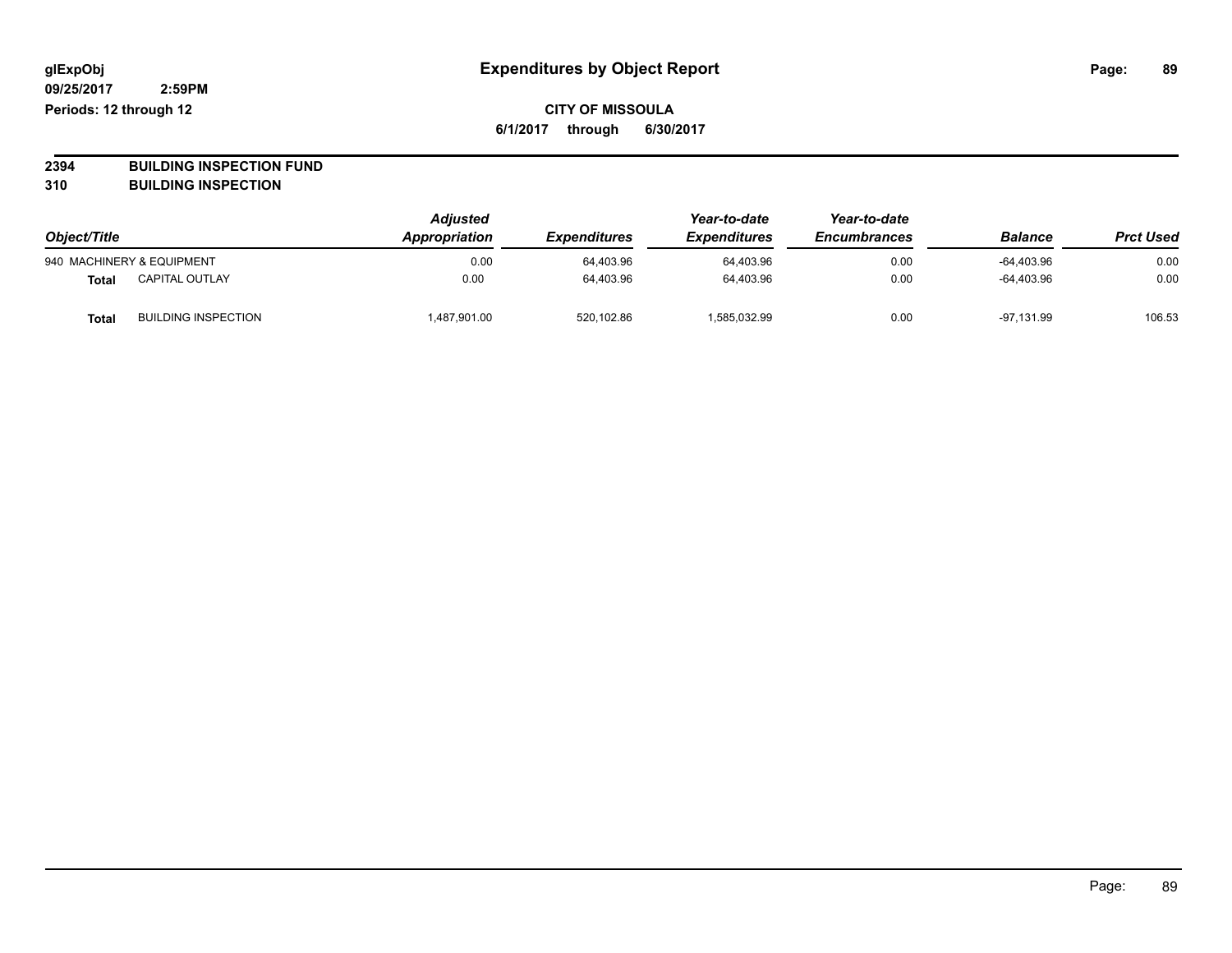**glExpObj**
**09/25/2017 2:59PM**
**Periods: 12 through 12**

# Expenditures by Object Report

**CITY OF MISSOULA**
**6/1/2017 through 6/30/2017**

**2394 BUILDING INSPECTION FUND**
**310 BUILDING INSPECTION**

| Object/Title | | Adjusted Appropriation | Expenditures | Year-to-date Expenditures | Year-to-date Encumbrances | Balance | Prct Used |
|---|---|---|---|---|---|---|---|
| 940 MACHINERY & EQUIPMENT | | 0.00 | 64,403.96 | 64,403.96 | 0.00 | -64,403.96 | 0.00 |
| **Total** | CAPITAL OUTLAY | 0.00 | 64,403.96 | 64,403.96 | 0.00 | -64,403.96 | 0.00 |
| **Total** | BUILDING INSPECTION | 1,487,901.00 | 520,102.86 | 1,585,032.99 | 0.00 | -97,131.99 | 106.53 |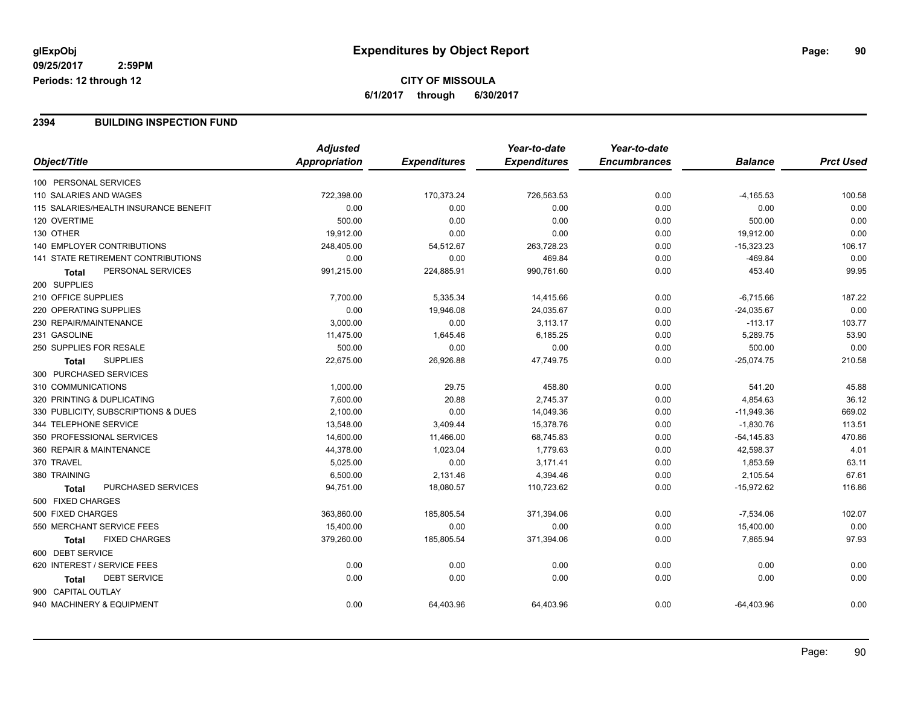**glExpObj**
**09/25/2017 2:59PM**
**Periods: 12 through 12**

# Expenditures by Object Report

**CITY OF MISSOULA**
**6/1/2017 through 6/30/2017**

## 2394 BUILDING INSPECTION FUND

| Object/Title | Adjusted Appropriation | Expenditures | Year-to-date Expenditures | Year-to-date Encumbrances | Balance | Prct Used |
|---|---|---|---|---|---|---|
| 100 PERSONAL SERVICES | | | | | | |
| 110 SALARIES AND WAGES | 722,398.00 | 170,373.24 | 726,563.53 | 0.00 | -4,165.53 | 100.58 |
| 115 SALARIES/HEALTH INSURANCE BENEFIT | 0.00 | 0.00 | 0.00 | 0.00 | 0.00 | 0.00 |
| 120 OVERTIME | 500.00 | 0.00 | 0.00 | 0.00 | 500.00 | 0.00 |
| 130 OTHER | 19,912.00 | 0.00 | 0.00 | 0.00 | 19,912.00 | 0.00 |
| 140 EMPLOYER CONTRIBUTIONS | 248,405.00 | 54,512.67 | 263,728.23 | 0.00 | -15,323.23 | 106.17 |
| 141 STATE RETIREMENT CONTRIBUTIONS | 0.00 | 0.00 | 469.84 | 0.00 | -469.84 | 0.00 |
| **Total** PERSONAL SERVICES | 991,215.00 | 224,885.91 | 990,761.60 | 0.00 | 453.40 | 99.95 |
| 200 SUPPLIES | | | | | | |
| 210 OFFICE SUPPLIES | 7,700.00 | 5,335.34 | 14,415.66 | 0.00 | -6,715.66 | 187.22 |
| 220 OPERATING SUPPLIES | 0.00 | 19,946.08 | 24,035.67 | 0.00 | -24,035.67 | 0.00 |
| 230 REPAIR/MAINTENANCE | 3,000.00 | 0.00 | 3,113.17 | 0.00 | -113.17 | 103.77 |
| 231 GASOLINE | 11,475.00 | 1,645.46 | 6,185.25 | 0.00 | 5,289.75 | 53.90 |
| 250 SUPPLIES FOR RESALE | 500.00 | 0.00 | 0.00 | 0.00 | 500.00 | 0.00 |
| **Total** SUPPLIES | 22,675.00 | 26,926.88 | 47,749.75 | 0.00 | -25,074.75 | 210.58 |
| 300 PURCHASED SERVICES | | | | | | |
| 310 COMMUNICATIONS | 1,000.00 | 29.75 | 458.80 | 0.00 | 541.20 | 45.88 |
| 320 PRINTING & DUPLICATING | 7,600.00 | 20.88 | 2,745.37 | 0.00 | 4,854.63 | 36.12 |
| 330 PUBLICITY, SUBSCRIPTIONS & DUES | 2,100.00 | 0.00 | 14,049.36 | 0.00 | -11,949.36 | 669.02 |
| 344 TELEPHONE SERVICE | 13,548.00 | 3,409.44 | 15,378.76 | 0.00 | -1,830.76 | 113.51 |
| 350 PROFESSIONAL SERVICES | 14,600.00 | 11,466.00 | 68,745.83 | 0.00 | -54,145.83 | 470.86 |
| 360 REPAIR & MAINTENANCE | 44,378.00 | 1,023.04 | 1,779.63 | 0.00 | 42,598.37 | 4.01 |
| 370 TRAVEL | 5,025.00 | 0.00 | 3,171.41 | 0.00 | 1,853.59 | 63.11 |
| 380 TRAINING | 6,500.00 | 2,131.46 | 4,394.46 | 0.00 | 2,105.54 | 67.61 |
| **Total** PURCHASED SERVICES | 94,751.00 | 18,080.57 | 110,723.62 | 0.00 | -15,972.62 | 116.86 |
| 500 FIXED CHARGES | | | | | | |
| 500 FIXED CHARGES | 363,860.00 | 185,805.54 | 371,394.06 | 0.00 | -7,534.06 | 102.07 |
| 550 MERCHANT SERVICE FEES | 15,400.00 | 0.00 | 0.00 | 0.00 | 15,400.00 | 0.00 |
| **Total** FIXED CHARGES | 379,260.00 | 185,805.54 | 371,394.06 | 0.00 | 7,865.94 | 97.93 |
| 600 DEBT SERVICE | | | | | | |
| 620 INTEREST / SERVICE FEES | 0.00 | 0.00 | 0.00 | 0.00 | 0.00 | 0.00 |
| **Total** DEBT SERVICE | 0.00 | 0.00 | 0.00 | 0.00 | 0.00 | 0.00 |
| 900 CAPITAL OUTLAY | | | | | | |
| 940 MACHINERY & EQUIPMENT | 0.00 | 64,403.96 | 64,403.96 | 0.00 | -64,403.96 | 0.00 |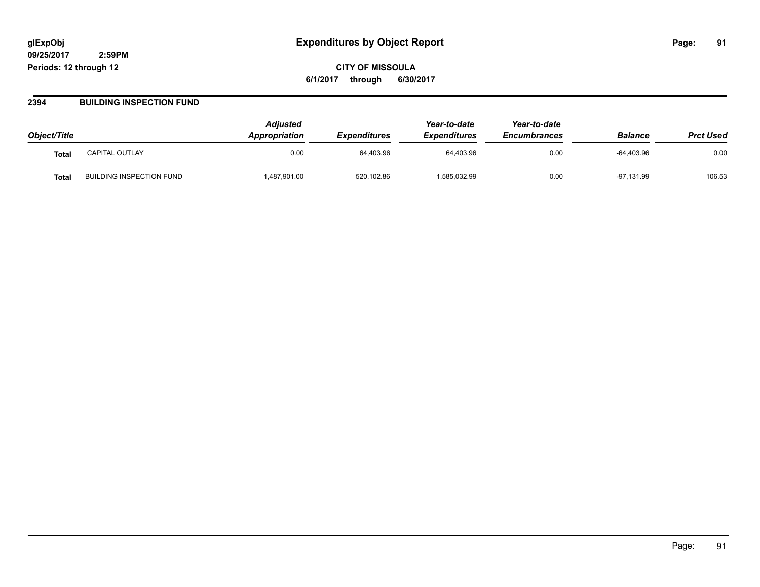**glExpObj**
**09/25/2017 2:59PM**
**Periods: 12 through 12**

# Expenditures by Object Report

**CITY OF MISSOULA**
**6/1/2017 through 6/30/2017**

## 2394 BUILDING INSPECTION FUND

| Object/Title | | Adjusted Appropriation | Expenditures | Year-to-date Expenditures | Year-to-date Encumbrances | Balance | Prct Used |
|---|---|---|---|---|---|---|---|
| **Total** | CAPITAL OUTLAY | 0.00 | 64,403.96 | 64,403.96 | 0.00 | -64,403.96 | 0.00 |
| **Total** | BUILDING INSPECTION FUND | 1,487,901.00 | 520,102.86 | 1,585,032.99 | 0.00 | -97,131.99 | 106.53 |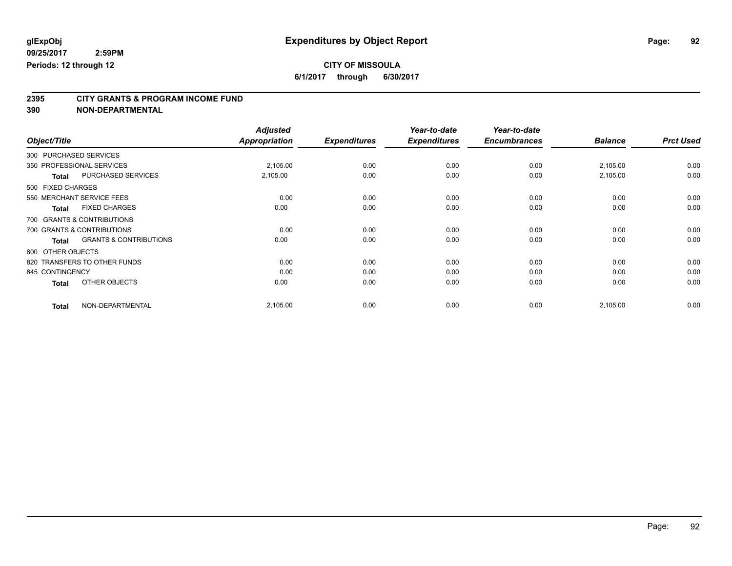**glExpObj**
**09/25/2017 2:59PM**
**Periods: 12 through 12**

# Expenditures by Object Report

**CITY OF MISSOULA**
**6/1/2017 through 6/30/2017**

## 2395 CITY GRANTS & PROGRAM INCOME FUND
## 390 NON-DEPARTMENTAL

| Object/Title | Adjusted Appropriation | Expenditures | Year-to-date Expenditures | Year-to-date Encumbrances | Balance | Prct Used |
|---|---|---|---|---|---|---|
| 300 PURCHASED SERVICES | | | | | | |
| 350 PROFESSIONAL SERVICES | 2,105.00 | 0.00 | 0.00 | 0.00 | 2,105.00 | 0.00 |
| **Total** PURCHASED SERVICES | 2,105.00 | 0.00 | 0.00 | 0.00 | 2,105.00 | 0.00 |
| 500 FIXED CHARGES | | | | | | |
| 550 MERCHANT SERVICE FEES | 0.00 | 0.00 | 0.00 | 0.00 | 0.00 | 0.00 |
| **Total** FIXED CHARGES | 0.00 | 0.00 | 0.00 | 0.00 | 0.00 | 0.00 |
| 700 GRANTS & CONTRIBUTIONS | | | | | | |
| 700 GRANTS & CONTRIBUTIONS | 0.00 | 0.00 | 0.00 | 0.00 | 0.00 | 0.00 |
| **Total** GRANTS & CONTRIBUTIONS | 0.00 | 0.00 | 0.00 | 0.00 | 0.00 | 0.00 |
| 800 OTHER OBJECTS | | | | | | |
| 820 TRANSFERS TO OTHER FUNDS | 0.00 | 0.00 | 0.00 | 0.00 | 0.00 | 0.00 |
| 845 CONTINGENCY | 0.00 | 0.00 | 0.00 | 0.00 | 0.00 | 0.00 |
| **Total** OTHER OBJECTS | 0.00 | 0.00 | 0.00 | 0.00 | 0.00 | 0.00 |
| **Total** NON-DEPARTMENTAL | 2,105.00 | 0.00 | 0.00 | 0.00 | 2,105.00 | 0.00 |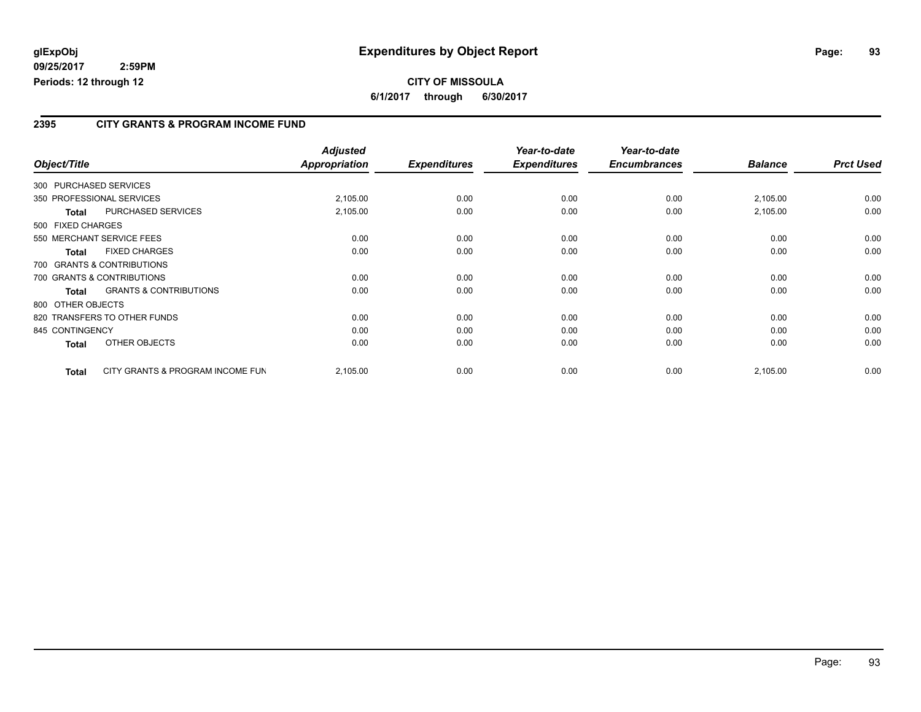**glExpObj**
**09/25/2017 2:59PM**
**Periods: 12 through 12**

# Expenditures by Object Report

**CITY OF MISSOULA**
**6/1/2017 through 6/30/2017**

## 2395 CITY GRANTS & PROGRAM INCOME FUND

| Object/Title | | Adjusted Appropriation | Expenditures | Year-to-date Expenditures | Year-to-date Encumbrances | Balance | Prct Used |
|---|---|---|---|---|---|---|---|
| 300 PURCHASED SERVICES | | | | | | | |
| 350 PROFESSIONAL SERVICES | | 2,105.00 | 0.00 | 0.00 | 0.00 | 2,105.00 | 0.00 |
| **Total** | PURCHASED SERVICES | 2,105.00 | 0.00 | 0.00 | 0.00 | 2,105.00 | 0.00 |
| 500 FIXED CHARGES | | | | | | | |
| 550 MERCHANT SERVICE FEES | | 0.00 | 0.00 | 0.00 | 0.00 | 0.00 | 0.00 |
| **Total** | FIXED CHARGES | 0.00 | 0.00 | 0.00 | 0.00 | 0.00 | 0.00 |
| 700 GRANTS & CONTRIBUTIONS | | | | | | | |
| 700 GRANTS & CONTRIBUTIONS | | 0.00 | 0.00 | 0.00 | 0.00 | 0.00 | 0.00 |
| **Total** | GRANTS & CONTRIBUTIONS | 0.00 | 0.00 | 0.00 | 0.00 | 0.00 | 0.00 |
| 800 OTHER OBJECTS | | | | | | | |
| 820 TRANSFERS TO OTHER FUNDS | | 0.00 | 0.00 | 0.00 | 0.00 | 0.00 | 0.00 |
| 845 CONTINGENCY | | 0.00 | 0.00 | 0.00 | 0.00 | 0.00 | 0.00 |
| **Total** | OTHER OBJECTS | 0.00 | 0.00 | 0.00 | 0.00 | 0.00 | 0.00 |
| **Total** | CITY GRANTS & PROGRAM INCOME FUN | 2,105.00 | 0.00 | 0.00 | 0.00 | 2,105.00 | 0.00 |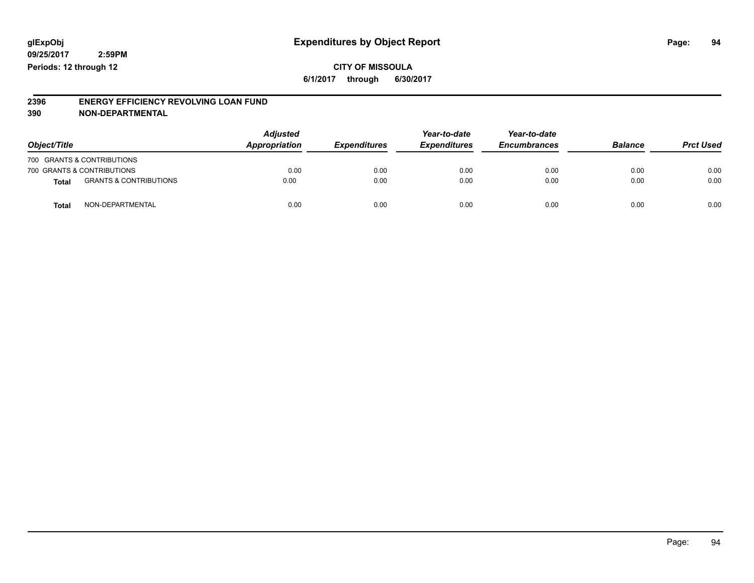# Expenditures by Object Report

glExpObj
09/25/2017 2:59PM
Periods: 12 through 12

**CITY OF MISSOULA**
**6/1/2017 through 6/30/2017**

## 2396 ENERGY EFFICIENCY REVOLVING LOAN FUND
## 390 NON-DEPARTMENTAL

| Object/Title | | Adjusted Appropriation | Expenditures | Year-to-date Expenditures | Year-to-date Encumbrances | Balance | Prct Used |
|---|---|---|---|---|---|---|---|
| 700 GRANTS & CONTRIBUTIONS | | | | | | | |
| 700 GRANTS & CONTRIBUTIONS | | 0.00 | 0.00 | 0.00 | 0.00 | 0.00 | 0.00 |
| **Total** | GRANTS & CONTRIBUTIONS | 0.00 | 0.00 | 0.00 | 0.00 | 0.00 | 0.00 |
| **Total** | NON-DEPARTMENTAL | 0.00 | 0.00 | 0.00 | 0.00 | 0.00 | 0.00 |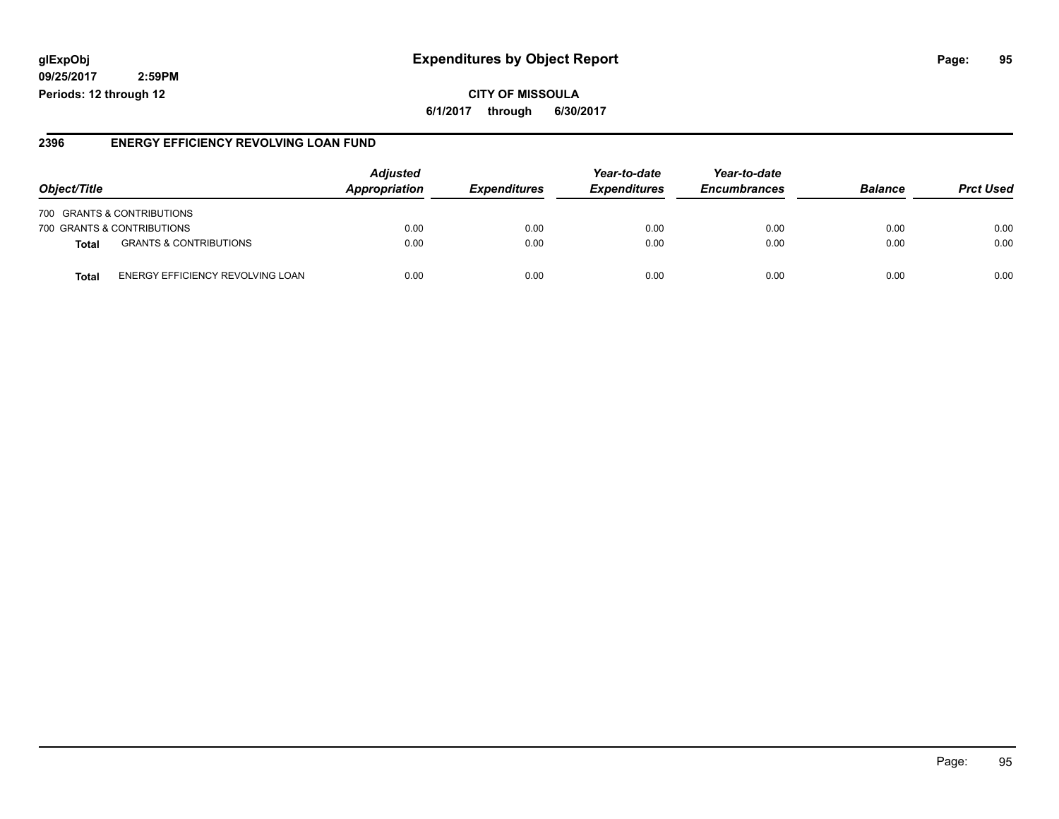**glExpObj** **Expenditures by Object Report**

**09/25/2017 2:59PM**

**Periods: 12 through 12**

**CITY OF MISSOULA**

**6/1/2017 through 6/30/2017**

## 2396 ENERGY EFFICIENCY REVOLVING LOAN FUND

| Object/Title | | Adjusted Appropriation | Expenditures | Year-to-date Expenditures | Year-to-date Encumbrances | Balance | Prct Used |
|---|---|---|---|---|---|---|---|
| 700 GRANTS & CONTRIBUTIONS | | | | | | | |
| 700 GRANTS & CONTRIBUTIONS | | 0.00 | 0.00 | 0.00 | 0.00 | 0.00 | 0.00 |
| **Total** | GRANTS & CONTRIBUTIONS | 0.00 | 0.00 | 0.00 | 0.00 | 0.00 | 0.00 |
| **Total** | ENERGY EFFICIENCY REVOLVING LOAN | 0.00 | 0.00 | 0.00 | 0.00 | 0.00 | 0.00 |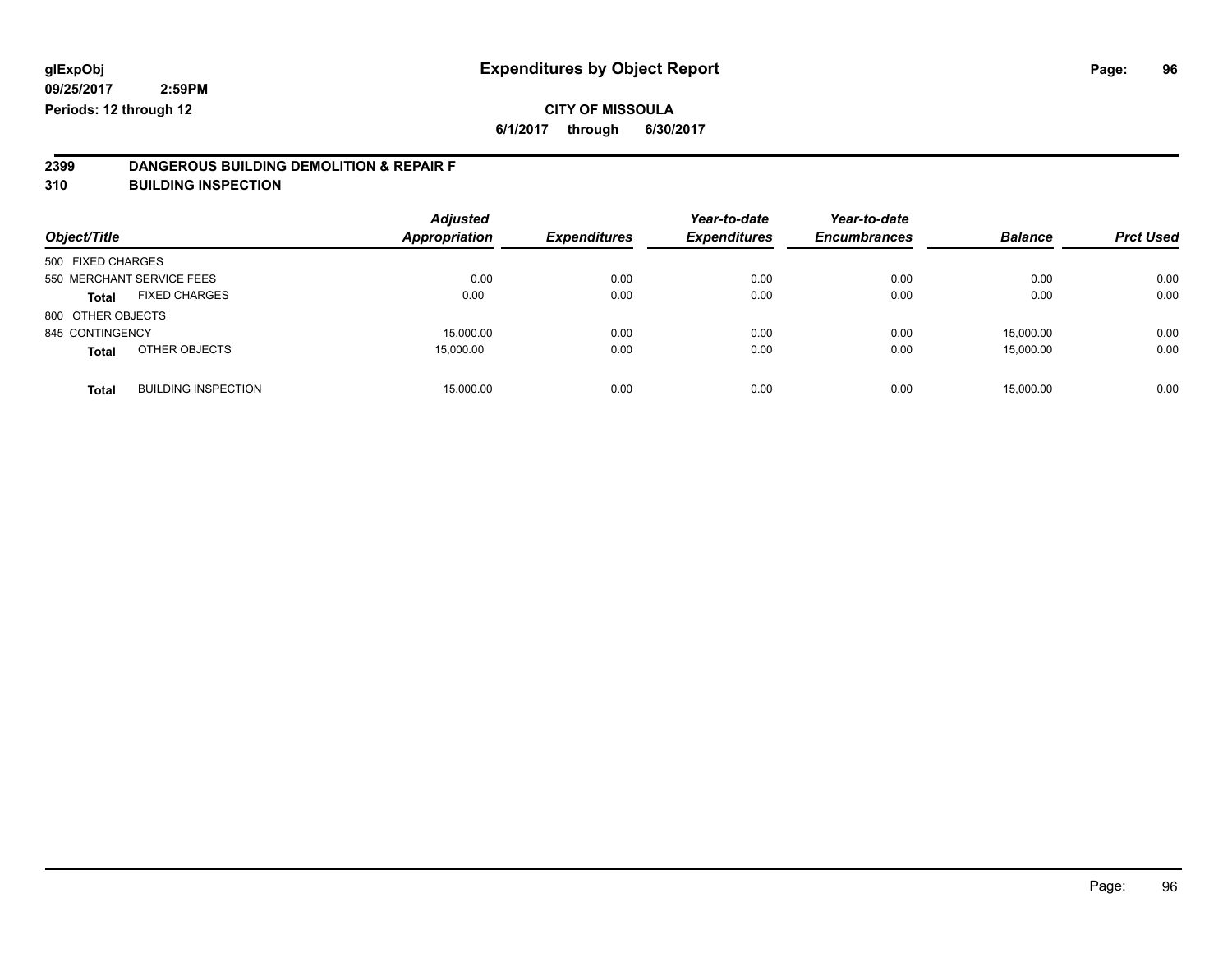**glExpObj** **Expenditures by Object Report**

**09/25/2017 2:59PM**

**Periods: 12 through 12**

**CITY OF MISSOULA**

**6/1/2017 through 6/30/2017**

## 2399 DANGEROUS BUILDING DEMOLITION & REPAIR F
## 310 BUILDING INSPECTION

| Object/Title | Adjusted Appropriation | Expenditures | Year-to-date Expenditures | Year-to-date Encumbrances | Balance | Prct Used |
|---|---|---|---|---|---|---|
| 500 FIXED CHARGES | | | | | | |
| 550 MERCHANT SERVICE FEES | 0.00 | 0.00 | 0.00 | 0.00 | 0.00 | 0.00 |
| **Total** FIXED CHARGES | 0.00 | 0.00 | 0.00 | 0.00 | 0.00 | 0.00 |
| 800 OTHER OBJECTS | | | | | | |
| 845 CONTINGENCY | 15,000.00 | 0.00 | 0.00 | 0.00 | 15,000.00 | 0.00 |
| **Total** OTHER OBJECTS | 15,000.00 | 0.00 | 0.00 | 0.00 | 15,000.00 | 0.00 |
| **Total** BUILDING INSPECTION | 15,000.00 | 0.00 | 0.00 | 0.00 | 15,000.00 | 0.00 |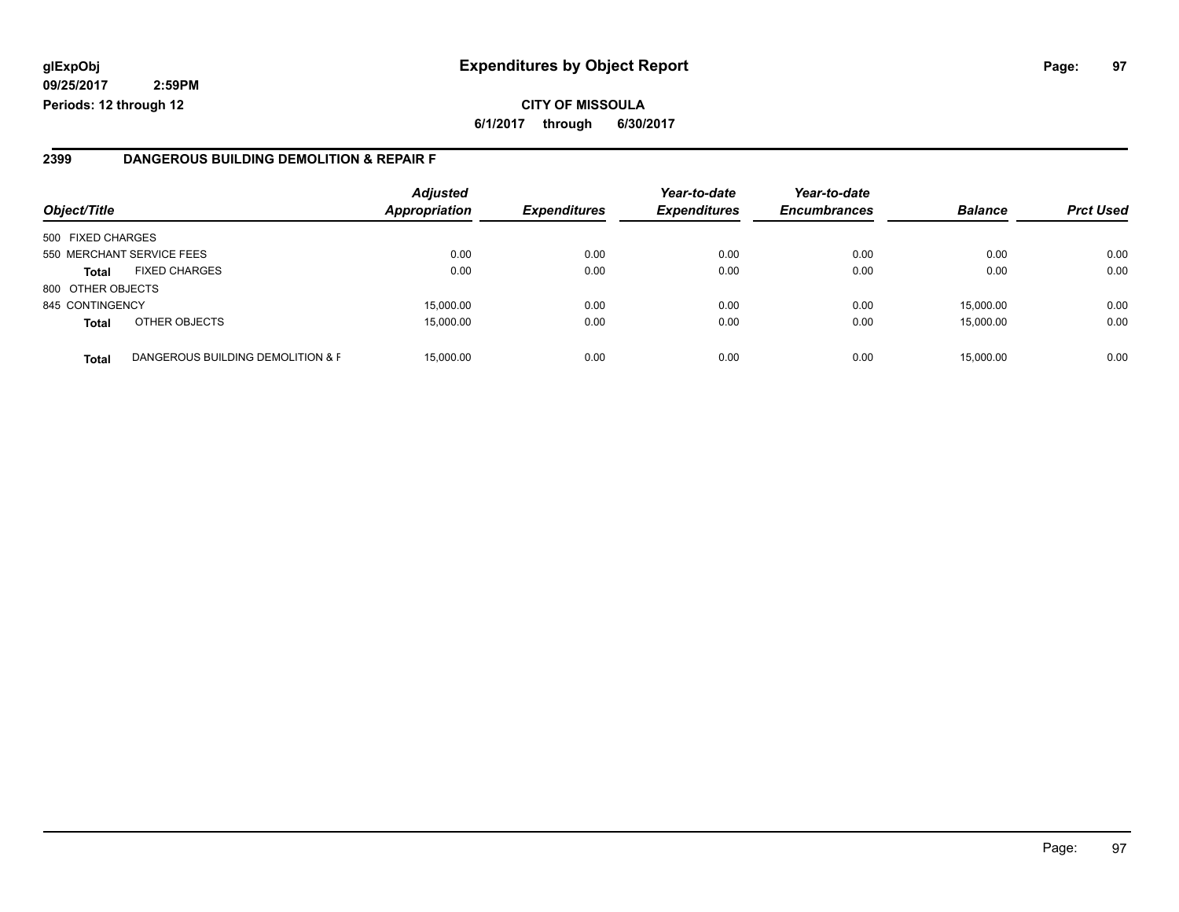**glExpObj** 
**09/25/2017 2:59PM** 
**Periods: 12 through 12**

# Expenditures by Object Report

**CITY OF MISSOULA**
**6/1/2017 through 6/30/2017**

## 2399 DANGEROUS BUILDING DEMOLITION & REPAIR F

| Object/Title | | *Adjusted Appropriation* | *Expenditures* | *Year-to-date Expenditures* | *Year-to-date Encumbrances* | *Balance* | *Prct Used* |
|---|---|---|---|---|---|---|---|
| 500 FIXED CHARGES | | | | | | | |
| 550 MERCHANT SERVICE FEES | | 0.00 | 0.00 | 0.00 | 0.00 | 0.00 | 0.00 |
| **Total** | FIXED CHARGES | 0.00 | 0.00 | 0.00 | 0.00 | 0.00 | 0.00 |
| 800 OTHER OBJECTS | | | | | | | |
| 845 CONTINGENCY | | 15,000.00 | 0.00 | 0.00 | 0.00 | 15,000.00 | 0.00 |
| **Total** | OTHER OBJECTS | 15,000.00 | 0.00 | 0.00 | 0.00 | 15,000.00 | 0.00 |
| **Total** | DANGEROUS BUILDING DEMOLITION & F | 15,000.00 | 0.00 | 0.00 | 0.00 | 15,000.00 | 0.00 |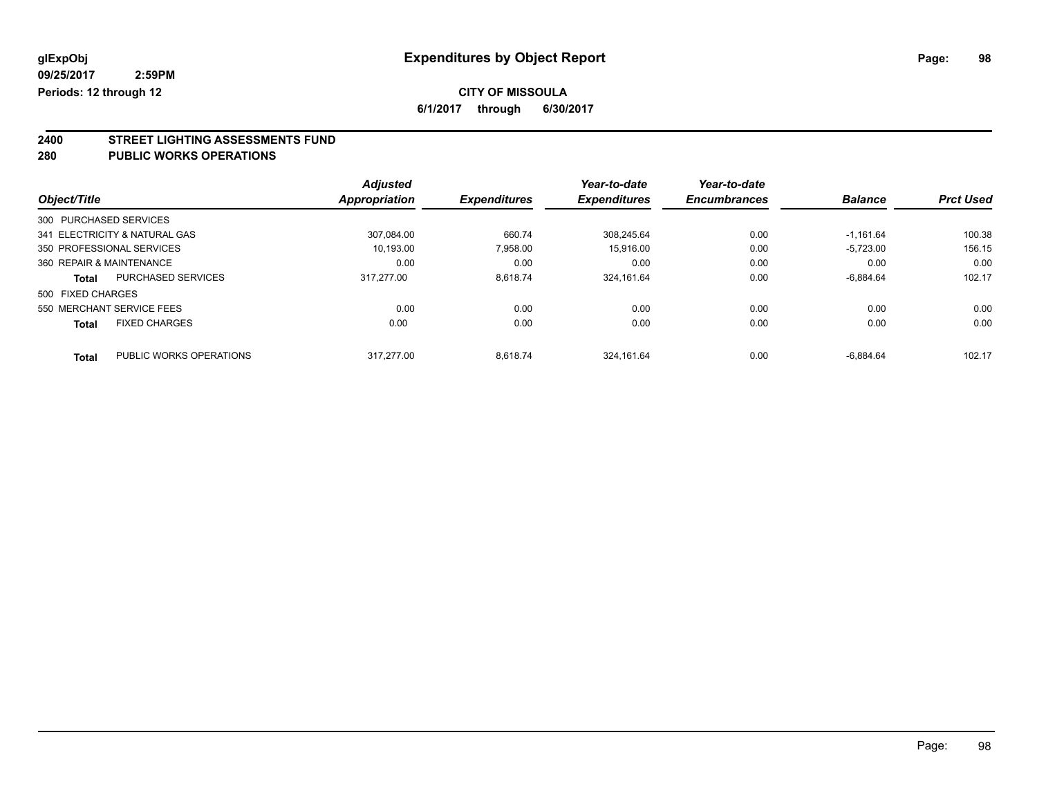**glExpObj**
**09/25/2017 2:59PM**
**Periods: 12 through 12**

# Expenditures by Object Report

**CITY OF MISSOULA**
**6/1/2017 through 6/30/2017**

## 2400 STREET LIGHTING ASSESSMENTS FUND
## 280 PUBLIC WORKS OPERATIONS

| Object/Title | | Adjusted Appropriation | Expenditures | Year-to-date Expenditures | Year-to-date Encumbrances | Balance | Prct Used |
|---|---|---|---|---|---|---|---|
| 300 PURCHASED SERVICES | | | | | | | |
| 341 ELECTRICITY & NATURAL GAS | | 307,084.00 | 660.74 | 308,245.64 | 0.00 | -1,161.64 | 100.38 |
| 350 PROFESSIONAL SERVICES | | 10,193.00 | 7,958.00 | 15,916.00 | 0.00 | -5,723.00 | 156.15 |
| 360 REPAIR & MAINTENANCE | | 0.00 | 0.00 | 0.00 | 0.00 | 0.00 | 0.00 |
| **Total** | PURCHASED SERVICES | 317,277.00 | 8,618.74 | 324,161.64 | 0.00 | -6,884.64 | 102.17 |
| 500 FIXED CHARGES | | | | | | | |
| 550 MERCHANT SERVICE FEES | | 0.00 | 0.00 | 0.00 | 0.00 | 0.00 | 0.00 |
| **Total** | FIXED CHARGES | 0.00 | 0.00 | 0.00 | 0.00 | 0.00 | 0.00 |
| **Total** | PUBLIC WORKS OPERATIONS | 317,277.00 | 8,618.74 | 324,161.64 | 0.00 | -6,884.64 | 102.17 |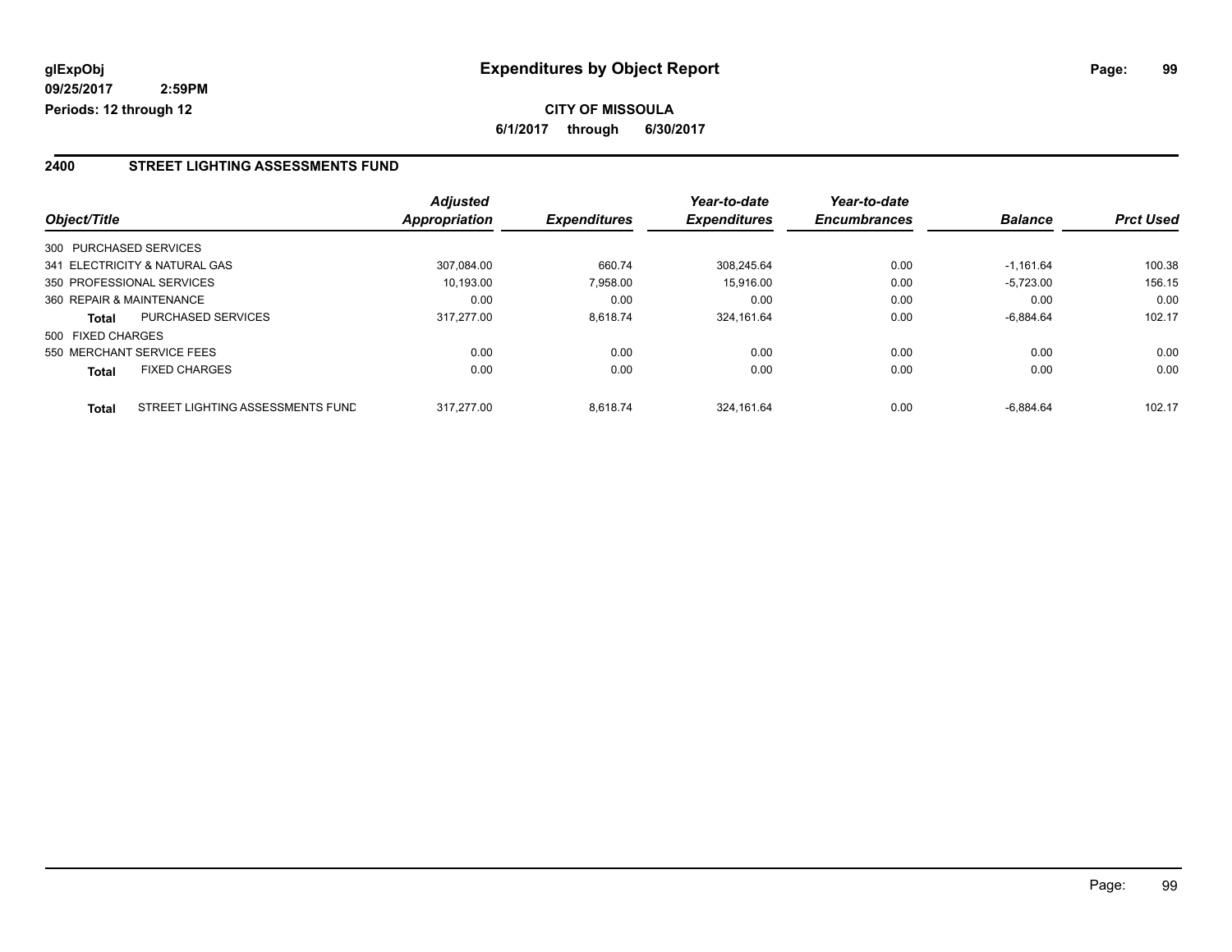**glExpObj** | **Expenditures by Object Report**

**09/25/2017 2:59PM**

**Periods: 12 through 12**

**CITY OF MISSOULA**

**6/1/2017 through 6/30/2017**

## 2400 STREET LIGHTING ASSESSMENTS FUND

| Object/Title | | Adjusted Appropriation | Expenditures | Year-to-date Expenditures | Year-to-date Encumbrances | Balance | Prct Used |
|---|---|---|---|---|---|---|---|
| 300 PURCHASED SERVICES | | | | | | | |
| 341 ELECTRICITY & NATURAL GAS | | 307,084.00 | 660.74 | 308,245.64 | 0.00 | -1,161.64 | 100.38 |
| 350 PROFESSIONAL SERVICES | | 10,193.00 | 7,958.00 | 15,916.00 | 0.00 | -5,723.00 | 156.15 |
| 360 REPAIR & MAINTENANCE | | 0.00 | 0.00 | 0.00 | 0.00 | 0.00 | 0.00 |
| **Total** | PURCHASED SERVICES | 317,277.00 | 8,618.74 | 324,161.64 | 0.00 | -6,884.64 | 102.17 |
| 500 FIXED CHARGES | | | | | | | |
| 550 MERCHANT SERVICE FEES | | 0.00 | 0.00 | 0.00 | 0.00 | 0.00 | 0.00 |
| **Total** | FIXED CHARGES | 0.00 | 0.00 | 0.00 | 0.00 | 0.00 | 0.00 |
| **Total** | STREET LIGHTING ASSESSMENTS FUND | 317,277.00 | 8,618.74 | 324,161.64 | 0.00 | -6,884.64 | 102.17 |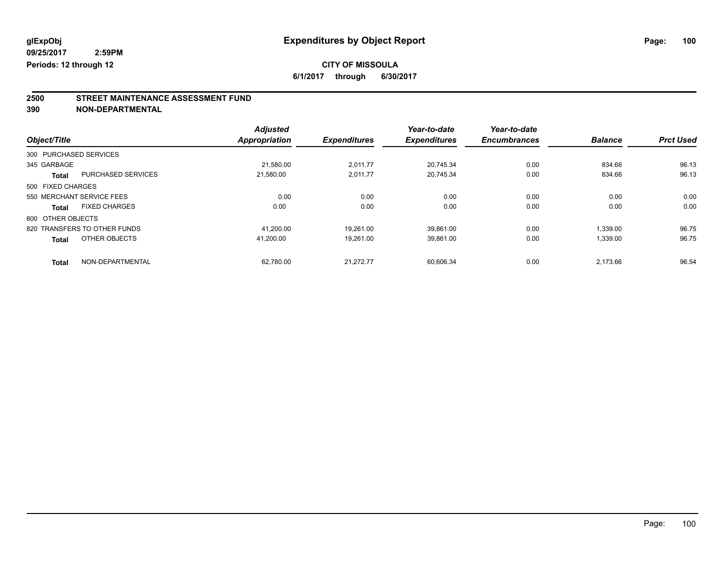glExpObj
09/25/2017 2:59PM
Periods: 12 through 12

# Expenditures by Object Report

**CITY OF MISSOULA**
**6/1/2017 through 6/30/2017**

## 2500 STREET MAINTENANCE ASSESSMENT FUND
## 390 NON-DEPARTMENTAL

| Object/Title | | Adjusted Appropriation | Expenditures | Year-to-date Expenditures | Year-to-date Encumbrances | Balance | Prct Used |
|---|---|---|---|---|---|---|---|
| 300 PURCHASED SERVICES | | | | | | | |
| 345 GARBAGE | | 21,580.00 | 2,011.77 | 20,745.34 | 0.00 | 834.66 | 96.13 |
| **Total** | PURCHASED SERVICES | 21,580.00 | 2,011.77 | 20,745.34 | 0.00 | 834.66 | 96.13 |
| 500 FIXED CHARGES | | | | | | | |
| 550 MERCHANT SERVICE FEES | | 0.00 | 0.00 | 0.00 | 0.00 | 0.00 | 0.00 |
| **Total** | FIXED CHARGES | 0.00 | 0.00 | 0.00 | 0.00 | 0.00 | 0.00 |
| 800 OTHER OBJECTS | | | | | | | |
| 820 TRANSFERS TO OTHER FUNDS | | 41,200.00 | 19,261.00 | 39,861.00 | 0.00 | 1,339.00 | 96.75 |
| **Total** | OTHER OBJECTS | 41,200.00 | 19,261.00 | 39,861.00 | 0.00 | 1,339.00 | 96.75 |
| **Total** | NON-DEPARTMENTAL | 62,780.00 | 21,272.77 | 60,606.34 | 0.00 | 2,173.66 | 96.54 |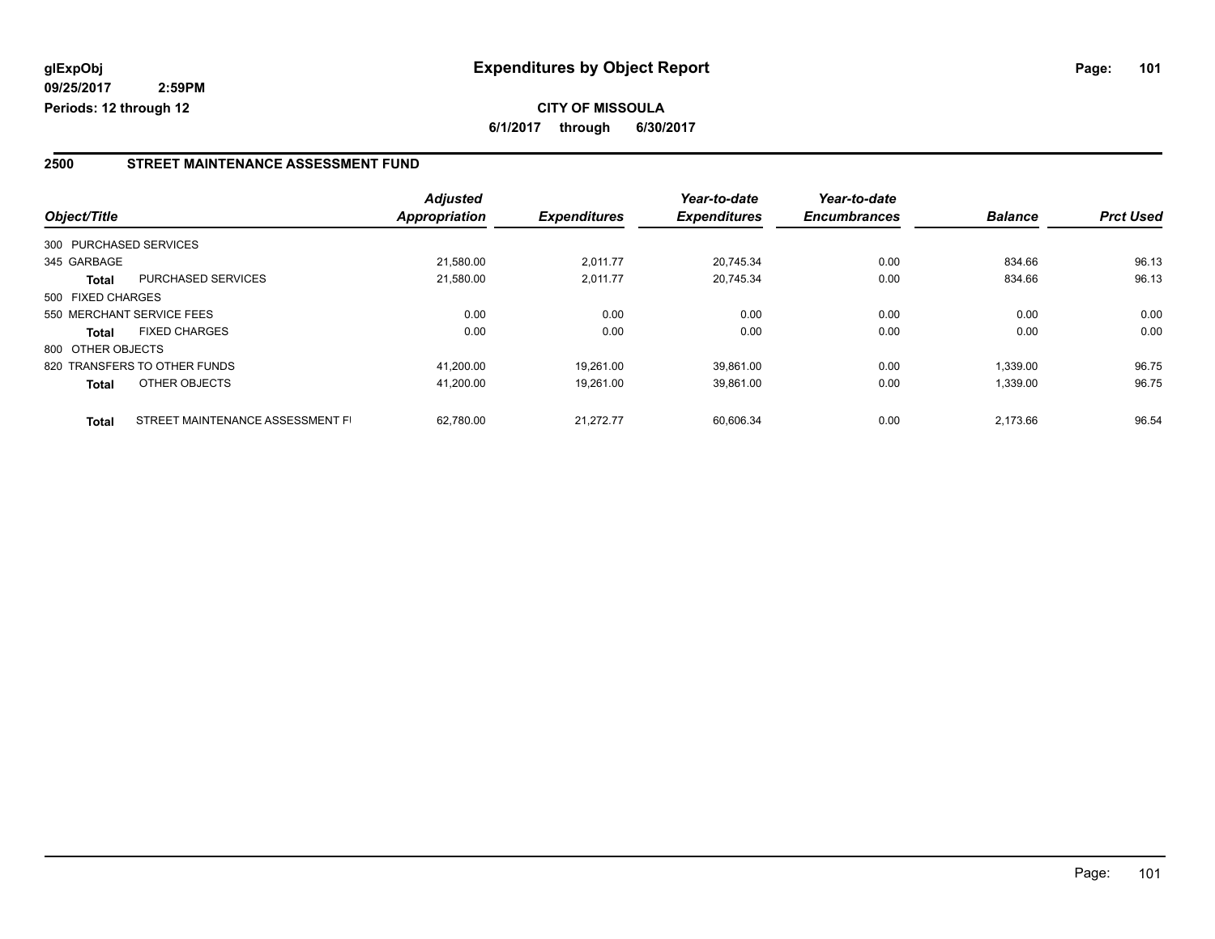# Expenditures by Object Report

glExpObj
09/25/2017 2:59PM
Periods: 12 through 12

**CITY OF MISSOULA**
**6/1/2017 through 6/30/2017**

## 2500 STREET MAINTENANCE ASSESSMENT FUND

| Object/Title | | Adjusted Appropriation | Expenditures | Year-to-date Expenditures | Year-to-date Encumbrances | Balance | Prct Used |
|---|---|---|---|---|---|---|---|
| 300 PURCHASED SERVICES | | | | | | | |
| 345 GARBAGE | | 21,580.00 | 2,011.77 | 20,745.34 | 0.00 | 834.66 | 96.13 |
| **Total** | PURCHASED SERVICES | 21,580.00 | 2,011.77 | 20,745.34 | 0.00 | 834.66 | 96.13 |
| 500 FIXED CHARGES | | | | | | | |
| 550 MERCHANT SERVICE FEES | | 0.00 | 0.00 | 0.00 | 0.00 | 0.00 | 0.00 |
| **Total** | FIXED CHARGES | 0.00 | 0.00 | 0.00 | 0.00 | 0.00 | 0.00 |
| 800 OTHER OBJECTS | | | | | | | |
| 820 TRANSFERS TO OTHER FUNDS | | 41,200.00 | 19,261.00 | 39,861.00 | 0.00 | 1,339.00 | 96.75 |
| **Total** | OTHER OBJECTS | 41,200.00 | 19,261.00 | 39,861.00 | 0.00 | 1,339.00 | 96.75 |
| **Total** | STREET MAINTENANCE ASSESSMENT FI | 62,780.00 | 21,272.77 | 60,606.34 | 0.00 | 2,173.66 | 96.54 |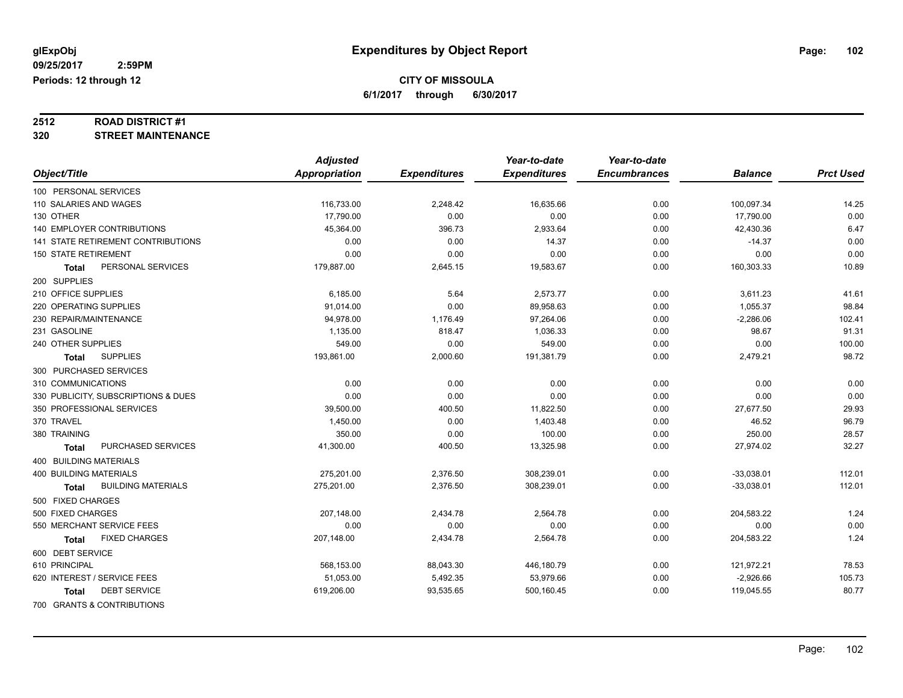glExpObj
09/25/2017 2:59PM
Periods: 12 through 12

# Expenditures by Object Report

**CITY OF MISSOULA**

**6/1/2017 through 6/30/2017**

**2512 ROAD DISTRICT #1**
**320 STREET MAINTENANCE**

| Object/Title | Adjusted Appropriation | Expenditures | Year-to-date Expenditures | Year-to-date Encumbrances | Balance | Prct Used |
|---|---|---|---|---|---|---|
| 100 PERSONAL SERVICES | | | | | | |
| 110 SALARIES AND WAGES | 116,733.00 | 2,248.42 | 16,635.66 | 0.00 | 100,097.34 | 14.25 |
| 130 OTHER | 17,790.00 | 0.00 | 0.00 | 0.00 | 17,790.00 | 0.00 |
| 140 EMPLOYER CONTRIBUTIONS | 45,364.00 | 396.73 | 2,933.64 | 0.00 | 42,430.36 | 6.47 |
| 141 STATE RETIREMENT CONTRIBUTIONS | 0.00 | 0.00 | 14.37 | 0.00 | -14.37 | 0.00 |
| 150 STATE RETIREMENT | 0.00 | 0.00 | 0.00 | 0.00 | 0.00 | 0.00 |
| **Total** PERSONAL SERVICES | 179,887.00 | 2,645.15 | 19,583.67 | 0.00 | 160,303.33 | 10.89 |
| 200 SUPPLIES | | | | | | |
| 210 OFFICE SUPPLIES | 6,185.00 | 5.64 | 2,573.77 | 0.00 | 3,611.23 | 41.61 |
| 220 OPERATING SUPPLIES | 91,014.00 | 0.00 | 89,958.63 | 0.00 | 1,055.37 | 98.84 |
| 230 REPAIR/MAINTENANCE | 94,978.00 | 1,176.49 | 97,264.06 | 0.00 | -2,286.06 | 102.41 |
| 231 GASOLINE | 1,135.00 | 818.47 | 1,036.33 | 0.00 | 98.67 | 91.31 |
| 240 OTHER SUPPLIES | 549.00 | 0.00 | 549.00 | 0.00 | 0.00 | 100.00 |
| **Total** SUPPLIES | 193,861.00 | 2,000.60 | 191,381.79 | 0.00 | 2,479.21 | 98.72 |
| 300 PURCHASED SERVICES | | | | | | |
| 310 COMMUNICATIONS | 0.00 | 0.00 | 0.00 | 0.00 | 0.00 | 0.00 |
| 330 PUBLICITY, SUBSCRIPTIONS & DUES | 0.00 | 0.00 | 0.00 | 0.00 | 0.00 | 0.00 |
| 350 PROFESSIONAL SERVICES | 39,500.00 | 400.50 | 11,822.50 | 0.00 | 27,677.50 | 29.93 |
| 370 TRAVEL | 1,450.00 | 0.00 | 1,403.48 | 0.00 | 46.52 | 96.79 |
| 380 TRAINING | 350.00 | 0.00 | 100.00 | 0.00 | 250.00 | 28.57 |
| **Total** PURCHASED SERVICES | 41,300.00 | 400.50 | 13,325.98 | 0.00 | 27,974.02 | 32.27 |
| 400 BUILDING MATERIALS | | | | | | |
| 400 BUILDING MATERIALS | 275,201.00 | 2,376.50 | 308,239.01 | 0.00 | -33,038.01 | 112.01 |
| **Total** BUILDING MATERIALS | 275,201.00 | 2,376.50 | 308,239.01 | 0.00 | -33,038.01 | 112.01 |
| 500 FIXED CHARGES | | | | | | |
| 500 FIXED CHARGES | 207,148.00 | 2,434.78 | 2,564.78 | 0.00 | 204,583.22 | 1.24 |
| 550 MERCHANT SERVICE FEES | 0.00 | 0.00 | 0.00 | 0.00 | 0.00 | 0.00 |
| **Total** FIXED CHARGES | 207,148.00 | 2,434.78 | 2,564.78 | 0.00 | 204,583.22 | 1.24 |
| 600 DEBT SERVICE | | | | | | |
| 610 PRINCIPAL | 568,153.00 | 88,043.30 | 446,180.79 | 0.00 | 121,972.21 | 78.53 |
| 620 INTEREST / SERVICE FEES | 51,053.00 | 5,492.35 | 53,979.66 | 0.00 | -2,926.66 | 105.73 |
| **Total** DEBT SERVICE | 619,206.00 | 93,535.65 | 500,160.45 | 0.00 | 119,045.55 | 80.77 |
| 700 GRANTS & CONTRIBUTIONS | | | | | | |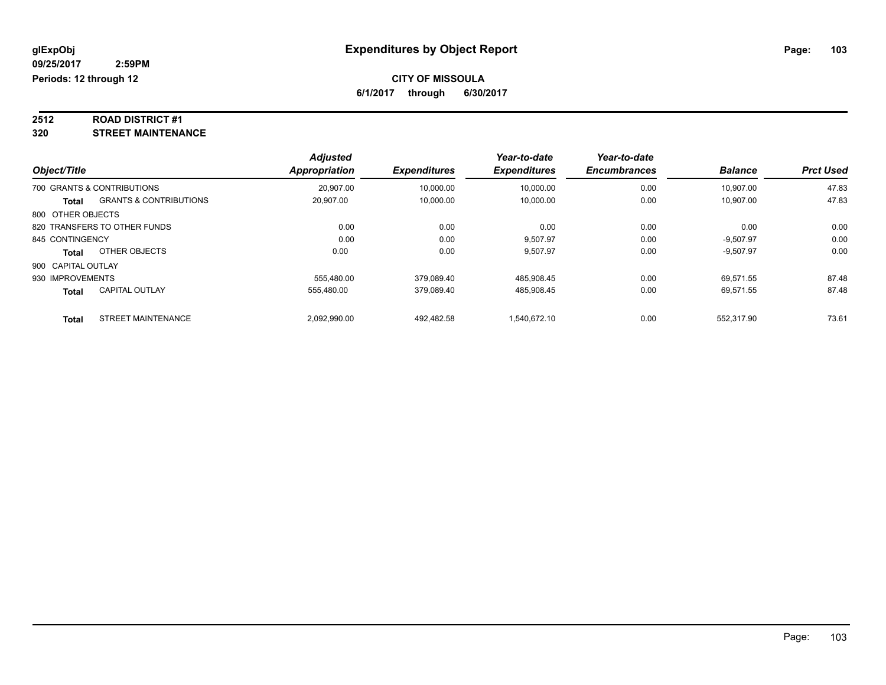**glExpObj**
**09/25/2017 2:59PM**
**Periods: 12 through 12**

# Expenditures by Object Report

**CITY OF MISSOULA**
**6/1/2017 through 6/30/2017**

**2512 ROAD DISTRICT #1**
**320 STREET MAINTENANCE**

| Object/Title | | Adjusted Appropriation | Expenditures | Year-to-date Expenditures | Year-to-date Encumbrances | Balance | Prct Used |
|---|---|---|---|---|---|---|---|
| 700 GRANTS & CONTRIBUTIONS | | 20,907.00 | 10,000.00 | 10,000.00 | 0.00 | 10,907.00 | 47.83 |
| **Total** | GRANTS & CONTRIBUTIONS | 20,907.00 | 10,000.00 | 10,000.00 | 0.00 | 10,907.00 | 47.83 |
| 800 OTHER OBJECTS | | | | | | | |
| 820 TRANSFERS TO OTHER FUNDS | | 0.00 | 0.00 | 0.00 | 0.00 | 0.00 | 0.00 |
| 845 CONTINGENCY | | 0.00 | 0.00 | 9,507.97 | 0.00 | -9,507.97 | 0.00 |
| **Total** | OTHER OBJECTS | 0.00 | 0.00 | 9,507.97 | 0.00 | -9,507.97 | 0.00 |
| 900 CAPITAL OUTLAY | | | | | | | |
| 930 IMPROVEMENTS | | 555,480.00 | 379,089.40 | 485,908.45 | 0.00 | 69,571.55 | 87.48 |
| **Total** | CAPITAL OUTLAY | 555,480.00 | 379,089.40 | 485,908.45 | 0.00 | 69,571.55 | 87.48 |
| **Total** | STREET MAINTENANCE | 2,092,990.00 | 492,482.58 | 1,540,672.10 | 0.00 | 552,317.90 | 73.61 |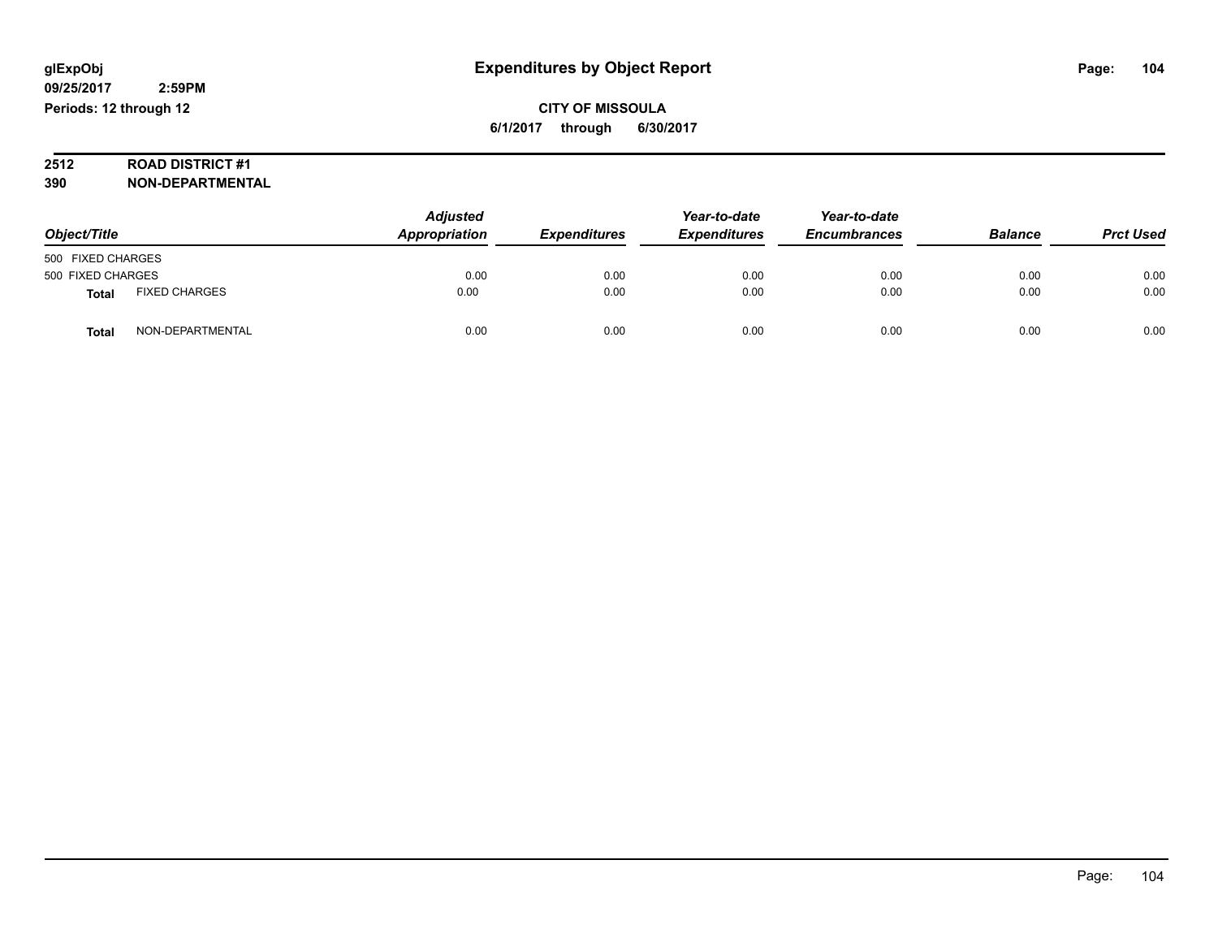**glExpObj** **Expenditures by Object Report**

**09/25/2017 2:59PM**

**Periods: 12 through 12**

**CITY OF MISSOULA**

**6/1/2017 through 6/30/2017**

**2512 ROAD DISTRICT #1**

**390 NON-DEPARTMENTAL**

| Object/Title | | Adjusted Appropriation | Expenditures | Year-to-date Expenditures | Year-to-date Encumbrances | Balance | Prct Used |
|---|---|---|---|---|---|---|---|
| 500 FIXED CHARGES | | | | | | | |
| 500 FIXED CHARGES | | 0.00 | 0.00 | 0.00 | 0.00 | 0.00 | 0.00 |
| **Total** | FIXED CHARGES | 0.00 | 0.00 | 0.00 | 0.00 | 0.00 | 0.00 |
| **Total** | NON-DEPARTMENTAL | 0.00 | 0.00 | 0.00 | 0.00 | 0.00 | 0.00 |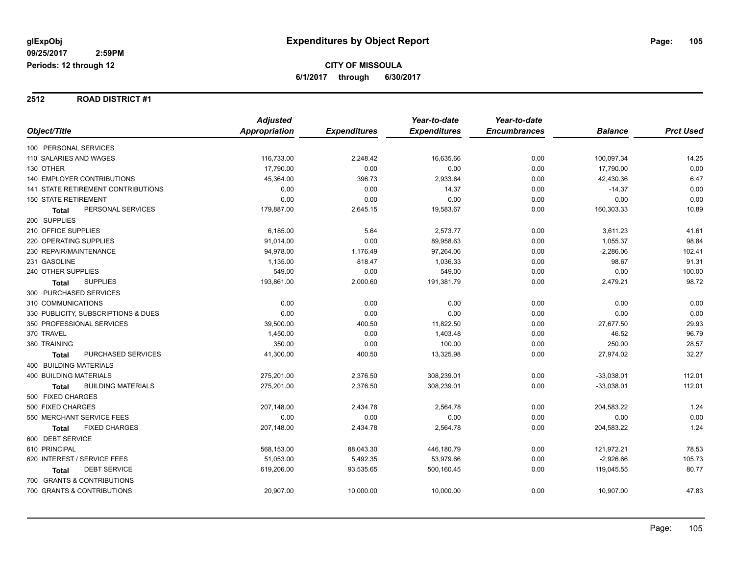# Expenditures by Object Report

glExpObj
09/25/2017 2:59PM
Periods: 12 through 12

**CITY OF MISSOULA**
6/1/2017 through 6/30/2017

## 2512 ROAD DISTRICT #1

| Object/Title | Adjusted Appropriation | Expenditures | Year-to-date Expenditures | Year-to-date Encumbrances | Balance | Prct Used |
|---|---|---|---|---|---|---|
| 100 PERSONAL SERVICES | | | | | | |
| 110 SALARIES AND WAGES | 116,733.00 | 2,248.42 | 16,635.66 | 0.00 | 100,097.34 | 14.25 |
| 130 OTHER | 17,790.00 | 0.00 | 0.00 | 0.00 | 17,790.00 | 0.00 |
| 140 EMPLOYER CONTRIBUTIONS | 45,364.00 | 396.73 | 2,933.64 | 0.00 | 42,430.36 | 6.47 |
| 141 STATE RETIREMENT CONTRIBUTIONS | 0.00 | 0.00 | 14.37 | 0.00 | -14.37 | 0.00 |
| 150 STATE RETIREMENT | 0.00 | 0.00 | 0.00 | 0.00 | 0.00 | 0.00 |
| **Total** PERSONAL SERVICES | 179,887.00 | 2,645.15 | 19,583.67 | 0.00 | 160,303.33 | 10.89 |
| 200 SUPPLIES | | | | | | |
| 210 OFFICE SUPPLIES | 6,185.00 | 5.64 | 2,573.77 | 0.00 | 3,611.23 | 41.61 |
| 220 OPERATING SUPPLIES | 91,014.00 | 0.00 | 89,958.63 | 0.00 | 1,055.37 | 98.84 |
| 230 REPAIR/MAINTENANCE | 94,978.00 | 1,176.49 | 97,264.06 | 0.00 | -2,286.06 | 102.41 |
| 231 GASOLINE | 1,135.00 | 818.47 | 1,036.33 | 0.00 | 98.67 | 91.31 |
| 240 OTHER SUPPLIES | 549.00 | 0.00 | 549.00 | 0.00 | 0.00 | 100.00 |
| **Total** SUPPLIES | 193,861.00 | 2,000.60 | 191,381.79 | 0.00 | 2,479.21 | 98.72 |
| 300 PURCHASED SERVICES | | | | | | |
| 310 COMMUNICATIONS | 0.00 | 0.00 | 0.00 | 0.00 | 0.00 | 0.00 |
| 330 PUBLICITY, SUBSCRIPTIONS & DUES | 0.00 | 0.00 | 0.00 | 0.00 | 0.00 | 0.00 |
| 350 PROFESSIONAL SERVICES | 39,500.00 | 400.50 | 11,822.50 | 0.00 | 27,677.50 | 29.93 |
| 370 TRAVEL | 1,450.00 | 0.00 | 1,403.48 | 0.00 | 46.52 | 96.79 |
| 380 TRAINING | 350.00 | 0.00 | 100.00 | 0.00 | 250.00 | 28.57 |
| **Total** PURCHASED SERVICES | 41,300.00 | 400.50 | 13,325.98 | 0.00 | 27,974.02 | 32.27 |
| 400 BUILDING MATERIALS | | | | | | |
| 400 BUILDING MATERIALS | 275,201.00 | 2,376.50 | 308,239.01 | 0.00 | -33,038.01 | 112.01 |
| **Total** BUILDING MATERIALS | 275,201.00 | 2,376.50 | 308,239.01 | 0.00 | -33,038.01 | 112.01 |
| 500 FIXED CHARGES | | | | | | |
| 500 FIXED CHARGES | 207,148.00 | 2,434.78 | 2,564.78 | 0.00 | 204,583.22 | 1.24 |
| 550 MERCHANT SERVICE FEES | 0.00 | 0.00 | 0.00 | 0.00 | 0.00 | 0.00 |
| **Total** FIXED CHARGES | 207,148.00 | 2,434.78 | 2,564.78 | 0.00 | 204,583.22 | 1.24 |
| 600 DEBT SERVICE | | | | | | |
| 610 PRINCIPAL | 568,153.00 | 88,043.30 | 446,180.79 | 0.00 | 121,972.21 | 78.53 |
| 620 INTEREST / SERVICE FEES | 51,053.00 | 5,492.35 | 53,979.66 | 0.00 | -2,926.66 | 105.73 |
| **Total** DEBT SERVICE | 619,206.00 | 93,535.65 | 500,160.45 | 0.00 | 119,045.55 | 80.77 |
| 700 GRANTS & CONTRIBUTIONS | | | | | | |
| 700 GRANTS & CONTRIBUTIONS | 20,907.00 | 10,000.00 | 10,000.00 | 0.00 | 10,907.00 | 47.83 |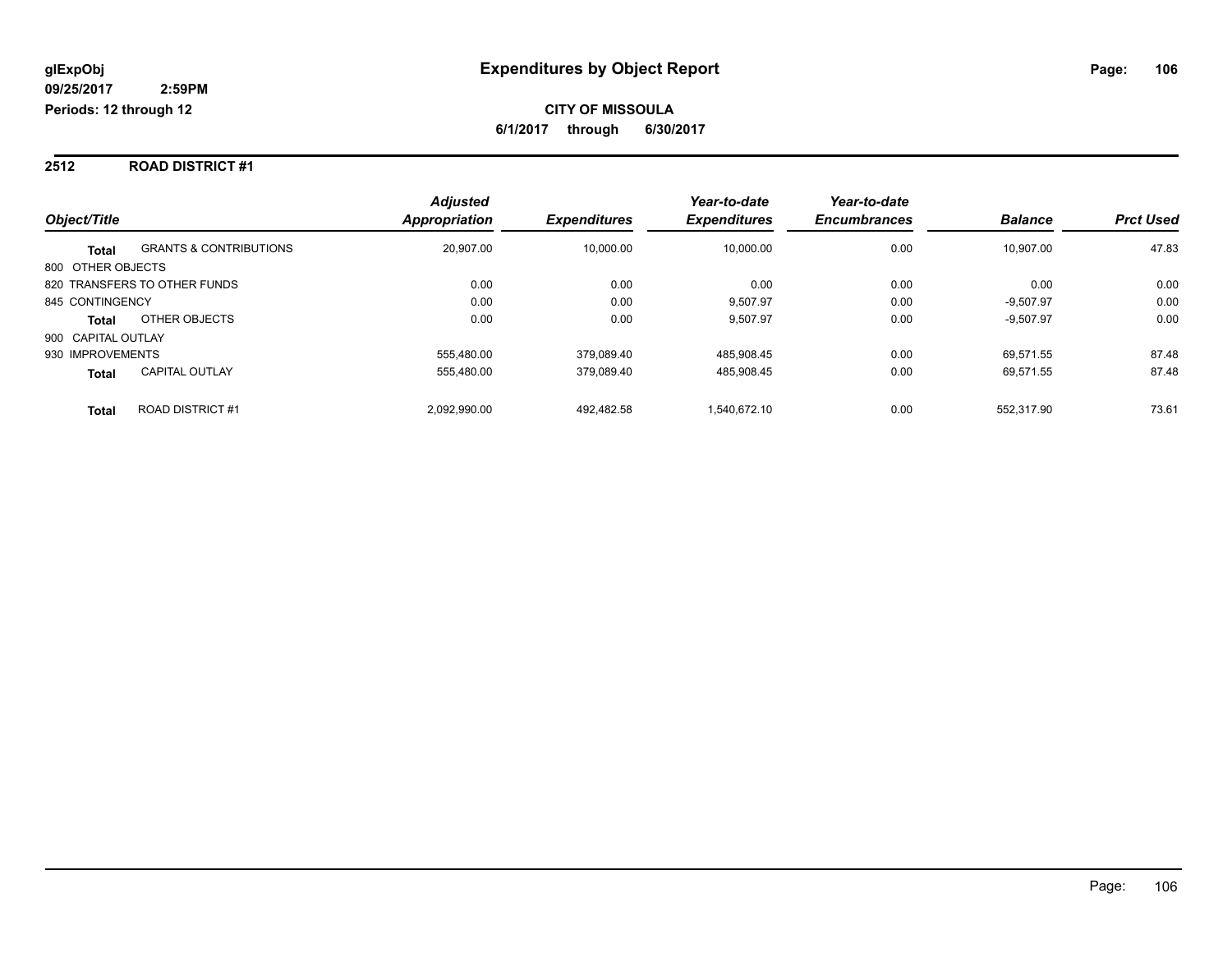**glExpObj**
**09/25/2017 2:59PM**
**Periods: 12 through 12**

# Expenditures by Object Report

**CITY OF MISSOULA**
**6/1/2017 through 6/30/2017**

## 2512 ROAD DISTRICT #1

| Object/Title | | Adjusted Appropriation | Expenditures | Year-to-date Expenditures | Year-to-date Encumbrances | Balance | Prct Used |
|---|---|---|---|---|---|---|---|
| **Total** | GRANTS & CONTRIBUTIONS | 20,907.00 | 10,000.00 | 10,000.00 | 0.00 | 10,907.00 | 47.83 |
| 800 OTHER OBJECTS | | | | | | | |
| 820 TRANSFERS TO OTHER FUNDS | | 0.00 | 0.00 | 0.00 | 0.00 | 0.00 | 0.00 |
| 845 CONTINGENCY | | 0.00 | 0.00 | 9,507.97 | 0.00 | -9,507.97 | 0.00 |
| **Total** | OTHER OBJECTS | 0.00 | 0.00 | 9,507.97 | 0.00 | -9,507.97 | 0.00 |
| 900 CAPITAL OUTLAY | | | | | | | |
| 930 IMPROVEMENTS | | 555,480.00 | 379,089.40 | 485,908.45 | 0.00 | 69,571.55 | 87.48 |
| **Total** | CAPITAL OUTLAY | 555,480.00 | 379,089.40 | 485,908.45 | 0.00 | 69,571.55 | 87.48 |
| **Total** | ROAD DISTRICT #1 | 2,092,990.00 | 492,482.58 | 1,540,672.10 | 0.00 | 552,317.90 | 73.61 |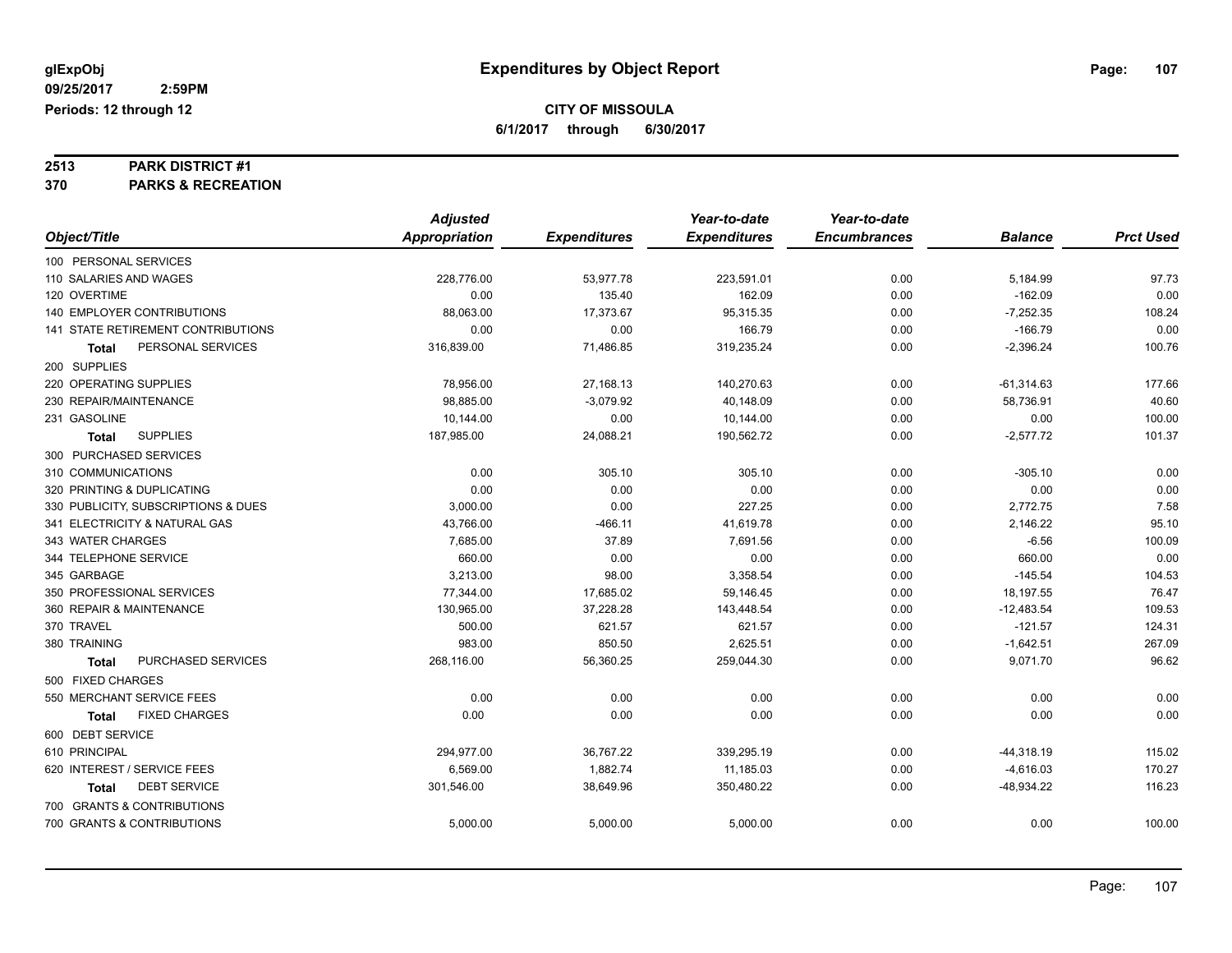# Expenditures by Object Report

glExpObj
09/25/2017 2:59PM
Periods: 12 through 12

**CITY OF MISSOULA**
**6/1/2017 through 6/30/2017**

**2513 PARK DISTRICT #1**
**370 PARKS & RECREATION**

| Object/Title | Adjusted Appropriation | Expenditures | Year-to-date Expenditures | Year-to-date Encumbrances | Balance | Prct Used |
|---|---|---|---|---|---|---|
| 100 PERSONAL SERVICES | | | | | | |
| 110 SALARIES AND WAGES | 228,776.00 | 53,977.78 | 223,591.01 | 0.00 | 5,184.99 | 97.73 |
| 120 OVERTIME | 0.00 | 135.40 | 162.09 | 0.00 | -162.09 | 0.00 |
| 140 EMPLOYER CONTRIBUTIONS | 88,063.00 | 17,373.67 | 95,315.35 | 0.00 | -7,252.35 | 108.24 |
| 141 STATE RETIREMENT CONTRIBUTIONS | 0.00 | 0.00 | 166.79 | 0.00 | -166.79 | 0.00 |
| **Total** PERSONAL SERVICES | 316,839.00 | 71,486.85 | 319,235.24 | 0.00 | -2,396.24 | 100.76 |
| 200 SUPPLIES | | | | | | |
| 220 OPERATING SUPPLIES | 78,956.00 | 27,168.13 | 140,270.63 | 0.00 | -61,314.63 | 177.66 |
| 230 REPAIR/MAINTENANCE | 98,885.00 | -3,079.92 | 40,148.09 | 0.00 | 58,736.91 | 40.60 |
| 231 GASOLINE | 10,144.00 | 0.00 | 10,144.00 | 0.00 | 0.00 | 100.00 |
| **Total** SUPPLIES | 187,985.00 | 24,088.21 | 190,562.72 | 0.00 | -2,577.72 | 101.37 |
| 300 PURCHASED SERVICES | | | | | | |
| 310 COMMUNICATIONS | 0.00 | 305.10 | 305.10 | 0.00 | -305.10 | 0.00 |
| 320 PRINTING & DUPLICATING | 0.00 | 0.00 | 0.00 | 0.00 | 0.00 | 0.00 |
| 330 PUBLICITY, SUBSCRIPTIONS & DUES | 3,000.00 | 0.00 | 227.25 | 0.00 | 2,772.75 | 7.58 |
| 341 ELECTRICITY & NATURAL GAS | 43,766.00 | -466.11 | 41,619.78 | 0.00 | 2,146.22 | 95.10 |
| 343 WATER CHARGES | 7,685.00 | 37.89 | 7,691.56 | 0.00 | -6.56 | 100.09 |
| 344 TELEPHONE SERVICE | 660.00 | 0.00 | 0.00 | 0.00 | 660.00 | 0.00 |
| 345 GARBAGE | 3,213.00 | 98.00 | 3,358.54 | 0.00 | -145.54 | 104.53 |
| 350 PROFESSIONAL SERVICES | 77,344.00 | 17,685.02 | 59,146.45 | 0.00 | 18,197.55 | 76.47 |
| 360 REPAIR & MAINTENANCE | 130,965.00 | 37,228.28 | 143,448.54 | 0.00 | -12,483.54 | 109.53 |
| 370 TRAVEL | 500.00 | 621.57 | 621.57 | 0.00 | -121.57 | 124.31 |
| 380 TRAINING | 983.00 | 850.50 | 2,625.51 | 0.00 | -1,642.51 | 267.09 |
| **Total** PURCHASED SERVICES | 268,116.00 | 56,360.25 | 259,044.30 | 0.00 | 9,071.70 | 96.62 |
| 500 FIXED CHARGES | | | | | | |
| 550 MERCHANT SERVICE FEES | 0.00 | 0.00 | 0.00 | 0.00 | 0.00 | 0.00 |
| **Total** FIXED CHARGES | 0.00 | 0.00 | 0.00 | 0.00 | 0.00 | 0.00 |
| 600 DEBT SERVICE | | | | | | |
| 610 PRINCIPAL | 294,977.00 | 36,767.22 | 339,295.19 | 0.00 | -44,318.19 | 115.02 |
| 620 INTEREST / SERVICE FEES | 6,569.00 | 1,882.74 | 11,185.03 | 0.00 | -4,616.03 | 170.27 |
| **Total** DEBT SERVICE | 301,546.00 | 38,649.96 | 350,480.22 | 0.00 | -48,934.22 | 116.23 |
| 700 GRANTS & CONTRIBUTIONS | | | | | | |
| 700 GRANTS & CONTRIBUTIONS | 5,000.00 | 5,000.00 | 5,000.00 | 0.00 | 0.00 | 100.00 |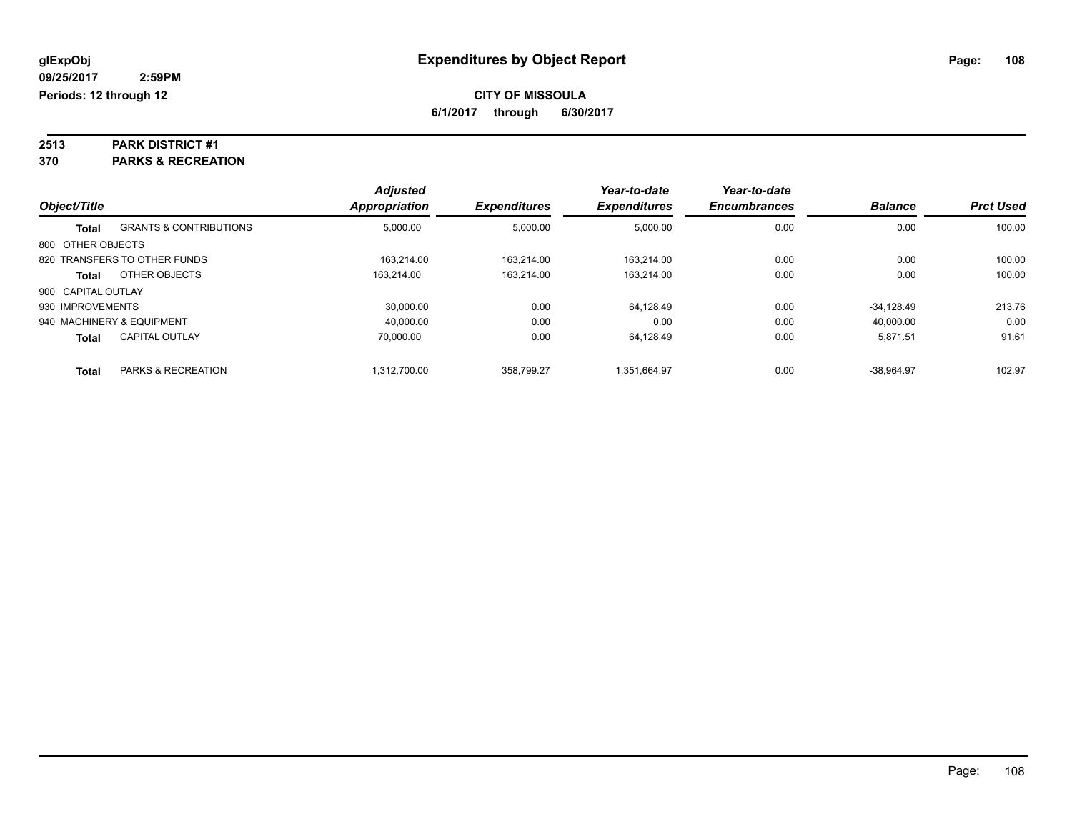# Expenditures by Object Report

glExpObj
09/25/2017 2:59PM
Periods: 12 through 12

**CITY OF MISSOULA**
**6/1/2017 through 6/30/2017**

**2513 PARK DISTRICT #1**
**370 PARKS & RECREATION**

| Object/Title | | Adjusted Appropriation | Expenditures | Year-to-date Expenditures | Year-to-date Encumbrances | Balance | Prct Used |
|---|---|---|---|---|---|---|---|
| **Total** | GRANTS & CONTRIBUTIONS | 5,000.00 | 5,000.00 | 5,000.00 | 0.00 | 0.00 | 100.00 |
| 800 OTHER OBJECTS | | | | | | | |
| 820 TRANSFERS TO OTHER FUNDS | | 163,214.00 | 163,214.00 | 163,214.00 | 0.00 | 0.00 | 100.00 |
| **Total** | OTHER OBJECTS | 163,214.00 | 163,214.00 | 163,214.00 | 0.00 | 0.00 | 100.00 |
| 900 CAPITAL OUTLAY | | | | | | | |
| 930 IMPROVEMENTS | | 30,000.00 | 0.00 | 64,128.49 | 0.00 | -34,128.49 | 213.76 |
| 940 MACHINERY & EQUIPMENT | | 40,000.00 | 0.00 | 0.00 | 0.00 | 40,000.00 | 0.00 |
| **Total** | CAPITAL OUTLAY | 70,000.00 | 0.00 | 64,128.49 | 0.00 | 5,871.51 | 91.61 |
| **Total** | PARKS & RECREATION | 1,312,700.00 | 358,799.27 | 1,351,664.97 | 0.00 | -38,964.97 | 102.97 |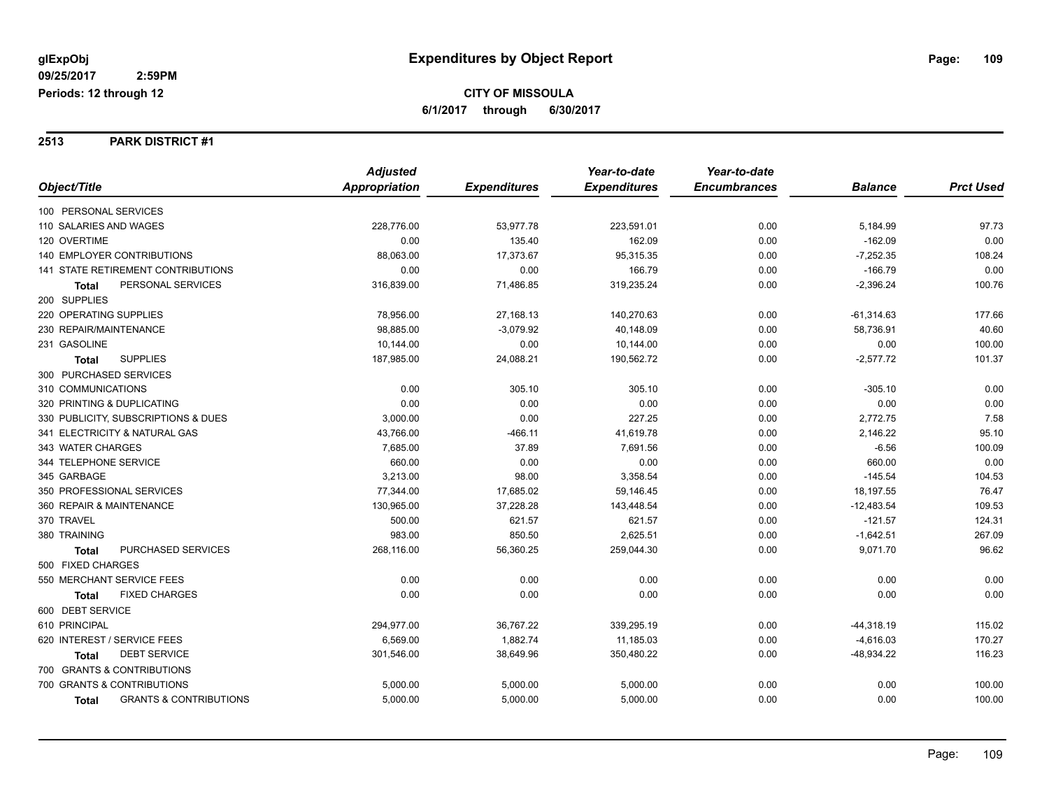**glExpObj**
**09/25/2017 2:59PM**
**Periods: 12 through 12**

# Expenditures by Object Report

**CITY OF MISSOULA**
**6/1/2017 through 6/30/2017**

## 2513 PARK DISTRICT #1

| Object/Title | Adjusted Appropriation | Expenditures | Year-to-date Expenditures | Year-to-date Encumbrances | Balance | Prct Used |
|---|---|---|---|---|---|---|
| 100 PERSONAL SERVICES | | | | | | |
| 110 SALARIES AND WAGES | 228,776.00 | 53,977.78 | 223,591.01 | 0.00 | 5,184.99 | 97.73 |
| 120 OVERTIME | 0.00 | 135.40 | 162.09 | 0.00 | -162.09 | 0.00 |
| 140 EMPLOYER CONTRIBUTIONS | 88,063.00 | 17,373.67 | 95,315.35 | 0.00 | -7,252.35 | 108.24 |
| 141 STATE RETIREMENT CONTRIBUTIONS | 0.00 | 0.00 | 166.79 | 0.00 | -166.79 | 0.00 |
| **Total** PERSONAL SERVICES | 316,839.00 | 71,486.85 | 319,235.24 | 0.00 | -2,396.24 | 100.76 |
| 200 SUPPLIES | | | | | | |
| 220 OPERATING SUPPLIES | 78,956.00 | 27,168.13 | 140,270.63 | 0.00 | -61,314.63 | 177.66 |
| 230 REPAIR/MAINTENANCE | 98,885.00 | -3,079.92 | 40,148.09 | 0.00 | 58,736.91 | 40.60 |
| 231 GASOLINE | 10,144.00 | 0.00 | 10,144.00 | 0.00 | 0.00 | 100.00 |
| **Total** SUPPLIES | 187,985.00 | 24,088.21 | 190,562.72 | 0.00 | -2,577.72 | 101.37 |
| 300 PURCHASED SERVICES | | | | | | |
| 310 COMMUNICATIONS | 0.00 | 305.10 | 305.10 | 0.00 | -305.10 | 0.00 |
| 320 PRINTING & DUPLICATING | 0.00 | 0.00 | 0.00 | 0.00 | 0.00 | 0.00 |
| 330 PUBLICITY, SUBSCRIPTIONS & DUES | 3,000.00 | 0.00 | 227.25 | 0.00 | 2,772.75 | 7.58 |
| 341 ELECTRICITY & NATURAL GAS | 43,766.00 | -466.11 | 41,619.78 | 0.00 | 2,146.22 | 95.10 |
| 343 WATER CHARGES | 7,685.00 | 37.89 | 7,691.56 | 0.00 | -6.56 | 100.09 |
| 344 TELEPHONE SERVICE | 660.00 | 0.00 | 0.00 | 0.00 | 660.00 | 0.00 |
| 345 GARBAGE | 3,213.00 | 98.00 | 3,358.54 | 0.00 | -145.54 | 104.53 |
| 350 PROFESSIONAL SERVICES | 77,344.00 | 17,685.02 | 59,146.45 | 0.00 | 18,197.55 | 76.47 |
| 360 REPAIR & MAINTENANCE | 130,965.00 | 37,228.28 | 143,448.54 | 0.00 | -12,483.54 | 109.53 |
| 370 TRAVEL | 500.00 | 621.57 | 621.57 | 0.00 | -121.57 | 124.31 |
| 380 TRAINING | 983.00 | 850.50 | 2,625.51 | 0.00 | -1,642.51 | 267.09 |
| **Total** PURCHASED SERVICES | 268,116.00 | 56,360.25 | 259,044.30 | 0.00 | 9,071.70 | 96.62 |
| 500 FIXED CHARGES | | | | | | |
| 550 MERCHANT SERVICE FEES | 0.00 | 0.00 | 0.00 | 0.00 | 0.00 | 0.00 |
| **Total** FIXED CHARGES | 0.00 | 0.00 | 0.00 | 0.00 | 0.00 | 0.00 |
| 600 DEBT SERVICE | | | | | | |
| 610 PRINCIPAL | 294,977.00 | 36,767.22 | 339,295.19 | 0.00 | -44,318.19 | 115.02 |
| 620 INTEREST / SERVICE FEES | 6,569.00 | 1,882.74 | 11,185.03 | 0.00 | -4,616.03 | 170.27 |
| **Total** DEBT SERVICE | 301,546.00 | 38,649.96 | 350,480.22 | 0.00 | -48,934.22 | 116.23 |
| 700 GRANTS & CONTRIBUTIONS | | | | | | |
| 700 GRANTS & CONTRIBUTIONS | 5,000.00 | 5,000.00 | 5,000.00 | 0.00 | 0.00 | 100.00 |
| **Total** GRANTS & CONTRIBUTIONS | 5,000.00 | 5,000.00 | 5,000.00 | 0.00 | 0.00 | 100.00 |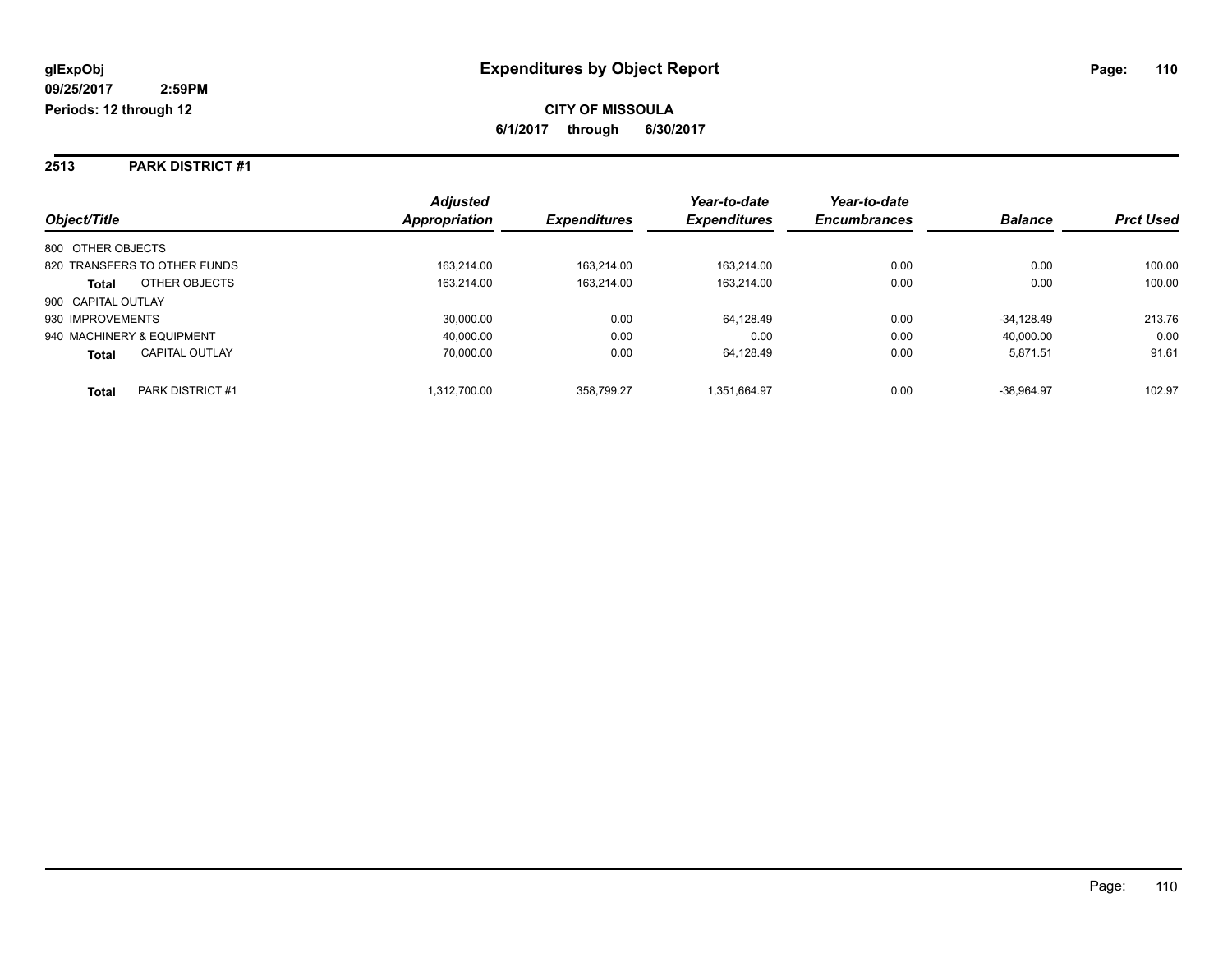**glExpObj**
**09/25/2017 2:59PM**
**Periods: 12 through 12**

# Expenditures by Object Report

**CITY OF MISSOULA**
**6/1/2017 through 6/30/2017**

## 2513 PARK DISTRICT #1

| Object/Title | Adjusted Appropriation | Expenditures | Year-to-date Expenditures | Year-to-date Encumbrances | Balance | Prct Used |
|---|---|---|---|---|---|---|
| 800 OTHER OBJECTS | | | | | | |
| 820 TRANSFERS TO OTHER FUNDS | 163,214.00 | 163,214.00 | 163,214.00 | 0.00 | 0.00 | 100.00 |
| **Total** OTHER OBJECTS | 163,214.00 | 163,214.00 | 163,214.00 | 0.00 | 0.00 | 100.00 |
| 900 CAPITAL OUTLAY | | | | | | |
| 930 IMPROVEMENTS | 30,000.00 | 0.00 | 64,128.49 | 0.00 | -34,128.49 | 213.76 |
| 940 MACHINERY & EQUIPMENT | 40,000.00 | 0.00 | 0.00 | 0.00 | 40,000.00 | 0.00 |
| **Total** CAPITAL OUTLAY | 70,000.00 | 0.00 | 64,128.49 | 0.00 | 5,871.51 | 91.61 |
| **Total** PARK DISTRICT #1 | 1,312,700.00 | 358,799.27 | 1,351,664.97 | 0.00 | -38,964.97 | 102.97 |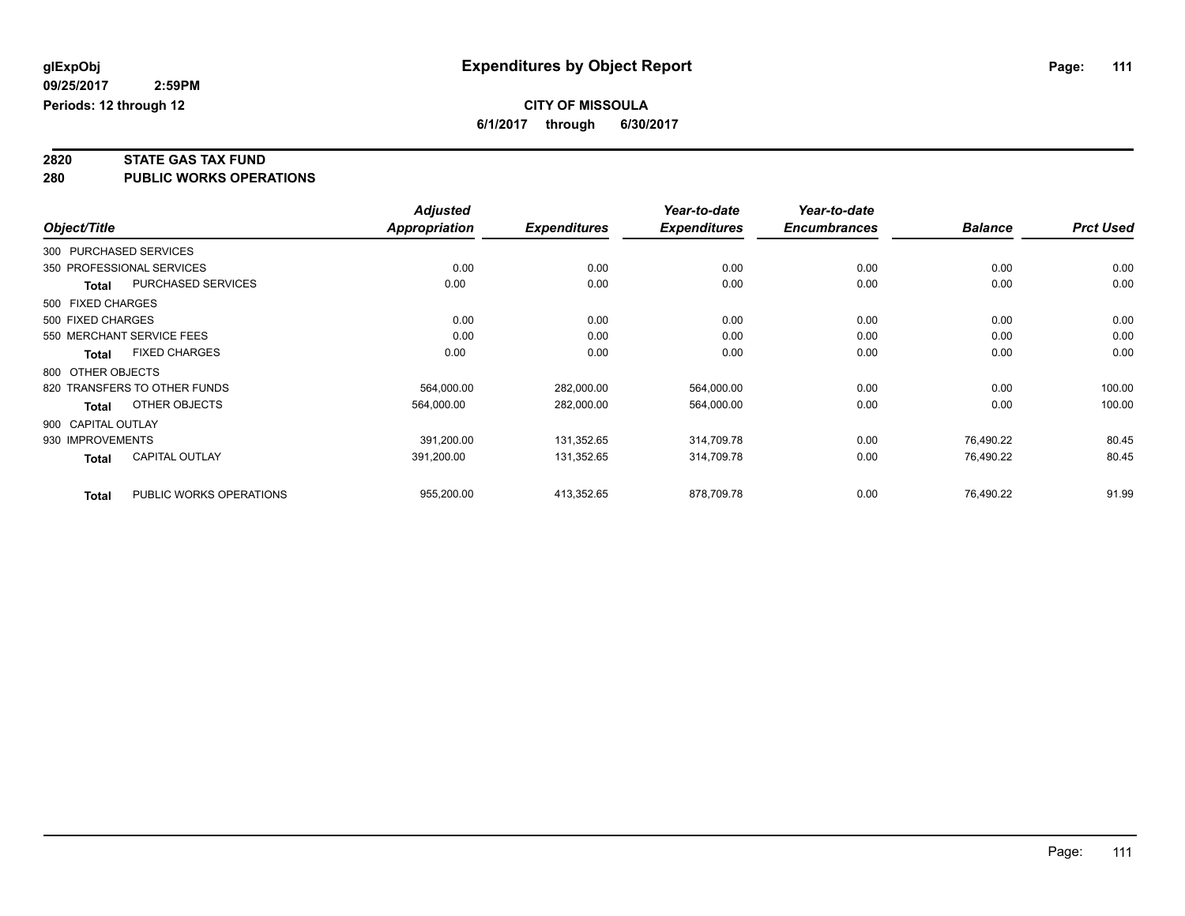**glExpObj** **Expenditures by Object Report**

**09/25/2017 2:59PM**

**Periods: 12 through 12**

**CITY OF MISSOULA**

**6/1/2017 through 6/30/2017**

## 2820 STATE GAS TAX FUND
## 280 PUBLIC WORKS OPERATIONS

| Object/Title | | Adjusted Appropriation | Expenditures | Year-to-date Expenditures | Year-to-date Encumbrances | Balance | Prct Used |
|---|---|---|---|---|---|---|---|
| 300 PURCHASED SERVICES | | | | | | | |
| 350 PROFESSIONAL SERVICES | | 0.00 | 0.00 | 0.00 | 0.00 | 0.00 | 0.00 |
| Total | PURCHASED SERVICES | 0.00 | 0.00 | 0.00 | 0.00 | 0.00 | 0.00 |
| 500 FIXED CHARGES | | | | | | | |
| 500 FIXED CHARGES | | 0.00 | 0.00 | 0.00 | 0.00 | 0.00 | 0.00 |
| 550 MERCHANT SERVICE FEES | | 0.00 | 0.00 | 0.00 | 0.00 | 0.00 | 0.00 |
| Total | FIXED CHARGES | 0.00 | 0.00 | 0.00 | 0.00 | 0.00 | 0.00 |
| 800 OTHER OBJECTS | | | | | | | |
| 820 TRANSFERS TO OTHER FUNDS | | 564,000.00 | 282,000.00 | 564,000.00 | 0.00 | 0.00 | 100.00 |
| Total | OTHER OBJECTS | 564,000.00 | 282,000.00 | 564,000.00 | 0.00 | 0.00 | 100.00 |
| 900 CAPITAL OUTLAY | | | | | | | |
| 930 IMPROVEMENTS | | 391,200.00 | 131,352.65 | 314,709.78 | 0.00 | 76,490.22 | 80.45 |
| Total | CAPITAL OUTLAY | 391,200.00 | 131,352.65 | 314,709.78 | 0.00 | 76,490.22 | 80.45 |
| Total | PUBLIC WORKS OPERATIONS | 955,200.00 | 413,352.65 | 878,709.78 | 0.00 | 76,490.22 | 91.99 |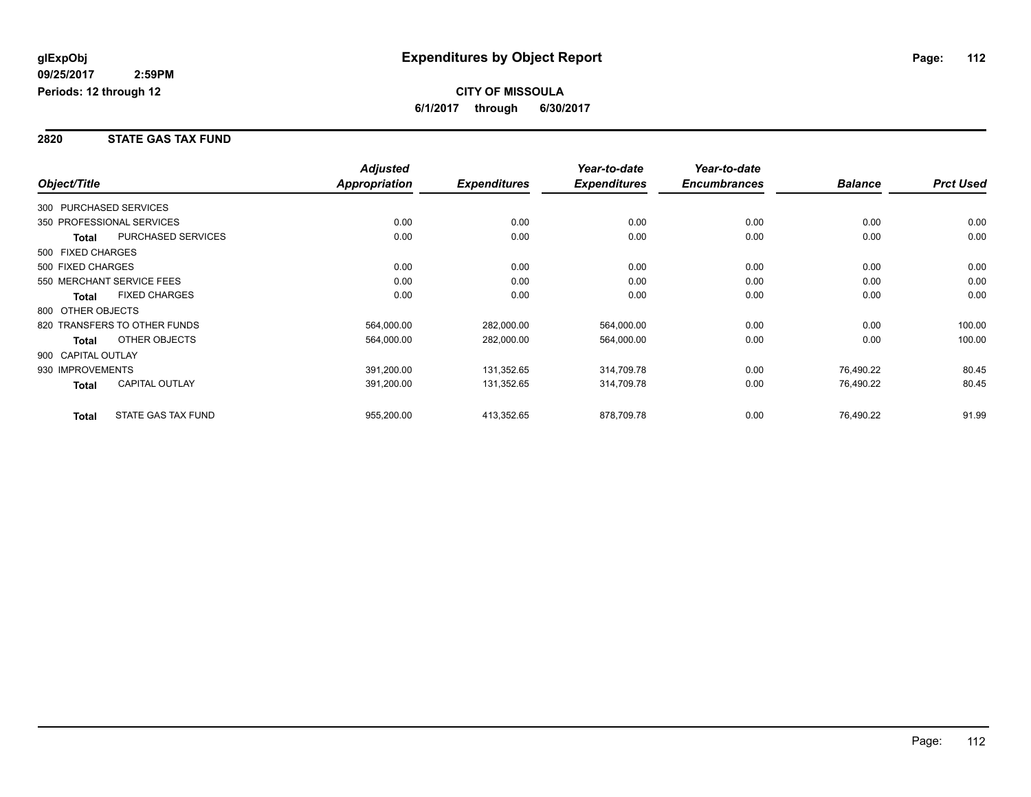glExpObj
09/25/2017 2:59PM
Periods: 12 through 12

# Expenditures by Object Report

**CITY OF MISSOULA**
**6/1/2017 through 6/30/2017**

## 2820 STATE GAS TAX FUND

| Object/Title | | Adjusted Appropriation | Expenditures | Year-to-date Expenditures | Year-to-date Encumbrances | Balance | Prct Used |
|---|---|---|---|---|---|---|---|
| 300 PURCHASED SERVICES | | | | | | | |
| 350 PROFESSIONAL SERVICES | | 0.00 | 0.00 | 0.00 | 0.00 | 0.00 | 0.00 |
| **Total** | PURCHASED SERVICES | 0.00 | 0.00 | 0.00 | 0.00 | 0.00 | 0.00 |
| 500 FIXED CHARGES | | | | | | | |
| 500 FIXED CHARGES | | 0.00 | 0.00 | 0.00 | 0.00 | 0.00 | 0.00 |
| 550 MERCHANT SERVICE FEES | | 0.00 | 0.00 | 0.00 | 0.00 | 0.00 | 0.00 |
| **Total** | FIXED CHARGES | 0.00 | 0.00 | 0.00 | 0.00 | 0.00 | 0.00 |
| 800 OTHER OBJECTS | | | | | | | |
| 820 TRANSFERS TO OTHER FUNDS | | 564,000.00 | 282,000.00 | 564,000.00 | 0.00 | 0.00 | 100.00 |
| **Total** | OTHER OBJECTS | 564,000.00 | 282,000.00 | 564,000.00 | 0.00 | 0.00 | 100.00 |
| 900 CAPITAL OUTLAY | | | | | | | |
| 930 IMPROVEMENTS | | 391,200.00 | 131,352.65 | 314,709.78 | 0.00 | 76,490.22 | 80.45 |
| **Total** | CAPITAL OUTLAY | 391,200.00 | 131,352.65 | 314,709.78 | 0.00 | 76,490.22 | 80.45 |
| **Total** | STATE GAS TAX FUND | 955,200.00 | 413,352.65 | 878,709.78 | 0.00 | 76,490.22 | 91.99 |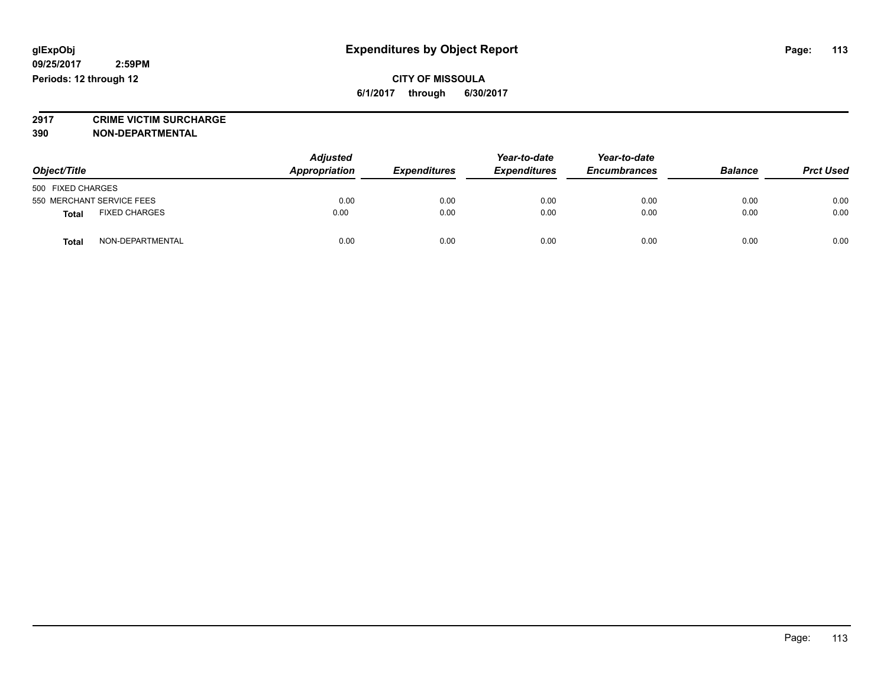glExpObj
09/25/2017 2:59PM
Periods: 12 through 12

# Expenditures by Object Report

**CITY OF MISSOULA**

**6/1/2017 through 6/30/2017**

**2917 CRIME VICTIM SURCHARGE**
**390 NON-DEPARTMENTAL**

| Object/Title | | Adjusted Appropriation | Expenditures | Year-to-date Expenditures | Year-to-date Encumbrances | Balance | Prct Used |
|---|---|---|---|---|---|---|---|
| 500 FIXED CHARGES | | | | | | | |
| 550 MERCHANT SERVICE FEES | | 0.00 | 0.00 | 0.00 | 0.00 | 0.00 | 0.00 |
| **Total** | FIXED CHARGES | 0.00 | 0.00 | 0.00 | 0.00 | 0.00 | 0.00 |
| **Total** | NON-DEPARTMENTAL | 0.00 | 0.00 | 0.00 | 0.00 | 0.00 | 0.00 |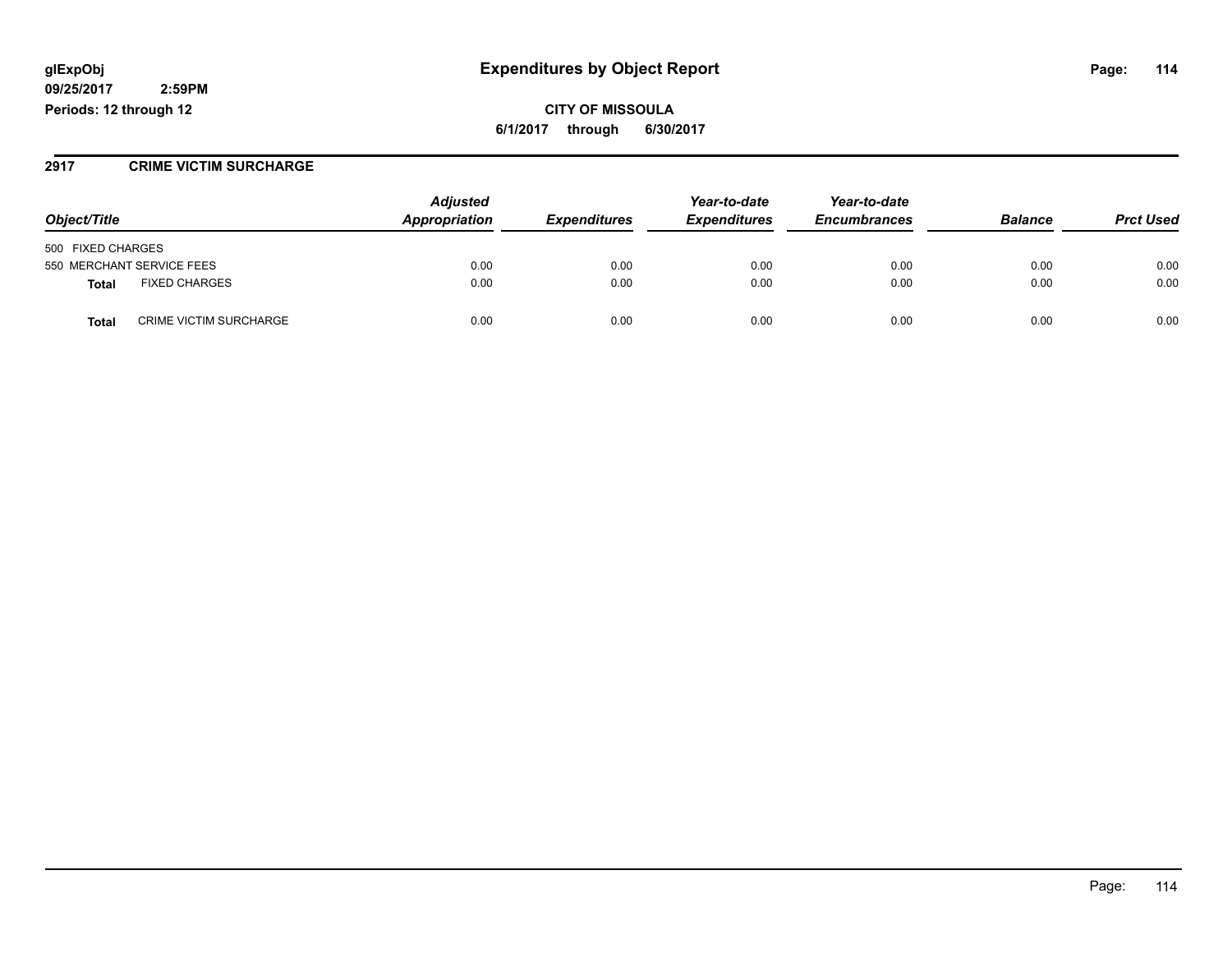glExpObj
09/25/2017 2:59PM
Periods: 12 through 12

# Expenditures by Object Report

**CITY OF MISSOULA**
**6/1/2017 through 6/30/2017**

## 2917 CRIME VICTIM SURCHARGE

| Object/Title | Adjusted Appropriation | Expenditures | Year-to-date Expenditures | Year-to-date Encumbrances | Balance | Prct Used |
|---|---|---|---|---|---|---|
| 500 FIXED CHARGES | | | | | | |
| 550 MERCHANT SERVICE FEES | 0.00 | 0.00 | 0.00 | 0.00 | 0.00 | 0.00 |
| **Total** FIXED CHARGES | 0.00 | 0.00 | 0.00 | 0.00 | 0.00 | 0.00 |
| **Total** CRIME VICTIM SURCHARGE | 0.00 | 0.00 | 0.00 | 0.00 | 0.00 | 0.00 |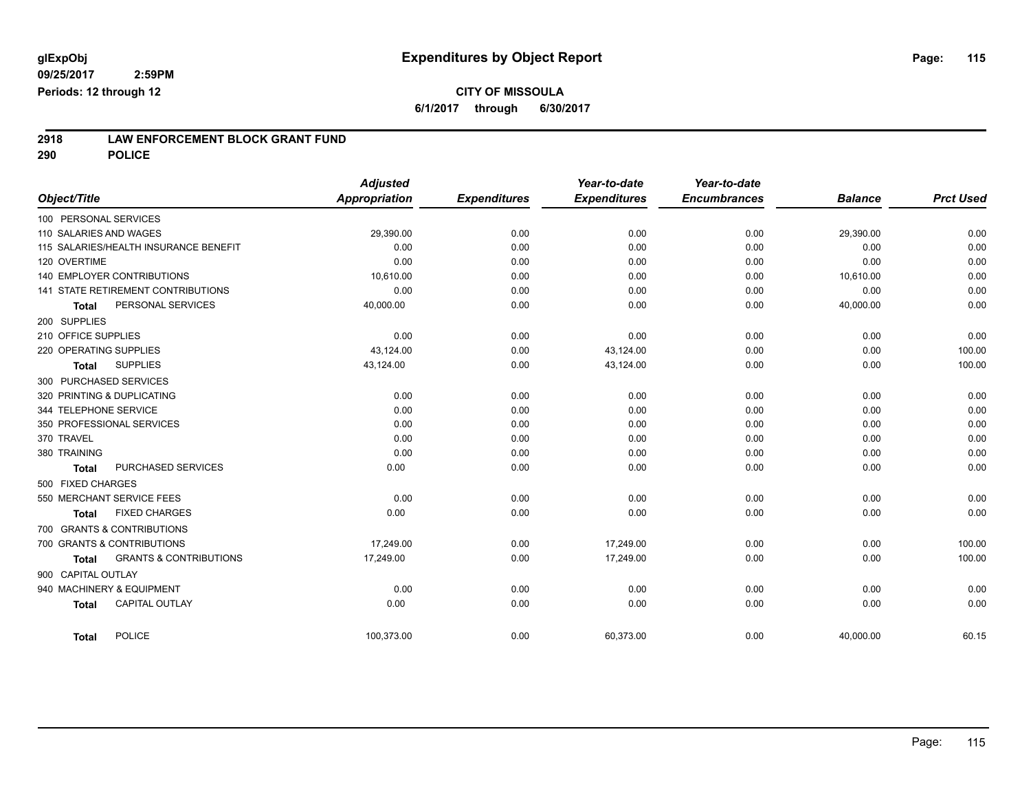**glExpObj** **Expenditures by Object Report**

**09/25/2017 2:59PM**

**Periods: 12 through 12**

**CITY OF MISSOULA**

**6/1/2017 through 6/30/2017**

## 2918 LAW ENFORCEMENT BLOCK GRANT FUND

## 290 POLICE

| Object/Title | Adjusted Appropriation | Expenditures | Year-to-date Expenditures | Year-to-date Encumbrances | Balance | Prct Used |
|---|---|---|---|---|---|---|
| 100 PERSONAL SERVICES | | | | | | |
| 110 SALARIES AND WAGES | 29,390.00 | 0.00 | 0.00 | 0.00 | 29,390.00 | 0.00 |
| 115 SALARIES/HEALTH INSURANCE BENEFIT | 0.00 | 0.00 | 0.00 | 0.00 | 0.00 | 0.00 |
| 120 OVERTIME | 0.00 | 0.00 | 0.00 | 0.00 | 0.00 | 0.00 |
| 140 EMPLOYER CONTRIBUTIONS | 10,610.00 | 0.00 | 0.00 | 0.00 | 10,610.00 | 0.00 |
| 141 STATE RETIREMENT CONTRIBUTIONS | 0.00 | 0.00 | 0.00 | 0.00 | 0.00 | 0.00 |
| **Total** PERSONAL SERVICES | 40,000.00 | 0.00 | 0.00 | 0.00 | 40,000.00 | 0.00 |
| 200 SUPPLIES | | | | | | |
| 210 OFFICE SUPPLIES | 0.00 | 0.00 | 0.00 | 0.00 | 0.00 | 0.00 |
| 220 OPERATING SUPPLIES | 43,124.00 | 0.00 | 43,124.00 | 0.00 | 0.00 | 100.00 |
| **Total** SUPPLIES | 43,124.00 | 0.00 | 43,124.00 | 0.00 | 0.00 | 100.00 |
| 300 PURCHASED SERVICES | | | | | | |
| 320 PRINTING & DUPLICATING | 0.00 | 0.00 | 0.00 | 0.00 | 0.00 | 0.00 |
| 344 TELEPHONE SERVICE | 0.00 | 0.00 | 0.00 | 0.00 | 0.00 | 0.00 |
| 350 PROFESSIONAL SERVICES | 0.00 | 0.00 | 0.00 | 0.00 | 0.00 | 0.00 |
| 370 TRAVEL | 0.00 | 0.00 | 0.00 | 0.00 | 0.00 | 0.00 |
| 380 TRAINING | 0.00 | 0.00 | 0.00 | 0.00 | 0.00 | 0.00 |
| **Total** PURCHASED SERVICES | 0.00 | 0.00 | 0.00 | 0.00 | 0.00 | 0.00 |
| 500 FIXED CHARGES | | | | | | |
| 550 MERCHANT SERVICE FEES | 0.00 | 0.00 | 0.00 | 0.00 | 0.00 | 0.00 |
| **Total** FIXED CHARGES | 0.00 | 0.00 | 0.00 | 0.00 | 0.00 | 0.00 |
| 700 GRANTS & CONTRIBUTIONS | | | | | | |
| 700 GRANTS & CONTRIBUTIONS | 17,249.00 | 0.00 | 17,249.00 | 0.00 | 0.00 | 100.00 |
| **Total** GRANTS & CONTRIBUTIONS | 17,249.00 | 0.00 | 17,249.00 | 0.00 | 0.00 | 100.00 |
| 900 CAPITAL OUTLAY | | | | | | |
| 940 MACHINERY & EQUIPMENT | 0.00 | 0.00 | 0.00 | 0.00 | 0.00 | 0.00 |
| **Total** CAPITAL OUTLAY | 0.00 | 0.00 | 0.00 | 0.00 | 0.00 | 0.00 |
| **Total** POLICE | 100,373.00 | 0.00 | 60,373.00 | 0.00 | 40,000.00 | 60.15 |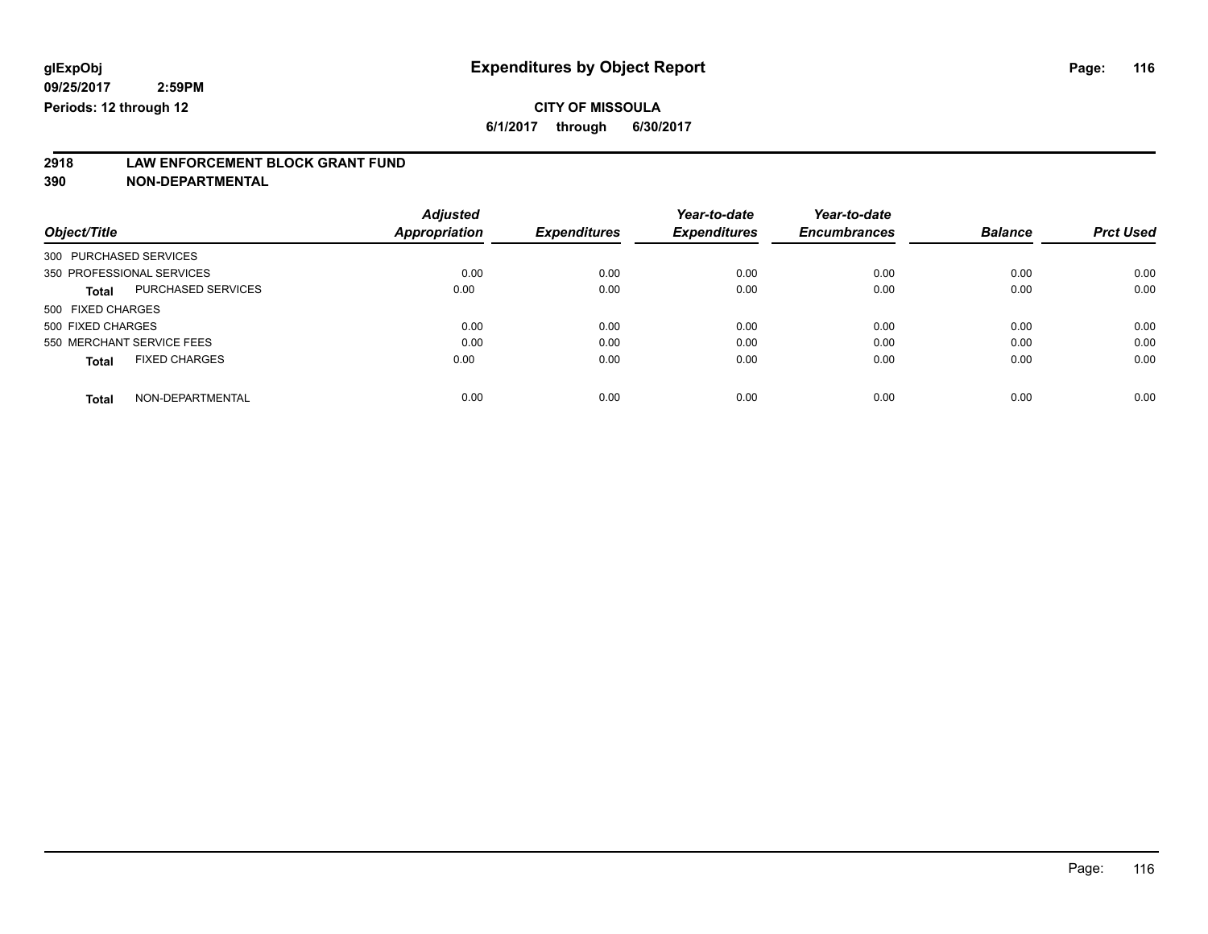# Expenditures by Object Report

glExpObj
09/25/2017 2:59PM
Periods: 12 through 12

**CITY OF MISSOULA**
**6/1/2017 through 6/30/2017**

## 2918 LAW ENFORCEMENT BLOCK GRANT FUND
## 390 NON-DEPARTMENTAL

| Object/Title | Adjusted Appropriation | Expenditures | Year-to-date Expenditures | Year-to-date Encumbrances | Balance | Prct Used |
|---|---|---|---|---|---|---|
| 300 PURCHASED SERVICES | | | | | | |
| 350 PROFESSIONAL SERVICES | 0.00 | 0.00 | 0.00 | 0.00 | 0.00 | 0.00 |
| **Total** PURCHASED SERVICES | 0.00 | 0.00 | 0.00 | 0.00 | 0.00 | 0.00 |
| 500 FIXED CHARGES | | | | | | |
| 500 FIXED CHARGES | 0.00 | 0.00 | 0.00 | 0.00 | 0.00 | 0.00 |
| 550 MERCHANT SERVICE FEES | 0.00 | 0.00 | 0.00 | 0.00 | 0.00 | 0.00 |
| **Total** FIXED CHARGES | 0.00 | 0.00 | 0.00 | 0.00 | 0.00 | 0.00 |
| **Total** NON-DEPARTMENTAL | 0.00 | 0.00 | 0.00 | 0.00 | 0.00 | 0.00 |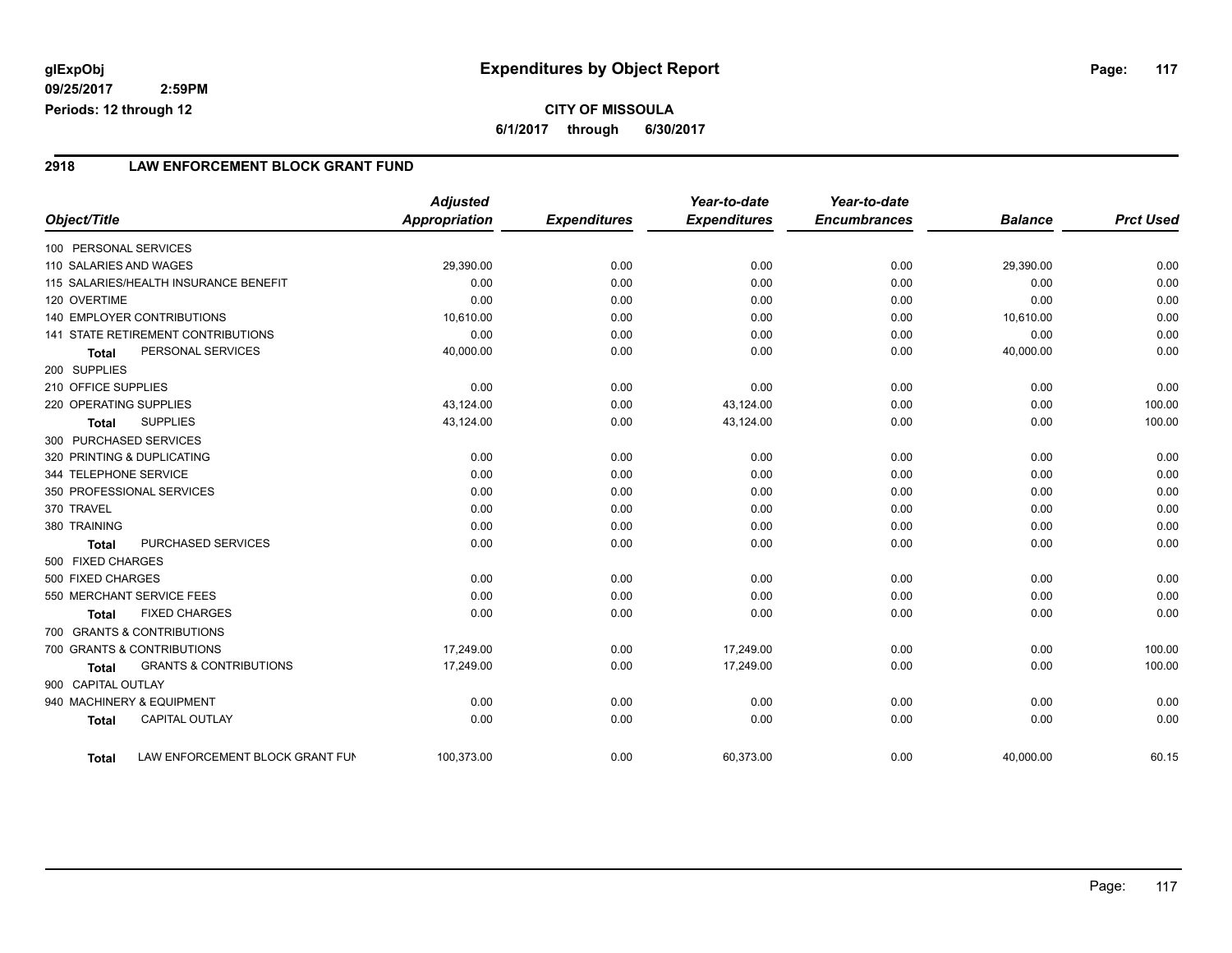glExpObj
09/25/2017 2:59PM
Periods: 12 through 12

# Expenditures by Object Report

**CITY OF MISSOULA**
**6/1/2017 through 6/30/2017**

## 2918 LAW ENFORCEMENT BLOCK GRANT FUND

| Object/Title | Adjusted Appropriation | Expenditures | Year-to-date Expenditures | Year-to-date Encumbrances | Balance | Prct Used |
|---|---|---|---|---|---|---|
| 100 PERSONAL SERVICES | | | | | | |
| 110 SALARIES AND WAGES | 29,390.00 | 0.00 | 0.00 | 0.00 | 29,390.00 | 0.00 |
| 115 SALARIES/HEALTH INSURANCE BENEFIT | 0.00 | 0.00 | 0.00 | 0.00 | 0.00 | 0.00 |
| 120 OVERTIME | 0.00 | 0.00 | 0.00 | 0.00 | 0.00 | 0.00 |
| 140 EMPLOYER CONTRIBUTIONS | 10,610.00 | 0.00 | 0.00 | 0.00 | 10,610.00 | 0.00 |
| 141 STATE RETIREMENT CONTRIBUTIONS | 0.00 | 0.00 | 0.00 | 0.00 | 0.00 | 0.00 |
| **Total** PERSONAL SERVICES | 40,000.00 | 0.00 | 0.00 | 0.00 | 40,000.00 | 0.00 |
| 200 SUPPLIES | | | | | | |
| 210 OFFICE SUPPLIES | 0.00 | 0.00 | 0.00 | 0.00 | 0.00 | 0.00 |
| 220 OPERATING SUPPLIES | 43,124.00 | 0.00 | 43,124.00 | 0.00 | 0.00 | 100.00 |
| **Total** SUPPLIES | 43,124.00 | 0.00 | 43,124.00 | 0.00 | 0.00 | 100.00 |
| 300 PURCHASED SERVICES | | | | | | |
| 320 PRINTING & DUPLICATING | 0.00 | 0.00 | 0.00 | 0.00 | 0.00 | 0.00 |
| 344 TELEPHONE SERVICE | 0.00 | 0.00 | 0.00 | 0.00 | 0.00 | 0.00 |
| 350 PROFESSIONAL SERVICES | 0.00 | 0.00 | 0.00 | 0.00 | 0.00 | 0.00 |
| 370 TRAVEL | 0.00 | 0.00 | 0.00 | 0.00 | 0.00 | 0.00 |
| 380 TRAINING | 0.00 | 0.00 | 0.00 | 0.00 | 0.00 | 0.00 |
| **Total** PURCHASED SERVICES | 0.00 | 0.00 | 0.00 | 0.00 | 0.00 | 0.00 |
| 500 FIXED CHARGES | | | | | | |
| 500 FIXED CHARGES | 0.00 | 0.00 | 0.00 | 0.00 | 0.00 | 0.00 |
| 550 MERCHANT SERVICE FEES | 0.00 | 0.00 | 0.00 | 0.00 | 0.00 | 0.00 |
| **Total** FIXED CHARGES | 0.00 | 0.00 | 0.00 | 0.00 | 0.00 | 0.00 |
| 700 GRANTS & CONTRIBUTIONS | | | | | | |
| 700 GRANTS & CONTRIBUTIONS | 17,249.00 | 0.00 | 17,249.00 | 0.00 | 0.00 | 100.00 |
| **Total** GRANTS & CONTRIBUTIONS | 17,249.00 | 0.00 | 17,249.00 | 0.00 | 0.00 | 100.00 |
| 900 CAPITAL OUTLAY | | | | | | |
| 940 MACHINERY & EQUIPMENT | 0.00 | 0.00 | 0.00 | 0.00 | 0.00 | 0.00 |
| **Total** CAPITAL OUTLAY | 0.00 | 0.00 | 0.00 | 0.00 | 0.00 | 0.00 |
| **Total** LAW ENFORCEMENT BLOCK GRANT FUN | 100,373.00 | 0.00 | 60,373.00 | 0.00 | 40,000.00 | 60.15 |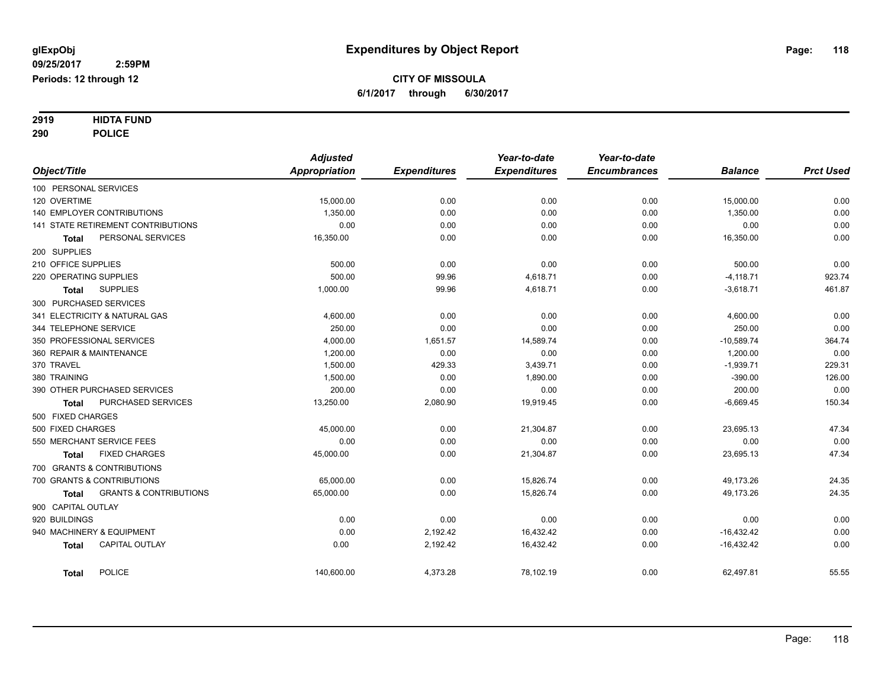**glExpObj** **Expenditures by Object Report**

**09/25/2017 2:59PM**

**Periods: 12 through 12**

**CITY OF MISSOULA**

**6/1/2017 through 6/30/2017**

**2919 HIDTA FUND**

**290 POLICE**

| Object/Title | Adjusted Appropriation | Expenditures | Year-to-date Expenditures | Year-to-date Encumbrances | Balance | Prct Used |
|---|---|---|---|---|---|---|
| 100 PERSONAL SERVICES | | | | | | |
| 120 OVERTIME | 15,000.00 | 0.00 | 0.00 | 0.00 | 15,000.00 | 0.00 |
| 140 EMPLOYER CONTRIBUTIONS | 1,350.00 | 0.00 | 0.00 | 0.00 | 1,350.00 | 0.00 |
| 141 STATE RETIREMENT CONTRIBUTIONS | 0.00 | 0.00 | 0.00 | 0.00 | 0.00 | 0.00 |
| **Total** PERSONAL SERVICES | 16,350.00 | 0.00 | 0.00 | 0.00 | 16,350.00 | 0.00 |
| 200 SUPPLIES | | | | | | |
| 210 OFFICE SUPPLIES | 500.00 | 0.00 | 0.00 | 0.00 | 500.00 | 0.00 |
| 220 OPERATING SUPPLIES | 500.00 | 99.96 | 4,618.71 | 0.00 | -4,118.71 | 923.74 |
| **Total** SUPPLIES | 1,000.00 | 99.96 | 4,618.71 | 0.00 | -3,618.71 | 461.87 |
| 300 PURCHASED SERVICES | | | | | | |
| 341 ELECTRICITY & NATURAL GAS | 4,600.00 | 0.00 | 0.00 | 0.00 | 4,600.00 | 0.00 |
| 344 TELEPHONE SERVICE | 250.00 | 0.00 | 0.00 | 0.00 | 250.00 | 0.00 |
| 350 PROFESSIONAL SERVICES | 4,000.00 | 1,651.57 | 14,589.74 | 0.00 | -10,589.74 | 364.74 |
| 360 REPAIR & MAINTENANCE | 1,200.00 | 0.00 | 0.00 | 0.00 | 1,200.00 | 0.00 |
| 370 TRAVEL | 1,500.00 | 429.33 | 3,439.71 | 0.00 | -1,939.71 | 229.31 |
| 380 TRAINING | 1,500.00 | 0.00 | 1,890.00 | 0.00 | -390.00 | 126.00 |
| 390 OTHER PURCHASED SERVICES | 200.00 | 0.00 | 0.00 | 0.00 | 200.00 | 0.00 |
| **Total** PURCHASED SERVICES | 13,250.00 | 2,080.90 | 19,919.45 | 0.00 | -6,669.45 | 150.34 |
| 500 FIXED CHARGES | | | | | | |
| 500 FIXED CHARGES | 45,000.00 | 0.00 | 21,304.87 | 0.00 | 23,695.13 | 47.34 |
| 550 MERCHANT SERVICE FEES | 0.00 | 0.00 | 0.00 | 0.00 | 0.00 | 0.00 |
| **Total** FIXED CHARGES | 45,000.00 | 0.00 | 21,304.87 | 0.00 | 23,695.13 | 47.34 |
| 700 GRANTS & CONTRIBUTIONS | | | | | | |
| 700 GRANTS & CONTRIBUTIONS | 65,000.00 | 0.00 | 15,826.74 | 0.00 | 49,173.26 | 24.35 |
| **Total** GRANTS & CONTRIBUTIONS | 65,000.00 | 0.00 | 15,826.74 | 0.00 | 49,173.26 | 24.35 |
| 900 CAPITAL OUTLAY | | | | | | |
| 920 BUILDINGS | 0.00 | 0.00 | 0.00 | 0.00 | 0.00 | 0.00 |
| 940 MACHINERY & EQUIPMENT | 0.00 | 2,192.42 | 16,432.42 | 0.00 | -16,432.42 | 0.00 |
| **Total** CAPITAL OUTLAY | 0.00 | 2,192.42 | 16,432.42 | 0.00 | -16,432.42 | 0.00 |
| **Total** POLICE | 140,600.00 | 4,373.28 | 78,102.19 | 0.00 | 62,497.81 | 55.55 |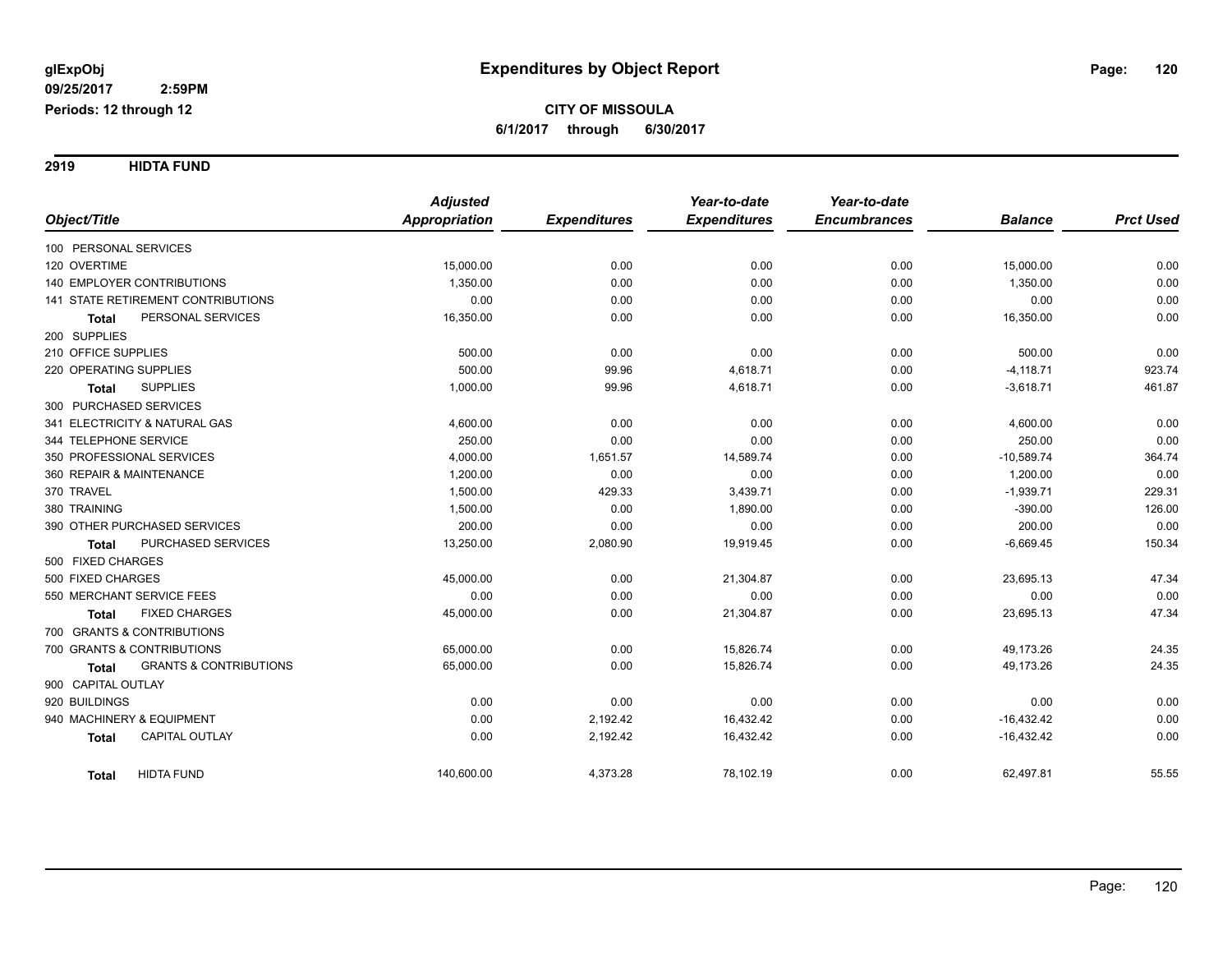glExpObj
09/25/2017 2:59PM
Periods: 12 through 12

# Expenditures by Object Report

**CITY OF MISSOULA**
**6/1/2017 through 6/30/2017**

## 2919 HIDTA FUND

| Object/Title | Adjusted Appropriation | Expenditures | Year-to-date Expenditures | Year-to-date Encumbrances | Balance | Prct Used |
|---|---|---|---|---|---|---|
| 100 PERSONAL SERVICES | | | | | | |
| 120 OVERTIME | 15,000.00 | 0.00 | 0.00 | 0.00 | 15,000.00 | 0.00 |
| 140 EMPLOYER CONTRIBUTIONS | 1,350.00 | 0.00 | 0.00 | 0.00 | 1,350.00 | 0.00 |
| 141 STATE RETIREMENT CONTRIBUTIONS | 0.00 | 0.00 | 0.00 | 0.00 | 0.00 | 0.00 |
| **Total** PERSONAL SERVICES | 16,350.00 | 0.00 | 0.00 | 0.00 | 16,350.00 | 0.00 |
| 200 SUPPLIES | | | | | | |
| 210 OFFICE SUPPLIES | 500.00 | 0.00 | 0.00 | 0.00 | 500.00 | 0.00 |
| 220 OPERATING SUPPLIES | 500.00 | 99.96 | 4,618.71 | 0.00 | -4,118.71 | 923.74 |
| **Total** SUPPLIES | 1,000.00 | 99.96 | 4,618.71 | 0.00 | -3,618.71 | 461.87 |
| 300 PURCHASED SERVICES | | | | | | |
| 341 ELECTRICITY & NATURAL GAS | 4,600.00 | 0.00 | 0.00 | 0.00 | 4,600.00 | 0.00 |
| 344 TELEPHONE SERVICE | 250.00 | 0.00 | 0.00 | 0.00 | 250.00 | 0.00 |
| 350 PROFESSIONAL SERVICES | 4,000.00 | 1,651.57 | 14,589.74 | 0.00 | -10,589.74 | 364.74 |
| 360 REPAIR & MAINTENANCE | 1,200.00 | 0.00 | 0.00 | 0.00 | 1,200.00 | 0.00 |
| 370 TRAVEL | 1,500.00 | 429.33 | 3,439.71 | 0.00 | -1,939.71 | 229.31 |
| 380 TRAINING | 1,500.00 | 0.00 | 1,890.00 | 0.00 | -390.00 | 126.00 |
| 390 OTHER PURCHASED SERVICES | 200.00 | 0.00 | 0.00 | 0.00 | 200.00 | 0.00 |
| **Total** PURCHASED SERVICES | 13,250.00 | 2,080.90 | 19,919.45 | 0.00 | -6,669.45 | 150.34 |
| 500 FIXED CHARGES | | | | | | |
| 500 FIXED CHARGES | 45,000.00 | 0.00 | 21,304.87 | 0.00 | 23,695.13 | 47.34 |
| 550 MERCHANT SERVICE FEES | 0.00 | 0.00 | 0.00 | 0.00 | 0.00 | 0.00 |
| **Total** FIXED CHARGES | 45,000.00 | 0.00 | 21,304.87 | 0.00 | 23,695.13 | 47.34 |
| 700 GRANTS & CONTRIBUTIONS | | | | | | |
| 700 GRANTS & CONTRIBUTIONS | 65,000.00 | 0.00 | 15,826.74 | 0.00 | 49,173.26 | 24.35 |
| **Total** GRANTS & CONTRIBUTIONS | 65,000.00 | 0.00 | 15,826.74 | 0.00 | 49,173.26 | 24.35 |
| 900 CAPITAL OUTLAY | | | | | | |
| 920 BUILDINGS | 0.00 | 0.00 | 0.00 | 0.00 | 0.00 | 0.00 |
| 940 MACHINERY & EQUIPMENT | 0.00 | 2,192.42 | 16,432.42 | 0.00 | -16,432.42 | 0.00 |
| **Total** CAPITAL OUTLAY | 0.00 | 2,192.42 | 16,432.42 | 0.00 | -16,432.42 | 0.00 |
| **Total** HIDTA FUND | 140,600.00 | 4,373.28 | 78,102.19 | 0.00 | 62,497.81 | 55.55 |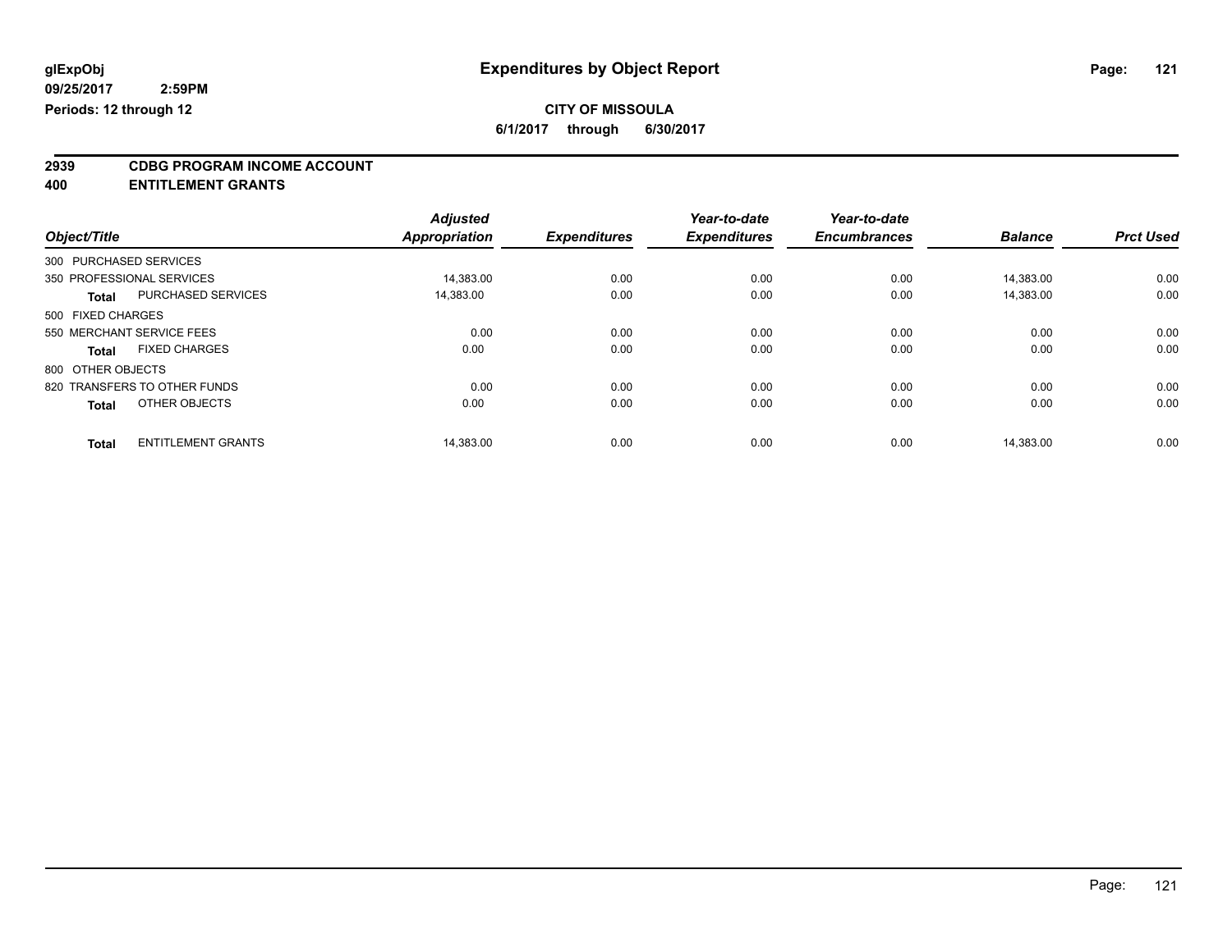# Expenditures by Object Report

glExpObj
09/25/2017 2:59PM
Periods: 12 through 12

**CITY OF MISSOULA**
**6/1/2017 through 6/30/2017**

## 2939 CDBG PROGRAM INCOME ACCOUNT
## 400 ENTITLEMENT GRANTS

| Object/Title | | Adjusted Appropriation | Expenditures | Year-to-date Expenditures | Year-to-date Encumbrances | Balance | Prct Used |
|---|---|---|---|---|---|---|---|
| 300 PURCHASED SERVICES | | | | | | | |
| 350 PROFESSIONAL SERVICES | | 14,383.00 | 0.00 | 0.00 | 0.00 | 14,383.00 | 0.00 |
| **Total** | PURCHASED SERVICES | 14,383.00 | 0.00 | 0.00 | 0.00 | 14,383.00 | 0.00 |
| 500 FIXED CHARGES | | | | | | | |
| 550 MERCHANT SERVICE FEES | | 0.00 | 0.00 | 0.00 | 0.00 | 0.00 | 0.00 |
| **Total** | FIXED CHARGES | 0.00 | 0.00 | 0.00 | 0.00 | 0.00 | 0.00 |
| 800 OTHER OBJECTS | | | | | | | |
| 820 TRANSFERS TO OTHER FUNDS | | 0.00 | 0.00 | 0.00 | 0.00 | 0.00 | 0.00 |
| **Total** | OTHER OBJECTS | 0.00 | 0.00 | 0.00 | 0.00 | 0.00 | 0.00 |
| **Total** | ENTITLEMENT GRANTS | 14,383.00 | 0.00 | 0.00 | 0.00 | 14,383.00 | 0.00 |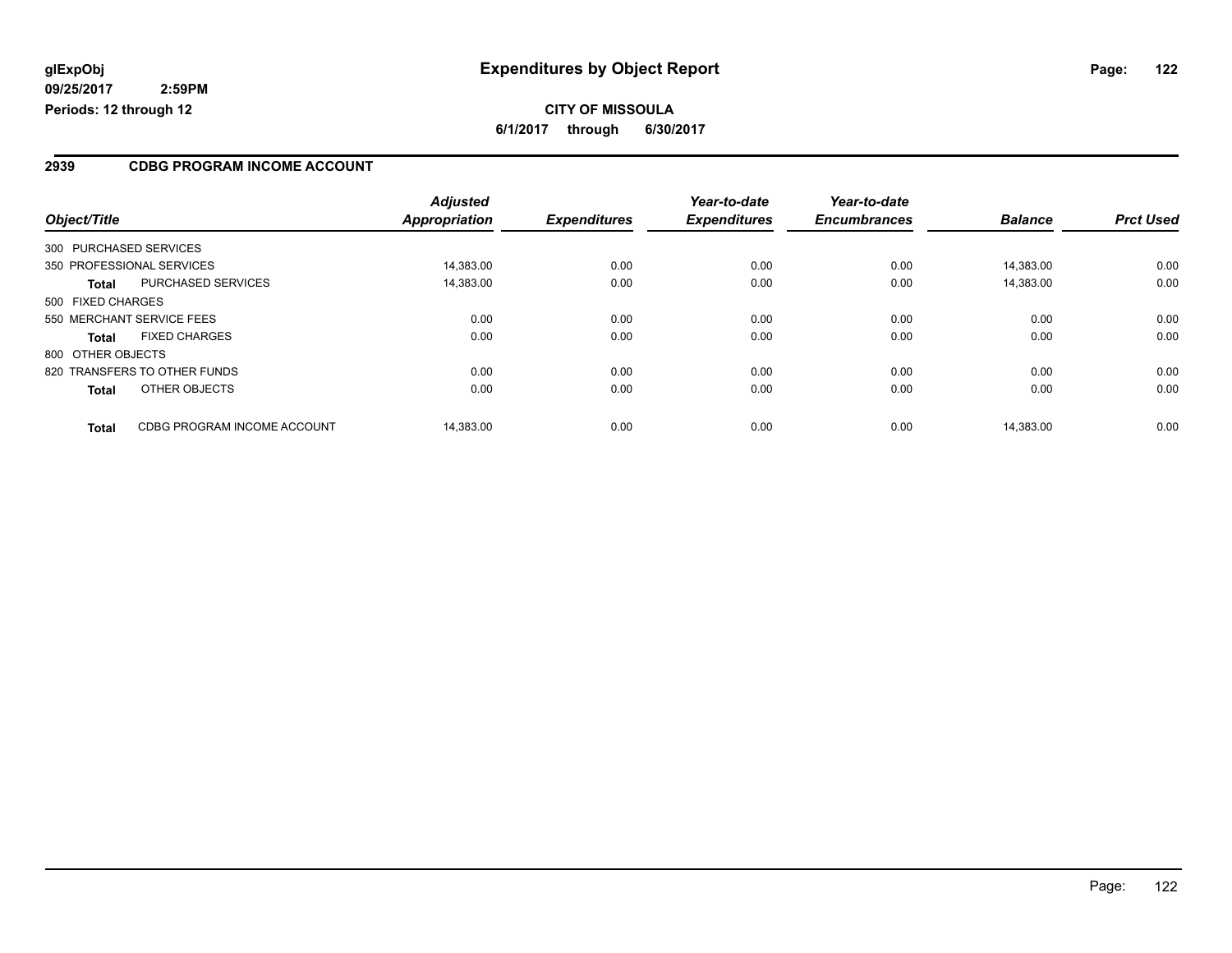**glExpObj**
**09/25/2017 2:59PM**
**Periods: 12 through 12**

# Expenditures by Object Report

**CITY OF MISSOULA**
**6/1/2017 through 6/30/2017**

## 2939 CDBG PROGRAM INCOME ACCOUNT

| Object/Title | | Adjusted Appropriation | Expenditures | Year-to-date Expenditures | Year-to-date Encumbrances | Balance | Prct Used |
|---|---|---|---|---|---|---|---|
| 300 PURCHASED SERVICES | | | | | | | |
| 350 PROFESSIONAL SERVICES | | 14,383.00 | 0.00 | 0.00 | 0.00 | 14,383.00 | 0.00 |
| **Total** | PURCHASED SERVICES | 14,383.00 | 0.00 | 0.00 | 0.00 | 14,383.00 | 0.00 |
| 500 FIXED CHARGES | | | | | | | |
| 550 MERCHANT SERVICE FEES | | 0.00 | 0.00 | 0.00 | 0.00 | 0.00 | 0.00 |
| **Total** | FIXED CHARGES | 0.00 | 0.00 | 0.00 | 0.00 | 0.00 | 0.00 |
| 800 OTHER OBJECTS | | | | | | | |
| 820 TRANSFERS TO OTHER FUNDS | | 0.00 | 0.00 | 0.00 | 0.00 | 0.00 | 0.00 |
| **Total** | OTHER OBJECTS | 0.00 | 0.00 | 0.00 | 0.00 | 0.00 | 0.00 |
| **Total** | CDBG PROGRAM INCOME ACCOUNT | 14,383.00 | 0.00 | 0.00 | 0.00 | 14,383.00 | 0.00 |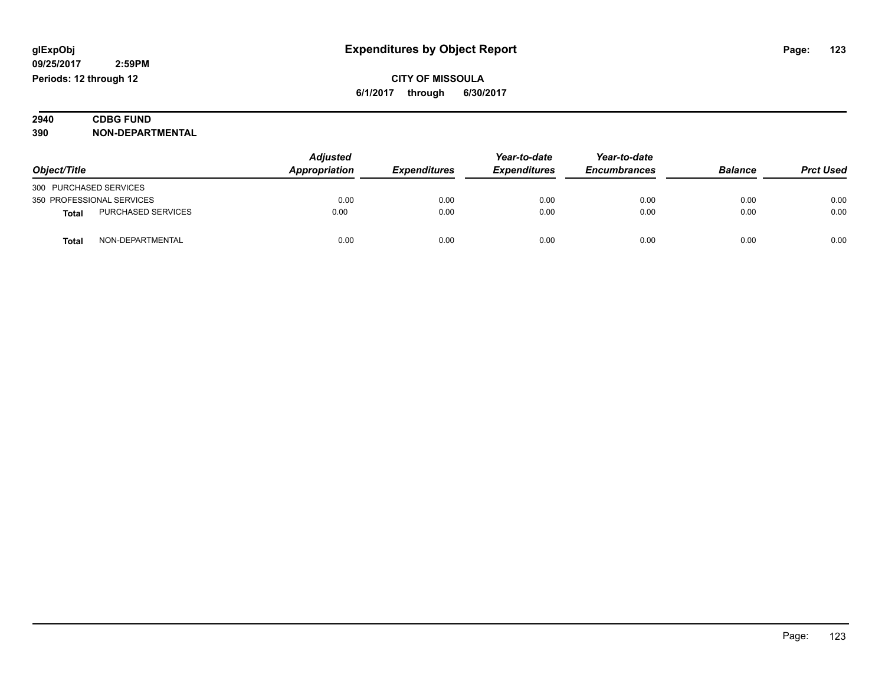glExpObj
09/25/2017 2:59PM
Periods: 12 through 12

# Expenditures by Object Report

**CITY OF MISSOULA**

**6/1/2017 through 6/30/2017**

**2940 CDBG FUND**
**390 NON-DEPARTMENTAL**

| Object/Title | | Adjusted Appropriation | Expenditures | Year-to-date Expenditures | Year-to-date Encumbrances | Balance | Prct Used |
|---|---|---|---|---|---|---|---|
| 300 PURCHASED SERVICES | | | | | | | |
| 350 PROFESSIONAL SERVICES | | 0.00 | 0.00 | 0.00 | 0.00 | 0.00 | 0.00 |
| **Total** | PURCHASED SERVICES | 0.00 | 0.00 | 0.00 | 0.00 | 0.00 | 0.00 |
| **Total** | NON-DEPARTMENTAL | 0.00 | 0.00 | 0.00 | 0.00 | 0.00 | 0.00 |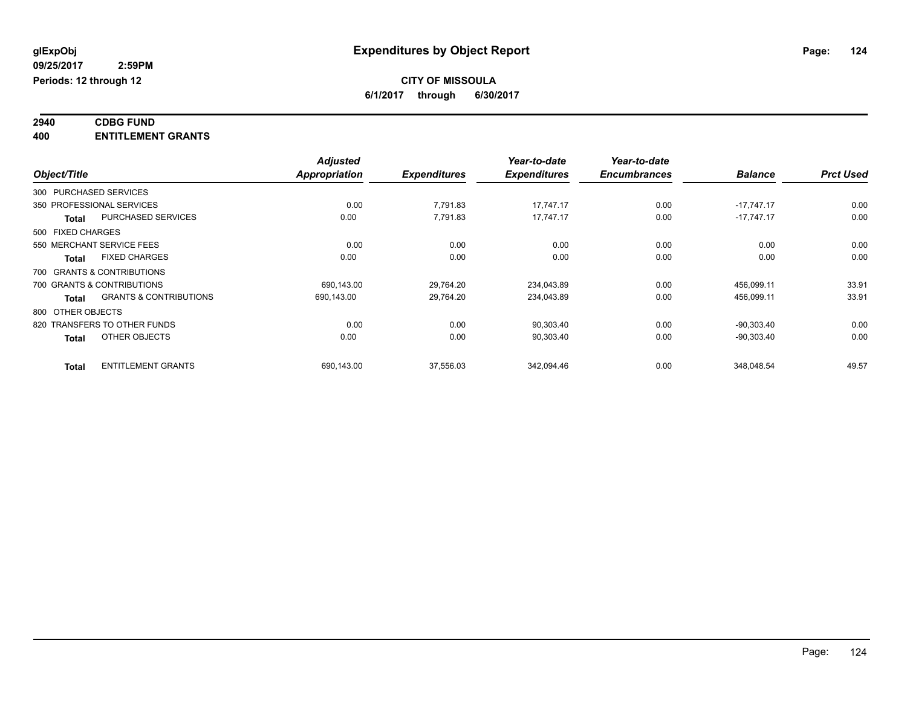glExpObj
09/25/2017 2:59PM
Periods: 12 through 12

# Expenditures by Object Report

**CITY OF MISSOULA**
**6/1/2017 through 6/30/2017**

**2940 CDBG FUND**
**400 ENTITLEMENT GRANTS**

| Object/Title | | Adjusted Appropriation | Expenditures | Year-to-date Expenditures | Year-to-date Encumbrances | Balance | Prct Used |
|---|---|---|---|---|---|---|---|
| 300 PURCHASED SERVICES | | | | | | | |
| 350 PROFESSIONAL SERVICES | | 0.00 | 7,791.83 | 17,747.17 | 0.00 | -17,747.17 | 0.00 |
| Total | PURCHASED SERVICES | 0.00 | 7,791.83 | 17,747.17 | 0.00 | -17,747.17 | 0.00 |
| 500 FIXED CHARGES | | | | | | | |
| 550 MERCHANT SERVICE FEES | | 0.00 | 0.00 | 0.00 | 0.00 | 0.00 | 0.00 |
| Total | FIXED CHARGES | 0.00 | 0.00 | 0.00 | 0.00 | 0.00 | 0.00 |
| 700 GRANTS & CONTRIBUTIONS | | | | | | | |
| 700 GRANTS & CONTRIBUTIONS | | 690,143.00 | 29,764.20 | 234,043.89 | 0.00 | 456,099.11 | 33.91 |
| Total | GRANTS & CONTRIBUTIONS | 690,143.00 | 29,764.20 | 234,043.89 | 0.00 | 456,099.11 | 33.91 |
| 800 OTHER OBJECTS | | | | | | | |
| 820 TRANSFERS TO OTHER FUNDS | | 0.00 | 0.00 | 90,303.40 | 0.00 | -90,303.40 | 0.00 |
| Total | OTHER OBJECTS | 0.00 | 0.00 | 90,303.40 | 0.00 | -90,303.40 | 0.00 |
| Total | ENTITLEMENT GRANTS | 690,143.00 | 37,556.03 | 342,094.46 | 0.00 | 348,048.54 | 49.57 |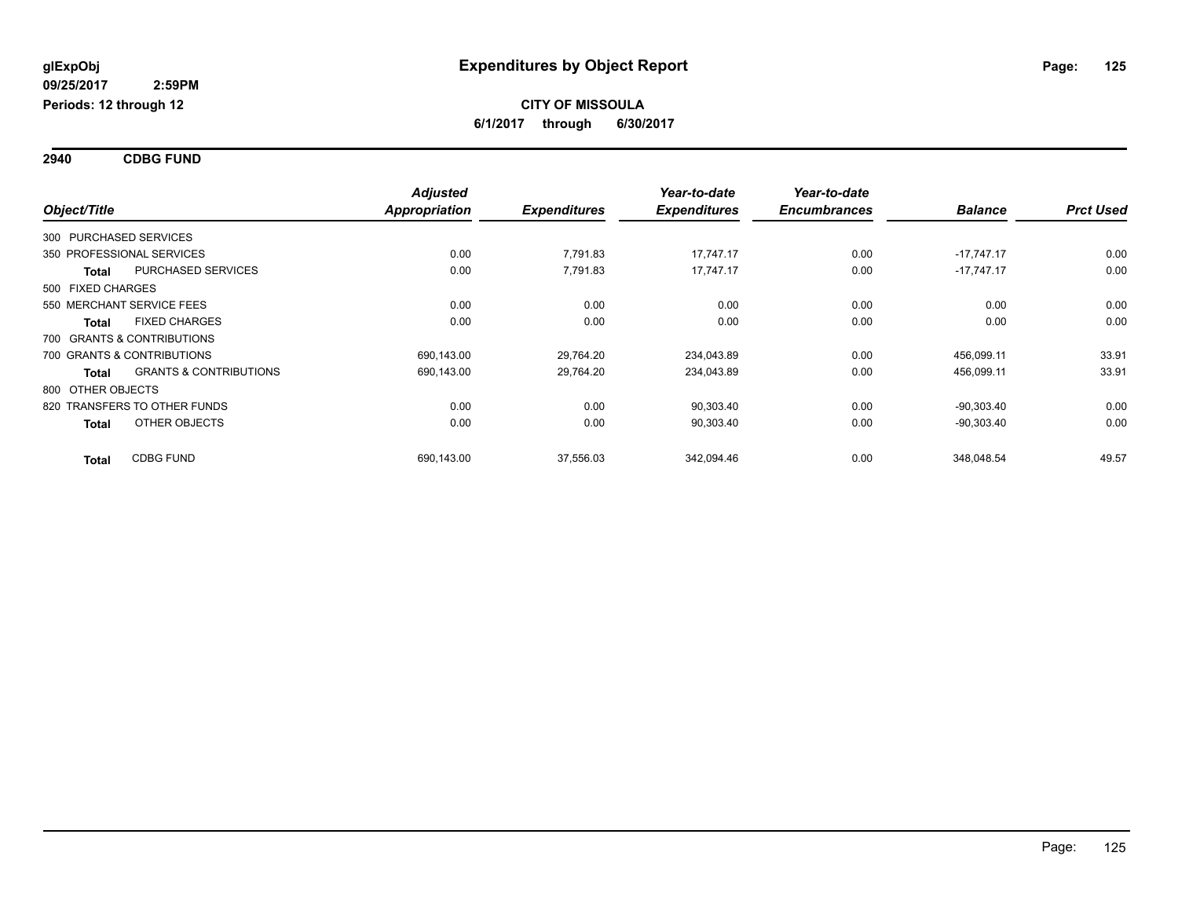**glExpObj**
**09/25/2017 2:59PM**
**Periods: 12 through 12**

# Expenditures by Object Report

**CITY OF MISSOULA**
**6/1/2017 through 6/30/2017**

## 2940 CDBG FUND

| Object/Title | | Adjusted Appropriation | Expenditures | Year-to-date Expenditures | Year-to-date Encumbrances | Balance | Prct Used |
|---|---|---|---|---|---|---|---|
| 300 PURCHASED SERVICES | | | | | | | |
| 350 PROFESSIONAL SERVICES | | 0.00 | 7,791.83 | 17,747.17 | 0.00 | -17,747.17 | 0.00 |
| **Total** | PURCHASED SERVICES | 0.00 | 7,791.83 | 17,747.17 | 0.00 | -17,747.17 | 0.00 |
| 500 FIXED CHARGES | | | | | | | |
| 550 MERCHANT SERVICE FEES | | 0.00 | 0.00 | 0.00 | 0.00 | 0.00 | 0.00 |
| **Total** | FIXED CHARGES | 0.00 | 0.00 | 0.00 | 0.00 | 0.00 | 0.00 |
| 700 GRANTS & CONTRIBUTIONS | | | | | | | |
| 700 GRANTS & CONTRIBUTIONS | | 690,143.00 | 29,764.20 | 234,043.89 | 0.00 | 456,099.11 | 33.91 |
| **Total** | GRANTS & CONTRIBUTIONS | 690,143.00 | 29,764.20 | 234,043.89 | 0.00 | 456,099.11 | 33.91 |
| 800 OTHER OBJECTS | | | | | | | |
| 820 TRANSFERS TO OTHER FUNDS | | 0.00 | 0.00 | 90,303.40 | 0.00 | -90,303.40 | 0.00 |
| **Total** | OTHER OBJECTS | 0.00 | 0.00 | 90,303.40 | 0.00 | -90,303.40 | 0.00 |
| **Total** | CDBG FUND | 690,143.00 | 37,556.03 | 342,094.46 | 0.00 | 348,048.54 | 49.57 |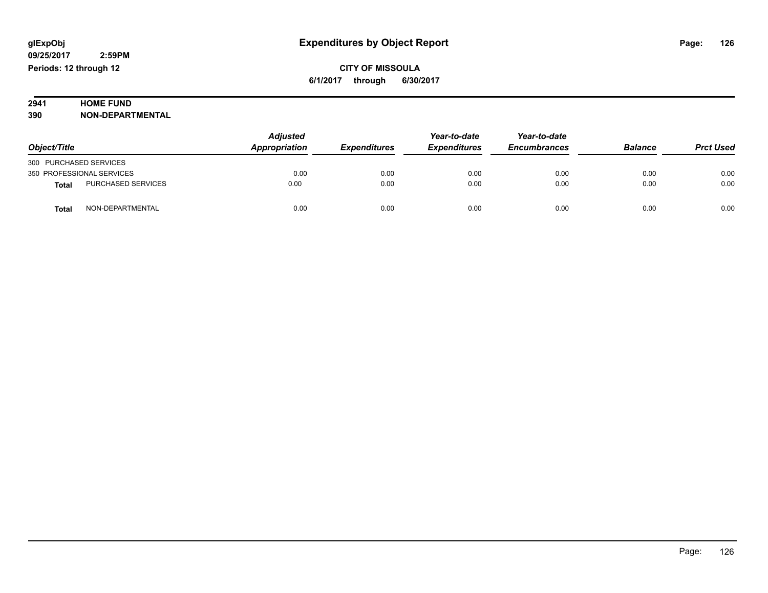**glExpObj**
**09/25/2017 2:59PM**
**Periods: 12 through 12**

# Expenditures by Object Report

**CITY OF MISSOULA**
**6/1/2017 through 6/30/2017**

**2941 HOME FUND**
**390 NON-DEPARTMENTAL**

| Object/Title | | Adjusted Appropriation | Expenditures | Year-to-date Expenditures | Year-to-date Encumbrances | Balance | Prct Used |
|---|---|---|---|---|---|---|---|
| 300 PURCHASED SERVICES | | | | | | | |
| 350 PROFESSIONAL SERVICES | | 0.00 | 0.00 | 0.00 | 0.00 | 0.00 | 0.00 |
| **Total** | PURCHASED SERVICES | 0.00 | 0.00 | 0.00 | 0.00 | 0.00 | 0.00 |
| **Total** | NON-DEPARTMENTAL | 0.00 | 0.00 | 0.00 | 0.00 | 0.00 | 0.00 |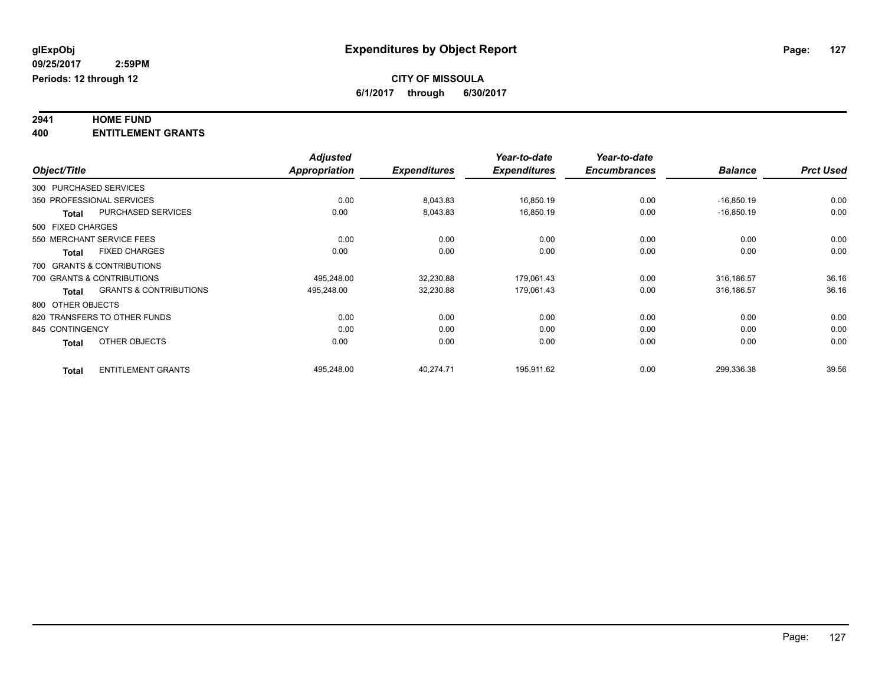glExpObj
09/25/2017 2:59PM
Periods: 12 through 12

# Expenditures by Object Report

**CITY OF MISSOULA**
**6/1/2017 through 6/30/2017**

**2941 HOME FUND**
**400 ENTITLEMENT GRANTS**

| Object/Title | | Adjusted Appropriation | Expenditures | Year-to-date Expenditures | Year-to-date Encumbrances | Balance | Prct Used |
|---|---|---|---|---|---|---|---|
| 300 PURCHASED SERVICES | | | | | | | |
| 350 PROFESSIONAL SERVICES | | 0.00 | 8,043.83 | 16,850.19 | 0.00 | -16,850.19 | 0.00 |
| Total | PURCHASED SERVICES | 0.00 | 8,043.83 | 16,850.19 | 0.00 | -16,850.19 | 0.00 |
| 500 FIXED CHARGES | | | | | | | |
| 550 MERCHANT SERVICE FEES | | 0.00 | 0.00 | 0.00 | 0.00 | 0.00 | 0.00 |
| Total | FIXED CHARGES | 0.00 | 0.00 | 0.00 | 0.00 | 0.00 | 0.00 |
| 700 GRANTS & CONTRIBUTIONS | | | | | | | |
| 700 GRANTS & CONTRIBUTIONS | | 495,248.00 | 32,230.88 | 179,061.43 | 0.00 | 316,186.57 | 36.16 |
| Total | GRANTS & CONTRIBUTIONS | 495,248.00 | 32,230.88 | 179,061.43 | 0.00 | 316,186.57 | 36.16 |
| 800 OTHER OBJECTS | | | | | | | |
| 820 TRANSFERS TO OTHER FUNDS | | 0.00 | 0.00 | 0.00 | 0.00 | 0.00 | 0.00 |
| 845 CONTINGENCY | | 0.00 | 0.00 | 0.00 | 0.00 | 0.00 | 0.00 |
| Total | OTHER OBJECTS | 0.00 | 0.00 | 0.00 | 0.00 | 0.00 | 0.00 |
| Total | ENTITLEMENT GRANTS | 495,248.00 | 40,274.71 | 195,911.62 | 0.00 | 299,336.38 | 39.56 |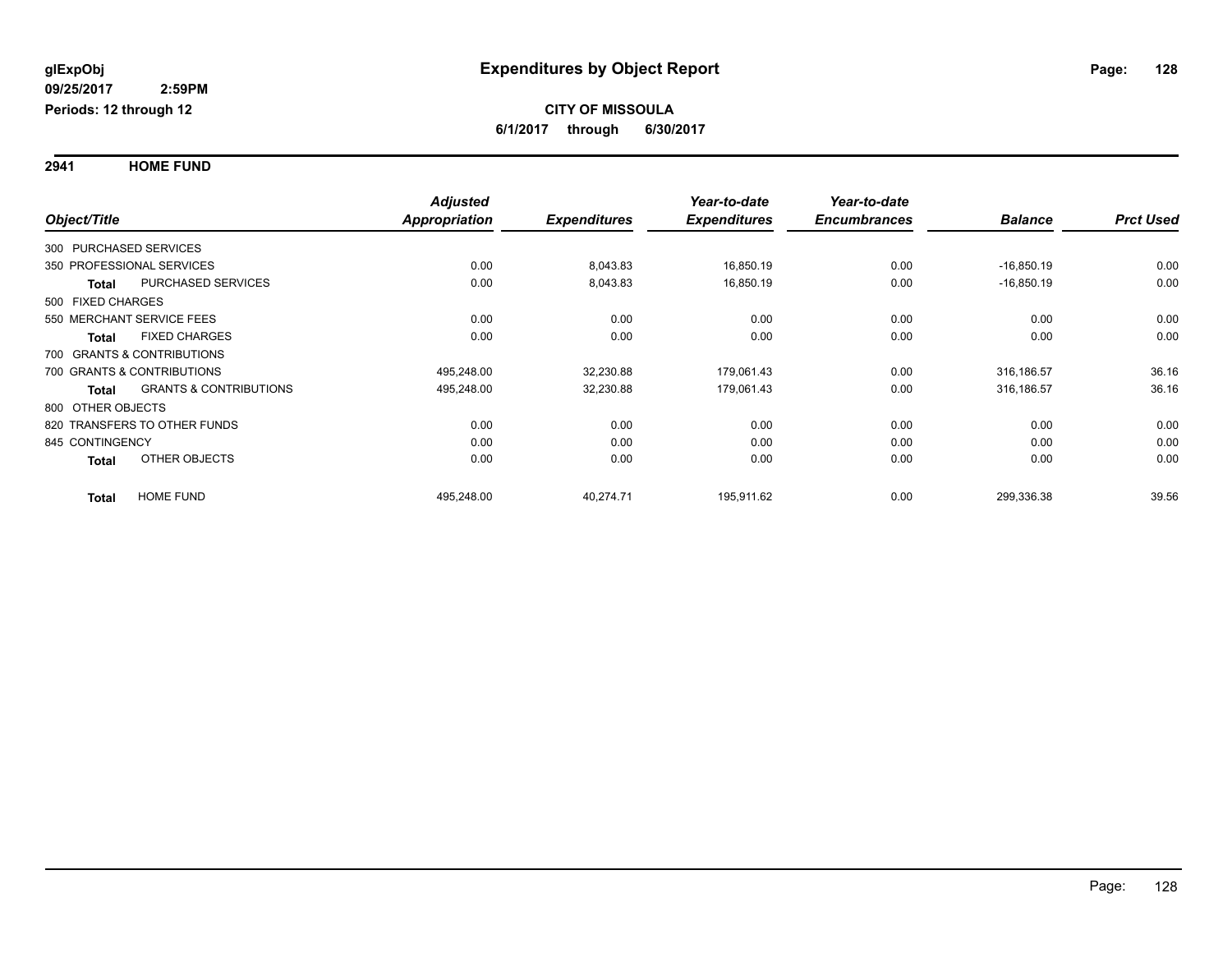**glExpObj**
**09/25/2017 2:59PM**
**Periods: 12 through 12**

# Expenditures by Object Report

**CITY OF MISSOULA**
**6/1/2017 through 6/30/2017**

## 2941 HOME FUND

| Object/Title | | Adjusted Appropriation | Expenditures | Year-to-date Expenditures | Year-to-date Encumbrances | Balance | Prct Used |
|---|---|---|---|---|---|---|---|
| 300 PURCHASED SERVICES | | | | | | | |
| 350 PROFESSIONAL SERVICES | | 0.00 | 8,043.83 | 16,850.19 | 0.00 | -16,850.19 | 0.00 |
| **Total** | PURCHASED SERVICES | 0.00 | 8,043.83 | 16,850.19 | 0.00 | -16,850.19 | 0.00 |
| 500 FIXED CHARGES | | | | | | | |
| 550 MERCHANT SERVICE FEES | | 0.00 | 0.00 | 0.00 | 0.00 | 0.00 | 0.00 |
| **Total** | FIXED CHARGES | 0.00 | 0.00 | 0.00 | 0.00 | 0.00 | 0.00 |
| 700 GRANTS & CONTRIBUTIONS | | | | | | | |
| 700 GRANTS & CONTRIBUTIONS | | 495,248.00 | 32,230.88 | 179,061.43 | 0.00 | 316,186.57 | 36.16 |
| **Total** | GRANTS & CONTRIBUTIONS | 495,248.00 | 32,230.88 | 179,061.43 | 0.00 | 316,186.57 | 36.16 |
| 800 OTHER OBJECTS | | | | | | | |
| 820 TRANSFERS TO OTHER FUNDS | | 0.00 | 0.00 | 0.00 | 0.00 | 0.00 | 0.00 |
| 845 CONTINGENCY | | 0.00 | 0.00 | 0.00 | 0.00 | 0.00 | 0.00 |
| **Total** | OTHER OBJECTS | 0.00 | 0.00 | 0.00 | 0.00 | 0.00 | 0.00 |
| **Total** | HOME FUND | 495,248.00 | 40,274.71 | 195,911.62 | 0.00 | 299,336.38 | 39.56 |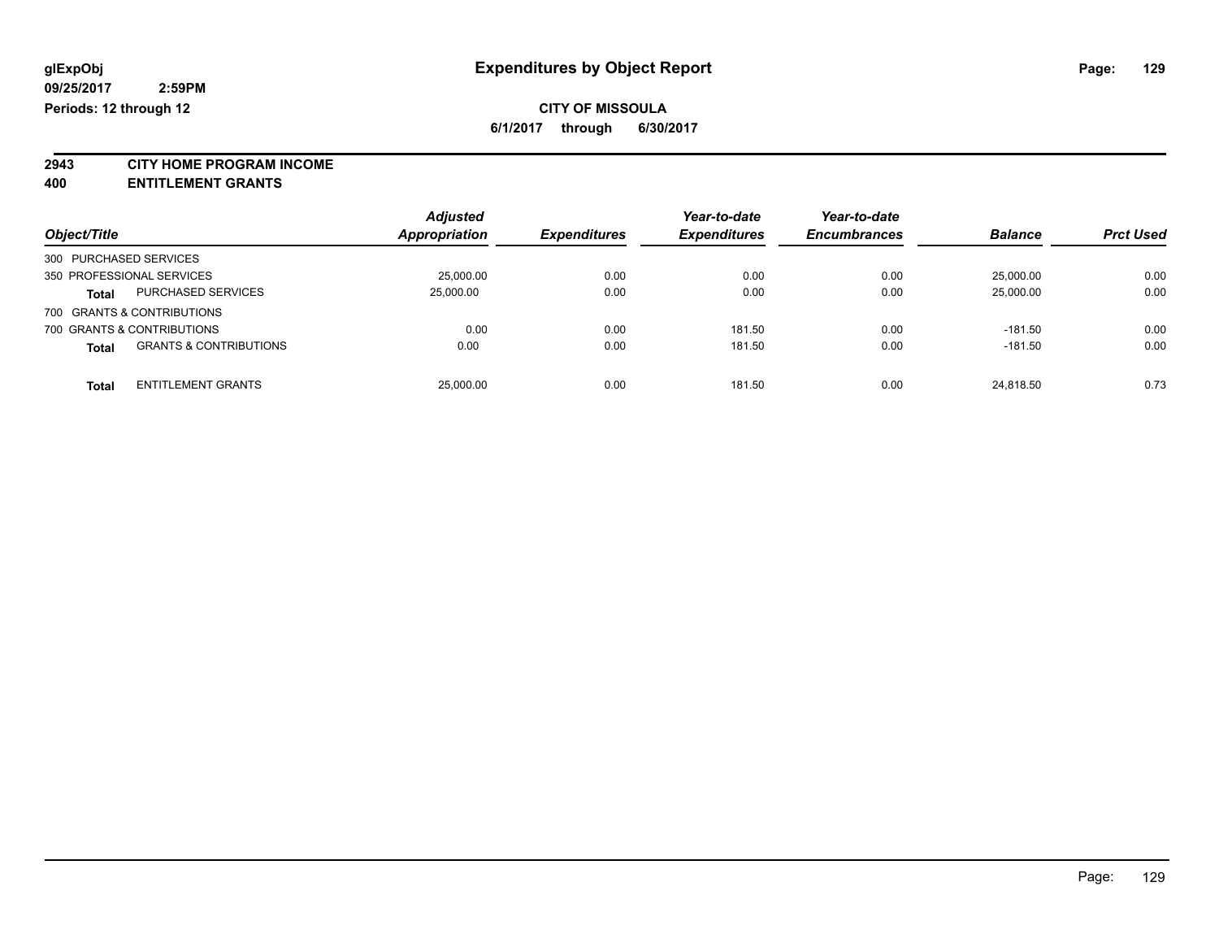# Expenditures by Object Report

glExpObj
09/25/2017 2:59PM
Periods: 12 through 12

**CITY OF MISSOULA**
**6/1/2017 through 6/30/2017**

**2943 CITY HOME PROGRAM INCOME**
**400 ENTITLEMENT GRANTS**

| Object/Title | | Adjusted Appropriation | Expenditures | Year-to-date Expenditures | Year-to-date Encumbrances | Balance | Prct Used |
|---|---|---|---|---|---|---|---|
| 300 PURCHASED SERVICES | | | | | | | |
| 350 PROFESSIONAL SERVICES | | 25,000.00 | 0.00 | 0.00 | 0.00 | 25,000.00 | 0.00 |
| **Total** | PURCHASED SERVICES | 25,000.00 | 0.00 | 0.00 | 0.00 | 25,000.00 | 0.00 |
| 700 GRANTS & CONTRIBUTIONS | | | | | | | |
| 700 GRANTS & CONTRIBUTIONS | | 0.00 | 0.00 | 181.50 | 0.00 | -181.50 | 0.00 |
| **Total** | GRANTS & CONTRIBUTIONS | 0.00 | 0.00 | 181.50 | 0.00 | -181.50 | 0.00 |
| **Total** | ENTITLEMENT GRANTS | 25,000.00 | 0.00 | 181.50 | 0.00 | 24,818.50 | 0.73 |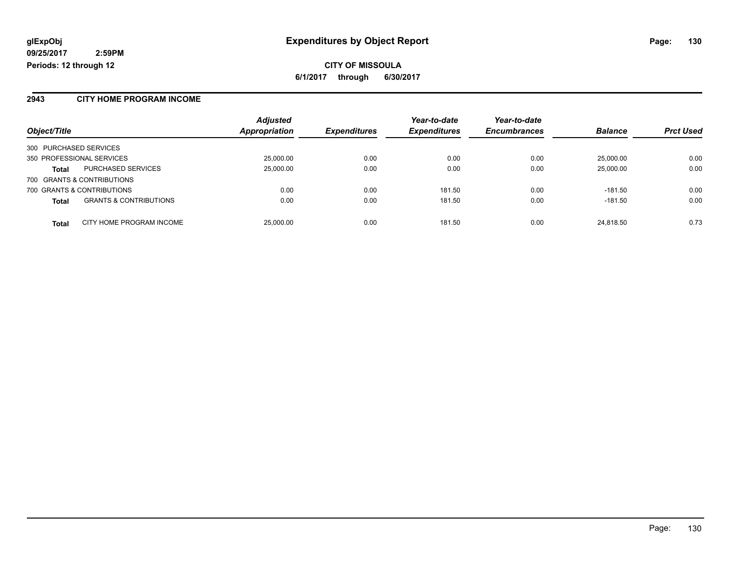**glExpObj**
**09/25/2017 2:59PM**
**Periods: 12 through 12**

# Expenditures by Object Report

**CITY OF MISSOULA**
**6/1/2017 through 6/30/2017**

## 2943 CITY HOME PROGRAM INCOME

| Object/Title | | Adjusted Appropriation | Expenditures | Year-to-date Expenditures | Year-to-date Encumbrances | Balance | Prct Used |
|---|---|---|---|---|---|---|---|
| 300 PURCHASED SERVICES | | | | | | | |
| 350 PROFESSIONAL SERVICES | | 25,000.00 | 0.00 | 0.00 | 0.00 | 25,000.00 | 0.00 |
| **Total** | PURCHASED SERVICES | 25,000.00 | 0.00 | 0.00 | 0.00 | 25,000.00 | 0.00 |
| 700 GRANTS & CONTRIBUTIONS | | | | | | | |
| 700 GRANTS & CONTRIBUTIONS | | 0.00 | 0.00 | 181.50 | 0.00 | -181.50 | 0.00 |
| **Total** | GRANTS & CONTRIBUTIONS | 0.00 | 0.00 | 181.50 | 0.00 | -181.50 | 0.00 |
| **Total** | CITY HOME PROGRAM INCOME | 25,000.00 | 0.00 | 181.50 | 0.00 | 24,818.50 | 0.73 |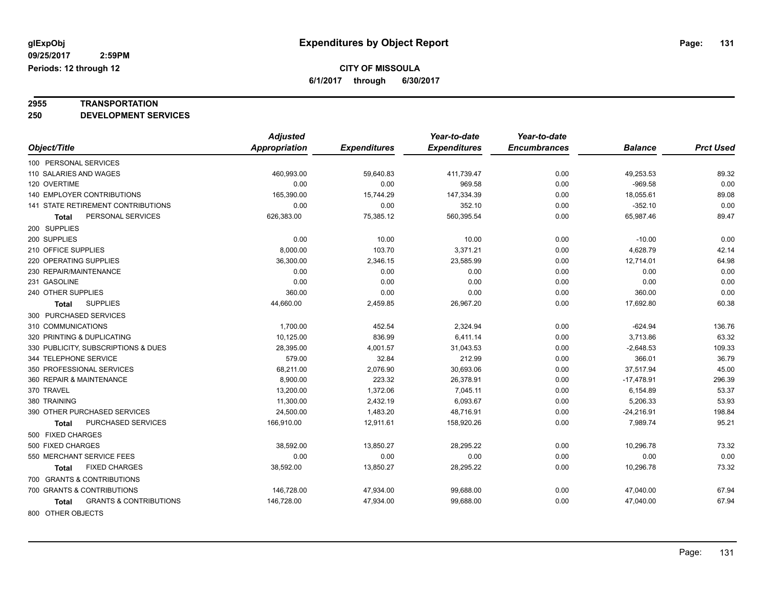**glExpObj**
**09/25/2017 2:59PM**
**Periods: 12 through 12**

# Expenditures by Object Report

**CITY OF MISSOULA**
**6/1/2017 through 6/30/2017**

**2955 TRANSPORTATION**
**250 DEVELOPMENT SERVICES**

| Object/Title | Adjusted Appropriation | Expenditures | Year-to-date Expenditures | Year-to-date Encumbrances | Balance | Prct Used |
|---|---|---|---|---|---|---|
| 100 PERSONAL SERVICES | | | | | | |
| 110 SALARIES AND WAGES | 460,993.00 | 59,640.83 | 411,739.47 | 0.00 | 49,253.53 | 89.32 |
| 120 OVERTIME | 0.00 | 0.00 | 969.58 | 0.00 | -969.58 | 0.00 |
| 140 EMPLOYER CONTRIBUTIONS | 165,390.00 | 15,744.29 | 147,334.39 | 0.00 | 18,055.61 | 89.08 |
| 141 STATE RETIREMENT CONTRIBUTIONS | 0.00 | 0.00 | 352.10 | 0.00 | -352.10 | 0.00 |
| **Total** PERSONAL SERVICES | 626,383.00 | 75,385.12 | 560,395.54 | 0.00 | 65,987.46 | 89.47 |
| 200 SUPPLIES | | | | | | |
| 200 SUPPLIES | 0.00 | 10.00 | 10.00 | 0.00 | -10.00 | 0.00 |
| 210 OFFICE SUPPLIES | 8,000.00 | 103.70 | 3,371.21 | 0.00 | 4,628.79 | 42.14 |
| 220 OPERATING SUPPLIES | 36,300.00 | 2,346.15 | 23,585.99 | 0.00 | 12,714.01 | 64.98 |
| 230 REPAIR/MAINTENANCE | 0.00 | 0.00 | 0.00 | 0.00 | 0.00 | 0.00 |
| 231 GASOLINE | 0.00 | 0.00 | 0.00 | 0.00 | 0.00 | 0.00 |
| 240 OTHER SUPPLIES | 360.00 | 0.00 | 0.00 | 0.00 | 360.00 | 0.00 |
| **Total** SUPPLIES | 44,660.00 | 2,459.85 | 26,967.20 | 0.00 | 17,692.80 | 60.38 |
| 300 PURCHASED SERVICES | | | | | | |
| 310 COMMUNICATIONS | 1,700.00 | 452.54 | 2,324.94 | 0.00 | -624.94 | 136.76 |
| 320 PRINTING & DUPLICATING | 10,125.00 | 836.99 | 6,411.14 | 0.00 | 3,713.86 | 63.32 |
| 330 PUBLICITY, SUBSCRIPTIONS & DUES | 28,395.00 | 4,001.57 | 31,043.53 | 0.00 | -2,648.53 | 109.33 |
| 344 TELEPHONE SERVICE | 579.00 | 32.84 | 212.99 | 0.00 | 366.01 | 36.79 |
| 350 PROFESSIONAL SERVICES | 68,211.00 | 2,076.90 | 30,693.06 | 0.00 | 37,517.94 | 45.00 |
| 360 REPAIR & MAINTENANCE | 8,900.00 | 223.32 | 26,378.91 | 0.00 | -17,478.91 | 296.39 |
| 370 TRAVEL | 13,200.00 | 1,372.06 | 7,045.11 | 0.00 | 6,154.89 | 53.37 |
| 380 TRAINING | 11,300.00 | 2,432.19 | 6,093.67 | 0.00 | 5,206.33 | 53.93 |
| 390 OTHER PURCHASED SERVICES | 24,500.00 | 1,483.20 | 48,716.91 | 0.00 | -24,216.91 | 198.84 |
| **Total** PURCHASED SERVICES | 166,910.00 | 12,911.61 | 158,920.26 | 0.00 | 7,989.74 | 95.21 |
| 500 FIXED CHARGES | | | | | | |
| 500 FIXED CHARGES | 38,592.00 | 13,850.27 | 28,295.22 | 0.00 | 10,296.78 | 73.32 |
| 550 MERCHANT SERVICE FEES | 0.00 | 0.00 | 0.00 | 0.00 | 0.00 | 0.00 |
| **Total** FIXED CHARGES | 38,592.00 | 13,850.27 | 28,295.22 | 0.00 | 10,296.78 | 73.32 |
| 700 GRANTS & CONTRIBUTIONS | | | | | | |
| 700 GRANTS & CONTRIBUTIONS | 146,728.00 | 47,934.00 | 99,688.00 | 0.00 | 47,040.00 | 67.94 |
| **Total** GRANTS & CONTRIBUTIONS | 146,728.00 | 47,934.00 | 99,688.00 | 0.00 | 47,040.00 | 67.94 |
| 800 OTHER OBJECTS | | | | | | |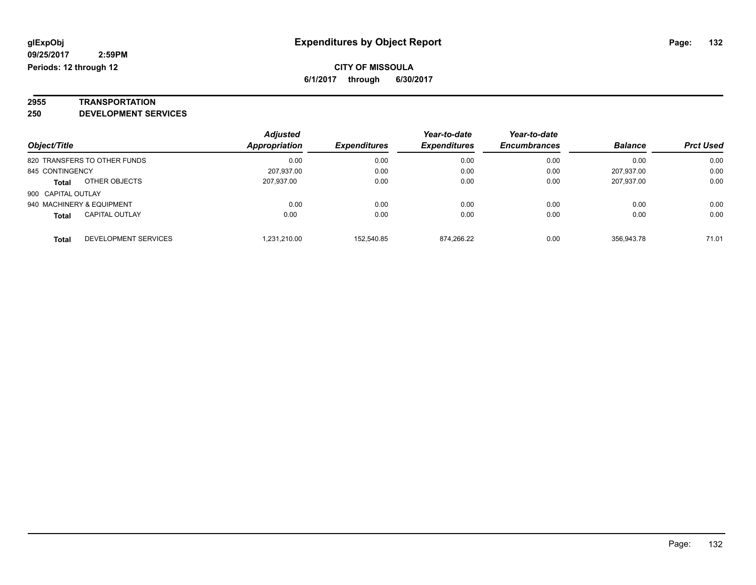**glExpObj**
**09/25/2017 2:59PM**
**Periods: 12 through 12**

# Expenditures by Object Report

**CITY OF MISSOULA**
**6/1/2017 through 6/30/2017**

**2955 TRANSPORTATION**
**250 DEVELOPMENT SERVICES**

| Object/Title | Adjusted Appropriation | Expenditures | Year-to-date Expenditures | Year-to-date Encumbrances | Balance | Prct Used |
|---|---|---|---|---|---|---|
| 820 TRANSFERS TO OTHER FUNDS | 0.00 | 0.00 | 0.00 | 0.00 | 0.00 | 0.00 |
| 845 CONTINGENCY | 207,937.00 | 0.00 | 0.00 | 0.00 | 207,937.00 | 0.00 |
| **Total** OTHER OBJECTS | 207,937.00 | 0.00 | 0.00 | 0.00 | 207,937.00 | 0.00 |
| 900 CAPITAL OUTLAY | | | | | | |
| 940 MACHINERY & EQUIPMENT | 0.00 | 0.00 | 0.00 | 0.00 | 0.00 | 0.00 |
| **Total** CAPITAL OUTLAY | 0.00 | 0.00 | 0.00 | 0.00 | 0.00 | 0.00 |
| **Total** DEVELOPMENT SERVICES | 1,231,210.00 | 152,540.85 | 874,266.22 | 0.00 | 356,943.78 | 71.01 |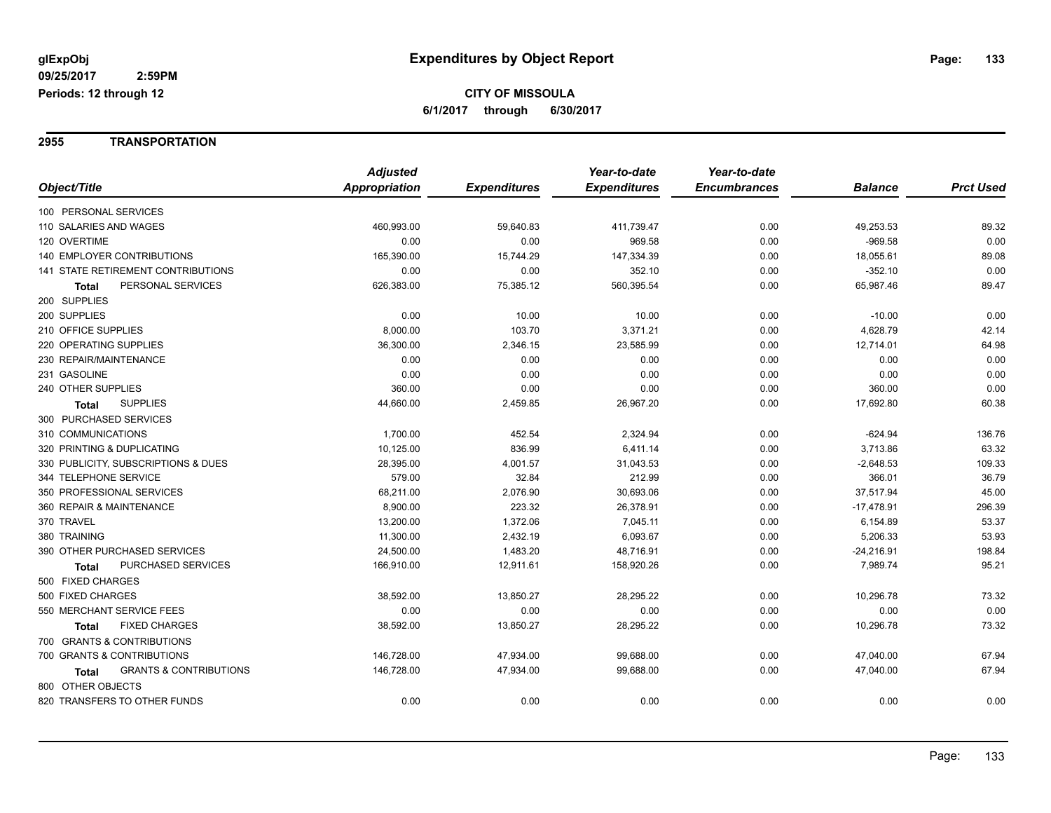# Expenditures by Object Report

glExpObj
09/25/2017 2:59PM
Periods: 12 through 12

**CITY OF MISSOULA**
**6/1/2017 through 6/30/2017**

## 2955 TRANSPORTATION

| Object/Title | Adjusted Appropriation | Expenditures | Year-to-date Expenditures | Year-to-date Encumbrances | Balance | Prct Used |
|---|---|---|---|---|---|---|
| 100 PERSONAL SERVICES | | | | | | |
| 110 SALARIES AND WAGES | 460,993.00 | 59,640.83 | 411,739.47 | 0.00 | 49,253.53 | 89.32 |
| 120 OVERTIME | 0.00 | 0.00 | 969.58 | 0.00 | -969.58 | 0.00 |
| 140 EMPLOYER CONTRIBUTIONS | 165,390.00 | 15,744.29 | 147,334.39 | 0.00 | 18,055.61 | 89.08 |
| 141 STATE RETIREMENT CONTRIBUTIONS | 0.00 | 0.00 | 352.10 | 0.00 | -352.10 | 0.00 |
| **Total** PERSONAL SERVICES | 626,383.00 | 75,385.12 | 560,395.54 | 0.00 | 65,987.46 | 89.47 |
| 200 SUPPLIES | | | | | | |
| 200 SUPPLIES | 0.00 | 10.00 | 10.00 | 0.00 | -10.00 | 0.00 |
| 210 OFFICE SUPPLIES | 8,000.00 | 103.70 | 3,371.21 | 0.00 | 4,628.79 | 42.14 |
| 220 OPERATING SUPPLIES | 36,300.00 | 2,346.15 | 23,585.99 | 0.00 | 12,714.01 | 64.98 |
| 230 REPAIR/MAINTENANCE | 0.00 | 0.00 | 0.00 | 0.00 | 0.00 | 0.00 |
| 231 GASOLINE | 0.00 | 0.00 | 0.00 | 0.00 | 0.00 | 0.00 |
| 240 OTHER SUPPLIES | 360.00 | 0.00 | 0.00 | 0.00 | 360.00 | 0.00 |
| **Total** SUPPLIES | 44,660.00 | 2,459.85 | 26,967.20 | 0.00 | 17,692.80 | 60.38 |
| 300 PURCHASED SERVICES | | | | | | |
| 310 COMMUNICATIONS | 1,700.00 | 452.54 | 2,324.94 | 0.00 | -624.94 | 136.76 |
| 320 PRINTING & DUPLICATING | 10,125.00 | 836.99 | 6,411.14 | 0.00 | 3,713.86 | 63.32 |
| 330 PUBLICITY, SUBSCRIPTIONS & DUES | 28,395.00 | 4,001.57 | 31,043.53 | 0.00 | -2,648.53 | 109.33 |
| 344 TELEPHONE SERVICE | 579.00 | 32.84 | 212.99 | 0.00 | 366.01 | 36.79 |
| 350 PROFESSIONAL SERVICES | 68,211.00 | 2,076.90 | 30,693.06 | 0.00 | 37,517.94 | 45.00 |
| 360 REPAIR & MAINTENANCE | 8,900.00 | 223.32 | 26,378.91 | 0.00 | -17,478.91 | 296.39 |
| 370 TRAVEL | 13,200.00 | 1,372.06 | 7,045.11 | 0.00 | 6,154.89 | 53.37 |
| 380 TRAINING | 11,300.00 | 2,432.19 | 6,093.67 | 0.00 | 5,206.33 | 53.93 |
| 390 OTHER PURCHASED SERVICES | 24,500.00 | 1,483.20 | 48,716.91 | 0.00 | -24,216.91 | 198.84 |
| **Total** PURCHASED SERVICES | 166,910.00 | 12,911.61 | 158,920.26 | 0.00 | 7,989.74 | 95.21 |
| 500 FIXED CHARGES | | | | | | |
| 500 FIXED CHARGES | 38,592.00 | 13,850.27 | 28,295.22 | 0.00 | 10,296.78 | 73.32 |
| 550 MERCHANT SERVICE FEES | 0.00 | 0.00 | 0.00 | 0.00 | 0.00 | 0.00 |
| **Total** FIXED CHARGES | 38,592.00 | 13,850.27 | 28,295.22 | 0.00 | 10,296.78 | 73.32 |
| 700 GRANTS & CONTRIBUTIONS | | | | | | |
| 700 GRANTS & CONTRIBUTIONS | 146,728.00 | 47,934.00 | 99,688.00 | 0.00 | 47,040.00 | 67.94 |
| **Total** GRANTS & CONTRIBUTIONS | 146,728.00 | 47,934.00 | 99,688.00 | 0.00 | 47,040.00 | 67.94 |
| 800 OTHER OBJECTS | | | | | | |
| 820 TRANSFERS TO OTHER FUNDS | 0.00 | 0.00 | 0.00 | 0.00 | 0.00 | 0.00 |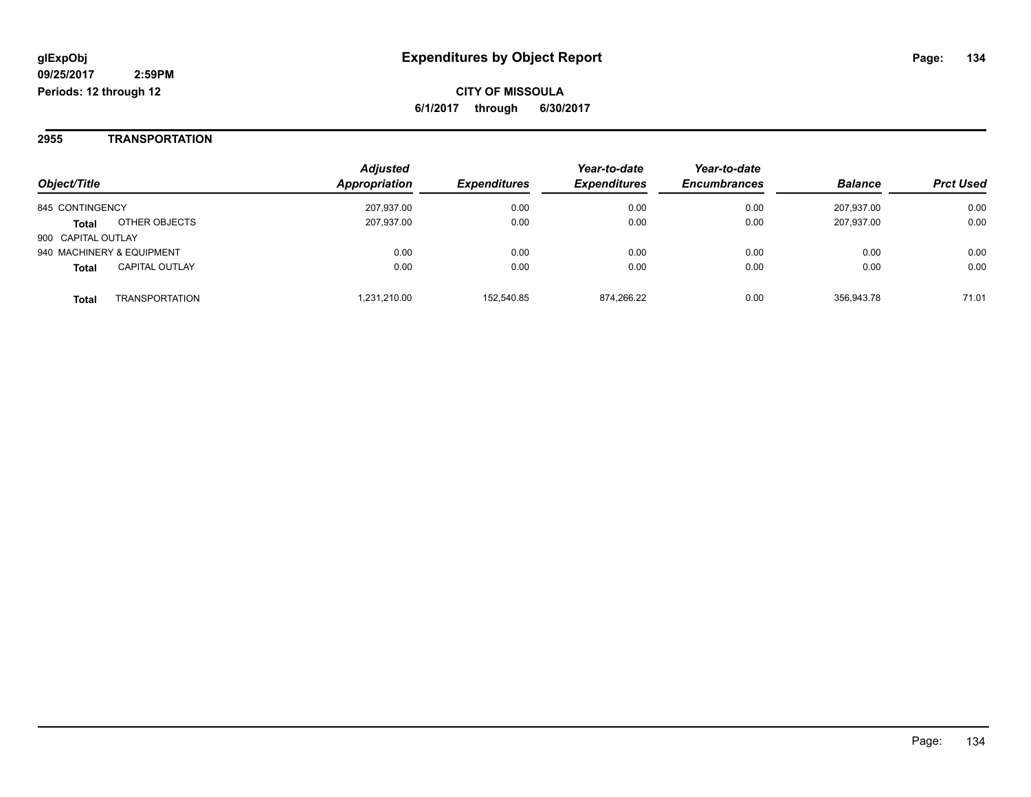# Expenditures by Object Report

glExpObj
09/25/2017 2:59PM
Periods: 12 through 12

**CITY OF MISSOULA**
**6/1/2017 through 6/30/2017**

## 2955 TRANSPORTATION

| Object/Title | Adjusted Appropriation | Expenditures | Year-to-date Expenditures | Year-to-date Encumbrances | Balance | Prct Used |
|---|---|---|---|---|---|---|
| 845 CONTINGENCY | 207,937.00 | 0.00 | 0.00 | 0.00 | 207,937.00 | 0.00 |
| **Total** OTHER OBJECTS | 207,937.00 | 0.00 | 0.00 | 0.00 | 207,937.00 | 0.00 |
| 900 CAPITAL OUTLAY | | | | | | |
| 940 MACHINERY & EQUIPMENT | 0.00 | 0.00 | 0.00 | 0.00 | 0.00 | 0.00 |
| **Total** CAPITAL OUTLAY | 0.00 | 0.00 | 0.00 | 0.00 | 0.00 | 0.00 |
| **Total** TRANSPORTATION | 1,231,210.00 | 152,540.85 | 874,266.22 | 0.00 | 356,943.78 | 71.01 |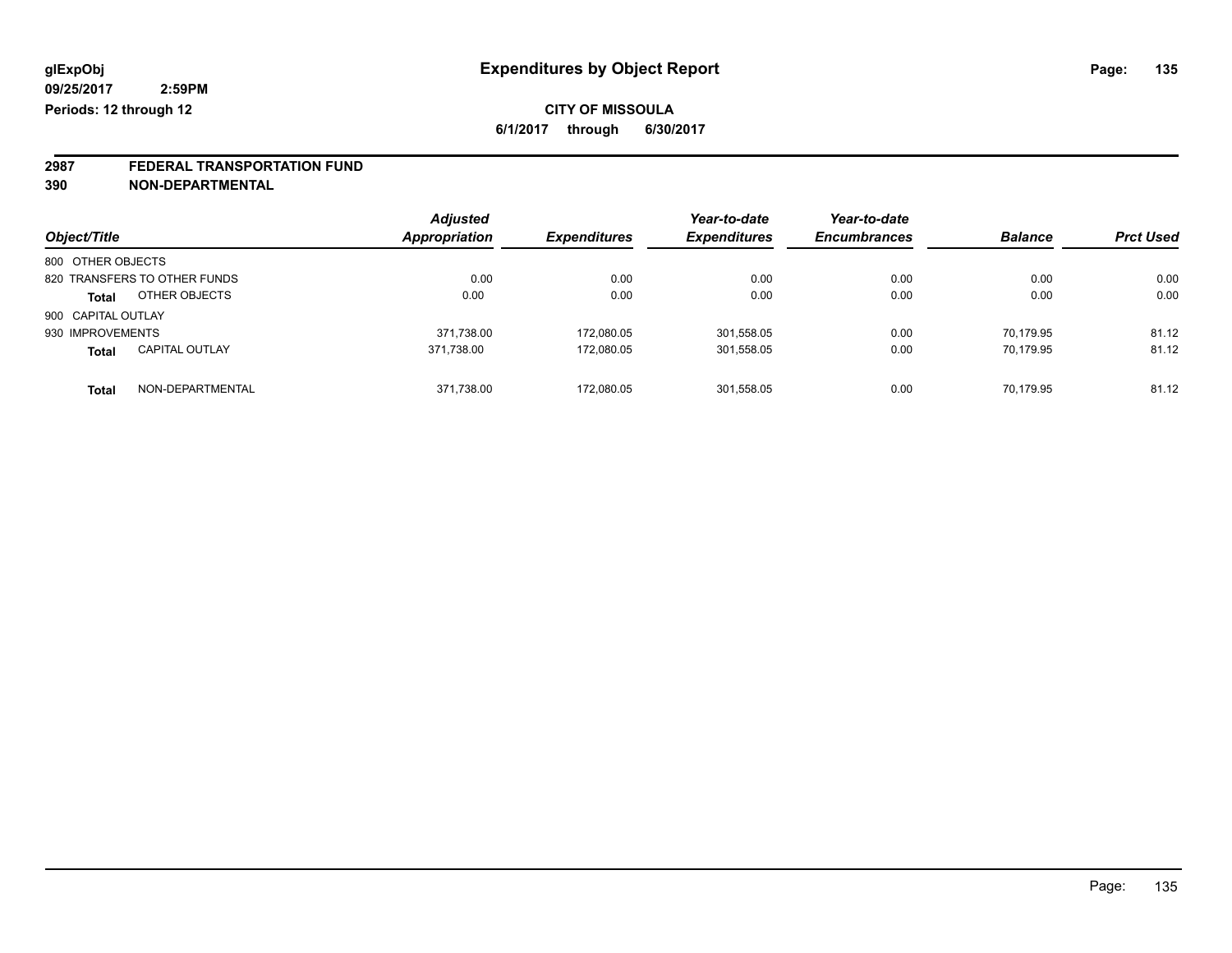**glExpObj** **Expenditures by Object Report**

**09/25/2017 2:59PM**

**Periods: 12 through 12**

**CITY OF MISSOULA**

**6/1/2017 through 6/30/2017**

**2987 FEDERAL TRANSPORTATION FUND**

**390 NON-DEPARTMENTAL**

| Object/Title | | Adjusted Appropriation | Expenditures | Year-to-date Expenditures | Year-to-date Encumbrances | Balance | Prct Used |
|---|---|---|---|---|---|---|---|
| 800 OTHER OBJECTS | | | | | | | |
| 820 TRANSFERS TO OTHER FUNDS | | 0.00 | 0.00 | 0.00 | 0.00 | 0.00 | 0.00 |
| **Total** | OTHER OBJECTS | 0.00 | 0.00 | 0.00 | 0.00 | 0.00 | 0.00 |
| 900 CAPITAL OUTLAY | | | | | | | |
| 930 IMPROVEMENTS | | 371,738.00 | 172,080.05 | 301,558.05 | 0.00 | 70,179.95 | 81.12 |
| **Total** | CAPITAL OUTLAY | 371,738.00 | 172,080.05 | 301,558.05 | 0.00 | 70,179.95 | 81.12 |
| **Total** | NON-DEPARTMENTAL | 371,738.00 | 172,080.05 | 301,558.05 | 0.00 | 70,179.95 | 81.12 |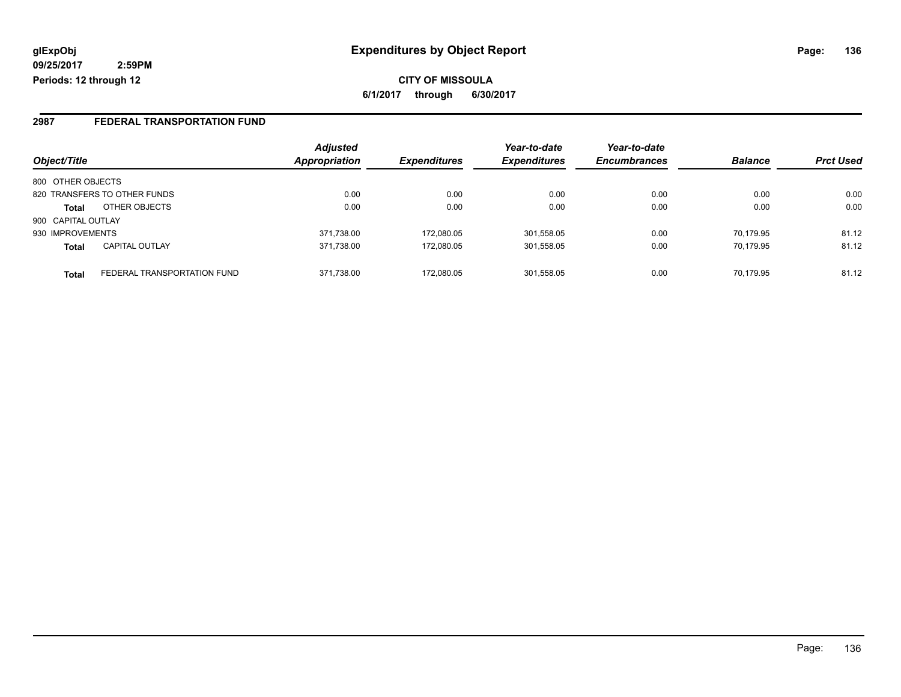**glExpObj**
**09/25/2017 2:59PM**
**Periods: 12 through 12**

# Expenditures by Object Report

**CITY OF MISSOULA**
**6/1/2017 through 6/30/2017**

## 2987 FEDERAL TRANSPORTATION FUND

| Object/Title | | Adjusted Appropriation | Expenditures | Year-to-date Expenditures | Year-to-date Encumbrances | Balance | Prct Used |
|---|---|---|---|---|---|---|---|
| 800 OTHER OBJECTS | | | | | | | |
| 820 TRANSFERS TO OTHER FUNDS | | 0.00 | 0.00 | 0.00 | 0.00 | 0.00 | 0.00 |
| **Total** | OTHER OBJECTS | 0.00 | 0.00 | 0.00 | 0.00 | 0.00 | 0.00 |
| 900 CAPITAL OUTLAY | | | | | | | |
| 930 IMPROVEMENTS | | 371,738.00 | 172,080.05 | 301,558.05 | 0.00 | 70,179.95 | 81.12 |
| **Total** | CAPITAL OUTLAY | 371,738.00 | 172,080.05 | 301,558.05 | 0.00 | 70,179.95 | 81.12 |
| **Total** | FEDERAL TRANSPORTATION FUND | 371,738.00 | 172,080.05 | 301,558.05 | 0.00 | 70,179.95 | 81.12 |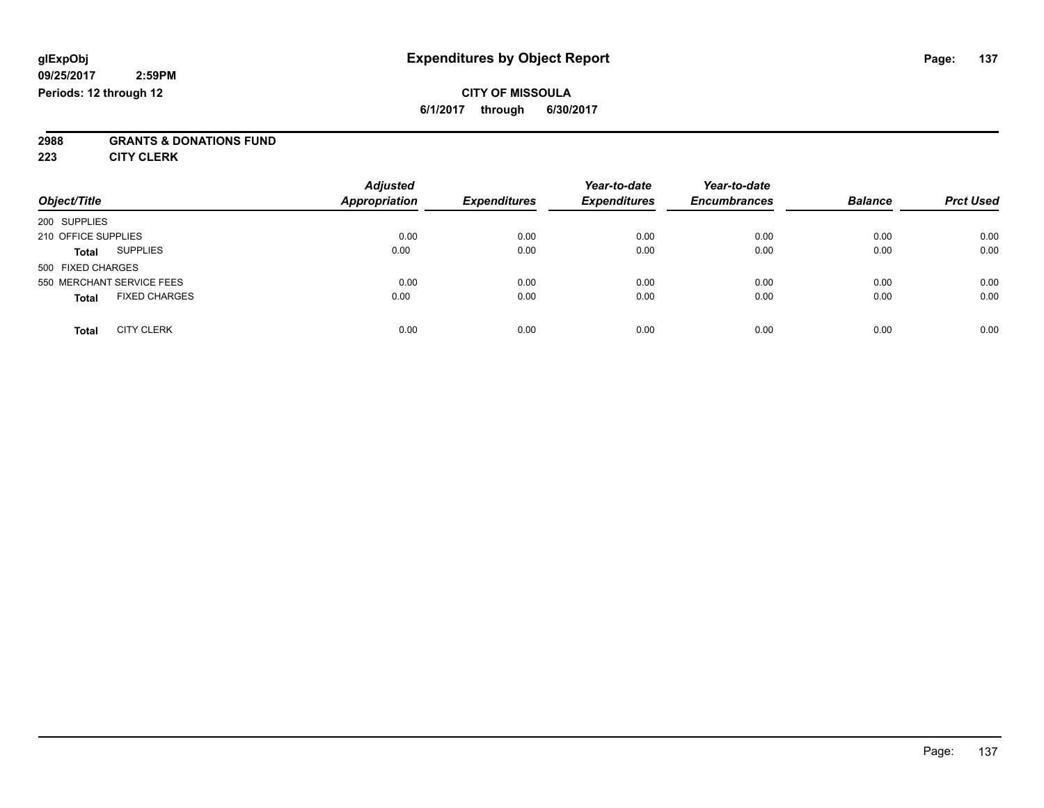**glExpObj** **Expenditures by Object Report**

**09/25/2017 2:59PM**

**Periods: 12 through 12**

**CITY OF MISSOULA**

**6/1/2017 through 6/30/2017**

## 2988 GRANTS & DONATIONS FUND

### 223 CITY CLERK

| Object/Title | Adjusted Appropriation | Expenditures | Year-to-date Expenditures | Year-to-date Encumbrances | Balance | Prct Used |
|---|---|---|---|---|---|---|
| 200 SUPPLIES | | | | | | |
| 210 OFFICE SUPPLIES | 0.00 | 0.00 | 0.00 | 0.00 | 0.00 | 0.00 |
| **Total** SUPPLIES | 0.00 | 0.00 | 0.00 | 0.00 | 0.00 | 0.00 |
| 500 FIXED CHARGES | | | | | | |
| 550 MERCHANT SERVICE FEES | 0.00 | 0.00 | 0.00 | 0.00 | 0.00 | 0.00 |
| **Total** FIXED CHARGES | 0.00 | 0.00 | 0.00 | 0.00 | 0.00 | 0.00 |
| **Total** CITY CLERK | 0.00 | 0.00 | 0.00 | 0.00 | 0.00 | 0.00 |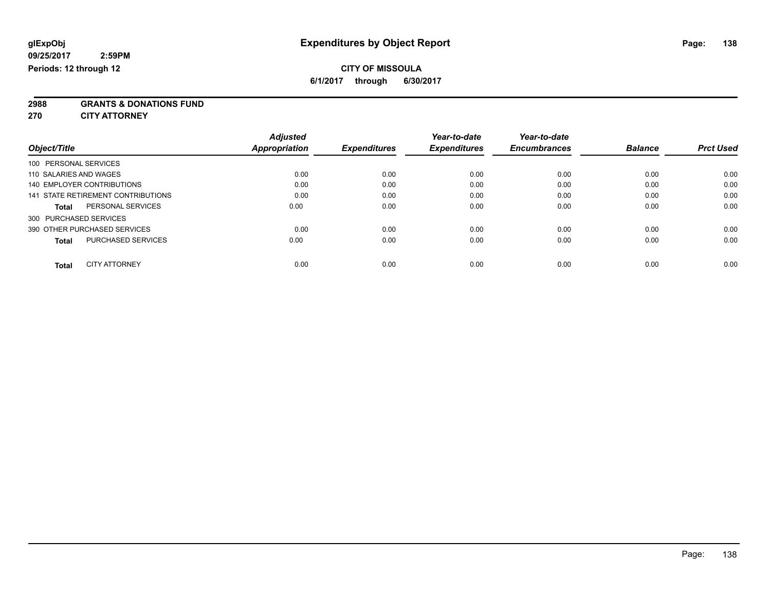**glExpObj** **Expenditures by Object Report**

**09/25/2017 2:59PM**

**Periods: 12 through 12**

**CITY OF MISSOULA**

**6/1/2017 through 6/30/2017**

**2988 GRANTS & DONATIONS FUND**

**270 CITY ATTORNEY**

| Object/Title | Adjusted Appropriation | Expenditures | Year-to-date Expenditures | Year-to-date Encumbrances | Balance | Prct Used |
|---|---|---|---|---|---|---|
| 100 PERSONAL SERVICES | | | | | | |
| 110 SALARIES AND WAGES | 0.00 | 0.00 | 0.00 | 0.00 | 0.00 | 0.00 |
| 140 EMPLOYER CONTRIBUTIONS | 0.00 | 0.00 | 0.00 | 0.00 | 0.00 | 0.00 |
| 141 STATE RETIREMENT CONTRIBUTIONS | 0.00 | 0.00 | 0.00 | 0.00 | 0.00 | 0.00 |
| **Total** PERSONAL SERVICES | 0.00 | 0.00 | 0.00 | 0.00 | 0.00 | 0.00 |
| 300 PURCHASED SERVICES | | | | | | |
| 390 OTHER PURCHASED SERVICES | 0.00 | 0.00 | 0.00 | 0.00 | 0.00 | 0.00 |
| **Total** PURCHASED SERVICES | 0.00 | 0.00 | 0.00 | 0.00 | 0.00 | 0.00 |
| **Total** CITY ATTORNEY | 0.00 | 0.00 | 0.00 | 0.00 | 0.00 | 0.00 |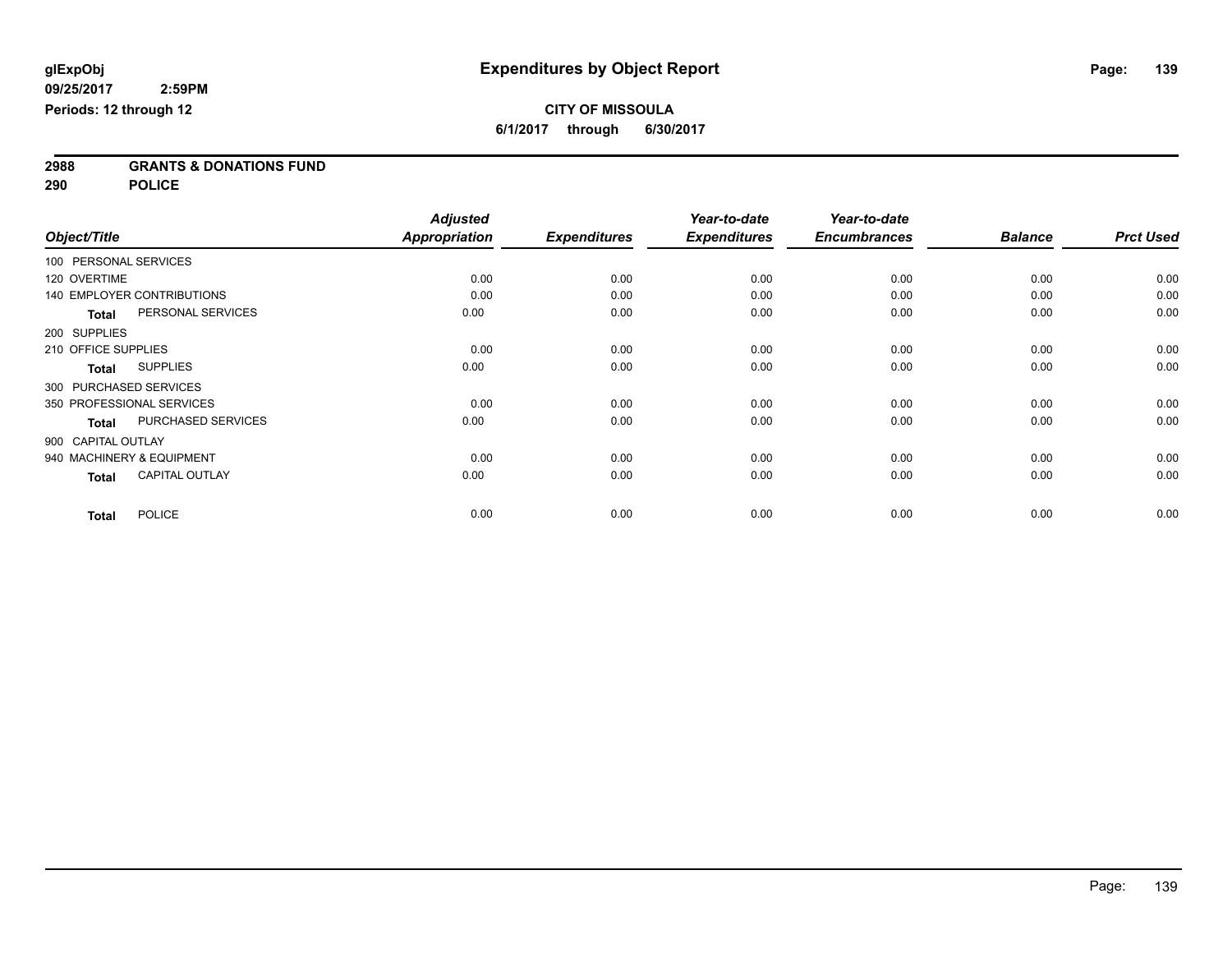**glExpObj**
**09/25/2017 2:59PM**
**Periods: 12 through 12**

# Expenditures by Object Report

**CITY OF MISSOULA**
**6/1/2017 through 6/30/2017**

**2988 GRANTS & DONATIONS FUND**
**290 POLICE**

| Object/Title | Adjusted Appropriation | Expenditures | Year-to-date Expenditures | Year-to-date Encumbrances | Balance | Prct Used |
|---|---|---|---|---|---|---|
| 100 PERSONAL SERVICES | | | | | | |
| 120 OVERTIME | 0.00 | 0.00 | 0.00 | 0.00 | 0.00 | 0.00 |
| 140 EMPLOYER CONTRIBUTIONS | 0.00 | 0.00 | 0.00 | 0.00 | 0.00 | 0.00 |
| **Total** PERSONAL SERVICES | 0.00 | 0.00 | 0.00 | 0.00 | 0.00 | 0.00 |
| 200 SUPPLIES | | | | | | |
| 210 OFFICE SUPPLIES | 0.00 | 0.00 | 0.00 | 0.00 | 0.00 | 0.00 |
| **Total** SUPPLIES | 0.00 | 0.00 | 0.00 | 0.00 | 0.00 | 0.00 |
| 300 PURCHASED SERVICES | | | | | | |
| 350 PROFESSIONAL SERVICES | 0.00 | 0.00 | 0.00 | 0.00 | 0.00 | 0.00 |
| **Total** PURCHASED SERVICES | 0.00 | 0.00 | 0.00 | 0.00 | 0.00 | 0.00 |
| 900 CAPITAL OUTLAY | | | | | | |
| 940 MACHINERY & EQUIPMENT | 0.00 | 0.00 | 0.00 | 0.00 | 0.00 | 0.00 |
| **Total** CAPITAL OUTLAY | 0.00 | 0.00 | 0.00 | 0.00 | 0.00 | 0.00 |
| **Total** POLICE | 0.00 | 0.00 | 0.00 | 0.00 | 0.00 | 0.00 |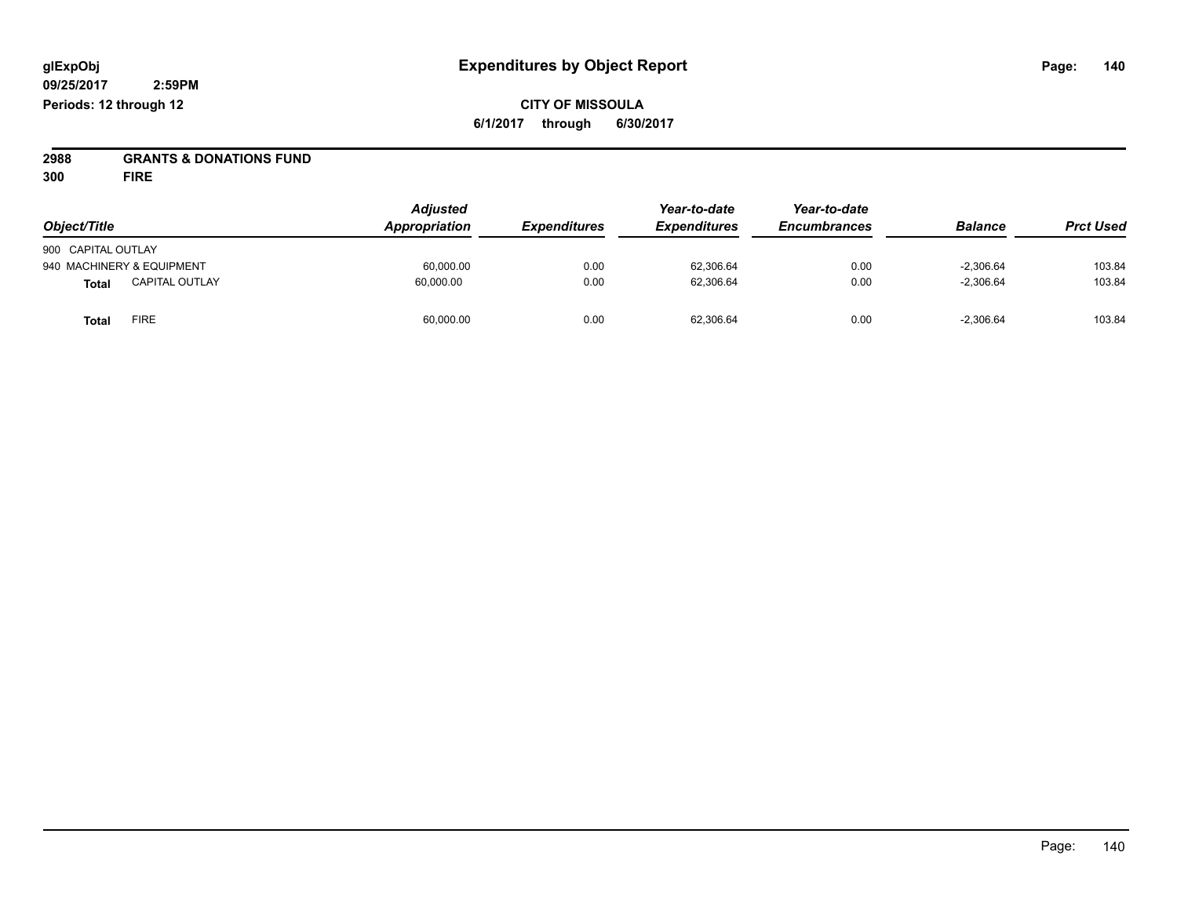# Expenditures by Object Report

glExpObj
09/25/2017 2:59PM
Periods: 12 through 12

**CITY OF MISSOULA**
**6/1/2017 through 6/30/2017**

**2988 GRANTS & DONATIONS FUND**
**300 FIRE**

| Object/Title | | Adjusted Appropriation | Expenditures | Year-to-date Expenditures | Year-to-date Encumbrances | Balance | Prct Used |
|---|---|---|---|---|---|---|---|
| 900 CAPITAL OUTLAY | | | | | | | |
| 940 MACHINERY & EQUIPMENT | | 60,000.00 | 0.00 | 62,306.64 | 0.00 | -2,306.64 | 103.84 |
| **Total** | CAPITAL OUTLAY | 60,000.00 | 0.00 | 62,306.64 | 0.00 | -2,306.64 | 103.84 |
| **Total** | FIRE | 60,000.00 | 0.00 | 62,306.64 | 0.00 | -2,306.64 | 103.84 |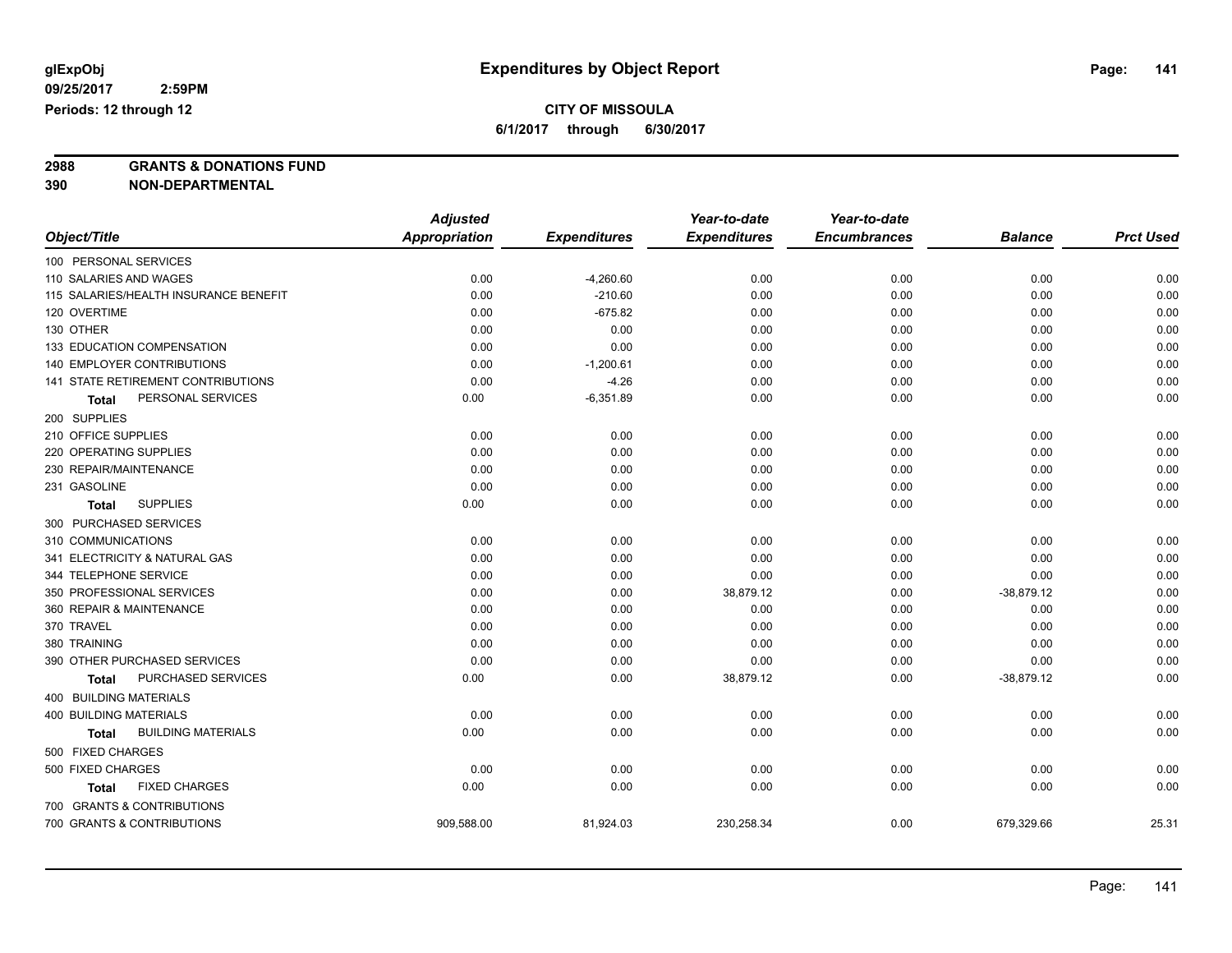# Expenditures by Object Report

glExpObj
09/25/2017 2:59PM
Periods: 12 through 12

**CITY OF MISSOULA**
**6/1/2017 through 6/30/2017**

**2988 GRANTS & DONATIONS FUND**
**390 NON-DEPARTMENTAL**

| Object/Title | Adjusted Appropriation | Expenditures | Year-to-date Expenditures | Year-to-date Encumbrances | Balance | Prct Used |
|---|---|---|---|---|---|---|
| 100 PERSONAL SERVICES | | | | | | |
| 110 SALARIES AND WAGES | 0.00 | -4,260.60 | 0.00 | 0.00 | 0.00 | 0.00 |
| 115 SALARIES/HEALTH INSURANCE BENEFIT | 0.00 | -210.60 | 0.00 | 0.00 | 0.00 | 0.00 |
| 120 OVERTIME | 0.00 | -675.82 | 0.00 | 0.00 | 0.00 | 0.00 |
| 130 OTHER | 0.00 | 0.00 | 0.00 | 0.00 | 0.00 | 0.00 |
| 133 EDUCATION COMPENSATION | 0.00 | 0.00 | 0.00 | 0.00 | 0.00 | 0.00 |
| 140 EMPLOYER CONTRIBUTIONS | 0.00 | -1,200.61 | 0.00 | 0.00 | 0.00 | 0.00 |
| 141 STATE RETIREMENT CONTRIBUTIONS | 0.00 | -4.26 | 0.00 | 0.00 | 0.00 | 0.00 |
| **Total** PERSONAL SERVICES | 0.00 | -6,351.89 | 0.00 | 0.00 | 0.00 | 0.00 |
| 200 SUPPLIES | | | | | | |
| 210 OFFICE SUPPLIES | 0.00 | 0.00 | 0.00 | 0.00 | 0.00 | 0.00 |
| 220 OPERATING SUPPLIES | 0.00 | 0.00 | 0.00 | 0.00 | 0.00 | 0.00 |
| 230 REPAIR/MAINTENANCE | 0.00 | 0.00 | 0.00 | 0.00 | 0.00 | 0.00 |
| 231 GASOLINE | 0.00 | 0.00 | 0.00 | 0.00 | 0.00 | 0.00 |
| **Total** SUPPLIES | 0.00 | 0.00 | 0.00 | 0.00 | 0.00 | 0.00 |
| 300 PURCHASED SERVICES | | | | | | |
| 310 COMMUNICATIONS | 0.00 | 0.00 | 0.00 | 0.00 | 0.00 | 0.00 |
| 341 ELECTRICITY & NATURAL GAS | 0.00 | 0.00 | 0.00 | 0.00 | 0.00 | 0.00 |
| 344 TELEPHONE SERVICE | 0.00 | 0.00 | 0.00 | 0.00 | 0.00 | 0.00 |
| 350 PROFESSIONAL SERVICES | 0.00 | 0.00 | 38,879.12 | 0.00 | -38,879.12 | 0.00 |
| 360 REPAIR & MAINTENANCE | 0.00 | 0.00 | 0.00 | 0.00 | 0.00 | 0.00 |
| 370 TRAVEL | 0.00 | 0.00 | 0.00 | 0.00 | 0.00 | 0.00 |
| 380 TRAINING | 0.00 | 0.00 | 0.00 | 0.00 | 0.00 | 0.00 |
| 390 OTHER PURCHASED SERVICES | 0.00 | 0.00 | 0.00 | 0.00 | 0.00 | 0.00 |
| **Total** PURCHASED SERVICES | 0.00 | 0.00 | 38,879.12 | 0.00 | -38,879.12 | 0.00 |
| 400 BUILDING MATERIALS | | | | | | |
| 400 BUILDING MATERIALS | 0.00 | 0.00 | 0.00 | 0.00 | 0.00 | 0.00 |
| **Total** BUILDING MATERIALS | 0.00 | 0.00 | 0.00 | 0.00 | 0.00 | 0.00 |
| 500 FIXED CHARGES | | | | | | |
| 500 FIXED CHARGES | 0.00 | 0.00 | 0.00 | 0.00 | 0.00 | 0.00 |
| **Total** FIXED CHARGES | 0.00 | 0.00 | 0.00 | 0.00 | 0.00 | 0.00 |
| 700 GRANTS & CONTRIBUTIONS | | | | | | |
| 700 GRANTS & CONTRIBUTIONS | 909,588.00 | 81,924.03 | 230,258.34 | 0.00 | 679,329.66 | 25.31 |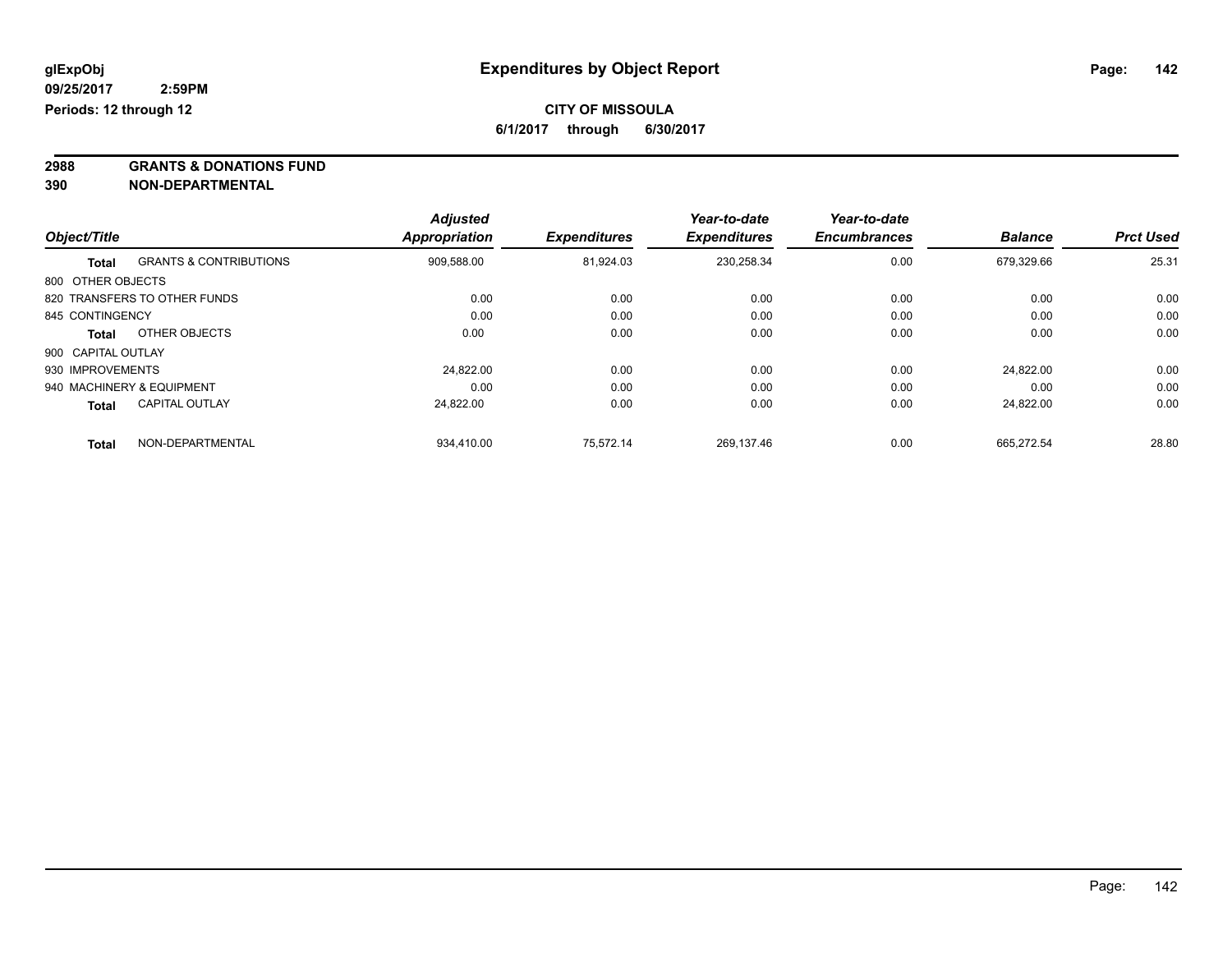**glExpObj** **Expenditures by Object Report**
**09/25/2017 2:59PM**
**Periods: 12 through 12**

**CITY OF MISSOULA**
**6/1/2017 through 6/30/2017**

**2988 GRANTS & DONATIONS FUND**
**390 NON-DEPARTMENTAL**

| Object/Title | | Adjusted Appropriation | Expenditures | Year-to-date Expenditures | Year-to-date Encumbrances | Balance | Prct Used |
|---|---|---|---|---|---|---|---|
| **Total** | GRANTS & CONTRIBUTIONS | 909,588.00 | 81,924.03 | 230,258.34 | 0.00 | 679,329.66 | 25.31 |
| 800 OTHER OBJECTS | | | | | | | |
| 820 TRANSFERS TO OTHER FUNDS | | 0.00 | 0.00 | 0.00 | 0.00 | 0.00 | 0.00 |
| 845 CONTINGENCY | | 0.00 | 0.00 | 0.00 | 0.00 | 0.00 | 0.00 |
| **Total** | OTHER OBJECTS | 0.00 | 0.00 | 0.00 | 0.00 | 0.00 | 0.00 |
| 900 CAPITAL OUTLAY | | | | | | | |
| 930 IMPROVEMENTS | | 24,822.00 | 0.00 | 0.00 | 0.00 | 24,822.00 | 0.00 |
| 940 MACHINERY & EQUIPMENT | | 0.00 | 0.00 | 0.00 | 0.00 | 0.00 | 0.00 |
| **Total** | CAPITAL OUTLAY | 24,822.00 | 0.00 | 0.00 | 0.00 | 24,822.00 | 0.00 |
| **Total** | NON-DEPARTMENTAL | 934,410.00 | 75,572.14 | 269,137.46 | 0.00 | 665,272.54 | 28.80 |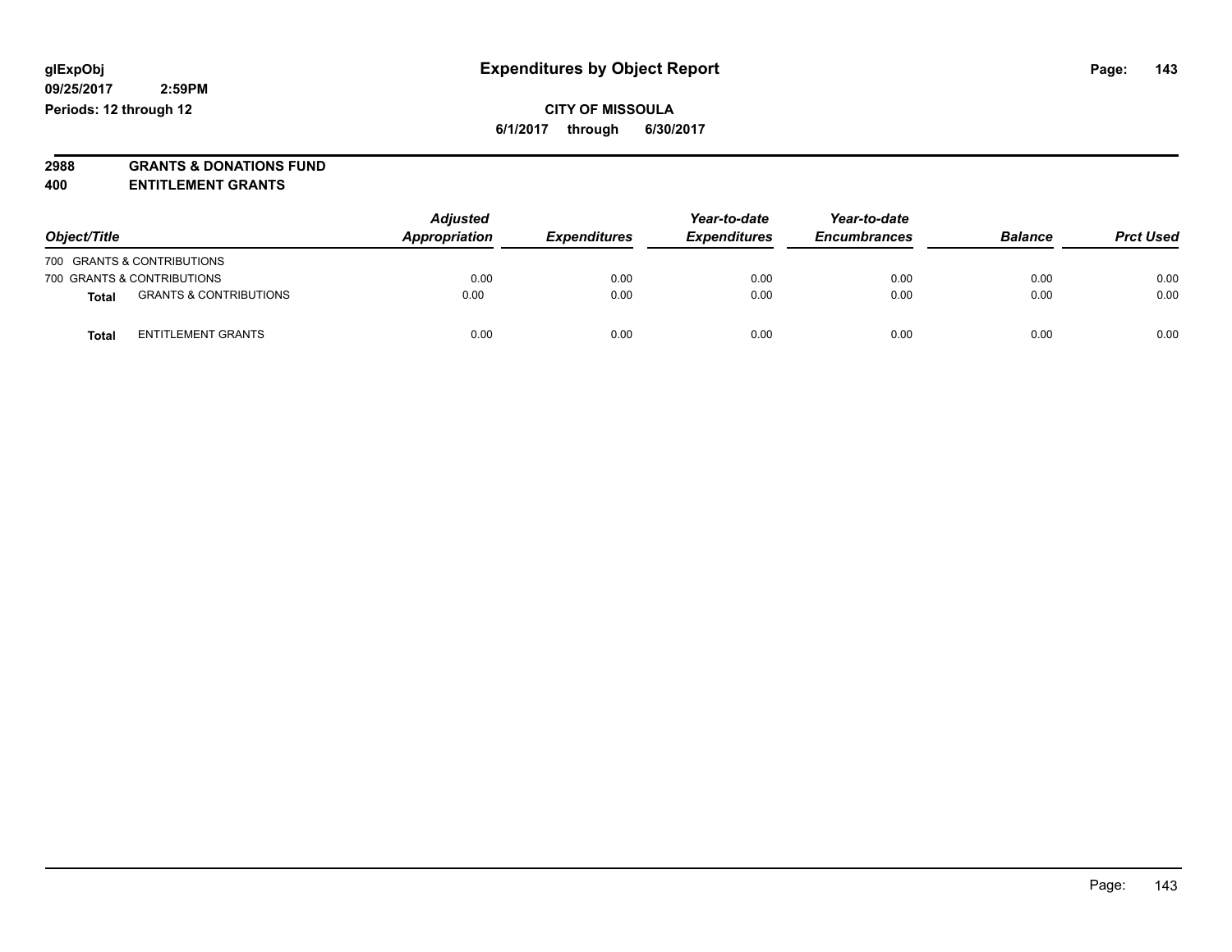glExpObj
09/25/2017 2:59PM
Periods: 12 through 12

# Expenditures by Object Report

**CITY OF MISSOULA**
**6/1/2017 through 6/30/2017**

**2988 GRANTS & DONATIONS FUND**
**400 ENTITLEMENT GRANTS**

| Object/Title | | Adjusted Appropriation | Expenditures | Year-to-date Expenditures | Year-to-date Encumbrances | Balance | Prct Used |
|---|---|---|---|---|---|---|---|
| 700 GRANTS & CONTRIBUTIONS | | | | | | | |
| 700 GRANTS & CONTRIBUTIONS | | 0.00 | 0.00 | 0.00 | 0.00 | 0.00 | 0.00 |
| **Total** | GRANTS & CONTRIBUTIONS | 0.00 | 0.00 | 0.00 | 0.00 | 0.00 | 0.00 |
| **Total** | ENTITLEMENT GRANTS | 0.00 | 0.00 | 0.00 | 0.00 | 0.00 | 0.00 |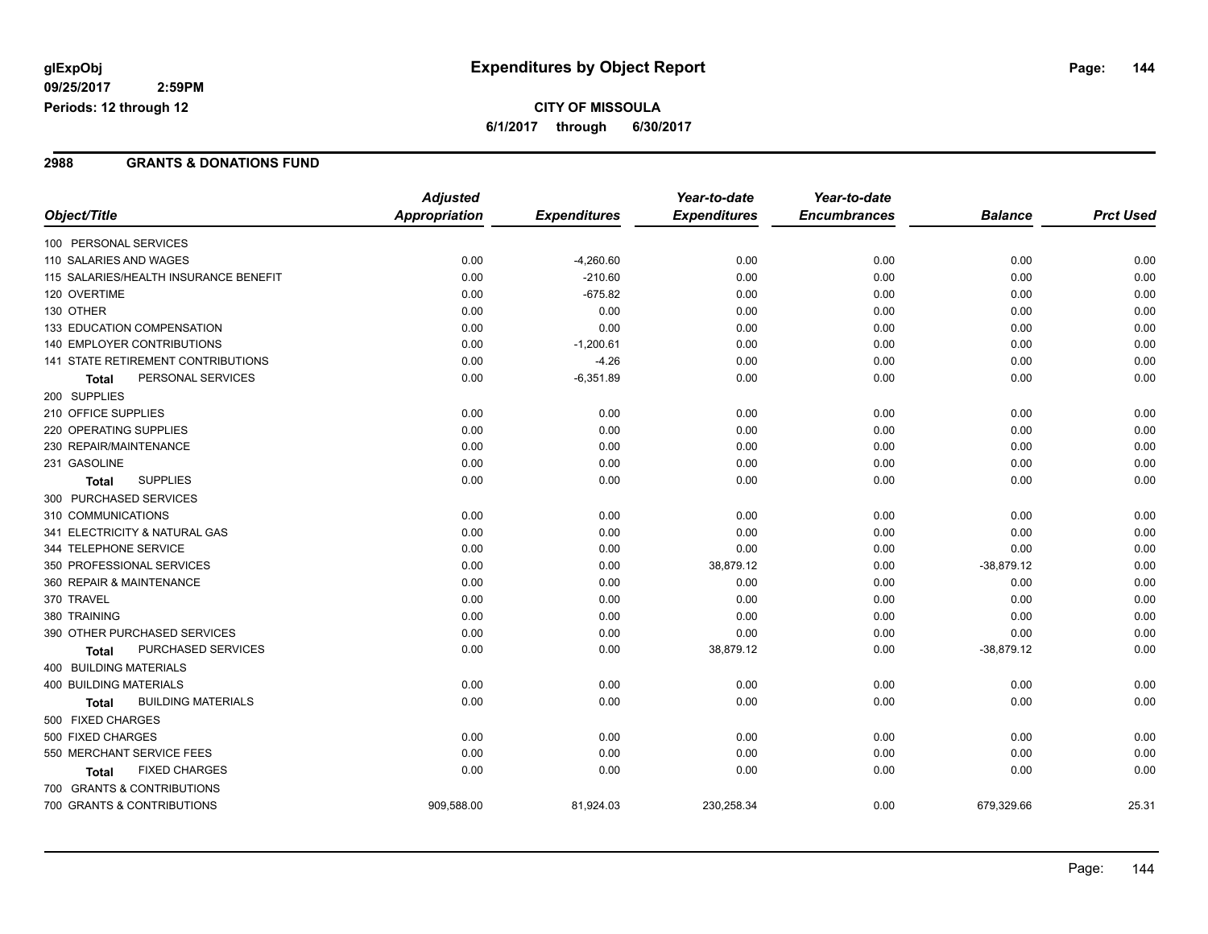# Expenditures by Object Report

glExpObj
09/25/2017 2:59PM
Periods: 12 through 12

**CITY OF MISSOULA**
**6/1/2017 through 6/30/2017**

## 2988 GRANTS & DONATIONS FUND

| Object/Title | Adjusted Appropriation | Expenditures | Year-to-date Expenditures | Year-to-date Encumbrances | Balance | Prct Used |
|---|---|---|---|---|---|---|
| 100 PERSONAL SERVICES | | | | | | |
| 110 SALARIES AND WAGES | 0.00 | -4,260.60 | 0.00 | 0.00 | 0.00 | 0.00 |
| 115 SALARIES/HEALTH INSURANCE BENEFIT | 0.00 | -210.60 | 0.00 | 0.00 | 0.00 | 0.00 |
| 120 OVERTIME | 0.00 | -675.82 | 0.00 | 0.00 | 0.00 | 0.00 |
| 130 OTHER | 0.00 | 0.00 | 0.00 | 0.00 | 0.00 | 0.00 |
| 133 EDUCATION COMPENSATION | 0.00 | 0.00 | 0.00 | 0.00 | 0.00 | 0.00 |
| 140 EMPLOYER CONTRIBUTIONS | 0.00 | -1,200.61 | 0.00 | 0.00 | 0.00 | 0.00 |
| 141 STATE RETIREMENT CONTRIBUTIONS | 0.00 | -4.26 | 0.00 | 0.00 | 0.00 | 0.00 |
| **Total** PERSONAL SERVICES | 0.00 | -6,351.89 | 0.00 | 0.00 | 0.00 | 0.00 |
| 200 SUPPLIES | | | | | | |
| 210 OFFICE SUPPLIES | 0.00 | 0.00 | 0.00 | 0.00 | 0.00 | 0.00 |
| 220 OPERATING SUPPLIES | 0.00 | 0.00 | 0.00 | 0.00 | 0.00 | 0.00 |
| 230 REPAIR/MAINTENANCE | 0.00 | 0.00 | 0.00 | 0.00 | 0.00 | 0.00 |
| 231 GASOLINE | 0.00 | 0.00 | 0.00 | 0.00 | 0.00 | 0.00 |
| **Total** SUPPLIES | 0.00 | 0.00 | 0.00 | 0.00 | 0.00 | 0.00 |
| 300 PURCHASED SERVICES | | | | | | |
| 310 COMMUNICATIONS | 0.00 | 0.00 | 0.00 | 0.00 | 0.00 | 0.00 |
| 341 ELECTRICITY & NATURAL GAS | 0.00 | 0.00 | 0.00 | 0.00 | 0.00 | 0.00 |
| 344 TELEPHONE SERVICE | 0.00 | 0.00 | 0.00 | 0.00 | 0.00 | 0.00 |
| 350 PROFESSIONAL SERVICES | 0.00 | 0.00 | 38,879.12 | 0.00 | -38,879.12 | 0.00 |
| 360 REPAIR & MAINTENANCE | 0.00 | 0.00 | 0.00 | 0.00 | 0.00 | 0.00 |
| 370 TRAVEL | 0.00 | 0.00 | 0.00 | 0.00 | 0.00 | 0.00 |
| 380 TRAINING | 0.00 | 0.00 | 0.00 | 0.00 | 0.00 | 0.00 |
| 390 OTHER PURCHASED SERVICES | 0.00 | 0.00 | 0.00 | 0.00 | 0.00 | 0.00 |
| **Total** PURCHASED SERVICES | 0.00 | 0.00 | 38,879.12 | 0.00 | -38,879.12 | 0.00 |
| 400 BUILDING MATERIALS | | | | | | |
| 400 BUILDING MATERIALS | 0.00 | 0.00 | 0.00 | 0.00 | 0.00 | 0.00 |
| **Total** BUILDING MATERIALS | 0.00 | 0.00 | 0.00 | 0.00 | 0.00 | 0.00 |
| 500 FIXED CHARGES | | | | | | |
| 500 FIXED CHARGES | 0.00 | 0.00 | 0.00 | 0.00 | 0.00 | 0.00 |
| 550 MERCHANT SERVICE FEES | 0.00 | 0.00 | 0.00 | 0.00 | 0.00 | 0.00 |
| **Total** FIXED CHARGES | 0.00 | 0.00 | 0.00 | 0.00 | 0.00 | 0.00 |
| 700 GRANTS & CONTRIBUTIONS | | | | | | |
| 700 GRANTS & CONTRIBUTIONS | 909,588.00 | 81,924.03 | 230,258.34 | 0.00 | 679,329.66 | 25.31 |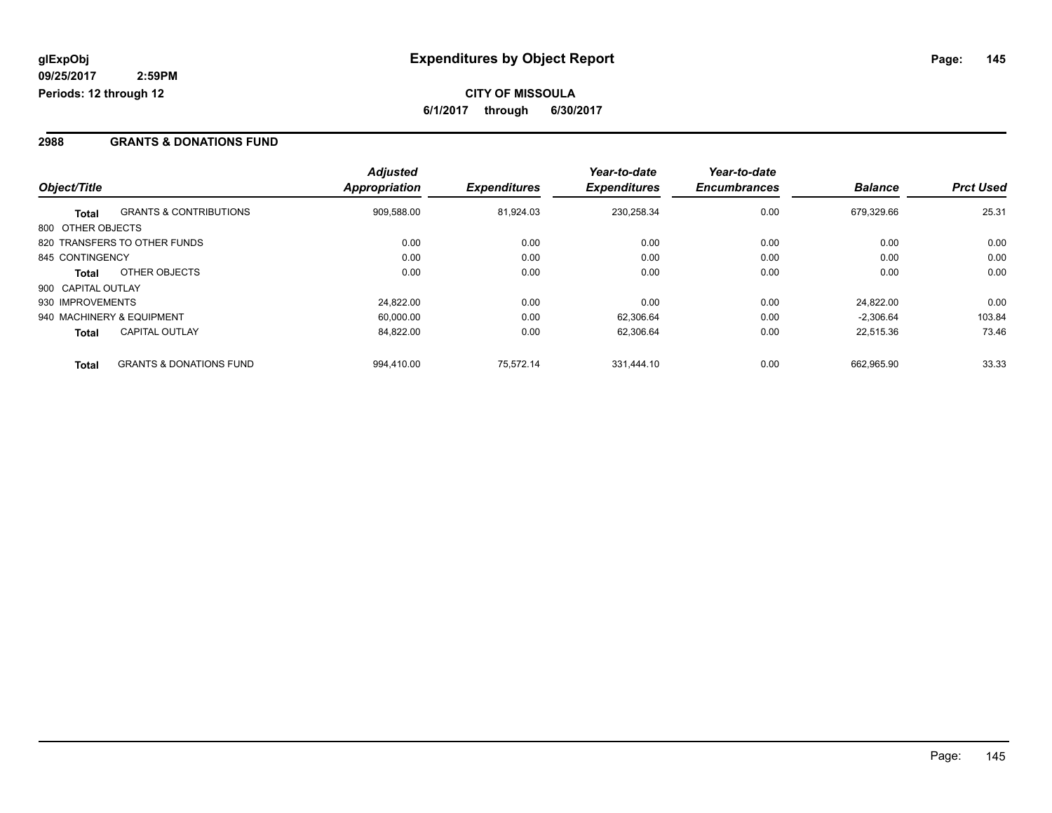**glExpObj**
**09/25/2017 2:59PM**
**Periods: 12 through 12**

# Expenditures by Object Report

**CITY OF MISSOULA**
**6/1/2017 through 6/30/2017**

## 2988 GRANTS & DONATIONS FUND

| Object/Title | | Adjusted Appropriation | Expenditures | Year-to-date Expenditures | Year-to-date Encumbrances | Balance | Prct Used |
|---|---|---|---|---|---|---|---|
| **Total** | GRANTS & CONTRIBUTIONS | 909,588.00 | 81,924.03 | 230,258.34 | 0.00 | 679,329.66 | 25.31 |
| 800 OTHER OBJECTS | | | | | | | |
| 820 TRANSFERS TO OTHER FUNDS | | 0.00 | 0.00 | 0.00 | 0.00 | 0.00 | 0.00 |
| 845 CONTINGENCY | | 0.00 | 0.00 | 0.00 | 0.00 | 0.00 | 0.00 |
| **Total** | OTHER OBJECTS | 0.00 | 0.00 | 0.00 | 0.00 | 0.00 | 0.00 |
| 900 CAPITAL OUTLAY | | | | | | | |
| 930 IMPROVEMENTS | | 24,822.00 | 0.00 | 0.00 | 0.00 | 24,822.00 | 0.00 |
| 940 MACHINERY & EQUIPMENT | | 60,000.00 | 0.00 | 62,306.64 | 0.00 | -2,306.64 | 103.84 |
| **Total** | CAPITAL OUTLAY | 84,822.00 | 0.00 | 62,306.64 | 0.00 | 22,515.36 | 73.46 |
| **Total** | GRANTS & DONATIONS FUND | 994,410.00 | 75,572.14 | 331,444.10 | 0.00 | 662,965.90 | 33.33 |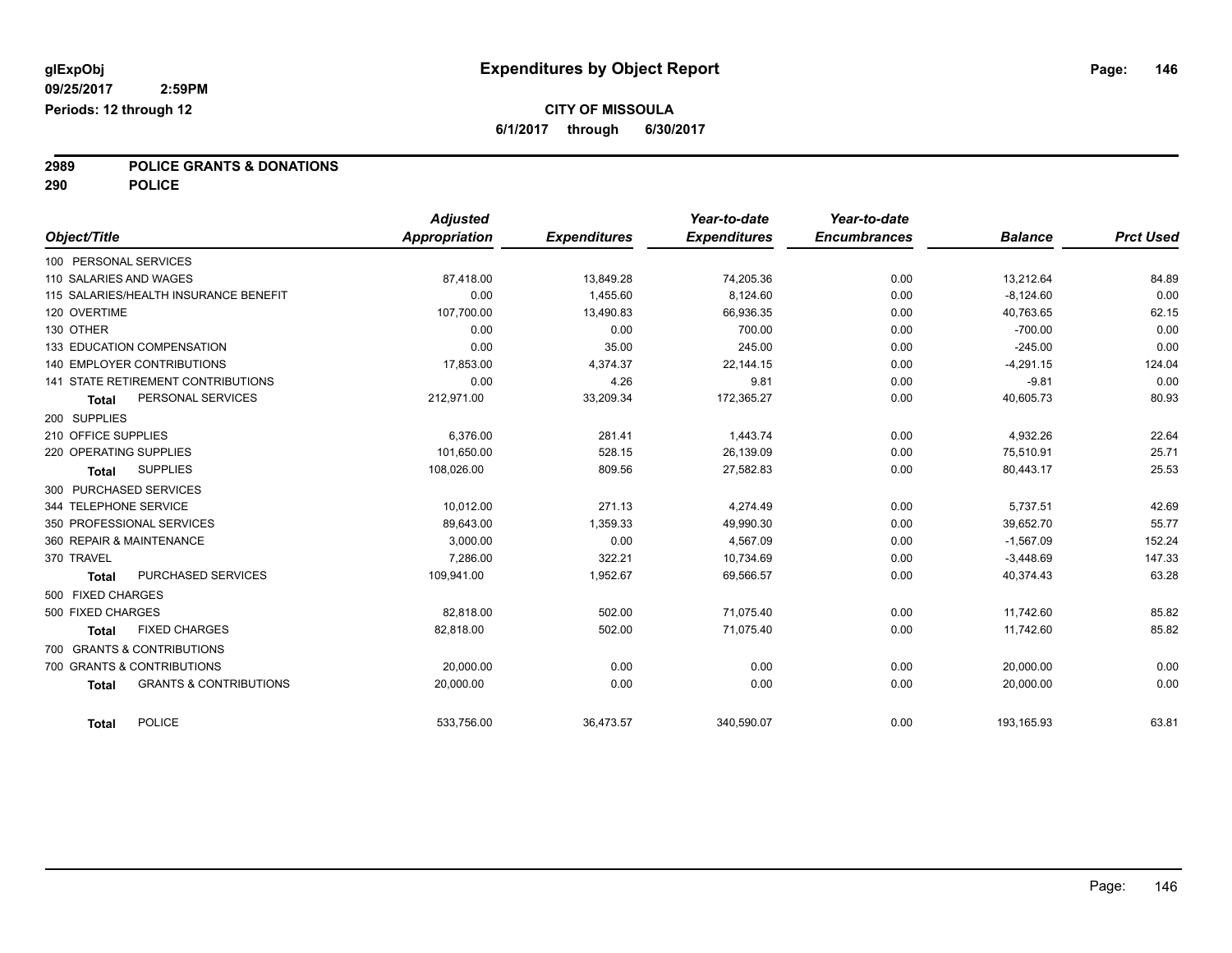glExpObj
09/25/2017 2:59PM
Periods: 12 through 12

# Expenditures by Object Report

**CITY OF MISSOULA**
**6/1/2017 through 6/30/2017**

**2989 POLICE GRANTS & DONATIONS**
**290 POLICE**

| Object/Title | Adjusted Appropriation | Expenditures | Year-to-date Expenditures | Year-to-date Encumbrances | Balance | Prct Used |
|---|---|---|---|---|---|---|
| 100 PERSONAL SERVICES | | | | | | |
| 110 SALARIES AND WAGES | 87,418.00 | 13,849.28 | 74,205.36 | 0.00 | 13,212.64 | 84.89 |
| 115 SALARIES/HEALTH INSURANCE BENEFIT | 0.00 | 1,455.60 | 8,124.60 | 0.00 | -8,124.60 | 0.00 |
| 120 OVERTIME | 107,700.00 | 13,490.83 | 66,936.35 | 0.00 | 40,763.65 | 62.15 |
| 130 OTHER | 0.00 | 0.00 | 700.00 | 0.00 | -700.00 | 0.00 |
| 133 EDUCATION COMPENSATION | 0.00 | 35.00 | 245.00 | 0.00 | -245.00 | 0.00 |
| 140 EMPLOYER CONTRIBUTIONS | 17,853.00 | 4,374.37 | 22,144.15 | 0.00 | -4,291.15 | 124.04 |
| 141 STATE RETIREMENT CONTRIBUTIONS | 0.00 | 4.26 | 9.81 | 0.00 | -9.81 | 0.00 |
| **Total** PERSONAL SERVICES | 212,971.00 | 33,209.34 | 172,365.27 | 0.00 | 40,605.73 | 80.93 |
| 200 SUPPLIES | | | | | | |
| 210 OFFICE SUPPLIES | 6,376.00 | 281.41 | 1,443.74 | 0.00 | 4,932.26 | 22.64 |
| 220 OPERATING SUPPLIES | 101,650.00 | 528.15 | 26,139.09 | 0.00 | 75,510.91 | 25.71 |
| **Total** SUPPLIES | 108,026.00 | 809.56 | 27,582.83 | 0.00 | 80,443.17 | 25.53 |
| 300 PURCHASED SERVICES | | | | | | |
| 344 TELEPHONE SERVICE | 10,012.00 | 271.13 | 4,274.49 | 0.00 | 5,737.51 | 42.69 |
| 350 PROFESSIONAL SERVICES | 89,643.00 | 1,359.33 | 49,990.30 | 0.00 | 39,652.70 | 55.77 |
| 360 REPAIR & MAINTENANCE | 3,000.00 | 0.00 | 4,567.09 | 0.00 | -1,567.09 | 152.24 |
| 370 TRAVEL | 7,286.00 | 322.21 | 10,734.69 | 0.00 | -3,448.69 | 147.33 |
| **Total** PURCHASED SERVICES | 109,941.00 | 1,952.67 | 69,566.57 | 0.00 | 40,374.43 | 63.28 |
| 500 FIXED CHARGES | | | | | | |
| 500 FIXED CHARGES | 82,818.00 | 502.00 | 71,075.40 | 0.00 | 11,742.60 | 85.82 |
| **Total** FIXED CHARGES | 82,818.00 | 502.00 | 71,075.40 | 0.00 | 11,742.60 | 85.82 |
| 700 GRANTS & CONTRIBUTIONS | | | | | | |
| 700 GRANTS & CONTRIBUTIONS | 20,000.00 | 0.00 | 0.00 | 0.00 | 20,000.00 | 0.00 |
| **Total** GRANTS & CONTRIBUTIONS | 20,000.00 | 0.00 | 0.00 | 0.00 | 20,000.00 | 0.00 |
| **Total** POLICE | 533,756.00 | 36,473.57 | 340,590.07 | 0.00 | 193,165.93 | 63.81 |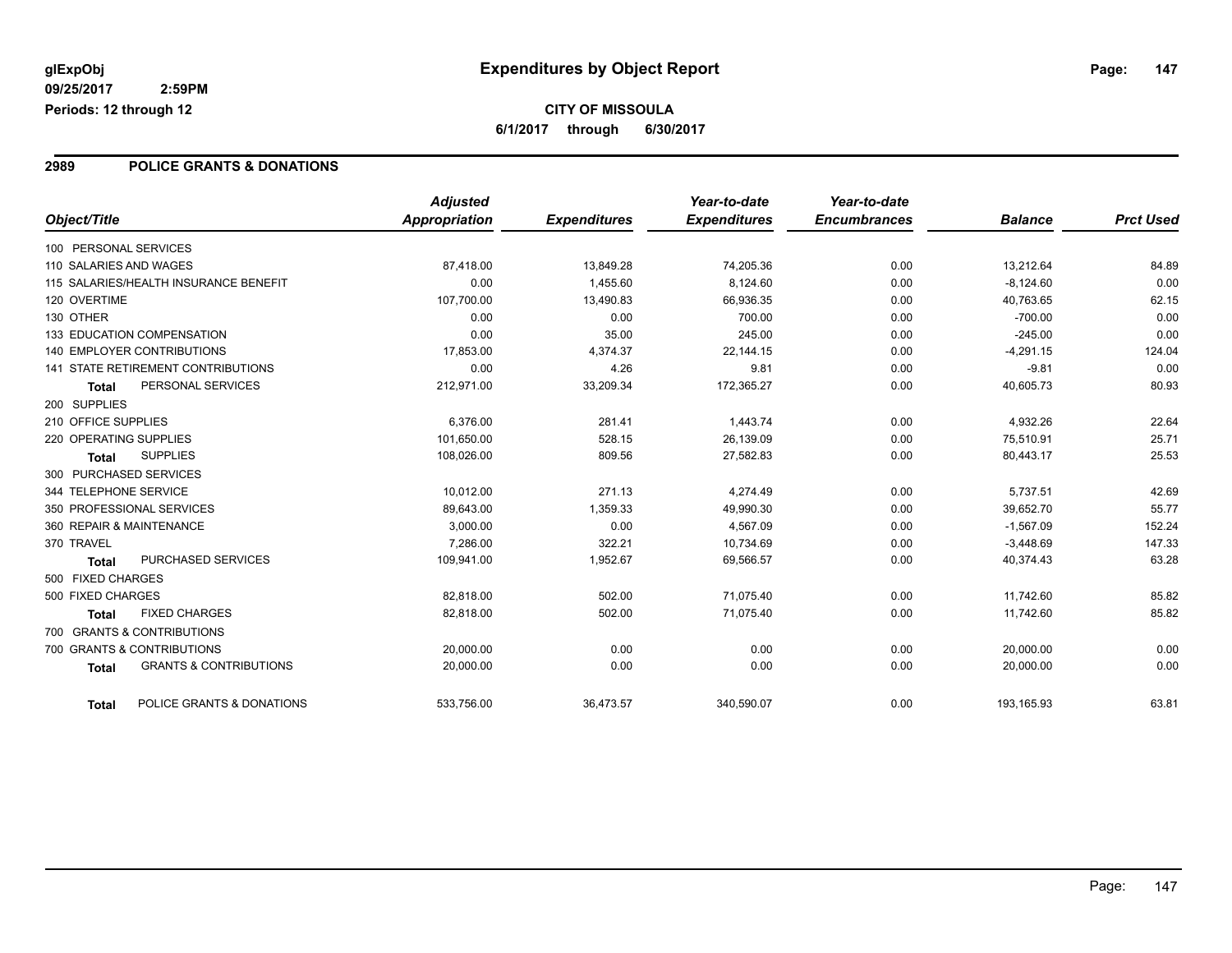# Expenditures by Object Report

glExpObj
09/25/2017 2:59PM
Periods: 12 through 12

**CITY OF MISSOULA**
**6/1/2017 through 6/30/2017**

## 2989 POLICE GRANTS & DONATIONS

| Object/Title | Adjusted Appropriation | Expenditures | Year-to-date Expenditures | Year-to-date Encumbrances | Balance | Prct Used |
|---|---|---|---|---|---|---|
| 100 PERSONAL SERVICES | | | | | | |
| 110 SALARIES AND WAGES | 87,418.00 | 13,849.28 | 74,205.36 | 0.00 | 13,212.64 | 84.89 |
| 115 SALARIES/HEALTH INSURANCE BENEFIT | 0.00 | 1,455.60 | 8,124.60 | 0.00 | -8,124.60 | 0.00 |
| 120 OVERTIME | 107,700.00 | 13,490.83 | 66,936.35 | 0.00 | 40,763.65 | 62.15 |
| 130 OTHER | 0.00 | 0.00 | 700.00 | 0.00 | -700.00 | 0.00 |
| 133 EDUCATION COMPENSATION | 0.00 | 35.00 | 245.00 | 0.00 | -245.00 | 0.00 |
| 140 EMPLOYER CONTRIBUTIONS | 17,853.00 | 4,374.37 | 22,144.15 | 0.00 | -4,291.15 | 124.04 |
| 141 STATE RETIREMENT CONTRIBUTIONS | 0.00 | 4.26 | 9.81 | 0.00 | -9.81 | 0.00 |
| **Total** PERSONAL SERVICES | 212,971.00 | 33,209.34 | 172,365.27 | 0.00 | 40,605.73 | 80.93 |
| 200 SUPPLIES | | | | | | |
| 210 OFFICE SUPPLIES | 6,376.00 | 281.41 | 1,443.74 | 0.00 | 4,932.26 | 22.64 |
| 220 OPERATING SUPPLIES | 101,650.00 | 528.15 | 26,139.09 | 0.00 | 75,510.91 | 25.71 |
| **Total** SUPPLIES | 108,026.00 | 809.56 | 27,582.83 | 0.00 | 80,443.17 | 25.53 |
| 300 PURCHASED SERVICES | | | | | | |
| 344 TELEPHONE SERVICE | 10,012.00 | 271.13 | 4,274.49 | 0.00 | 5,737.51 | 42.69 |
| 350 PROFESSIONAL SERVICES | 89,643.00 | 1,359.33 | 49,990.30 | 0.00 | 39,652.70 | 55.77 |
| 360 REPAIR & MAINTENANCE | 3,000.00 | 0.00 | 4,567.09 | 0.00 | -1,567.09 | 152.24 |
| 370 TRAVEL | 7,286.00 | 322.21 | 10,734.69 | 0.00 | -3,448.69 | 147.33 |
| **Total** PURCHASED SERVICES | 109,941.00 | 1,952.67 | 69,566.57 | 0.00 | 40,374.43 | 63.28 |
| 500 FIXED CHARGES | | | | | | |
| 500 FIXED CHARGES | 82,818.00 | 502.00 | 71,075.40 | 0.00 | 11,742.60 | 85.82 |
| **Total** FIXED CHARGES | 82,818.00 | 502.00 | 71,075.40 | 0.00 | 11,742.60 | 85.82 |
| 700 GRANTS & CONTRIBUTIONS | | | | | | |
| 700 GRANTS & CONTRIBUTIONS | 20,000.00 | 0.00 | 0.00 | 0.00 | 20,000.00 | 0.00 |
| **Total** GRANTS & CONTRIBUTIONS | 20,000.00 | 0.00 | 0.00 | 0.00 | 20,000.00 | 0.00 |
| **Total** POLICE GRANTS & DONATIONS | 533,756.00 | 36,473.57 | 340,590.07 | 0.00 | 193,165.93 | 63.81 |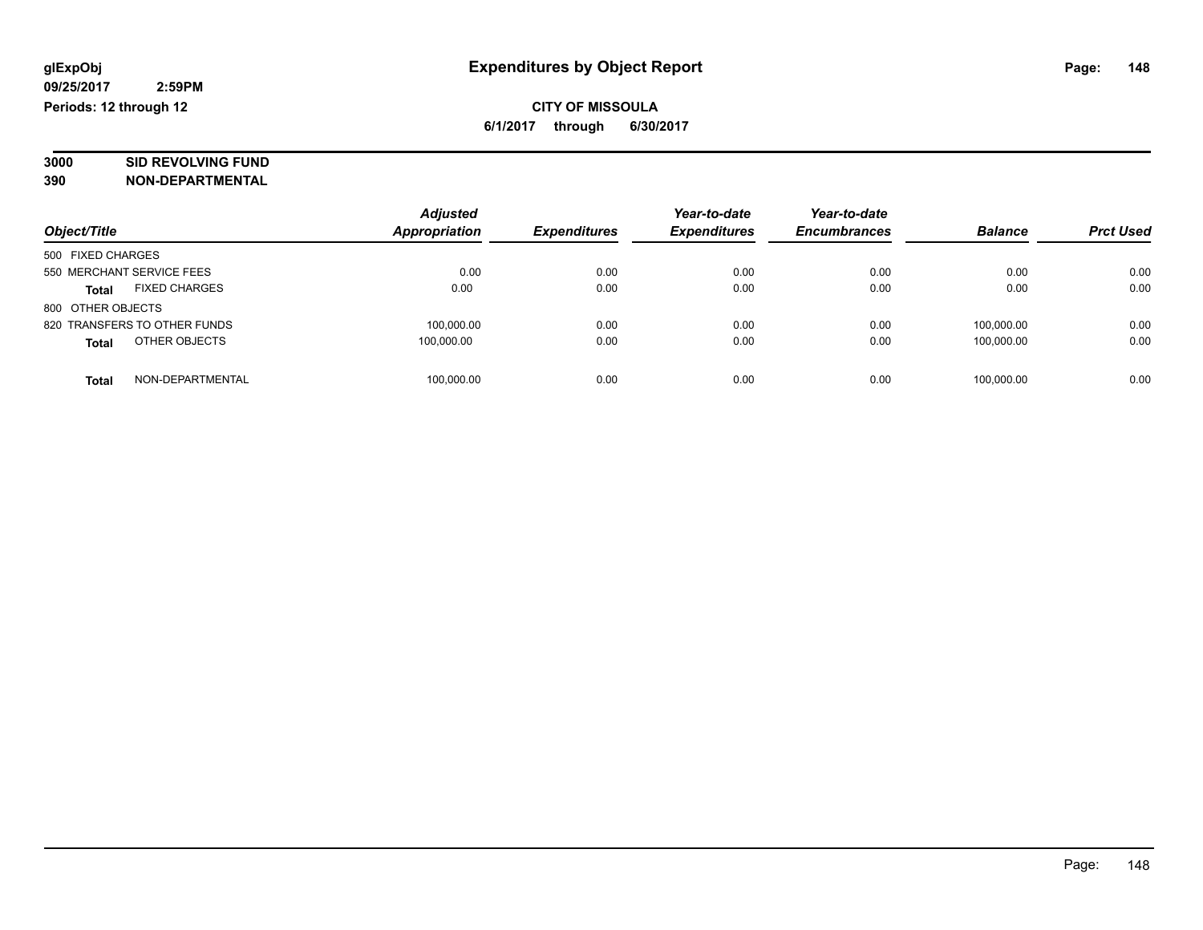glExpObj
09/25/2017 2:59PM
Periods: 12 through 12

# Expenditures by Object Report

**CITY OF MISSOULA**

**6/1/2017 through 6/30/2017**

**3000 SID REVOLVING FUND**
**390 NON-DEPARTMENTAL**

| Object/Title | Adjusted Appropriation | Expenditures | Year-to-date Expenditures | Year-to-date Encumbrances | Balance | Prct Used |
|---|---|---|---|---|---|---|
| 500 FIXED CHARGES | | | | | | |
| 550 MERCHANT SERVICE FEES | 0.00 | 0.00 | 0.00 | 0.00 | 0.00 | 0.00 |
| **Total** FIXED CHARGES | 0.00 | 0.00 | 0.00 | 0.00 | 0.00 | 0.00 |
| 800 OTHER OBJECTS | | | | | | |
| 820 TRANSFERS TO OTHER FUNDS | 100,000.00 | 0.00 | 0.00 | 0.00 | 100,000.00 | 0.00 |
| **Total** OTHER OBJECTS | 100,000.00 | 0.00 | 0.00 | 0.00 | 100,000.00 | 0.00 |
| **Total** NON-DEPARTMENTAL | 100,000.00 | 0.00 | 0.00 | 0.00 | 100,000.00 | 0.00 |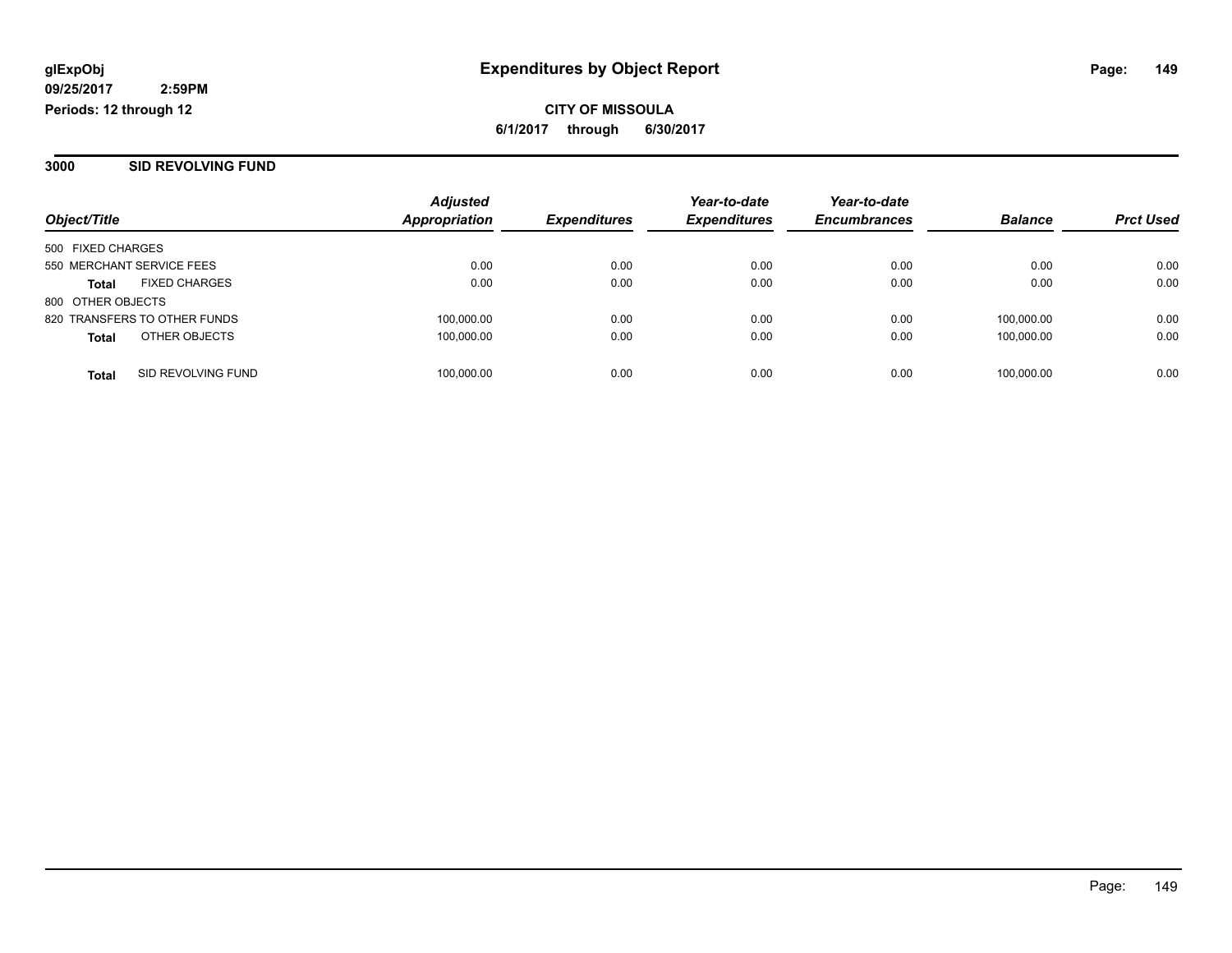**glExpObj**
**09/25/2017 2:59PM**
**Periods: 12 through 12**

# Expenditures by Object Report

**CITY OF MISSOULA**
**6/1/2017 through 6/30/2017**

## 3000 SID REVOLVING FUND

| Object/Title | Adjusted Appropriation | Expenditures | Year-to-date Expenditures | Year-to-date Encumbrances | Balance | Prct Used |
|---|---|---|---|---|---|---|
| 500 FIXED CHARGES | | | | | | |
| 550 MERCHANT SERVICE FEES | 0.00 | 0.00 | 0.00 | 0.00 | 0.00 | 0.00 |
| **Total** FIXED CHARGES | 0.00 | 0.00 | 0.00 | 0.00 | 0.00 | 0.00 |
| 800 OTHER OBJECTS | | | | | | |
| 820 TRANSFERS TO OTHER FUNDS | 100,000.00 | 0.00 | 0.00 | 0.00 | 100,000.00 | 0.00 |
| **Total** OTHER OBJECTS | 100,000.00 | 0.00 | 0.00 | 0.00 | 100,000.00 | 0.00 |
| **Total** SID REVOLVING FUND | 100,000.00 | 0.00 | 0.00 | 0.00 | 100,000.00 | 0.00 |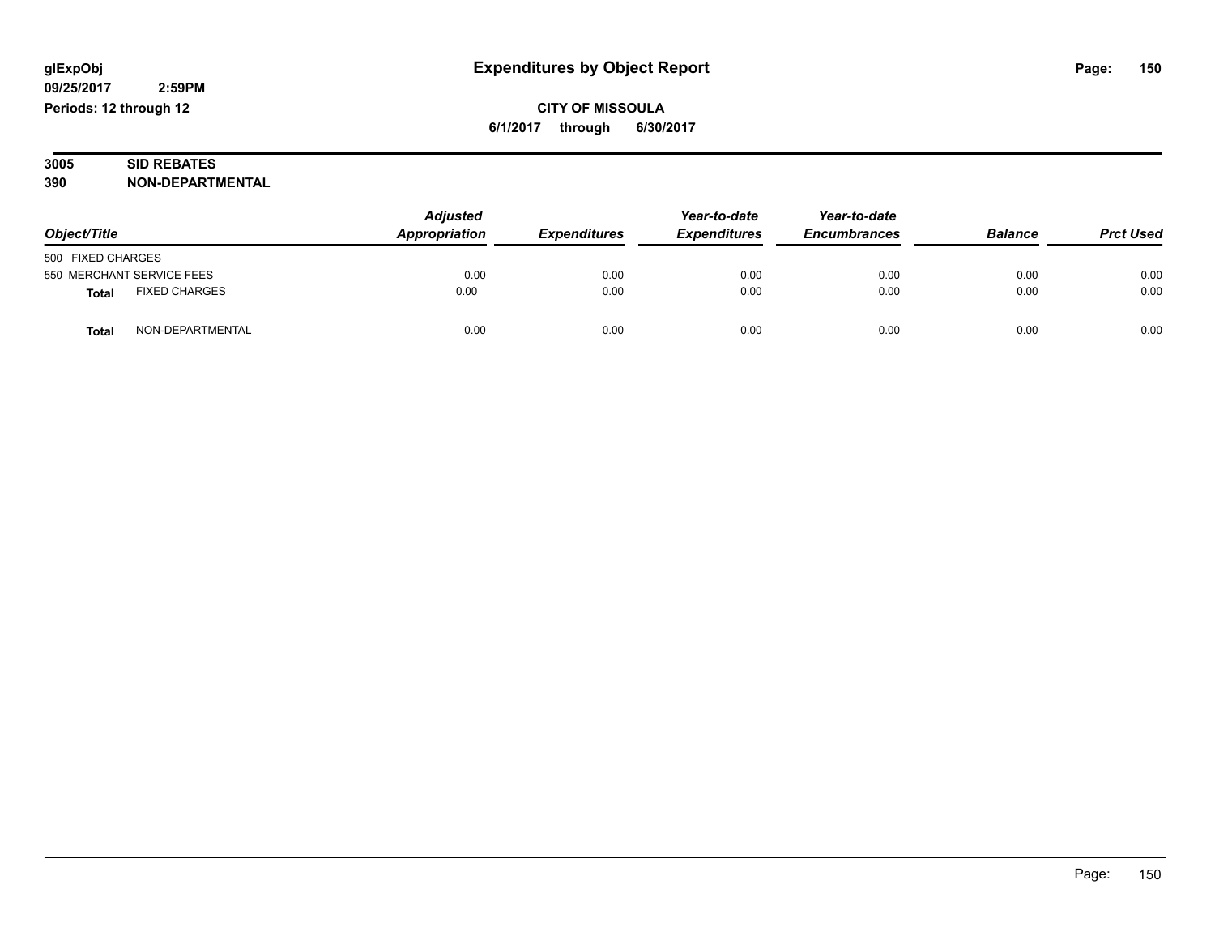# Expenditures by Object Report

glExpObj
09/25/2017 2:59PM
Periods: 12 through 12

**CITY OF MISSOULA**
**6/1/2017 through 6/30/2017**

**3005 SID REBATES**
**390 NON-DEPARTMENTAL**

| Object/Title | | Adjusted Appropriation | Expenditures | Year-to-date Expenditures | Year-to-date Encumbrances | Balance | Prct Used |
|---|---|---|---|---|---|---|---|
| 500 FIXED CHARGES | | | | | | | |
| 550 MERCHANT SERVICE FEES | | 0.00 | 0.00 | 0.00 | 0.00 | 0.00 | 0.00 |
| **Total** | FIXED CHARGES | 0.00 | 0.00 | 0.00 | 0.00 | 0.00 | 0.00 |
| **Total** | NON-DEPARTMENTAL | 0.00 | 0.00 | 0.00 | 0.00 | 0.00 | 0.00 |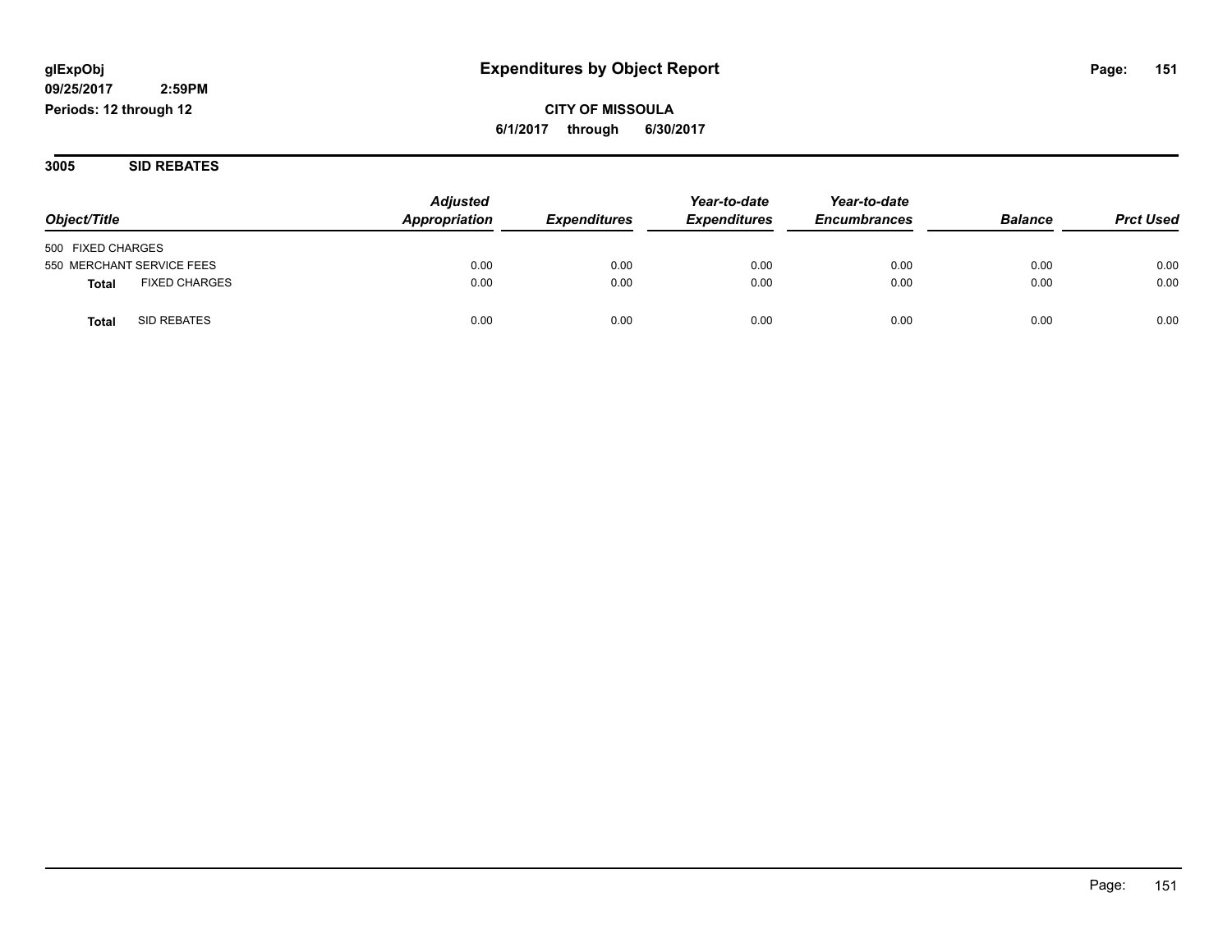glExpObj
09/25/2017 2:59PM
Periods: 12 through 12

# Expenditures by Object Report

**CITY OF MISSOULA**
**6/1/2017 through 6/30/2017**

## 3005 SID REBATES

| Object/Title | Adjusted Appropriation | Expenditures | Year-to-date Expenditures | Year-to-date Encumbrances | Balance | Prct Used |
|---|---|---|---|---|---|---|
| 500 FIXED CHARGES | | | | | | |
| 550 MERCHANT SERVICE FEES | 0.00 | 0.00 | 0.00 | 0.00 | 0.00 | 0.00 |
| **Total** FIXED CHARGES | 0.00 | 0.00 | 0.00 | 0.00 | 0.00 | 0.00 |
| **Total** SID REBATES | 0.00 | 0.00 | 0.00 | 0.00 | 0.00 | 0.00 |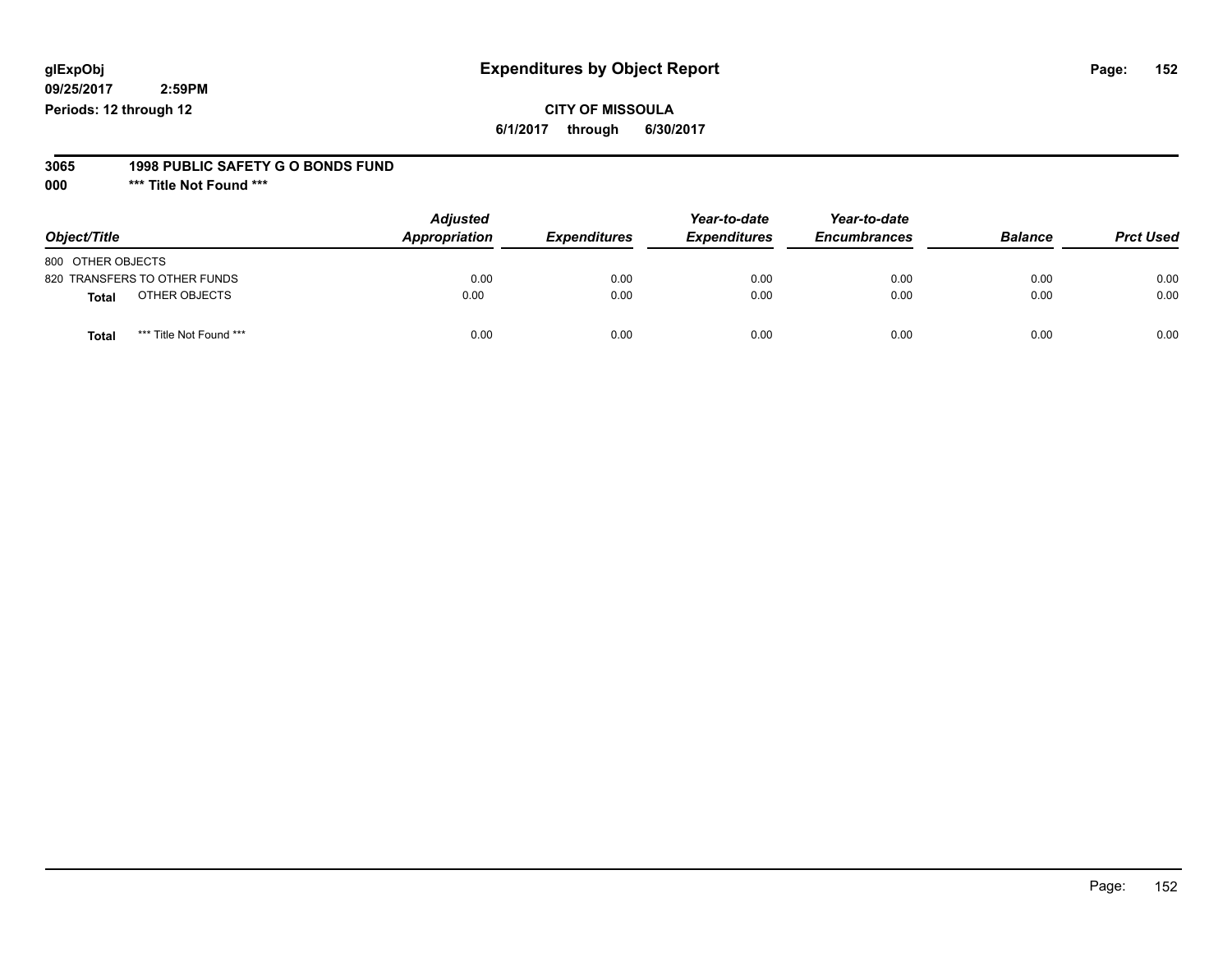glExpObj
09/25/2017 2:59PM
Periods: 12 through 12

# Expenditures by Object Report

**CITY OF MISSOULA**
**6/1/2017 through 6/30/2017**

**3065 1998 PUBLIC SAFETY G O BONDS FUND**
**000 *** Title Not Found *****

| Object/Title | Adjusted Appropriation | Expenditures | Year-to-date Expenditures | Year-to-date Encumbrances | Balance | Prct Used |
|---|---|---|---|---|---|---|
| 800 OTHER OBJECTS | | | | | | |
| 820 TRANSFERS TO OTHER FUNDS | 0.00 | 0.00 | 0.00 | 0.00 | 0.00 | 0.00 |
| **Total** OTHER OBJECTS | 0.00 | 0.00 | 0.00 | 0.00 | 0.00 | 0.00 |
| **Total** *** Title Not Found *** | 0.00 | 0.00 | 0.00 | 0.00 | 0.00 | 0.00 |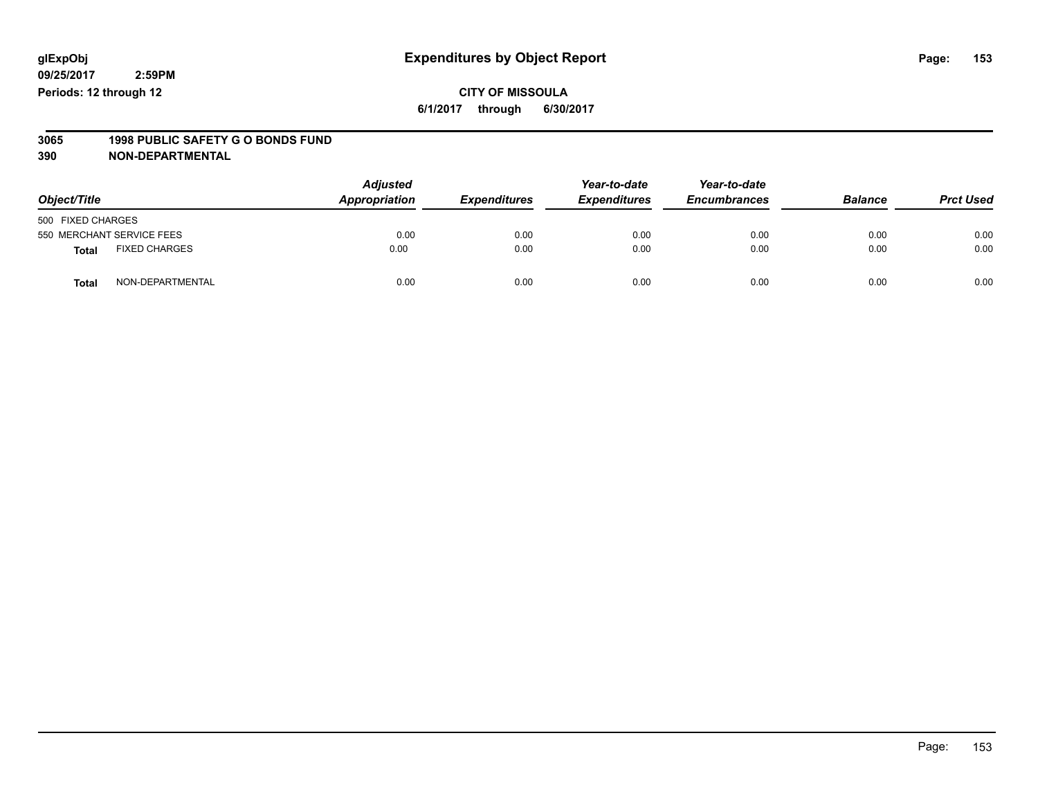glExpObj
09/25/2017 2:59PM
Periods: 12 through 12

# Expenditures by Object Report

**CITY OF MISSOULA**
**6/1/2017 through 6/30/2017**

**3065 1998 PUBLIC SAFETY G O BONDS FUND**
**390 NON-DEPARTMENTAL**

| Object/Title | | Adjusted Appropriation | Expenditures | Year-to-date Expenditures | Year-to-date Encumbrances | Balance | Prct Used |
|---|---|---|---|---|---|---|---|
| 500 FIXED CHARGES | | | | | | | |
| 550 MERCHANT SERVICE FEES | | 0.00 | 0.00 | 0.00 | 0.00 | 0.00 | 0.00 |
| **Total** | FIXED CHARGES | 0.00 | 0.00 | 0.00 | 0.00 | 0.00 | 0.00 |
| **Total** | NON-DEPARTMENTAL | 0.00 | 0.00 | 0.00 | 0.00 | 0.00 | 0.00 |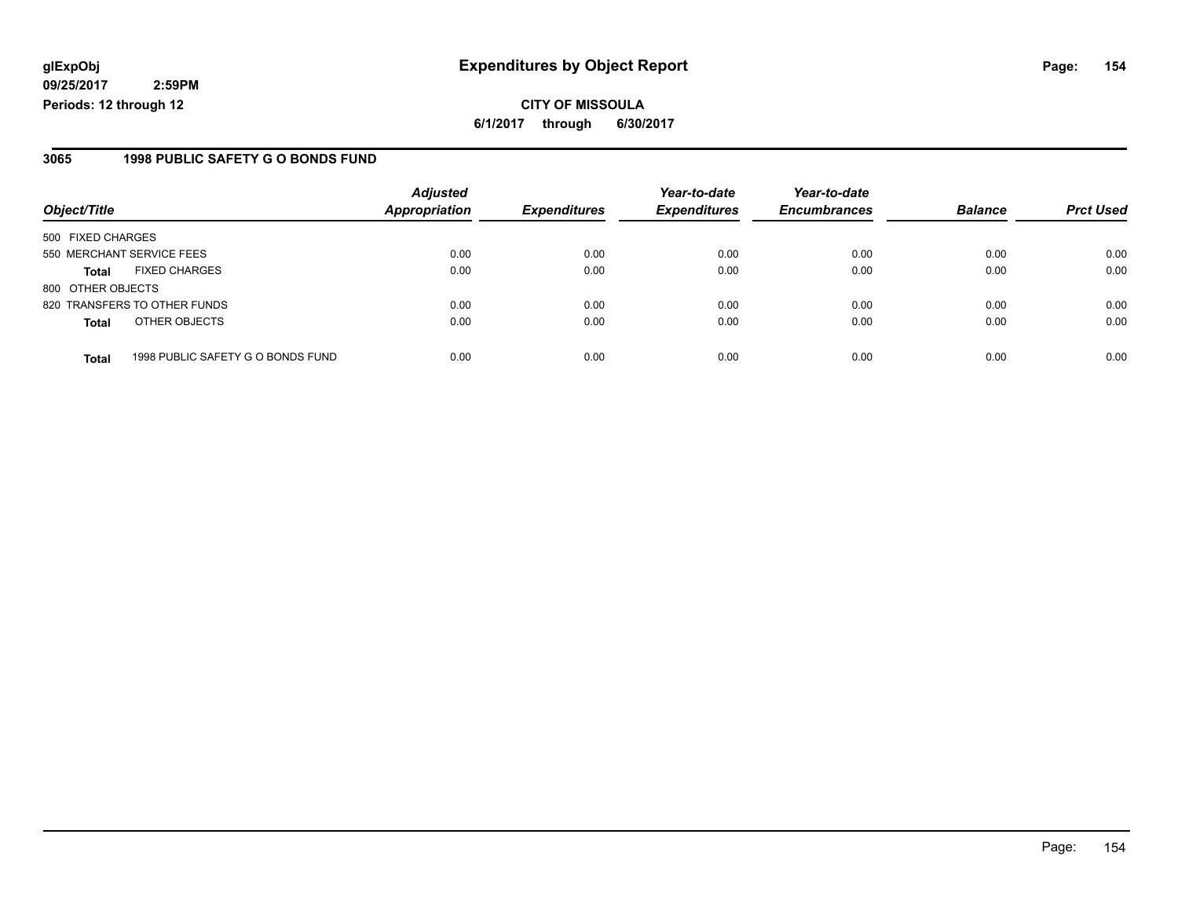**glExpObj** **Expenditures by Object Report**
**09/25/2017 2:59PM**
**Periods: 12 through 12**

**CITY OF MISSOULA**
**6/1/2017 through 6/30/2017**

## 3065 1998 PUBLIC SAFETY G O BONDS FUND

| Object/Title | | Adjusted Appropriation | Expenditures | Year-to-date Expenditures | Year-to-date Encumbrances | Balance | Prct Used |
|---|---|---|---|---|---|---|---|
| 500 FIXED CHARGES | | | | | | | |
| 550 MERCHANT SERVICE FEES | | 0.00 | 0.00 | 0.00 | 0.00 | 0.00 | 0.00 |
| **Total** | FIXED CHARGES | 0.00 | 0.00 | 0.00 | 0.00 | 0.00 | 0.00 |
| 800 OTHER OBJECTS | | | | | | | |
| 820 TRANSFERS TO OTHER FUNDS | | 0.00 | 0.00 | 0.00 | 0.00 | 0.00 | 0.00 |
| **Total** | OTHER OBJECTS | 0.00 | 0.00 | 0.00 | 0.00 | 0.00 | 0.00 |
| **Total** | 1998 PUBLIC SAFETY G O BONDS FUND | 0.00 | 0.00 | 0.00 | 0.00 | 0.00 | 0.00 |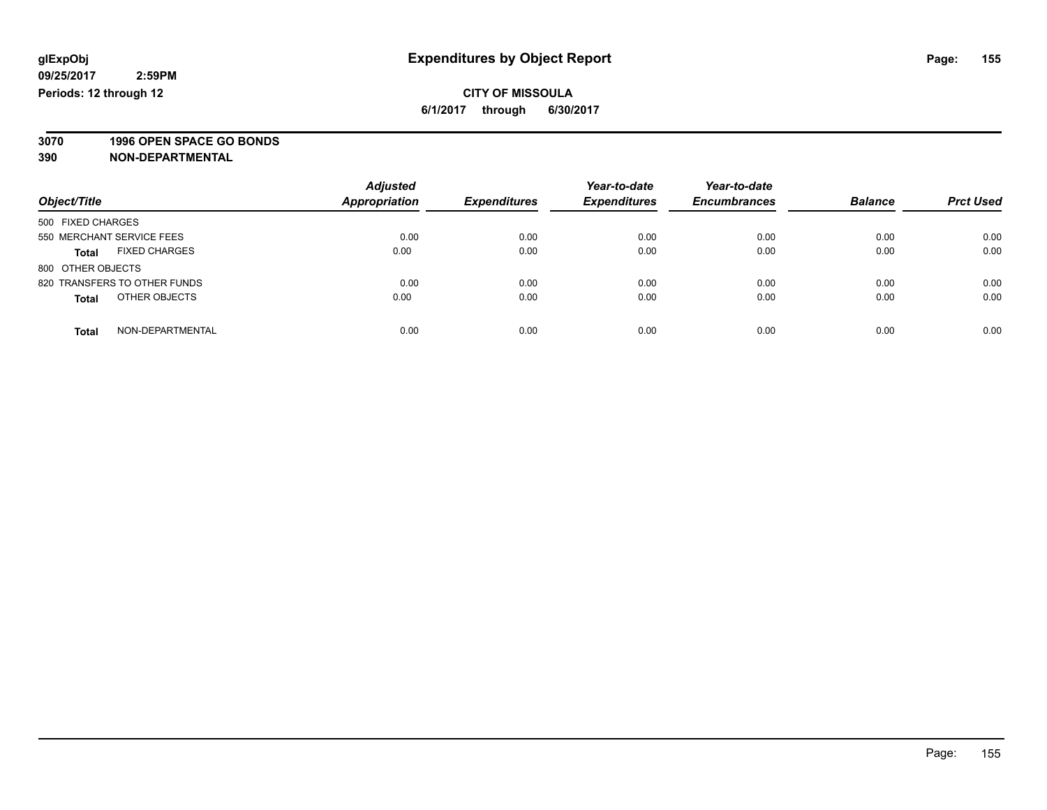glExpObj
09/25/2017 2:59PM
Periods: 12 through 12

# Expenditures by Object Report

**CITY OF MISSOULA**
**6/1/2017 through 6/30/2017**

**3070 1996 OPEN SPACE GO BONDS**
**390 NON-DEPARTMENTAL**

| Object/Title | Adjusted Appropriation | Expenditures | Year-to-date Expenditures | Year-to-date Encumbrances | Balance | Prct Used |
|---|---|---|---|---|---|---|
| 500 FIXED CHARGES | | | | | | |
| 550 MERCHANT SERVICE FEES | 0.00 | 0.00 | 0.00 | 0.00 | 0.00 | 0.00 |
| **Total** FIXED CHARGES | 0.00 | 0.00 | 0.00 | 0.00 | 0.00 | 0.00 |
| 800 OTHER OBJECTS | | | | | | |
| 820 TRANSFERS TO OTHER FUNDS | 0.00 | 0.00 | 0.00 | 0.00 | 0.00 | 0.00 |
| **Total** OTHER OBJECTS | 0.00 | 0.00 | 0.00 | 0.00 | 0.00 | 0.00 |
| **Total** NON-DEPARTMENTAL | 0.00 | 0.00 | 0.00 | 0.00 | 0.00 | 0.00 |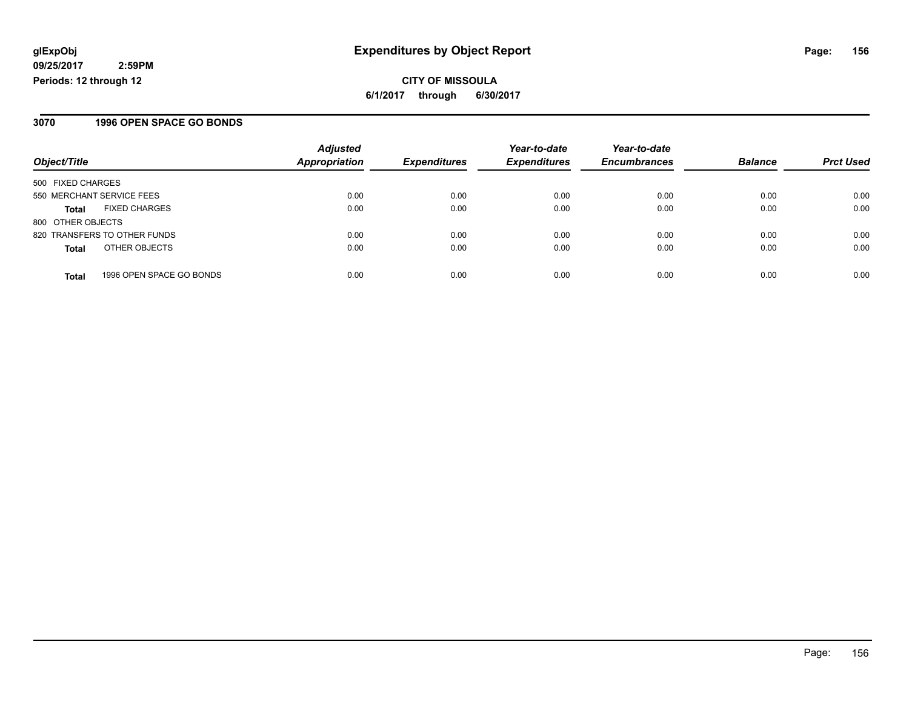glExpObj
09/25/2017 2:59PM
Periods: 12 through 12

# Expenditures by Object Report

**CITY OF MISSOULA**
**6/1/2017 through 6/30/2017**

## 3070 1996 OPEN SPACE GO BONDS

| Object/Title | | Adjusted Appropriation | Expenditures | Year-to-date Expenditures | Year-to-date Encumbrances | Balance | Prct Used |
|---|---|---|---|---|---|---|---|
| 500 FIXED CHARGES | | | | | | | |
| 550 MERCHANT SERVICE FEES | | 0.00 | 0.00 | 0.00 | 0.00 | 0.00 | 0.00 |
| **Total** | FIXED CHARGES | 0.00 | 0.00 | 0.00 | 0.00 | 0.00 | 0.00 |
| 800 OTHER OBJECTS | | | | | | | |
| 820 TRANSFERS TO OTHER FUNDS | | 0.00 | 0.00 | 0.00 | 0.00 | 0.00 | 0.00 |
| **Total** | OTHER OBJECTS | 0.00 | 0.00 | 0.00 | 0.00 | 0.00 | 0.00 |
| **Total** | 1996 OPEN SPACE GO BONDS | 0.00 | 0.00 | 0.00 | 0.00 | 0.00 | 0.00 |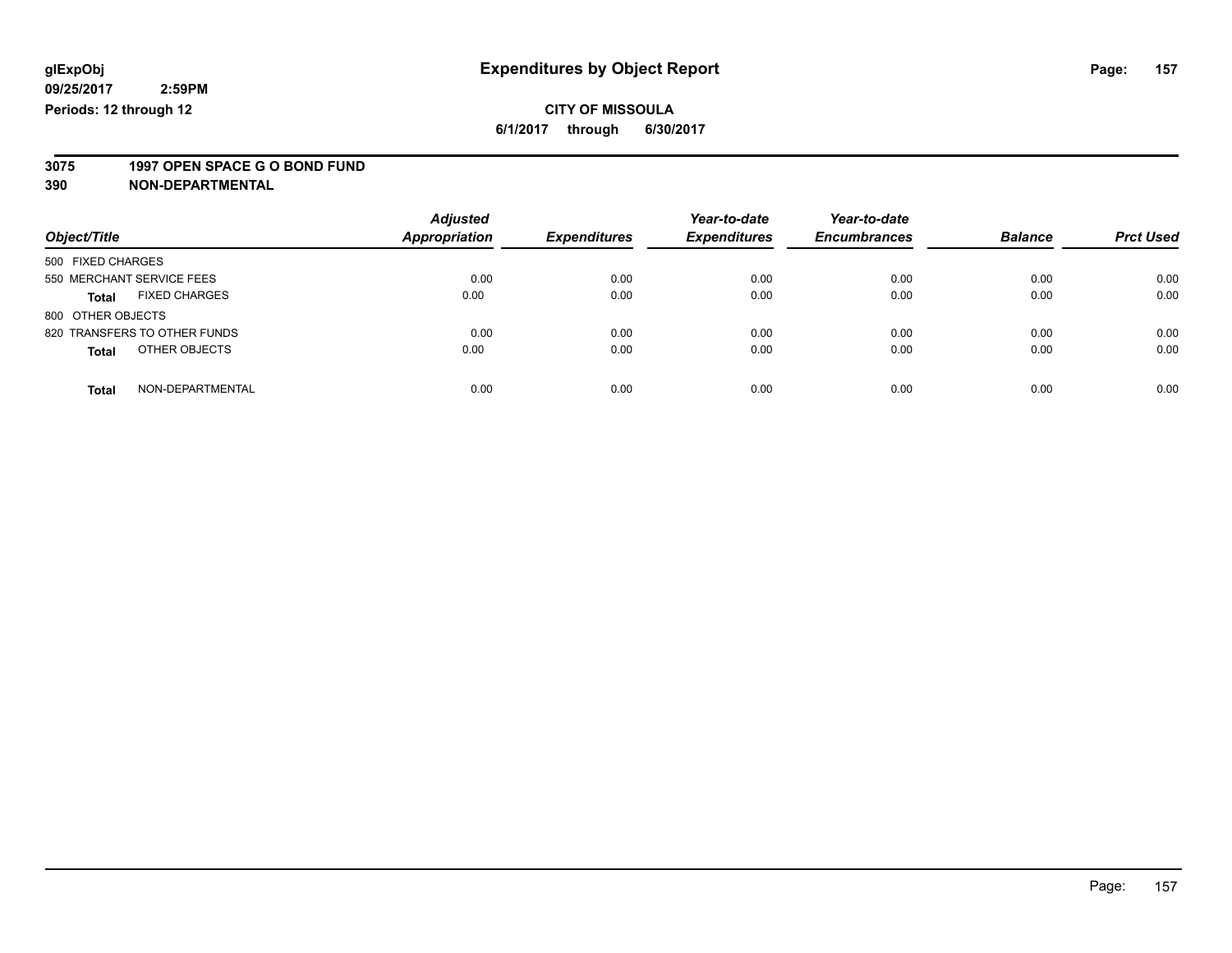**glExpObj**
**09/25/2017 2:59PM**
**Periods: 12 through 12**

# Expenditures by Object Report

**CITY OF MISSOULA**
**6/1/2017 through 6/30/2017**

## 3075 1997 OPEN SPACE G O BOND FUND
## 390 NON-DEPARTMENTAL

| Object/Title | Adjusted Appropriation | Expenditures | Year-to-date Expenditures | Year-to-date Encumbrances | Balance | Prct Used |
|---|---|---|---|---|---|---|
| 500 FIXED CHARGES | | | | | | |
| 550 MERCHANT SERVICE FEES | 0.00 | 0.00 | 0.00 | 0.00 | 0.00 | 0.00 |
| **Total** FIXED CHARGES | 0.00 | 0.00 | 0.00 | 0.00 | 0.00 | 0.00 |
| 800 OTHER OBJECTS | | | | | | |
| 820 TRANSFERS TO OTHER FUNDS | 0.00 | 0.00 | 0.00 | 0.00 | 0.00 | 0.00 |
| **Total** OTHER OBJECTS | 0.00 | 0.00 | 0.00 | 0.00 | 0.00 | 0.00 |
| **Total** NON-DEPARTMENTAL | 0.00 | 0.00 | 0.00 | 0.00 | 0.00 | 0.00 |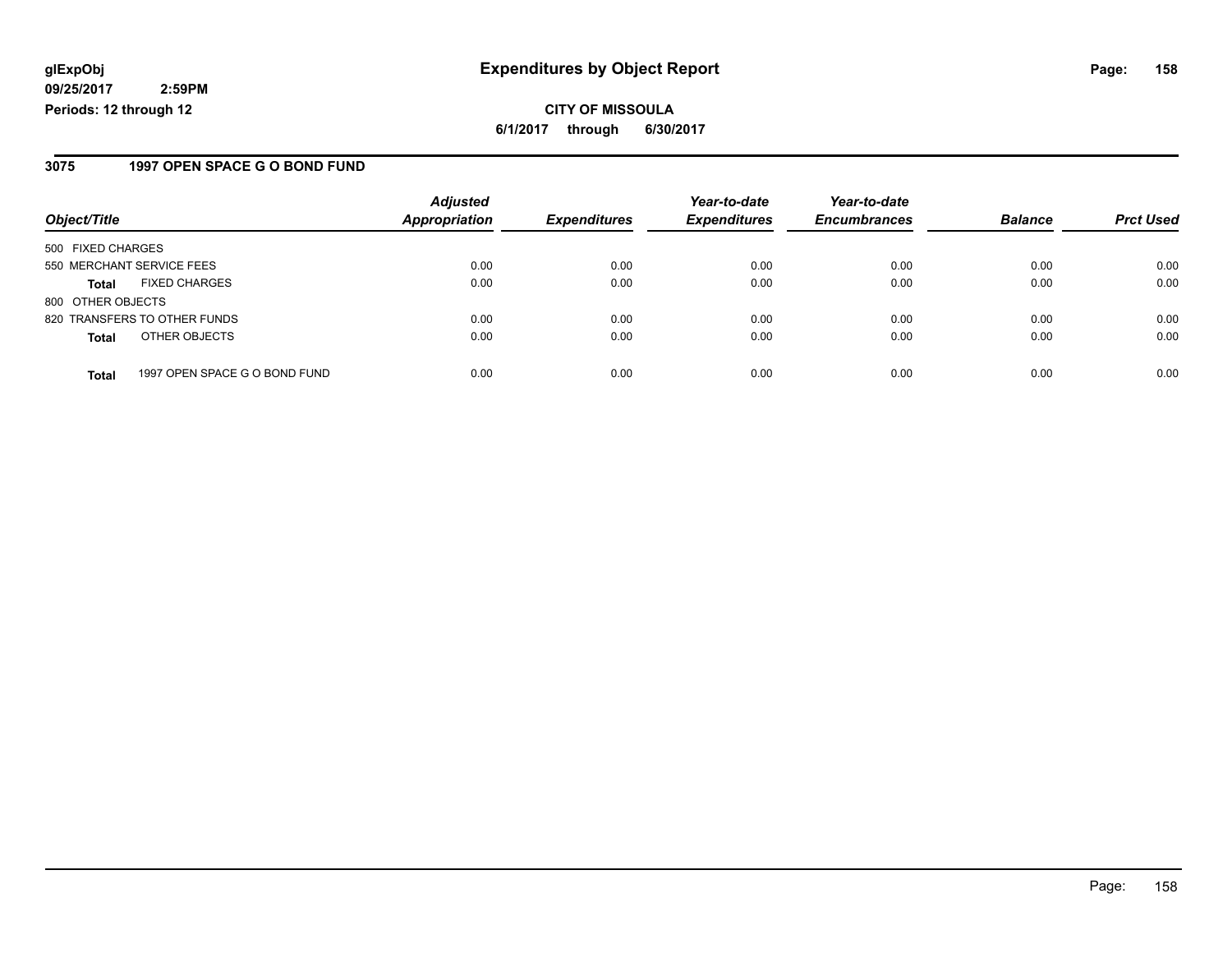**glExpObj**
**09/25/2017 2:59PM**
**Periods: 12 through 12**

# Expenditures by Object Report

**CITY OF MISSOULA**
**6/1/2017 through 6/30/2017**

## 3075 1997 OPEN SPACE G O BOND FUND

| Object/Title | Adjusted Appropriation | Expenditures | Year-to-date Expenditures | Year-to-date Encumbrances | Balance | Prct Used |
|---|---|---|---|---|---|---|
| 500 FIXED CHARGES | | | | | | |
| 550 MERCHANT SERVICE FEES | 0.00 | 0.00 | 0.00 | 0.00 | 0.00 | 0.00 |
| **Total** FIXED CHARGES | 0.00 | 0.00 | 0.00 | 0.00 | 0.00 | 0.00 |
| 800 OTHER OBJECTS | | | | | | |
| 820 TRANSFERS TO OTHER FUNDS | 0.00 | 0.00 | 0.00 | 0.00 | 0.00 | 0.00 |
| **Total** OTHER OBJECTS | 0.00 | 0.00 | 0.00 | 0.00 | 0.00 | 0.00 |
| **Total** 1997 OPEN SPACE G O BOND FUND | 0.00 | 0.00 | 0.00 | 0.00 | 0.00 | 0.00 |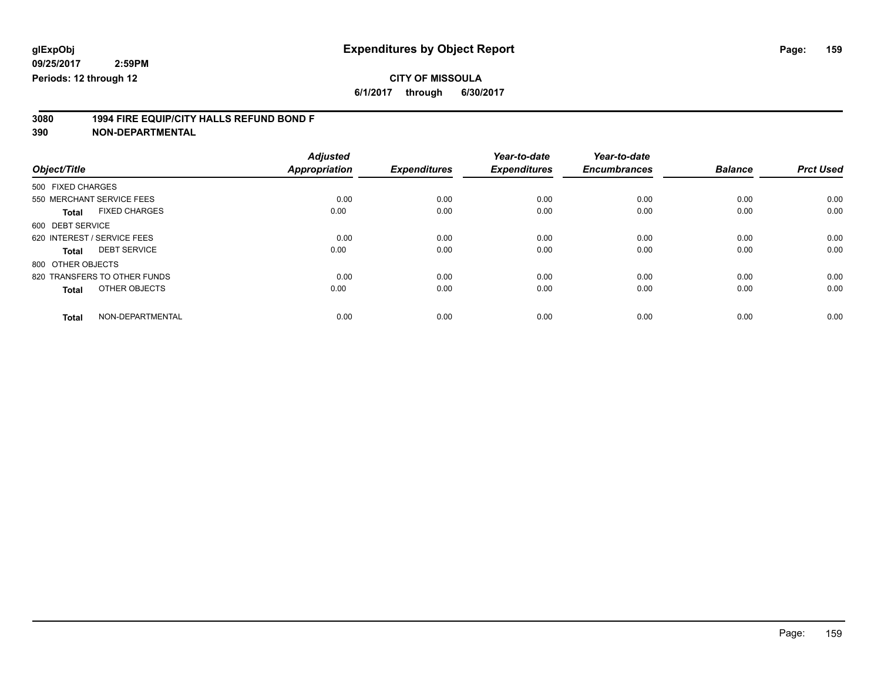**glExpObj**
**09/25/2017 2:59PM**
**Periods: 12 through 12**

# Expenditures by Object Report

**CITY OF MISSOULA**
**6/1/2017 through 6/30/2017**

**3080 1994 FIRE EQUIP/CITY HALLS REFUND BOND F**
**390 NON-DEPARTMENTAL**

| Object/Title | Adjusted Appropriation | Expenditures | Year-to-date Expenditures | Year-to-date Encumbrances | Balance | Prct Used |
|---|---|---|---|---|---|---|
| 500 FIXED CHARGES | | | | | | |
| 550 MERCHANT SERVICE FEES | 0.00 | 0.00 | 0.00 | 0.00 | 0.00 | 0.00 |
| **Total** FIXED CHARGES | 0.00 | 0.00 | 0.00 | 0.00 | 0.00 | 0.00 |
| 600 DEBT SERVICE | | | | | | |
| 620 INTEREST / SERVICE FEES | 0.00 | 0.00 | 0.00 | 0.00 | 0.00 | 0.00 |
| **Total** DEBT SERVICE | 0.00 | 0.00 | 0.00 | 0.00 | 0.00 | 0.00 |
| 800 OTHER OBJECTS | | | | | | |
| 820 TRANSFERS TO OTHER FUNDS | 0.00 | 0.00 | 0.00 | 0.00 | 0.00 | 0.00 |
| **Total** OTHER OBJECTS | 0.00 | 0.00 | 0.00 | 0.00 | 0.00 | 0.00 |
| **Total** NON-DEPARTMENTAL | 0.00 | 0.00 | 0.00 | 0.00 | 0.00 | 0.00 |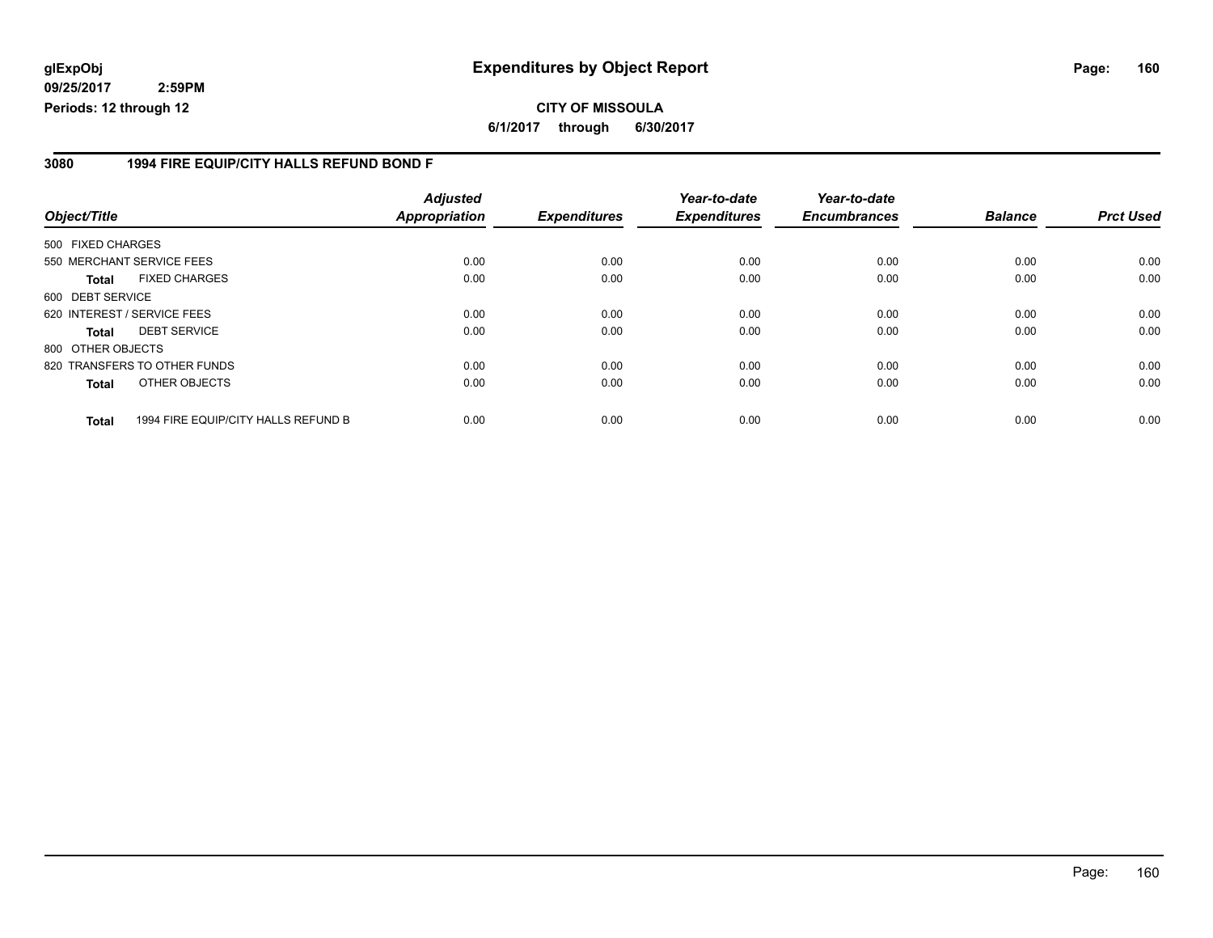**glExpObj**
**09/25/2017 2:59PM**
**Periods: 12 through 12**

# Expenditures by Object Report

**CITY OF MISSOULA**
**6/1/2017 through 6/30/2017**

## 3080 1994 FIRE EQUIP/CITY HALLS REFUND BOND F

| Object/Title | Adjusted Appropriation | Expenditures | Year-to-date Expenditures | Year-to-date Encumbrances | Balance | Prct Used |
|---|---|---|---|---|---|---|
| 500 FIXED CHARGES | | | | | | |
| 550 MERCHANT SERVICE FEES | 0.00 | 0.00 | 0.00 | 0.00 | 0.00 | 0.00 |
| **Total** FIXED CHARGES | 0.00 | 0.00 | 0.00 | 0.00 | 0.00 | 0.00 |
| 600 DEBT SERVICE | | | | | | |
| 620 INTEREST / SERVICE FEES | 0.00 | 0.00 | 0.00 | 0.00 | 0.00 | 0.00 |
| **Total** DEBT SERVICE | 0.00 | 0.00 | 0.00 | 0.00 | 0.00 | 0.00 |
| 800 OTHER OBJECTS | | | | | | |
| 820 TRANSFERS TO OTHER FUNDS | 0.00 | 0.00 | 0.00 | 0.00 | 0.00 | 0.00 |
| **Total** OTHER OBJECTS | 0.00 | 0.00 | 0.00 | 0.00 | 0.00 | 0.00 |
| **Total** 1994 FIRE EQUIP/CITY HALLS REFUND B | 0.00 | 0.00 | 0.00 | 0.00 | 0.00 | 0.00 |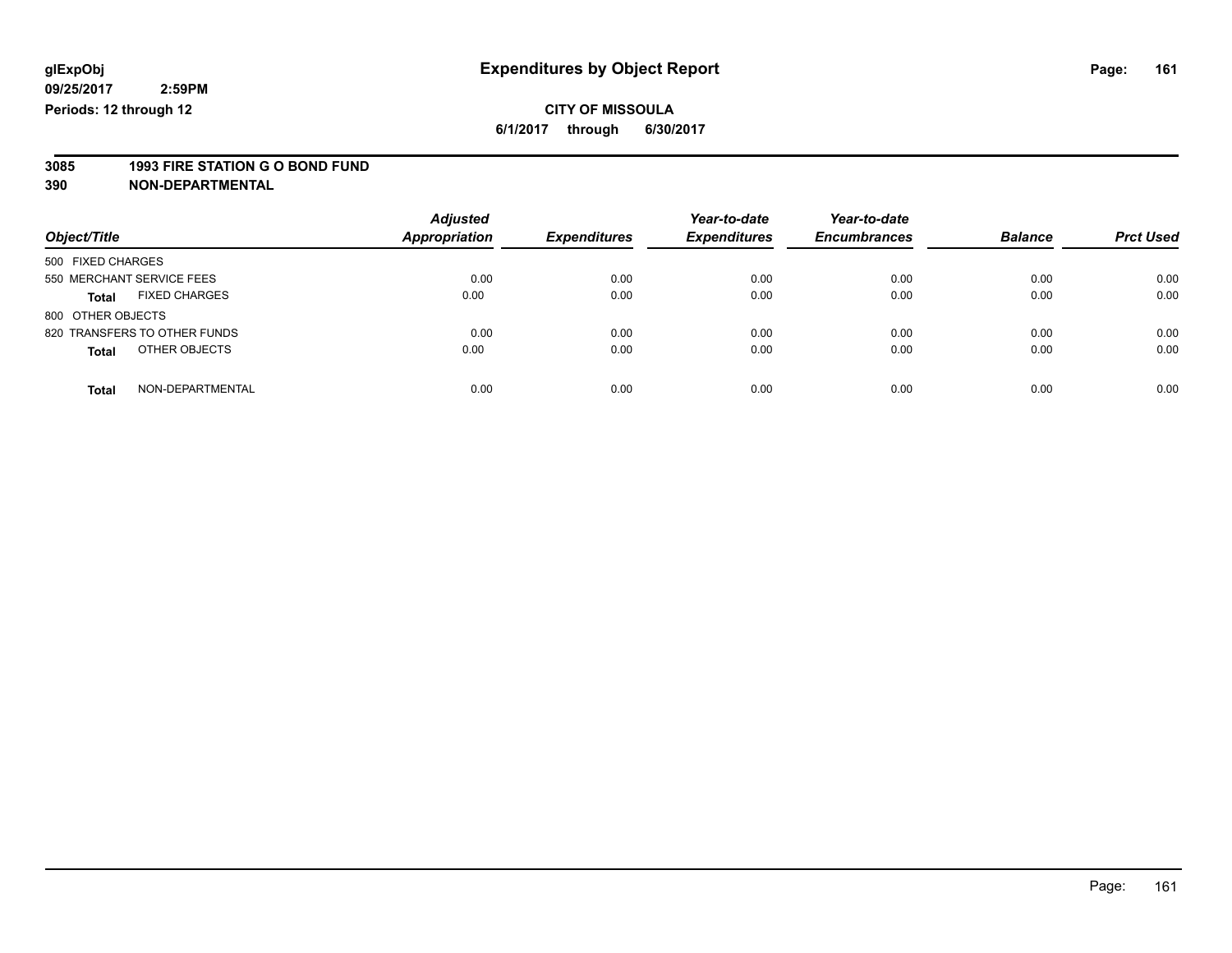glExpObj
09/25/2017 2:59PM
Periods: 12 through 12

# Expenditures by Object Report

**CITY OF MISSOULA**
**6/1/2017 through 6/30/2017**

**3085 1993 FIRE STATION G O BOND FUND**
**390 NON-DEPARTMENTAL**

| Object/Title | Adjusted Appropriation | Expenditures | Year-to-date Expenditures | Year-to-date Encumbrances | Balance | Prct Used |
|---|---|---|---|---|---|---|
| 500 FIXED CHARGES | | | | | | |
| 550 MERCHANT SERVICE FEES | 0.00 | 0.00 | 0.00 | 0.00 | 0.00 | 0.00 |
| **Total** FIXED CHARGES | 0.00 | 0.00 | 0.00 | 0.00 | 0.00 | 0.00 |
| 800 OTHER OBJECTS | | | | | | |
| 820 TRANSFERS TO OTHER FUNDS | 0.00 | 0.00 | 0.00 | 0.00 | 0.00 | 0.00 |
| **Total** OTHER OBJECTS | 0.00 | 0.00 | 0.00 | 0.00 | 0.00 | 0.00 |
| **Total** NON-DEPARTMENTAL | 0.00 | 0.00 | 0.00 | 0.00 | 0.00 | 0.00 |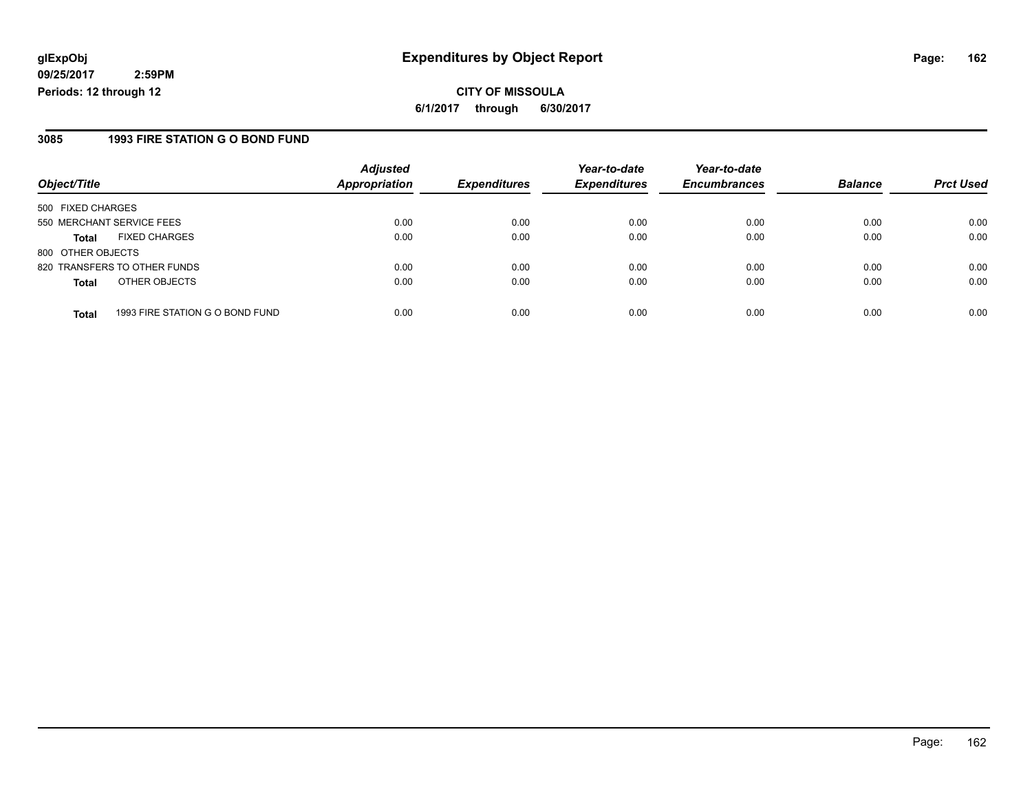**glExpObj**
**09/25/2017 2:59PM**
**Periods: 12 through 12**

# Expenditures by Object Report

**CITY OF MISSOULA**
**6/1/2017 through 6/30/2017**

## 3085 1993 FIRE STATION G O BOND FUND

| Object/Title | | Adjusted Appropriation | Expenditures | Year-to-date Expenditures | Year-to-date Encumbrances | Balance | Prct Used |
|---|---|---|---|---|---|---|---|
| 500 FIXED CHARGES | | | | | | | |
| 550 MERCHANT SERVICE FEES | | 0.00 | 0.00 | 0.00 | 0.00 | 0.00 | 0.00 |
| **Total** | FIXED CHARGES | 0.00 | 0.00 | 0.00 | 0.00 | 0.00 | 0.00 |
| 800 OTHER OBJECTS | | | | | | | |
| 820 TRANSFERS TO OTHER FUNDS | | 0.00 | 0.00 | 0.00 | 0.00 | 0.00 | 0.00 |
| **Total** | OTHER OBJECTS | 0.00 | 0.00 | 0.00 | 0.00 | 0.00 | 0.00 |
| **Total** | 1993 FIRE STATION G O BOND FUND | 0.00 | 0.00 | 0.00 | 0.00 | 0.00 | 0.00 |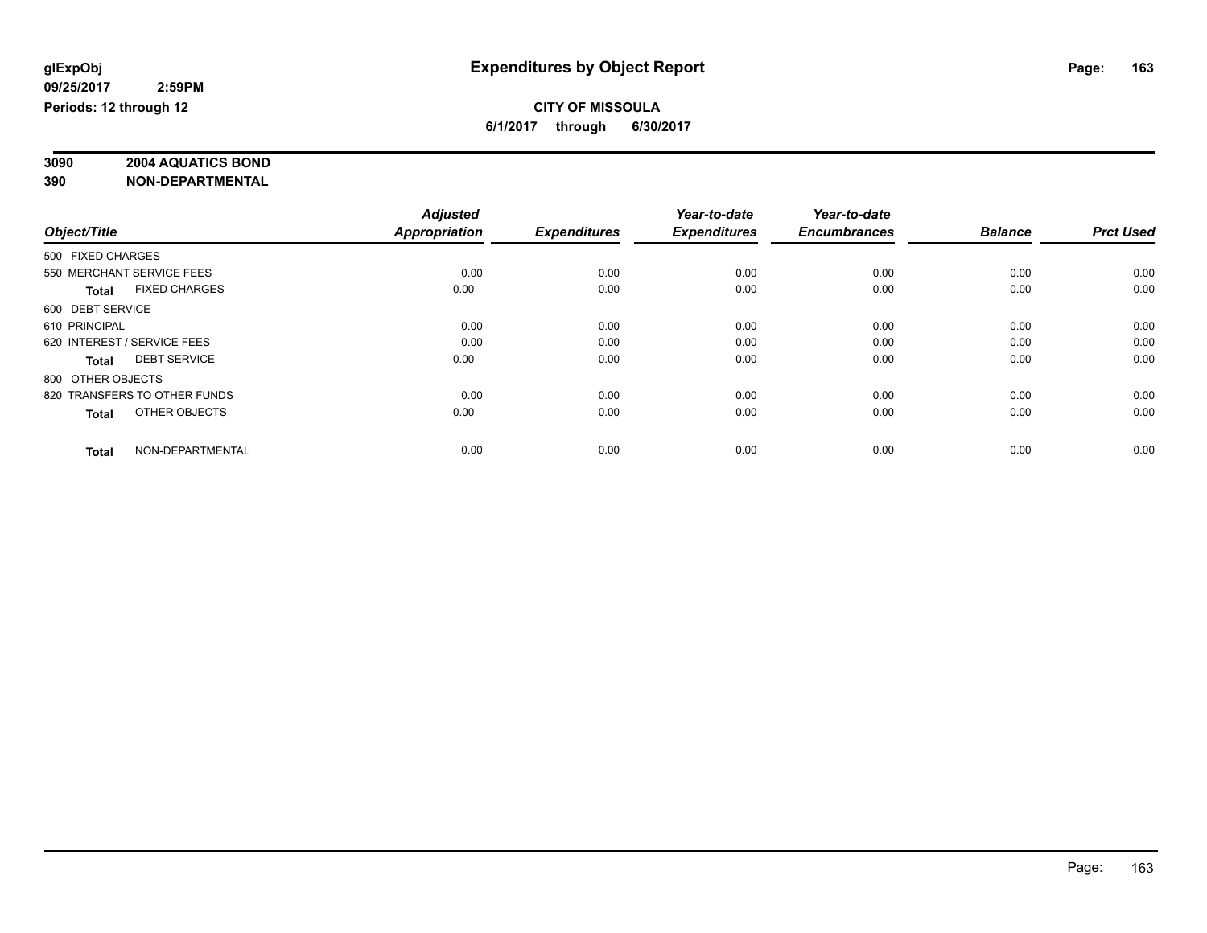# Expenditures by Object Report

glExpObj
09/25/2017 2:59PM
Periods: 12 through 12

**CITY OF MISSOULA**
**6/1/2017 through 6/30/2017**

**3090 2004 AQUATICS BOND**
**390 NON-DEPARTMENTAL**

| Object/Title | Adjusted Appropriation | Expenditures | Year-to-date Expenditures | Year-to-date Encumbrances | Balance | Prct Used |
|---|---|---|---|---|---|---|
| 500 FIXED CHARGES | | | | | | |
| 550 MERCHANT SERVICE FEES | 0.00 | 0.00 | 0.00 | 0.00 | 0.00 | 0.00 |
| **Total** FIXED CHARGES | 0.00 | 0.00 | 0.00 | 0.00 | 0.00 | 0.00 |
| 600 DEBT SERVICE | | | | | | |
| 610 PRINCIPAL | 0.00 | 0.00 | 0.00 | 0.00 | 0.00 | 0.00 |
| 620 INTEREST / SERVICE FEES | 0.00 | 0.00 | 0.00 | 0.00 | 0.00 | 0.00 |
| **Total** DEBT SERVICE | 0.00 | 0.00 | 0.00 | 0.00 | 0.00 | 0.00 |
| 800 OTHER OBJECTS | | | | | | |
| 820 TRANSFERS TO OTHER FUNDS | 0.00 | 0.00 | 0.00 | 0.00 | 0.00 | 0.00 |
| **Total** OTHER OBJECTS | 0.00 | 0.00 | 0.00 | 0.00 | 0.00 | 0.00 |
| **Total** NON-DEPARTMENTAL | 0.00 | 0.00 | 0.00 | 0.00 | 0.00 | 0.00 |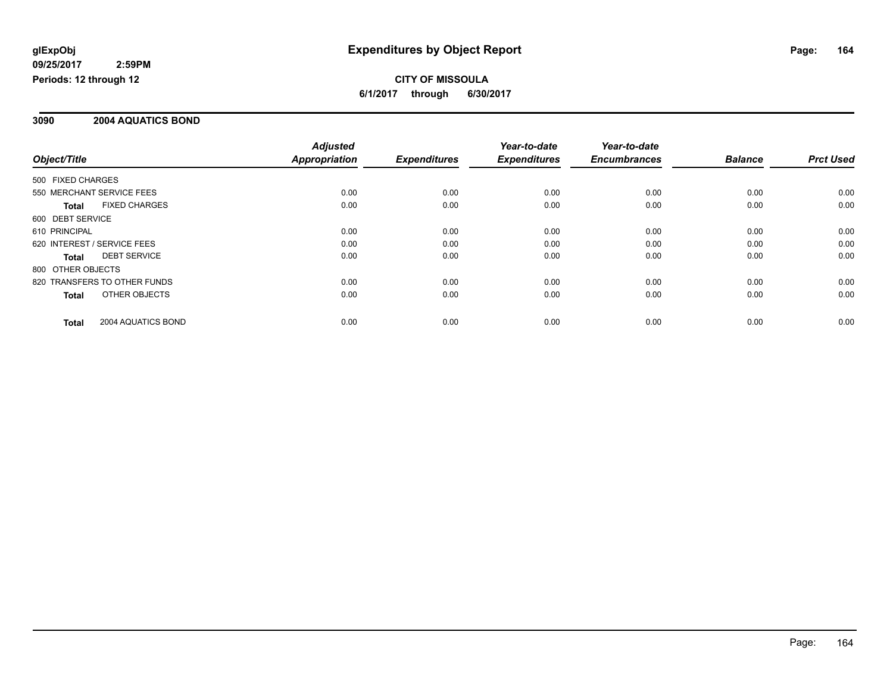glExpObj
09/25/2017 2:59PM
Periods: 12 through 12

# Expenditures by Object Report

**CITY OF MISSOULA**
**6/1/2017 through 6/30/2017**

## 3090 2004 AQUATICS BOND

| Object/Title | Adjusted Appropriation | Expenditures | Year-to-date Expenditures | Year-to-date Encumbrances | Balance | Prct Used |
|---|---|---|---|---|---|---|
| 500 FIXED CHARGES | | | | | | |
| 550 MERCHANT SERVICE FEES | 0.00 | 0.00 | 0.00 | 0.00 | 0.00 | 0.00 |
| **Total** FIXED CHARGES | 0.00 | 0.00 | 0.00 | 0.00 | 0.00 | 0.00 |
| 600 DEBT SERVICE | | | | | | |
| 610 PRINCIPAL | 0.00 | 0.00 | 0.00 | 0.00 | 0.00 | 0.00 |
| 620 INTEREST / SERVICE FEES | 0.00 | 0.00 | 0.00 | 0.00 | 0.00 | 0.00 |
| **Total** DEBT SERVICE | 0.00 | 0.00 | 0.00 | 0.00 | 0.00 | 0.00 |
| 800 OTHER OBJECTS | | | | | | |
| 820 TRANSFERS TO OTHER FUNDS | 0.00 | 0.00 | 0.00 | 0.00 | 0.00 | 0.00 |
| **Total** OTHER OBJECTS | 0.00 | 0.00 | 0.00 | 0.00 | 0.00 | 0.00 |
| **Total** 2004 AQUATICS BOND | 0.00 | 0.00 | 0.00 | 0.00 | 0.00 | 0.00 |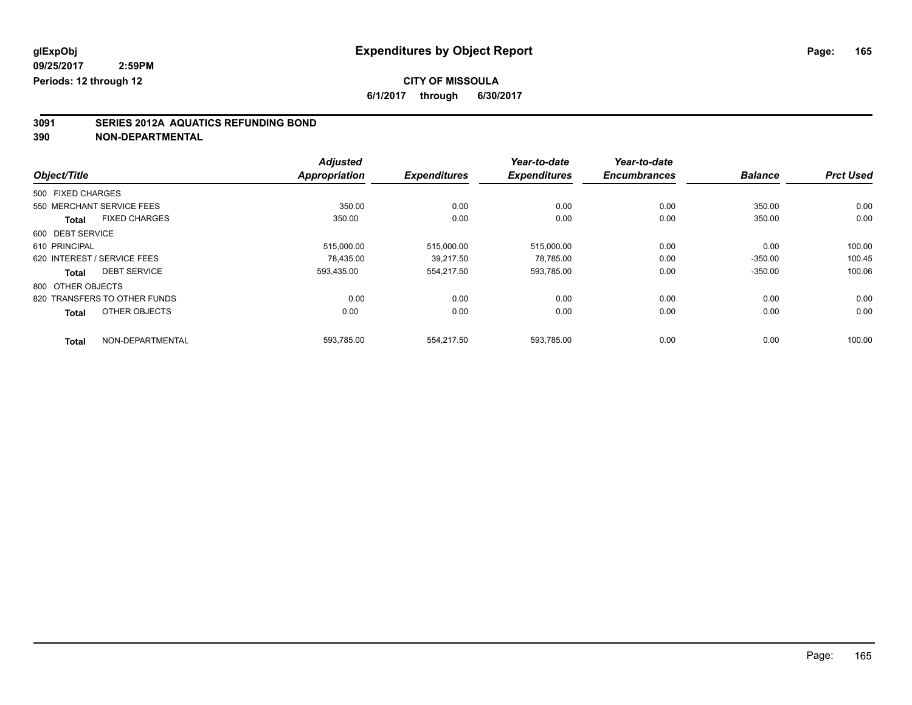glExpObj
09/25/2017 2:59PM
Periods: 12 through 12

# Expenditures by Object Report

**CITY OF MISSOULA**

**6/1/2017 through 6/30/2017**

## 3091 SERIES 2012A AQUATICS REFUNDING BOND
## 390 NON-DEPARTMENTAL

| Object/Title | Adjusted Appropriation | Expenditures | Year-to-date Expenditures | Year-to-date Encumbrances | Balance | Prct Used |
|---|---|---|---|---|---|---|
| 500 FIXED CHARGES | | | | | | |
| 550 MERCHANT SERVICE FEES | 350.00 | 0.00 | 0.00 | 0.00 | 350.00 | 0.00 |
| **Total** FIXED CHARGES | 350.00 | 0.00 | 0.00 | 0.00 | 350.00 | 0.00 |
| 600 DEBT SERVICE | | | | | | |
| 610 PRINCIPAL | 515,000.00 | 515,000.00 | 515,000.00 | 0.00 | 0.00 | 100.00 |
| 620 INTEREST / SERVICE FEES | 78,435.00 | 39,217.50 | 78,785.00 | 0.00 | -350.00 | 100.45 |
| **Total** DEBT SERVICE | 593,435.00 | 554,217.50 | 593,785.00 | 0.00 | -350.00 | 100.06 |
| 800 OTHER OBJECTS | | | | | | |
| 820 TRANSFERS TO OTHER FUNDS | 0.00 | 0.00 | 0.00 | 0.00 | 0.00 | 0.00 |
| **Total** OTHER OBJECTS | 0.00 | 0.00 | 0.00 | 0.00 | 0.00 | 0.00 |
| **Total** NON-DEPARTMENTAL | 593,785.00 | 554,217.50 | 593,785.00 | 0.00 | 0.00 | 100.00 |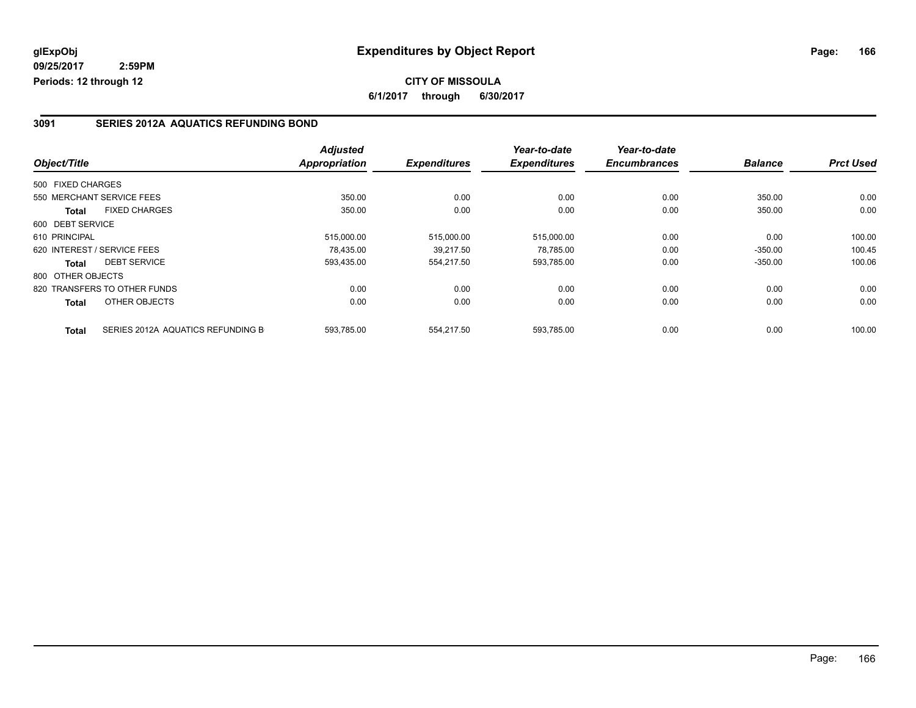glExpObj
09/25/2017 2:59PM
Periods: 12 through 12

# Expenditures by Object Report

**CITY OF MISSOULA**

**6/1/2017 through 6/30/2017**

## 3091 SERIES 2012A AQUATICS REFUNDING BOND

| Object/Title | Adjusted Appropriation | Expenditures | Year-to-date Expenditures | Year-to-date Encumbrances | Balance | Prct Used |
|---|---|---|---|---|---|---|
| 500 FIXED CHARGES | | | | | | |
| 550 MERCHANT SERVICE FEES | 350.00 | 0.00 | 0.00 | 0.00 | 350.00 | 0.00 |
| **Total** FIXED CHARGES | 350.00 | 0.00 | 0.00 | 0.00 | 350.00 | 0.00 |
| 600 DEBT SERVICE | | | | | | |
| 610 PRINCIPAL | 515,000.00 | 515,000.00 | 515,000.00 | 0.00 | 0.00 | 100.00 |
| 620 INTEREST / SERVICE FEES | 78,435.00 | 39,217.50 | 78,785.00 | 0.00 | -350.00 | 100.45 |
| **Total** DEBT SERVICE | 593,435.00 | 554,217.50 | 593,785.00 | 0.00 | -350.00 | 100.06 |
| 800 OTHER OBJECTS | | | | | | |
| 820 TRANSFERS TO OTHER FUNDS | 0.00 | 0.00 | 0.00 | 0.00 | 0.00 | 0.00 |
| **Total** OTHER OBJECTS | 0.00 | 0.00 | 0.00 | 0.00 | 0.00 | 0.00 |
| **Total** SERIES 2012A AQUATICS REFUNDING B | 593,785.00 | 554,217.50 | 593,785.00 | 0.00 | 0.00 | 100.00 |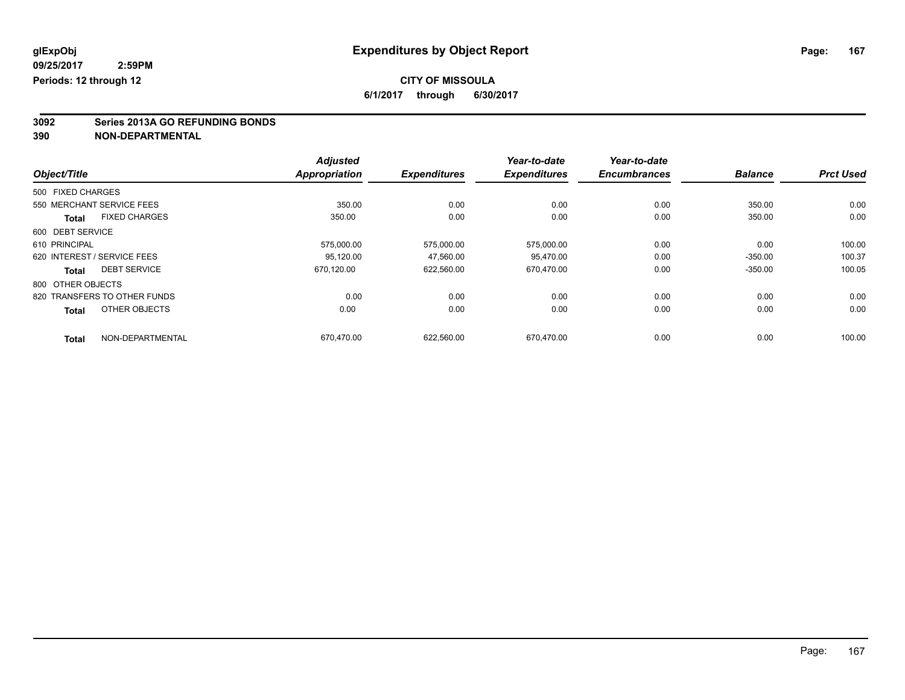glExpObj
09/25/2017 2:59PM
Periods: 12 through 12

# Expenditures by Object Report

**CITY OF MISSOULA**
**6/1/2017 through 6/30/2017**

**3092 Series 2013A GO REFUNDING BONDS**
**390 NON-DEPARTMENTAL**

| Object/Title | Adjusted Appropriation | Expenditures | Year-to-date Expenditures | Year-to-date Encumbrances | Balance | Prct Used |
|---|---|---|---|---|---|---|
| 500 FIXED CHARGES | | | | | | |
| 550 MERCHANT SERVICE FEES | 350.00 | 0.00 | 0.00 | 0.00 | 350.00 | 0.00 |
| **Total** FIXED CHARGES | 350.00 | 0.00 | 0.00 | 0.00 | 350.00 | 0.00 |
| 600 DEBT SERVICE | | | | | | |
| 610 PRINCIPAL | 575,000.00 | 575,000.00 | 575,000.00 | 0.00 | 0.00 | 100.00 |
| 620 INTEREST / SERVICE FEES | 95,120.00 | 47,560.00 | 95,470.00 | 0.00 | -350.00 | 100.37 |
| **Total** DEBT SERVICE | 670,120.00 | 622,560.00 | 670,470.00 | 0.00 | -350.00 | 100.05 |
| 800 OTHER OBJECTS | | | | | | |
| 820 TRANSFERS TO OTHER FUNDS | 0.00 | 0.00 | 0.00 | 0.00 | 0.00 | 0.00 |
| **Total** OTHER OBJECTS | 0.00 | 0.00 | 0.00 | 0.00 | 0.00 | 0.00 |
| **Total** NON-DEPARTMENTAL | 670,470.00 | 622,560.00 | 670,470.00 | 0.00 | 0.00 | 100.00 |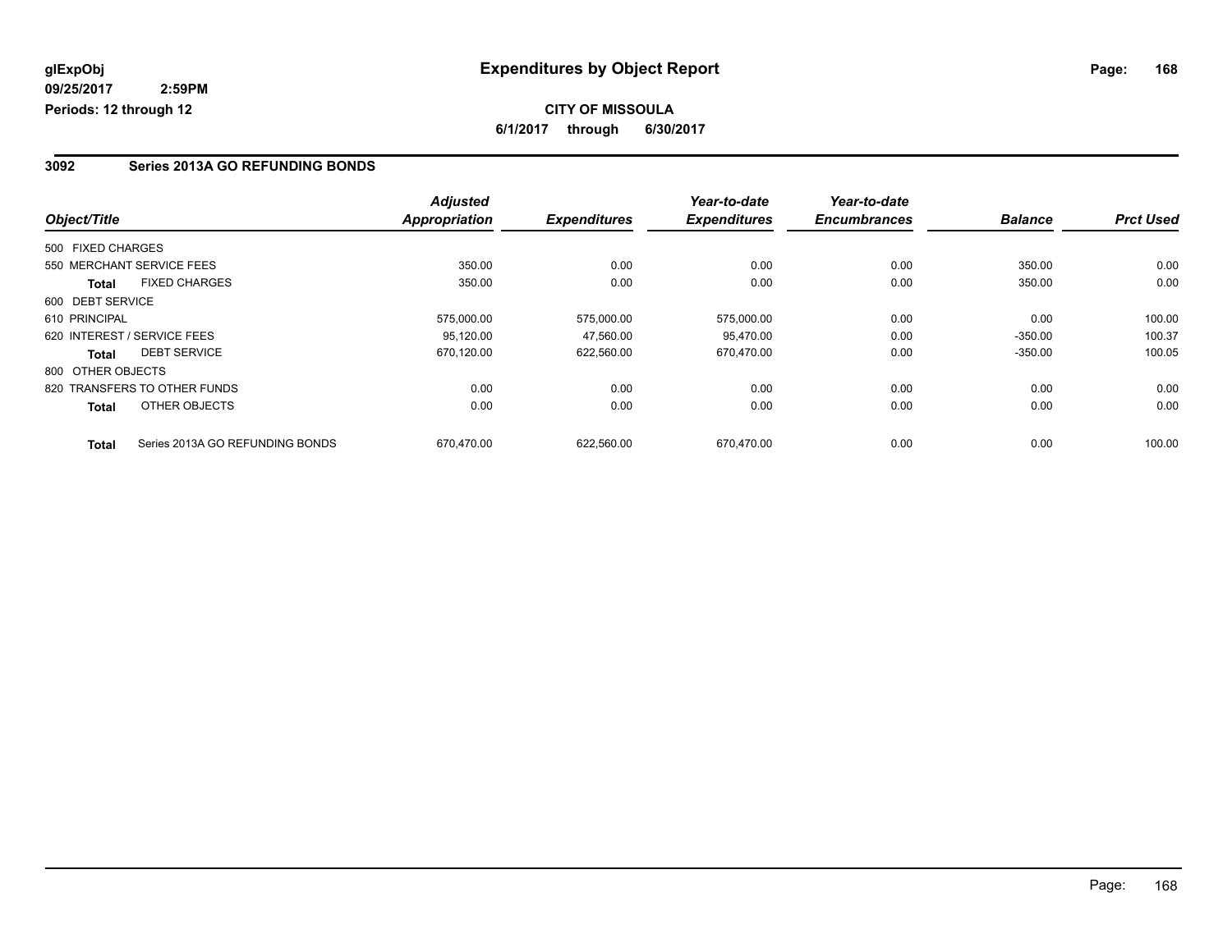glExpObj
09/25/2017 2:59PM
Periods: 12 through 12

# Expenditures by Object Report

**CITY OF MISSOULA**

**6/1/2017 through 6/30/2017**

## 3092 Series 2013A GO REFUNDING BONDS

| Object/Title | | Adjusted Appropriation | Expenditures | Year-to-date Expenditures | Year-to-date Encumbrances | Balance | Prct Used |
|---|---|---|---|---|---|---|---|
| 500 FIXED CHARGES | | | | | | | |
| 550 MERCHANT SERVICE FEES | | 350.00 | 0.00 | 0.00 | 0.00 | 350.00 | 0.00 |
| **Total** | FIXED CHARGES | 350.00 | 0.00 | 0.00 | 0.00 | 350.00 | 0.00 |
| 600 DEBT SERVICE | | | | | | | |
| 610 PRINCIPAL | | 575,000.00 | 575,000.00 | 575,000.00 | 0.00 | 0.00 | 100.00 |
| 620 INTEREST / SERVICE FEES | | 95,120.00 | 47,560.00 | 95,470.00 | 0.00 | -350.00 | 100.37 |
| **Total** | DEBT SERVICE | 670,120.00 | 622,560.00 | 670,470.00 | 0.00 | -350.00 | 100.05 |
| 800 OTHER OBJECTS | | | | | | | |
| 820 TRANSFERS TO OTHER FUNDS | | 0.00 | 0.00 | 0.00 | 0.00 | 0.00 | 0.00 |
| **Total** | OTHER OBJECTS | 0.00 | 0.00 | 0.00 | 0.00 | 0.00 | 0.00 |
| **Total** | Series 2013A GO REFUNDING BONDS | 670,470.00 | 622,560.00 | 670,470.00 | 0.00 | 0.00 | 100.00 |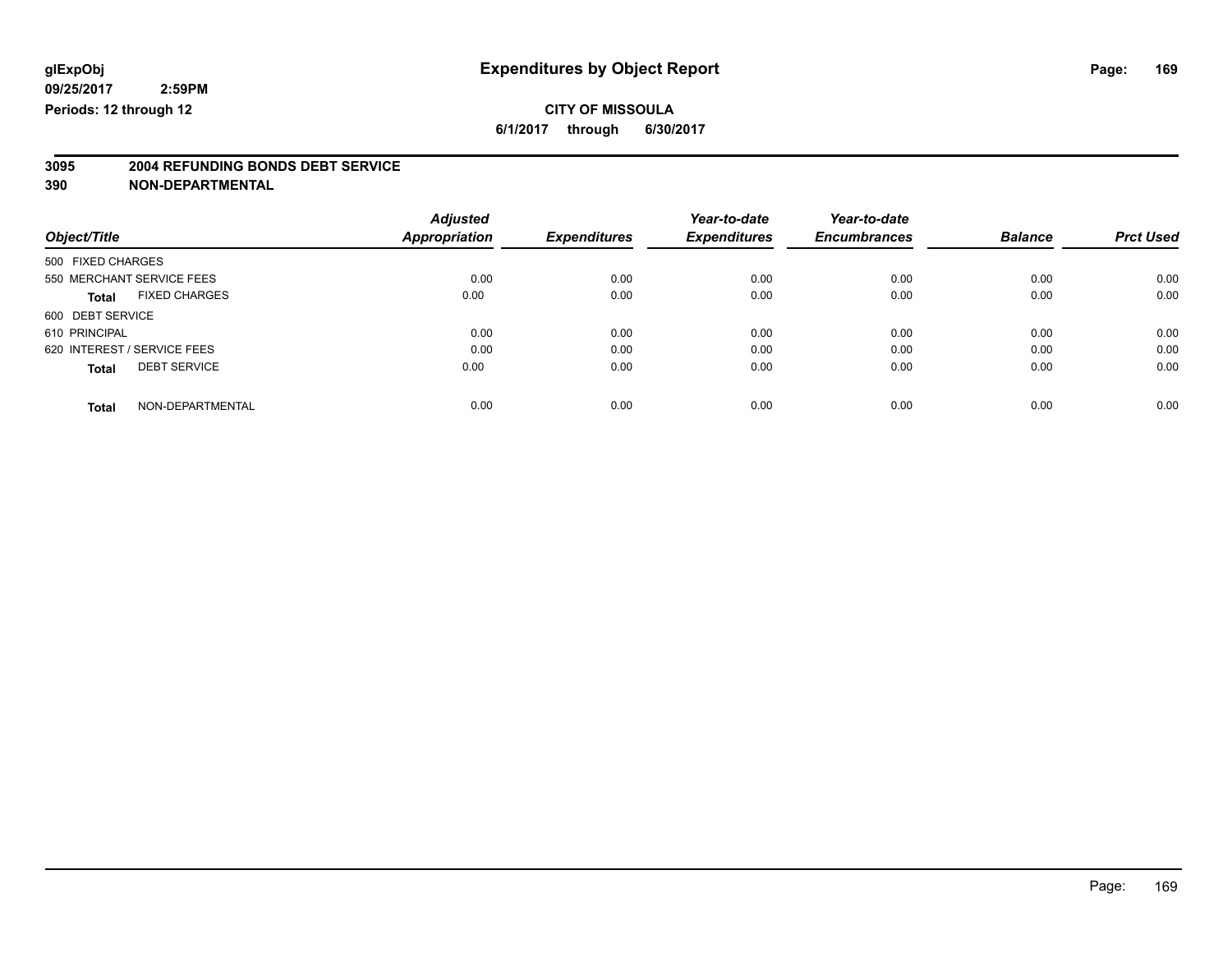glExpObj
09/25/2017 2:59PM
Periods: 12 through 12

# Expenditures by Object Report

**CITY OF MISSOULA**
**6/1/2017 through 6/30/2017**

**3095 2004 REFUNDING BONDS DEBT SERVICE**
**390 NON-DEPARTMENTAL**

| Object/Title | Adjusted Appropriation | Expenditures | Year-to-date Expenditures | Year-to-date Encumbrances | Balance | Prct Used |
|---|---|---|---|---|---|---|
| 500 FIXED CHARGES | | | | | | |
| 550 MERCHANT SERVICE FEES | 0.00 | 0.00 | 0.00 | 0.00 | 0.00 | 0.00 |
| **Total** FIXED CHARGES | 0.00 | 0.00 | 0.00 | 0.00 | 0.00 | 0.00 |
| 600 DEBT SERVICE | | | | | | |
| 610 PRINCIPAL | 0.00 | 0.00 | 0.00 | 0.00 | 0.00 | 0.00 |
| 620 INTEREST / SERVICE FEES | 0.00 | 0.00 | 0.00 | 0.00 | 0.00 | 0.00 |
| **Total** DEBT SERVICE | 0.00 | 0.00 | 0.00 | 0.00 | 0.00 | 0.00 |
| **Total** NON-DEPARTMENTAL | 0.00 | 0.00 | 0.00 | 0.00 | 0.00 | 0.00 |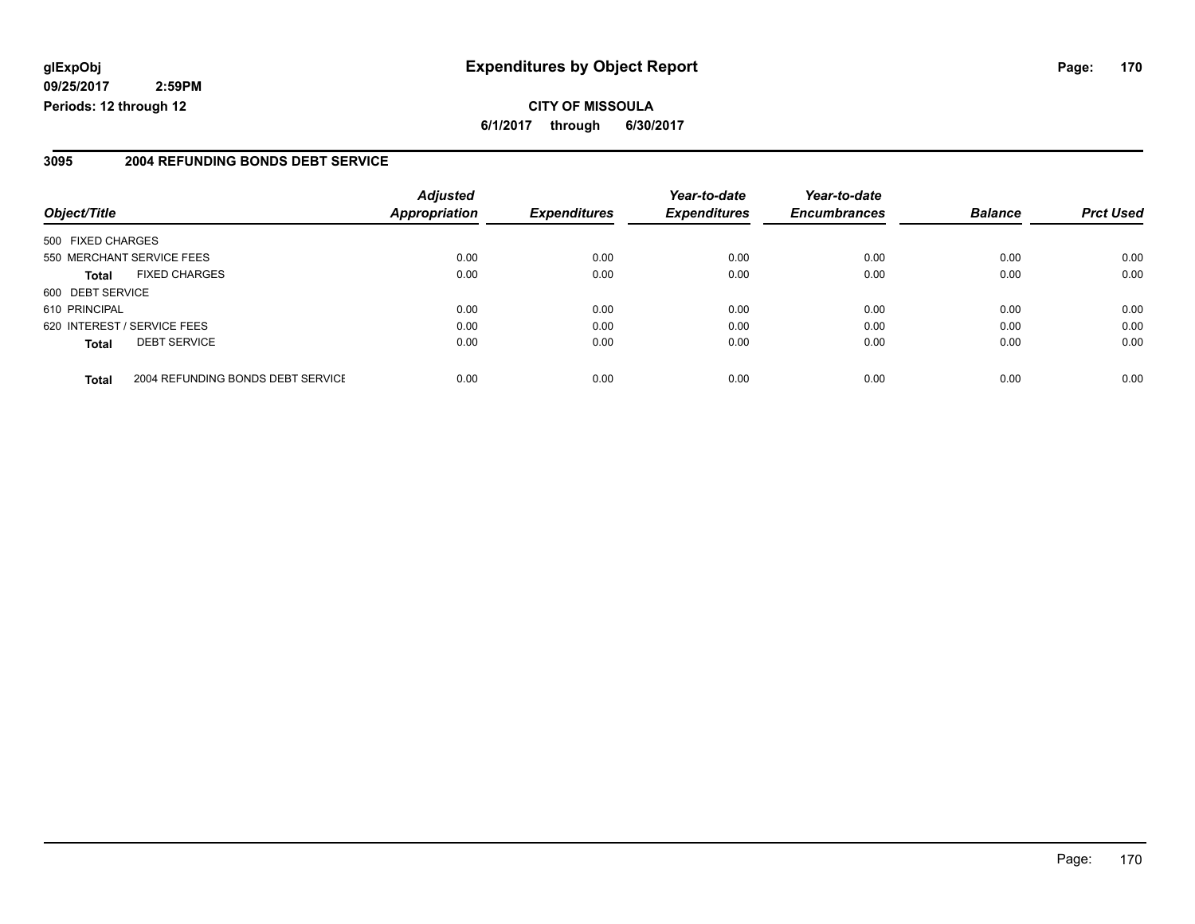**glExpObj**
**09/25/2017 2:59PM**
**Periods: 12 through 12**

# Expenditures by Object Report

**CITY OF MISSOULA**
**6/1/2017 through 6/30/2017**

## 3095 2004 REFUNDING BONDS DEBT SERVICE

| Object/Title | | Adjusted Appropriation | Expenditures | Year-to-date Expenditures | Year-to-date Encumbrances | Balance | Prct Used |
|---|---|---|---|---|---|---|---|
| 500 FIXED CHARGES | | | | | | | |
| 550 MERCHANT SERVICE FEES | | 0.00 | 0.00 | 0.00 | 0.00 | 0.00 | 0.00 |
| **Total** | FIXED CHARGES | 0.00 | 0.00 | 0.00 | 0.00 | 0.00 | 0.00 |
| 600 DEBT SERVICE | | | | | | | |
| 610 PRINCIPAL | | 0.00 | 0.00 | 0.00 | 0.00 | 0.00 | 0.00 |
| 620 INTEREST / SERVICE FEES | | 0.00 | 0.00 | 0.00 | 0.00 | 0.00 | 0.00 |
| **Total** | DEBT SERVICE | 0.00 | 0.00 | 0.00 | 0.00 | 0.00 | 0.00 |
| **Total** | 2004 REFUNDING BONDS DEBT SERVICE | 0.00 | 0.00 | 0.00 | 0.00 | 0.00 | 0.00 |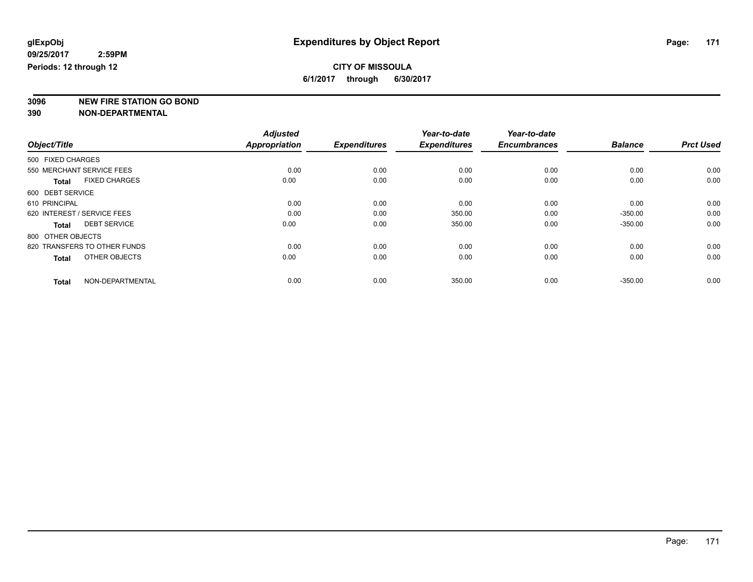glExpObj
09/25/2017 2:59PM
Periods: 12 through 12

# Expenditures by Object Report

**CITY OF MISSOULA**

**6/1/2017 through 6/30/2017**

**3096 NEW FIRE STATION GO BOND**
**390 NON-DEPARTMENTAL**

| Object/Title | Adjusted Appropriation | Expenditures | Year-to-date Expenditures | Year-to-date Encumbrances | Balance | Prct Used |
|---|---|---|---|---|---|---|
| 500 FIXED CHARGES | | | | | | |
| 550 MERCHANT SERVICE FEES | 0.00 | 0.00 | 0.00 | 0.00 | 0.00 | 0.00 |
| **Total** FIXED CHARGES | 0.00 | 0.00 | 0.00 | 0.00 | 0.00 | 0.00 |
| 600 DEBT SERVICE | | | | | | |
| 610 PRINCIPAL | 0.00 | 0.00 | 0.00 | 0.00 | 0.00 | 0.00 |
| 620 INTEREST / SERVICE FEES | 0.00 | 0.00 | 350.00 | 0.00 | -350.00 | 0.00 |
| **Total** DEBT SERVICE | 0.00 | 0.00 | 350.00 | 0.00 | -350.00 | 0.00 |
| 800 OTHER OBJECTS | | | | | | |
| 820 TRANSFERS TO OTHER FUNDS | 0.00 | 0.00 | 0.00 | 0.00 | 0.00 | 0.00 |
| **Total** OTHER OBJECTS | 0.00 | 0.00 | 0.00 | 0.00 | 0.00 | 0.00 |
| **Total** NON-DEPARTMENTAL | 0.00 | 0.00 | 350.00 | 0.00 | -350.00 | 0.00 |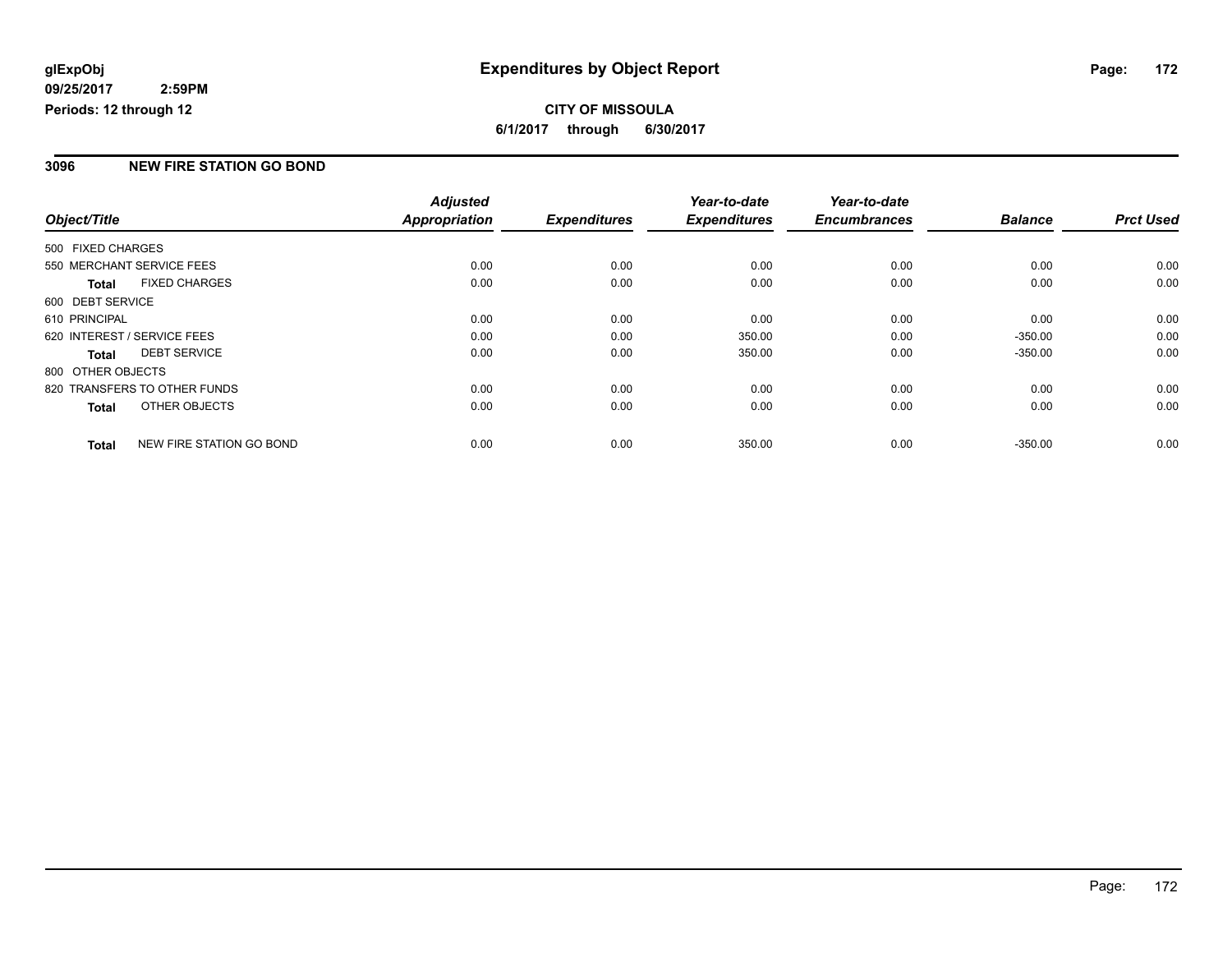**glExpObj**
**09/25/2017 2:59PM**
**Periods: 12 through 12**

# Expenditures by Object Report

**CITY OF MISSOULA**
**6/1/2017 through 6/30/2017**

## 3096 NEW FIRE STATION GO BOND

| Object/Title | Adjusted Appropriation | Expenditures | Year-to-date Expenditures | Year-to-date Encumbrances | Balance | Prct Used |
|---|---|---|---|---|---|---|
| 500 FIXED CHARGES | | | | | | |
| 550 MERCHANT SERVICE FEES | 0.00 | 0.00 | 0.00 | 0.00 | 0.00 | 0.00 |
| **Total** FIXED CHARGES | 0.00 | 0.00 | 0.00 | 0.00 | 0.00 | 0.00 |
| 600 DEBT SERVICE | | | | | | |
| 610 PRINCIPAL | 0.00 | 0.00 | 0.00 | 0.00 | 0.00 | 0.00 |
| 620 INTEREST / SERVICE FEES | 0.00 | 0.00 | 350.00 | 0.00 | -350.00 | 0.00 |
| **Total** DEBT SERVICE | 0.00 | 0.00 | 350.00 | 0.00 | -350.00 | 0.00 |
| 800 OTHER OBJECTS | | | | | | |
| 820 TRANSFERS TO OTHER FUNDS | 0.00 | 0.00 | 0.00 | 0.00 | 0.00 | 0.00 |
| **Total** OTHER OBJECTS | 0.00 | 0.00 | 0.00 | 0.00 | 0.00 | 0.00 |
| **Total** NEW FIRE STATION GO BOND | 0.00 | 0.00 | 350.00 | 0.00 | -350.00 | 0.00 |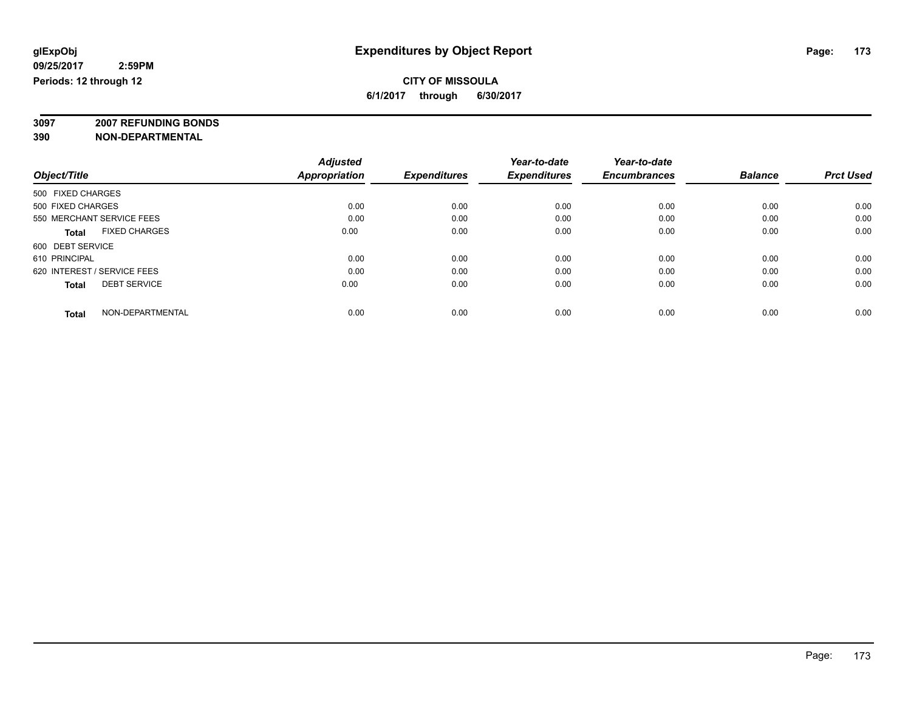glExpObj
09/25/2017 2:59PM
Periods: 12 through 12

# Expenditures by Object Report

**CITY OF MISSOULA**
**6/1/2017 through 6/30/2017**

**3097 2007 REFUNDING BONDS**
**390 NON-DEPARTMENTAL**

| Object/Title | Adjusted Appropriation | Expenditures | Year-to-date Expenditures | Year-to-date Encumbrances | Balance | Prct Used |
|---|---|---|---|---|---|---|
| 500 FIXED CHARGES | | | | | | |
| 500 FIXED CHARGES | 0.00 | 0.00 | 0.00 | 0.00 | 0.00 | 0.00 |
| 550 MERCHANT SERVICE FEES | 0.00 | 0.00 | 0.00 | 0.00 | 0.00 | 0.00 |
| **Total** FIXED CHARGES | 0.00 | 0.00 | 0.00 | 0.00 | 0.00 | 0.00 |
| 600 DEBT SERVICE | | | | | | |
| 610 PRINCIPAL | 0.00 | 0.00 | 0.00 | 0.00 | 0.00 | 0.00 |
| 620 INTEREST / SERVICE FEES | 0.00 | 0.00 | 0.00 | 0.00 | 0.00 | 0.00 |
| **Total** DEBT SERVICE | 0.00 | 0.00 | 0.00 | 0.00 | 0.00 | 0.00 |
| **Total** NON-DEPARTMENTAL | 0.00 | 0.00 | 0.00 | 0.00 | 0.00 | 0.00 |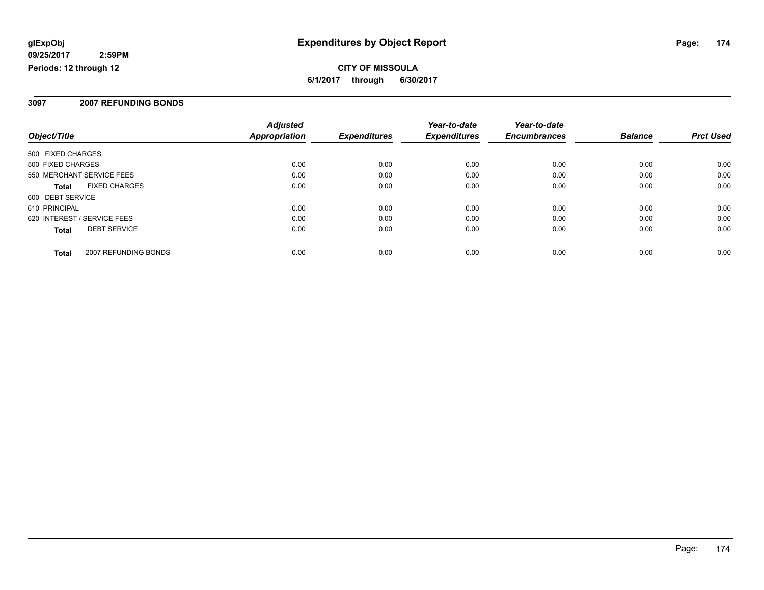**glExpObj**
**09/25/2017 2:59PM**
**Periods: 12 through 12**

# Expenditures by Object Report

**CITY OF MISSOULA**
**6/1/2017 through 6/30/2017**

## 3097 2007 REFUNDING BONDS

| Object/Title | Adjusted Appropriation | Expenditures | Year-to-date Expenditures | Year-to-date Encumbrances | Balance | Prct Used |
|---|---|---|---|---|---|---|
| 500 FIXED CHARGES | | | | | | |
| 500 FIXED CHARGES | 0.00 | 0.00 | 0.00 | 0.00 | 0.00 | 0.00 |
| 550 MERCHANT SERVICE FEES | 0.00 | 0.00 | 0.00 | 0.00 | 0.00 | 0.00 |
| **Total** FIXED CHARGES | 0.00 | 0.00 | 0.00 | 0.00 | 0.00 | 0.00 |
| 600 DEBT SERVICE | | | | | | |
| 610 PRINCIPAL | 0.00 | 0.00 | 0.00 | 0.00 | 0.00 | 0.00 |
| 620 INTEREST / SERVICE FEES | 0.00 | 0.00 | 0.00 | 0.00 | 0.00 | 0.00 |
| **Total** DEBT SERVICE | 0.00 | 0.00 | 0.00 | 0.00 | 0.00 | 0.00 |
| **Total** 2007 REFUNDING BONDS | 0.00 | 0.00 | 0.00 | 0.00 | 0.00 | 0.00 |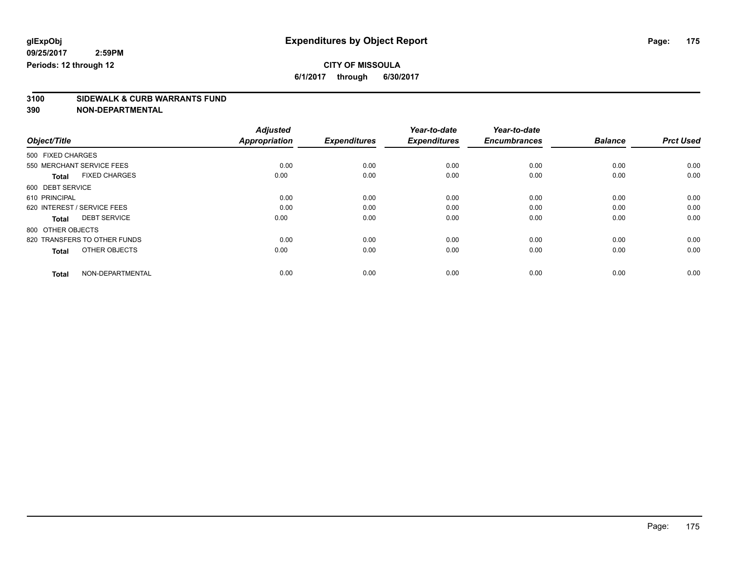**glExpObj**
**09/25/2017 2:59PM**
**Periods: 12 through 12**

# Expenditures by Object Report

**CITY OF MISSOULA**
**6/1/2017 through 6/30/2017**

## 3100 SIDEWALK & CURB WARRANTS FUND
## 390 NON-DEPARTMENTAL

| Object/Title | Adjusted Appropriation | Expenditures | Year-to-date Expenditures | Year-to-date Encumbrances | Balance | Prct Used |
|---|---|---|---|---|---|---|
| 500 FIXED CHARGES | | | | | | |
| 550 MERCHANT SERVICE FEES | 0.00 | 0.00 | 0.00 | 0.00 | 0.00 | 0.00 |
| **Total** FIXED CHARGES | 0.00 | 0.00 | 0.00 | 0.00 | 0.00 | 0.00 |
| 600 DEBT SERVICE | | | | | | |
| 610 PRINCIPAL | 0.00 | 0.00 | 0.00 | 0.00 | 0.00 | 0.00 |
| 620 INTEREST / SERVICE FEES | 0.00 | 0.00 | 0.00 | 0.00 | 0.00 | 0.00 |
| **Total** DEBT SERVICE | 0.00 | 0.00 | 0.00 | 0.00 | 0.00 | 0.00 |
| 800 OTHER OBJECTS | | | | | | |
| 820 TRANSFERS TO OTHER FUNDS | 0.00 | 0.00 | 0.00 | 0.00 | 0.00 | 0.00 |
| **Total** OTHER OBJECTS | 0.00 | 0.00 | 0.00 | 0.00 | 0.00 | 0.00 |
| **Total** NON-DEPARTMENTAL | 0.00 | 0.00 | 0.00 | 0.00 | 0.00 | 0.00 |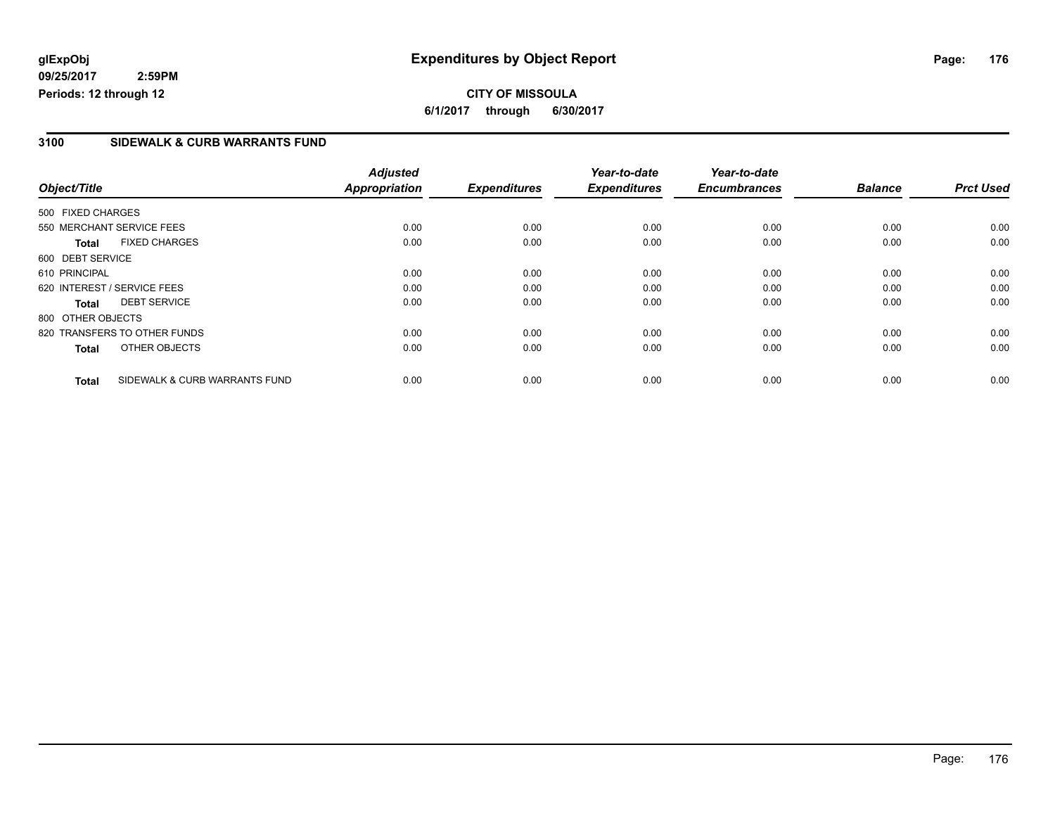# Expenditures by Object Report

glExpObj
09/25/2017 2:59PM
Periods: 12 through 12

**CITY OF MISSOULA**
**6/1/2017 through 6/30/2017**

## 3100 SIDEWALK & CURB WARRANTS FUND

| Object/Title | | Adjusted Appropriation | Expenditures | Year-to-date Expenditures | Year-to-date Encumbrances | Balance | Prct Used |
|---|---|---|---|---|---|---|---|
| 500 FIXED CHARGES | | | | | | | |
| 550 MERCHANT SERVICE FEES | | 0.00 | 0.00 | 0.00 | 0.00 | 0.00 | 0.00 |
| **Total** | FIXED CHARGES | 0.00 | 0.00 | 0.00 | 0.00 | 0.00 | 0.00 |
| 600 DEBT SERVICE | | | | | | | |
| 610 PRINCIPAL | | 0.00 | 0.00 | 0.00 | 0.00 | 0.00 | 0.00 |
| 620 INTEREST / SERVICE FEES | | 0.00 | 0.00 | 0.00 | 0.00 | 0.00 | 0.00 |
| **Total** | DEBT SERVICE | 0.00 | 0.00 | 0.00 | 0.00 | 0.00 | 0.00 |
| 800 OTHER OBJECTS | | | | | | | |
| 820 TRANSFERS TO OTHER FUNDS | | 0.00 | 0.00 | 0.00 | 0.00 | 0.00 | 0.00 |
| **Total** | OTHER OBJECTS | 0.00 | 0.00 | 0.00 | 0.00 | 0.00 | 0.00 |
| **Total** | SIDEWALK & CURB WARRANTS FUND | 0.00 | 0.00 | 0.00 | 0.00 | 0.00 | 0.00 |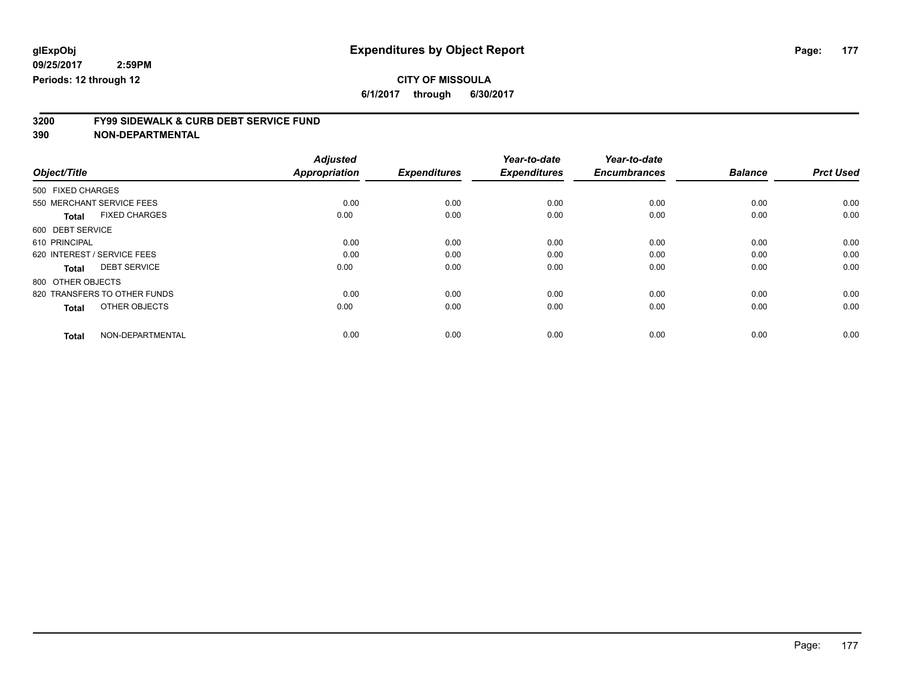**glExpObj** **Expenditures by Object Report**

**09/25/2017 2:59PM**

**Periods: 12 through 12**

**CITY OF MISSOULA**

**6/1/2017 through 6/30/2017**

**3200 FY99 SIDEWALK & CURB DEBT SERVICE FUND**

**390 NON-DEPARTMENTAL**

| Object/Title | Adjusted Appropriation | Expenditures | Year-to-date Expenditures | Year-to-date Encumbrances | Balance | Prct Used |
|---|---|---|---|---|---|---|
| 500 FIXED CHARGES | | | | | | |
| 550 MERCHANT SERVICE FEES | 0.00 | 0.00 | 0.00 | 0.00 | 0.00 | 0.00 |
| **Total** FIXED CHARGES | 0.00 | 0.00 | 0.00 | 0.00 | 0.00 | 0.00 |
| 600 DEBT SERVICE | | | | | | |
| 610 PRINCIPAL | 0.00 | 0.00 | 0.00 | 0.00 | 0.00 | 0.00 |
| 620 INTEREST / SERVICE FEES | 0.00 | 0.00 | 0.00 | 0.00 | 0.00 | 0.00 |
| **Total** DEBT SERVICE | 0.00 | 0.00 | 0.00 | 0.00 | 0.00 | 0.00 |
| 800 OTHER OBJECTS | | | | | | |
| 820 TRANSFERS TO OTHER FUNDS | 0.00 | 0.00 | 0.00 | 0.00 | 0.00 | 0.00 |
| **Total** OTHER OBJECTS | 0.00 | 0.00 | 0.00 | 0.00 | 0.00 | 0.00 |
| **Total** NON-DEPARTMENTAL | 0.00 | 0.00 | 0.00 | 0.00 | 0.00 | 0.00 |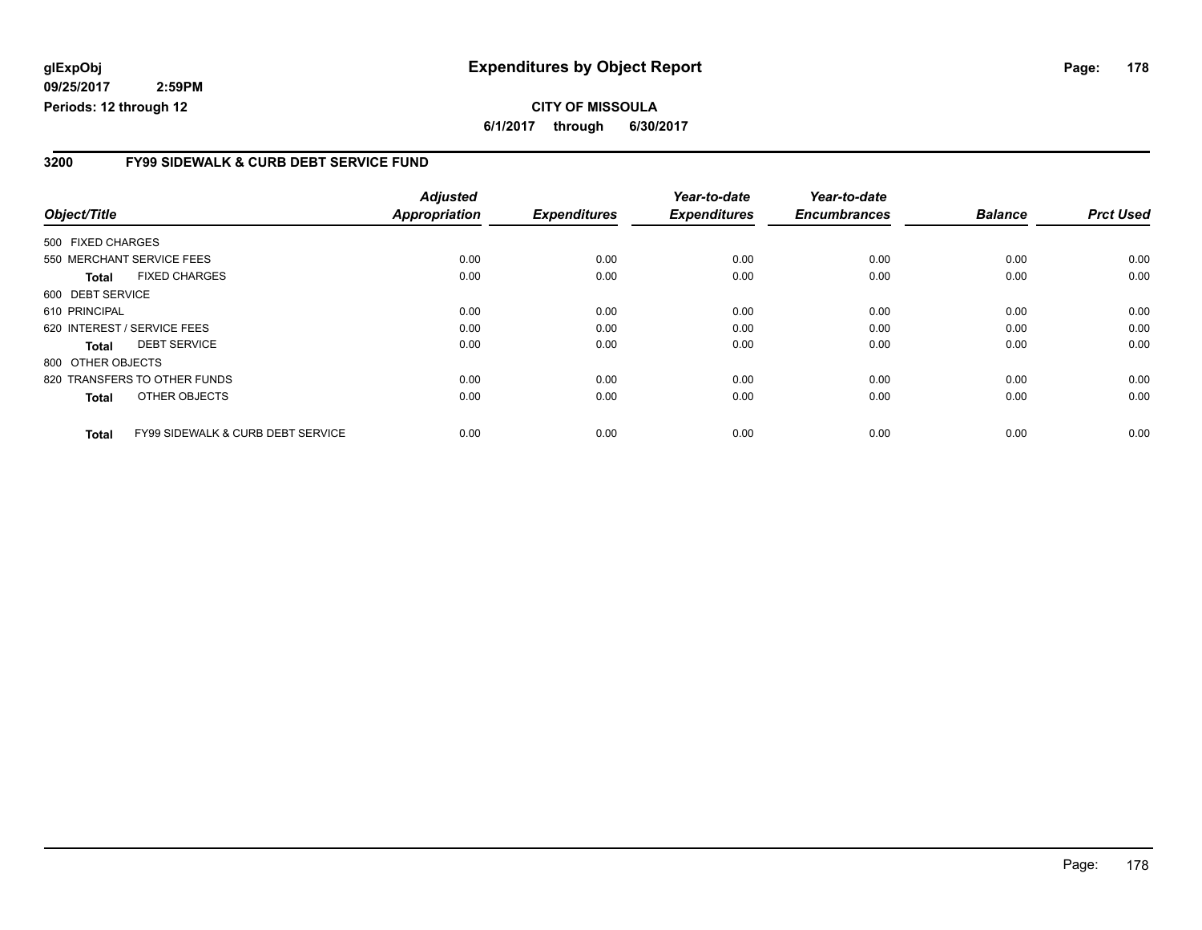**glExpObj** | **Expenditures by Object Report**

**09/25/2017 2:59PM**

**Periods: 12 through 12**

**CITY OF MISSOULA**

**6/1/2017 through 6/30/2017**

## 3200 FY99 SIDEWALK & CURB DEBT SERVICE FUND

| Object/Title | Adjusted Appropriation | Expenditures | Year-to-date Expenditures | Year-to-date Encumbrances | Balance | Prct Used |
|---|---|---|---|---|---|---|
| 500 FIXED CHARGES | | | | | | |
| 550 MERCHANT SERVICE FEES | 0.00 | 0.00 | 0.00 | 0.00 | 0.00 | 0.00 |
| **Total** FIXED CHARGES | 0.00 | 0.00 | 0.00 | 0.00 | 0.00 | 0.00 |
| 600 DEBT SERVICE | | | | | | |
| 610 PRINCIPAL | 0.00 | 0.00 | 0.00 | 0.00 | 0.00 | 0.00 |
| 620 INTEREST / SERVICE FEES | 0.00 | 0.00 | 0.00 | 0.00 | 0.00 | 0.00 |
| **Total** DEBT SERVICE | 0.00 | 0.00 | 0.00 | 0.00 | 0.00 | 0.00 |
| 800 OTHER OBJECTS | | | | | | |
| 820 TRANSFERS TO OTHER FUNDS | 0.00 | 0.00 | 0.00 | 0.00 | 0.00 | 0.00 |
| **Total** OTHER OBJECTS | 0.00 | 0.00 | 0.00 | 0.00 | 0.00 | 0.00 |
| **Total** FY99 SIDEWALK & CURB DEBT SERVICE | 0.00 | 0.00 | 0.00 | 0.00 | 0.00 | 0.00 |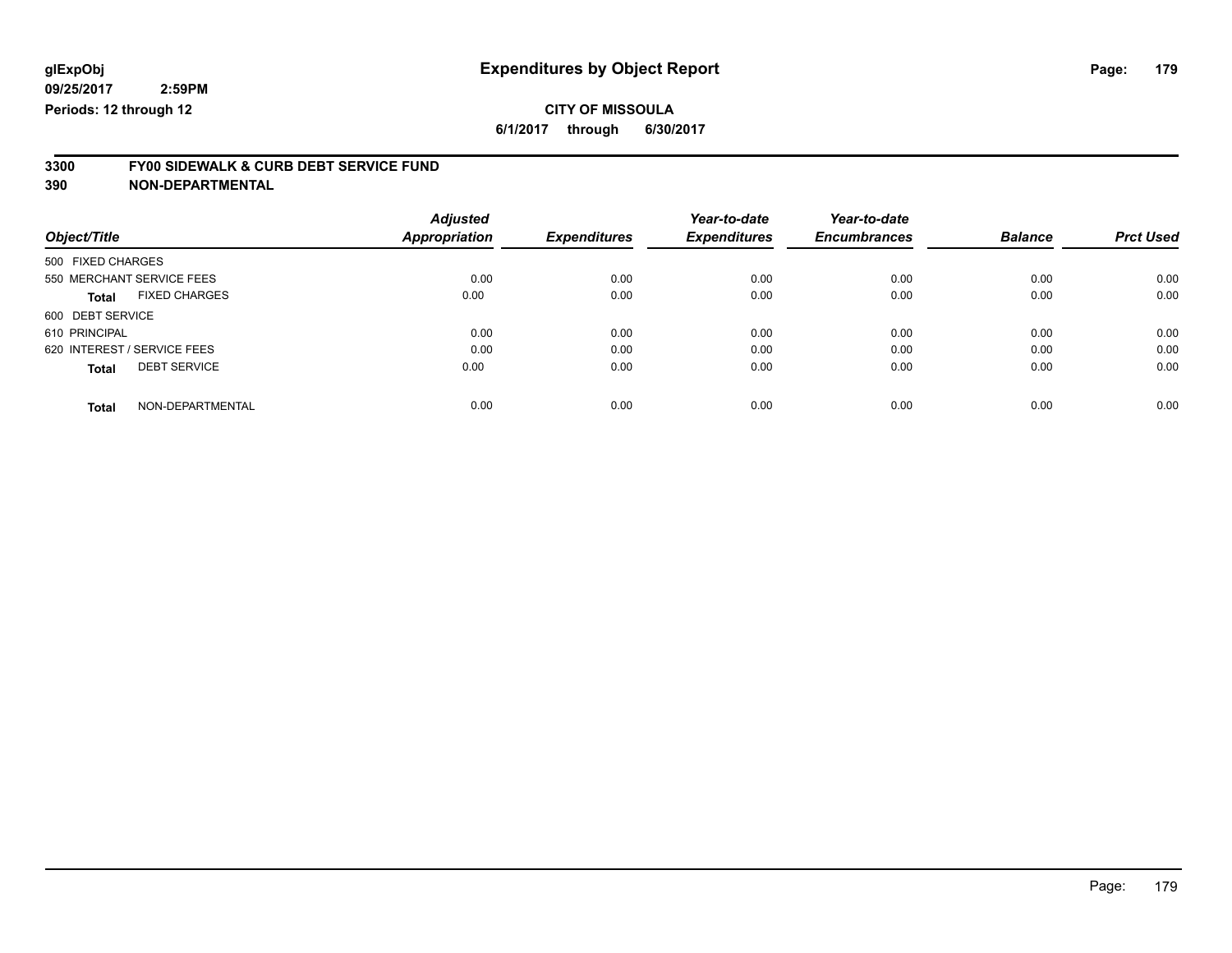glExpObj
09/25/2017 2:59PM
Periods: 12 through 12

# Expenditures by Object Report

**CITY OF MISSOULA**
**6/1/2017 through 6/30/2017**

## 3300 FY00 SIDEWALK & CURB DEBT SERVICE FUND
## 390 NON-DEPARTMENTAL

| Object/Title | Adjusted Appropriation | Expenditures | Year-to-date Expenditures | Year-to-date Encumbrances | Balance | Prct Used |
|---|---|---|---|---|---|---|
| 500 FIXED CHARGES | | | | | | |
| 550 MERCHANT SERVICE FEES | 0.00 | 0.00 | 0.00 | 0.00 | 0.00 | 0.00 |
| **Total** FIXED CHARGES | 0.00 | 0.00 | 0.00 | 0.00 | 0.00 | 0.00 |
| 600 DEBT SERVICE | | | | | | |
| 610 PRINCIPAL | 0.00 | 0.00 | 0.00 | 0.00 | 0.00 | 0.00 |
| 620 INTEREST / SERVICE FEES | 0.00 | 0.00 | 0.00 | 0.00 | 0.00 | 0.00 |
| **Total** DEBT SERVICE | 0.00 | 0.00 | 0.00 | 0.00 | 0.00 | 0.00 |
| **Total** NON-DEPARTMENTAL | 0.00 | 0.00 | 0.00 | 0.00 | 0.00 | 0.00 |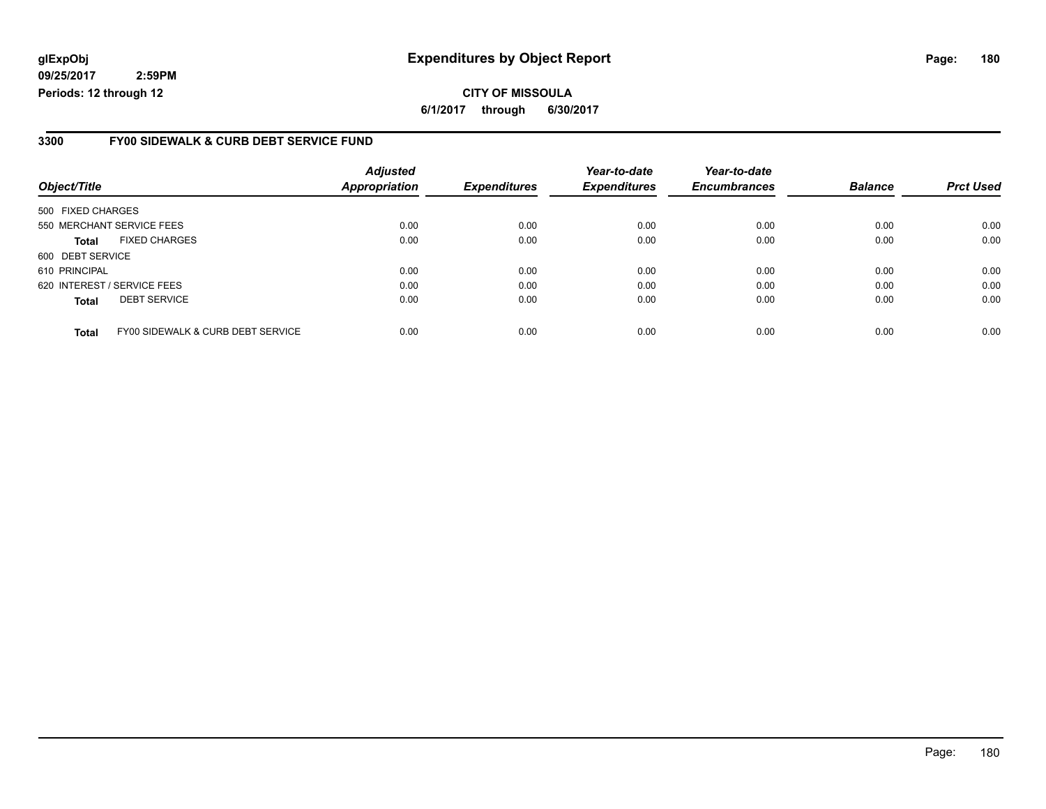glExpObj
09/25/2017 2:59PM
Periods: 12 through 12

# Expenditures by Object Report

**CITY OF MISSOULA**

**6/1/2017 through 6/30/2017**

## 3300 FY00 SIDEWALK & CURB DEBT SERVICE FUND

| Object/Title | Adjusted Appropriation | Expenditures | Year-to-date Expenditures | Year-to-date Encumbrances | Balance | Prct Used |
|---|---|---|---|---|---|---|
| 500 FIXED CHARGES | | | | | | |
| 550 MERCHANT SERVICE FEES | 0.00 | 0.00 | 0.00 | 0.00 | 0.00 | 0.00 |
| **Total** FIXED CHARGES | 0.00 | 0.00 | 0.00 | 0.00 | 0.00 | 0.00 |
| 600 DEBT SERVICE | | | | | | |
| 610 PRINCIPAL | 0.00 | 0.00 | 0.00 | 0.00 | 0.00 | 0.00 |
| 620 INTEREST / SERVICE FEES | 0.00 | 0.00 | 0.00 | 0.00 | 0.00 | 0.00 |
| **Total** DEBT SERVICE | 0.00 | 0.00 | 0.00 | 0.00 | 0.00 | 0.00 |
| **Total** FY00 SIDEWALK & CURB DEBT SERVICE | 0.00 | 0.00 | 0.00 | 0.00 | 0.00 | 0.00 |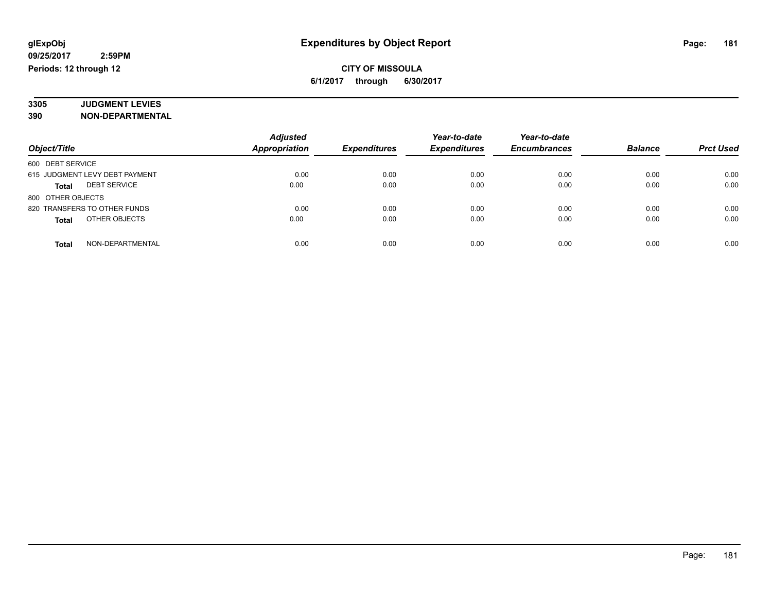glExpObj
09/25/2017 2:59PM
Periods: 12 through 12

# Expenditures by Object Report

**CITY OF MISSOULA**
**6/1/2017 through 6/30/2017**

**3305 JUDGMENT LEVIES**
**390 NON-DEPARTMENTAL**

| Object/Title | Adjusted Appropriation | Expenditures | Year-to-date Expenditures | Year-to-date Encumbrances | Balance | Prct Used |
|---|---|---|---|---|---|---|
| 600 DEBT SERVICE | | | | | | |
| 615 JUDGMENT LEVY DEBT PAYMENT | 0.00 | 0.00 | 0.00 | 0.00 | 0.00 | 0.00 |
| **Total** DEBT SERVICE | 0.00 | 0.00 | 0.00 | 0.00 | 0.00 | 0.00 |
| 800 OTHER OBJECTS | | | | | | |
| 820 TRANSFERS TO OTHER FUNDS | 0.00 | 0.00 | 0.00 | 0.00 | 0.00 | 0.00 |
| **Total** OTHER OBJECTS | 0.00 | 0.00 | 0.00 | 0.00 | 0.00 | 0.00 |
| **Total** NON-DEPARTMENTAL | 0.00 | 0.00 | 0.00 | 0.00 | 0.00 | 0.00 |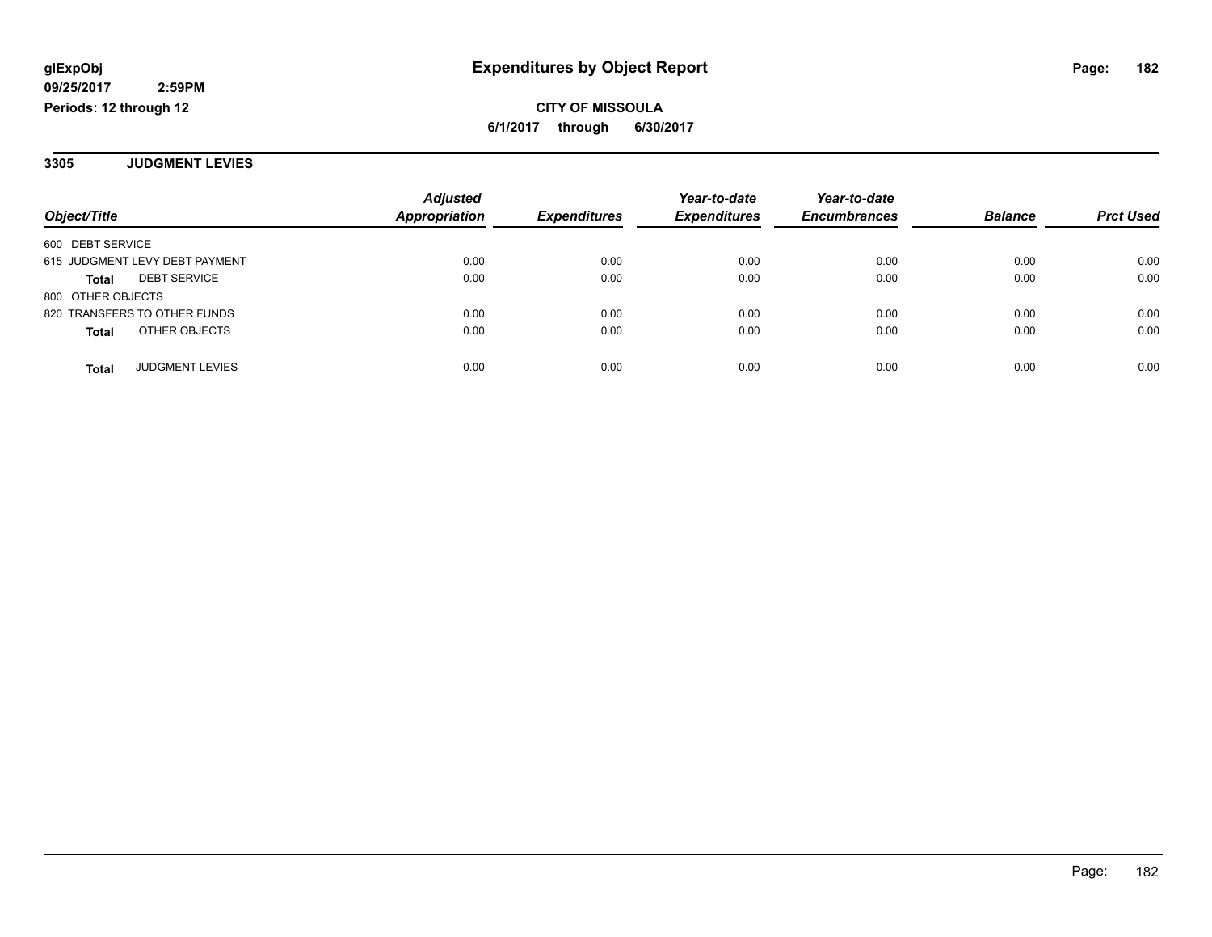**glExpObj**
**09/25/2017 2:59PM**
**Periods: 12 through 12**

# Expenditures by Object Report

**CITY OF MISSOULA**
**6/1/2017 through 6/30/2017**

## 3305 JUDGMENT LEVIES

| Object/Title | Adjusted Appropriation | Expenditures | Year-to-date Expenditures | Year-to-date Encumbrances | Balance | Prct Used |
|---|---|---|---|---|---|---|
| 600 DEBT SERVICE | | | | | | |
| 615 JUDGMENT LEVY DEBT PAYMENT | 0.00 | 0.00 | 0.00 | 0.00 | 0.00 | 0.00 |
| **Total** DEBT SERVICE | 0.00 | 0.00 | 0.00 | 0.00 | 0.00 | 0.00 |
| 800 OTHER OBJECTS | | | | | | |
| 820 TRANSFERS TO OTHER FUNDS | 0.00 | 0.00 | 0.00 | 0.00 | 0.00 | 0.00 |
| **Total** OTHER OBJECTS | 0.00 | 0.00 | 0.00 | 0.00 | 0.00 | 0.00 |
| **Total** JUDGMENT LEVIES | 0.00 | 0.00 | 0.00 | 0.00 | 0.00 | 0.00 |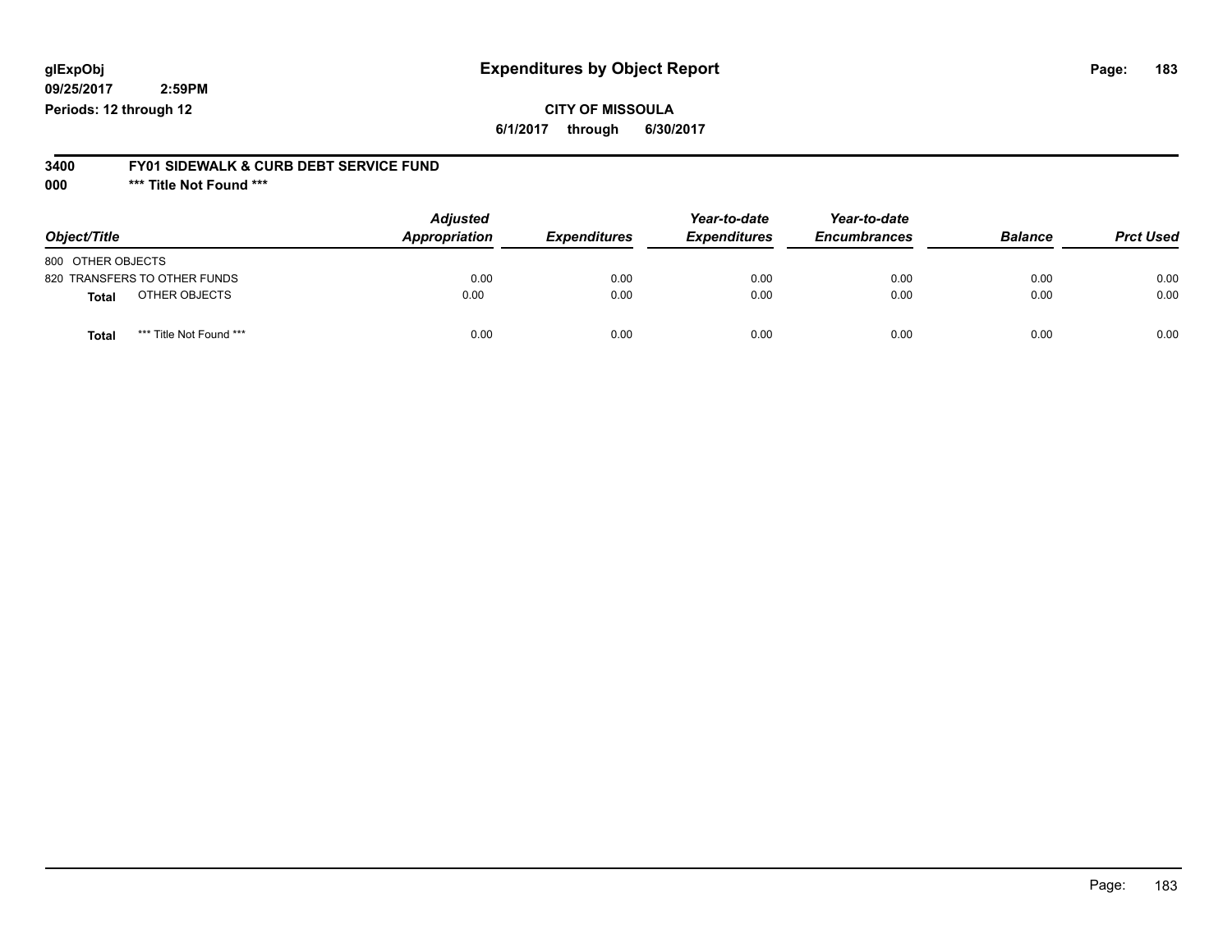glExpObj
09/25/2017 2:59PM
Periods: 12 through 12

# Expenditures by Object Report

**CITY OF MISSOULA**
**6/1/2017 through 6/30/2017**

**3400 FY01 SIDEWALK & CURB DEBT SERVICE FUND**
**000 \*\*\* Title Not Found \*\*\***

| Object/Title | Adjusted Appropriation | Expenditures | Year-to-date Expenditures | Year-to-date Encumbrances | Balance | Prct Used |
|---|---|---|---|---|---|---|
| 800 OTHER OBJECTS | | | | | | |
| 820 TRANSFERS TO OTHER FUNDS | 0.00 | 0.00 | 0.00 | 0.00 | 0.00 | 0.00 |
| **Total** OTHER OBJECTS | 0.00 | 0.00 | 0.00 | 0.00 | 0.00 | 0.00 |
| **Total** *** Title Not Found *** | 0.00 | 0.00 | 0.00 | 0.00 | 0.00 | 0.00 |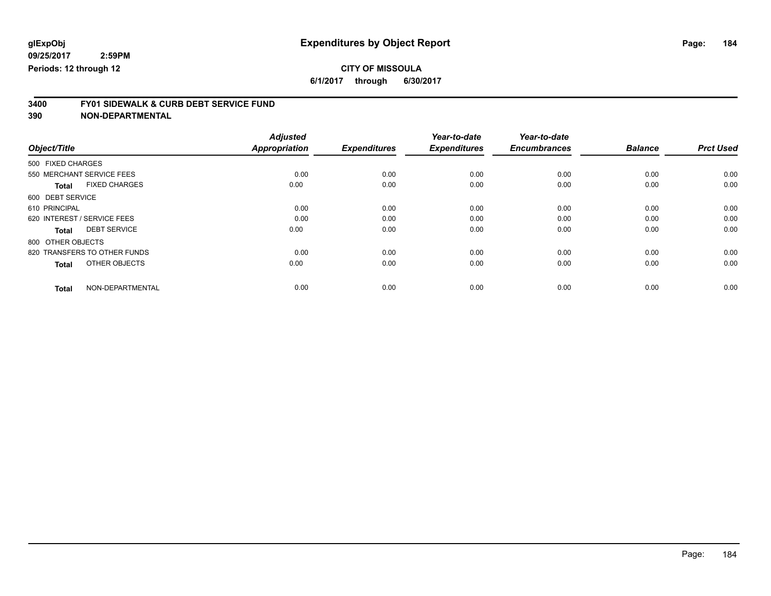**glExpObj**
**09/25/2017 2:59PM**
**Periods: 12 through 12**

# Expenditures by Object Report

**CITY OF MISSOULA**
**6/1/2017 through 6/30/2017**

## 3400 FY01 SIDEWALK & CURB DEBT SERVICE FUND
## 390 NON-DEPARTMENTAL

| Object/Title | Adjusted Appropriation | Expenditures | Year-to-date Expenditures | Year-to-date Encumbrances | Balance | Prct Used |
|---|---|---|---|---|---|---|
| 500 FIXED CHARGES | | | | | | |
| 550 MERCHANT SERVICE FEES | 0.00 | 0.00 | 0.00 | 0.00 | 0.00 | 0.00 |
| **Total** FIXED CHARGES | 0.00 | 0.00 | 0.00 | 0.00 | 0.00 | 0.00 |
| 600 DEBT SERVICE | | | | | | |
| 610 PRINCIPAL | 0.00 | 0.00 | 0.00 | 0.00 | 0.00 | 0.00 |
| 620 INTEREST / SERVICE FEES | 0.00 | 0.00 | 0.00 | 0.00 | 0.00 | 0.00 |
| **Total** DEBT SERVICE | 0.00 | 0.00 | 0.00 | 0.00 | 0.00 | 0.00 |
| 800 OTHER OBJECTS | | | | | | |
| 820 TRANSFERS TO OTHER FUNDS | 0.00 | 0.00 | 0.00 | 0.00 | 0.00 | 0.00 |
| **Total** OTHER OBJECTS | 0.00 | 0.00 | 0.00 | 0.00 | 0.00 | 0.00 |
| **Total** NON-DEPARTMENTAL | 0.00 | 0.00 | 0.00 | 0.00 | 0.00 | 0.00 |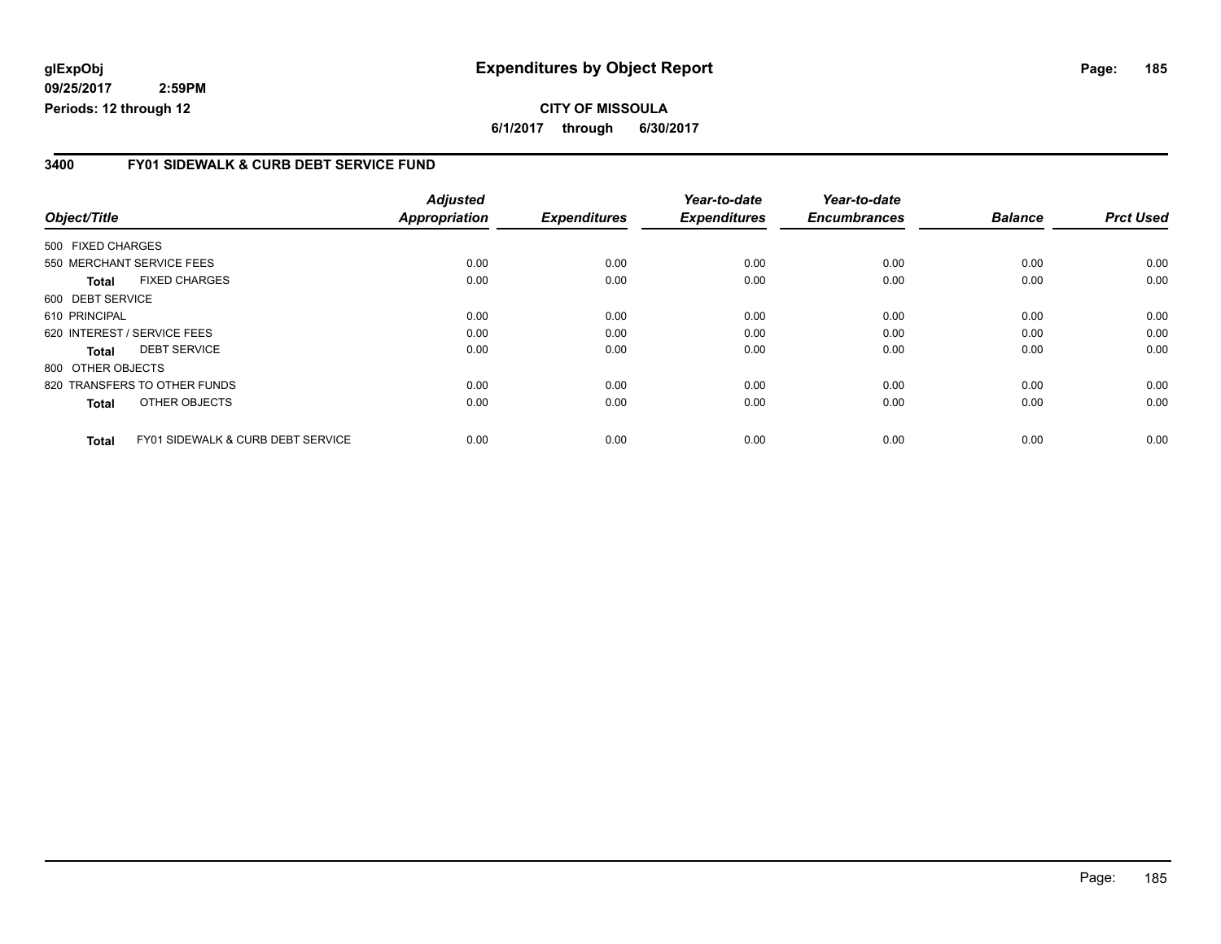**glExpObj**
**09/25/2017 2:59PM**
**Periods: 12 through 12**

# Expenditures by Object Report

**CITY OF MISSOULA**
**6/1/2017 through 6/30/2017**

## 3400 FY01 SIDEWALK & CURB DEBT SERVICE FUND

| Object/Title | | Adjusted Appropriation | Expenditures | Year-to-date Expenditures | Year-to-date Encumbrances | Balance | Prct Used |
|---|---|---|---|---|---|---|---|
| 500 FIXED CHARGES | | | | | | | |
| 550 MERCHANT SERVICE FEES | | 0.00 | 0.00 | 0.00 | 0.00 | 0.00 | 0.00 |
| **Total** | FIXED CHARGES | 0.00 | 0.00 | 0.00 | 0.00 | 0.00 | 0.00 |
| 600 DEBT SERVICE | | | | | | | |
| 610 PRINCIPAL | | 0.00 | 0.00 | 0.00 | 0.00 | 0.00 | 0.00 |
| 620 INTEREST / SERVICE FEES | | 0.00 | 0.00 | 0.00 | 0.00 | 0.00 | 0.00 |
| **Total** | DEBT SERVICE | 0.00 | 0.00 | 0.00 | 0.00 | 0.00 | 0.00 |
| 800 OTHER OBJECTS | | | | | | | |
| 820 TRANSFERS TO OTHER FUNDS | | 0.00 | 0.00 | 0.00 | 0.00 | 0.00 | 0.00 |
| **Total** | OTHER OBJECTS | 0.00 | 0.00 | 0.00 | 0.00 | 0.00 | 0.00 |
| **Total** | FY01 SIDEWALK & CURB DEBT SERVICE | 0.00 | 0.00 | 0.00 | 0.00 | 0.00 | 0.00 |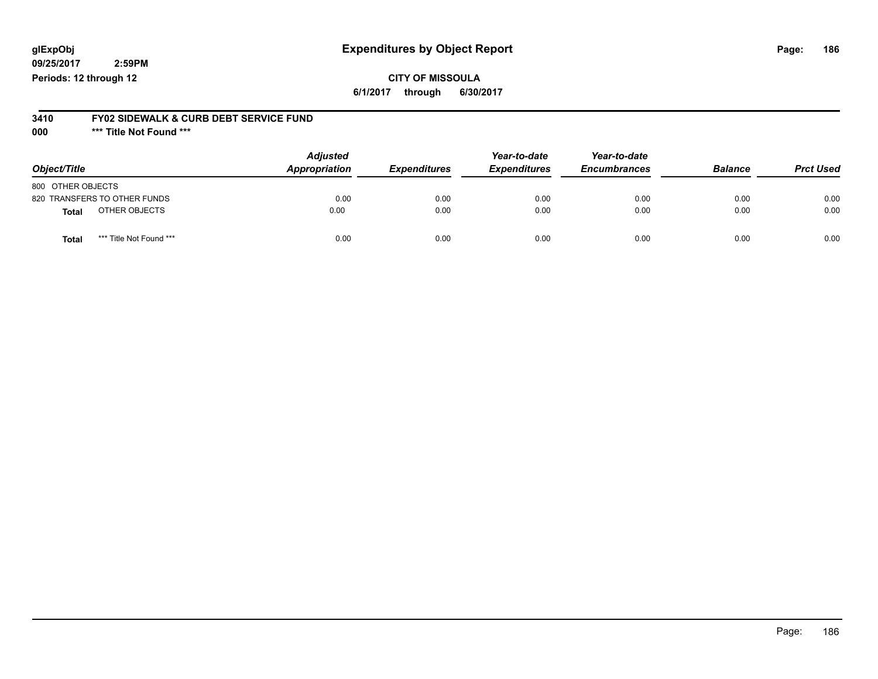glExpObj
09/25/2017 2:59PM
Periods: 12 through 12

# Expenditures by Object Report

**CITY OF MISSOULA**

**6/1/2017 through 6/30/2017**

**3410 FY02 SIDEWALK & CURB DEBT SERVICE FUND**

**000 *** Title Not Found *****

| Object/Title | Adjusted Appropriation | Expenditures | Year-to-date Expenditures | Year-to-date Encumbrances | Balance | Prct Used |
|---|---|---|---|---|---|---|
| 800 OTHER OBJECTS | | | | | | |
| 820 TRANSFERS TO OTHER FUNDS | 0.00 | 0.00 | 0.00 | 0.00 | 0.00 | 0.00 |
| **Total** OTHER OBJECTS | 0.00 | 0.00 | 0.00 | 0.00 | 0.00 | 0.00 |
| **Total** *** Title Not Found *** | 0.00 | 0.00 | 0.00 | 0.00 | 0.00 | 0.00 |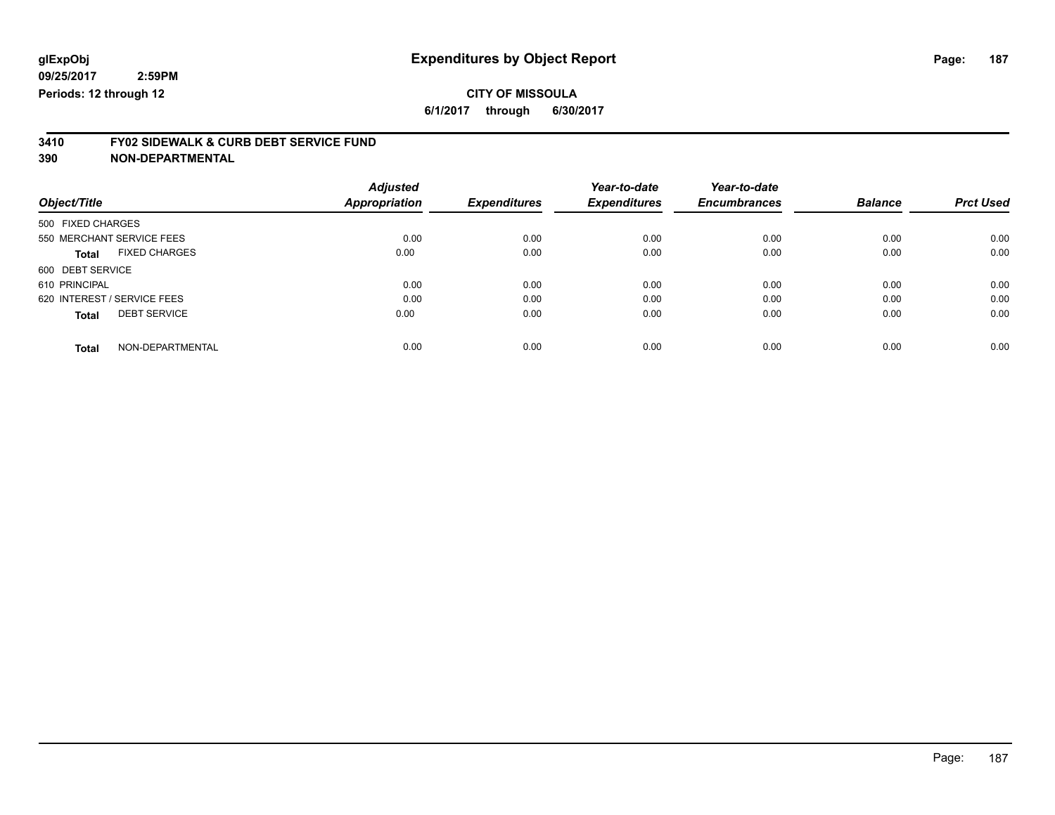**glExpObj**
**09/25/2017 2:59PM**
**Periods: 12 through 12**

# Expenditures by Object Report

**CITY OF MISSOULA**
**6/1/2017 through 6/30/2017**

## 3410 FY02 SIDEWALK & CURB DEBT SERVICE FUND
## 390 NON-DEPARTMENTAL

| Object/Title | Adjusted Appropriation | Expenditures | Year-to-date Expenditures | Year-to-date Encumbrances | Balance | Prct Used |
|---|---|---|---|---|---|---|
| 500 FIXED CHARGES | | | | | | |
| 550 MERCHANT SERVICE FEES | 0.00 | 0.00 | 0.00 | 0.00 | 0.00 | 0.00 |
| **Total** FIXED CHARGES | 0.00 | 0.00 | 0.00 | 0.00 | 0.00 | 0.00 |
| 600 DEBT SERVICE | | | | | | |
| 610 PRINCIPAL | 0.00 | 0.00 | 0.00 | 0.00 | 0.00 | 0.00 |
| 620 INTEREST / SERVICE FEES | 0.00 | 0.00 | 0.00 | 0.00 | 0.00 | 0.00 |
| **Total** DEBT SERVICE | 0.00 | 0.00 | 0.00 | 0.00 | 0.00 | 0.00 |
| **Total** NON-DEPARTMENTAL | 0.00 | 0.00 | 0.00 | 0.00 | 0.00 | 0.00 |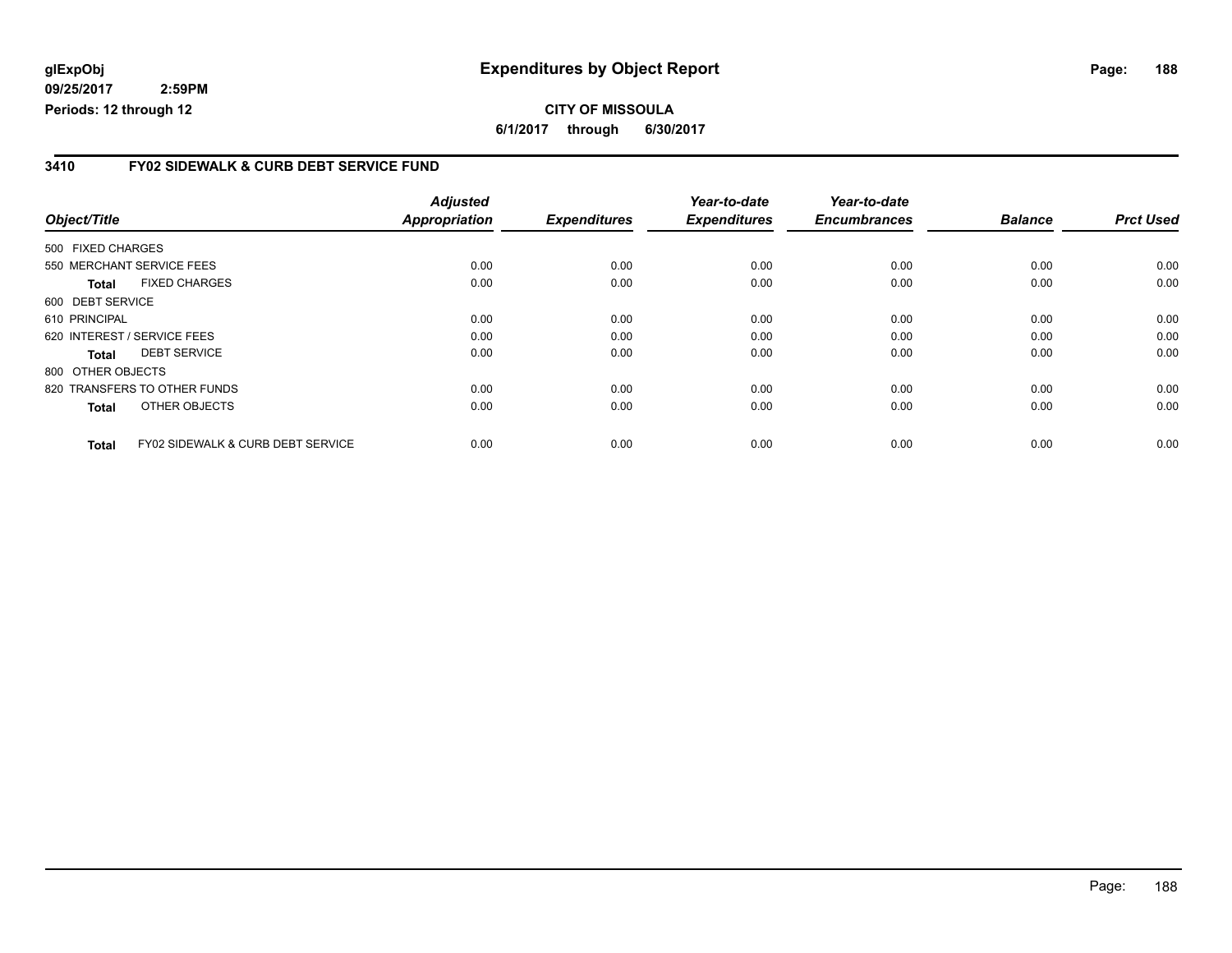# Expenditures by Object Report

glExpObj
09/25/2017 2:59PM
Periods: 12 through 12

**CITY OF MISSOULA**

**6/1/2017 through 6/30/2017**

## 3410 FY02 SIDEWALK & CURB DEBT SERVICE FUND

| Object/Title | Adjusted Appropriation | Expenditures | Year-to-date Expenditures | Year-to-date Encumbrances | Balance | Prct Used |
|---|---|---|---|---|---|---|
| 500 FIXED CHARGES | | | | | | |
| 550 MERCHANT SERVICE FEES | 0.00 | 0.00 | 0.00 | 0.00 | 0.00 | 0.00 |
| **Total** FIXED CHARGES | 0.00 | 0.00 | 0.00 | 0.00 | 0.00 | 0.00 |
| 600 DEBT SERVICE | | | | | | |
| 610 PRINCIPAL | 0.00 | 0.00 | 0.00 | 0.00 | 0.00 | 0.00 |
| 620 INTEREST / SERVICE FEES | 0.00 | 0.00 | 0.00 | 0.00 | 0.00 | 0.00 |
| **Total** DEBT SERVICE | 0.00 | 0.00 | 0.00 | 0.00 | 0.00 | 0.00 |
| 800 OTHER OBJECTS | | | | | | |
| 820 TRANSFERS TO OTHER FUNDS | 0.00 | 0.00 | 0.00 | 0.00 | 0.00 | 0.00 |
| **Total** OTHER OBJECTS | 0.00 | 0.00 | 0.00 | 0.00 | 0.00 | 0.00 |
| **Total** FY02 SIDEWALK & CURB DEBT SERVICE | 0.00 | 0.00 | 0.00 | 0.00 | 0.00 | 0.00 |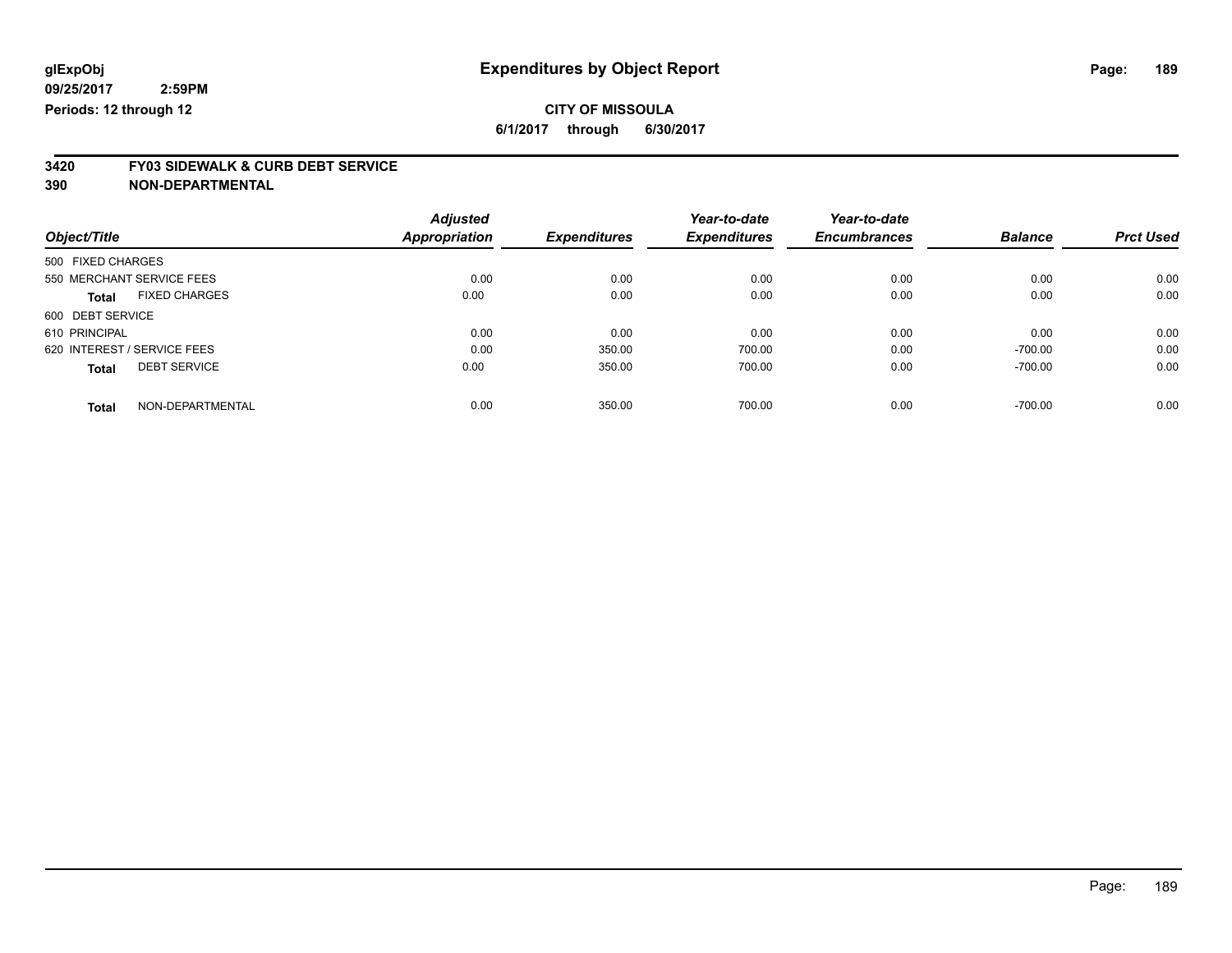glExpObj
09/25/2017 2:59PM
Periods: 12 through 12

# Expenditures by Object Report

**CITY OF MISSOULA**
**6/1/2017 through 6/30/2017**

**3420 FY03 SIDEWALK & CURB DEBT SERVICE**
**390 NON-DEPARTMENTAL**

| Object/Title | Adjusted Appropriation | Expenditures | Year-to-date Expenditures | Year-to-date Encumbrances | Balance | Prct Used |
|---|---|---|---|---|---|---|
| 500 FIXED CHARGES | | | | | | |
| 550 MERCHANT SERVICE FEES | 0.00 | 0.00 | 0.00 | 0.00 | 0.00 | 0.00 |
| **Total** FIXED CHARGES | 0.00 | 0.00 | 0.00 | 0.00 | 0.00 | 0.00 |
| 600 DEBT SERVICE | | | | | | |
| 610 PRINCIPAL | 0.00 | 0.00 | 0.00 | 0.00 | 0.00 | 0.00 |
| 620 INTEREST / SERVICE FEES | 0.00 | 350.00 | 700.00 | 0.00 | -700.00 | 0.00 |
| **Total** DEBT SERVICE | 0.00 | 350.00 | 700.00 | 0.00 | -700.00 | 0.00 |
| **Total** NON-DEPARTMENTAL | 0.00 | 350.00 | 700.00 | 0.00 | -700.00 | 0.00 |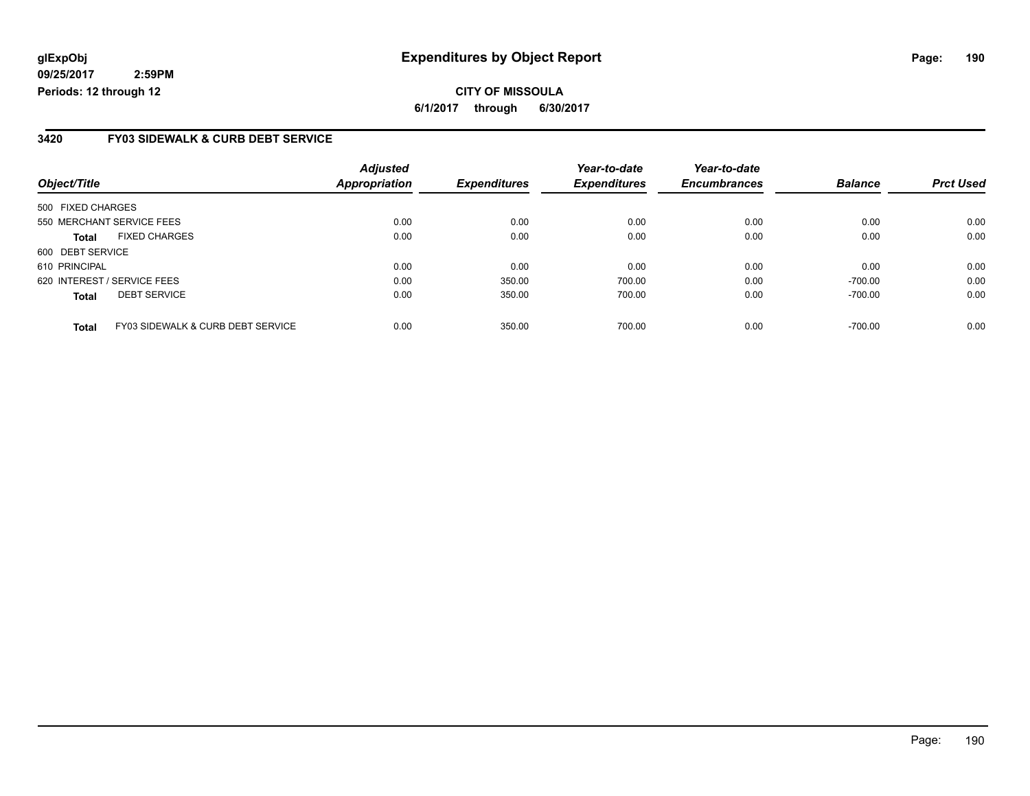glExpObj
09/25/2017 2:59PM
Periods: 12 through 12

# Expenditures by Object Report

**CITY OF MISSOULA**
**6/1/2017 through 6/30/2017**

## 3420 FY03 SIDEWALK & CURB DEBT SERVICE

| Object/Title | Adjusted Appropriation | Expenditures | Year-to-date Expenditures | Year-to-date Encumbrances | Balance | Prct Used |
|---|---|---|---|---|---|---|
| 500 FIXED CHARGES | | | | | | |
| 550 MERCHANT SERVICE FEES | 0.00 | 0.00 | 0.00 | 0.00 | 0.00 | 0.00 |
| **Total** FIXED CHARGES | 0.00 | 0.00 | 0.00 | 0.00 | 0.00 | 0.00 |
| 600 DEBT SERVICE | | | | | | |
| 610 PRINCIPAL | 0.00 | 0.00 | 0.00 | 0.00 | 0.00 | 0.00 |
| 620 INTEREST / SERVICE FEES | 0.00 | 350.00 | 700.00 | 0.00 | -700.00 | 0.00 |
| **Total** DEBT SERVICE | 0.00 | 350.00 | 700.00 | 0.00 | -700.00 | 0.00 |
| **Total** FY03 SIDEWALK & CURB DEBT SERVICE | 0.00 | 350.00 | 700.00 | 0.00 | -700.00 | 0.00 |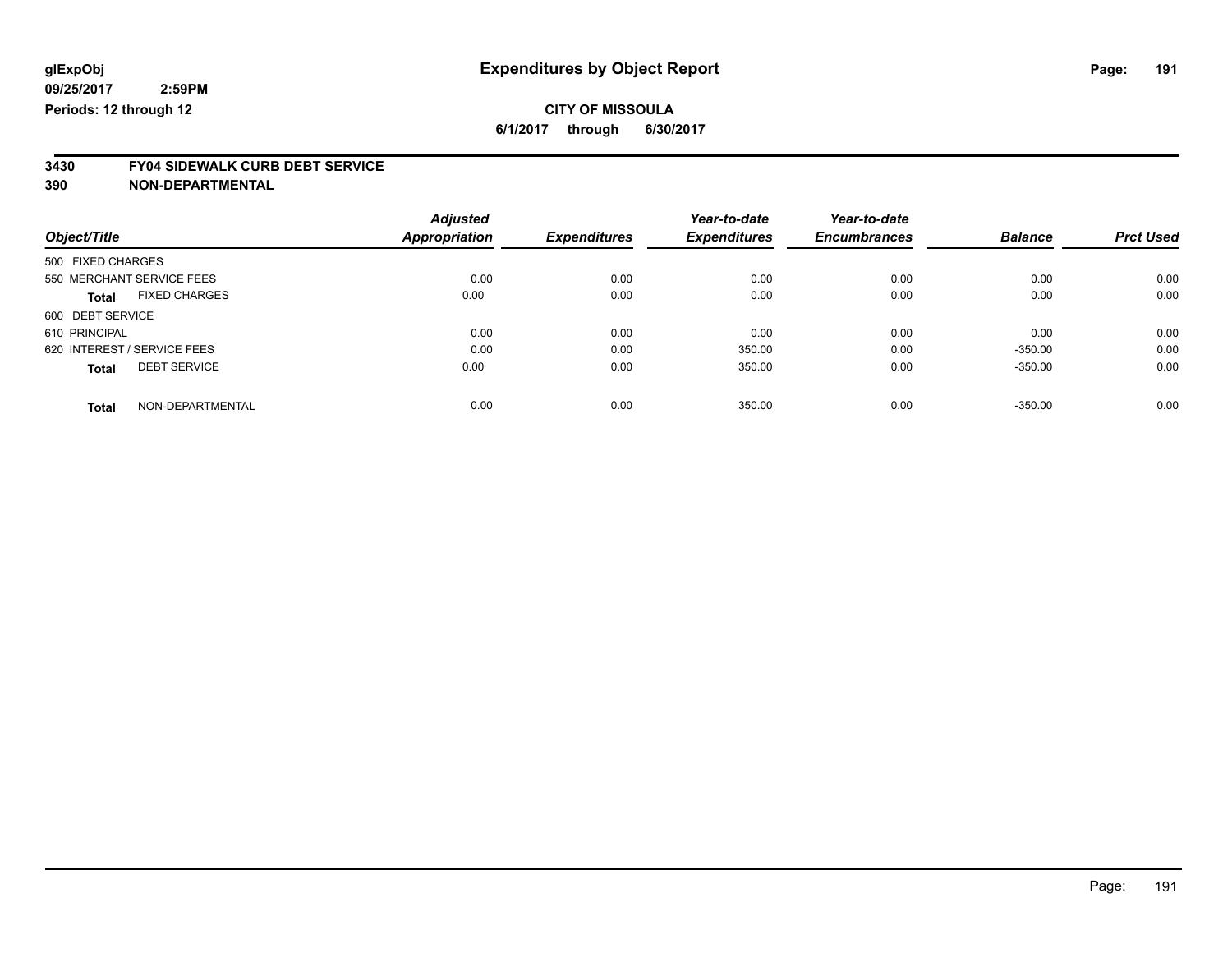glExpObj
09/25/2017 2:59PM
Periods: 12 through 12

# Expenditures by Object Report

**CITY OF MISSOULA**

**6/1/2017 through 6/30/2017**

**3430 FY04 SIDEWALK CURB DEBT SERVICE**
**390 NON-DEPARTMENTAL**

| Object/Title | Adjusted Appropriation | Expenditures | Year-to-date Expenditures | Year-to-date Encumbrances | Balance | Prct Used |
|---|---|---|---|---|---|---|
| 500 FIXED CHARGES | | | | | | |
| 550 MERCHANT SERVICE FEES | 0.00 | 0.00 | 0.00 | 0.00 | 0.00 | 0.00 |
| **Total** FIXED CHARGES | 0.00 | 0.00 | 0.00 | 0.00 | 0.00 | 0.00 |
| 600 DEBT SERVICE | | | | | | |
| 610 PRINCIPAL | 0.00 | 0.00 | 0.00 | 0.00 | 0.00 | 0.00 |
| 620 INTEREST / SERVICE FEES | 0.00 | 0.00 | 350.00 | 0.00 | -350.00 | 0.00 |
| **Total** DEBT SERVICE | 0.00 | 0.00 | 350.00 | 0.00 | -350.00 | 0.00 |
| **Total** NON-DEPARTMENTAL | 0.00 | 0.00 | 350.00 | 0.00 | -350.00 | 0.00 |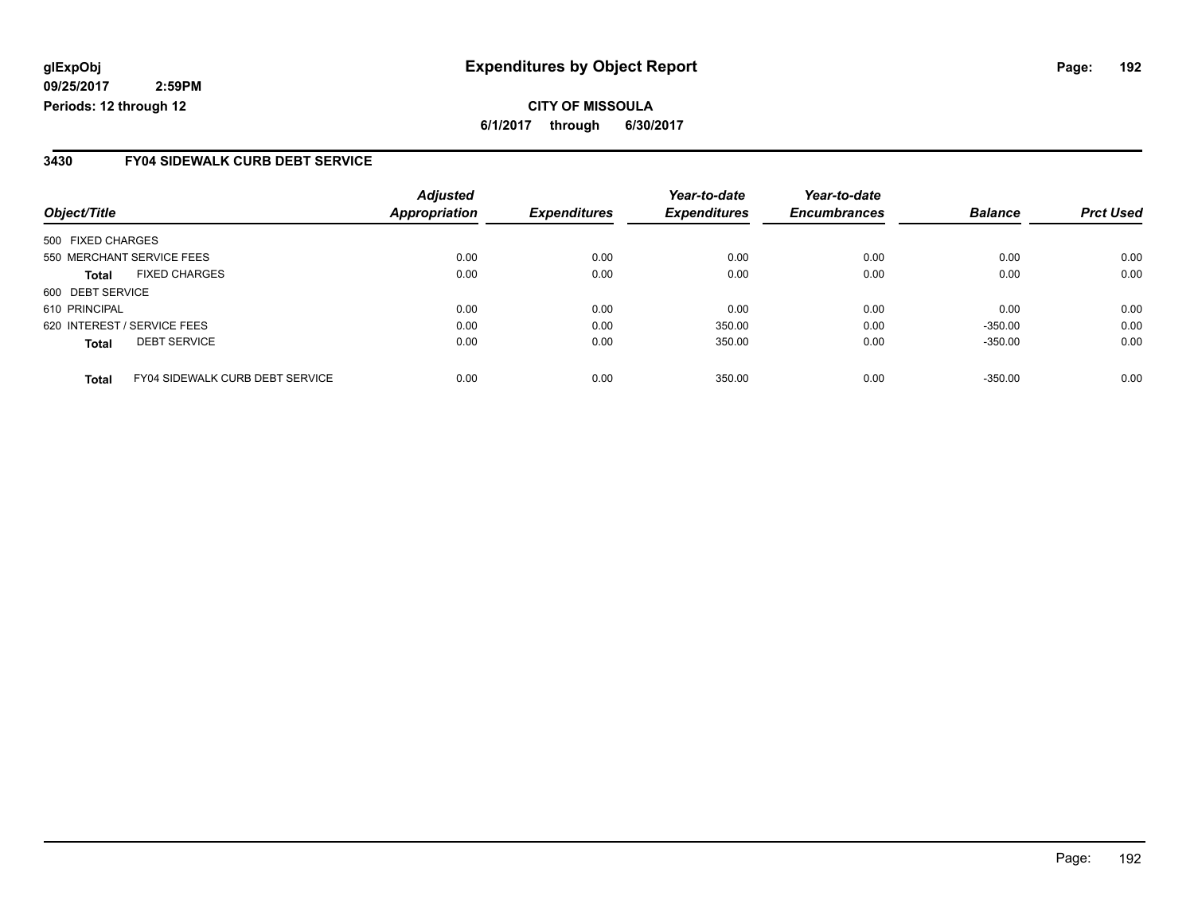glExpObj
09/25/2017 2:59PM
Periods: 12 through 12

# Expenditures by Object Report

**CITY OF MISSOULA**

**6/1/2017 through 6/30/2017**

## 3430 FY04 SIDEWALK CURB DEBT SERVICE

| Object/Title | Adjusted Appropriation | Expenditures | Year-to-date Expenditures | Year-to-date Encumbrances | Balance | Prct Used |
|---|---|---|---|---|---|---|
| 500 FIXED CHARGES | | | | | | |
| 550 MERCHANT SERVICE FEES | 0.00 | 0.00 | 0.00 | 0.00 | 0.00 | 0.00 |
| **Total** FIXED CHARGES | 0.00 | 0.00 | 0.00 | 0.00 | 0.00 | 0.00 |
| 600 DEBT SERVICE | | | | | | |
| 610 PRINCIPAL | 0.00 | 0.00 | 0.00 | 0.00 | 0.00 | 0.00 |
| 620 INTEREST / SERVICE FEES | 0.00 | 0.00 | 350.00 | 0.00 | -350.00 | 0.00 |
| **Total** DEBT SERVICE | 0.00 | 0.00 | 350.00 | 0.00 | -350.00 | 0.00 |
| **Total** FY04 SIDEWALK CURB DEBT SERVICE | 0.00 | 0.00 | 350.00 | 0.00 | -350.00 | 0.00 |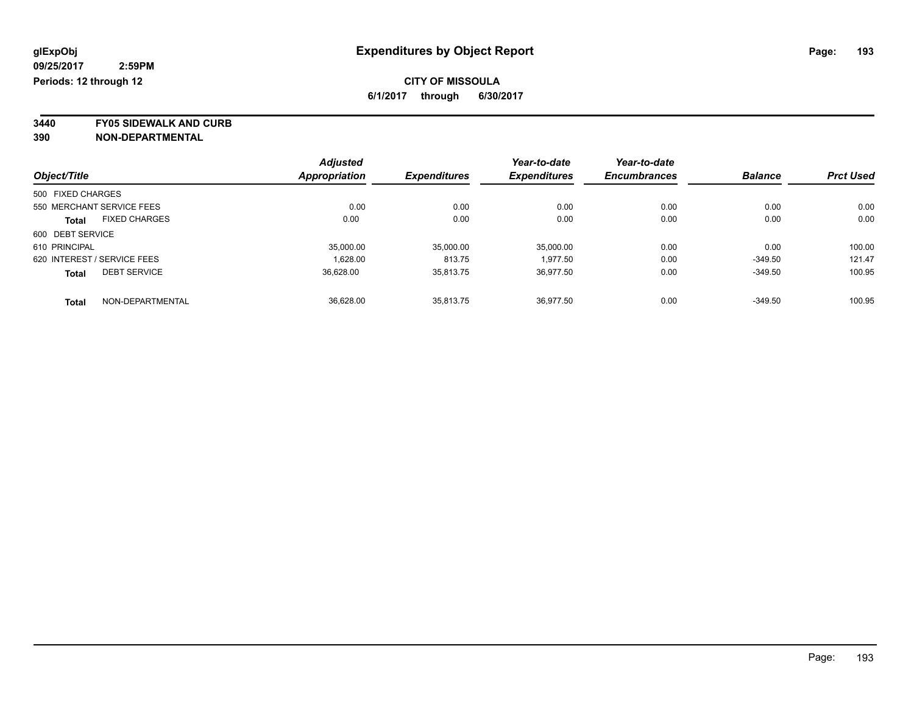glExpObj
09/25/2017 2:59PM
Periods: 12 through 12

# Expenditures by Object Report

**CITY OF MISSOULA**

**6/1/2017 through 6/30/2017**

**3440 FY05 SIDEWALK AND CURB**
**390 NON-DEPARTMENTAL**

| Object/Title | Adjusted Appropriation | Expenditures | Year-to-date Expenditures | Year-to-date Encumbrances | Balance | Prct Used |
|---|---|---|---|---|---|---|
| 500 FIXED CHARGES | | | | | | |
| 550 MERCHANT SERVICE FEES | 0.00 | 0.00 | 0.00 | 0.00 | 0.00 | 0.00 |
| **Total** FIXED CHARGES | 0.00 | 0.00 | 0.00 | 0.00 | 0.00 | 0.00 |
| 600 DEBT SERVICE | | | | | | |
| 610 PRINCIPAL | 35,000.00 | 35,000.00 | 35,000.00 | 0.00 | 0.00 | 100.00 |
| 620 INTEREST / SERVICE FEES | 1,628.00 | 813.75 | 1,977.50 | 0.00 | -349.50 | 121.47 |
| **Total** DEBT SERVICE | 36,628.00 | 35,813.75 | 36,977.50 | 0.00 | -349.50 | 100.95 |
| **Total** NON-DEPARTMENTAL | 36,628.00 | 35,813.75 | 36,977.50 | 0.00 | -349.50 | 100.95 |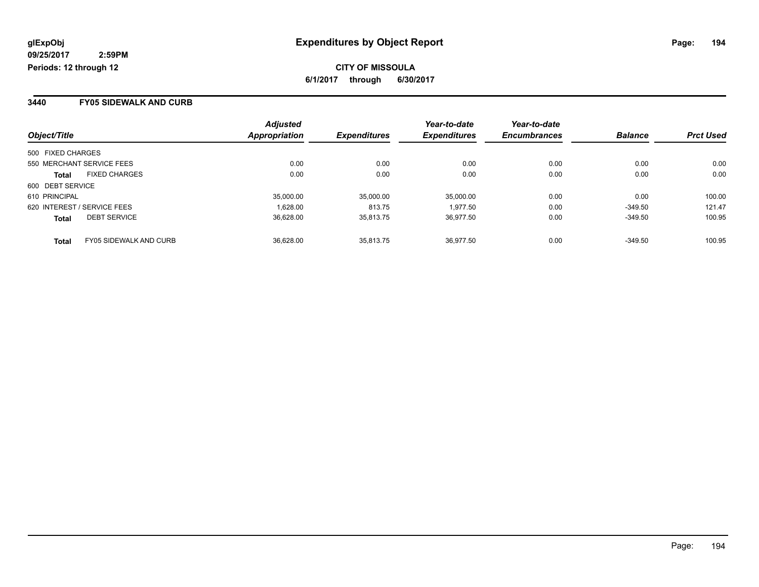glExpObj
09/25/2017 2:59PM
Periods: 12 through 12

# Expenditures by Object Report

**CITY OF MISSOULA**

**6/1/2017 through 6/30/2017**

## 3440 FY05 SIDEWALK AND CURB

| Object/Title | Adjusted Appropriation | Expenditures | Year-to-date Expenditures | Year-to-date Encumbrances | Balance | Prct Used |
|---|---|---|---|---|---|---|
| 500 FIXED CHARGES | | | | | | |
| 550 MERCHANT SERVICE FEES | 0.00 | 0.00 | 0.00 | 0.00 | 0.00 | 0.00 |
| **Total** FIXED CHARGES | 0.00 | 0.00 | 0.00 | 0.00 | 0.00 | 0.00 |
| 600 DEBT SERVICE | | | | | | |
| 610 PRINCIPAL | 35,000.00 | 35,000.00 | 35,000.00 | 0.00 | 0.00 | 100.00 |
| 620 INTEREST / SERVICE FEES | 1,628.00 | 813.75 | 1,977.50 | 0.00 | -349.50 | 121.47 |
| **Total** DEBT SERVICE | 36,628.00 | 35,813.75 | 36,977.50 | 0.00 | -349.50 | 100.95 |
| **Total** FY05 SIDEWALK AND CURB | 36,628.00 | 35,813.75 | 36,977.50 | 0.00 | -349.50 | 100.95 |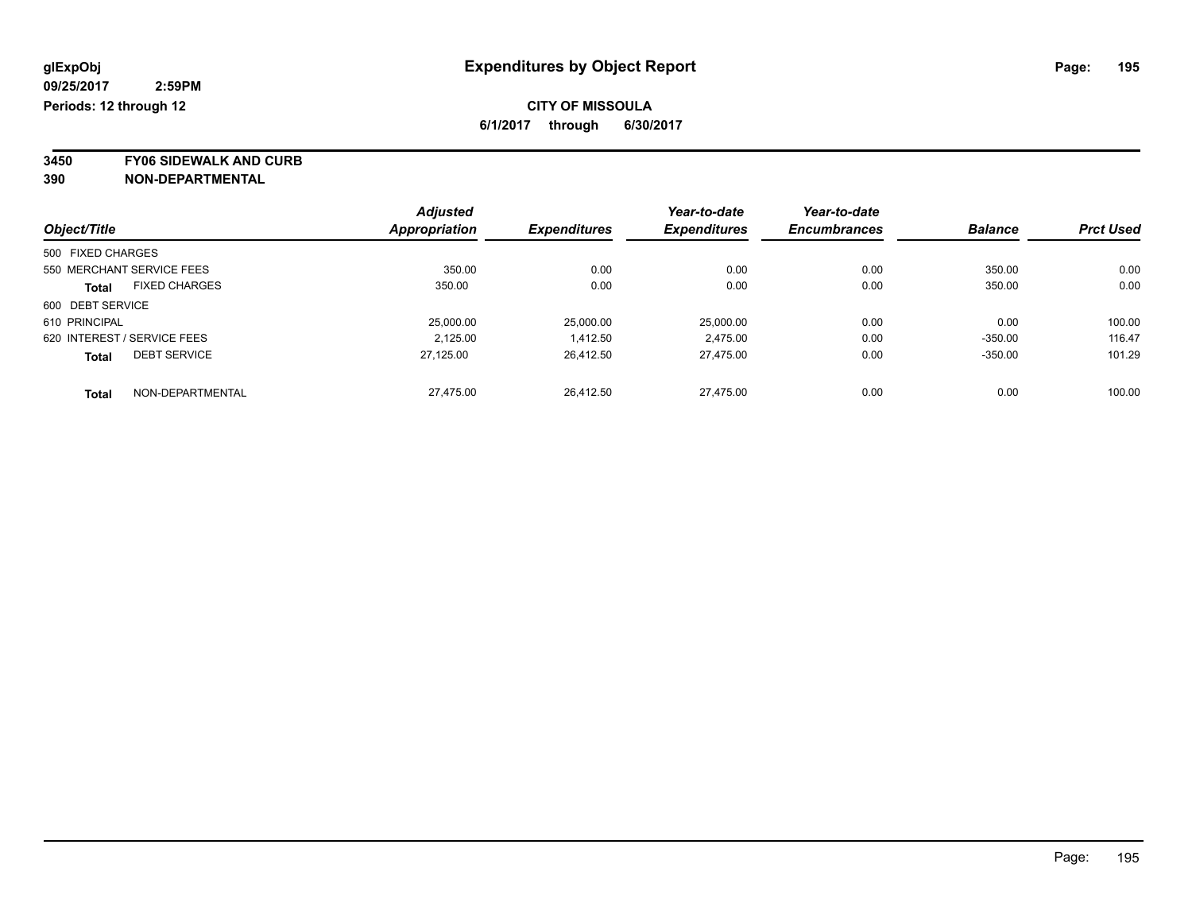**glExpObj**
**09/25/2017 2:59PM**
**Periods: 12 through 12**

# Expenditures by Object Report

**CITY OF MISSOULA**
**6/1/2017 through 6/30/2017**

**3450 FY06 SIDEWALK AND CURB**
**390 NON-DEPARTMENTAL**

| Object/Title | Adjusted Appropriation | Expenditures | Year-to-date Expenditures | Year-to-date Encumbrances | Balance | Prct Used |
|---|---|---|---|---|---|---|
| 500 FIXED CHARGES | | | | | | |
| 550 MERCHANT SERVICE FEES | 350.00 | 0.00 | 0.00 | 0.00 | 350.00 | 0.00 |
| **Total** FIXED CHARGES | 350.00 | 0.00 | 0.00 | 0.00 | 350.00 | 0.00 |
| 600 DEBT SERVICE | | | | | | |
| 610 PRINCIPAL | 25,000.00 | 25,000.00 | 25,000.00 | 0.00 | 0.00 | 100.00 |
| 620 INTEREST / SERVICE FEES | 2,125.00 | 1,412.50 | 2,475.00 | 0.00 | -350.00 | 116.47 |
| **Total** DEBT SERVICE | 27,125.00 | 26,412.50 | 27,475.00 | 0.00 | -350.00 | 101.29 |
| **Total** NON-DEPARTMENTAL | 27,475.00 | 26,412.50 | 27,475.00 | 0.00 | 0.00 | 100.00 |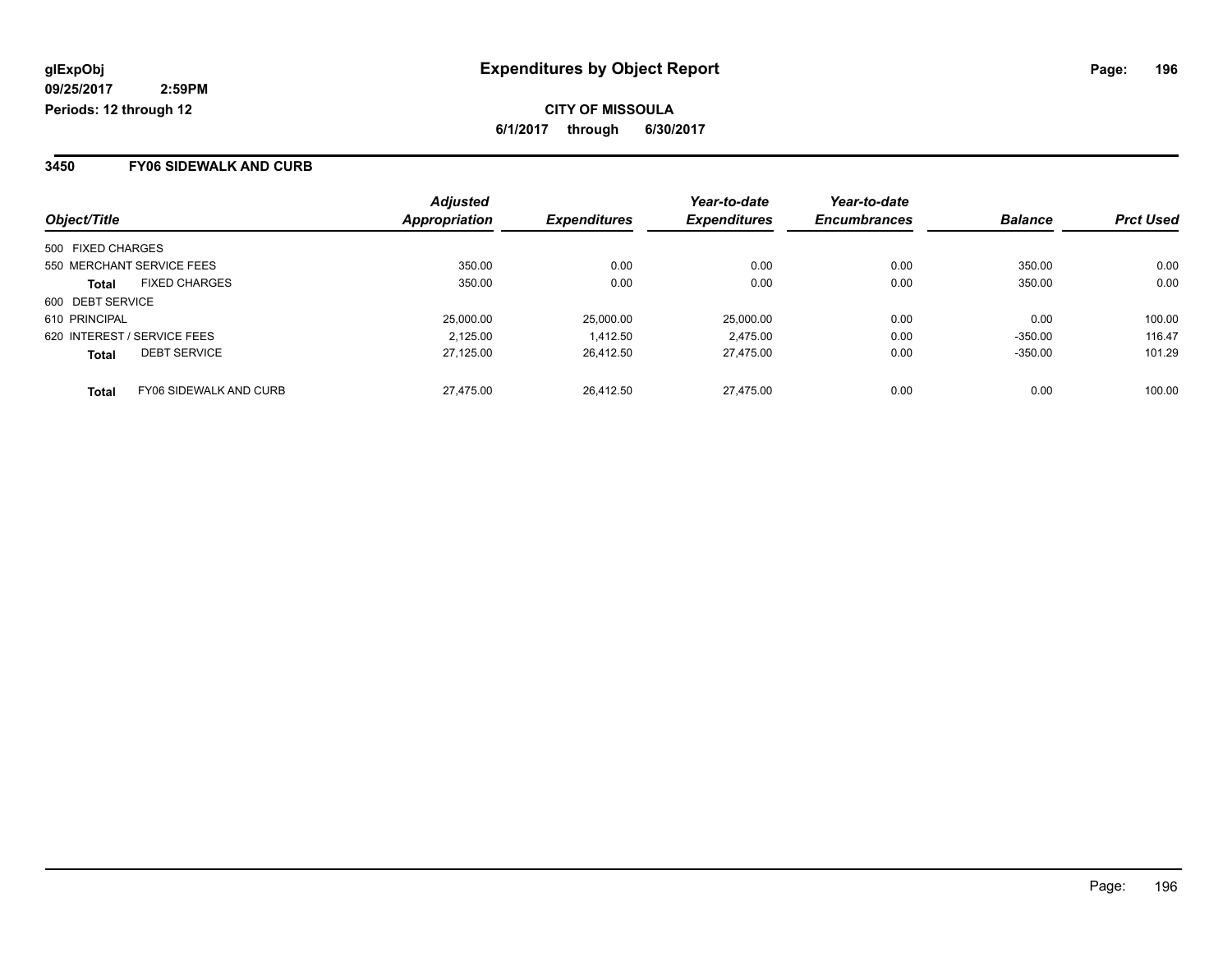glExpObj
09/25/2017 2:59PM
Periods: 12 through 12

# Expenditures by Object Report

**CITY OF MISSOULA**

**6/1/2017 through 6/30/2017**

## 3450 FY06 SIDEWALK AND CURB

| Object/Title | | Adjusted Appropriation | Expenditures | Year-to-date Expenditures | Year-to-date Encumbrances | Balance | Prct Used |
|---|---|---|---|---|---|---|---|
| 500 FIXED CHARGES | | | | | | | |
| 550 MERCHANT SERVICE FEES | | 350.00 | 0.00 | 0.00 | 0.00 | 350.00 | 0.00 |
| **Total** | FIXED CHARGES | 350.00 | 0.00 | 0.00 | 0.00 | 350.00 | 0.00 |
| 600 DEBT SERVICE | | | | | | | |
| 610 PRINCIPAL | | 25,000.00 | 25,000.00 | 25,000.00 | 0.00 | 0.00 | 100.00 |
| 620 INTEREST / SERVICE FEES | | 2,125.00 | 1,412.50 | 2,475.00 | 0.00 | -350.00 | 116.47 |
| **Total** | DEBT SERVICE | 27,125.00 | 26,412.50 | 27,475.00 | 0.00 | -350.00 | 101.29 |
| **Total** | FY06 SIDEWALK AND CURB | 27,475.00 | 26,412.50 | 27,475.00 | 0.00 | 0.00 | 100.00 |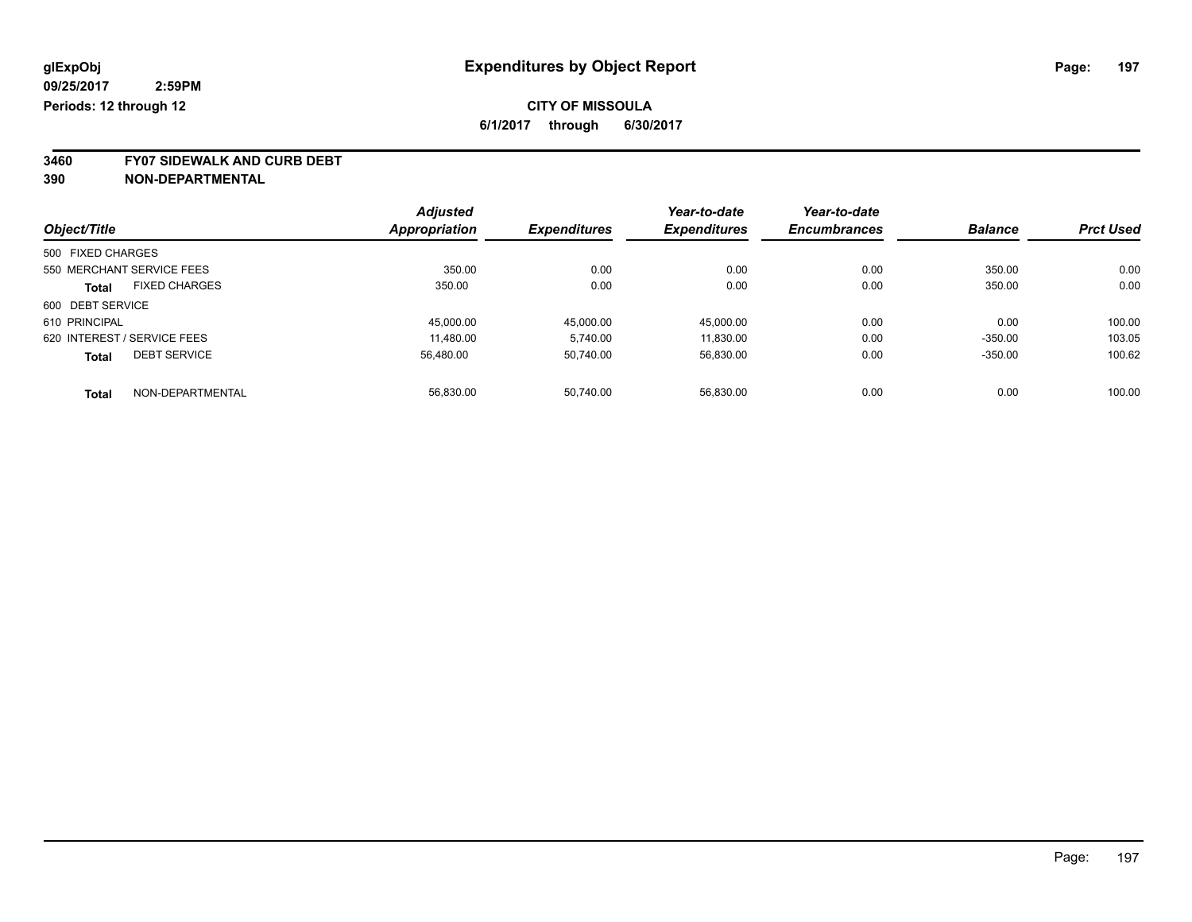# Expenditures by Object Report

glExpObj
09/25/2017 2:59PM
Periods: 12 through 12

**CITY OF MISSOULA**
**6/1/2017 through 6/30/2017**

**3460 FY07 SIDEWALK AND CURB DEBT**
**390 NON-DEPARTMENTAL**

| Object/Title | Adjusted Appropriation | Expenditures | Year-to-date Expenditures | Year-to-date Encumbrances | Balance | Prct Used |
|---|---|---|---|---|---|---|
| 500 FIXED CHARGES | | | | | | |
| 550 MERCHANT SERVICE FEES | 350.00 | 0.00 | 0.00 | 0.00 | 350.00 | 0.00 |
| **Total** FIXED CHARGES | 350.00 | 0.00 | 0.00 | 0.00 | 350.00 | 0.00 |
| 600 DEBT SERVICE | | | | | | |
| 610 PRINCIPAL | 45,000.00 | 45,000.00 | 45,000.00 | 0.00 | 0.00 | 100.00 |
| 620 INTEREST / SERVICE FEES | 11,480.00 | 5,740.00 | 11,830.00 | 0.00 | -350.00 | 103.05 |
| **Total** DEBT SERVICE | 56,480.00 | 50,740.00 | 56,830.00 | 0.00 | -350.00 | 100.62 |
| **Total** NON-DEPARTMENTAL | 56,830.00 | 50,740.00 | 56,830.00 | 0.00 | 0.00 | 100.00 |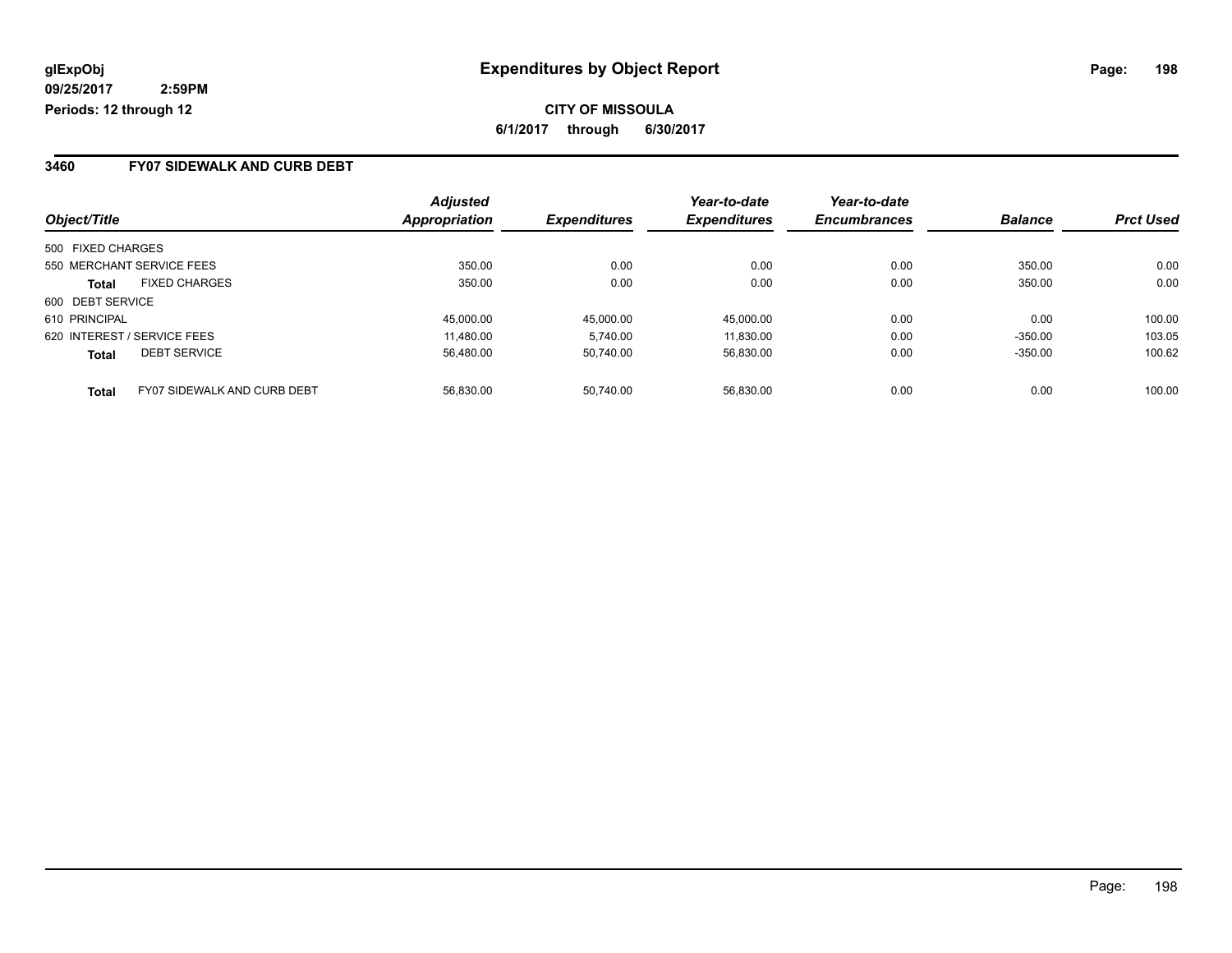# Expenditures by Object Report

glExpObj
09/25/2017 2:59PM
Periods: 12 through 12

**CITY OF MISSOULA**
**6/1/2017 through 6/30/2017**

## 3460 FY07 SIDEWALK AND CURB DEBT

| Object/Title | Adjusted Appropriation | Expenditures | Year-to-date Expenditures | Year-to-date Encumbrances | Balance | Prct Used |
|---|---|---|---|---|---|---|
| 500 FIXED CHARGES | | | | | | |
| 550 MERCHANT SERVICE FEES | 350.00 | 0.00 | 0.00 | 0.00 | 350.00 | 0.00 |
| **Total** FIXED CHARGES | 350.00 | 0.00 | 0.00 | 0.00 | 350.00 | 0.00 |
| 600 DEBT SERVICE | | | | | | |
| 610 PRINCIPAL | 45,000.00 | 45,000.00 | 45,000.00 | 0.00 | 0.00 | 100.00 |
| 620 INTEREST / SERVICE FEES | 11,480.00 | 5,740.00 | 11,830.00 | 0.00 | -350.00 | 103.05 |
| **Total** DEBT SERVICE | 56,480.00 | 50,740.00 | 56,830.00 | 0.00 | -350.00 | 100.62 |
| **Total** FY07 SIDEWALK AND CURB DEBT | 56,830.00 | 50,740.00 | 56,830.00 | 0.00 | 0.00 | 100.00 |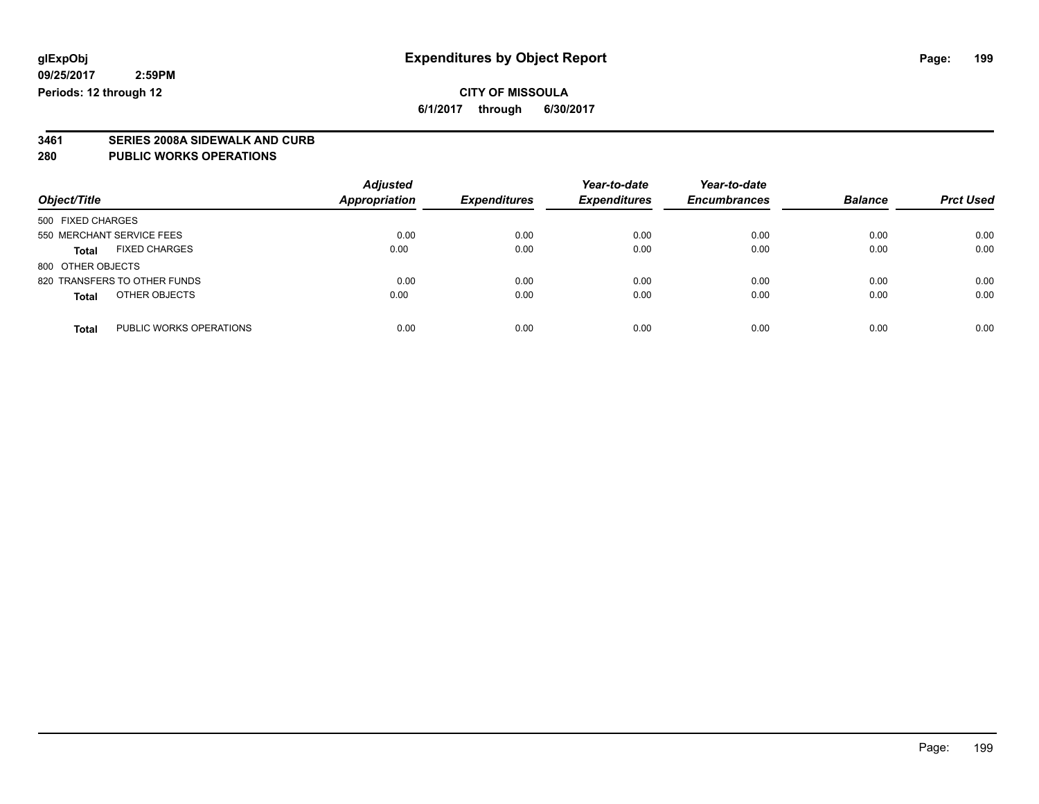**glExpObj**
**09/25/2017 2:59PM**
**Periods: 12 through 12**

# Expenditures by Object Report

**CITY OF MISSOULA**
**6/1/2017 through 6/30/2017**

**3461 SERIES 2008A SIDEWALK AND CURB**
**280 PUBLIC WORKS OPERATIONS**

| Object/Title | | Adjusted Appropriation | Expenditures | Year-to-date Expenditures | Year-to-date Encumbrances | Balance | Prct Used |
|---|---|---|---|---|---|---|---|
| 500 FIXED CHARGES | | | | | | | |
| 550 MERCHANT SERVICE FEES | | 0.00 | 0.00 | 0.00 | 0.00 | 0.00 | 0.00 |
| **Total** | FIXED CHARGES | 0.00 | 0.00 | 0.00 | 0.00 | 0.00 | 0.00 |
| 800 OTHER OBJECTS | | | | | | | |
| 820 TRANSFERS TO OTHER FUNDS | | 0.00 | 0.00 | 0.00 | 0.00 | 0.00 | 0.00 |
| **Total** | OTHER OBJECTS | 0.00 | 0.00 | 0.00 | 0.00 | 0.00 | 0.00 |
| **Total** | PUBLIC WORKS OPERATIONS | 0.00 | 0.00 | 0.00 | 0.00 | 0.00 | 0.00 |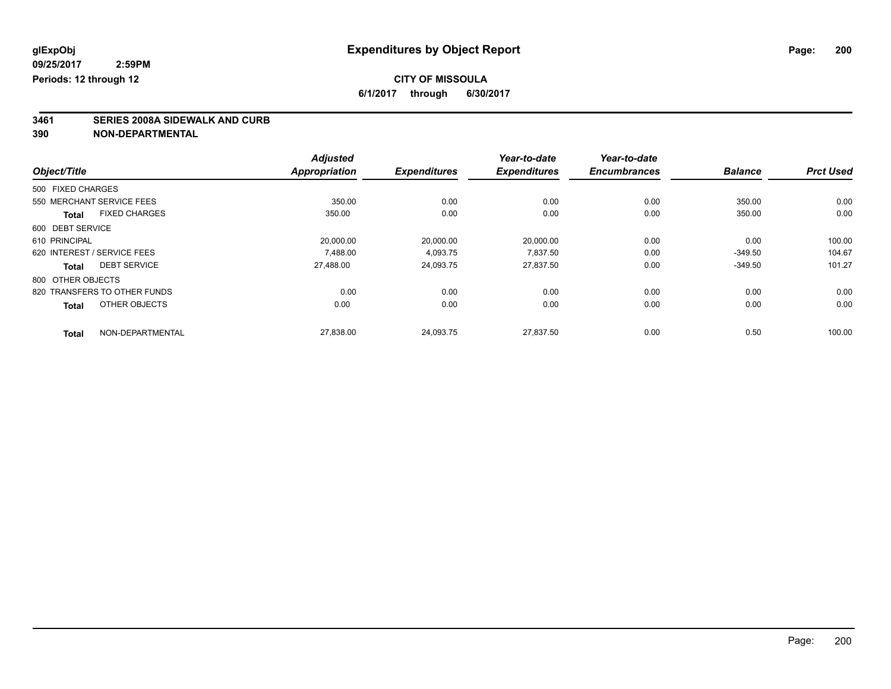glExpObj
09/25/2017 2:59PM
Periods: 12 through 12

# Expenditures by Object Report

**CITY OF MISSOULA**

**6/1/2017 through 6/30/2017**

**3461 SERIES 2008A SIDEWALK AND CURB**

**390 NON-DEPARTMENTAL**

| Object/Title | Adjusted Appropriation | Expenditures | Year-to-date Expenditures | Year-to-date Encumbrances | Balance | Prct Used |
|---|---|---|---|---|---|---|
| 500 FIXED CHARGES | | | | | | |
| 550 MERCHANT SERVICE FEES | 350.00 | 0.00 | 0.00 | 0.00 | 350.00 | 0.00 |
| **Total** FIXED CHARGES | 350.00 | 0.00 | 0.00 | 0.00 | 350.00 | 0.00 |
| 600 DEBT SERVICE | | | | | | |
| 610 PRINCIPAL | 20,000.00 | 20,000.00 | 20,000.00 | 0.00 | 0.00 | 100.00 |
| 620 INTEREST / SERVICE FEES | 7,488.00 | 4,093.75 | 7,837.50 | 0.00 | -349.50 | 104.67 |
| **Total** DEBT SERVICE | 27,488.00 | 24,093.75 | 27,837.50 | 0.00 | -349.50 | 101.27 |
| 800 OTHER OBJECTS | | | | | | |
| 820 TRANSFERS TO OTHER FUNDS | 0.00 | 0.00 | 0.00 | 0.00 | 0.00 | 0.00 |
| **Total** OTHER OBJECTS | 0.00 | 0.00 | 0.00 | 0.00 | 0.00 | 0.00 |
| **Total** NON-DEPARTMENTAL | 27,838.00 | 24,093.75 | 27,837.50 | 0.00 | 0.50 | 100.00 |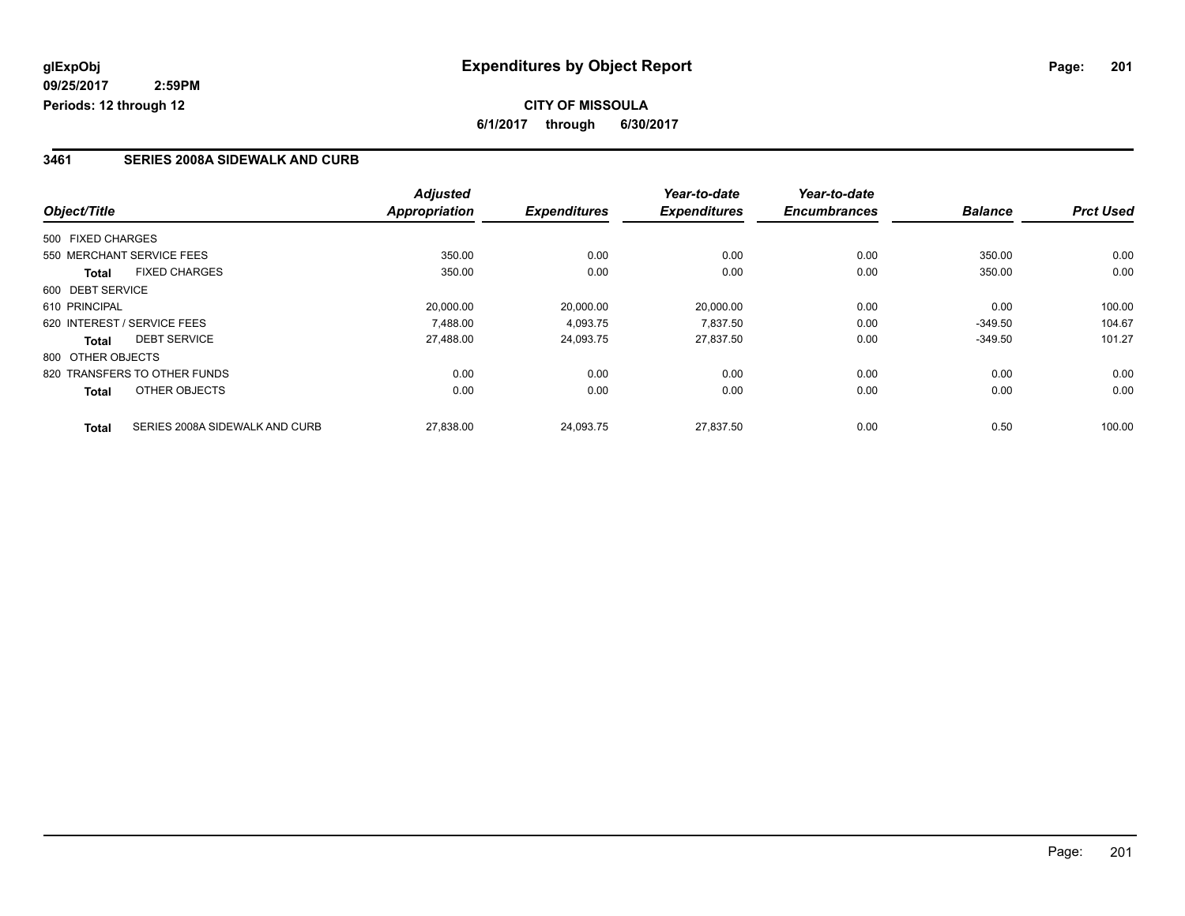**glExpObj**
**09/25/2017 2:59PM**
**Periods: 12 through 12**

# Expenditures by Object Report

**CITY OF MISSOULA**
**6/1/2017 through 6/30/2017**

## 3461 SERIES 2008A SIDEWALK AND CURB

| Object/Title | | Adjusted Appropriation | Expenditures | Year-to-date Expenditures | Year-to-date Encumbrances | Balance | Prct Used |
|---|---|---|---|---|---|---|---|
| 500 FIXED CHARGES | | | | | | | |
| 550 MERCHANT SERVICE FEES | | 350.00 | 0.00 | 0.00 | 0.00 | 350.00 | 0.00 |
| **Total** | FIXED CHARGES | 350.00 | 0.00 | 0.00 | 0.00 | 350.00 | 0.00 |
| 600 DEBT SERVICE | | | | | | | |
| 610 PRINCIPAL | | 20,000.00 | 20,000.00 | 20,000.00 | 0.00 | 0.00 | 100.00 |
| 620 INTEREST / SERVICE FEES | | 7,488.00 | 4,093.75 | 7,837.50 | 0.00 | -349.50 | 104.67 |
| **Total** | DEBT SERVICE | 27,488.00 | 24,093.75 | 27,837.50 | 0.00 | -349.50 | 101.27 |
| 800 OTHER OBJECTS | | | | | | | |
| 820 TRANSFERS TO OTHER FUNDS | | 0.00 | 0.00 | 0.00 | 0.00 | 0.00 | 0.00 |
| **Total** | OTHER OBJECTS | 0.00 | 0.00 | 0.00 | 0.00 | 0.00 | 0.00 |
| **Total** | SERIES 2008A SIDEWALK AND CURB | 27,838.00 | 24,093.75 | 27,837.50 | 0.00 | 0.50 | 100.00 |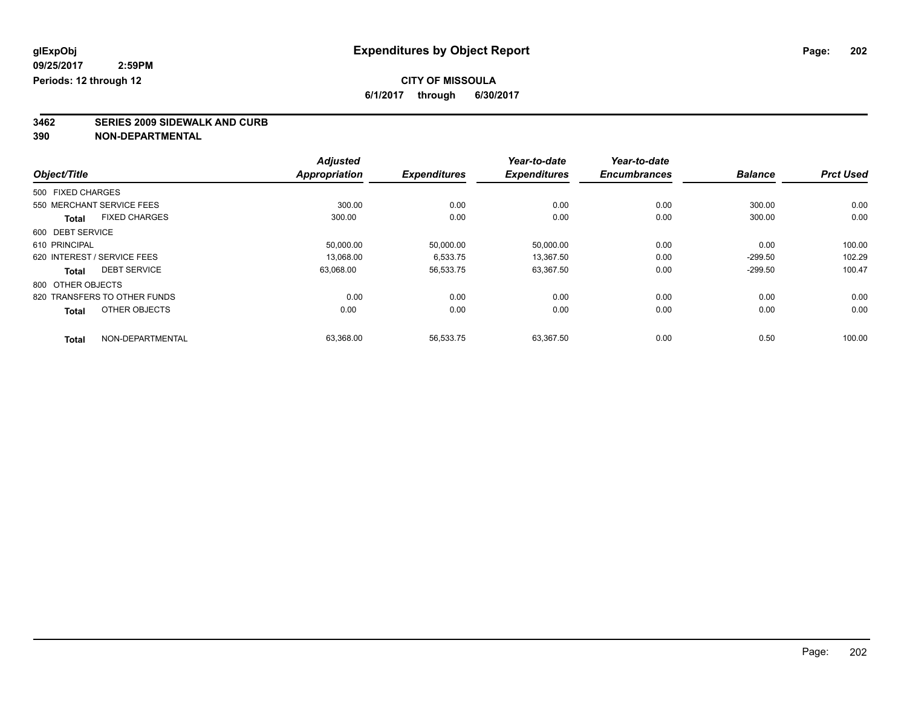glExpObj
09/25/2017 2:59PM
Periods: 12 through 12

# Expenditures by Object Report

## CITY OF MISSOULA

6/1/2017 through 6/30/2017

### 3462 SERIES 2009 SIDEWALK AND CURB
### 390 NON-DEPARTMENTAL

| Object/Title | | Adjusted Appropriation | Expenditures | Year-to-date Expenditures | Year-to-date Encumbrances | Balance | Prct Used |
|---|---|---|---|---|---|---|---|
| 500 FIXED CHARGES | | | | | | | |
| 550 MERCHANT SERVICE FEES | | 300.00 | 0.00 | 0.00 | 0.00 | 300.00 | 0.00 |
| **Total** | FIXED CHARGES | 300.00 | 0.00 | 0.00 | 0.00 | 300.00 | 0.00 |
| 600 DEBT SERVICE | | | | | | | |
| 610 PRINCIPAL | | 50,000.00 | 50,000.00 | 50,000.00 | 0.00 | 0.00 | 100.00 |
| 620 INTEREST / SERVICE FEES | | 13,068.00 | 6,533.75 | 13,367.50 | 0.00 | -299.50 | 102.29 |
| **Total** | DEBT SERVICE | 63,068.00 | 56,533.75 | 63,367.50 | 0.00 | -299.50 | 100.47 |
| 800 OTHER OBJECTS | | | | | | | |
| 820 TRANSFERS TO OTHER FUNDS | | 0.00 | 0.00 | 0.00 | 0.00 | 0.00 | 0.00 |
| **Total** | OTHER OBJECTS | 0.00 | 0.00 | 0.00 | 0.00 | 0.00 | 0.00 |
| **Total** | NON-DEPARTMENTAL | 63,368.00 | 56,533.75 | 63,367.50 | 0.00 | 0.50 | 100.00 |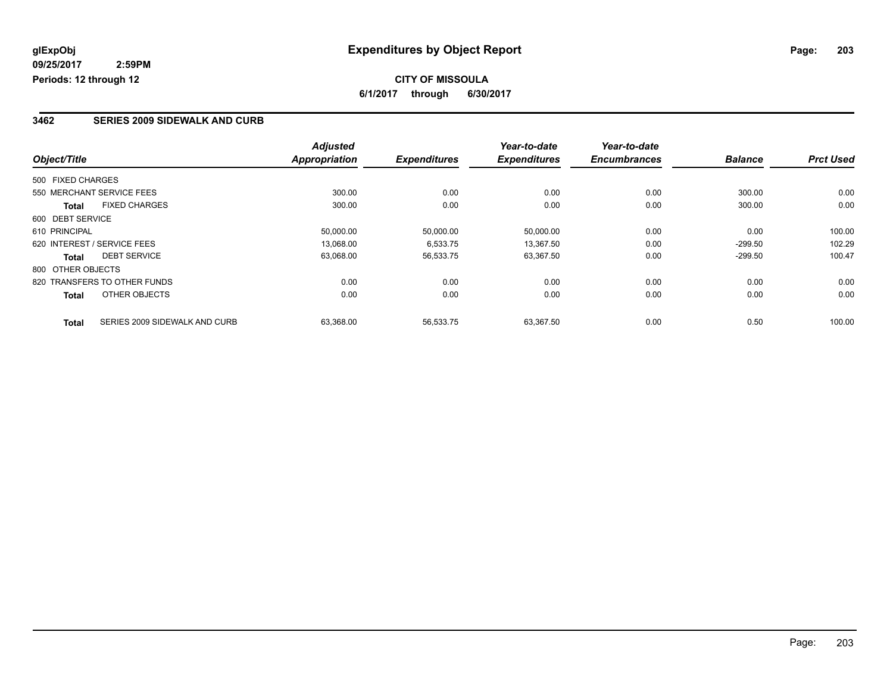**glExpObj** **Expenditures by Object Report**

**09/25/2017 2:59PM**

**Periods: 12 through 12**

**CITY OF MISSOULA**

**6/1/2017 through 6/30/2017**

## 3462 SERIES 2009 SIDEWALK AND CURB

| Object/Title | | Adjusted Appropriation | Expenditures | Year-to-date Expenditures | Year-to-date Encumbrances | Balance | Prct Used |
|---|---|---|---|---|---|---|---|
| 500 FIXED CHARGES | | | | | | | |
| 550 MERCHANT SERVICE FEES | | 300.00 | 0.00 | 0.00 | 0.00 | 300.00 | 0.00 |
| Total | FIXED CHARGES | 300.00 | 0.00 | 0.00 | 0.00 | 300.00 | 0.00 |
| 600 DEBT SERVICE | | | | | | | |
| 610 PRINCIPAL | | 50,000.00 | 50,000.00 | 50,000.00 | 0.00 | 0.00 | 100.00 |
| 620 INTEREST / SERVICE FEES | | 13,068.00 | 6,533.75 | 13,367.50 | 0.00 | -299.50 | 102.29 |
| Total | DEBT SERVICE | 63,068.00 | 56,533.75 | 63,367.50 | 0.00 | -299.50 | 100.47 |
| 800 OTHER OBJECTS | | | | | | | |
| 820 TRANSFERS TO OTHER FUNDS | | 0.00 | 0.00 | 0.00 | 0.00 | 0.00 | 0.00 |
| Total | OTHER OBJECTS | 0.00 | 0.00 | 0.00 | 0.00 | 0.00 | 0.00 |
| Total | SERIES 2009 SIDEWALK AND CURB | 63,368.00 | 56,533.75 | 63,367.50 | 0.00 | 0.50 | 100.00 |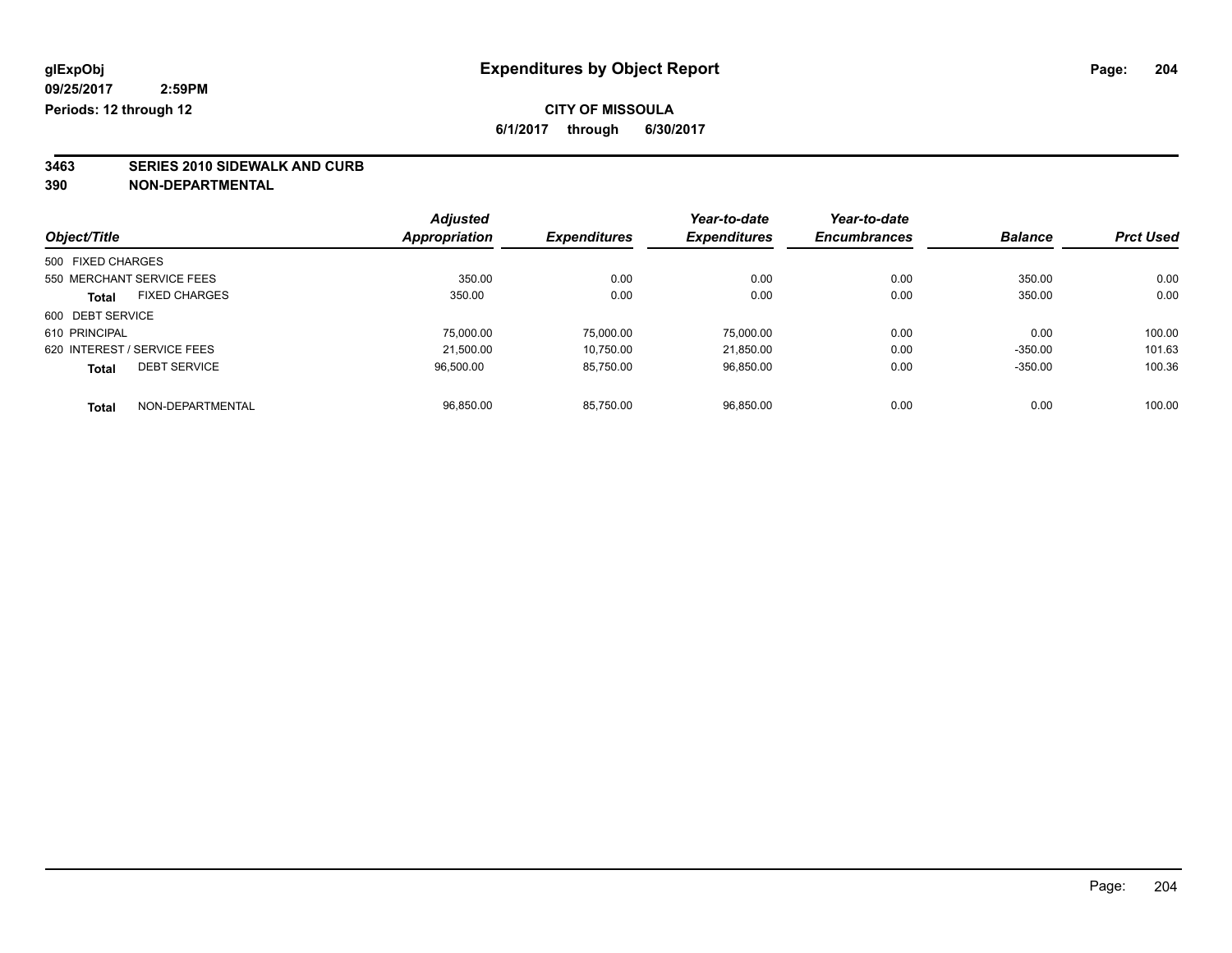glExpObj
09/25/2017 2:59PM
Periods: 12 through 12

# Expenditures by Object Report

**CITY OF MISSOULA**

**6/1/2017 through 6/30/2017**

**3463 SERIES 2010 SIDEWALK AND CURB**
**390 NON-DEPARTMENTAL**

| Object/Title | Adjusted Appropriation | Expenditures | Year-to-date Expenditures | Year-to-date Encumbrances | Balance | Prct Used |
|---|---|---|---|---|---|---|
| 500 FIXED CHARGES | | | | | | |
| 550 MERCHANT SERVICE FEES | 350.00 | 0.00 | 0.00 | 0.00 | 350.00 | 0.00 |
| **Total** FIXED CHARGES | 350.00 | 0.00 | 0.00 | 0.00 | 350.00 | 0.00 |
| 600 DEBT SERVICE | | | | | | |
| 610 PRINCIPAL | 75,000.00 | 75,000.00 | 75,000.00 | 0.00 | 0.00 | 100.00 |
| 620 INTEREST / SERVICE FEES | 21,500.00 | 10,750.00 | 21,850.00 | 0.00 | -350.00 | 101.63 |
| **Total** DEBT SERVICE | 96,500.00 | 85,750.00 | 96,850.00 | 0.00 | -350.00 | 100.36 |
| **Total** NON-DEPARTMENTAL | 96,850.00 | 85,750.00 | 96,850.00 | 0.00 | 0.00 | 100.00 |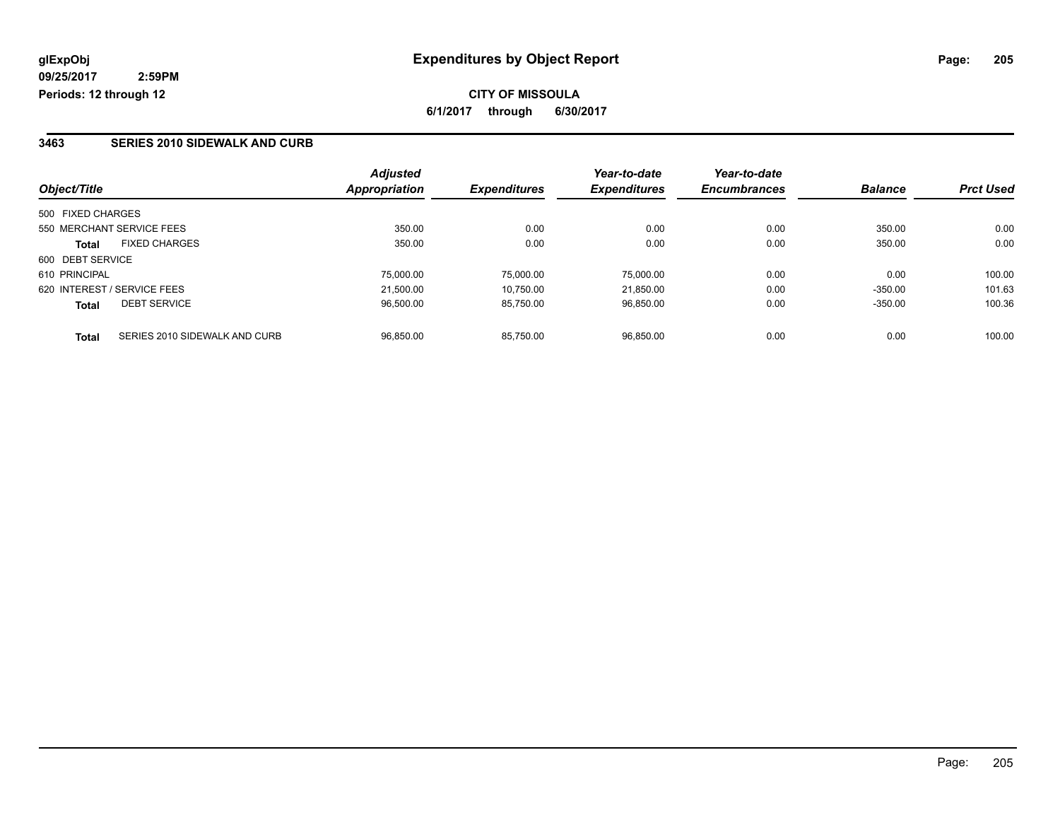**glExpObj**
**09/25/2017 2:59PM**
**Periods: 12 through 12**

# Expenditures by Object Report

**CITY OF MISSOULA**
**6/1/2017 through 6/30/2017**

### 3463 SERIES 2010 SIDEWALK AND CURB

| Object/Title | Adjusted Appropriation | Expenditures | Year-to-date Expenditures | Year-to-date Encumbrances | Balance | Prct Used |
|---|---|---|---|---|---|---|
| 500 FIXED CHARGES | | | | | | |
| 550 MERCHANT SERVICE FEES | 350.00 | 0.00 | 0.00 | 0.00 | 350.00 | 0.00 |
| **Total** FIXED CHARGES | 350.00 | 0.00 | 0.00 | 0.00 | 350.00 | 0.00 |
| 600 DEBT SERVICE | | | | | | |
| 610 PRINCIPAL | 75,000.00 | 75,000.00 | 75,000.00 | 0.00 | 0.00 | 100.00 |
| 620 INTEREST / SERVICE FEES | 21,500.00 | 10,750.00 | 21,850.00 | 0.00 | -350.00 | 101.63 |
| **Total** DEBT SERVICE | 96,500.00 | 85,750.00 | 96,850.00 | 0.00 | -350.00 | 100.36 |
| **Total** SERIES 2010 SIDEWALK AND CURB | 96,850.00 | 85,750.00 | 96,850.00 | 0.00 | 0.00 | 100.00 |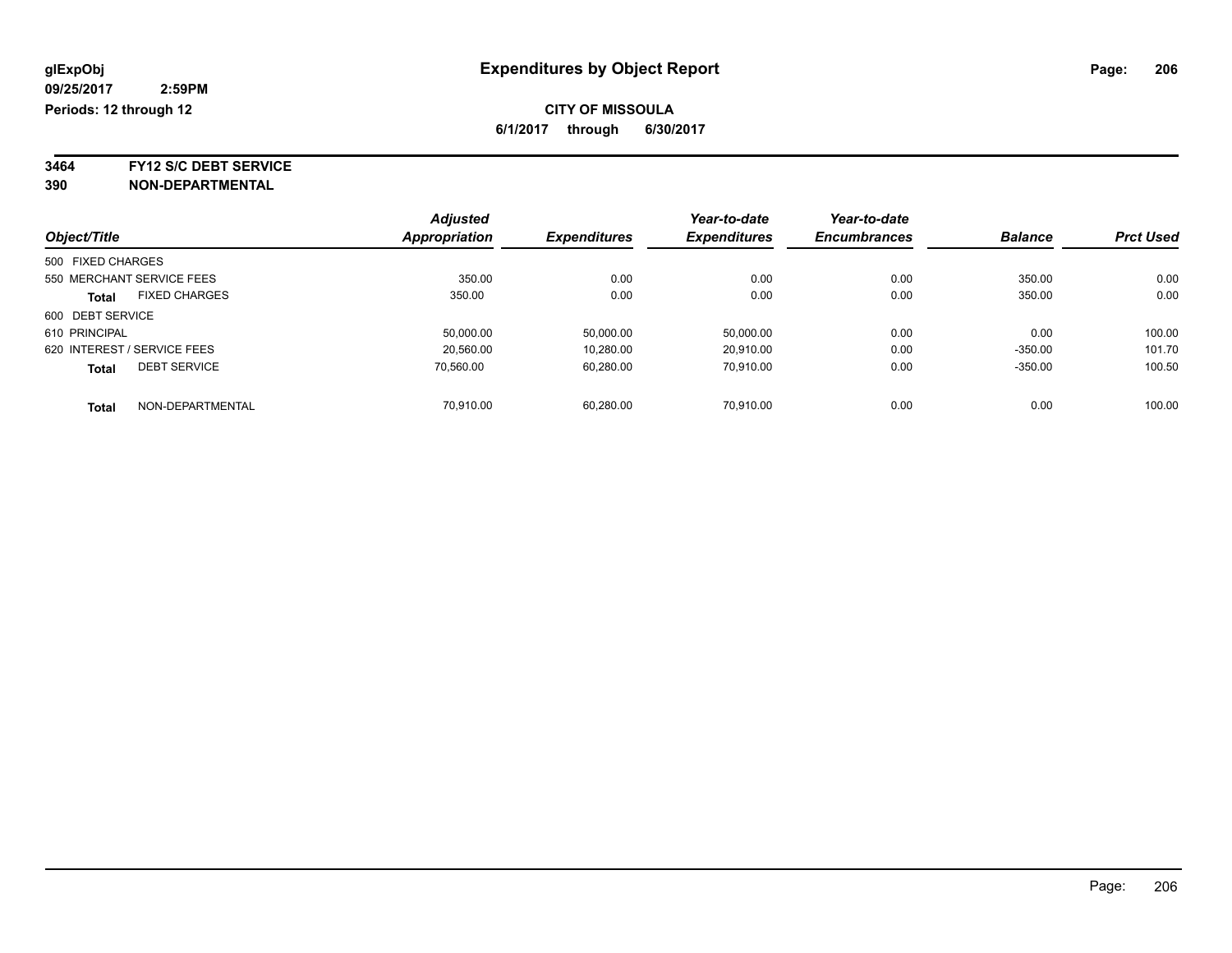glExpObj
09/25/2017 2:59PM
Periods: 12 through 12

# Expenditures by Object Report

**CITY OF MISSOULA**
**6/1/2017 through 6/30/2017**

**3464 FY12 S/C DEBT SERVICE**
**390 NON-DEPARTMENTAL**

| Object/Title | Adjusted Appropriation | Expenditures | Year-to-date Expenditures | Year-to-date Encumbrances | Balance | Prct Used |
|---|---|---|---|---|---|---|
| 500 FIXED CHARGES | | | | | | |
| 550 MERCHANT SERVICE FEES | 350.00 | 0.00 | 0.00 | 0.00 | 350.00 | 0.00 |
| **Total** FIXED CHARGES | 350.00 | 0.00 | 0.00 | 0.00 | 350.00 | 0.00 |
| 600 DEBT SERVICE | | | | | | |
| 610 PRINCIPAL | 50,000.00 | 50,000.00 | 50,000.00 | 0.00 | 0.00 | 100.00 |
| 620 INTEREST / SERVICE FEES | 20,560.00 | 10,280.00 | 20,910.00 | 0.00 | -350.00 | 101.70 |
| **Total** DEBT SERVICE | 70,560.00 | 60,280.00 | 70,910.00 | 0.00 | -350.00 | 100.50 |
| **Total** NON-DEPARTMENTAL | 70,910.00 | 60,280.00 | 70,910.00 | 0.00 | 0.00 | 100.00 |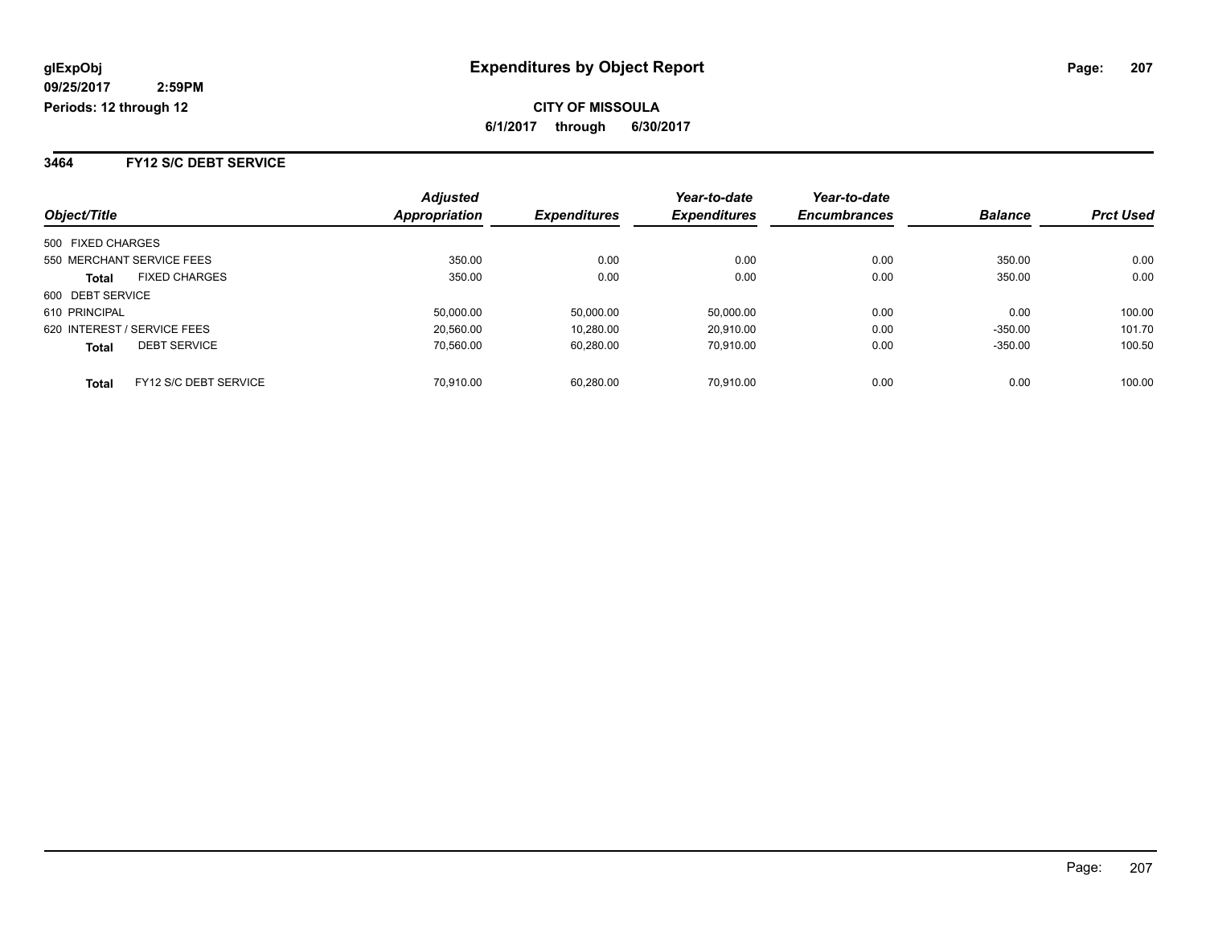glExpObj
09/25/2017 2:59PM
Periods: 12 through 12

# Expenditures by Object Report

**CITY OF MISSOULA**
**6/1/2017 through 6/30/2017**

## 3464 FY12 S/C DEBT SERVICE

| Object/Title | Adjusted Appropriation | Expenditures | Year-to-date Expenditures | Year-to-date Encumbrances | Balance | Prct Used |
|---|---|---|---|---|---|---|
| 500 FIXED CHARGES | | | | | | |
| 550 MERCHANT SERVICE FEES | 350.00 | 0.00 | 0.00 | 0.00 | 350.00 | 0.00 |
| **Total** FIXED CHARGES | 350.00 | 0.00 | 0.00 | 0.00 | 350.00 | 0.00 |
| 600 DEBT SERVICE | | | | | | |
| 610 PRINCIPAL | 50,000.00 | 50,000.00 | 50,000.00 | 0.00 | 0.00 | 100.00 |
| 620 INTEREST / SERVICE FEES | 20,560.00 | 10,280.00 | 20,910.00 | 0.00 | -350.00 | 101.70 |
| **Total** DEBT SERVICE | 70,560.00 | 60,280.00 | 70,910.00 | 0.00 | -350.00 | 100.50 |
| **Total** FY12 S/C DEBT SERVICE | 70,910.00 | 60,280.00 | 70,910.00 | 0.00 | 0.00 | 100.00 |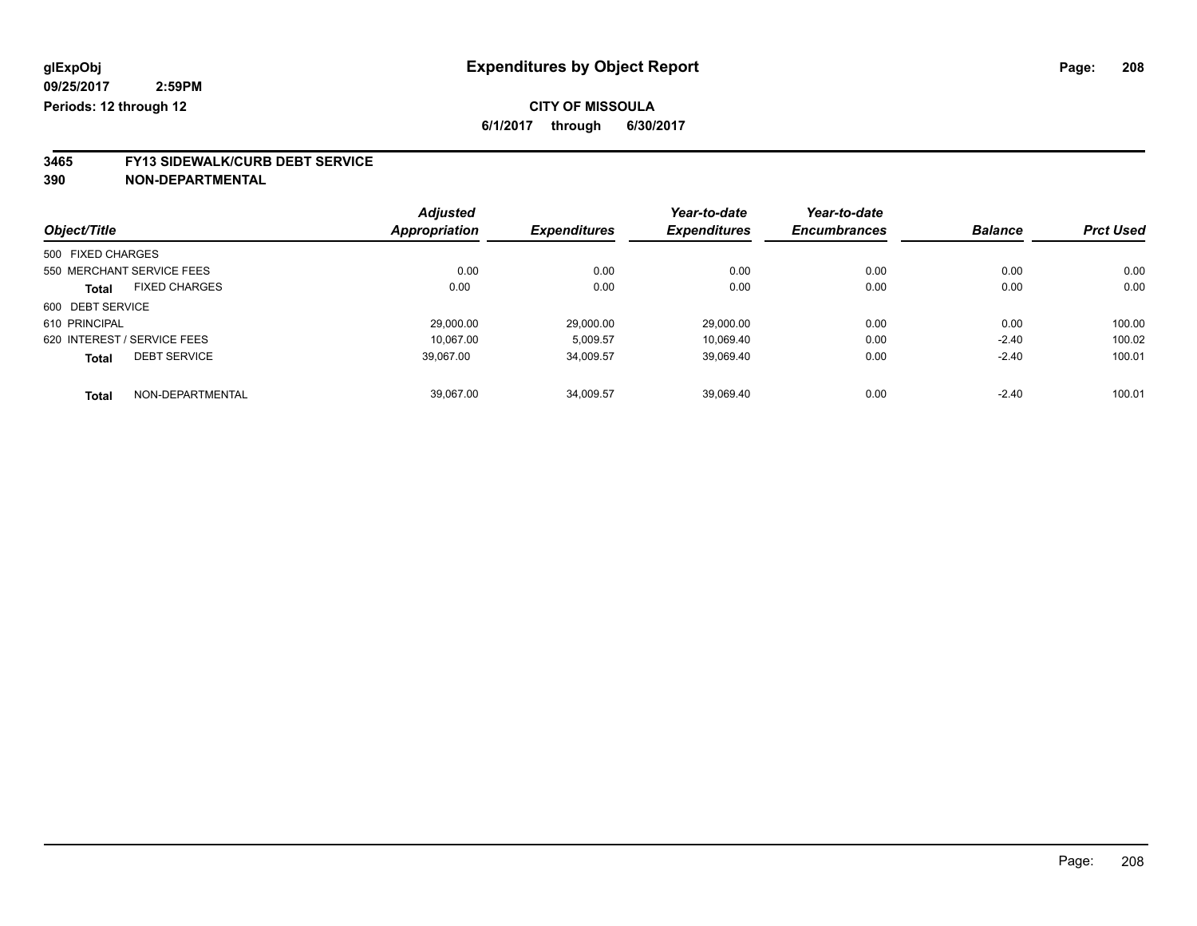glExpObj
09/25/2017 2:59PM
Periods: 12 through 12

# Expenditures by Object Report

**CITY OF MISSOULA**
**6/1/2017 through 6/30/2017**

## 3465 FY13 SIDEWALK/CURB DEBT SERVICE
## 390 NON-DEPARTMENTAL

| Object/Title | Adjusted Appropriation | Expenditures | Year-to-date Expenditures | Year-to-date Encumbrances | Balance | Prct Used |
|---|---|---|---|---|---|---|
| 500 FIXED CHARGES | | | | | | |
| 550 MERCHANT SERVICE FEES | 0.00 | 0.00 | 0.00 | 0.00 | 0.00 | 0.00 |
| **Total** FIXED CHARGES | 0.00 | 0.00 | 0.00 | 0.00 | 0.00 | 0.00 |
| 600 DEBT SERVICE | | | | | | |
| 610 PRINCIPAL | 29,000.00 | 29,000.00 | 29,000.00 | 0.00 | 0.00 | 100.00 |
| 620 INTEREST / SERVICE FEES | 10,067.00 | 5,009.57 | 10,069.40 | 0.00 | -2.40 | 100.02 |
| **Total** DEBT SERVICE | 39,067.00 | 34,009.57 | 39,069.40 | 0.00 | -2.40 | 100.01 |
| **Total** NON-DEPARTMENTAL | 39,067.00 | 34,009.57 | 39,069.40 | 0.00 | -2.40 | 100.01 |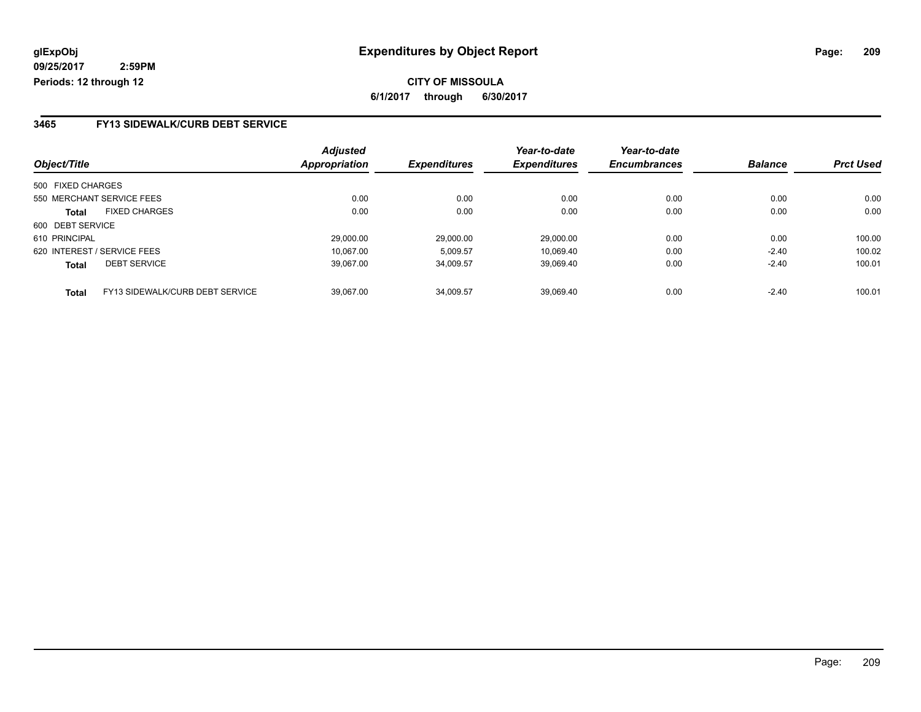# Expenditures by Object Report

glExpObj
09/25/2017 2:59PM
Periods: 12 through 12

**CITY OF MISSOULA**
**6/1/2017 through 6/30/2017**

## 3465 FY13 SIDEWALK/CURB DEBT SERVICE

| Object/Title | | Adjusted Appropriation | Expenditures | Year-to-date Expenditures | Year-to-date Encumbrances | Balance | Prct Used |
|---|---|---|---|---|---|---|---|
| 500 FIXED CHARGES | | | | | | | |
| 550 MERCHANT SERVICE FEES | | 0.00 | 0.00 | 0.00 | 0.00 | 0.00 | 0.00 |
| **Total** | FIXED CHARGES | 0.00 | 0.00 | 0.00 | 0.00 | 0.00 | 0.00 |
| 600 DEBT SERVICE | | | | | | | |
| 610 PRINCIPAL | | 29,000.00 | 29,000.00 | 29,000.00 | 0.00 | 0.00 | 100.00 |
| 620 INTEREST / SERVICE FEES | | 10,067.00 | 5,009.57 | 10,069.40 | 0.00 | -2.40 | 100.02 |
| **Total** | DEBT SERVICE | 39,067.00 | 34,009.57 | 39,069.40 | 0.00 | -2.40 | 100.01 |
| **Total** | FY13 SIDEWALK/CURB DEBT SERVICE | 39,067.00 | 34,009.57 | 39,069.40 | 0.00 | -2.40 | 100.01 |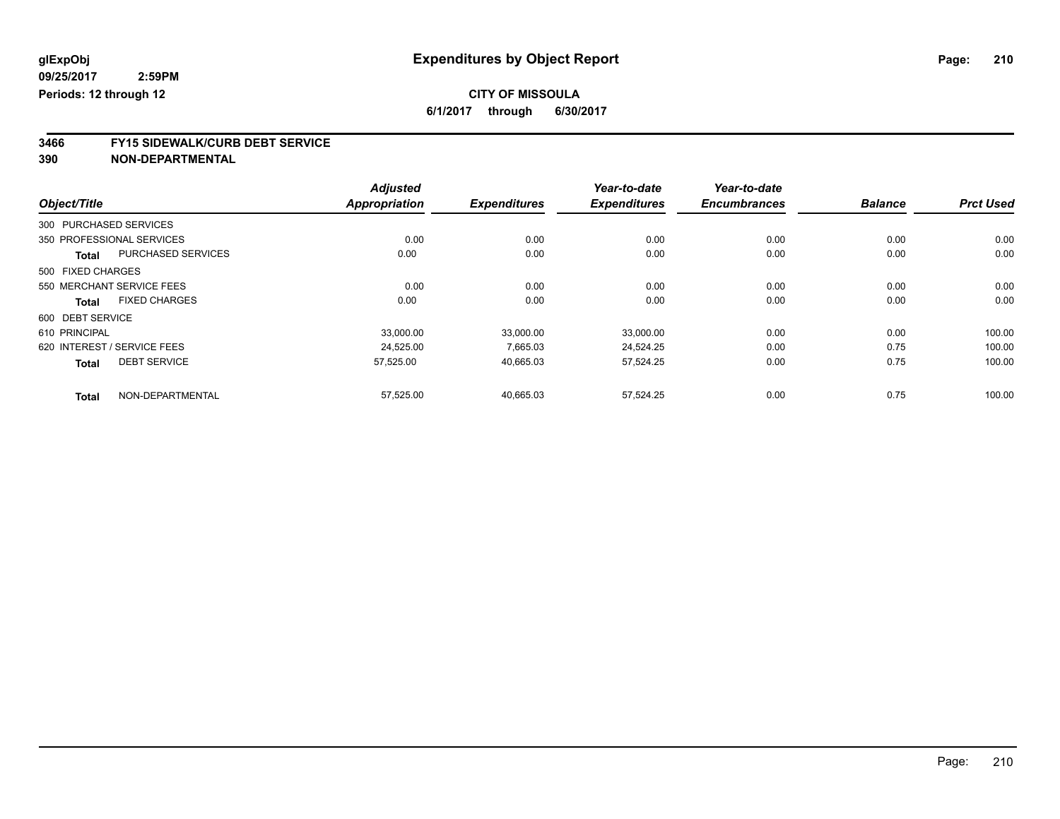**glExpObj**
**09/25/2017 2:59PM**
**Periods: 12 through 12**

# Expenditures by Object Report

**CITY OF MISSOULA**
**6/1/2017 through 6/30/2017**

## 3466 FY15 SIDEWALK/CURB DEBT SERVICE
## 390 NON-DEPARTMENTAL

| Object/Title | | Adjusted Appropriation | Expenditures | Year-to-date Expenditures | Year-to-date Encumbrances | Balance | Prct Used |
|---|---|---|---|---|---|---|---|
| 300 PURCHASED SERVICES | | | | | | | |
| 350 PROFESSIONAL SERVICES | | 0.00 | 0.00 | 0.00 | 0.00 | 0.00 | 0.00 |
| **Total** | PURCHASED SERVICES | 0.00 | 0.00 | 0.00 | 0.00 | 0.00 | 0.00 |
| 500 FIXED CHARGES | | | | | | | |
| 550 MERCHANT SERVICE FEES | | 0.00 | 0.00 | 0.00 | 0.00 | 0.00 | 0.00 |
| **Total** | FIXED CHARGES | 0.00 | 0.00 | 0.00 | 0.00 | 0.00 | 0.00 |
| 600 DEBT SERVICE | | | | | | | |
| 610 PRINCIPAL | | 33,000.00 | 33,000.00 | 33,000.00 | 0.00 | 0.00 | 100.00 |
| 620 INTEREST / SERVICE FEES | | 24,525.00 | 7,665.03 | 24,524.25 | 0.00 | 0.75 | 100.00 |
| **Total** | DEBT SERVICE | 57,525.00 | 40,665.03 | 57,524.25 | 0.00 | 0.75 | 100.00 |
| **Total** | NON-DEPARTMENTAL | 57,525.00 | 40,665.03 | 57,524.25 | 0.00 | 0.75 | 100.00 |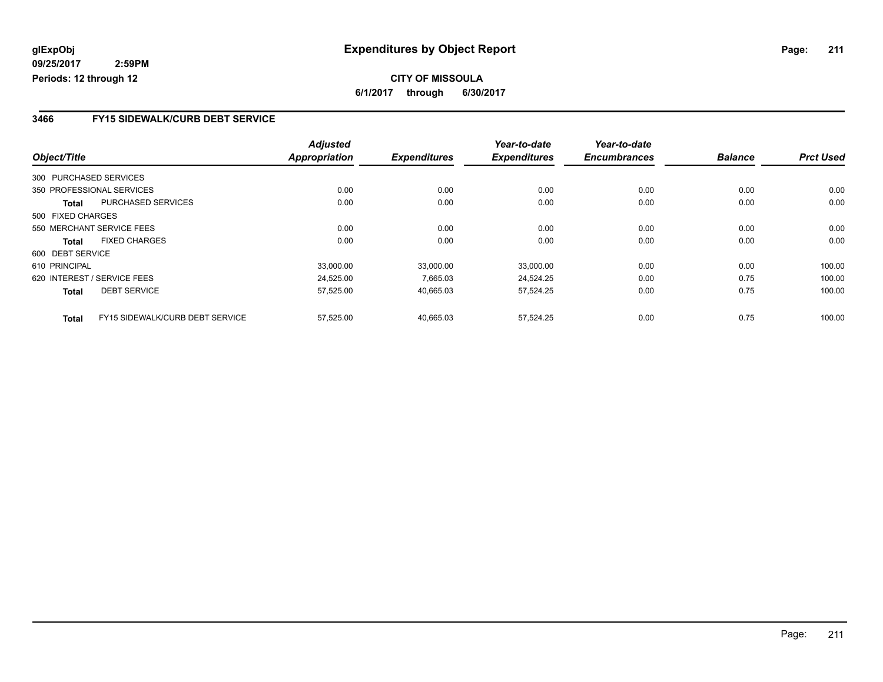**glExpObj**
**09/25/2017 2:59PM**
**Periods: 12 through 12**

# Expenditures by Object Report

**CITY OF MISSOULA**
**6/1/2017 through 6/30/2017**

## 3466 FY15 SIDEWALK/CURB DEBT SERVICE

| Object/Title | | Adjusted Appropriation | Expenditures | Year-to-date Expenditures | Year-to-date Encumbrances | Balance | Prct Used |
|---|---|---|---|---|---|---|---|
| 300 PURCHASED SERVICES | | | | | | | |
| 350 PROFESSIONAL SERVICES | | 0.00 | 0.00 | 0.00 | 0.00 | 0.00 | 0.00 |
| **Total** | PURCHASED SERVICES | 0.00 | 0.00 | 0.00 | 0.00 | 0.00 | 0.00 |
| 500 FIXED CHARGES | | | | | | | |
| 550 MERCHANT SERVICE FEES | | 0.00 | 0.00 | 0.00 | 0.00 | 0.00 | 0.00 |
| **Total** | FIXED CHARGES | 0.00 | 0.00 | 0.00 | 0.00 | 0.00 | 0.00 |
| 600 DEBT SERVICE | | | | | | | |
| 610 PRINCIPAL | | 33,000.00 | 33,000.00 | 33,000.00 | 0.00 | 0.00 | 100.00 |
| 620 INTEREST / SERVICE FEES | | 24,525.00 | 7,665.03 | 24,524.25 | 0.00 | 0.75 | 100.00 |
| **Total** | DEBT SERVICE | 57,525.00 | 40,665.03 | 57,524.25 | 0.00 | 0.75 | 100.00 |
| **Total** | FY15 SIDEWALK/CURB DEBT SERVICE | 57,525.00 | 40,665.03 | 57,524.25 | 0.00 | 0.75 | 100.00 |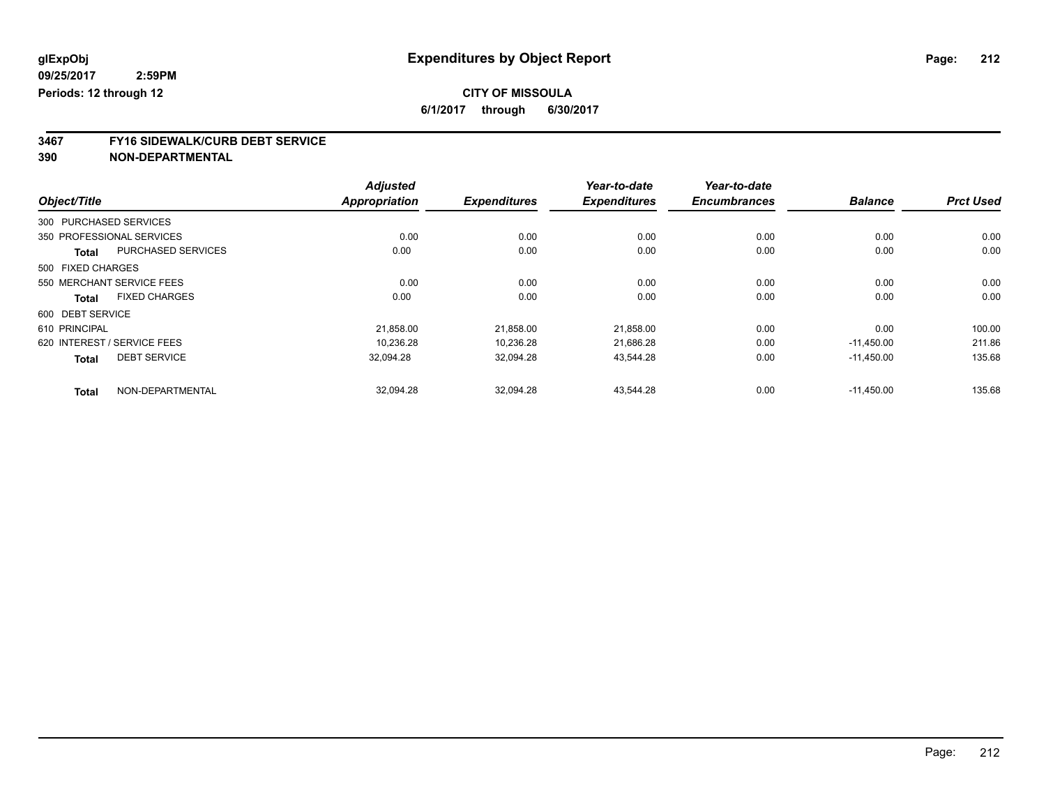# Expenditures by Object Report

glExpObj
09/25/2017 2:59PM
Periods: 12 through 12

**CITY OF MISSOULA**
**6/1/2017 through 6/30/2017**

## 3467 FY16 SIDEWALK/CURB DEBT SERVICE
## 390 NON-DEPARTMENTAL

| Object/Title | | Adjusted Appropriation | Expenditures | Year-to-date Expenditures | Year-to-date Encumbrances | Balance | Prct Used |
|---|---|---|---|---|---|---|---|
| 300 PURCHASED SERVICES | | | | | | | |
| 350 PROFESSIONAL SERVICES | | 0.00 | 0.00 | 0.00 | 0.00 | 0.00 | 0.00 |
| **Total** | PURCHASED SERVICES | 0.00 | 0.00 | 0.00 | 0.00 | 0.00 | 0.00 |
| 500 FIXED CHARGES | | | | | | | |
| 550 MERCHANT SERVICE FEES | | 0.00 | 0.00 | 0.00 | 0.00 | 0.00 | 0.00 |
| **Total** | FIXED CHARGES | 0.00 | 0.00 | 0.00 | 0.00 | 0.00 | 0.00 |
| 600 DEBT SERVICE | | | | | | | |
| 610 PRINCIPAL | | 21,858.00 | 21,858.00 | 21,858.00 | 0.00 | 0.00 | 100.00 |
| 620 INTEREST / SERVICE FEES | | 10,236.28 | 10,236.28 | 21,686.28 | 0.00 | -11,450.00 | 211.86 |
| **Total** | DEBT SERVICE | 32,094.28 | 32,094.28 | 43,544.28 | 0.00 | -11,450.00 | 135.68 |
| **Total** | NON-DEPARTMENTAL | 32,094.28 | 32,094.28 | 43,544.28 | 0.00 | -11,450.00 | 135.68 |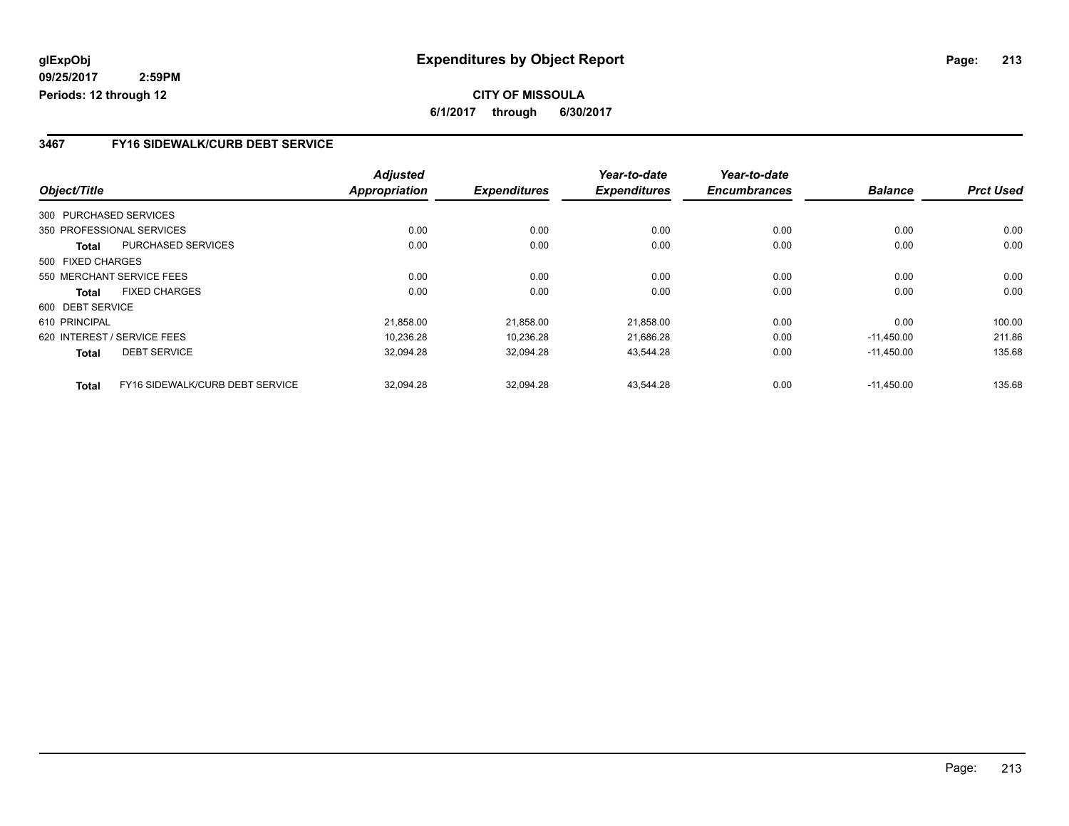**glExpObj**
**09/25/2017 2:59PM**
**Periods: 12 through 12**

# Expenditures by Object Report

**CITY OF MISSOULA**
**6/1/2017 through 6/30/2017**

## 3467 FY16 SIDEWALK/CURB DEBT SERVICE

| Object/Title | | Adjusted Appropriation | Expenditures | Year-to-date Expenditures | Year-to-date Encumbrances | Balance | Prct Used |
|---|---|---|---|---|---|---|---|
| 300 PURCHASED SERVICES | | | | | | | |
| 350 PROFESSIONAL SERVICES | | 0.00 | 0.00 | 0.00 | 0.00 | 0.00 | 0.00 |
| **Total** | PURCHASED SERVICES | 0.00 | 0.00 | 0.00 | 0.00 | 0.00 | 0.00 |
| 500 FIXED CHARGES | | | | | | | |
| 550 MERCHANT SERVICE FEES | | 0.00 | 0.00 | 0.00 | 0.00 | 0.00 | 0.00 |
| **Total** | FIXED CHARGES | 0.00 | 0.00 | 0.00 | 0.00 | 0.00 | 0.00 |
| 600 DEBT SERVICE | | | | | | | |
| 610 PRINCIPAL | | 21,858.00 | 21,858.00 | 21,858.00 | 0.00 | 0.00 | 100.00 |
| 620 INTEREST / SERVICE FEES | | 10,236.28 | 10,236.28 | 21,686.28 | 0.00 | -11,450.00 | 211.86 |
| **Total** | DEBT SERVICE | 32,094.28 | 32,094.28 | 43,544.28 | 0.00 | -11,450.00 | 135.68 |
| **Total** | FY16 SIDEWALK/CURB DEBT SERVICE | 32,094.28 | 32,094.28 | 43,544.28 | 0.00 | -11,450.00 | 135.68 |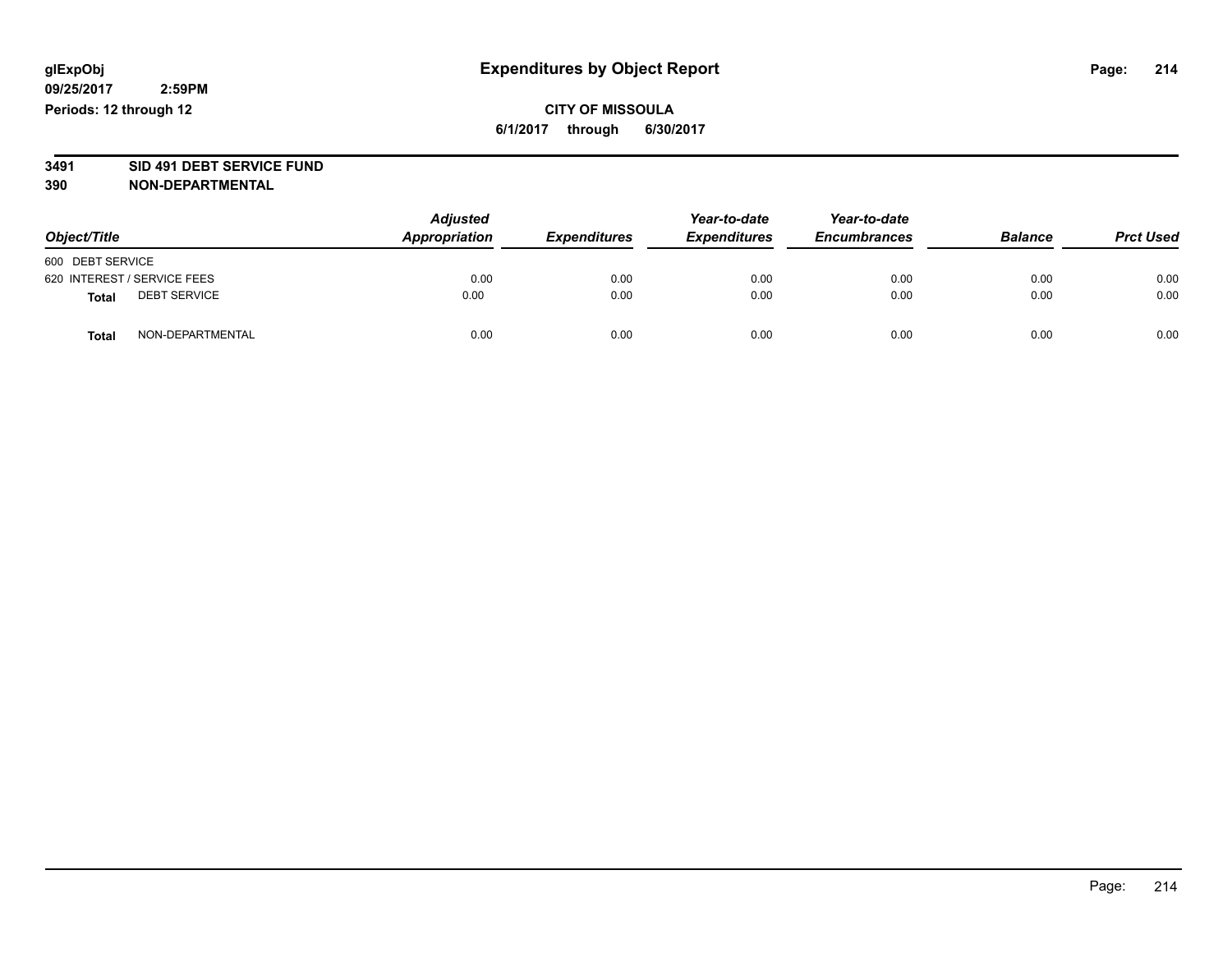glExpObj
09/25/2017 2:59PM
Periods: 12 through 12

# Expenditures by Object Report

**CITY OF MISSOULA**
**6/1/2017 through 6/30/2017**

**3491 SID 491 DEBT SERVICE FUND**
**390 NON-DEPARTMENTAL**

| Object/Title | Adjusted Appropriation | Expenditures | Year-to-date Expenditures | Year-to-date Encumbrances | Balance | Prct Used |
|---|---|---|---|---|---|---|
| 600 DEBT SERVICE | | | | | | |
| 620 INTEREST / SERVICE FEES | 0.00 | 0.00 | 0.00 | 0.00 | 0.00 | 0.00 |
| **Total** DEBT SERVICE | 0.00 | 0.00 | 0.00 | 0.00 | 0.00 | 0.00 |
| **Total** NON-DEPARTMENTAL | 0.00 | 0.00 | 0.00 | 0.00 | 0.00 | 0.00 |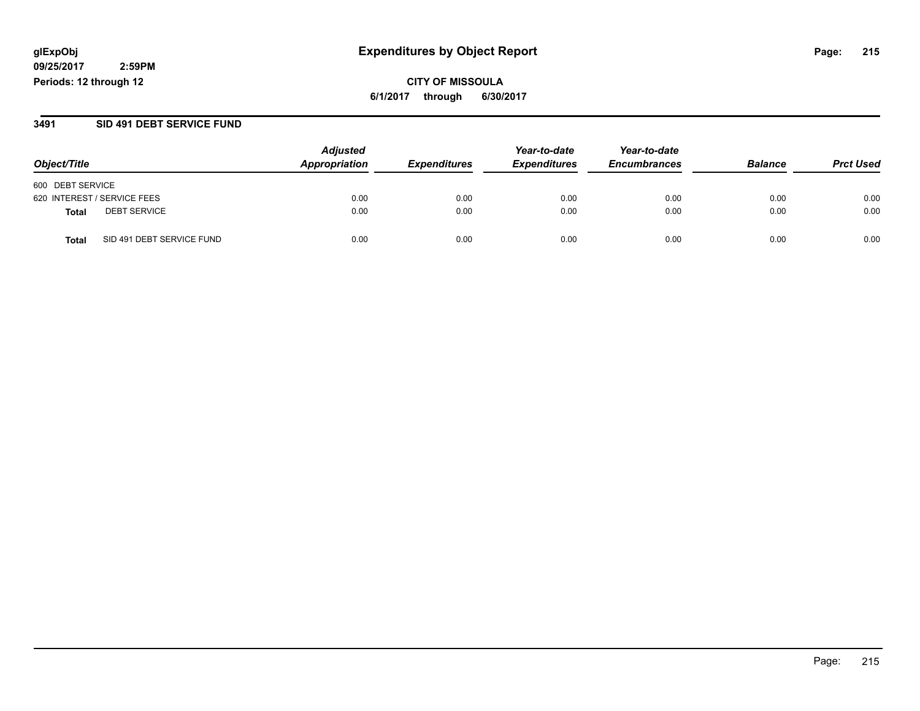glExpObj
09/25/2017 2:59PM
Periods: 12 through 12

# Expenditures by Object Report

**CITY OF MISSOULA**
**6/1/2017 through 6/30/2017**

### 3491 SID 491 DEBT SERVICE FUND

| Object/Title | Adjusted Appropriation | Expenditures | Year-to-date Expenditures | Year-to-date Encumbrances | Balance | Prct Used |
|---|---|---|---|---|---|---|
| 600 DEBT SERVICE | | | | | | |
| 620 INTEREST / SERVICE FEES | 0.00 | 0.00 | 0.00 | 0.00 | 0.00 | 0.00 |
| **Total** DEBT SERVICE | 0.00 | 0.00 | 0.00 | 0.00 | 0.00 | 0.00 |
| **Total** SID 491 DEBT SERVICE FUND | 0.00 | 0.00 | 0.00 | 0.00 | 0.00 | 0.00 |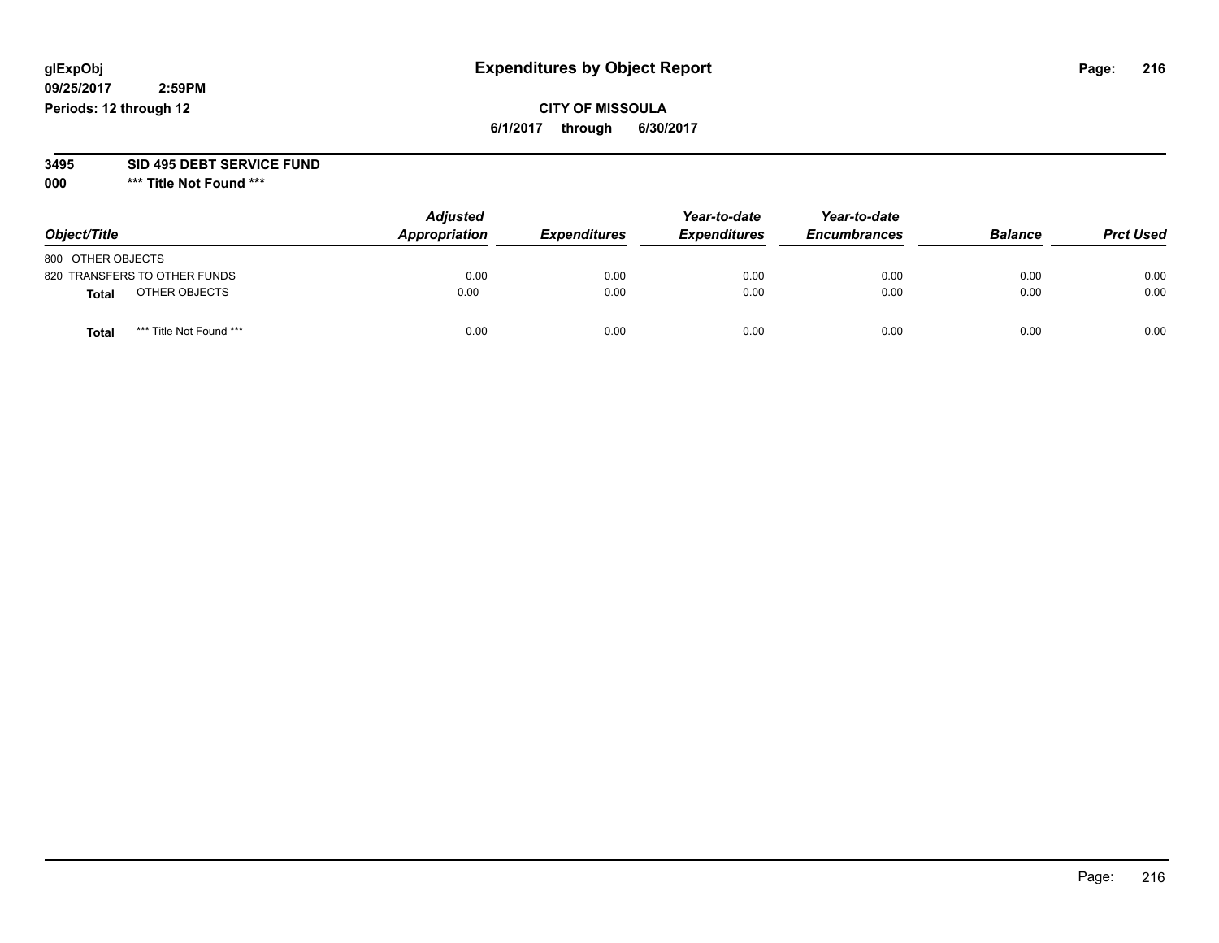# Expenditures by Object Report

glExpObj
09/25/2017 2:59PM
Periods: 12 through 12

**CITY OF MISSOULA**
**6/1/2017 through 6/30/2017**

**3495 SID 495 DEBT SERVICE FUND**
**000 \*\*\* Title Not Found \*\*\***

| Object/Title | Adjusted Appropriation | Expenditures | Year-to-date Expenditures | Year-to-date Encumbrances | Balance | Prct Used |
|---|---|---|---|---|---|---|
| 800 OTHER OBJECTS | | | | | | |
| 820 TRANSFERS TO OTHER FUNDS | 0.00 | 0.00 | 0.00 | 0.00 | 0.00 | 0.00 |
| **Total** OTHER OBJECTS | 0.00 | 0.00 | 0.00 | 0.00 | 0.00 | 0.00 |
| **Total** *** Title Not Found *** | 0.00 | 0.00 | 0.00 | 0.00 | 0.00 | 0.00 |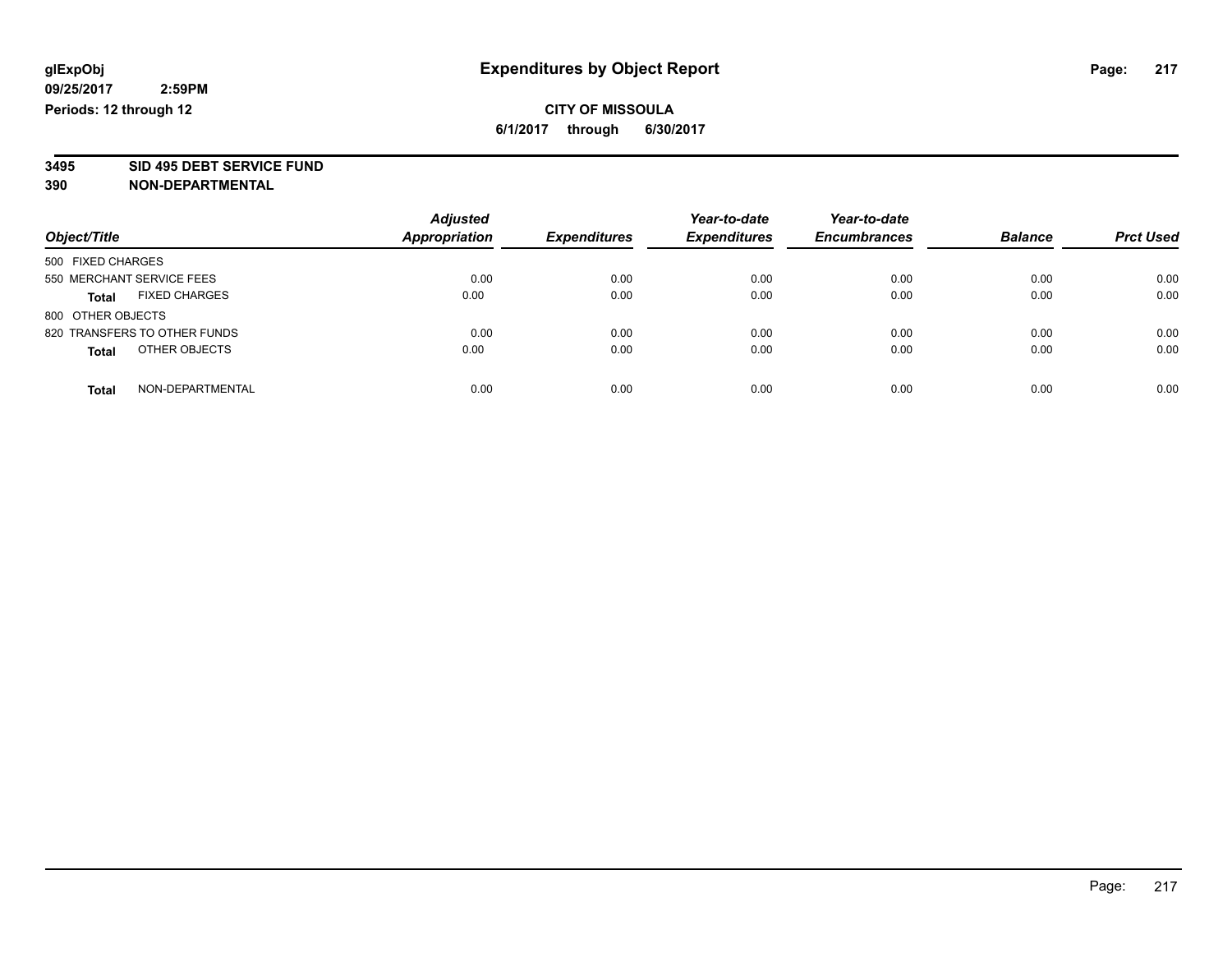**glExpObj** **Expenditures by Object Report**

**09/25/2017 2:59PM**

**Periods: 12 through 12**

**CITY OF MISSOULA**

**6/1/2017 through 6/30/2017**

**3495 SID 495 DEBT SERVICE FUND**

**390 NON-DEPARTMENTAL**

| Object/Title | Adjusted Appropriation | Expenditures | Year-to-date Expenditures | Year-to-date Encumbrances | Balance | Prct Used |
|---|---|---|---|---|---|---|
| 500 FIXED CHARGES | | | | | | |
| 550 MERCHANT SERVICE FEES | 0.00 | 0.00 | 0.00 | 0.00 | 0.00 | 0.00 |
| **Total** FIXED CHARGES | 0.00 | 0.00 | 0.00 | 0.00 | 0.00 | 0.00 |
| 800 OTHER OBJECTS | | | | | | |
| 820 TRANSFERS TO OTHER FUNDS | 0.00 | 0.00 | 0.00 | 0.00 | 0.00 | 0.00 |
| **Total** OTHER OBJECTS | 0.00 | 0.00 | 0.00 | 0.00 | 0.00 | 0.00 |
| **Total** NON-DEPARTMENTAL | 0.00 | 0.00 | 0.00 | 0.00 | 0.00 | 0.00 |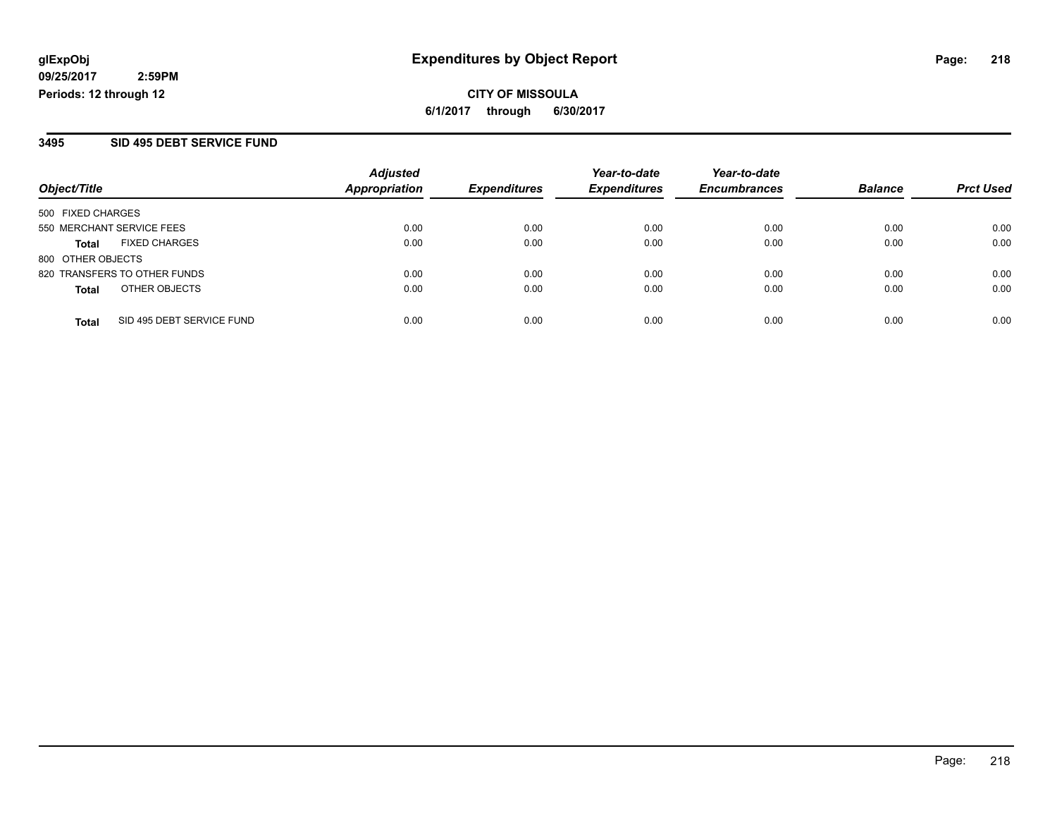glExpObj
09/25/2017 2:59PM
Periods: 12 through 12

# Expenditures by Object Report

**CITY OF MISSOULA**
**6/1/2017 through 6/30/2017**

## 3495 SID 495 DEBT SERVICE FUND

| Object/Title | | Adjusted Appropriation | Expenditures | Year-to-date Expenditures | Year-to-date Encumbrances | Balance | Prct Used |
|---|---|---|---|---|---|---|---|
| 500 FIXED CHARGES | | | | | | | |
| 550 MERCHANT SERVICE FEES | | 0.00 | 0.00 | 0.00 | 0.00 | 0.00 | 0.00 |
| **Total** | FIXED CHARGES | 0.00 | 0.00 | 0.00 | 0.00 | 0.00 | 0.00 |
| 800 OTHER OBJECTS | | | | | | | |
| 820 TRANSFERS TO OTHER FUNDS | | 0.00 | 0.00 | 0.00 | 0.00 | 0.00 | 0.00 |
| **Total** | OTHER OBJECTS | 0.00 | 0.00 | 0.00 | 0.00 | 0.00 | 0.00 |
| **Total** | SID 495 DEBT SERVICE FUND | 0.00 | 0.00 | 0.00 | 0.00 | 0.00 | 0.00 |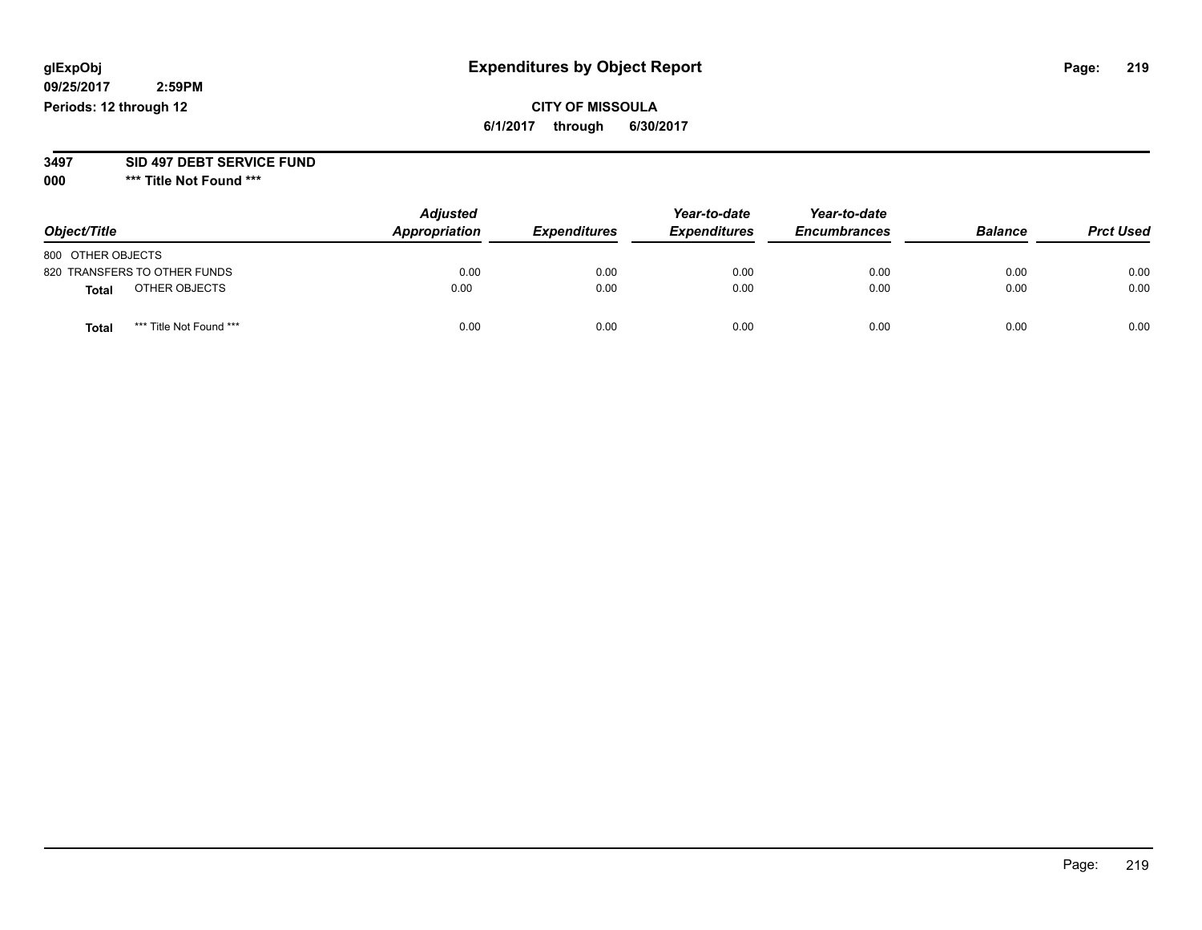**glExpObj**
**09/25/2017 2:59PM**
**Periods: 12 through 12**

# Expenditures by Object Report

**CITY OF MISSOULA**
**6/1/2017 through 6/30/2017**

**3497 SID 497 DEBT SERVICE FUND**
**000 \*\*\* Title Not Found \*\*\***

| Object/Title | Adjusted Appropriation | Expenditures | Year-to-date Expenditures | Year-to-date Encumbrances | Balance | Prct Used |
|---|---|---|---|---|---|---|
| 800 OTHER OBJECTS | | | | | | |
| 820 TRANSFERS TO OTHER FUNDS | 0.00 | 0.00 | 0.00 | 0.00 | 0.00 | 0.00 |
| **Total** OTHER OBJECTS | 0.00 | 0.00 | 0.00 | 0.00 | 0.00 | 0.00 |
| **Total** *** Title Not Found *** | 0.00 | 0.00 | 0.00 | 0.00 | 0.00 | 0.00 |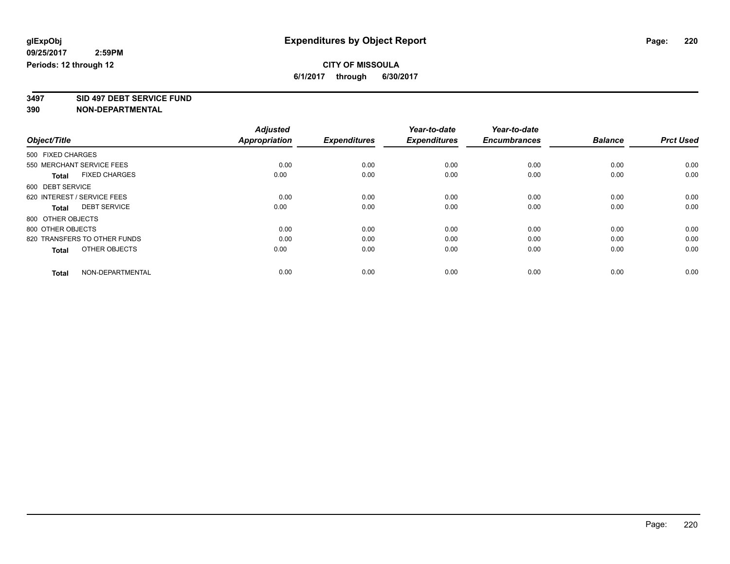**glExpObj**
**09/25/2017 2:59PM**
**Periods: 12 through 12**

# Expenditures by Object Report

**CITY OF MISSOULA**
**6/1/2017 through 6/30/2017**

**3497 SID 497 DEBT SERVICE FUND**
**390 NON-DEPARTMENTAL**

| Object/Title | Adjusted Appropriation | Expenditures | Year-to-date Expenditures | Year-to-date Encumbrances | Balance | Prct Used |
|---|---|---|---|---|---|---|
| 500 FIXED CHARGES | | | | | | |
| 550 MERCHANT SERVICE FEES | 0.00 | 0.00 | 0.00 | 0.00 | 0.00 | 0.00 |
| **Total** FIXED CHARGES | 0.00 | 0.00 | 0.00 | 0.00 | 0.00 | 0.00 |
| 600 DEBT SERVICE | | | | | | |
| 620 INTEREST / SERVICE FEES | 0.00 | 0.00 | 0.00 | 0.00 | 0.00 | 0.00 |
| **Total** DEBT SERVICE | 0.00 | 0.00 | 0.00 | 0.00 | 0.00 | 0.00 |
| 800 OTHER OBJECTS | | | | | | |
| 800 OTHER OBJECTS | 0.00 | 0.00 | 0.00 | 0.00 | 0.00 | 0.00 |
| 820 TRANSFERS TO OTHER FUNDS | 0.00 | 0.00 | 0.00 | 0.00 | 0.00 | 0.00 |
| **Total** OTHER OBJECTS | 0.00 | 0.00 | 0.00 | 0.00 | 0.00 | 0.00 |
| **Total** NON-DEPARTMENTAL | 0.00 | 0.00 | 0.00 | 0.00 | 0.00 | 0.00 |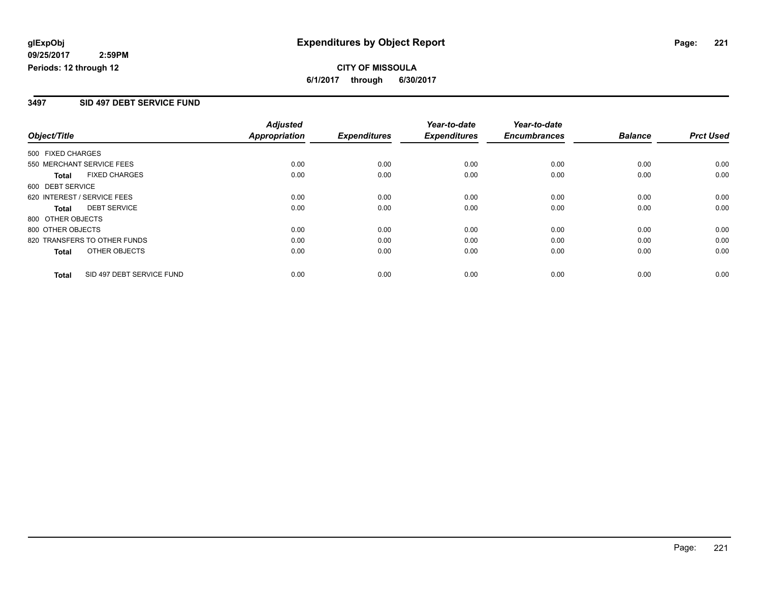**glExpObj**
**09/25/2017 2:59PM**
**Periods: 12 through 12**

# Expenditures by Object Report

**CITY OF MISSOULA**
**6/1/2017 through 6/30/2017**

## 3497 SID 497 DEBT SERVICE FUND

| Object/Title | Adjusted Appropriation | Expenditures | Year-to-date Expenditures | Year-to-date Encumbrances | Balance | Prct Used |
|---|---|---|---|---|---|---|
| 500 FIXED CHARGES | | | | | | |
| 550 MERCHANT SERVICE FEES | 0.00 | 0.00 | 0.00 | 0.00 | 0.00 | 0.00 |
| **Total** FIXED CHARGES | 0.00 | 0.00 | 0.00 | 0.00 | 0.00 | 0.00 |
| 600 DEBT SERVICE | | | | | | |
| 620 INTEREST / SERVICE FEES | 0.00 | 0.00 | 0.00 | 0.00 | 0.00 | 0.00 |
| **Total** DEBT SERVICE | 0.00 | 0.00 | 0.00 | 0.00 | 0.00 | 0.00 |
| 800 OTHER OBJECTS | | | | | | |
| 800 OTHER OBJECTS | 0.00 | 0.00 | 0.00 | 0.00 | 0.00 | 0.00 |
| 820 TRANSFERS TO OTHER FUNDS | 0.00 | 0.00 | 0.00 | 0.00 | 0.00 | 0.00 |
| **Total** OTHER OBJECTS | 0.00 | 0.00 | 0.00 | 0.00 | 0.00 | 0.00 |
| **Total** SID 497 DEBT SERVICE FUND | 0.00 | 0.00 | 0.00 | 0.00 | 0.00 | 0.00 |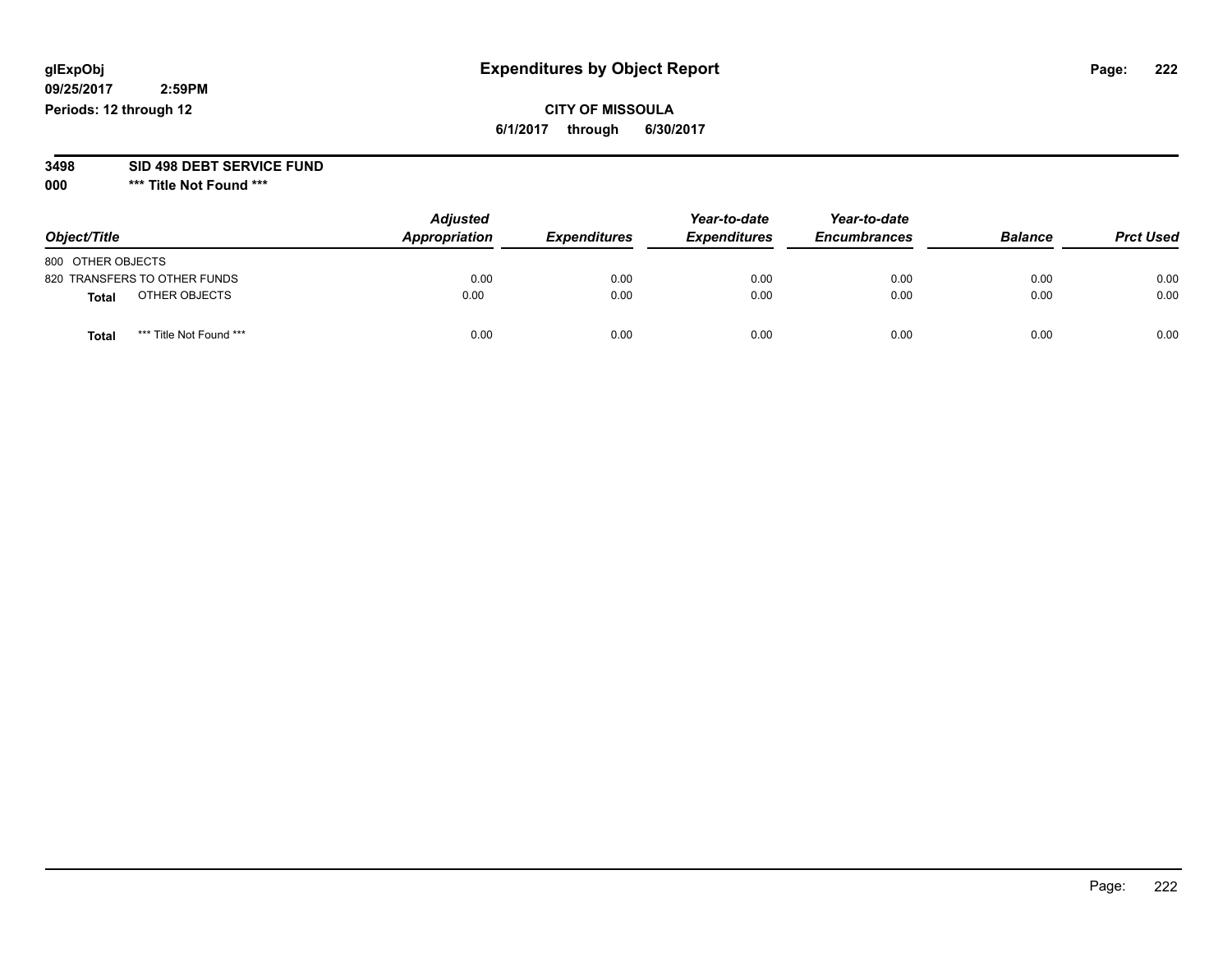glExpObj
09/25/2017 2:59PM
Periods: 12 through 12

# Expenditures by Object Report

**CITY OF MISSOULA**
**6/1/2017 through 6/30/2017**

**3498 SID 498 DEBT SERVICE FUND**
**000 \*\*\* Title Not Found \*\*\***

| Object/Title | Adjusted Appropriation | Expenditures | Year-to-date Expenditures | Year-to-date Encumbrances | Balance | Prct Used |
|---|---|---|---|---|---|---|
| 800 OTHER OBJECTS | | | | | | |
| 820 TRANSFERS TO OTHER FUNDS | 0.00 | 0.00 | 0.00 | 0.00 | 0.00 | 0.00 |
| **Total** OTHER OBJECTS | 0.00 | 0.00 | 0.00 | 0.00 | 0.00 | 0.00 |
| **Total** *** Title Not Found *** | 0.00 | 0.00 | 0.00 | 0.00 | 0.00 | 0.00 |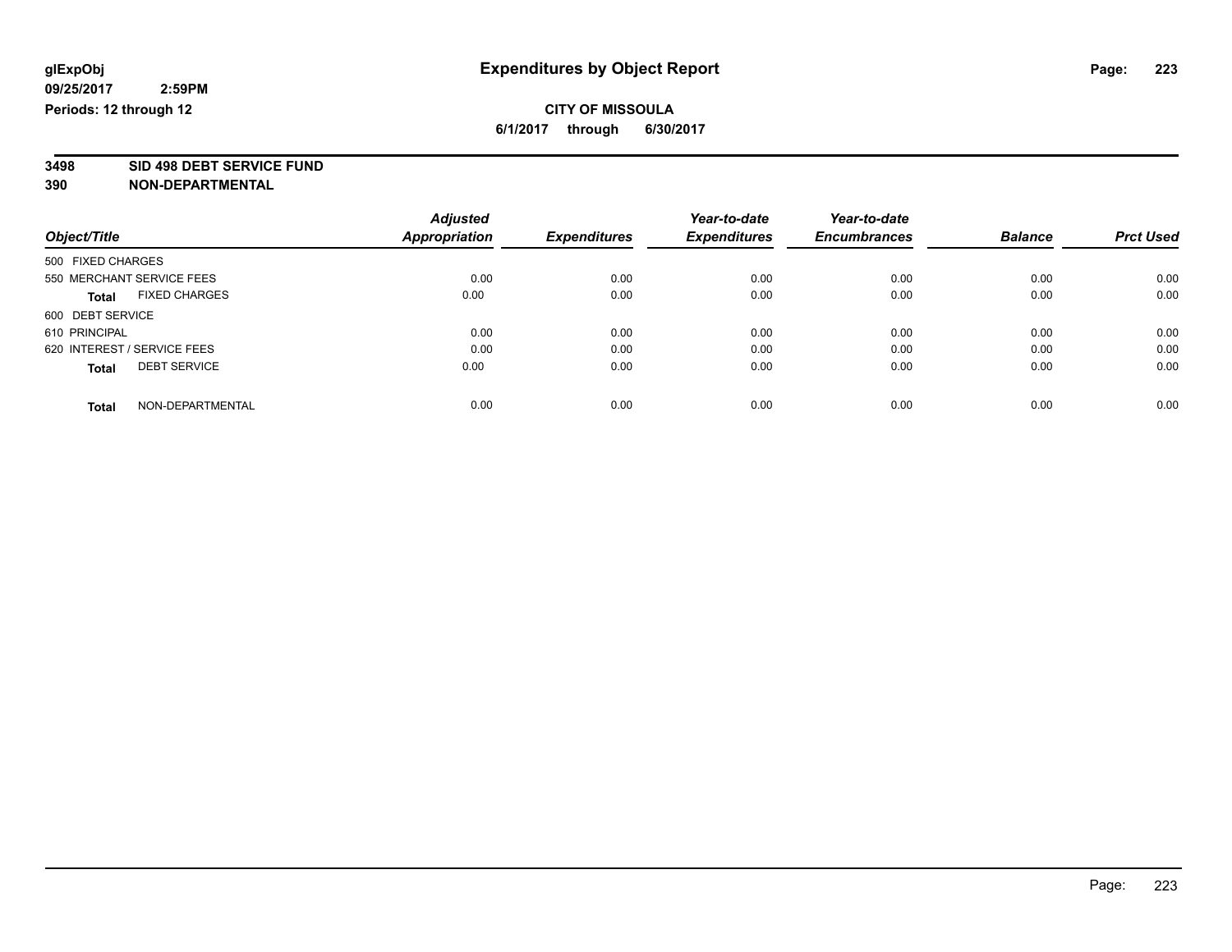**glExpObj**
**09/25/2017 2:59PM**
**Periods: 12 through 12**

# Expenditures by Object Report

**CITY OF MISSOULA**
**6/1/2017 through 6/30/2017**

**3498 SID 498 DEBT SERVICE FUND**
**390 NON-DEPARTMENTAL**

| Object/Title | Adjusted Appropriation | Expenditures | Year-to-date Expenditures | Year-to-date Encumbrances | Balance | Prct Used |
|---|---|---|---|---|---|---|
| 500 FIXED CHARGES | | | | | | |
| 550 MERCHANT SERVICE FEES | 0.00 | 0.00 | 0.00 | 0.00 | 0.00 | 0.00 |
| **Total** FIXED CHARGES | 0.00 | 0.00 | 0.00 | 0.00 | 0.00 | 0.00 |
| 600 DEBT SERVICE | | | | | | |
| 610 PRINCIPAL | 0.00 | 0.00 | 0.00 | 0.00 | 0.00 | 0.00 |
| 620 INTEREST / SERVICE FEES | 0.00 | 0.00 | 0.00 | 0.00 | 0.00 | 0.00 |
| **Total** DEBT SERVICE | 0.00 | 0.00 | 0.00 | 0.00 | 0.00 | 0.00 |
| **Total** NON-DEPARTMENTAL | 0.00 | 0.00 | 0.00 | 0.00 | 0.00 | 0.00 |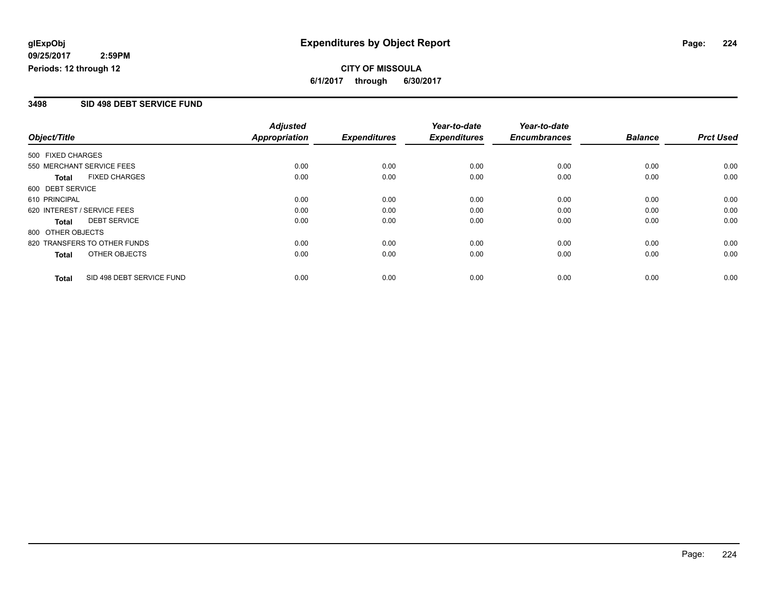**glExpObj**
**09/25/2017 2:59PM**
**Periods: 12 through 12**

# Expenditures by Object Report

**CITY OF MISSOULA**
**6/1/2017 through 6/30/2017**

## 3498 SID 498 DEBT SERVICE FUND

| Object/Title | Adjusted Appropriation | Expenditures | Year-to-date Expenditures | Year-to-date Encumbrances | Balance | Prct Used |
|---|---|---|---|---|---|---|
| 500 FIXED CHARGES | | | | | | |
| 550 MERCHANT SERVICE FEES | 0.00 | 0.00 | 0.00 | 0.00 | 0.00 | 0.00 |
| **Total** FIXED CHARGES | 0.00 | 0.00 | 0.00 | 0.00 | 0.00 | 0.00 |
| 600 DEBT SERVICE | | | | | | |
| 610 PRINCIPAL | 0.00 | 0.00 | 0.00 | 0.00 | 0.00 | 0.00 |
| 620 INTEREST / SERVICE FEES | 0.00 | 0.00 | 0.00 | 0.00 | 0.00 | 0.00 |
| **Total** DEBT SERVICE | 0.00 | 0.00 | 0.00 | 0.00 | 0.00 | 0.00 |
| 800 OTHER OBJECTS | | | | | | |
| 820 TRANSFERS TO OTHER FUNDS | 0.00 | 0.00 | 0.00 | 0.00 | 0.00 | 0.00 |
| **Total** OTHER OBJECTS | 0.00 | 0.00 | 0.00 | 0.00 | 0.00 | 0.00 |
| **Total** SID 498 DEBT SERVICE FUND | 0.00 | 0.00 | 0.00 | 0.00 | 0.00 | 0.00 |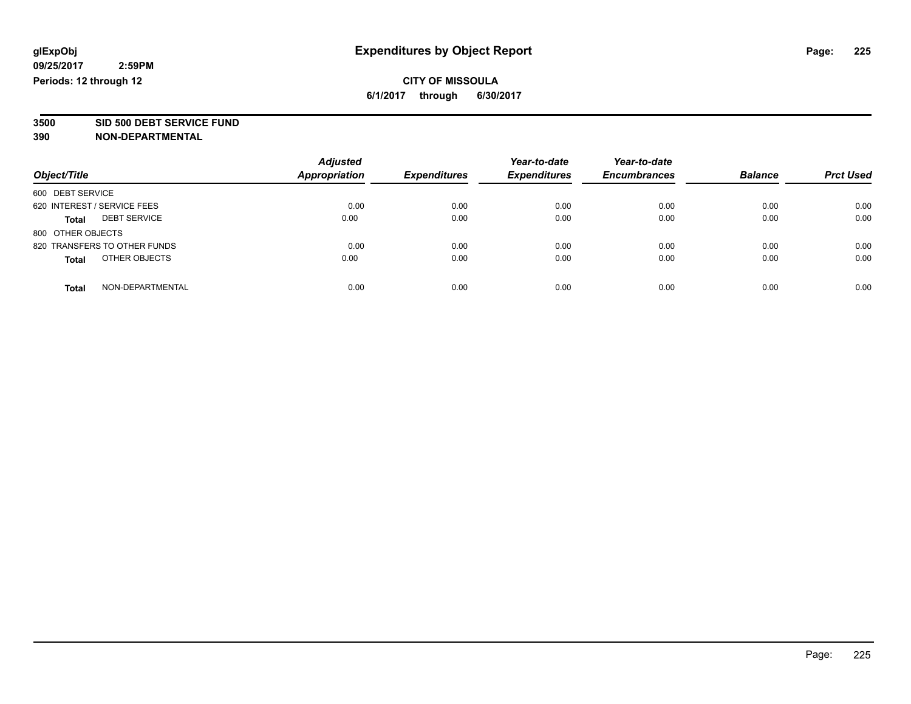**glExpObj**
**09/25/2017 2:59PM**
**Periods: 12 through 12**

# Expenditures by Object Report

**CITY OF MISSOULA**
**6/1/2017 through 6/30/2017**

**3500 SID 500 DEBT SERVICE FUND**
**390 NON-DEPARTMENTAL**

| Object/Title | Adjusted Appropriation | Expenditures | Year-to-date Expenditures | Year-to-date Encumbrances | Balance | Prct Used |
|---|---|---|---|---|---|---|
| 600 DEBT SERVICE | | | | | | |
| 620 INTEREST / SERVICE FEES | 0.00 | 0.00 | 0.00 | 0.00 | 0.00 | 0.00 |
| **Total** DEBT SERVICE | 0.00 | 0.00 | 0.00 | 0.00 | 0.00 | 0.00 |
| 800 OTHER OBJECTS | | | | | | |
| 820 TRANSFERS TO OTHER FUNDS | 0.00 | 0.00 | 0.00 | 0.00 | 0.00 | 0.00 |
| **Total** OTHER OBJECTS | 0.00 | 0.00 | 0.00 | 0.00 | 0.00 | 0.00 |
| **Total** NON-DEPARTMENTAL | 0.00 | 0.00 | 0.00 | 0.00 | 0.00 | 0.00 |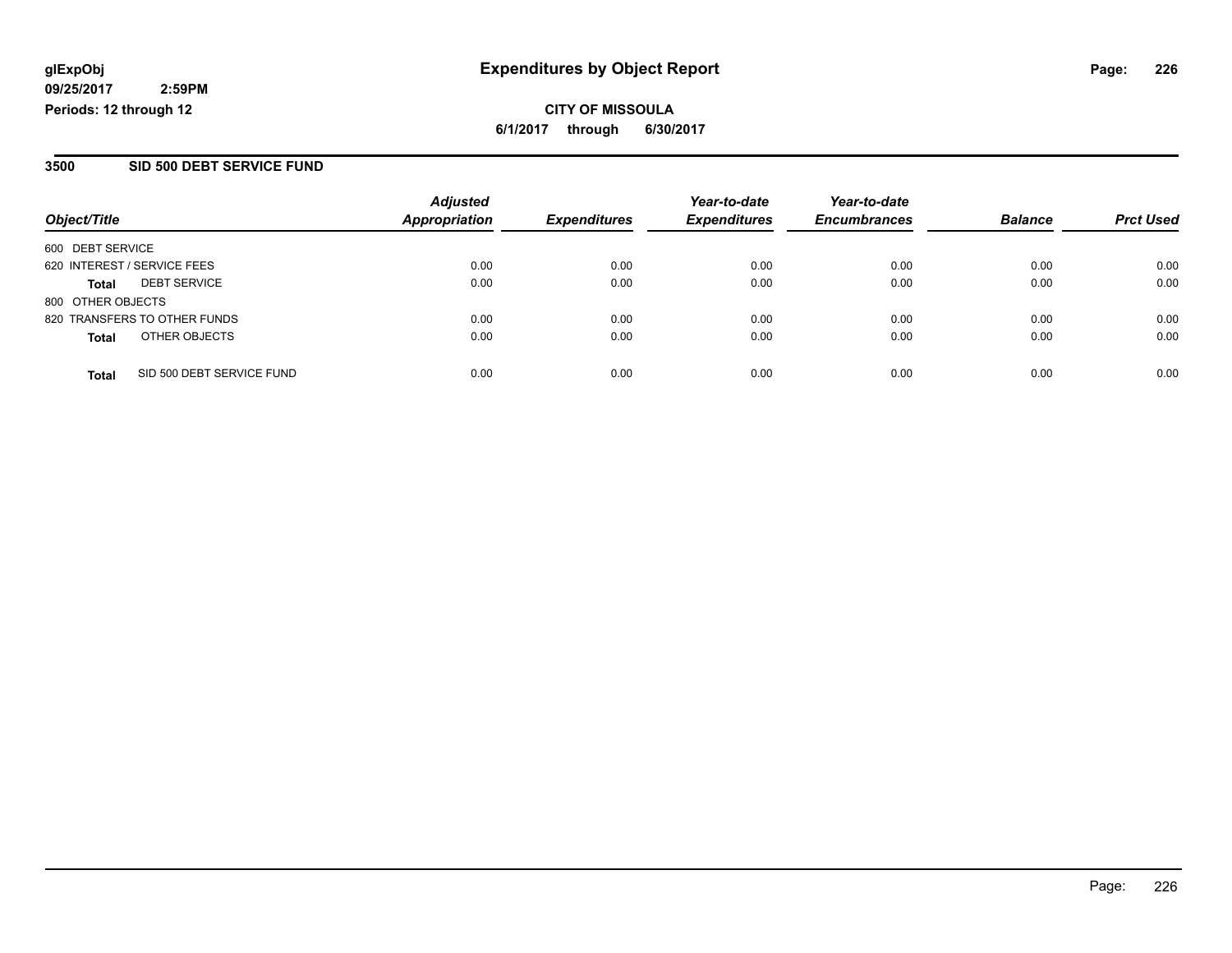# Expenditures by Object Report

glExpObj
09/25/2017 2:59PM
Periods: 12 through 12

**CITY OF MISSOULA**
**6/1/2017 through 6/30/2017**

## 3500 SID 500 DEBT SERVICE FUND

| Object/Title | Adjusted Appropriation | Expenditures | Year-to-date Expenditures | Year-to-date Encumbrances | Balance | Prct Used |
|---|---|---|---|---|---|---|
| 600 DEBT SERVICE | | | | | | |
| 620 INTEREST / SERVICE FEES | 0.00 | 0.00 | 0.00 | 0.00 | 0.00 | 0.00 |
| **Total** DEBT SERVICE | 0.00 | 0.00 | 0.00 | 0.00 | 0.00 | 0.00 |
| 800 OTHER OBJECTS | | | | | | |
| 820 TRANSFERS TO OTHER FUNDS | 0.00 | 0.00 | 0.00 | 0.00 | 0.00 | 0.00 |
| **Total** OTHER OBJECTS | 0.00 | 0.00 | 0.00 | 0.00 | 0.00 | 0.00 |
| **Total** SID 500 DEBT SERVICE FUND | 0.00 | 0.00 | 0.00 | 0.00 | 0.00 | 0.00 |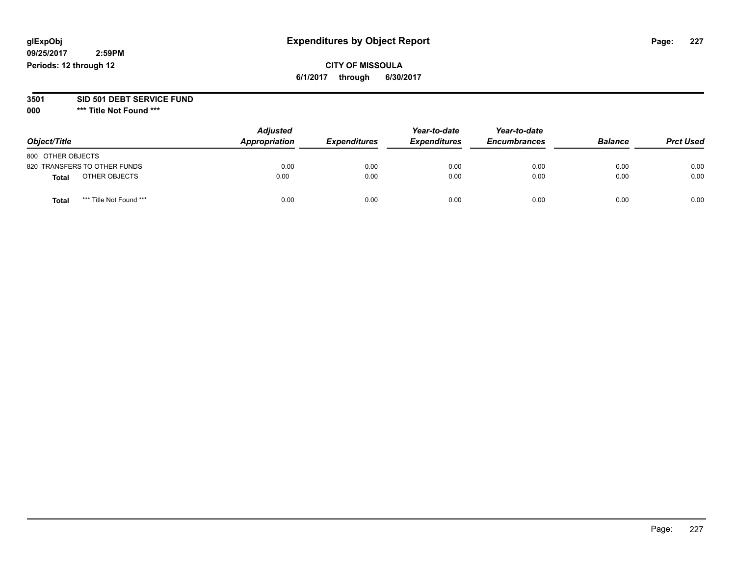**glExpObj** 
**09/25/2017 2:59PM** 
**Periods: 12 through 12**

# Expenditures by Object Report

**CITY OF MISSOULA**
**6/1/2017 through 6/30/2017**

**3501 SID 501 DEBT SERVICE FUND**
**000 *** Title Not Found *****

| Object/Title | Adjusted Appropriation | Expenditures | Year-to-date Expenditures | Year-to-date Encumbrances | Balance | Prct Used |
|---|---|---|---|---|---|---|
| 800 OTHER OBJECTS | | | | | | |
| 820 TRANSFERS TO OTHER FUNDS | 0.00 | 0.00 | 0.00 | 0.00 | 0.00 | 0.00 |
| **Total** OTHER OBJECTS | 0.00 | 0.00 | 0.00 | 0.00 | 0.00 | 0.00 |
| **Total** *** Title Not Found *** | 0.00 | 0.00 | 0.00 | 0.00 | 0.00 | 0.00 |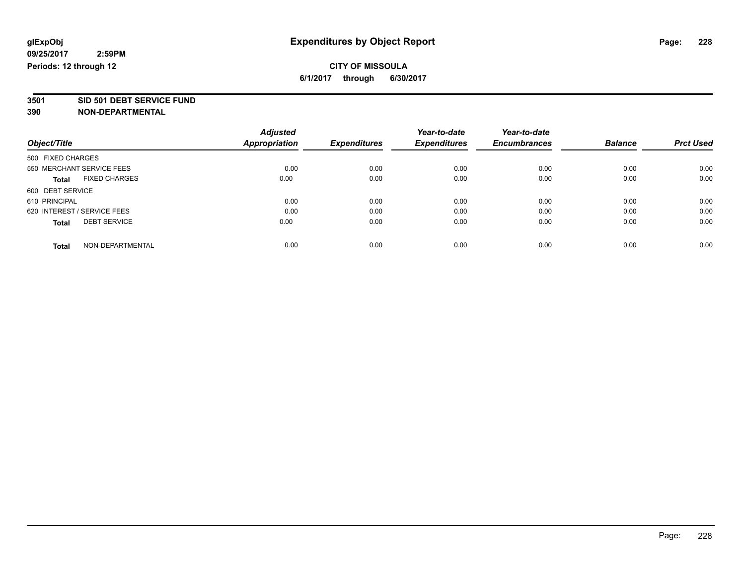glExpObj
09/25/2017 2:59PM
Periods: 12 through 12

# Expenditures by Object Report

**CITY OF MISSOULA**
**6/1/2017 through 6/30/2017**

**3501 SID 501 DEBT SERVICE FUND**
**390 NON-DEPARTMENTAL**

| Object/Title | Adjusted Appropriation | Expenditures | Year-to-date Expenditures | Year-to-date Encumbrances | Balance | Prct Used |
|---|---|---|---|---|---|---|
| 500 FIXED CHARGES | | | | | | |
| 550 MERCHANT SERVICE FEES | 0.00 | 0.00 | 0.00 | 0.00 | 0.00 | 0.00 |
| **Total** FIXED CHARGES | 0.00 | 0.00 | 0.00 | 0.00 | 0.00 | 0.00 |
| 600 DEBT SERVICE | | | | | | |
| 610 PRINCIPAL | 0.00 | 0.00 | 0.00 | 0.00 | 0.00 | 0.00 |
| 620 INTEREST / SERVICE FEES | 0.00 | 0.00 | 0.00 | 0.00 | 0.00 | 0.00 |
| **Total** DEBT SERVICE | 0.00 | 0.00 | 0.00 | 0.00 | 0.00 | 0.00 |
| **Total** NON-DEPARTMENTAL | 0.00 | 0.00 | 0.00 | 0.00 | 0.00 | 0.00 |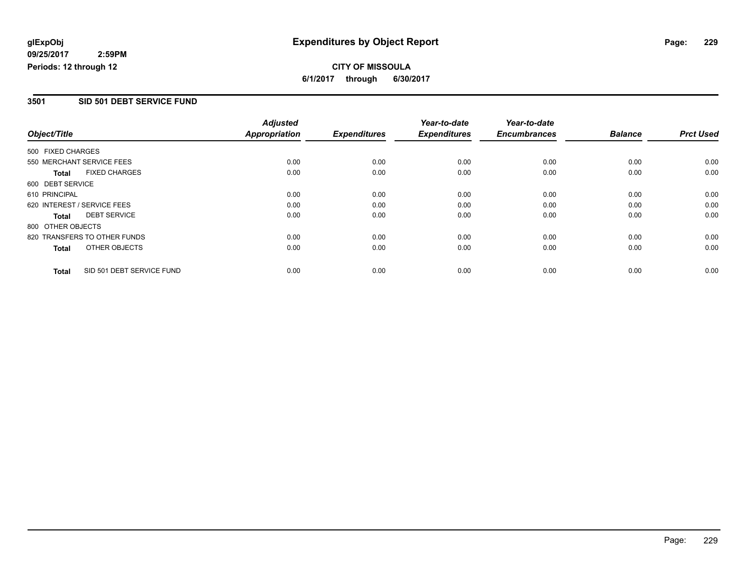**glExpObj** **Expenditures by Object Report**

**09/25/2017 2:59PM**

**Periods: 12 through 12**

**CITY OF MISSOULA**

**6/1/2017 through 6/30/2017**

## 3501 SID 501 DEBT SERVICE FUND

| Object/Title | Adjusted Appropriation | Expenditures | Year-to-date Expenditures | Year-to-date Encumbrances | Balance | Prct Used |
|---|---|---|---|---|---|---|
| 500 FIXED CHARGES | | | | | | |
| 550 MERCHANT SERVICE FEES | 0.00 | 0.00 | 0.00 | 0.00 | 0.00 | 0.00 |
| **Total** FIXED CHARGES | 0.00 | 0.00 | 0.00 | 0.00 | 0.00 | 0.00 |
| 600 DEBT SERVICE | | | | | | |
| 610 PRINCIPAL | 0.00 | 0.00 | 0.00 | 0.00 | 0.00 | 0.00 |
| 620 INTEREST / SERVICE FEES | 0.00 | 0.00 | 0.00 | 0.00 | 0.00 | 0.00 |
| **Total** DEBT SERVICE | 0.00 | 0.00 | 0.00 | 0.00 | 0.00 | 0.00 |
| 800 OTHER OBJECTS | | | | | | |
| 820 TRANSFERS TO OTHER FUNDS | 0.00 | 0.00 | 0.00 | 0.00 | 0.00 | 0.00 |
| **Total** OTHER OBJECTS | 0.00 | 0.00 | 0.00 | 0.00 | 0.00 | 0.00 |
| **Total** SID 501 DEBT SERVICE FUND | 0.00 | 0.00 | 0.00 | 0.00 | 0.00 | 0.00 |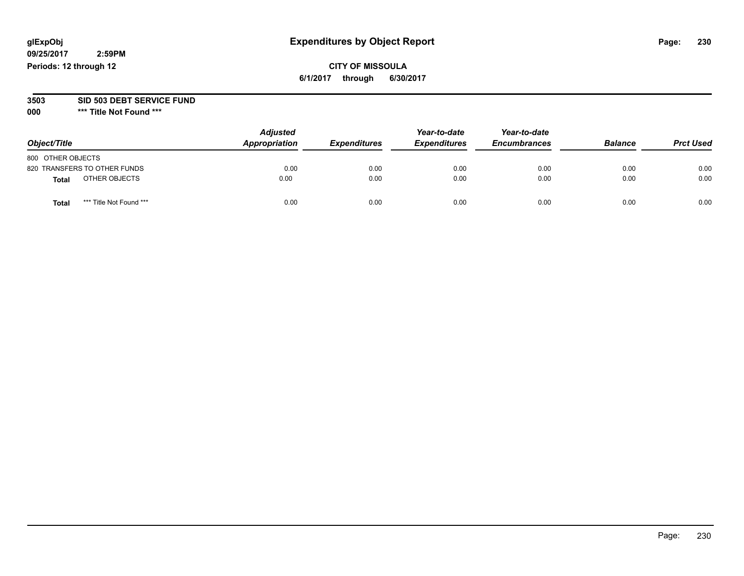# Expenditures by Object Report

glExpObj
09/25/2017 2:59PM
Periods: 12 through 12

**CITY OF MISSOULA**
**6/1/2017 through 6/30/2017**

**3503 SID 503 DEBT SERVICE FUND**
**000 \*\*\* Title Not Found \*\*\***

| Object/Title | Adjusted Appropriation | Expenditures | Year-to-date Expenditures | Year-to-date Encumbrances | Balance | Prct Used |
|---|---|---|---|---|---|---|
| 800 OTHER OBJECTS | | | | | | |
| 820 TRANSFERS TO OTHER FUNDS | 0.00 | 0.00 | 0.00 | 0.00 | 0.00 | 0.00 |
| **Total** OTHER OBJECTS | 0.00 | 0.00 | 0.00 | 0.00 | 0.00 | 0.00 |
| **Total** *** Title Not Found *** | 0.00 | 0.00 | 0.00 | 0.00 | 0.00 | 0.00 |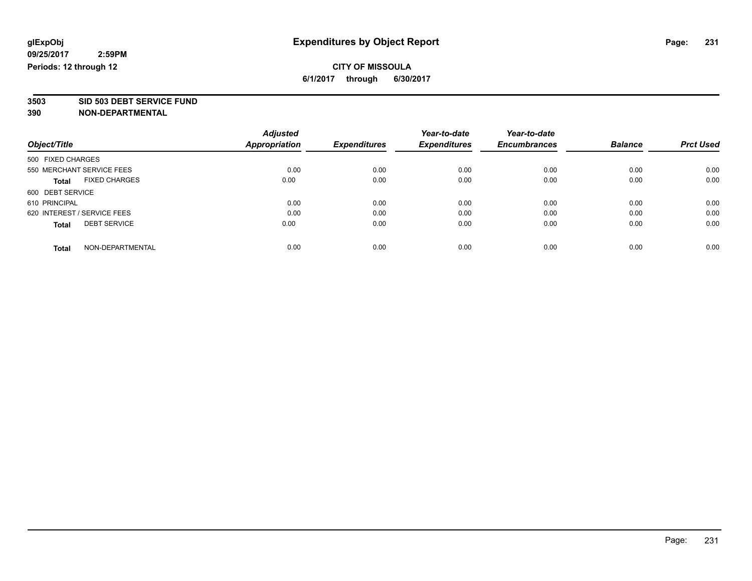**glExpObj** **Expenditures by Object Report**

**09/25/2017 2:59PM**

**Periods: 12 through 12**

**CITY OF MISSOULA**

**6/1/2017 through 6/30/2017**

**3503 SID 503 DEBT SERVICE FUND**

**390 NON-DEPARTMENTAL**

| Object/Title | Adjusted Appropriation | Expenditures | Year-to-date Expenditures | Year-to-date Encumbrances | Balance | Prct Used |
|---|---|---|---|---|---|---|
| 500 FIXED CHARGES | | | | | | |
| 550 MERCHANT SERVICE FEES | 0.00 | 0.00 | 0.00 | 0.00 | 0.00 | 0.00 |
| **Total** FIXED CHARGES | 0.00 | 0.00 | 0.00 | 0.00 | 0.00 | 0.00 |
| 600 DEBT SERVICE | | | | | | |
| 610 PRINCIPAL | 0.00 | 0.00 | 0.00 | 0.00 | 0.00 | 0.00 |
| 620 INTEREST / SERVICE FEES | 0.00 | 0.00 | 0.00 | 0.00 | 0.00 | 0.00 |
| **Total** DEBT SERVICE | 0.00 | 0.00 | 0.00 | 0.00 | 0.00 | 0.00 |
| **Total** NON-DEPARTMENTAL | 0.00 | 0.00 | 0.00 | 0.00 | 0.00 | 0.00 |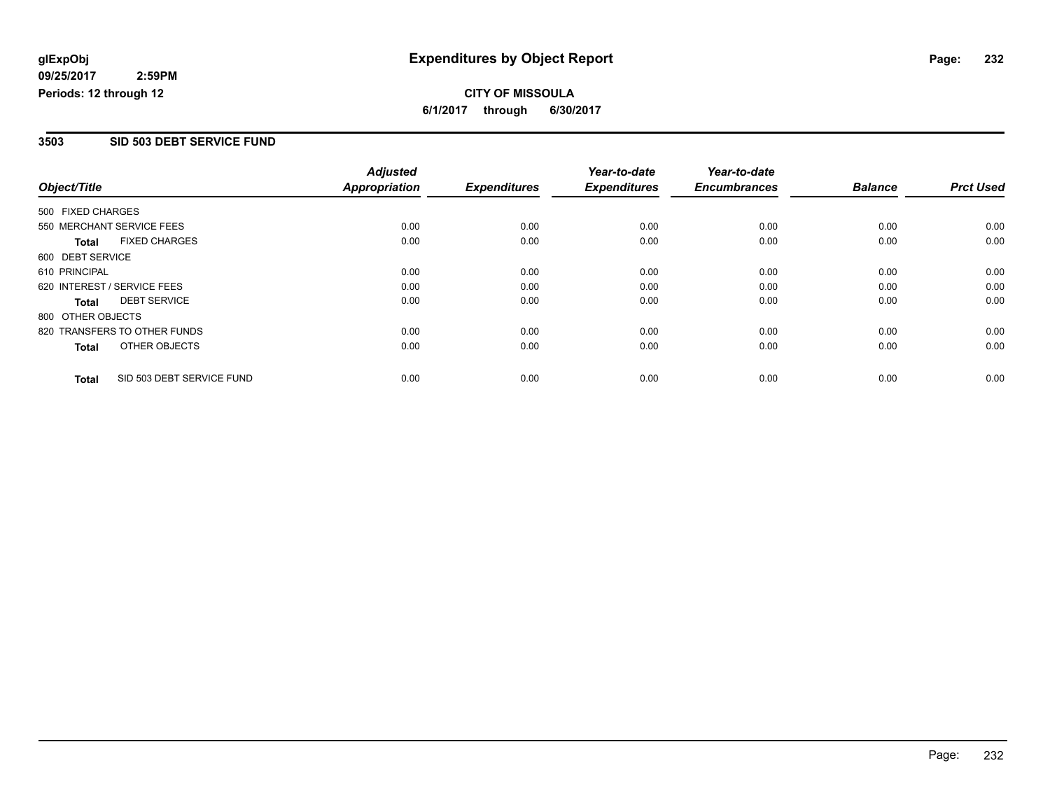**glExpObj**
**09/25/2017 2:59PM**
**Periods: 12 through 12**

# Expenditures by Object Report

**CITY OF MISSOULA**
**6/1/2017 through 6/30/2017**

## 3503 SID 503 DEBT SERVICE FUND

| Object/Title | Adjusted Appropriation | Expenditures | Year-to-date Expenditures | Year-to-date Encumbrances | Balance | Prct Used |
|---|---|---|---|---|---|---|
| 500 FIXED CHARGES | | | | | | |
| 550 MERCHANT SERVICE FEES | 0.00 | 0.00 | 0.00 | 0.00 | 0.00 | 0.00 |
| **Total** FIXED CHARGES | 0.00 | 0.00 | 0.00 | 0.00 | 0.00 | 0.00 |
| 600 DEBT SERVICE | | | | | | |
| 610 PRINCIPAL | 0.00 | 0.00 | 0.00 | 0.00 | 0.00 | 0.00 |
| 620 INTEREST / SERVICE FEES | 0.00 | 0.00 | 0.00 | 0.00 | 0.00 | 0.00 |
| **Total** DEBT SERVICE | 0.00 | 0.00 | 0.00 | 0.00 | 0.00 | 0.00 |
| 800 OTHER OBJECTS | | | | | | |
| 820 TRANSFERS TO OTHER FUNDS | 0.00 | 0.00 | 0.00 | 0.00 | 0.00 | 0.00 |
| **Total** OTHER OBJECTS | 0.00 | 0.00 | 0.00 | 0.00 | 0.00 | 0.00 |
| **Total** SID 503 DEBT SERVICE FUND | 0.00 | 0.00 | 0.00 | 0.00 | 0.00 | 0.00 |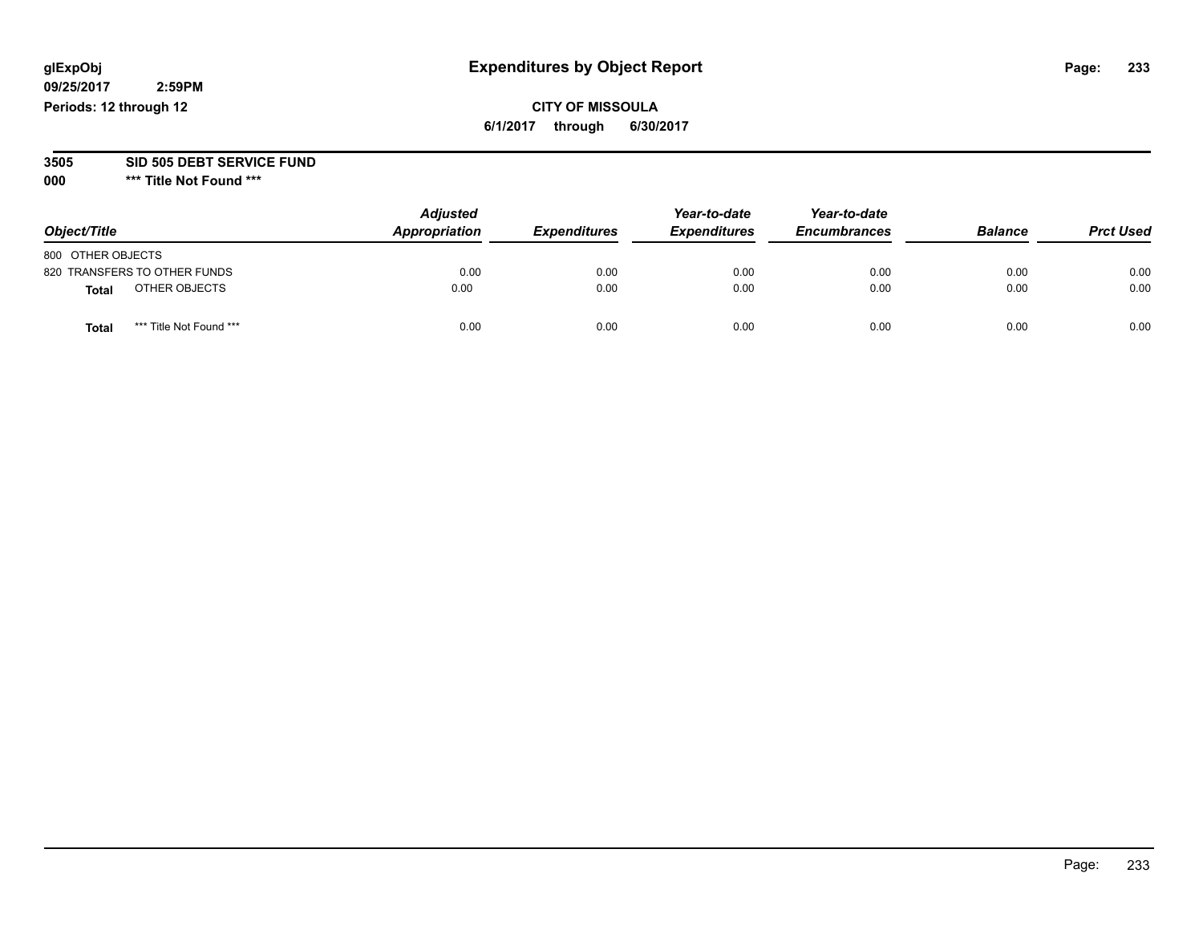**glExpObj**
**09/25/2017 2:59PM**
**Periods: 12 through 12**

# Expenditures by Object Report

**CITY OF MISSOULA**
**6/1/2017 through 6/30/2017**

**3505 SID 505 DEBT SERVICE FUND**
**000 \*\*\* Title Not Found \*\*\***

| Object/Title | Adjusted Appropriation | Expenditures | Year-to-date Expenditures | Year-to-date Encumbrances | Balance | Prct Used |
|---|---|---|---|---|---|---|
| 800 OTHER OBJECTS | | | | | | |
| 820 TRANSFERS TO OTHER FUNDS | 0.00 | 0.00 | 0.00 | 0.00 | 0.00 | 0.00 |
| **Total** OTHER OBJECTS | 0.00 | 0.00 | 0.00 | 0.00 | 0.00 | 0.00 |
| **Total** *** Title Not Found *** | 0.00 | 0.00 | 0.00 | 0.00 | 0.00 | 0.00 |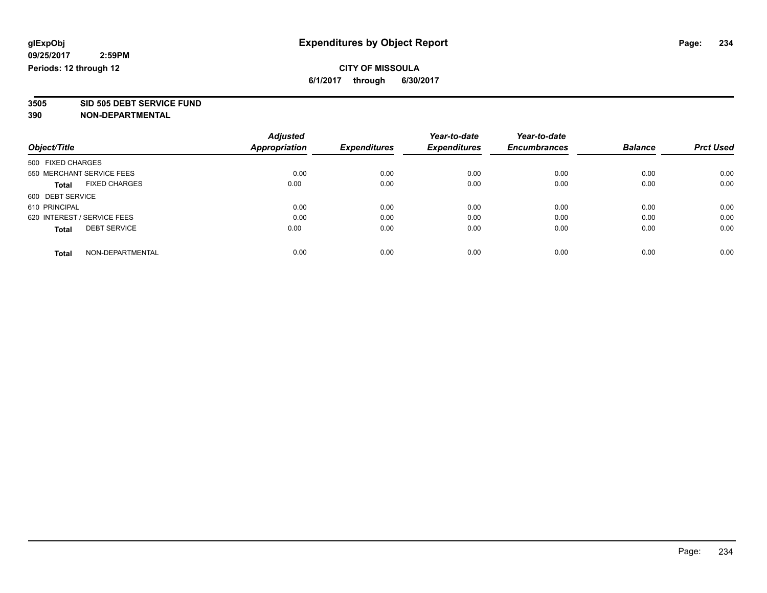**glExpObj** **Expenditures by Object Report**

**09/25/2017 2:59PM**

**Periods: 12 through 12**

**CITY OF MISSOULA**

**6/1/2017 through 6/30/2017**

**3505 SID 505 DEBT SERVICE FUND**

**390 NON-DEPARTMENTAL**

| Object/Title | | Adjusted Appropriation | Expenditures | Year-to-date Expenditures | Year-to-date Encumbrances | Balance | Prct Used |
|---|---|---|---|---|---|---|---|
| 500 FIXED CHARGES | | | | | | | |
| 550 MERCHANT SERVICE FEES | | 0.00 | 0.00 | 0.00 | 0.00 | 0.00 | 0.00 |
| **Total** | FIXED CHARGES | 0.00 | 0.00 | 0.00 | 0.00 | 0.00 | 0.00 |
| 600 DEBT SERVICE | | | | | | | |
| 610 PRINCIPAL | | 0.00 | 0.00 | 0.00 | 0.00 | 0.00 | 0.00 |
| 620 INTEREST / SERVICE FEES | | 0.00 | 0.00 | 0.00 | 0.00 | 0.00 | 0.00 |
| **Total** | DEBT SERVICE | 0.00 | 0.00 | 0.00 | 0.00 | 0.00 | 0.00 |
| **Total** | NON-DEPARTMENTAL | 0.00 | 0.00 | 0.00 | 0.00 | 0.00 | 0.00 |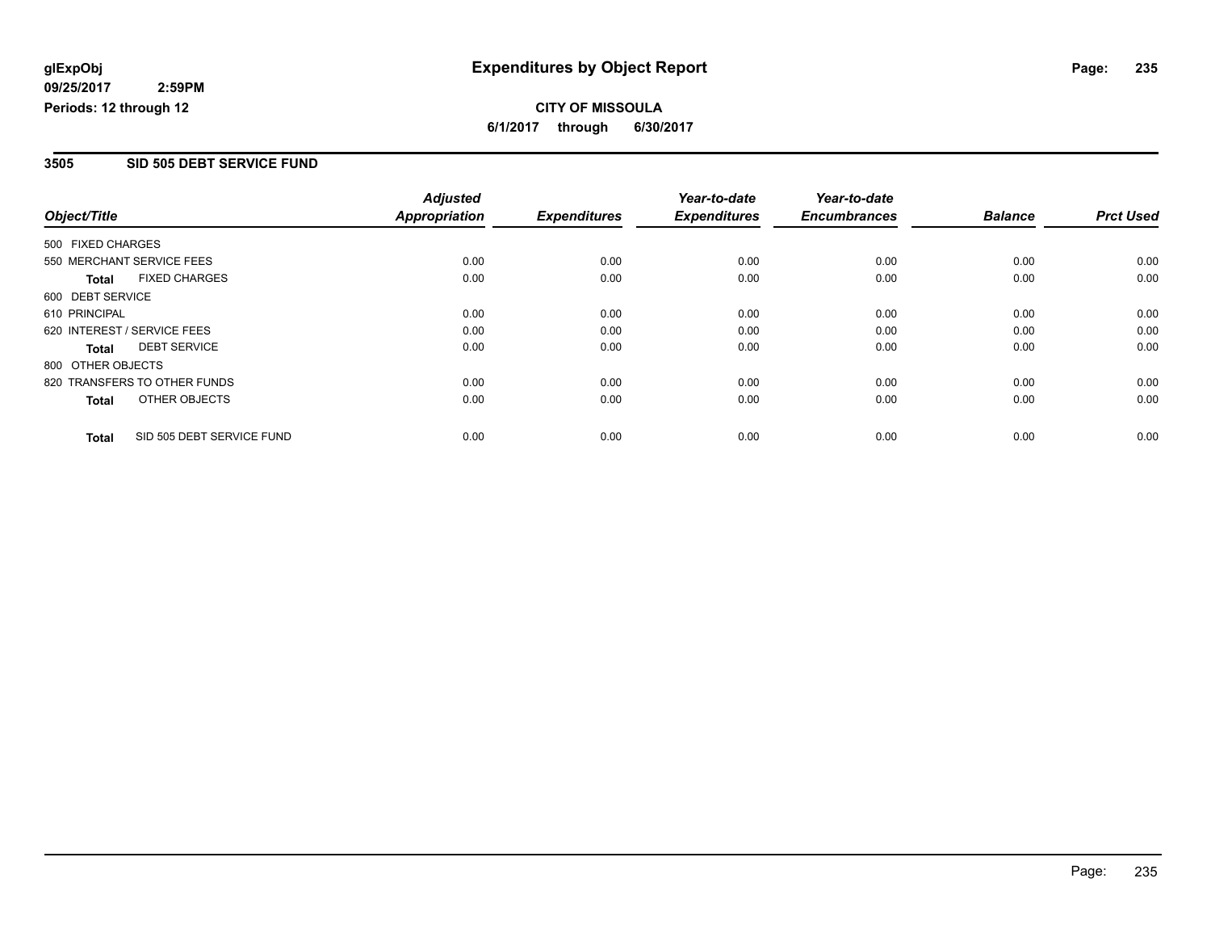**glExpObj**
**09/25/2017 2:59PM**
**Periods: 12 through 12**

# Expenditures by Object Report

**CITY OF MISSOULA**
**6/1/2017 through 6/30/2017**

## 3505 SID 505 DEBT SERVICE FUND

| Object/Title | Adjusted Appropriation | Expenditures | Year-to-date Expenditures | Year-to-date Encumbrances | Balance | Prct Used |
|---|---|---|---|---|---|---|
| 500 FIXED CHARGES | | | | | | |
| 550 MERCHANT SERVICE FEES | 0.00 | 0.00 | 0.00 | 0.00 | 0.00 | 0.00 |
| **Total** FIXED CHARGES | 0.00 | 0.00 | 0.00 | 0.00 | 0.00 | 0.00 |
| 600 DEBT SERVICE | | | | | | |
| 610 PRINCIPAL | 0.00 | 0.00 | 0.00 | 0.00 | 0.00 | 0.00 |
| 620 INTEREST / SERVICE FEES | 0.00 | 0.00 | 0.00 | 0.00 | 0.00 | 0.00 |
| **Total** DEBT SERVICE | 0.00 | 0.00 | 0.00 | 0.00 | 0.00 | 0.00 |
| 800 OTHER OBJECTS | | | | | | |
| 820 TRANSFERS TO OTHER FUNDS | 0.00 | 0.00 | 0.00 | 0.00 | 0.00 | 0.00 |
| **Total** OTHER OBJECTS | 0.00 | 0.00 | 0.00 | 0.00 | 0.00 | 0.00 |
| **Total** SID 505 DEBT SERVICE FUND | 0.00 | 0.00 | 0.00 | 0.00 | 0.00 | 0.00 |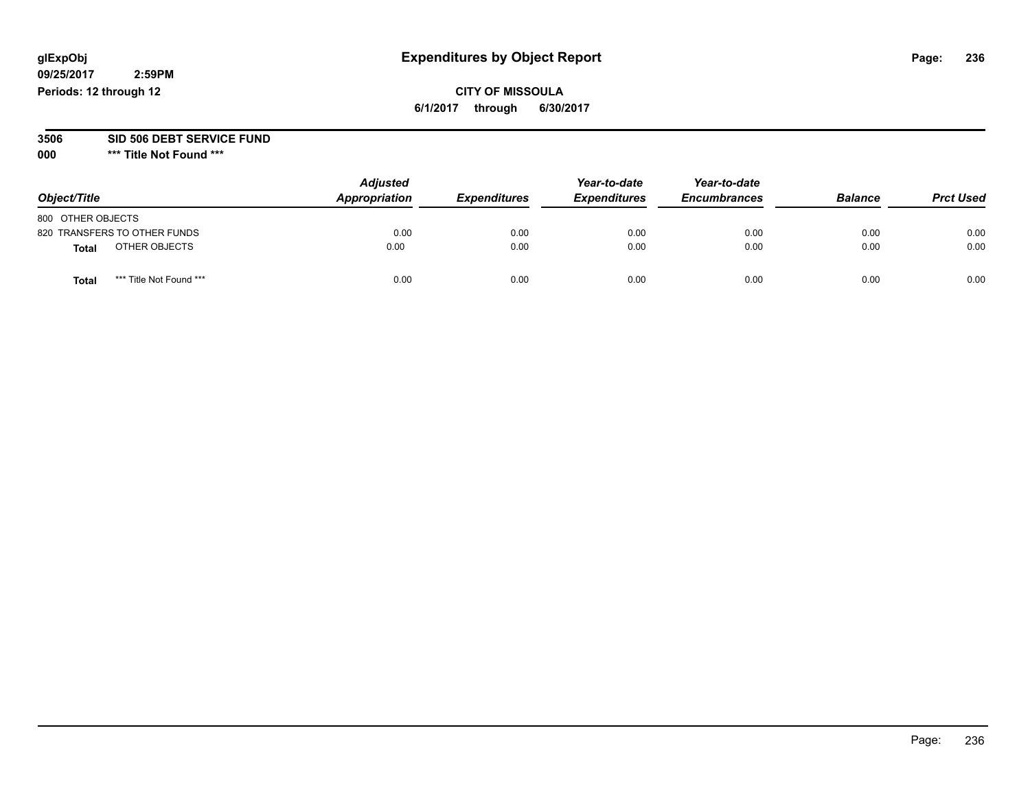glExpObj
09/25/2017 2:59PM
Periods: 12 through 12

# Expenditures by Object Report

**CITY OF MISSOULA**
**6/1/2017 through 6/30/2017**

**3506 SID 506 DEBT SERVICE FUND**
**000 *** Title Not Found *****

| *Object/Title* | *Adjusted Appropriation* | *Expenditures* | *Year-to-date Expenditures* | *Year-to-date Encumbrances* | *Balance* | *Prct Used* |
|---|---|---|---|---|---|---|
| 800 OTHER OBJECTS | | | | | | |
| 820 TRANSFERS TO OTHER FUNDS | 0.00 | 0.00 | 0.00 | 0.00 | 0.00 | 0.00 |
| **Total** OTHER OBJECTS | 0.00 | 0.00 | 0.00 | 0.00 | 0.00 | 0.00 |
| **Total** *** Title Not Found *** | 0.00 | 0.00 | 0.00 | 0.00 | 0.00 | 0.00 |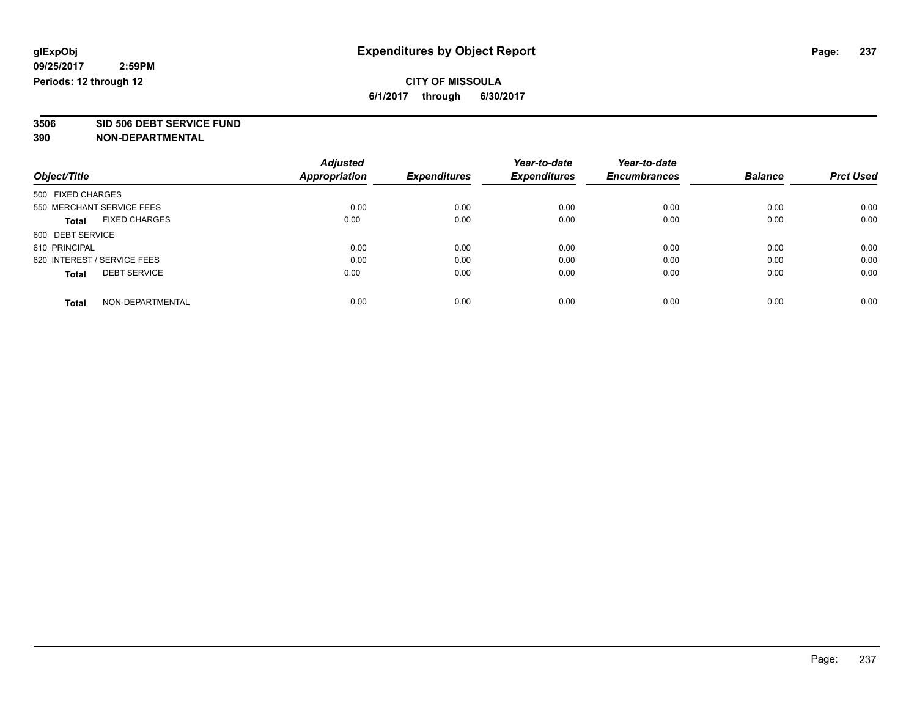**glExpObj**
**09/25/2017 2:59PM**
**Periods: 12 through 12**

# Expenditures by Object Report

**CITY OF MISSOULA**
**6/1/2017 through 6/30/2017**

**3506 SID 506 DEBT SERVICE FUND**
**390 NON-DEPARTMENTAL**

| Object/Title | Adjusted Appropriation | Expenditures | Year-to-date Expenditures | Year-to-date Encumbrances | Balance | Prct Used |
|---|---|---|---|---|---|---|
| 500 FIXED CHARGES | | | | | | |
| 550 MERCHANT SERVICE FEES | 0.00 | 0.00 | 0.00 | 0.00 | 0.00 | 0.00 |
| **Total** FIXED CHARGES | 0.00 | 0.00 | 0.00 | 0.00 | 0.00 | 0.00 |
| 600 DEBT SERVICE | | | | | | |
| 610 PRINCIPAL | 0.00 | 0.00 | 0.00 | 0.00 | 0.00 | 0.00 |
| 620 INTEREST / SERVICE FEES | 0.00 | 0.00 | 0.00 | 0.00 | 0.00 | 0.00 |
| **Total** DEBT SERVICE | 0.00 | 0.00 | 0.00 | 0.00 | 0.00 | 0.00 |
| **Total** NON-DEPARTMENTAL | 0.00 | 0.00 | 0.00 | 0.00 | 0.00 | 0.00 |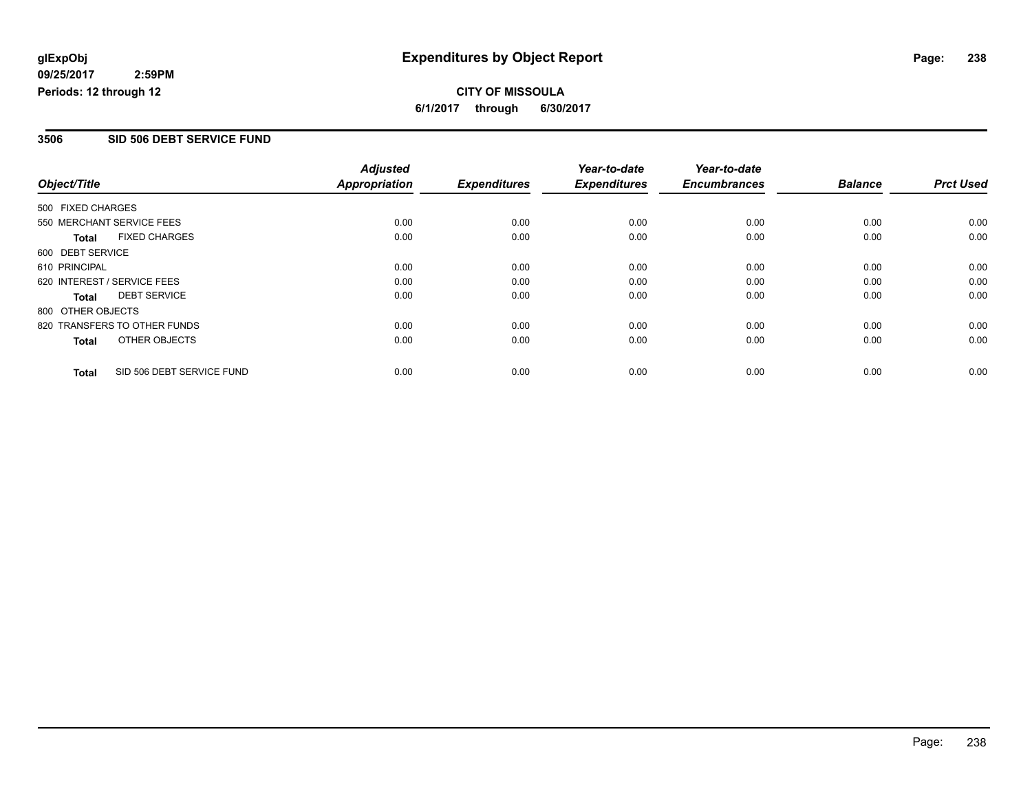glExpObj

09/25/2017 2:59PM

Periods: 12 through 12

# Expenditures by Object Report

**CITY OF MISSOULA**

**6/1/2017 through 6/30/2017**

## 3506 SID 506 DEBT SERVICE FUND

| Object/Title | | Adjusted Appropriation | Expenditures | Year-to-date Expenditures | Year-to-date Encumbrances | Balance | Prct Used |
|---|---|---|---|---|---|---|---|
| 500 FIXED CHARGES | | | | | | | |
| 550 MERCHANT SERVICE FEES | | 0.00 | 0.00 | 0.00 | 0.00 | 0.00 | 0.00 |
| **Total** | FIXED CHARGES | 0.00 | 0.00 | 0.00 | 0.00 | 0.00 | 0.00 |
| 600 DEBT SERVICE | | | | | | | |
| 610 PRINCIPAL | | 0.00 | 0.00 | 0.00 | 0.00 | 0.00 | 0.00 |
| 620 INTEREST / SERVICE FEES | | 0.00 | 0.00 | 0.00 | 0.00 | 0.00 | 0.00 |
| **Total** | DEBT SERVICE | 0.00 | 0.00 | 0.00 | 0.00 | 0.00 | 0.00 |
| 800 OTHER OBJECTS | | | | | | | |
| 820 TRANSFERS TO OTHER FUNDS | | 0.00 | 0.00 | 0.00 | 0.00 | 0.00 | 0.00 |
| **Total** | OTHER OBJECTS | 0.00 | 0.00 | 0.00 | 0.00 | 0.00 | 0.00 |
| **Total** | SID 506 DEBT SERVICE FUND | 0.00 | 0.00 | 0.00 | 0.00 | 0.00 | 0.00 |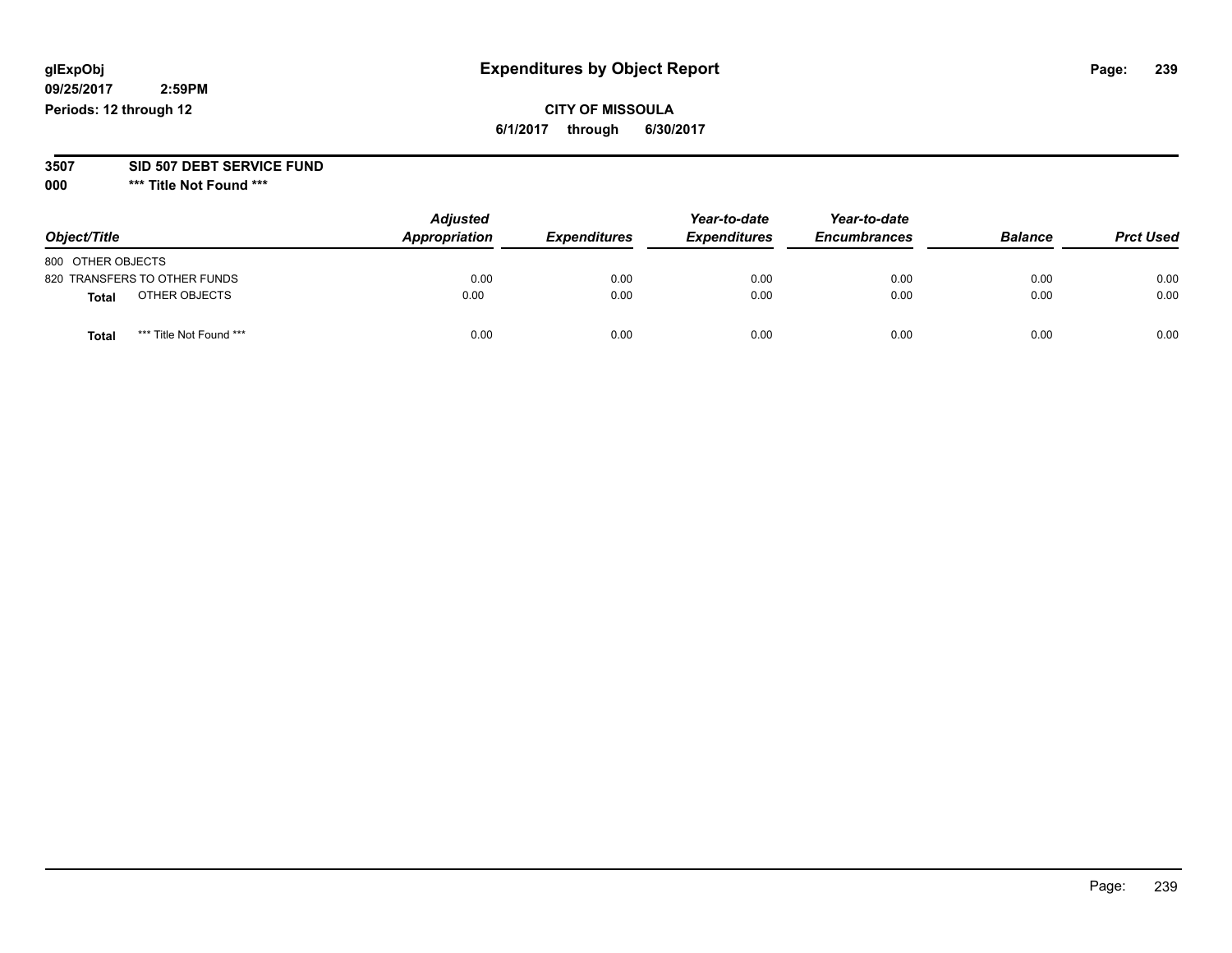glExpObj
09/25/2017 2:59PM
Periods: 12 through 12

# Expenditures by Object Report

**CITY OF MISSOULA**
**6/1/2017 through 6/30/2017**

**3507 SID 507 DEBT SERVICE FUND**
**000 \*\*\* Title Not Found \*\*\***

| Object/Title | Adjusted Appropriation | Expenditures | Year-to-date Expenditures | Year-to-date Encumbrances | Balance | Prct Used |
|---|---|---|---|---|---|---|
| 800 OTHER OBJECTS | | | | | | |
| 820 TRANSFERS TO OTHER FUNDS | 0.00 | 0.00 | 0.00 | 0.00 | 0.00 | 0.00 |
| **Total** OTHER OBJECTS | 0.00 | 0.00 | 0.00 | 0.00 | 0.00 | 0.00 |
| **Total** *** Title Not Found *** | 0.00 | 0.00 | 0.00 | 0.00 | 0.00 | 0.00 |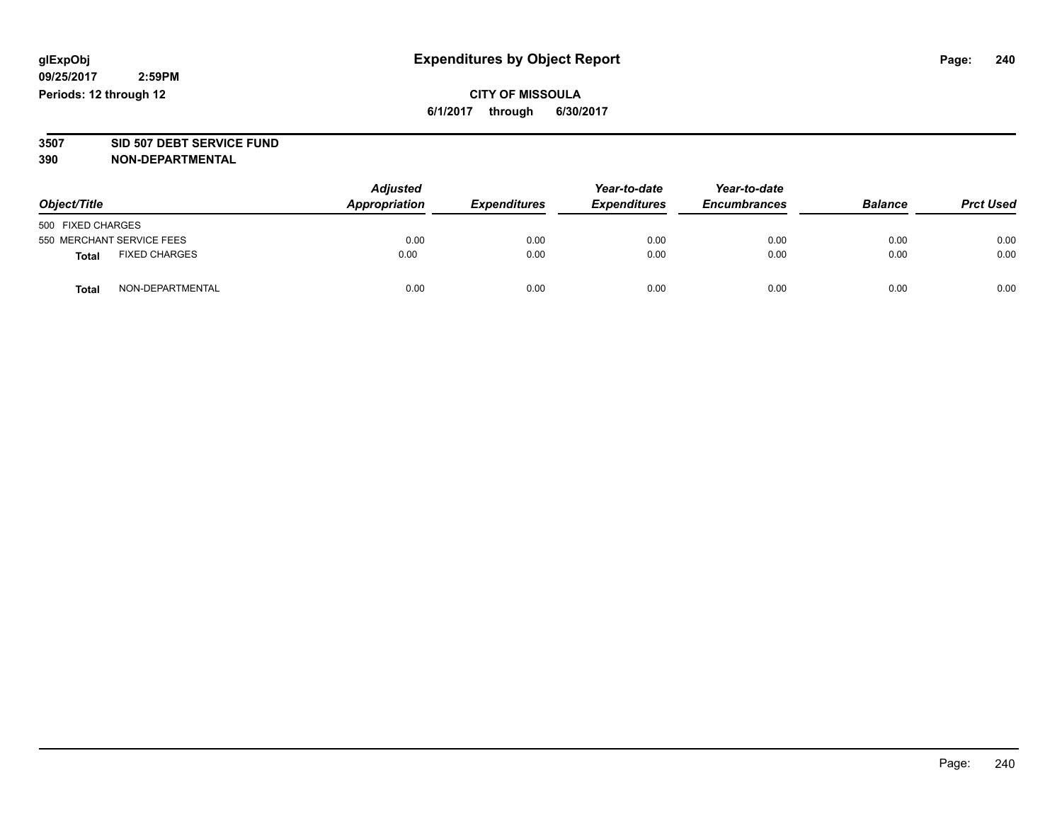glExpObj
09/25/2017 2:59PM
Periods: 12 through 12

# Expenditures by Object Report

**CITY OF MISSOULA**
**6/1/2017 through 6/30/2017**

**3507 SID 507 DEBT SERVICE FUND**
**390 NON-DEPARTMENTAL**

| Object/Title | Adjusted Appropriation | Expenditures | Year-to-date Expenditures | Year-to-date Encumbrances | Balance | Prct Used |
|---|---|---|---|---|---|---|
| 500 FIXED CHARGES | | | | | | |
| 550 MERCHANT SERVICE FEES | 0.00 | 0.00 | 0.00 | 0.00 | 0.00 | 0.00 |
| **Total** FIXED CHARGES | 0.00 | 0.00 | 0.00 | 0.00 | 0.00 | 0.00 |
| **Total** NON-DEPARTMENTAL | 0.00 | 0.00 | 0.00 | 0.00 | 0.00 | 0.00 |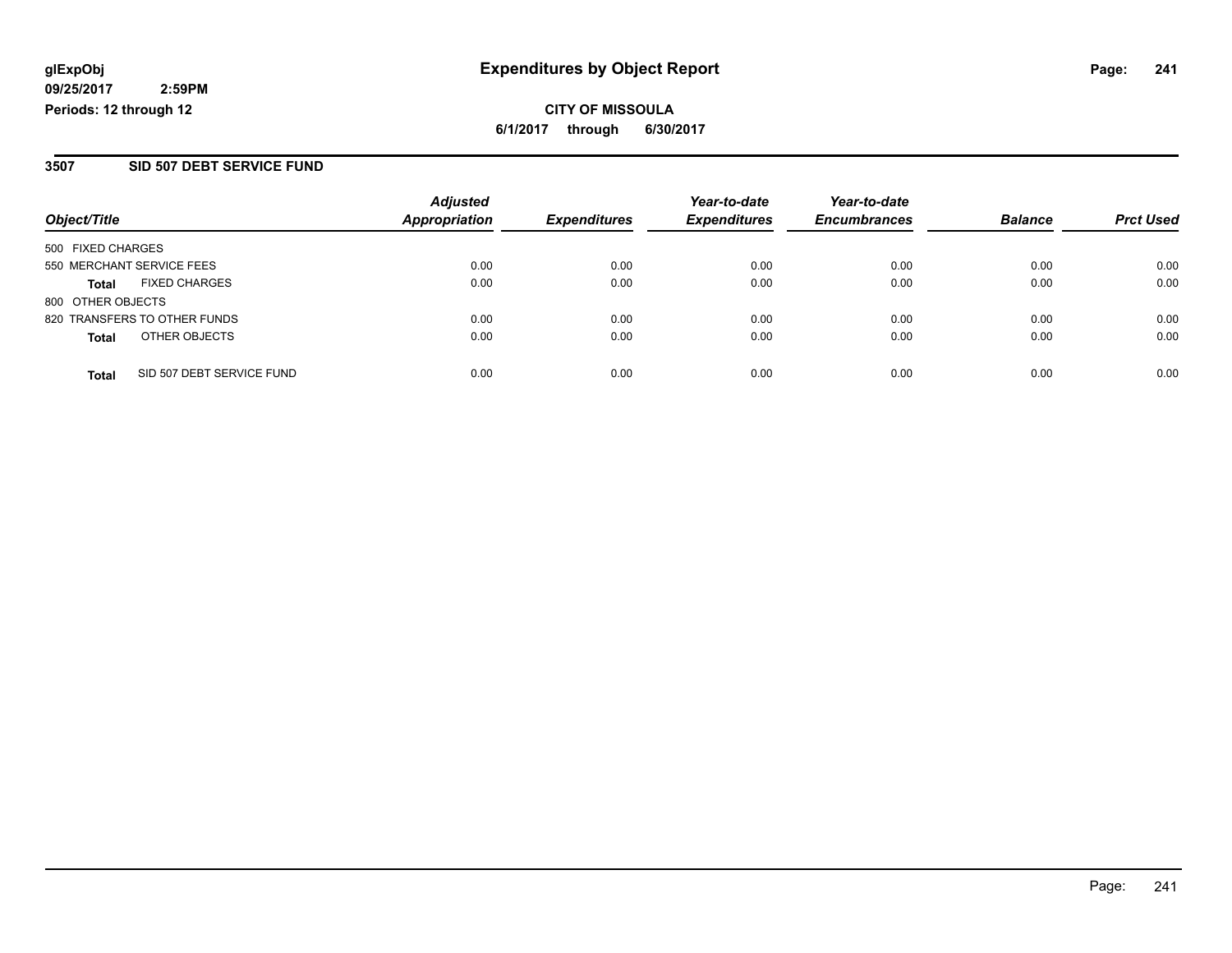**glExpObj** 
**09/25/2017 2:59PM** 
**Periods: 12 through 12**

# Expenditures by Object Report

**CITY OF MISSOULA** 
**6/1/2017 through 6/30/2017**

## 3507 SID 507 DEBT SERVICE FUND

| Object/Title | Adjusted Appropriation | Expenditures | Year-to-date Expenditures | Year-to-date Encumbrances | Balance | Prct Used |
|---|---|---|---|---|---|---|
| 500 FIXED CHARGES | | | | | | |
| 550 MERCHANT SERVICE FEES | 0.00 | 0.00 | 0.00 | 0.00 | 0.00 | 0.00 |
| **Total** FIXED CHARGES | 0.00 | 0.00 | 0.00 | 0.00 | 0.00 | 0.00 |
| 800 OTHER OBJECTS | | | | | | |
| 820 TRANSFERS TO OTHER FUNDS | 0.00 | 0.00 | 0.00 | 0.00 | 0.00 | 0.00 |
| **Total** OTHER OBJECTS | 0.00 | 0.00 | 0.00 | 0.00 | 0.00 | 0.00 |
| **Total** SID 507 DEBT SERVICE FUND | 0.00 | 0.00 | 0.00 | 0.00 | 0.00 | 0.00 |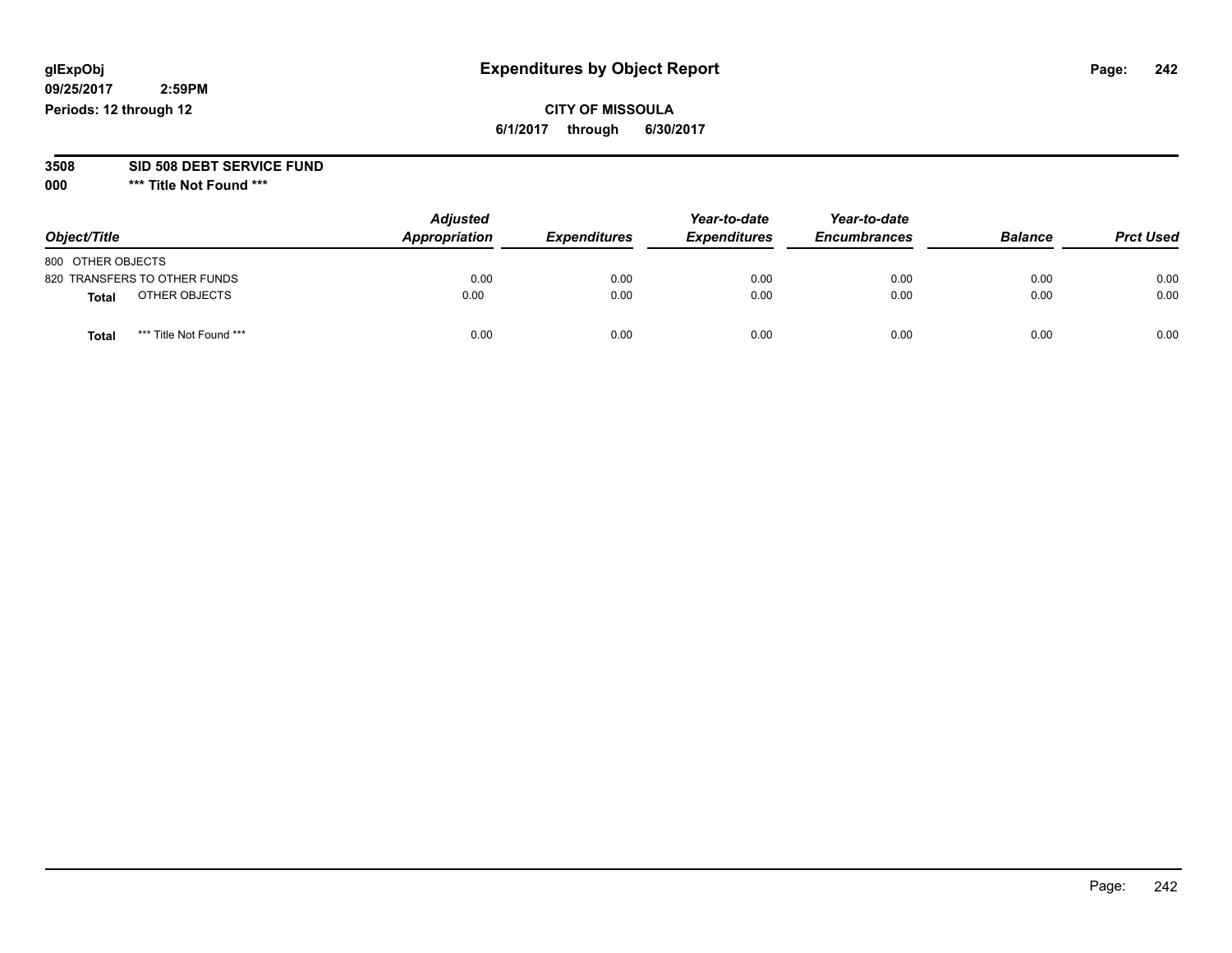glExpObj
09/25/2017 2:59PM
Periods: 12 through 12

# Expenditures by Object Report

**CITY OF MISSOULA**

**6/1/2017 through 6/30/2017**

**3508 SID 508 DEBT SERVICE FUND**

**000 *** Title Not Found *****

| Object/Title | Adjusted Appropriation | Expenditures | Year-to-date Expenditures | Year-to-date Encumbrances | Balance | Prct Used |
|---|---|---|---|---|---|---|
| 800 OTHER OBJECTS | | | | | | |
| 820 TRANSFERS TO OTHER FUNDS | 0.00 | 0.00 | 0.00 | 0.00 | 0.00 | 0.00 |
| **Total** OTHER OBJECTS | 0.00 | 0.00 | 0.00 | 0.00 | 0.00 | 0.00 |
| **Total** *** Title Not Found *** | 0.00 | 0.00 | 0.00 | 0.00 | 0.00 | 0.00 |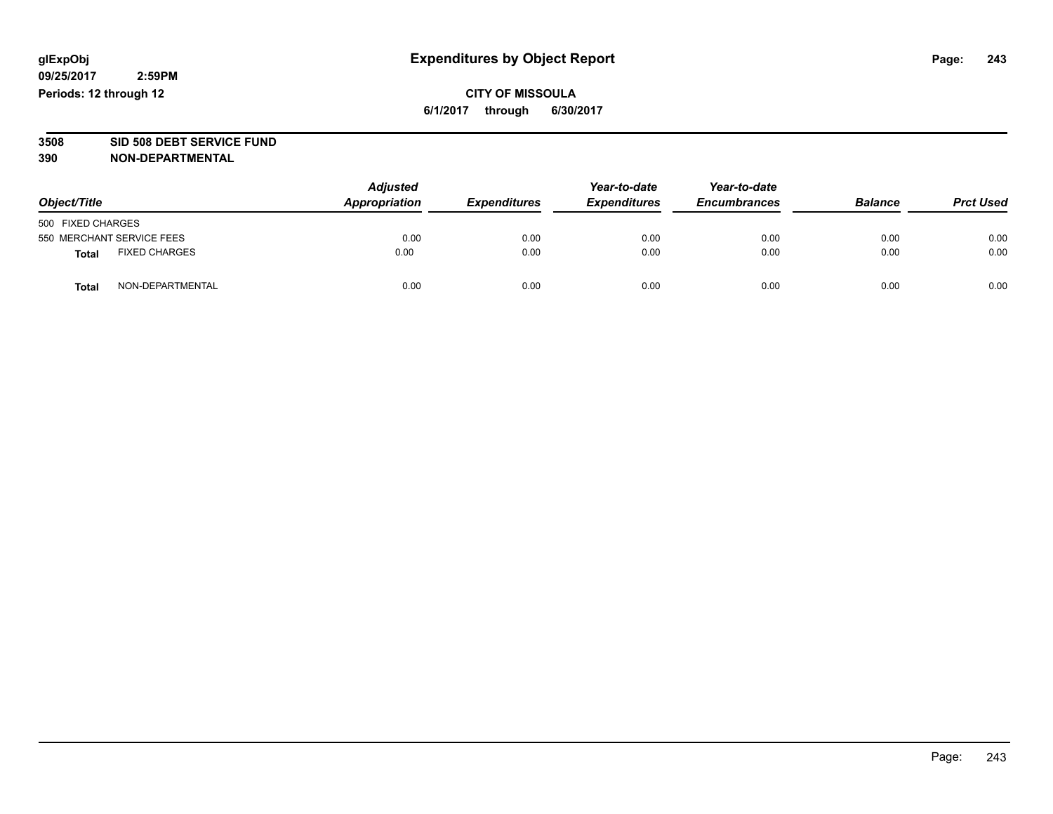glExpObj
09/25/2017 2:59PM
Periods: 12 through 12

# Expenditures by Object Report

**CITY OF MISSOULA**
**6/1/2017 through 6/30/2017**

**3508 SID 508 DEBT SERVICE FUND**
**390 NON-DEPARTMENTAL**

| Object/Title | Adjusted Appropriation | Expenditures | Year-to-date Expenditures | Year-to-date Encumbrances | Balance | Prct Used |
|---|---|---|---|---|---|---|
| 500 FIXED CHARGES | | | | | | |
| 550 MERCHANT SERVICE FEES | 0.00 | 0.00 | 0.00 | 0.00 | 0.00 | 0.00 |
| **Total** FIXED CHARGES | 0.00 | 0.00 | 0.00 | 0.00 | 0.00 | 0.00 |
| **Total** NON-DEPARTMENTAL | 0.00 | 0.00 | 0.00 | 0.00 | 0.00 | 0.00 |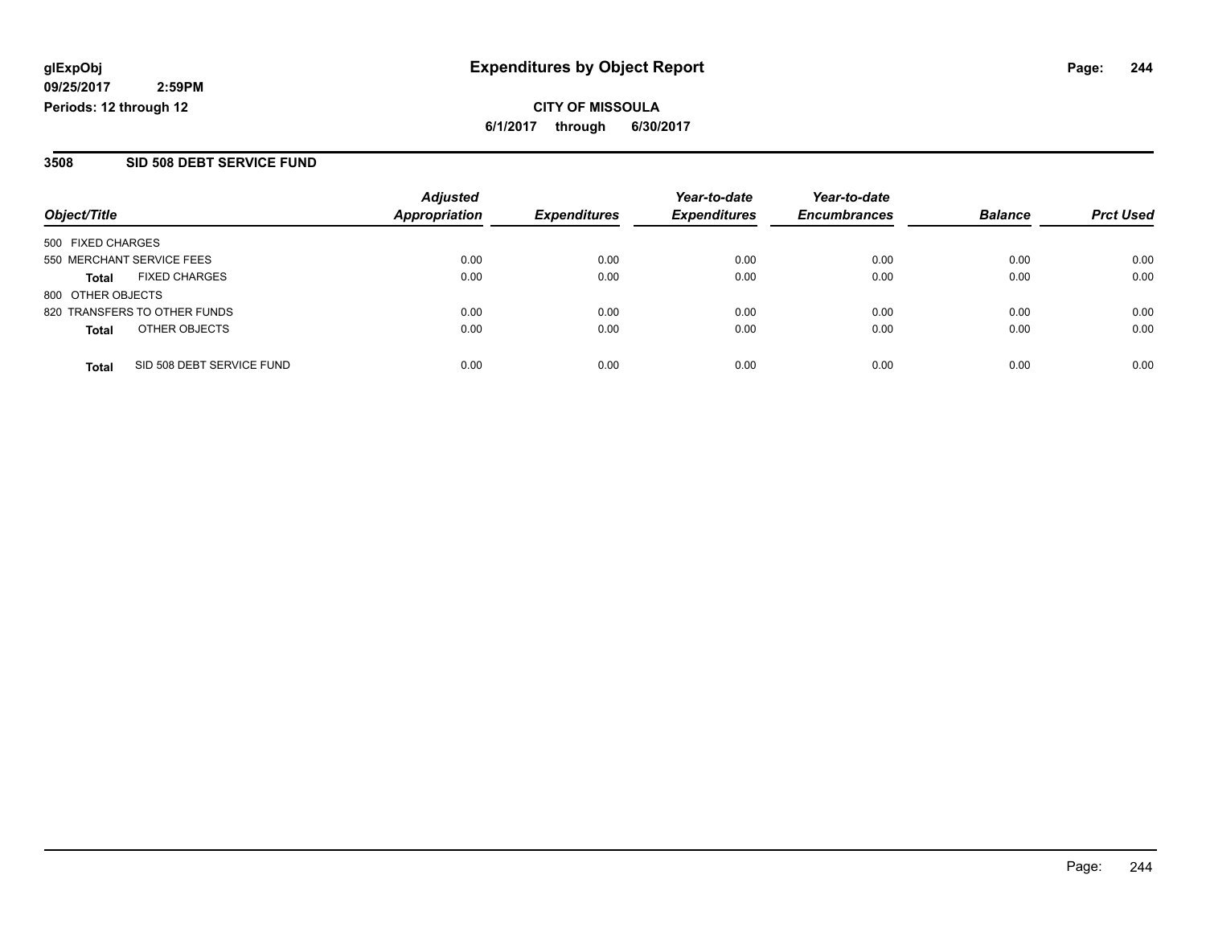**glExpObj**
**09/25/2017 2:59PM**
**Periods: 12 through 12**

# Expenditures by Object Report

**CITY OF MISSOULA**
**6/1/2017 through 6/30/2017**

## 3508 SID 508 DEBT SERVICE FUND

| Object/Title | | Adjusted Appropriation | Expenditures | Year-to-date Expenditures | Year-to-date Encumbrances | Balance | Prct Used |
|---|---|---|---|---|---|---|---|
| 500 FIXED CHARGES | | | | | | | |
| 550 MERCHANT SERVICE FEES | | 0.00 | 0.00 | 0.00 | 0.00 | 0.00 | 0.00 |
| **Total** | FIXED CHARGES | 0.00 | 0.00 | 0.00 | 0.00 | 0.00 | 0.00 |
| 800 OTHER OBJECTS | | | | | | | |
| 820 TRANSFERS TO OTHER FUNDS | | 0.00 | 0.00 | 0.00 | 0.00 | 0.00 | 0.00 |
| **Total** | OTHER OBJECTS | 0.00 | 0.00 | 0.00 | 0.00 | 0.00 | 0.00 |
| **Total** | SID 508 DEBT SERVICE FUND | 0.00 | 0.00 | 0.00 | 0.00 | 0.00 | 0.00 |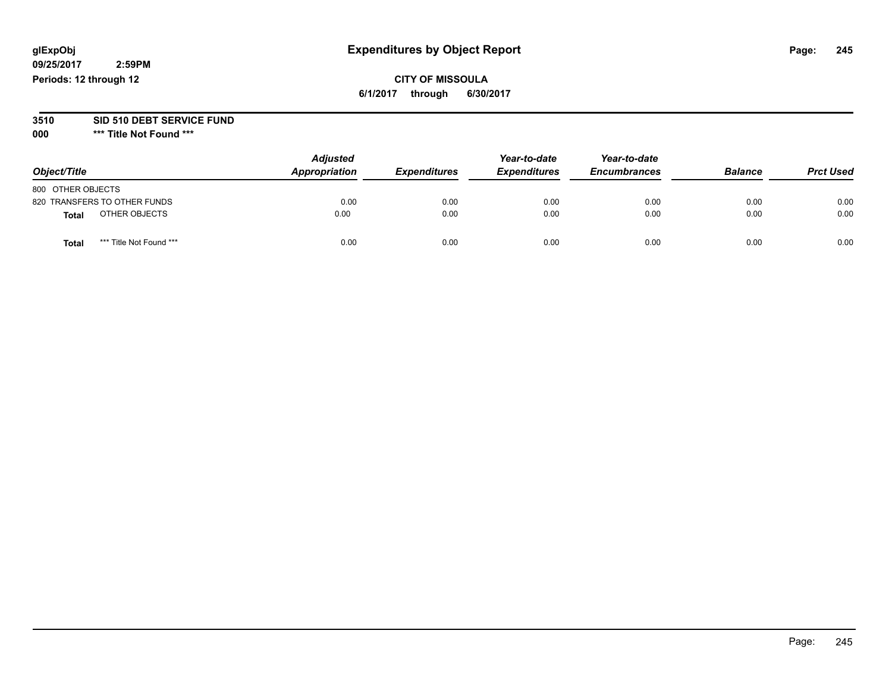glExpObj
09/25/2017 2:59PM
Periods: 12 through 12

# Expenditures by Object Report

**CITY OF MISSOULA**
**6/1/2017 through 6/30/2017**

**3510 SID 510 DEBT SERVICE FUND**
**000 \*\*\* Title Not Found \*\*\***

| Object/Title | Adjusted Appropriation | Expenditures | Year-to-date Expenditures | Year-to-date Encumbrances | Balance | Prct Used |
|---|---|---|---|---|---|---|
| 800 OTHER OBJECTS | | | | | | |
| 820 TRANSFERS TO OTHER FUNDS | 0.00 | 0.00 | 0.00 | 0.00 | 0.00 | 0.00 |
| **Total** OTHER OBJECTS | 0.00 | 0.00 | 0.00 | 0.00 | 0.00 | 0.00 |
| **Total** *** Title Not Found *** | 0.00 | 0.00 | 0.00 | 0.00 | 0.00 | 0.00 |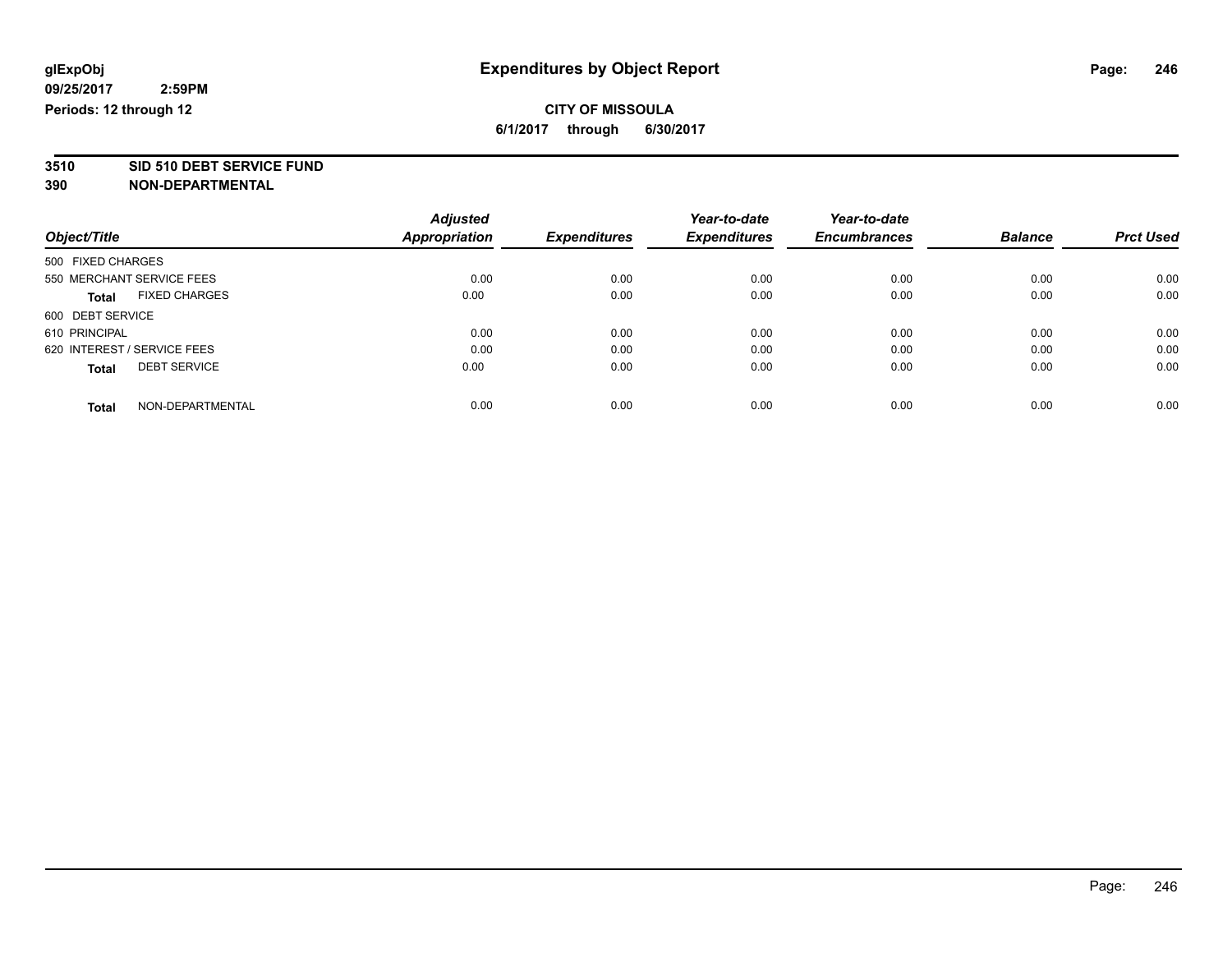# Expenditures by Object Report

glExpObj
09/25/2017 2:59PM
Periods: 12 through 12

**CITY OF MISSOULA**
**6/1/2017 through 6/30/2017**

**3510 SID 510 DEBT SERVICE FUND**
**390 NON-DEPARTMENTAL**

| Object/Title | Adjusted Appropriation | Expenditures | Year-to-date Expenditures | Year-to-date Encumbrances | Balance | Prct Used |
|---|---|---|---|---|---|---|
| 500 FIXED CHARGES | | | | | | |
| 550 MERCHANT SERVICE FEES | 0.00 | 0.00 | 0.00 | 0.00 | 0.00 | 0.00 |
| **Total** FIXED CHARGES | 0.00 | 0.00 | 0.00 | 0.00 | 0.00 | 0.00 |
| 600 DEBT SERVICE | | | | | | |
| 610 PRINCIPAL | 0.00 | 0.00 | 0.00 | 0.00 | 0.00 | 0.00 |
| 620 INTEREST / SERVICE FEES | 0.00 | 0.00 | 0.00 | 0.00 | 0.00 | 0.00 |
| **Total** DEBT SERVICE | 0.00 | 0.00 | 0.00 | 0.00 | 0.00 | 0.00 |
| **Total** NON-DEPARTMENTAL | 0.00 | 0.00 | 0.00 | 0.00 | 0.00 | 0.00 |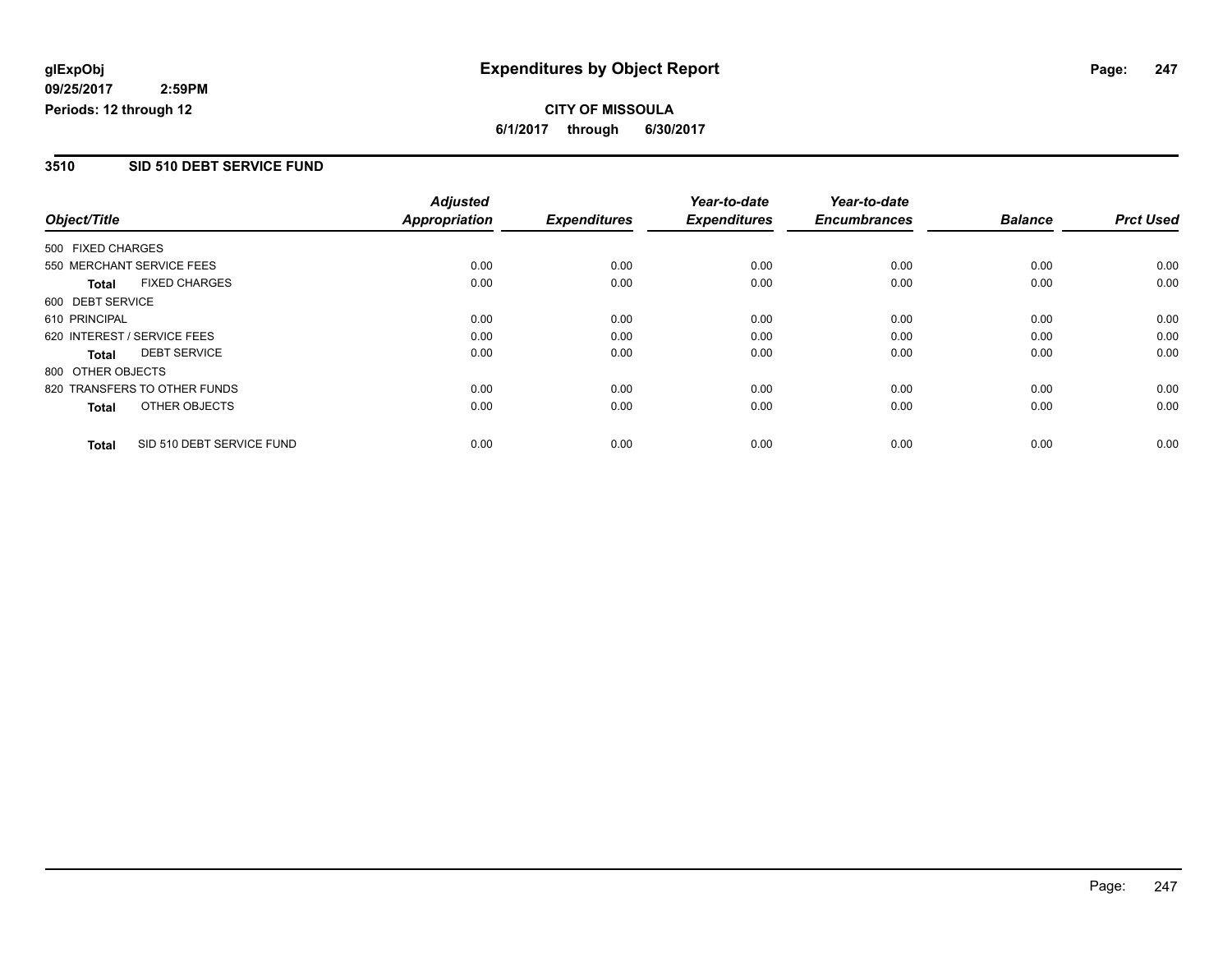**glExpObj**
**09/25/2017 2:59PM**
**Periods: 12 through 12**

# Expenditures by Object Report

**CITY OF MISSOULA**
**6/1/2017 through 6/30/2017**

## 3510 SID 510 DEBT SERVICE FUND

| Object/Title | | Adjusted Appropriation | Expenditures | Year-to-date Expenditures | Year-to-date Encumbrances | Balance | Prct Used |
|---|---|---|---|---|---|---|---|
| 500 FIXED CHARGES | | | | | | | |
| 550 MERCHANT SERVICE FEES | | 0.00 | 0.00 | 0.00 | 0.00 | 0.00 | 0.00 |
| **Total** | FIXED CHARGES | 0.00 | 0.00 | 0.00 | 0.00 | 0.00 | 0.00 |
| 600 DEBT SERVICE | | | | | | | |
| 610 PRINCIPAL | | 0.00 | 0.00 | 0.00 | 0.00 | 0.00 | 0.00 |
| 620 INTEREST / SERVICE FEES | | 0.00 | 0.00 | 0.00 | 0.00 | 0.00 | 0.00 |
| **Total** | DEBT SERVICE | 0.00 | 0.00 | 0.00 | 0.00 | 0.00 | 0.00 |
| 800 OTHER OBJECTS | | | | | | | |
| 820 TRANSFERS TO OTHER FUNDS | | 0.00 | 0.00 | 0.00 | 0.00 | 0.00 | 0.00 |
| **Total** | OTHER OBJECTS | 0.00 | 0.00 | 0.00 | 0.00 | 0.00 | 0.00 |
| **Total** | SID 510 DEBT SERVICE FUND | 0.00 | 0.00 | 0.00 | 0.00 | 0.00 | 0.00 |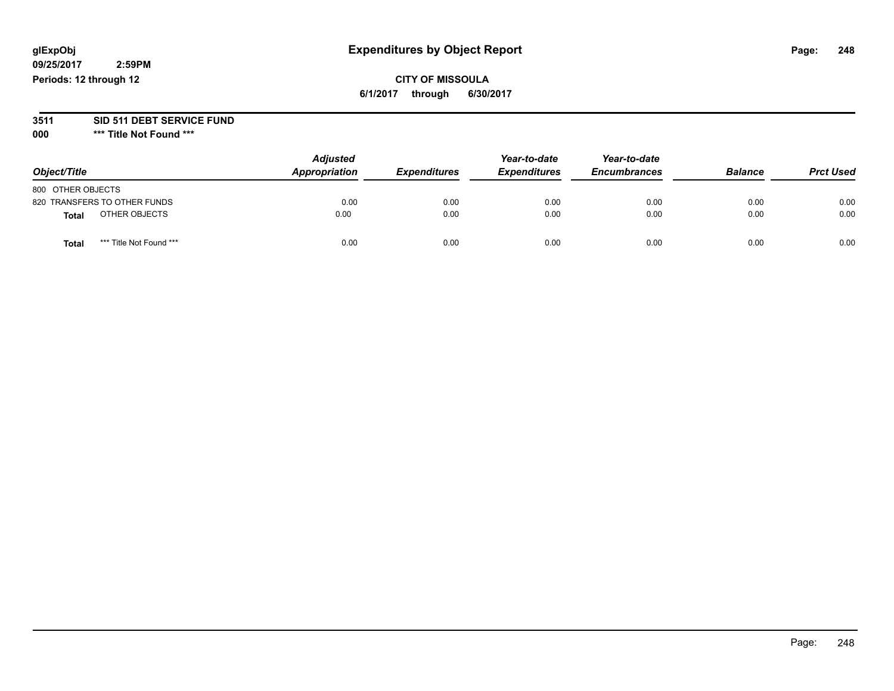**glExpObj**
**09/25/2017 2:59PM**
**Periods: 12 through 12**

# Expenditures by Object Report

**CITY OF MISSOULA**
**6/1/2017 through 6/30/2017**

**3511 SID 511 DEBT SERVICE FUND**
**000 \*\*\* Title Not Found \*\*\***

| Object/Title | Adjusted Appropriation | Expenditures | Year-to-date Expenditures | Year-to-date Encumbrances | Balance | Prct Used |
|---|---|---|---|---|---|---|
| 800 OTHER OBJECTS | | | | | | |
| 820 TRANSFERS TO OTHER FUNDS | 0.00 | 0.00 | 0.00 | 0.00 | 0.00 | 0.00 |
| **Total** OTHER OBJECTS | 0.00 | 0.00 | 0.00 | 0.00 | 0.00 | 0.00 |
| **Total** \*\*\* Title Not Found \*\*\* | 0.00 | 0.00 | 0.00 | 0.00 | 0.00 | 0.00 |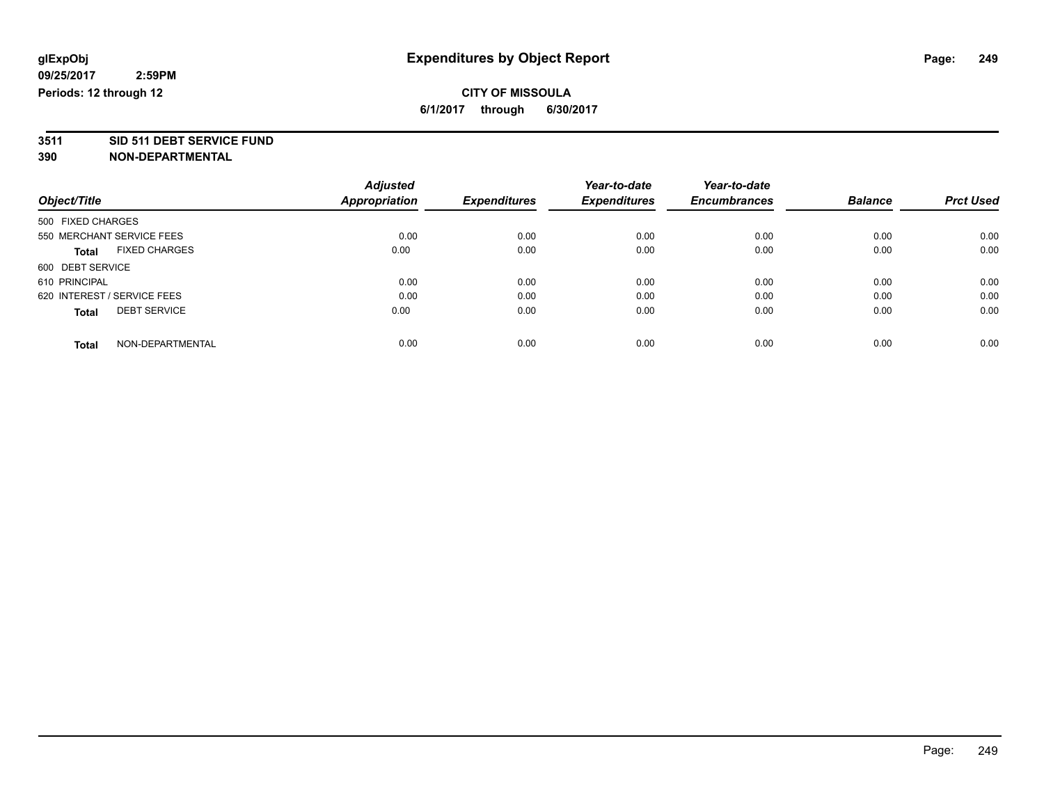glExpObj
09/25/2017 2:59PM
Periods: 12 through 12

# Expenditures by Object Report

**CITY OF MISSOULA**
**6/1/2017 through 6/30/2017**

**3511 SID 511 DEBT SERVICE FUND**
**390 NON-DEPARTMENTAL**

| Object/Title | Adjusted Appropriation | Expenditures | Year-to-date Expenditures | Year-to-date Encumbrances | Balance | Prct Used |
|---|---|---|---|---|---|---|
| 500 FIXED CHARGES | | | | | | |
| 550 MERCHANT SERVICE FEES | 0.00 | 0.00 | 0.00 | 0.00 | 0.00 | 0.00 |
| **Total** FIXED CHARGES | 0.00 | 0.00 | 0.00 | 0.00 | 0.00 | 0.00 |
| 600 DEBT SERVICE | | | | | | |
| 610 PRINCIPAL | 0.00 | 0.00 | 0.00 | 0.00 | 0.00 | 0.00 |
| 620 INTEREST / SERVICE FEES | 0.00 | 0.00 | 0.00 | 0.00 | 0.00 | 0.00 |
| **Total** DEBT SERVICE | 0.00 | 0.00 | 0.00 | 0.00 | 0.00 | 0.00 |
| **Total** NON-DEPARTMENTAL | 0.00 | 0.00 | 0.00 | 0.00 | 0.00 | 0.00 |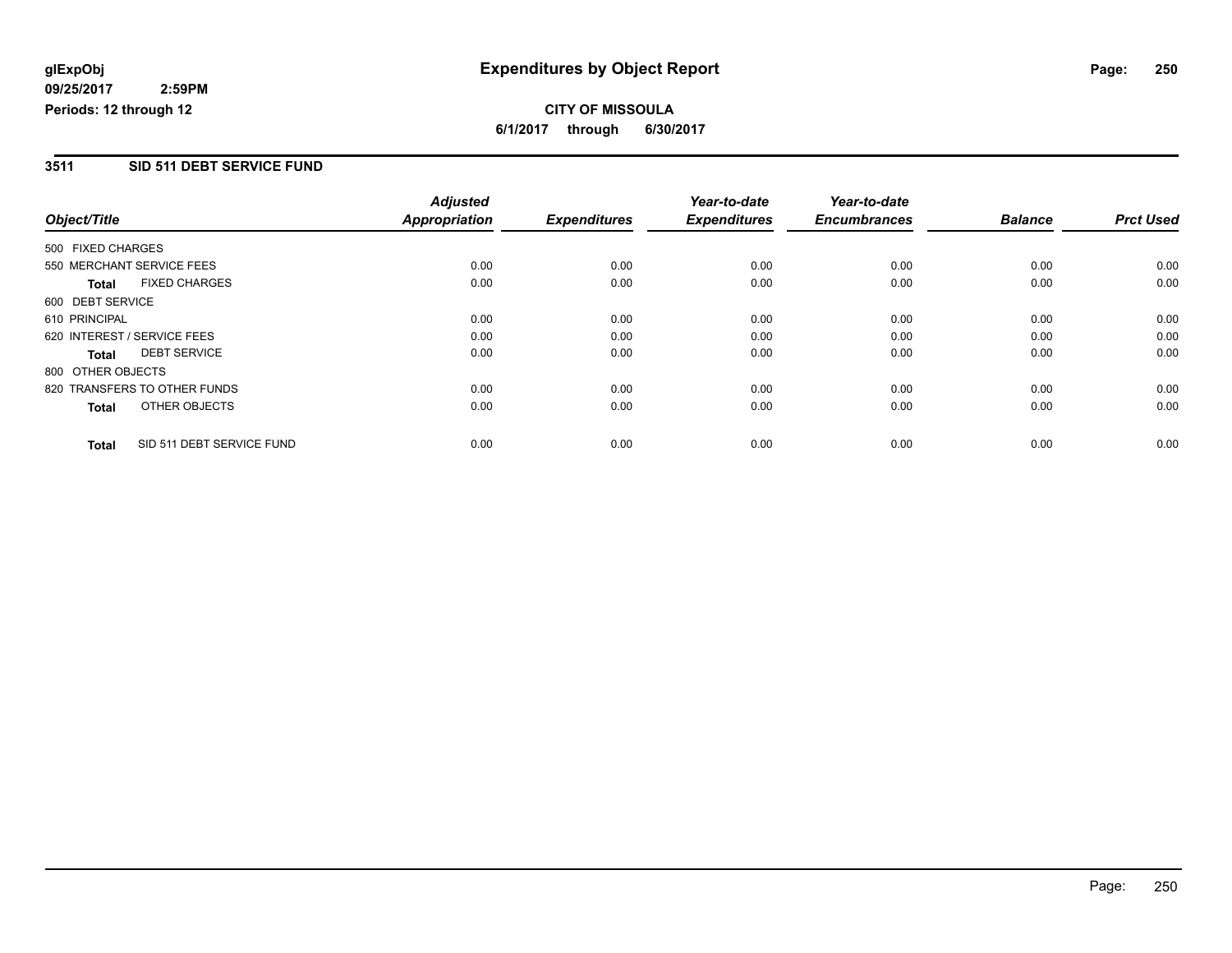glExpObj
09/25/2017 2:59PM
Periods: 12 through 12

# Expenditures by Object Report

**CITY OF MISSOULA**
**6/1/2017 through 6/30/2017**

## 3511 SID 511 DEBT SERVICE FUND

| Object/Title | Adjusted Appropriation | Expenditures | Year-to-date Expenditures | Year-to-date Encumbrances | Balance | Prct Used |
|---|---|---|---|---|---|---|
| 500 FIXED CHARGES | | | | | | |
| 550 MERCHANT SERVICE FEES | 0.00 | 0.00 | 0.00 | 0.00 | 0.00 | 0.00 |
| **Total** FIXED CHARGES | 0.00 | 0.00 | 0.00 | 0.00 | 0.00 | 0.00 |
| 600 DEBT SERVICE | | | | | | |
| 610 PRINCIPAL | 0.00 | 0.00 | 0.00 | 0.00 | 0.00 | 0.00 |
| 620 INTEREST / SERVICE FEES | 0.00 | 0.00 | 0.00 | 0.00 | 0.00 | 0.00 |
| **Total** DEBT SERVICE | 0.00 | 0.00 | 0.00 | 0.00 | 0.00 | 0.00 |
| 800 OTHER OBJECTS | | | | | | |
| 820 TRANSFERS TO OTHER FUNDS | 0.00 | 0.00 | 0.00 | 0.00 | 0.00 | 0.00 |
| **Total** OTHER OBJECTS | 0.00 | 0.00 | 0.00 | 0.00 | 0.00 | 0.00 |
| **Total** SID 511 DEBT SERVICE FUND | 0.00 | 0.00 | 0.00 | 0.00 | 0.00 | 0.00 |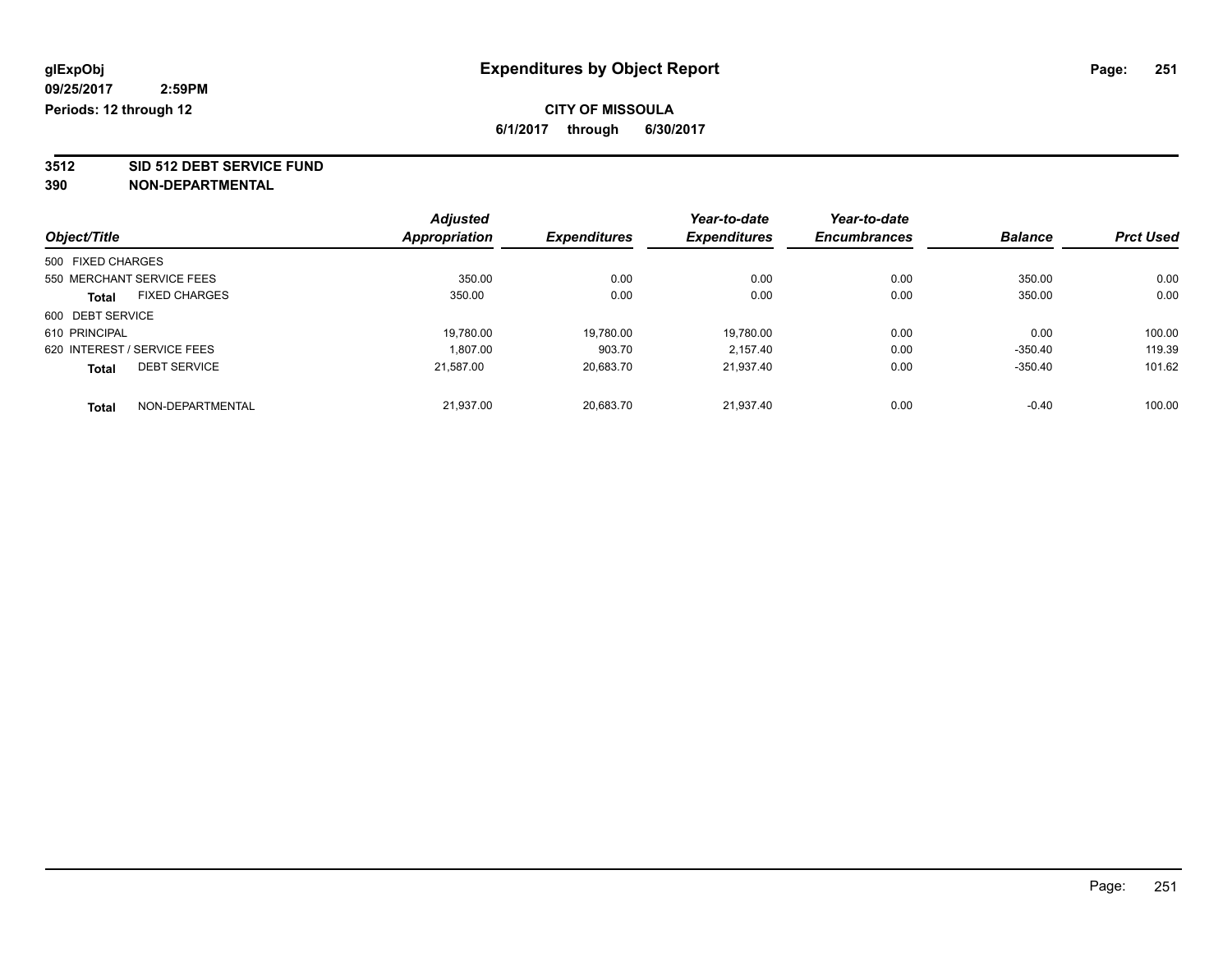glExpObj
09/25/2017 2:59PM
Periods: 12 through 12

# Expenditures by Object Report

**CITY OF MISSOULA**
**6/1/2017 through 6/30/2017**

## 3512 SID 512 DEBT SERVICE FUND
## 390 NON-DEPARTMENTAL

| Object/Title | Adjusted Appropriation | Expenditures | Year-to-date Expenditures | Year-to-date Encumbrances | Balance | Prct Used |
|---|---|---|---|---|---|---|
| 500 FIXED CHARGES | | | | | | |
| 550 MERCHANT SERVICE FEES | 350.00 | 0.00 | 0.00 | 0.00 | 350.00 | 0.00 |
| **Total** FIXED CHARGES | 350.00 | 0.00 | 0.00 | 0.00 | 350.00 | 0.00 |
| 600 DEBT SERVICE | | | | | | |
| 610 PRINCIPAL | 19,780.00 | 19,780.00 | 19,780.00 | 0.00 | 0.00 | 100.00 |
| 620 INTEREST / SERVICE FEES | 1,807.00 | 903.70 | 2,157.40 | 0.00 | -350.40 | 119.39 |
| **Total** DEBT SERVICE | 21,587.00 | 20,683.70 | 21,937.40 | 0.00 | -350.40 | 101.62 |
| **Total** NON-DEPARTMENTAL | 21,937.00 | 20,683.70 | 21,937.40 | 0.00 | -0.40 | 100.00 |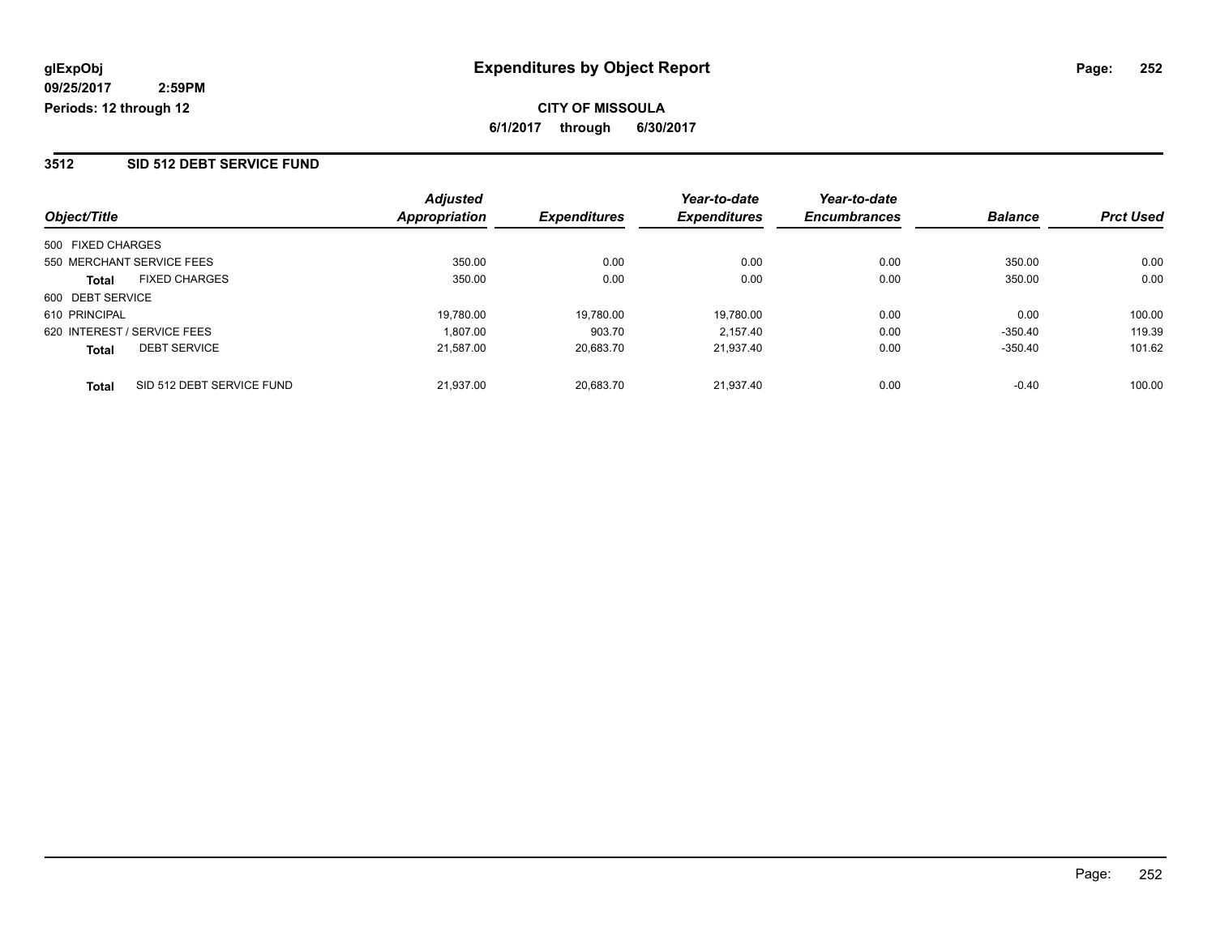glExpObj
09/25/2017 2:59PM
Periods: 12 through 12

# Expenditures by Object Report

**CITY OF MISSOULA**
**6/1/2017 through 6/30/2017**

## 3512 SID 512 DEBT SERVICE FUND

| Object/Title | | Adjusted Appropriation | Expenditures | Year-to-date Expenditures | Year-to-date Encumbrances | Balance | Prct Used |
|---|---|---|---|---|---|---|---|
| 500 FIXED CHARGES | | | | | | | |
| 550 MERCHANT SERVICE FEES | | 350.00 | 0.00 | 0.00 | 0.00 | 350.00 | 0.00 |
| **Total** | FIXED CHARGES | 350.00 | 0.00 | 0.00 | 0.00 | 350.00 | 0.00 |
| 600 DEBT SERVICE | | | | | | | |
| 610 PRINCIPAL | | 19,780.00 | 19,780.00 | 19,780.00 | 0.00 | 0.00 | 100.00 |
| 620 INTEREST / SERVICE FEES | | 1,807.00 | 903.70 | 2,157.40 | 0.00 | -350.40 | 119.39 |
| **Total** | DEBT SERVICE | 21,587.00 | 20,683.70 | 21,937.40 | 0.00 | -350.40 | 101.62 |
| **Total** | SID 512 DEBT SERVICE FUND | 21,937.00 | 20,683.70 | 21,937.40 | 0.00 | -0.40 | 100.00 |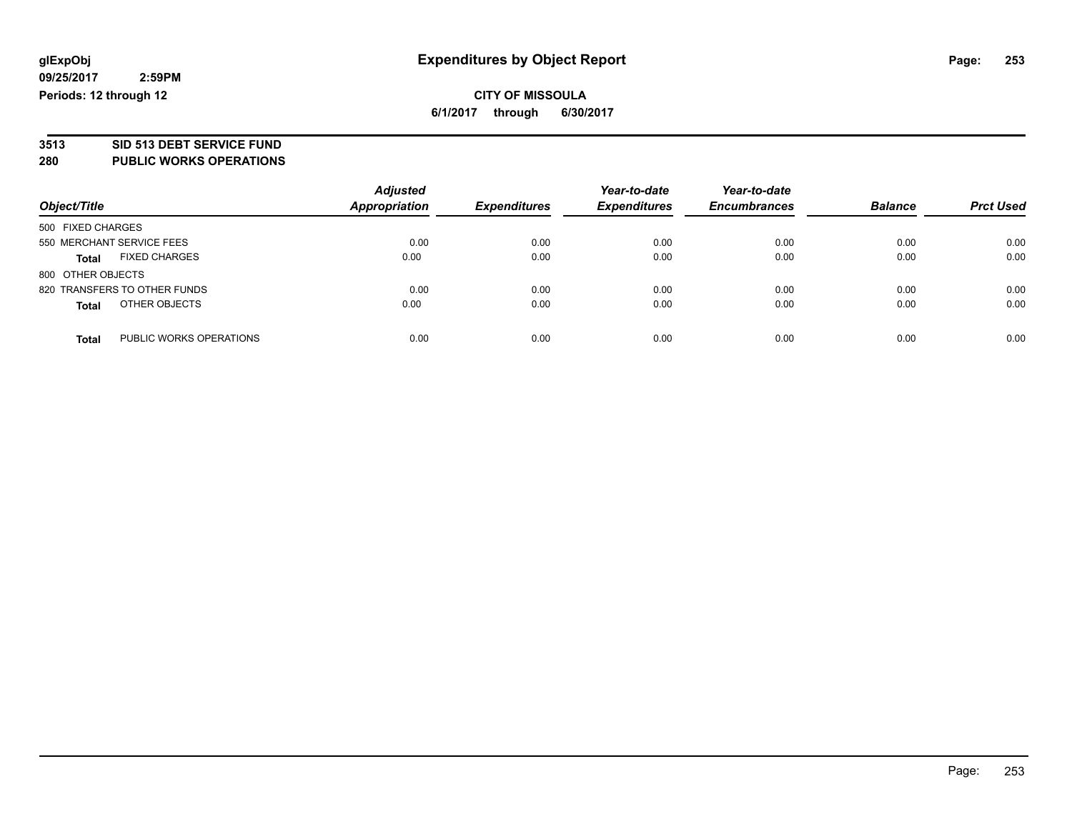# Expenditures by Object Report

glExpObj
09/25/2017 2:59PM
Periods: 12 through 12

**CITY OF MISSOULA**
**6/1/2017 through 6/30/2017**

## 3513 SID 513 DEBT SERVICE FUND
## 280 PUBLIC WORKS OPERATIONS

| Object/Title | Adjusted Appropriation | Expenditures | Year-to-date Expenditures | Year-to-date Encumbrances | Balance | Prct Used |
|---|---|---|---|---|---|---|
| 500 FIXED CHARGES | | | | | | |
| 550 MERCHANT SERVICE FEES | 0.00 | 0.00 | 0.00 | 0.00 | 0.00 | 0.00 |
| **Total** FIXED CHARGES | 0.00 | 0.00 | 0.00 | 0.00 | 0.00 | 0.00 |
| 800 OTHER OBJECTS | | | | | | |
| 820 TRANSFERS TO OTHER FUNDS | 0.00 | 0.00 | 0.00 | 0.00 | 0.00 | 0.00 |
| **Total** OTHER OBJECTS | 0.00 | 0.00 | 0.00 | 0.00 | 0.00 | 0.00 |
| **Total** PUBLIC WORKS OPERATIONS | 0.00 | 0.00 | 0.00 | 0.00 | 0.00 | 0.00 |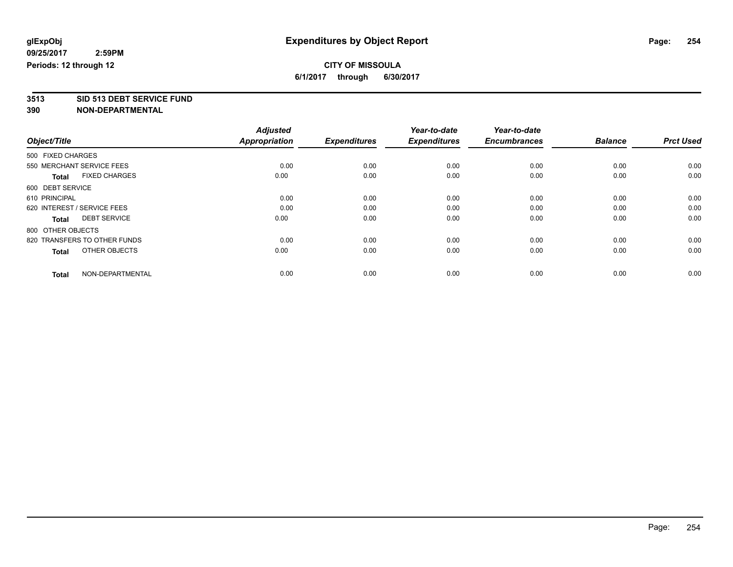**glExpObj**
**09/25/2017 2:59PM**
**Periods: 12 through 12**

# Expenditures by Object Report

**CITY OF MISSOULA**
**6/1/2017 through 6/30/2017**

**3513 SID 513 DEBT SERVICE FUND**
**390 NON-DEPARTMENTAL**

| Object/Title | Adjusted Appropriation | Expenditures | Year-to-date Expenditures | Year-to-date Encumbrances | Balance | Prct Used |
|---|---|---|---|---|---|---|
| 500 FIXED CHARGES | | | | | | |
| 550 MERCHANT SERVICE FEES | 0.00 | 0.00 | 0.00 | 0.00 | 0.00 | 0.00 |
| **Total** FIXED CHARGES | 0.00 | 0.00 | 0.00 | 0.00 | 0.00 | 0.00 |
| 600 DEBT SERVICE | | | | | | |
| 610 PRINCIPAL | 0.00 | 0.00 | 0.00 | 0.00 | 0.00 | 0.00 |
| 620 INTEREST / SERVICE FEES | 0.00 | 0.00 | 0.00 | 0.00 | 0.00 | 0.00 |
| **Total** DEBT SERVICE | 0.00 | 0.00 | 0.00 | 0.00 | 0.00 | 0.00 |
| 800 OTHER OBJECTS | | | | | | |
| 820 TRANSFERS TO OTHER FUNDS | 0.00 | 0.00 | 0.00 | 0.00 | 0.00 | 0.00 |
| **Total** OTHER OBJECTS | 0.00 | 0.00 | 0.00 | 0.00 | 0.00 | 0.00 |
| **Total** NON-DEPARTMENTAL | 0.00 | 0.00 | 0.00 | 0.00 | 0.00 | 0.00 |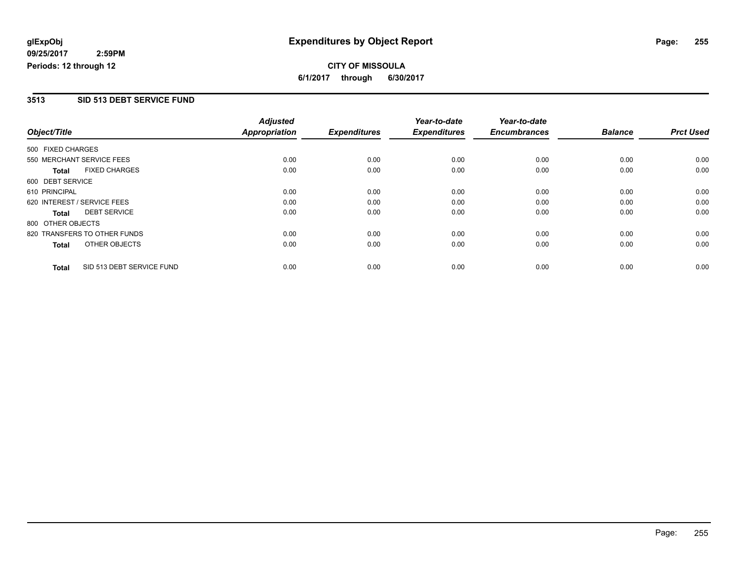**glExpObj** **Expenditures by Object Report**

**09/25/2017 2:59PM**

**Periods: 12 through 12**

**CITY OF MISSOULA**

**6/1/2017 through 6/30/2017**

## 3513 SID 513 DEBT SERVICE FUND

| Object/Title | Adjusted Appropriation | Expenditures | Year-to-date Expenditures | Year-to-date Encumbrances | Balance | Prct Used |
|---|---|---|---|---|---|---|
| 500 FIXED CHARGES | | | | | | |
| 550 MERCHANT SERVICE FEES | 0.00 | 0.00 | 0.00 | 0.00 | 0.00 | 0.00 |
| **Total** FIXED CHARGES | 0.00 | 0.00 | 0.00 | 0.00 | 0.00 | 0.00 |
| 600 DEBT SERVICE | | | | | | |
| 610 PRINCIPAL | 0.00 | 0.00 | 0.00 | 0.00 | 0.00 | 0.00 |
| 620 INTEREST / SERVICE FEES | 0.00 | 0.00 | 0.00 | 0.00 | 0.00 | 0.00 |
| **Total** DEBT SERVICE | 0.00 | 0.00 | 0.00 | 0.00 | 0.00 | 0.00 |
| 800 OTHER OBJECTS | | | | | | |
| 820 TRANSFERS TO OTHER FUNDS | 0.00 | 0.00 | 0.00 | 0.00 | 0.00 | 0.00 |
| **Total** OTHER OBJECTS | 0.00 | 0.00 | 0.00 | 0.00 | 0.00 | 0.00 |
| **Total** SID 513 DEBT SERVICE FUND | 0.00 | 0.00 | 0.00 | 0.00 | 0.00 | 0.00 |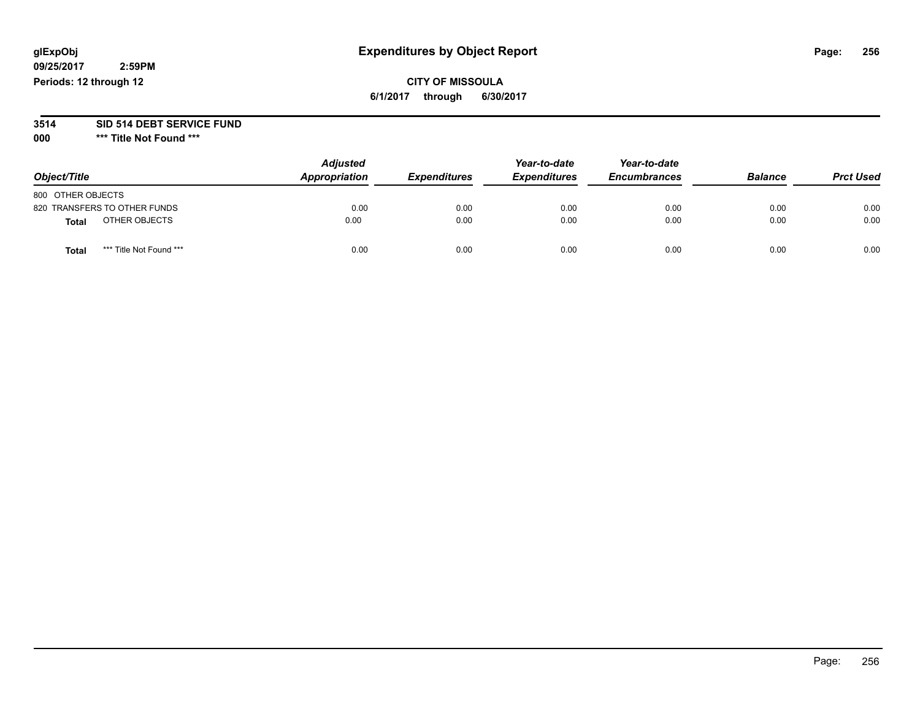glExpObj
09/25/2017 2:59PM
Periods: 12 through 12

# Expenditures by Object Report

**CITY OF MISSOULA**
**6/1/2017 through 6/30/2017**

**3514 SID 514 DEBT SERVICE FUND**
**000 *** Title Not Found *****

| Object/Title | Adjusted Appropriation | Expenditures | Year-to-date Expenditures | Year-to-date Encumbrances | Balance | Prct Used |
|---|---|---|---|---|---|---|
| 800 OTHER OBJECTS | | | | | | |
| 820 TRANSFERS TO OTHER FUNDS | 0.00 | 0.00 | 0.00 | 0.00 | 0.00 | 0.00 |
| **Total** OTHER OBJECTS | 0.00 | 0.00 | 0.00 | 0.00 | 0.00 | 0.00 |
| **Total** *** Title Not Found *** | 0.00 | 0.00 | 0.00 | 0.00 | 0.00 | 0.00 |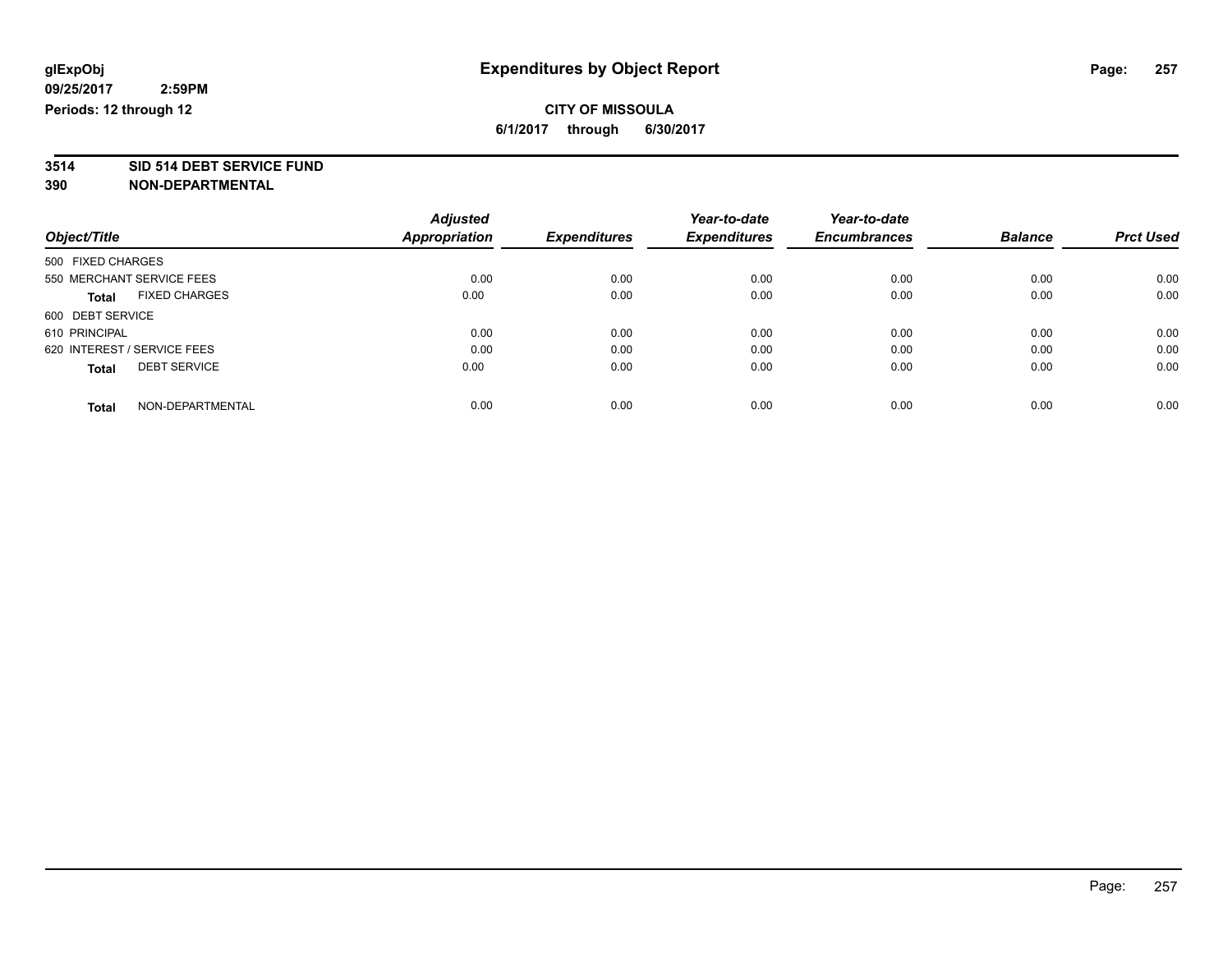**glExpObj**
**09/25/2017 2:59PM**
**Periods: 12 through 12**

# Expenditures by Object Report

**CITY OF MISSOULA**
**6/1/2017 through 6/30/2017**

**3514 SID 514 DEBT SERVICE FUND**
**390 NON-DEPARTMENTAL**

| Object/Title | Adjusted Appropriation | Expenditures | Year-to-date Expenditures | Year-to-date Encumbrances | Balance | Prct Used |
|---|---|---|---|---|---|---|
| 500 FIXED CHARGES | | | | | | |
| 550 MERCHANT SERVICE FEES | 0.00 | 0.00 | 0.00 | 0.00 | 0.00 | 0.00 |
| **Total** FIXED CHARGES | 0.00 | 0.00 | 0.00 | 0.00 | 0.00 | 0.00 |
| 600 DEBT SERVICE | | | | | | |
| 610 PRINCIPAL | 0.00 | 0.00 | 0.00 | 0.00 | 0.00 | 0.00 |
| 620 INTEREST / SERVICE FEES | 0.00 | 0.00 | 0.00 | 0.00 | 0.00 | 0.00 |
| **Total** DEBT SERVICE | 0.00 | 0.00 | 0.00 | 0.00 | 0.00 | 0.00 |
| **Total** NON-DEPARTMENTAL | 0.00 | 0.00 | 0.00 | 0.00 | 0.00 | 0.00 |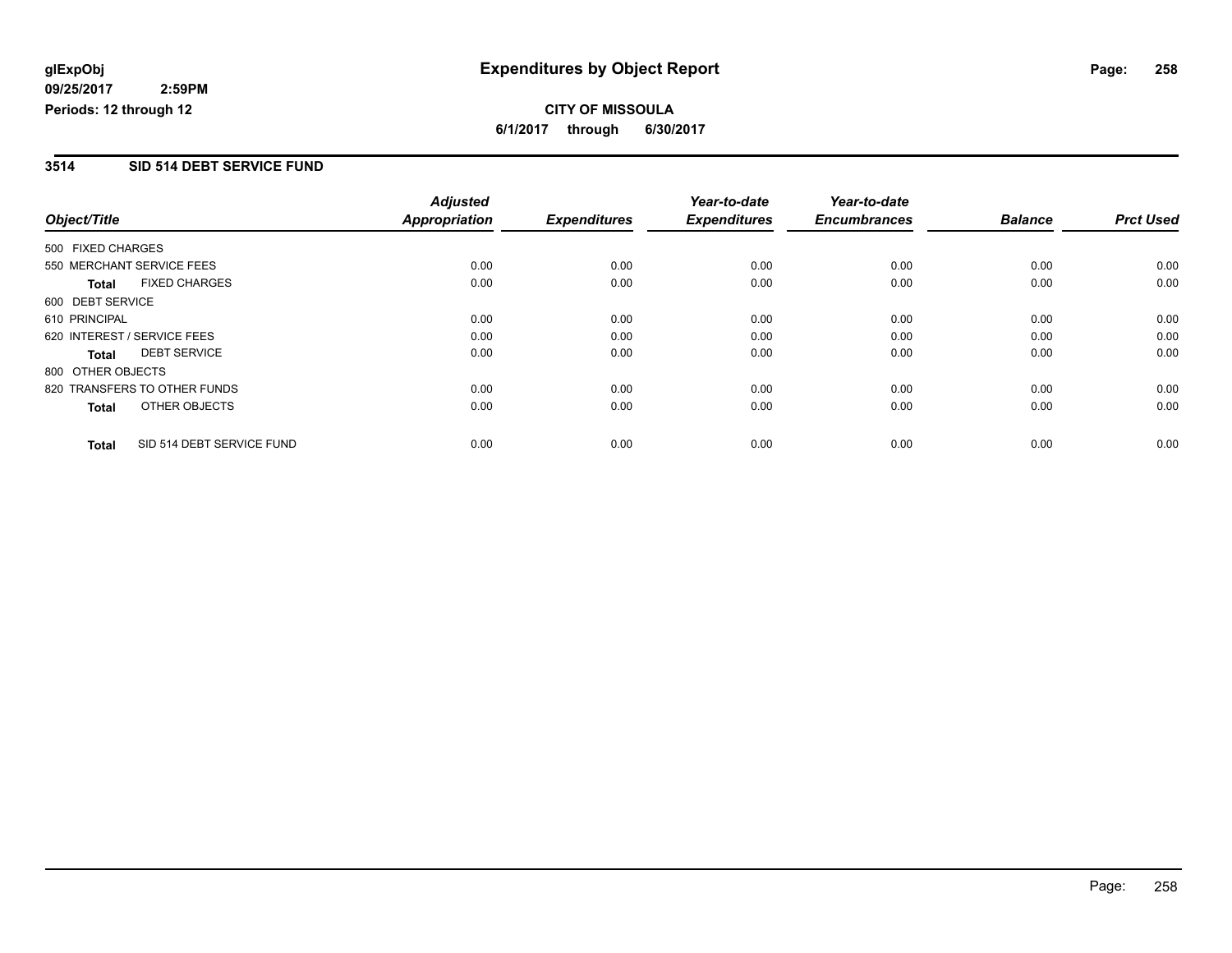**glExpObj** **Expenditures by Object Report**

**09/25/2017 2:59PM**

**Periods: 12 through 12**

**CITY OF MISSOULA**

**6/1/2017 through 6/30/2017**

## 3514 SID 514 DEBT SERVICE FUND

| Object/Title | Adjusted Appropriation | Expenditures | Year-to-date Expenditures | Year-to-date Encumbrances | Balance | Prct Used |
|---|---|---|---|---|---|---|
| 500 FIXED CHARGES | | | | | | |
| 550 MERCHANT SERVICE FEES | 0.00 | 0.00 | 0.00 | 0.00 | 0.00 | 0.00 |
| **Total** FIXED CHARGES | 0.00 | 0.00 | 0.00 | 0.00 | 0.00 | 0.00 |
| 600 DEBT SERVICE | | | | | | |
| 610 PRINCIPAL | 0.00 | 0.00 | 0.00 | 0.00 | 0.00 | 0.00 |
| 620 INTEREST / SERVICE FEES | 0.00 | 0.00 | 0.00 | 0.00 | 0.00 | 0.00 |
| **Total** DEBT SERVICE | 0.00 | 0.00 | 0.00 | 0.00 | 0.00 | 0.00 |
| 800 OTHER OBJECTS | | | | | | |
| 820 TRANSFERS TO OTHER FUNDS | 0.00 | 0.00 | 0.00 | 0.00 | 0.00 | 0.00 |
| **Total** OTHER OBJECTS | 0.00 | 0.00 | 0.00 | 0.00 | 0.00 | 0.00 |
| **Total** SID 514 DEBT SERVICE FUND | 0.00 | 0.00 | 0.00 | 0.00 | 0.00 | 0.00 |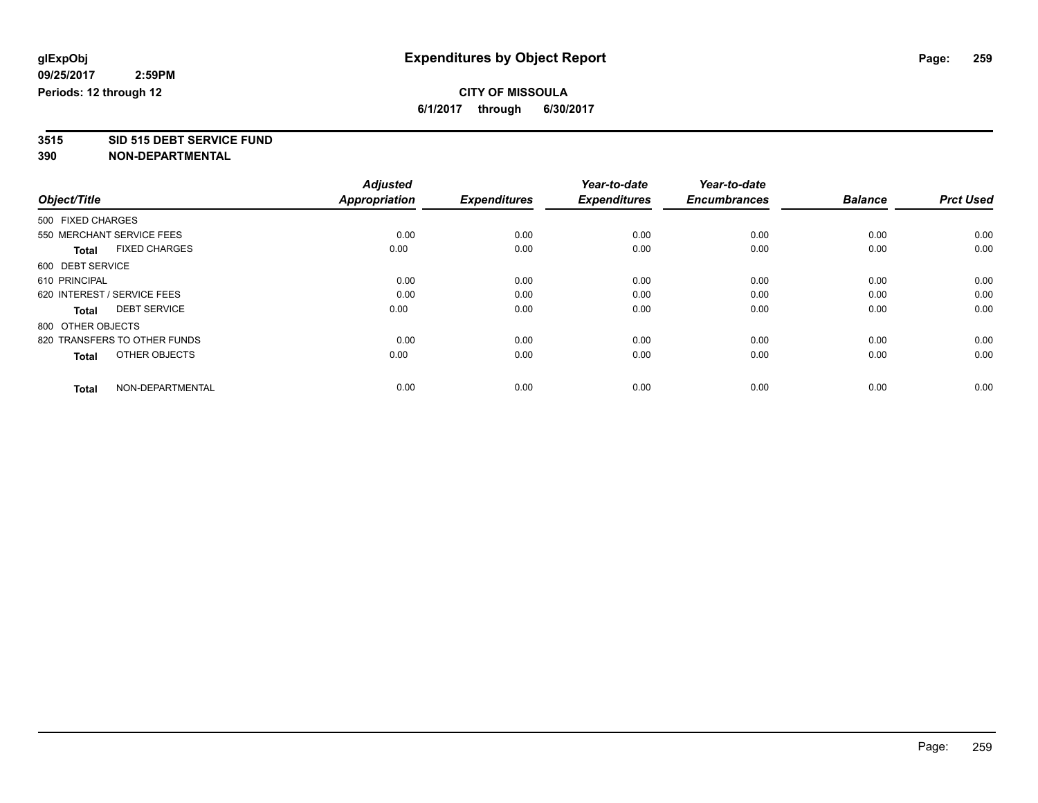glExpObj
09/25/2017 2:59PM
Periods: 12 through 12

# Expenditures by Object Report

**CITY OF MISSOULA**
**6/1/2017 through 6/30/2017**

**3515 SID 515 DEBT SERVICE FUND**
**390 NON-DEPARTMENTAL**

| Object/Title | Adjusted Appropriation | Expenditures | Year-to-date Expenditures | Year-to-date Encumbrances | Balance | Prct Used |
|---|---|---|---|---|---|---|
| 500 FIXED CHARGES | | | | | | |
| 550 MERCHANT SERVICE FEES | 0.00 | 0.00 | 0.00 | 0.00 | 0.00 | 0.00 |
| **Total** FIXED CHARGES | 0.00 | 0.00 | 0.00 | 0.00 | 0.00 | 0.00 |
| 600 DEBT SERVICE | | | | | | |
| 610 PRINCIPAL | 0.00 | 0.00 | 0.00 | 0.00 | 0.00 | 0.00 |
| 620 INTEREST / SERVICE FEES | 0.00 | 0.00 | 0.00 | 0.00 | 0.00 | 0.00 |
| **Total** DEBT SERVICE | 0.00 | 0.00 | 0.00 | 0.00 | 0.00 | 0.00 |
| 800 OTHER OBJECTS | | | | | | |
| 820 TRANSFERS TO OTHER FUNDS | 0.00 | 0.00 | 0.00 | 0.00 | 0.00 | 0.00 |
| **Total** OTHER OBJECTS | 0.00 | 0.00 | 0.00 | 0.00 | 0.00 | 0.00 |
| **Total** NON-DEPARTMENTAL | 0.00 | 0.00 | 0.00 | 0.00 | 0.00 | 0.00 |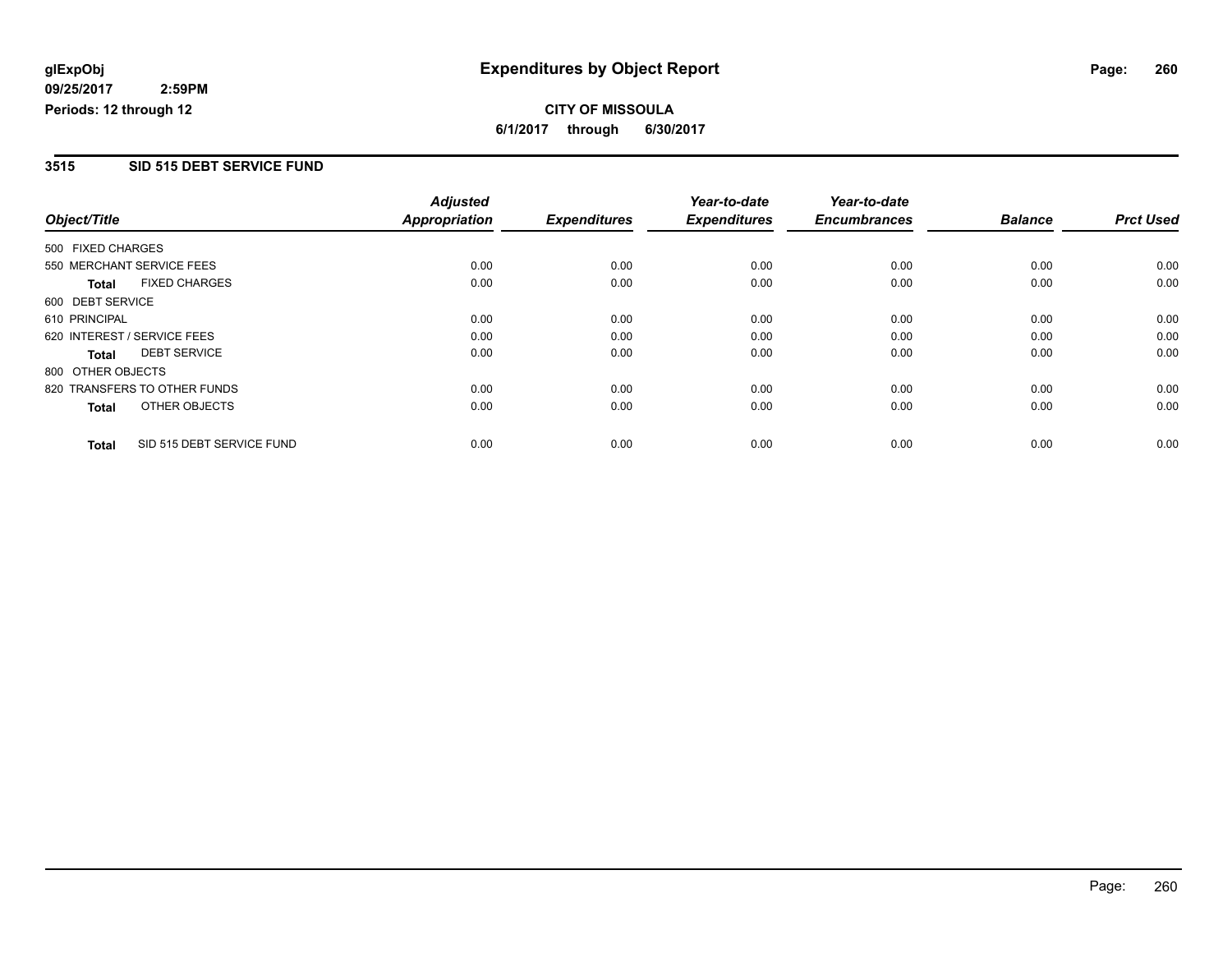**glExpObj**
**09/25/2017 2:59PM**
**Periods: 12 through 12**

# Expenditures by Object Report

**CITY OF MISSOULA**
**6/1/2017 through 6/30/2017**

## 3515 SID 515 DEBT SERVICE FUND

| Object/Title | Adjusted Appropriation | Expenditures | Year-to-date Expenditures | Year-to-date Encumbrances | Balance | Prct Used |
|---|---|---|---|---|---|---|
| 500 FIXED CHARGES | | | | | | |
| 550 MERCHANT SERVICE FEES | 0.00 | 0.00 | 0.00 | 0.00 | 0.00 | 0.00 |
| **Total** FIXED CHARGES | 0.00 | 0.00 | 0.00 | 0.00 | 0.00 | 0.00 |
| 600 DEBT SERVICE | | | | | | |
| 610 PRINCIPAL | 0.00 | 0.00 | 0.00 | 0.00 | 0.00 | 0.00 |
| 620 INTEREST / SERVICE FEES | 0.00 | 0.00 | 0.00 | 0.00 | 0.00 | 0.00 |
| **Total** DEBT SERVICE | 0.00 | 0.00 | 0.00 | 0.00 | 0.00 | 0.00 |
| 800 OTHER OBJECTS | | | | | | |
| 820 TRANSFERS TO OTHER FUNDS | 0.00 | 0.00 | 0.00 | 0.00 | 0.00 | 0.00 |
| **Total** OTHER OBJECTS | 0.00 | 0.00 | 0.00 | 0.00 | 0.00 | 0.00 |
| **Total** SID 515 DEBT SERVICE FUND | 0.00 | 0.00 | 0.00 | 0.00 | 0.00 | 0.00 |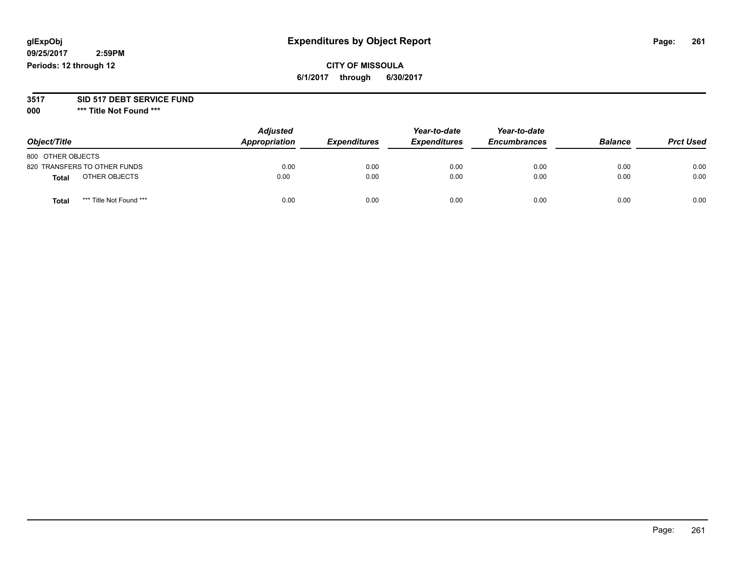# Expenditures by Object Report

glExpObj
09/25/2017 2:59PM
Periods: 12 through 12

**CITY OF MISSOULA**
**6/1/2017 through 6/30/2017**

**3517 SID 517 DEBT SERVICE FUND**
**000 *** Title Not Found *****

| Object/Title | Adjusted Appropriation | Expenditures | Year-to-date Expenditures | Year-to-date Encumbrances | Balance | Prct Used |
|---|---|---|---|---|---|---|
| 800 OTHER OBJECTS | | | | | | |
| 820 TRANSFERS TO OTHER FUNDS | 0.00 | 0.00 | 0.00 | 0.00 | 0.00 | 0.00 |
| **Total** OTHER OBJECTS | 0.00 | 0.00 | 0.00 | 0.00 | 0.00 | 0.00 |
| **Total** *** Title Not Found *** | 0.00 | 0.00 | 0.00 | 0.00 | 0.00 | 0.00 |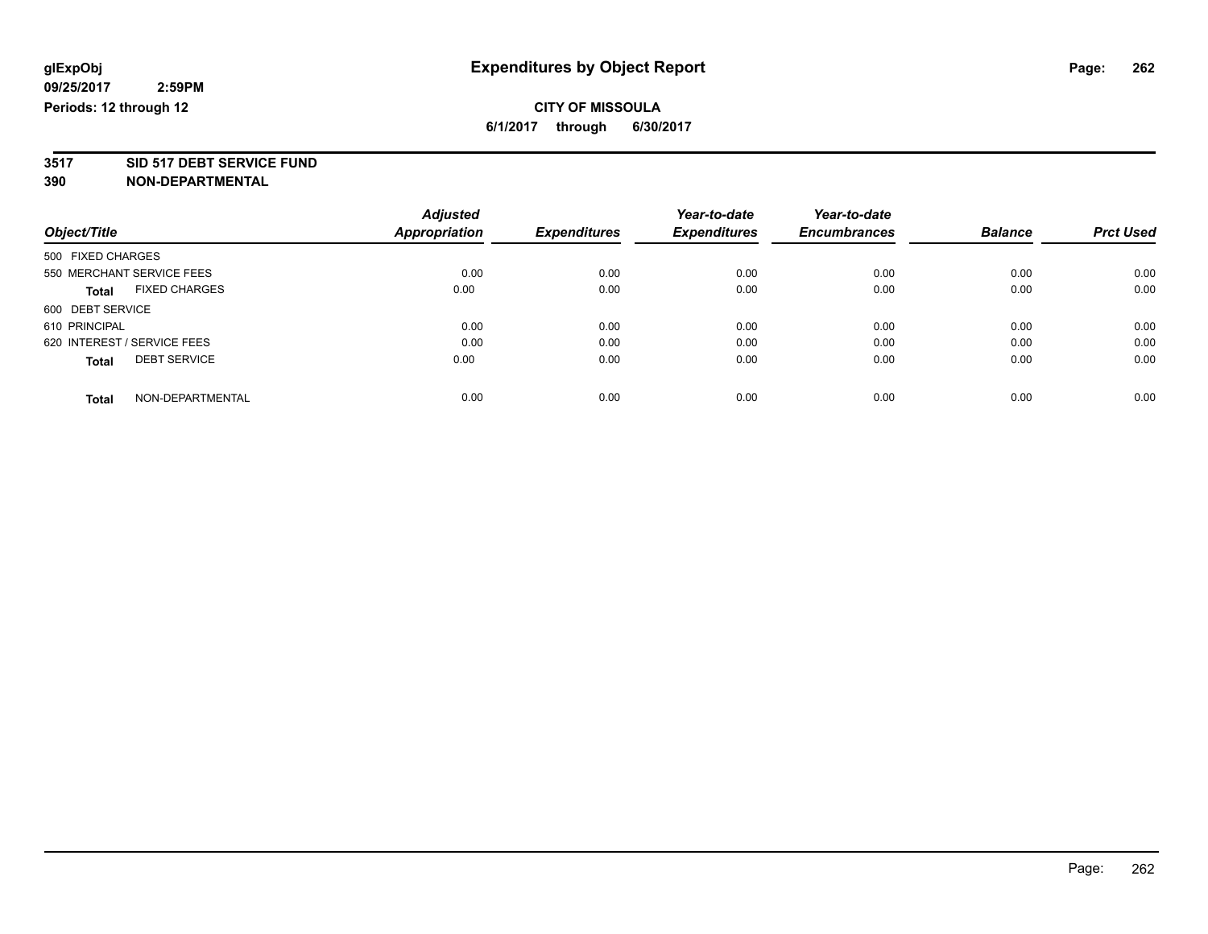# Expenditures by Object Report

glExpObj
09/25/2017 2:59PM
Periods: 12 through 12

**CITY OF MISSOULA**
**6/1/2017 through 6/30/2017**

## 3517 SID 517 DEBT SERVICE FUND
## 390 NON-DEPARTMENTAL

| Object/Title | Adjusted Appropriation | Expenditures | Year-to-date Expenditures | Year-to-date Encumbrances | Balance | Prct Used |
|---|---|---|---|---|---|---|
| 500 FIXED CHARGES | | | | | | |
| 550 MERCHANT SERVICE FEES | 0.00 | 0.00 | 0.00 | 0.00 | 0.00 | 0.00 |
| **Total** FIXED CHARGES | 0.00 | 0.00 | 0.00 | 0.00 | 0.00 | 0.00 |
| 600 DEBT SERVICE | | | | | | |
| 610 PRINCIPAL | 0.00 | 0.00 | 0.00 | 0.00 | 0.00 | 0.00 |
| 620 INTEREST / SERVICE FEES | 0.00 | 0.00 | 0.00 | 0.00 | 0.00 | 0.00 |
| **Total** DEBT SERVICE | 0.00 | 0.00 | 0.00 | 0.00 | 0.00 | 0.00 |
| **Total** NON-DEPARTMENTAL | 0.00 | 0.00 | 0.00 | 0.00 | 0.00 | 0.00 |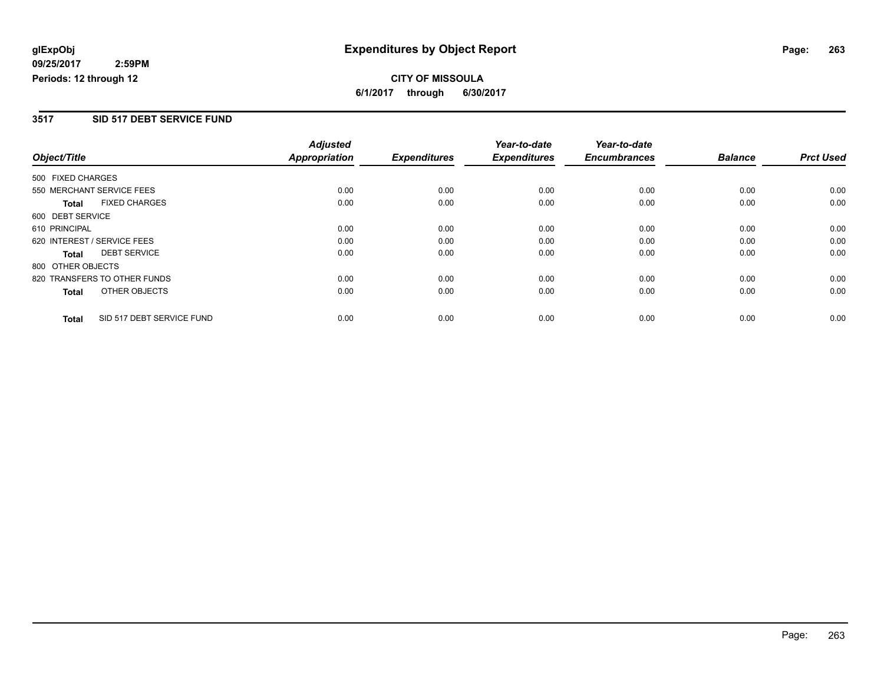**glExpObj**
**09/25/2017 2:59PM**
**Periods: 12 through 12**

# Expenditures by Object Report

**CITY OF MISSOULA**
**6/1/2017 through 6/30/2017**

## 3517 SID 517 DEBT SERVICE FUND

| Object/Title | Adjusted Appropriation | Expenditures | Year-to-date Expenditures | Year-to-date Encumbrances | Balance | Prct Used |
|---|---|---|---|---|---|---|
| 500 FIXED CHARGES | | | | | | |
| 550 MERCHANT SERVICE FEES | 0.00 | 0.00 | 0.00 | 0.00 | 0.00 | 0.00 |
| **Total** FIXED CHARGES | 0.00 | 0.00 | 0.00 | 0.00 | 0.00 | 0.00 |
| 600 DEBT SERVICE | | | | | | |
| 610 PRINCIPAL | 0.00 | 0.00 | 0.00 | 0.00 | 0.00 | 0.00 |
| 620 INTEREST / SERVICE FEES | 0.00 | 0.00 | 0.00 | 0.00 | 0.00 | 0.00 |
| **Total** DEBT SERVICE | 0.00 | 0.00 | 0.00 | 0.00 | 0.00 | 0.00 |
| 800 OTHER OBJECTS | | | | | | |
| 820 TRANSFERS TO OTHER FUNDS | 0.00 | 0.00 | 0.00 | 0.00 | 0.00 | 0.00 |
| **Total** OTHER OBJECTS | 0.00 | 0.00 | 0.00 | 0.00 | 0.00 | 0.00 |
| **Total** SID 517 DEBT SERVICE FUND | 0.00 | 0.00 | 0.00 | 0.00 | 0.00 | 0.00 |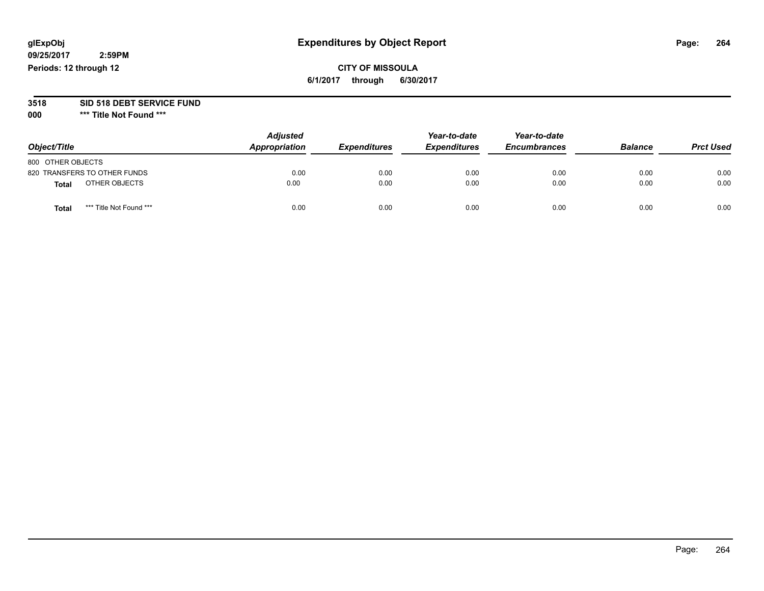glExpObj
09/25/2017 2:59PM
Periods: 12 through 12

# Expenditures by Object Report

**CITY OF MISSOULA**
**6/1/2017 through 6/30/2017**

**3518 SID 518 DEBT SERVICE FUND**
**000 \*\*\* Title Not Found \*\*\***

| Object/Title | Adjusted Appropriation | Expenditures | Year-to-date Expenditures | Year-to-date Encumbrances | Balance | Prct Used |
|---|---|---|---|---|---|---|
| 800 OTHER OBJECTS | | | | | | |
| 820 TRANSFERS TO OTHER FUNDS | 0.00 | 0.00 | 0.00 | 0.00 | 0.00 | 0.00 |
| **Total** OTHER OBJECTS | 0.00 | 0.00 | 0.00 | 0.00 | 0.00 | 0.00 |
| **Total** *** Title Not Found *** | 0.00 | 0.00 | 0.00 | 0.00 | 0.00 | 0.00 |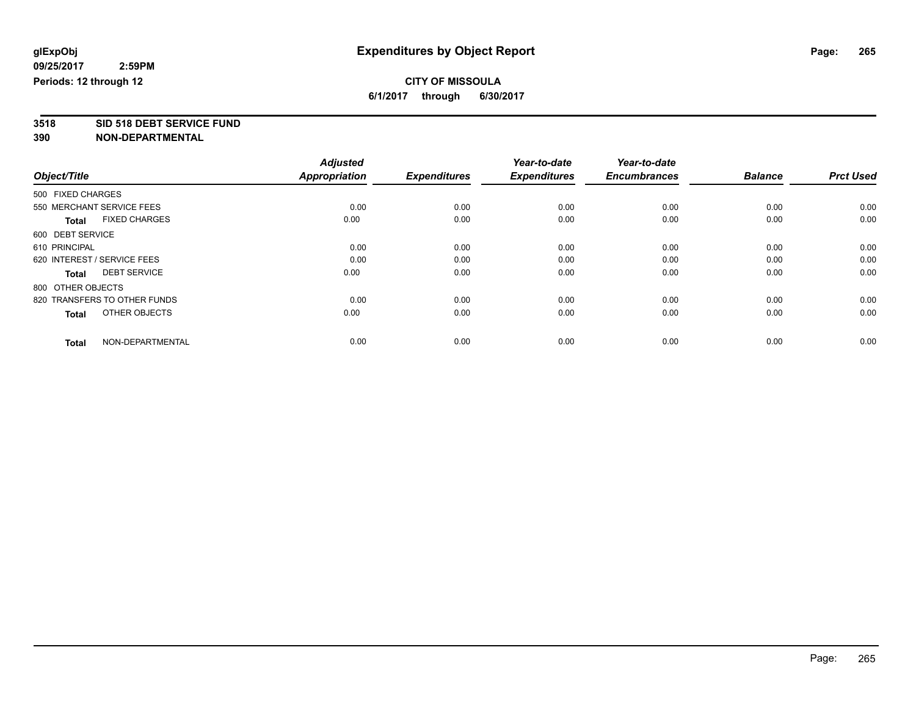glExpObj
09/25/2017 2:59PM
Periods: 12 through 12

# Expenditures by Object Report

**CITY OF MISSOULA**
**6/1/2017 through 6/30/2017**

**3518 SID 518 DEBT SERVICE FUND**
**390 NON-DEPARTMENTAL**

| Object/Title | Adjusted Appropriation | Expenditures | Year-to-date Expenditures | Year-to-date Encumbrances | Balance | Prct Used |
|---|---|---|---|---|---|---|
| 500 FIXED CHARGES | | | | | | |
| 550 MERCHANT SERVICE FEES | 0.00 | 0.00 | 0.00 | 0.00 | 0.00 | 0.00 |
| **Total** FIXED CHARGES | 0.00 | 0.00 | 0.00 | 0.00 | 0.00 | 0.00 |
| 600 DEBT SERVICE | | | | | | |
| 610 PRINCIPAL | 0.00 | 0.00 | 0.00 | 0.00 | 0.00 | 0.00 |
| 620 INTEREST / SERVICE FEES | 0.00 | 0.00 | 0.00 | 0.00 | 0.00 | 0.00 |
| **Total** DEBT SERVICE | 0.00 | 0.00 | 0.00 | 0.00 | 0.00 | 0.00 |
| 800 OTHER OBJECTS | | | | | | |
| 820 TRANSFERS TO OTHER FUNDS | 0.00 | 0.00 | 0.00 | 0.00 | 0.00 | 0.00 |
| **Total** OTHER OBJECTS | 0.00 | 0.00 | 0.00 | 0.00 | 0.00 | 0.00 |
| **Total** NON-DEPARTMENTAL | 0.00 | 0.00 | 0.00 | 0.00 | 0.00 | 0.00 |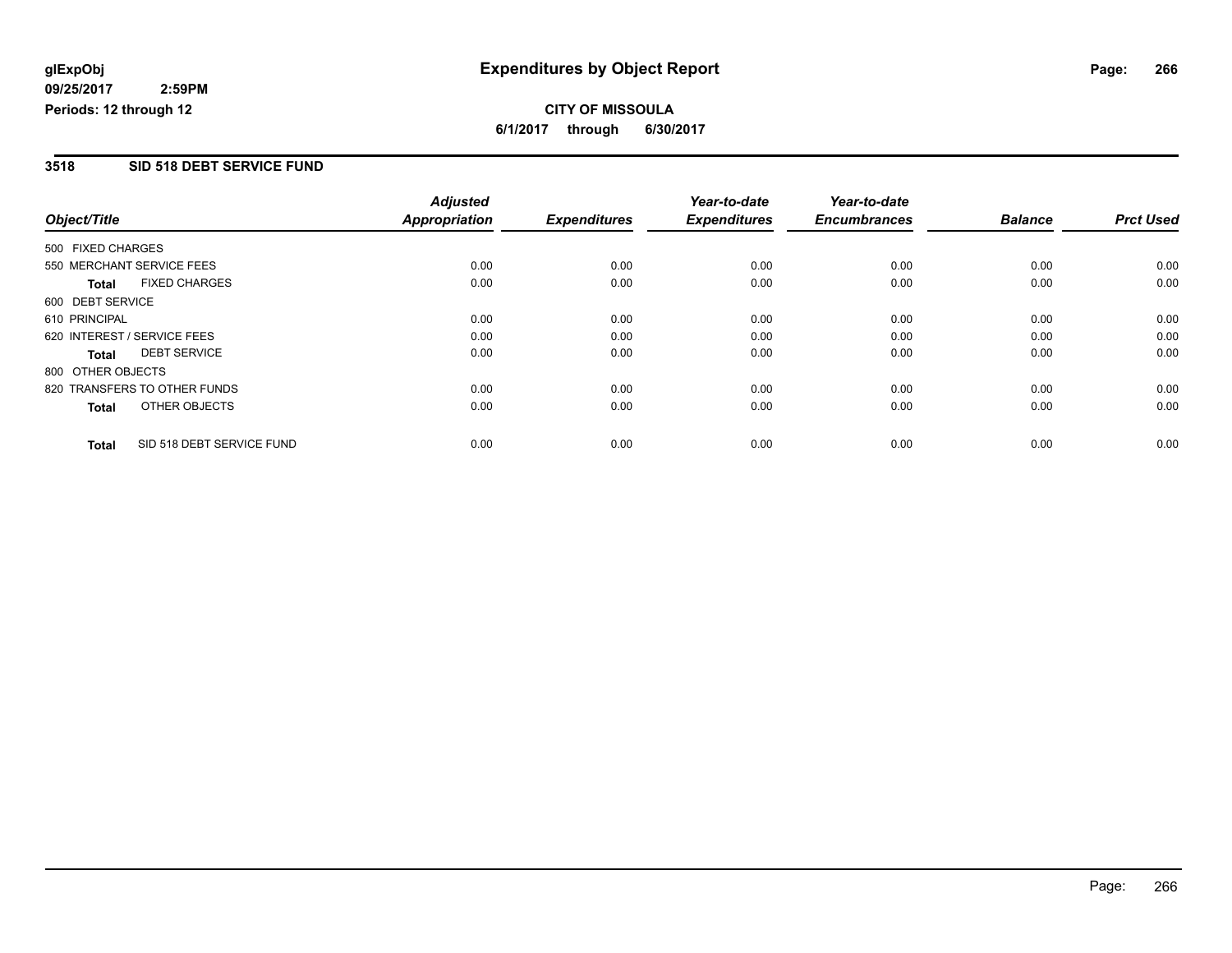**glExpObj**
**09/25/2017 2:59PM**
**Periods: 12 through 12**

# Expenditures by Object Report

**CITY OF MISSOULA**
**6/1/2017 through 6/30/2017**

## 3518 SID 518 DEBT SERVICE FUND

| Object/Title | Adjusted Appropriation | Expenditures | Year-to-date Expenditures | Year-to-date Encumbrances | Balance | Prct Used |
|---|---|---|---|---|---|---|
| 500 FIXED CHARGES | | | | | | |
| 550 MERCHANT SERVICE FEES | 0.00 | 0.00 | 0.00 | 0.00 | 0.00 | 0.00 |
| **Total** FIXED CHARGES | 0.00 | 0.00 | 0.00 | 0.00 | 0.00 | 0.00 |
| 600 DEBT SERVICE | | | | | | |
| 610 PRINCIPAL | 0.00 | 0.00 | 0.00 | 0.00 | 0.00 | 0.00 |
| 620 INTEREST / SERVICE FEES | 0.00 | 0.00 | 0.00 | 0.00 | 0.00 | 0.00 |
| **Total** DEBT SERVICE | 0.00 | 0.00 | 0.00 | 0.00 | 0.00 | 0.00 |
| 800 OTHER OBJECTS | | | | | | |
| 820 TRANSFERS TO OTHER FUNDS | 0.00 | 0.00 | 0.00 | 0.00 | 0.00 | 0.00 |
| **Total** OTHER OBJECTS | 0.00 | 0.00 | 0.00 | 0.00 | 0.00 | 0.00 |
| **Total** SID 518 DEBT SERVICE FUND | 0.00 | 0.00 | 0.00 | 0.00 | 0.00 | 0.00 |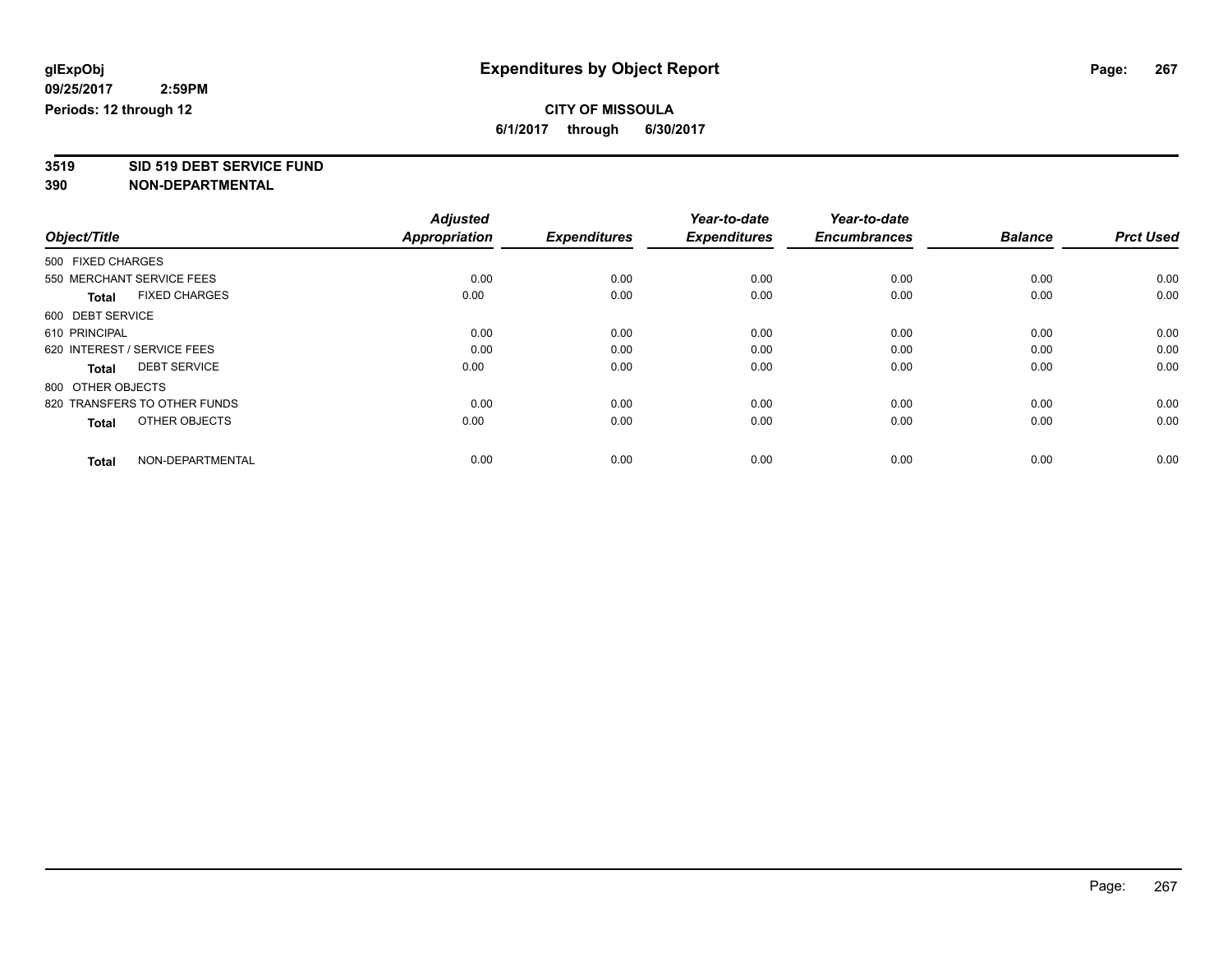**glExpObj**
**09/25/2017 2:59PM**
**Periods: 12 through 12**

# Expenditures by Object Report

**CITY OF MISSOULA**
**6/1/2017 through 6/30/2017**

## 3519 SID 519 DEBT SERVICE FUND
## 390 NON-DEPARTMENTAL

| Object/Title | Adjusted Appropriation | Expenditures | Year-to-date Expenditures | Year-to-date Encumbrances | Balance | Prct Used |
|---|---|---|---|---|---|---|
| 500 FIXED CHARGES | | | | | | |
| 550 MERCHANT SERVICE FEES | 0.00 | 0.00 | 0.00 | 0.00 | 0.00 | 0.00 |
| **Total** FIXED CHARGES | 0.00 | 0.00 | 0.00 | 0.00 | 0.00 | 0.00 |
| 600 DEBT SERVICE | | | | | | |
| 610 PRINCIPAL | 0.00 | 0.00 | 0.00 | 0.00 | 0.00 | 0.00 |
| 620 INTEREST / SERVICE FEES | 0.00 | 0.00 | 0.00 | 0.00 | 0.00 | 0.00 |
| **Total** DEBT SERVICE | 0.00 | 0.00 | 0.00 | 0.00 | 0.00 | 0.00 |
| 800 OTHER OBJECTS | | | | | | |
| 820 TRANSFERS TO OTHER FUNDS | 0.00 | 0.00 | 0.00 | 0.00 | 0.00 | 0.00 |
| **Total** OTHER OBJECTS | 0.00 | 0.00 | 0.00 | 0.00 | 0.00 | 0.00 |
| **Total** NON-DEPARTMENTAL | 0.00 | 0.00 | 0.00 | 0.00 | 0.00 | 0.00 |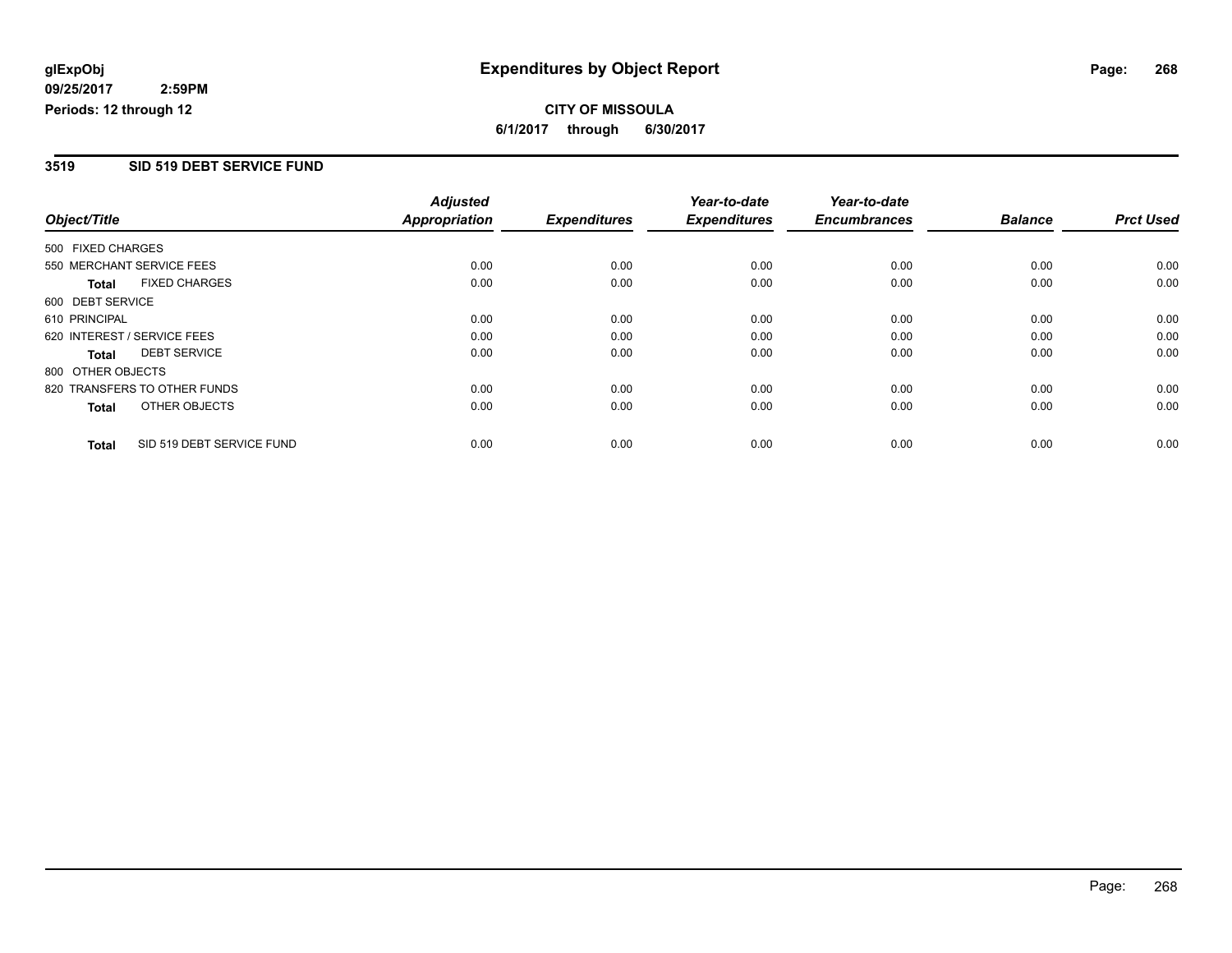**glExpObj**
**09/25/2017 2:59PM**
**Periods: 12 through 12**

# Expenditures by Object Report

**CITY OF MISSOULA**
**6/1/2017 through 6/30/2017**

## 3519 SID 519 DEBT SERVICE FUND

| Object/Title | Adjusted Appropriation | Expenditures | Year-to-date Expenditures | Year-to-date Encumbrances | Balance | Prct Used |
|---|---|---|---|---|---|---|
| 500 FIXED CHARGES | | | | | | |
| 550 MERCHANT SERVICE FEES | 0.00 | 0.00 | 0.00 | 0.00 | 0.00 | 0.00 |
| **Total** FIXED CHARGES | 0.00 | 0.00 | 0.00 | 0.00 | 0.00 | 0.00 |
| 600 DEBT SERVICE | | | | | | |
| 610 PRINCIPAL | 0.00 | 0.00 | 0.00 | 0.00 | 0.00 | 0.00 |
| 620 INTEREST / SERVICE FEES | 0.00 | 0.00 | 0.00 | 0.00 | 0.00 | 0.00 |
| **Total** DEBT SERVICE | 0.00 | 0.00 | 0.00 | 0.00 | 0.00 | 0.00 |
| 800 OTHER OBJECTS | | | | | | |
| 820 TRANSFERS TO OTHER FUNDS | 0.00 | 0.00 | 0.00 | 0.00 | 0.00 | 0.00 |
| **Total** OTHER OBJECTS | 0.00 | 0.00 | 0.00 | 0.00 | 0.00 | 0.00 |
| **Total** SID 519 DEBT SERVICE FUND | 0.00 | 0.00 | 0.00 | 0.00 | 0.00 | 0.00 |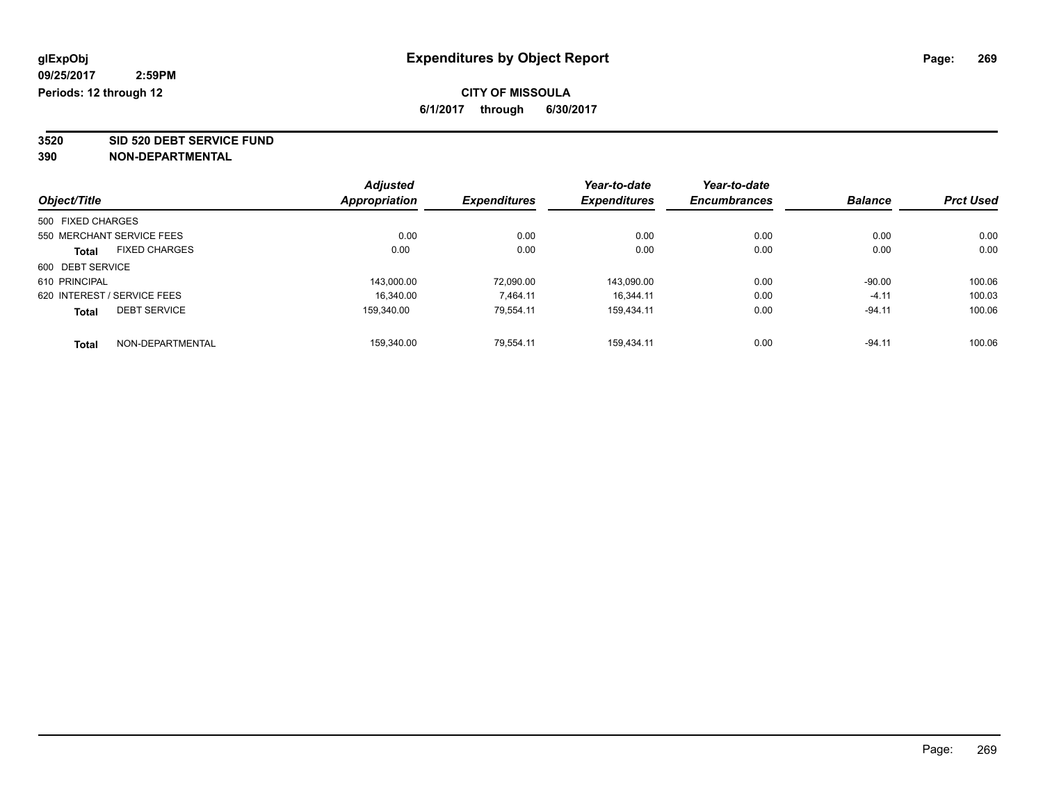**glExpObj**
**09/25/2017 2:59PM**
**Periods: 12 through 12**

# Expenditures by Object Report

**CITY OF MISSOULA**
**6/1/2017 through 6/30/2017**

**3520 SID 520 DEBT SERVICE FUND**
**390 NON-DEPARTMENTAL**

| Object/Title | Adjusted Appropriation | Expenditures | Year-to-date Expenditures | Year-to-date Encumbrances | Balance | Prct Used |
|---|---|---|---|---|---|---|
| 500 FIXED CHARGES | | | | | | |
| 550 MERCHANT SERVICE FEES | 0.00 | 0.00 | 0.00 | 0.00 | 0.00 | 0.00 |
| **Total** FIXED CHARGES | 0.00 | 0.00 | 0.00 | 0.00 | 0.00 | 0.00 |
| 600 DEBT SERVICE | | | | | | |
| 610 PRINCIPAL | 143,000.00 | 72,090.00 | 143,090.00 | 0.00 | -90.00 | 100.06 |
| 620 INTEREST / SERVICE FEES | 16,340.00 | 7,464.11 | 16,344.11 | 0.00 | -4.11 | 100.03 |
| **Total** DEBT SERVICE | 159,340.00 | 79,554.11 | 159,434.11 | 0.00 | -94.11 | 100.06 |
| **Total** NON-DEPARTMENTAL | 159,340.00 | 79,554.11 | 159,434.11 | 0.00 | -94.11 | 100.06 |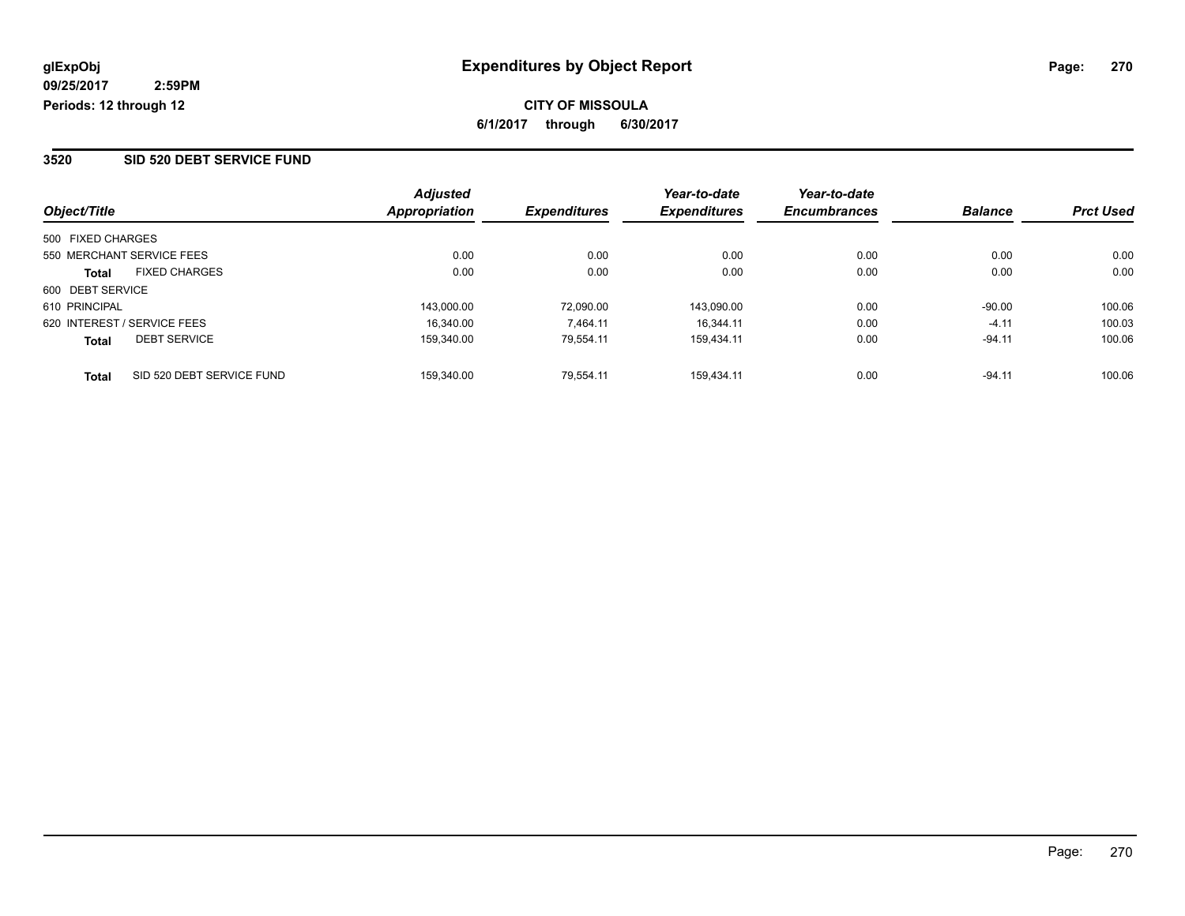# Expenditures by Object Report

glExpObj
09/25/2017 2:59PM
Periods: 12 through 12

**CITY OF MISSOULA**
**6/1/2017 through 6/30/2017**

## 3520 SID 520 DEBT SERVICE FUND

| Object/Title | | Adjusted Appropriation | Expenditures | Year-to-date Expenditures | Year-to-date Encumbrances | Balance | Prct Used |
|---|---|---|---|---|---|---|---|
| 500 FIXED CHARGES | | | | | | | |
| 550 MERCHANT SERVICE FEES | | 0.00 | 0.00 | 0.00 | 0.00 | 0.00 | 0.00 |
| **Total** | FIXED CHARGES | 0.00 | 0.00 | 0.00 | 0.00 | 0.00 | 0.00 |
| 600 DEBT SERVICE | | | | | | | |
| 610 PRINCIPAL | | 143,000.00 | 72,090.00 | 143,090.00 | 0.00 | -90.00 | 100.06 |
| 620 INTEREST / SERVICE FEES | | 16,340.00 | 7,464.11 | 16,344.11 | 0.00 | -4.11 | 100.03 |
| **Total** | DEBT SERVICE | 159,340.00 | 79,554.11 | 159,434.11 | 0.00 | -94.11 | 100.06 |
| **Total** | SID 520 DEBT SERVICE FUND | 159,340.00 | 79,554.11 | 159,434.11 | 0.00 | -94.11 | 100.06 |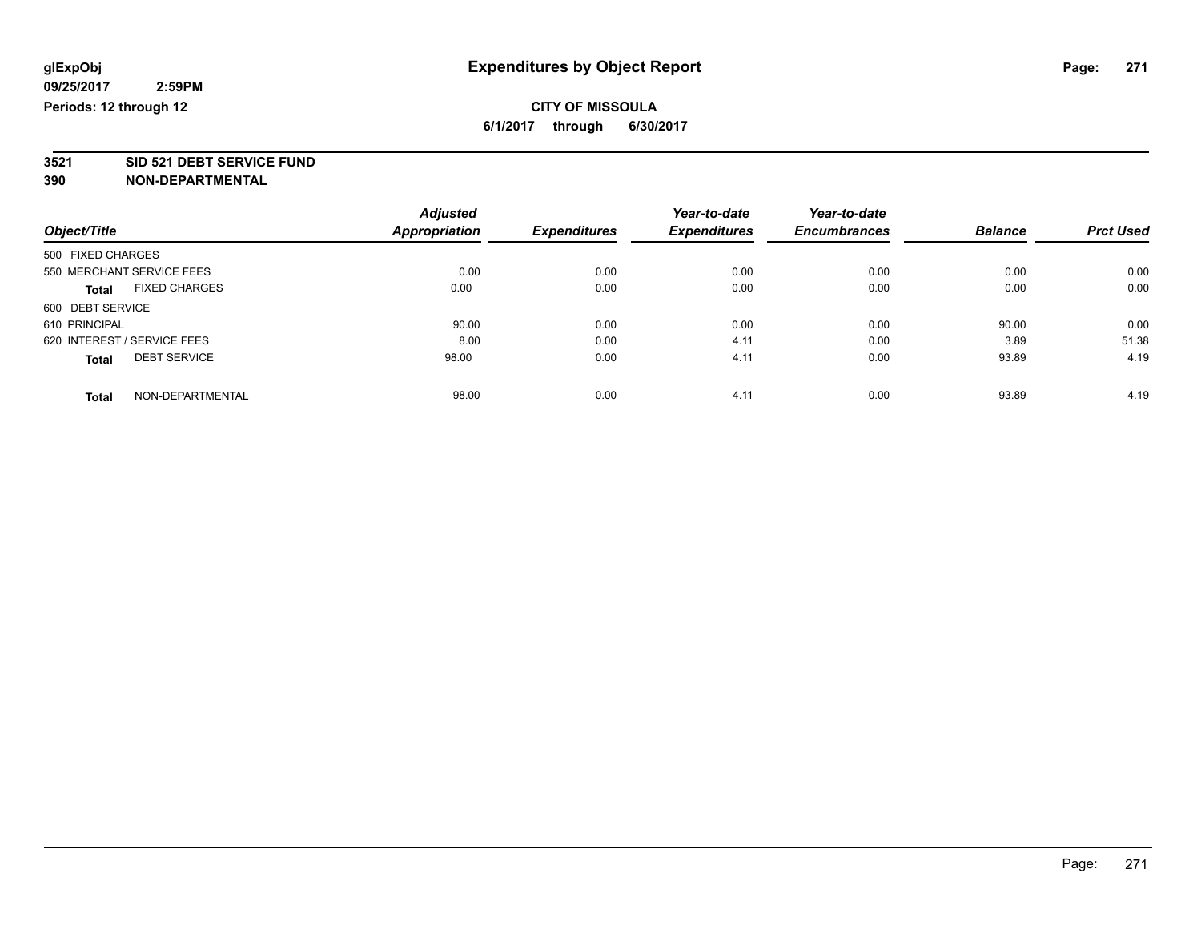**glExpObj**
**09/25/2017 2:59PM**
**Periods: 12 through 12**

# Expenditures by Object Report

**CITY OF MISSOULA**
**6/1/2017 through 6/30/2017**

**3521 SID 521 DEBT SERVICE FUND**
**390 NON-DEPARTMENTAL**

| Object/Title | Adjusted Appropriation | Expenditures | Year-to-date Expenditures | Year-to-date Encumbrances | Balance | Prct Used |
|---|---|---|---|---|---|---|
| 500 FIXED CHARGES | | | | | | |
| 550 MERCHANT SERVICE FEES | 0.00 | 0.00 | 0.00 | 0.00 | 0.00 | 0.00 |
| **Total** FIXED CHARGES | 0.00 | 0.00 | 0.00 | 0.00 | 0.00 | 0.00 |
| 600 DEBT SERVICE | | | | | | |
| 610 PRINCIPAL | 90.00 | 0.00 | 0.00 | 0.00 | 90.00 | 0.00 |
| 620 INTEREST / SERVICE FEES | 8.00 | 0.00 | 4.11 | 0.00 | 3.89 | 51.38 |
| **Total** DEBT SERVICE | 98.00 | 0.00 | 4.11 | 0.00 | 93.89 | 4.19 |
| **Total** NON-DEPARTMENTAL | 98.00 | 0.00 | 4.11 | 0.00 | 93.89 | 4.19 |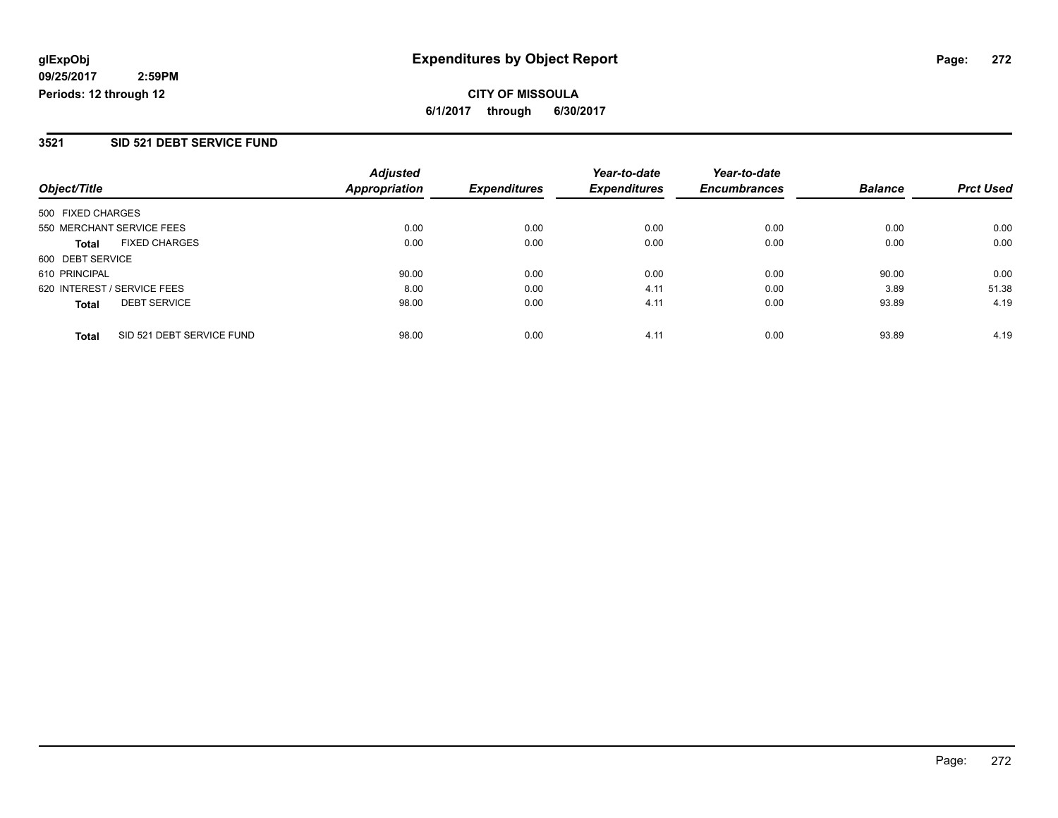**glExpObj**
**09/25/2017 2:59PM**
**Periods: 12 through 12**

# Expenditures by Object Report

**CITY OF MISSOULA**
**6/1/2017 through 6/30/2017**

## 3521 SID 521 DEBT SERVICE FUND

| Object/Title | | Adjusted Appropriation | Expenditures | Year-to-date Expenditures | Year-to-date Encumbrances | Balance | Prct Used |
|---|---|---|---|---|---|---|---|
| 500 FIXED CHARGES | | | | | | | |
| 550 MERCHANT SERVICE FEES | | 0.00 | 0.00 | 0.00 | 0.00 | 0.00 | 0.00 |
| **Total** | FIXED CHARGES | 0.00 | 0.00 | 0.00 | 0.00 | 0.00 | 0.00 |
| 600 DEBT SERVICE | | | | | | | |
| 610 PRINCIPAL | | 90.00 | 0.00 | 0.00 | 0.00 | 90.00 | 0.00 |
| 620 INTEREST / SERVICE FEES | | 8.00 | 0.00 | 4.11 | 0.00 | 3.89 | 51.38 |
| **Total** | DEBT SERVICE | 98.00 | 0.00 | 4.11 | 0.00 | 93.89 | 4.19 |
| **Total** | SID 521 DEBT SERVICE FUND | 98.00 | 0.00 | 4.11 | 0.00 | 93.89 | 4.19 |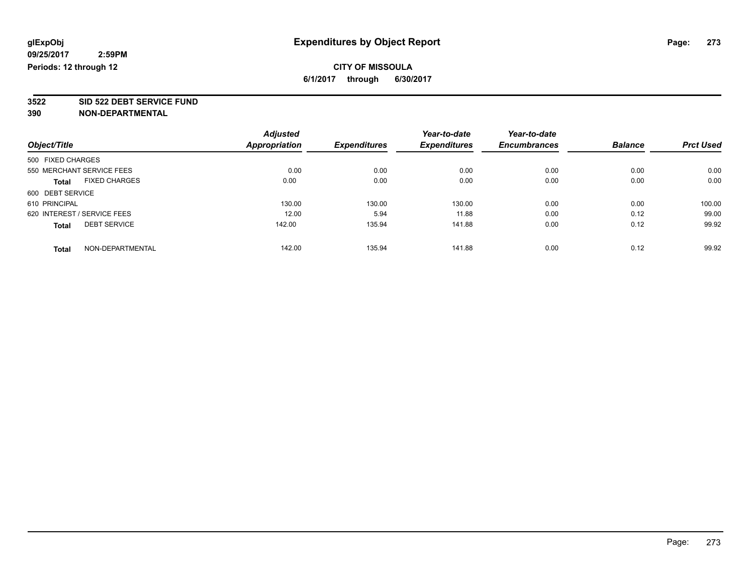**glExpObj**
**09/25/2017 2:59PM**
**Periods: 12 through 12**

# Expenditures by Object Report

**CITY OF MISSOULA**
**6/1/2017 through 6/30/2017**

**3522 SID 522 DEBT SERVICE FUND**
**390 NON-DEPARTMENTAL**

| Object/Title | Adjusted Appropriation | Expenditures | Year-to-date Expenditures | Year-to-date Encumbrances | Balance | Prct Used |
|---|---|---|---|---|---|---|
| 500 FIXED CHARGES | | | | | | |
| 550 MERCHANT SERVICE FEES | 0.00 | 0.00 | 0.00 | 0.00 | 0.00 | 0.00 |
| **Total** FIXED CHARGES | 0.00 | 0.00 | 0.00 | 0.00 | 0.00 | 0.00 |
| 600 DEBT SERVICE | | | | | | |
| 610 PRINCIPAL | 130.00 | 130.00 | 130.00 | 0.00 | 0.00 | 100.00 |
| 620 INTEREST / SERVICE FEES | 12.00 | 5.94 | 11.88 | 0.00 | 0.12 | 99.00 |
| **Total** DEBT SERVICE | 142.00 | 135.94 | 141.88 | 0.00 | 0.12 | 99.92 |
| **Total** NON-DEPARTMENTAL | 142.00 | 135.94 | 141.88 | 0.00 | 0.12 | 99.92 |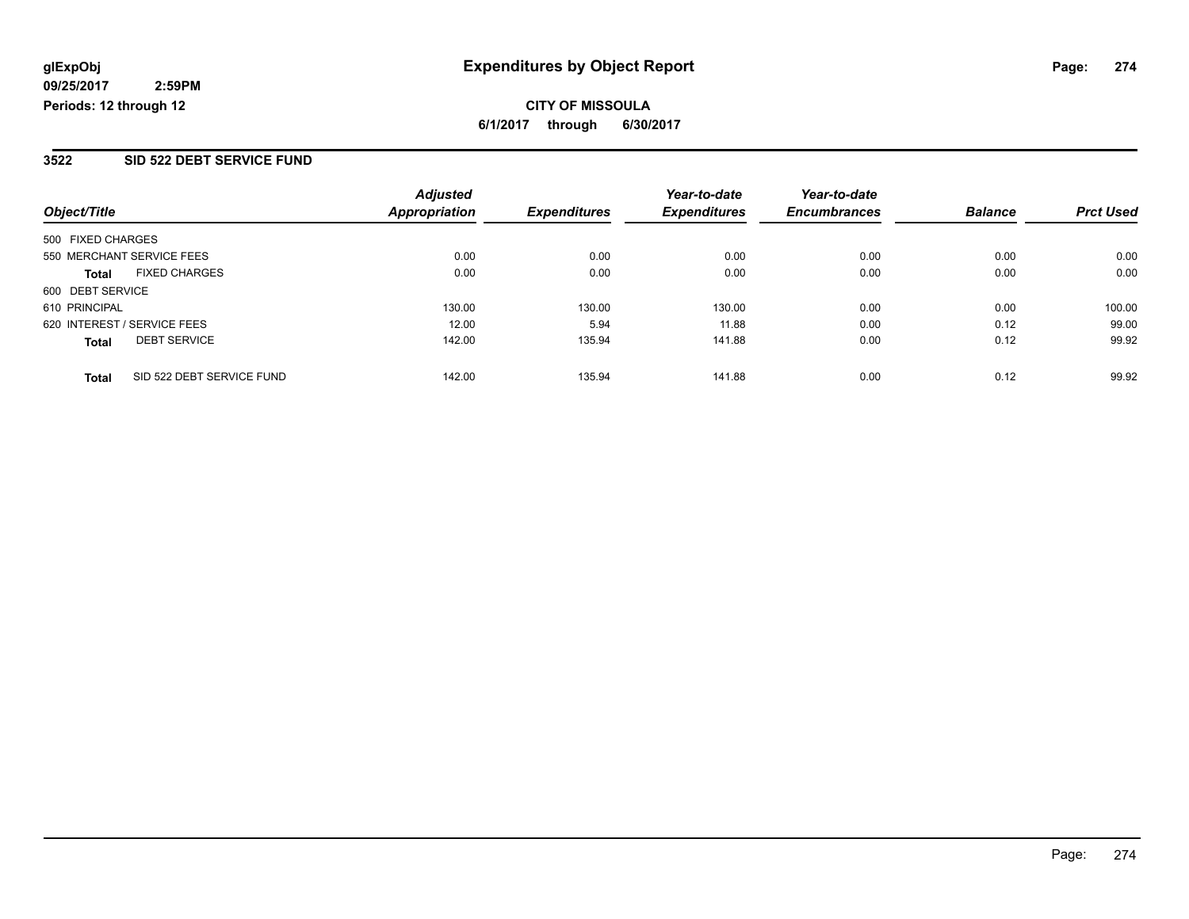# Expenditures by Object Report

glExpObj
09/25/2017 2:59PM
Periods: 12 through 12

**CITY OF MISSOULA**
**6/1/2017 through 6/30/2017**

## 3522 SID 522 DEBT SERVICE FUND

| Object/Title | Adjusted Appropriation | Expenditures | Year-to-date Expenditures | Year-to-date Encumbrances | Balance | Prct Used |
|---|---|---|---|---|---|---|
| 500 FIXED CHARGES | | | | | | |
| 550 MERCHANT SERVICE FEES | 0.00 | 0.00 | 0.00 | 0.00 | 0.00 | 0.00 |
| **Total** FIXED CHARGES | 0.00 | 0.00 | 0.00 | 0.00 | 0.00 | 0.00 |
| 600 DEBT SERVICE | | | | | | |
| 610 PRINCIPAL | 130.00 | 130.00 | 130.00 | 0.00 | 0.00 | 100.00 |
| 620 INTEREST / SERVICE FEES | 12.00 | 5.94 | 11.88 | 0.00 | 0.12 | 99.00 |
| **Total** DEBT SERVICE | 142.00 | 135.94 | 141.88 | 0.00 | 0.12 | 99.92 |
| **Total** SID 522 DEBT SERVICE FUND | 142.00 | 135.94 | 141.88 | 0.00 | 0.12 | 99.92 |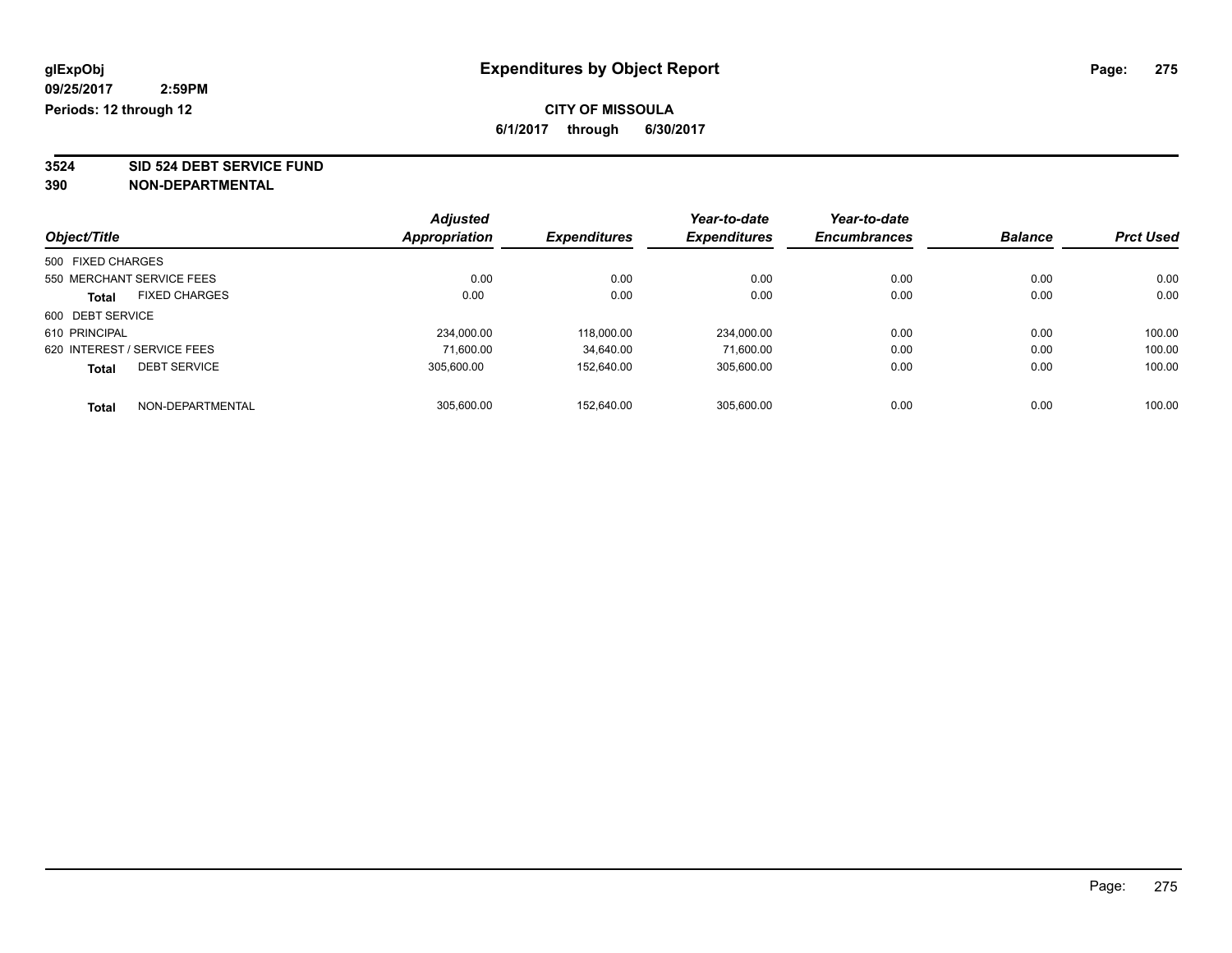**glExpObj** **Expenditures by Object Report**

**09/25/2017 2:59PM**

**Periods: 12 through 12**

**CITY OF MISSOULA**

**6/1/2017 through 6/30/2017**

**3524 SID 524 DEBT SERVICE FUND**

**390 NON-DEPARTMENTAL**

| Object/Title | Adjusted Appropriation | Expenditures | Year-to-date Expenditures | Year-to-date Encumbrances | Balance | Prct Used |
|---|---|---|---|---|---|---|
| 500 FIXED CHARGES | | | | | | |
| 550 MERCHANT SERVICE FEES | 0.00 | 0.00 | 0.00 | 0.00 | 0.00 | 0.00 |
| **Total** FIXED CHARGES | 0.00 | 0.00 | 0.00 | 0.00 | 0.00 | 0.00 |
| 600 DEBT SERVICE | | | | | | |
| 610 PRINCIPAL | 234,000.00 | 118,000.00 | 234,000.00 | 0.00 | 0.00 | 100.00 |
| 620 INTEREST / SERVICE FEES | 71,600.00 | 34,640.00 | 71,600.00 | 0.00 | 0.00 | 100.00 |
| **Total** DEBT SERVICE | 305,600.00 | 152,640.00 | 305,600.00 | 0.00 | 0.00 | 100.00 |
| **Total** NON-DEPARTMENTAL | 305,600.00 | 152,640.00 | 305,600.00 | 0.00 | 0.00 | 100.00 |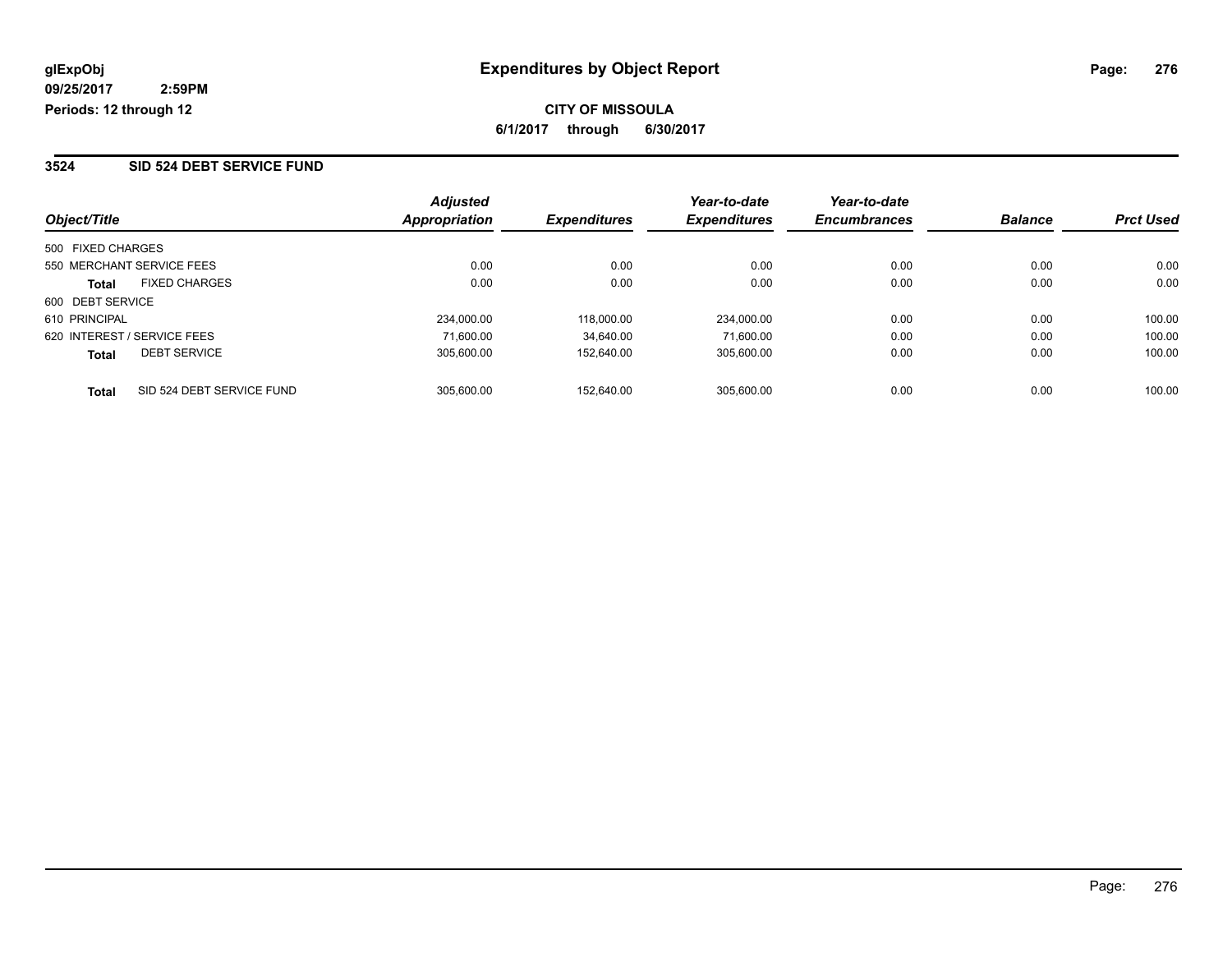# Expenditures by Object Report

glExpObj
09/25/2017 2:59PM
Periods: 12 through 12

**CITY OF MISSOULA**
**6/1/2017 through 6/30/2017**

## 3524 SID 524 DEBT SERVICE FUND

| Object/Title | | Adjusted Appropriation | Expenditures | Year-to-date Expenditures | Year-to-date Encumbrances | Balance | Prct Used |
|---|---|---|---|---|---|---|---|
| 500 FIXED CHARGES | | | | | | | |
| 550 MERCHANT SERVICE FEES | | 0.00 | 0.00 | 0.00 | 0.00 | 0.00 | 0.00 |
| **Total** | FIXED CHARGES | 0.00 | 0.00 | 0.00 | 0.00 | 0.00 | 0.00 |
| 600 DEBT SERVICE | | | | | | | |
| 610 PRINCIPAL | | 234,000.00 | 118,000.00 | 234,000.00 | 0.00 | 0.00 | 100.00 |
| 620 INTEREST / SERVICE FEES | | 71,600.00 | 34,640.00 | 71,600.00 | 0.00 | 0.00 | 100.00 |
| **Total** | DEBT SERVICE | 305,600.00 | 152,640.00 | 305,600.00 | 0.00 | 0.00 | 100.00 |
| **Total** | SID 524 DEBT SERVICE FUND | 305,600.00 | 152,640.00 | 305,600.00 | 0.00 | 0.00 | 100.00 |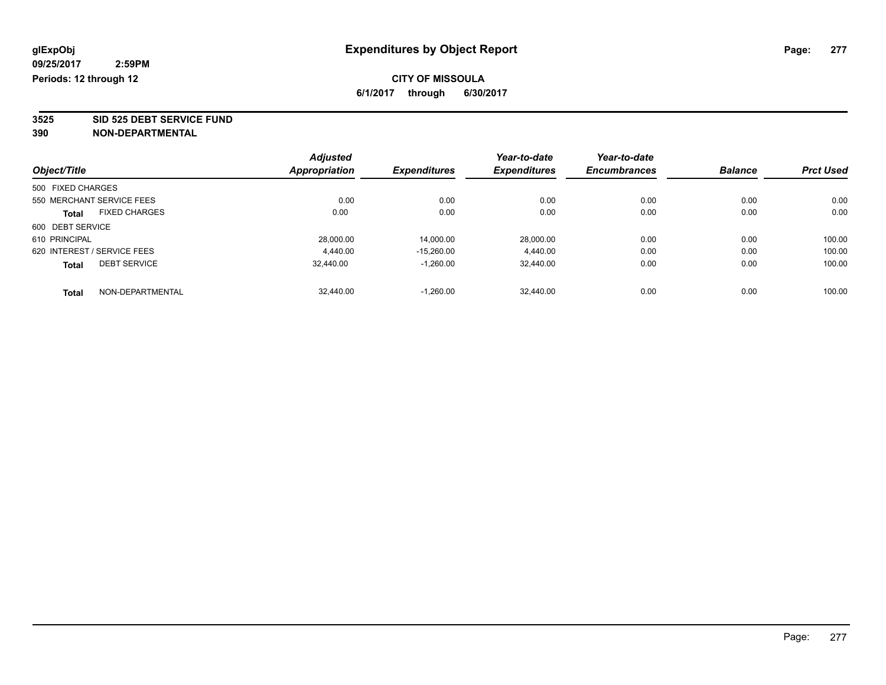**glExpObj**
**09/25/2017 2:59PM**
**Periods: 12 through 12**

# Expenditures by Object Report

**CITY OF MISSOULA**
**6/1/2017 through 6/30/2017**

**3525 SID 525 DEBT SERVICE FUND**
**390 NON-DEPARTMENTAL**

| Object/Title | Adjusted Appropriation | Expenditures | Year-to-date Expenditures | Year-to-date Encumbrances | Balance | Prct Used |
|---|---|---|---|---|---|---|
| 500 FIXED CHARGES | | | | | | |
| 550 MERCHANT SERVICE FEES | 0.00 | 0.00 | 0.00 | 0.00 | 0.00 | 0.00 |
| **Total** FIXED CHARGES | 0.00 | 0.00 | 0.00 | 0.00 | 0.00 | 0.00 |
| 600 DEBT SERVICE | | | | | | |
| 610 PRINCIPAL | 28,000.00 | 14,000.00 | 28,000.00 | 0.00 | 0.00 | 100.00 |
| 620 INTEREST / SERVICE FEES | 4,440.00 | -15,260.00 | 4,440.00 | 0.00 | 0.00 | 100.00 |
| **Total** DEBT SERVICE | 32,440.00 | -1,260.00 | 32,440.00 | 0.00 | 0.00 | 100.00 |
| **Total** NON-DEPARTMENTAL | 32,440.00 | -1,260.00 | 32,440.00 | 0.00 | 0.00 | 100.00 |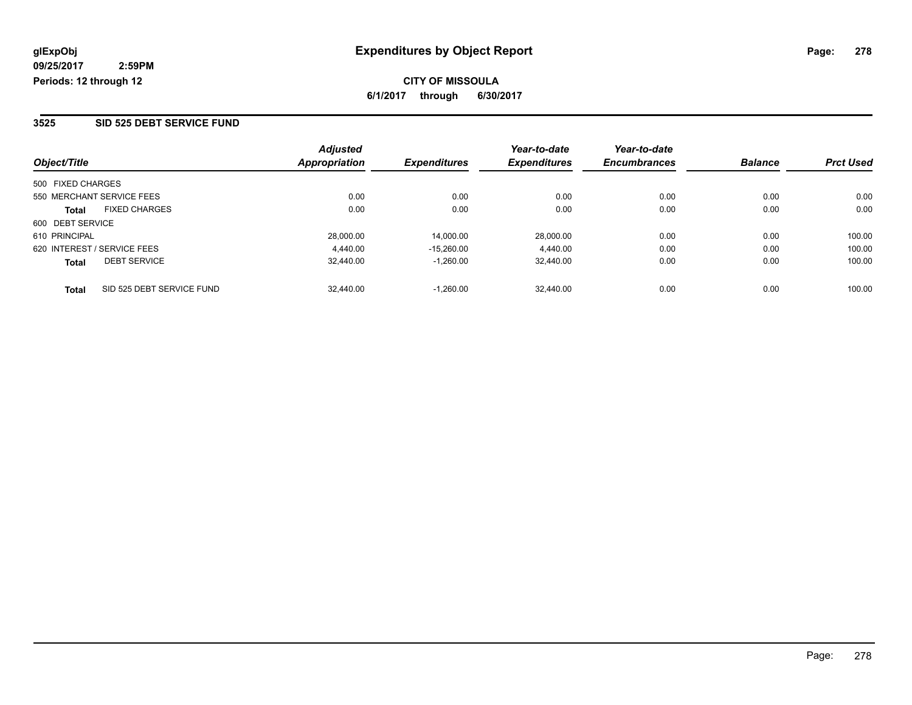**glExpObj**
**09/25/2017 2:59PM**
**Periods: 12 through 12**

# Expenditures by Object Report

**CITY OF MISSOULA**
**6/1/2017 through 6/30/2017**

## 3525 SID 525 DEBT SERVICE FUND

| Object/Title | | Adjusted Appropriation | Expenditures | Year-to-date Expenditures | Year-to-date Encumbrances | Balance | Prct Used |
|---|---|---|---|---|---|---|---|
| 500 FIXED CHARGES | | | | | | | |
| 550 MERCHANT SERVICE FEES | | 0.00 | 0.00 | 0.00 | 0.00 | 0.00 | 0.00 |
| **Total** | FIXED CHARGES | 0.00 | 0.00 | 0.00 | 0.00 | 0.00 | 0.00 |
| 600 DEBT SERVICE | | | | | | | |
| 610 PRINCIPAL | | 28,000.00 | 14,000.00 | 28,000.00 | 0.00 | 0.00 | 100.00 |
| 620 INTEREST / SERVICE FEES | | 4,440.00 | -15,260.00 | 4,440.00 | 0.00 | 0.00 | 100.00 |
| **Total** | DEBT SERVICE | 32,440.00 | -1,260.00 | 32,440.00 | 0.00 | 0.00 | 100.00 |
| **Total** | SID 525 DEBT SERVICE FUND | 32,440.00 | -1,260.00 | 32,440.00 | 0.00 | 0.00 | 100.00 |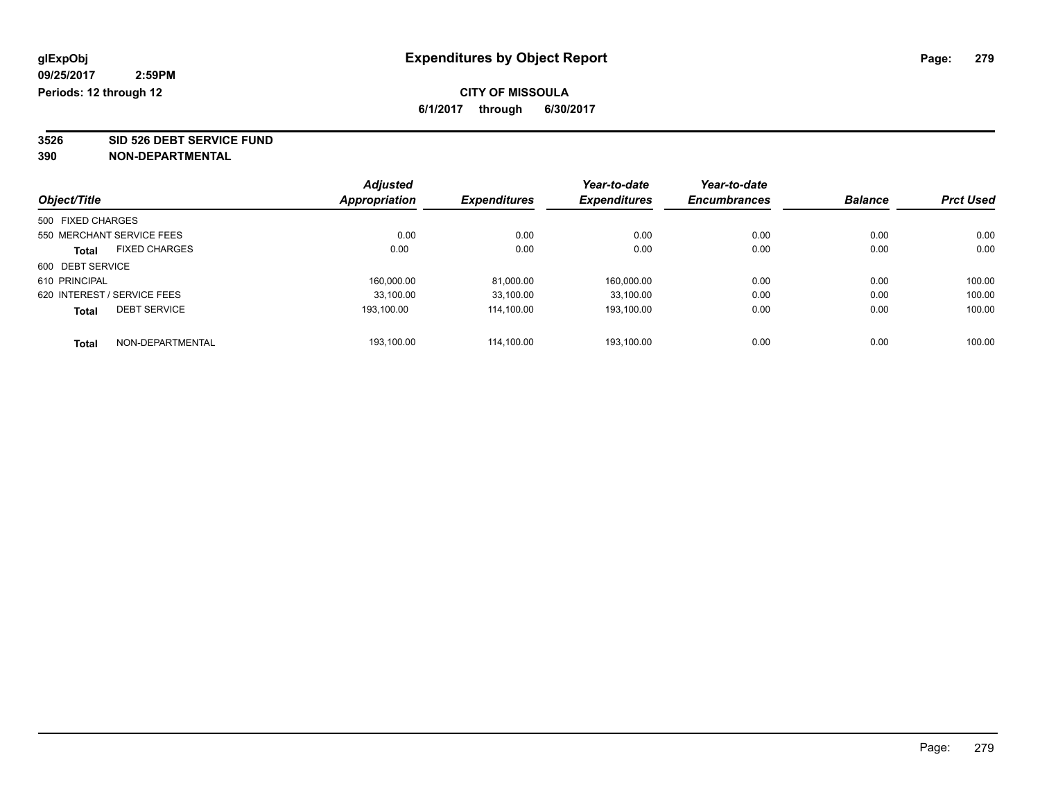**glExpObj**
**09/25/2017 2:59PM**
**Periods: 12 through 12**

# Expenditures by Object Report

**CITY OF MISSOULA**
**6/1/2017 through 6/30/2017**

**3526 SID 526 DEBT SERVICE FUND**
**390 NON-DEPARTMENTAL**

| Object/Title | Adjusted Appropriation | Expenditures | Year-to-date Expenditures | Year-to-date Encumbrances | Balance | Prct Used |
|---|---|---|---|---|---|---|
| 500 FIXED CHARGES | | | | | | |
| 550 MERCHANT SERVICE FEES | 0.00 | 0.00 | 0.00 | 0.00 | 0.00 | 0.00 |
| **Total** FIXED CHARGES | 0.00 | 0.00 | 0.00 | 0.00 | 0.00 | 0.00 |
| 600 DEBT SERVICE | | | | | | |
| 610 PRINCIPAL | 160,000.00 | 81,000.00 | 160,000.00 | 0.00 | 0.00 | 100.00 |
| 620 INTEREST / SERVICE FEES | 33,100.00 | 33,100.00 | 33,100.00 | 0.00 | 0.00 | 100.00 |
| **Total** DEBT SERVICE | 193,100.00 | 114,100.00 | 193,100.00 | 0.00 | 0.00 | 100.00 |
| **Total** NON-DEPARTMENTAL | 193,100.00 | 114,100.00 | 193,100.00 | 0.00 | 0.00 | 100.00 |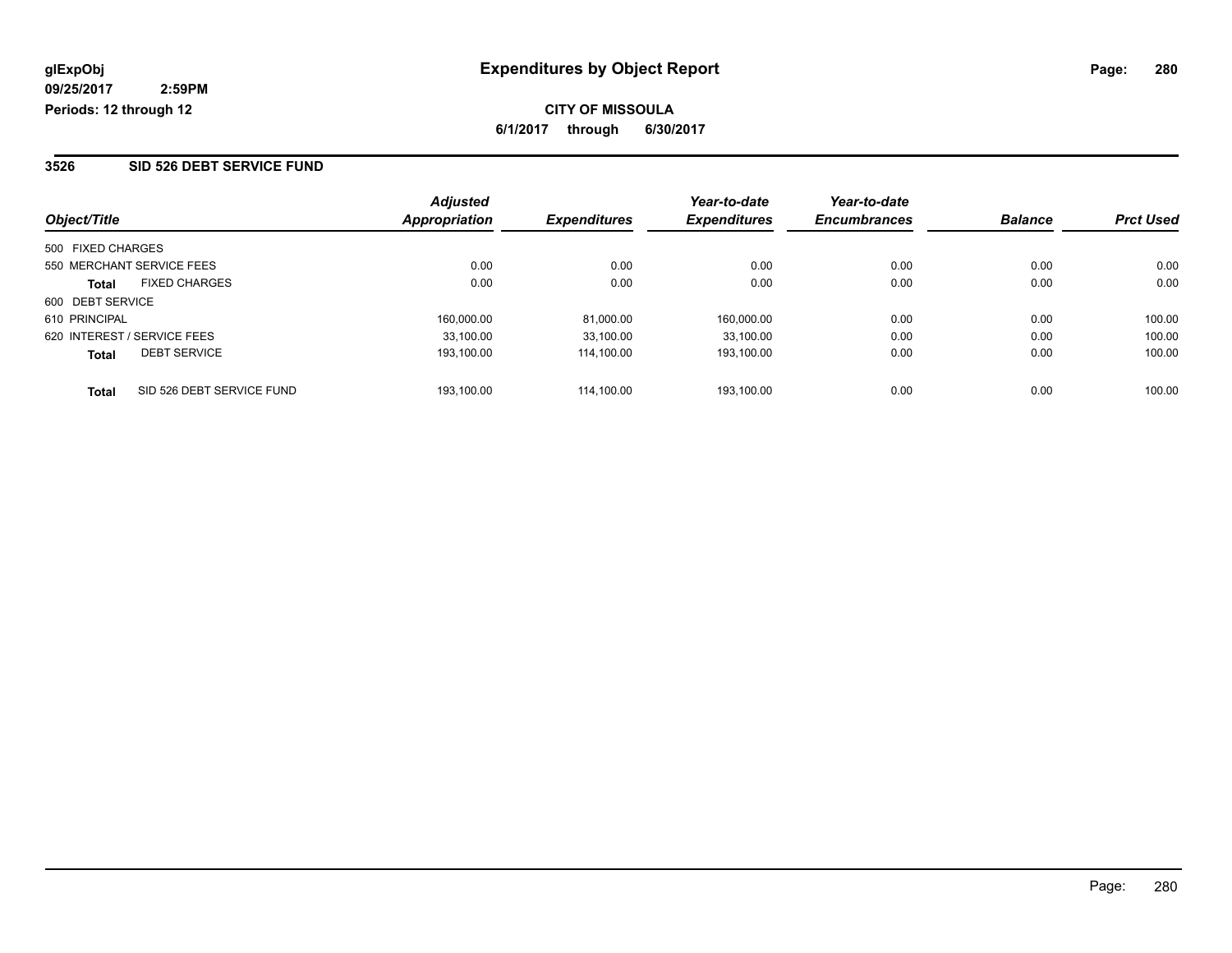# Expenditures by Object Report

glExpObj
09/25/2017 2:59PM
Periods: 12 through 12

**CITY OF MISSOULA**
**6/1/2017 through 6/30/2017**

## 3526 SID 526 DEBT SERVICE FUND

| Object/Title | Adjusted Appropriation | Expenditures | Year-to-date Expenditures | Year-to-date Encumbrances | Balance | Prct Used |
|---|---|---|---|---|---|---|
| 500 FIXED CHARGES | | | | | | |
| 550 MERCHANT SERVICE FEES | 0.00 | 0.00 | 0.00 | 0.00 | 0.00 | 0.00 |
| **Total** FIXED CHARGES | 0.00 | 0.00 | 0.00 | 0.00 | 0.00 | 0.00 |
| 600 DEBT SERVICE | | | | | | |
| 610 PRINCIPAL | 160,000.00 | 81,000.00 | 160,000.00 | 0.00 | 0.00 | 100.00 |
| 620 INTEREST / SERVICE FEES | 33,100.00 | 33,100.00 | 33,100.00 | 0.00 | 0.00 | 100.00 |
| **Total** DEBT SERVICE | 193,100.00 | 114,100.00 | 193,100.00 | 0.00 | 0.00 | 100.00 |
| **Total** SID 526 DEBT SERVICE FUND | 193,100.00 | 114,100.00 | 193,100.00 | 0.00 | 0.00 | 100.00 |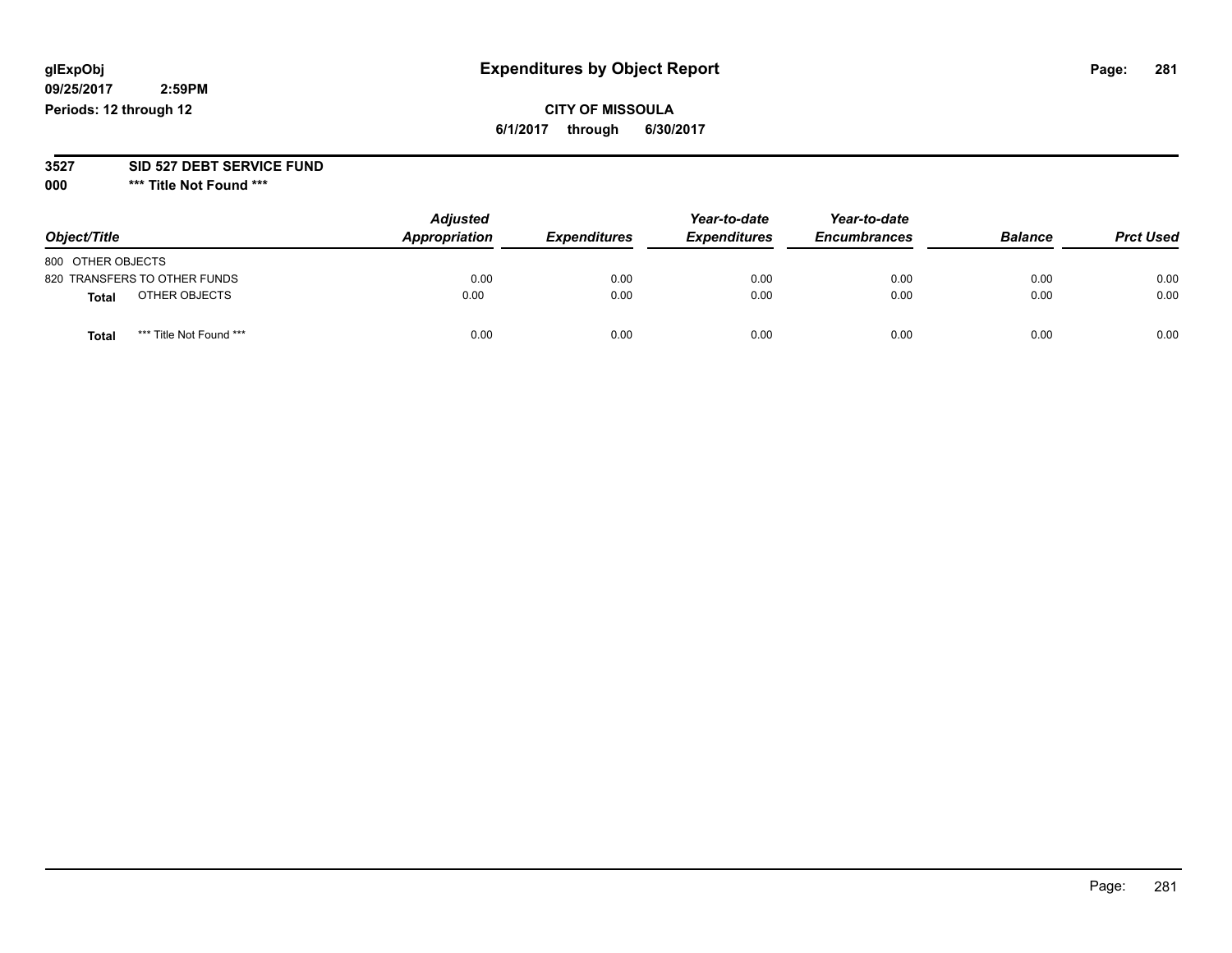# Expenditures by Object Report

**glExpObj**
**09/25/2017 2:59PM**
**Periods: 12 through 12**

**CITY OF MISSOULA**
**6/1/2017 through 6/30/2017**

**3527 SID 527 DEBT SERVICE FUND**
**000 \*** Title Not Found \*****

| Object/Title | Adjusted Appropriation | Expenditures | Year-to-date Expenditures | Year-to-date Encumbrances | Balance | Prct Used |
|---|---|---|---|---|---|---|
| 800 OTHER OBJECTS | | | | | | |
| 820 TRANSFERS TO OTHER FUNDS | 0.00 | 0.00 | 0.00 | 0.00 | 0.00 | 0.00 |
| **Total** OTHER OBJECTS | 0.00 | 0.00 | 0.00 | 0.00 | 0.00 | 0.00 |
| **Total** *** Title Not Found *** | 0.00 | 0.00 | 0.00 | 0.00 | 0.00 | 0.00 |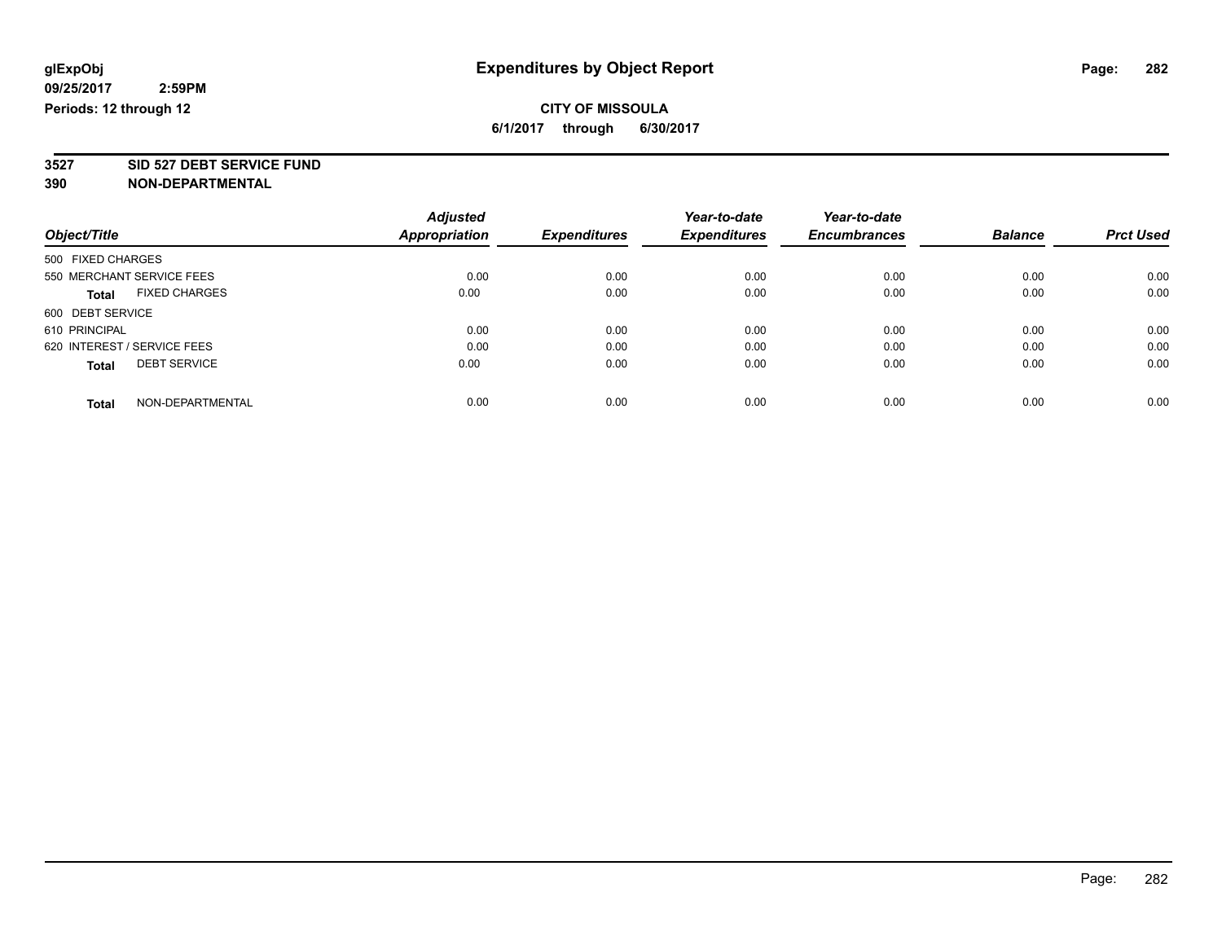glExpObj
09/25/2017 2:59PM
Periods: 12 through 12

# Expenditures by Object Report

**CITY OF MISSOULA**
**6/1/2017 through 6/30/2017**

**3527 SID 527 DEBT SERVICE FUND**
**390 NON-DEPARTMENTAL**

| Object/Title | Adjusted Appropriation | Expenditures | Year-to-date Expenditures | Year-to-date Encumbrances | Balance | Prct Used |
|---|---|---|---|---|---|---|
| 500 FIXED CHARGES | | | | | | |
| 550 MERCHANT SERVICE FEES | 0.00 | 0.00 | 0.00 | 0.00 | 0.00 | 0.00 |
| **Total** FIXED CHARGES | 0.00 | 0.00 | 0.00 | 0.00 | 0.00 | 0.00 |
| 600 DEBT SERVICE | | | | | | |
| 610 PRINCIPAL | 0.00 | 0.00 | 0.00 | 0.00 | 0.00 | 0.00 |
| 620 INTEREST / SERVICE FEES | 0.00 | 0.00 | 0.00 | 0.00 | 0.00 | 0.00 |
| **Total** DEBT SERVICE | 0.00 | 0.00 | 0.00 | 0.00 | 0.00 | 0.00 |
| **Total** NON-DEPARTMENTAL | 0.00 | 0.00 | 0.00 | 0.00 | 0.00 | 0.00 |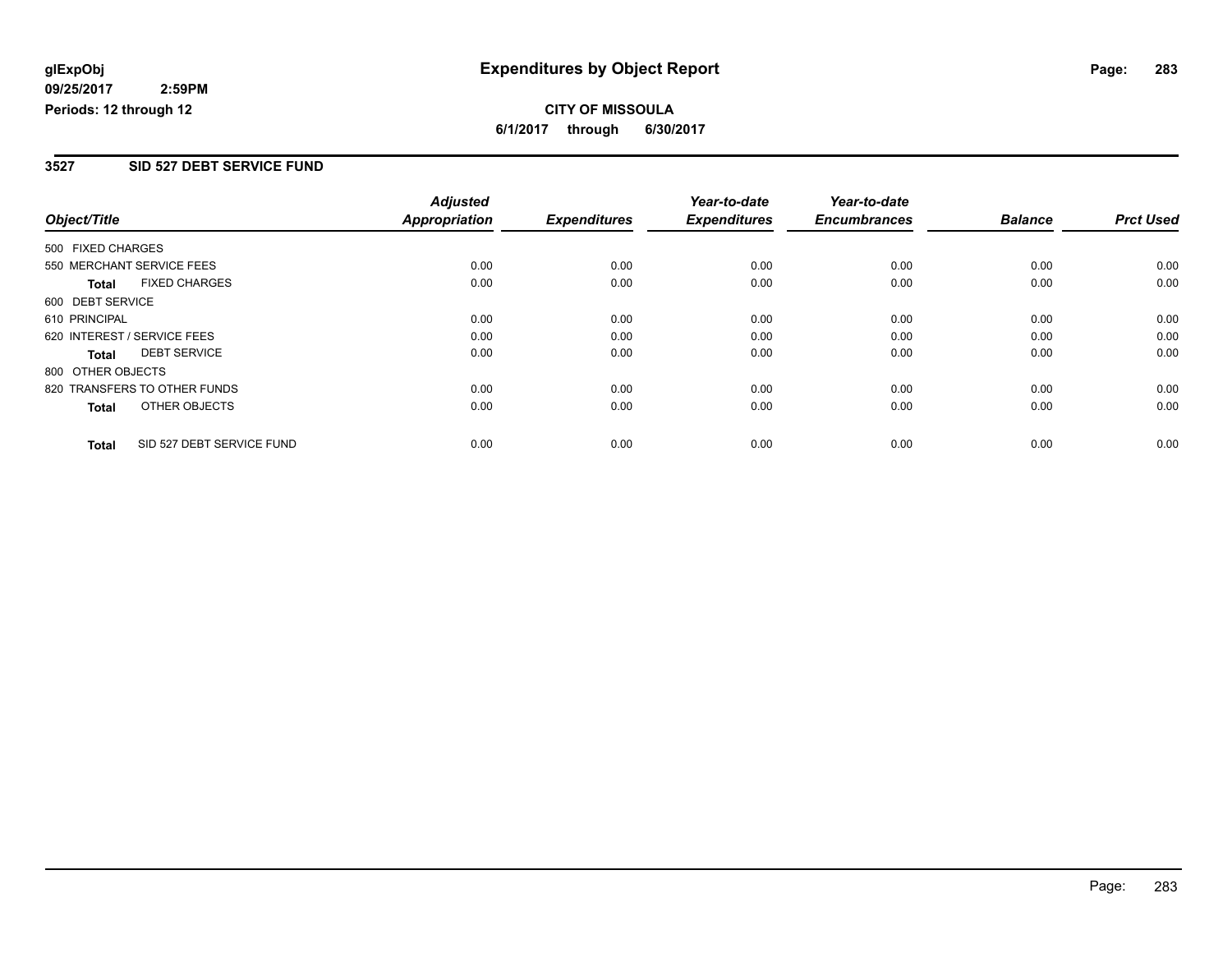glExpObj
09/25/2017 2:59PM
Periods: 12 through 12

# Expenditures by Object Report

**CITY OF MISSOULA**

**6/1/2017 through 6/30/2017**

## 3527 SID 527 DEBT SERVICE FUND

| Object/Title | Adjusted Appropriation | Expenditures | Year-to-date Expenditures | Year-to-date Encumbrances | Balance | Prct Used |
|---|---|---|---|---|---|---|
| 500 FIXED CHARGES | | | | | | |
| 550 MERCHANT SERVICE FEES | 0.00 | 0.00 | 0.00 | 0.00 | 0.00 | 0.00 |
| **Total** FIXED CHARGES | 0.00 | 0.00 | 0.00 | 0.00 | 0.00 | 0.00 |
| 600 DEBT SERVICE | | | | | | |
| 610 PRINCIPAL | 0.00 | 0.00 | 0.00 | 0.00 | 0.00 | 0.00 |
| 620 INTEREST / SERVICE FEES | 0.00 | 0.00 | 0.00 | 0.00 | 0.00 | 0.00 |
| **Total** DEBT SERVICE | 0.00 | 0.00 | 0.00 | 0.00 | 0.00 | 0.00 |
| 800 OTHER OBJECTS | | | | | | |
| 820 TRANSFERS TO OTHER FUNDS | 0.00 | 0.00 | 0.00 | 0.00 | 0.00 | 0.00 |
| **Total** OTHER OBJECTS | 0.00 | 0.00 | 0.00 | 0.00 | 0.00 | 0.00 |
| **Total** SID 527 DEBT SERVICE FUND | 0.00 | 0.00 | 0.00 | 0.00 | 0.00 | 0.00 |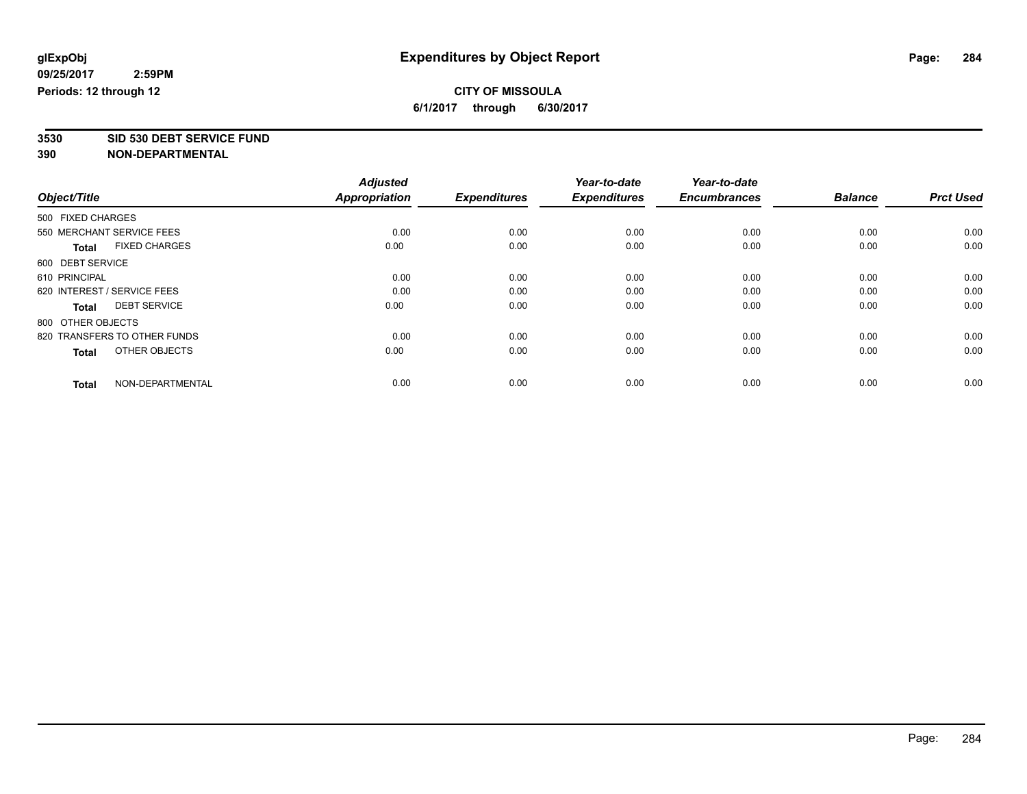glExpObj
09/25/2017 2:59PM
Periods: 12 through 12

# Expenditures by Object Report

**CITY OF MISSOULA**
**6/1/2017 through 6/30/2017**

**3530 SID 530 DEBT SERVICE FUND**
**390 NON-DEPARTMENTAL**

| Object/Title | Adjusted Appropriation | Expenditures | Year-to-date Expenditures | Year-to-date Encumbrances | Balance | Prct Used |
|---|---|---|---|---|---|---|
| 500 FIXED CHARGES | | | | | | |
| 550 MERCHANT SERVICE FEES | 0.00 | 0.00 | 0.00 | 0.00 | 0.00 | 0.00 |
| **Total** FIXED CHARGES | 0.00 | 0.00 | 0.00 | 0.00 | 0.00 | 0.00 |
| 600 DEBT SERVICE | | | | | | |
| 610 PRINCIPAL | 0.00 | 0.00 | 0.00 | 0.00 | 0.00 | 0.00 |
| 620 INTEREST / SERVICE FEES | 0.00 | 0.00 | 0.00 | 0.00 | 0.00 | 0.00 |
| **Total** DEBT SERVICE | 0.00 | 0.00 | 0.00 | 0.00 | 0.00 | 0.00 |
| 800 OTHER OBJECTS | | | | | | |
| 820 TRANSFERS TO OTHER FUNDS | 0.00 | 0.00 | 0.00 | 0.00 | 0.00 | 0.00 |
| **Total** OTHER OBJECTS | 0.00 | 0.00 | 0.00 | 0.00 | 0.00 | 0.00 |
| **Total** NON-DEPARTMENTAL | 0.00 | 0.00 | 0.00 | 0.00 | 0.00 | 0.00 |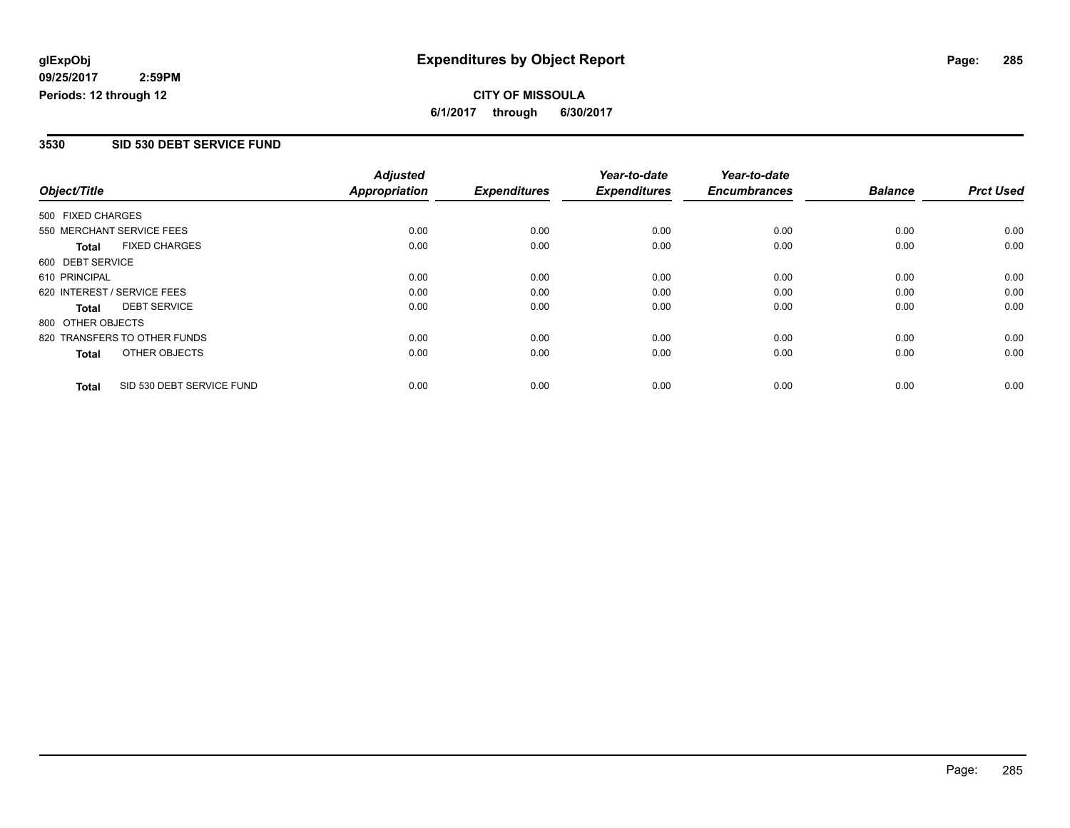**glExpObj** **Expenditures by Object Report**
**09/25/2017 2:59PM**
**Periods: 12 through 12**

**CITY OF MISSOULA**
**6/1/2017 through 6/30/2017**

## 3530 SID 530 DEBT SERVICE FUND

| Object/Title | Adjusted Appropriation | Expenditures | Year-to-date Expenditures | Year-to-date Encumbrances | Balance | Prct Used |
|---|---|---|---|---|---|---|
| 500 FIXED CHARGES | | | | | | |
| 550 MERCHANT SERVICE FEES | 0.00 | 0.00 | 0.00 | 0.00 | 0.00 | 0.00 |
| **Total** FIXED CHARGES | 0.00 | 0.00 | 0.00 | 0.00 | 0.00 | 0.00 |
| 600 DEBT SERVICE | | | | | | |
| 610 PRINCIPAL | 0.00 | 0.00 | 0.00 | 0.00 | 0.00 | 0.00 |
| 620 INTEREST / SERVICE FEES | 0.00 | 0.00 | 0.00 | 0.00 | 0.00 | 0.00 |
| **Total** DEBT SERVICE | 0.00 | 0.00 | 0.00 | 0.00 | 0.00 | 0.00 |
| 800 OTHER OBJECTS | | | | | | |
| 820 TRANSFERS TO OTHER FUNDS | 0.00 | 0.00 | 0.00 | 0.00 | 0.00 | 0.00 |
| **Total** OTHER OBJECTS | 0.00 | 0.00 | 0.00 | 0.00 | 0.00 | 0.00 |
| **Total** SID 530 DEBT SERVICE FUND | 0.00 | 0.00 | 0.00 | 0.00 | 0.00 | 0.00 |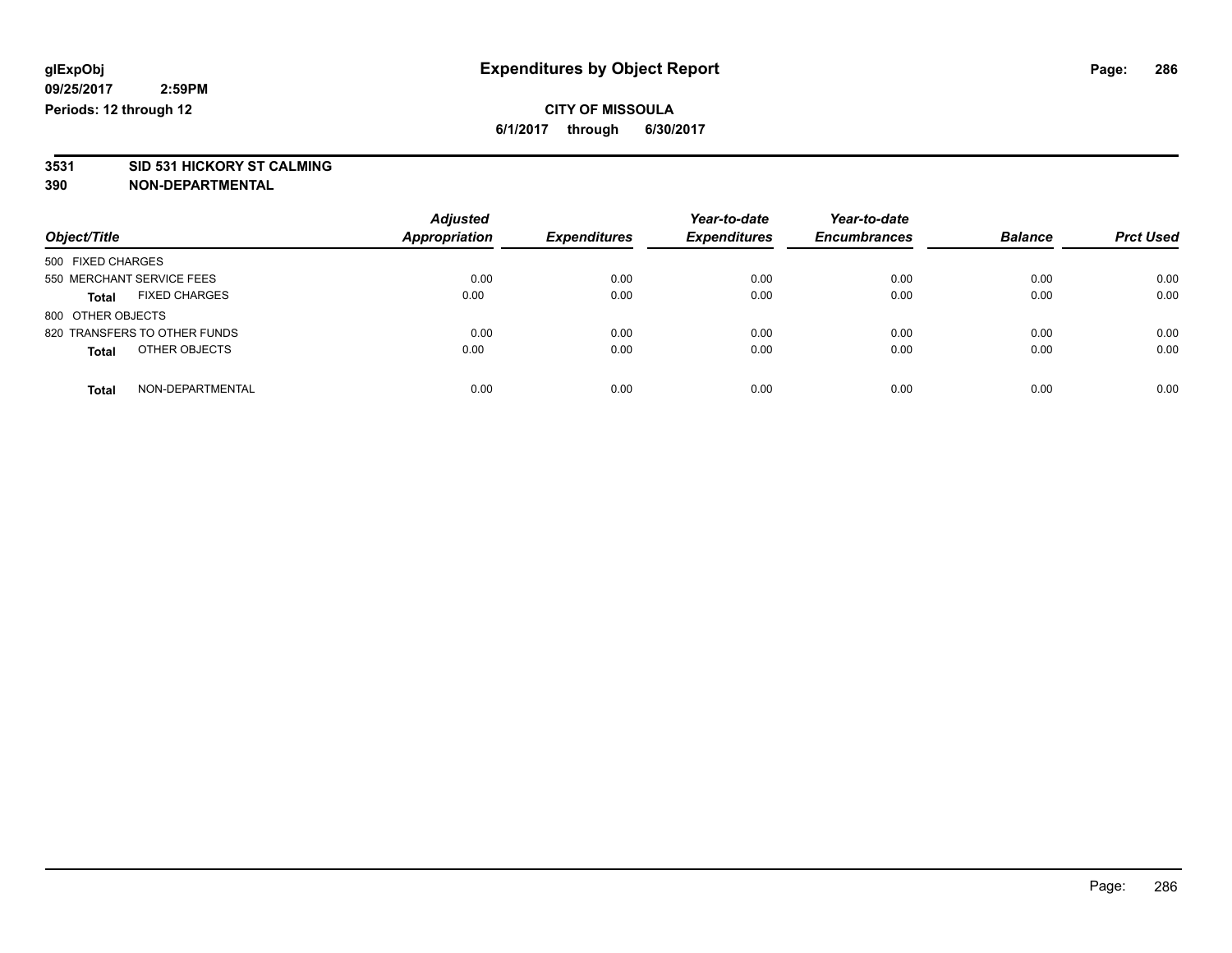# Expenditures by Object Report

glExpObj
09/25/2017 2:59PM
Periods: 12 through 12

**CITY OF MISSOULA**
**6/1/2017 through 6/30/2017**

**3531 SID 531 HICKORY ST CALMING**
**390 NON-DEPARTMENTAL**

| Object/Title | Adjusted Appropriation | Expenditures | Year-to-date Expenditures | Year-to-date Encumbrances | Balance | Prct Used |
|---|---|---|---|---|---|---|
| 500 FIXED CHARGES | | | | | | |
| 550 MERCHANT SERVICE FEES | 0.00 | 0.00 | 0.00 | 0.00 | 0.00 | 0.00 |
| **Total** FIXED CHARGES | 0.00 | 0.00 | 0.00 | 0.00 | 0.00 | 0.00 |
| 800 OTHER OBJECTS | | | | | | |
| 820 TRANSFERS TO OTHER FUNDS | 0.00 | 0.00 | 0.00 | 0.00 | 0.00 | 0.00 |
| **Total** OTHER OBJECTS | 0.00 | 0.00 | 0.00 | 0.00 | 0.00 | 0.00 |
| **Total** NON-DEPARTMENTAL | 0.00 | 0.00 | 0.00 | 0.00 | 0.00 | 0.00 |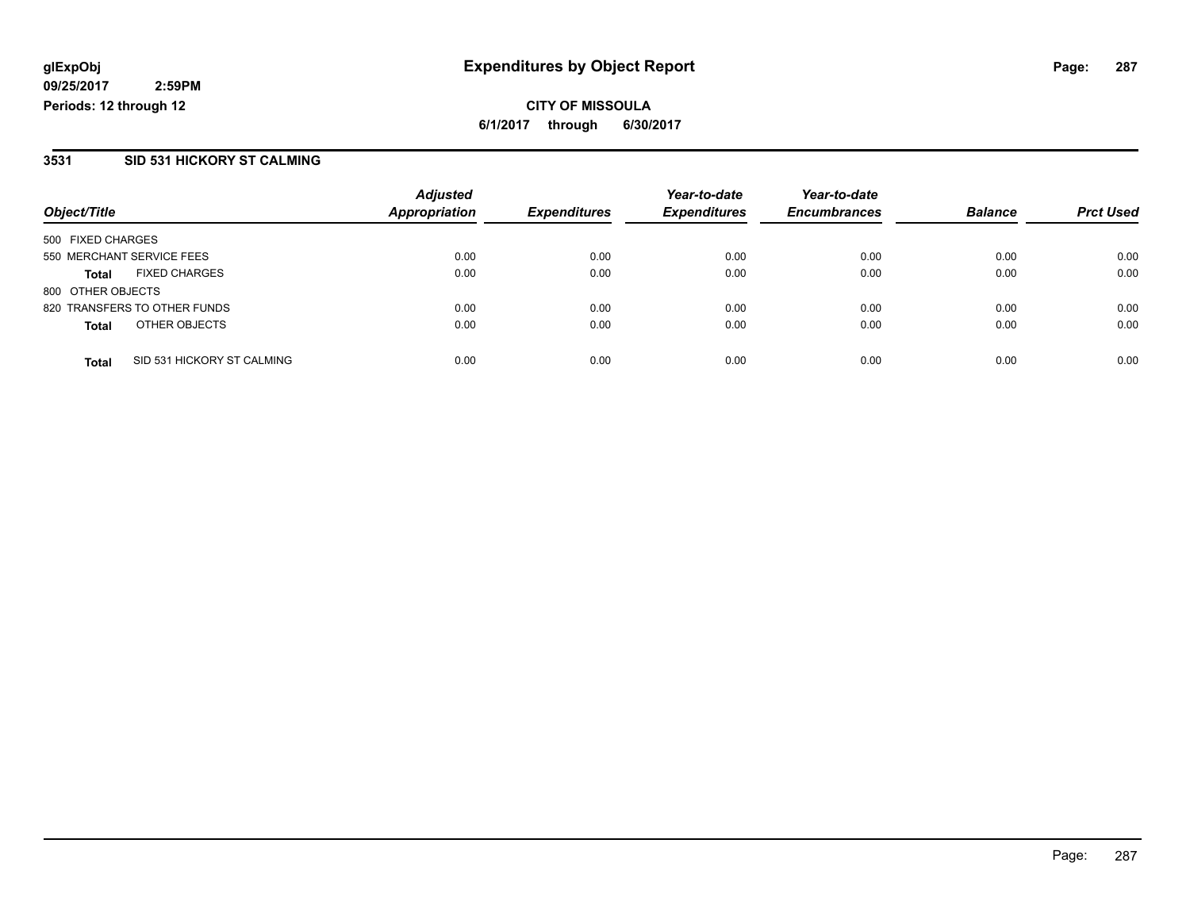# Expenditures by Object Report

glExpObj
09/25/2017 2:59PM
Periods: 12 through 12

**CITY OF MISSOULA**
6/1/2017 through 6/30/2017

## 3531 SID 531 HICKORY ST CALMING

| Object/Title | | Adjusted Appropriation | Expenditures | Year-to-date Expenditures | Year-to-date Encumbrances | Balance | Prct Used |
|---|---|---|---|---|---|---|---|
| 500 FIXED CHARGES | | | | | | | |
| 550 MERCHANT SERVICE FEES | | 0.00 | 0.00 | 0.00 | 0.00 | 0.00 | 0.00 |
| **Total** | FIXED CHARGES | 0.00 | 0.00 | 0.00 | 0.00 | 0.00 | 0.00 |
| 800 OTHER OBJECTS | | | | | | | |
| 820 TRANSFERS TO OTHER FUNDS | | 0.00 | 0.00 | 0.00 | 0.00 | 0.00 | 0.00 |
| **Total** | OTHER OBJECTS | 0.00 | 0.00 | 0.00 | 0.00 | 0.00 | 0.00 |
| **Total** | SID 531 HICKORY ST CALMING | 0.00 | 0.00 | 0.00 | 0.00 | 0.00 | 0.00 |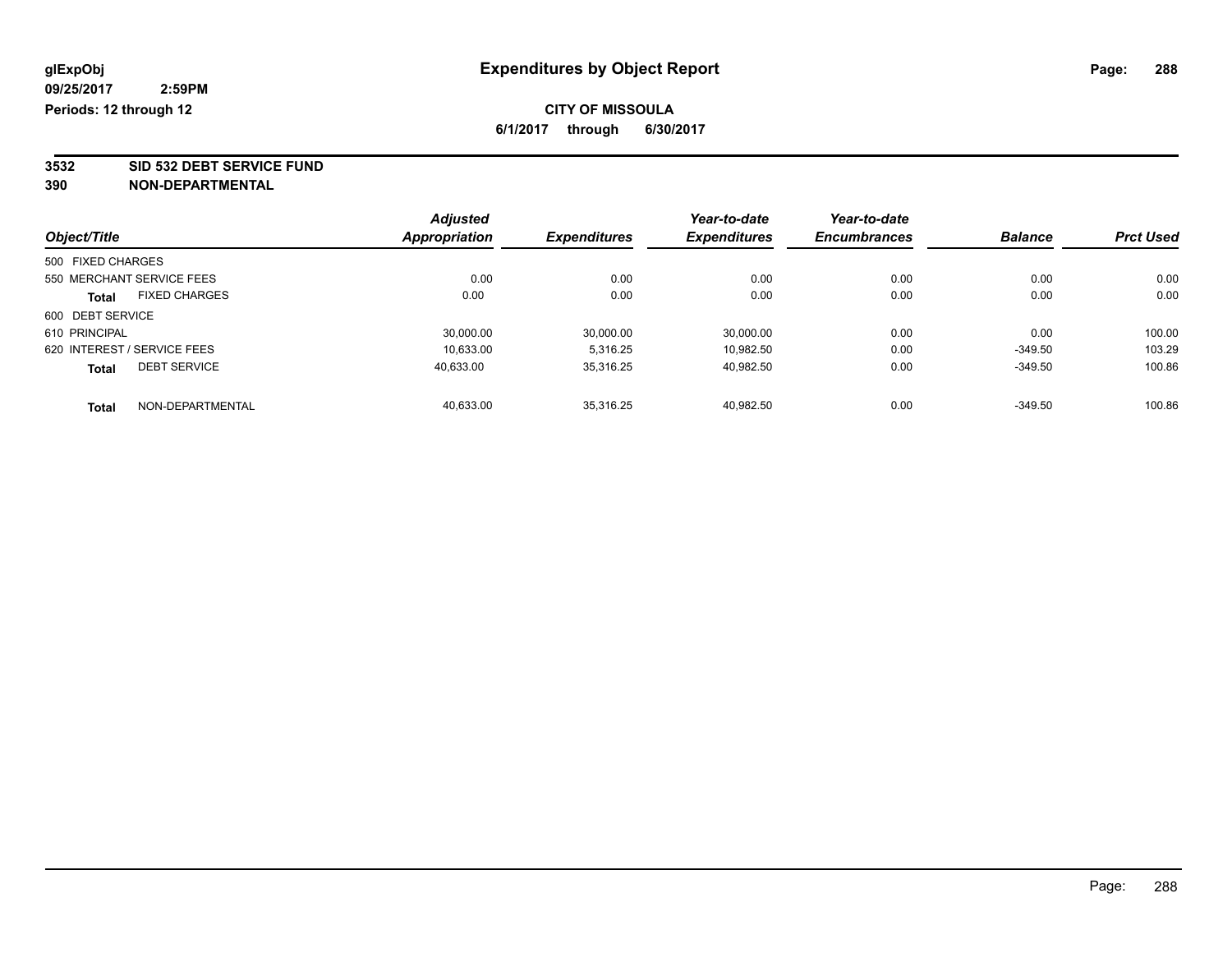glExpObj
09/25/2017 2:59PM
Periods: 12 through 12

# Expenditures by Object Report

**CITY OF MISSOULA**
**6/1/2017 through 6/30/2017**

**3532 SID 532 DEBT SERVICE FUND**
**390 NON-DEPARTMENTAL**

| Object/Title | Adjusted Appropriation | Expenditures | Year-to-date Expenditures | Year-to-date Encumbrances | Balance | Prct Used |
|---|---|---|---|---|---|---|
| 500 FIXED CHARGES | | | | | | |
| 550 MERCHANT SERVICE FEES | 0.00 | 0.00 | 0.00 | 0.00 | 0.00 | 0.00 |
| **Total** FIXED CHARGES | 0.00 | 0.00 | 0.00 | 0.00 | 0.00 | 0.00 |
| 600 DEBT SERVICE | | | | | | |
| 610 PRINCIPAL | 30,000.00 | 30,000.00 | 30,000.00 | 0.00 | 0.00 | 100.00 |
| 620 INTEREST / SERVICE FEES | 10,633.00 | 5,316.25 | 10,982.50 | 0.00 | -349.50 | 103.29 |
| **Total** DEBT SERVICE | 40,633.00 | 35,316.25 | 40,982.50 | 0.00 | -349.50 | 100.86 |
| **Total** NON-DEPARTMENTAL | 40,633.00 | 35,316.25 | 40,982.50 | 0.00 | -349.50 | 100.86 |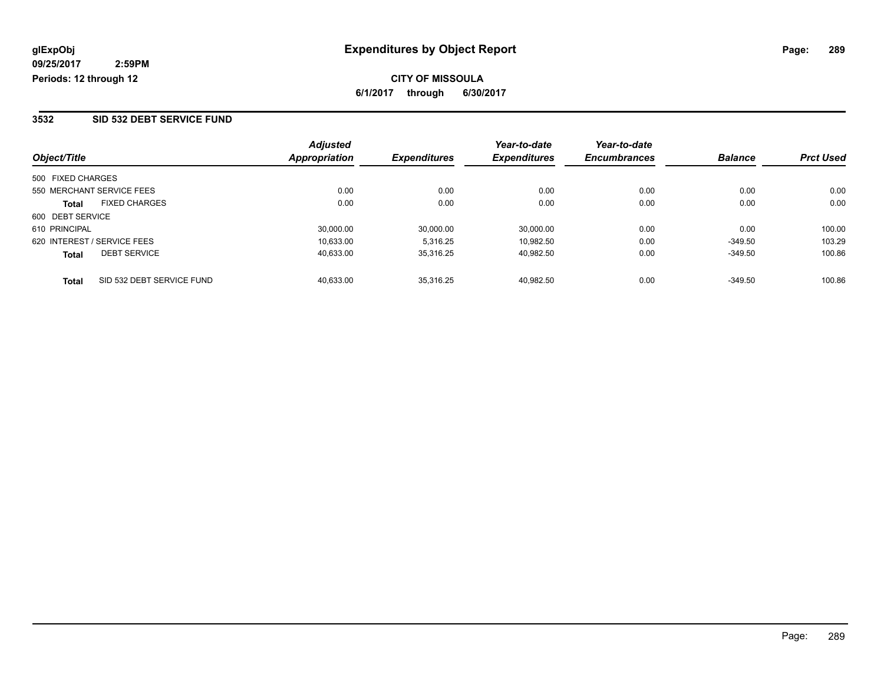# Expenditures by Object Report

glExpObj
09/25/2017 2:59PM
Periods: 12 through 12

**CITY OF MISSOULA**
**6/1/2017 through 6/30/2017**

## 3532 SID 532 DEBT SERVICE FUND

| Object/Title | Adjusted Appropriation | Expenditures | Year-to-date Expenditures | Year-to-date Encumbrances | Balance | Prct Used |
|---|---|---|---|---|---|---|
| 500 FIXED CHARGES | | | | | | |
| 550 MERCHANT SERVICE FEES | 0.00 | 0.00 | 0.00 | 0.00 | 0.00 | 0.00 |
| **Total** FIXED CHARGES | 0.00 | 0.00 | 0.00 | 0.00 | 0.00 | 0.00 |
| 600 DEBT SERVICE | | | | | | |
| 610 PRINCIPAL | 30,000.00 | 30,000.00 | 30,000.00 | 0.00 | 0.00 | 100.00 |
| 620 INTEREST / SERVICE FEES | 10,633.00 | 5,316.25 | 10,982.50 | 0.00 | -349.50 | 103.29 |
| **Total** DEBT SERVICE | 40,633.00 | 35,316.25 | 40,982.50 | 0.00 | -349.50 | 100.86 |
| **Total** SID 532 DEBT SERVICE FUND | 40,633.00 | 35,316.25 | 40,982.50 | 0.00 | -349.50 | 100.86 |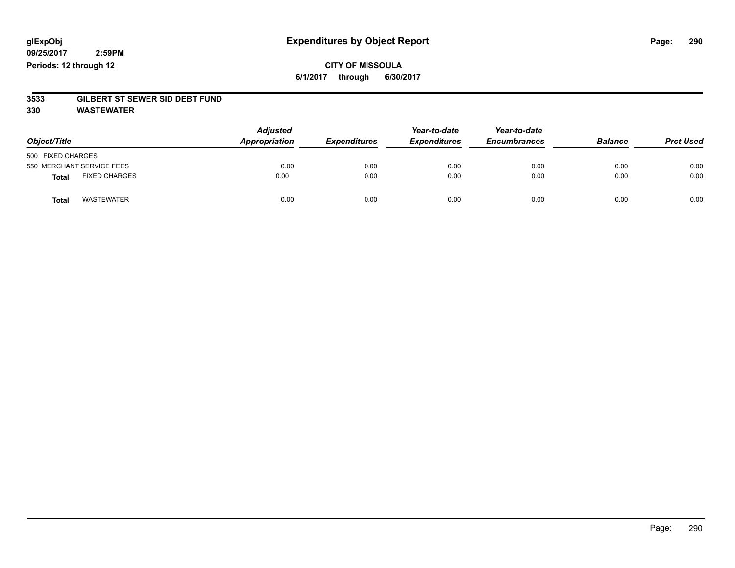glExpObj
09/25/2017 2:59PM
Periods: 12 through 12

# Expenditures by Object Report

**CITY OF MISSOULA**
**6/1/2017 through 6/30/2017**

**3533 GILBERT ST SEWER SID DEBT FUND**
**330 WASTEWATER**

| Object/Title | | Adjusted Appropriation | Expenditures | Year-to-date Expenditures | Year-to-date Encumbrances | Balance | Prct Used |
|---|---|---|---|---|---|---|---|
| 500 FIXED CHARGES | | | | | | | |
| 550 MERCHANT SERVICE FEES | | 0.00 | 0.00 | 0.00 | 0.00 | 0.00 | 0.00 |
| **Total** | FIXED CHARGES | 0.00 | 0.00 | 0.00 | 0.00 | 0.00 | 0.00 |
| **Total** | WASTEWATER | 0.00 | 0.00 | 0.00 | 0.00 | 0.00 | 0.00 |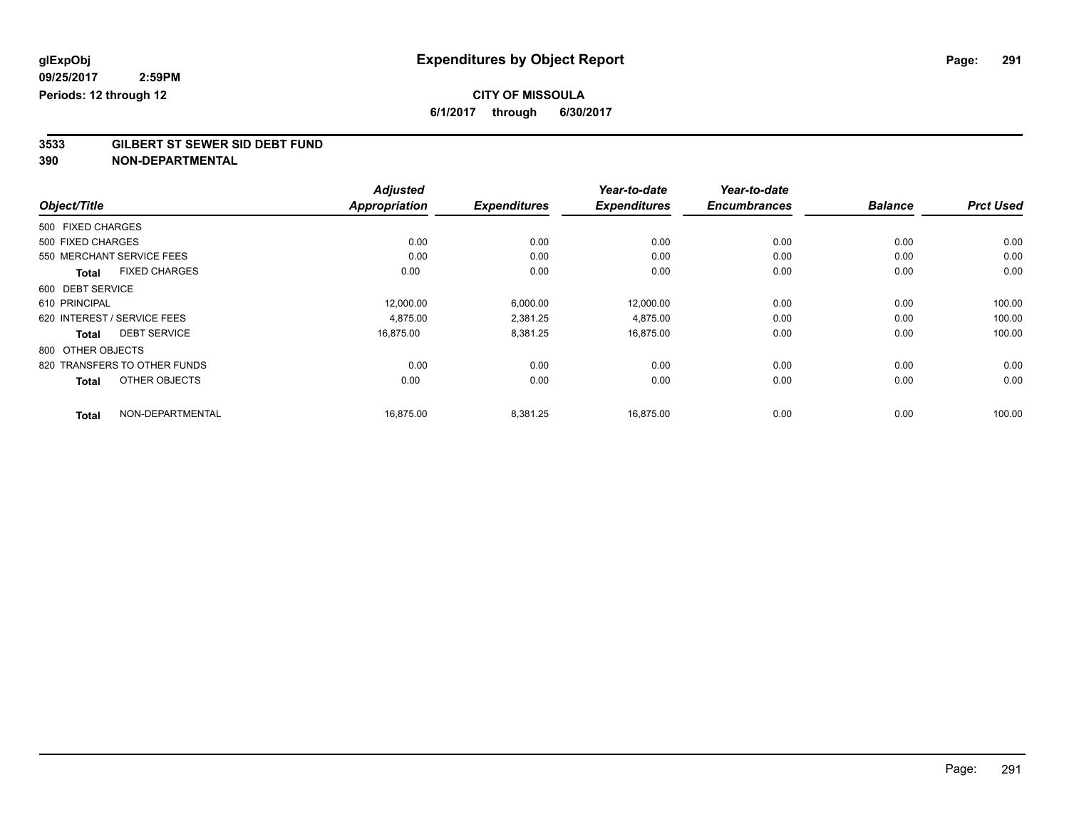glExpObj
09/25/2017 2:59PM
Periods: 12 through 12

# Expenditures by Object Report

**CITY OF MISSOULA**
**6/1/2017 through 6/30/2017**

**3533 GILBERT ST SEWER SID DEBT FUND**
**390 NON-DEPARTMENTAL**

| Object/Title | | Adjusted Appropriation | Expenditures | Year-to-date Expenditures | Year-to-date Encumbrances | Balance | Prct Used |
|---|---|---|---|---|---|---|---|
| 500 FIXED CHARGES | | | | | | | |
| 500 FIXED CHARGES | | 0.00 | 0.00 | 0.00 | 0.00 | 0.00 | 0.00 |
| 550 MERCHANT SERVICE FEES | | 0.00 | 0.00 | 0.00 | 0.00 | 0.00 | 0.00 |
| **Total** | FIXED CHARGES | 0.00 | 0.00 | 0.00 | 0.00 | 0.00 | 0.00 |
| 600 DEBT SERVICE | | | | | | | |
| 610 PRINCIPAL | | 12,000.00 | 6,000.00 | 12,000.00 | 0.00 | 0.00 | 100.00 |
| 620 INTEREST / SERVICE FEES | | 4,875.00 | 2,381.25 | 4,875.00 | 0.00 | 0.00 | 100.00 |
| **Total** | DEBT SERVICE | 16,875.00 | 8,381.25 | 16,875.00 | 0.00 | 0.00 | 100.00 |
| 800 OTHER OBJECTS | | | | | | | |
| 820 TRANSFERS TO OTHER FUNDS | | 0.00 | 0.00 | 0.00 | 0.00 | 0.00 | 0.00 |
| **Total** | OTHER OBJECTS | 0.00 | 0.00 | 0.00 | 0.00 | 0.00 | 0.00 |
| **Total** | NON-DEPARTMENTAL | 16,875.00 | 8,381.25 | 16,875.00 | 0.00 | 0.00 | 100.00 |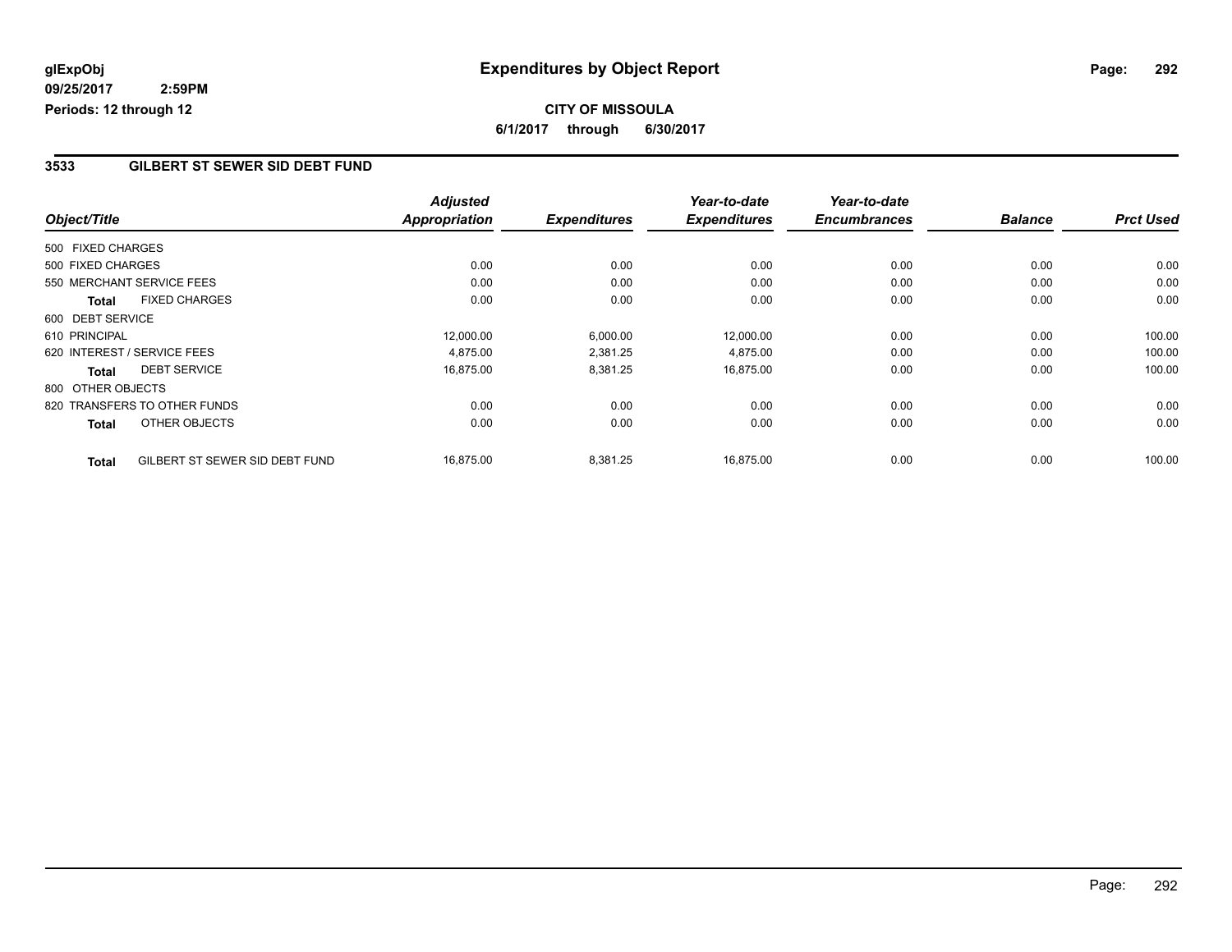glExpObj
09/25/2017 2:59PM
Periods: 12 through 12

# Expenditures by Object Report

**CITY OF MISSOULA**

**6/1/2017 through 6/30/2017**

## 3533 GILBERT ST SEWER SID DEBT FUND

| Object/Title | | Adjusted Appropriation | Expenditures | Year-to-date Expenditures | Year-to-date Encumbrances | Balance | Prct Used |
|---|---|---|---|---|---|---|---|
| 500 FIXED CHARGES | | | | | | | |
| 500 FIXED CHARGES | | 0.00 | 0.00 | 0.00 | 0.00 | 0.00 | 0.00 |
| 550 MERCHANT SERVICE FEES | | 0.00 | 0.00 | 0.00 | 0.00 | 0.00 | 0.00 |
| **Total** | FIXED CHARGES | 0.00 | 0.00 | 0.00 | 0.00 | 0.00 | 0.00 |
| 600 DEBT SERVICE | | | | | | | |
| 610 PRINCIPAL | | 12,000.00 | 6,000.00 | 12,000.00 | 0.00 | 0.00 | 100.00 |
| 620 INTEREST / SERVICE FEES | | 4,875.00 | 2,381.25 | 4,875.00 | 0.00 | 0.00 | 100.00 |
| **Total** | DEBT SERVICE | 16,875.00 | 8,381.25 | 16,875.00 | 0.00 | 0.00 | 100.00 |
| 800 OTHER OBJECTS | | | | | | | |
| 820 TRANSFERS TO OTHER FUNDS | | 0.00 | 0.00 | 0.00 | 0.00 | 0.00 | 0.00 |
| **Total** | OTHER OBJECTS | 0.00 | 0.00 | 0.00 | 0.00 | 0.00 | 0.00 |
| **Total** | GILBERT ST SEWER SID DEBT FUND | 16,875.00 | 8,381.25 | 16,875.00 | 0.00 | 0.00 | 100.00 |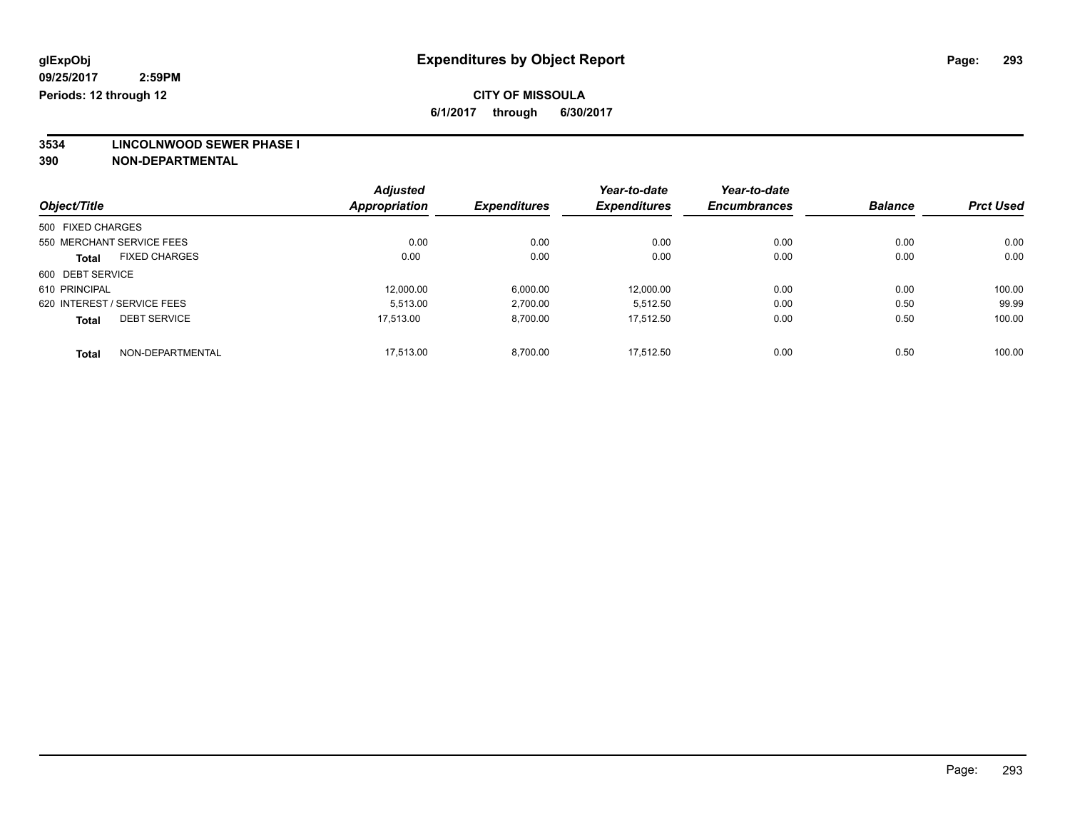glExpObj
09/25/2017 2:59PM
Periods: 12 through 12

# Expenditures by Object Report

**CITY OF MISSOULA**
**6/1/2017 through 6/30/2017**

**3534 LINCOLNWOOD SEWER PHASE I**
**390 NON-DEPARTMENTAL**

| Object/Title | Adjusted Appropriation | Expenditures | Year-to-date Expenditures | Year-to-date Encumbrances | Balance | Prct Used |
|---|---|---|---|---|---|---|
| 500 FIXED CHARGES | | | | | | |
| 550 MERCHANT SERVICE FEES | 0.00 | 0.00 | 0.00 | 0.00 | 0.00 | 0.00 |
| **Total** FIXED CHARGES | 0.00 | 0.00 | 0.00 | 0.00 | 0.00 | 0.00 |
| 600 DEBT SERVICE | | | | | | |
| 610 PRINCIPAL | 12,000.00 | 6,000.00 | 12,000.00 | 0.00 | 0.00 | 100.00 |
| 620 INTEREST / SERVICE FEES | 5,513.00 | 2,700.00 | 5,512.50 | 0.00 | 0.50 | 99.99 |
| **Total** DEBT SERVICE | 17,513.00 | 8,700.00 | 17,512.50 | 0.00 | 0.50 | 100.00 |
| **Total** NON-DEPARTMENTAL | 17,513.00 | 8,700.00 | 17,512.50 | 0.00 | 0.50 | 100.00 |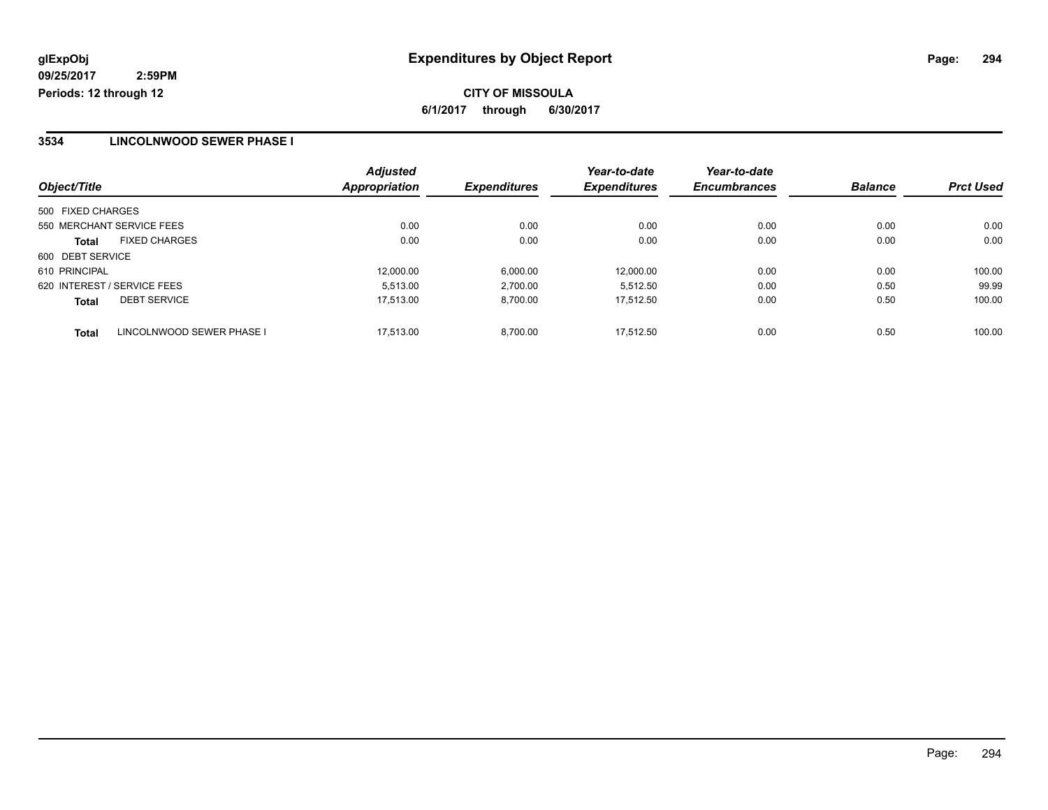# Expenditures by Object Report

glExpObj
09/25/2017 2:59PM
Periods: 12 through 12

**CITY OF MISSOULA**
**6/1/2017 through 6/30/2017**

## 3534 LINCOLNWOOD SEWER PHASE I

| Object/Title | Adjusted Appropriation | Expenditures | Year-to-date Expenditures | Year-to-date Encumbrances | Balance | Prct Used |
|---|---|---|---|---|---|---|
| 500 FIXED CHARGES | | | | | | |
| 550 MERCHANT SERVICE FEES | 0.00 | 0.00 | 0.00 | 0.00 | 0.00 | 0.00 |
| **Total** FIXED CHARGES | 0.00 | 0.00 | 0.00 | 0.00 | 0.00 | 0.00 |
| 600 DEBT SERVICE | | | | | | |
| 610 PRINCIPAL | 12,000.00 | 6,000.00 | 12,000.00 | 0.00 | 0.00 | 100.00 |
| 620 INTEREST / SERVICE FEES | 5,513.00 | 2,700.00 | 5,512.50 | 0.00 | 0.50 | 99.99 |
| **Total** DEBT SERVICE | 17,513.00 | 8,700.00 | 17,512.50 | 0.00 | 0.50 | 100.00 |
| **Total** LINCOLNWOOD SEWER PHASE I | 17,513.00 | 8,700.00 | 17,512.50 | 0.00 | 0.50 | 100.00 |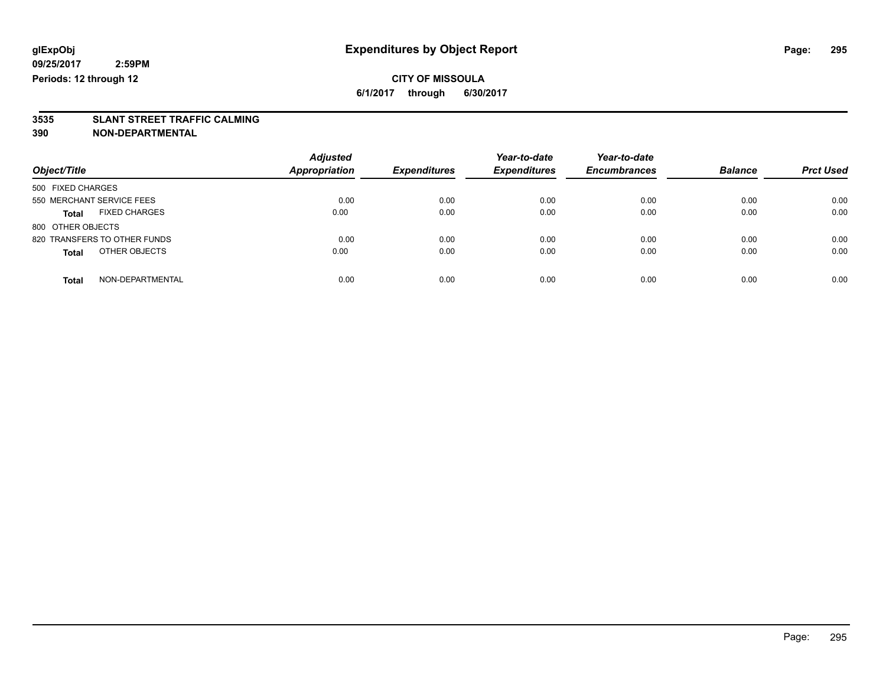**glExpObj**
**09/25/2017 2:59PM**
**Periods: 12 through 12**

# Expenditures by Object Report

**CITY OF MISSOULA**
**6/1/2017 through 6/30/2017**

## 3535 SLANT STREET TRAFFIC CALMING
## 390 NON-DEPARTMENTAL

| Object/Title | | Adjusted Appropriation | Expenditures | Year-to-date Expenditures | Year-to-date Encumbrances | Balance | Prct Used |
|---|---|---|---|---|---|---|---|
| 500 FIXED CHARGES | | | | | | | |
| 550 MERCHANT SERVICE FEES | | 0.00 | 0.00 | 0.00 | 0.00 | 0.00 | 0.00 |
| **Total** | FIXED CHARGES | 0.00 | 0.00 | 0.00 | 0.00 | 0.00 | 0.00 |
| 800 OTHER OBJECTS | | | | | | | |
| 820 TRANSFERS TO OTHER FUNDS | | 0.00 | 0.00 | 0.00 | 0.00 | 0.00 | 0.00 |
| **Total** | OTHER OBJECTS | 0.00 | 0.00 | 0.00 | 0.00 | 0.00 | 0.00 |
| **Total** | NON-DEPARTMENTAL | 0.00 | 0.00 | 0.00 | 0.00 | 0.00 | 0.00 |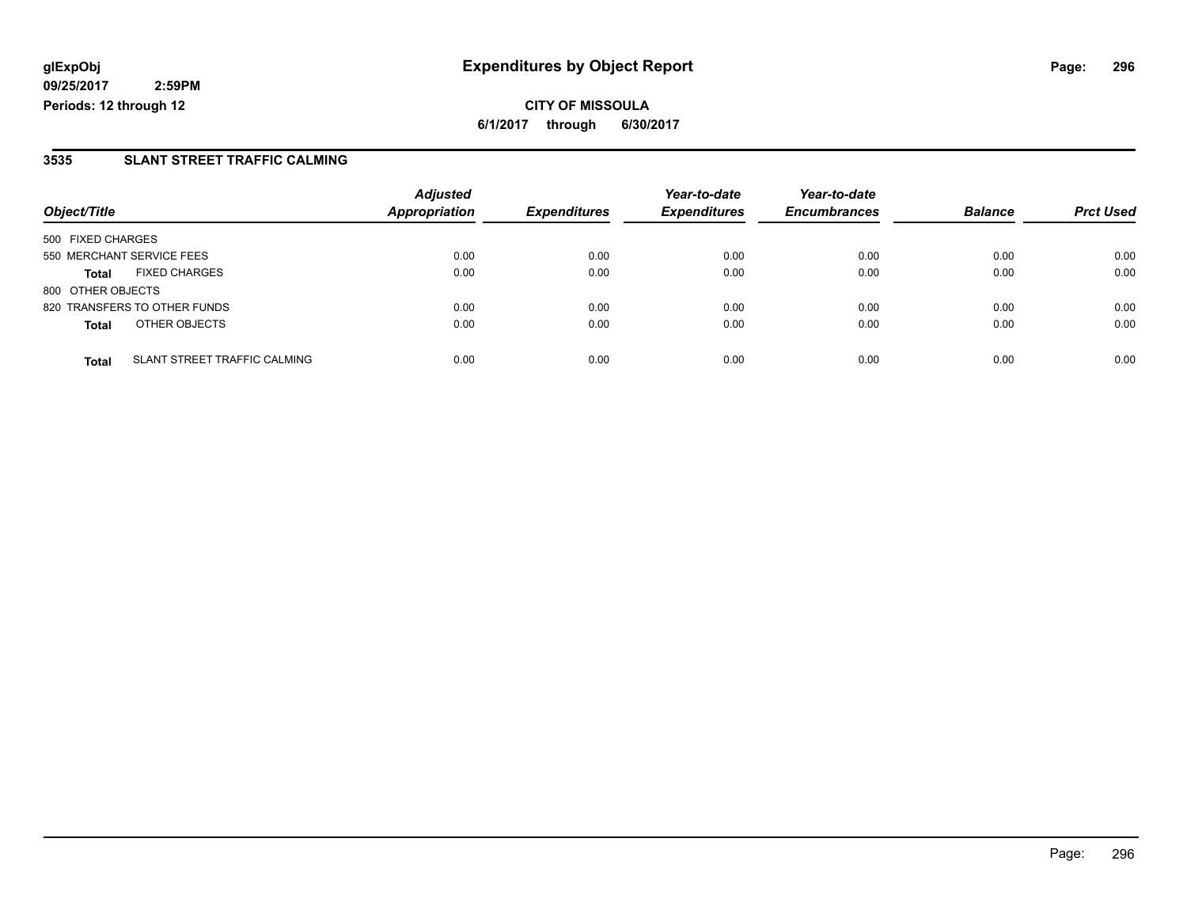**glExpObj**
**09/25/2017 2:59PM**
**Periods: 12 through 12**

# Expenditures by Object Report

**CITY OF MISSOULA**
**6/1/2017 through 6/30/2017**

## 3535 SLANT STREET TRAFFIC CALMING

| Object/Title | | Adjusted Appropriation | Expenditures | Year-to-date Expenditures | Year-to-date Encumbrances | Balance | Prct Used |
|---|---|---|---|---|---|---|---|
| 500 FIXED CHARGES | | | | | | | |
| 550 MERCHANT SERVICE FEES | | 0.00 | 0.00 | 0.00 | 0.00 | 0.00 | 0.00 |
| **Total** | FIXED CHARGES | 0.00 | 0.00 | 0.00 | 0.00 | 0.00 | 0.00 |
| 800 OTHER OBJECTS | | | | | | | |
| 820 TRANSFERS TO OTHER FUNDS | | 0.00 | 0.00 | 0.00 | 0.00 | 0.00 | 0.00 |
| **Total** | OTHER OBJECTS | 0.00 | 0.00 | 0.00 | 0.00 | 0.00 | 0.00 |
| **Total** | SLANT STREET TRAFFIC CALMING | 0.00 | 0.00 | 0.00 | 0.00 | 0.00 | 0.00 |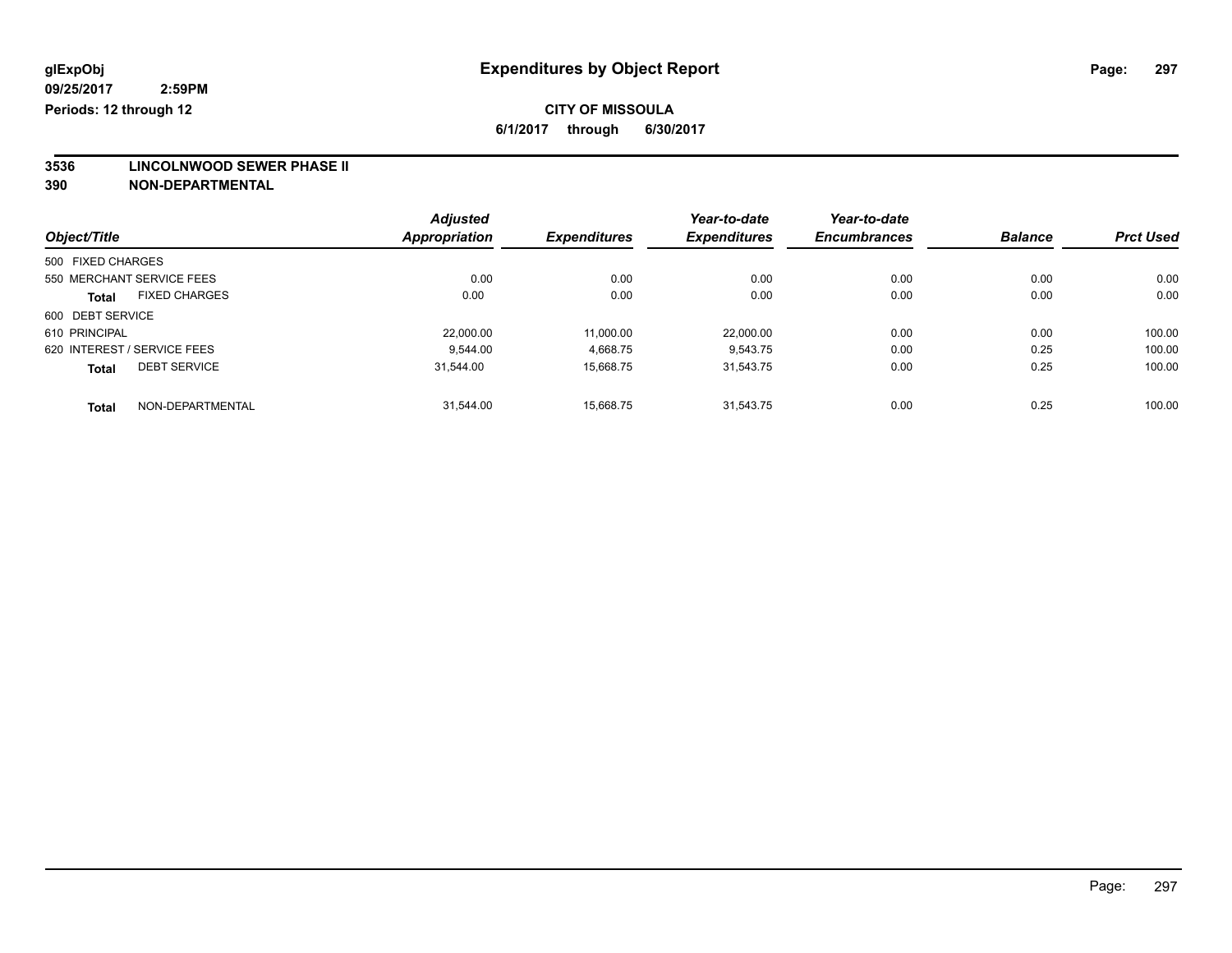glExpObj
09/25/2017 2:59PM
Periods: 12 through 12

# Expenditures by Object Report

**CITY OF MISSOULA**
**6/1/2017 through 6/30/2017**

**3536 LINCOLNWOOD SEWER PHASE II**
**390 NON-DEPARTMENTAL**

| Object/Title | Adjusted Appropriation | Expenditures | Year-to-date Expenditures | Year-to-date Encumbrances | Balance | Prct Used |
|---|---|---|---|---|---|---|
| 500 FIXED CHARGES | | | | | | |
| 550 MERCHANT SERVICE FEES | 0.00 | 0.00 | 0.00 | 0.00 | 0.00 | 0.00 |
| **Total** FIXED CHARGES | 0.00 | 0.00 | 0.00 | 0.00 | 0.00 | 0.00 |
| 600 DEBT SERVICE | | | | | | |
| 610 PRINCIPAL | 22,000.00 | 11,000.00 | 22,000.00 | 0.00 | 0.00 | 100.00 |
| 620 INTEREST / SERVICE FEES | 9,544.00 | 4,668.75 | 9,543.75 | 0.00 | 0.25 | 100.00 |
| **Total** DEBT SERVICE | 31,544.00 | 15,668.75 | 31,543.75 | 0.00 | 0.25 | 100.00 |
| **Total** NON-DEPARTMENTAL | 31,544.00 | 15,668.75 | 31,543.75 | 0.00 | 0.25 | 100.00 |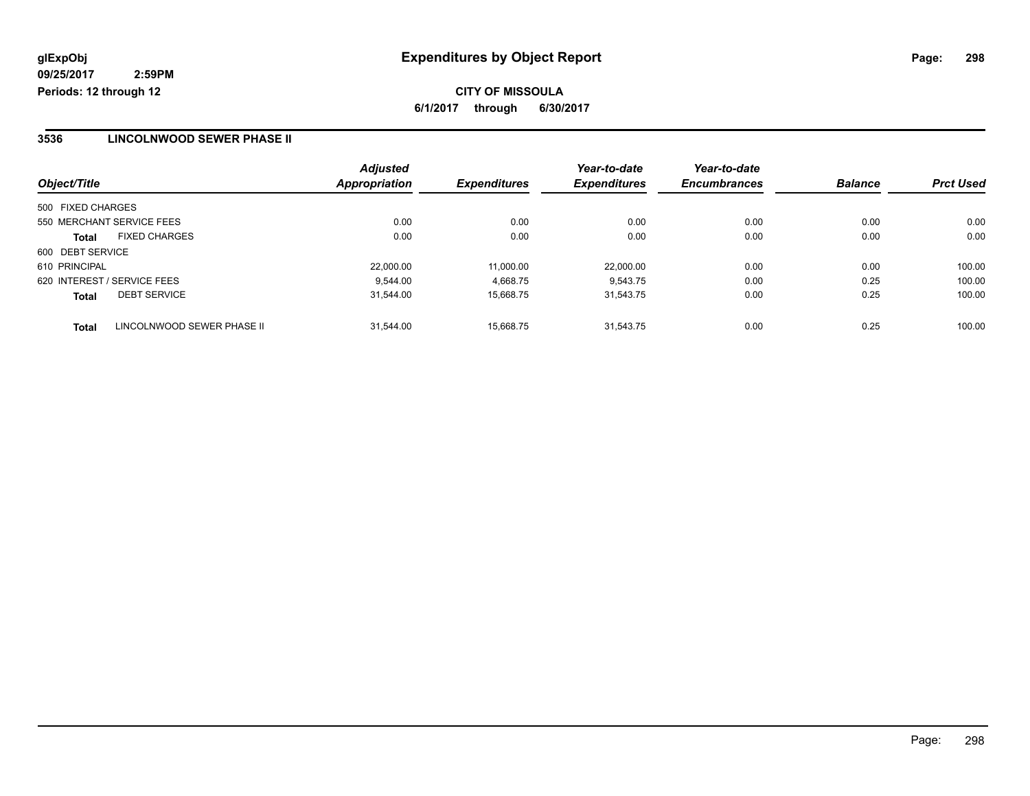glExpObj
09/25/2017 2:59PM
Periods: 12 through 12

# Expenditures by Object Report

**CITY OF MISSOULA**
**6/1/2017 through 6/30/2017**

## 3536 LINCOLNWOOD SEWER PHASE II

| Object/Title | | Adjusted Appropriation | Expenditures | Year-to-date Expenditures | Year-to-date Encumbrances | Balance | Prct Used |
|---|---|---|---|---|---|---|---|
| 500 FIXED CHARGES | | | | | | | |
| 550 MERCHANT SERVICE FEES | | 0.00 | 0.00 | 0.00 | 0.00 | 0.00 | 0.00 |
| **Total** | FIXED CHARGES | 0.00 | 0.00 | 0.00 | 0.00 | 0.00 | 0.00 |
| 600 DEBT SERVICE | | | | | | | |
| 610 PRINCIPAL | | 22,000.00 | 11,000.00 | 22,000.00 | 0.00 | 0.00 | 100.00 |
| 620 INTEREST / SERVICE FEES | | 9,544.00 | 4,668.75 | 9,543.75 | 0.00 | 0.25 | 100.00 |
| **Total** | DEBT SERVICE | 31,544.00 | 15,668.75 | 31,543.75 | 0.00 | 0.25 | 100.00 |
| **Total** | LINCOLNWOOD SEWER PHASE II | 31,544.00 | 15,668.75 | 31,543.75 | 0.00 | 0.25 | 100.00 |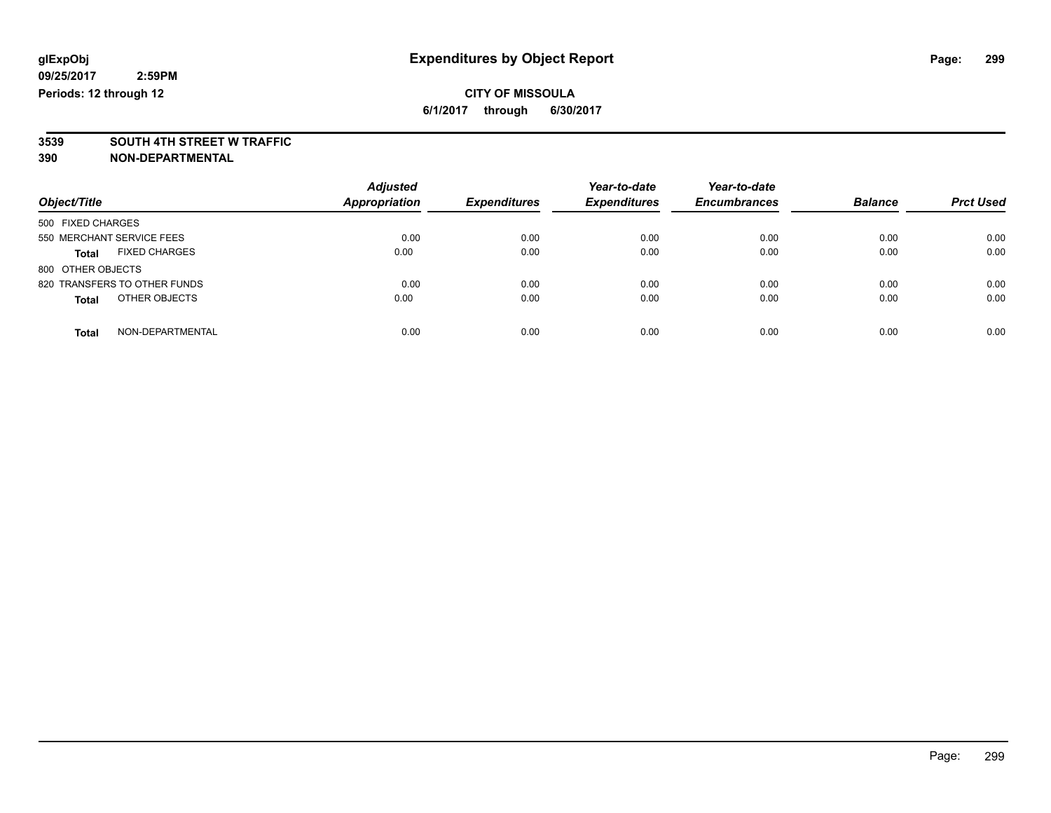**glExpObj**
**09/25/2017 2:59PM**
**Periods: 12 through 12**

# Expenditures by Object Report

**CITY OF MISSOULA**
**6/1/2017 through 6/30/2017**

**3539 SOUTH 4TH STREET W TRAFFIC**
**390 NON-DEPARTMENTAL**

| Object/Title | Adjusted Appropriation | Expenditures | Year-to-date Expenditures | Year-to-date Encumbrances | Balance | Prct Used |
|---|---|---|---|---|---|---|
| 500 FIXED CHARGES | | | | | | |
| 550 MERCHANT SERVICE FEES | 0.00 | 0.00 | 0.00 | 0.00 | 0.00 | 0.00 |
| **Total** FIXED CHARGES | 0.00 | 0.00 | 0.00 | 0.00 | 0.00 | 0.00 |
| 800 OTHER OBJECTS | | | | | | |
| 820 TRANSFERS TO OTHER FUNDS | 0.00 | 0.00 | 0.00 | 0.00 | 0.00 | 0.00 |
| **Total** OTHER OBJECTS | 0.00 | 0.00 | 0.00 | 0.00 | 0.00 | 0.00 |
| **Total** NON-DEPARTMENTAL | 0.00 | 0.00 | 0.00 | 0.00 | 0.00 | 0.00 |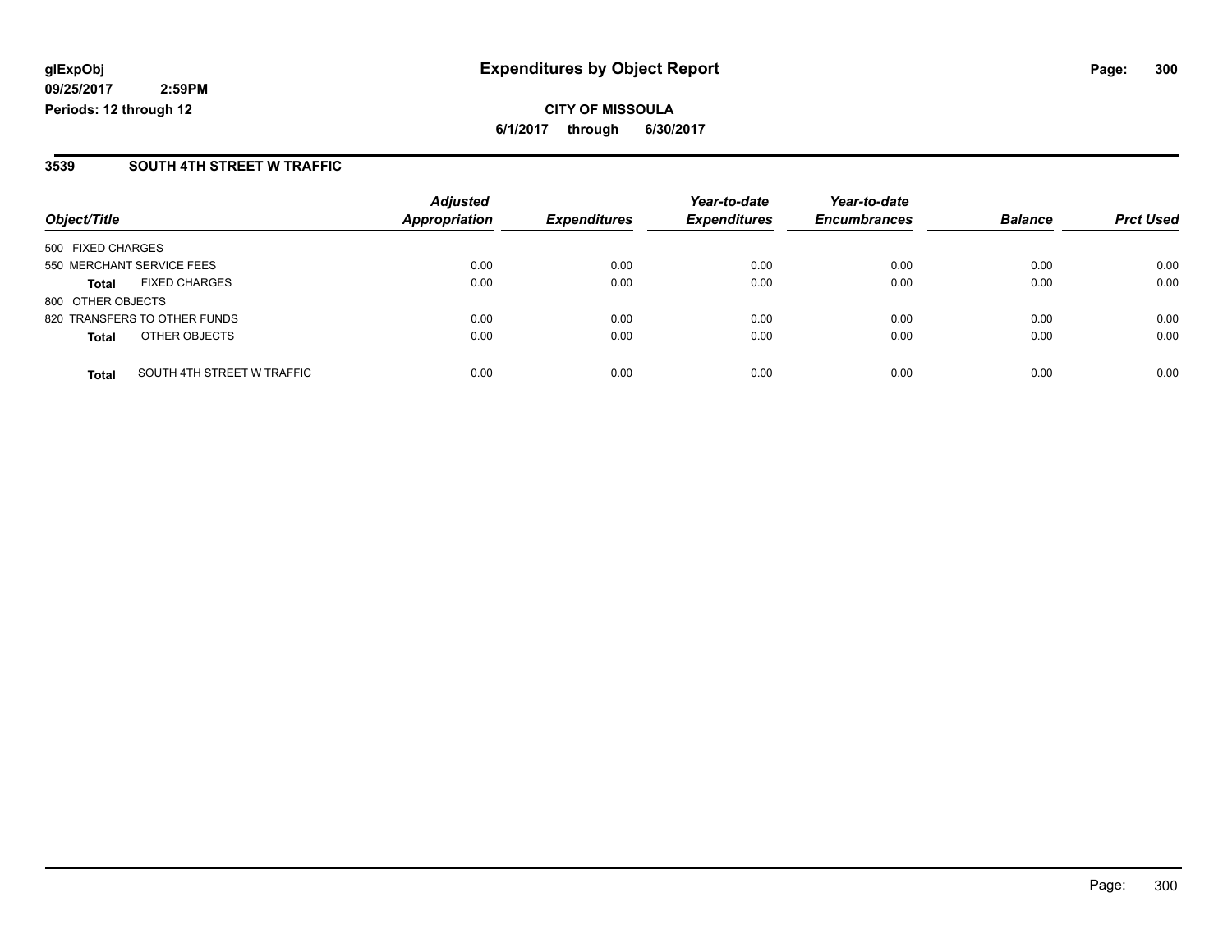**glExpObj**
**09/25/2017 2:59PM**
**Periods: 12 through 12**

# Expenditures by Object Report

**CITY OF MISSOULA**
**6/1/2017 through 6/30/2017**

## 3539 SOUTH 4TH STREET W TRAFFIC

| Object/Title | | Adjusted Appropriation | Expenditures | Year-to-date Expenditures | Year-to-date Encumbrances | Balance | Prct Used |
|---|---|---|---|---|---|---|---|
| 500 FIXED CHARGES | | | | | | | |
| 550 MERCHANT SERVICE FEES | | 0.00 | 0.00 | 0.00 | 0.00 | 0.00 | 0.00 |
| **Total** | FIXED CHARGES | 0.00 | 0.00 | 0.00 | 0.00 | 0.00 | 0.00 |
| 800 OTHER OBJECTS | | | | | | | |
| 820 TRANSFERS TO OTHER FUNDS | | 0.00 | 0.00 | 0.00 | 0.00 | 0.00 | 0.00 |
| **Total** | OTHER OBJECTS | 0.00 | 0.00 | 0.00 | 0.00 | 0.00 | 0.00 |
| **Total** | SOUTH 4TH STREET W TRAFFIC | 0.00 | 0.00 | 0.00 | 0.00 | 0.00 | 0.00 |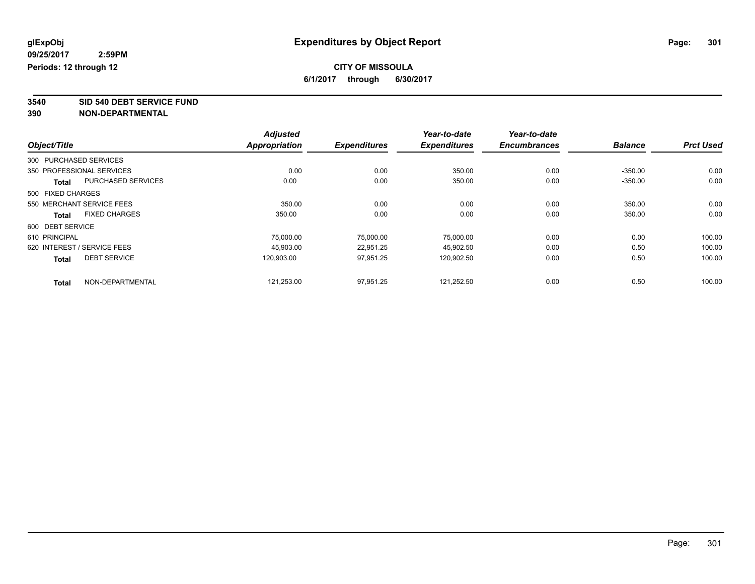**glExpObj** 
**09/25/2017 2:59PM** 
**Periods: 12 through 12**

# Expenditures by Object Report

**CITY OF MISSOULA** 
**6/1/2017 through 6/30/2017**

**3540 SID 540 DEBT SERVICE FUND** 
**390 NON-DEPARTMENTAL**

| Object/Title | | Adjusted Appropriation | Expenditures | Year-to-date Expenditures | Year-to-date Encumbrances | Balance | Prct Used |
|---|---|---|---|---|---|---|---|
| 300 PURCHASED SERVICES | | | | | | | |
| 350 PROFESSIONAL SERVICES | | 0.00 | 0.00 | 350.00 | 0.00 | -350.00 | 0.00 |
| **Total** | PURCHASED SERVICES | 0.00 | 0.00 | 350.00 | 0.00 | -350.00 | 0.00 |
| 500 FIXED CHARGES | | | | | | | |
| 550 MERCHANT SERVICE FEES | | 350.00 | 0.00 | 0.00 | 0.00 | 350.00 | 0.00 |
| **Total** | FIXED CHARGES | 350.00 | 0.00 | 0.00 | 0.00 | 350.00 | 0.00 |
| 600 DEBT SERVICE | | | | | | | |
| 610 PRINCIPAL | | 75,000.00 | 75,000.00 | 75,000.00 | 0.00 | 0.00 | 100.00 |
| 620 INTEREST / SERVICE FEES | | 45,903.00 | 22,951.25 | 45,902.50 | 0.00 | 0.50 | 100.00 |
| **Total** | DEBT SERVICE | 120,903.00 | 97,951.25 | 120,902.50 | 0.00 | 0.50 | 100.00 |
| **Total** | NON-DEPARTMENTAL | 121,253.00 | 97,951.25 | 121,252.50 | 0.00 | 0.50 | 100.00 |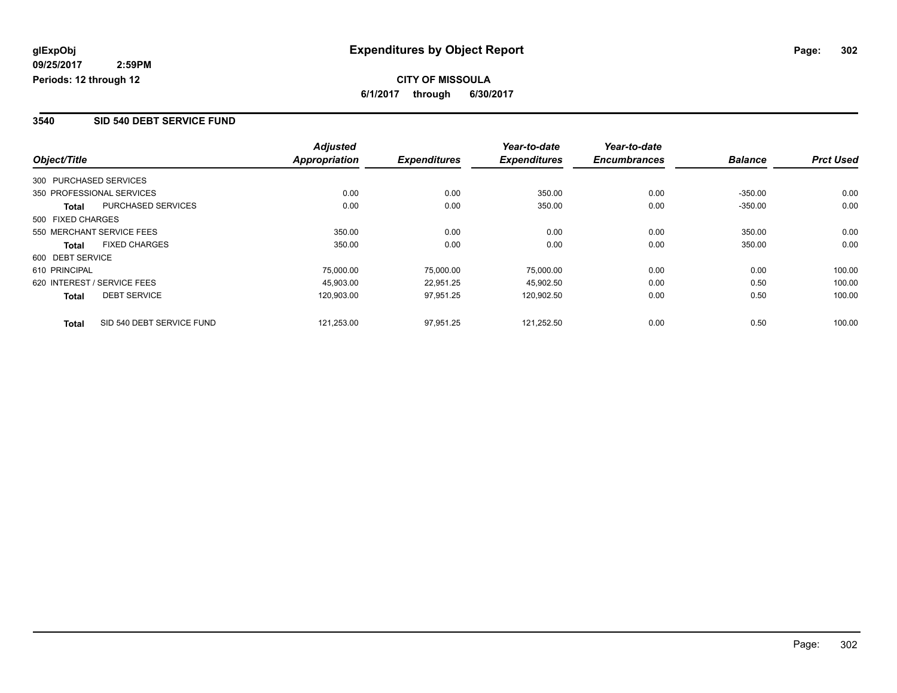glExpObj
09/25/2017 2:59PM
Periods: 12 through 12

# Expenditures by Object Report

**CITY OF MISSOULA**
**6/1/2017 through 6/30/2017**

## 3540 SID 540 DEBT SERVICE FUND

| Object/Title | | Adjusted Appropriation | Expenditures | Year-to-date Expenditures | Year-to-date Encumbrances | Balance | Prct Used |
|---|---|---|---|---|---|---|---|
| 300 PURCHASED SERVICES | | | | | | | |
| 350 PROFESSIONAL SERVICES | | 0.00 | 0.00 | 350.00 | 0.00 | -350.00 | 0.00 |
| **Total** | PURCHASED SERVICES | 0.00 | 0.00 | 350.00 | 0.00 | -350.00 | 0.00 |
| 500 FIXED CHARGES | | | | | | | |
| 550 MERCHANT SERVICE FEES | | 350.00 | 0.00 | 0.00 | 0.00 | 350.00 | 0.00 |
| **Total** | FIXED CHARGES | 350.00 | 0.00 | 0.00 | 0.00 | 350.00 | 0.00 |
| 600 DEBT SERVICE | | | | | | | |
| 610 PRINCIPAL | | 75,000.00 | 75,000.00 | 75,000.00 | 0.00 | 0.00 | 100.00 |
| 620 INTEREST / SERVICE FEES | | 45,903.00 | 22,951.25 | 45,902.50 | 0.00 | 0.50 | 100.00 |
| **Total** | DEBT SERVICE | 120,903.00 | 97,951.25 | 120,902.50 | 0.00 | 0.50 | 100.00 |
| **Total** | SID 540 DEBT SERVICE FUND | 121,253.00 | 97,951.25 | 121,252.50 | 0.00 | 0.50 | 100.00 |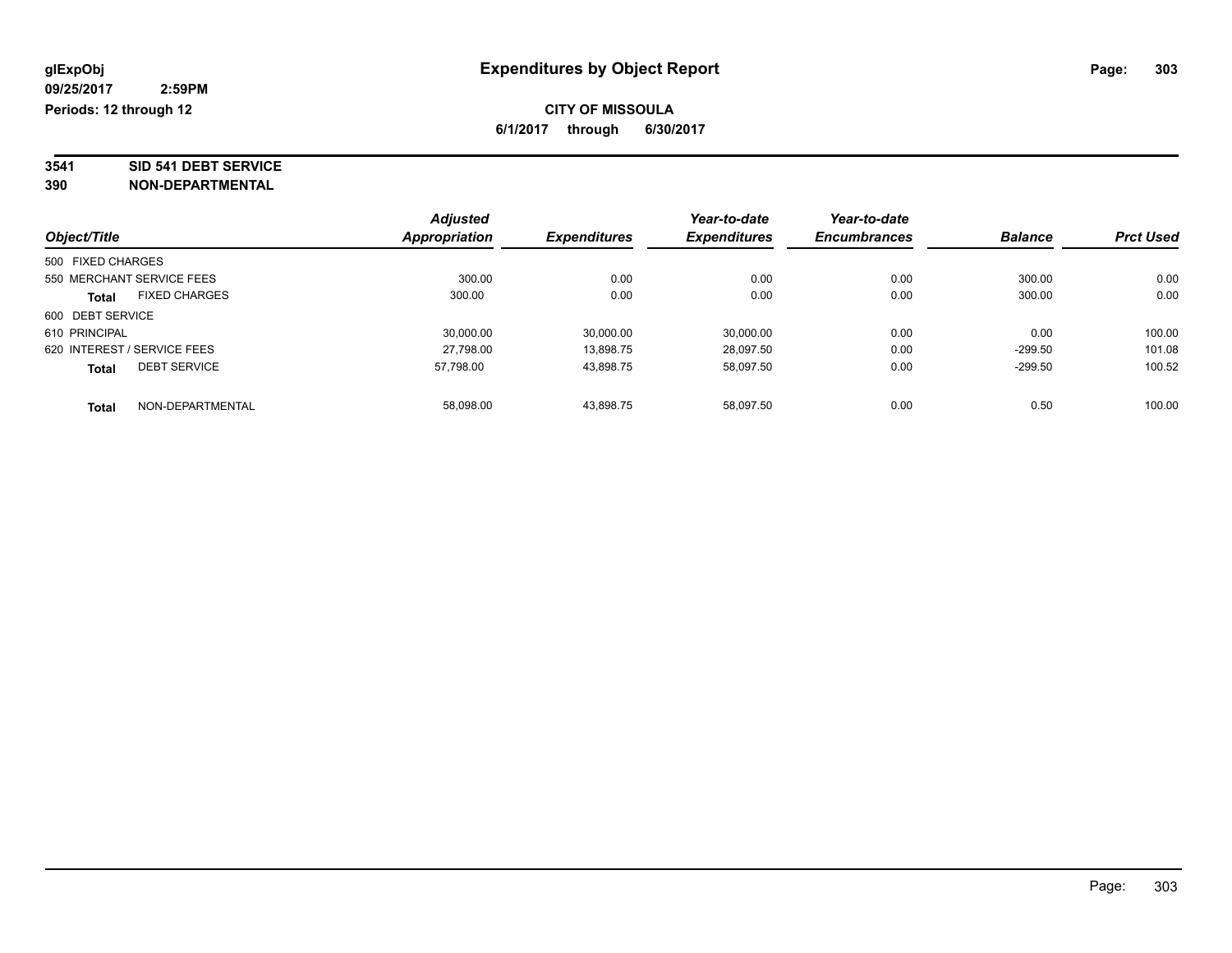# Expenditures by Object Report

glExpObj
09/25/2017 2:59PM
Periods: 12 through 12

**CITY OF MISSOULA**
**6/1/2017 through 6/30/2017**

**3541 SID 541 DEBT SERVICE**
**390 NON-DEPARTMENTAL**

| Object/Title | Adjusted Appropriation | Expenditures | Year-to-date Expenditures | Year-to-date Encumbrances | Balance | Prct Used |
|---|---|---|---|---|---|---|
| 500 FIXED CHARGES | | | | | | |
| 550 MERCHANT SERVICE FEES | 300.00 | 0.00 | 0.00 | 0.00 | 300.00 | 0.00 |
| **Total** FIXED CHARGES | 300.00 | 0.00 | 0.00 | 0.00 | 300.00 | 0.00 |
| 600 DEBT SERVICE | | | | | | |
| 610 PRINCIPAL | 30,000.00 | 30,000.00 | 30,000.00 | 0.00 | 0.00 | 100.00 |
| 620 INTEREST / SERVICE FEES | 27,798.00 | 13,898.75 | 28,097.50 | 0.00 | -299.50 | 101.08 |
| **Total** DEBT SERVICE | 57,798.00 | 43,898.75 | 58,097.50 | 0.00 | -299.50 | 100.52 |
| **Total** NON-DEPARTMENTAL | 58,098.00 | 43,898.75 | 58,097.50 | 0.00 | 0.50 | 100.00 |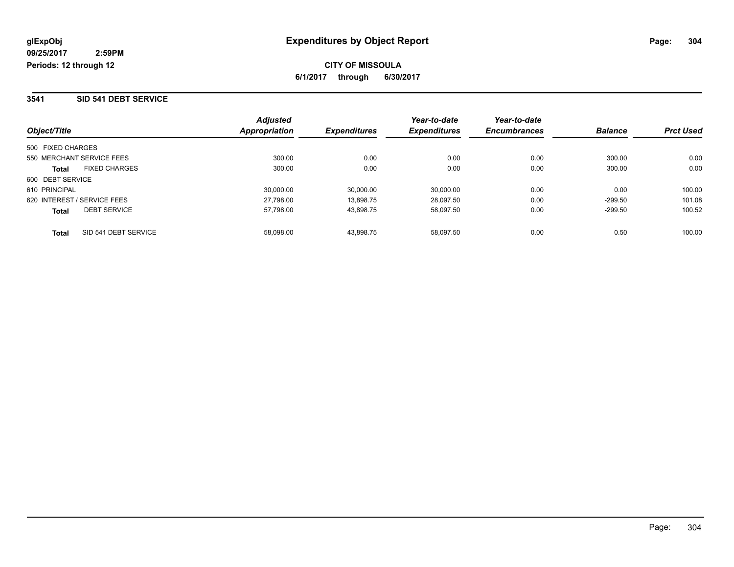**glExpObj**
**09/25/2017 2:59PM**
**Periods: 12 through 12**

# Expenditures by Object Report

**CITY OF MISSOULA**
**6/1/2017 through 6/30/2017**

## 3541 SID 541 DEBT SERVICE

| Object/Title | | Adjusted Appropriation | Expenditures | Year-to-date Expenditures | Year-to-date Encumbrances | Balance | Prct Used |
|---|---|---|---|---|---|---|---|
| 500 FIXED CHARGES | | | | | | | |
| 550 MERCHANT SERVICE FEES | | 300.00 | 0.00 | 0.00 | 0.00 | 300.00 | 0.00 |
| **Total** | FIXED CHARGES | 300.00 | 0.00 | 0.00 | 0.00 | 300.00 | 0.00 |
| 600 DEBT SERVICE | | | | | | | |
| 610 PRINCIPAL | | 30,000.00 | 30,000.00 | 30,000.00 | 0.00 | 0.00 | 100.00 |
| 620 INTEREST / SERVICE FEES | | 27,798.00 | 13,898.75 | 28,097.50 | 0.00 | -299.50 | 101.08 |
| **Total** | DEBT SERVICE | 57,798.00 | 43,898.75 | 58,097.50 | 0.00 | -299.50 | 100.52 |
| **Total** | SID 541 DEBT SERVICE | 58,098.00 | 43,898.75 | 58,097.50 | 0.00 | 0.50 | 100.00 |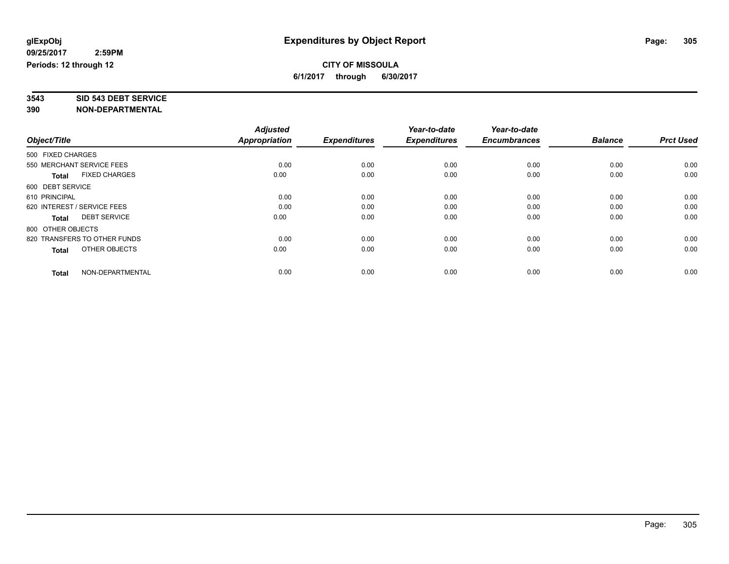**glExpObj**
**09/25/2017 2:59PM**
**Periods: 12 through 12**

# Expenditures by Object Report

**CITY OF MISSOULA**
**6/1/2017 through 6/30/2017**

**3543 SID 543 DEBT SERVICE**
**390 NON-DEPARTMENTAL**

| Object/Title | Adjusted Appropriation | Expenditures | Year-to-date Expenditures | Year-to-date Encumbrances | Balance | Prct Used |
|---|---|---|---|---|---|---|
| 500 FIXED CHARGES | | | | | | |
| 550 MERCHANT SERVICE FEES | 0.00 | 0.00 | 0.00 | 0.00 | 0.00 | 0.00 |
| **Total** FIXED CHARGES | 0.00 | 0.00 | 0.00 | 0.00 | 0.00 | 0.00 |
| 600 DEBT SERVICE | | | | | | |
| 610 PRINCIPAL | 0.00 | 0.00 | 0.00 | 0.00 | 0.00 | 0.00 |
| 620 INTEREST / SERVICE FEES | 0.00 | 0.00 | 0.00 | 0.00 | 0.00 | 0.00 |
| **Total** DEBT SERVICE | 0.00 | 0.00 | 0.00 | 0.00 | 0.00 | 0.00 |
| 800 OTHER OBJECTS | | | | | | |
| 820 TRANSFERS TO OTHER FUNDS | 0.00 | 0.00 | 0.00 | 0.00 | 0.00 | 0.00 |
| **Total** OTHER OBJECTS | 0.00 | 0.00 | 0.00 | 0.00 | 0.00 | 0.00 |
| **Total** NON-DEPARTMENTAL | 0.00 | 0.00 | 0.00 | 0.00 | 0.00 | 0.00 |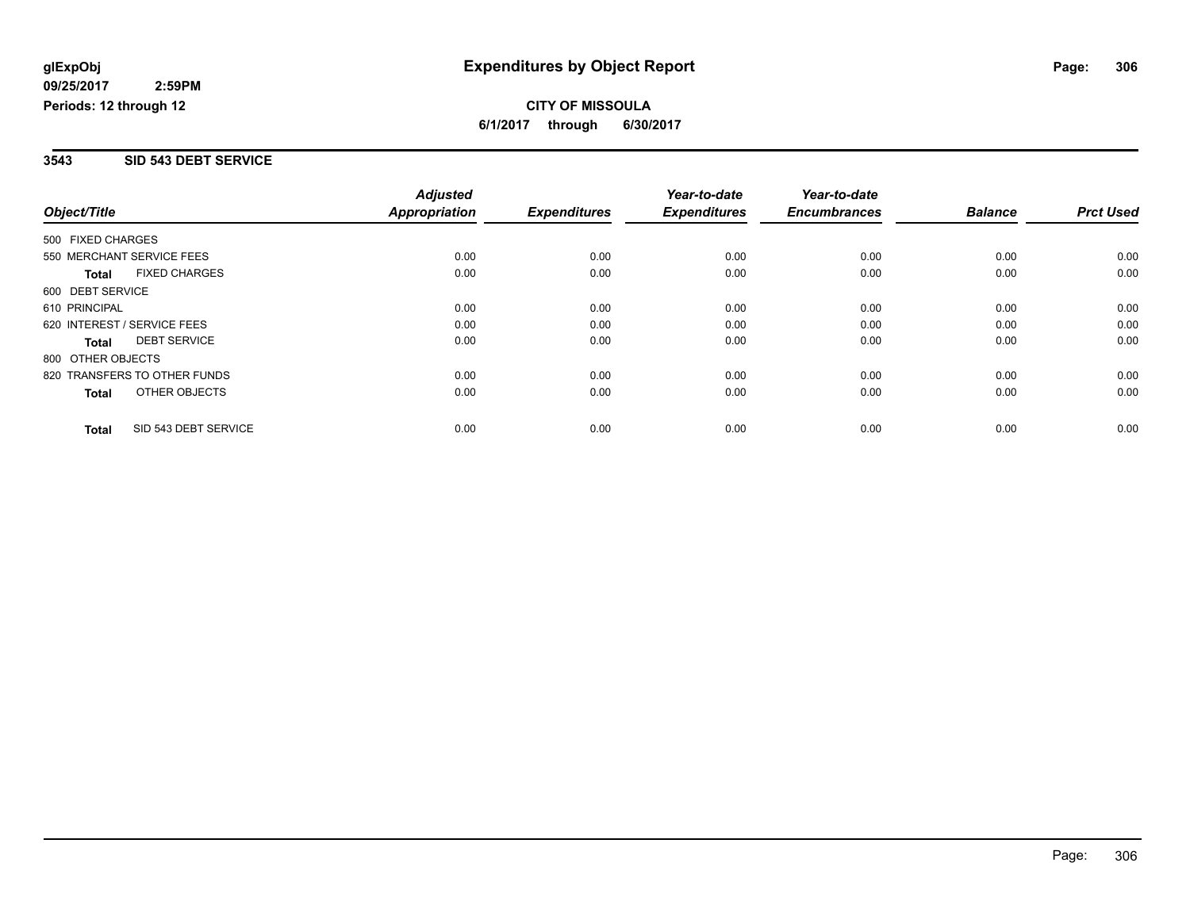**glExpObj** 
**09/25/2017 2:59PM** 
**Periods: 12 through 12**

# Expenditures by Object Report

**CITY OF MISSOULA**
**6/1/2017 through 6/30/2017**

## 3543 SID 543 DEBT SERVICE

| Object/Title | Adjusted Appropriation | Expenditures | Year-to-date Expenditures | Year-to-date Encumbrances | Balance | Prct Used |
|---|---|---|---|---|---|---|
| 500 FIXED CHARGES | | | | | | |
| 550 MERCHANT SERVICE FEES | 0.00 | 0.00 | 0.00 | 0.00 | 0.00 | 0.00 |
| **Total** FIXED CHARGES | 0.00 | 0.00 | 0.00 | 0.00 | 0.00 | 0.00 |
| 600 DEBT SERVICE | | | | | | |
| 610 PRINCIPAL | 0.00 | 0.00 | 0.00 | 0.00 | 0.00 | 0.00 |
| 620 INTEREST / SERVICE FEES | 0.00 | 0.00 | 0.00 | 0.00 | 0.00 | 0.00 |
| **Total** DEBT SERVICE | 0.00 | 0.00 | 0.00 | 0.00 | 0.00 | 0.00 |
| 800 OTHER OBJECTS | | | | | | |
| 820 TRANSFERS TO OTHER FUNDS | 0.00 | 0.00 | 0.00 | 0.00 | 0.00 | 0.00 |
| **Total** OTHER OBJECTS | 0.00 | 0.00 | 0.00 | 0.00 | 0.00 | 0.00 |
| **Total** SID 543 DEBT SERVICE | 0.00 | 0.00 | 0.00 | 0.00 | 0.00 | 0.00 |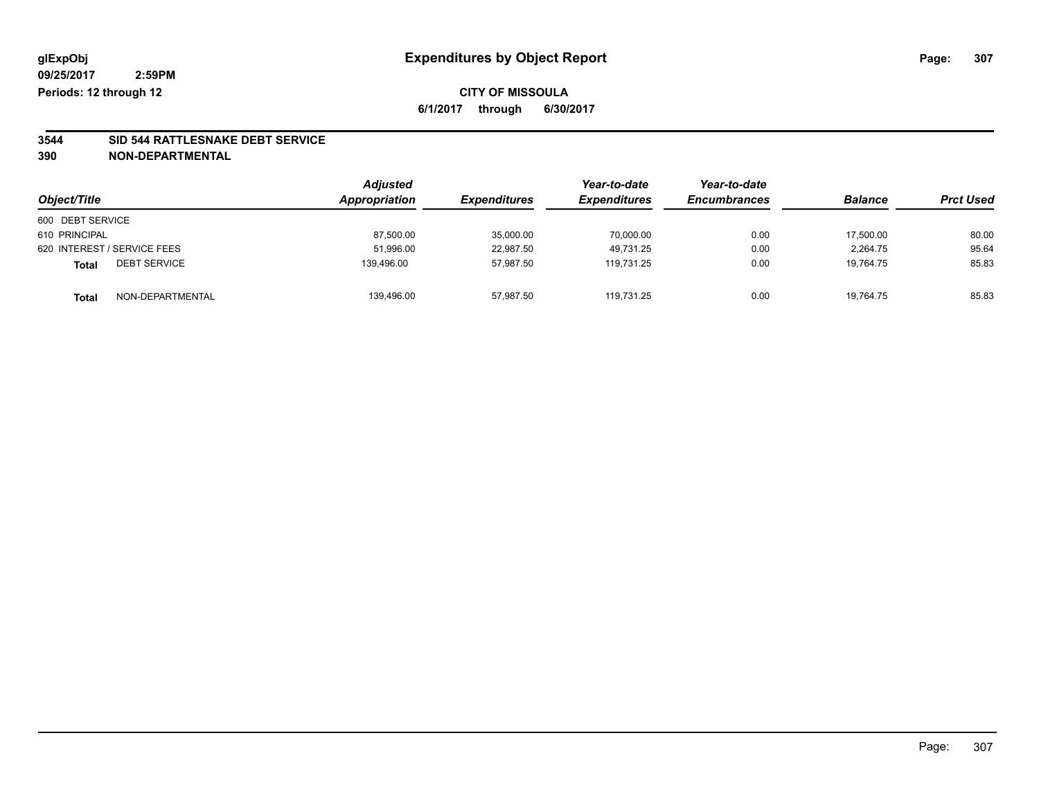glExpObj
09/25/2017 2:59PM
Periods: 12 through 12

# Expenditures by Object Report

**CITY OF MISSOULA**
**6/1/2017 through 6/30/2017**

**3544 SID 544 RATTLESNAKE DEBT SERVICE**
**390 NON-DEPARTMENTAL**

| Object/Title | Adjusted Appropriation | Expenditures | Year-to-date Expenditures | Year-to-date Encumbrances | Balance | Prct Used |
|---|---|---|---|---|---|---|
| 600 DEBT SERVICE | | | | | | |
| 610 PRINCIPAL | 87,500.00 | 35,000.00 | 70,000.00 | 0.00 | 17,500.00 | 80.00 |
| 620 INTEREST / SERVICE FEES | 51,996.00 | 22,987.50 | 49,731.25 | 0.00 | 2,264.75 | 95.64 |
| **Total** DEBT SERVICE | 139,496.00 | 57,987.50 | 119,731.25 | 0.00 | 19,764.75 | 85.83 |
| **Total** NON-DEPARTMENTAL | 139,496.00 | 57,987.50 | 119,731.25 | 0.00 | 19,764.75 | 85.83 |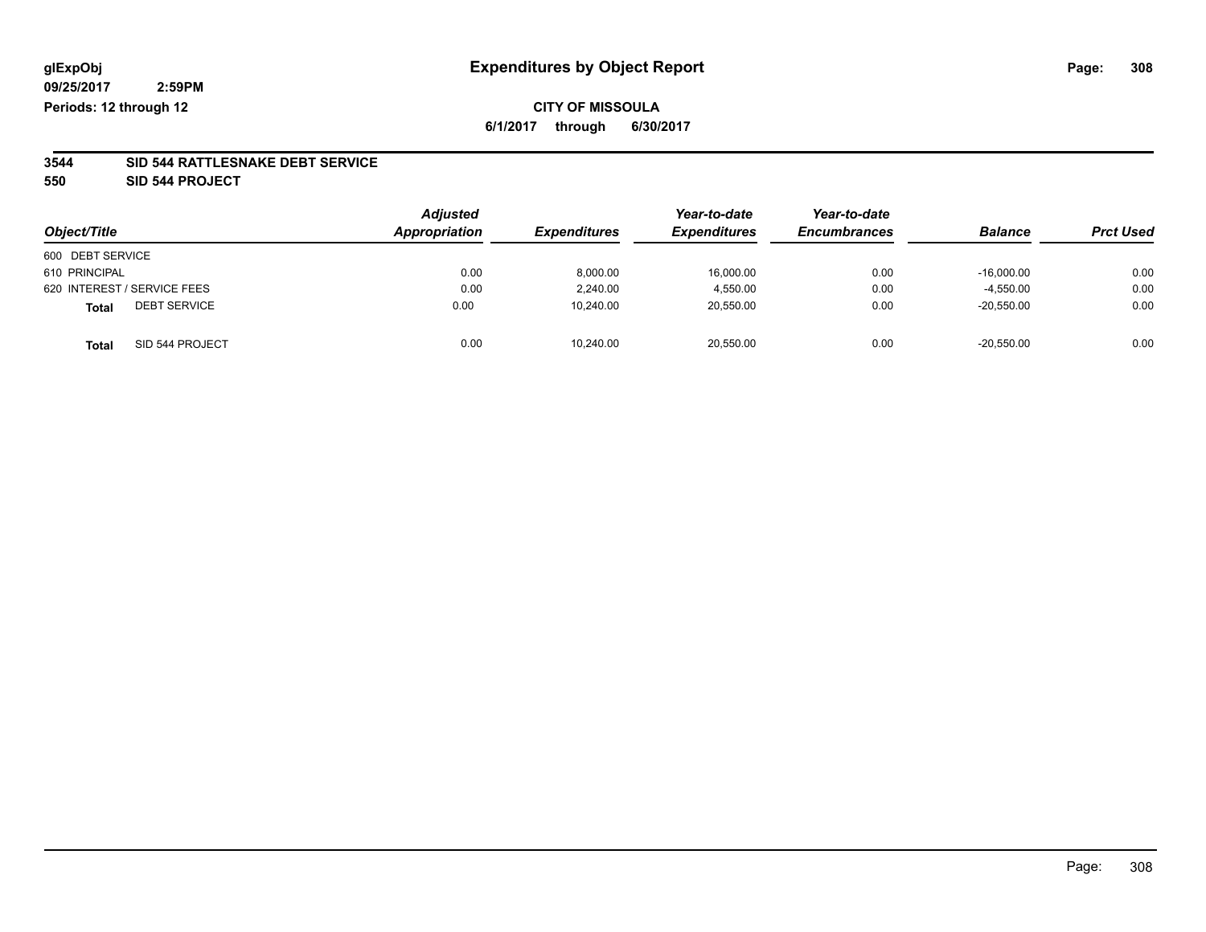glExpObj
09/25/2017 2:59PM
Periods: 12 through 12

# Expenditures by Object Report

**CITY OF MISSOULA**

**6/1/2017 through 6/30/2017**

**3544 SID 544 RATTLESNAKE DEBT SERVICE**

**550 SID 544 PROJECT**

| Object/Title | Adjusted Appropriation | Expenditures | Year-to-date Expenditures | Year-to-date Encumbrances | Balance | Prct Used |
|---|---|---|---|---|---|---|
| 600 DEBT SERVICE | | | | | | |
| 610 PRINCIPAL | 0.00 | 8,000.00 | 16,000.00 | 0.00 | -16,000.00 | 0.00 |
| 620 INTEREST / SERVICE FEES | 0.00 | 2,240.00 | 4,550.00 | 0.00 | -4,550.00 | 0.00 |
| **Total** DEBT SERVICE | 0.00 | 10,240.00 | 20,550.00 | 0.00 | -20,550.00 | 0.00 |
| **Total** SID 544 PROJECT | 0.00 | 10,240.00 | 20,550.00 | 0.00 | -20,550.00 | 0.00 |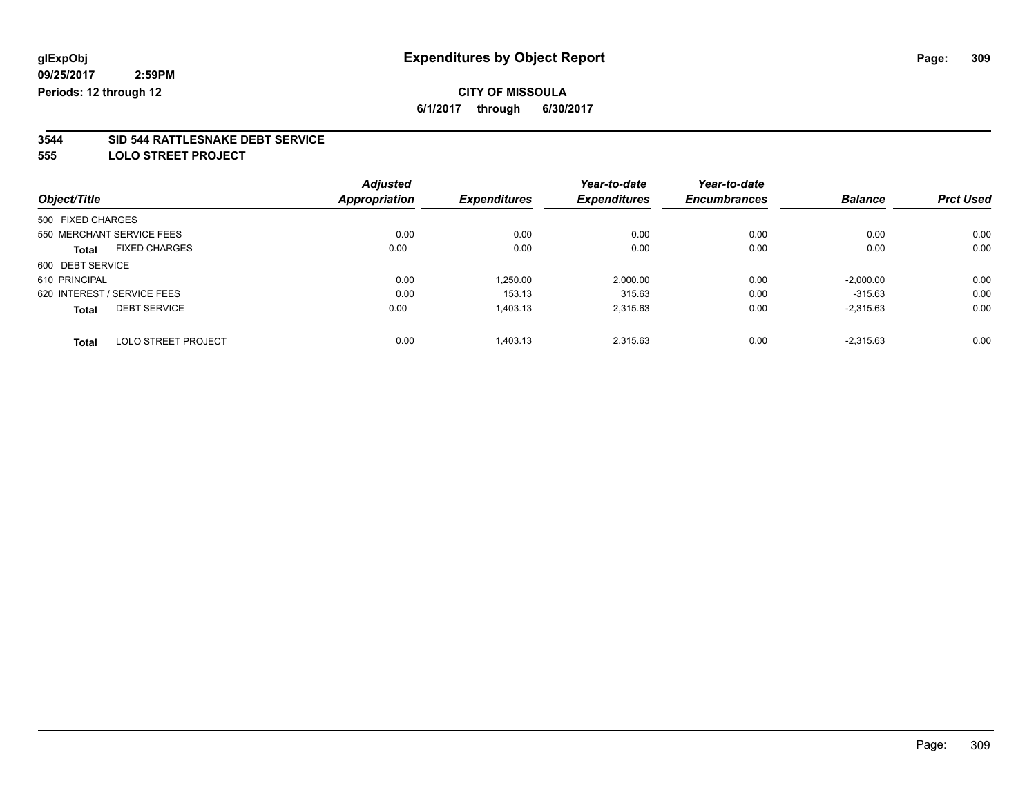glExpObj
09/25/2017 2:59PM
Periods: 12 through 12

# Expenditures by Object Report

**CITY OF MISSOULA**

**6/1/2017 through 6/30/2017**

## 3544 SID 544 RATTLESNAKE DEBT SERVICE
## 555 LOLO STREET PROJECT

| Object/Title | Adjusted Appropriation | Expenditures | Year-to-date Expenditures | Year-to-date Encumbrances | Balance | Prct Used |
|---|---|---|---|---|---|---|
| 500 FIXED CHARGES | | | | | | |
| 550 MERCHANT SERVICE FEES | 0.00 | 0.00 | 0.00 | 0.00 | 0.00 | 0.00 |
| **Total** FIXED CHARGES | 0.00 | 0.00 | 0.00 | 0.00 | 0.00 | 0.00 |
| 600 DEBT SERVICE | | | | | | |
| 610 PRINCIPAL | 0.00 | 1,250.00 | 2,000.00 | 0.00 | -2,000.00 | 0.00 |
| 620 INTEREST / SERVICE FEES | 0.00 | 153.13 | 315.63 | 0.00 | -315.63 | 0.00 |
| **Total** DEBT SERVICE | 0.00 | 1,403.13 | 2,315.63 | 0.00 | -2,315.63 | 0.00 |
| **Total** LOLO STREET PROJECT | 0.00 | 1,403.13 | 2,315.63 | 0.00 | -2,315.63 | 0.00 |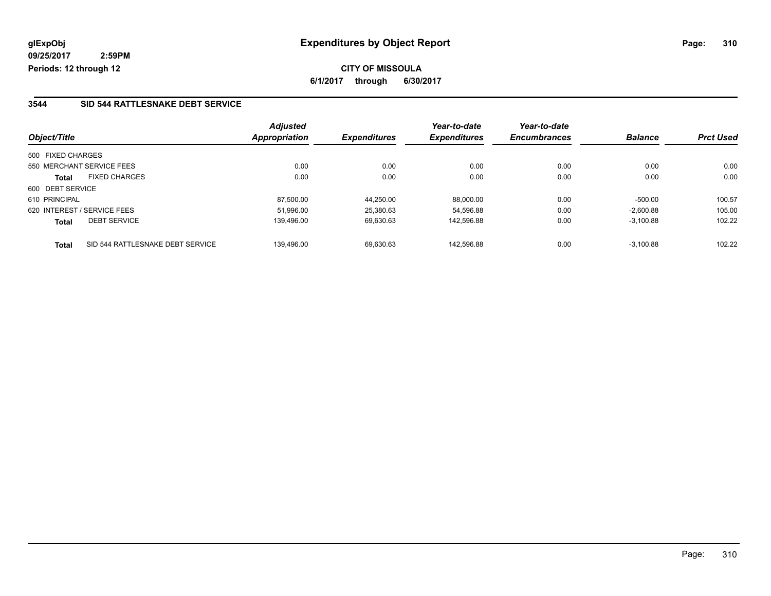**glExpObj** **Expenditures by Object Report**

**09/25/2017 2:59PM**

**Periods: 12 through 12**

**CITY OF MISSOULA**

**6/1/2017 through 6/30/2017**

## 3544 SID 544 RATTLESNAKE DEBT SERVICE

| Object/Title | | Adjusted Appropriation | Expenditures | Year-to-date Expenditures | Year-to-date Encumbrances | Balance | Prct Used |
|---|---|---|---|---|---|---|---|
| 500 FIXED CHARGES | | | | | | | |
| 550 MERCHANT SERVICE FEES | | 0.00 | 0.00 | 0.00 | 0.00 | 0.00 | 0.00 |
| **Total** | FIXED CHARGES | 0.00 | 0.00 | 0.00 | 0.00 | 0.00 | 0.00 |
| 600 DEBT SERVICE | | | | | | | |
| 610 PRINCIPAL | | 87,500.00 | 44,250.00 | 88,000.00 | 0.00 | -500.00 | 100.57 |
| 620 INTEREST / SERVICE FEES | | 51,996.00 | 25,380.63 | 54,596.88 | 0.00 | -2,600.88 | 105.00 |
| **Total** | DEBT SERVICE | 139,496.00 | 69,630.63 | 142,596.88 | 0.00 | -3,100.88 | 102.22 |
| **Total** | SID 544 RATTLESNAKE DEBT SERVICE | 139,496.00 | 69,630.63 | 142,596.88 | 0.00 | -3,100.88 | 102.22 |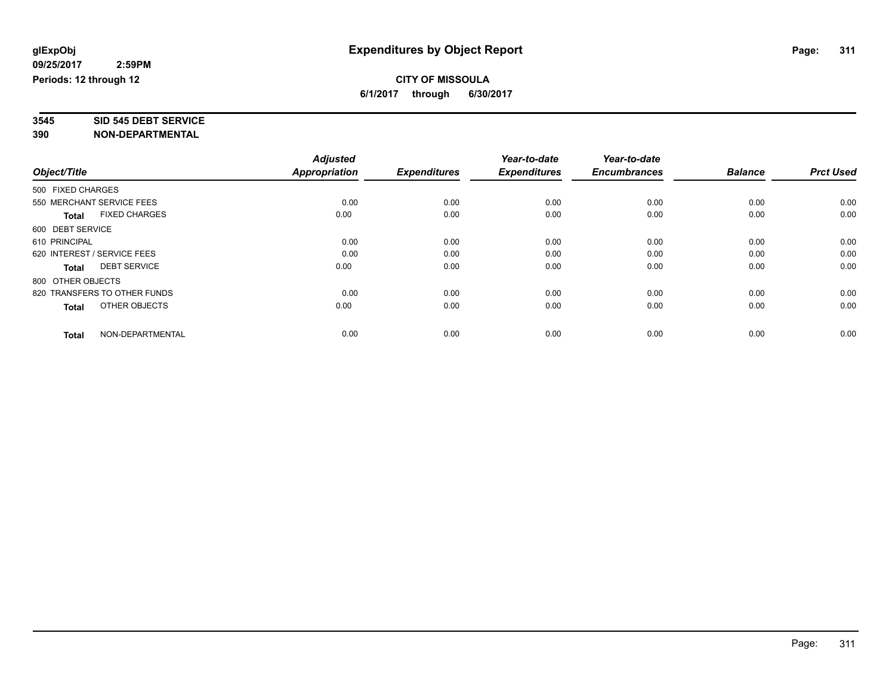**glExpObj** **Expenditures by Object Report**

**09/25/2017 2:59PM**

**Periods: 12 through 12**

**CITY OF MISSOULA**

**6/1/2017 through 6/30/2017**

**3545 SID 545 DEBT SERVICE**

**390 NON-DEPARTMENTAL**

| Object/Title | Adjusted Appropriation | Expenditures | Year-to-date Expenditures | Year-to-date Encumbrances | Balance | Prct Used |
|---|---|---|---|---|---|---|
| 500 FIXED CHARGES | | | | | | |
| 550 MERCHANT SERVICE FEES | 0.00 | 0.00 | 0.00 | 0.00 | 0.00 | 0.00 |
| **Total** FIXED CHARGES | 0.00 | 0.00 | 0.00 | 0.00 | 0.00 | 0.00 |
| 600 DEBT SERVICE | | | | | | |
| 610 PRINCIPAL | 0.00 | 0.00 | 0.00 | 0.00 | 0.00 | 0.00 |
| 620 INTEREST / SERVICE FEES | 0.00 | 0.00 | 0.00 | 0.00 | 0.00 | 0.00 |
| **Total** DEBT SERVICE | 0.00 | 0.00 | 0.00 | 0.00 | 0.00 | 0.00 |
| 800 OTHER OBJECTS | | | | | | |
| 820 TRANSFERS TO OTHER FUNDS | 0.00 | 0.00 | 0.00 | 0.00 | 0.00 | 0.00 |
| **Total** OTHER OBJECTS | 0.00 | 0.00 | 0.00 | 0.00 | 0.00 | 0.00 |
| **Total** NON-DEPARTMENTAL | 0.00 | 0.00 | 0.00 | 0.00 | 0.00 | 0.00 |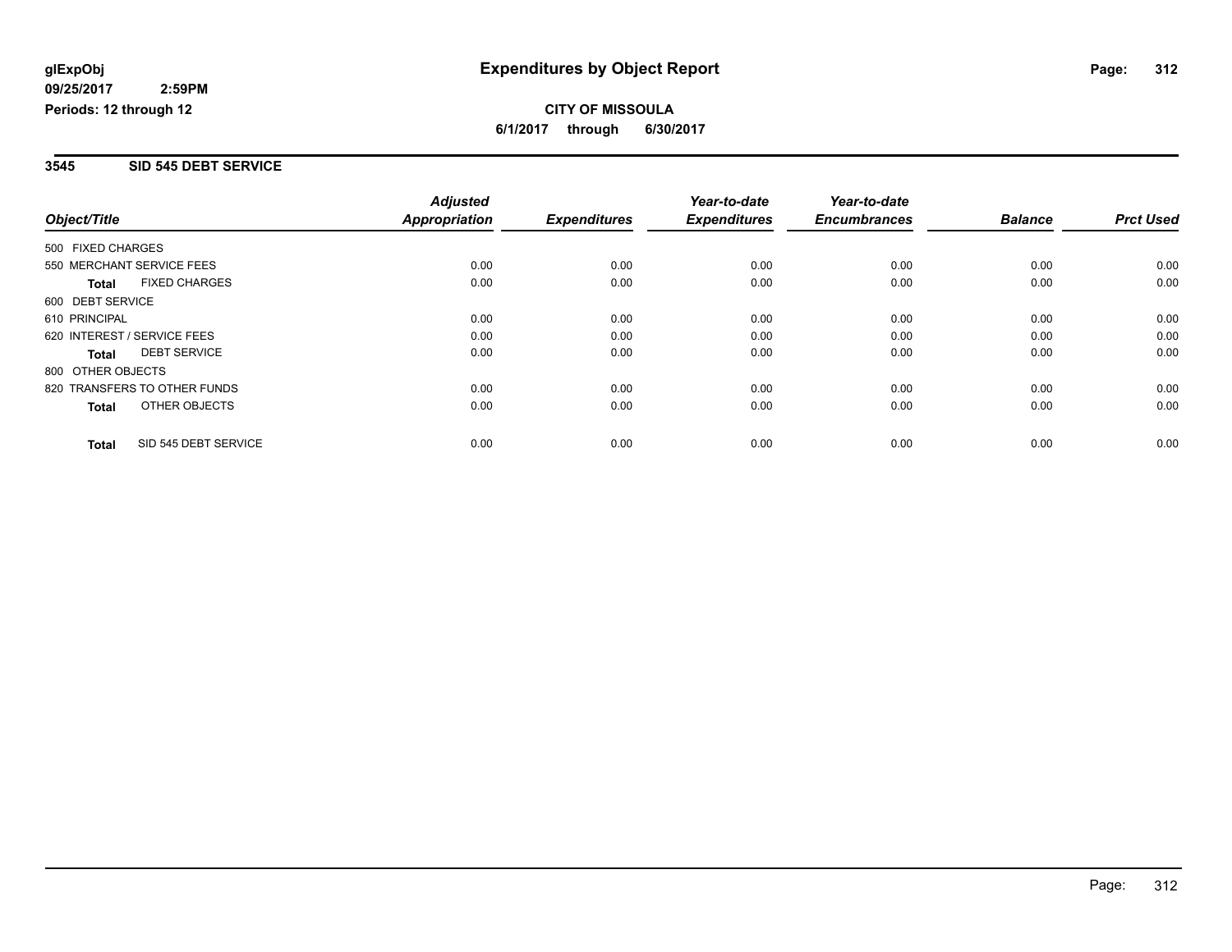**glExpObj** 
**09/25/2017 2:59PM** 
**Periods: 12 through 12**

# Expenditures by Object Report

**CITY OF MISSOULA** 
**6/1/2017 through 6/30/2017**

## 3545 SID 545 DEBT SERVICE

| Object/Title | Adjusted Appropriation | Expenditures | Year-to-date Expenditures | Year-to-date Encumbrances | Balance | Prct Used |
|---|---|---|---|---|---|---|
| 500 FIXED CHARGES | | | | | | |
| 550 MERCHANT SERVICE FEES | 0.00 | 0.00 | 0.00 | 0.00 | 0.00 | 0.00 |
| **Total** FIXED CHARGES | 0.00 | 0.00 | 0.00 | 0.00 | 0.00 | 0.00 |
| 600 DEBT SERVICE | | | | | | |
| 610 PRINCIPAL | 0.00 | 0.00 | 0.00 | 0.00 | 0.00 | 0.00 |
| 620 INTEREST / SERVICE FEES | 0.00 | 0.00 | 0.00 | 0.00 | 0.00 | 0.00 |
| **Total** DEBT SERVICE | 0.00 | 0.00 | 0.00 | 0.00 | 0.00 | 0.00 |
| 800 OTHER OBJECTS | | | | | | |
| 820 TRANSFERS TO OTHER FUNDS | 0.00 | 0.00 | 0.00 | 0.00 | 0.00 | 0.00 |
| **Total** OTHER OBJECTS | 0.00 | 0.00 | 0.00 | 0.00 | 0.00 | 0.00 |
| **Total** SID 545 DEBT SERVICE | 0.00 | 0.00 | 0.00 | 0.00 | 0.00 | 0.00 |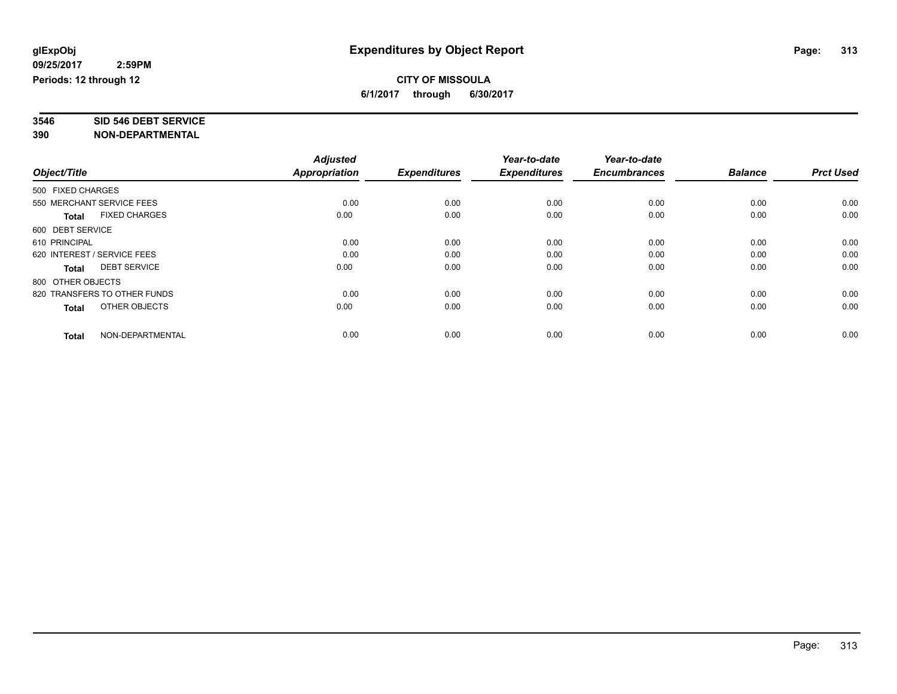**glExpObj**
**09/25/2017 2:59PM**
**Periods: 12 through 12**

# Expenditures by Object Report

**CITY OF MISSOULA**
**6/1/2017 through 6/30/2017**

**3546 SID 546 DEBT SERVICE**
**390 NON-DEPARTMENTAL**

| Object/Title | Adjusted Appropriation | Expenditures | Year-to-date Expenditures | Year-to-date Encumbrances | Balance | Prct Used |
|---|---|---|---|---|---|---|
| 500 FIXED CHARGES | | | | | | |
| 550 MERCHANT SERVICE FEES | 0.00 | 0.00 | 0.00 | 0.00 | 0.00 | 0.00 |
| **Total** FIXED CHARGES | 0.00 | 0.00 | 0.00 | 0.00 | 0.00 | 0.00 |
| 600 DEBT SERVICE | | | | | | |
| 610 PRINCIPAL | 0.00 | 0.00 | 0.00 | 0.00 | 0.00 | 0.00 |
| 620 INTEREST / SERVICE FEES | 0.00 | 0.00 | 0.00 | 0.00 | 0.00 | 0.00 |
| **Total** DEBT SERVICE | 0.00 | 0.00 | 0.00 | 0.00 | 0.00 | 0.00 |
| 800 OTHER OBJECTS | | | | | | |
| 820 TRANSFERS TO OTHER FUNDS | 0.00 | 0.00 | 0.00 | 0.00 | 0.00 | 0.00 |
| **Total** OTHER OBJECTS | 0.00 | 0.00 | 0.00 | 0.00 | 0.00 | 0.00 |
| **Total** NON-DEPARTMENTAL | 0.00 | 0.00 | 0.00 | 0.00 | 0.00 | 0.00 |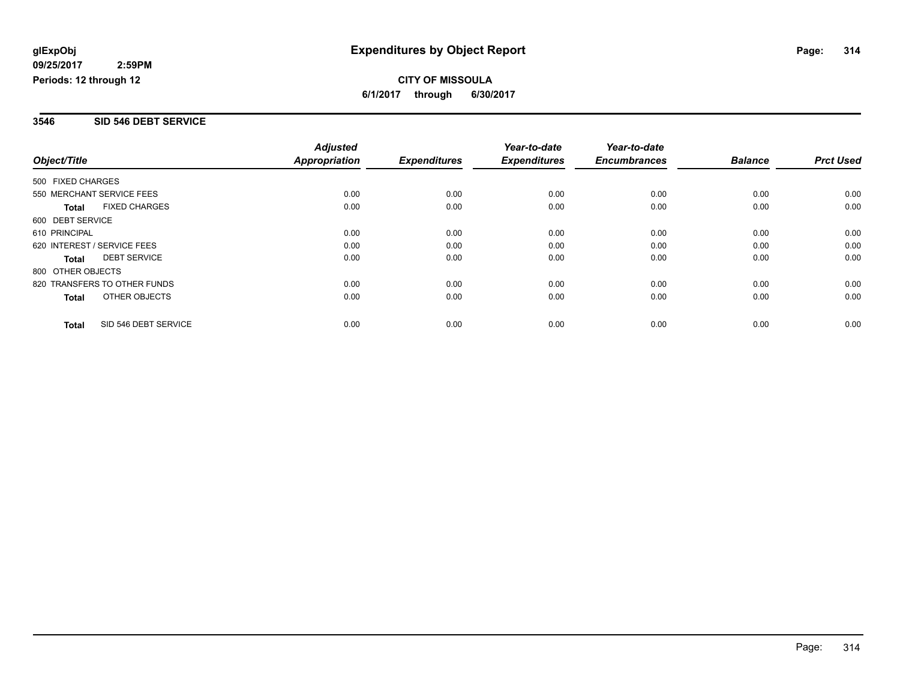**glExpObj** 
**09/25/2017 2:59PM** 
**Periods: 12 through 12**

# Expenditures by Object Report

**CITY OF MISSOULA** 
**6/1/2017 through 6/30/2017**

## 3546 SID 546 DEBT SERVICE

| Object/Title | Adjusted Appropriation | Expenditures | Year-to-date Expenditures | Year-to-date Encumbrances | Balance | Prct Used |
|---|---|---|---|---|---|---|
| 500 FIXED CHARGES | | | | | | |
| 550 MERCHANT SERVICE FEES | 0.00 | 0.00 | 0.00 | 0.00 | 0.00 | 0.00 |
| **Total** FIXED CHARGES | 0.00 | 0.00 | 0.00 | 0.00 | 0.00 | 0.00 |
| 600 DEBT SERVICE | | | | | | |
| 610 PRINCIPAL | 0.00 | 0.00 | 0.00 | 0.00 | 0.00 | 0.00 |
| 620 INTEREST / SERVICE FEES | 0.00 | 0.00 | 0.00 | 0.00 | 0.00 | 0.00 |
| **Total** DEBT SERVICE | 0.00 | 0.00 | 0.00 | 0.00 | 0.00 | 0.00 |
| 800 OTHER OBJECTS | | | | | | |
| 820 TRANSFERS TO OTHER FUNDS | 0.00 | 0.00 | 0.00 | 0.00 | 0.00 | 0.00 |
| **Total** OTHER OBJECTS | 0.00 | 0.00 | 0.00 | 0.00 | 0.00 | 0.00 |
| **Total** SID 546 DEBT SERVICE | 0.00 | 0.00 | 0.00 | 0.00 | 0.00 | 0.00 |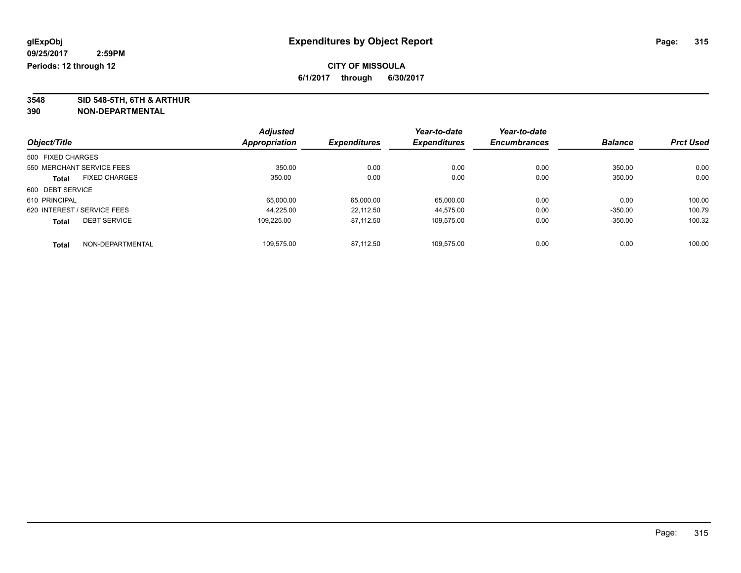# Expenditures by Object Report

glExpObj
09/25/2017 2:59PM
Periods: 12 through 12

**CITY OF MISSOULA**
**6/1/2017 through 6/30/2017**

**3548 SID 548-5TH, 6TH & ARTHUR**
**390 NON-DEPARTMENTAL**

| Object/Title | Adjusted Appropriation | Expenditures | Year-to-date Expenditures | Year-to-date Encumbrances | Balance | Prct Used |
|---|---|---|---|---|---|---|
| 500 FIXED CHARGES | | | | | | |
| 550 MERCHANT SERVICE FEES | 350.00 | 0.00 | 0.00 | 0.00 | 350.00 | 0.00 |
| **Total** FIXED CHARGES | 350.00 | 0.00 | 0.00 | 0.00 | 350.00 | 0.00 |
| 600 DEBT SERVICE | | | | | | |
| 610 PRINCIPAL | 65,000.00 | 65,000.00 | 65,000.00 | 0.00 | 0.00 | 100.00 |
| 620 INTEREST / SERVICE FEES | 44,225.00 | 22,112.50 | 44,575.00 | 0.00 | -350.00 | 100.79 |
| **Total** DEBT SERVICE | 109,225.00 | 87,112.50 | 109,575.00 | 0.00 | -350.00 | 100.32 |
| **Total** NON-DEPARTMENTAL | 109,575.00 | 87,112.50 | 109,575.00 | 0.00 | 0.00 | 100.00 |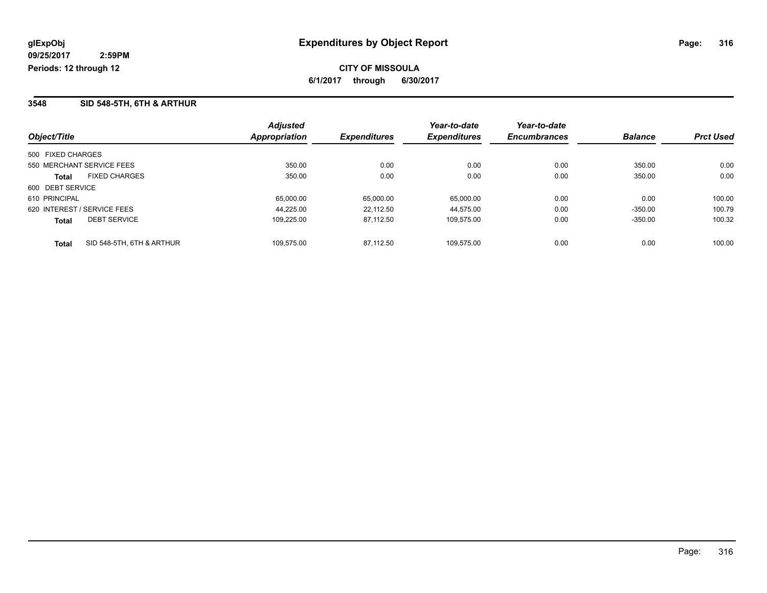**glExpObj**
**09/25/2017 2:59PM**
**Periods: 12 through 12**

# Expenditures by Object Report

**CITY OF MISSOULA**
**6/1/2017 through 6/30/2017**

## 3548 SID 548-5TH, 6TH & ARTHUR

| Object/Title | Adjusted Appropriation | Expenditures | Year-to-date Expenditures | Year-to-date Encumbrances | Balance | Prct Used |
|---|---|---|---|---|---|---|
| 500 FIXED CHARGES | | | | | | |
| 550 MERCHANT SERVICE FEES | 350.00 | 0.00 | 0.00 | 0.00 | 350.00 | 0.00 |
| **Total** FIXED CHARGES | 350.00 | 0.00 | 0.00 | 0.00 | 350.00 | 0.00 |
| 600 DEBT SERVICE | | | | | | |
| 610 PRINCIPAL | 65,000.00 | 65,000.00 | 65,000.00 | 0.00 | 0.00 | 100.00 |
| 620 INTEREST / SERVICE FEES | 44,225.00 | 22,112.50 | 44,575.00 | 0.00 | -350.00 | 100.79 |
| **Total** DEBT SERVICE | 109,225.00 | 87,112.50 | 109,575.00 | 0.00 | -350.00 | 100.32 |
| **Total** SID 548-5TH, 6TH & ARTHUR | 109,575.00 | 87,112.50 | 109,575.00 | 0.00 | 0.00 | 100.00 |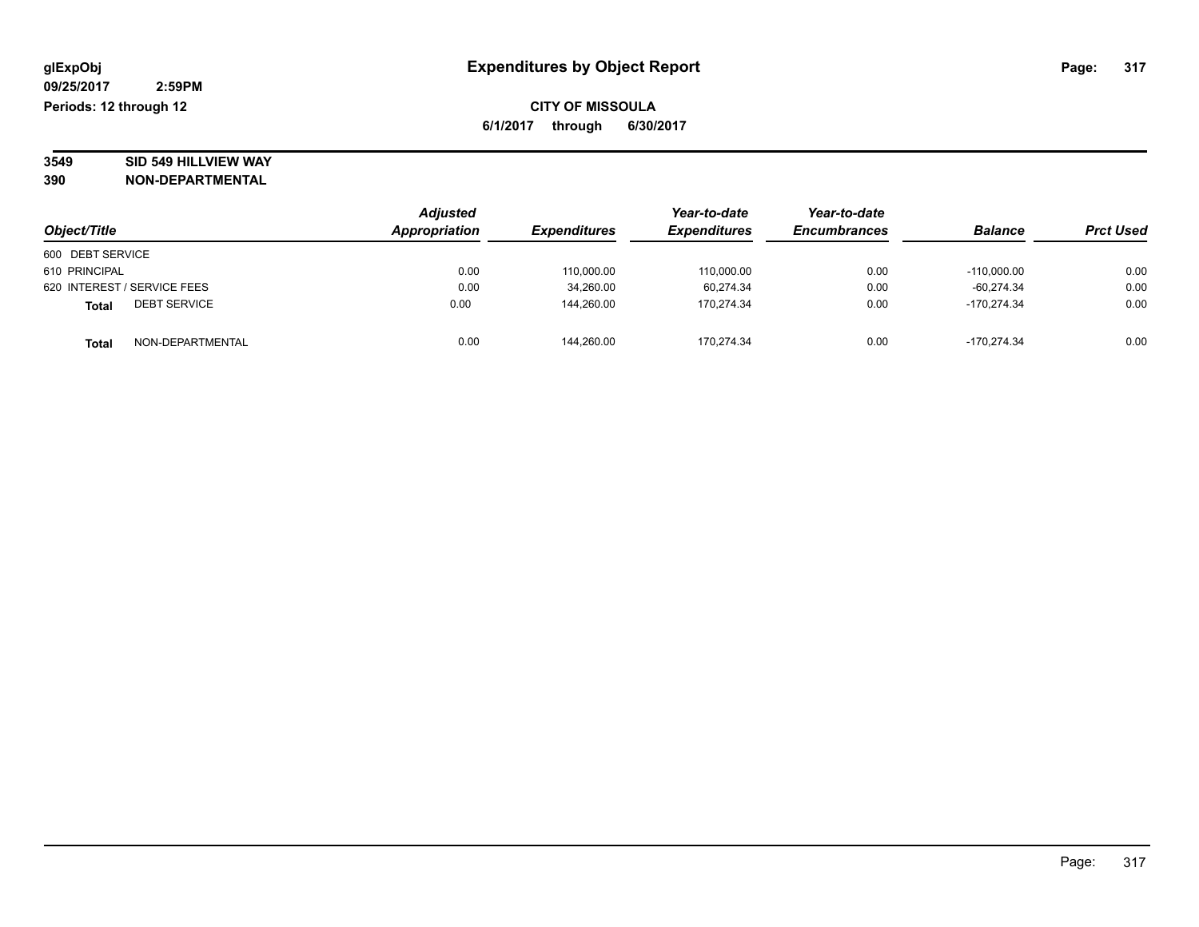**glExpObj**
**09/25/2017 2:59PM**
**Periods: 12 through 12**

# Expenditures by Object Report

**CITY OF MISSOULA**
**6/1/2017 through 6/30/2017**

**3549 SID 549 HILLVIEW WAY**
**390 NON-DEPARTMENTAL**

| Object/Title | Adjusted Appropriation | Expenditures | Year-to-date Expenditures | Year-to-date Encumbrances | Balance | Prct Used |
|---|---|---|---|---|---|---|
| 600 DEBT SERVICE | | | | | | |
| 610 PRINCIPAL | 0.00 | 110,000.00 | 110,000.00 | 0.00 | -110,000.00 | 0.00 |
| 620 INTEREST / SERVICE FEES | 0.00 | 34,260.00 | 60,274.34 | 0.00 | -60,274.34 | 0.00 |
| **Total** DEBT SERVICE | 0.00 | 144,260.00 | 170,274.34 | 0.00 | -170,274.34 | 0.00 |
| **Total** NON-DEPARTMENTAL | 0.00 | 144,260.00 | 170,274.34 | 0.00 | -170,274.34 | 0.00 |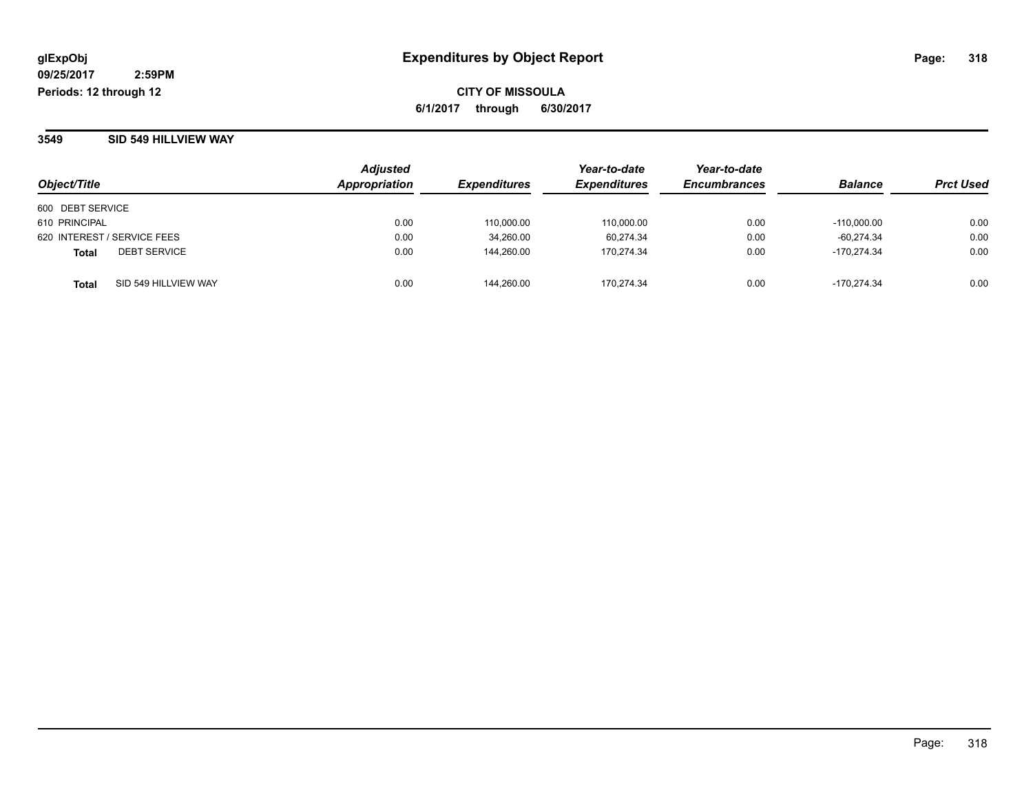glExpObj
09/25/2017 2:59PM
Periods: 12 through 12

# Expenditures by Object Report

**CITY OF MISSOULA**

**6/1/2017 through 6/30/2017**

### 3549 SID 549 HILLVIEW WAY

| Object/Title | Adjusted Appropriation | Expenditures | Year-to-date Expenditures | Year-to-date Encumbrances | Balance | Prct Used |
|---|---|---|---|---|---|---|
| 600 DEBT SERVICE | | | | | | |
| 610 PRINCIPAL | 0.00 | 110,000.00 | 110,000.00 | 0.00 | -110,000.00 | 0.00 |
| 620 INTEREST / SERVICE FEES | 0.00 | 34,260.00 | 60,274.34 | 0.00 | -60,274.34 | 0.00 |
| **Total** DEBT SERVICE | 0.00 | 144,260.00 | 170,274.34 | 0.00 | -170,274.34 | 0.00 |
| **Total** SID 549 HILLVIEW WAY | 0.00 | 144,260.00 | 170,274.34 | 0.00 | -170,274.34 | 0.00 |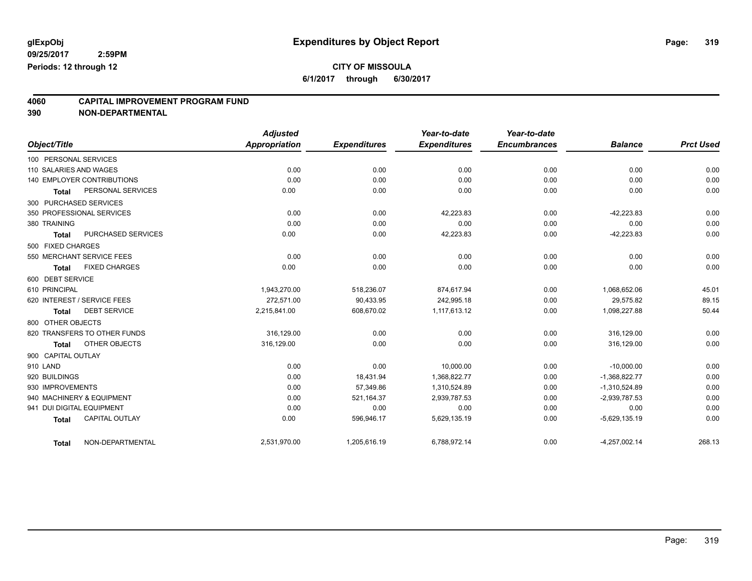# Expenditures by Object Report

glExpObj
09/25/2017 2:59PM
Periods: 12 through 12

**CITY OF MISSOULA**
6/1/2017 through 6/30/2017

## 4060 CAPITAL IMPROVEMENT PROGRAM FUND
## 390 NON-DEPARTMENTAL

| Object/Title | Adjusted Appropriation | Expenditures | Year-to-date Expenditures | Year-to-date Encumbrances | Balance | Prct Used |
|---|---|---|---|---|---|---|
| 100 PERSONAL SERVICES | | | | | | |
| 110 SALARIES AND WAGES | 0.00 | 0.00 | 0.00 | 0.00 | 0.00 | 0.00 |
| 140 EMPLOYER CONTRIBUTIONS | 0.00 | 0.00 | 0.00 | 0.00 | 0.00 | 0.00 |
| **Total** PERSONAL SERVICES | 0.00 | 0.00 | 0.00 | 0.00 | 0.00 | 0.00 |
| 300 PURCHASED SERVICES | | | | | | |
| 350 PROFESSIONAL SERVICES | 0.00 | 0.00 | 42,223.83 | 0.00 | -42,223.83 | 0.00 |
| 380 TRAINING | 0.00 | 0.00 | 0.00 | 0.00 | 0.00 | 0.00 |
| **Total** PURCHASED SERVICES | 0.00 | 0.00 | 42,223.83 | 0.00 | -42,223.83 | 0.00 |
| 500 FIXED CHARGES | | | | | | |
| 550 MERCHANT SERVICE FEES | 0.00 | 0.00 | 0.00 | 0.00 | 0.00 | 0.00 |
| **Total** FIXED CHARGES | 0.00 | 0.00 | 0.00 | 0.00 | 0.00 | 0.00 |
| 600 DEBT SERVICE | | | | | | |
| 610 PRINCIPAL | 1,943,270.00 | 518,236.07 | 874,617.94 | 0.00 | 1,068,652.06 | 45.01 |
| 620 INTEREST / SERVICE FEES | 272,571.00 | 90,433.95 | 242,995.18 | 0.00 | 29,575.82 | 89.15 |
| **Total** DEBT SERVICE | 2,215,841.00 | 608,670.02 | 1,117,613.12 | 0.00 | 1,098,227.88 | 50.44 |
| 800 OTHER OBJECTS | | | | | | |
| 820 TRANSFERS TO OTHER FUNDS | 316,129.00 | 0.00 | 0.00 | 0.00 | 316,129.00 | 0.00 |
| **Total** OTHER OBJECTS | 316,129.00 | 0.00 | 0.00 | 0.00 | 316,129.00 | 0.00 |
| 900 CAPITAL OUTLAY | | | | | | |
| 910 LAND | 0.00 | 0.00 | 10,000.00 | 0.00 | -10,000.00 | 0.00 |
| 920 BUILDINGS | 0.00 | 18,431.94 | 1,368,822.77 | 0.00 | -1,368,822.77 | 0.00 |
| 930 IMPROVEMENTS | 0.00 | 57,349.86 | 1,310,524.89 | 0.00 | -1,310,524.89 | 0.00 |
| 940 MACHINERY & EQUIPMENT | 0.00 | 521,164.37 | 2,939,787.53 | 0.00 | -2,939,787.53 | 0.00 |
| 941 DUI DIGITAL EQUIPMENT | 0.00 | 0.00 | 0.00 | 0.00 | 0.00 | 0.00 |
| **Total** CAPITAL OUTLAY | 0.00 | 596,946.17 | 5,629,135.19 | 0.00 | -5,629,135.19 | 0.00 |
| **Total** NON-DEPARTMENTAL | 2,531,970.00 | 1,205,616.19 | 6,788,972.14 | 0.00 | -4,257,002.14 | 268.13 |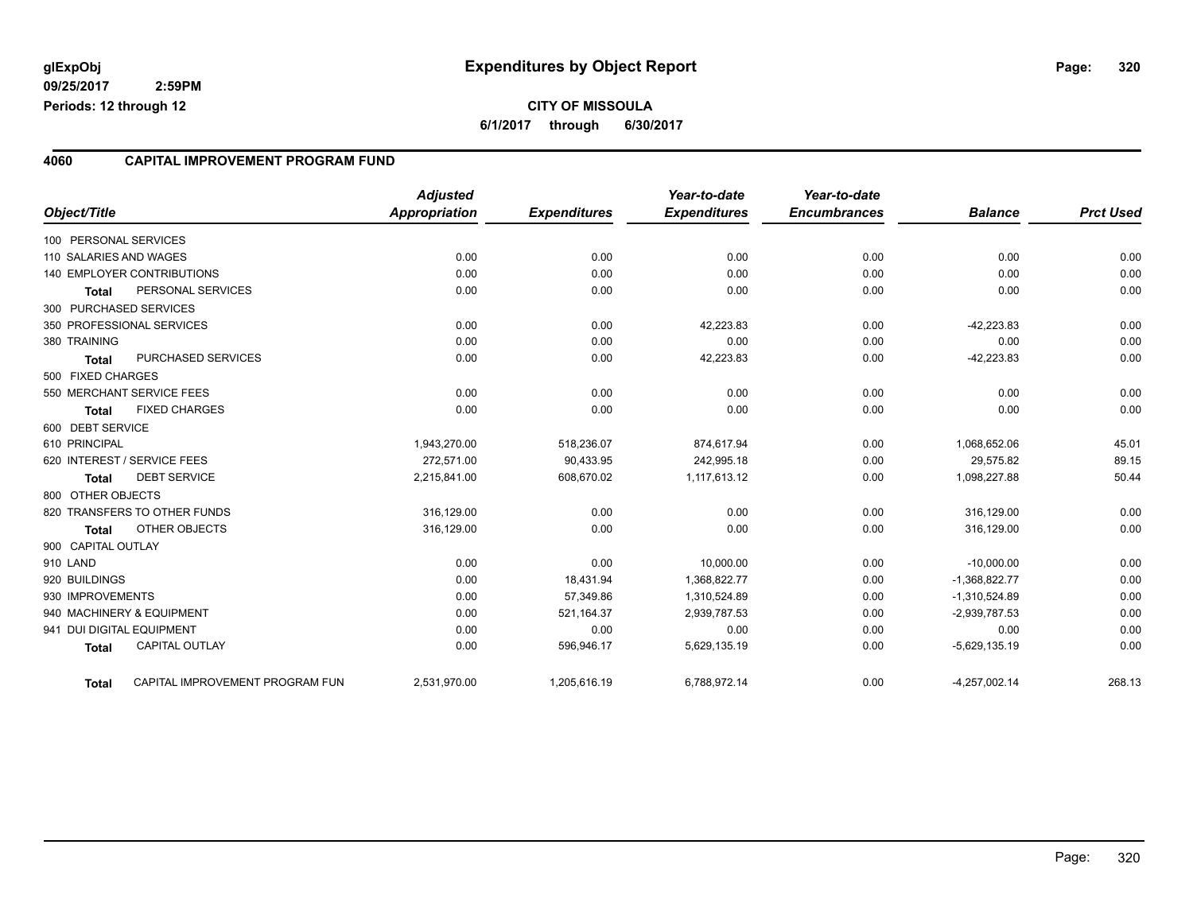**glExpObj** **Expenditures by Object Report**

**09/25/2017 2:59PM**

**Periods: 12 through 12**

**CITY OF MISSOULA**

**6/1/2017 through 6/30/2017**

## 4060 CAPITAL IMPROVEMENT PROGRAM FUND

| Object/Title | | Adjusted Appropriation | Expenditures | Year-to-date Expenditures | Year-to-date Encumbrances | Balance | Prct Used |
|---|---|---|---|---|---|---|---|
| 100 PERSONAL SERVICES | | | | | | | |
| 110 SALARIES AND WAGES | | 0.00 | 0.00 | 0.00 | 0.00 | 0.00 | 0.00 |
| 140 EMPLOYER CONTRIBUTIONS | | 0.00 | 0.00 | 0.00 | 0.00 | 0.00 | 0.00 |
| Total | PERSONAL SERVICES | 0.00 | 0.00 | 0.00 | 0.00 | 0.00 | 0.00 |
| 300 PURCHASED SERVICES | | | | | | | |
| 350 PROFESSIONAL SERVICES | | 0.00 | 0.00 | 42,223.83 | 0.00 | -42,223.83 | 0.00 |
| 380 TRAINING | | 0.00 | 0.00 | 0.00 | 0.00 | 0.00 | 0.00 |
| Total | PURCHASED SERVICES | 0.00 | 0.00 | 42,223.83 | 0.00 | -42,223.83 | 0.00 |
| 500 FIXED CHARGES | | | | | | | |
| 550 MERCHANT SERVICE FEES | | 0.00 | 0.00 | 0.00 | 0.00 | 0.00 | 0.00 |
| Total | FIXED CHARGES | 0.00 | 0.00 | 0.00 | 0.00 | 0.00 | 0.00 |
| 600 DEBT SERVICE | | | | | | | |
| 610 PRINCIPAL | | 1,943,270.00 | 518,236.07 | 874,617.94 | 0.00 | 1,068,652.06 | 45.01 |
| 620 INTEREST / SERVICE FEES | | 272,571.00 | 90,433.95 | 242,995.18 | 0.00 | 29,575.82 | 89.15 |
| Total | DEBT SERVICE | 2,215,841.00 | 608,670.02 | 1,117,613.12 | 0.00 | 1,098,227.88 | 50.44 |
| 800 OTHER OBJECTS | | | | | | | |
| 820 TRANSFERS TO OTHER FUNDS | | 316,129.00 | 0.00 | 0.00 | 0.00 | 316,129.00 | 0.00 |
| Total | OTHER OBJECTS | 316,129.00 | 0.00 | 0.00 | 0.00 | 316,129.00 | 0.00 |
| 900 CAPITAL OUTLAY | | | | | | | |
| 910 LAND | | 0.00 | 0.00 | 10,000.00 | 0.00 | -10,000.00 | 0.00 |
| 920 BUILDINGS | | 0.00 | 18,431.94 | 1,368,822.77 | 0.00 | -1,368,822.77 | 0.00 |
| 930 IMPROVEMENTS | | 0.00 | 57,349.86 | 1,310,524.89 | 0.00 | -1,310,524.89 | 0.00 |
| 940 MACHINERY & EQUIPMENT | | 0.00 | 521,164.37 | 2,939,787.53 | 0.00 | -2,939,787.53 | 0.00 |
| 941 DUI DIGITAL EQUIPMENT | | 0.00 | 0.00 | 0.00 | 0.00 | 0.00 | 0.00 |
| Total | CAPITAL OUTLAY | 0.00 | 596,946.17 | 5,629,135.19 | 0.00 | -5,629,135.19 | 0.00 |
| Total | CAPITAL IMPROVEMENT PROGRAM FUN | 2,531,970.00 | 1,205,616.19 | 6,788,972.14 | 0.00 | -4,257,002.14 | 268.13 |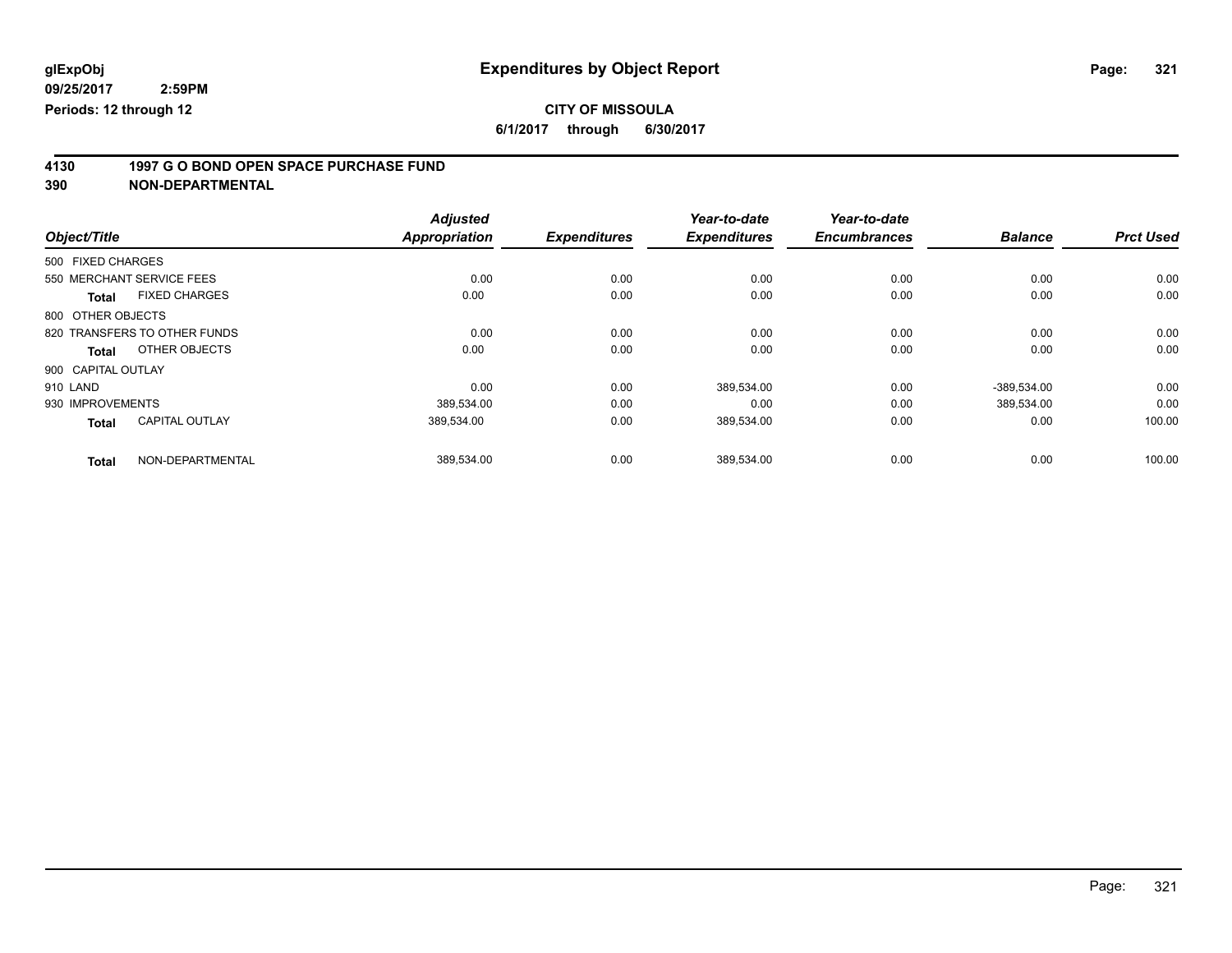glExpObj
09/25/2017 2:59PM
Periods: 12 through 12

# Expenditures by Object Report

**CITY OF MISSOULA**

**6/1/2017 through 6/30/2017**

## 4130 1997 G O BOND OPEN SPACE PURCHASE FUND
## 390 NON-DEPARTMENTAL

| Object/Title | | Adjusted Appropriation | Expenditures | Year-to-date Expenditures | Year-to-date Encumbrances | Balance | Prct Used |
|---|---|---|---|---|---|---|---|
| 500 FIXED CHARGES | | | | | | | |
| 550 MERCHANT SERVICE FEES | | 0.00 | 0.00 | 0.00 | 0.00 | 0.00 | 0.00 |
| **Total** | FIXED CHARGES | 0.00 | 0.00 | 0.00 | 0.00 | 0.00 | 0.00 |
| 800 OTHER OBJECTS | | | | | | | |
| 820 TRANSFERS TO OTHER FUNDS | | 0.00 | 0.00 | 0.00 | 0.00 | 0.00 | 0.00 |
| **Total** | OTHER OBJECTS | 0.00 | 0.00 | 0.00 | 0.00 | 0.00 | 0.00 |
| 900 CAPITAL OUTLAY | | | | | | | |
| 910 LAND | | 0.00 | 0.00 | 389,534.00 | 0.00 | -389,534.00 | 0.00 |
| 930 IMPROVEMENTS | | 389,534.00 | 0.00 | 0.00 | 0.00 | 389,534.00 | 0.00 |
| **Total** | CAPITAL OUTLAY | 389,534.00 | 0.00 | 389,534.00 | 0.00 | 0.00 | 100.00 |
| **Total** | NON-DEPARTMENTAL | 389,534.00 | 0.00 | 389,534.00 | 0.00 | 0.00 | 100.00 |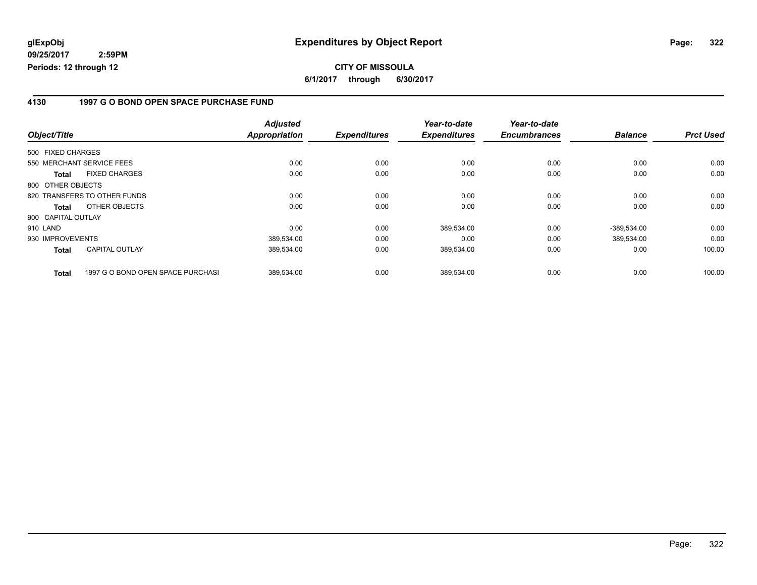**glExpObj**
**09/25/2017 2:59PM**
**Periods: 12 through 12**

# Expenditures by Object Report

**CITY OF MISSOULA**
**6/1/2017 through 6/30/2017**

## 4130 1997 G O BOND OPEN SPACE PURCHASE FUND

| Object/Title | | Adjusted Appropriation | Expenditures | Year-to-date Expenditures | Year-to-date Encumbrances | Balance | Prct Used |
|---|---|---|---|---|---|---|---|
| 500 FIXED CHARGES | | | | | | | |
| 550 MERCHANT SERVICE FEES | | 0.00 | 0.00 | 0.00 | 0.00 | 0.00 | 0.00 |
| **Total** | FIXED CHARGES | 0.00 | 0.00 | 0.00 | 0.00 | 0.00 | 0.00 |
| 800 OTHER OBJECTS | | | | | | | |
| 820 TRANSFERS TO OTHER FUNDS | | 0.00 | 0.00 | 0.00 | 0.00 | 0.00 | 0.00 |
| **Total** | OTHER OBJECTS | 0.00 | 0.00 | 0.00 | 0.00 | 0.00 | 0.00 |
| 900 CAPITAL OUTLAY | | | | | | | |
| 910 LAND | | 0.00 | 0.00 | 389,534.00 | 0.00 | -389,534.00 | 0.00 |
| 930 IMPROVEMENTS | | 389,534.00 | 0.00 | 0.00 | 0.00 | 389,534.00 | 0.00 |
| **Total** | CAPITAL OUTLAY | 389,534.00 | 0.00 | 389,534.00 | 0.00 | 0.00 | 100.00 |
| **Total** | 1997 G O BOND OPEN SPACE PURCHASI | 389,534.00 | 0.00 | 389,534.00 | 0.00 | 0.00 | 100.00 |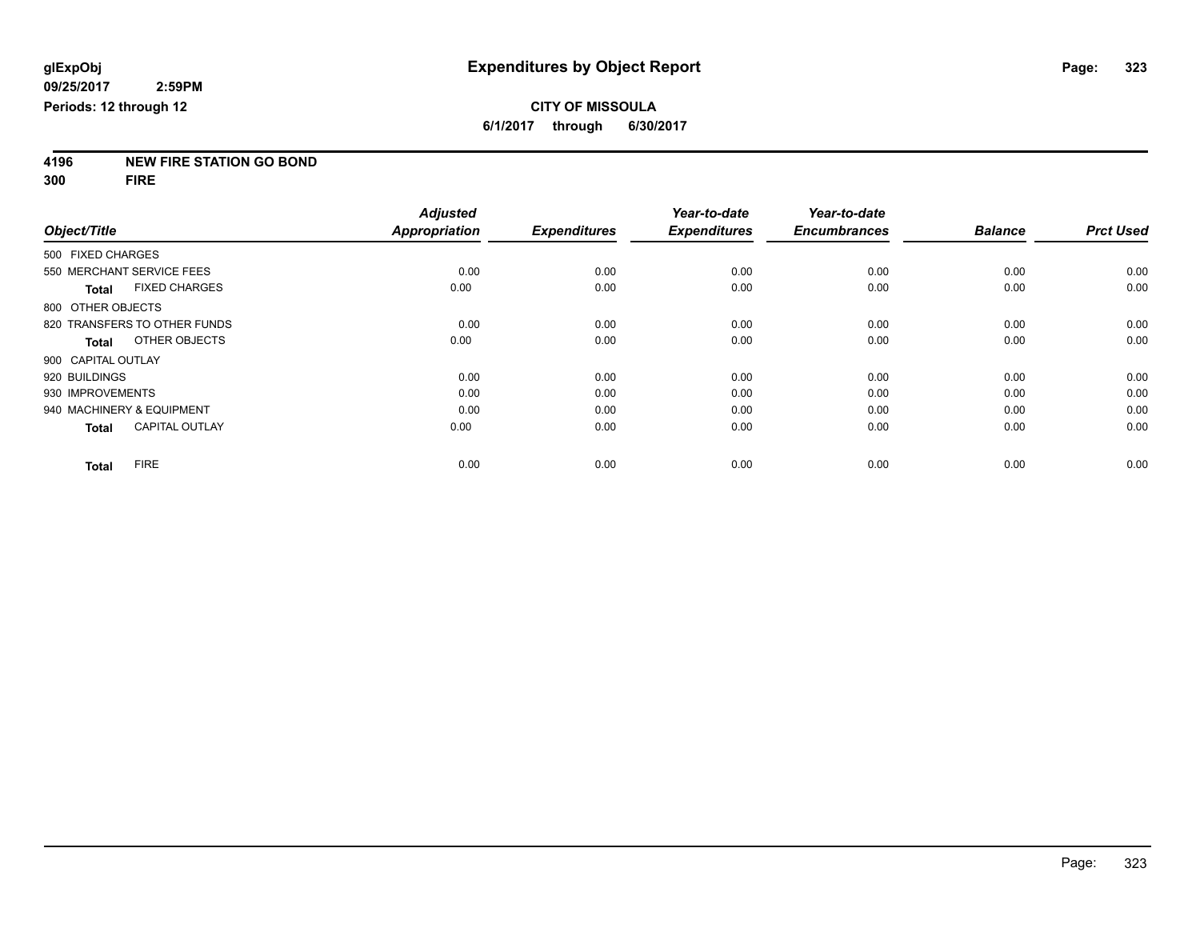glExpObj
09/25/2017 2:59PM
Periods: 12 through 12

# Expenditures by Object Report

**CITY OF MISSOULA**
**6/1/2017 through 6/30/2017**

**4196 NEW FIRE STATION GO BOND**
**300 FIRE**

| Object/Title | Adjusted Appropriation | Expenditures | Year-to-date Expenditures | Year-to-date Encumbrances | Balance | Prct Used |
|---|---|---|---|---|---|---|
| 500 FIXED CHARGES | | | | | | |
| 550 MERCHANT SERVICE FEES | 0.00 | 0.00 | 0.00 | 0.00 | 0.00 | 0.00 |
| **Total** FIXED CHARGES | 0.00 | 0.00 | 0.00 | 0.00 | 0.00 | 0.00 |
| 800 OTHER OBJECTS | | | | | | |
| 820 TRANSFERS TO OTHER FUNDS | 0.00 | 0.00 | 0.00 | 0.00 | 0.00 | 0.00 |
| **Total** OTHER OBJECTS | 0.00 | 0.00 | 0.00 | 0.00 | 0.00 | 0.00 |
| 900 CAPITAL OUTLAY | | | | | | |
| 920 BUILDINGS | 0.00 | 0.00 | 0.00 | 0.00 | 0.00 | 0.00 |
| 930 IMPROVEMENTS | 0.00 | 0.00 | 0.00 | 0.00 | 0.00 | 0.00 |
| 940 MACHINERY & EQUIPMENT | 0.00 | 0.00 | 0.00 | 0.00 | 0.00 | 0.00 |
| **Total** CAPITAL OUTLAY | 0.00 | 0.00 | 0.00 | 0.00 | 0.00 | 0.00 |
| **Total** FIRE | 0.00 | 0.00 | 0.00 | 0.00 | 0.00 | 0.00 |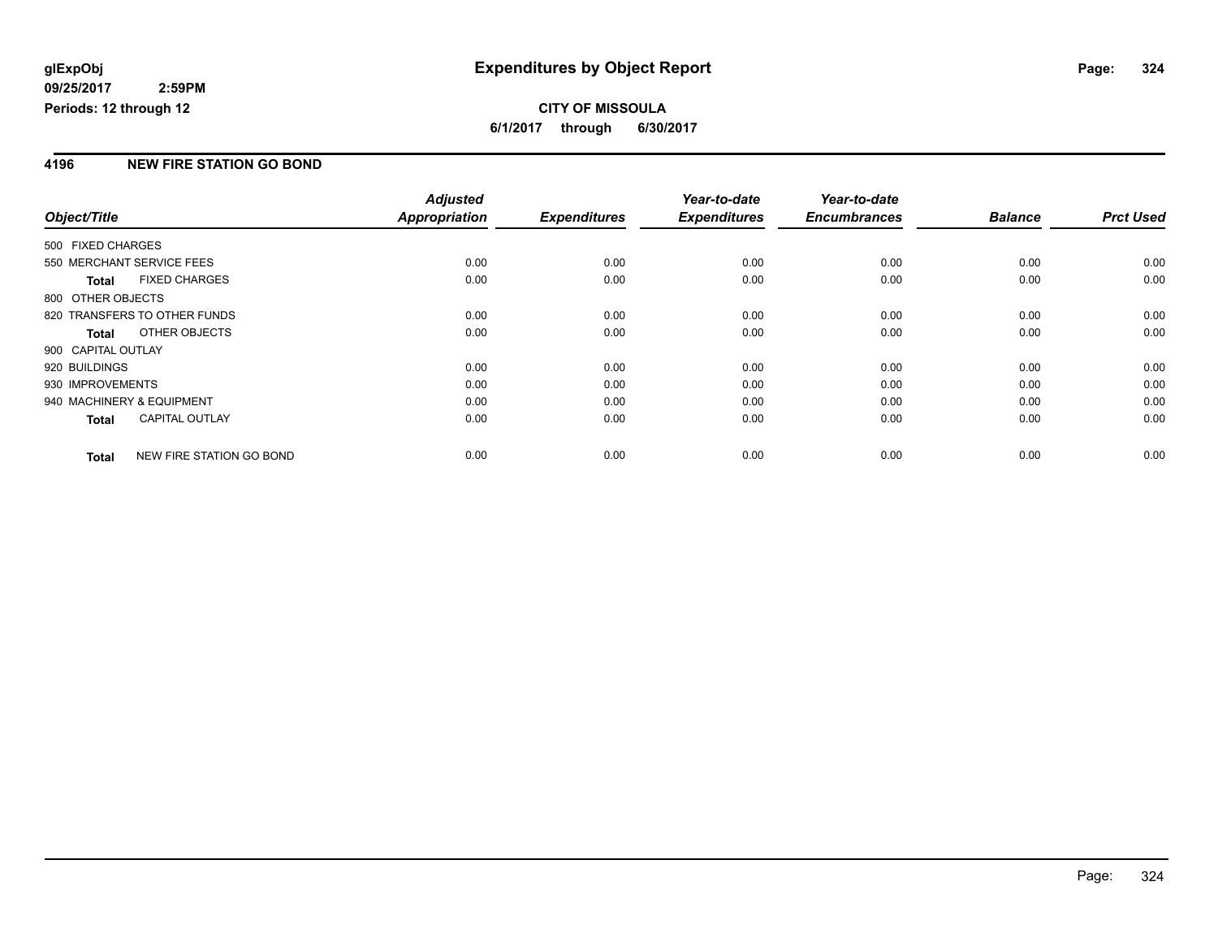**glExpObj**
**09/25/2017 2:59PM**
**Periods: 12 through 12**

# Expenditures by Object Report

**CITY OF MISSOULA**
**6/1/2017 through 6/30/2017**

## 4196 NEW FIRE STATION GO BOND

| Object/Title | Adjusted Appropriation | Expenditures | Year-to-date Expenditures | Year-to-date Encumbrances | Balance | Prct Used |
|---|---|---|---|---|---|---|
| 500 FIXED CHARGES | | | | | | |
| 550 MERCHANT SERVICE FEES | 0.00 | 0.00 | 0.00 | 0.00 | 0.00 | 0.00 |
| **Total** FIXED CHARGES | 0.00 | 0.00 | 0.00 | 0.00 | 0.00 | 0.00 |
| 800 OTHER OBJECTS | | | | | | |
| 820 TRANSFERS TO OTHER FUNDS | 0.00 | 0.00 | 0.00 | 0.00 | 0.00 | 0.00 |
| **Total** OTHER OBJECTS | 0.00 | 0.00 | 0.00 | 0.00 | 0.00 | 0.00 |
| 900 CAPITAL OUTLAY | | | | | | |
| 920 BUILDINGS | 0.00 | 0.00 | 0.00 | 0.00 | 0.00 | 0.00 |
| 930 IMPROVEMENTS | 0.00 | 0.00 | 0.00 | 0.00 | 0.00 | 0.00 |
| 940 MACHINERY & EQUIPMENT | 0.00 | 0.00 | 0.00 | 0.00 | 0.00 | 0.00 |
| **Total** CAPITAL OUTLAY | 0.00 | 0.00 | 0.00 | 0.00 | 0.00 | 0.00 |
| **Total** NEW FIRE STATION GO BOND | 0.00 | 0.00 | 0.00 | 0.00 | 0.00 | 0.00 |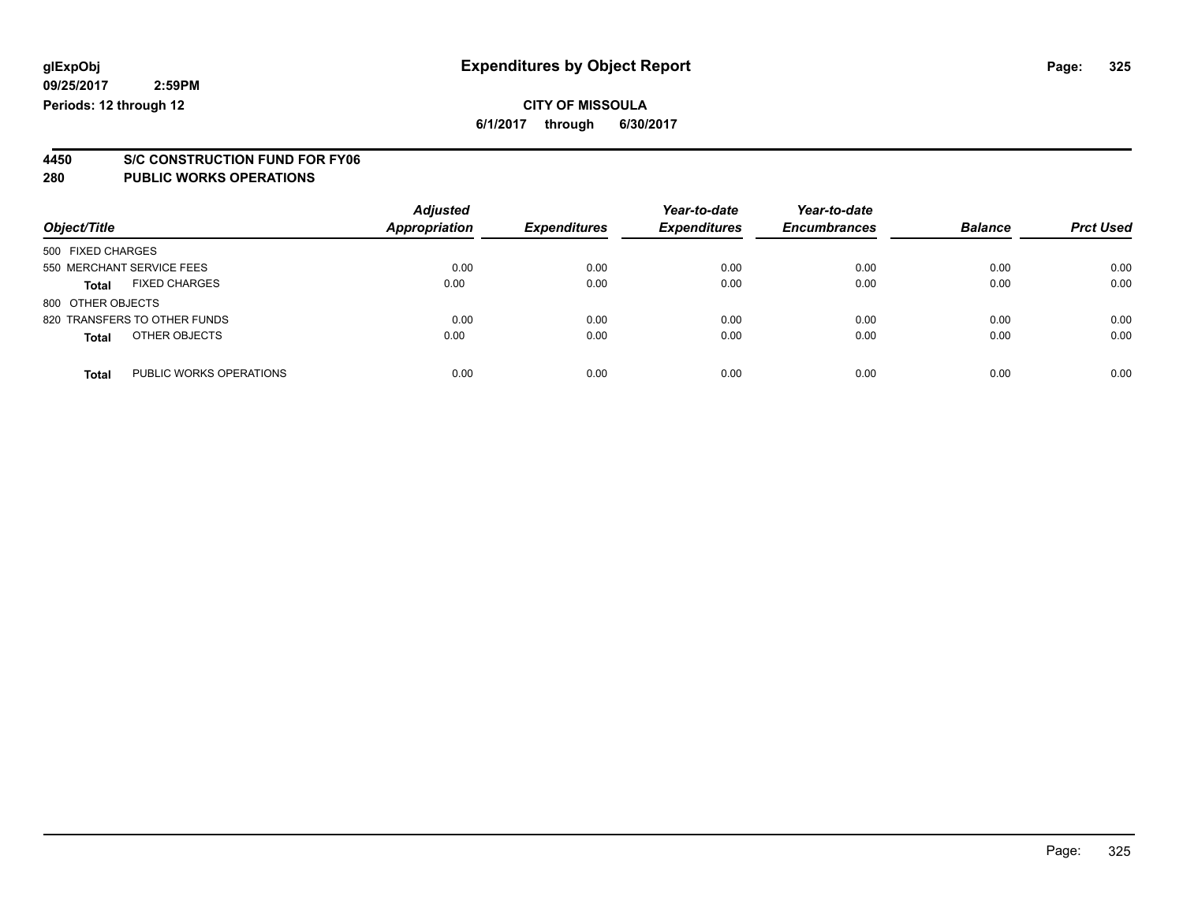glExpObj
09/25/2017 2:59PM
Periods: 12 through 12

# Expenditures by Object Report

CITY OF MISSOULA
6/1/2017 through 6/30/2017

## 4450 S/C CONSTRUCTION FUND FOR FY06
## 280 PUBLIC WORKS OPERATIONS

| Object/Title | Adjusted Appropriation | Expenditures | Year-to-date Expenditures | Year-to-date Encumbrances | Balance | Prct Used |
|---|---|---|---|---|---|---|
| 500 FIXED CHARGES | | | | | | |
| 550 MERCHANT SERVICE FEES | 0.00 | 0.00 | 0.00 | 0.00 | 0.00 | 0.00 |
| **Total** FIXED CHARGES | 0.00 | 0.00 | 0.00 | 0.00 | 0.00 | 0.00 |
| 800 OTHER OBJECTS | | | | | | |
| 820 TRANSFERS TO OTHER FUNDS | 0.00 | 0.00 | 0.00 | 0.00 | 0.00 | 0.00 |
| **Total** OTHER OBJECTS | 0.00 | 0.00 | 0.00 | 0.00 | 0.00 | 0.00 |
| **Total** PUBLIC WORKS OPERATIONS | 0.00 | 0.00 | 0.00 | 0.00 | 0.00 | 0.00 |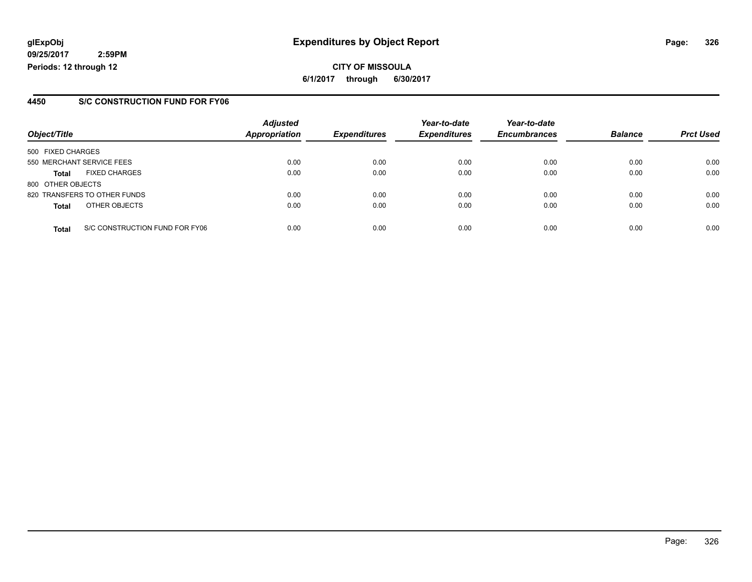glExpObj
09/25/2017 2:59PM
Periods: 12 through 12

# Expenditures by Object Report

**CITY OF MISSOULA**
**6/1/2017 through 6/30/2017**

## 4450 S/C CONSTRUCTION FUND FOR FY06

| Object/Title | Adjusted Appropriation | Expenditures | Year-to-date Expenditures | Year-to-date Encumbrances | Balance | Prct Used |
|---|---|---|---|---|---|---|
| 500 FIXED CHARGES | | | | | | |
| 550 MERCHANT SERVICE FEES | 0.00 | 0.00 | 0.00 | 0.00 | 0.00 | 0.00 |
| **Total** FIXED CHARGES | 0.00 | 0.00 | 0.00 | 0.00 | 0.00 | 0.00 |
| 800 OTHER OBJECTS | | | | | | |
| 820 TRANSFERS TO OTHER FUNDS | 0.00 | 0.00 | 0.00 | 0.00 | 0.00 | 0.00 |
| **Total** OTHER OBJECTS | 0.00 | 0.00 | 0.00 | 0.00 | 0.00 | 0.00 |
| **Total** S/C CONSTRUCTION FUND FOR FY06 | 0.00 | 0.00 | 0.00 | 0.00 | 0.00 | 0.00 |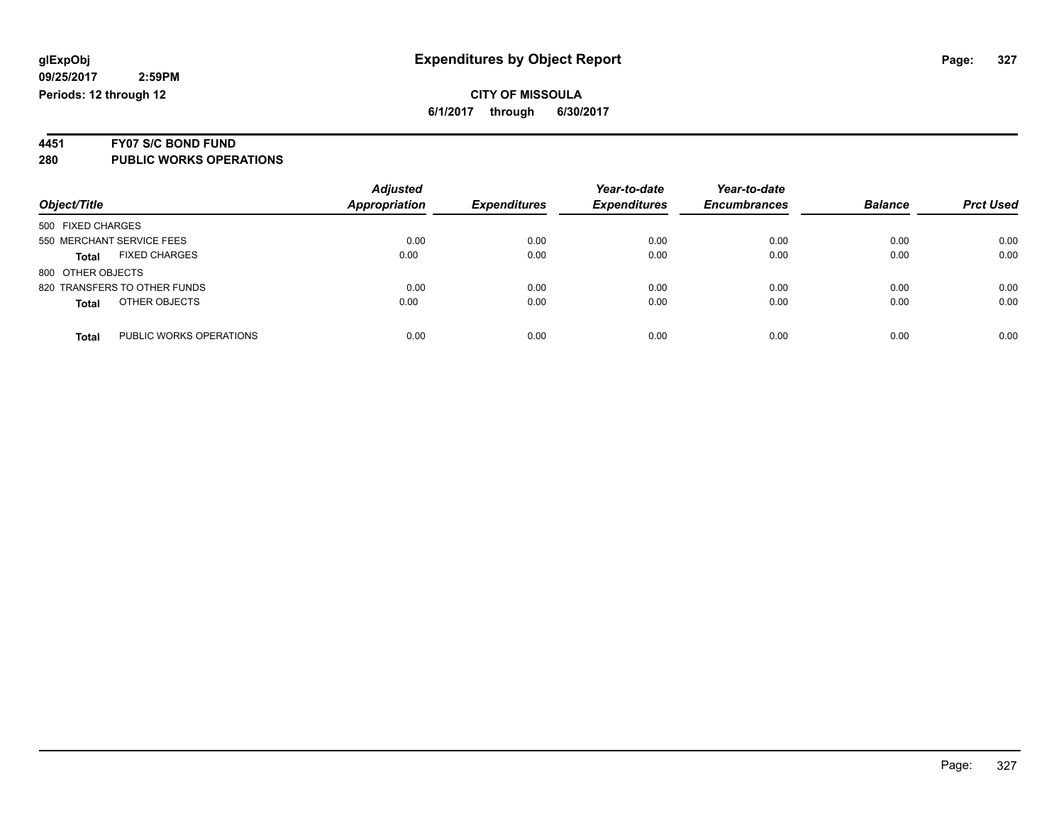# Expenditures by Object Report

glExpObj
09/25/2017 2:59PM
Periods: 12 through 12

**CITY OF MISSOULA**
**6/1/2017 through 6/30/2017**

**4451 FY07 S/C BOND FUND**
**280 PUBLIC WORKS OPERATIONS**

| Object/Title | Adjusted Appropriation | Expenditures | Year-to-date Expenditures | Year-to-date Encumbrances | Balance | Prct Used |
|---|---|---|---|---|---|---|
| 500 FIXED CHARGES | | | | | | |
| 550 MERCHANT SERVICE FEES | 0.00 | 0.00 | 0.00 | 0.00 | 0.00 | 0.00 |
| **Total** FIXED CHARGES | 0.00 | 0.00 | 0.00 | 0.00 | 0.00 | 0.00 |
| 800 OTHER OBJECTS | | | | | | |
| 820 TRANSFERS TO OTHER FUNDS | 0.00 | 0.00 | 0.00 | 0.00 | 0.00 | 0.00 |
| **Total** OTHER OBJECTS | 0.00 | 0.00 | 0.00 | 0.00 | 0.00 | 0.00 |
| **Total** PUBLIC WORKS OPERATIONS | 0.00 | 0.00 | 0.00 | 0.00 | 0.00 | 0.00 |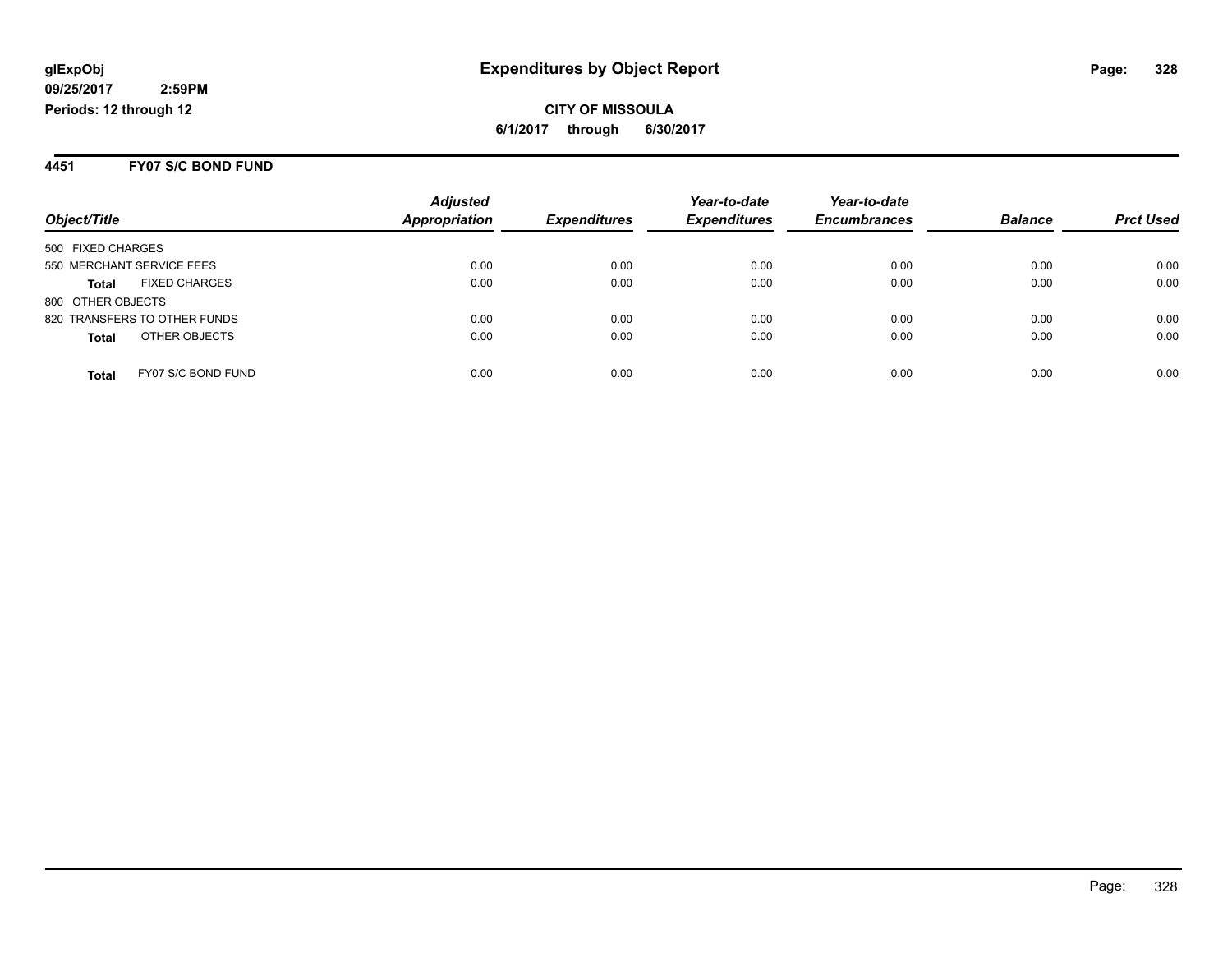# Expenditures by Object Report

**glExpObj**
**09/25/2017 2:59PM**
**Periods: 12 through 12**

**CITY OF MISSOULA**
**6/1/2017 through 6/30/2017**

## 4451 FY07 S/C BOND FUND

| Object/Title | Adjusted Appropriation | Expenditures | Year-to-date Expenditures | Year-to-date Encumbrances | Balance | Prct Used |
|---|---|---|---|---|---|---|
| 500 FIXED CHARGES | | | | | | |
| 550 MERCHANT SERVICE FEES | 0.00 | 0.00 | 0.00 | 0.00 | 0.00 | 0.00 |
| **Total** FIXED CHARGES | 0.00 | 0.00 | 0.00 | 0.00 | 0.00 | 0.00 |
| 800 OTHER OBJECTS | | | | | | |
| 820 TRANSFERS TO OTHER FUNDS | 0.00 | 0.00 | 0.00 | 0.00 | 0.00 | 0.00 |
| **Total** OTHER OBJECTS | 0.00 | 0.00 | 0.00 | 0.00 | 0.00 | 0.00 |
| **Total** FY07 S/C BOND FUND | 0.00 | 0.00 | 0.00 | 0.00 | 0.00 | 0.00 |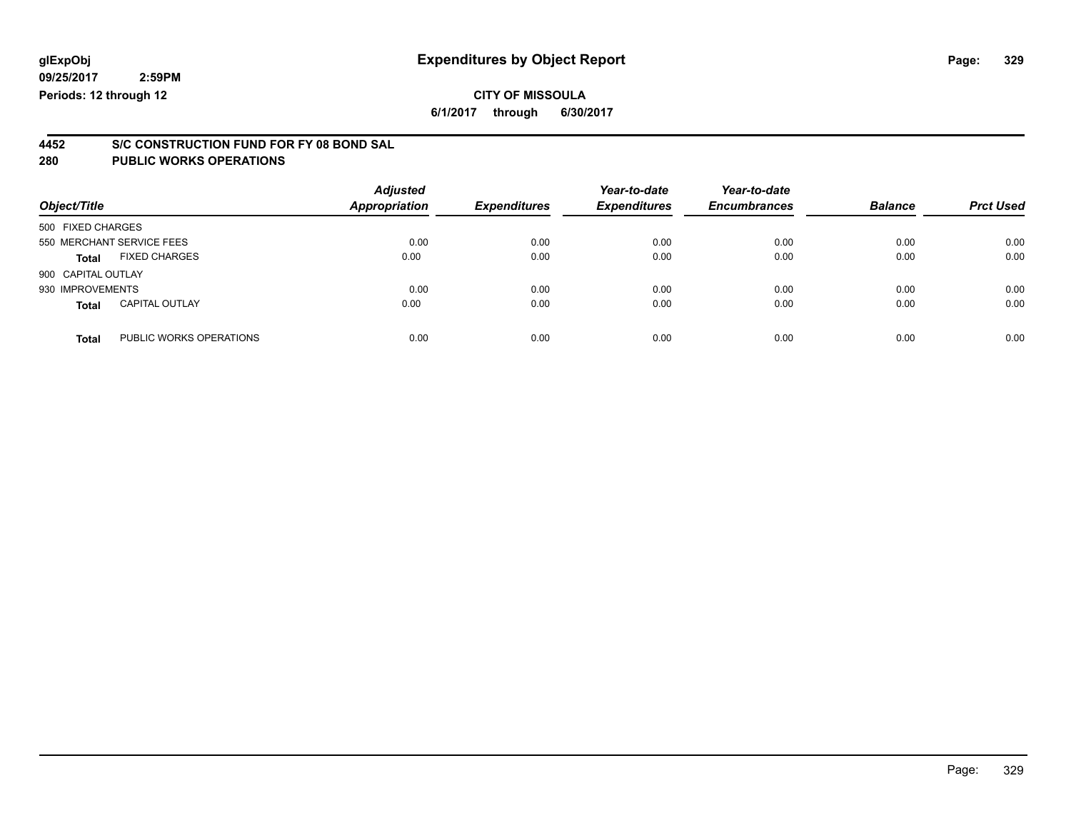glExpObj
09/25/2017 2:59PM
Periods: 12 through 12

# Expenditures by Object Report

**CITY OF MISSOULA**
**6/1/2017 through 6/30/2017**

## 4452 S/C CONSTRUCTION FUND FOR FY 08 BOND SAL
## 280 PUBLIC WORKS OPERATIONS

| Object/Title | Adjusted Appropriation | Expenditures | Year-to-date Expenditures | Year-to-date Encumbrances | Balance | Prct Used |
|---|---|---|---|---|---|---|
| 500 FIXED CHARGES | | | | | | |
| 550 MERCHANT SERVICE FEES | 0.00 | 0.00 | 0.00 | 0.00 | 0.00 | 0.00 |
| **Total** FIXED CHARGES | 0.00 | 0.00 | 0.00 | 0.00 | 0.00 | 0.00 |
| 900 CAPITAL OUTLAY | | | | | | |
| 930 IMPROVEMENTS | 0.00 | 0.00 | 0.00 | 0.00 | 0.00 | 0.00 |
| **Total** CAPITAL OUTLAY | 0.00 | 0.00 | 0.00 | 0.00 | 0.00 | 0.00 |
| **Total** PUBLIC WORKS OPERATIONS | 0.00 | 0.00 | 0.00 | 0.00 | 0.00 | 0.00 |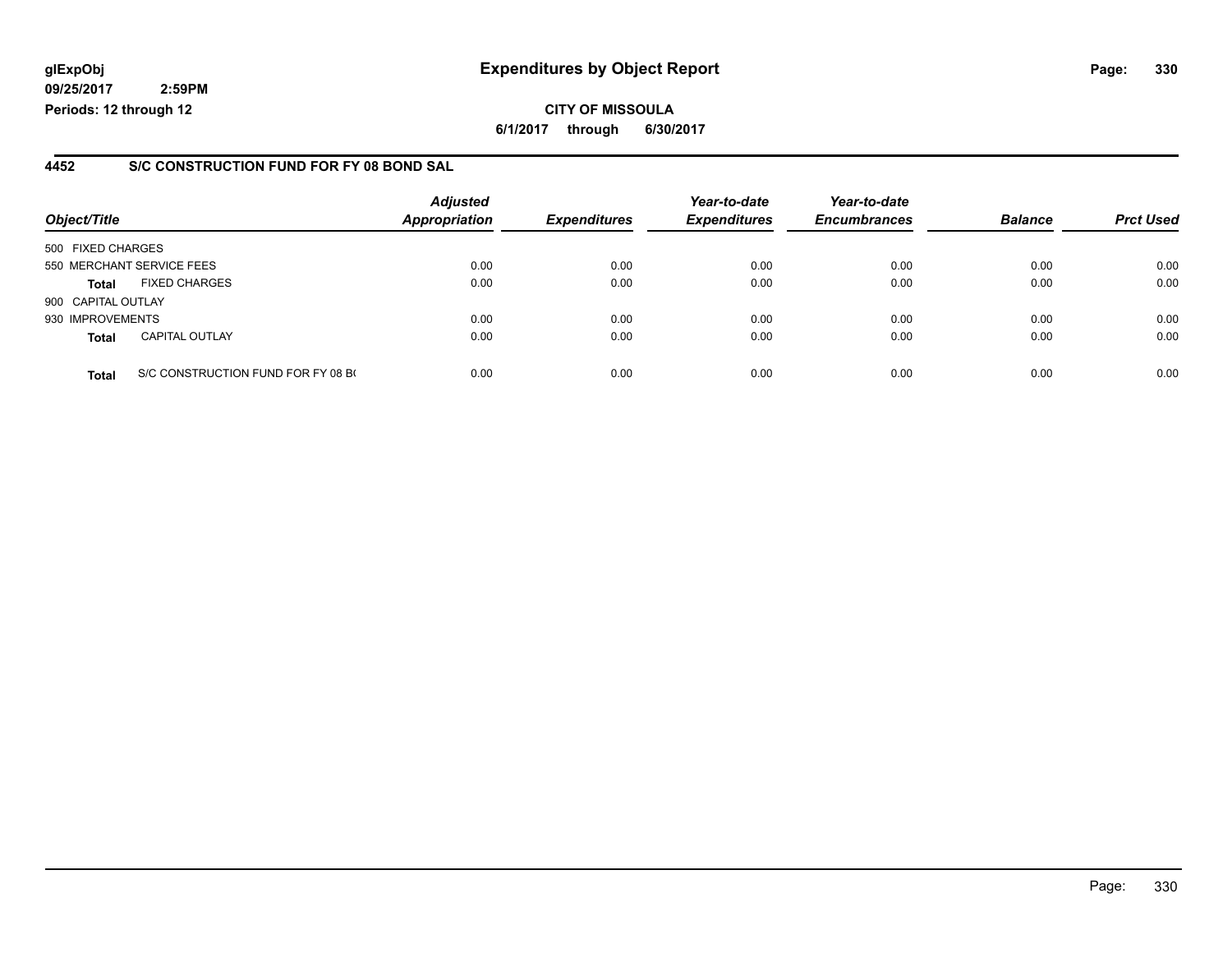**glExpObj**
**09/25/2017 2:59PM**
**Periods: 12 through 12**

# Expenditures by Object Report

**CITY OF MISSOULA**
**6/1/2017 through 6/30/2017**

## 4452 S/C CONSTRUCTION FUND FOR FY 08 BOND SAL

| Object/Title | | *Adjusted Appropriation* | *Expenditures* | *Year-to-date Expenditures* | *Year-to-date Encumbrances* | *Balance* | *Prct Used* |
|---|---|---|---|---|---|---|---|
| 500 FIXED CHARGES | | | | | | | |
| 550 MERCHANT SERVICE FEES | | 0.00 | 0.00 | 0.00 | 0.00 | 0.00 | 0.00 |
| **Total** | FIXED CHARGES | 0.00 | 0.00 | 0.00 | 0.00 | 0.00 | 0.00 |
| 900 CAPITAL OUTLAY | | | | | | | |
| 930 IMPROVEMENTS | | 0.00 | 0.00 | 0.00 | 0.00 | 0.00 | 0.00 |
| **Total** | CAPITAL OUTLAY | 0.00 | 0.00 | 0.00 | 0.00 | 0.00 | 0.00 |
| **Total** | S/C CONSTRUCTION FUND FOR FY 08 B( | 0.00 | 0.00 | 0.00 | 0.00 | 0.00 | 0.00 |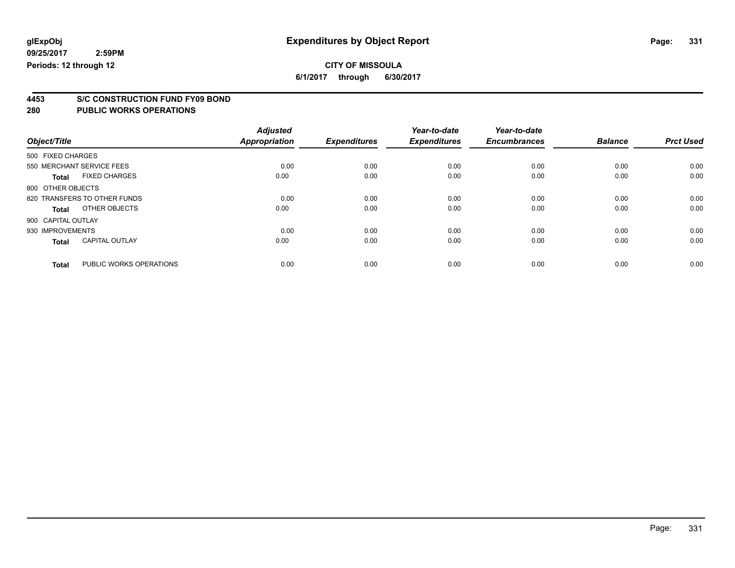glExpObj
09/25/2017 2:59PM
Periods: 12 through 12

# Expenditures by Object Report

**CITY OF MISSOULA**
**6/1/2017 through 6/30/2017**

## 4453 S/C CONSTRUCTION FUND FY09 BOND
## 280 PUBLIC WORKS OPERATIONS

| Object/Title | | Adjusted Appropriation | Expenditures | Year-to-date Expenditures | Year-to-date Encumbrances | Balance | Prct Used |
|---|---|---|---|---|---|---|---|
| 500 FIXED CHARGES | | | | | | | |
| 550 MERCHANT SERVICE FEES | | 0.00 | 0.00 | 0.00 | 0.00 | 0.00 | 0.00 |
| **Total** | FIXED CHARGES | 0.00 | 0.00 | 0.00 | 0.00 | 0.00 | 0.00 |
| 800 OTHER OBJECTS | | | | | | | |
| 820 TRANSFERS TO OTHER FUNDS | | 0.00 | 0.00 | 0.00 | 0.00 | 0.00 | 0.00 |
| **Total** | OTHER OBJECTS | 0.00 | 0.00 | 0.00 | 0.00 | 0.00 | 0.00 |
| 900 CAPITAL OUTLAY | | | | | | | |
| 930 IMPROVEMENTS | | 0.00 | 0.00 | 0.00 | 0.00 | 0.00 | 0.00 |
| **Total** | CAPITAL OUTLAY | 0.00 | 0.00 | 0.00 | 0.00 | 0.00 | 0.00 |
| **Total** | PUBLIC WORKS OPERATIONS | 0.00 | 0.00 | 0.00 | 0.00 | 0.00 | 0.00 |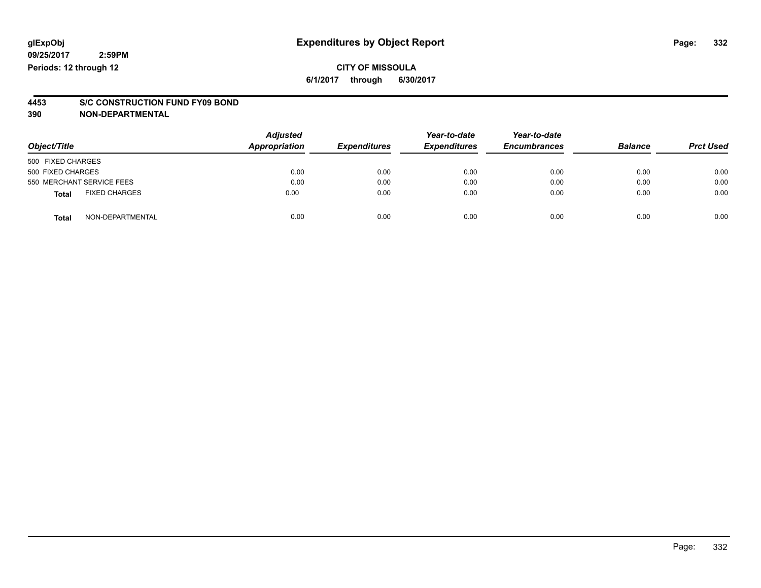# Expenditures by Object Report

glExpObj
09/25/2017 2:59PM
Periods: 12 through 12

**CITY OF MISSOULA**
**6/1/2017 through 6/30/2017**

**4453 S/C CONSTRUCTION FUND FY09 BOND**
**390 NON-DEPARTMENTAL**

| Object/Title | Adjusted Appropriation | Expenditures | Year-to-date Expenditures | Year-to-date Encumbrances | Balance | Prct Used |
|---|---|---|---|---|---|---|
| 500 FIXED CHARGES | | | | | | |
| 500 FIXED CHARGES | 0.00 | 0.00 | 0.00 | 0.00 | 0.00 | 0.00 |
| 550 MERCHANT SERVICE FEES | 0.00 | 0.00 | 0.00 | 0.00 | 0.00 | 0.00 |
| **Total** FIXED CHARGES | 0.00 | 0.00 | 0.00 | 0.00 | 0.00 | 0.00 |
| **Total** NON-DEPARTMENTAL | 0.00 | 0.00 | 0.00 | 0.00 | 0.00 | 0.00 |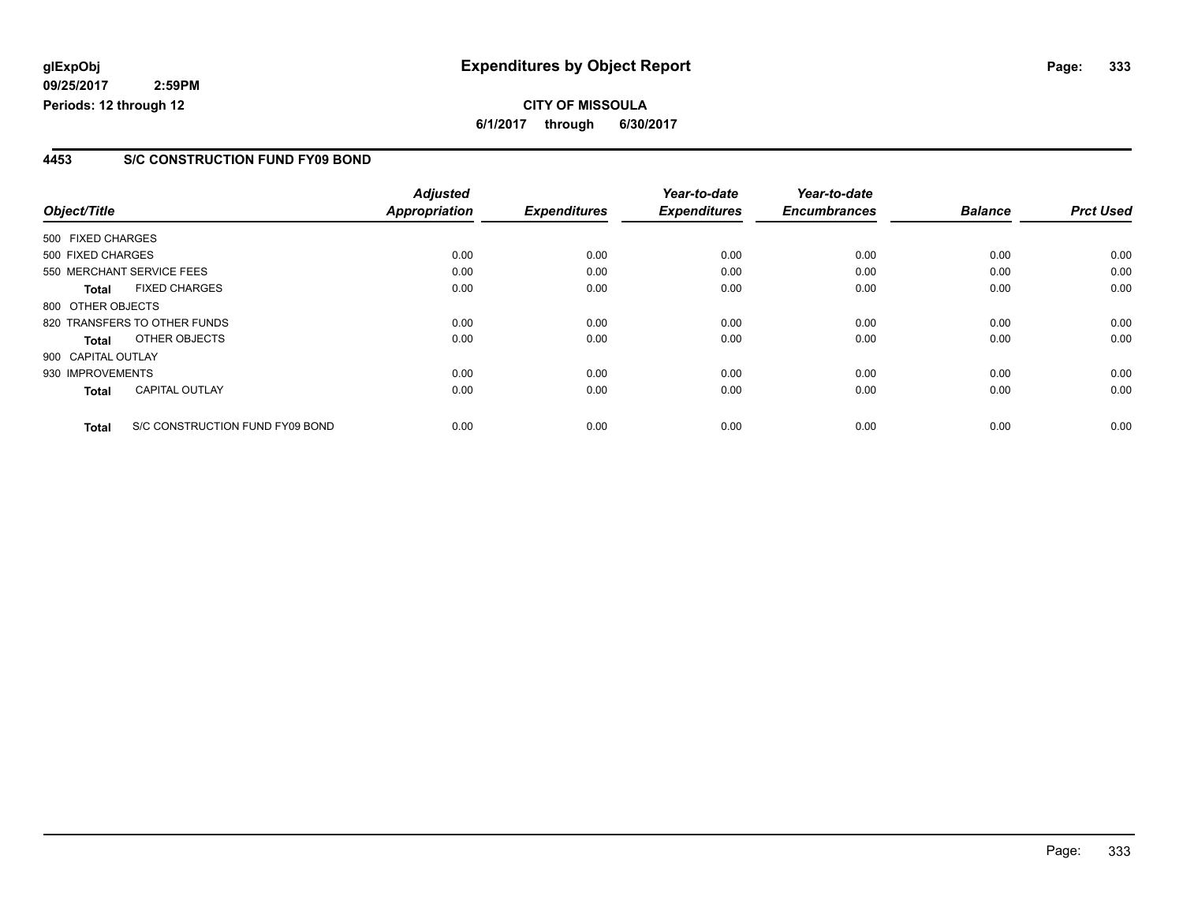**glExpObj** **Expenditures by Object Report**
**09/25/2017 2:59PM**
**Periods: 12 through 12**

**CITY OF MISSOULA**
**6/1/2017 through 6/30/2017**

## 4453 S/C CONSTRUCTION FUND FY09 BOND

| Object/Title | | *Adjusted Appropriation* | *Expenditures* | *Year-to-date Expenditures* | *Year-to-date Encumbrances* | *Balance* | *Prct Used* |
|---|---|---|---|---|---|---|---|
| 500 FIXED CHARGES | | | | | | | |
| 500 FIXED CHARGES | | 0.00 | 0.00 | 0.00 | 0.00 | 0.00 | 0.00 |
| 550 MERCHANT SERVICE FEES | | 0.00 | 0.00 | 0.00 | 0.00 | 0.00 | 0.00 |
| **Total** | FIXED CHARGES | 0.00 | 0.00 | 0.00 | 0.00 | 0.00 | 0.00 |
| 800 OTHER OBJECTS | | | | | | | |
| 820 TRANSFERS TO OTHER FUNDS | | 0.00 | 0.00 | 0.00 | 0.00 | 0.00 | 0.00 |
| **Total** | OTHER OBJECTS | 0.00 | 0.00 | 0.00 | 0.00 | 0.00 | 0.00 |
| 900 CAPITAL OUTLAY | | | | | | | |
| 930 IMPROVEMENTS | | 0.00 | 0.00 | 0.00 | 0.00 | 0.00 | 0.00 |
| **Total** | CAPITAL OUTLAY | 0.00 | 0.00 | 0.00 | 0.00 | 0.00 | 0.00 |
| **Total** | S/C CONSTRUCTION FUND FY09 BOND | 0.00 | 0.00 | 0.00 | 0.00 | 0.00 | 0.00 |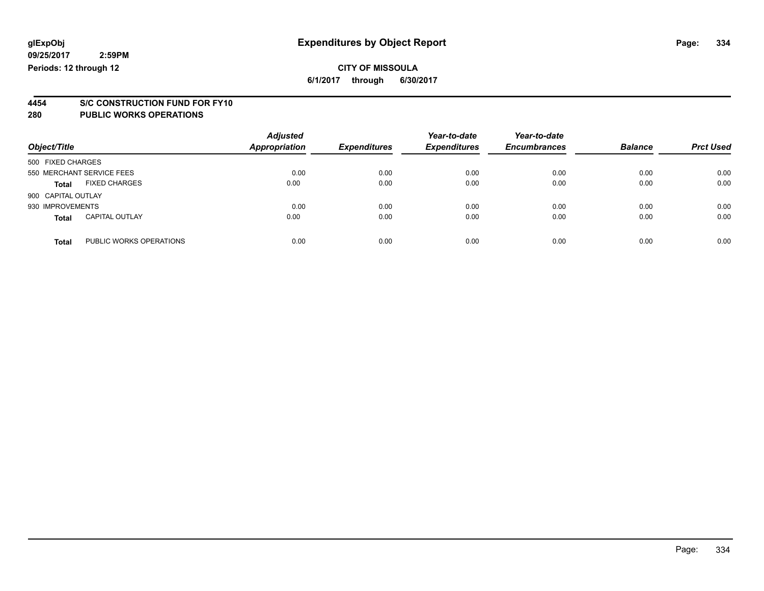**glExpObj** **Expenditures by Object Report**

**09/25/2017 2:59PM**

**Periods: 12 through 12**

**CITY OF MISSOULA**

**6/1/2017 through 6/30/2017**

## 4454 S/C CONSTRUCTION FUND FOR FY10

## 280 PUBLIC WORKS OPERATIONS

| Object/Title | Adjusted Appropriation | Expenditures | Year-to-date Expenditures | Year-to-date Encumbrances | Balance | Prct Used |
|---|---|---|---|---|---|---|
| 500 FIXED CHARGES | | | | | | |
| 550 MERCHANT SERVICE FEES | 0.00 | 0.00 | 0.00 | 0.00 | 0.00 | 0.00 |
| **Total** FIXED CHARGES | 0.00 | 0.00 | 0.00 | 0.00 | 0.00 | 0.00 |
| 900 CAPITAL OUTLAY | | | | | | |
| 930 IMPROVEMENTS | 0.00 | 0.00 | 0.00 | 0.00 | 0.00 | 0.00 |
| **Total** CAPITAL OUTLAY | 0.00 | 0.00 | 0.00 | 0.00 | 0.00 | 0.00 |
| **Total** PUBLIC WORKS OPERATIONS | 0.00 | 0.00 | 0.00 | 0.00 | 0.00 | 0.00 |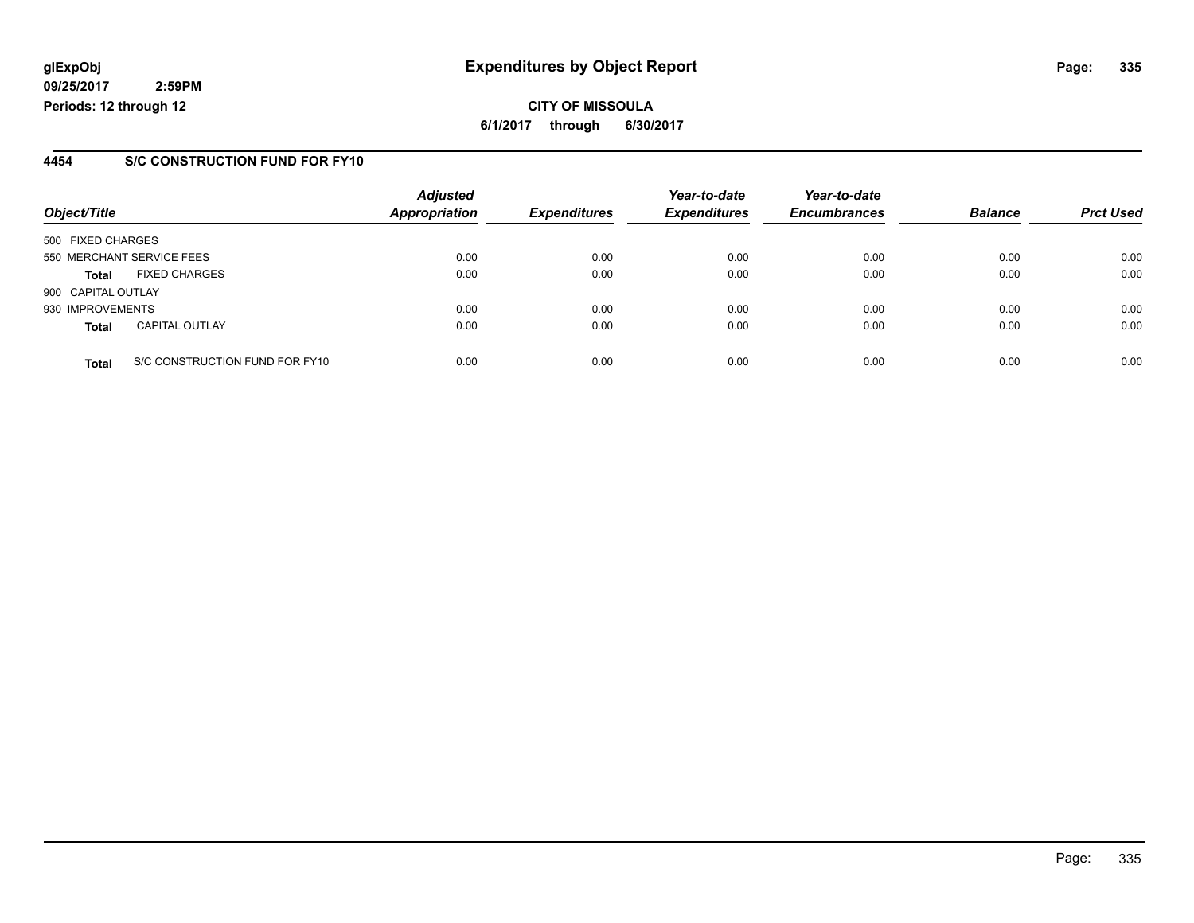**glExpObj**
**09/25/2017 2:59PM**
**Periods: 12 through 12**

# Expenditures by Object Report

**CITY OF MISSOULA**
**6/1/2017 through 6/30/2017**

## 4454 S/C CONSTRUCTION FUND FOR FY10

| Object/Title | Adjusted Appropriation | Expenditures | Year-to-date Expenditures | Year-to-date Encumbrances | Balance | Prct Used |
|---|---|---|---|---|---|---|
| 500 FIXED CHARGES | | | | | | |
| 550 MERCHANT SERVICE FEES | 0.00 | 0.00 | 0.00 | 0.00 | 0.00 | 0.00 |
| **Total** FIXED CHARGES | 0.00 | 0.00 | 0.00 | 0.00 | 0.00 | 0.00 |
| 900 CAPITAL OUTLAY | | | | | | |
| 930 IMPROVEMENTS | 0.00 | 0.00 | 0.00 | 0.00 | 0.00 | 0.00 |
| **Total** CAPITAL OUTLAY | 0.00 | 0.00 | 0.00 | 0.00 | 0.00 | 0.00 |
| **Total** S/C CONSTRUCTION FUND FOR FY10 | 0.00 | 0.00 | 0.00 | 0.00 | 0.00 | 0.00 |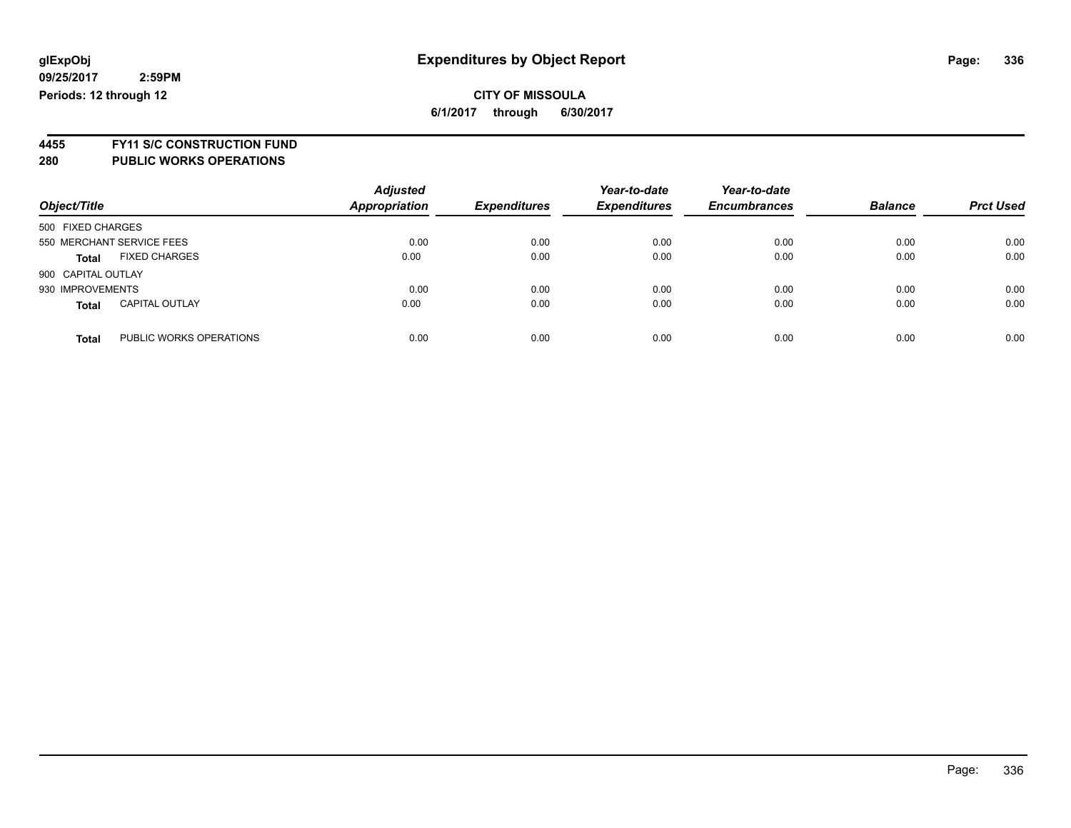glExpObj
09/25/2017 2:59PM
Periods: 12 through 12

# Expenditures by Object Report

**CITY OF MISSOULA**

**6/1/2017 through 6/30/2017**

**4455 FY11 S/C CONSTRUCTION FUND**

**280 PUBLIC WORKS OPERATIONS**

| Object/Title | | Adjusted Appropriation | Expenditures | Year-to-date Expenditures | Year-to-date Encumbrances | Balance | Prct Used |
|---|---|---|---|---|---|---|---|
| 500 FIXED CHARGES | | | | | | | |
| 550 MERCHANT SERVICE FEES | | 0.00 | 0.00 | 0.00 | 0.00 | 0.00 | 0.00 |
| **Total** | FIXED CHARGES | 0.00 | 0.00 | 0.00 | 0.00 | 0.00 | 0.00 |
| 900 CAPITAL OUTLAY | | | | | | | |
| 930 IMPROVEMENTS | | 0.00 | 0.00 | 0.00 | 0.00 | 0.00 | 0.00 |
| **Total** | CAPITAL OUTLAY | 0.00 | 0.00 | 0.00 | 0.00 | 0.00 | 0.00 |
| **Total** | PUBLIC WORKS OPERATIONS | 0.00 | 0.00 | 0.00 | 0.00 | 0.00 | 0.00 |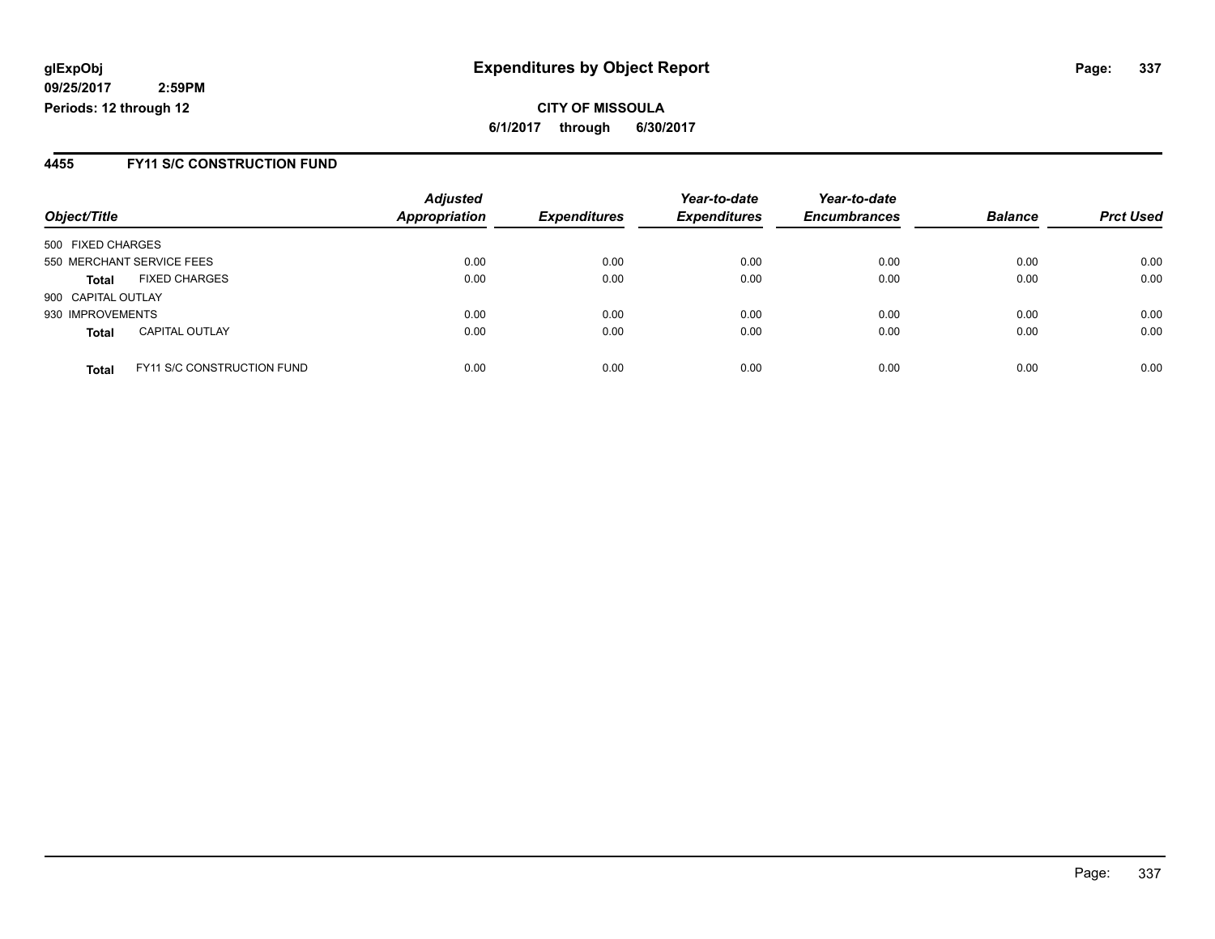**glExpObj**
**09/25/2017 2:59PM**
**Periods: 12 through 12**

# Expenditures by Object Report

**CITY OF MISSOULA**
**6/1/2017 through 6/30/2017**

## 4455 FY11 S/C CONSTRUCTION FUND

| Object/Title | Adjusted Appropriation | Expenditures | Year-to-date Expenditures | Year-to-date Encumbrances | Balance | Prct Used |
|---|---|---|---|---|---|---|
| 500 FIXED CHARGES | | | | | | |
| 550 MERCHANT SERVICE FEES | 0.00 | 0.00 | 0.00 | 0.00 | 0.00 | 0.00 |
| **Total** FIXED CHARGES | 0.00 | 0.00 | 0.00 | 0.00 | 0.00 | 0.00 |
| 900 CAPITAL OUTLAY | | | | | | |
| 930 IMPROVEMENTS | 0.00 | 0.00 | 0.00 | 0.00 | 0.00 | 0.00 |
| **Total** CAPITAL OUTLAY | 0.00 | 0.00 | 0.00 | 0.00 | 0.00 | 0.00 |
| **Total** FY11 S/C CONSTRUCTION FUND | 0.00 | 0.00 | 0.00 | 0.00 | 0.00 | 0.00 |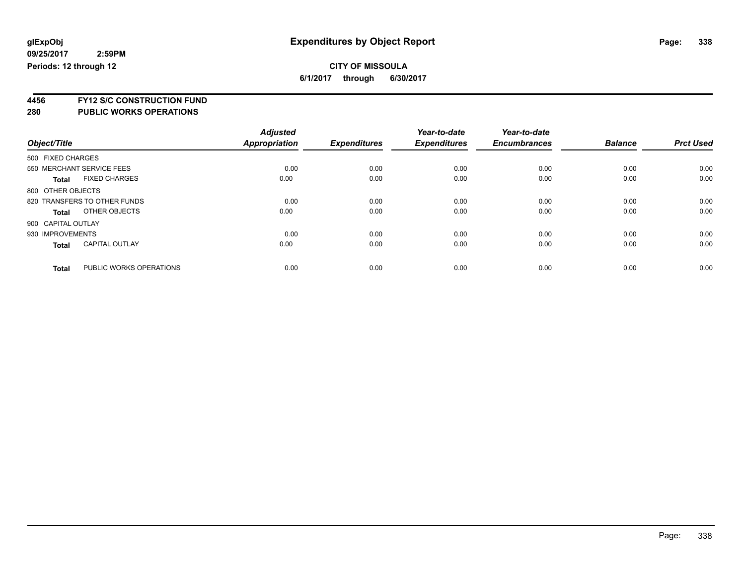**glExpObj** **Expenditures by Object Report**

**09/25/2017 2:59PM**

**Periods: 12 through 12**

**CITY OF MISSOULA**

**6/1/2017 through 6/30/2017**

## 4456 FY12 S/C CONSTRUCTION FUND

## 280 PUBLIC WORKS OPERATIONS

| Object/Title | | Adjusted Appropriation | Expenditures | Year-to-date Expenditures | Year-to-date Encumbrances | Balance | Prct Used |
|---|---|---|---|---|---|---|---|
| 500 FIXED CHARGES | | | | | | | |
| 550 MERCHANT SERVICE FEES | | 0.00 | 0.00 | 0.00 | 0.00 | 0.00 | 0.00 |
| **Total** | FIXED CHARGES | 0.00 | 0.00 | 0.00 | 0.00 | 0.00 | 0.00 |
| 800 OTHER OBJECTS | | | | | | | |
| 820 TRANSFERS TO OTHER FUNDS | | 0.00 | 0.00 | 0.00 | 0.00 | 0.00 | 0.00 |
| **Total** | OTHER OBJECTS | 0.00 | 0.00 | 0.00 | 0.00 | 0.00 | 0.00 |
| 900 CAPITAL OUTLAY | | | | | | | |
| 930 IMPROVEMENTS | | 0.00 | 0.00 | 0.00 | 0.00 | 0.00 | 0.00 |
| **Total** | CAPITAL OUTLAY | 0.00 | 0.00 | 0.00 | 0.00 | 0.00 | 0.00 |
| **Total** | PUBLIC WORKS OPERATIONS | 0.00 | 0.00 | 0.00 | 0.00 | 0.00 | 0.00 |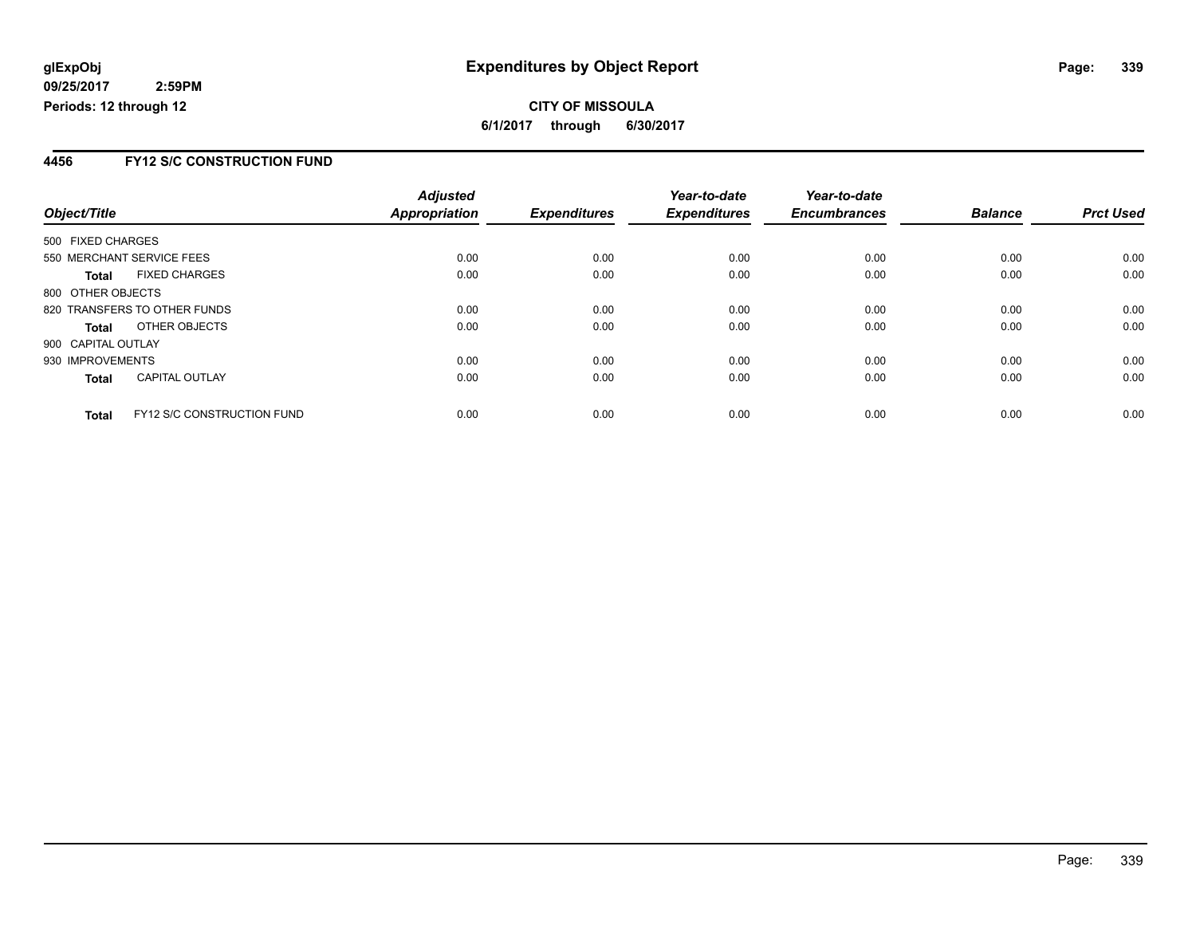**glExpObj**
**09/25/2017 2:59PM**
**Periods: 12 through 12**

# Expenditures by Object Report

**CITY OF MISSOULA**
**6/1/2017 through 6/30/2017**

## 4456 FY12 S/C CONSTRUCTION FUND

| Object/Title | Adjusted Appropriation | Expenditures | Year-to-date Expenditures | Year-to-date Encumbrances | Balance | Prct Used |
|---|---|---|---|---|---|---|
| 500 FIXED CHARGES | | | | | | |
| 550 MERCHANT SERVICE FEES | 0.00 | 0.00 | 0.00 | 0.00 | 0.00 | 0.00 |
| **Total** FIXED CHARGES | 0.00 | 0.00 | 0.00 | 0.00 | 0.00 | 0.00 |
| 800 OTHER OBJECTS | | | | | | |
| 820 TRANSFERS TO OTHER FUNDS | 0.00 | 0.00 | 0.00 | 0.00 | 0.00 | 0.00 |
| **Total** OTHER OBJECTS | 0.00 | 0.00 | 0.00 | 0.00 | 0.00 | 0.00 |
| 900 CAPITAL OUTLAY | | | | | | |
| 930 IMPROVEMENTS | 0.00 | 0.00 | 0.00 | 0.00 | 0.00 | 0.00 |
| **Total** CAPITAL OUTLAY | 0.00 | 0.00 | 0.00 | 0.00 | 0.00 | 0.00 |
| **Total** FY12 S/C CONSTRUCTION FUND | 0.00 | 0.00 | 0.00 | 0.00 | 0.00 | 0.00 |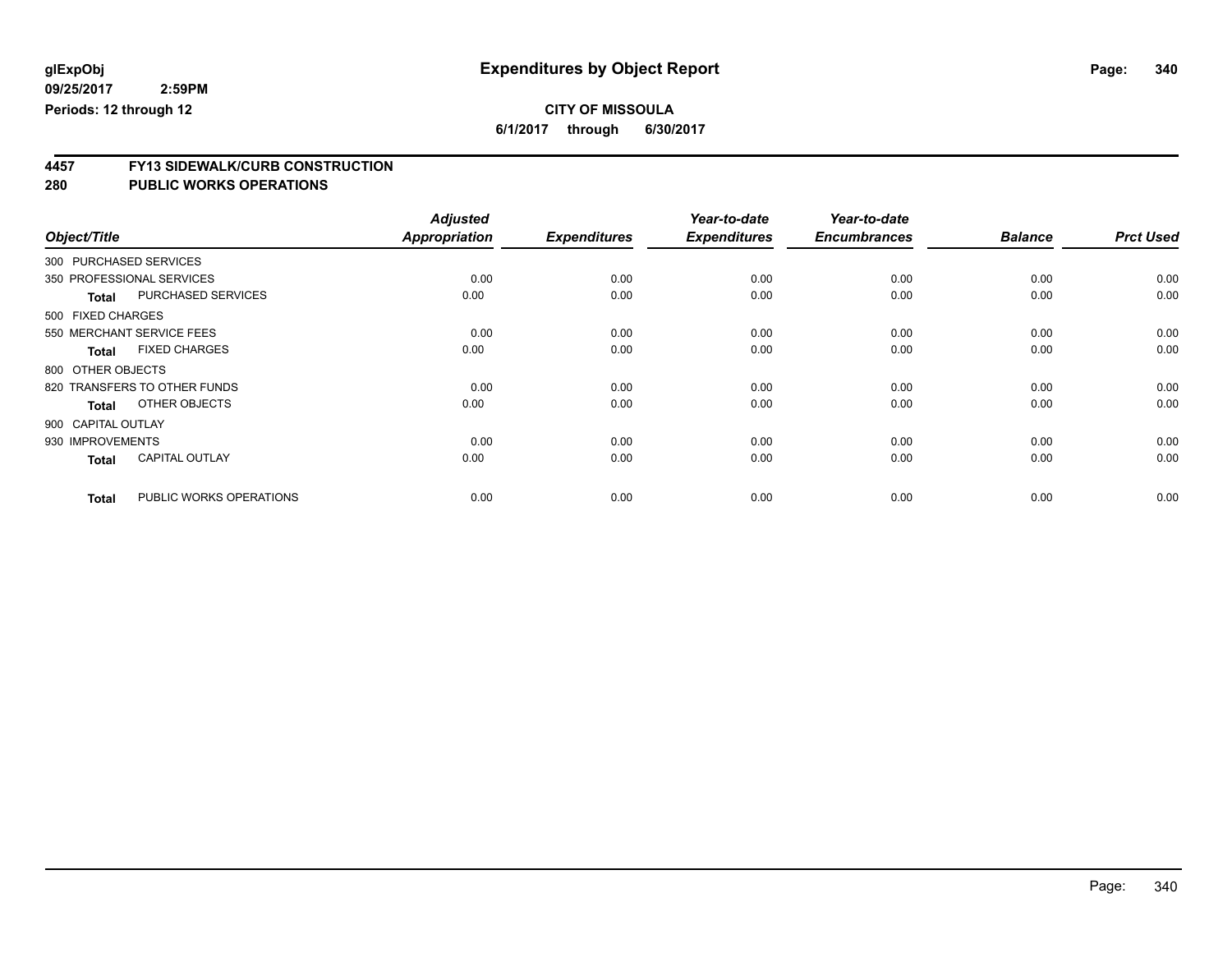glExpObj
09/25/2017 2:59PM
Periods: 12 through 12

# Expenditures by Object Report

**CITY OF MISSOULA**
**6/1/2017 through 6/30/2017**

## 4457 FY13 SIDEWALK/CURB CONSTRUCTION
## 280 PUBLIC WORKS OPERATIONS

| Object/Title | Adjusted Appropriation | Expenditures | Year-to-date Expenditures | Year-to-date Encumbrances | Balance | Prct Used |
|---|---|---|---|---|---|---|
| 300 PURCHASED SERVICES | | | | | | |
| 350 PROFESSIONAL SERVICES | 0.00 | 0.00 | 0.00 | 0.00 | 0.00 | 0.00 |
| **Total** PURCHASED SERVICES | 0.00 | 0.00 | 0.00 | 0.00 | 0.00 | 0.00 |
| 500 FIXED CHARGES | | | | | | |
| 550 MERCHANT SERVICE FEES | 0.00 | 0.00 | 0.00 | 0.00 | 0.00 | 0.00 |
| **Total** FIXED CHARGES | 0.00 | 0.00 | 0.00 | 0.00 | 0.00 | 0.00 |
| 800 OTHER OBJECTS | | | | | | |
| 820 TRANSFERS TO OTHER FUNDS | 0.00 | 0.00 | 0.00 | 0.00 | 0.00 | 0.00 |
| **Total** OTHER OBJECTS | 0.00 | 0.00 | 0.00 | 0.00 | 0.00 | 0.00 |
| 900 CAPITAL OUTLAY | | | | | | |
| 930 IMPROVEMENTS | 0.00 | 0.00 | 0.00 | 0.00 | 0.00 | 0.00 |
| **Total** CAPITAL OUTLAY | 0.00 | 0.00 | 0.00 | 0.00 | 0.00 | 0.00 |
| **Total** PUBLIC WORKS OPERATIONS | 0.00 | 0.00 | 0.00 | 0.00 | 0.00 | 0.00 |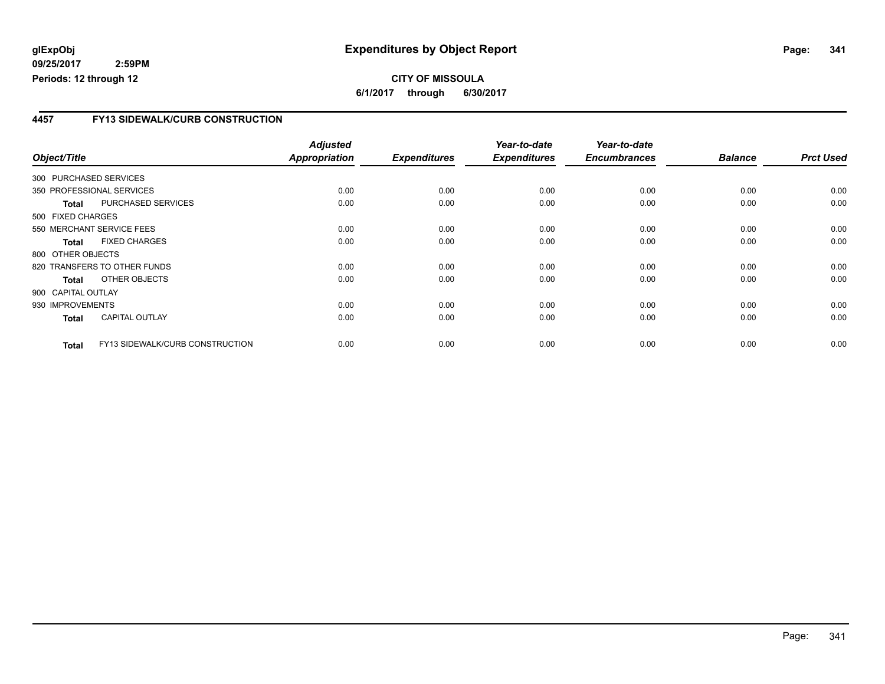# Expenditures by Object Report

glExpObj
09/25/2017 2:59PM
Periods: 12 through 12

**CITY OF MISSOULA**
**6/1/2017 through 6/30/2017**

## 4457 FY13 SIDEWALK/CURB CONSTRUCTION

| Object/Title | | Adjusted Appropriation | Expenditures | Year-to-date Expenditures | Year-to-date Encumbrances | Balance | Prct Used |
|---|---|---|---|---|---|---|---|
| 300 PURCHASED SERVICES | | | | | | | |
| 350 PROFESSIONAL SERVICES | | 0.00 | 0.00 | 0.00 | 0.00 | 0.00 | 0.00 |
| **Total** | PURCHASED SERVICES | 0.00 | 0.00 | 0.00 | 0.00 | 0.00 | 0.00 |
| 500 FIXED CHARGES | | | | | | | |
| 550 MERCHANT SERVICE FEES | | 0.00 | 0.00 | 0.00 | 0.00 | 0.00 | 0.00 |
| **Total** | FIXED CHARGES | 0.00 | 0.00 | 0.00 | 0.00 | 0.00 | 0.00 |
| 800 OTHER OBJECTS | | | | | | | |
| 820 TRANSFERS TO OTHER FUNDS | | 0.00 | 0.00 | 0.00 | 0.00 | 0.00 | 0.00 |
| **Total** | OTHER OBJECTS | 0.00 | 0.00 | 0.00 | 0.00 | 0.00 | 0.00 |
| 900 CAPITAL OUTLAY | | | | | | | |
| 930 IMPROVEMENTS | | 0.00 | 0.00 | 0.00 | 0.00 | 0.00 | 0.00 |
| **Total** | CAPITAL OUTLAY | 0.00 | 0.00 | 0.00 | 0.00 | 0.00 | 0.00 |
| **Total** | FY13 SIDEWALK/CURB CONSTRUCTION | 0.00 | 0.00 | 0.00 | 0.00 | 0.00 | 0.00 |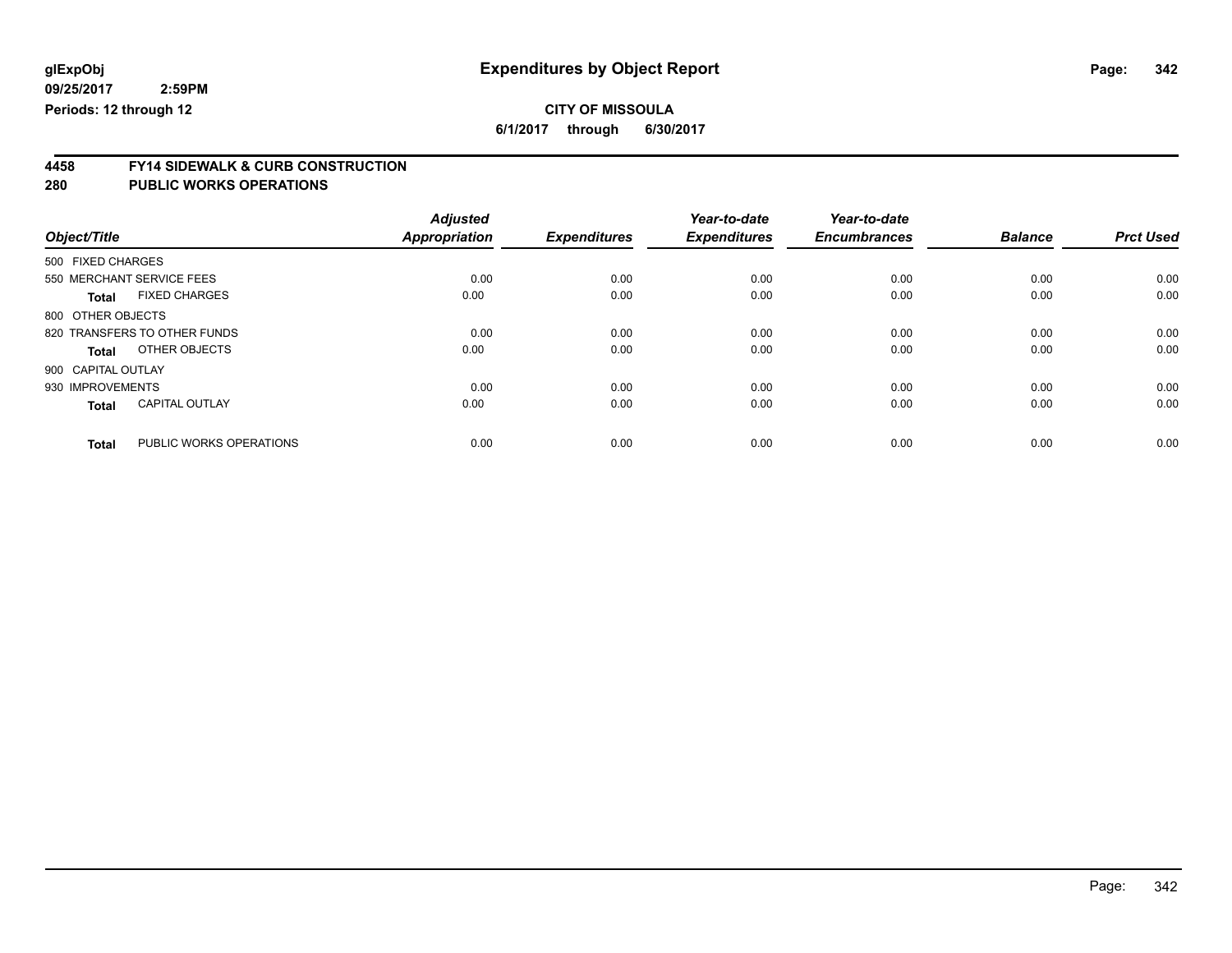glExpObj
09/25/2017 2:59PM
Periods: 12 through 12

# Expenditures by Object Report

**CITY OF MISSOULA**
**6/1/2017 through 6/30/2017**

## 4458 FY14 SIDEWALK & CURB CONSTRUCTION
## 280 PUBLIC WORKS OPERATIONS

| Object/Title | | Adjusted Appropriation | Expenditures | Year-to-date Expenditures | Year-to-date Encumbrances | Balance | Prct Used |
|---|---|---|---|---|---|---|---|
| 500 FIXED CHARGES | | | | | | | |
| 550 MERCHANT SERVICE FEES | | 0.00 | 0.00 | 0.00 | 0.00 | 0.00 | 0.00 |
| **Total** | FIXED CHARGES | 0.00 | 0.00 | 0.00 | 0.00 | 0.00 | 0.00 |
| 800 OTHER OBJECTS | | | | | | | |
| 820 TRANSFERS TO OTHER FUNDS | | 0.00 | 0.00 | 0.00 | 0.00 | 0.00 | 0.00 |
| **Total** | OTHER OBJECTS | 0.00 | 0.00 | 0.00 | 0.00 | 0.00 | 0.00 |
| 900 CAPITAL OUTLAY | | | | | | | |
| 930 IMPROVEMENTS | | 0.00 | 0.00 | 0.00 | 0.00 | 0.00 | 0.00 |
| **Total** | CAPITAL OUTLAY | 0.00 | 0.00 | 0.00 | 0.00 | 0.00 | 0.00 |
| **Total** | PUBLIC WORKS OPERATIONS | 0.00 | 0.00 | 0.00 | 0.00 | 0.00 | 0.00 |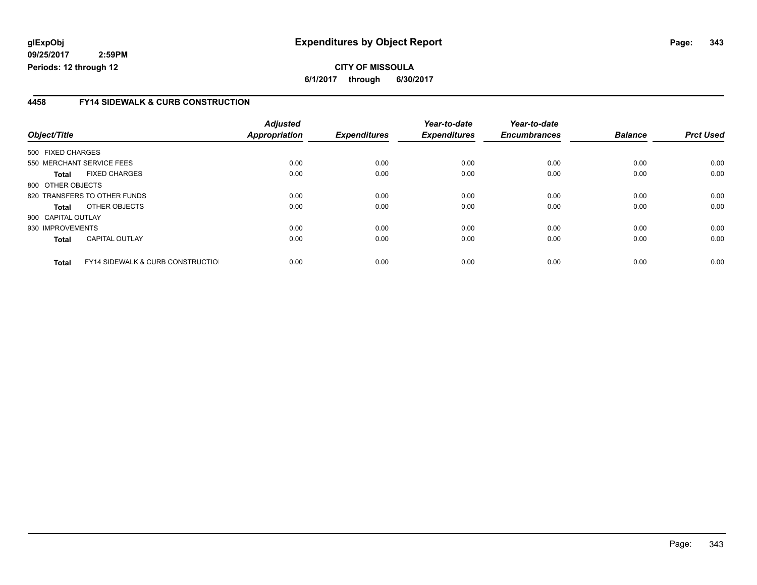**glExpObj**
**09/25/2017 2:59PM**
**Periods: 12 through 12**

# Expenditures by Object Report

**CITY OF MISSOULA**
**6/1/2017 through 6/30/2017**

## 4458 FY14 SIDEWALK & CURB CONSTRUCTION

| Object/Title | Adjusted Appropriation | Expenditures | Year-to-date Expenditures | Year-to-date Encumbrances | Balance | Prct Used |
|---|---|---|---|---|---|---|
| 500 FIXED CHARGES | | | | | | |
| 550 MERCHANT SERVICE FEES | 0.00 | 0.00 | 0.00 | 0.00 | 0.00 | 0.00 |
| **Total** FIXED CHARGES | 0.00 | 0.00 | 0.00 | 0.00 | 0.00 | 0.00 |
| 800 OTHER OBJECTS | | | | | | |
| 820 TRANSFERS TO OTHER FUNDS | 0.00 | 0.00 | 0.00 | 0.00 | 0.00 | 0.00 |
| **Total** OTHER OBJECTS | 0.00 | 0.00 | 0.00 | 0.00 | 0.00 | 0.00 |
| 900 CAPITAL OUTLAY | | | | | | |
| 930 IMPROVEMENTS | 0.00 | 0.00 | 0.00 | 0.00 | 0.00 | 0.00 |
| **Total** CAPITAL OUTLAY | 0.00 | 0.00 | 0.00 | 0.00 | 0.00 | 0.00 |
| **Total** FY14 SIDEWALK & CURB CONSTRUCTIO | 0.00 | 0.00 | 0.00 | 0.00 | 0.00 | 0.00 |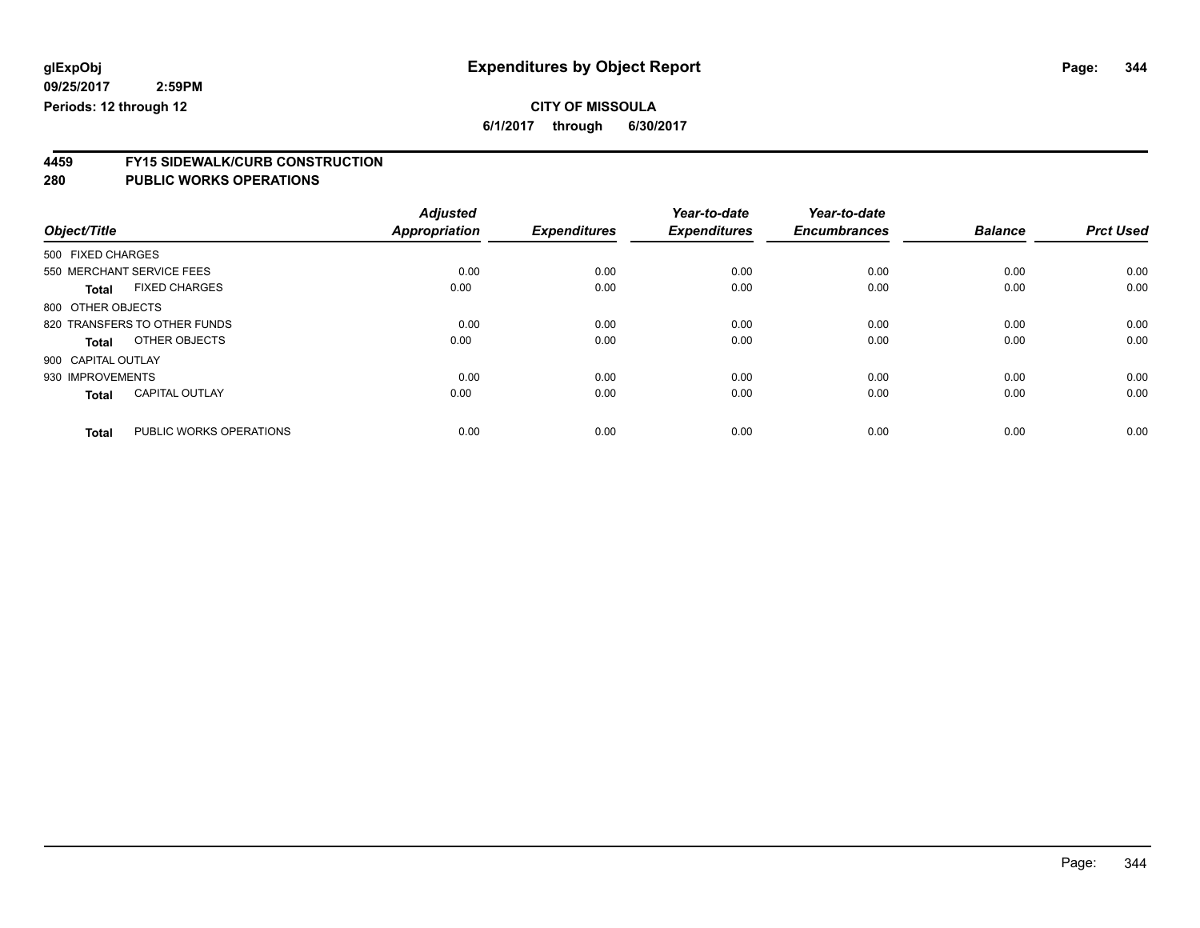**glExpObj** **Expenditures by Object Report**

**09/25/2017 2:59PM**

**Periods: 12 through 12**

**CITY OF MISSOULA**

**6/1/2017 through 6/30/2017**

## 4459 FY15 SIDEWALK/CURB CONSTRUCTION
## 280 PUBLIC WORKS OPERATIONS

| Object/Title | | Adjusted Appropriation | Expenditures | Year-to-date Expenditures | Year-to-date Encumbrances | Balance | Prct Used |
|---|---|---|---|---|---|---|---|
| 500 FIXED CHARGES | | | | | | | |
| 550 MERCHANT SERVICE FEES | | 0.00 | 0.00 | 0.00 | 0.00 | 0.00 | 0.00 |
| **Total** | FIXED CHARGES | 0.00 | 0.00 | 0.00 | 0.00 | 0.00 | 0.00 |
| 800 OTHER OBJECTS | | | | | | | |
| 820 TRANSFERS TO OTHER FUNDS | | 0.00 | 0.00 | 0.00 | 0.00 | 0.00 | 0.00 |
| **Total** | OTHER OBJECTS | 0.00 | 0.00 | 0.00 | 0.00 | 0.00 | 0.00 |
| 900 CAPITAL OUTLAY | | | | | | | |
| 930 IMPROVEMENTS | | 0.00 | 0.00 | 0.00 | 0.00 | 0.00 | 0.00 |
| **Total** | CAPITAL OUTLAY | 0.00 | 0.00 | 0.00 | 0.00 | 0.00 | 0.00 |
| **Total** | PUBLIC WORKS OPERATIONS | 0.00 | 0.00 | 0.00 | 0.00 | 0.00 | 0.00 |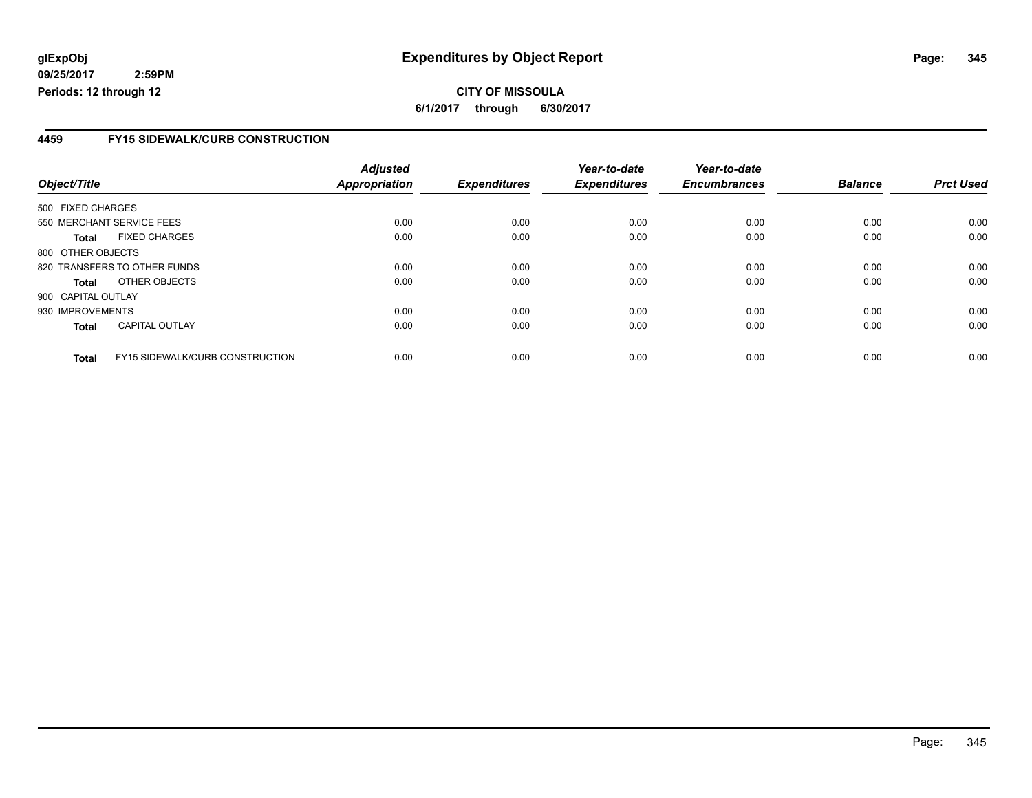glExpObj
09/25/2017 2:59PM
Periods: 12 through 12

# Expenditures by Object Report

**CITY OF MISSOULA**

**6/1/2017 through 6/30/2017**

## 4459 FY15 SIDEWALK/CURB CONSTRUCTION

| Object/Title | Adjusted Appropriation | Expenditures | Year-to-date Expenditures | Year-to-date Encumbrances | Balance | Prct Used |
|---|---|---|---|---|---|---|
| 500 FIXED CHARGES | | | | | | |
| 550 MERCHANT SERVICE FEES | 0.00 | 0.00 | 0.00 | 0.00 | 0.00 | 0.00 |
| **Total** FIXED CHARGES | 0.00 | 0.00 | 0.00 | 0.00 | 0.00 | 0.00 |
| 800 OTHER OBJECTS | | | | | | |
| 820 TRANSFERS TO OTHER FUNDS | 0.00 | 0.00 | 0.00 | 0.00 | 0.00 | 0.00 |
| **Total** OTHER OBJECTS | 0.00 | 0.00 | 0.00 | 0.00 | 0.00 | 0.00 |
| 900 CAPITAL OUTLAY | | | | | | |
| 930 IMPROVEMENTS | 0.00 | 0.00 | 0.00 | 0.00 | 0.00 | 0.00 |
| **Total** CAPITAL OUTLAY | 0.00 | 0.00 | 0.00 | 0.00 | 0.00 | 0.00 |
| **Total** FY15 SIDEWALK/CURB CONSTRUCTION | 0.00 | 0.00 | 0.00 | 0.00 | 0.00 | 0.00 |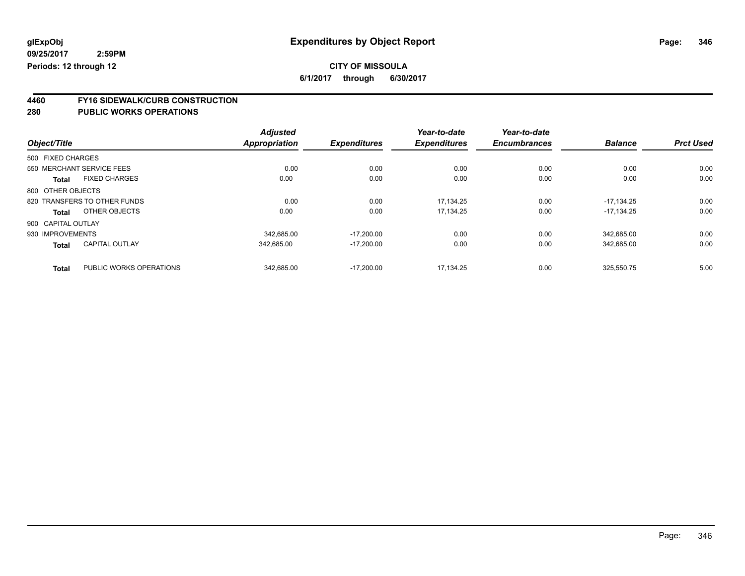**glExpObj** **Expenditures by Object Report**

**09/25/2017 2:59PM**

**Periods: 12 through 12**

**CITY OF MISSOULA**

**6/1/2017 through 6/30/2017**

## 4460 FY16 SIDEWALK/CURB CONSTRUCTION
## 280 PUBLIC WORKS OPERATIONS

| Object/Title | | Adjusted Appropriation | Expenditures | Year-to-date Expenditures | Year-to-date Encumbrances | Balance | Prct Used |
|---|---|---|---|---|---|---|---|
| 500 FIXED CHARGES | | | | | | | |
| 550 MERCHANT SERVICE FEES | | 0.00 | 0.00 | 0.00 | 0.00 | 0.00 | 0.00 |
| **Total** | FIXED CHARGES | 0.00 | 0.00 | 0.00 | 0.00 | 0.00 | 0.00 |
| 800 OTHER OBJECTS | | | | | | | |
| 820 TRANSFERS TO OTHER FUNDS | | 0.00 | 0.00 | 17,134.25 | 0.00 | -17,134.25 | 0.00 |
| **Total** | OTHER OBJECTS | 0.00 | 0.00 | 17,134.25 | 0.00 | -17,134.25 | 0.00 |
| 900 CAPITAL OUTLAY | | | | | | | |
| 930 IMPROVEMENTS | | 342,685.00 | -17,200.00 | 0.00 | 0.00 | 342,685.00 | 0.00 |
| **Total** | CAPITAL OUTLAY | 342,685.00 | -17,200.00 | 0.00 | 0.00 | 342,685.00 | 0.00 |
| **Total** | PUBLIC WORKS OPERATIONS | 342,685.00 | -17,200.00 | 17,134.25 | 0.00 | 325,550.75 | 5.00 |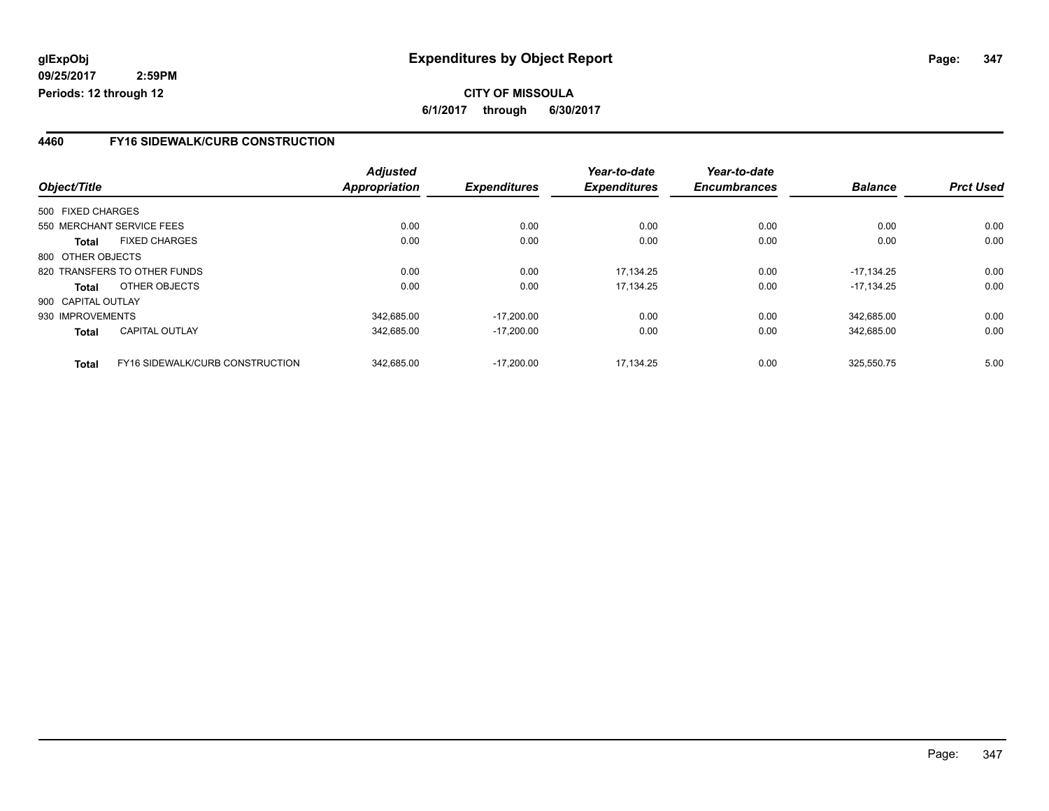**glExpObj**
**09/25/2017 2:59PM**
**Periods: 12 through 12**

# Expenditures by Object Report

**CITY OF MISSOULA**
**6/1/2017 through 6/30/2017**

## 4460 FY16 SIDEWALK/CURB CONSTRUCTION

| Object/Title | | Adjusted Appropriation | Expenditures | Year-to-date Expenditures | Year-to-date Encumbrances | Balance | Prct Used |
|---|---|---|---|---|---|---|---|
| 500 FIXED CHARGES | | | | | | | |
| 550 MERCHANT SERVICE FEES | | 0.00 | 0.00 | 0.00 | 0.00 | 0.00 | 0.00 |
| **Total** | FIXED CHARGES | 0.00 | 0.00 | 0.00 | 0.00 | 0.00 | 0.00 |
| 800 OTHER OBJECTS | | | | | | | |
| 820 TRANSFERS TO OTHER FUNDS | | 0.00 | 0.00 | 17,134.25 | 0.00 | -17,134.25 | 0.00 |
| **Total** | OTHER OBJECTS | 0.00 | 0.00 | 17,134.25 | 0.00 | -17,134.25 | 0.00 |
| 900 CAPITAL OUTLAY | | | | | | | |
| 930 IMPROVEMENTS | | 342,685.00 | -17,200.00 | 0.00 | 0.00 | 342,685.00 | 0.00 |
| **Total** | CAPITAL OUTLAY | 342,685.00 | -17,200.00 | 0.00 | 0.00 | 342,685.00 | 0.00 |
| **Total** | FY16 SIDEWALK/CURB CONSTRUCTION | 342,685.00 | -17,200.00 | 17,134.25 | 0.00 | 325,550.75 | 5.00 |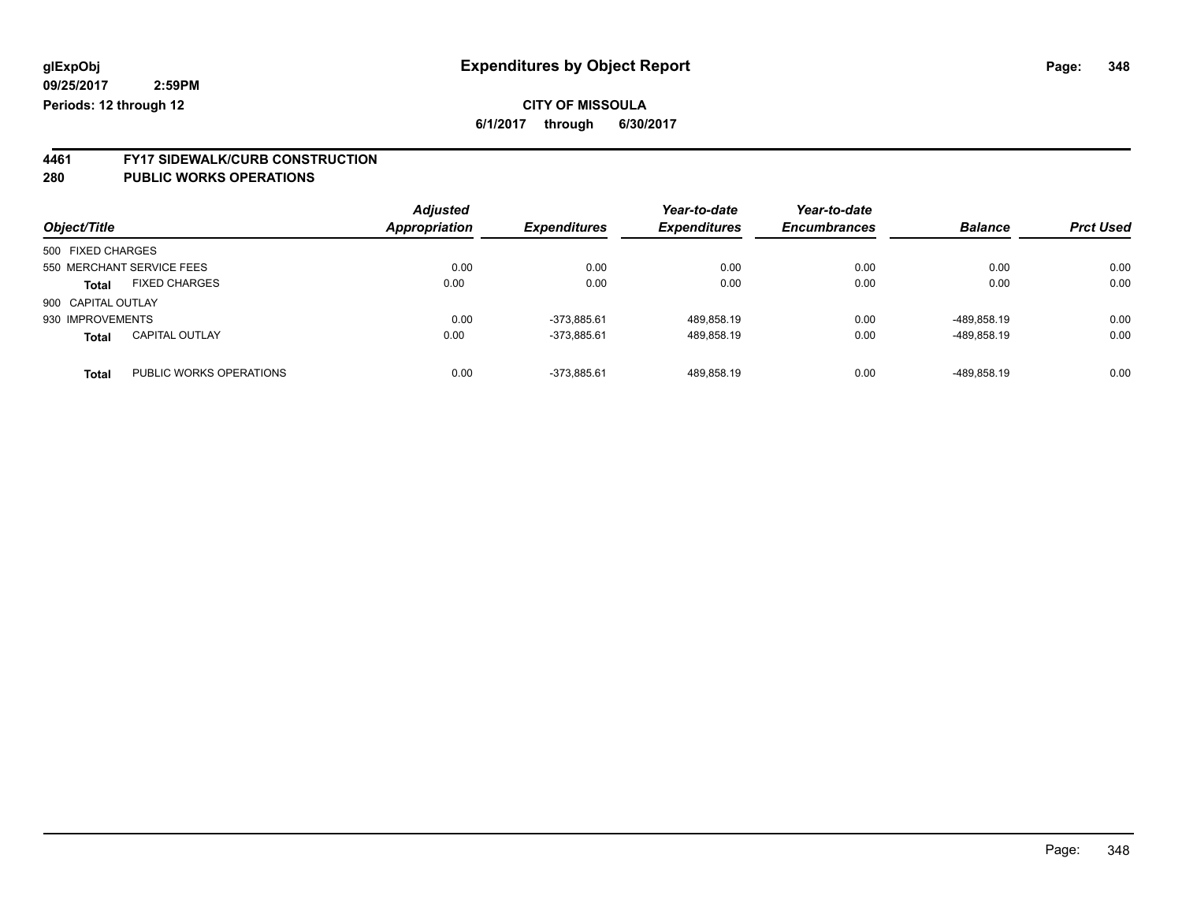**glExpObj**
**09/25/2017 2:59PM**
**Periods: 12 through 12**

# Expenditures by Object Report

**CITY OF MISSOULA**
**6/1/2017 through 6/30/2017**

## 4461 FY17 SIDEWALK/CURB CONSTRUCTION
## 280 PUBLIC WORKS OPERATIONS

| Object/Title | | Adjusted Appropriation | Expenditures | Year-to-date Expenditures | Year-to-date Encumbrances | Balance | Prct Used |
|---|---|---|---|---|---|---|---|
| 500 FIXED CHARGES | | | | | | | |
| 550 MERCHANT SERVICE FEES | | 0.00 | 0.00 | 0.00 | 0.00 | 0.00 | 0.00 |
| **Total** | FIXED CHARGES | 0.00 | 0.00 | 0.00 | 0.00 | 0.00 | 0.00 |
| 900 CAPITAL OUTLAY | | | | | | | |
| 930 IMPROVEMENTS | | 0.00 | -373,885.61 | 489,858.19 | 0.00 | -489,858.19 | 0.00 |
| **Total** | CAPITAL OUTLAY | 0.00 | -373,885.61 | 489,858.19 | 0.00 | -489,858.19 | 0.00 |
| **Total** | PUBLIC WORKS OPERATIONS | 0.00 | -373,885.61 | 489,858.19 | 0.00 | -489,858.19 | 0.00 |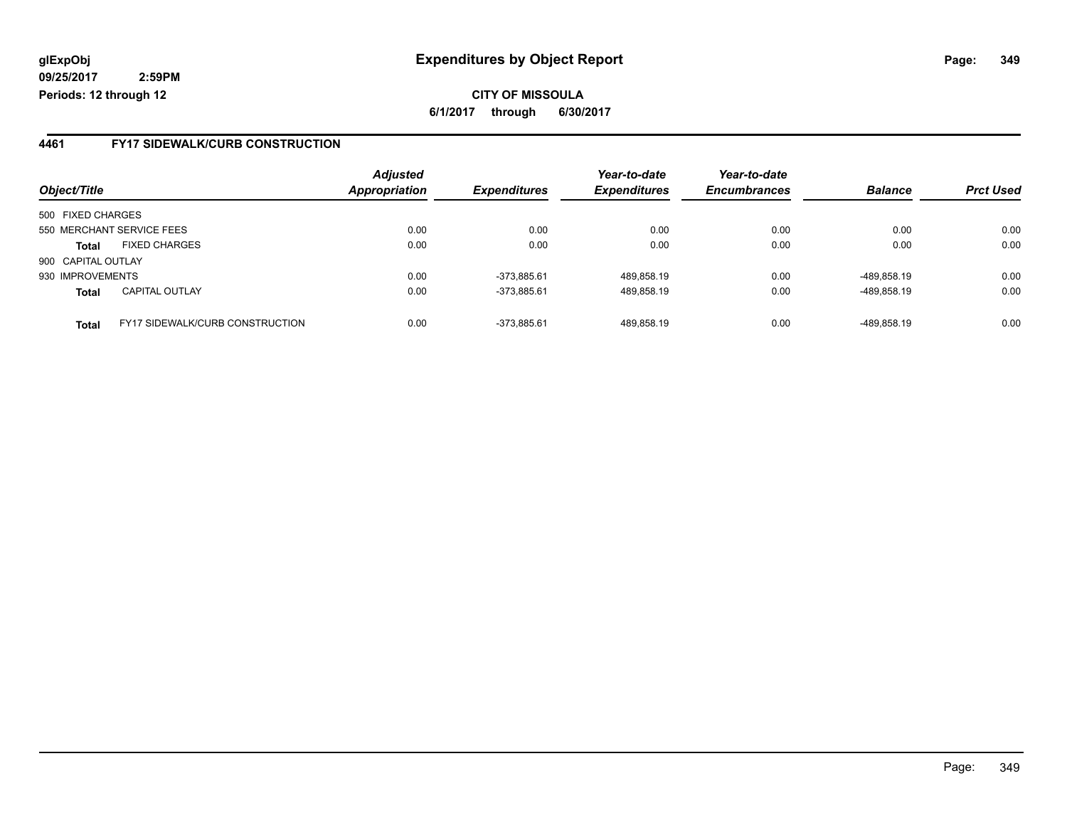**glExpObj** **Expenditures by Object Report**

**09/25/2017 2:59PM**

**Periods: 12 through 12**

**CITY OF MISSOULA**

**6/1/2017 through 6/30/2017**

## 4461 FY17 SIDEWALK/CURB CONSTRUCTION

| Object/Title | | Adjusted Appropriation | Expenditures | Year-to-date Expenditures | Year-to-date Encumbrances | Balance | Prct Used |
|---|---|---|---|---|---|---|---|
| 500 FIXED CHARGES | | | | | | | |
| 550 MERCHANT SERVICE FEES | | 0.00 | 0.00 | 0.00 | 0.00 | 0.00 | 0.00 |
| **Total** | FIXED CHARGES | 0.00 | 0.00 | 0.00 | 0.00 | 0.00 | 0.00 |
| 900 CAPITAL OUTLAY | | | | | | | |
| 930 IMPROVEMENTS | | 0.00 | -373,885.61 | 489,858.19 | 0.00 | -489,858.19 | 0.00 |
| **Total** | CAPITAL OUTLAY | 0.00 | -373,885.61 | 489,858.19 | 0.00 | -489,858.19 | 0.00 |
| **Total** | FY17 SIDEWALK/CURB CONSTRUCTION | 0.00 | -373,885.61 | 489,858.19 | 0.00 | -489,858.19 | 0.00 |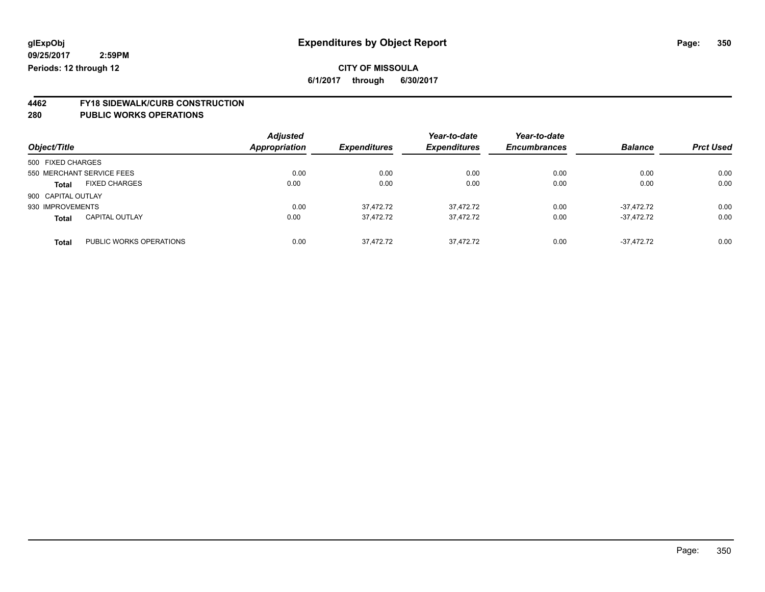**glExpObj** **Expenditures by Object Report**

**09/25/2017 2:59PM**

**Periods: 12 through 12**

**CITY OF MISSOULA**

**6/1/2017 through 6/30/2017**

## 4462 FY18 SIDEWALK/CURB CONSTRUCTION
## 280 PUBLIC WORKS OPERATIONS

| Object/Title | | Adjusted Appropriation | Expenditures | Year-to-date Expenditures | Year-to-date Encumbrances | Balance | Prct Used |
|---|---|---|---|---|---|---|---|
| 500 FIXED CHARGES | | | | | | | |
| 550 MERCHANT SERVICE FEES | | 0.00 | 0.00 | 0.00 | 0.00 | 0.00 | 0.00 |
| **Total** | FIXED CHARGES | 0.00 | 0.00 | 0.00 | 0.00 | 0.00 | 0.00 |
| 900 CAPITAL OUTLAY | | | | | | | |
| 930 IMPROVEMENTS | | 0.00 | 37,472.72 | 37,472.72 | 0.00 | -37,472.72 | 0.00 |
| **Total** | CAPITAL OUTLAY | 0.00 | 37,472.72 | 37,472.72 | 0.00 | -37,472.72 | 0.00 |
| **Total** | PUBLIC WORKS OPERATIONS | 0.00 | 37,472.72 | 37,472.72 | 0.00 | -37,472.72 | 0.00 |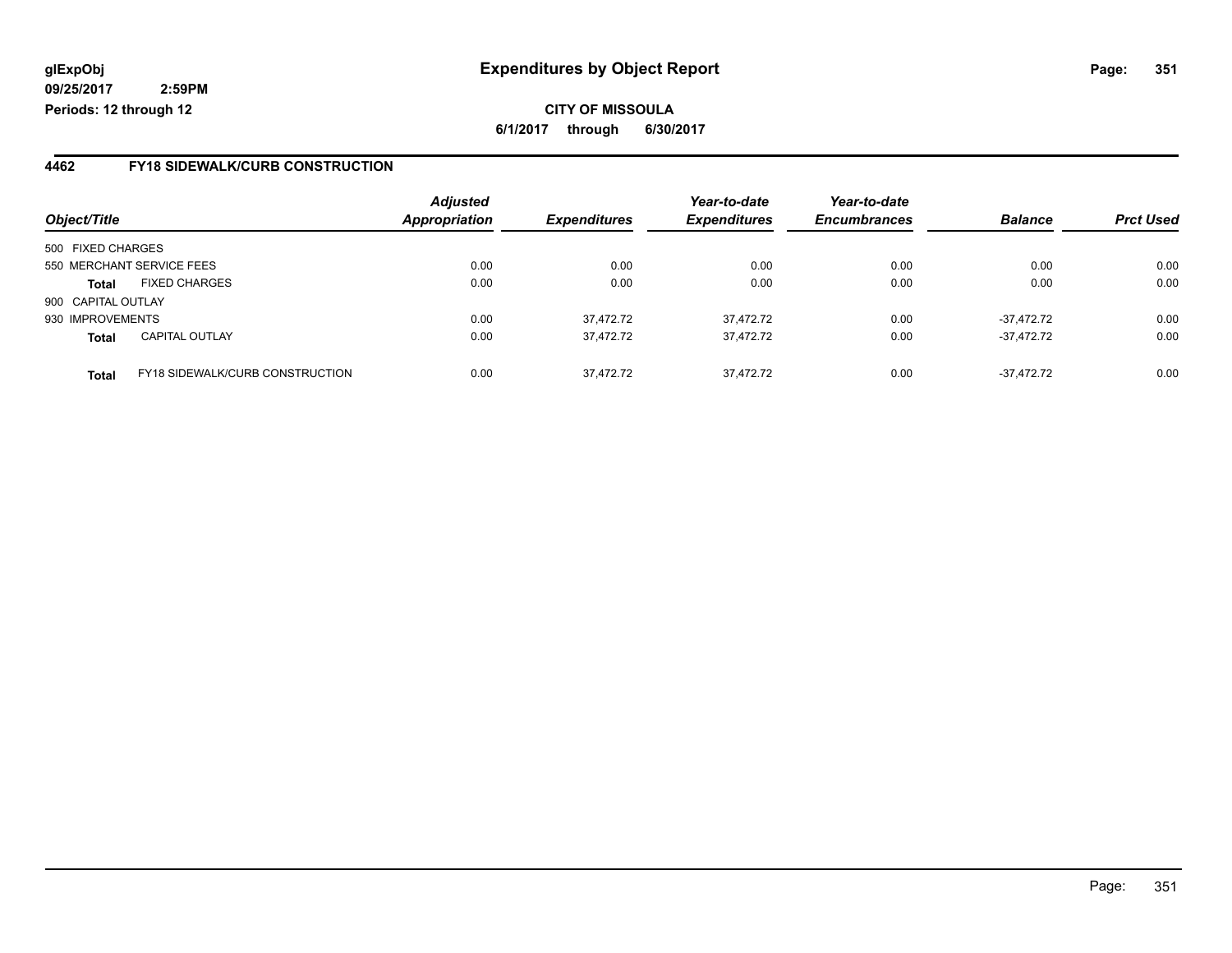glExpObj
09/25/2017 2:59PM
Periods: 12 through 12

# Expenditures by Object Report

**CITY OF MISSOULA**

**6/1/2017 through 6/30/2017**

## 4462 FY18 SIDEWALK/CURB CONSTRUCTION

| Object/Title | | Adjusted Appropriation | Expenditures | Year-to-date Expenditures | Year-to-date Encumbrances | Balance | Prct Used |
|---|---|---|---|---|---|---|---|
| 500 FIXED CHARGES | | | | | | | |
| 550 MERCHANT SERVICE FEES | | 0.00 | 0.00 | 0.00 | 0.00 | 0.00 | 0.00 |
| **Total** | FIXED CHARGES | 0.00 | 0.00 | 0.00 | 0.00 | 0.00 | 0.00 |
| 900 CAPITAL OUTLAY | | | | | | | |
| 930 IMPROVEMENTS | | 0.00 | 37,472.72 | 37,472.72 | 0.00 | -37,472.72 | 0.00 |
| **Total** | CAPITAL OUTLAY | 0.00 | 37,472.72 | 37,472.72 | 0.00 | -37,472.72 | 0.00 |
| **Total** | FY18 SIDEWALK/CURB CONSTRUCTION | 0.00 | 37,472.72 | 37,472.72 | 0.00 | -37,472.72 | 0.00 |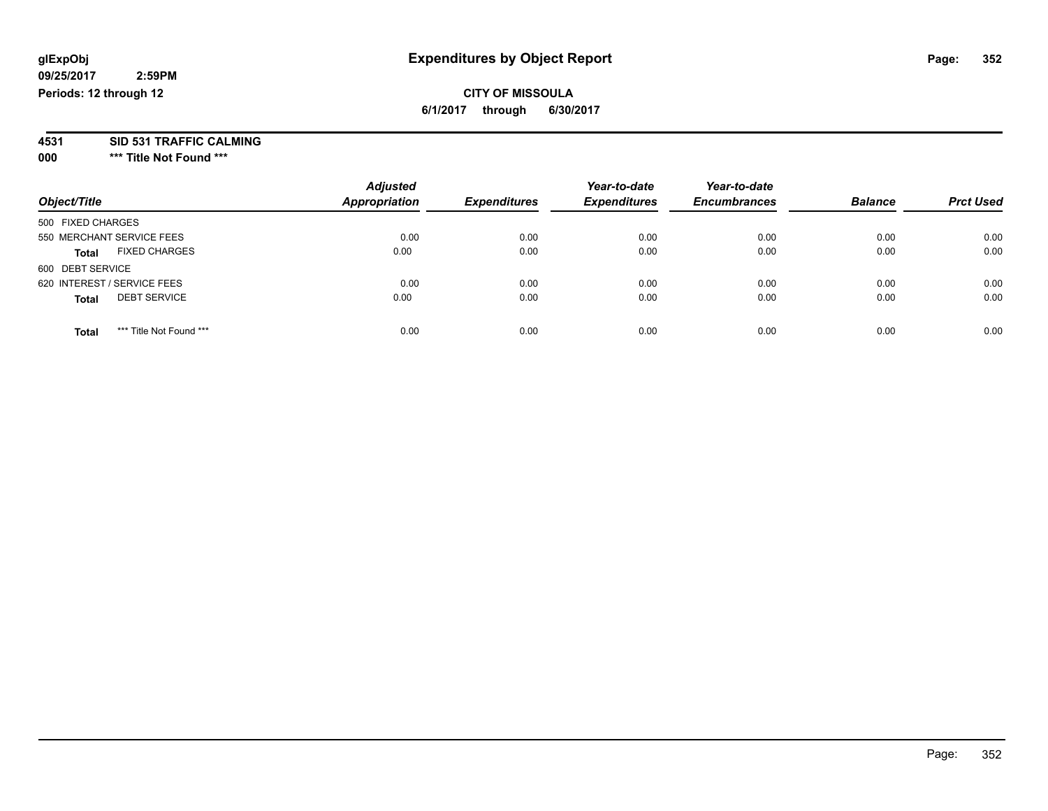glExpObj
09/25/2017 2:59PM
Periods: 12 through 12

# Expenditures by Object Report

**CITY OF MISSOULA**
**6/1/2017 through 6/30/2017**

**4531 SID 531 TRAFFIC CALMING**
**000 \*\*\* Title Not Found \*\*\***

| Object/Title | Adjusted Appropriation | Expenditures | Year-to-date Expenditures | Year-to-date Encumbrances | Balance | Prct Used |
|---|---|---|---|---|---|---|
| 500 FIXED CHARGES | | | | | | |
| 550 MERCHANT SERVICE FEES | 0.00 | 0.00 | 0.00 | 0.00 | 0.00 | 0.00 |
| **Total** FIXED CHARGES | 0.00 | 0.00 | 0.00 | 0.00 | 0.00 | 0.00 |
| 600 DEBT SERVICE | | | | | | |
| 620 INTEREST / SERVICE FEES | 0.00 | 0.00 | 0.00 | 0.00 | 0.00 | 0.00 |
| **Total** DEBT SERVICE | 0.00 | 0.00 | 0.00 | 0.00 | 0.00 | 0.00 |
| **Total** *** Title Not Found *** | 0.00 | 0.00 | 0.00 | 0.00 | 0.00 | 0.00 |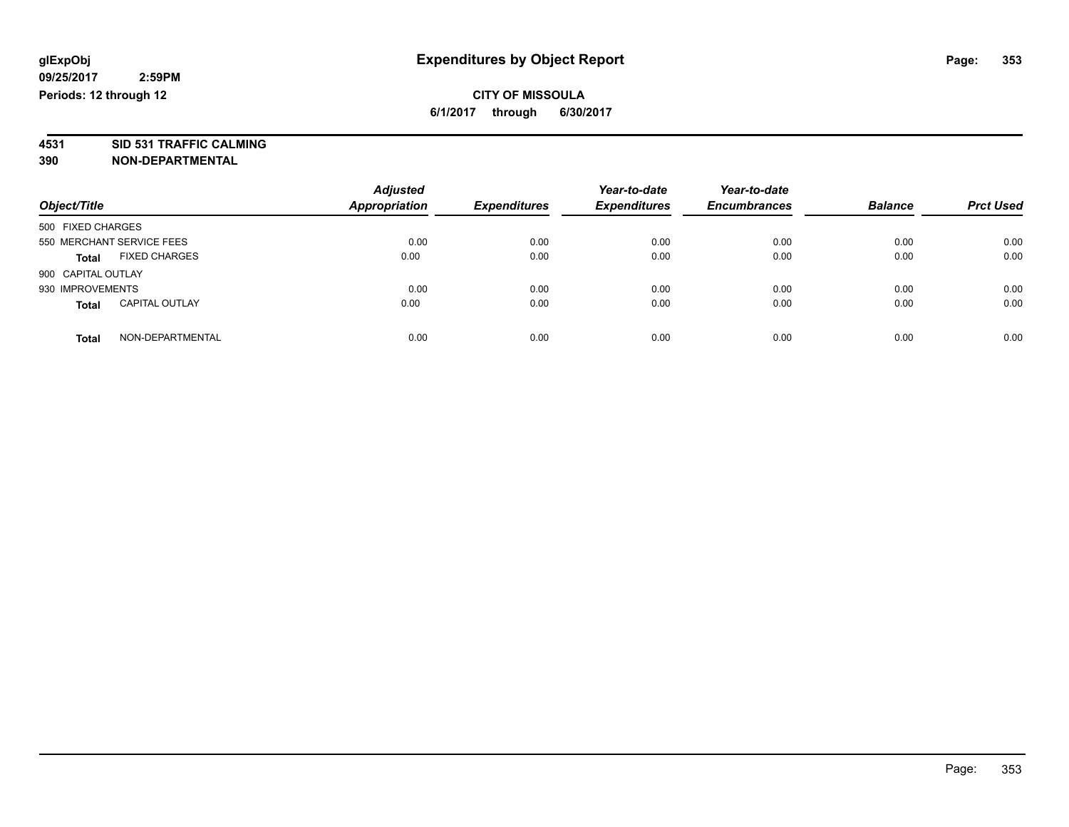glExpObj
09/25/2017 2:59PM
Periods: 12 through 12

# Expenditures by Object Report

CITY OF MISSOULA

6/1/2017 through 6/30/2017

**4531 SID 531 TRAFFIC CALMING**
**390 NON-DEPARTMENTAL**

| Object/Title | | Adjusted Appropriation | Expenditures | Year-to-date Expenditures | Year-to-date Encumbrances | Balance | Prct Used |
|---|---|---|---|---|---|---|---|
| 500 FIXED CHARGES | | | | | | | |
| 550 MERCHANT SERVICE FEES | | 0.00 | 0.00 | 0.00 | 0.00 | 0.00 | 0.00 |
| **Total** | FIXED CHARGES | 0.00 | 0.00 | 0.00 | 0.00 | 0.00 | 0.00 |
| 900 CAPITAL OUTLAY | | | | | | | |
| 930 IMPROVEMENTS | | 0.00 | 0.00 | 0.00 | 0.00 | 0.00 | 0.00 |
| **Total** | CAPITAL OUTLAY | 0.00 | 0.00 | 0.00 | 0.00 | 0.00 | 0.00 |
| **Total** | NON-DEPARTMENTAL | 0.00 | 0.00 | 0.00 | 0.00 | 0.00 | 0.00 |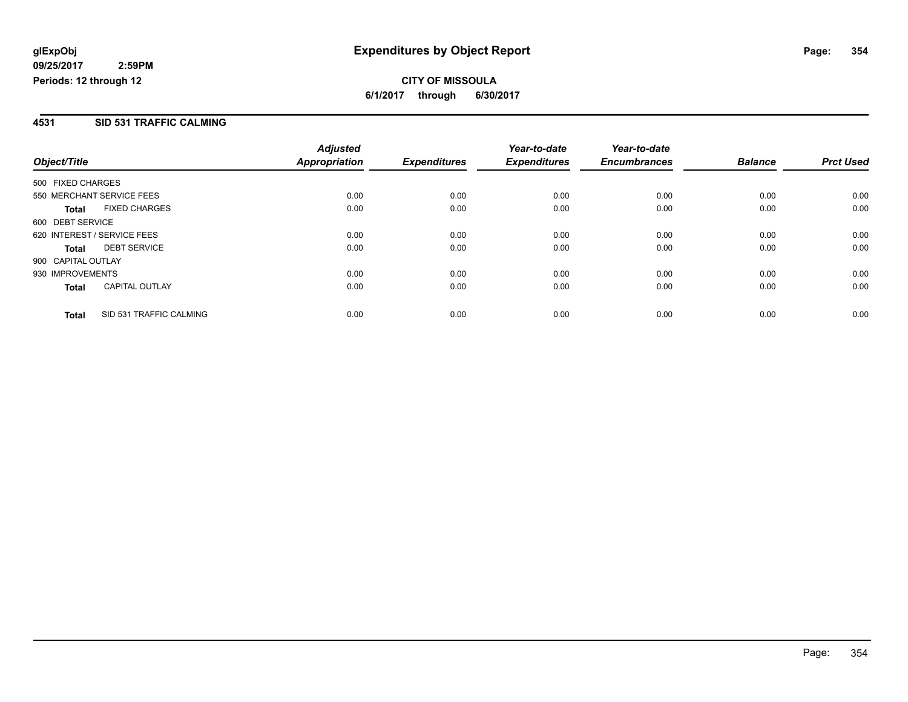# Expenditures by Object Report

glExpObj
09/25/2017 2:59PM
Periods: 12 through 12

**CITY OF MISSOULA**
**6/1/2017 through 6/30/2017**

## 4531 SID 531 TRAFFIC CALMING

| Object/Title | | Adjusted Appropriation | Expenditures | Year-to-date Expenditures | Year-to-date Encumbrances | Balance | Prct Used |
|---|---|---|---|---|---|---|---|
| 500 FIXED CHARGES | | | | | | | |
| 550 MERCHANT SERVICE FEES | | 0.00 | 0.00 | 0.00 | 0.00 | 0.00 | 0.00 |
| **Total** | FIXED CHARGES | 0.00 | 0.00 | 0.00 | 0.00 | 0.00 | 0.00 |
| 600 DEBT SERVICE | | | | | | | |
| 620 INTEREST / SERVICE FEES | | 0.00 | 0.00 | 0.00 | 0.00 | 0.00 | 0.00 |
| **Total** | DEBT SERVICE | 0.00 | 0.00 | 0.00 | 0.00 | 0.00 | 0.00 |
| 900 CAPITAL OUTLAY | | | | | | | |
| 930 IMPROVEMENTS | | 0.00 | 0.00 | 0.00 | 0.00 | 0.00 | 0.00 |
| **Total** | CAPITAL OUTLAY | 0.00 | 0.00 | 0.00 | 0.00 | 0.00 | 0.00 |
| **Total** | SID 531 TRAFFIC CALMING | 0.00 | 0.00 | 0.00 | 0.00 | 0.00 | 0.00 |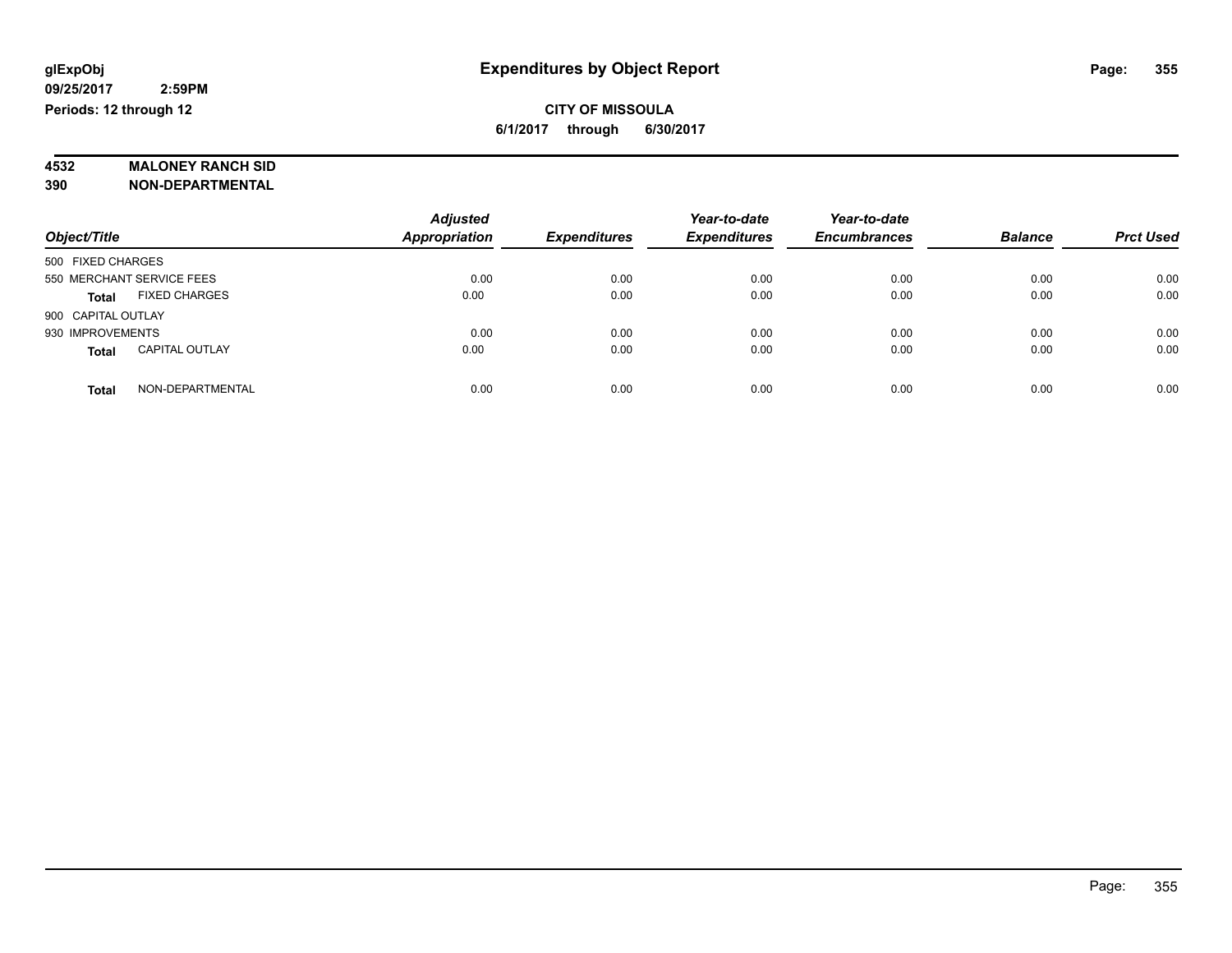**glExpObj** **Expenditures by Object Report**

**09/25/2017 2:59PM**

**Periods: 12 through 12**

**CITY OF MISSOULA**

**6/1/2017 through 6/30/2017**

**4532 MALONEY RANCH SID**

**390 NON-DEPARTMENTAL**

| Object/Title | Adjusted Appropriation | Expenditures | Year-to-date Expenditures | Year-to-date Encumbrances | Balance | Prct Used |
|---|---|---|---|---|---|---|
| 500 FIXED CHARGES | | | | | | |
| 550 MERCHANT SERVICE FEES | 0.00 | 0.00 | 0.00 | 0.00 | 0.00 | 0.00 |
| **Total** FIXED CHARGES | 0.00 | 0.00 | 0.00 | 0.00 | 0.00 | 0.00 |
| 900 CAPITAL OUTLAY | | | | | | |
| 930 IMPROVEMENTS | 0.00 | 0.00 | 0.00 | 0.00 | 0.00 | 0.00 |
| **Total** CAPITAL OUTLAY | 0.00 | 0.00 | 0.00 | 0.00 | 0.00 | 0.00 |
| **Total** NON-DEPARTMENTAL | 0.00 | 0.00 | 0.00 | 0.00 | 0.00 | 0.00 |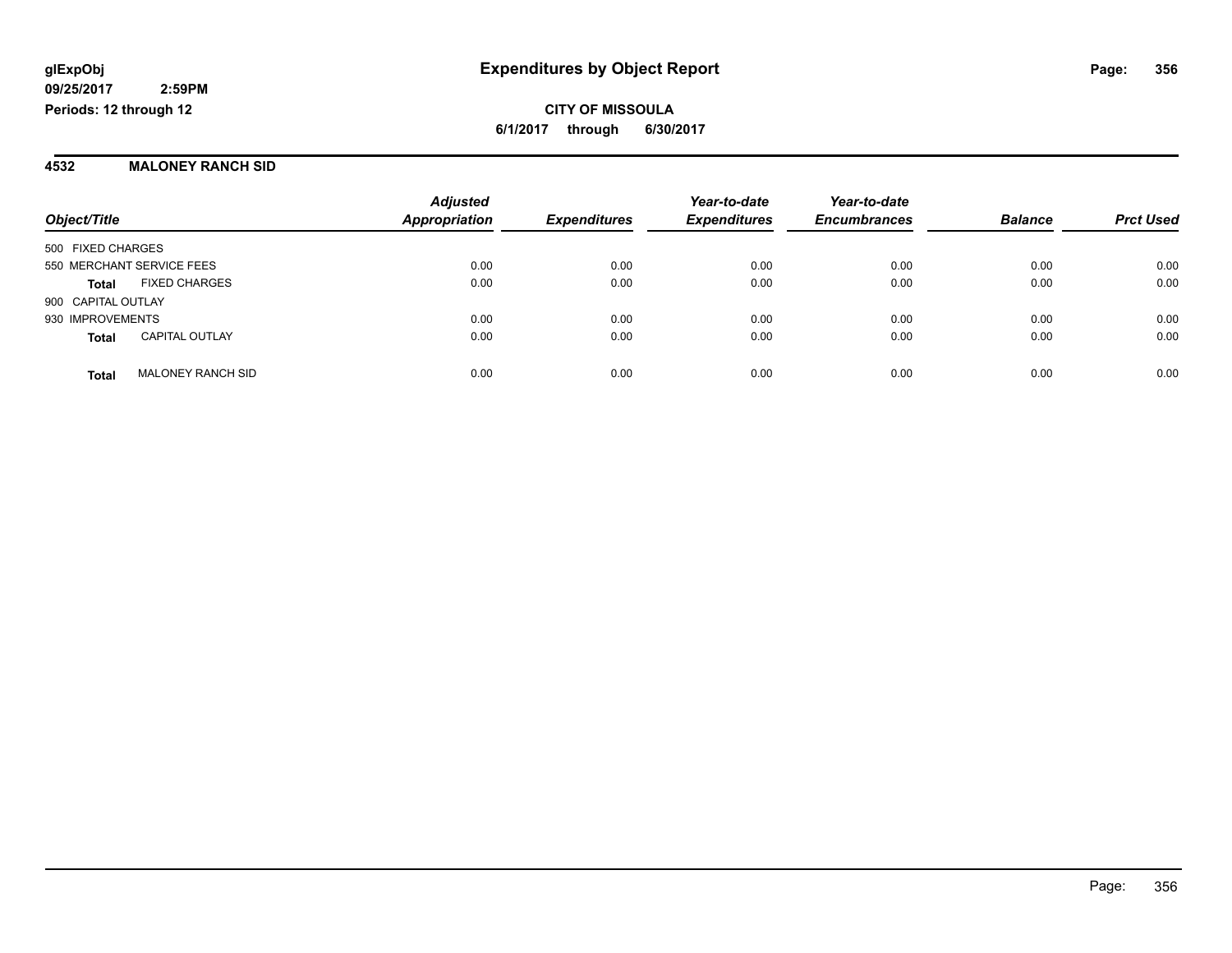# Expenditures by Object Report

glExpObj
09/25/2017 2:59PM
Periods: 12 through 12

**CITY OF MISSOULA**
**6/1/2017 through 6/30/2017**

## 4532 MALONEY RANCH SID

| Object/Title | | Adjusted Appropriation | Expenditures | Year-to-date Expenditures | Year-to-date Encumbrances | Balance | Prct Used |
|---|---|---|---|---|---|---|---|
| 500 FIXED CHARGES | | | | | | | |
| 550 MERCHANT SERVICE FEES | | 0.00 | 0.00 | 0.00 | 0.00 | 0.00 | 0.00 |
| **Total** | FIXED CHARGES | 0.00 | 0.00 | 0.00 | 0.00 | 0.00 | 0.00 |
| 900 CAPITAL OUTLAY | | | | | | | |
| 930 IMPROVEMENTS | | 0.00 | 0.00 | 0.00 | 0.00 | 0.00 | 0.00 |
| **Total** | CAPITAL OUTLAY | 0.00 | 0.00 | 0.00 | 0.00 | 0.00 | 0.00 |
| **Total** | MALONEY RANCH SID | 0.00 | 0.00 | 0.00 | 0.00 | 0.00 | 0.00 |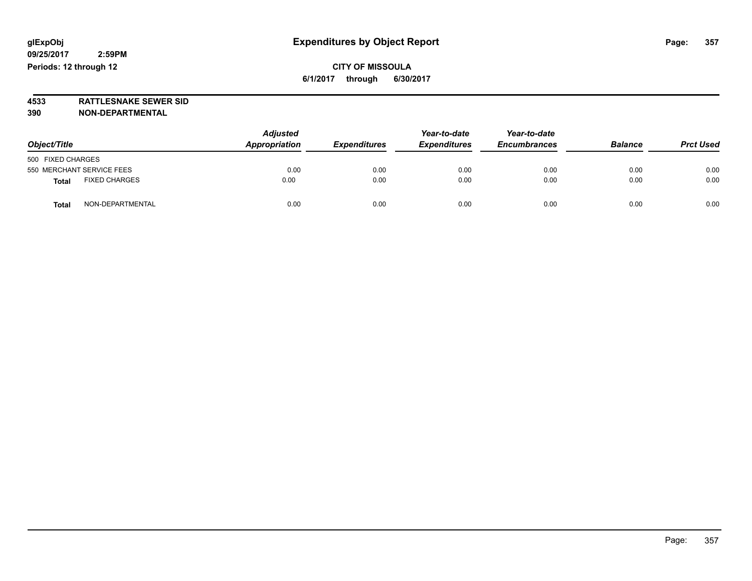glExpObj
09/25/2017 2:59PM
Periods: 12 through 12

# Expenditures by Object Report

**CITY OF MISSOULA**

**6/1/2017 through 6/30/2017**

**4533 RATTLESNAKE SEWER SID**
**390 NON-DEPARTMENTAL**

| Object/Title | Adjusted Appropriation | Expenditures | Year-to-date Expenditures | Year-to-date Encumbrances | Balance | Prct Used |
|---|---|---|---|---|---|---|
| 500 FIXED CHARGES | | | | | | |
| 550 MERCHANT SERVICE FEES | 0.00 | 0.00 | 0.00 | 0.00 | 0.00 | 0.00 |
| **Total** FIXED CHARGES | 0.00 | 0.00 | 0.00 | 0.00 | 0.00 | 0.00 |
| **Total** NON-DEPARTMENTAL | 0.00 | 0.00 | 0.00 | 0.00 | 0.00 | 0.00 |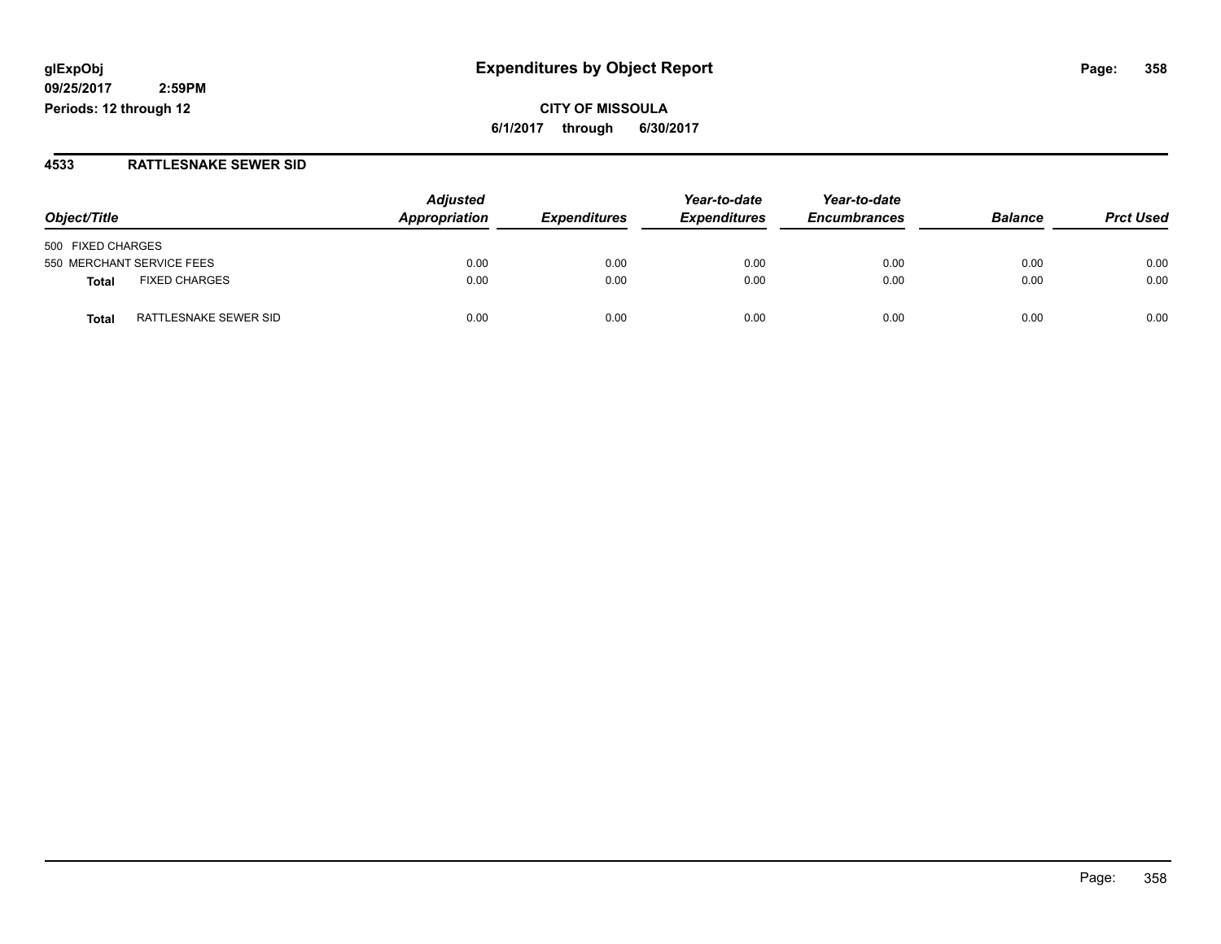glExpObj
09/25/2017 2:59PM
Periods: 12 through 12

# Expenditures by Object Report

**CITY OF MISSOULA**
**6/1/2017 through 6/30/2017**

## 4533 RATTLESNAKE SEWER SID

| Object/Title | Adjusted Appropriation | Expenditures | Year-to-date Expenditures | Year-to-date Encumbrances | Balance | Prct Used |
|---|---|---|---|---|---|---|
| 500 FIXED CHARGES | | | | | | |
| 550 MERCHANT SERVICE FEES | 0.00 | 0.00 | 0.00 | 0.00 | 0.00 | 0.00 |
| **Total** FIXED CHARGES | 0.00 | 0.00 | 0.00 | 0.00 | 0.00 | 0.00 |
| **Total** RATTLESNAKE SEWER SID | 0.00 | 0.00 | 0.00 | 0.00 | 0.00 | 0.00 |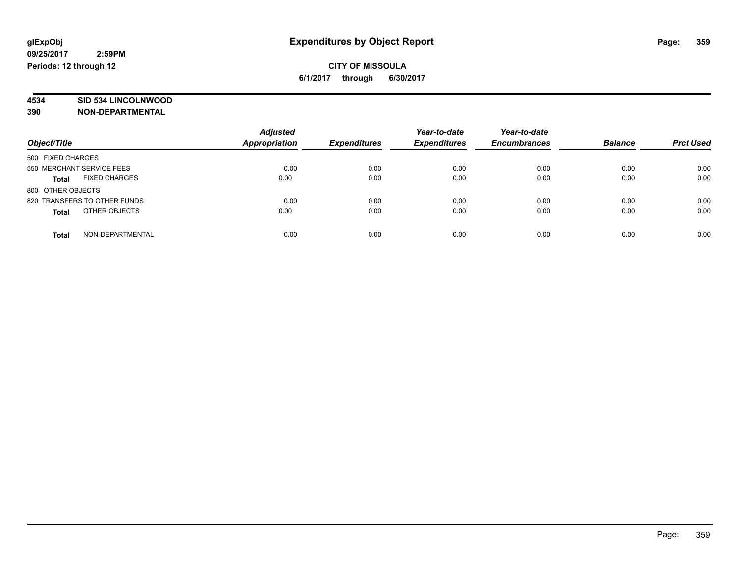**glExpObj**
**09/25/2017 2:59PM**
**Periods: 12 through 12**

# Expenditures by Object Report

**CITY OF MISSOULA**
**6/1/2017 through 6/30/2017**

**4534 SID 534 LINCOLNWOOD**
**390 NON-DEPARTMENTAL**

| Object/Title | Adjusted Appropriation | Expenditures | Year-to-date Expenditures | Year-to-date Encumbrances | Balance | Prct Used |
|---|---|---|---|---|---|---|
| 500 FIXED CHARGES | | | | | | |
| 550 MERCHANT SERVICE FEES | 0.00 | 0.00 | 0.00 | 0.00 | 0.00 | 0.00 |
| **Total** FIXED CHARGES | 0.00 | 0.00 | 0.00 | 0.00 | 0.00 | 0.00 |
| 800 OTHER OBJECTS | | | | | | |
| 820 TRANSFERS TO OTHER FUNDS | 0.00 | 0.00 | 0.00 | 0.00 | 0.00 | 0.00 |
| **Total** OTHER OBJECTS | 0.00 | 0.00 | 0.00 | 0.00 | 0.00 | 0.00 |
| **Total** NON-DEPARTMENTAL | 0.00 | 0.00 | 0.00 | 0.00 | 0.00 | 0.00 |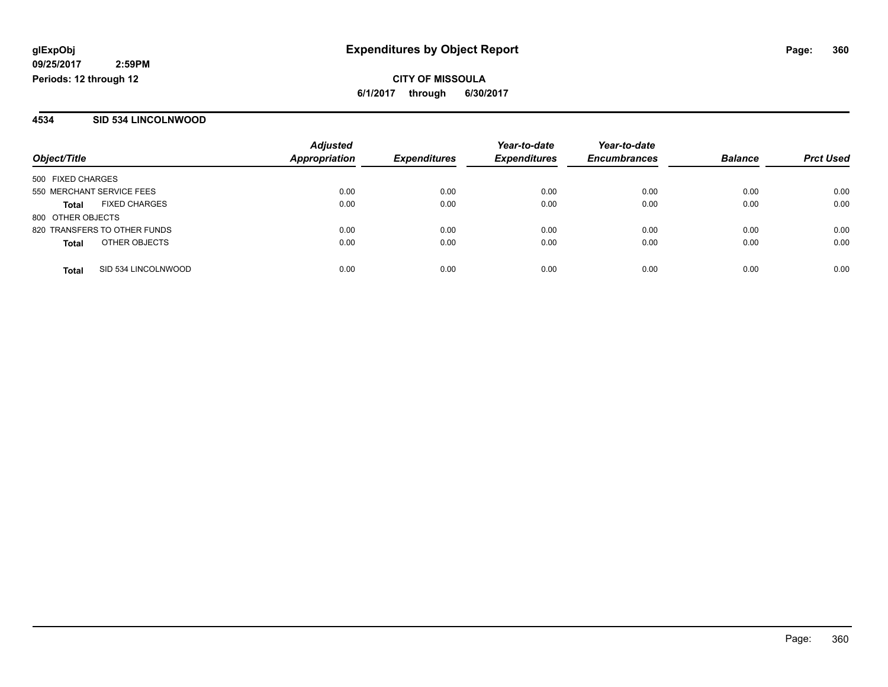**glExpObj** **Expenditures by Object Report**

**09/25/2017 2:59PM**

**Periods: 12 through 12**

**CITY OF MISSOULA**

**6/1/2017 through 6/30/2017**

## 4534 SID 534 LINCOLNWOOD

| Object/Title | Adjusted Appropriation | Expenditures | Year-to-date Expenditures | Year-to-date Encumbrances | Balance | Prct Used |
|---|---|---|---|---|---|---|
| 500 FIXED CHARGES | | | | | | |
| 550 MERCHANT SERVICE FEES | 0.00 | 0.00 | 0.00 | 0.00 | 0.00 | 0.00 |
| **Total** FIXED CHARGES | 0.00 | 0.00 | 0.00 | 0.00 | 0.00 | 0.00 |
| 800 OTHER OBJECTS | | | | | | |
| 820 TRANSFERS TO OTHER FUNDS | 0.00 | 0.00 | 0.00 | 0.00 | 0.00 | 0.00 |
| **Total** OTHER OBJECTS | 0.00 | 0.00 | 0.00 | 0.00 | 0.00 | 0.00 |
| **Total** SID 534 LINCOLNWOOD | 0.00 | 0.00 | 0.00 | 0.00 | 0.00 | 0.00 |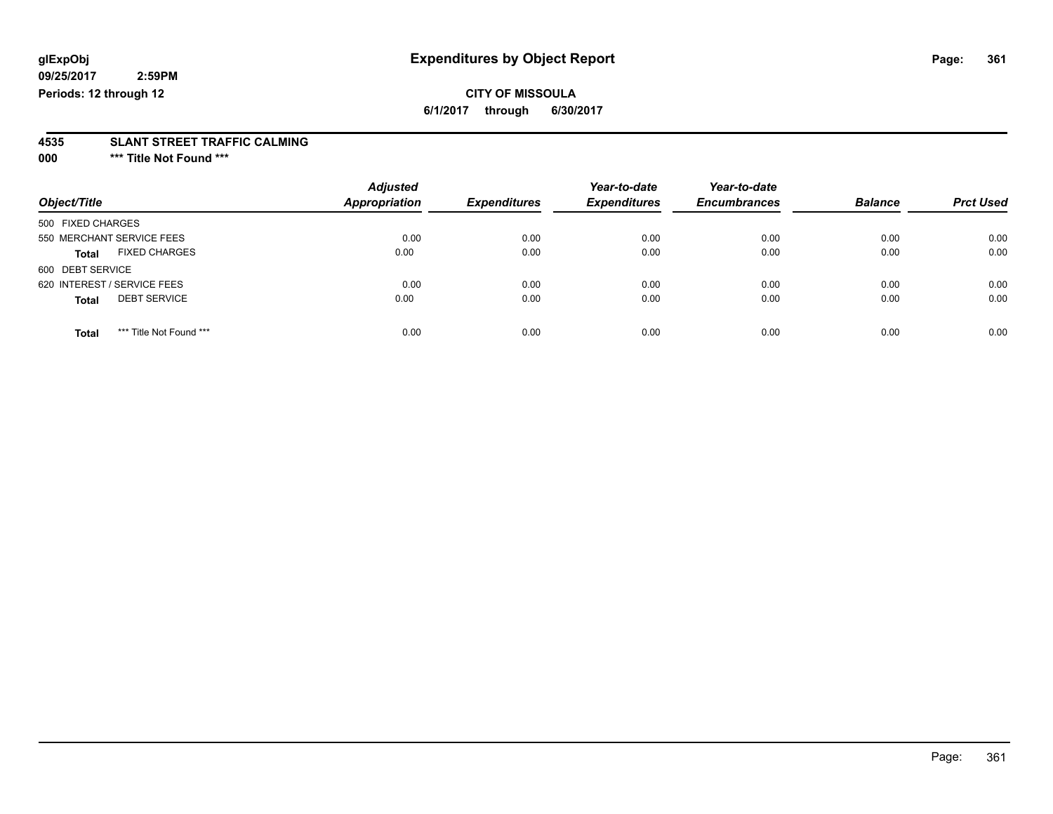glExpObj
09/25/2017 2:59PM
Periods: 12 through 12

# Expenditures by Object Report

**CITY OF MISSOULA**
**6/1/2017 through 6/30/2017**

**4535 SLANT STREET TRAFFIC CALMING**
**000 \*\*\* Title Not Found \*\*\***

| Object/Title | Adjusted Appropriation | Expenditures | Year-to-date Expenditures | Year-to-date Encumbrances | Balance | Prct Used |
|---|---|---|---|---|---|---|
| 500 FIXED CHARGES | | | | | | |
| 550 MERCHANT SERVICE FEES | 0.00 | 0.00 | 0.00 | 0.00 | 0.00 | 0.00 |
| **Total** FIXED CHARGES | 0.00 | 0.00 | 0.00 | 0.00 | 0.00 | 0.00 |
| 600 DEBT SERVICE | | | | | | |
| 620 INTEREST / SERVICE FEES | 0.00 | 0.00 | 0.00 | 0.00 | 0.00 | 0.00 |
| **Total** DEBT SERVICE | 0.00 | 0.00 | 0.00 | 0.00 | 0.00 | 0.00 |
| **Total** *** Title Not Found *** | 0.00 | 0.00 | 0.00 | 0.00 | 0.00 | 0.00 |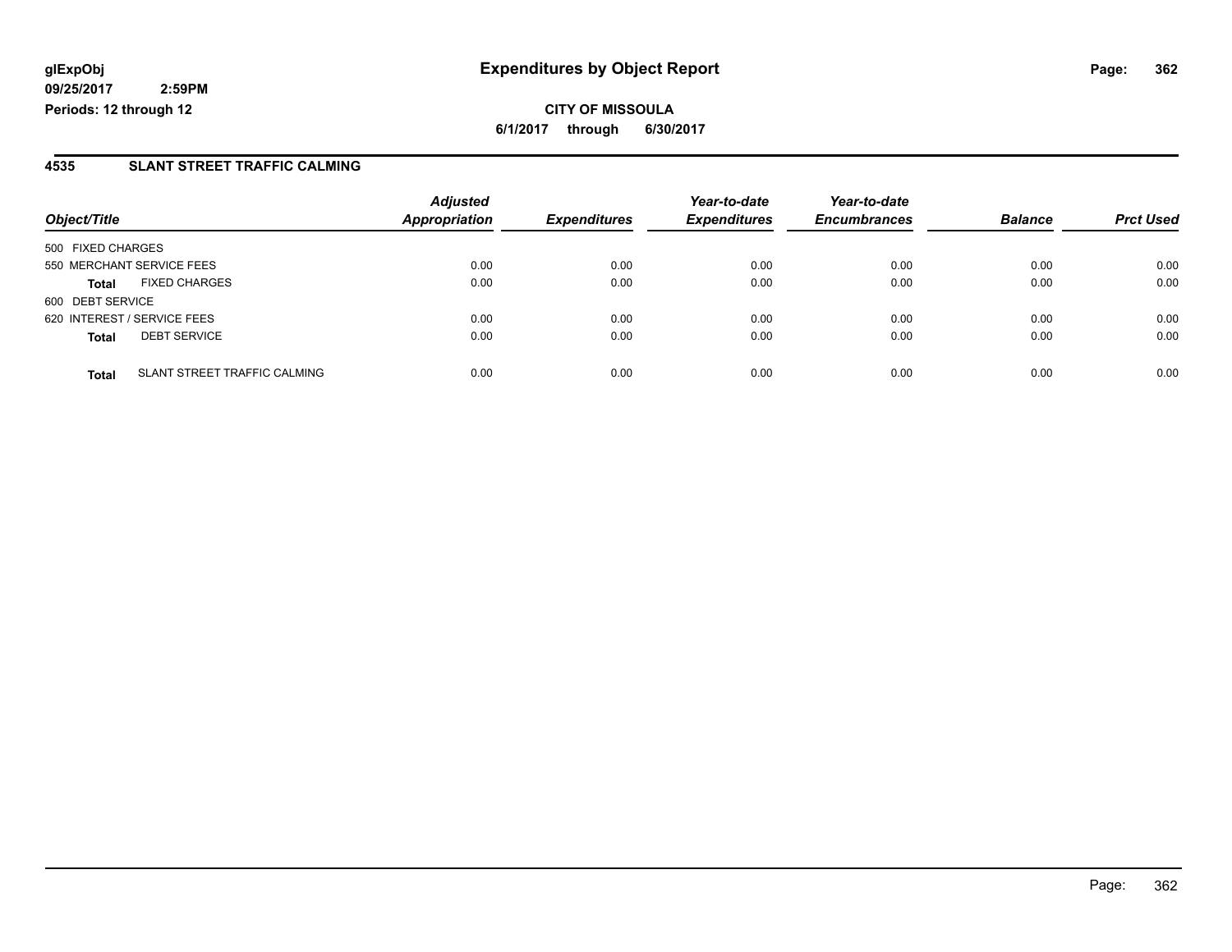# Expenditures by Object Report

glExpObj
09/25/2017 2:59PM
Periods: 12 through 12

**CITY OF MISSOULA**
**6/1/2017 through 6/30/2017**

## 4535 SLANT STREET TRAFFIC CALMING

| Object/Title | | *Adjusted Appropriation* | *Expenditures* | *Year-to-date Expenditures* | *Year-to-date Encumbrances* | *Balance* | *Prct Used* |
|---|---|---|---|---|---|---|---|
| 500 FIXED CHARGES | | | | | | | |
| 550 MERCHANT SERVICE FEES | | 0.00 | 0.00 | 0.00 | 0.00 | 0.00 | 0.00 |
| **Total** | FIXED CHARGES | 0.00 | 0.00 | 0.00 | 0.00 | 0.00 | 0.00 |
| 600 DEBT SERVICE | | | | | | | |
| 620 INTEREST / SERVICE FEES | | 0.00 | 0.00 | 0.00 | 0.00 | 0.00 | 0.00 |
| **Total** | DEBT SERVICE | 0.00 | 0.00 | 0.00 | 0.00 | 0.00 | 0.00 |
| **Total** | SLANT STREET TRAFFIC CALMING | 0.00 | 0.00 | 0.00 | 0.00 | 0.00 | 0.00 |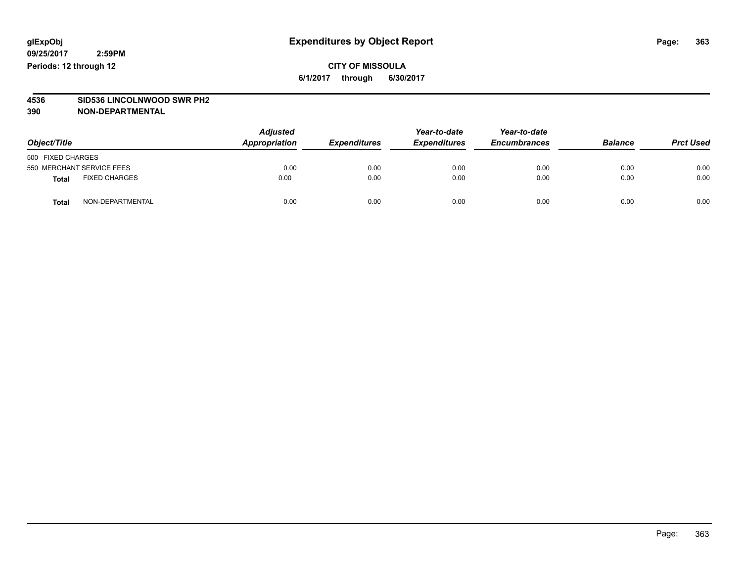glExpObj
09/25/2017 2:59PM
Periods: 12 through 12

# Expenditures by Object Report

**CITY OF MISSOULA**
**6/1/2017 through 6/30/2017**

**4536 SID536 LINCOLNWOOD SWR PH2**
**390 NON-DEPARTMENTAL**

| Object/Title | Adjusted Appropriation | Expenditures | Year-to-date Expenditures | Year-to-date Encumbrances | Balance | Prct Used |
|---|---|---|---|---|---|---|
| 500 FIXED CHARGES | | | | | | |
| 550 MERCHANT SERVICE FEES | 0.00 | 0.00 | 0.00 | 0.00 | 0.00 | 0.00 |
| **Total** FIXED CHARGES | 0.00 | 0.00 | 0.00 | 0.00 | 0.00 | 0.00 |
| **Total** NON-DEPARTMENTAL | 0.00 | 0.00 | 0.00 | 0.00 | 0.00 | 0.00 |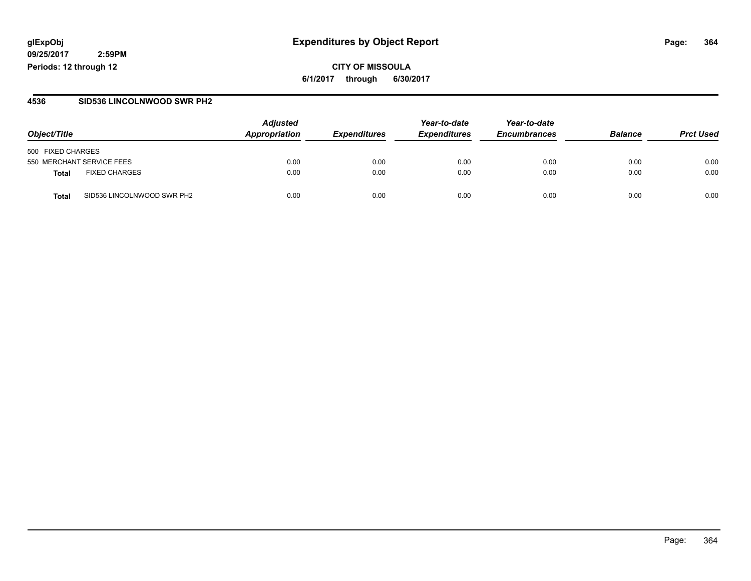**glExpObj**
**09/25/2017 2:59PM**
**Periods: 12 through 12**

# Expenditures by Object Report

**CITY OF MISSOULA**
**6/1/2017 through 6/30/2017**

## 4536 SID536 LINCOLNWOOD SWR PH2

| Object/Title | | Adjusted Appropriation | Expenditures | Year-to-date Expenditures | Year-to-date Encumbrances | Balance | Prct Used |
|---|---|---|---|---|---|---|---|
| 500 FIXED CHARGES | | | | | | | |
| 550 MERCHANT SERVICE FEES | | 0.00 | 0.00 | 0.00 | 0.00 | 0.00 | 0.00 |
| **Total** | FIXED CHARGES | 0.00 | 0.00 | 0.00 | 0.00 | 0.00 | 0.00 |
| **Total** | SID536 LINCOLNWOOD SWR PH2 | 0.00 | 0.00 | 0.00 | 0.00 | 0.00 | 0.00 |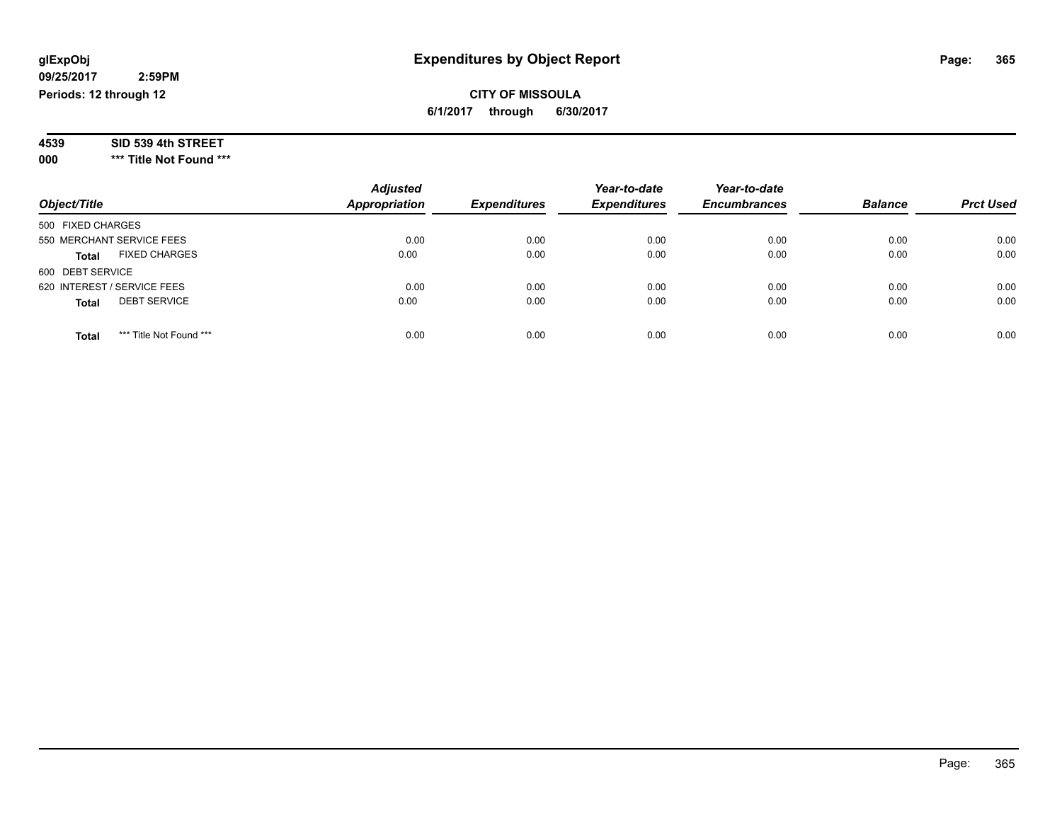glExpObj
09/25/2017 2:59PM
Periods: 12 through 12

# Expenditures by Object Report

**CITY OF MISSOULA**
**6/1/2017 through 6/30/2017**

**4539 SID 539 4th STREET**
**000 \*\*\* Title Not Found \*\*\***

| Object/Title | Adjusted Appropriation | Expenditures | Year-to-date Expenditures | Year-to-date Encumbrances | Balance | Prct Used |
|---|---|---|---|---|---|---|
| 500 FIXED CHARGES | | | | | | |
| 550 MERCHANT SERVICE FEES | 0.00 | 0.00 | 0.00 | 0.00 | 0.00 | 0.00 |
| **Total** FIXED CHARGES | 0.00 | 0.00 | 0.00 | 0.00 | 0.00 | 0.00 |
| 600 DEBT SERVICE | | | | | | |
| 620 INTEREST / SERVICE FEES | 0.00 | 0.00 | 0.00 | 0.00 | 0.00 | 0.00 |
| **Total** DEBT SERVICE | 0.00 | 0.00 | 0.00 | 0.00 | 0.00 | 0.00 |
| **Total** *** Title Not Found *** | 0.00 | 0.00 | 0.00 | 0.00 | 0.00 | 0.00 |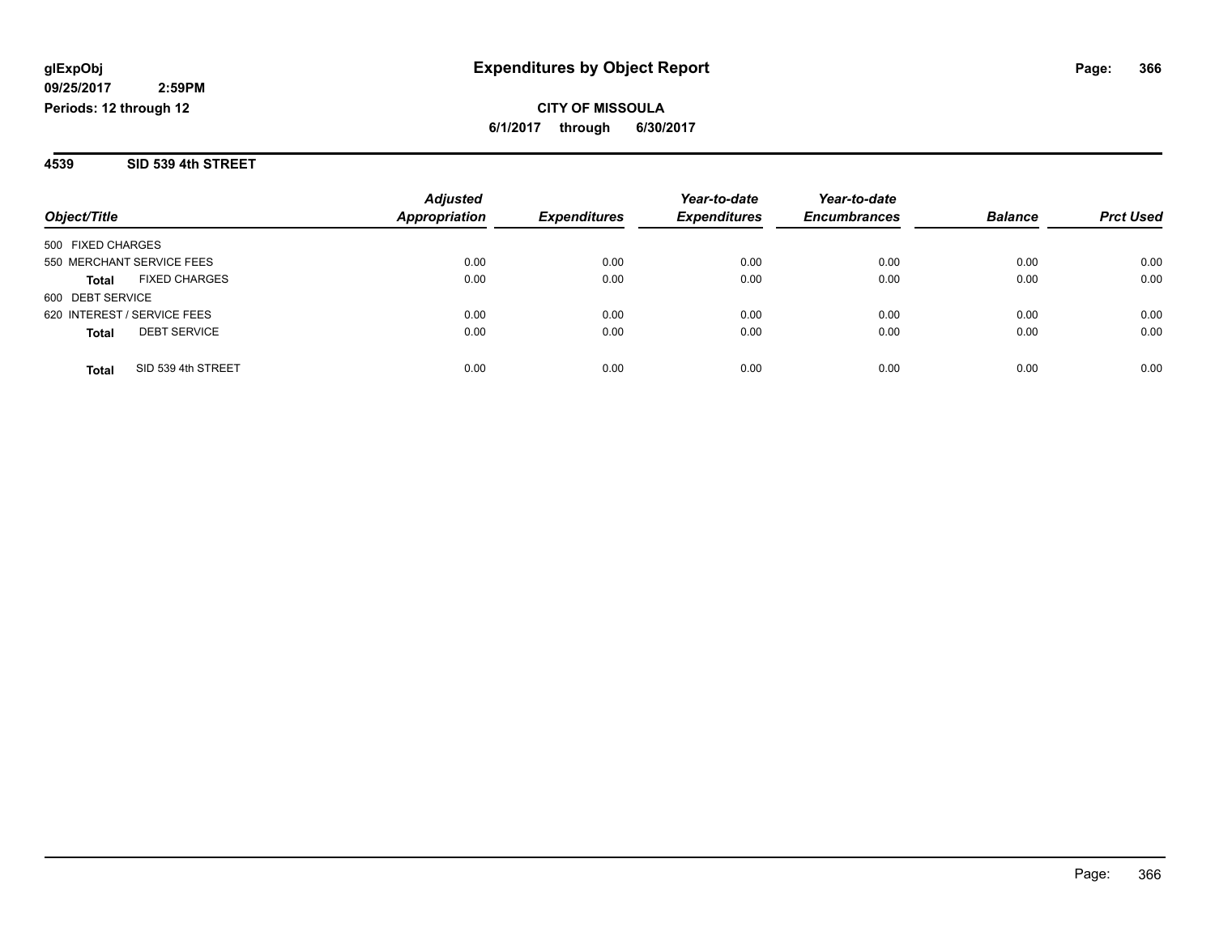# Expenditures by Object Report

glExpObj
09/25/2017 2:59PM
Periods: 12 through 12

**CITY OF MISSOULA**
**6/1/2017 through 6/30/2017**

## 4539 SID 539 4th STREET

| Object/Title | Adjusted Appropriation | Expenditures | Year-to-date Expenditures | Year-to-date Encumbrances | Balance | Prct Used |
|---|---|---|---|---|---|---|
| 500 FIXED CHARGES | | | | | | |
| 550 MERCHANT SERVICE FEES | 0.00 | 0.00 | 0.00 | 0.00 | 0.00 | 0.00 |
| **Total** FIXED CHARGES | 0.00 | 0.00 | 0.00 | 0.00 | 0.00 | 0.00 |
| 600 DEBT SERVICE | | | | | | |
| 620 INTEREST / SERVICE FEES | 0.00 | 0.00 | 0.00 | 0.00 | 0.00 | 0.00 |
| **Total** DEBT SERVICE | 0.00 | 0.00 | 0.00 | 0.00 | 0.00 | 0.00 |
| **Total** SID 539 4th STREET | 0.00 | 0.00 | 0.00 | 0.00 | 0.00 | 0.00 |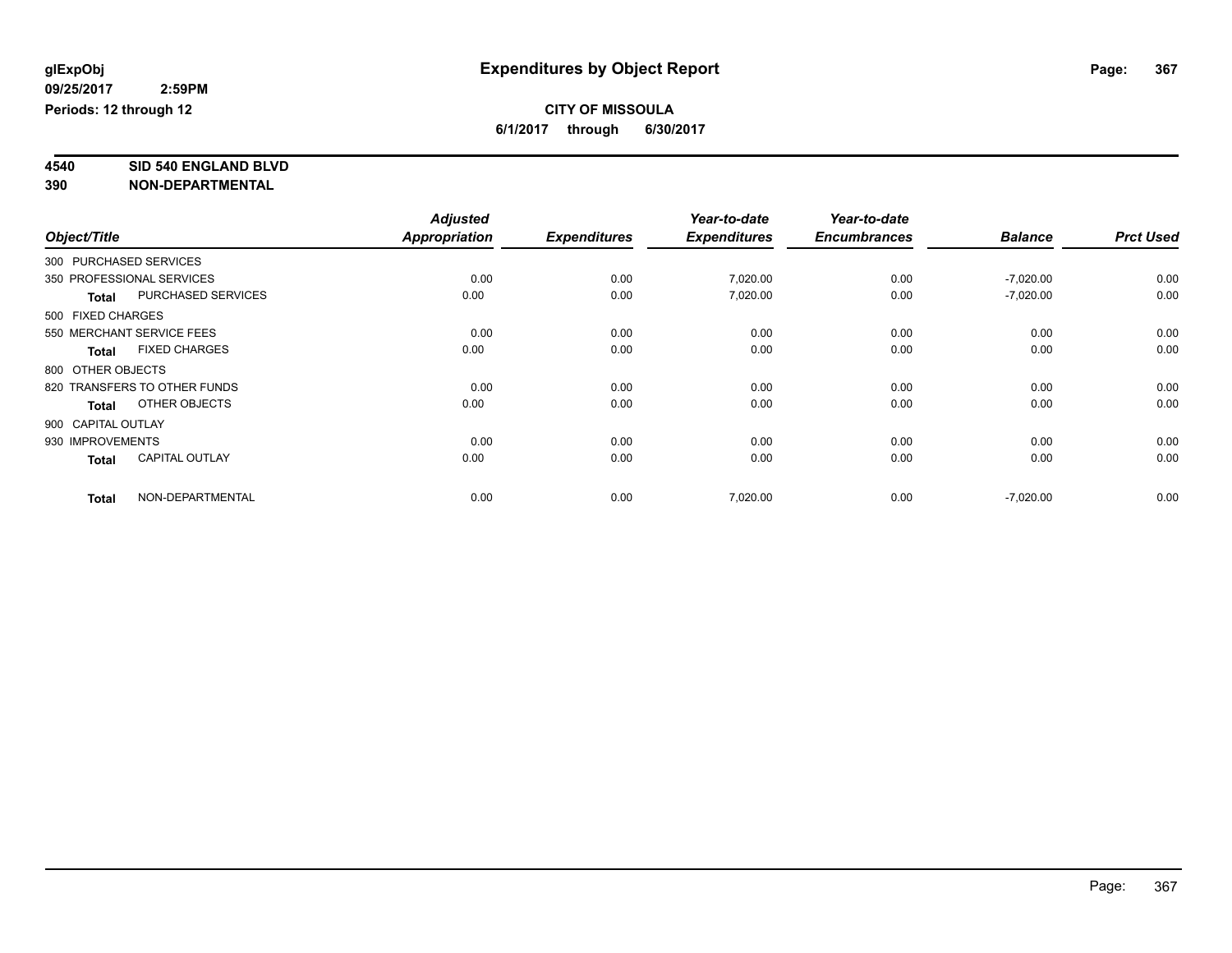**glExpObj**
**09/25/2017 2:59PM**
**Periods: 12 through 12**

# Expenditures by Object Report

**CITY OF MISSOULA**
**6/1/2017 through 6/30/2017**

**4540 SID 540 ENGLAND BLVD**
**390 NON-DEPARTMENTAL**

| Object/Title | Adjusted Appropriation | Expenditures | Year-to-date Expenditures | Year-to-date Encumbrances | Balance | Prct Used |
|---|---|---|---|---|---|---|
| 300 PURCHASED SERVICES | | | | | | |
| 350 PROFESSIONAL SERVICES | 0.00 | 0.00 | 7,020.00 | 0.00 | -7,020.00 | 0.00 |
| **Total** PURCHASED SERVICES | 0.00 | 0.00 | 7,020.00 | 0.00 | -7,020.00 | 0.00 |
| 500 FIXED CHARGES | | | | | | |
| 550 MERCHANT SERVICE FEES | 0.00 | 0.00 | 0.00 | 0.00 | 0.00 | 0.00 |
| **Total** FIXED CHARGES | 0.00 | 0.00 | 0.00 | 0.00 | 0.00 | 0.00 |
| 800 OTHER OBJECTS | | | | | | |
| 820 TRANSFERS TO OTHER FUNDS | 0.00 | 0.00 | 0.00 | 0.00 | 0.00 | 0.00 |
| **Total** OTHER OBJECTS | 0.00 | 0.00 | 0.00 | 0.00 | 0.00 | 0.00 |
| 900 CAPITAL OUTLAY | | | | | | |
| 930 IMPROVEMENTS | 0.00 | 0.00 | 0.00 | 0.00 | 0.00 | 0.00 |
| **Total** CAPITAL OUTLAY | 0.00 | 0.00 | 0.00 | 0.00 | 0.00 | 0.00 |
| **Total** NON-DEPARTMENTAL | 0.00 | 0.00 | 7,020.00 | 0.00 | -7,020.00 | 0.00 |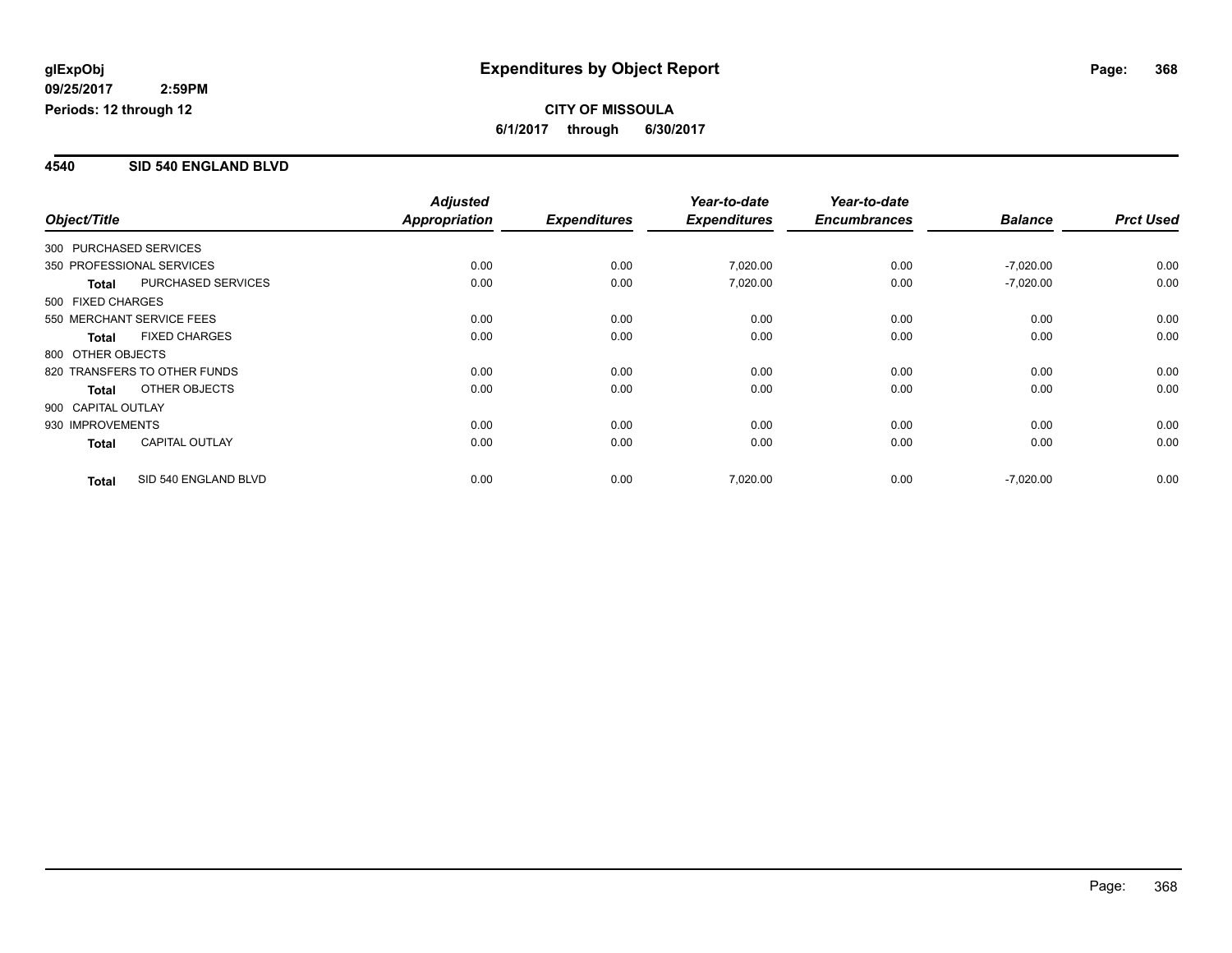# Expenditures by Object Report

glExpObj
09/25/2017 2:59PM
Periods: 12 through 12

**CITY OF MISSOULA**
**6/1/2017 through 6/30/2017**

## 4540 SID 540 ENGLAND BLVD

| Object/Title | | Adjusted Appropriation | Expenditures | Year-to-date Expenditures | Year-to-date Encumbrances | Balance | Prct Used |
|---|---|---|---|---|---|---|---|
| 300 PURCHASED SERVICES | | | | | | | |
| 350 PROFESSIONAL SERVICES | | 0.00 | 0.00 | 7,020.00 | 0.00 | -7,020.00 | 0.00 |
| **Total** | PURCHASED SERVICES | 0.00 | 0.00 | 7,020.00 | 0.00 | -7,020.00 | 0.00 |
| 500 FIXED CHARGES | | | | | | | |
| 550 MERCHANT SERVICE FEES | | 0.00 | 0.00 | 0.00 | 0.00 | 0.00 | 0.00 |
| **Total** | FIXED CHARGES | 0.00 | 0.00 | 0.00 | 0.00 | 0.00 | 0.00 |
| 800 OTHER OBJECTS | | | | | | | |
| 820 TRANSFERS TO OTHER FUNDS | | 0.00 | 0.00 | 0.00 | 0.00 | 0.00 | 0.00 |
| **Total** | OTHER OBJECTS | 0.00 | 0.00 | 0.00 | 0.00 | 0.00 | 0.00 |
| 900 CAPITAL OUTLAY | | | | | | | |
| 930 IMPROVEMENTS | | 0.00 | 0.00 | 0.00 | 0.00 | 0.00 | 0.00 |
| **Total** | CAPITAL OUTLAY | 0.00 | 0.00 | 0.00 | 0.00 | 0.00 | 0.00 |
| **Total** | SID 540 ENGLAND BLVD | 0.00 | 0.00 | 7,020.00 | 0.00 | -7,020.00 | 0.00 |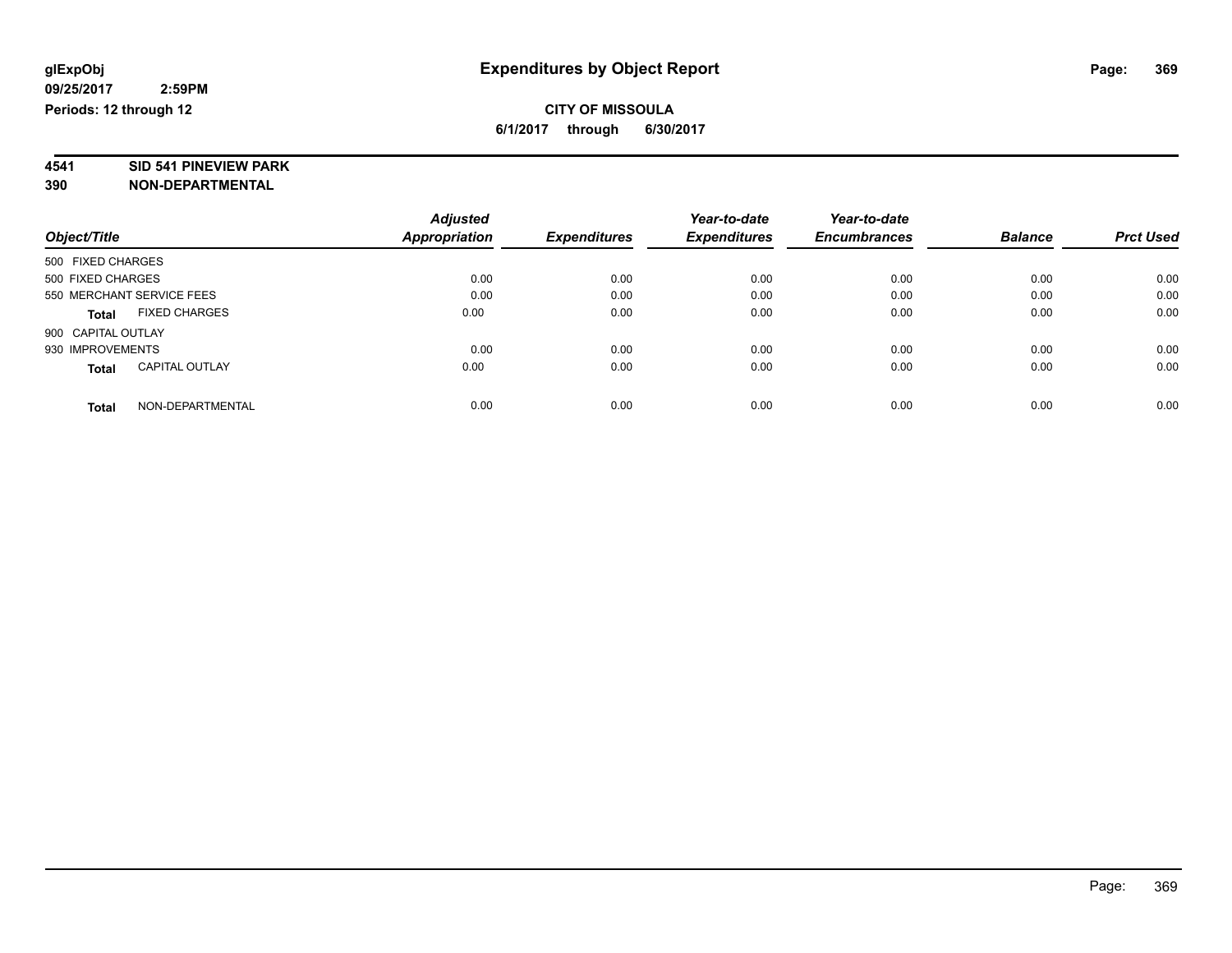**glExpObj**
**09/25/2017 2:59PM**
**Periods: 12 through 12**

# Expenditures by Object Report

**CITY OF MISSOULA**
**6/1/2017 through 6/30/2017**

**4541 SID 541 PINEVIEW PARK**
**390 NON-DEPARTMENTAL**

| Object/Title | Adjusted Appropriation | Expenditures | Year-to-date Expenditures | Year-to-date Encumbrances | Balance | Prct Used |
|---|---|---|---|---|---|---|
| 500 FIXED CHARGES | | | | | | |
| 500 FIXED CHARGES | 0.00 | 0.00 | 0.00 | 0.00 | 0.00 | 0.00 |
| 550 MERCHANT SERVICE FEES | 0.00 | 0.00 | 0.00 | 0.00 | 0.00 | 0.00 |
| **Total** FIXED CHARGES | 0.00 | 0.00 | 0.00 | 0.00 | 0.00 | 0.00 |
| 900 CAPITAL OUTLAY | | | | | | |
| 930 IMPROVEMENTS | 0.00 | 0.00 | 0.00 | 0.00 | 0.00 | 0.00 |
| **Total** CAPITAL OUTLAY | 0.00 | 0.00 | 0.00 | 0.00 | 0.00 | 0.00 |
| **Total** NON-DEPARTMENTAL | 0.00 | 0.00 | 0.00 | 0.00 | 0.00 | 0.00 |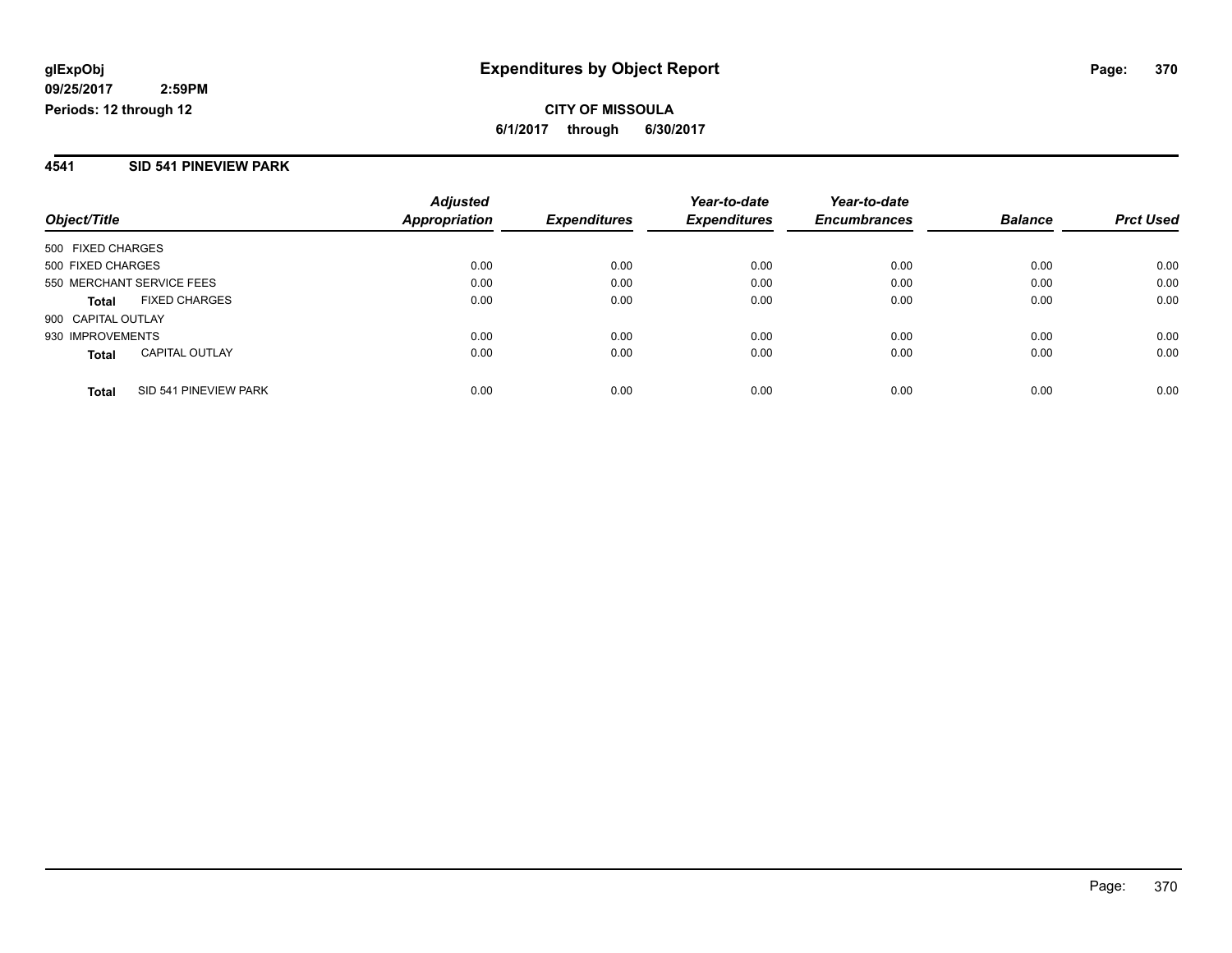# Expenditures by Object Report

glExpObj
09/25/2017 2:59PM
Periods: 12 through 12

**CITY OF MISSOULA**
**6/1/2017 through 6/30/2017**

## 4541 SID 541 PINEVIEW PARK

| Object/Title | Adjusted Appropriation | Expenditures | Year-to-date Expenditures | Year-to-date Encumbrances | Balance | Prct Used |
|---|---|---|---|---|---|---|
| 500 FIXED CHARGES | | | | | | |
| 500 FIXED CHARGES | 0.00 | 0.00 | 0.00 | 0.00 | 0.00 | 0.00 |
| 550 MERCHANT SERVICE FEES | 0.00 | 0.00 | 0.00 | 0.00 | 0.00 | 0.00 |
| **Total** FIXED CHARGES | 0.00 | 0.00 | 0.00 | 0.00 | 0.00 | 0.00 |
| 900 CAPITAL OUTLAY | | | | | | |
| 930 IMPROVEMENTS | 0.00 | 0.00 | 0.00 | 0.00 | 0.00 | 0.00 |
| **Total** CAPITAL OUTLAY | 0.00 | 0.00 | 0.00 | 0.00 | 0.00 | 0.00 |
| **Total** SID 541 PINEVIEW PARK | 0.00 | 0.00 | 0.00 | 0.00 | 0.00 | 0.00 |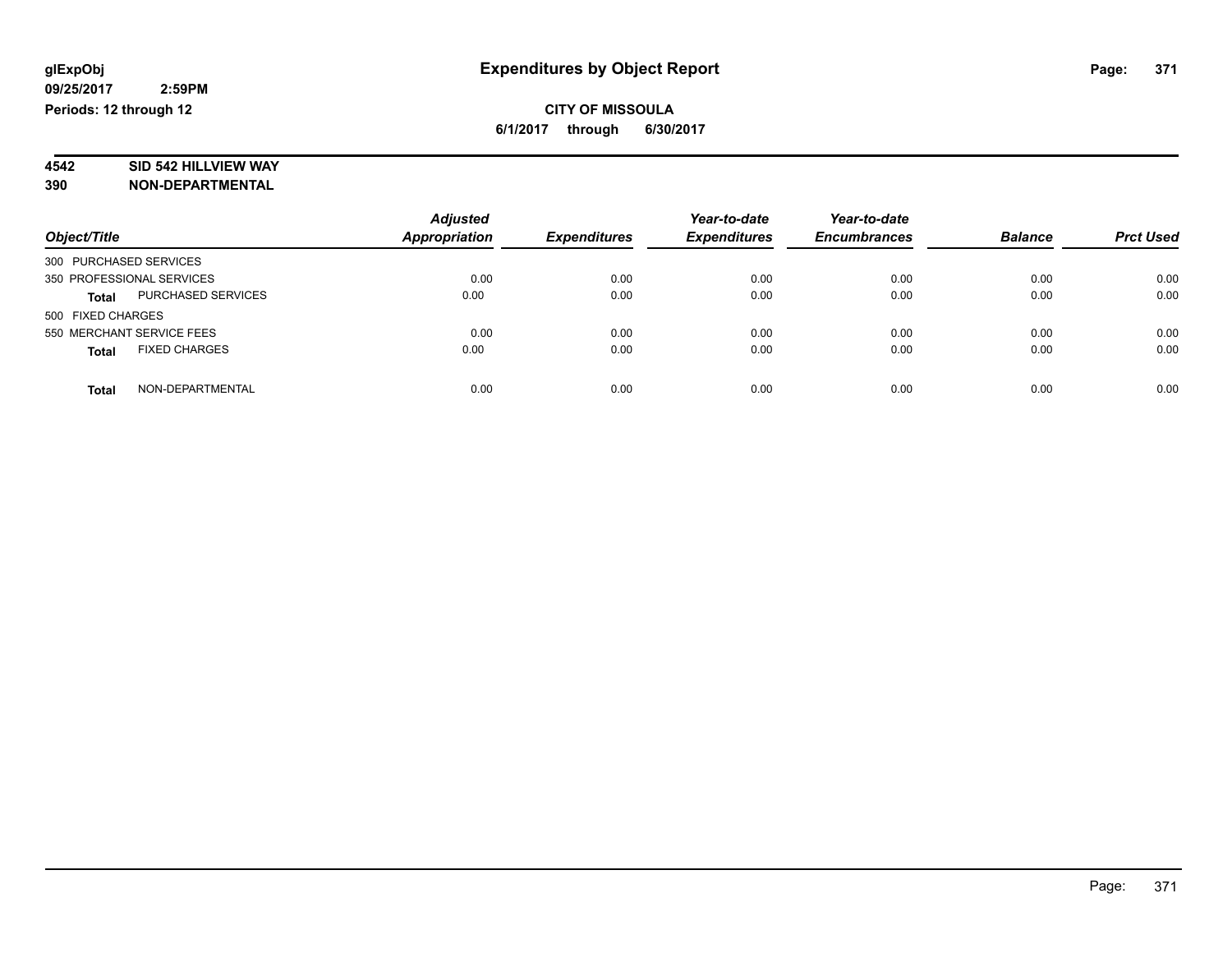**glExpObj**
**09/25/2017 2:59PM**
**Periods: 12 through 12**

# Expenditures by Object Report

**CITY OF MISSOULA**
**6/1/2017 through 6/30/2017**

**4542 SID 542 HILLVIEW WAY**
**390 NON-DEPARTMENTAL**

| Object/Title | | Adjusted Appropriation | Expenditures | Year-to-date Expenditures | Year-to-date Encumbrances | Balance | Prct Used |
|---|---|---|---|---|---|---|---|
| 300 PURCHASED SERVICES | | | | | | | |
| 350 PROFESSIONAL SERVICES | | 0.00 | 0.00 | 0.00 | 0.00 | 0.00 | 0.00 |
| **Total** | PURCHASED SERVICES | 0.00 | 0.00 | 0.00 | 0.00 | 0.00 | 0.00 |
| 500 FIXED CHARGES | | | | | | | |
| 550 MERCHANT SERVICE FEES | | 0.00 | 0.00 | 0.00 | 0.00 | 0.00 | 0.00 |
| **Total** | FIXED CHARGES | 0.00 | 0.00 | 0.00 | 0.00 | 0.00 | 0.00 |
| **Total** | NON-DEPARTMENTAL | 0.00 | 0.00 | 0.00 | 0.00 | 0.00 | 0.00 |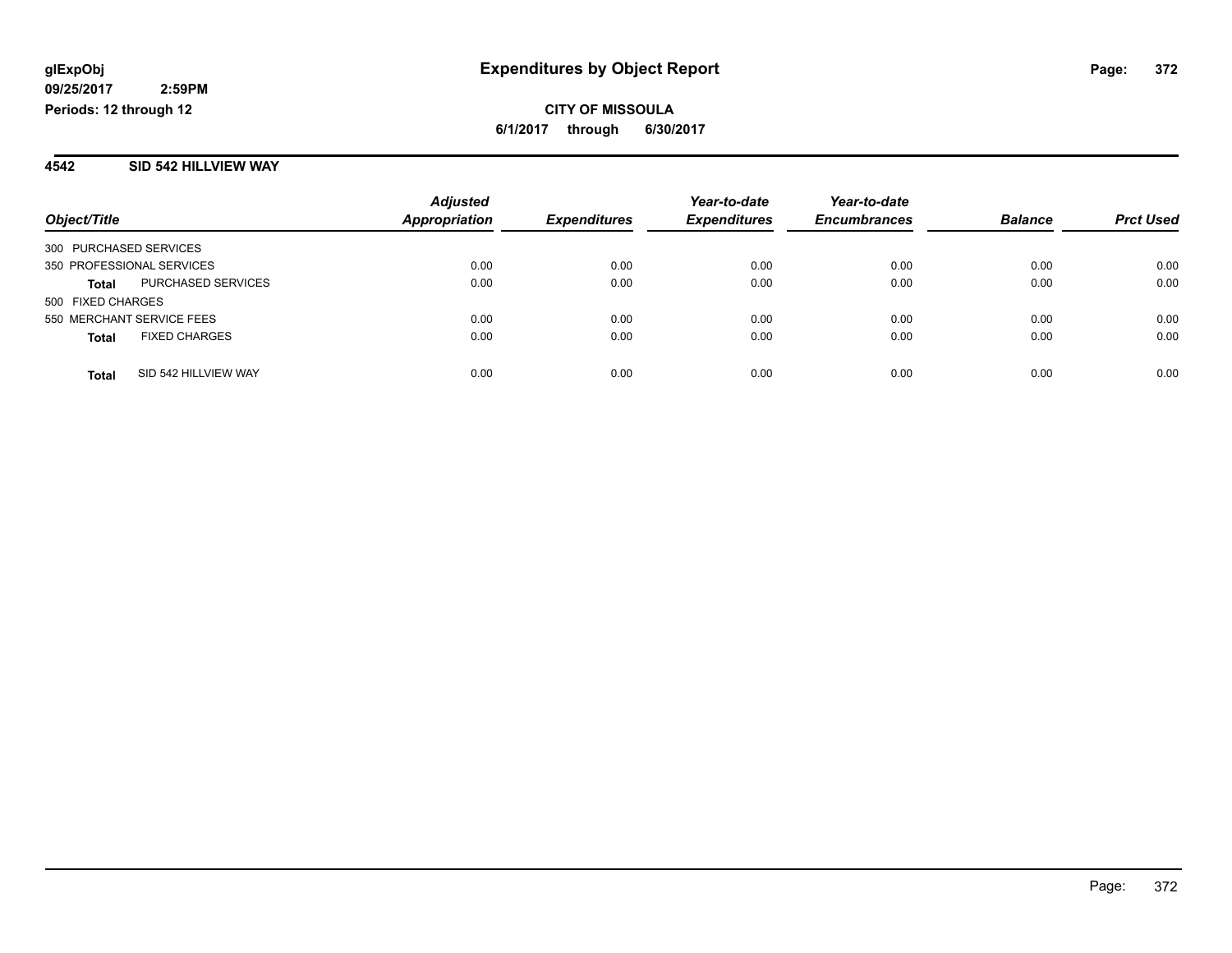**glExpObj**
**09/25/2017 2:59PM**
**Periods: 12 through 12**

# Expenditures by Object Report

**CITY OF MISSOULA**
**6/1/2017 through 6/30/2017**

## 4542 SID 542 HILLVIEW WAY

| Object/Title | | Adjusted Appropriation | Expenditures | Year-to-date Expenditures | Year-to-date Encumbrances | Balance | Prct Used |
|---|---|---|---|---|---|---|---|
| 300 PURCHASED SERVICES | | | | | | | |
| 350 PROFESSIONAL SERVICES | | 0.00 | 0.00 | 0.00 | 0.00 | 0.00 | 0.00 |
| **Total** | PURCHASED SERVICES | 0.00 | 0.00 | 0.00 | 0.00 | 0.00 | 0.00 |
| 500 FIXED CHARGES | | | | | | | |
| 550 MERCHANT SERVICE FEES | | 0.00 | 0.00 | 0.00 | 0.00 | 0.00 | 0.00 |
| **Total** | FIXED CHARGES | 0.00 | 0.00 | 0.00 | 0.00 | 0.00 | 0.00 |
| **Total** | SID 542 HILLVIEW WAY | 0.00 | 0.00 | 0.00 | 0.00 | 0.00 | 0.00 |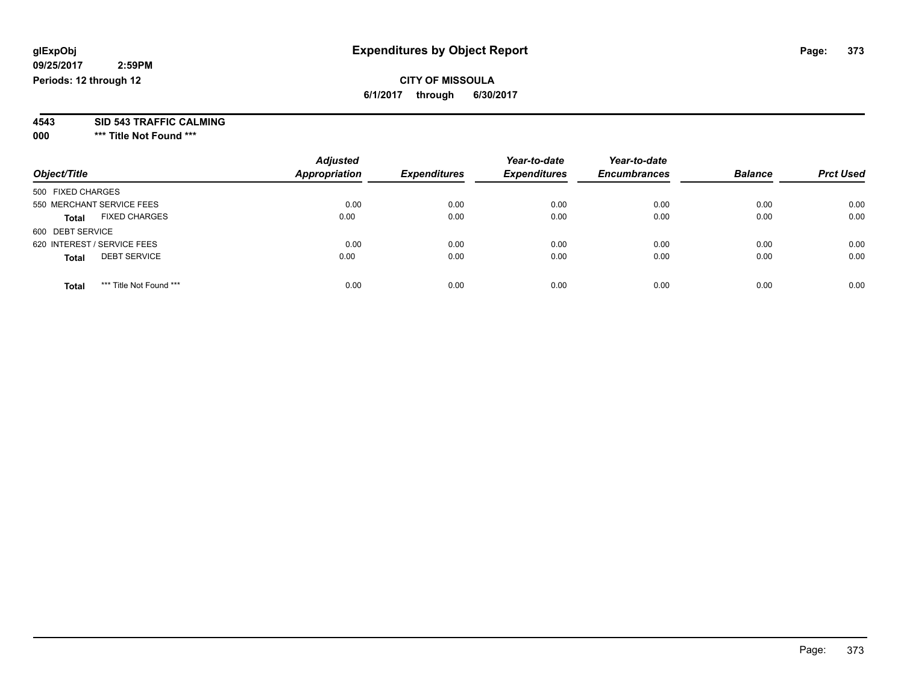glExpObj
09/25/2017 2:59PM
Periods: 12 through 12

# Expenditures by Object Report

**CITY OF MISSOULA**

**6/1/2017 through 6/30/2017**

**4543 SID 543 TRAFFIC CALMING**

**000 \*\*\* Title Not Found \*\*\***

| Object/Title | Adjusted Appropriation | Expenditures | Year-to-date Expenditures | Year-to-date Encumbrances | Balance | Prct Used |
|---|---|---|---|---|---|---|
| 500 FIXED CHARGES | | | | | | |
| 550 MERCHANT SERVICE FEES | 0.00 | 0.00 | 0.00 | 0.00 | 0.00 | 0.00 |
| **Total** FIXED CHARGES | 0.00 | 0.00 | 0.00 | 0.00 | 0.00 | 0.00 |
| 600 DEBT SERVICE | | | | | | |
| 620 INTEREST / SERVICE FEES | 0.00 | 0.00 | 0.00 | 0.00 | 0.00 | 0.00 |
| **Total** DEBT SERVICE | 0.00 | 0.00 | 0.00 | 0.00 | 0.00 | 0.00 |
| **Total** *** Title Not Found *** | 0.00 | 0.00 | 0.00 | 0.00 | 0.00 | 0.00 |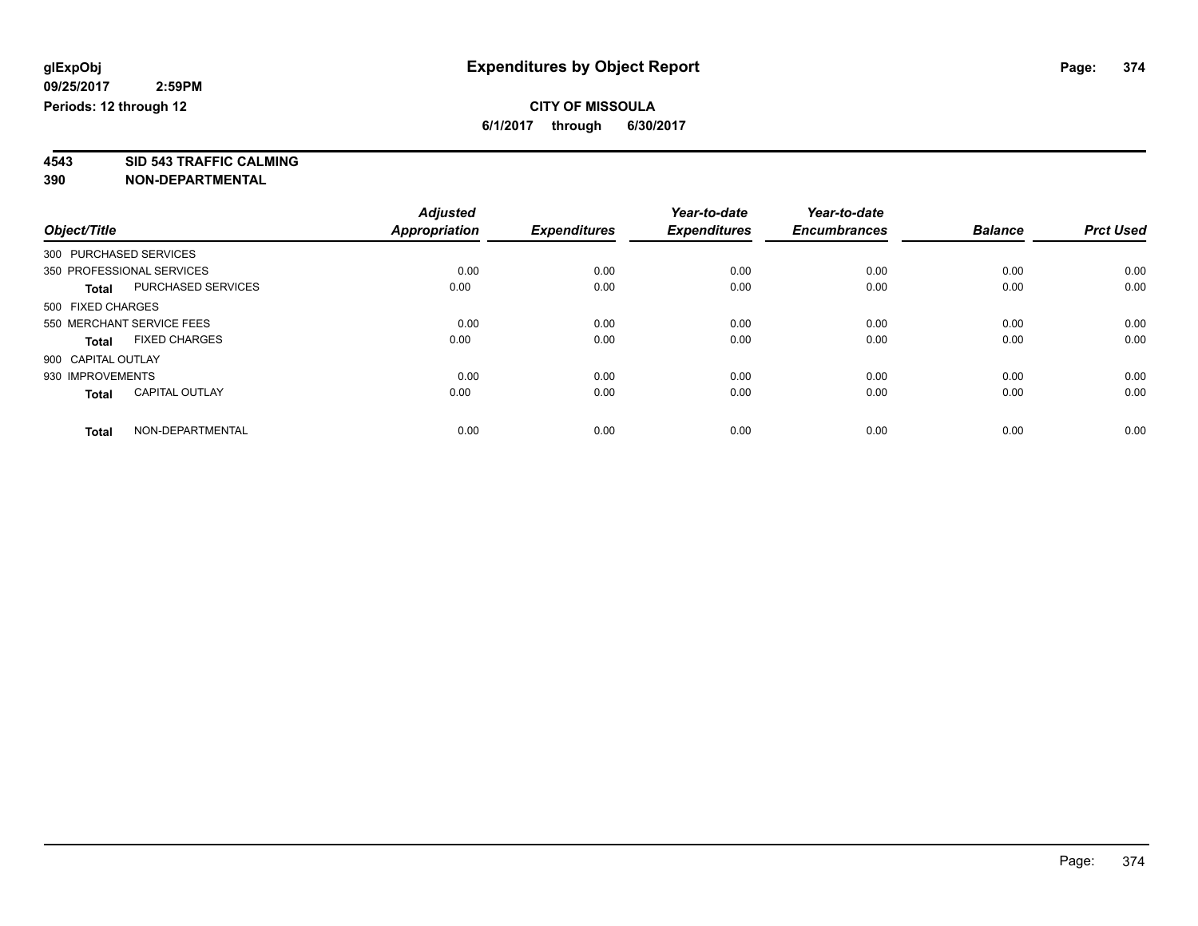glExpObj
09/25/2017 2:59PM
Periods: 12 through 12

# Expenditures by Object Report

**CITY OF MISSOULA**
**6/1/2017 through 6/30/2017**

**4543 SID 543 TRAFFIC CALMING**
**390 NON-DEPARTMENTAL**

| Object/Title | | Adjusted Appropriation | Expenditures | Year-to-date Expenditures | Year-to-date Encumbrances | Balance | Prct Used |
|---|---|---|---|---|---|---|---|
| 300 PURCHASED SERVICES | | | | | | | |
| 350 PROFESSIONAL SERVICES | | 0.00 | 0.00 | 0.00 | 0.00 | 0.00 | 0.00 |
| **Total** | PURCHASED SERVICES | 0.00 | 0.00 | 0.00 | 0.00 | 0.00 | 0.00 |
| 500 FIXED CHARGES | | | | | | | |
| 550 MERCHANT SERVICE FEES | | 0.00 | 0.00 | 0.00 | 0.00 | 0.00 | 0.00 |
| **Total** | FIXED CHARGES | 0.00 | 0.00 | 0.00 | 0.00 | 0.00 | 0.00 |
| 900 CAPITAL OUTLAY | | | | | | | |
| 930 IMPROVEMENTS | | 0.00 | 0.00 | 0.00 | 0.00 | 0.00 | 0.00 |
| **Total** | CAPITAL OUTLAY | 0.00 | 0.00 | 0.00 | 0.00 | 0.00 | 0.00 |
| **Total** | NON-DEPARTMENTAL | 0.00 | 0.00 | 0.00 | 0.00 | 0.00 | 0.00 |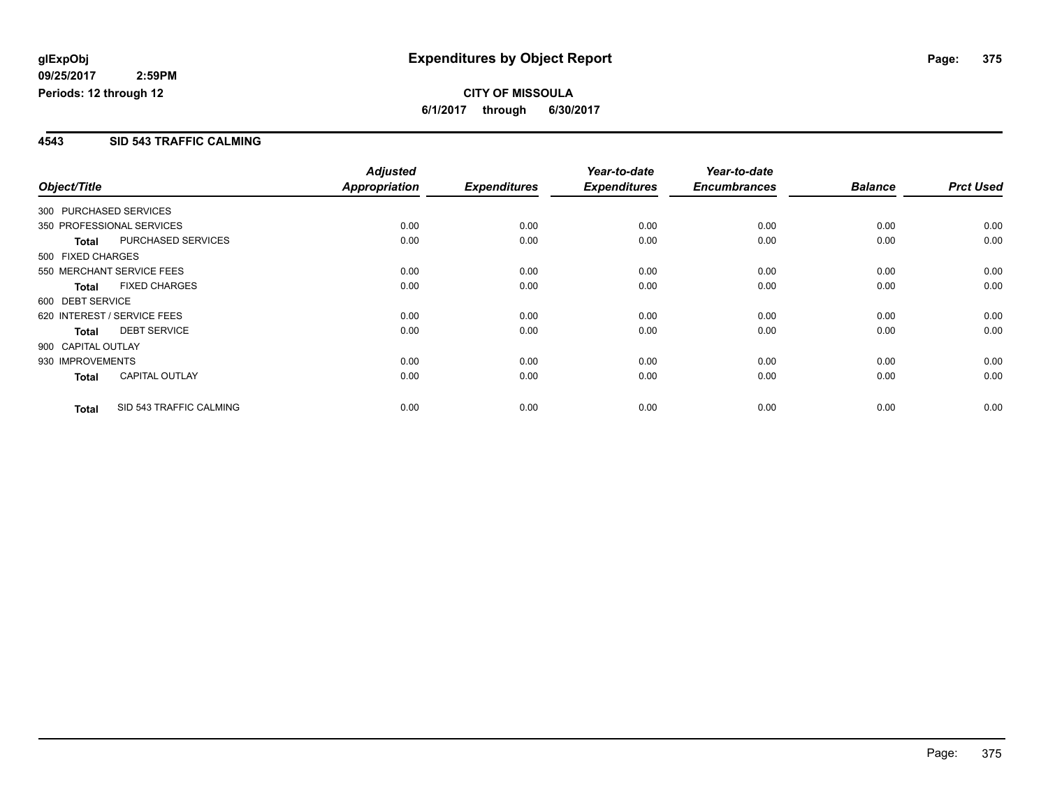**glExpObj**
**09/25/2017 2:59PM**
**Periods: 12 through 12**

# Expenditures by Object Report

**CITY OF MISSOULA**
**6/1/2017 through 6/30/2017**

## 4543 SID 543 TRAFFIC CALMING

| Object/Title | | *Adjusted Appropriation* | *Expenditures* | *Year-to-date Expenditures* | *Year-to-date Encumbrances* | *Balance* | *Prct Used* |
|---|---|---|---|---|---|---|---|
| 300 PURCHASED SERVICES | | | | | | | |
| 350 PROFESSIONAL SERVICES | | 0.00 | 0.00 | 0.00 | 0.00 | 0.00 | 0.00 |
| **Total** | PURCHASED SERVICES | 0.00 | 0.00 | 0.00 | 0.00 | 0.00 | 0.00 |
| 500 FIXED CHARGES | | | | | | | |
| 550 MERCHANT SERVICE FEES | | 0.00 | 0.00 | 0.00 | 0.00 | 0.00 | 0.00 |
| **Total** | FIXED CHARGES | 0.00 | 0.00 | 0.00 | 0.00 | 0.00 | 0.00 |
| 600 DEBT SERVICE | | | | | | | |
| 620 INTEREST / SERVICE FEES | | 0.00 | 0.00 | 0.00 | 0.00 | 0.00 | 0.00 |
| **Total** | DEBT SERVICE | 0.00 | 0.00 | 0.00 | 0.00 | 0.00 | 0.00 |
| 900 CAPITAL OUTLAY | | | | | | | |
| 930 IMPROVEMENTS | | 0.00 | 0.00 | 0.00 | 0.00 | 0.00 | 0.00 |
| **Total** | CAPITAL OUTLAY | 0.00 | 0.00 | 0.00 | 0.00 | 0.00 | 0.00 |
| **Total** | SID 543 TRAFFIC CALMING | 0.00 | 0.00 | 0.00 | 0.00 | 0.00 | 0.00 |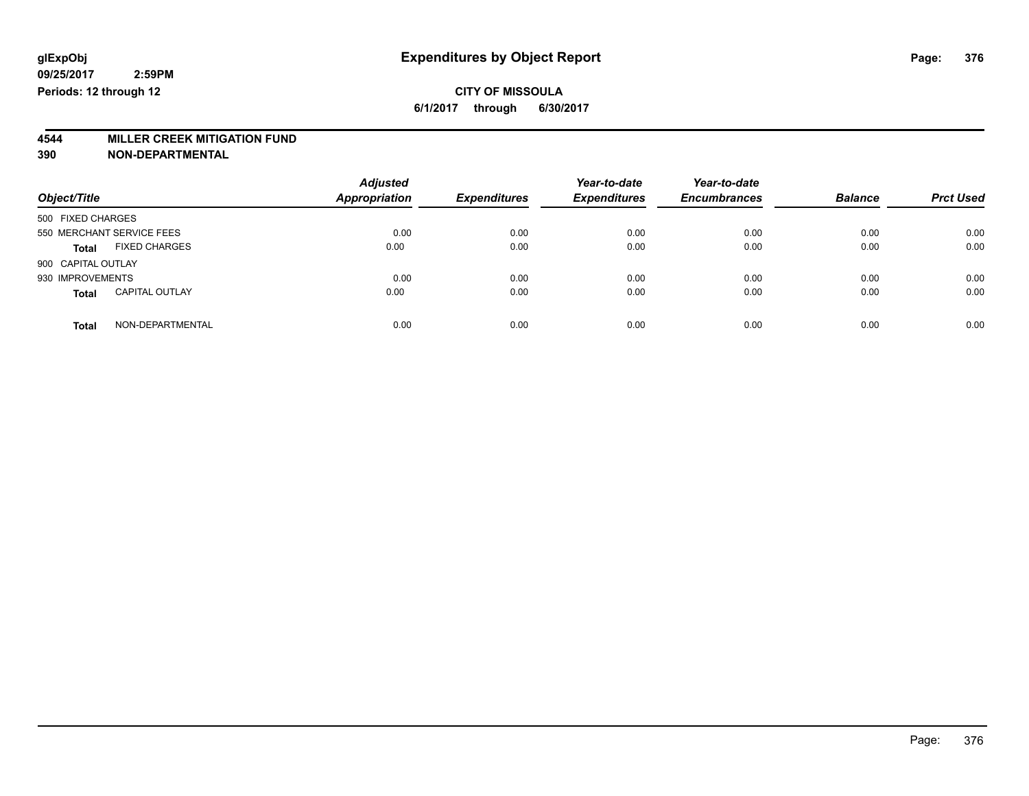glExpObj
09/25/2017 2:59PM
Periods: 12 through 12

# Expenditures by Object Report

**CITY OF MISSOULA**
**6/1/2017 through 6/30/2017**

**4544 MILLER CREEK MITIGATION FUND**
**390 NON-DEPARTMENTAL**

| Object/Title | | Adjusted Appropriation | Expenditures | Year-to-date Expenditures | Year-to-date Encumbrances | Balance | Prct Used |
|---|---|---|---|---|---|---|---|
| 500 FIXED CHARGES | | | | | | | |
| 550 MERCHANT SERVICE FEES | | 0.00 | 0.00 | 0.00 | 0.00 | 0.00 | 0.00 |
| **Total** | FIXED CHARGES | 0.00 | 0.00 | 0.00 | 0.00 | 0.00 | 0.00 |
| 900 CAPITAL OUTLAY | | | | | | | |
| 930 IMPROVEMENTS | | 0.00 | 0.00 | 0.00 | 0.00 | 0.00 | 0.00 |
| **Total** | CAPITAL OUTLAY | 0.00 | 0.00 | 0.00 | 0.00 | 0.00 | 0.00 |
| **Total** | NON-DEPARTMENTAL | 0.00 | 0.00 | 0.00 | 0.00 | 0.00 | 0.00 |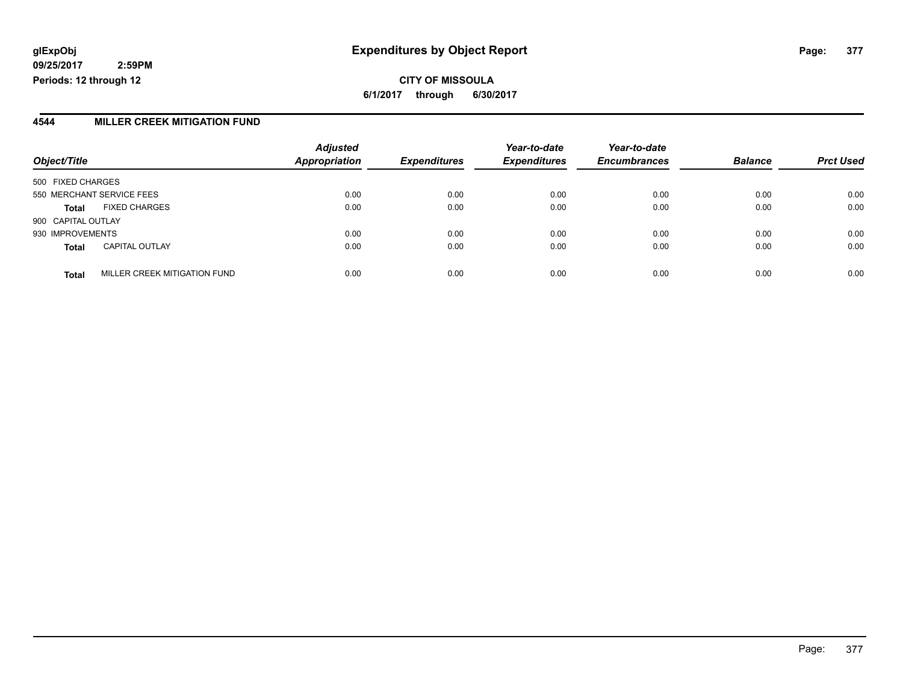# Expenditures by Object Report

glExpObj
09/25/2017 2:59PM
Periods: 12 through 12

**CITY OF MISSOULA**
**6/1/2017 through 6/30/2017**

## 4544 MILLER CREEK MITIGATION FUND

| Object/Title | | Adjusted Appropriation | Expenditures | Year-to-date Expenditures | Year-to-date Encumbrances | Balance | Prct Used |
|---|---|---|---|---|---|---|---|
| 500 FIXED CHARGES | | | | | | | |
| 550 MERCHANT SERVICE FEES | | 0.00 | 0.00 | 0.00 | 0.00 | 0.00 | 0.00 |
| **Total** | FIXED CHARGES | 0.00 | 0.00 | 0.00 | 0.00 | 0.00 | 0.00 |
| 900 CAPITAL OUTLAY | | | | | | | |
| 930 IMPROVEMENTS | | 0.00 | 0.00 | 0.00 | 0.00 | 0.00 | 0.00 |
| **Total** | CAPITAL OUTLAY | 0.00 | 0.00 | 0.00 | 0.00 | 0.00 | 0.00 |
| **Total** | MILLER CREEK MITIGATION FUND | 0.00 | 0.00 | 0.00 | 0.00 | 0.00 | 0.00 |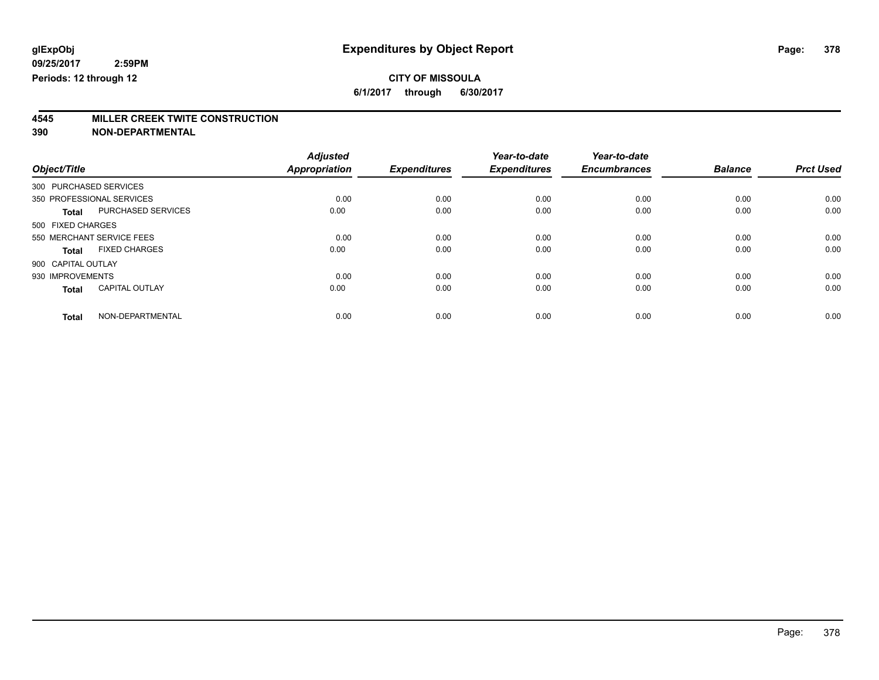glExpObj **Expenditures by Object Report**

09/25/2017 2:59PM

Periods: 12 through 12

**CITY OF MISSOULA**

6/1/2017 through 6/30/2017

**4545 MILLER CREEK TWITE CONSTRUCTION**

**390 NON-DEPARTMENTAL**

| Object/Title | | Adjusted Appropriation | Expenditures | Year-to-date Expenditures | Year-to-date Encumbrances | Balance | Prct Used |
|---|---|---|---|---|---|---|---|
| 300 PURCHASED SERVICES | | | | | | | |
| 350 PROFESSIONAL SERVICES | | 0.00 | 0.00 | 0.00 | 0.00 | 0.00 | 0.00 |
| **Total** | PURCHASED SERVICES | 0.00 | 0.00 | 0.00 | 0.00 | 0.00 | 0.00 |
| 500 FIXED CHARGES | | | | | | | |
| 550 MERCHANT SERVICE FEES | | 0.00 | 0.00 | 0.00 | 0.00 | 0.00 | 0.00 |
| **Total** | FIXED CHARGES | 0.00 | 0.00 | 0.00 | 0.00 | 0.00 | 0.00 |
| 900 CAPITAL OUTLAY | | | | | | | |
| 930 IMPROVEMENTS | | 0.00 | 0.00 | 0.00 | 0.00 | 0.00 | 0.00 |
| **Total** | CAPITAL OUTLAY | 0.00 | 0.00 | 0.00 | 0.00 | 0.00 | 0.00 |
| **Total** | NON-DEPARTMENTAL | 0.00 | 0.00 | 0.00 | 0.00 | 0.00 | 0.00 |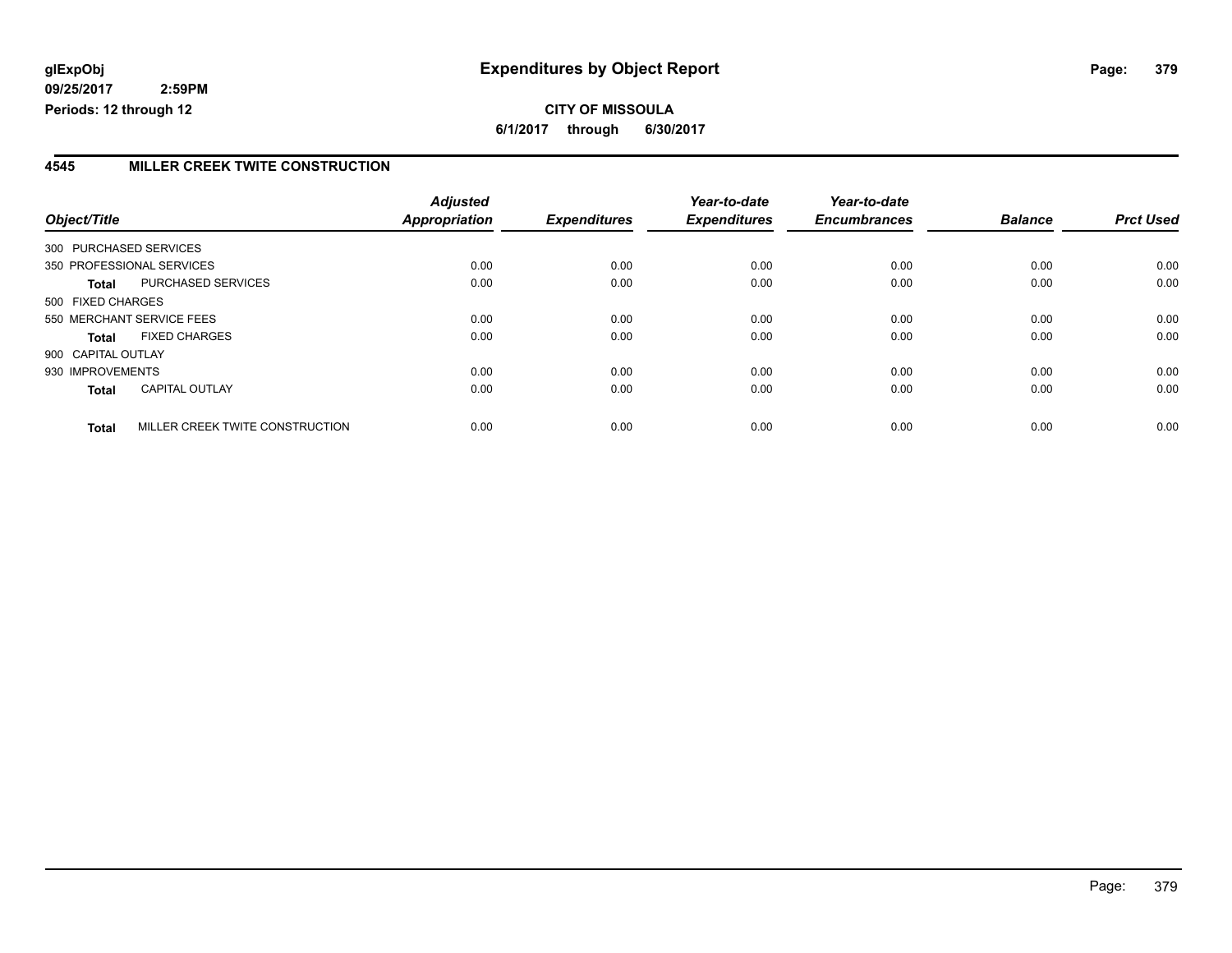**glExpObj**
**09/25/2017 2:59PM**
**Periods: 12 through 12**

# Expenditures by Object Report

**CITY OF MISSOULA**
**6/1/2017 through 6/30/2017**

## 4545 MILLER CREEK TWITE CONSTRUCTION

| Object/Title | | Adjusted Appropriation | Expenditures | Year-to-date Expenditures | Year-to-date Encumbrances | Balance | Prct Used |
|---|---|---|---|---|---|---|---|
| 300 PURCHASED SERVICES | | | | | | | |
| 350 PROFESSIONAL SERVICES | | 0.00 | 0.00 | 0.00 | 0.00 | 0.00 | 0.00 |
| **Total** | PURCHASED SERVICES | 0.00 | 0.00 | 0.00 | 0.00 | 0.00 | 0.00 |
| 500 FIXED CHARGES | | | | | | | |
| 550 MERCHANT SERVICE FEES | | 0.00 | 0.00 | 0.00 | 0.00 | 0.00 | 0.00 |
| **Total** | FIXED CHARGES | 0.00 | 0.00 | 0.00 | 0.00 | 0.00 | 0.00 |
| 900 CAPITAL OUTLAY | | | | | | | |
| 930 IMPROVEMENTS | | 0.00 | 0.00 | 0.00 | 0.00 | 0.00 | 0.00 |
| **Total** | CAPITAL OUTLAY | 0.00 | 0.00 | 0.00 | 0.00 | 0.00 | 0.00 |
| **Total** | MILLER CREEK TWITE CONSTRUCTION | 0.00 | 0.00 | 0.00 | 0.00 | 0.00 | 0.00 |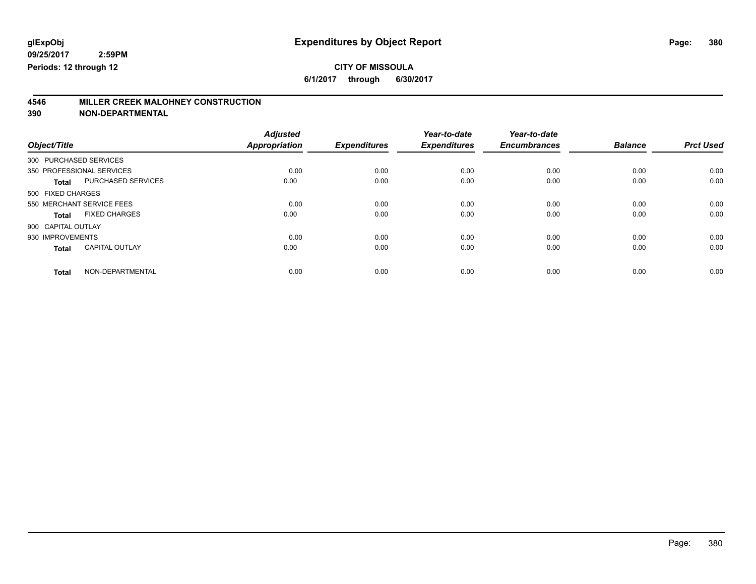**glExpObj**
**09/25/2017 2:59PM**
**Periods: 12 through 12**

# Expenditures by Object Report

**CITY OF MISSOULA**
**6/1/2017 through 6/30/2017**

## 4546 MILLER CREEK MALOHNEY CONSTRUCTION
## 390 NON-DEPARTMENTAL

| Object/Title | | Adjusted Appropriation | Expenditures | Year-to-date Expenditures | Year-to-date Encumbrances | Balance | Prct Used |
|---|---|---|---|---|---|---|---|
| 300 PURCHASED SERVICES | | | | | | | |
| 350 PROFESSIONAL SERVICES | | 0.00 | 0.00 | 0.00 | 0.00 | 0.00 | 0.00 |
| **Total** | PURCHASED SERVICES | 0.00 | 0.00 | 0.00 | 0.00 | 0.00 | 0.00 |
| 500 FIXED CHARGES | | | | | | | |
| 550 MERCHANT SERVICE FEES | | 0.00 | 0.00 | 0.00 | 0.00 | 0.00 | 0.00 |
| **Total** | FIXED CHARGES | 0.00 | 0.00 | 0.00 | 0.00 | 0.00 | 0.00 |
| 900 CAPITAL OUTLAY | | | | | | | |
| 930 IMPROVEMENTS | | 0.00 | 0.00 | 0.00 | 0.00 | 0.00 | 0.00 |
| **Total** | CAPITAL OUTLAY | 0.00 | 0.00 | 0.00 | 0.00 | 0.00 | 0.00 |
| **Total** | NON-DEPARTMENTAL | 0.00 | 0.00 | 0.00 | 0.00 | 0.00 | 0.00 |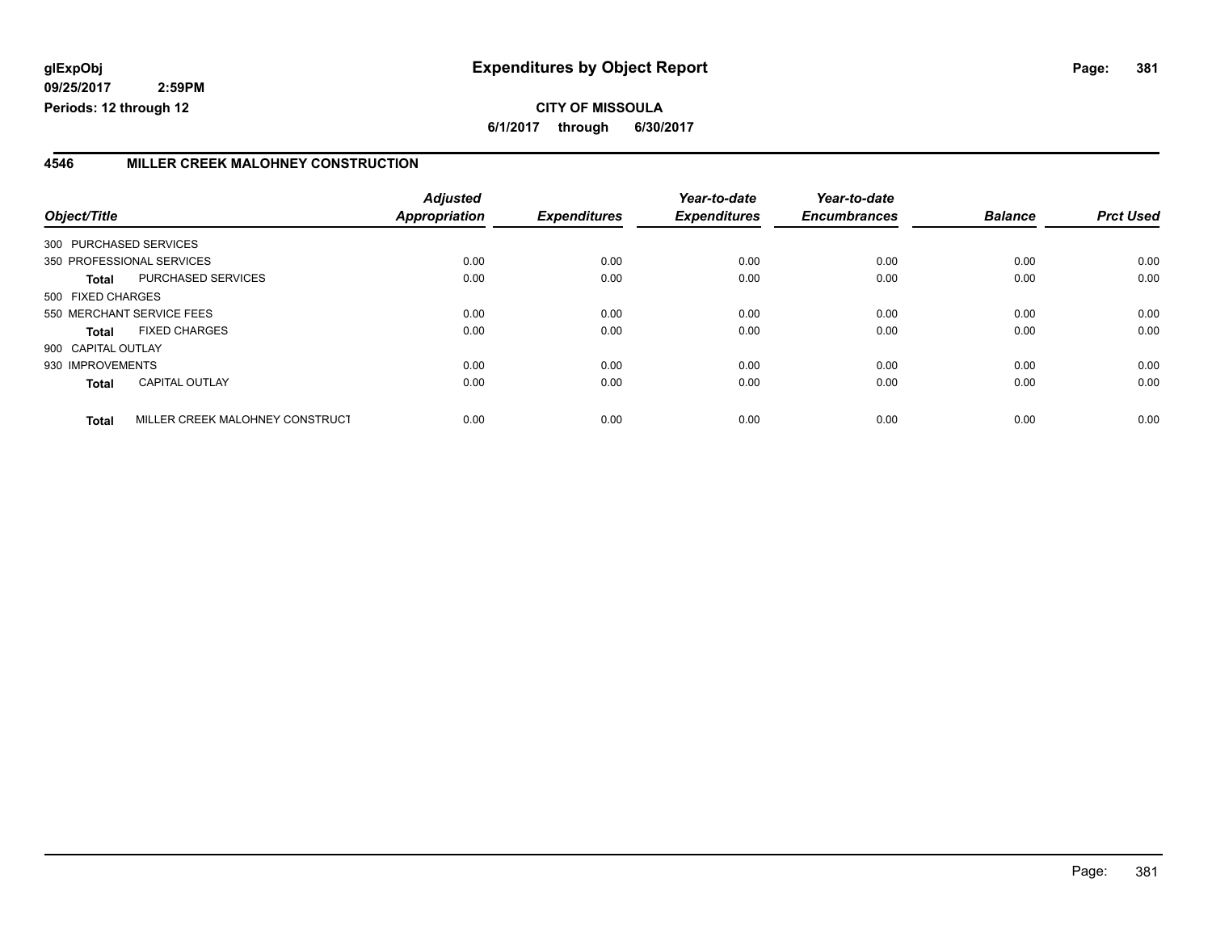**glExpObj**
**09/25/2017 2:59PM**
**Periods: 12 through 12**

# Expenditures by Object Report

**CITY OF MISSOULA**
**6/1/2017 through 6/30/2017**

## 4546 MILLER CREEK MALOHNEY CONSTRUCTION

| Object/Title | | Adjusted Appropriation | Expenditures | Year-to-date Expenditures | Year-to-date Encumbrances | Balance | Prct Used |
|---|---|---|---|---|---|---|---|
| 300 PURCHASED SERVICES | | | | | | | |
| 350 PROFESSIONAL SERVICES | | 0.00 | 0.00 | 0.00 | 0.00 | 0.00 | 0.00 |
| **Total** | PURCHASED SERVICES | 0.00 | 0.00 | 0.00 | 0.00 | 0.00 | 0.00 |
| 500 FIXED CHARGES | | | | | | | |
| 550 MERCHANT SERVICE FEES | | 0.00 | 0.00 | 0.00 | 0.00 | 0.00 | 0.00 |
| **Total** | FIXED CHARGES | 0.00 | 0.00 | 0.00 | 0.00 | 0.00 | 0.00 |
| 900 CAPITAL OUTLAY | | | | | | | |
| 930 IMPROVEMENTS | | 0.00 | 0.00 | 0.00 | 0.00 | 0.00 | 0.00 |
| **Total** | CAPITAL OUTLAY | 0.00 | 0.00 | 0.00 | 0.00 | 0.00 | 0.00 |
| **Total** | MILLER CREEK MALOHNEY CONSTRUCT | 0.00 | 0.00 | 0.00 | 0.00 | 0.00 | 0.00 |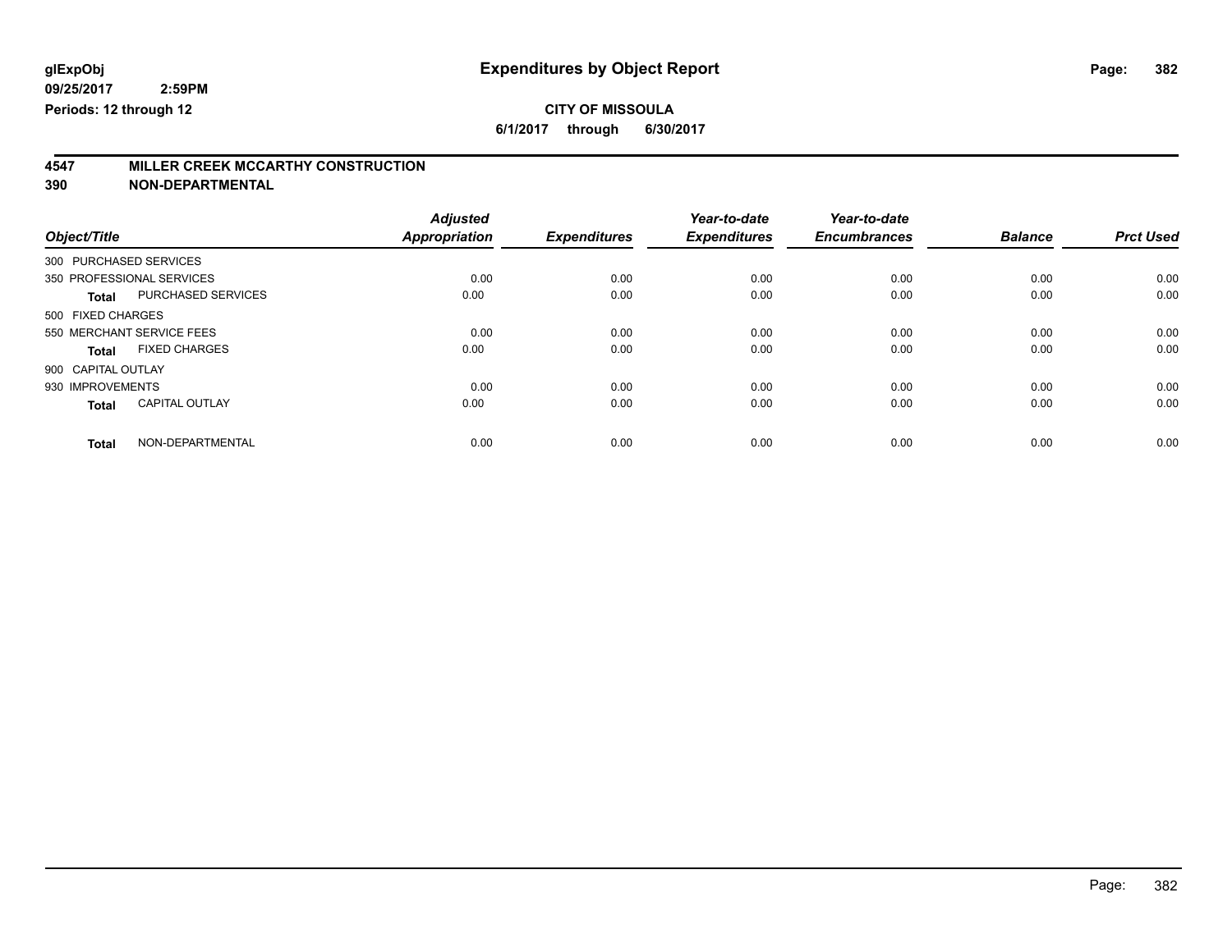**glExpObj** | **Expenditures by Object Report**

**09/25/2017 2:59PM**

**Periods: 12 through 12**

**CITY OF MISSOULA**

**6/1/2017 through 6/30/2017**

## 4547 MILLER CREEK MCCARTHY CONSTRUCTION
## 390 NON-DEPARTMENTAL

| Object/Title | Adjusted Appropriation | Expenditures | Year-to-date Expenditures | Year-to-date Encumbrances | Balance | Prct Used |
|---|---|---|---|---|---|---|
| 300 PURCHASED SERVICES | | | | | | |
| 350 PROFESSIONAL SERVICES | 0.00 | 0.00 | 0.00 | 0.00 | 0.00 | 0.00 |
| **Total** PURCHASED SERVICES | 0.00 | 0.00 | 0.00 | 0.00 | 0.00 | 0.00 |
| 500 FIXED CHARGES | | | | | | |
| 550 MERCHANT SERVICE FEES | 0.00 | 0.00 | 0.00 | 0.00 | 0.00 | 0.00 |
| **Total** FIXED CHARGES | 0.00 | 0.00 | 0.00 | 0.00 | 0.00 | 0.00 |
| 900 CAPITAL OUTLAY | | | | | | |
| 930 IMPROVEMENTS | 0.00 | 0.00 | 0.00 | 0.00 | 0.00 | 0.00 |
| **Total** CAPITAL OUTLAY | 0.00 | 0.00 | 0.00 | 0.00 | 0.00 | 0.00 |
| **Total** NON-DEPARTMENTAL | 0.00 | 0.00 | 0.00 | 0.00 | 0.00 | 0.00 |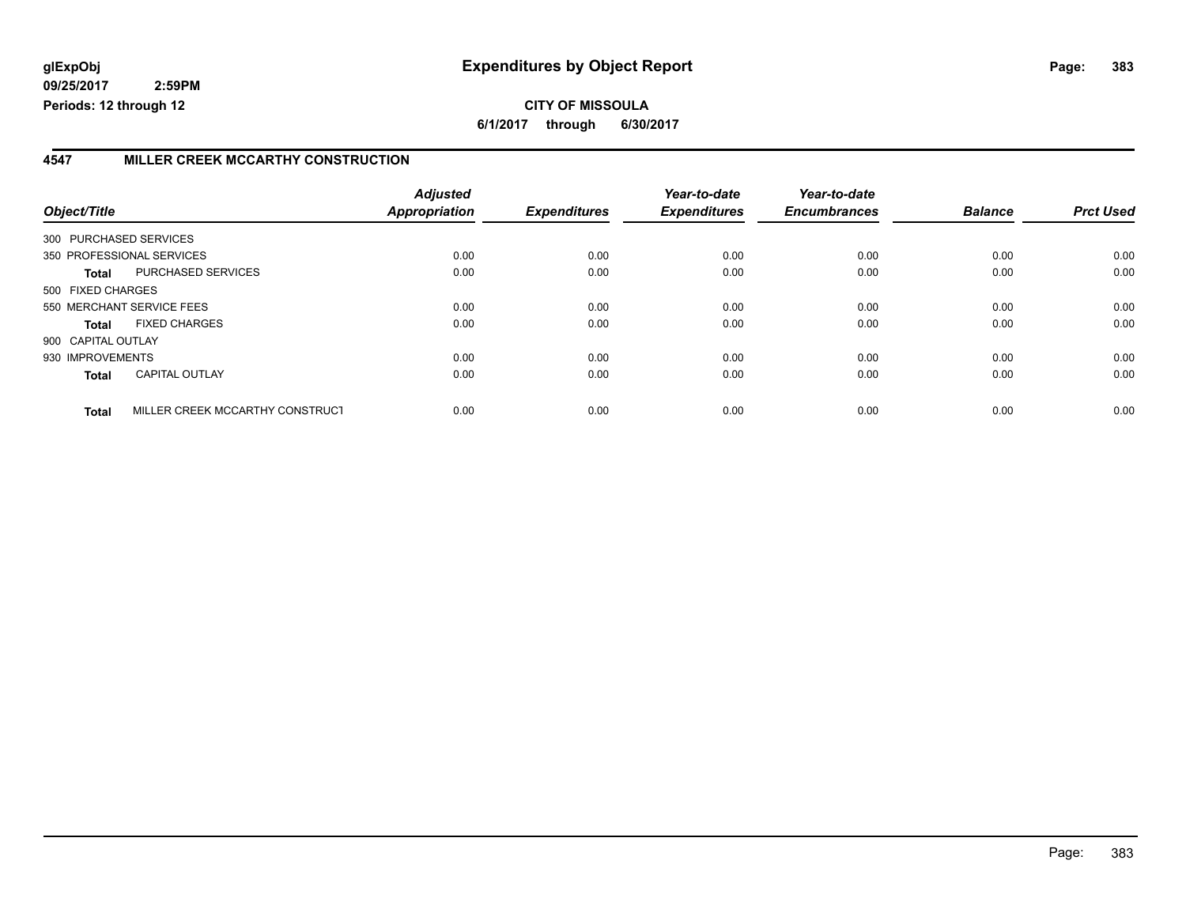glExpObj
09/25/2017 2:59PM
Periods: 12 through 12

# Expenditures by Object Report

**CITY OF MISSOULA**

**6/1/2017 through 6/30/2017**

## 4547 MILLER CREEK MCCARTHY CONSTRUCTION

| Object/Title | | Adjusted Appropriation | Expenditures | Year-to-date Expenditures | Year-to-date Encumbrances | Balance | Prct Used |
|---|---|---|---|---|---|---|---|
| 300 PURCHASED SERVICES | | | | | | | |
| 350 PROFESSIONAL SERVICES | | 0.00 | 0.00 | 0.00 | 0.00 | 0.00 | 0.00 |
| **Total** | PURCHASED SERVICES | 0.00 | 0.00 | 0.00 | 0.00 | 0.00 | 0.00 |
| 500 FIXED CHARGES | | | | | | | |
| 550 MERCHANT SERVICE FEES | | 0.00 | 0.00 | 0.00 | 0.00 | 0.00 | 0.00 |
| **Total** | FIXED CHARGES | 0.00 | 0.00 | 0.00 | 0.00 | 0.00 | 0.00 |
| 900 CAPITAL OUTLAY | | | | | | | |
| 930 IMPROVEMENTS | | 0.00 | 0.00 | 0.00 | 0.00 | 0.00 | 0.00 |
| **Total** | CAPITAL OUTLAY | 0.00 | 0.00 | 0.00 | 0.00 | 0.00 | 0.00 |
| **Total** | MILLER CREEK MCCARTHY CONSTRUCT | 0.00 | 0.00 | 0.00 | 0.00 | 0.00 | 0.00 |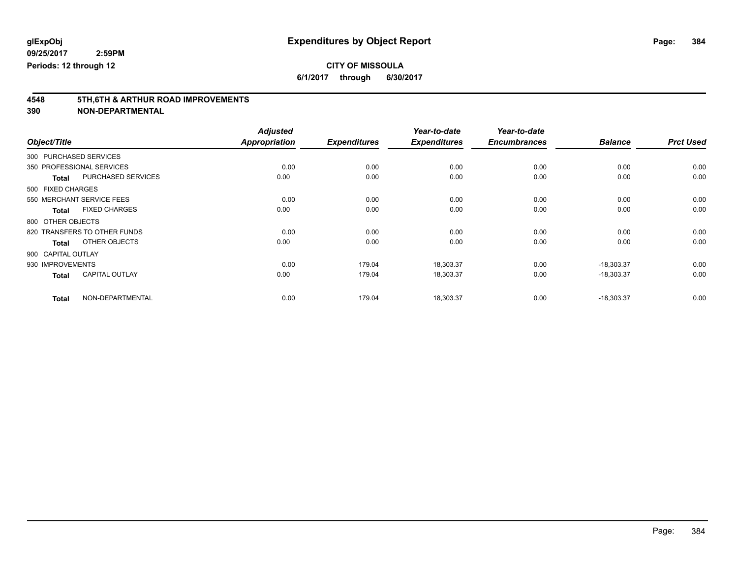**glExpObj** **Expenditures by Object Report**

**09/25/2017 2:59PM**

**Periods: 12 through 12**

**CITY OF MISSOULA**

**6/1/2017 through 6/30/2017**

## 4548 5TH,6TH & ARTHUR ROAD IMPROVEMENTS

## 390 NON-DEPARTMENTAL

| Object/Title | Adjusted Appropriation | Expenditures | Year-to-date Expenditures | Year-to-date Encumbrances | Balance | Prct Used |
|---|---|---|---|---|---|---|
| 300 PURCHASED SERVICES | | | | | | |
| 350 PROFESSIONAL SERVICES | 0.00 | 0.00 | 0.00 | 0.00 | 0.00 | 0.00 |
| **Total** PURCHASED SERVICES | 0.00 | 0.00 | 0.00 | 0.00 | 0.00 | 0.00 |
| 500 FIXED CHARGES | | | | | | |
| 550 MERCHANT SERVICE FEES | 0.00 | 0.00 | 0.00 | 0.00 | 0.00 | 0.00 |
| **Total** FIXED CHARGES | 0.00 | 0.00 | 0.00 | 0.00 | 0.00 | 0.00 |
| 800 OTHER OBJECTS | | | | | | |
| 820 TRANSFERS TO OTHER FUNDS | 0.00 | 0.00 | 0.00 | 0.00 | 0.00 | 0.00 |
| **Total** OTHER OBJECTS | 0.00 | 0.00 | 0.00 | 0.00 | 0.00 | 0.00 |
| 900 CAPITAL OUTLAY | | | | | | |
| 930 IMPROVEMENTS | 0.00 | 179.04 | 18,303.37 | 0.00 | -18,303.37 | 0.00 |
| **Total** CAPITAL OUTLAY | 0.00 | 179.04 | 18,303.37 | 0.00 | -18,303.37 | 0.00 |
| **Total** NON-DEPARTMENTAL | 0.00 | 179.04 | 18,303.37 | 0.00 | -18,303.37 | 0.00 |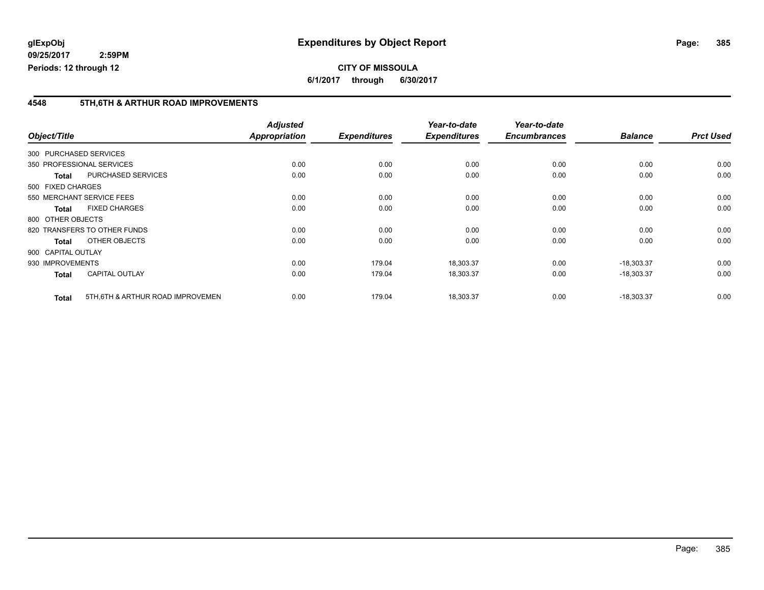**glExpObj** **Expenditures by Object Report**
**09/25/2017 2:59PM**
**Periods: 12 through 12**

**CITY OF MISSOULA**
**6/1/2017 through 6/30/2017**

## 4548 5TH,6TH & ARTHUR ROAD IMPROVEMENTS

| Object/Title | | Adjusted Appropriation | Expenditures | Year-to-date Expenditures | Year-to-date Encumbrances | Balance | Prct Used |
|---|---|---|---|---|---|---|---|
| 300 PURCHASED SERVICES | | | | | | | |
| 350 PROFESSIONAL SERVICES | | 0.00 | 0.00 | 0.00 | 0.00 | 0.00 | 0.00 |
| **Total** | PURCHASED SERVICES | 0.00 | 0.00 | 0.00 | 0.00 | 0.00 | 0.00 |
| 500 FIXED CHARGES | | | | | | | |
| 550 MERCHANT SERVICE FEES | | 0.00 | 0.00 | 0.00 | 0.00 | 0.00 | 0.00 |
| **Total** | FIXED CHARGES | 0.00 | 0.00 | 0.00 | 0.00 | 0.00 | 0.00 |
| 800 OTHER OBJECTS | | | | | | | |
| 820 TRANSFERS TO OTHER FUNDS | | 0.00 | 0.00 | 0.00 | 0.00 | 0.00 | 0.00 |
| **Total** | OTHER OBJECTS | 0.00 | 0.00 | 0.00 | 0.00 | 0.00 | 0.00 |
| 900 CAPITAL OUTLAY | | | | | | | |
| 930 IMPROVEMENTS | | 0.00 | 179.04 | 18,303.37 | 0.00 | -18,303.37 | 0.00 |
| **Total** | CAPITAL OUTLAY | 0.00 | 179.04 | 18,303.37 | 0.00 | -18,303.37 | 0.00 |
| **Total** | 5TH,6TH & ARTHUR ROAD IMPROVEMEN | 0.00 | 179.04 | 18,303.37 | 0.00 | -18,303.37 | 0.00 |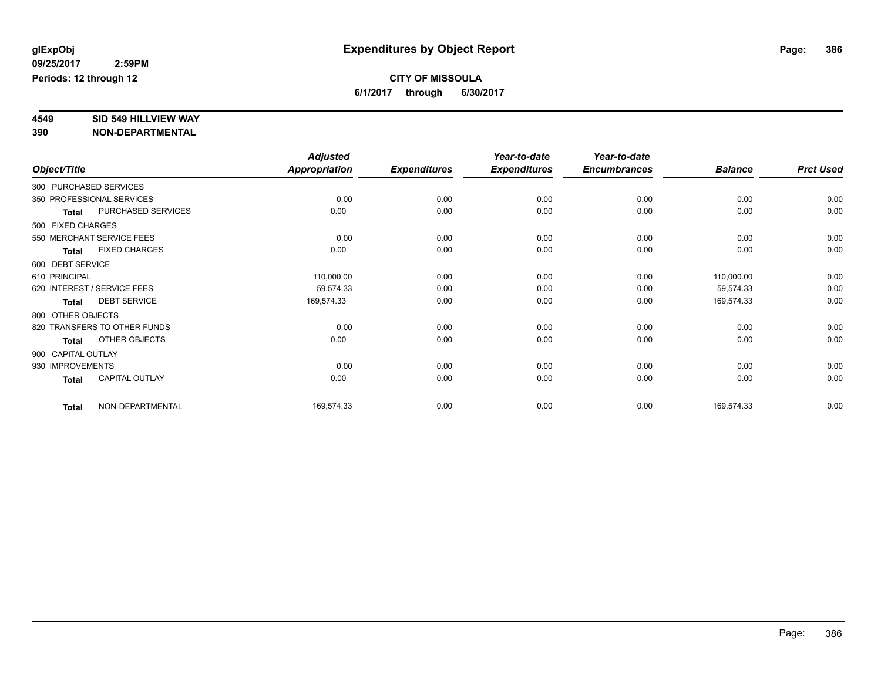**glExpObj**
**09/25/2017 2:59PM**
**Periods: 12 through 12**

# Expenditures by Object Report

**CITY OF MISSOULA**
**6/1/2017 through 6/30/2017**

**4549 SID 549 HILLVIEW WAY**
**390 NON-DEPARTMENTAL**

| Object/Title | | Adjusted Appropriation | Expenditures | Year-to-date Expenditures | Year-to-date Encumbrances | Balance | Prct Used |
|---|---|---|---|---|---|---|---|
| 300 PURCHASED SERVICES | | | | | | | |
| 350 PROFESSIONAL SERVICES | | 0.00 | 0.00 | 0.00 | 0.00 | 0.00 | 0.00 |
| **Total** | PURCHASED SERVICES | 0.00 | 0.00 | 0.00 | 0.00 | 0.00 | 0.00 |
| 500 FIXED CHARGES | | | | | | | |
| 550 MERCHANT SERVICE FEES | | 0.00 | 0.00 | 0.00 | 0.00 | 0.00 | 0.00 |
| **Total** | FIXED CHARGES | 0.00 | 0.00 | 0.00 | 0.00 | 0.00 | 0.00 |
| 600 DEBT SERVICE | | | | | | | |
| 610 PRINCIPAL | | 110,000.00 | 0.00 | 0.00 | 0.00 | 110,000.00 | 0.00 |
| 620 INTEREST / SERVICE FEES | | 59,574.33 | 0.00 | 0.00 | 0.00 | 59,574.33 | 0.00 |
| **Total** | DEBT SERVICE | 169,574.33 | 0.00 | 0.00 | 0.00 | 169,574.33 | 0.00 |
| 800 OTHER OBJECTS | | | | | | | |
| 820 TRANSFERS TO OTHER FUNDS | | 0.00 | 0.00 | 0.00 | 0.00 | 0.00 | 0.00 |
| **Total** | OTHER OBJECTS | 0.00 | 0.00 | 0.00 | 0.00 | 0.00 | 0.00 |
| 900 CAPITAL OUTLAY | | | | | | | |
| 930 IMPROVEMENTS | | 0.00 | 0.00 | 0.00 | 0.00 | 0.00 | 0.00 |
| **Total** | CAPITAL OUTLAY | 0.00 | 0.00 | 0.00 | 0.00 | 0.00 | 0.00 |
| **Total** | NON-DEPARTMENTAL | 169,574.33 | 0.00 | 0.00 | 0.00 | 169,574.33 | 0.00 |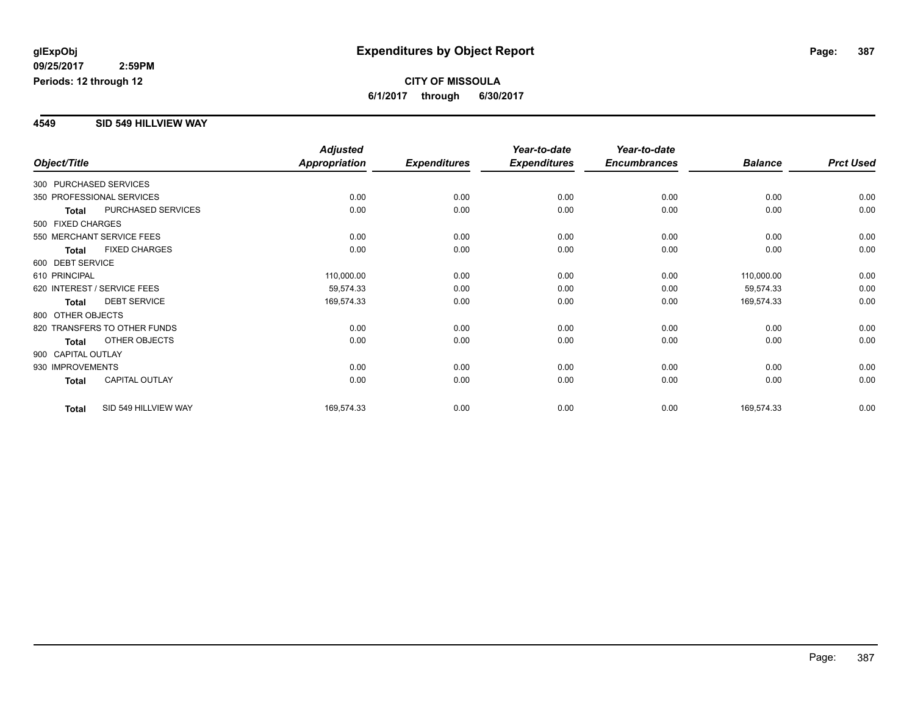**glExpObj** **Expenditures by Object Report**

**09/25/2017 2:59PM**

**Periods: 12 through 12**

**CITY OF MISSOULA**

**6/1/2017 through 6/30/2017**

## 4549 SID 549 HILLVIEW WAY

| Object/Title | | Adjusted Appropriation | Expenditures | Year-to-date Expenditures | Year-to-date Encumbrances | Balance | Prct Used |
|---|---|---|---|---|---|---|---|
| 300 PURCHASED SERVICES | | | | | | | |
| 350 PROFESSIONAL SERVICES | | 0.00 | 0.00 | 0.00 | 0.00 | 0.00 | 0.00 |
| **Total** | PURCHASED SERVICES | 0.00 | 0.00 | 0.00 | 0.00 | 0.00 | 0.00 |
| 500 FIXED CHARGES | | | | | | | |
| 550 MERCHANT SERVICE FEES | | 0.00 | 0.00 | 0.00 | 0.00 | 0.00 | 0.00 |
| **Total** | FIXED CHARGES | 0.00 | 0.00 | 0.00 | 0.00 | 0.00 | 0.00 |
| 600 DEBT SERVICE | | | | | | | |
| 610 PRINCIPAL | | 110,000.00 | 0.00 | 0.00 | 0.00 | 110,000.00 | 0.00 |
| 620 INTEREST / SERVICE FEES | | 59,574.33 | 0.00 | 0.00 | 0.00 | 59,574.33 | 0.00 |
| **Total** | DEBT SERVICE | 169,574.33 | 0.00 | 0.00 | 0.00 | 169,574.33 | 0.00 |
| 800 OTHER OBJECTS | | | | | | | |
| 820 TRANSFERS TO OTHER FUNDS | | 0.00 | 0.00 | 0.00 | 0.00 | 0.00 | 0.00 |
| **Total** | OTHER OBJECTS | 0.00 | 0.00 | 0.00 | 0.00 | 0.00 | 0.00 |
| 900 CAPITAL OUTLAY | | | | | | | |
| 930 IMPROVEMENTS | | 0.00 | 0.00 | 0.00 | 0.00 | 0.00 | 0.00 |
| **Total** | CAPITAL OUTLAY | 0.00 | 0.00 | 0.00 | 0.00 | 0.00 | 0.00 |
| **Total** | SID 549 HILLVIEW WAY | 169,574.33 | 0.00 | 0.00 | 0.00 | 169,574.33 | 0.00 |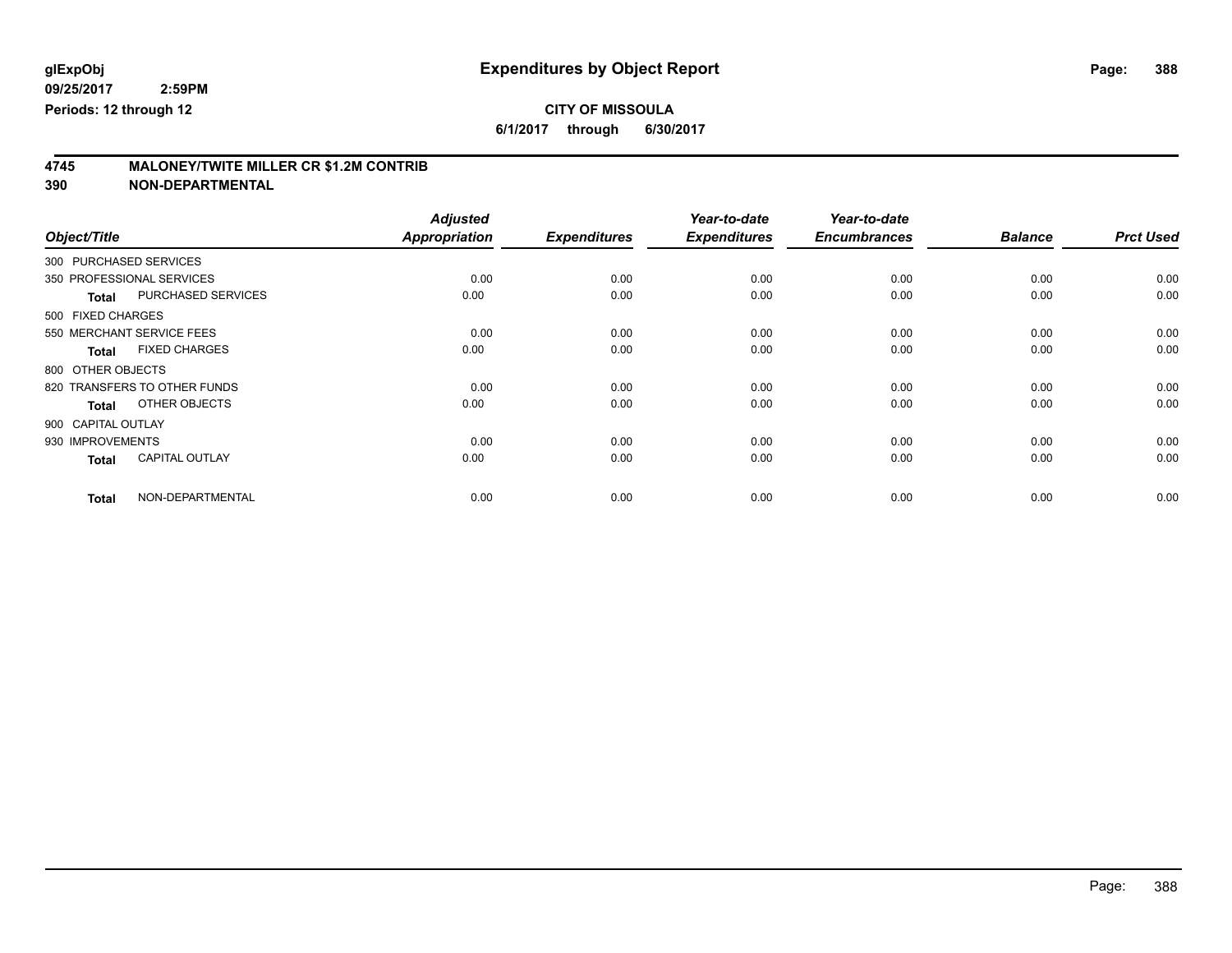**glExpObj**
**09/25/2017 2:59PM**
**Periods: 12 through 12**

# Expenditures by Object Report

**CITY OF MISSOULA**
**6/1/2017 through 6/30/2017**

## 4745 MALONEY/TWITE MILLER CR $1.2M CONTRIB
## 390 NON-DEPARTMENTAL

| Object/Title | Adjusted Appropriation | Expenditures | Year-to-date Expenditures | Year-to-date Encumbrances | Balance | Prct Used |
|---|---|---|---|---|---|---|
| 300 PURCHASED SERVICES | | | | | | |
| 350 PROFESSIONAL SERVICES | 0.00 | 0.00 | 0.00 | 0.00 | 0.00 | 0.00 |
| **Total** PURCHASED SERVICES | 0.00 | 0.00 | 0.00 | 0.00 | 0.00 | 0.00 |
| 500 FIXED CHARGES | | | | | | |
| 550 MERCHANT SERVICE FEES | 0.00 | 0.00 | 0.00 | 0.00 | 0.00 | 0.00 |
| **Total** FIXED CHARGES | 0.00 | 0.00 | 0.00 | 0.00 | 0.00 | 0.00 |
| 800 OTHER OBJECTS | | | | | | |
| 820 TRANSFERS TO OTHER FUNDS | 0.00 | 0.00 | 0.00 | 0.00 | 0.00 | 0.00 |
| **Total** OTHER OBJECTS | 0.00 | 0.00 | 0.00 | 0.00 | 0.00 | 0.00 |
| 900 CAPITAL OUTLAY | | | | | | |
| 930 IMPROVEMENTS | 0.00 | 0.00 | 0.00 | 0.00 | 0.00 | 0.00 |
| **Total** CAPITAL OUTLAY | 0.00 | 0.00 | 0.00 | 0.00 | 0.00 | 0.00 |
| **Total** NON-DEPARTMENTAL | 0.00 | 0.00 | 0.00 | 0.00 | 0.00 | 0.00 |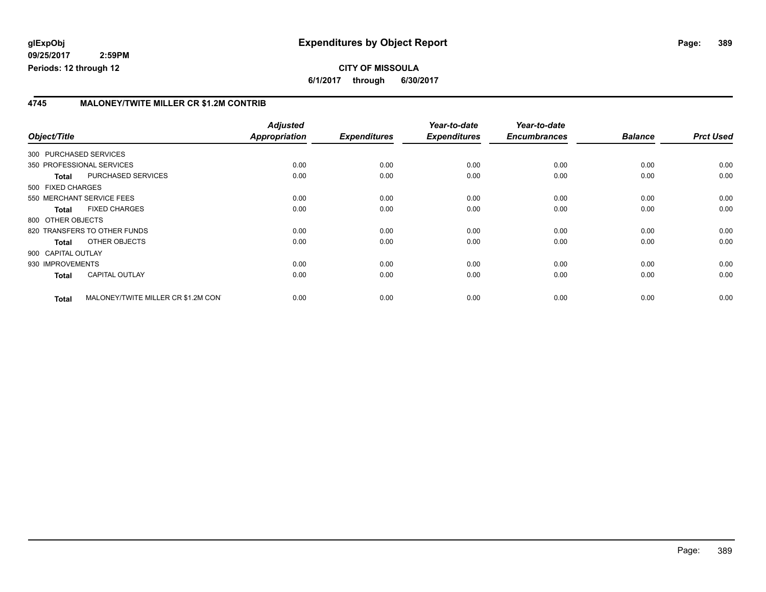**glExpObj**
**09/25/2017 2:59PM**
**Periods: 12 through 12**

# Expenditures by Object Report

**CITY OF MISSOULA**
**6/1/2017 through 6/30/2017**

## 4745 MALONEY/TWITE MILLER CR $1.2M CONTRIB

| Object/Title | | Adjusted Appropriation | Expenditures | Year-to-date Expenditures | Year-to-date Encumbrances | Balance | Prct Used |
|---|---|---|---|---|---|---|---|
| 300 PURCHASED SERVICES | | | | | | | |
| 350 PROFESSIONAL SERVICES | | 0.00 | 0.00 | 0.00 | 0.00 | 0.00 | 0.00 |
| **Total** | PURCHASED SERVICES | 0.00 | 0.00 | 0.00 | 0.00 | 0.00 | 0.00 |
| 500 FIXED CHARGES | | | | | | | |
| 550 MERCHANT SERVICE FEES | | 0.00 | 0.00 | 0.00 | 0.00 | 0.00 | 0.00 |
| **Total** | FIXED CHARGES | 0.00 | 0.00 | 0.00 | 0.00 | 0.00 | 0.00 |
| 800 OTHER OBJECTS | | | | | | | |
| 820 TRANSFERS TO OTHER FUNDS | | 0.00 | 0.00 | 0.00 | 0.00 | 0.00 | 0.00 |
| **Total** | OTHER OBJECTS | 0.00 | 0.00 | 0.00 | 0.00 | 0.00 | 0.00 |
| 900 CAPITAL OUTLAY | | | | | | | |
| 930 IMPROVEMENTS | | 0.00 | 0.00 | 0.00 | 0.00 | 0.00 | 0.00 |
| **Total** | CAPITAL OUTLAY | 0.00 | 0.00 | 0.00 | 0.00 | 0.00 | 0.00 |
| **Total** | MALONEY/TWITE MILLER CR $1.2M CON' | 0.00 | 0.00 | 0.00 | 0.00 | 0.00 | 0.00 |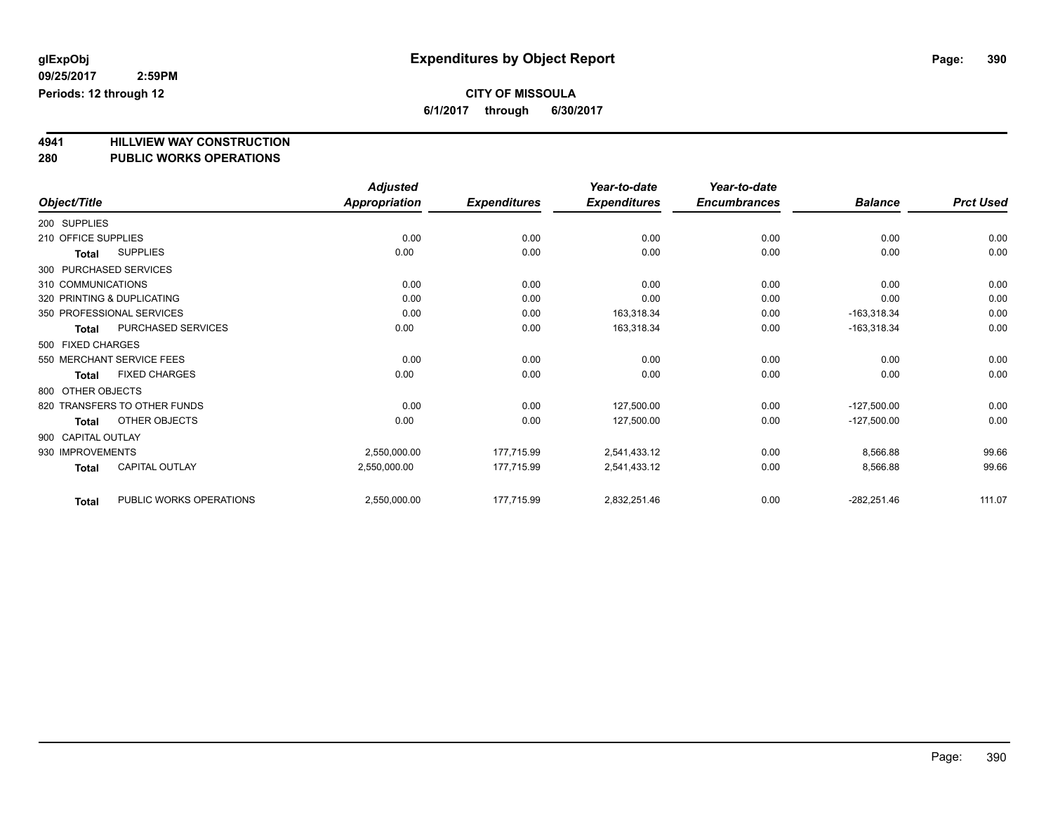# Expenditures by Object Report

glExpObj
09/25/2017 2:59PM
Periods: 12 through 12

**CITY OF MISSOULA**
**6/1/2017 through 6/30/2017**

## 4941 HILLVIEW WAY CONSTRUCTION
## 280 PUBLIC WORKS OPERATIONS

| Object/Title | Adjusted Appropriation | Expenditures | Year-to-date Expenditures | Year-to-date Encumbrances | Balance | Prct Used |
|---|---|---|---|---|---|---|
| 200 SUPPLIES | | | | | | |
| 210 OFFICE SUPPLIES | 0.00 | 0.00 | 0.00 | 0.00 | 0.00 | 0.00 |
| **Total** SUPPLIES | 0.00 | 0.00 | 0.00 | 0.00 | 0.00 | 0.00 |
| 300 PURCHASED SERVICES | | | | | | |
| 310 COMMUNICATIONS | 0.00 | 0.00 | 0.00 | 0.00 | 0.00 | 0.00 |
| 320 PRINTING & DUPLICATING | 0.00 | 0.00 | 0.00 | 0.00 | 0.00 | 0.00 |
| 350 PROFESSIONAL SERVICES | 0.00 | 0.00 | 163,318.34 | 0.00 | -163,318.34 | 0.00 |
| **Total** PURCHASED SERVICES | 0.00 | 0.00 | 163,318.34 | 0.00 | -163,318.34 | 0.00 |
| 500 FIXED CHARGES | | | | | | |
| 550 MERCHANT SERVICE FEES | 0.00 | 0.00 | 0.00 | 0.00 | 0.00 | 0.00 |
| **Total** FIXED CHARGES | 0.00 | 0.00 | 0.00 | 0.00 | 0.00 | 0.00 |
| 800 OTHER OBJECTS | | | | | | |
| 820 TRANSFERS TO OTHER FUNDS | 0.00 | 0.00 | 127,500.00 | 0.00 | -127,500.00 | 0.00 |
| **Total** OTHER OBJECTS | 0.00 | 0.00 | 127,500.00 | 0.00 | -127,500.00 | 0.00 |
| 900 CAPITAL OUTLAY | | | | | | |
| 930 IMPROVEMENTS | 2,550,000.00 | 177,715.99 | 2,541,433.12 | 0.00 | 8,566.88 | 99.66 |
| **Total** CAPITAL OUTLAY | 2,550,000.00 | 177,715.99 | 2,541,433.12 | 0.00 | 8,566.88 | 99.66 |
| **Total** PUBLIC WORKS OPERATIONS | 2,550,000.00 | 177,715.99 | 2,832,251.46 | 0.00 | -282,251.46 | 111.07 |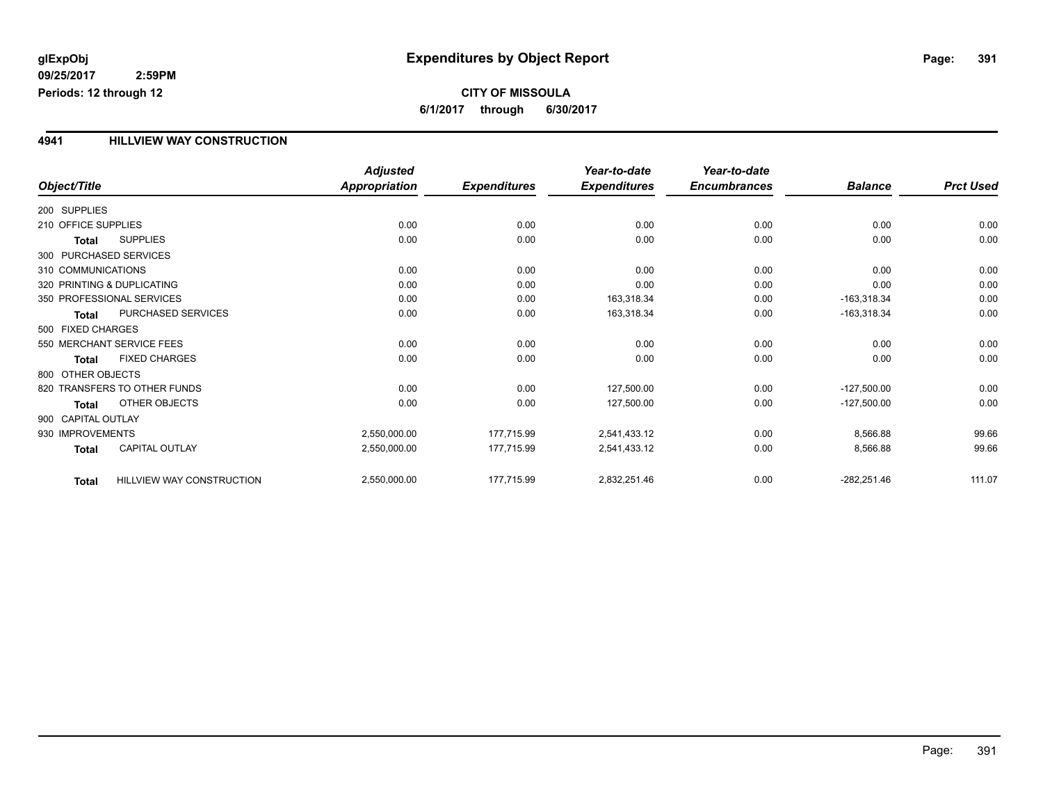**glExpObj**
**09/25/2017 2:59PM**
**Periods: 12 through 12**

# Expenditures by Object Report

**CITY OF MISSOULA**
**6/1/2017 through 6/30/2017**

## 4941 HILLVIEW WAY CONSTRUCTION

| Object/Title | | Adjusted Appropriation | Expenditures | Year-to-date Expenditures | Year-to-date Encumbrances | Balance | Prct Used |
|---|---|---|---|---|---|---|---|
| 200 SUPPLIES | | | | | | | |
| 210 OFFICE SUPPLIES | | 0.00 | 0.00 | 0.00 | 0.00 | 0.00 | 0.00 |
| **Total** | SUPPLIES | 0.00 | 0.00 | 0.00 | 0.00 | 0.00 | 0.00 |
| 300 PURCHASED SERVICES | | | | | | | |
| 310 COMMUNICATIONS | | 0.00 | 0.00 | 0.00 | 0.00 | 0.00 | 0.00 |
| 320 PRINTING & DUPLICATING | | 0.00 | 0.00 | 0.00 | 0.00 | 0.00 | 0.00 |
| 350 PROFESSIONAL SERVICES | | 0.00 | 0.00 | 163,318.34 | 0.00 | -163,318.34 | 0.00 |
| **Total** | PURCHASED SERVICES | 0.00 | 0.00 | 163,318.34 | 0.00 | -163,318.34 | 0.00 |
| 500 FIXED CHARGES | | | | | | | |
| 550 MERCHANT SERVICE FEES | | 0.00 | 0.00 | 0.00 | 0.00 | 0.00 | 0.00 |
| **Total** | FIXED CHARGES | 0.00 | 0.00 | 0.00 | 0.00 | 0.00 | 0.00 |
| 800 OTHER OBJECTS | | | | | | | |
| 820 TRANSFERS TO OTHER FUNDS | | 0.00 | 0.00 | 127,500.00 | 0.00 | -127,500.00 | 0.00 |
| **Total** | OTHER OBJECTS | 0.00 | 0.00 | 127,500.00 | 0.00 | -127,500.00 | 0.00 |
| 900 CAPITAL OUTLAY | | | | | | | |
| 930 IMPROVEMENTS | | 2,550,000.00 | 177,715.99 | 2,541,433.12 | 0.00 | 8,566.88 | 99.66 |
| **Total** | CAPITAL OUTLAY | 2,550,000.00 | 177,715.99 | 2,541,433.12 | 0.00 | 8,566.88 | 99.66 |
| **Total** | HILLVIEW WAY CONSTRUCTION | 2,550,000.00 | 177,715.99 | 2,832,251.46 | 0.00 | -282,251.46 | 111.07 |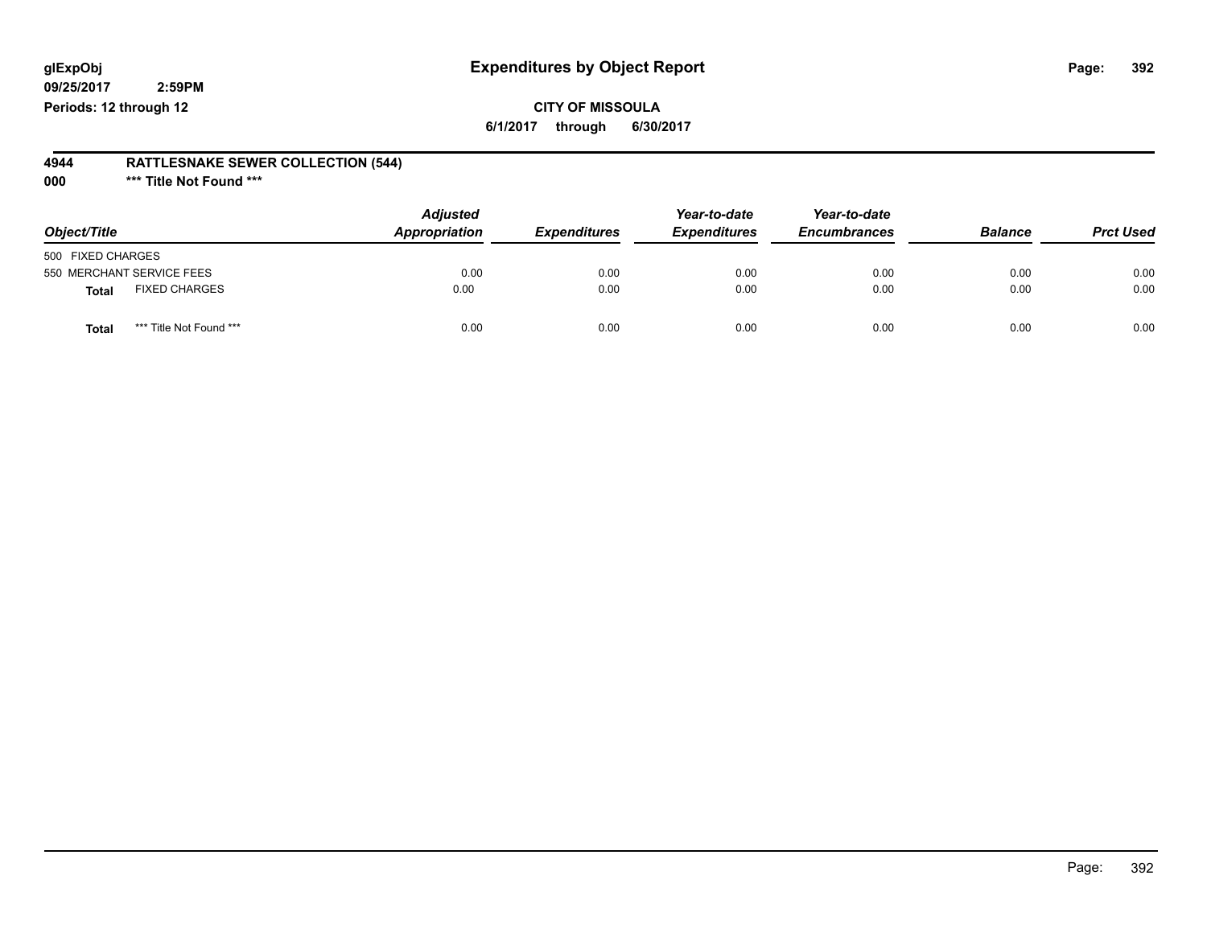glExpObj
09/25/2017 2:59PM
Periods: 12 through 12

# Expenditures by Object Report

**CITY OF MISSOULA**

**6/1/2017 through 6/30/2017**

**4944 RATTLESNAKE SEWER COLLECTION (544)**

**000 *** Title Not Found *****

| Object/Title | | Adjusted Appropriation | Expenditures | Year-to-date Expenditures | Year-to-date Encumbrances | Balance | Prct Used |
|---|---|---|---|---|---|---|---|
| 500 FIXED CHARGES | | | | | | | |
| 550 MERCHANT SERVICE FEES | | 0.00 | 0.00 | 0.00 | 0.00 | 0.00 | 0.00 |
| **Total** | FIXED CHARGES | 0.00 | 0.00 | 0.00 | 0.00 | 0.00 | 0.00 |
| **Total** | *** Title Not Found *** | 0.00 | 0.00 | 0.00 | 0.00 | 0.00 | 0.00 |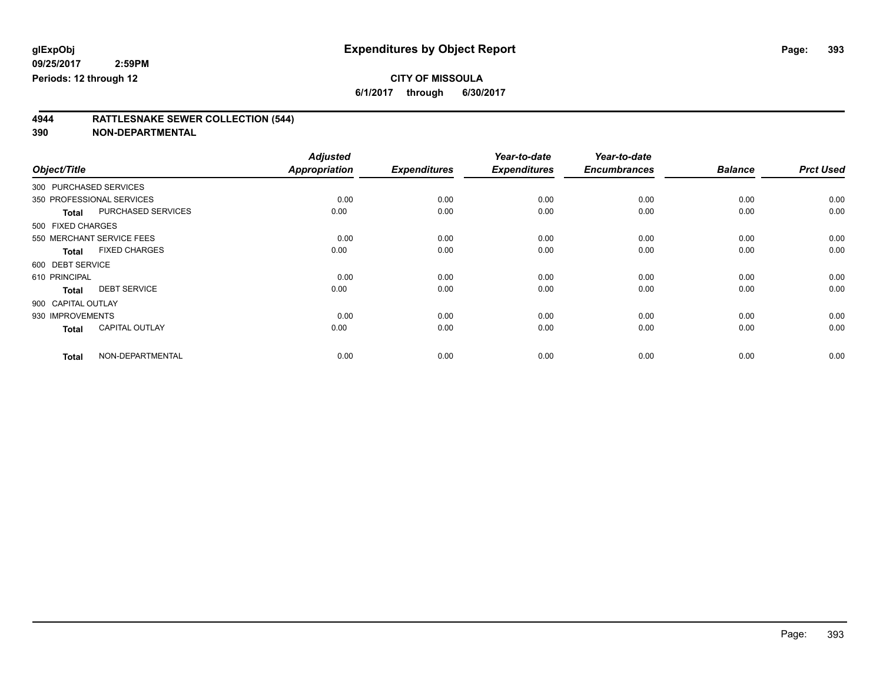**glExpObj**
**09/25/2017 2:59PM**
**Periods: 12 through 12**

# Expenditures by Object Report

**CITY OF MISSOULA**
**6/1/2017 through 6/30/2017**

## 4944 RATTLESNAKE SEWER COLLECTION (544)
## 390 NON-DEPARTMENTAL

| Object/Title | | Adjusted Appropriation | Expenditures | Year-to-date Expenditures | Year-to-date Encumbrances | Balance | Prct Used |
|---|---|---|---|---|---|---|---|
| 300 PURCHASED SERVICES | | | | | | | |
| 350 PROFESSIONAL SERVICES | | 0.00 | 0.00 | 0.00 | 0.00 | 0.00 | 0.00 |
| **Total** | PURCHASED SERVICES | 0.00 | 0.00 | 0.00 | 0.00 | 0.00 | 0.00 |
| 500 FIXED CHARGES | | | | | | | |
| 550 MERCHANT SERVICE FEES | | 0.00 | 0.00 | 0.00 | 0.00 | 0.00 | 0.00 |
| **Total** | FIXED CHARGES | 0.00 | 0.00 | 0.00 | 0.00 | 0.00 | 0.00 |
| 600 DEBT SERVICE | | | | | | | |
| 610 PRINCIPAL | | 0.00 | 0.00 | 0.00 | 0.00 | 0.00 | 0.00 |
| **Total** | DEBT SERVICE | 0.00 | 0.00 | 0.00 | 0.00 | 0.00 | 0.00 |
| 900 CAPITAL OUTLAY | | | | | | | |
| 930 IMPROVEMENTS | | 0.00 | 0.00 | 0.00 | 0.00 | 0.00 | 0.00 |
| **Total** | CAPITAL OUTLAY | 0.00 | 0.00 | 0.00 | 0.00 | 0.00 | 0.00 |
| **Total** | NON-DEPARTMENTAL | 0.00 | 0.00 | 0.00 | 0.00 | 0.00 | 0.00 |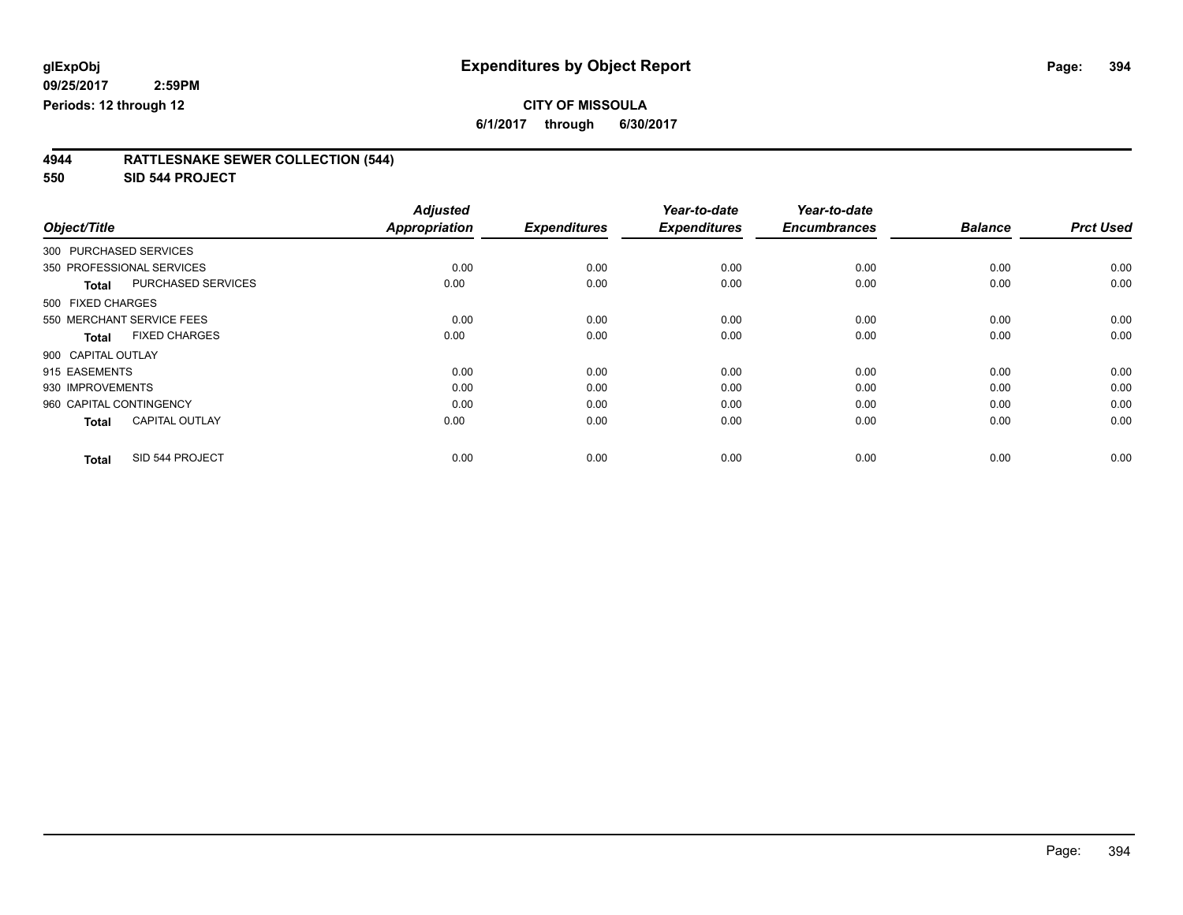glExpObj
09/25/2017 2:59PM
Periods: 12 through 12

# Expenditures by Object Report

**CITY OF MISSOULA**
**6/1/2017 through 6/30/2017**

**4944 RATTLESNAKE SEWER COLLECTION (544)**
**550 SID 544 PROJECT**

| Object/Title | | *Adjusted Appropriation* | *Expenditures* | *Year-to-date Expenditures* | *Year-to-date Encumbrances* | *Balance* | *Prct Used* |
|---|---|---|---|---|---|---|---|
| 300 PURCHASED SERVICES | | | | | | | |
| 350 PROFESSIONAL SERVICES | | 0.00 | 0.00 | 0.00 | 0.00 | 0.00 | 0.00 |
| **Total** | PURCHASED SERVICES | 0.00 | 0.00 | 0.00 | 0.00 | 0.00 | 0.00 |
| 500 FIXED CHARGES | | | | | | | |
| 550 MERCHANT SERVICE FEES | | 0.00 | 0.00 | 0.00 | 0.00 | 0.00 | 0.00 |
| **Total** | FIXED CHARGES | 0.00 | 0.00 | 0.00 | 0.00 | 0.00 | 0.00 |
| 900 CAPITAL OUTLAY | | | | | | | |
| 915 EASEMENTS | | 0.00 | 0.00 | 0.00 | 0.00 | 0.00 | 0.00 |
| 930 IMPROVEMENTS | | 0.00 | 0.00 | 0.00 | 0.00 | 0.00 | 0.00 |
| 960 CAPITAL CONTINGENCY | | 0.00 | 0.00 | 0.00 | 0.00 | 0.00 | 0.00 |
| **Total** | CAPITAL OUTLAY | 0.00 | 0.00 | 0.00 | 0.00 | 0.00 | 0.00 |
| **Total** | SID 544 PROJECT | 0.00 | 0.00 | 0.00 | 0.00 | 0.00 | 0.00 |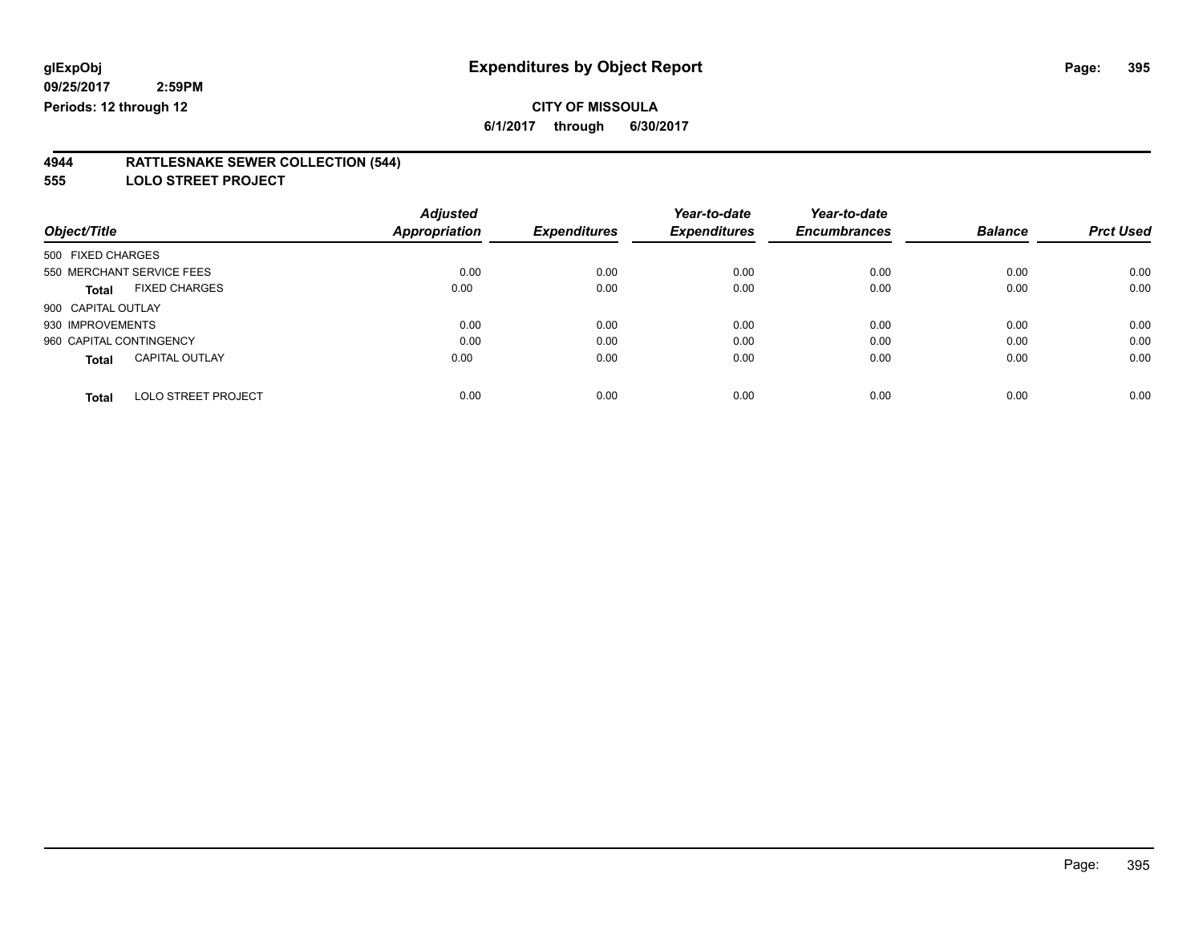glExpObj
09/25/2017 2:59PM
Periods: 12 through 12

# Expenditures by Object Report

**CITY OF MISSOULA**

**6/1/2017 through 6/30/2017**

**4944 RATTLESNAKE SEWER COLLECTION (544)**

**555 LOLO STREET PROJECT**

| Object/Title | | Adjusted Appropriation | Expenditures | Year-to-date Expenditures | Year-to-date Encumbrances | Balance | Prct Used |
|---|---|---|---|---|---|---|---|
| 500 FIXED CHARGES | | | | | | | |
| 550 MERCHANT SERVICE FEES | | 0.00 | 0.00 | 0.00 | 0.00 | 0.00 | 0.00 |
| **Total** | FIXED CHARGES | 0.00 | 0.00 | 0.00 | 0.00 | 0.00 | 0.00 |
| 900 CAPITAL OUTLAY | | | | | | | |
| 930 IMPROVEMENTS | | 0.00 | 0.00 | 0.00 | 0.00 | 0.00 | 0.00 |
| 960 CAPITAL CONTINGENCY | | 0.00 | 0.00 | 0.00 | 0.00 | 0.00 | 0.00 |
| **Total** | CAPITAL OUTLAY | 0.00 | 0.00 | 0.00 | 0.00 | 0.00 | 0.00 |
| **Total** | LOLO STREET PROJECT | 0.00 | 0.00 | 0.00 | 0.00 | 0.00 | 0.00 |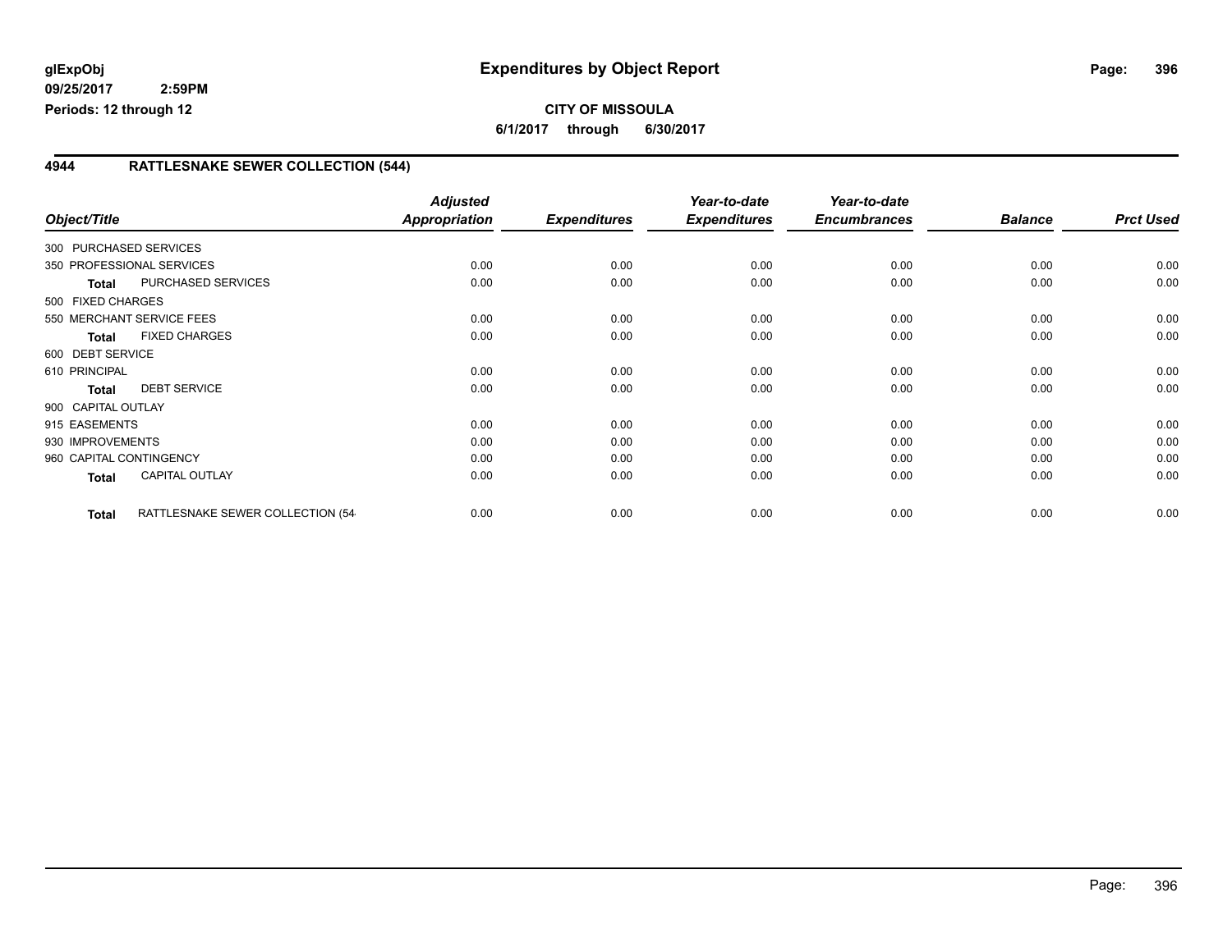**glExpObj**
**09/25/2017 2:59PM**
**Periods: 12 through 12**

# Expenditures by Object Report

**CITY OF MISSOULA**
**6/1/2017 through 6/30/2017**

## 4944 RATTLESNAKE SEWER COLLECTION (544)

| Object/Title | Adjusted Appropriation | Expenditures | Year-to-date Expenditures | Year-to-date Encumbrances | Balance | Prct Used |
|---|---|---|---|---|---|---|
| 300 PURCHASED SERVICES | | | | | | |
| 350 PROFESSIONAL SERVICES | 0.00 | 0.00 | 0.00 | 0.00 | 0.00 | 0.00 |
| **Total** PURCHASED SERVICES | 0.00 | 0.00 | 0.00 | 0.00 | 0.00 | 0.00 |
| 500 FIXED CHARGES | | | | | | |
| 550 MERCHANT SERVICE FEES | 0.00 | 0.00 | 0.00 | 0.00 | 0.00 | 0.00 |
| **Total** FIXED CHARGES | 0.00 | 0.00 | 0.00 | 0.00 | 0.00 | 0.00 |
| 600 DEBT SERVICE | | | | | | |
| 610 PRINCIPAL | 0.00 | 0.00 | 0.00 | 0.00 | 0.00 | 0.00 |
| **Total** DEBT SERVICE | 0.00 | 0.00 | 0.00 | 0.00 | 0.00 | 0.00 |
| 900 CAPITAL OUTLAY | | | | | | |
| 915 EASEMENTS | 0.00 | 0.00 | 0.00 | 0.00 | 0.00 | 0.00 |
| 930 IMPROVEMENTS | 0.00 | 0.00 | 0.00 | 0.00 | 0.00 | 0.00 |
| 960 CAPITAL CONTINGENCY | 0.00 | 0.00 | 0.00 | 0.00 | 0.00 | 0.00 |
| **Total** CAPITAL OUTLAY | 0.00 | 0.00 | 0.00 | 0.00 | 0.00 | 0.00 |
| **Total** RATTLESNAKE SEWER COLLECTION (54 | 0.00 | 0.00 | 0.00 | 0.00 | 0.00 | 0.00 |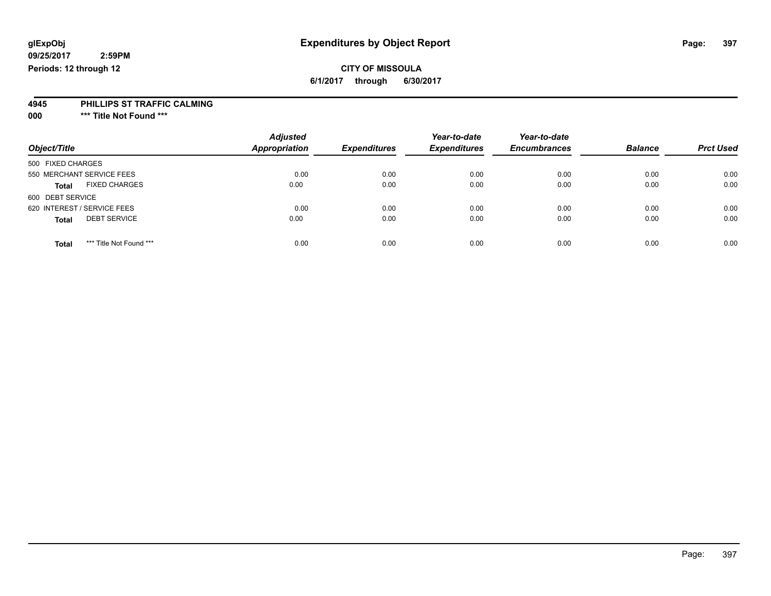glExpObj
09/25/2017 2:59PM
Periods: 12 through 12

# Expenditures by Object Report

**CITY OF MISSOULA**
**6/1/2017 through 6/30/2017**

**4945 PHILLIPS ST TRAFFIC CALMING**
**000 \*\*\* Title Not Found \*\*\***

| Object/Title | Adjusted Appropriation | Expenditures | Year-to-date Expenditures | Year-to-date Encumbrances | Balance | Prct Used |
|---|---|---|---|---|---|---|
| 500 FIXED CHARGES | | | | | | |
| 550 MERCHANT SERVICE FEES | 0.00 | 0.00 | 0.00 | 0.00 | 0.00 | 0.00 |
| **Total** FIXED CHARGES | 0.00 | 0.00 | 0.00 | 0.00 | 0.00 | 0.00 |
| 600 DEBT SERVICE | | | | | | |
| 620 INTEREST / SERVICE FEES | 0.00 | 0.00 | 0.00 | 0.00 | 0.00 | 0.00 |
| **Total** DEBT SERVICE | 0.00 | 0.00 | 0.00 | 0.00 | 0.00 | 0.00 |
| **Total** *** Title Not Found *** | 0.00 | 0.00 | 0.00 | 0.00 | 0.00 | 0.00 |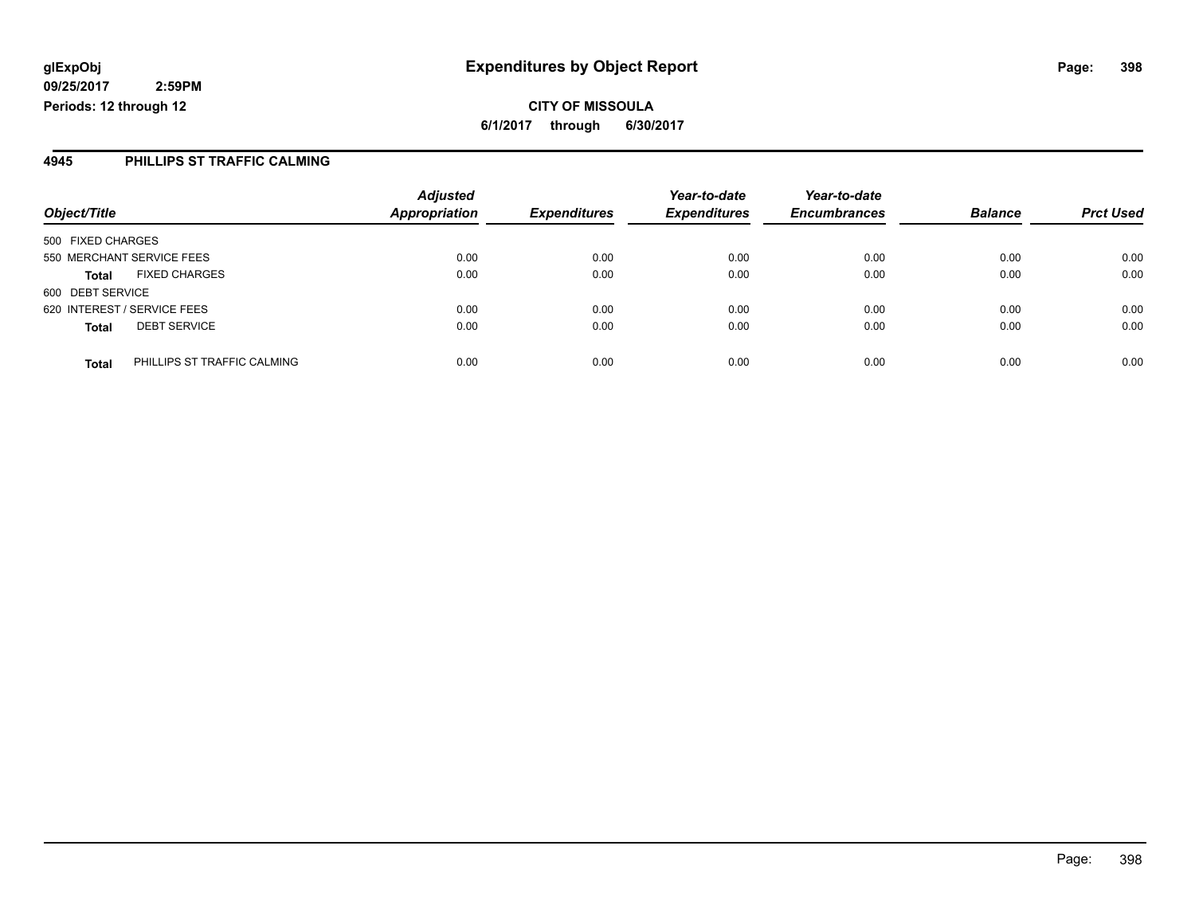glExpObj
09/25/2017 2:59PM
Periods: 12 through 12

# Expenditures by Object Report

**CITY OF MISSOULA**
**6/1/2017 through 6/30/2017**

## 4945 PHILLIPS ST TRAFFIC CALMING

| Object/Title | | Adjusted Appropriation | Expenditures | Year-to-date Expenditures | Year-to-date Encumbrances | Balance | Prct Used |
|---|---|---|---|---|---|---|---|
| 500 FIXED CHARGES | | | | | | | |
| 550 MERCHANT SERVICE FEES | | 0.00 | 0.00 | 0.00 | 0.00 | 0.00 | 0.00 |
| **Total** | FIXED CHARGES | 0.00 | 0.00 | 0.00 | 0.00 | 0.00 | 0.00 |
| 600 DEBT SERVICE | | | | | | | |
| 620 INTEREST / SERVICE FEES | | 0.00 | 0.00 | 0.00 | 0.00 | 0.00 | 0.00 |
| **Total** | DEBT SERVICE | 0.00 | 0.00 | 0.00 | 0.00 | 0.00 | 0.00 |
| **Total** | PHILLIPS ST TRAFFIC CALMING | 0.00 | 0.00 | 0.00 | 0.00 | 0.00 | 0.00 |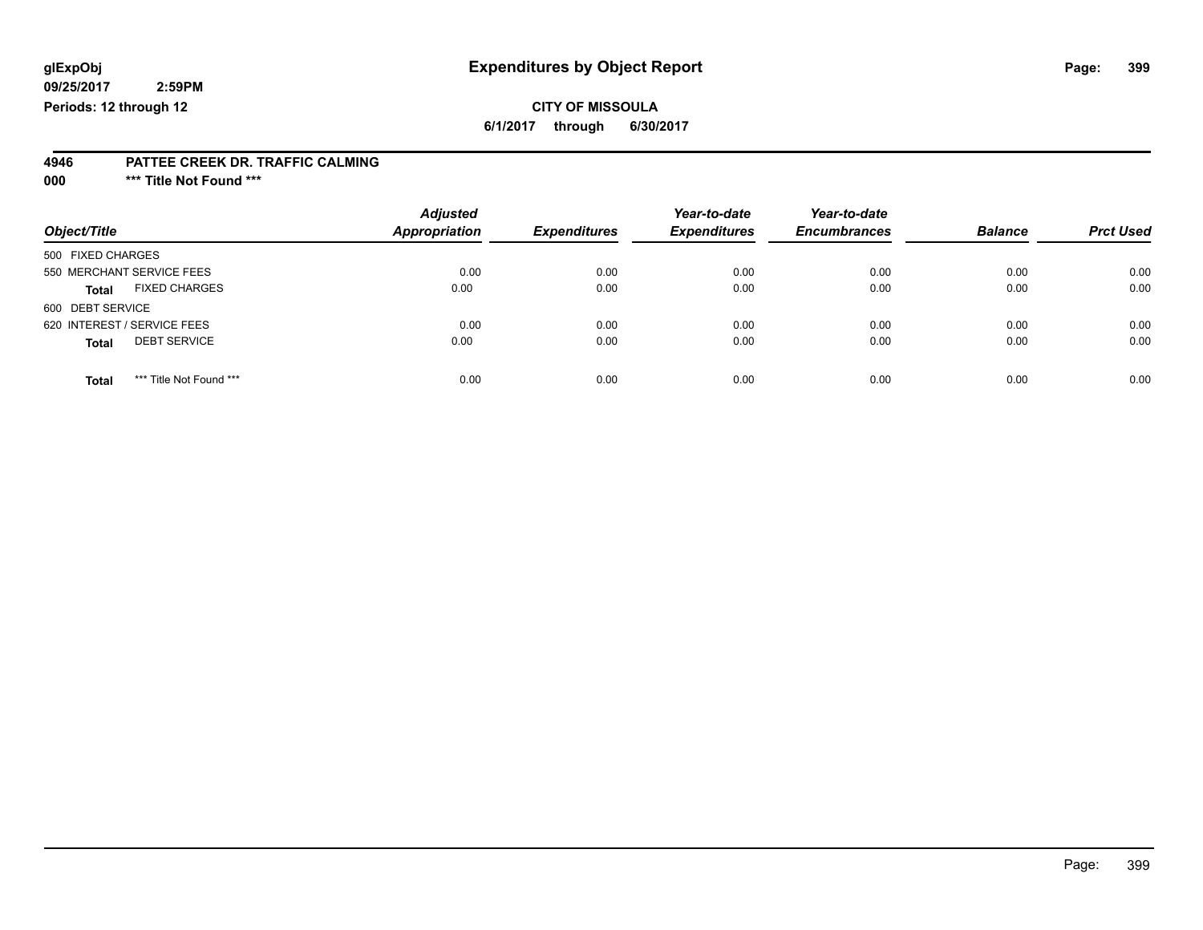glExpObj
09/25/2017 2:59PM
Periods: 12 through 12

# Expenditures by Object Report

**CITY OF MISSOULA**

**6/1/2017 through 6/30/2017**

**4946 PATTEE CREEK DR. TRAFFIC CALMING**

**000 \*\*\* Title Not Found \*\*\***

| Object/Title | Adjusted Appropriation | Expenditures | Year-to-date Expenditures | Year-to-date Encumbrances | Balance | Prct Used |
|---|---|---|---|---|---|---|
| 500 FIXED CHARGES | | | | | | |
| 550 MERCHANT SERVICE FEES | 0.00 | 0.00 | 0.00 | 0.00 | 0.00 | 0.00 |
| **Total** FIXED CHARGES | 0.00 | 0.00 | 0.00 | 0.00 | 0.00 | 0.00 |
| 600 DEBT SERVICE | | | | | | |
| 620 INTEREST / SERVICE FEES | 0.00 | 0.00 | 0.00 | 0.00 | 0.00 | 0.00 |
| **Total** DEBT SERVICE | 0.00 | 0.00 | 0.00 | 0.00 | 0.00 | 0.00 |
| **Total** *** Title Not Found *** | 0.00 | 0.00 | 0.00 | 0.00 | 0.00 | 0.00 |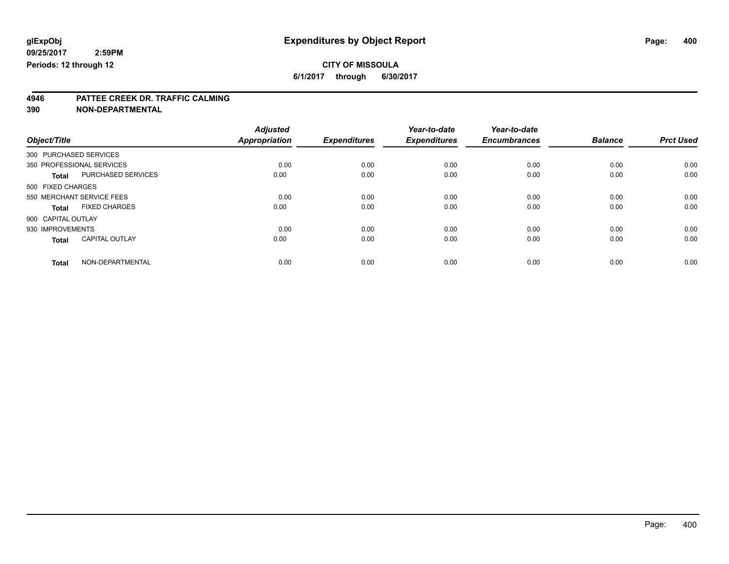# Expenditures by Object Report

glExpObj
09/25/2017 2:59PM
Periods: 12 through 12

**CITY OF MISSOULA**
**6/1/2017 through 6/30/2017**

## 4946 PATTEE CREEK DR. TRAFFIC CALMING
## 390 NON-DEPARTMENTAL

| Object/Title | Adjusted Appropriation | Expenditures | Year-to-date Expenditures | Year-to-date Encumbrances | Balance | Prct Used |
|---|---|---|---|---|---|---|
| 300 PURCHASED SERVICES | | | | | | |
| 350 PROFESSIONAL SERVICES | 0.00 | 0.00 | 0.00 | 0.00 | 0.00 | 0.00 |
| **Total** PURCHASED SERVICES | 0.00 | 0.00 | 0.00 | 0.00 | 0.00 | 0.00 |
| 500 FIXED CHARGES | | | | | | |
| 550 MERCHANT SERVICE FEES | 0.00 | 0.00 | 0.00 | 0.00 | 0.00 | 0.00 |
| **Total** FIXED CHARGES | 0.00 | 0.00 | 0.00 | 0.00 | 0.00 | 0.00 |
| 900 CAPITAL OUTLAY | | | | | | |
| 930 IMPROVEMENTS | 0.00 | 0.00 | 0.00 | 0.00 | 0.00 | 0.00 |
| **Total** CAPITAL OUTLAY | 0.00 | 0.00 | 0.00 | 0.00 | 0.00 | 0.00 |
| **Total** NON-DEPARTMENTAL | 0.00 | 0.00 | 0.00 | 0.00 | 0.00 | 0.00 |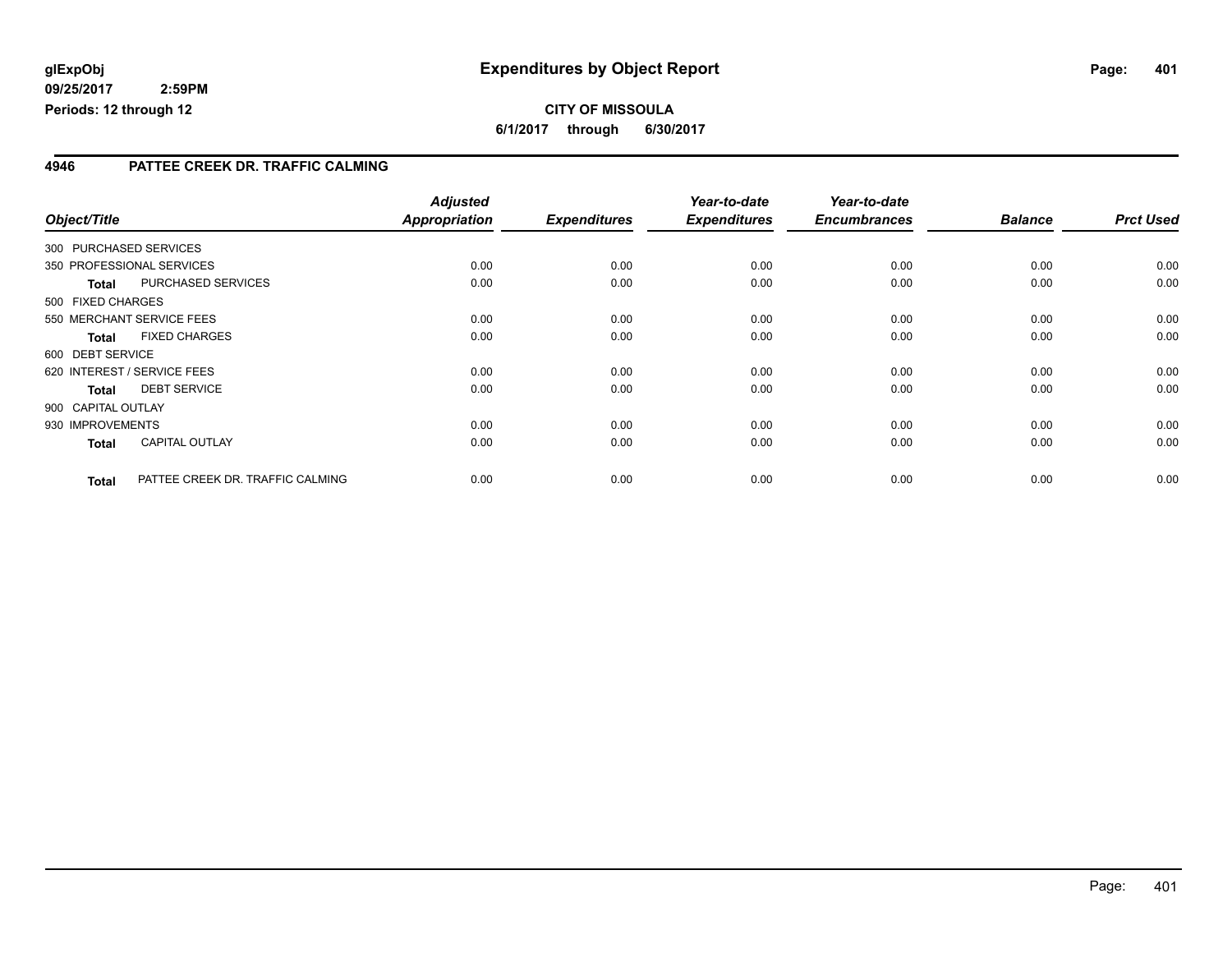**glExpObj**
**09/25/2017 2:59PM**
**Periods: 12 through 12**

# Expenditures by Object Report

**CITY OF MISSOULA**
**6/1/2017 through 6/30/2017**

## 4946 PATTEE CREEK DR. TRAFFIC CALMING

| Object/Title | | Adjusted Appropriation | Expenditures | Year-to-date Expenditures | Year-to-date Encumbrances | Balance | Prct Used |
|---|---|---|---|---|---|---|---|
| 300 PURCHASED SERVICES | | | | | | | |
| 350 PROFESSIONAL SERVICES | | 0.00 | 0.00 | 0.00 | 0.00 | 0.00 | 0.00 |
| **Total** | PURCHASED SERVICES | 0.00 | 0.00 | 0.00 | 0.00 | 0.00 | 0.00 |
| 500 FIXED CHARGES | | | | | | | |
| 550 MERCHANT SERVICE FEES | | 0.00 | 0.00 | 0.00 | 0.00 | 0.00 | 0.00 |
| **Total** | FIXED CHARGES | 0.00 | 0.00 | 0.00 | 0.00 | 0.00 | 0.00 |
| 600 DEBT SERVICE | | | | | | | |
| 620 INTEREST / SERVICE FEES | | 0.00 | 0.00 | 0.00 | 0.00 | 0.00 | 0.00 |
| **Total** | DEBT SERVICE | 0.00 | 0.00 | 0.00 | 0.00 | 0.00 | 0.00 |
| 900 CAPITAL OUTLAY | | | | | | | |
| 930 IMPROVEMENTS | | 0.00 | 0.00 | 0.00 | 0.00 | 0.00 | 0.00 |
| **Total** | CAPITAL OUTLAY | 0.00 | 0.00 | 0.00 | 0.00 | 0.00 | 0.00 |
| **Total** | PATTEE CREEK DR. TRAFFIC CALMING | 0.00 | 0.00 | 0.00 | 0.00 | 0.00 | 0.00 |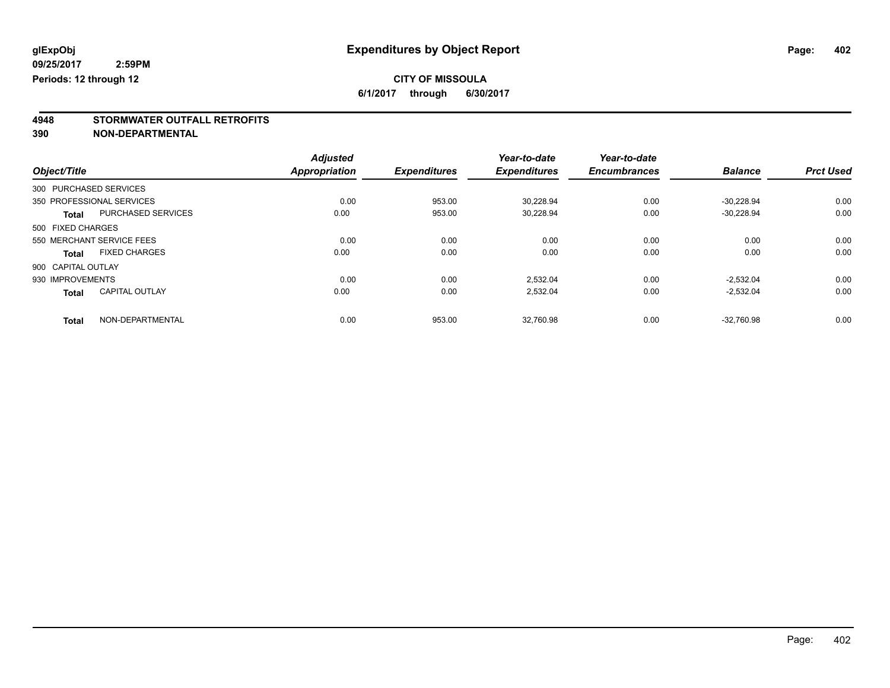**glExpObj** | **Expenditures by Object Report**
**09/25/2017 2:59PM**
**Periods: 12 through 12**

**CITY OF MISSOULA**
**6/1/2017 through 6/30/2017**

## 4948 STORMWATER OUTFALL RETROFITS
## 390 NON-DEPARTMENTAL

| Object/Title | Adjusted Appropriation | Expenditures | Year-to-date Expenditures | Year-to-date Encumbrances | Balance | Prct Used |
|---|---|---|---|---|---|---|
| 300 PURCHASED SERVICES | | | | | | |
| 350 PROFESSIONAL SERVICES | 0.00 | 953.00 | 30,228.94 | 0.00 | -30,228.94 | 0.00 |
| **Total** PURCHASED SERVICES | 0.00 | 953.00 | 30,228.94 | 0.00 | -30,228.94 | 0.00 |
| 500 FIXED CHARGES | | | | | | |
| 550 MERCHANT SERVICE FEES | 0.00 | 0.00 | 0.00 | 0.00 | 0.00 | 0.00 |
| **Total** FIXED CHARGES | 0.00 | 0.00 | 0.00 | 0.00 | 0.00 | 0.00 |
| 900 CAPITAL OUTLAY | | | | | | |
| 930 IMPROVEMENTS | 0.00 | 0.00 | 2,532.04 | 0.00 | -2,532.04 | 0.00 |
| **Total** CAPITAL OUTLAY | 0.00 | 0.00 | 2,532.04 | 0.00 | -2,532.04 | 0.00 |
| **Total** NON-DEPARTMENTAL | 0.00 | 953.00 | 32,760.98 | 0.00 | -32,760.98 | 0.00 |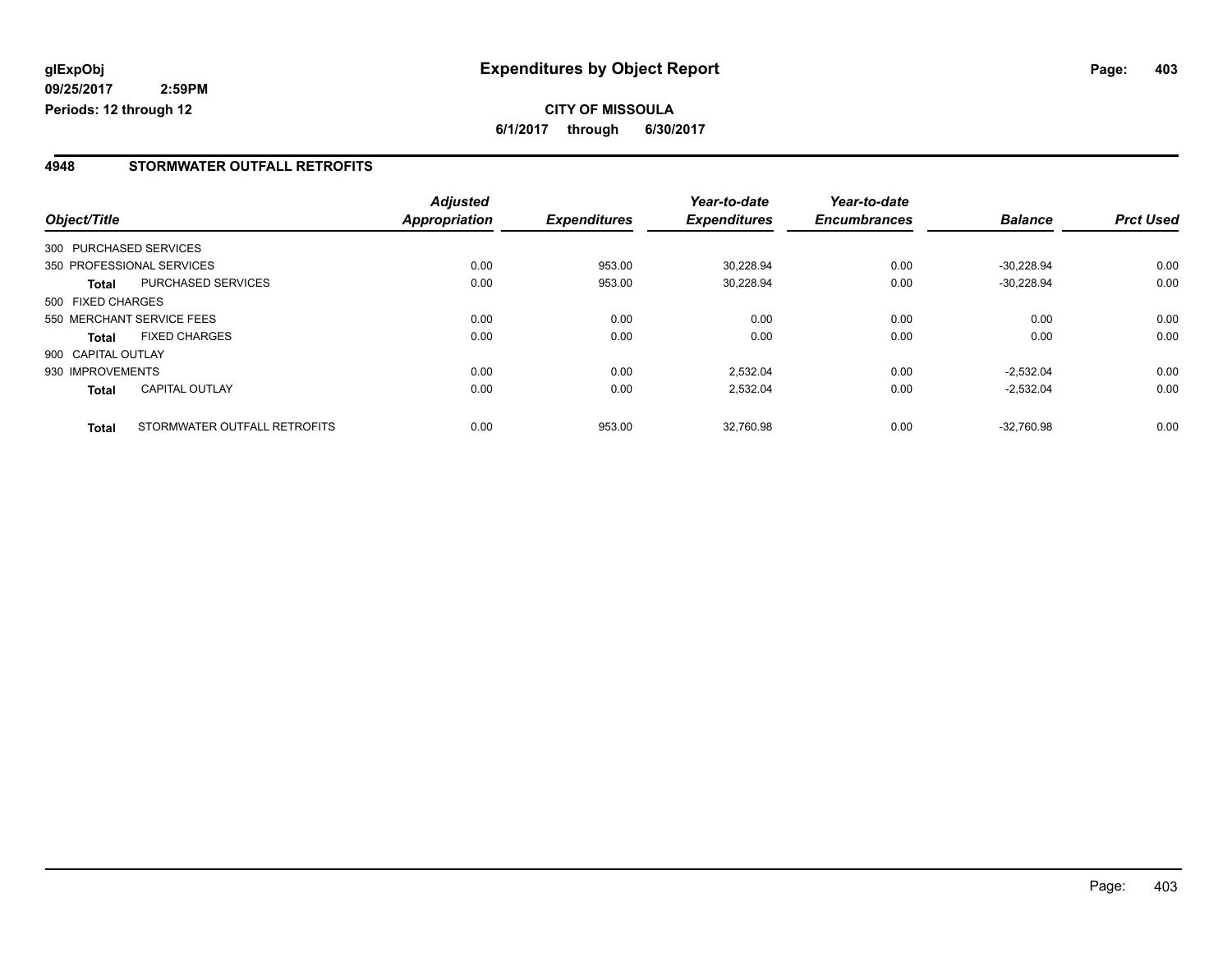# Expenditures by Object Report

glExpObj
09/25/2017 2:59PM
Periods: 12 through 12

**CITY OF MISSOULA**
**6/1/2017 through 6/30/2017**

## 4948 STORMWATER OUTFALL RETROFITS

| Object/Title | | Adjusted Appropriation | Expenditures | Year-to-date Expenditures | Year-to-date Encumbrances | Balance | Prct Used |
|---|---|---|---|---|---|---|---|
| 300 PURCHASED SERVICES | | | | | | | |
| 350 PROFESSIONAL SERVICES | | 0.00 | 953.00 | 30,228.94 | 0.00 | -30,228.94 | 0.00 |
| **Total** | PURCHASED SERVICES | 0.00 | 953.00 | 30,228.94 | 0.00 | -30,228.94 | 0.00 |
| 500 FIXED CHARGES | | | | | | | |
| 550 MERCHANT SERVICE FEES | | 0.00 | 0.00 | 0.00 | 0.00 | 0.00 | 0.00 |
| **Total** | FIXED CHARGES | 0.00 | 0.00 | 0.00 | 0.00 | 0.00 | 0.00 |
| 900 CAPITAL OUTLAY | | | | | | | |
| 930 IMPROVEMENTS | | 0.00 | 0.00 | 2,532.04 | 0.00 | -2,532.04 | 0.00 |
| **Total** | CAPITAL OUTLAY | 0.00 | 0.00 | 2,532.04 | 0.00 | -2,532.04 | 0.00 |
| **Total** | STORMWATER OUTFALL RETROFITS | 0.00 | 953.00 | 32,760.98 | 0.00 | -32,760.98 | 0.00 |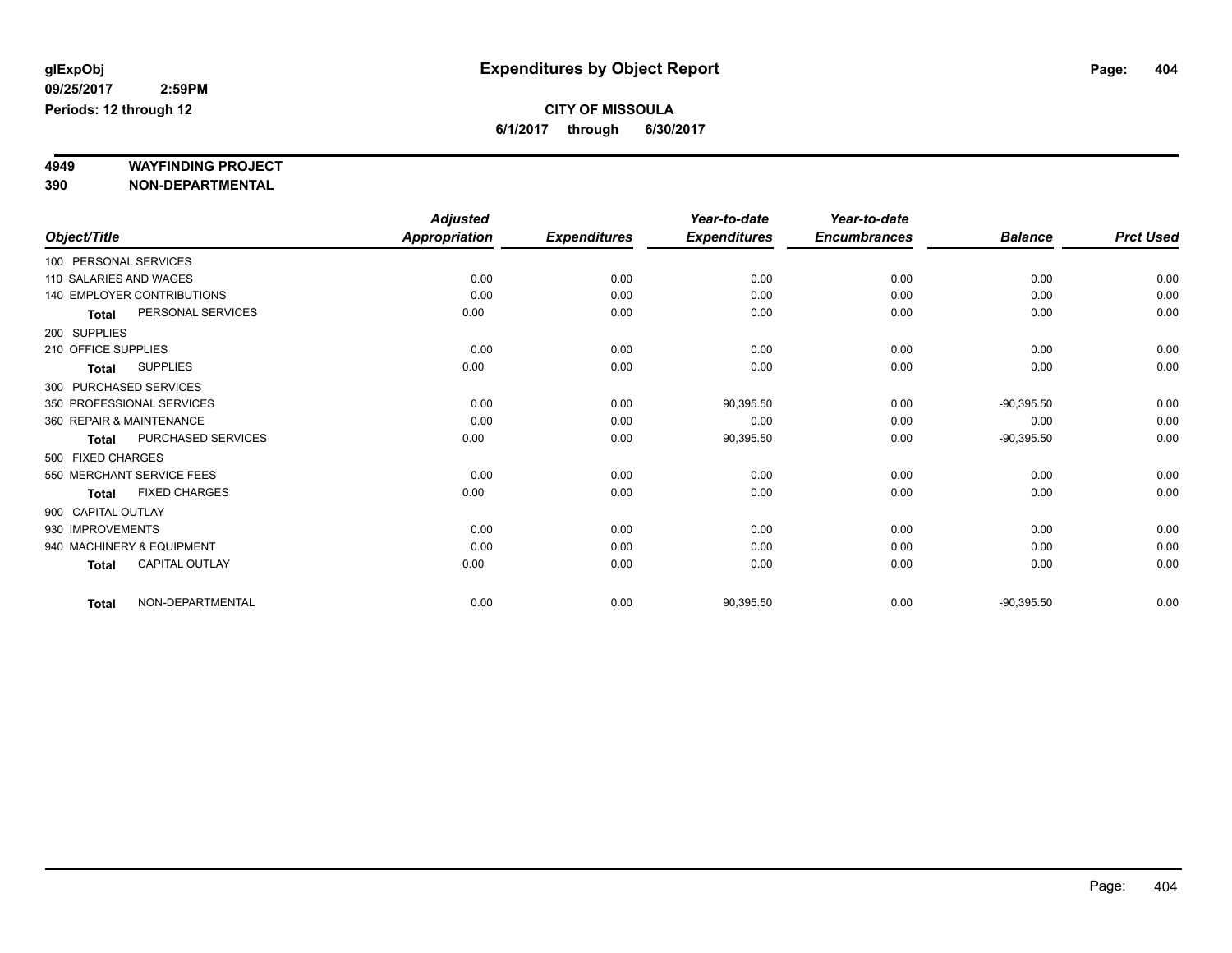**glExpObj**
**09/25/2017 2:59PM**
**Periods: 12 through 12**

# Expenditures by Object Report

**CITY OF MISSOULA**
**6/1/2017 through 6/30/2017**

**4949 WAYFINDING PROJECT**
**390 NON-DEPARTMENTAL**

| Object/Title | Adjusted Appropriation | Expenditures | Year-to-date Expenditures | Year-to-date Encumbrances | Balance | Prct Used |
|---|---|---|---|---|---|---|
| 100 PERSONAL SERVICES | | | | | | |
| 110 SALARIES AND WAGES | 0.00 | 0.00 | 0.00 | 0.00 | 0.00 | 0.00 |
| 140 EMPLOYER CONTRIBUTIONS | 0.00 | 0.00 | 0.00 | 0.00 | 0.00 | 0.00 |
| **Total** PERSONAL SERVICES | 0.00 | 0.00 | 0.00 | 0.00 | 0.00 | 0.00 |
| 200 SUPPLIES | | | | | | |
| 210 OFFICE SUPPLIES | 0.00 | 0.00 | 0.00 | 0.00 | 0.00 | 0.00 |
| **Total** SUPPLIES | 0.00 | 0.00 | 0.00 | 0.00 | 0.00 | 0.00 |
| 300 PURCHASED SERVICES | | | | | | |
| 350 PROFESSIONAL SERVICES | 0.00 | 0.00 | 90,395.50 | 0.00 | -90,395.50 | 0.00 |
| 360 REPAIR & MAINTENANCE | 0.00 | 0.00 | 0.00 | 0.00 | 0.00 | 0.00 |
| **Total** PURCHASED SERVICES | 0.00 | 0.00 | 90,395.50 | 0.00 | -90,395.50 | 0.00 |
| 500 FIXED CHARGES | | | | | | |
| 550 MERCHANT SERVICE FEES | 0.00 | 0.00 | 0.00 | 0.00 | 0.00 | 0.00 |
| **Total** FIXED CHARGES | 0.00 | 0.00 | 0.00 | 0.00 | 0.00 | 0.00 |
| 900 CAPITAL OUTLAY | | | | | | |
| 930 IMPROVEMENTS | 0.00 | 0.00 | 0.00 | 0.00 | 0.00 | 0.00 |
| 940 MACHINERY & EQUIPMENT | 0.00 | 0.00 | 0.00 | 0.00 | 0.00 | 0.00 |
| **Total** CAPITAL OUTLAY | 0.00 | 0.00 | 0.00 | 0.00 | 0.00 | 0.00 |
| **Total** NON-DEPARTMENTAL | 0.00 | 0.00 | 90,395.50 | 0.00 | -90,395.50 | 0.00 |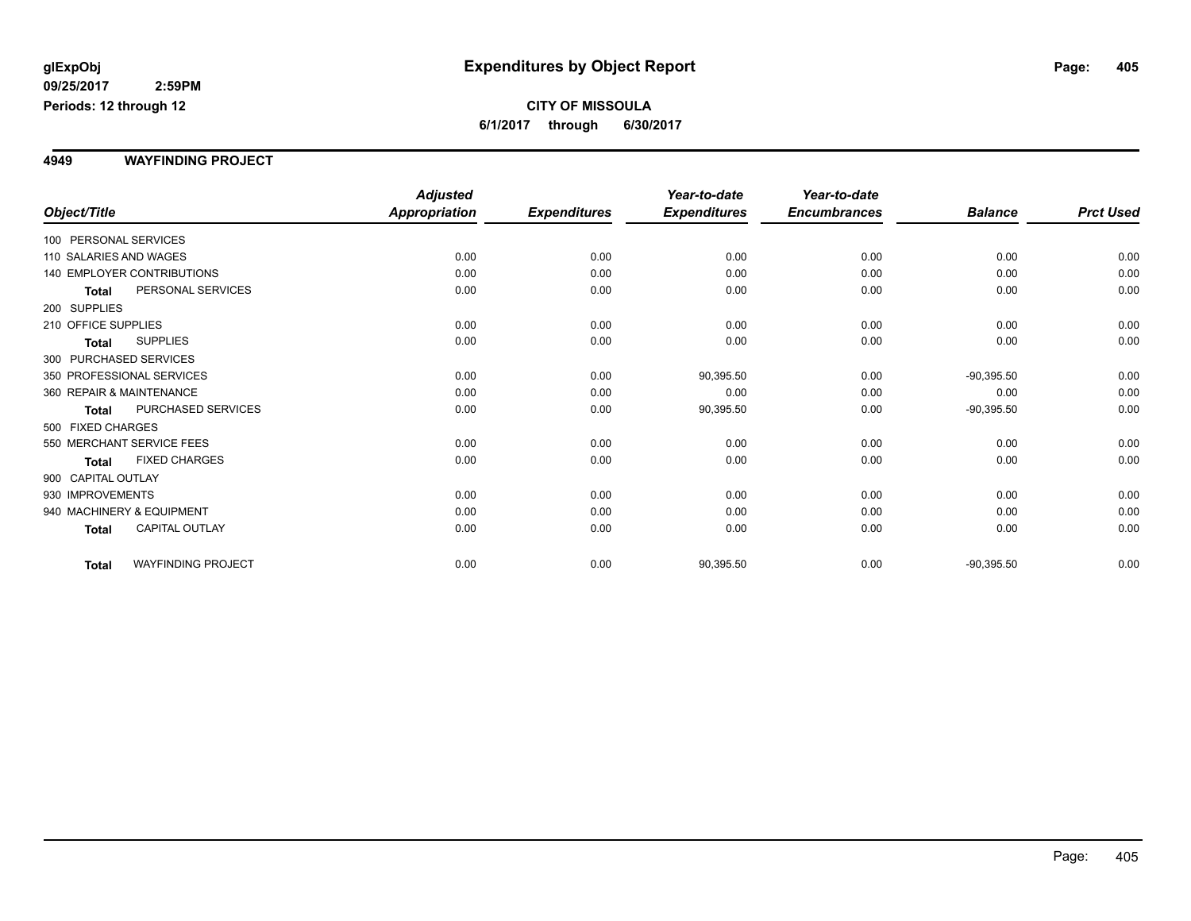glExpObj
09/25/2017 2:59PM
Periods: 12 through 12

# Expenditures by Object Report

**CITY OF MISSOULA**
**6/1/2017 through 6/30/2017**

## 4949 WAYFINDING PROJECT

| Object/Title | | Adjusted Appropriation | Expenditures | Year-to-date Expenditures | Year-to-date Encumbrances | Balance | Prct Used |
|---|---|---|---|---|---|---|---|
| 100 PERSONAL SERVICES | | | | | | | |
| 110 SALARIES AND WAGES | | 0.00 | 0.00 | 0.00 | 0.00 | 0.00 | 0.00 |
| 140 EMPLOYER CONTRIBUTIONS | | 0.00 | 0.00 | 0.00 | 0.00 | 0.00 | 0.00 |
| **Total** | PERSONAL SERVICES | 0.00 | 0.00 | 0.00 | 0.00 | 0.00 | 0.00 |
| 200 SUPPLIES | | | | | | | |
| 210 OFFICE SUPPLIES | | 0.00 | 0.00 | 0.00 | 0.00 | 0.00 | 0.00 |
| **Total** | SUPPLIES | 0.00 | 0.00 | 0.00 | 0.00 | 0.00 | 0.00 |
| 300 PURCHASED SERVICES | | | | | | | |
| 350 PROFESSIONAL SERVICES | | 0.00 | 0.00 | 90,395.50 | 0.00 | -90,395.50 | 0.00 |
| 360 REPAIR & MAINTENANCE | | 0.00 | 0.00 | 0.00 | 0.00 | 0.00 | 0.00 |
| **Total** | PURCHASED SERVICES | 0.00 | 0.00 | 90,395.50 | 0.00 | -90,395.50 | 0.00 |
| 500 FIXED CHARGES | | | | | | | |
| 550 MERCHANT SERVICE FEES | | 0.00 | 0.00 | 0.00 | 0.00 | 0.00 | 0.00 |
| **Total** | FIXED CHARGES | 0.00 | 0.00 | 0.00 | 0.00 | 0.00 | 0.00 |
| 900 CAPITAL OUTLAY | | | | | | | |
| 930 IMPROVEMENTS | | 0.00 | 0.00 | 0.00 | 0.00 | 0.00 | 0.00 |
| 940 MACHINERY & EQUIPMENT | | 0.00 | 0.00 | 0.00 | 0.00 | 0.00 | 0.00 |
| **Total** | CAPITAL OUTLAY | 0.00 | 0.00 | 0.00 | 0.00 | 0.00 | 0.00 |
| **Total** | WAYFINDING PROJECT | 0.00 | 0.00 | 90,395.50 | 0.00 | -90,395.50 | 0.00 |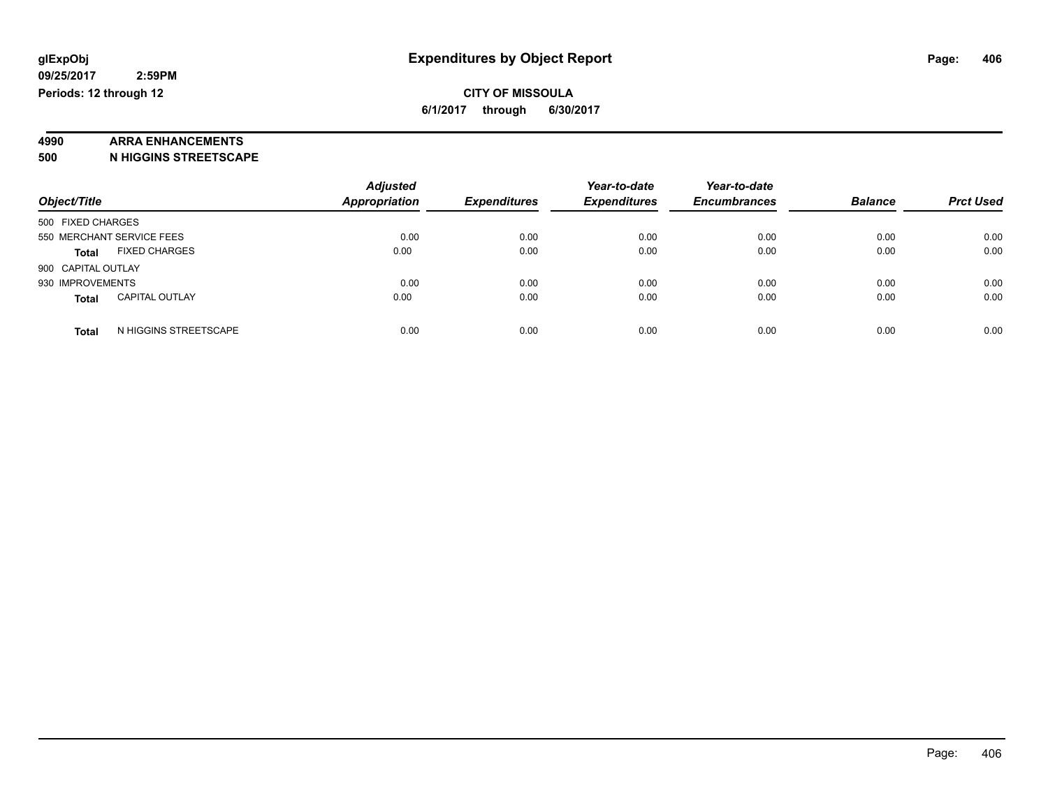glExpObj
09/25/2017 2:59PM
Periods: 12 through 12

# Expenditures by Object Report

**CITY OF MISSOULA**
**6/1/2017 through 6/30/2017**

**4990 ARRA ENHANCEMENTS**
**500 N HIGGINS STREETSCAPE**

| Object/Title | | Adjusted Appropriation | Expenditures | Year-to-date Expenditures | Year-to-date Encumbrances | Balance | Prct Used |
|---|---|---|---|---|---|---|---|
| 500 FIXED CHARGES | | | | | | | |
| 550 MERCHANT SERVICE FEES | | 0.00 | 0.00 | 0.00 | 0.00 | 0.00 | 0.00 |
| **Total** | FIXED CHARGES | 0.00 | 0.00 | 0.00 | 0.00 | 0.00 | 0.00 |
| 900 CAPITAL OUTLAY | | | | | | | |
| 930 IMPROVEMENTS | | 0.00 | 0.00 | 0.00 | 0.00 | 0.00 | 0.00 |
| **Total** | CAPITAL OUTLAY | 0.00 | 0.00 | 0.00 | 0.00 | 0.00 | 0.00 |
| **Total** | N HIGGINS STREETSCAPE | 0.00 | 0.00 | 0.00 | 0.00 | 0.00 | 0.00 |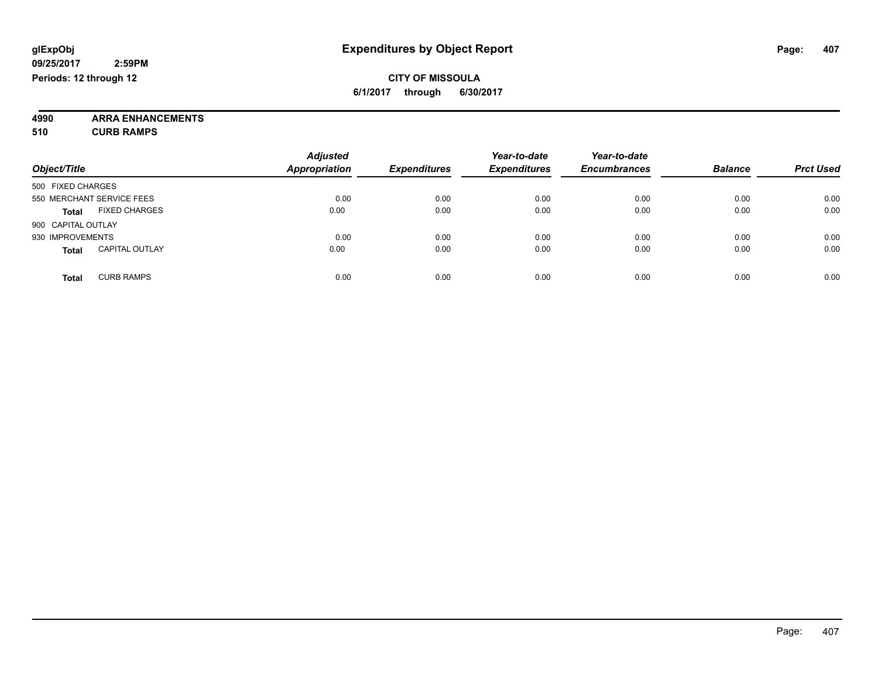glExpObj
09/25/2017 2:59PM
Periods: 12 through 12

# Expenditures by Object Report

**CITY OF MISSOULA**
**6/1/2017 through 6/30/2017**

**4990 ARRA ENHANCEMENTS**
**510 CURB RAMPS**

| Object/Title | Adjusted Appropriation | Expenditures | Year-to-date Expenditures | Year-to-date Encumbrances | Balance | Prct Used |
|---|---|---|---|---|---|---|
| 500 FIXED CHARGES | | | | | | |
| 550 MERCHANT SERVICE FEES | 0.00 | 0.00 | 0.00 | 0.00 | 0.00 | 0.00 |
| **Total** FIXED CHARGES | 0.00 | 0.00 | 0.00 | 0.00 | 0.00 | 0.00 |
| 900 CAPITAL OUTLAY | | | | | | |
| 930 IMPROVEMENTS | 0.00 | 0.00 | 0.00 | 0.00 | 0.00 | 0.00 |
| **Total** CAPITAL OUTLAY | 0.00 | 0.00 | 0.00 | 0.00 | 0.00 | 0.00 |
| **Total** CURB RAMPS | 0.00 | 0.00 | 0.00 | 0.00 | 0.00 | 0.00 |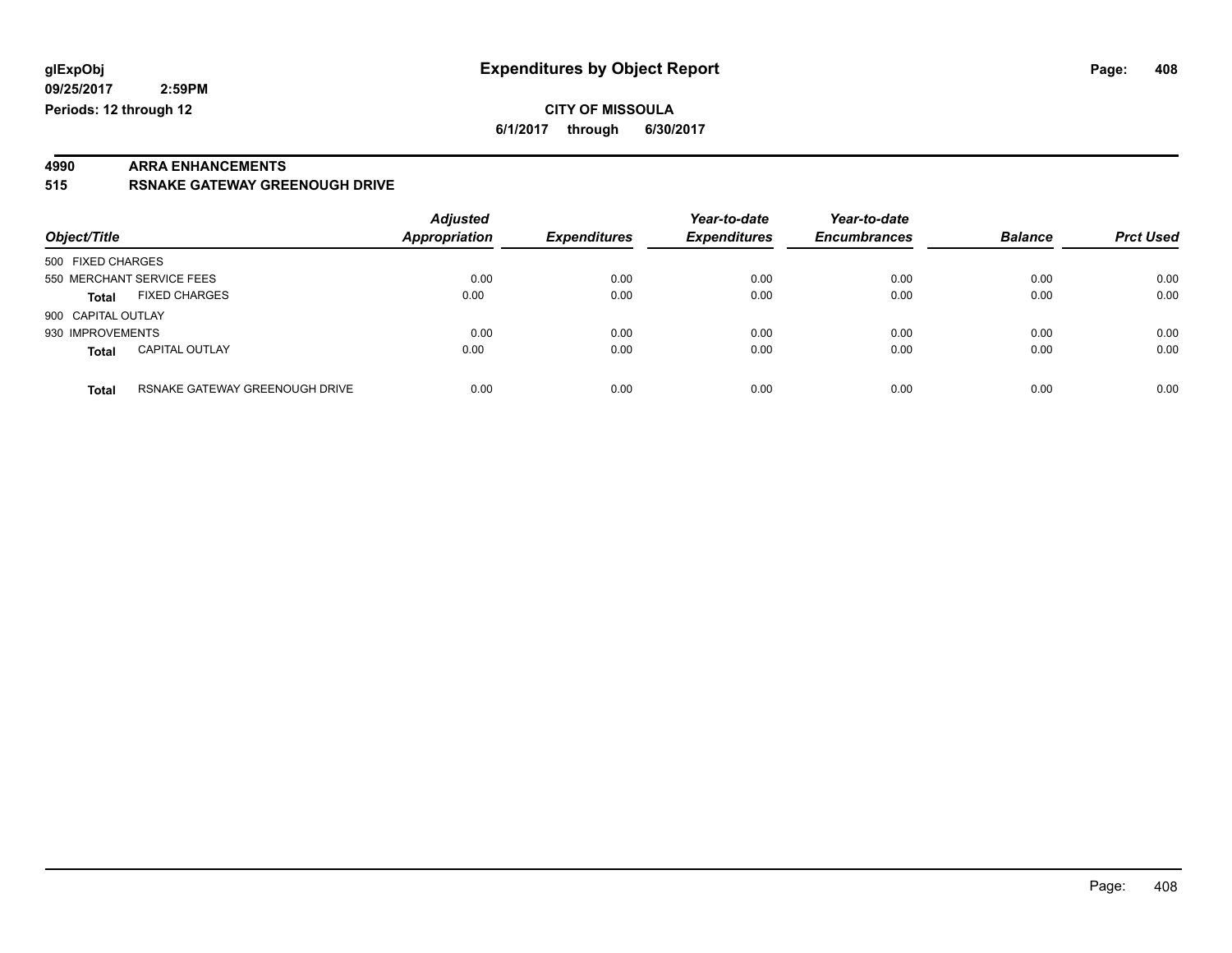**glExpObj** **Expenditures by Object Report**

**09/25/2017 2:59PM**

**Periods: 12 through 12**

**CITY OF MISSOULA**

**6/1/2017 through 6/30/2017**

**4990 ARRA ENHANCEMENTS**

**515 RSNAKE GATEWAY GREENOUGH DRIVE**

| Object/Title | | *Adjusted Appropriation* | *Expenditures* | *Year-to-date Expenditures* | *Year-to-date Encumbrances* | *Balance* | *Prct Used* |
|---|---|---|---|---|---|---|---|
| 500 FIXED CHARGES | | | | | | | |
| 550 MERCHANT SERVICE FEES | | 0.00 | 0.00 | 0.00 | 0.00 | 0.00 | 0.00 |
| **Total** | FIXED CHARGES | 0.00 | 0.00 | 0.00 | 0.00 | 0.00 | 0.00 |
| 900 CAPITAL OUTLAY | | | | | | | |
| 930 IMPROVEMENTS | | 0.00 | 0.00 | 0.00 | 0.00 | 0.00 | 0.00 |
| **Total** | CAPITAL OUTLAY | 0.00 | 0.00 | 0.00 | 0.00 | 0.00 | 0.00 |
| **Total** | RSNAKE GATEWAY GREENOUGH DRIVE | 0.00 | 0.00 | 0.00 | 0.00 | 0.00 | 0.00 |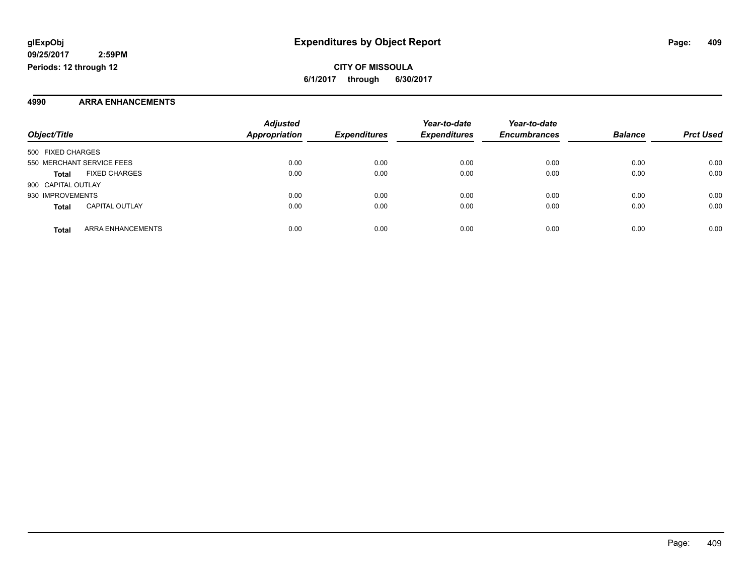# Expenditures by Object Report

glExpObj
09/25/2017 2:59PM
Periods: 12 through 12

**CITY OF MISSOULA**
**6/1/2017 through 6/30/2017**

## 4990 ARRA ENHANCEMENTS

| Object/Title | | Adjusted Appropriation | Expenditures | Year-to-date Expenditures | Year-to-date Encumbrances | Balance | Prct Used |
|---|---|---|---|---|---|---|---|
| 500 FIXED CHARGES | | | | | | | |
| 550 MERCHANT SERVICE FEES | | 0.00 | 0.00 | 0.00 | 0.00 | 0.00 | 0.00 |
| **Total** | FIXED CHARGES | 0.00 | 0.00 | 0.00 | 0.00 | 0.00 | 0.00 |
| 900 CAPITAL OUTLAY | | | | | | | |
| 930 IMPROVEMENTS | | 0.00 | 0.00 | 0.00 | 0.00 | 0.00 | 0.00 |
| **Total** | CAPITAL OUTLAY | 0.00 | 0.00 | 0.00 | 0.00 | 0.00 | 0.00 |
| **Total** | ARRA ENHANCEMENTS | 0.00 | 0.00 | 0.00 | 0.00 | 0.00 | 0.00 |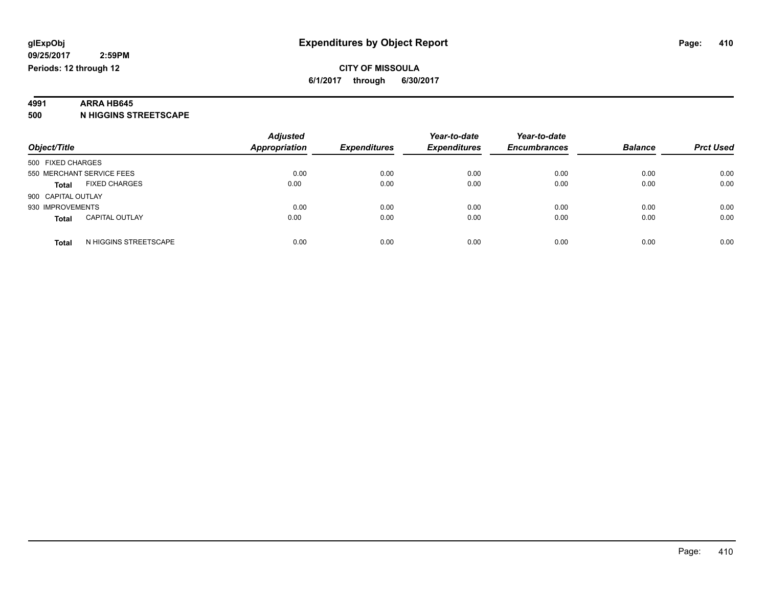glExpObj
09/25/2017 2:59PM
Periods: 12 through 12

# Expenditures by Object Report

CITY OF MISSOULA
6/1/2017 through 6/30/2017

**4991 ARRA HB645**
**500 N HIGGINS STREETSCAPE**

| Object/Title | | Adjusted Appropriation | Expenditures | Year-to-date Expenditures | Year-to-date Encumbrances | Balance | Prct Used |
|---|---|---|---|---|---|---|---|
| 500 FIXED CHARGES | | | | | | | |
| 550 MERCHANT SERVICE FEES | | 0.00 | 0.00 | 0.00 | 0.00 | 0.00 | 0.00 |
| **Total** | FIXED CHARGES | 0.00 | 0.00 | 0.00 | 0.00 | 0.00 | 0.00 |
| 900 CAPITAL OUTLAY | | | | | | | |
| 930 IMPROVEMENTS | | 0.00 | 0.00 | 0.00 | 0.00 | 0.00 | 0.00 |
| **Total** | CAPITAL OUTLAY | 0.00 | 0.00 | 0.00 | 0.00 | 0.00 | 0.00 |
| **Total** | N HIGGINS STREETSCAPE | 0.00 | 0.00 | 0.00 | 0.00 | 0.00 | 0.00 |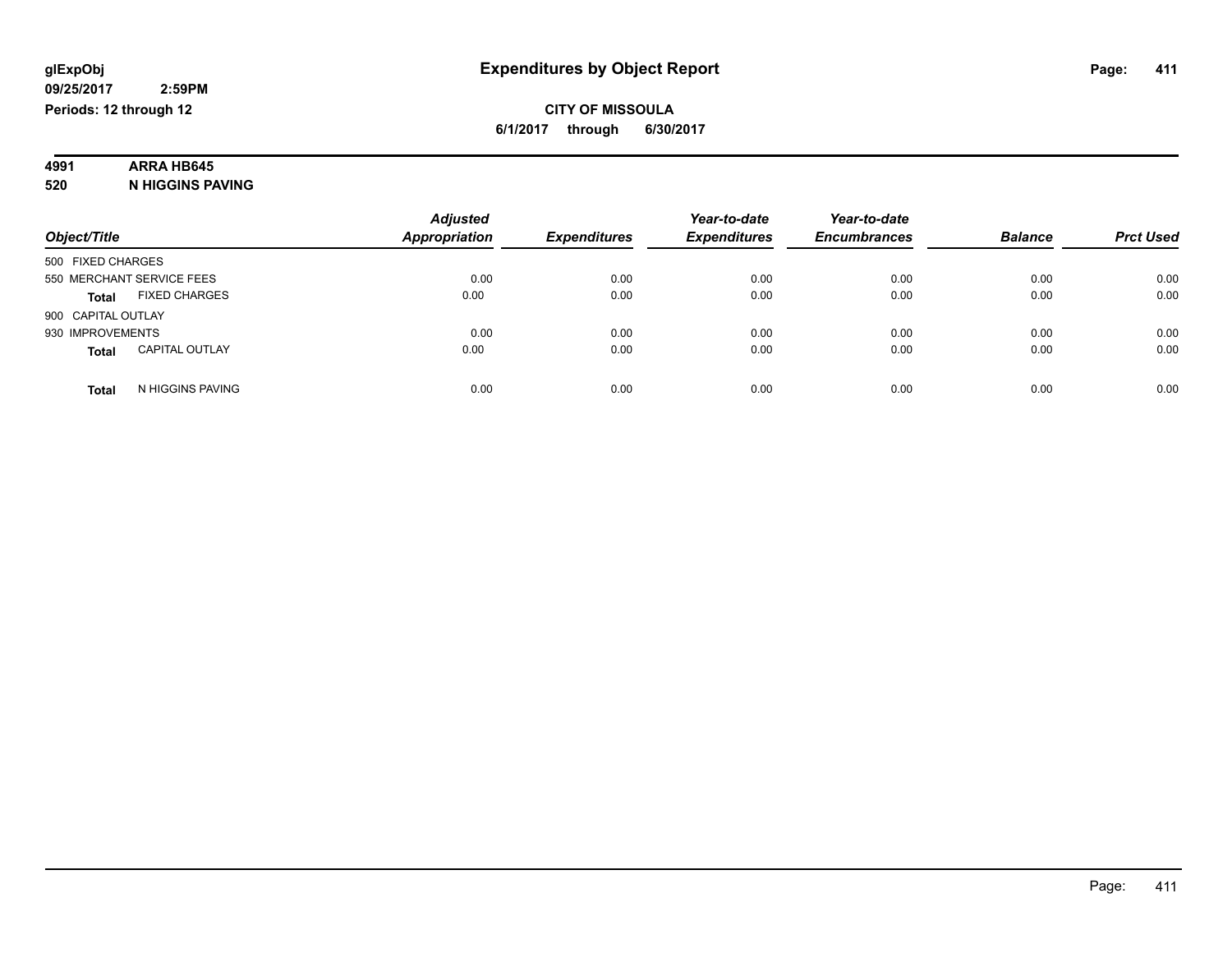glExpObj
09/25/2017 2:59PM
Periods: 12 through 12

# Expenditures by Object Report

**CITY OF MISSOULA**
**6/1/2017 through 6/30/2017**

**4991 ARRA HB645**
**520 N HIGGINS PAVING**

| Object/Title | Adjusted Appropriation | Expenditures | Year-to-date Expenditures | Year-to-date Encumbrances | Balance | Prct Used |
|---|---|---|---|---|---|---|
| 500 FIXED CHARGES | | | | | | |
| 550 MERCHANT SERVICE FEES | 0.00 | 0.00 | 0.00 | 0.00 | 0.00 | 0.00 |
| **Total** FIXED CHARGES | 0.00 | 0.00 | 0.00 | 0.00 | 0.00 | 0.00 |
| 900 CAPITAL OUTLAY | | | | | | |
| 930 IMPROVEMENTS | 0.00 | 0.00 | 0.00 | 0.00 | 0.00 | 0.00 |
| **Total** CAPITAL OUTLAY | 0.00 | 0.00 | 0.00 | 0.00 | 0.00 | 0.00 |
| **Total** N HIGGINS PAVING | 0.00 | 0.00 | 0.00 | 0.00 | 0.00 | 0.00 |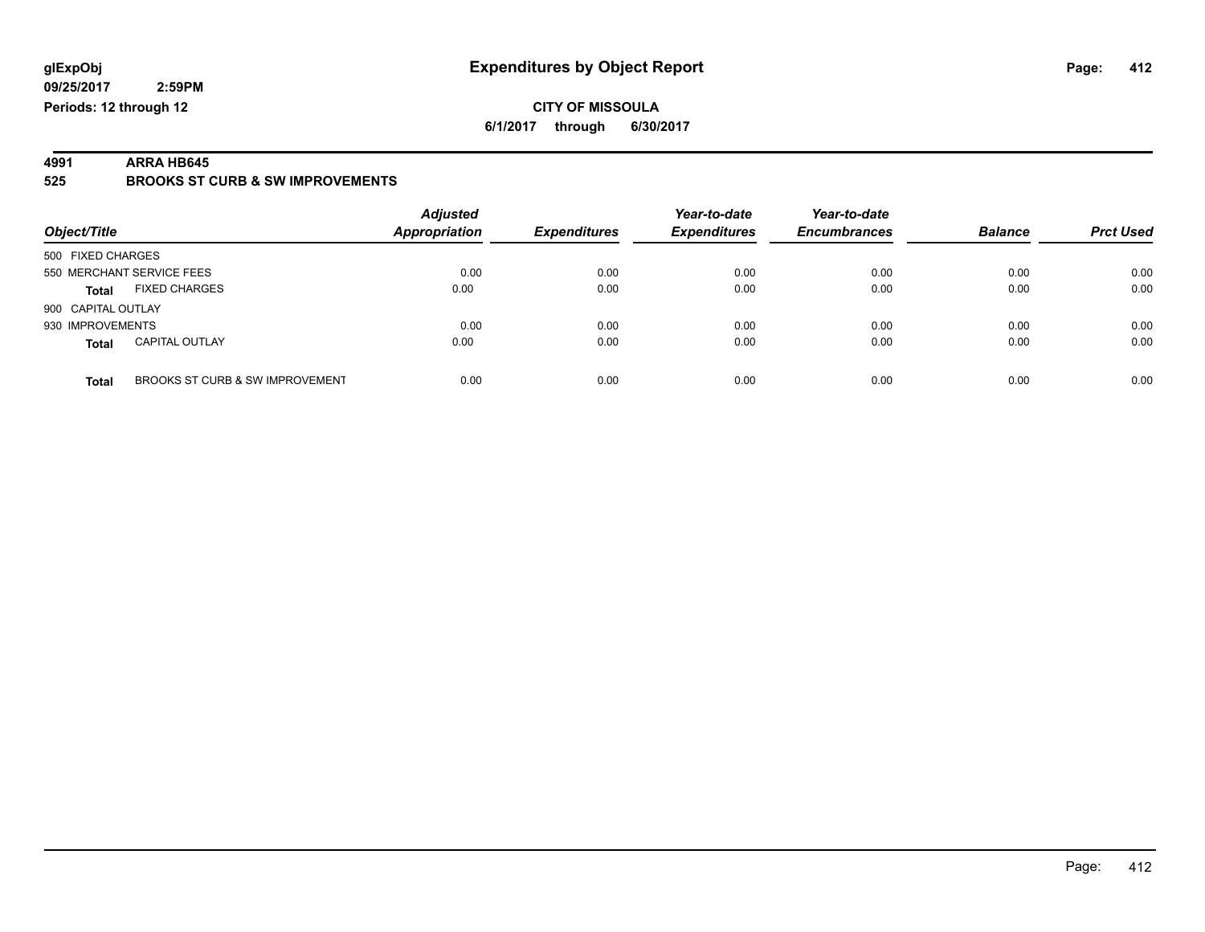# Expenditures by Object Report

glExpObj
09/25/2017 2:59PM
Periods: 12 through 12

**CITY OF MISSOULA**

**6/1/2017 through 6/30/2017**

**4991 ARRA HB645**

**525 BROOKS ST CURB & SW IMPROVEMENTS**

| Object/Title | | Adjusted Appropriation | Expenditures | Year-to-date Expenditures | Year-to-date Encumbrances | Balance | Prct Used |
|---|---|---|---|---|---|---|---|
| 500 FIXED CHARGES | | | | | | | |
| 550 MERCHANT SERVICE FEES | | 0.00 | 0.00 | 0.00 | 0.00 | 0.00 | 0.00 |
| **Total** | FIXED CHARGES | 0.00 | 0.00 | 0.00 | 0.00 | 0.00 | 0.00 |
| 900 CAPITAL OUTLAY | | | | | | | |
| 930 IMPROVEMENTS | | 0.00 | 0.00 | 0.00 | 0.00 | 0.00 | 0.00 |
| **Total** | CAPITAL OUTLAY | 0.00 | 0.00 | 0.00 | 0.00 | 0.00 | 0.00 |
| **Total** | BROOKS ST CURB & SW IMPROVEMENT | 0.00 | 0.00 | 0.00 | 0.00 | 0.00 | 0.00 |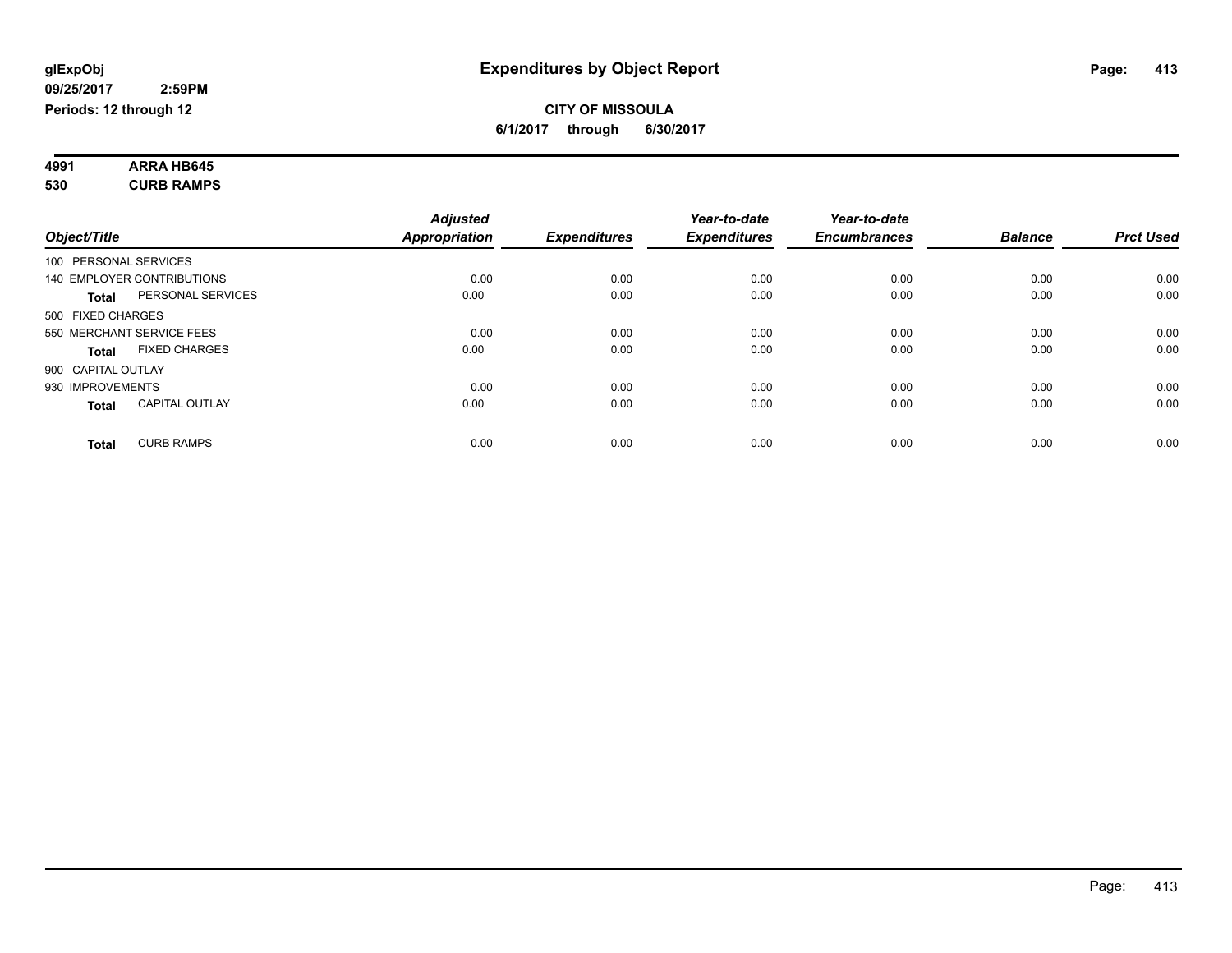glExpObj
09/25/2017 2:59PM
Periods: 12 through 12

# Expenditures by Object Report

**CITY OF MISSOULA**
**6/1/2017 through 6/30/2017**

**4991 ARRA HB645**
**530 CURB RAMPS**

| Object/Title | | Adjusted Appropriation | Expenditures | Year-to-date Expenditures | Year-to-date Encumbrances | Balance | Prct Used |
|---|---|---|---|---|---|---|---|
| 100 PERSONAL SERVICES | | | | | | | |
| 140 EMPLOYER CONTRIBUTIONS | | 0.00 | 0.00 | 0.00 | 0.00 | 0.00 | 0.00 |
| **Total** | PERSONAL SERVICES | 0.00 | 0.00 | 0.00 | 0.00 | 0.00 | 0.00 |
| 500 FIXED CHARGES | | | | | | | |
| 550 MERCHANT SERVICE FEES | | 0.00 | 0.00 | 0.00 | 0.00 | 0.00 | 0.00 |
| **Total** | FIXED CHARGES | 0.00 | 0.00 | 0.00 | 0.00 | 0.00 | 0.00 |
| 900 CAPITAL OUTLAY | | | | | | | |
| 930 IMPROVEMENTS | | 0.00 | 0.00 | 0.00 | 0.00 | 0.00 | 0.00 |
| **Total** | CAPITAL OUTLAY | 0.00 | 0.00 | 0.00 | 0.00 | 0.00 | 0.00 |
| **Total** | CURB RAMPS | 0.00 | 0.00 | 0.00 | 0.00 | 0.00 | 0.00 |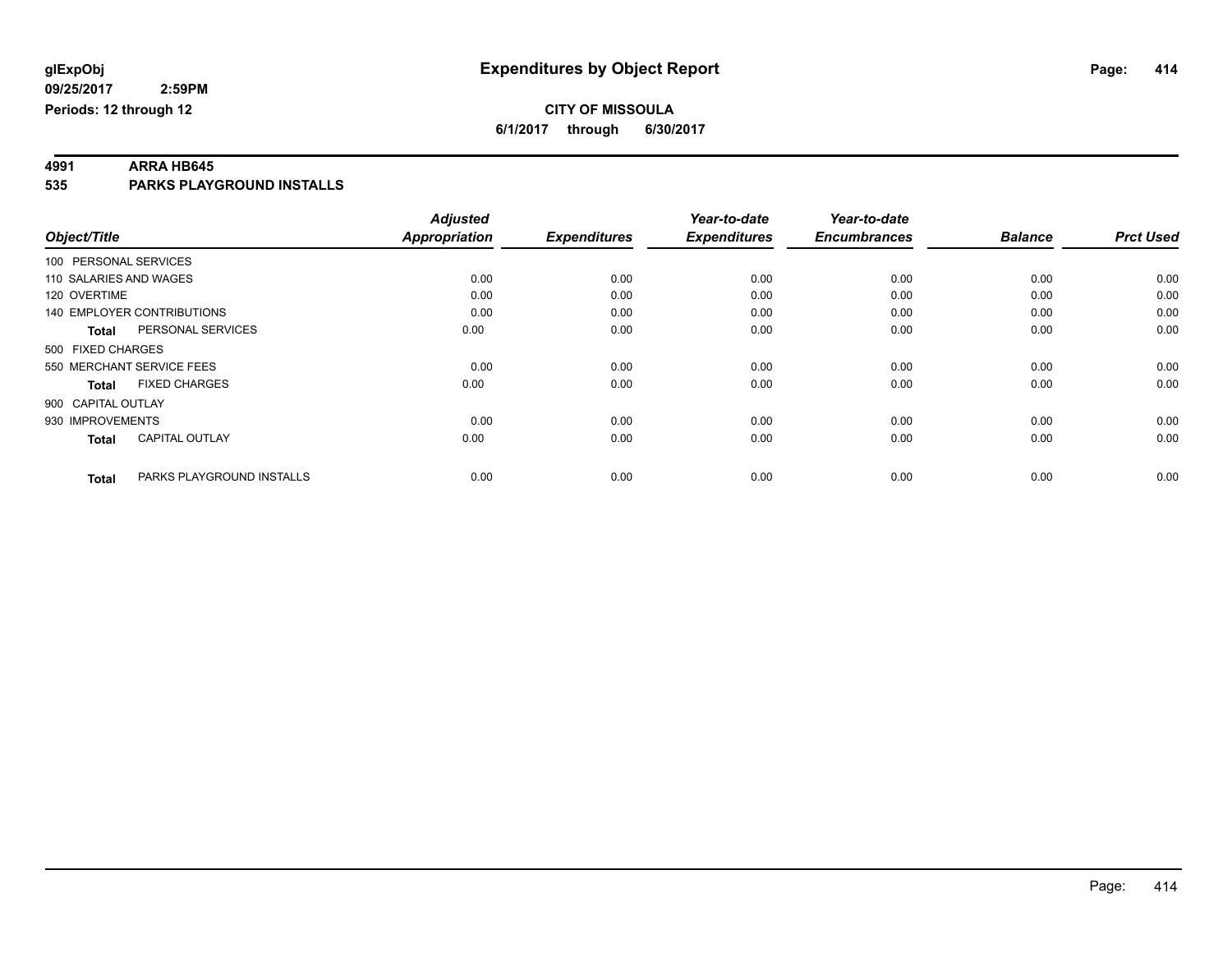# Expenditures by Object Report

glExpObj
09/25/2017 2:59PM
Periods: 12 through 12

**CITY OF MISSOULA**
**6/1/2017 through 6/30/2017**

**4991 ARRA HB645**
**535 PARKS PLAYGROUND INSTALLS**

| Object/Title | Adjusted Appropriation | Expenditures | Year-to-date Expenditures | Year-to-date Encumbrances | Balance | Prct Used |
|---|---|---|---|---|---|---|
| 100 PERSONAL SERVICES | | | | | | |
| 110 SALARIES AND WAGES | 0.00 | 0.00 | 0.00 | 0.00 | 0.00 | 0.00 |
| 120 OVERTIME | 0.00 | 0.00 | 0.00 | 0.00 | 0.00 | 0.00 |
| 140 EMPLOYER CONTRIBUTIONS | 0.00 | 0.00 | 0.00 | 0.00 | 0.00 | 0.00 |
| **Total** PERSONAL SERVICES | 0.00 | 0.00 | 0.00 | 0.00 | 0.00 | 0.00 |
| 500 FIXED CHARGES | | | | | | |
| 550 MERCHANT SERVICE FEES | 0.00 | 0.00 | 0.00 | 0.00 | 0.00 | 0.00 |
| **Total** FIXED CHARGES | 0.00 | 0.00 | 0.00 | 0.00 | 0.00 | 0.00 |
| 900 CAPITAL OUTLAY | | | | | | |
| 930 IMPROVEMENTS | 0.00 | 0.00 | 0.00 | 0.00 | 0.00 | 0.00 |
| **Total** CAPITAL OUTLAY | 0.00 | 0.00 | 0.00 | 0.00 | 0.00 | 0.00 |
| **Total** PARKS PLAYGROUND INSTALLS | 0.00 | 0.00 | 0.00 | 0.00 | 0.00 | 0.00 |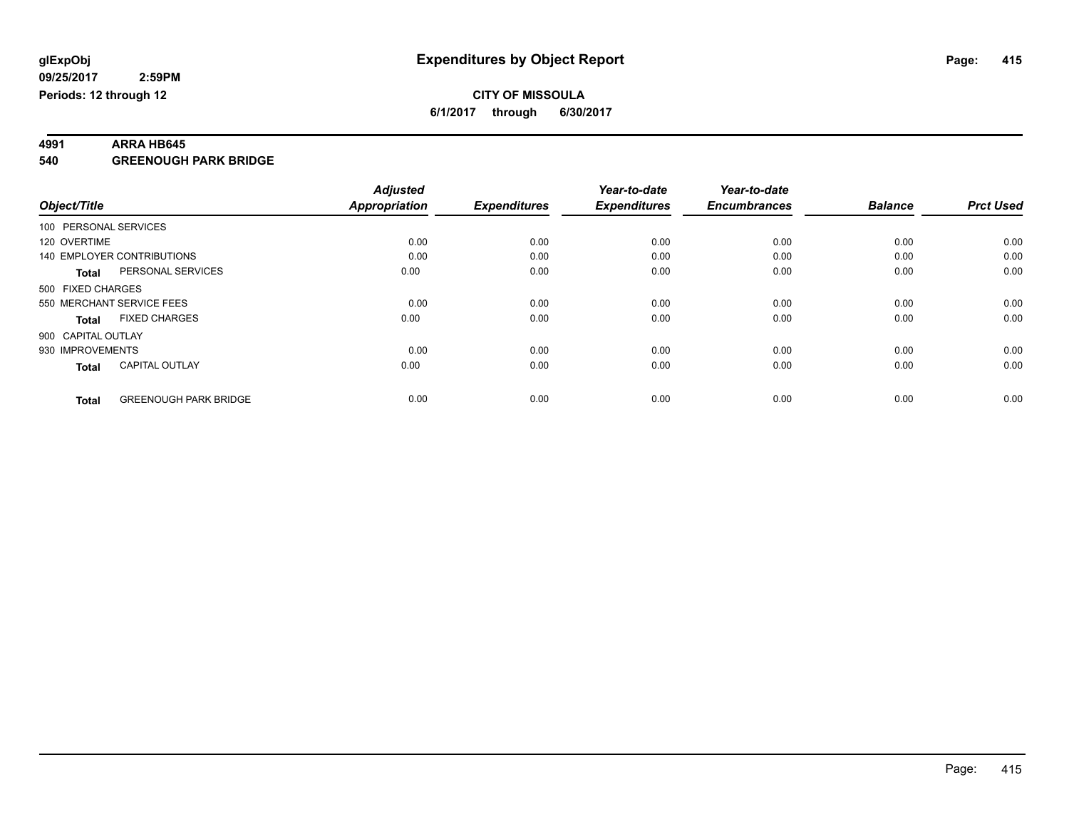**glExpObj**
**09/25/2017 2:59PM**
**Periods: 12 through 12**

# Expenditures by Object Report

**CITY OF MISSOULA**
**6/1/2017 through 6/30/2017**

**4991 ARRA HB645**
**540 GREENOUGH PARK BRIDGE**

| Object/Title | Adjusted Appropriation | Expenditures | Year-to-date Expenditures | Year-to-date Encumbrances | Balance | Prct Used |
|---|---|---|---|---|---|---|
| 100 PERSONAL SERVICES | | | | | | |
| 120 OVERTIME | 0.00 | 0.00 | 0.00 | 0.00 | 0.00 | 0.00 |
| 140 EMPLOYER CONTRIBUTIONS | 0.00 | 0.00 | 0.00 | 0.00 | 0.00 | 0.00 |
| **Total** PERSONAL SERVICES | 0.00 | 0.00 | 0.00 | 0.00 | 0.00 | 0.00 |
| 500 FIXED CHARGES | | | | | | |
| 550 MERCHANT SERVICE FEES | 0.00 | 0.00 | 0.00 | 0.00 | 0.00 | 0.00 |
| **Total** FIXED CHARGES | 0.00 | 0.00 | 0.00 | 0.00 | 0.00 | 0.00 |
| 900 CAPITAL OUTLAY | | | | | | |
| 930 IMPROVEMENTS | 0.00 | 0.00 | 0.00 | 0.00 | 0.00 | 0.00 |
| **Total** CAPITAL OUTLAY | 0.00 | 0.00 | 0.00 | 0.00 | 0.00 | 0.00 |
| **Total** GREENOUGH PARK BRIDGE | 0.00 | 0.00 | 0.00 | 0.00 | 0.00 | 0.00 |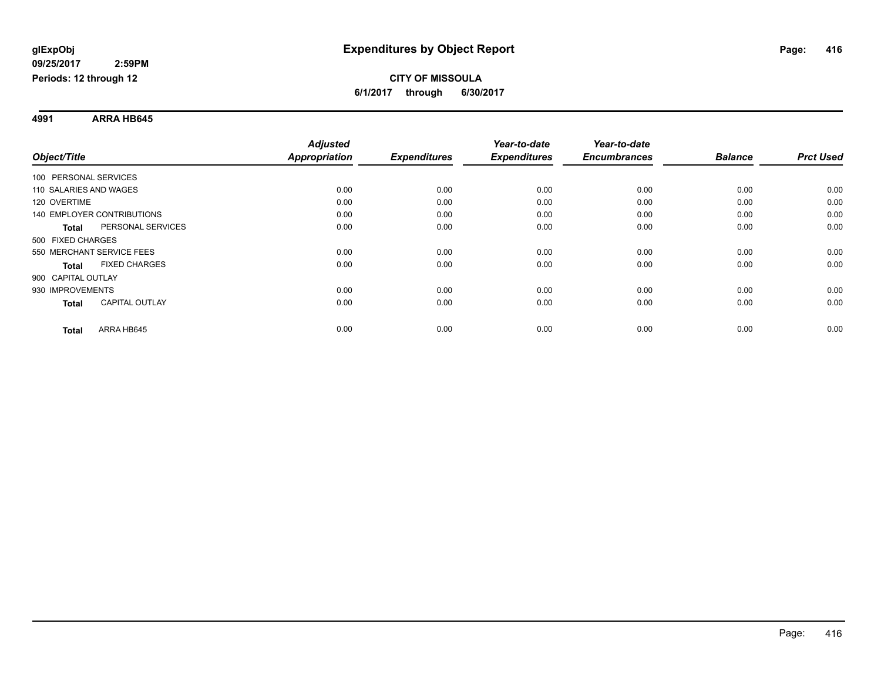glExpObj
09/25/2017 2:59PM
Periods: 12 through 12

# Expenditures by Object Report

**CITY OF MISSOULA**
**6/1/2017 through 6/30/2017**

**4991 ARRA HB645**

| Object/Title | | Adjusted Appropriation | Expenditures | Year-to-date Expenditures | Year-to-date Encumbrances | Balance | Prct Used |
|---|---|---|---|---|---|---|---|
| 100 PERSONAL SERVICES | | | | | | | |
| 110 SALARIES AND WAGES | | 0.00 | 0.00 | 0.00 | 0.00 | 0.00 | 0.00 |
| 120 OVERTIME | | 0.00 | 0.00 | 0.00 | 0.00 | 0.00 | 0.00 |
| 140 EMPLOYER CONTRIBUTIONS | | 0.00 | 0.00 | 0.00 | 0.00 | 0.00 | 0.00 |
| **Total** | PERSONAL SERVICES | 0.00 | 0.00 | 0.00 | 0.00 | 0.00 | 0.00 |
| 500 FIXED CHARGES | | | | | | | |
| 550 MERCHANT SERVICE FEES | | 0.00 | 0.00 | 0.00 | 0.00 | 0.00 | 0.00 |
| **Total** | FIXED CHARGES | 0.00 | 0.00 | 0.00 | 0.00 | 0.00 | 0.00 |
| 900 CAPITAL OUTLAY | | | | | | | |
| 930 IMPROVEMENTS | | 0.00 | 0.00 | 0.00 | 0.00 | 0.00 | 0.00 |
| **Total** | CAPITAL OUTLAY | 0.00 | 0.00 | 0.00 | 0.00 | 0.00 | 0.00 |
| **Total** | ARRA HB645 | 0.00 | 0.00 | 0.00 | 0.00 | 0.00 | 0.00 |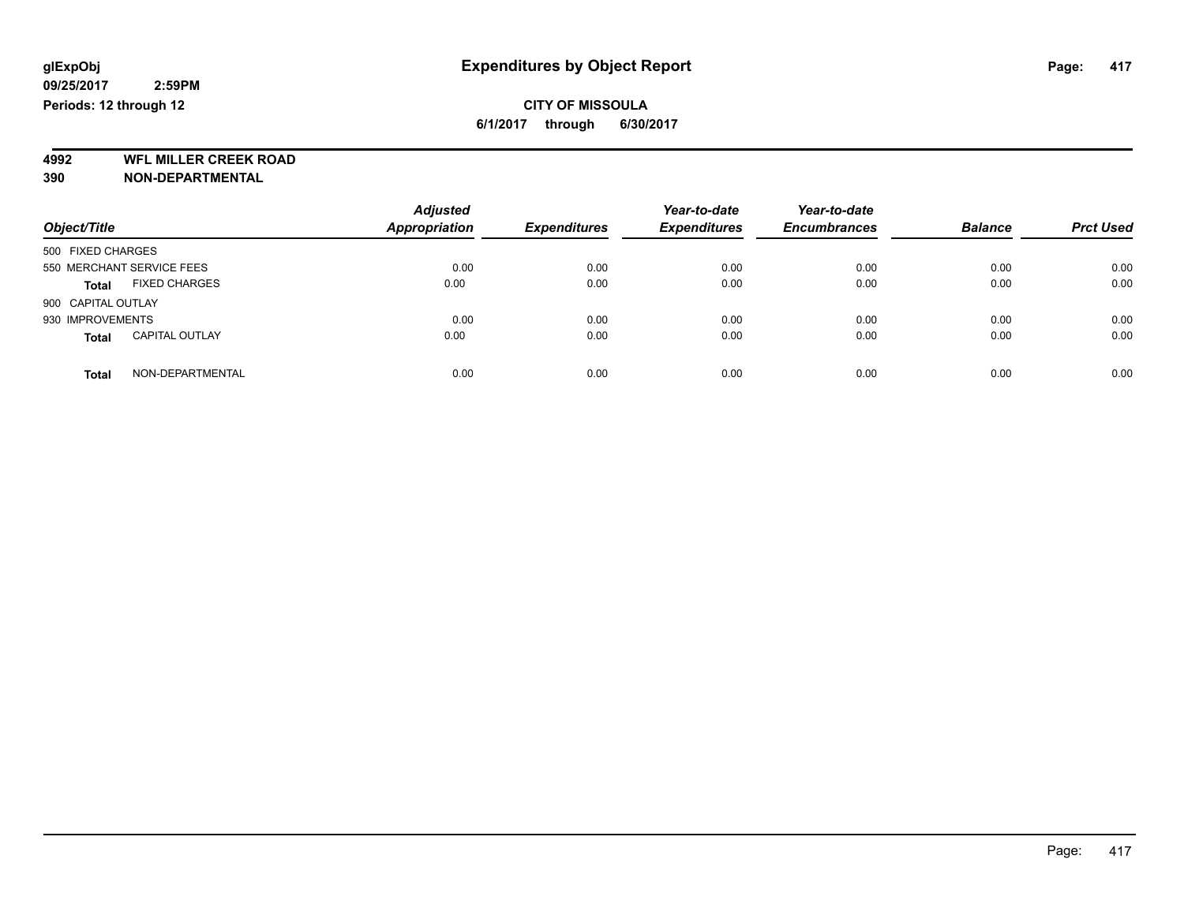**glExpObj**
**09/25/2017 2:59PM**
**Periods: 12 through 12**

# Expenditures by Object Report

**CITY OF MISSOULA**
**6/1/2017 through 6/30/2017**

**4992 WFL MILLER CREEK ROAD**
**390 NON-DEPARTMENTAL**

| Object/Title | Adjusted Appropriation | Expenditures | Year-to-date Expenditures | Year-to-date Encumbrances | Balance | Prct Used |
|---|---|---|---|---|---|---|
| 500 FIXED CHARGES | | | | | | |
| 550 MERCHANT SERVICE FEES | 0.00 | 0.00 | 0.00 | 0.00 | 0.00 | 0.00 |
| **Total** FIXED CHARGES | 0.00 | 0.00 | 0.00 | 0.00 | 0.00 | 0.00 |
| 900 CAPITAL OUTLAY | | | | | | |
| 930 IMPROVEMENTS | 0.00 | 0.00 | 0.00 | 0.00 | 0.00 | 0.00 |
| **Total** CAPITAL OUTLAY | 0.00 | 0.00 | 0.00 | 0.00 | 0.00 | 0.00 |
| **Total** NON-DEPARTMENTAL | 0.00 | 0.00 | 0.00 | 0.00 | 0.00 | 0.00 |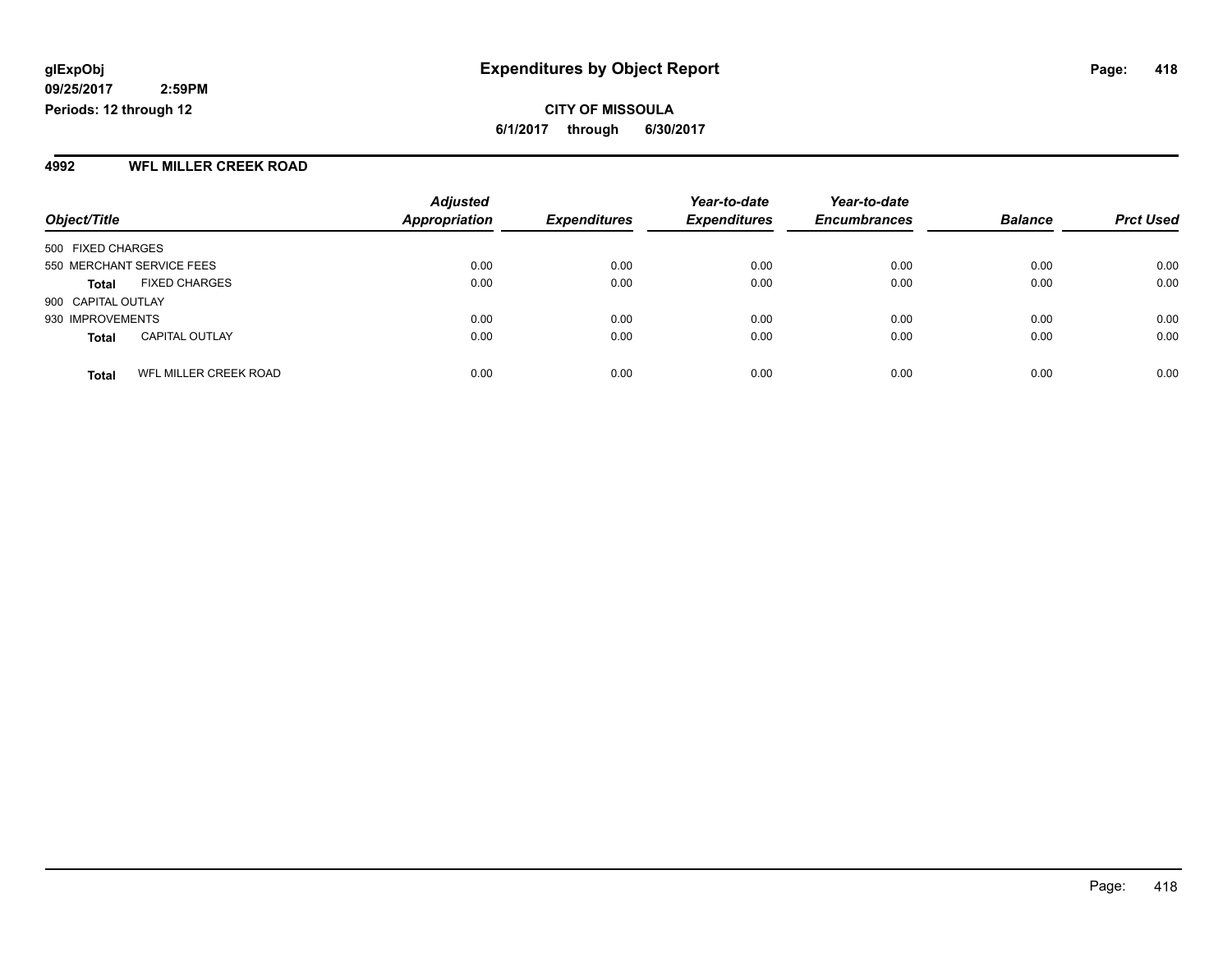**glExpObj**
**09/25/2017 2:59PM**
**Periods: 12 through 12**

# Expenditures by Object Report

**CITY OF MISSOULA**
**6/1/2017 through 6/30/2017**

## 4992 WFL MILLER CREEK ROAD

| Object/Title | | Adjusted Appropriation | Expenditures | Year-to-date Expenditures | Year-to-date Encumbrances | Balance | Prct Used |
|---|---|---|---|---|---|---|---|
| 500 FIXED CHARGES | | | | | | | |
| 550 MERCHANT SERVICE FEES | | 0.00 | 0.00 | 0.00 | 0.00 | 0.00 | 0.00 |
| **Total** | FIXED CHARGES | 0.00 | 0.00 | 0.00 | 0.00 | 0.00 | 0.00 |
| 900 CAPITAL OUTLAY | | | | | | | |
| 930 IMPROVEMENTS | | 0.00 | 0.00 | 0.00 | 0.00 | 0.00 | 0.00 |
| **Total** | CAPITAL OUTLAY | 0.00 | 0.00 | 0.00 | 0.00 | 0.00 | 0.00 |
| **Total** | WFL MILLER CREEK ROAD | 0.00 | 0.00 | 0.00 | 0.00 | 0.00 | 0.00 |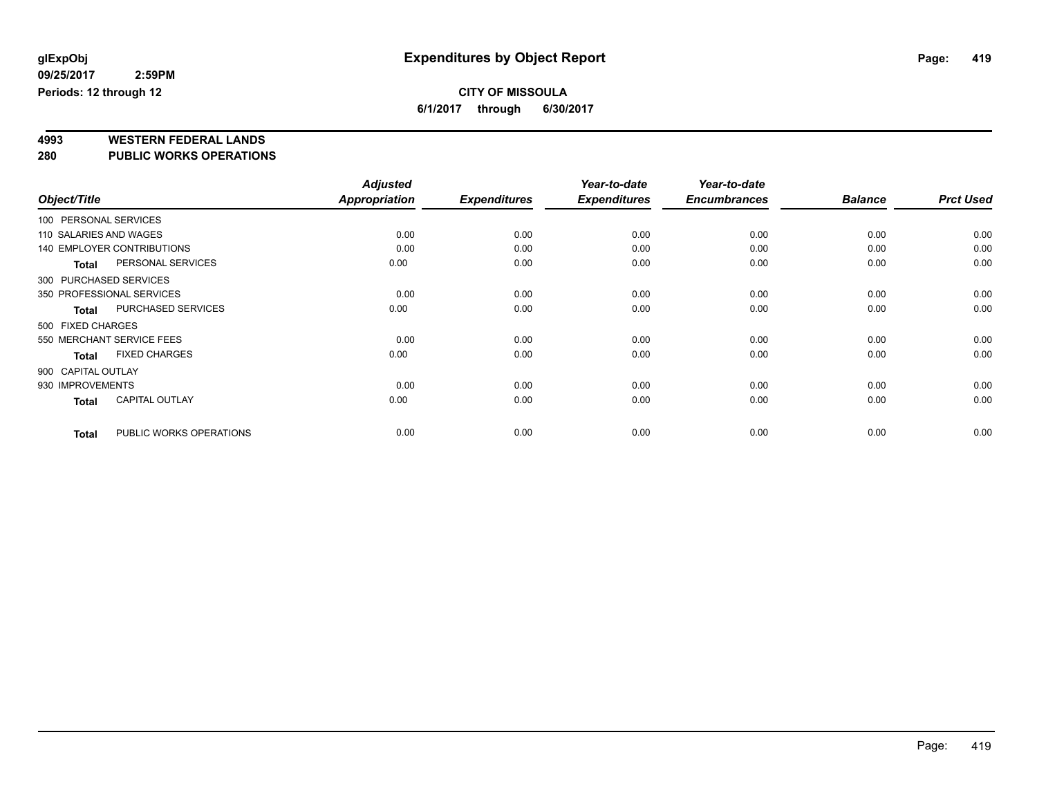**glExpObj**
**09/25/2017 2:59PM**
**Periods: 12 through 12**

# Expenditures by Object Report

**CITY OF MISSOULA**
**6/1/2017 through 6/30/2017**

## 4993 WESTERN FEDERAL LANDS
## 280 PUBLIC WORKS OPERATIONS

| Object/Title | Adjusted Appropriation | Expenditures | Year-to-date Expenditures | Year-to-date Encumbrances | Balance | Prct Used |
|---|---|---|---|---|---|---|
| 100 PERSONAL SERVICES | | | | | | |
| 110 SALARIES AND WAGES | 0.00 | 0.00 | 0.00 | 0.00 | 0.00 | 0.00 |
| 140 EMPLOYER CONTRIBUTIONS | 0.00 | 0.00 | 0.00 | 0.00 | 0.00 | 0.00 |
| **Total** PERSONAL SERVICES | 0.00 | 0.00 | 0.00 | 0.00 | 0.00 | 0.00 |
| 300 PURCHASED SERVICES | | | | | | |
| 350 PROFESSIONAL SERVICES | 0.00 | 0.00 | 0.00 | 0.00 | 0.00 | 0.00 |
| **Total** PURCHASED SERVICES | 0.00 | 0.00 | 0.00 | 0.00 | 0.00 | 0.00 |
| 500 FIXED CHARGES | | | | | | |
| 550 MERCHANT SERVICE FEES | 0.00 | 0.00 | 0.00 | 0.00 | 0.00 | 0.00 |
| **Total** FIXED CHARGES | 0.00 | 0.00 | 0.00 | 0.00 | 0.00 | 0.00 |
| 900 CAPITAL OUTLAY | | | | | | |
| 930 IMPROVEMENTS | 0.00 | 0.00 | 0.00 | 0.00 | 0.00 | 0.00 |
| **Total** CAPITAL OUTLAY | 0.00 | 0.00 | 0.00 | 0.00 | 0.00 | 0.00 |
| **Total** PUBLIC WORKS OPERATIONS | 0.00 | 0.00 | 0.00 | 0.00 | 0.00 | 0.00 |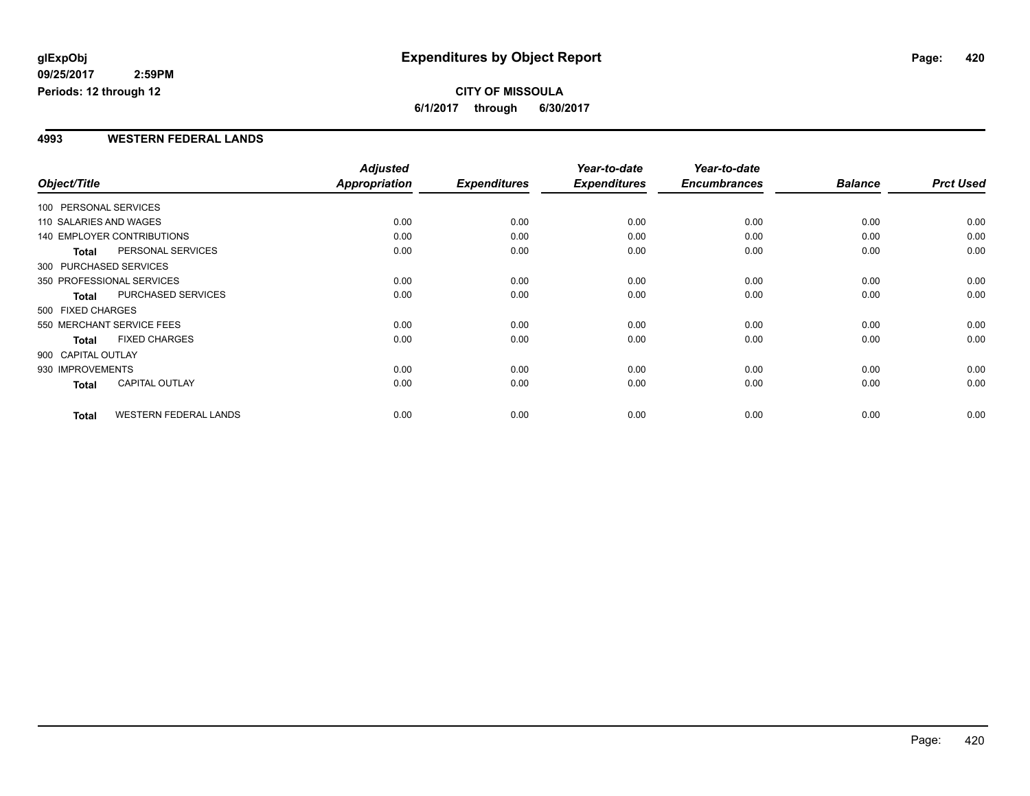**glExpObj**
**09/25/2017 2:59PM**
**Periods: 12 through 12**

# Expenditures by Object Report

**CITY OF MISSOULA**
**6/1/2017 through 6/30/2017**

## 4993 WESTERN FEDERAL LANDS

| Object/Title | | Adjusted Appropriation | Expenditures | Year-to-date Expenditures | Year-to-date Encumbrances | Balance | Prct Used |
|---|---|---|---|---|---|---|---|
| 100 PERSONAL SERVICES | | | | | | | |
| 110 SALARIES AND WAGES | | 0.00 | 0.00 | 0.00 | 0.00 | 0.00 | 0.00 |
| 140 EMPLOYER CONTRIBUTIONS | | 0.00 | 0.00 | 0.00 | 0.00 | 0.00 | 0.00 |
| **Total** | PERSONAL SERVICES | 0.00 | 0.00 | 0.00 | 0.00 | 0.00 | 0.00 |
| 300 PURCHASED SERVICES | | | | | | | |
| 350 PROFESSIONAL SERVICES | | 0.00 | 0.00 | 0.00 | 0.00 | 0.00 | 0.00 |
| **Total** | PURCHASED SERVICES | 0.00 | 0.00 | 0.00 | 0.00 | 0.00 | 0.00 |
| 500 FIXED CHARGES | | | | | | | |
| 550 MERCHANT SERVICE FEES | | 0.00 | 0.00 | 0.00 | 0.00 | 0.00 | 0.00 |
| **Total** | FIXED CHARGES | 0.00 | 0.00 | 0.00 | 0.00 | 0.00 | 0.00 |
| 900 CAPITAL OUTLAY | | | | | | | |
| 930 IMPROVEMENTS | | 0.00 | 0.00 | 0.00 | 0.00 | 0.00 | 0.00 |
| **Total** | CAPITAL OUTLAY | 0.00 | 0.00 | 0.00 | 0.00 | 0.00 | 0.00 |
| **Total** | WESTERN FEDERAL LANDS | 0.00 | 0.00 | 0.00 | 0.00 | 0.00 | 0.00 |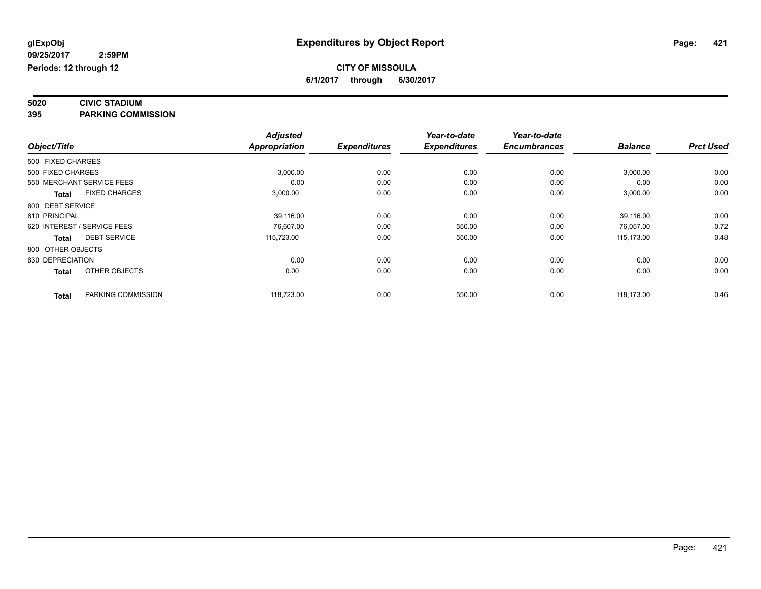**glExpObj**
**09/25/2017 2:59PM**
**Periods: 12 through 12**

# Expenditures by Object Report

**CITY OF MISSOULA**
**6/1/2017 through 6/30/2017**

**5020 CIVIC STADIUM**
**395 PARKING COMMISSION**

| Object/Title | | Adjusted Appropriation | Expenditures | Year-to-date Expenditures | Year-to-date Encumbrances | Balance | Prct Used |
|---|---|---|---|---|---|---|---|
| 500 FIXED CHARGES | | | | | | | |
| 500 FIXED CHARGES | | 3,000.00 | 0.00 | 0.00 | 0.00 | 3,000.00 | 0.00 |
| 550 MERCHANT SERVICE FEES | | 0.00 | 0.00 | 0.00 | 0.00 | 0.00 | 0.00 |
| **Total** | FIXED CHARGES | 3,000.00 | 0.00 | 0.00 | 0.00 | 3,000.00 | 0.00 |
| 600 DEBT SERVICE | | | | | | | |
| 610 PRINCIPAL | | 39,116.00 | 0.00 | 0.00 | 0.00 | 39,116.00 | 0.00 |
| 620 INTEREST / SERVICE FEES | | 76,607.00 | 0.00 | 550.00 | 0.00 | 76,057.00 | 0.72 |
| **Total** | DEBT SERVICE | 115,723.00 | 0.00 | 550.00 | 0.00 | 115,173.00 | 0.48 |
| 800 OTHER OBJECTS | | | | | | | |
| 830 DEPRECIATION | | 0.00 | 0.00 | 0.00 | 0.00 | 0.00 | 0.00 |
| **Total** | OTHER OBJECTS | 0.00 | 0.00 | 0.00 | 0.00 | 0.00 | 0.00 |
| **Total** | PARKING COMMISSION | 118,723.00 | 0.00 | 550.00 | 0.00 | 118,173.00 | 0.46 |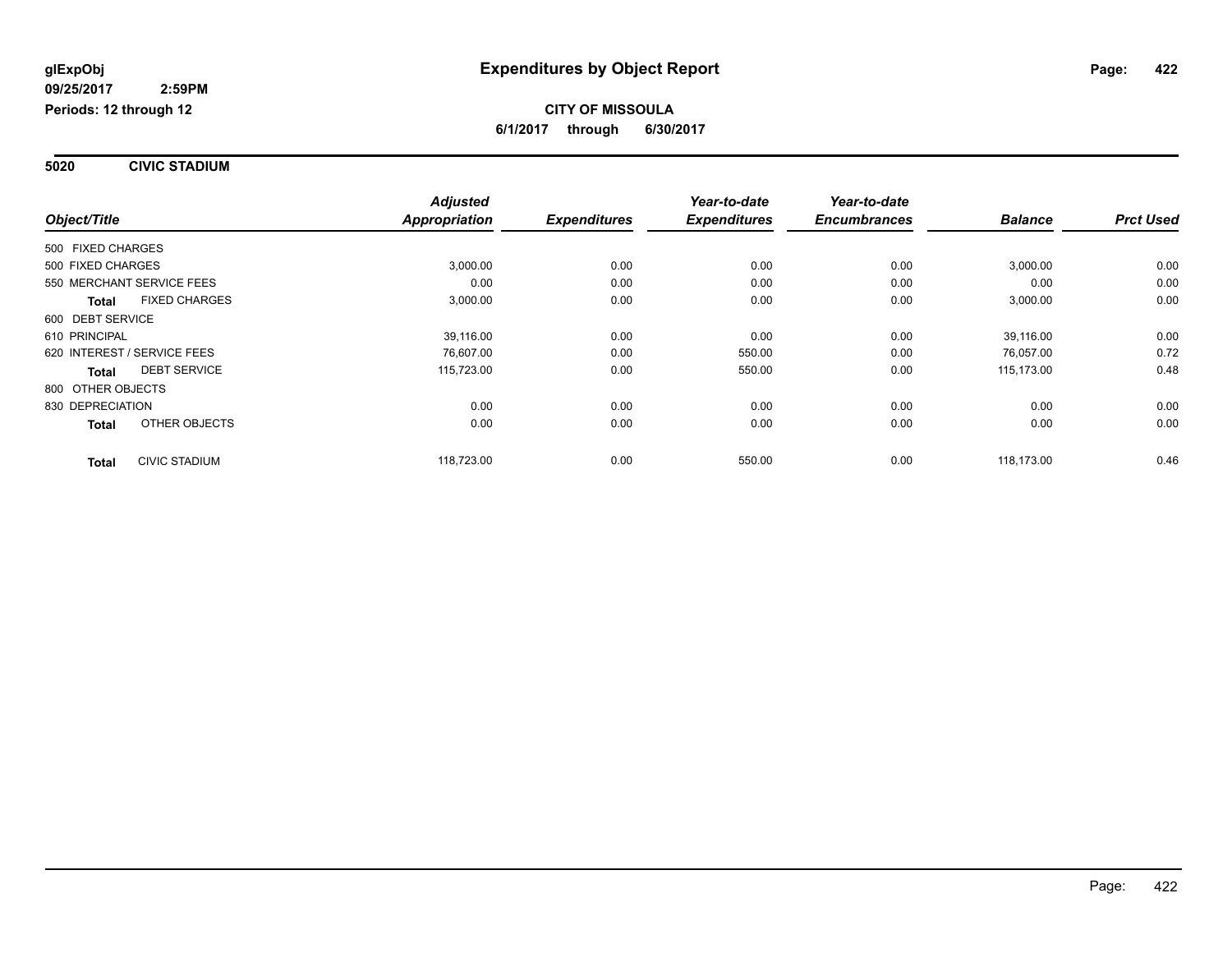glExpObj
09/25/2017 2:59PM
Periods: 12 through 12

# Expenditures by Object Report

**CITY OF MISSOULA**

**6/1/2017 through 6/30/2017**

## 5020 CIVIC STADIUM

| Object/Title | Adjusted Appropriation | Expenditures | Year-to-date Expenditures | Year-to-date Encumbrances | Balance | Prct Used |
|---|---|---|---|---|---|---|
| 500 FIXED CHARGES | | | | | | |
| 500 FIXED CHARGES | 3,000.00 | 0.00 | 0.00 | 0.00 | 3,000.00 | 0.00 |
| 550 MERCHANT SERVICE FEES | 0.00 | 0.00 | 0.00 | 0.00 | 0.00 | 0.00 |
| **Total** FIXED CHARGES | 3,000.00 | 0.00 | 0.00 | 0.00 | 3,000.00 | 0.00 |
| 600 DEBT SERVICE | | | | | | |
| 610 PRINCIPAL | 39,116.00 | 0.00 | 0.00 | 0.00 | 39,116.00 | 0.00 |
| 620 INTEREST / SERVICE FEES | 76,607.00 | 0.00 | 550.00 | 0.00 | 76,057.00 | 0.72 |
| **Total** DEBT SERVICE | 115,723.00 | 0.00 | 550.00 | 0.00 | 115,173.00 | 0.48 |
| 800 OTHER OBJECTS | | | | | | |
| 830 DEPRECIATION | 0.00 | 0.00 | 0.00 | 0.00 | 0.00 | 0.00 |
| **Total** OTHER OBJECTS | 0.00 | 0.00 | 0.00 | 0.00 | 0.00 | 0.00 |
| **Total** CIVIC STADIUM | 118,723.00 | 0.00 | 550.00 | 0.00 | 118,173.00 | 0.46 |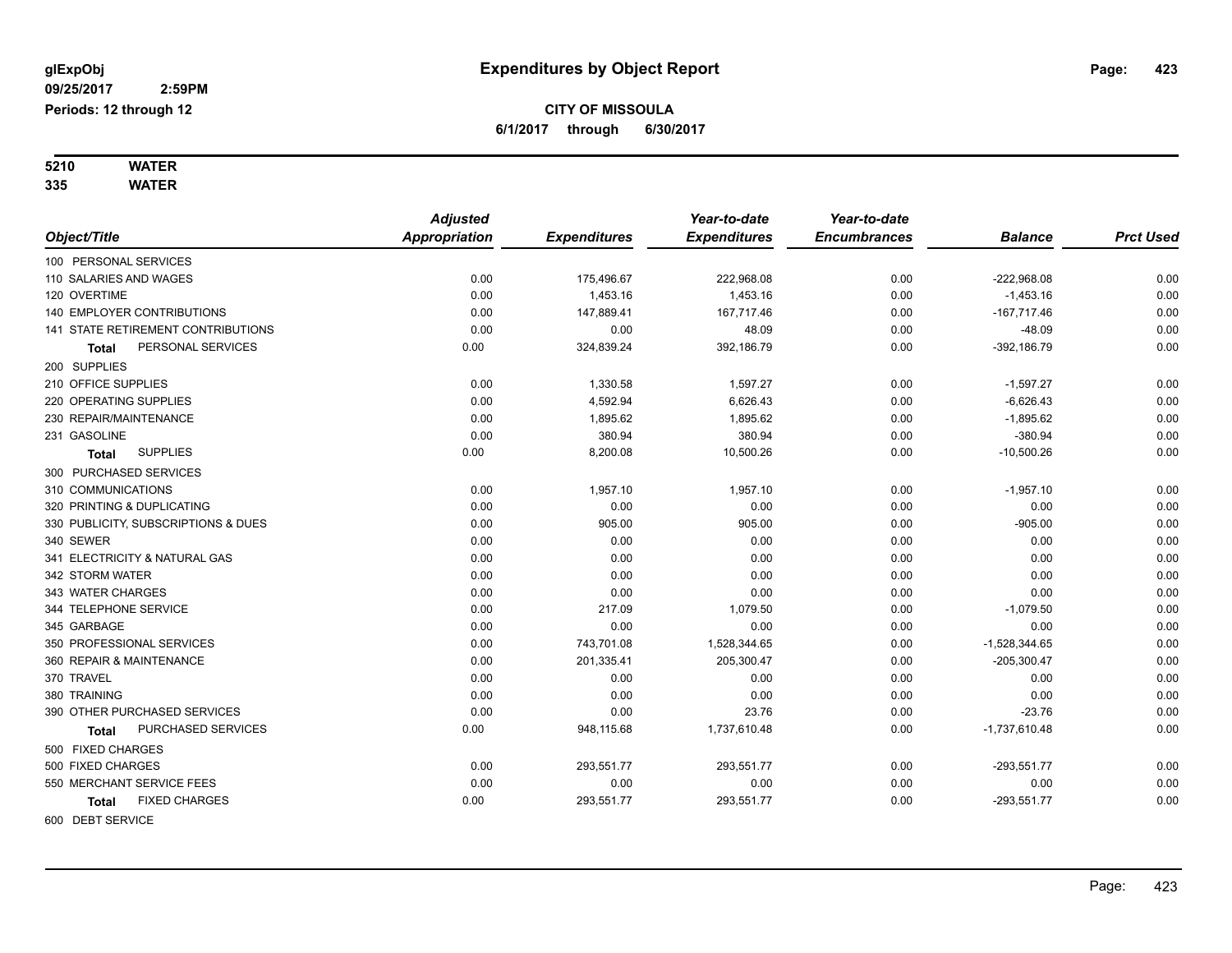**glExpObj**
**09/25/2017 2:59PM**
**Periods: 12 through 12**

# Expenditures by Object Report

**CITY OF MISSOULA**
**6/1/2017 through 6/30/2017**

**5210 WATER**
**335 WATER**

| Object/Title | Adjusted Appropriation | Expenditures | Year-to-date Expenditures | Year-to-date Encumbrances | Balance | Prct Used |
|---|---|---|---|---|---|---|
| 100 PERSONAL SERVICES | | | | | | |
| 110 SALARIES AND WAGES | 0.00 | 175,496.67 | 222,968.08 | 0.00 | -222,968.08 | 0.00 |
| 120 OVERTIME | 0.00 | 1,453.16 | 1,453.16 | 0.00 | -1,453.16 | 0.00 |
| 140 EMPLOYER CONTRIBUTIONS | 0.00 | 147,889.41 | 167,717.46 | 0.00 | -167,717.46 | 0.00 |
| 141 STATE RETIREMENT CONTRIBUTIONS | 0.00 | 0.00 | 48.09 | 0.00 | -48.09 | 0.00 |
| **Total** PERSONAL SERVICES | 0.00 | 324,839.24 | 392,186.79 | 0.00 | -392,186.79 | 0.00 |
| 200 SUPPLIES | | | | | | |
| 210 OFFICE SUPPLIES | 0.00 | 1,330.58 | 1,597.27 | 0.00 | -1,597.27 | 0.00 |
| 220 OPERATING SUPPLIES | 0.00 | 4,592.94 | 6,626.43 | 0.00 | -6,626.43 | 0.00 |
| 230 REPAIR/MAINTENANCE | 0.00 | 1,895.62 | 1,895.62 | 0.00 | -1,895.62 | 0.00 |
| 231 GASOLINE | 0.00 | 380.94 | 380.94 | 0.00 | -380.94 | 0.00 |
| **Total** SUPPLIES | 0.00 | 8,200.08 | 10,500.26 | 0.00 | -10,500.26 | 0.00 |
| 300 PURCHASED SERVICES | | | | | | |
| 310 COMMUNICATIONS | 0.00 | 1,957.10 | 1,957.10 | 0.00 | -1,957.10 | 0.00 |
| 320 PRINTING & DUPLICATING | 0.00 | 0.00 | 0.00 | 0.00 | 0.00 | 0.00 |
| 330 PUBLICITY, SUBSCRIPTIONS & DUES | 0.00 | 905.00 | 905.00 | 0.00 | -905.00 | 0.00 |
| 340 SEWER | 0.00 | 0.00 | 0.00 | 0.00 | 0.00 | 0.00 |
| 341 ELECTRICITY & NATURAL GAS | 0.00 | 0.00 | 0.00 | 0.00 | 0.00 | 0.00 |
| 342 STORM WATER | 0.00 | 0.00 | 0.00 | 0.00 | 0.00 | 0.00 |
| 343 WATER CHARGES | 0.00 | 0.00 | 0.00 | 0.00 | 0.00 | 0.00 |
| 344 TELEPHONE SERVICE | 0.00 | 217.09 | 1,079.50 | 0.00 | -1,079.50 | 0.00 |
| 345 GARBAGE | 0.00 | 0.00 | 0.00 | 0.00 | 0.00 | 0.00 |
| 350 PROFESSIONAL SERVICES | 0.00 | 743,701.08 | 1,528,344.65 | 0.00 | -1,528,344.65 | 0.00 |
| 360 REPAIR & MAINTENANCE | 0.00 | 201,335.41 | 205,300.47 | 0.00 | -205,300.47 | 0.00 |
| 370 TRAVEL | 0.00 | 0.00 | 0.00 | 0.00 | 0.00 | 0.00 |
| 380 TRAINING | 0.00 | 0.00 | 0.00 | 0.00 | 0.00 | 0.00 |
| 390 OTHER PURCHASED SERVICES | 0.00 | 0.00 | 23.76 | 0.00 | -23.76 | 0.00 |
| **Total** PURCHASED SERVICES | 0.00 | 948,115.68 | 1,737,610.48 | 0.00 | -1,737,610.48 | 0.00 |
| 500 FIXED CHARGES | | | | | | |
| 500 FIXED CHARGES | 0.00 | 293,551.77 | 293,551.77 | 0.00 | -293,551.77 | 0.00 |
| 550 MERCHANT SERVICE FEES | 0.00 | 0.00 | 0.00 | 0.00 | 0.00 | 0.00 |
| **Total** FIXED CHARGES | 0.00 | 293,551.77 | 293,551.77 | 0.00 | -293,551.77 | 0.00 |
| 600 DEBT SERVICE | | | | | | |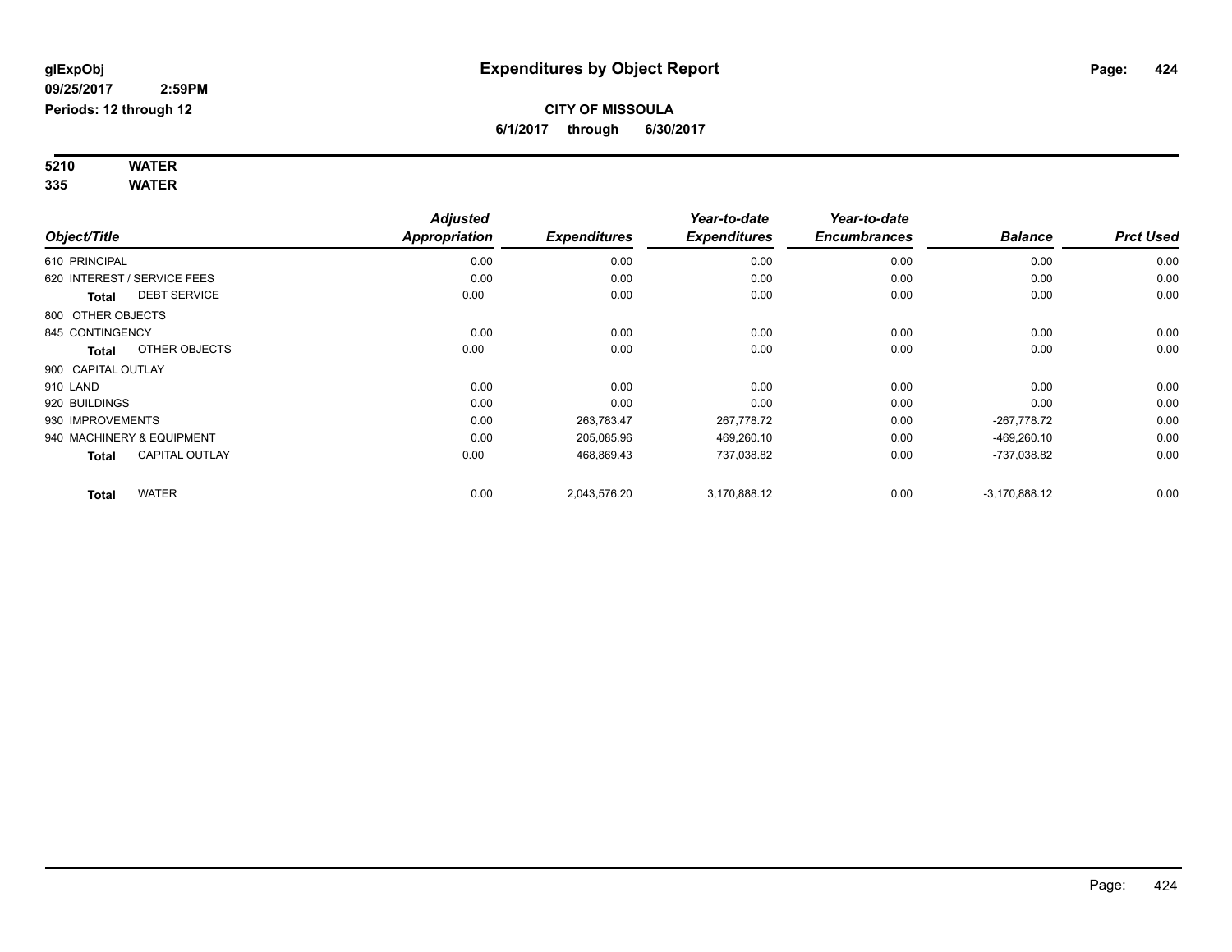glExpObj
09/25/2017 2:59PM
Periods: 12 through 12

# Expenditures by Object Report

**CITY OF MISSOULA**
**6/1/2017 through 6/30/2017**

**5210 WATER**
**335 WATER**

| Object/Title | Adjusted Appropriation | Expenditures | Year-to-date Expenditures | Year-to-date Encumbrances | Balance | Prct Used |
|---|---|---|---|---|---|---|
| 610 PRINCIPAL | 0.00 | 0.00 | 0.00 | 0.00 | 0.00 | 0.00 |
| 620 INTEREST / SERVICE FEES | 0.00 | 0.00 | 0.00 | 0.00 | 0.00 | 0.00 |
| **Total** DEBT SERVICE | 0.00 | 0.00 | 0.00 | 0.00 | 0.00 | 0.00 |
| 800 OTHER OBJECTS | | | | | | |
| 845 CONTINGENCY | 0.00 | 0.00 | 0.00 | 0.00 | 0.00 | 0.00 |
| **Total** OTHER OBJECTS | 0.00 | 0.00 | 0.00 | 0.00 | 0.00 | 0.00 |
| 900 CAPITAL OUTLAY | | | | | | |
| 910 LAND | 0.00 | 0.00 | 0.00 | 0.00 | 0.00 | 0.00 |
| 920 BUILDINGS | 0.00 | 0.00 | 0.00 | 0.00 | 0.00 | 0.00 |
| 930 IMPROVEMENTS | 0.00 | 263,783.47 | 267,778.72 | 0.00 | -267,778.72 | 0.00 |
| 940 MACHINERY & EQUIPMENT | 0.00 | 205,085.96 | 469,260.10 | 0.00 | -469,260.10 | 0.00 |
| **Total** CAPITAL OUTLAY | 0.00 | 468,869.43 | 737,038.82 | 0.00 | -737,038.82 | 0.00 |
| **Total** WATER | 0.00 | 2,043,576.20 | 3,170,888.12 | 0.00 | -3,170,888.12 | 0.00 |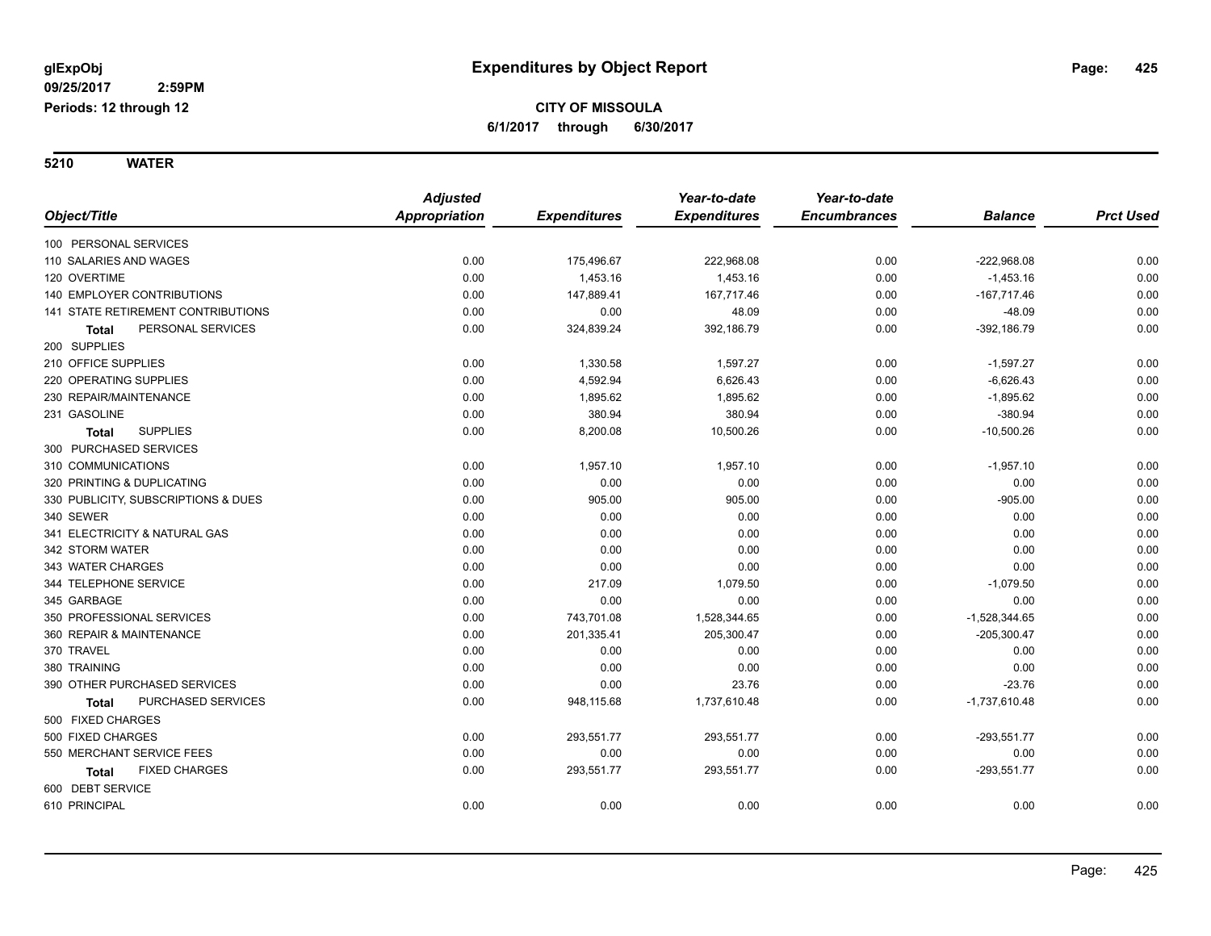**glExpObj**
**09/25/2017 2:59PM**
**Periods: 12 through 12**

# Expenditures by Object Report

**CITY OF MISSOULA**
**6/1/2017 through 6/30/2017**

**5210 WATER**

| Object/Title | Adjusted Appropriation | Expenditures | Year-to-date Expenditures | Year-to-date Encumbrances | Balance | Prct Used |
|---|---|---|---|---|---|---|
| 100 PERSONAL SERVICES | | | | | | |
| 110 SALARIES AND WAGES | 0.00 | 175,496.67 | 222,968.08 | 0.00 | -222,968.08 | 0.00 |
| 120 OVERTIME | 0.00 | 1,453.16 | 1,453.16 | 0.00 | -1,453.16 | 0.00 |
| 140 EMPLOYER CONTRIBUTIONS | 0.00 | 147,889.41 | 167,717.46 | 0.00 | -167,717.46 | 0.00 |
| 141 STATE RETIREMENT CONTRIBUTIONS | 0.00 | 0.00 | 48.09 | 0.00 | -48.09 | 0.00 |
| **Total** PERSONAL SERVICES | 0.00 | 324,839.24 | 392,186.79 | 0.00 | -392,186.79 | 0.00 |
| 200 SUPPLIES | | | | | | |
| 210 OFFICE SUPPLIES | 0.00 | 1,330.58 | 1,597.27 | 0.00 | -1,597.27 | 0.00 |
| 220 OPERATING SUPPLIES | 0.00 | 4,592.94 | 6,626.43 | 0.00 | -6,626.43 | 0.00 |
| 230 REPAIR/MAINTENANCE | 0.00 | 1,895.62 | 1,895.62 | 0.00 | -1,895.62 | 0.00 |
| 231 GASOLINE | 0.00 | 380.94 | 380.94 | 0.00 | -380.94 | 0.00 |
| **Total** SUPPLIES | 0.00 | 8,200.08 | 10,500.26 | 0.00 | -10,500.26 | 0.00 |
| 300 PURCHASED SERVICES | | | | | | |
| 310 COMMUNICATIONS | 0.00 | 1,957.10 | 1,957.10 | 0.00 | -1,957.10 | 0.00 |
| 320 PRINTING & DUPLICATING | 0.00 | 0.00 | 0.00 | 0.00 | 0.00 | 0.00 |
| 330 PUBLICITY, SUBSCRIPTIONS & DUES | 0.00 | 905.00 | 905.00 | 0.00 | -905.00 | 0.00 |
| 340 SEWER | 0.00 | 0.00 | 0.00 | 0.00 | 0.00 | 0.00 |
| 341 ELECTRICITY & NATURAL GAS | 0.00 | 0.00 | 0.00 | 0.00 | 0.00 | 0.00 |
| 342 STORM WATER | 0.00 | 0.00 | 0.00 | 0.00 | 0.00 | 0.00 |
| 343 WATER CHARGES | 0.00 | 0.00 | 0.00 | 0.00 | 0.00 | 0.00 |
| 344 TELEPHONE SERVICE | 0.00 | 217.09 | 1,079.50 | 0.00 | -1,079.50 | 0.00 |
| 345 GARBAGE | 0.00 | 0.00 | 0.00 | 0.00 | 0.00 | 0.00 |
| 350 PROFESSIONAL SERVICES | 0.00 | 743,701.08 | 1,528,344.65 | 0.00 | -1,528,344.65 | 0.00 |
| 360 REPAIR & MAINTENANCE | 0.00 | 201,335.41 | 205,300.47 | 0.00 | -205,300.47 | 0.00 |
| 370 TRAVEL | 0.00 | 0.00 | 0.00 | 0.00 | 0.00 | 0.00 |
| 380 TRAINING | 0.00 | 0.00 | 0.00 | 0.00 | 0.00 | 0.00 |
| 390 OTHER PURCHASED SERVICES | 0.00 | 0.00 | 23.76 | 0.00 | -23.76 | 0.00 |
| **Total** PURCHASED SERVICES | 0.00 | 948,115.68 | 1,737,610.48 | 0.00 | -1,737,610.48 | 0.00 |
| 500 FIXED CHARGES | | | | | | |
| 500 FIXED CHARGES | 0.00 | 293,551.77 | 293,551.77 | 0.00 | -293,551.77 | 0.00 |
| 550 MERCHANT SERVICE FEES | 0.00 | 0.00 | 0.00 | 0.00 | 0.00 | 0.00 |
| **Total** FIXED CHARGES | 0.00 | 293,551.77 | 293,551.77 | 0.00 | -293,551.77 | 0.00 |
| 600 DEBT SERVICE | | | | | | |
| 610 PRINCIPAL | 0.00 | 0.00 | 0.00 | 0.00 | 0.00 | 0.00 |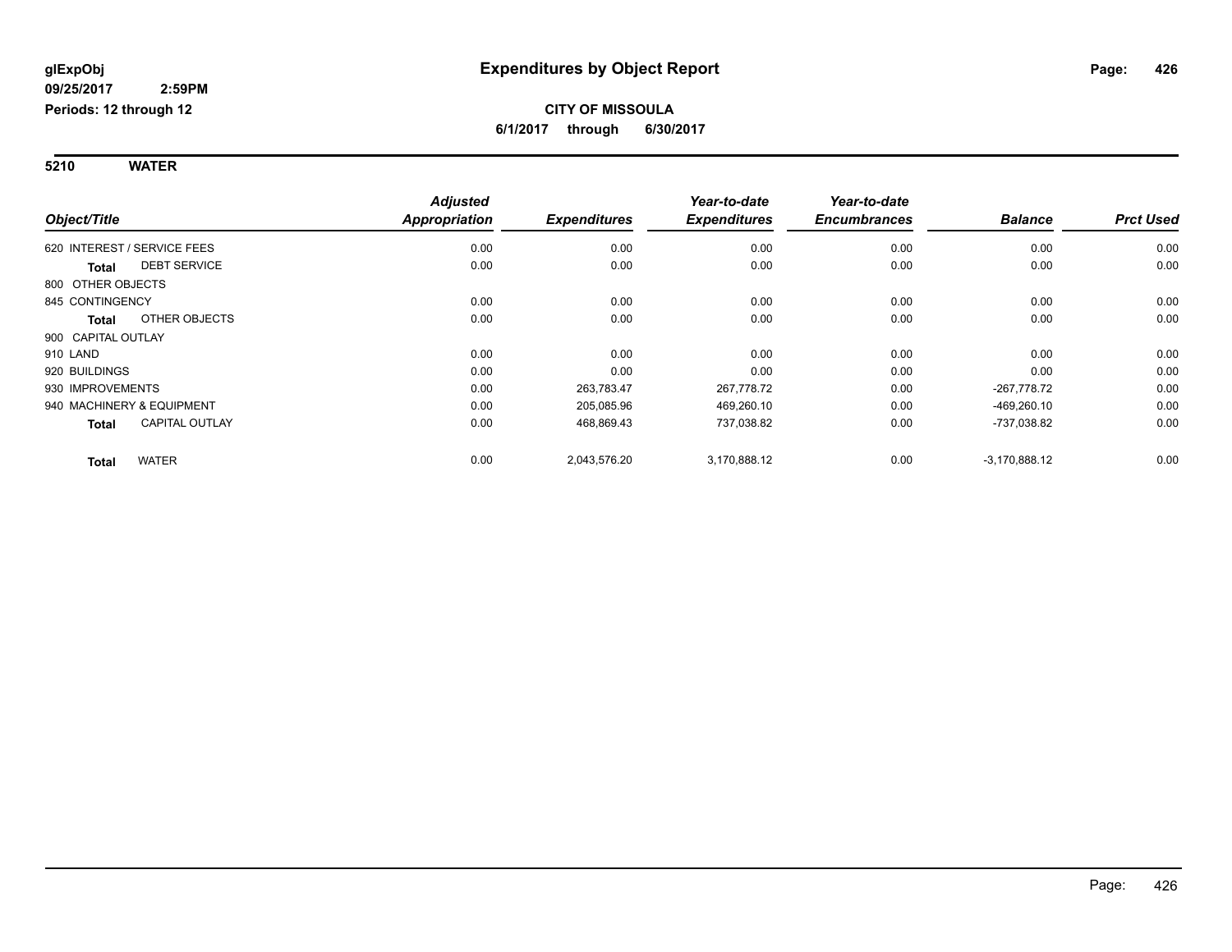**glExpObj**
**09/25/2017 2:59PM**
**Periods: 12 through 12**

# Expenditures by Object Report

**CITY OF MISSOULA**
**6/1/2017 through 6/30/2017**

**5210 WATER**

| Object/Title | | Adjusted Appropriation | Expenditures | Year-to-date Expenditures | Year-to-date Encumbrances | Balance | Prct Used |
|---|---|---|---|---|---|---|---|
| 620 INTEREST / SERVICE FEES | | 0.00 | 0.00 | 0.00 | 0.00 | 0.00 | 0.00 |
| **Total** | DEBT SERVICE | 0.00 | 0.00 | 0.00 | 0.00 | 0.00 | 0.00 |
| 800 OTHER OBJECTS | | | | | | | |
| 845 CONTINGENCY | | 0.00 | 0.00 | 0.00 | 0.00 | 0.00 | 0.00 |
| **Total** | OTHER OBJECTS | 0.00 | 0.00 | 0.00 | 0.00 | 0.00 | 0.00 |
| 900 CAPITAL OUTLAY | | | | | | | |
| 910 LAND | | 0.00 | 0.00 | 0.00 | 0.00 | 0.00 | 0.00 |
| 920 BUILDINGS | | 0.00 | 0.00 | 0.00 | 0.00 | 0.00 | 0.00 |
| 930 IMPROVEMENTS | | 0.00 | 263,783.47 | 267,778.72 | 0.00 | -267,778.72 | 0.00 |
| 940 MACHINERY & EQUIPMENT | | 0.00 | 205,085.96 | 469,260.10 | 0.00 | -469,260.10 | 0.00 |
| **Total** | CAPITAL OUTLAY | 0.00 | 468,869.43 | 737,038.82 | 0.00 | -737,038.82 | 0.00 |
| **Total** | WATER | 0.00 | 2,043,576.20 | 3,170,888.12 | 0.00 | -3,170,888.12 | 0.00 |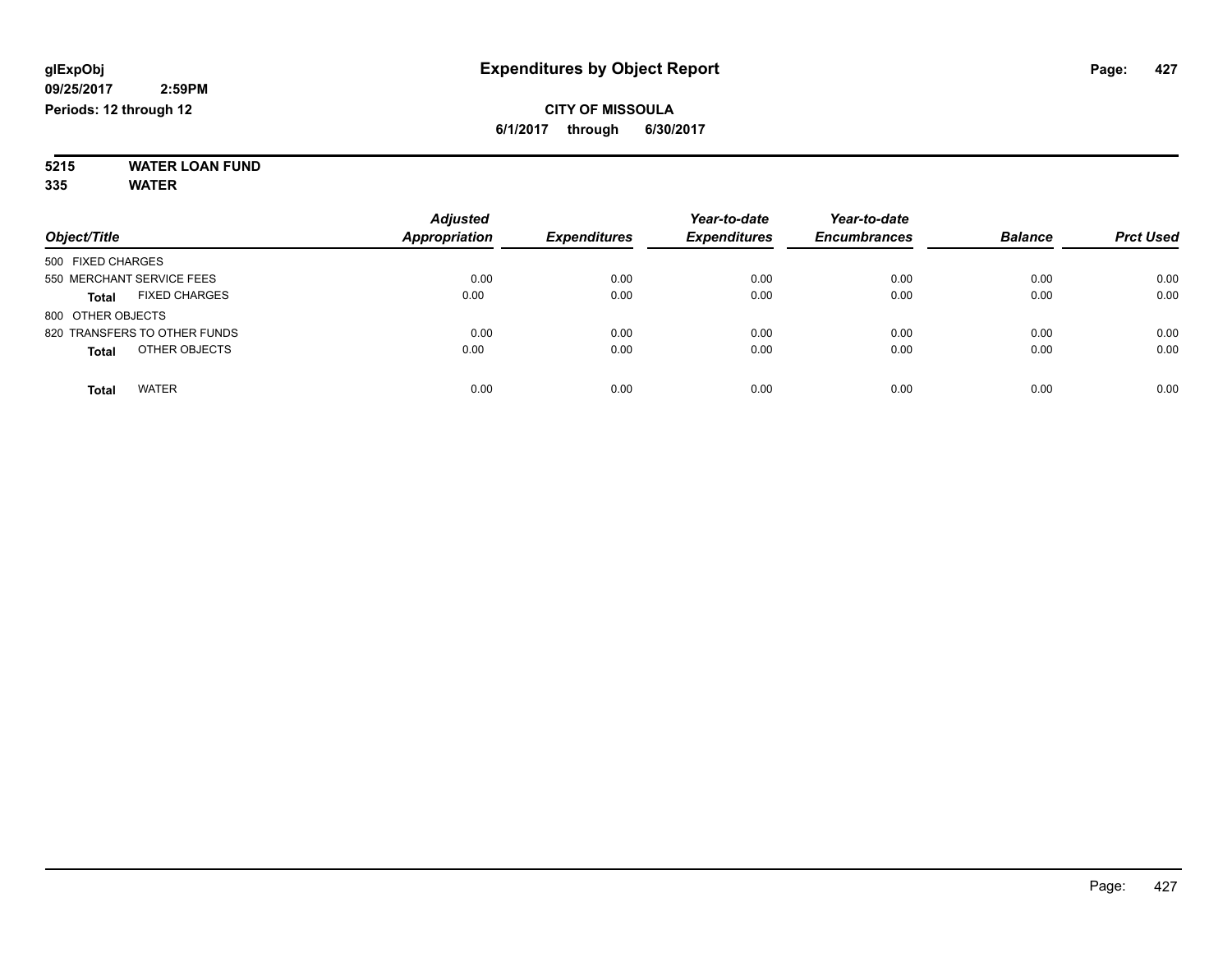# Expenditures by Object Report

glExpObj
09/25/2017 2:59PM
Periods: 12 through 12

**CITY OF MISSOULA**
**6/1/2017 through 6/30/2017**

**5215 WATER LOAN FUND**
**335 WATER**

| Object/Title | Adjusted Appropriation | Expenditures | Year-to-date Expenditures | Year-to-date Encumbrances | Balance | Prct Used |
|---|---|---|---|---|---|---|
| 500 FIXED CHARGES | | | | | | |
| 550 MERCHANT SERVICE FEES | 0.00 | 0.00 | 0.00 | 0.00 | 0.00 | 0.00 |
| **Total** FIXED CHARGES | 0.00 | 0.00 | 0.00 | 0.00 | 0.00 | 0.00 |
| 800 OTHER OBJECTS | | | | | | |
| 820 TRANSFERS TO OTHER FUNDS | 0.00 | 0.00 | 0.00 | 0.00 | 0.00 | 0.00 |
| **Total** OTHER OBJECTS | 0.00 | 0.00 | 0.00 | 0.00 | 0.00 | 0.00 |
| **Total** WATER | 0.00 | 0.00 | 0.00 | 0.00 | 0.00 | 0.00 |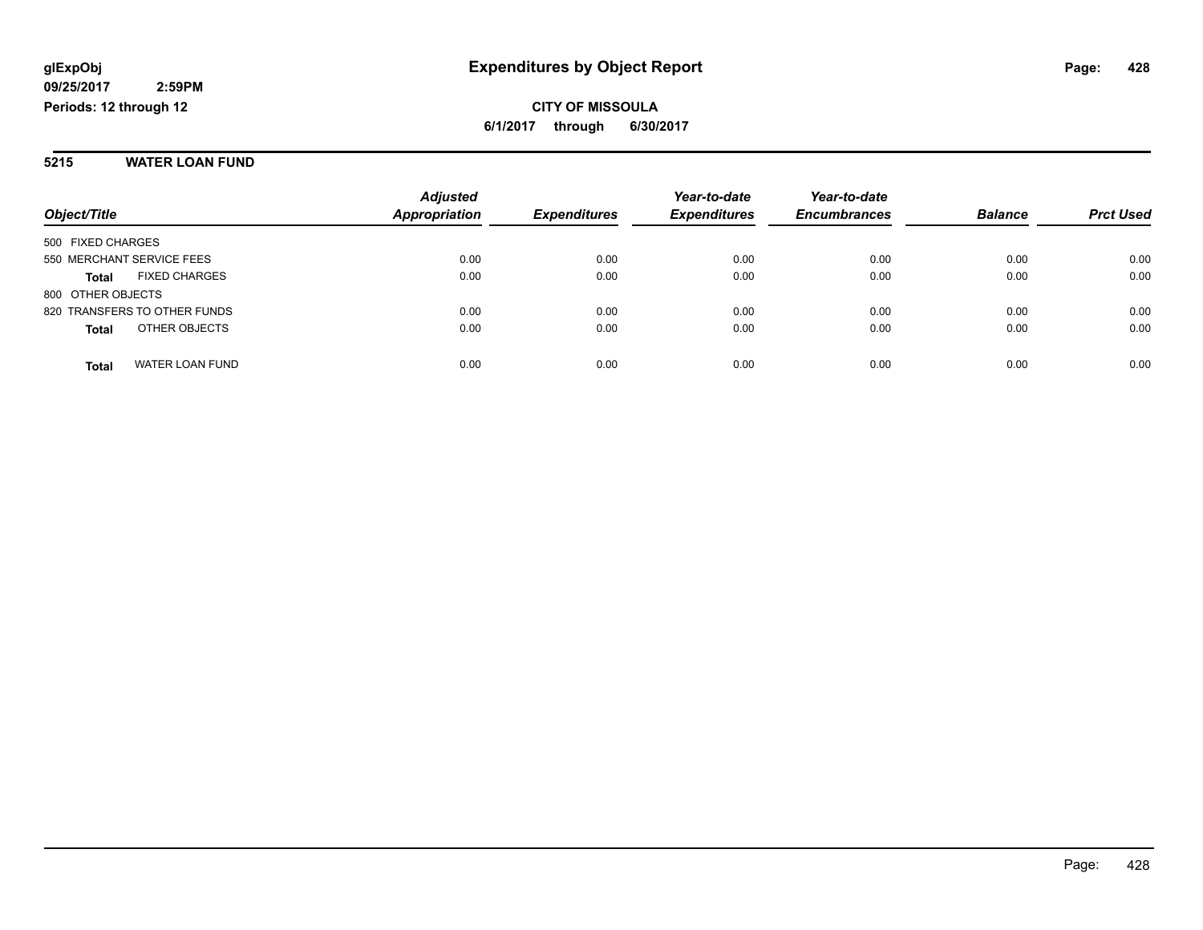glExpObj
09/25/2017 2:59PM
Periods: 12 through 12

# Expenditures by Object Report

**CITY OF MISSOULA**
**6/1/2017 through 6/30/2017**

## 5215 WATER LOAN FUND

| Object/Title | Adjusted Appropriation | Expenditures | Year-to-date Expenditures | Year-to-date Encumbrances | Balance | Prct Used |
|---|---|---|---|---|---|---|
| 500 FIXED CHARGES | | | | | | |
| 550 MERCHANT SERVICE FEES | 0.00 | 0.00 | 0.00 | 0.00 | 0.00 | 0.00 |
| **Total** FIXED CHARGES | 0.00 | 0.00 | 0.00 | 0.00 | 0.00 | 0.00 |
| 800 OTHER OBJECTS | | | | | | |
| 820 TRANSFERS TO OTHER FUNDS | 0.00 | 0.00 | 0.00 | 0.00 | 0.00 | 0.00 |
| **Total** OTHER OBJECTS | 0.00 | 0.00 | 0.00 | 0.00 | 0.00 | 0.00 |
| **Total** WATER LOAN FUND | 0.00 | 0.00 | 0.00 | 0.00 | 0.00 | 0.00 |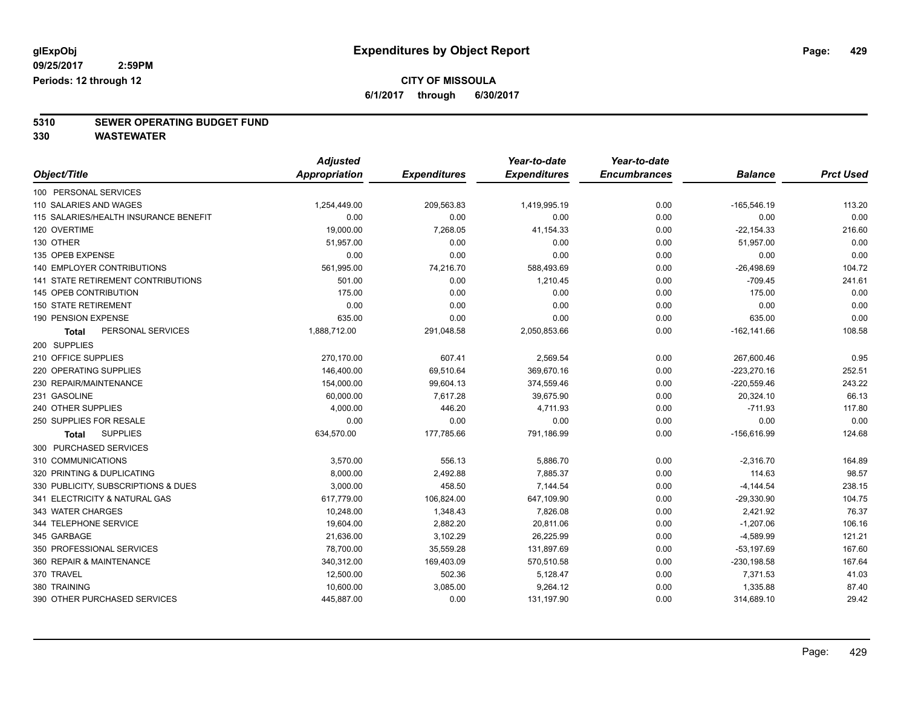**glExpObj** **Expenditures by Object Report**
**09/25/2017 2:59PM**
**Periods: 12 through 12**

**CITY OF MISSOULA**
**6/1/2017 through 6/30/2017**

## 5310 SEWER OPERATING BUDGET FUND
## 330 WASTEWATER

| Object/Title | Adjusted Appropriation | Expenditures | Year-to-date Expenditures | Year-to-date Encumbrances | Balance | Prct Used |
|---|---|---|---|---|---|---|
| 100 PERSONAL SERVICES | | | | | | |
| 110 SALARIES AND WAGES | 1,254,449.00 | 209,563.83 | 1,419,995.19 | 0.00 | -165,546.19 | 113.20 |
| 115 SALARIES/HEALTH INSURANCE BENEFIT | 0.00 | 0.00 | 0.00 | 0.00 | 0.00 | 0.00 |
| 120 OVERTIME | 19,000.00 | 7,268.05 | 41,154.33 | 0.00 | -22,154.33 | 216.60 |
| 130 OTHER | 51,957.00 | 0.00 | 0.00 | 0.00 | 51,957.00 | 0.00 |
| 135 OPEB EXPENSE | 0.00 | 0.00 | 0.00 | 0.00 | 0.00 | 0.00 |
| 140 EMPLOYER CONTRIBUTIONS | 561,995.00 | 74,216.70 | 588,493.69 | 0.00 | -26,498.69 | 104.72 |
| 141 STATE RETIREMENT CONTRIBUTIONS | 501.00 | 0.00 | 1,210.45 | 0.00 | -709.45 | 241.61 |
| 145 OPEB CONTRIBUTION | 175.00 | 0.00 | 0.00 | 0.00 | 175.00 | 0.00 |
| 150 STATE RETIREMENT | 0.00 | 0.00 | 0.00 | 0.00 | 0.00 | 0.00 |
| 190 PENSION EXPENSE | 635.00 | 0.00 | 0.00 | 0.00 | 635.00 | 0.00 |
| **Total** PERSONAL SERVICES | 1,888,712.00 | 291,048.58 | 2,050,853.66 | 0.00 | -162,141.66 | 108.58 |
| 200 SUPPLIES | | | | | | |
| 210 OFFICE SUPPLIES | 270,170.00 | 607.41 | 2,569.54 | 0.00 | 267,600.46 | 0.95 |
| 220 OPERATING SUPPLIES | 146,400.00 | 69,510.64 | 369,670.16 | 0.00 | -223,270.16 | 252.51 |
| 230 REPAIR/MAINTENANCE | 154,000.00 | 99,604.13 | 374,559.46 | 0.00 | -220,559.46 | 243.22 |
| 231 GASOLINE | 60,000.00 | 7,617.28 | 39,675.90 | 0.00 | 20,324.10 | 66.13 |
| 240 OTHER SUPPLIES | 4,000.00 | 446.20 | 4,711.93 | 0.00 | -711.93 | 117.80 |
| 250 SUPPLIES FOR RESALE | 0.00 | 0.00 | 0.00 | 0.00 | 0.00 | 0.00 |
| **Total** SUPPLIES | 634,570.00 | 177,785.66 | 791,186.99 | 0.00 | -156,616.99 | 124.68 |
| 300 PURCHASED SERVICES | | | | | | |
| 310 COMMUNICATIONS | 3,570.00 | 556.13 | 5,886.70 | 0.00 | -2,316.70 | 164.89 |
| 320 PRINTING & DUPLICATING | 8,000.00 | 2,492.88 | 7,885.37 | 0.00 | 114.63 | 98.57 |
| 330 PUBLICITY, SUBSCRIPTIONS & DUES | 3,000.00 | 458.50 | 7,144.54 | 0.00 | -4,144.54 | 238.15 |
| 341 ELECTRICITY & NATURAL GAS | 617,779.00 | 106,824.00 | 647,109.90 | 0.00 | -29,330.90 | 104.75 |
| 343 WATER CHARGES | 10,248.00 | 1,348.43 | 7,826.08 | 0.00 | 2,421.92 | 76.37 |
| 344 TELEPHONE SERVICE | 19,604.00 | 2,882.20 | 20,811.06 | 0.00 | -1,207.06 | 106.16 |
| 345 GARBAGE | 21,636.00 | 3,102.29 | 26,225.99 | 0.00 | -4,589.99 | 121.21 |
| 350 PROFESSIONAL SERVICES | 78,700.00 | 35,559.28 | 131,897.69 | 0.00 | -53,197.69 | 167.60 |
| 360 REPAIR & MAINTENANCE | 340,312.00 | 169,403.09 | 570,510.58 | 0.00 | -230,198.58 | 167.64 |
| 370 TRAVEL | 12,500.00 | 502.36 | 5,128.47 | 0.00 | 7,371.53 | 41.03 |
| 380 TRAINING | 10,600.00 | 3,085.00 | 9,264.12 | 0.00 | 1,335.88 | 87.40 |
| 390 OTHER PURCHASED SERVICES | 445,887.00 | 0.00 | 131,197.90 | 0.00 | 314,689.10 | 29.42 |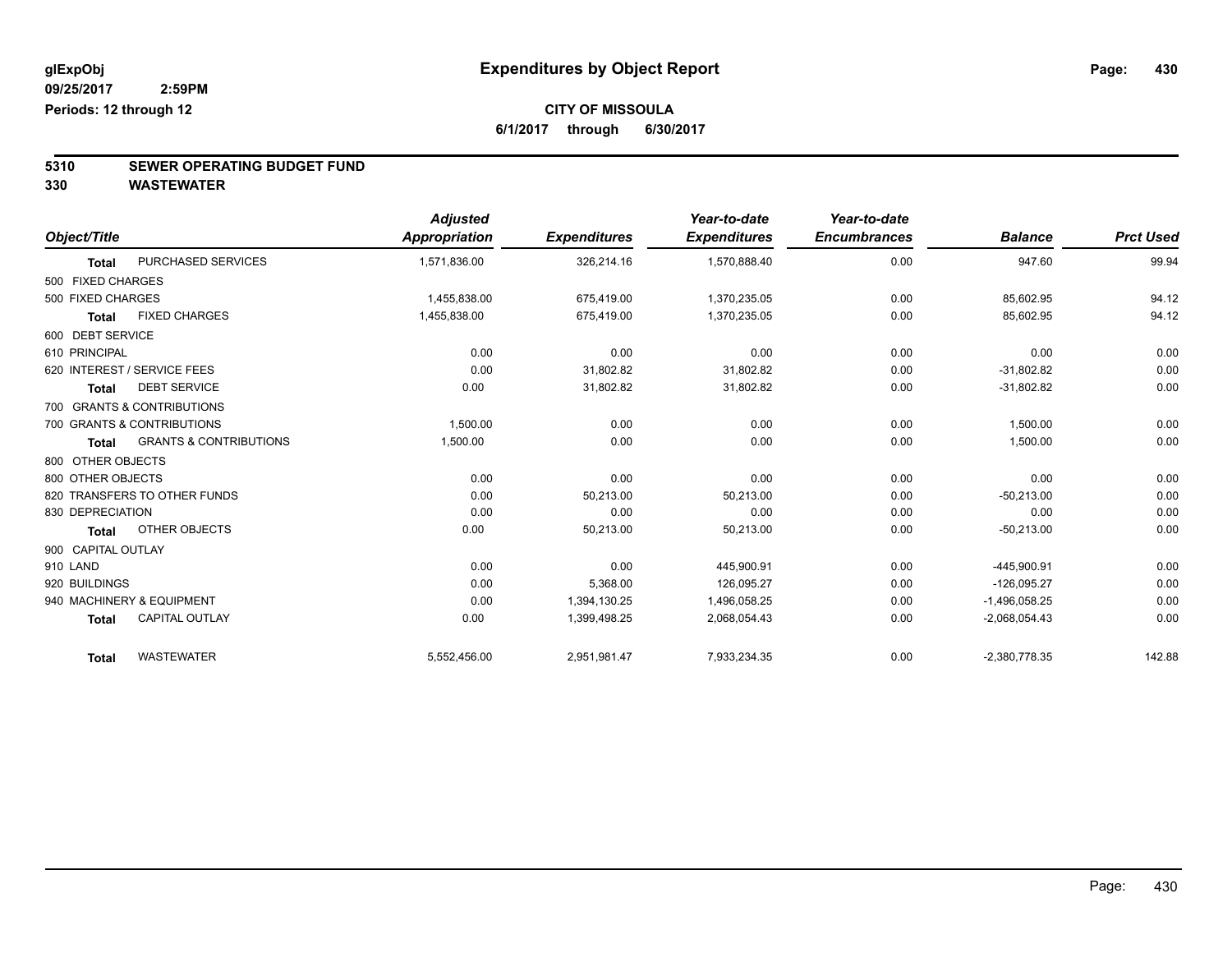glExpObj
09/25/2017 2:59PM
Periods: 12 through 12

# Expenditures by Object Report

**CITY OF MISSOULA**
**6/1/2017 through 6/30/2017**

## 5310 SEWER OPERATING BUDGET FUND
## 330 WASTEWATER

| Object/Title | Adjusted Appropriation | Expenditures | Year-to-date Expenditures | Year-to-date Encumbrances | Balance | Prct Used |
|---|---|---|---|---|---|---|
| **Total** PURCHASED SERVICES | 1,571,836.00 | 326,214.16 | 1,570,888.40 | 0.00 | 947.60 | 99.94 |
| 500 FIXED CHARGES | | | | | | |
| 500 FIXED CHARGES | 1,455,838.00 | 675,419.00 | 1,370,235.05 | 0.00 | 85,602.95 | 94.12 |
| **Total** FIXED CHARGES | 1,455,838.00 | 675,419.00 | 1,370,235.05 | 0.00 | 85,602.95 | 94.12 |
| 600 DEBT SERVICE | | | | | | |
| 610 PRINCIPAL | 0.00 | 0.00 | 0.00 | 0.00 | 0.00 | 0.00 |
| 620 INTEREST / SERVICE FEES | 0.00 | 31,802.82 | 31,802.82 | 0.00 | -31,802.82 | 0.00 |
| **Total** DEBT SERVICE | 0.00 | 31,802.82 | 31,802.82 | 0.00 | -31,802.82 | 0.00 |
| 700 GRANTS & CONTRIBUTIONS | | | | | | |
| 700 GRANTS & CONTRIBUTIONS | 1,500.00 | 0.00 | 0.00 | 0.00 | 1,500.00 | 0.00 |
| **Total** GRANTS & CONTRIBUTIONS | 1,500.00 | 0.00 | 0.00 | 0.00 | 1,500.00 | 0.00 |
| 800 OTHER OBJECTS | | | | | | |
| 800 OTHER OBJECTS | 0.00 | 0.00 | 0.00 | 0.00 | 0.00 | 0.00 |
| 820 TRANSFERS TO OTHER FUNDS | 0.00 | 50,213.00 | 50,213.00 | 0.00 | -50,213.00 | 0.00 |
| 830 DEPRECIATION | 0.00 | 0.00 | 0.00 | 0.00 | 0.00 | 0.00 |
| **Total** OTHER OBJECTS | 0.00 | 50,213.00 | 50,213.00 | 0.00 | -50,213.00 | 0.00 |
| 900 CAPITAL OUTLAY | | | | | | |
| 910 LAND | 0.00 | 0.00 | 445,900.91 | 0.00 | -445,900.91 | 0.00 |
| 920 BUILDINGS | 0.00 | 5,368.00 | 126,095.27 | 0.00 | -126,095.27 | 0.00 |
| 940 MACHINERY & EQUIPMENT | 0.00 | 1,394,130.25 | 1,496,058.25 | 0.00 | -1,496,058.25 | 0.00 |
| **Total** CAPITAL OUTLAY | 0.00 | 1,399,498.25 | 2,068,054.43 | 0.00 | -2,068,054.43 | 0.00 |
| **Total** WASTEWATER | 5,552,456.00 | 2,951,981.47 | 7,933,234.35 | 0.00 | -2,380,778.35 | 142.88 |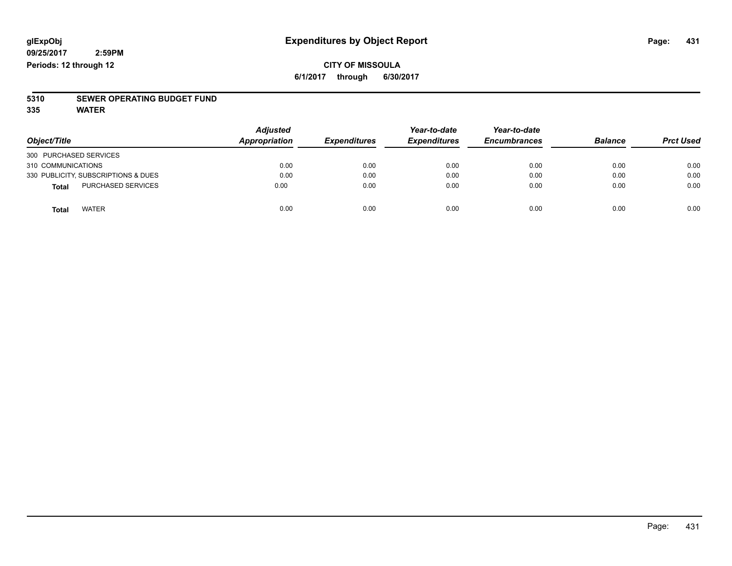glExpObj
09/25/2017 2:59PM
Periods: 12 through 12

# Expenditures by Object Report

**CITY OF MISSOULA**
**6/1/2017 through 6/30/2017**

**5310 SEWER OPERATING BUDGET FUND**
**335 WATER**

| Object/Title | Adjusted Appropriation | Expenditures | Year-to-date Expenditures | Year-to-date Encumbrances | Balance | Prct Used |
|---|---|---|---|---|---|---|
| 300 PURCHASED SERVICES | | | | | | |
| 310 COMMUNICATIONS | 0.00 | 0.00 | 0.00 | 0.00 | 0.00 | 0.00 |
| 330 PUBLICITY, SUBSCRIPTIONS & DUES | 0.00 | 0.00 | 0.00 | 0.00 | 0.00 | 0.00 |
| **Total** PURCHASED SERVICES | 0.00 | 0.00 | 0.00 | 0.00 | 0.00 | 0.00 |
| **Total** WATER | 0.00 | 0.00 | 0.00 | 0.00 | 0.00 | 0.00 |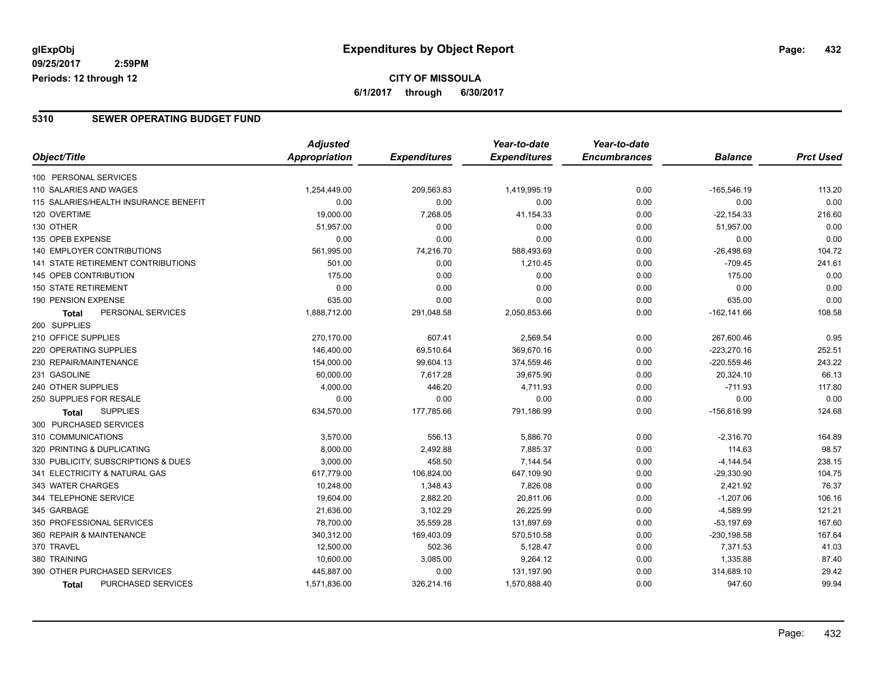glExpObj
09/25/2017 2:59PM
Periods: 12 through 12

# Expenditures by Object Report

**CITY OF MISSOULA**
**6/1/2017 through 6/30/2017**

## 5310 SEWER OPERATING BUDGET FUND

| Object/Title | Adjusted Appropriation | Expenditures | Year-to-date Expenditures | Year-to-date Encumbrances | Balance | Prct Used |
|---|---|---|---|---|---|---|
| 100 PERSONAL SERVICES | | | | | | |
| 110 SALARIES AND WAGES | 1,254,449.00 | 209,563.83 | 1,419,995.19 | 0.00 | -165,546.19 | 113.20 |
| 115 SALARIES/HEALTH INSURANCE BENEFIT | 0.00 | 0.00 | 0.00 | 0.00 | 0.00 | 0.00 |
| 120 OVERTIME | 19,000.00 | 7,268.05 | 41,154.33 | 0.00 | -22,154.33 | 216.60 |
| 130 OTHER | 51,957.00 | 0.00 | 0.00 | 0.00 | 51,957.00 | 0.00 |
| 135 OPEB EXPENSE | 0.00 | 0.00 | 0.00 | 0.00 | 0.00 | 0.00 |
| 140 EMPLOYER CONTRIBUTIONS | 561,995.00 | 74,216.70 | 588,493.69 | 0.00 | -26,498.69 | 104.72 |
| 141 STATE RETIREMENT CONTRIBUTIONS | 501.00 | 0.00 | 1,210.45 | 0.00 | -709.45 | 241.61 |
| 145 OPEB CONTRIBUTION | 175.00 | 0.00 | 0.00 | 0.00 | 175.00 | 0.00 |
| 150 STATE RETIREMENT | 0.00 | 0.00 | 0.00 | 0.00 | 0.00 | 0.00 |
| 190 PENSION EXPENSE | 635.00 | 0.00 | 0.00 | 0.00 | 635.00 | 0.00 |
| **Total** PERSONAL SERVICES | 1,888,712.00 | 291,048.58 | 2,050,853.66 | 0.00 | -162,141.66 | 108.58 |
| 200 SUPPLIES | | | | | | |
| 210 OFFICE SUPPLIES | 270,170.00 | 607.41 | 2,569.54 | 0.00 | 267,600.46 | 0.95 |
| 220 OPERATING SUPPLIES | 146,400.00 | 69,510.64 | 369,670.16 | 0.00 | -223,270.16 | 252.51 |
| 230 REPAIR/MAINTENANCE | 154,000.00 | 99,604.13 | 374,559.46 | 0.00 | -220,559.46 | 243.22 |
| 231 GASOLINE | 60,000.00 | 7,617.28 | 39,675.90 | 0.00 | 20,324.10 | 66.13 |
| 240 OTHER SUPPLIES | 4,000.00 | 446.20 | 4,711.93 | 0.00 | -711.93 | 117.80 |
| 250 SUPPLIES FOR RESALE | 0.00 | 0.00 | 0.00 | 0.00 | 0.00 | 0.00 |
| **Total** SUPPLIES | 634,570.00 | 177,785.66 | 791,186.99 | 0.00 | -156,616.99 | 124.68 |
| 300 PURCHASED SERVICES | | | | | | |
| 310 COMMUNICATIONS | 3,570.00 | 556.13 | 5,886.70 | 0.00 | -2,316.70 | 164.89 |
| 320 PRINTING & DUPLICATING | 8,000.00 | 2,492.88 | 7,885.37 | 0.00 | 114.63 | 98.57 |
| 330 PUBLICITY, SUBSCRIPTIONS & DUES | 3,000.00 | 458.50 | 7,144.54 | 0.00 | -4,144.54 | 238.15 |
| 341 ELECTRICITY & NATURAL GAS | 617,779.00 | 106,824.00 | 647,109.90 | 0.00 | -29,330.90 | 104.75 |
| 343 WATER CHARGES | 10,248.00 | 1,348.43 | 7,826.08 | 0.00 | 2,421.92 | 76.37 |
| 344 TELEPHONE SERVICE | 19,604.00 | 2,882.20 | 20,811.06 | 0.00 | -1,207.06 | 106.16 |
| 345 GARBAGE | 21,636.00 | 3,102.29 | 26,225.99 | 0.00 | -4,589.99 | 121.21 |
| 350 PROFESSIONAL SERVICES | 78,700.00 | 35,559.28 | 131,897.69 | 0.00 | -53,197.69 | 167.60 |
| 360 REPAIR & MAINTENANCE | 340,312.00 | 169,403.09 | 570,510.58 | 0.00 | -230,198.58 | 167.64 |
| 370 TRAVEL | 12,500.00 | 502.36 | 5,128.47 | 0.00 | 7,371.53 | 41.03 |
| 380 TRAINING | 10,600.00 | 3,085.00 | 9,264.12 | 0.00 | 1,335.88 | 87.40 |
| 390 OTHER PURCHASED SERVICES | 445,887.00 | 0.00 | 131,197.90 | 0.00 | 314,689.10 | 29.42 |
| **Total** PURCHASED SERVICES | 1,571,836.00 | 326,214.16 | 1,570,888.40 | 0.00 | 947.60 | 99.94 |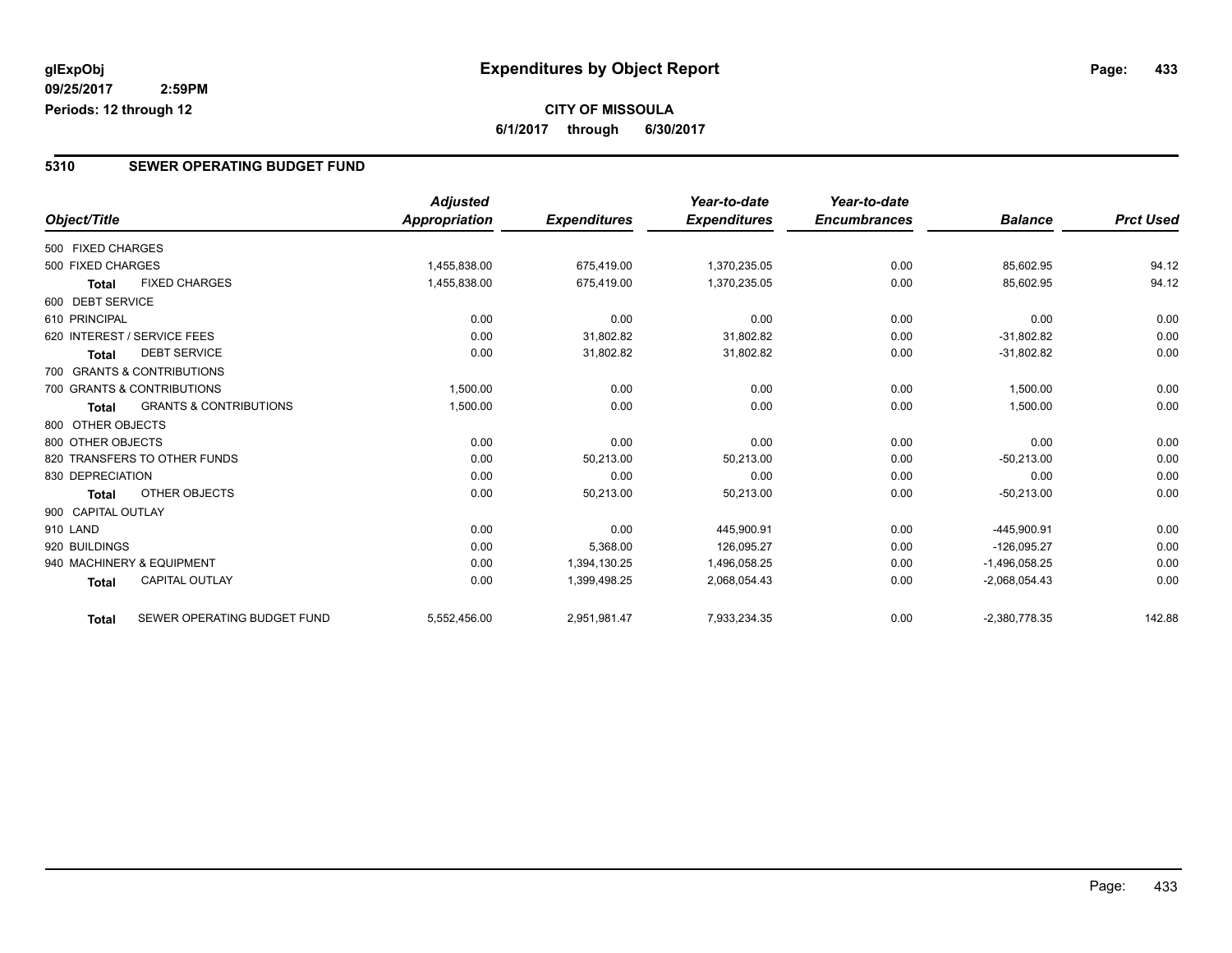**glExpObj**
**09/25/2017 2:59PM**
**Periods: 12 through 12**

# Expenditures by Object Report

**CITY OF MISSOULA**
**6/1/2017 through 6/30/2017**

## 5310 SEWER OPERATING BUDGET FUND

| Object/Title | | Adjusted Appropriation | Expenditures | Year-to-date Expenditures | Year-to-date Encumbrances | Balance | Prct Used |
|---|---|---|---|---|---|---|---|
| 500 FIXED CHARGES | | | | | | | |
| 500 FIXED CHARGES | | 1,455,838.00 | 675,419.00 | 1,370,235.05 | 0.00 | 85,602.95 | 94.12 |
| **Total** | FIXED CHARGES | 1,455,838.00 | 675,419.00 | 1,370,235.05 | 0.00 | 85,602.95 | 94.12 |
| 600 DEBT SERVICE | | | | | | | |
| 610 PRINCIPAL | | 0.00 | 0.00 | 0.00 | 0.00 | 0.00 | 0.00 |
| 620 INTEREST / SERVICE FEES | | 0.00 | 31,802.82 | 31,802.82 | 0.00 | -31,802.82 | 0.00 |
| **Total** | DEBT SERVICE | 0.00 | 31,802.82 | 31,802.82 | 0.00 | -31,802.82 | 0.00 |
| 700 GRANTS & CONTRIBUTIONS | | | | | | | |
| 700 GRANTS & CONTRIBUTIONS | | 1,500.00 | 0.00 | 0.00 | 0.00 | 1,500.00 | 0.00 |
| **Total** | GRANTS & CONTRIBUTIONS | 1,500.00 | 0.00 | 0.00 | 0.00 | 1,500.00 | 0.00 |
| 800 OTHER OBJECTS | | | | | | | |
| 800 OTHER OBJECTS | | 0.00 | 0.00 | 0.00 | 0.00 | 0.00 | 0.00 |
| 820 TRANSFERS TO OTHER FUNDS | | 0.00 | 50,213.00 | 50,213.00 | 0.00 | -50,213.00 | 0.00 |
| 830 DEPRECIATION | | 0.00 | 0.00 | 0.00 | 0.00 | 0.00 | 0.00 |
| **Total** | OTHER OBJECTS | 0.00 | 50,213.00 | 50,213.00 | 0.00 | -50,213.00 | 0.00 |
| 900 CAPITAL OUTLAY | | | | | | | |
| 910 LAND | | 0.00 | 0.00 | 445,900.91 | 0.00 | -445,900.91 | 0.00 |
| 920 BUILDINGS | | 0.00 | 5,368.00 | 126,095.27 | 0.00 | -126,095.27 | 0.00 |
| 940 MACHINERY & EQUIPMENT | | 0.00 | 1,394,130.25 | 1,496,058.25 | 0.00 | -1,496,058.25 | 0.00 |
| **Total** | CAPITAL OUTLAY | 0.00 | 1,399,498.25 | 2,068,054.43 | 0.00 | -2,068,054.43 | 0.00 |
| **Total** | SEWER OPERATING BUDGET FUND | 5,552,456.00 | 2,951,981.47 | 7,933,234.35 | 0.00 | -2,380,778.35 | 142.88 |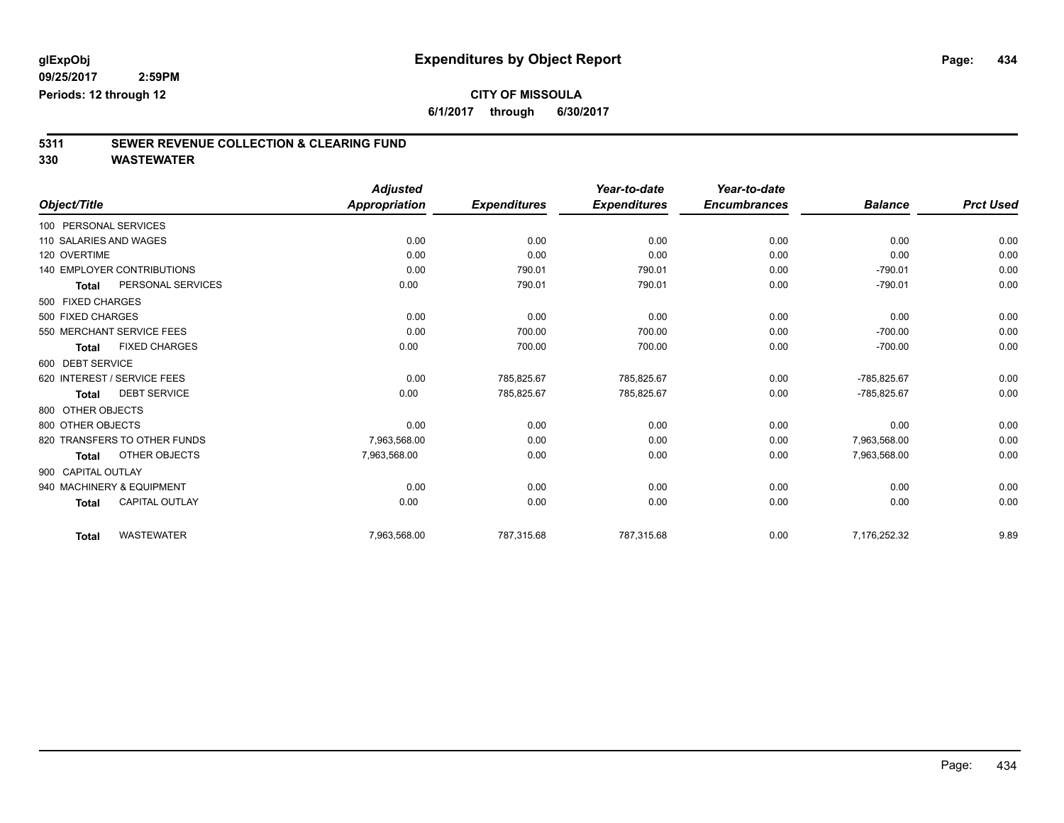**glExpObj** **Expenditures by Object Report**

**09/25/2017 2:59PM**

**Periods: 12 through 12**

**CITY OF MISSOULA**

**6/1/2017 through 6/30/2017**

## 5311 SEWER REVENUE COLLECTION & CLEARING FUND

## 330 WASTEWATER

| Object/Title | Adjusted Appropriation | Expenditures | Year-to-date Expenditures | Year-to-date Encumbrances | Balance | Prct Used |
|---|---|---|---|---|---|---|
| 100 PERSONAL SERVICES | | | | | | |
| 110 SALARIES AND WAGES | 0.00 | 0.00 | 0.00 | 0.00 | 0.00 | 0.00 |
| 120 OVERTIME | 0.00 | 0.00 | 0.00 | 0.00 | 0.00 | 0.00 |
| 140 EMPLOYER CONTRIBUTIONS | 0.00 | 790.01 | 790.01 | 0.00 | -790.01 | 0.00 |
| **Total** PERSONAL SERVICES | 0.00 | 790.01 | 790.01 | 0.00 | -790.01 | 0.00 |
| 500 FIXED CHARGES | | | | | | |
| 500 FIXED CHARGES | 0.00 | 0.00 | 0.00 | 0.00 | 0.00 | 0.00 |
| 550 MERCHANT SERVICE FEES | 0.00 | 700.00 | 700.00 | 0.00 | -700.00 | 0.00 |
| **Total** FIXED CHARGES | 0.00 | 700.00 | 700.00 | 0.00 | -700.00 | 0.00 |
| 600 DEBT SERVICE | | | | | | |
| 620 INTEREST / SERVICE FEES | 0.00 | 785,825.67 | 785,825.67 | 0.00 | -785,825.67 | 0.00 |
| **Total** DEBT SERVICE | 0.00 | 785,825.67 | 785,825.67 | 0.00 | -785,825.67 | 0.00 |
| 800 OTHER OBJECTS | | | | | | |
| 800 OTHER OBJECTS | 0.00 | 0.00 | 0.00 | 0.00 | 0.00 | 0.00 |
| 820 TRANSFERS TO OTHER FUNDS | 7,963,568.00 | 0.00 | 0.00 | 0.00 | 7,963,568.00 | 0.00 |
| **Total** OTHER OBJECTS | 7,963,568.00 | 0.00 | 0.00 | 0.00 | 7,963,568.00 | 0.00 |
| 900 CAPITAL OUTLAY | | | | | | |
| 940 MACHINERY & EQUIPMENT | 0.00 | 0.00 | 0.00 | 0.00 | 0.00 | 0.00 |
| **Total** CAPITAL OUTLAY | 0.00 | 0.00 | 0.00 | 0.00 | 0.00 | 0.00 |
| **Total** WASTEWATER | 7,963,568.00 | 787,315.68 | 787,315.68 | 0.00 | 7,176,252.32 | 9.89 |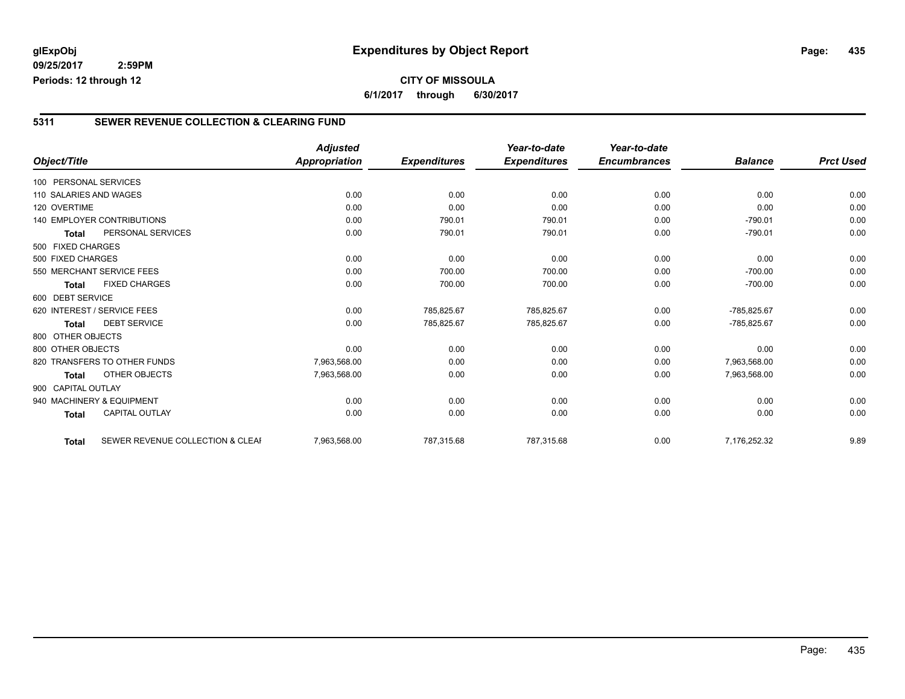**CITY OF MISSOULA**

**6/1/2017 through 6/30/2017**

glExpObj
09/25/2017 2:59PM
Periods: 12 through 12

# Expenditures by Object Report

## 5311 SEWER REVENUE COLLECTION & CLEARING FUND

| Object/Title | | Adjusted Appropriation | Expenditures | Year-to-date Expenditures | Year-to-date Encumbrances | Balance | Prct Used |
|---|---|---|---|---|---|---|---|
| 100 PERSONAL SERVICES | | | | | | | |
| 110 SALARIES AND WAGES | | 0.00 | 0.00 | 0.00 | 0.00 | 0.00 | 0.00 |
| 120 OVERTIME | | 0.00 | 0.00 | 0.00 | 0.00 | 0.00 | 0.00 |
| 140 EMPLOYER CONTRIBUTIONS | | 0.00 | 790.01 | 790.01 | 0.00 | -790.01 | 0.00 |
| Total | PERSONAL SERVICES | 0.00 | 790.01 | 790.01 | 0.00 | -790.01 | 0.00 |
| 500 FIXED CHARGES | | | | | | | |
| 500 FIXED CHARGES | | 0.00 | 0.00 | 0.00 | 0.00 | 0.00 | 0.00 |
| 550 MERCHANT SERVICE FEES | | 0.00 | 700.00 | 700.00 | 0.00 | -700.00 | 0.00 |
| Total | FIXED CHARGES | 0.00 | 700.00 | 700.00 | 0.00 | -700.00 | 0.00 |
| 600 DEBT SERVICE | | | | | | | |
| 620 INTEREST / SERVICE FEES | | 0.00 | 785,825.67 | 785,825.67 | 0.00 | -785,825.67 | 0.00 |
| Total | DEBT SERVICE | 0.00 | 785,825.67 | 785,825.67 | 0.00 | -785,825.67 | 0.00 |
| 800 OTHER OBJECTS | | | | | | | |
| 800 OTHER OBJECTS | | 0.00 | 0.00 | 0.00 | 0.00 | 0.00 | 0.00 |
| 820 TRANSFERS TO OTHER FUNDS | | 7,963,568.00 | 0.00 | 0.00 | 0.00 | 7,963,568.00 | 0.00 |
| Total | OTHER OBJECTS | 7,963,568.00 | 0.00 | 0.00 | 0.00 | 7,963,568.00 | 0.00 |
| 900 CAPITAL OUTLAY | | | | | | | |
| 940 MACHINERY & EQUIPMENT | | 0.00 | 0.00 | 0.00 | 0.00 | 0.00 | 0.00 |
| Total | CAPITAL OUTLAY | 0.00 | 0.00 | 0.00 | 0.00 | 0.00 | 0.00 |
| Total | SEWER REVENUE COLLECTION & CLEAI | 7,963,568.00 | 787,315.68 | 787,315.68 | 0.00 | 7,176,252.32 | 9.89 |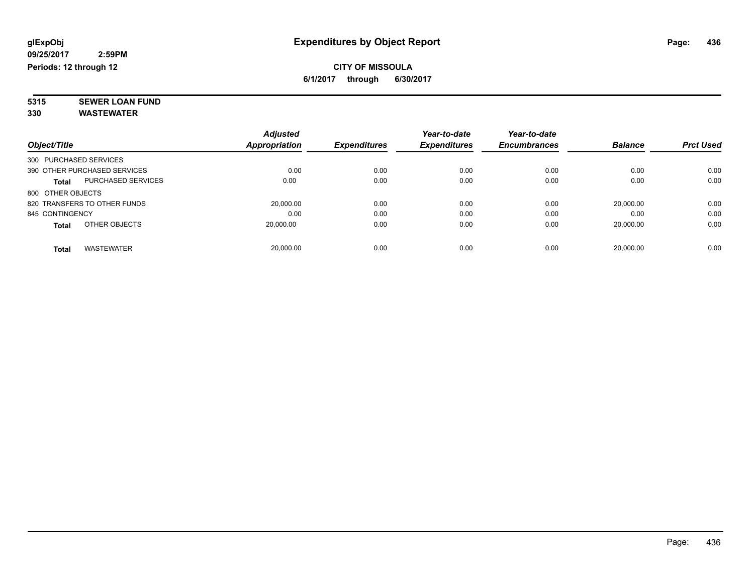# Expenditures by Object Report

glExpObj
09/25/2017 2:59PM
Periods: 12 through 12

**CITY OF MISSOULA**
**6/1/2017 through 6/30/2017**

**5315 SEWER LOAN FUND**
**330 WASTEWATER**

| Object/Title | Adjusted Appropriation | Expenditures | Year-to-date Expenditures | Year-to-date Encumbrances | Balance | Prct Used |
|---|---|---|---|---|---|---|
| 300 PURCHASED SERVICES | | | | | | |
| 390 OTHER PURCHASED SERVICES | 0.00 | 0.00 | 0.00 | 0.00 | 0.00 | 0.00 |
| **Total** PURCHASED SERVICES | 0.00 | 0.00 | 0.00 | 0.00 | 0.00 | 0.00 |
| 800 OTHER OBJECTS | | | | | | |
| 820 TRANSFERS TO OTHER FUNDS | 20,000.00 | 0.00 | 0.00 | 0.00 | 20,000.00 | 0.00 |
| 845 CONTINGENCY | 0.00 | 0.00 | 0.00 | 0.00 | 0.00 | 0.00 |
| **Total** OTHER OBJECTS | 20,000.00 | 0.00 | 0.00 | 0.00 | 20,000.00 | 0.00 |
| **Total** WASTEWATER | 20,000.00 | 0.00 | 0.00 | 0.00 | 20,000.00 | 0.00 |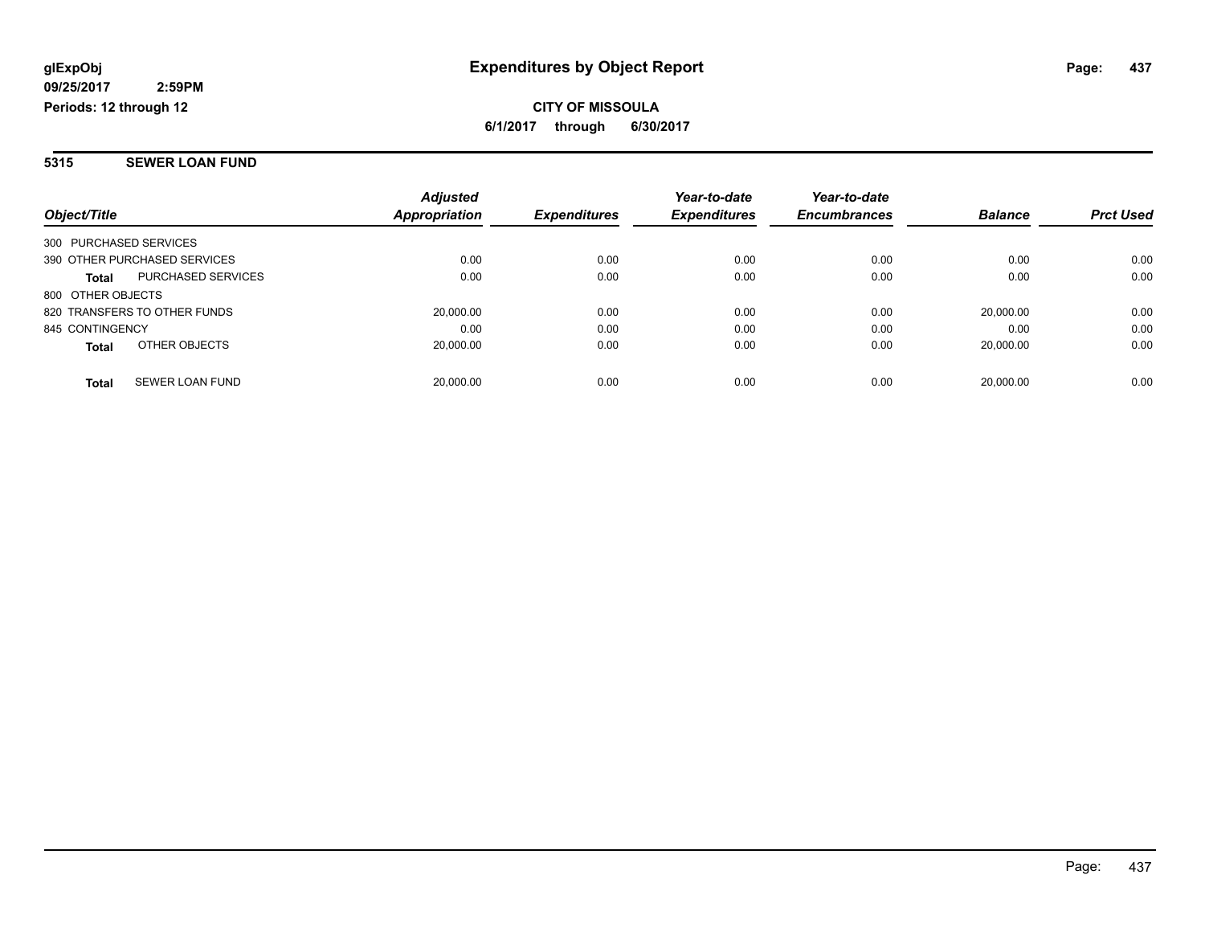glExpObj
09/25/2017 2:59PM
Periods: 12 through 12

# Expenditures by Object Report

**CITY OF MISSOULA**

**6/1/2017 through 6/30/2017**

## 5315 SEWER LOAN FUND

| Object/Title | | Adjusted Appropriation | Expenditures | Year-to-date Expenditures | Year-to-date Encumbrances | Balance | Prct Used |
|---|---|---|---|---|---|---|---|
| 300 PURCHASED SERVICES | | | | | | | |
| 390 OTHER PURCHASED SERVICES | | 0.00 | 0.00 | 0.00 | 0.00 | 0.00 | 0.00 |
| **Total** | PURCHASED SERVICES | 0.00 | 0.00 | 0.00 | 0.00 | 0.00 | 0.00 |
| 800 OTHER OBJECTS | | | | | | | |
| 820 TRANSFERS TO OTHER FUNDS | | 20,000.00 | 0.00 | 0.00 | 0.00 | 20,000.00 | 0.00 |
| 845 CONTINGENCY | | 0.00 | 0.00 | 0.00 | 0.00 | 0.00 | 0.00 |
| **Total** | OTHER OBJECTS | 20,000.00 | 0.00 | 0.00 | 0.00 | 20,000.00 | 0.00 |
| **Total** | SEWER LOAN FUND | 20,000.00 | 0.00 | 0.00 | 0.00 | 20,000.00 | 0.00 |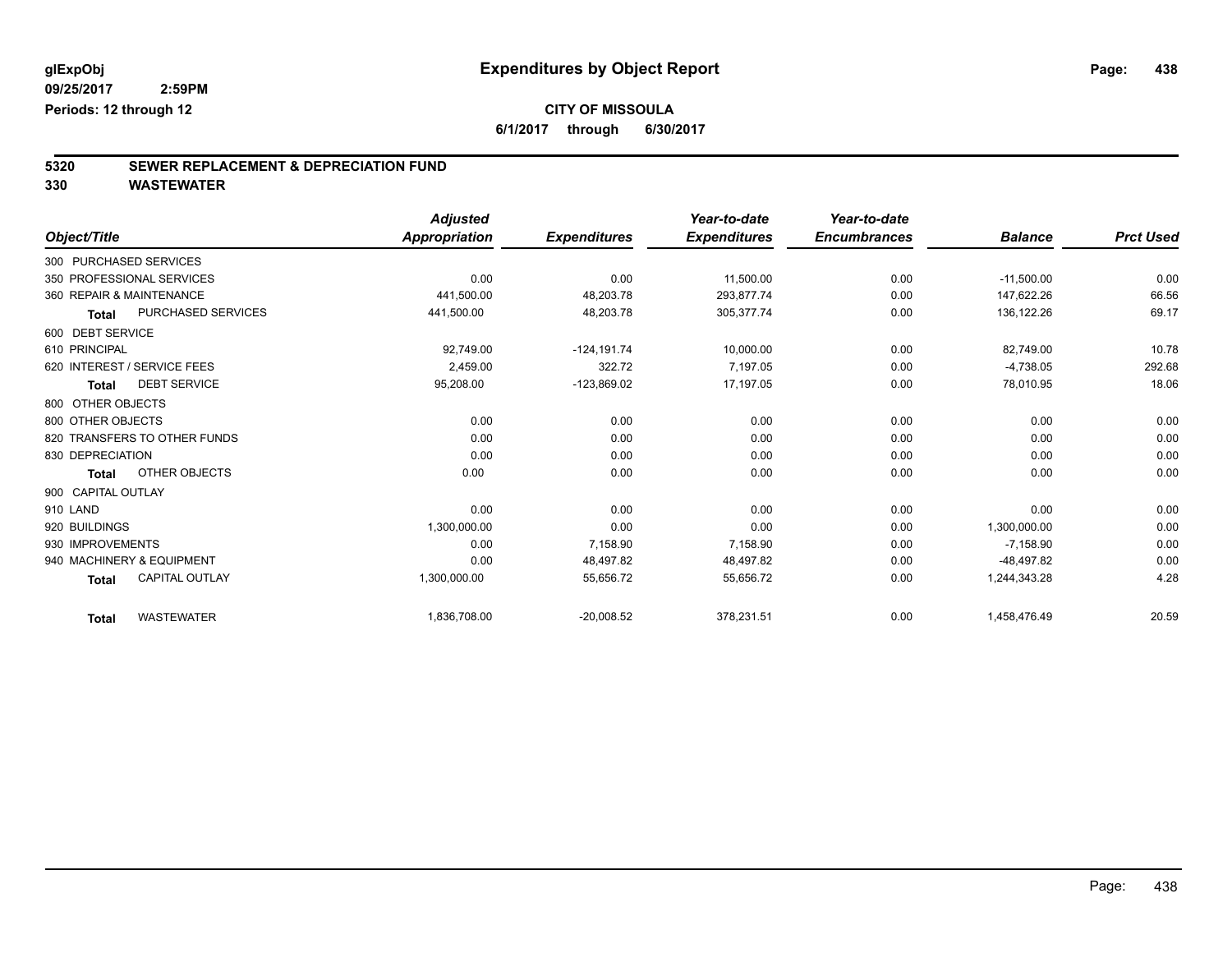glExpObj
09/25/2017 2:59PM
Periods: 12 through 12

# Expenditures by Object Report

**CITY OF MISSOULA**

**6/1/2017 through 6/30/2017**

## 5320 SEWER REPLACEMENT & DEPRECIATION FUND
## 330 WASTEWATER

| Object/Title | Adjusted Appropriation | Expenditures | Year-to-date Expenditures | Year-to-date Encumbrances | Balance | Prct Used |
|---|---|---|---|---|---|---|
| 300 PURCHASED SERVICES | | | | | | |
| 350 PROFESSIONAL SERVICES | 0.00 | 0.00 | 11,500.00 | 0.00 | -11,500.00 | 0.00 |
| 360 REPAIR & MAINTENANCE | 441,500.00 | 48,203.78 | 293,877.74 | 0.00 | 147,622.26 | 66.56 |
| **Total** PURCHASED SERVICES | 441,500.00 | 48,203.78 | 305,377.74 | 0.00 | 136,122.26 | 69.17 |
| 600 DEBT SERVICE | | | | | | |
| 610 PRINCIPAL | 92,749.00 | -124,191.74 | 10,000.00 | 0.00 | 82,749.00 | 10.78 |
| 620 INTEREST / SERVICE FEES | 2,459.00 | 322.72 | 7,197.05 | 0.00 | -4,738.05 | 292.68 |
| **Total** DEBT SERVICE | 95,208.00 | -123,869.02 | 17,197.05 | 0.00 | 78,010.95 | 18.06 |
| 800 OTHER OBJECTS | | | | | | |
| 800 OTHER OBJECTS | 0.00 | 0.00 | 0.00 | 0.00 | 0.00 | 0.00 |
| 820 TRANSFERS TO OTHER FUNDS | 0.00 | 0.00 | 0.00 | 0.00 | 0.00 | 0.00 |
| 830 DEPRECIATION | 0.00 | 0.00 | 0.00 | 0.00 | 0.00 | 0.00 |
| **Total** OTHER OBJECTS | 0.00 | 0.00 | 0.00 | 0.00 | 0.00 | 0.00 |
| 900 CAPITAL OUTLAY | | | | | | |
| 910 LAND | 0.00 | 0.00 | 0.00 | 0.00 | 0.00 | 0.00 |
| 920 BUILDINGS | 1,300,000.00 | 0.00 | 0.00 | 0.00 | 1,300,000.00 | 0.00 |
| 930 IMPROVEMENTS | 0.00 | 7,158.90 | 7,158.90 | 0.00 | -7,158.90 | 0.00 |
| 940 MACHINERY & EQUIPMENT | 0.00 | 48,497.82 | 48,497.82 | 0.00 | -48,497.82 | 0.00 |
| **Total** CAPITAL OUTLAY | 1,300,000.00 | 55,656.72 | 55,656.72 | 0.00 | 1,244,343.28 | 4.28 |
| **Total** WASTEWATER | 1,836,708.00 | -20,008.52 | 378,231.51 | 0.00 | 1,458,476.49 | 20.59 |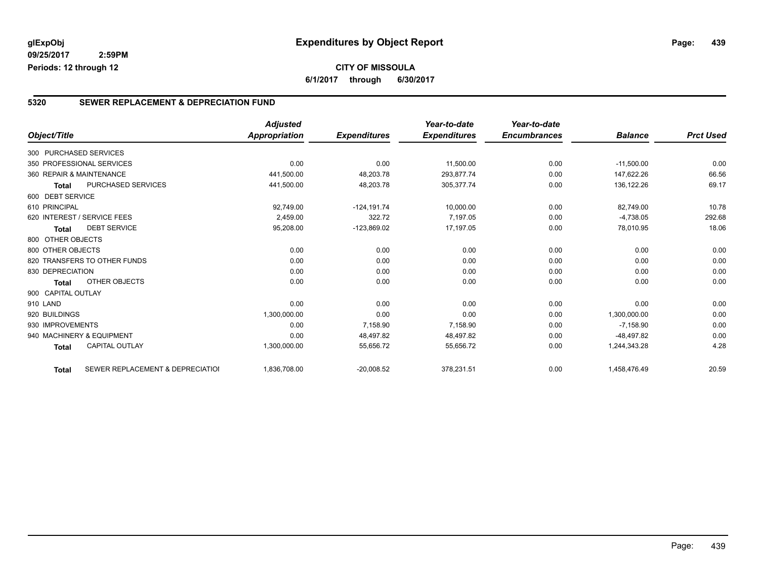**glExpObj**
**09/25/2017 2:59PM**
**Periods: 12 through 12**

# Expenditures by Object Report

**CITY OF MISSOULA**
**6/1/2017 through 6/30/2017**

## 5320 SEWER REPLACEMENT & DEPRECIATION FUND

| Object/Title | | Adjusted Appropriation | Expenditures | Year-to-date Expenditures | Year-to-date Encumbrances | Balance | Prct Used |
|---|---|---|---|---|---|---|---|
| 300 PURCHASED SERVICES | | | | | | | |
| 350 PROFESSIONAL SERVICES | | 0.00 | 0.00 | 11,500.00 | 0.00 | -11,500.00 | 0.00 |
| 360 REPAIR & MAINTENANCE | | 441,500.00 | 48,203.78 | 293,877.74 | 0.00 | 147,622.26 | 66.56 |
| **Total** | PURCHASED SERVICES | 441,500.00 | 48,203.78 | 305,377.74 | 0.00 | 136,122.26 | 69.17 |
| 600 DEBT SERVICE | | | | | | | |
| 610 PRINCIPAL | | 92,749.00 | -124,191.74 | 10,000.00 | 0.00 | 82,749.00 | 10.78 |
| 620 INTEREST / SERVICE FEES | | 2,459.00 | 322.72 | 7,197.05 | 0.00 | -4,738.05 | 292.68 |
| **Total** | DEBT SERVICE | 95,208.00 | -123,869.02 | 17,197.05 | 0.00 | 78,010.95 | 18.06 |
| 800 OTHER OBJECTS | | | | | | | |
| 800 OTHER OBJECTS | | 0.00 | 0.00 | 0.00 | 0.00 | 0.00 | 0.00 |
| 820 TRANSFERS TO OTHER FUNDS | | 0.00 | 0.00 | 0.00 | 0.00 | 0.00 | 0.00 |
| 830 DEPRECIATION | | 0.00 | 0.00 | 0.00 | 0.00 | 0.00 | 0.00 |
| **Total** | OTHER OBJECTS | 0.00 | 0.00 | 0.00 | 0.00 | 0.00 | 0.00 |
| 900 CAPITAL OUTLAY | | | | | | | |
| 910 LAND | | 0.00 | 0.00 | 0.00 | 0.00 | 0.00 | 0.00 |
| 920 BUILDINGS | | 1,300,000.00 | 0.00 | 0.00 | 0.00 | 1,300,000.00 | 0.00 |
| 930 IMPROVEMENTS | | 0.00 | 7,158.90 | 7,158.90 | 0.00 | -7,158.90 | 0.00 |
| 940 MACHINERY & EQUIPMENT | | 0.00 | 48,497.82 | 48,497.82 | 0.00 | -48,497.82 | 0.00 |
| **Total** | CAPITAL OUTLAY | 1,300,000.00 | 55,656.72 | 55,656.72 | 0.00 | 1,244,343.28 | 4.28 |
| **Total** | SEWER REPLACEMENT & DEPRECIATIOI | 1,836,708.00 | -20,008.52 | 378,231.51 | 0.00 | 1,458,476.49 | 20.59 |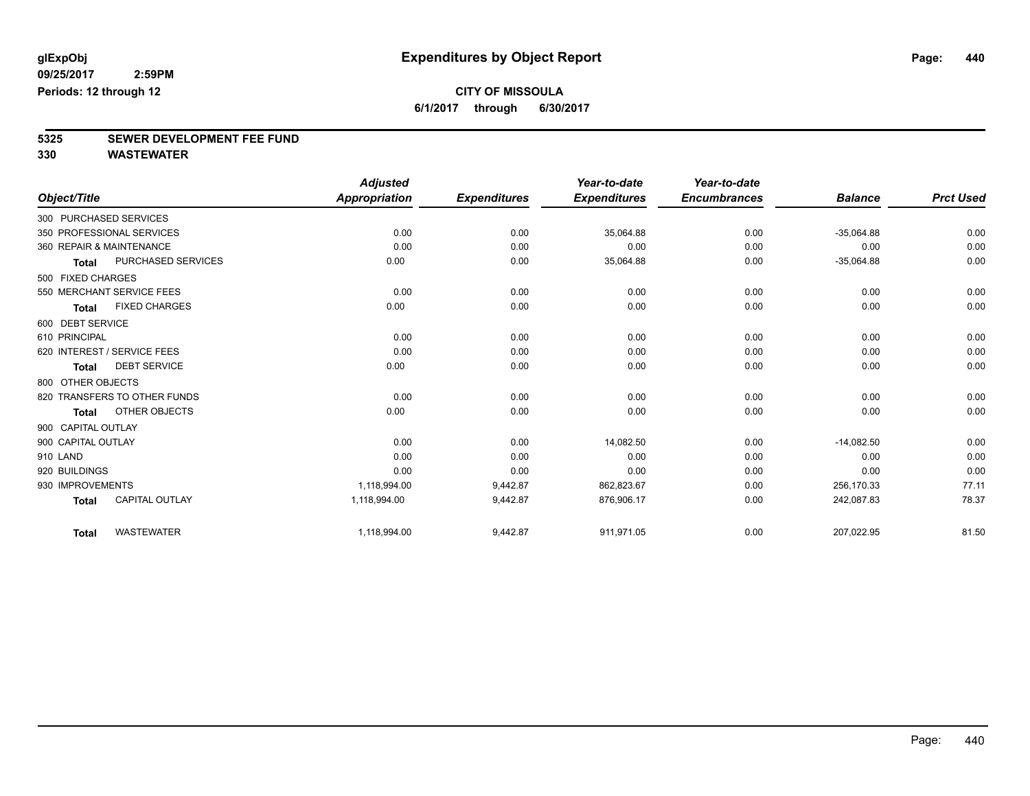glExpObj
09/25/2017 2:59PM
Periods: 12 through 12

# Expenditures by Object Report

**CITY OF MISSOULA**
**6/1/2017 through 6/30/2017**

## 5325 SEWER DEVELOPMENT FEE FUND
## 330 WASTEWATER

| Object/Title | Adjusted Appropriation | Expenditures | Year-to-date Expenditures | Year-to-date Encumbrances | Balance | Prct Used |
|---|---|---|---|---|---|---|
| 300 PURCHASED SERVICES | | | | | | |
| 350 PROFESSIONAL SERVICES | 0.00 | 0.00 | 35,064.88 | 0.00 | -35,064.88 | 0.00 |
| 360 REPAIR & MAINTENANCE | 0.00 | 0.00 | 0.00 | 0.00 | 0.00 | 0.00 |
| Total PURCHASED SERVICES | 0.00 | 0.00 | 35,064.88 | 0.00 | -35,064.88 | 0.00 |
| 500 FIXED CHARGES | | | | | | |
| 550 MERCHANT SERVICE FEES | 0.00 | 0.00 | 0.00 | 0.00 | 0.00 | 0.00 |
| Total FIXED CHARGES | 0.00 | 0.00 | 0.00 | 0.00 | 0.00 | 0.00 |
| 600 DEBT SERVICE | | | | | | |
| 610 PRINCIPAL | 0.00 | 0.00 | 0.00 | 0.00 | 0.00 | 0.00 |
| 620 INTEREST / SERVICE FEES | 0.00 | 0.00 | 0.00 | 0.00 | 0.00 | 0.00 |
| Total DEBT SERVICE | 0.00 | 0.00 | 0.00 | 0.00 | 0.00 | 0.00 |
| 800 OTHER OBJECTS | | | | | | |
| 820 TRANSFERS TO OTHER FUNDS | 0.00 | 0.00 | 0.00 | 0.00 | 0.00 | 0.00 |
| Total OTHER OBJECTS | 0.00 | 0.00 | 0.00 | 0.00 | 0.00 | 0.00 |
| 900 CAPITAL OUTLAY | | | | | | |
| 900 CAPITAL OUTLAY | 0.00 | 0.00 | 14,082.50 | 0.00 | -14,082.50 | 0.00 |
| 910 LAND | 0.00 | 0.00 | 0.00 | 0.00 | 0.00 | 0.00 |
| 920 BUILDINGS | 0.00 | 0.00 | 0.00 | 0.00 | 0.00 | 0.00 |
| 930 IMPROVEMENTS | 1,118,994.00 | 9,442.87 | 862,823.67 | 0.00 | 256,170.33 | 77.11 |
| Total CAPITAL OUTLAY | 1,118,994.00 | 9,442.87 | 876,906.17 | 0.00 | 242,087.83 | 78.37 |
| Total WASTEWATER | 1,118,994.00 | 9,442.87 | 911,971.05 | 0.00 | 207,022.95 | 81.50 |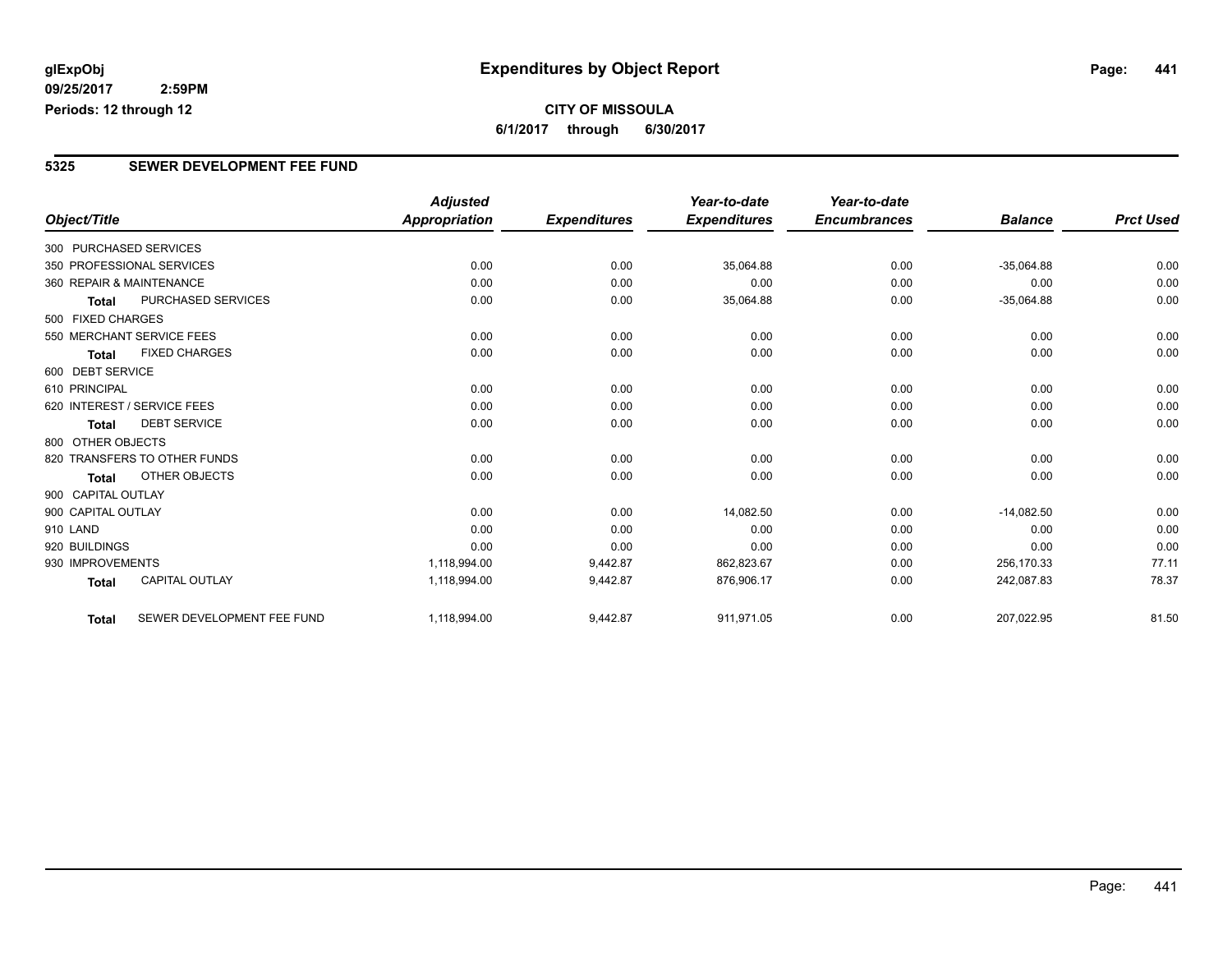# Expenditures by Object Report

glExpObj
09/25/2017 2:59PM
Periods: 12 through 12

**CITY OF MISSOULA**
**6/1/2017 through 6/30/2017**

## 5325 SEWER DEVELOPMENT FEE FUND

| Object/Title | Adjusted Appropriation | Expenditures | Year-to-date Expenditures | Year-to-date Encumbrances | Balance | Prct Used |
|---|---|---|---|---|---|---|
| 300 PURCHASED SERVICES | | | | | | |
| 350 PROFESSIONAL SERVICES | 0.00 | 0.00 | 35,064.88 | 0.00 | -35,064.88 | 0.00 |
| 360 REPAIR & MAINTENANCE | 0.00 | 0.00 | 0.00 | 0.00 | 0.00 | 0.00 |
| **Total** PURCHASED SERVICES | 0.00 | 0.00 | 35,064.88 | 0.00 | -35,064.88 | 0.00 |
| 500 FIXED CHARGES | | | | | | |
| 550 MERCHANT SERVICE FEES | 0.00 | 0.00 | 0.00 | 0.00 | 0.00 | 0.00 |
| **Total** FIXED CHARGES | 0.00 | 0.00 | 0.00 | 0.00 | 0.00 | 0.00 |
| 600 DEBT SERVICE | | | | | | |
| 610 PRINCIPAL | 0.00 | 0.00 | 0.00 | 0.00 | 0.00 | 0.00 |
| 620 INTEREST / SERVICE FEES | 0.00 | 0.00 | 0.00 | 0.00 | 0.00 | 0.00 |
| **Total** DEBT SERVICE | 0.00 | 0.00 | 0.00 | 0.00 | 0.00 | 0.00 |
| 800 OTHER OBJECTS | | | | | | |
| 820 TRANSFERS TO OTHER FUNDS | 0.00 | 0.00 | 0.00 | 0.00 | 0.00 | 0.00 |
| **Total** OTHER OBJECTS | 0.00 | 0.00 | 0.00 | 0.00 | 0.00 | 0.00 |
| 900 CAPITAL OUTLAY | | | | | | |
| 900 CAPITAL OUTLAY | 0.00 | 0.00 | 14,082.50 | 0.00 | -14,082.50 | 0.00 |
| 910 LAND | 0.00 | 0.00 | 0.00 | 0.00 | 0.00 | 0.00 |
| 920 BUILDINGS | 0.00 | 0.00 | 0.00 | 0.00 | 0.00 | 0.00 |
| 930 IMPROVEMENTS | 1,118,994.00 | 9,442.87 | 862,823.67 | 0.00 | 256,170.33 | 77.11 |
| **Total** CAPITAL OUTLAY | 1,118,994.00 | 9,442.87 | 876,906.17 | 0.00 | 242,087.83 | 78.37 |
| **Total** SEWER DEVELOPMENT FEE FUND | 1,118,994.00 | 9,442.87 | 911,971.05 | 0.00 | 207,022.95 | 81.50 |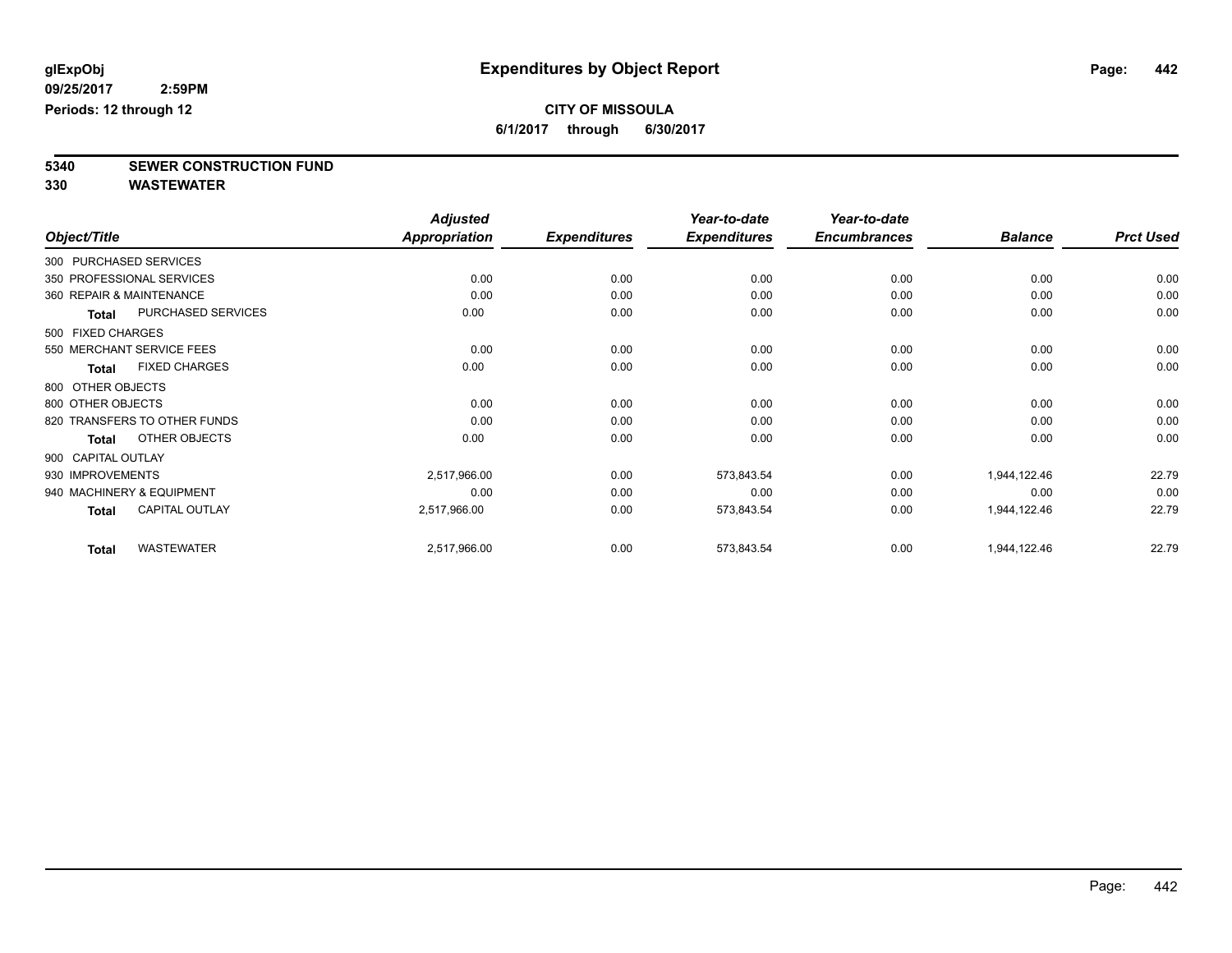**glExpObj** | **Expenditures by Object Report**

**09/25/2017 2:59PM**

**Periods: 12 through 12**

**CITY OF MISSOULA**

**6/1/2017 through 6/30/2017**

**5340 SEWER CONSTRUCTION FUND**

**330 WASTEWATER**

| Object/Title | Adjusted Appropriation | Expenditures | Year-to-date Expenditures | Year-to-date Encumbrances | Balance | Prct Used |
|---|---|---|---|---|---|---|
| 300 PURCHASED SERVICES | | | | | | |
| 350 PROFESSIONAL SERVICES | 0.00 | 0.00 | 0.00 | 0.00 | 0.00 | 0.00 |
| 360 REPAIR & MAINTENANCE | 0.00 | 0.00 | 0.00 | 0.00 | 0.00 | 0.00 |
| **Total** PURCHASED SERVICES | 0.00 | 0.00 | 0.00 | 0.00 | 0.00 | 0.00 |
| 500 FIXED CHARGES | | | | | | |
| 550 MERCHANT SERVICE FEES | 0.00 | 0.00 | 0.00 | 0.00 | 0.00 | 0.00 |
| **Total** FIXED CHARGES | 0.00 | 0.00 | 0.00 | 0.00 | 0.00 | 0.00 |
| 800 OTHER OBJECTS | | | | | | |
| 800 OTHER OBJECTS | 0.00 | 0.00 | 0.00 | 0.00 | 0.00 | 0.00 |
| 820 TRANSFERS TO OTHER FUNDS | 0.00 | 0.00 | 0.00 | 0.00 | 0.00 | 0.00 |
| **Total** OTHER OBJECTS | 0.00 | 0.00 | 0.00 | 0.00 | 0.00 | 0.00 |
| 900 CAPITAL OUTLAY | | | | | | |
| 930 IMPROVEMENTS | 2,517,966.00 | 0.00 | 573,843.54 | 0.00 | 1,944,122.46 | 22.79 |
| 940 MACHINERY & EQUIPMENT | 0.00 | 0.00 | 0.00 | 0.00 | 0.00 | 0.00 |
| **Total** CAPITAL OUTLAY | 2,517,966.00 | 0.00 | 573,843.54 | 0.00 | 1,944,122.46 | 22.79 |
| **Total** WASTEWATER | 2,517,966.00 | 0.00 | 573,843.54 | 0.00 | 1,944,122.46 | 22.79 |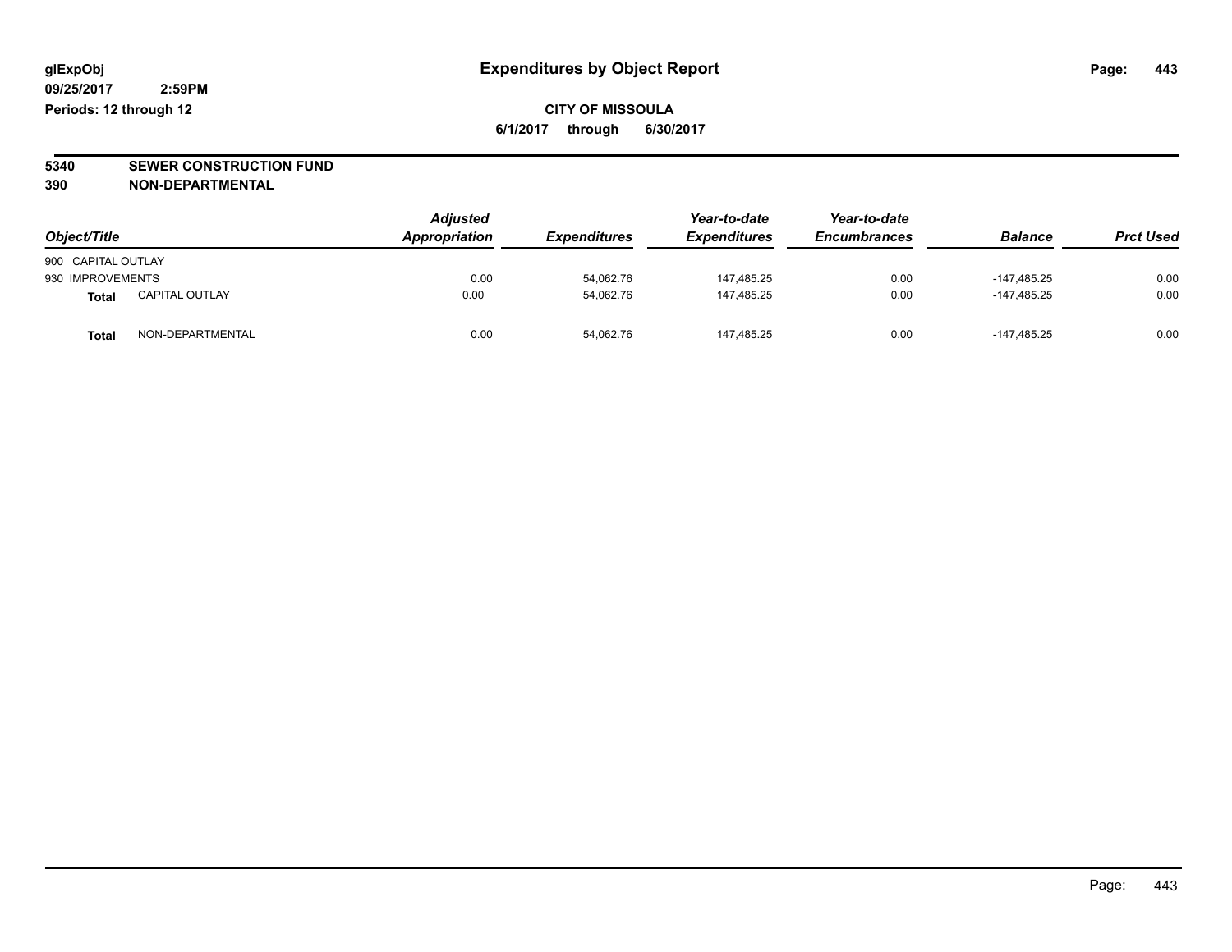# Expenditures by Object Report

glExpObj
09/25/2017 2:59PM
Periods: 12 through 12

**CITY OF MISSOULA**
**6/1/2017 through 6/30/2017**

**5340 SEWER CONSTRUCTION FUND**
**390 NON-DEPARTMENTAL**

| Object/Title | Adjusted Appropriation | Expenditures | Year-to-date Expenditures | Year-to-date Encumbrances | Balance | Prct Used |
|---|---|---|---|---|---|---|
| 900 CAPITAL OUTLAY | | | | | | |
| 930 IMPROVEMENTS | 0.00 | 54,062.76 | 147,485.25 | 0.00 | -147,485.25 | 0.00 |
| **Total** CAPITAL OUTLAY | 0.00 | 54,062.76 | 147,485.25 | 0.00 | -147,485.25 | 0.00 |
| **Total** NON-DEPARTMENTAL | 0.00 | 54,062.76 | 147,485.25 | 0.00 | -147,485.25 | 0.00 |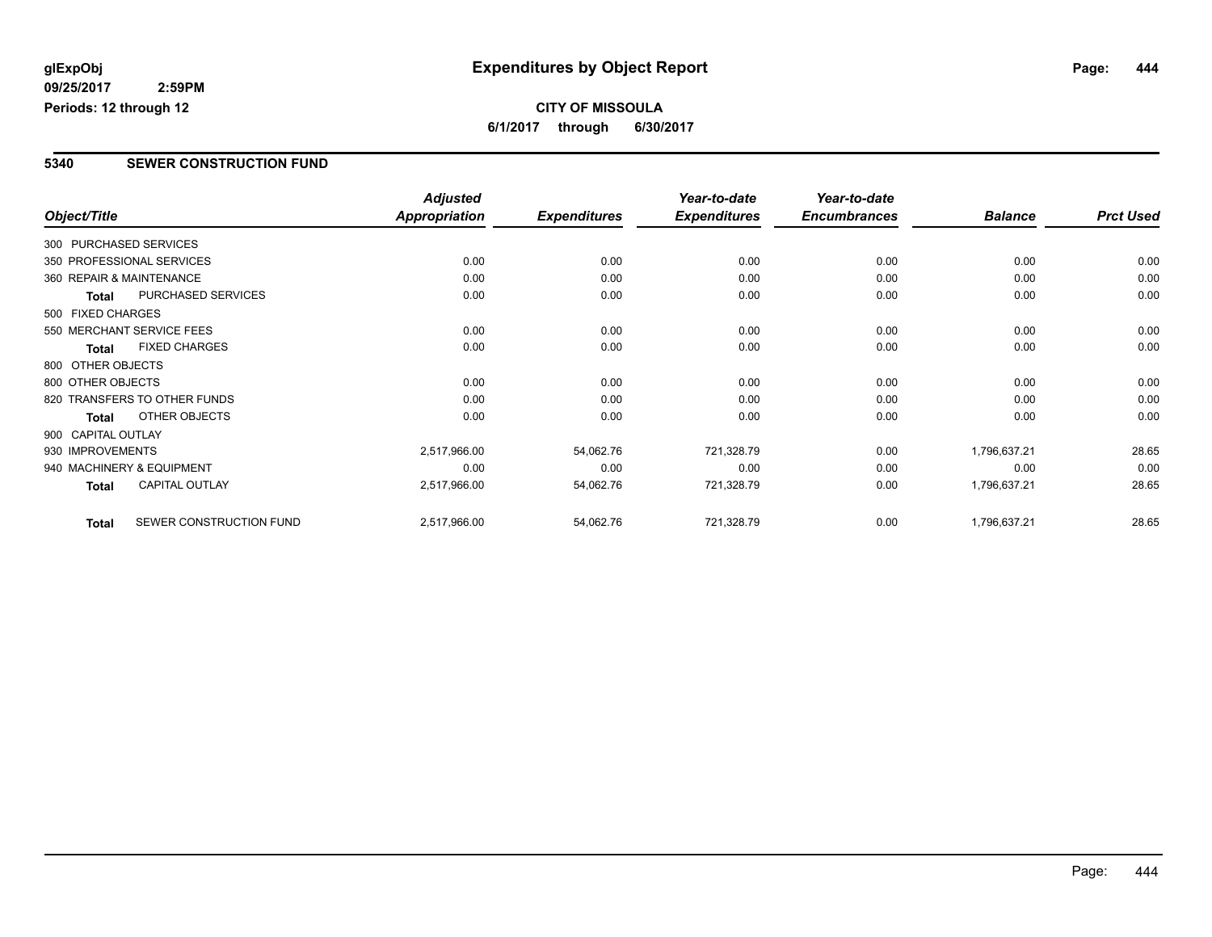glExpObj
09/25/2017 2:59PM
Periods: 12 through 12

# Expenditures by Object Report

**CITY OF MISSOULA**
**6/1/2017 through 6/30/2017**

## 5340 SEWER CONSTRUCTION FUND

| Object/Title | | Adjusted Appropriation | Expenditures | Year-to-date Expenditures | Year-to-date Encumbrances | Balance | Prct Used |
|---|---|---|---|---|---|---|---|
| 300 PURCHASED SERVICES | | | | | | | |
| 350 PROFESSIONAL SERVICES | | 0.00 | 0.00 | 0.00 | 0.00 | 0.00 | 0.00 |
| 360 REPAIR & MAINTENANCE | | 0.00 | 0.00 | 0.00 | 0.00 | 0.00 | 0.00 |
| **Total** | PURCHASED SERVICES | 0.00 | 0.00 | 0.00 | 0.00 | 0.00 | 0.00 |
| 500 FIXED CHARGES | | | | | | | |
| 550 MERCHANT SERVICE FEES | | 0.00 | 0.00 | 0.00 | 0.00 | 0.00 | 0.00 |
| **Total** | FIXED CHARGES | 0.00 | 0.00 | 0.00 | 0.00 | 0.00 | 0.00 |
| 800 OTHER OBJECTS | | | | | | | |
| 800 OTHER OBJECTS | | 0.00 | 0.00 | 0.00 | 0.00 | 0.00 | 0.00 |
| 820 TRANSFERS TO OTHER FUNDS | | 0.00 | 0.00 | 0.00 | 0.00 | 0.00 | 0.00 |
| **Total** | OTHER OBJECTS | 0.00 | 0.00 | 0.00 | 0.00 | 0.00 | 0.00 |
| 900 CAPITAL OUTLAY | | | | | | | |
| 930 IMPROVEMENTS | | 2,517,966.00 | 54,062.76 | 721,328.79 | 0.00 | 1,796,637.21 | 28.65 |
| 940 MACHINERY & EQUIPMENT | | 0.00 | 0.00 | 0.00 | 0.00 | 0.00 | 0.00 |
| **Total** | CAPITAL OUTLAY | 2,517,966.00 | 54,062.76 | 721,328.79 | 0.00 | 1,796,637.21 | 28.65 |
| **Total** | SEWER CONSTRUCTION FUND | 2,517,966.00 | 54,062.76 | 721,328.79 | 0.00 | 1,796,637.21 | 28.65 |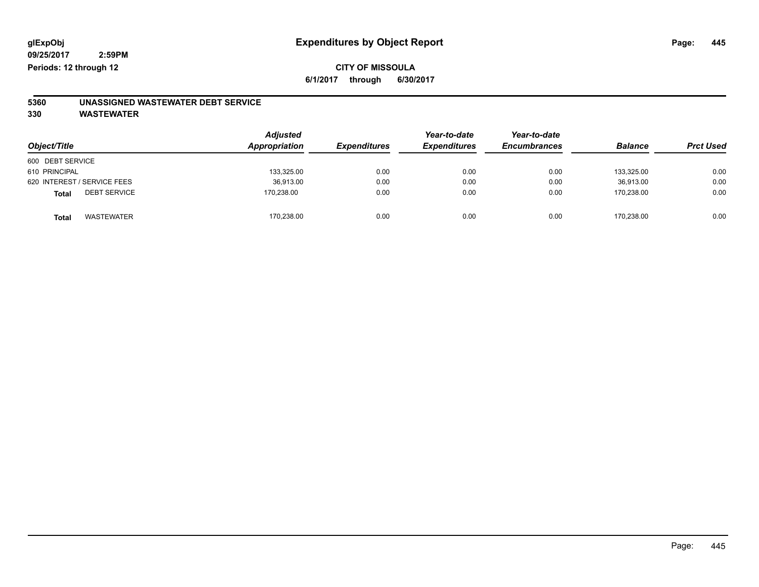glExpObj
09/25/2017 2:59PM
Periods: 12 through 12

# Expenditures by Object Report

**CITY OF MISSOULA**
**6/1/2017 through 6/30/2017**

**5360 UNASSIGNED WASTEWATER DEBT SERVICE**
**330 WASTEWATER**

| Object/Title | Adjusted Appropriation | Expenditures | Year-to-date Expenditures | Year-to-date Encumbrances | Balance | Prct Used |
|---|---|---|---|---|---|---|
| 600 DEBT SERVICE | | | | | | |
| 610 PRINCIPAL | 133,325.00 | 0.00 | 0.00 | 0.00 | 133,325.00 | 0.00 |
| 620 INTEREST / SERVICE FEES | 36,913.00 | 0.00 | 0.00 | 0.00 | 36,913.00 | 0.00 |
| **Total** DEBT SERVICE | 170,238.00 | 0.00 | 0.00 | 0.00 | 170,238.00 | 0.00 |
| **Total** WASTEWATER | 170,238.00 | 0.00 | 0.00 | 0.00 | 170,238.00 | 0.00 |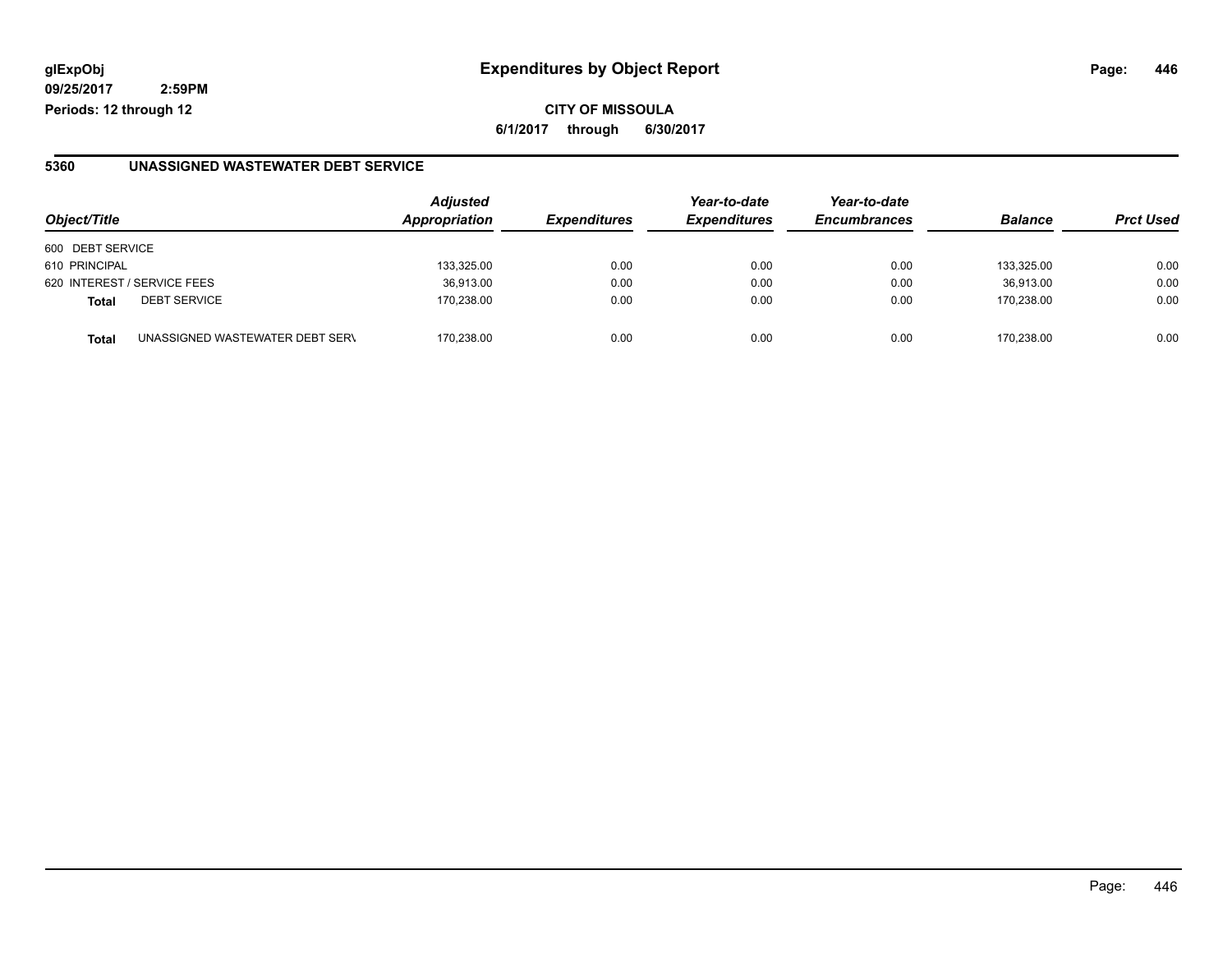**glExpObj** **Expenditures by Object Report**

**09/25/2017 2:59PM**

**Periods: 12 through 12**

**CITY OF MISSOULA**

**6/1/2017 through 6/30/2017**

## 5360 UNASSIGNED WASTEWATER DEBT SERVICE

| Object/Title | | Adjusted Appropriation | Expenditures | Year-to-date Expenditures | Year-to-date Encumbrances | Balance | Prct Used |
|---|---|---|---|---|---|---|---|
| 600 DEBT SERVICE | | | | | | | |
| 610 PRINCIPAL | | 133,325.00 | 0.00 | 0.00 | 0.00 | 133,325.00 | 0.00 |
| 620 INTEREST / SERVICE FEES | | 36,913.00 | 0.00 | 0.00 | 0.00 | 36,913.00 | 0.00 |
| **Total** | DEBT SERVICE | 170,238.00 | 0.00 | 0.00 | 0.00 | 170,238.00 | 0.00 |
| **Total** | UNASSIGNED WASTEWATER DEBT SERV | 170,238.00 | 0.00 | 0.00 | 0.00 | 170,238.00 | 0.00 |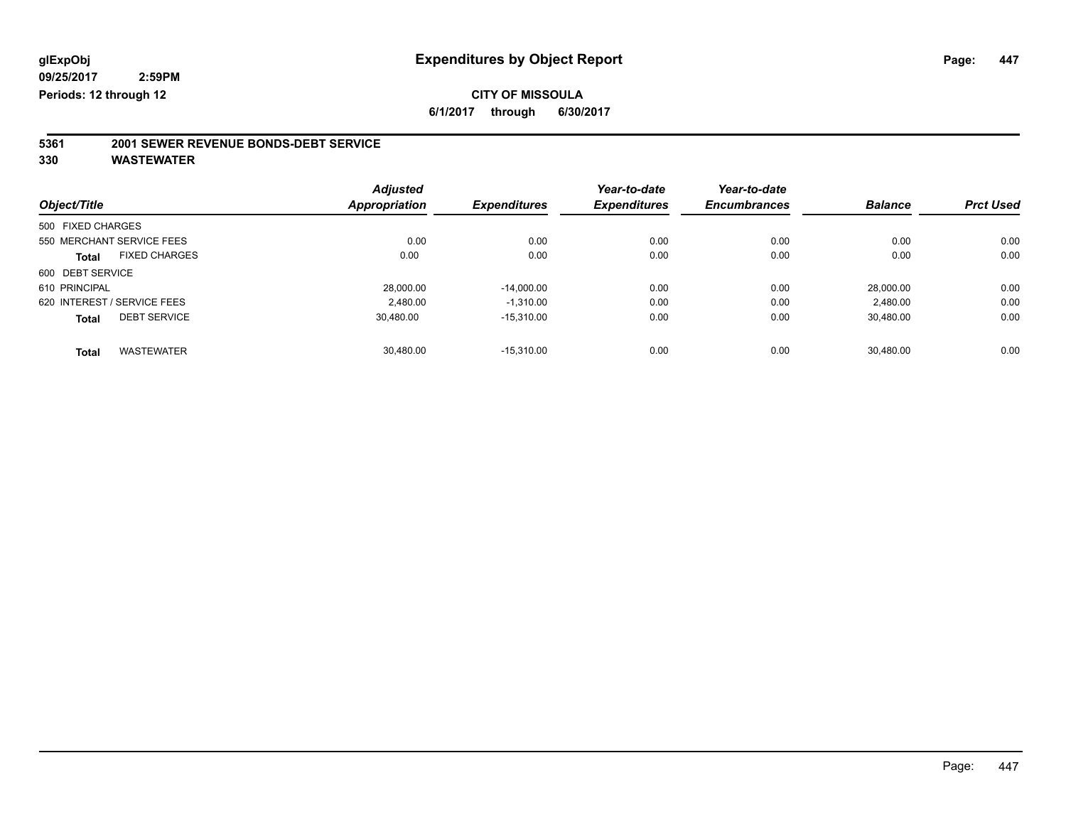glExpObj
09/25/2017 2:59PM
Periods: 12 through 12

# Expenditures by Object Report

**CITY OF MISSOULA**

**6/1/2017 through 6/30/2017**

## 5361 2001 SEWER REVENUE BONDS-DEBT SERVICE
## 330 WASTEWATER

| Object/Title | Adjusted Appropriation | Expenditures | Year-to-date Expenditures | Year-to-date Encumbrances | Balance | Prct Used |
|---|---|---|---|---|---|---|
| 500 FIXED CHARGES | | | | | | |
| 550 MERCHANT SERVICE FEES | 0.00 | 0.00 | 0.00 | 0.00 | 0.00 | 0.00 |
| **Total** FIXED CHARGES | 0.00 | 0.00 | 0.00 | 0.00 | 0.00 | 0.00 |
| 600 DEBT SERVICE | | | | | | |
| 610 PRINCIPAL | 28,000.00 | -14,000.00 | 0.00 | 0.00 | 28,000.00 | 0.00 |
| 620 INTEREST / SERVICE FEES | 2,480.00 | -1,310.00 | 0.00 | 0.00 | 2,480.00 | 0.00 |
| **Total** DEBT SERVICE | 30,480.00 | -15,310.00 | 0.00 | 0.00 | 30,480.00 | 0.00 |
| **Total** WASTEWATER | 30,480.00 | -15,310.00 | 0.00 | 0.00 | 30,480.00 | 0.00 |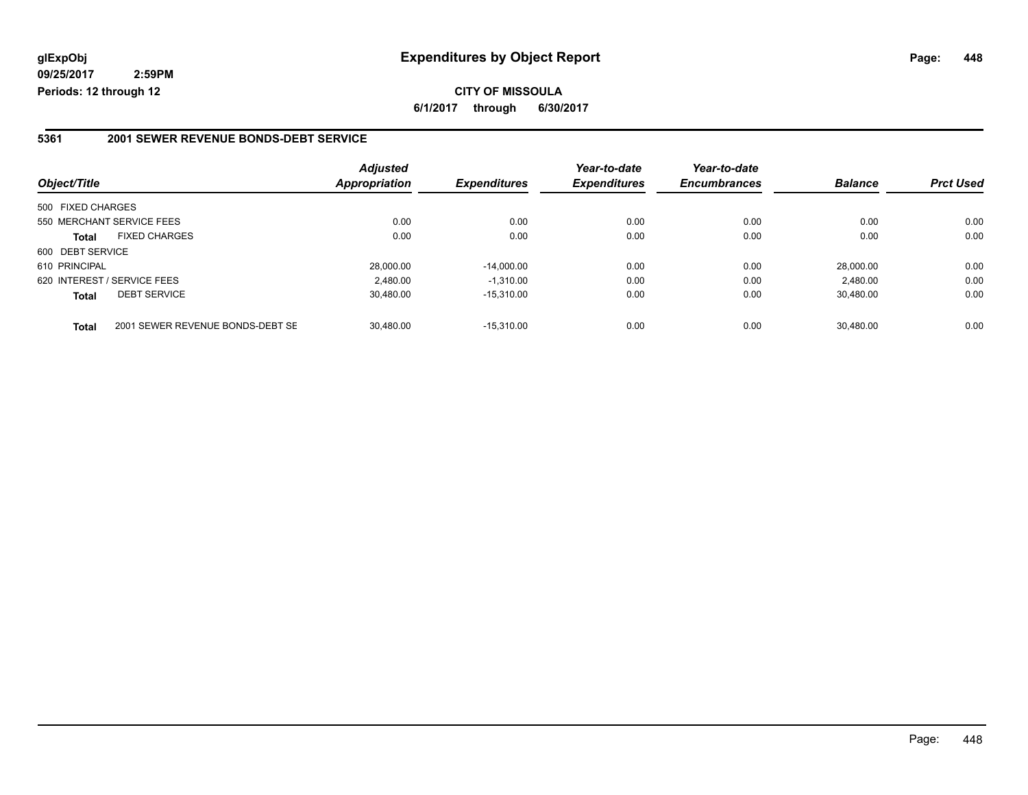**glExpObj**
**09/25/2017 2:59PM**
**Periods: 12 through 12**

# Expenditures by Object Report

**CITY OF MISSOULA**
**6/1/2017 through 6/30/2017**

## 5361 2001 SEWER REVENUE BONDS-DEBT SERVICE

| Object/Title | Adjusted Appropriation | Expenditures | Year-to-date Expenditures | Year-to-date Encumbrances | Balance | Prct Used |
|---|---|---|---|---|---|---|
| 500 FIXED CHARGES | | | | | | |
| 550 MERCHANT SERVICE FEES | 0.00 | 0.00 | 0.00 | 0.00 | 0.00 | 0.00 |
| **Total** FIXED CHARGES | 0.00 | 0.00 | 0.00 | 0.00 | 0.00 | 0.00 |
| 600 DEBT SERVICE | | | | | | |
| 610 PRINCIPAL | 28,000.00 | -14,000.00 | 0.00 | 0.00 | 28,000.00 | 0.00 |
| 620 INTEREST / SERVICE FEES | 2,480.00 | -1,310.00 | 0.00 | 0.00 | 2,480.00 | 0.00 |
| **Total** DEBT SERVICE | 30,480.00 | -15,310.00 | 0.00 | 0.00 | 30,480.00 | 0.00 |
| **Total** 2001 SEWER REVENUE BONDS-DEBT SE | 30,480.00 | -15,310.00 | 0.00 | 0.00 | 30,480.00 | 0.00 |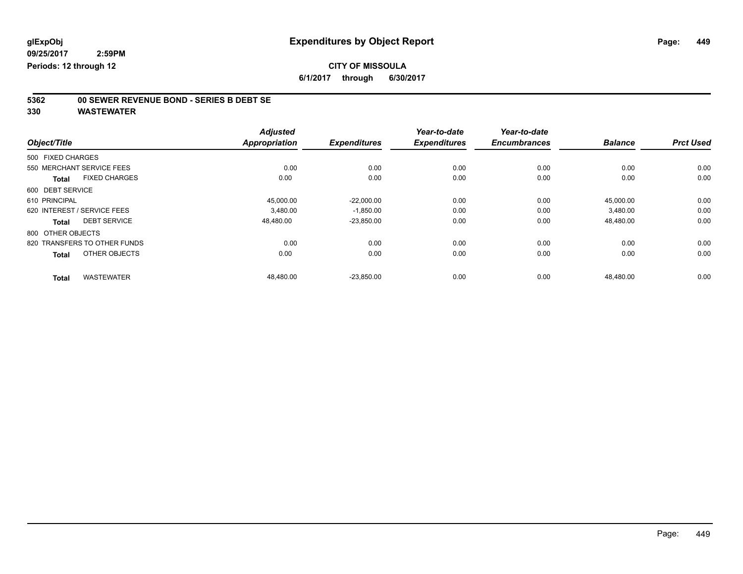# Expenditures by Object Report

glExpObj
09/25/2017 2:59PM
Periods: 12 through 12

**CITY OF MISSOULA**
**6/1/2017 through 6/30/2017**

## 5362 00 SEWER REVENUE BOND - SERIES B DEBT SE
## 330 WASTEWATER

| Object/Title | Adjusted Appropriation | Expenditures | Year-to-date Expenditures | Year-to-date Encumbrances | Balance | Prct Used |
|---|---|---|---|---|---|---|
| 500 FIXED CHARGES | | | | | | |
| 550 MERCHANT SERVICE FEES | 0.00 | 0.00 | 0.00 | 0.00 | 0.00 | 0.00 |
| **Total** FIXED CHARGES | 0.00 | 0.00 | 0.00 | 0.00 | 0.00 | 0.00 |
| 600 DEBT SERVICE | | | | | | |
| 610 PRINCIPAL | 45,000.00 | -22,000.00 | 0.00 | 0.00 | 45,000.00 | 0.00 |
| 620 INTEREST / SERVICE FEES | 3,480.00 | -1,850.00 | 0.00 | 0.00 | 3,480.00 | 0.00 |
| **Total** DEBT SERVICE | 48,480.00 | -23,850.00 | 0.00 | 0.00 | 48,480.00 | 0.00 |
| 800 OTHER OBJECTS | | | | | | |
| 820 TRANSFERS TO OTHER FUNDS | 0.00 | 0.00 | 0.00 | 0.00 | 0.00 | 0.00 |
| **Total** OTHER OBJECTS | 0.00 | 0.00 | 0.00 | 0.00 | 0.00 | 0.00 |
| **Total** WASTEWATER | 48,480.00 | -23,850.00 | 0.00 | 0.00 | 48,480.00 | 0.00 |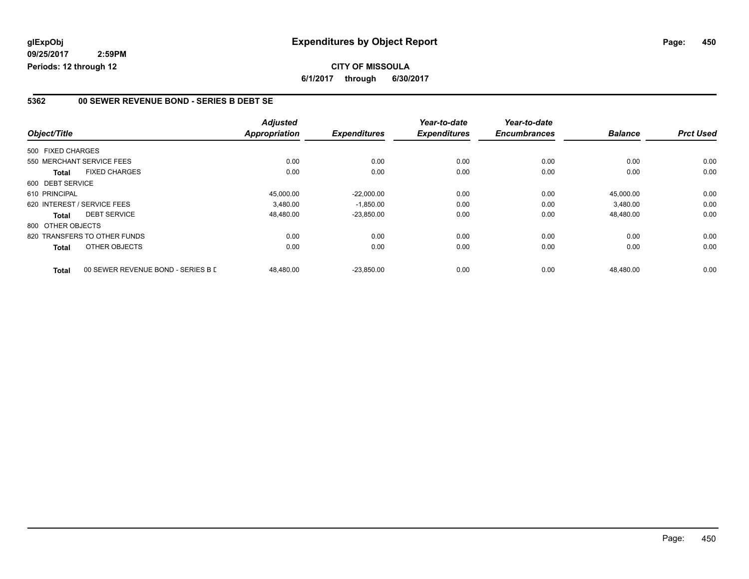glExpObj
09/25/2017 2:59PM
Periods: 12 through 12

# Expenditures by Object Report

**CITY OF MISSOULA**

**6/1/2017 through 6/30/2017**

## 5362 00 SEWER REVENUE BOND - SERIES B DEBT SE

| Object/Title | | Adjusted Appropriation | Expenditures | Year-to-date Expenditures | Year-to-date Encumbrances | Balance | Prct Used |
|---|---|---|---|---|---|---|---|
| 500 FIXED CHARGES | | | | | | | |
| 550 MERCHANT SERVICE FEES | | 0.00 | 0.00 | 0.00 | 0.00 | 0.00 | 0.00 |
| **Total** | FIXED CHARGES | 0.00 | 0.00 | 0.00 | 0.00 | 0.00 | 0.00 |
| 600 DEBT SERVICE | | | | | | | |
| 610 PRINCIPAL | | 45,000.00 | -22,000.00 | 0.00 | 0.00 | 45,000.00 | 0.00 |
| 620 INTEREST / SERVICE FEES | | 3,480.00 | -1,850.00 | 0.00 | 0.00 | 3,480.00 | 0.00 |
| **Total** | DEBT SERVICE | 48,480.00 | -23,850.00 | 0.00 | 0.00 | 48,480.00 | 0.00 |
| 800 OTHER OBJECTS | | | | | | | |
| 820 TRANSFERS TO OTHER FUNDS | | 0.00 | 0.00 | 0.00 | 0.00 | 0.00 | 0.00 |
| **Total** | OTHER OBJECTS | 0.00 | 0.00 | 0.00 | 0.00 | 0.00 | 0.00 |
| **Total** | 00 SEWER REVENUE BOND - SERIES B D | 48,480.00 | -23,850.00 | 0.00 | 0.00 | 48,480.00 | 0.00 |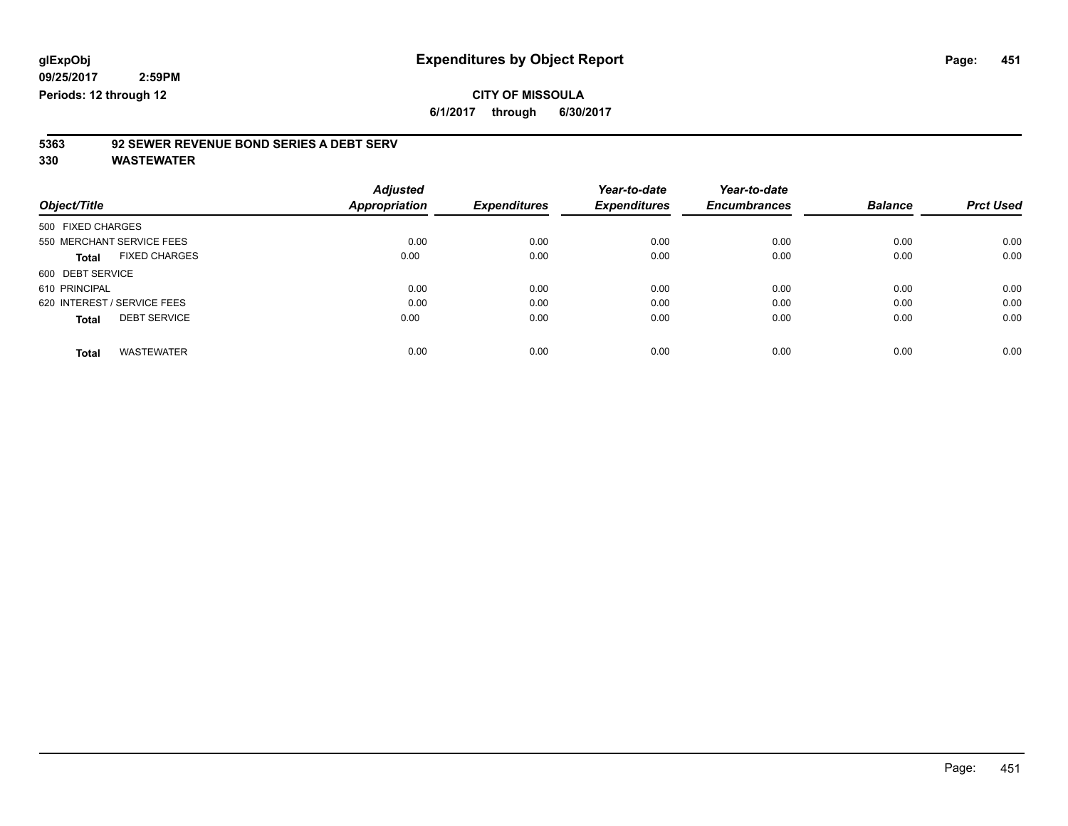glExpObj
09/25/2017 2:59PM
Periods: 12 through 12

# Expenditures by Object Report

**CITY OF MISSOULA**

**6/1/2017 through 6/30/2017**

**5363 92 SEWER REVENUE BOND SERIES A DEBT SERV**

**330 WASTEWATER**

| Object/Title | | Adjusted Appropriation | Expenditures | Year-to-date Expenditures | Year-to-date Encumbrances | Balance | Prct Used |
|---|---|---|---|---|---|---|---|
| 500 FIXED CHARGES | | | | | | | |
| 550 MERCHANT SERVICE FEES | | 0.00 | 0.00 | 0.00 | 0.00 | 0.00 | 0.00 |
| **Total** | FIXED CHARGES | 0.00 | 0.00 | 0.00 | 0.00 | 0.00 | 0.00 |
| 600 DEBT SERVICE | | | | | | | |
| 610 PRINCIPAL | | 0.00 | 0.00 | 0.00 | 0.00 | 0.00 | 0.00 |
| 620 INTEREST / SERVICE FEES | | 0.00 | 0.00 | 0.00 | 0.00 | 0.00 | 0.00 |
| **Total** | DEBT SERVICE | 0.00 | 0.00 | 0.00 | 0.00 | 0.00 | 0.00 |
| **Total** | WASTEWATER | 0.00 | 0.00 | 0.00 | 0.00 | 0.00 | 0.00 |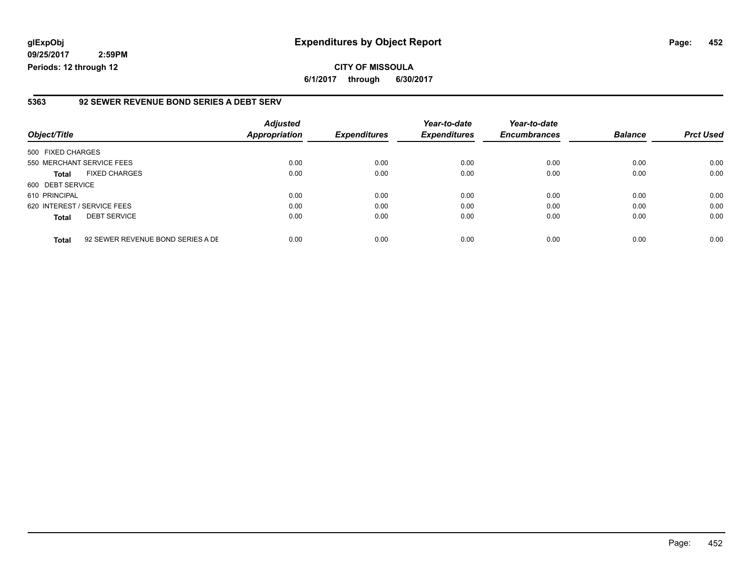**glExpObj** **Expenditures by Object Report**
**09/25/2017 2:59PM**
**Periods: 12 through 12**

**CITY OF MISSOULA**
**6/1/2017 through 6/30/2017**

## 5363 92 SEWER REVENUE BOND SERIES A DEBT SERV

| Object/Title | | Adjusted Appropriation | Expenditures | Year-to-date Expenditures | Year-to-date Encumbrances | Balance | Prct Used |
|---|---|---|---|---|---|---|---|
| 500 FIXED CHARGES | | | | | | | |
| 550 MERCHANT SERVICE FEES | | 0.00 | 0.00 | 0.00 | 0.00 | 0.00 | 0.00 |
| **Total** | FIXED CHARGES | 0.00 | 0.00 | 0.00 | 0.00 | 0.00 | 0.00 |
| 600 DEBT SERVICE | | | | | | | |
| 610 PRINCIPAL | | 0.00 | 0.00 | 0.00 | 0.00 | 0.00 | 0.00 |
| 620 INTEREST / SERVICE FEES | | 0.00 | 0.00 | 0.00 | 0.00 | 0.00 | 0.00 |
| **Total** | DEBT SERVICE | 0.00 | 0.00 | 0.00 | 0.00 | 0.00 | 0.00 |
| **Total** | 92 SEWER REVENUE BOND SERIES A DE | 0.00 | 0.00 | 0.00 | 0.00 | 0.00 | 0.00 |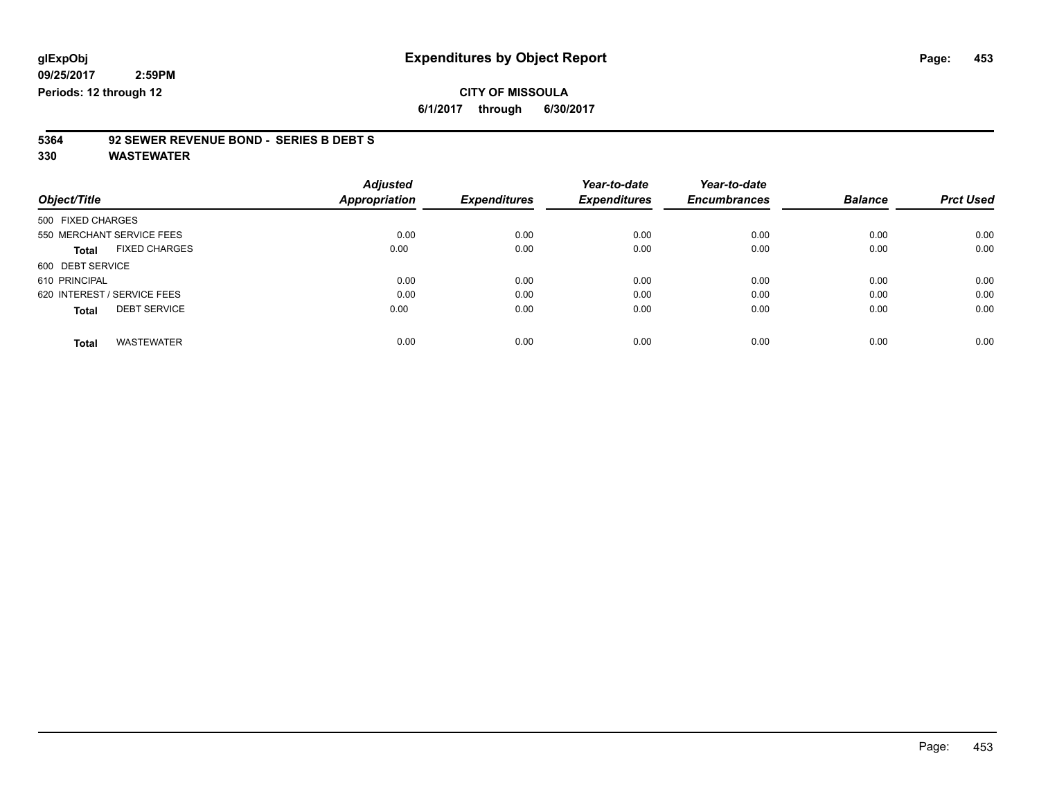**glExpObj**
**09/25/2017 2:59PM**
**Periods: 12 through 12**

# Expenditures by Object Report

**CITY OF MISSOULA**
**6/1/2017 through 6/30/2017**

## 5364 92 SEWER REVENUE BOND - SERIES B DEBT S
## 330 WASTEWATER

| Object/Title | Adjusted Appropriation | Expenditures | Year-to-date Expenditures | Year-to-date Encumbrances | Balance | Prct Used |
|---|---|---|---|---|---|---|
| 500 FIXED CHARGES | | | | | | |
| 550 MERCHANT SERVICE FEES | 0.00 | 0.00 | 0.00 | 0.00 | 0.00 | 0.00 |
| **Total** FIXED CHARGES | 0.00 | 0.00 | 0.00 | 0.00 | 0.00 | 0.00 |
| 600 DEBT SERVICE | | | | | | |
| 610 PRINCIPAL | 0.00 | 0.00 | 0.00 | 0.00 | 0.00 | 0.00 |
| 620 INTEREST / SERVICE FEES | 0.00 | 0.00 | 0.00 | 0.00 | 0.00 | 0.00 |
| **Total** DEBT SERVICE | 0.00 | 0.00 | 0.00 | 0.00 | 0.00 | 0.00 |
| **Total** WASTEWATER | 0.00 | 0.00 | 0.00 | 0.00 | 0.00 | 0.00 |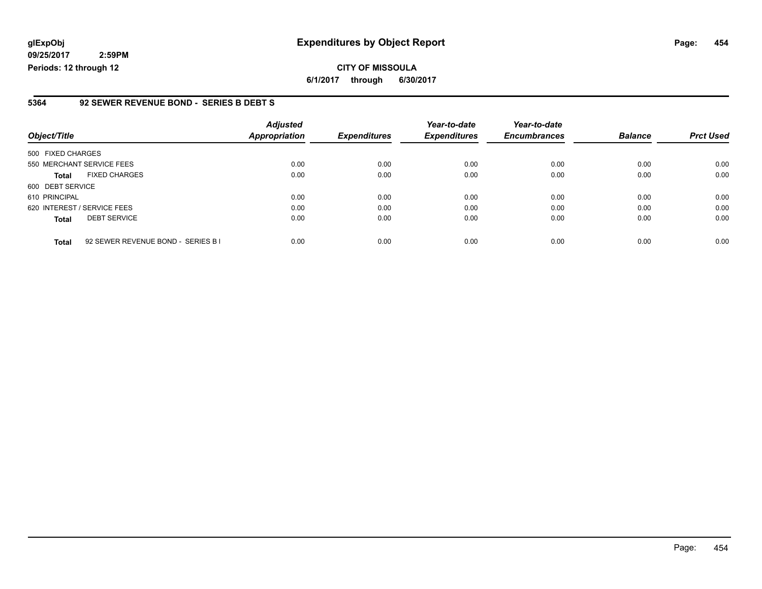**glExpObj**
**09/25/2017 2:59PM**
**Periods: 12 through 12**

# Expenditures by Object Report

**CITY OF MISSOULA**
**6/1/2017 through 6/30/2017**

## 5364 92 SEWER REVENUE BOND - SERIES B DEBT S

| Object/Title | Adjusted Appropriation | Expenditures | Year-to-date Expenditures | Year-to-date Encumbrances | Balance | Prct Used |
|---|---|---|---|---|---|---|
| 500 FIXED CHARGES | | | | | | |
| 550 MERCHANT SERVICE FEES | 0.00 | 0.00 | 0.00 | 0.00 | 0.00 | 0.00 |
| **Total** FIXED CHARGES | 0.00 | 0.00 | 0.00 | 0.00 | 0.00 | 0.00 |
| 600 DEBT SERVICE | | | | | | |
| 610 PRINCIPAL | 0.00 | 0.00 | 0.00 | 0.00 | 0.00 | 0.00 |
| 620 INTEREST / SERVICE FEES | 0.00 | 0.00 | 0.00 | 0.00 | 0.00 | 0.00 |
| **Total** DEBT SERVICE | 0.00 | 0.00 | 0.00 | 0.00 | 0.00 | 0.00 |
| **Total** 92 SEWER REVENUE BOND - SERIES B I | 0.00 | 0.00 | 0.00 | 0.00 | 0.00 | 0.00 |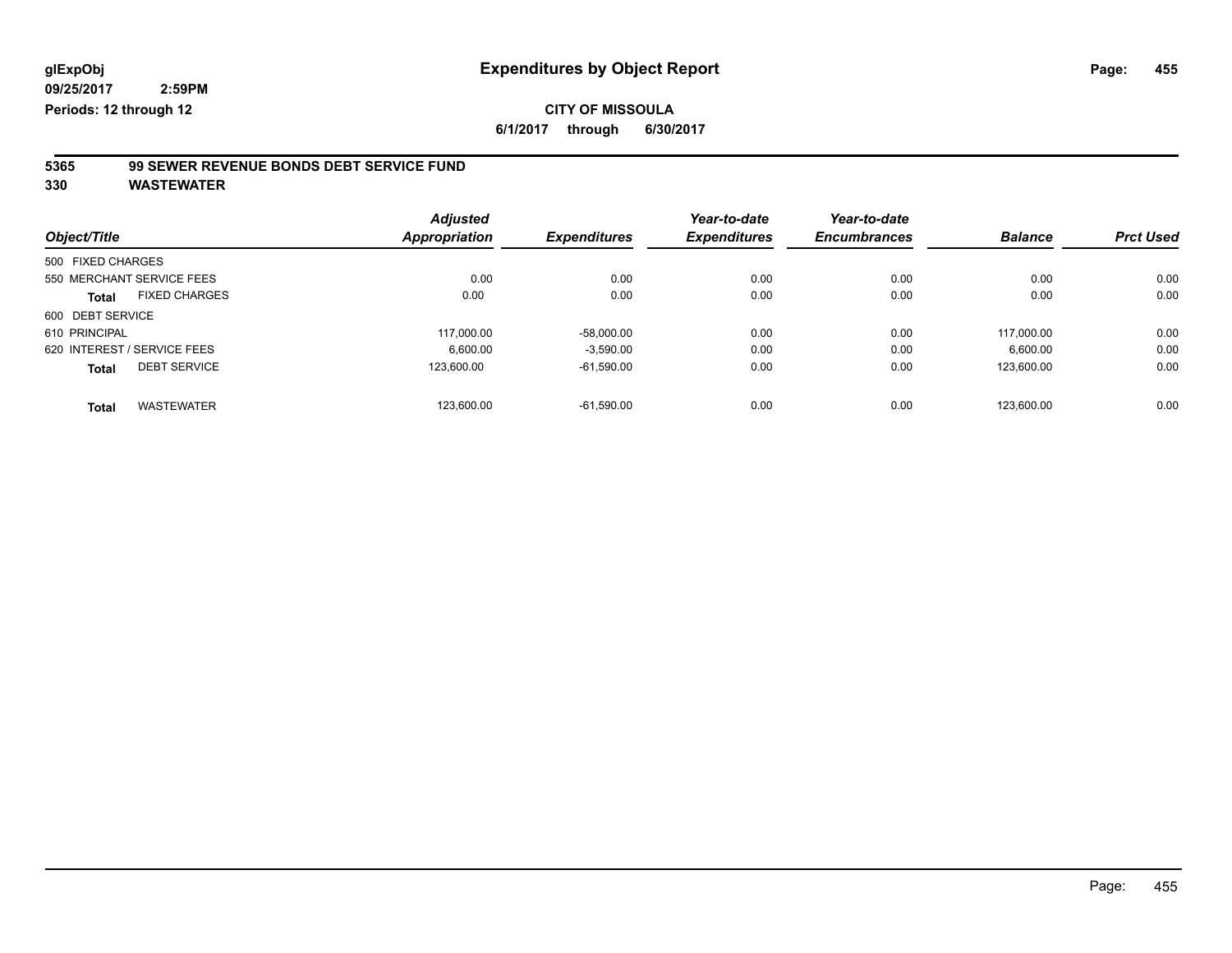**glExpObj**
**09/25/2017 2:59PM**
**Periods: 12 through 12**

# Expenditures by Object Report

**CITY OF MISSOULA**
**6/1/2017 through 6/30/2017**

## 5365 99 SEWER REVENUE BONDS DEBT SERVICE FUND
## 330 WASTEWATER

| Object/Title | Adjusted Appropriation | Expenditures | Year-to-date Expenditures | Year-to-date Encumbrances | Balance | Prct Used |
|---|---|---|---|---|---|---|
| 500 FIXED CHARGES | | | | | | |
| 550 MERCHANT SERVICE FEES | 0.00 | 0.00 | 0.00 | 0.00 | 0.00 | 0.00 |
| **Total** FIXED CHARGES | 0.00 | 0.00 | 0.00 | 0.00 | 0.00 | 0.00 |
| 600 DEBT SERVICE | | | | | | |
| 610 PRINCIPAL | 117,000.00 | -58,000.00 | 0.00 | 0.00 | 117,000.00 | 0.00 |
| 620 INTEREST / SERVICE FEES | 6,600.00 | -3,590.00 | 0.00 | 0.00 | 6,600.00 | 0.00 |
| **Total** DEBT SERVICE | 123,600.00 | -61,590.00 | 0.00 | 0.00 | 123,600.00 | 0.00 |
| **Total** WASTEWATER | 123,600.00 | -61,590.00 | 0.00 | 0.00 | 123,600.00 | 0.00 |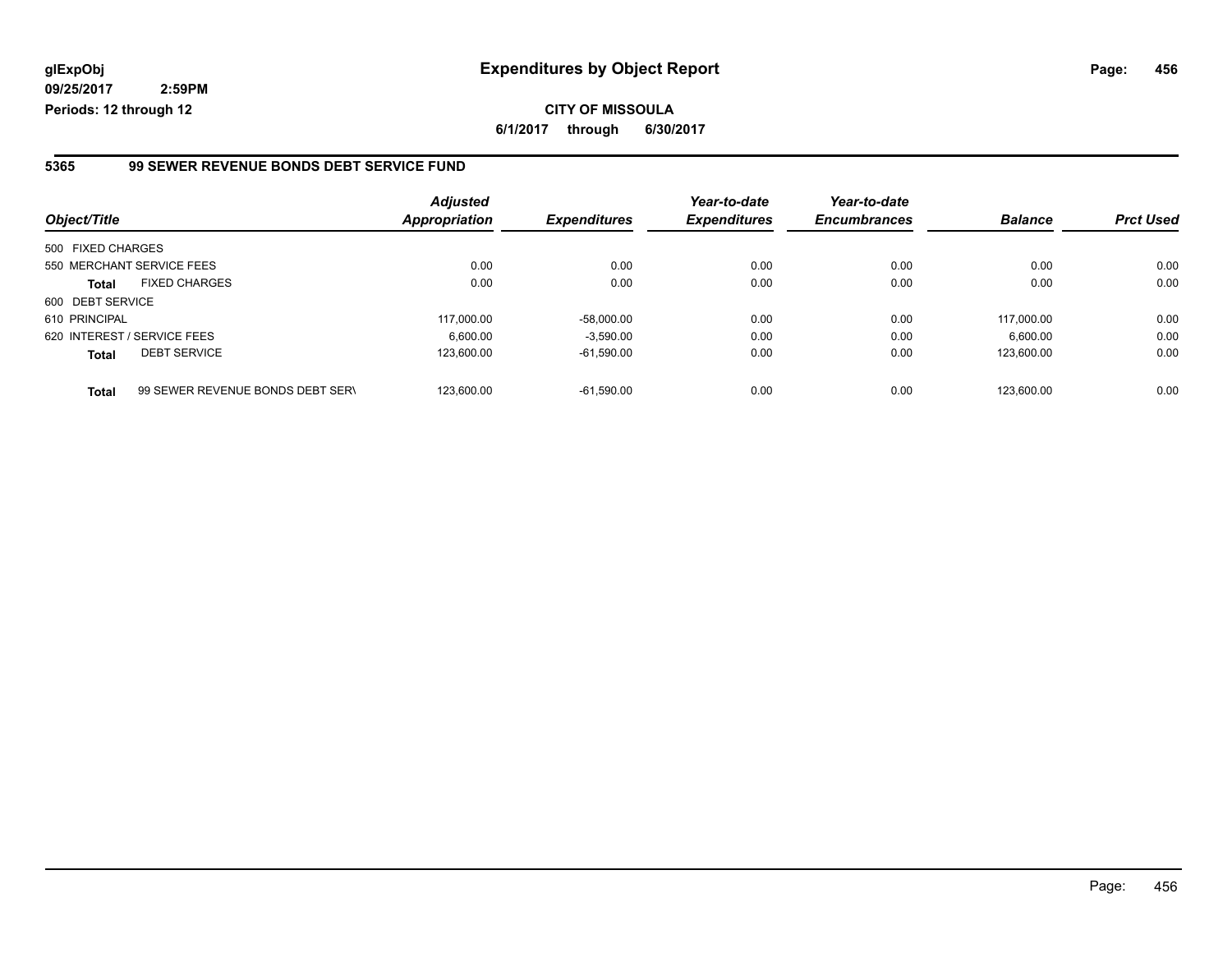**glExpObj**
**09/25/2017 2:59PM**
**Periods: 12 through 12**

# Expenditures by Object Report

**CITY OF MISSOULA**
**6/1/2017 through 6/30/2017**

## 5365 99 SEWER REVENUE BONDS DEBT SERVICE FUND

| Object/Title | | Adjusted Appropriation | Expenditures | Year-to-date Expenditures | Year-to-date Encumbrances | Balance | Prct Used |
|---|---|---|---|---|---|---|---|
| 500 FIXED CHARGES | | | | | | | |
| 550 MERCHANT SERVICE FEES | | 0.00 | 0.00 | 0.00 | 0.00 | 0.00 | 0.00 |
| **Total** | FIXED CHARGES | 0.00 | 0.00 | 0.00 | 0.00 | 0.00 | 0.00 |
| 600 DEBT SERVICE | | | | | | | |
| 610 PRINCIPAL | | 117,000.00 | -58,000.00 | 0.00 | 0.00 | 117,000.00 | 0.00 |
| 620 INTEREST / SERVICE FEES | | 6,600.00 | -3,590.00 | 0.00 | 0.00 | 6,600.00 | 0.00 |
| **Total** | DEBT SERVICE | 123,600.00 | -61,590.00 | 0.00 | 0.00 | 123,600.00 | 0.00 |
| **Total** | 99 SEWER REVENUE BONDS DEBT SERV | 123,600.00 | -61,590.00 | 0.00 | 0.00 | 123,600.00 | 0.00 |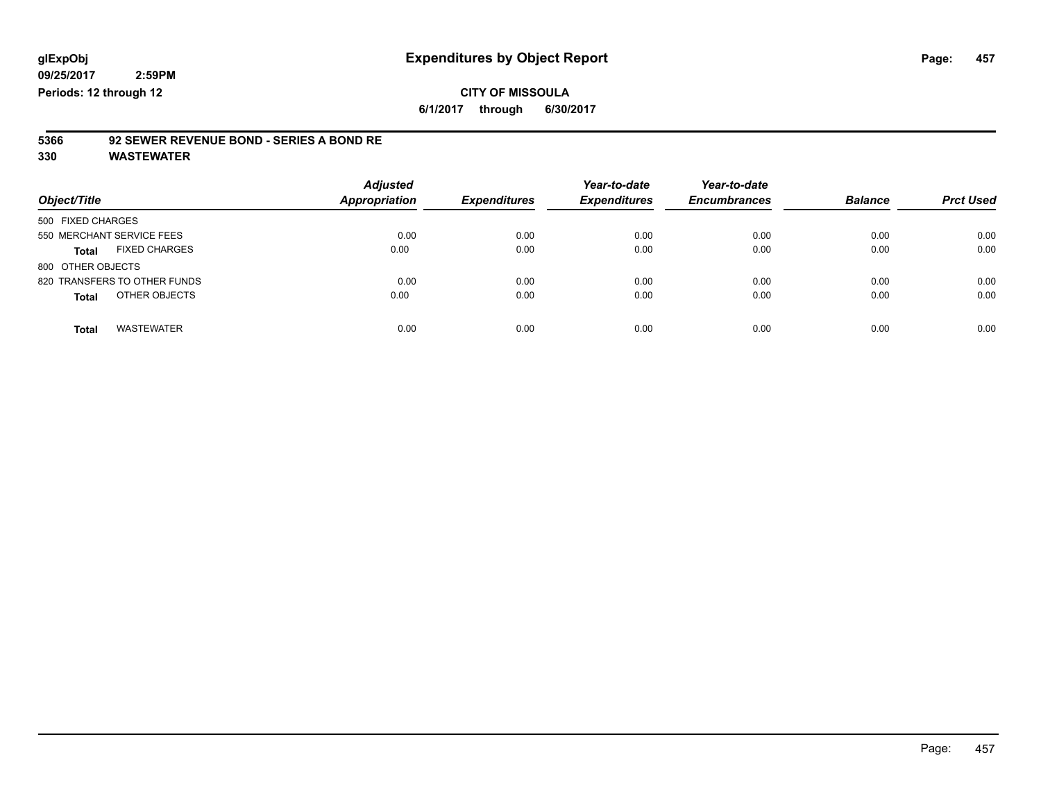glExpObj
09/25/2017 2:59PM
Periods: 12 through 12

# Expenditures by Object Report

**CITY OF MISSOULA**

**6/1/2017 through 6/30/2017**

## 5366 92 SEWER REVENUE BOND - SERIES A BOND RE

## 330 WASTEWATER

| Object/Title | Adjusted Appropriation | Expenditures | Year-to-date Expenditures | Year-to-date Encumbrances | Balance | Prct Used |
|---|---|---|---|---|---|---|
| 500 FIXED CHARGES | | | | | | |
| 550 MERCHANT SERVICE FEES | 0.00 | 0.00 | 0.00 | 0.00 | 0.00 | 0.00 |
| **Total** FIXED CHARGES | 0.00 | 0.00 | 0.00 | 0.00 | 0.00 | 0.00 |
| 800 OTHER OBJECTS | | | | | | |
| 820 TRANSFERS TO OTHER FUNDS | 0.00 | 0.00 | 0.00 | 0.00 | 0.00 | 0.00 |
| **Total** OTHER OBJECTS | 0.00 | 0.00 | 0.00 | 0.00 | 0.00 | 0.00 |
| **Total** WASTEWATER | 0.00 | 0.00 | 0.00 | 0.00 | 0.00 | 0.00 |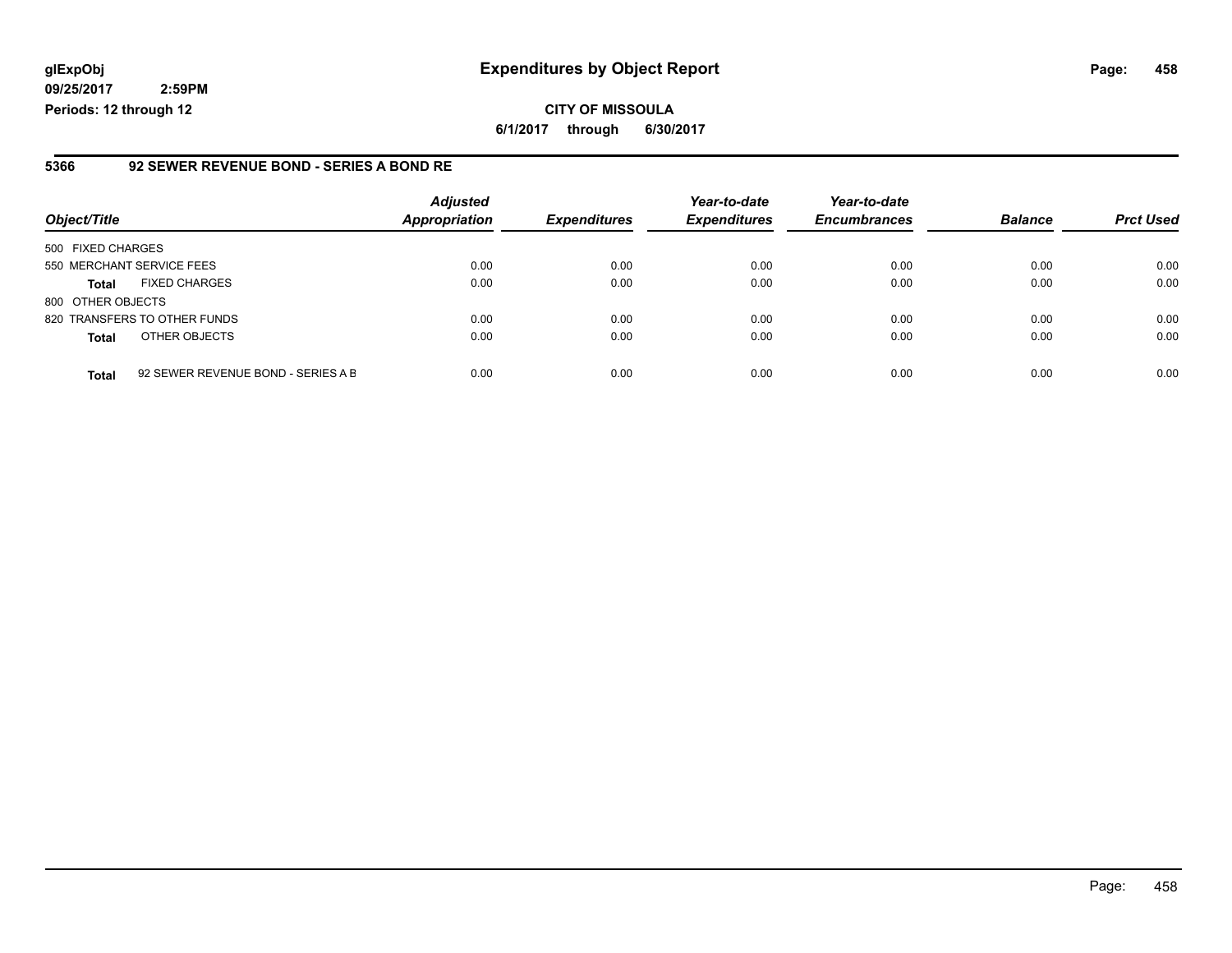**glExpObj**
**09/25/2017 2:59PM**
**Periods: 12 through 12**

# Expenditures by Object Report

**CITY OF MISSOULA**
**6/1/2017 through 6/30/2017**

## 5366 92 SEWER REVENUE BOND - SERIES A BOND RE

| Object/Title | | Adjusted Appropriation | Expenditures | Year-to-date Expenditures | Year-to-date Encumbrances | Balance | Prct Used |
|---|---|---|---|---|---|---|---|
| 500 FIXED CHARGES | | | | | | | |
| 550 MERCHANT SERVICE FEES | | 0.00 | 0.00 | 0.00 | 0.00 | 0.00 | 0.00 |
| **Total** | FIXED CHARGES | 0.00 | 0.00 | 0.00 | 0.00 | 0.00 | 0.00 |
| 800 OTHER OBJECTS | | | | | | | |
| 820 TRANSFERS TO OTHER FUNDS | | 0.00 | 0.00 | 0.00 | 0.00 | 0.00 | 0.00 |
| **Total** | OTHER OBJECTS | 0.00 | 0.00 | 0.00 | 0.00 | 0.00 | 0.00 |
| **Total** | 92 SEWER REVENUE BOND - SERIES A B | 0.00 | 0.00 | 0.00 | 0.00 | 0.00 | 0.00 |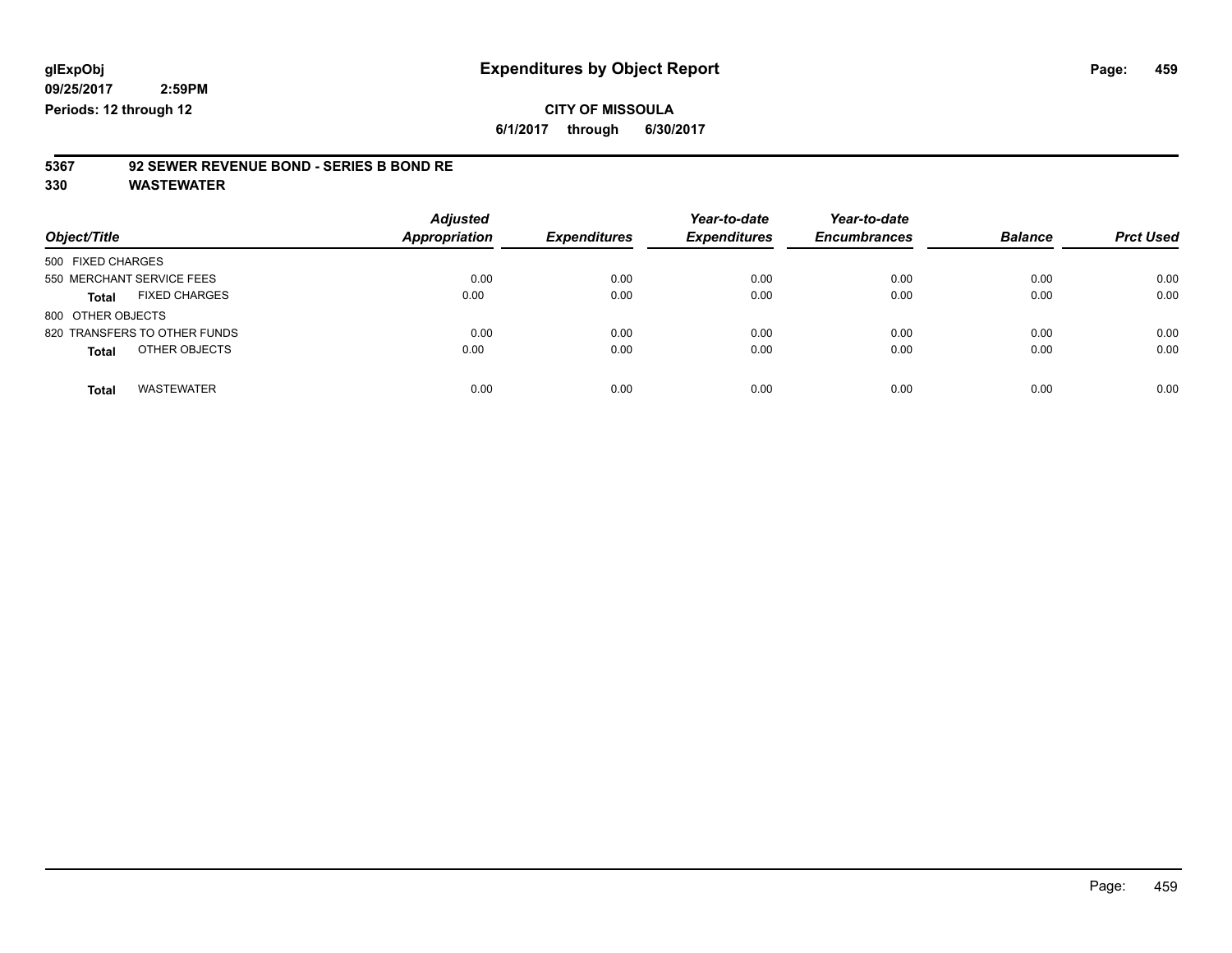**glExpObj**
**09/25/2017 2:59PM**
**Periods: 12 through 12**

# Expenditures by Object Report

**CITY OF MISSOULA**
**6/1/2017 through 6/30/2017**

## 5367 92 SEWER REVENUE BOND - SERIES B BOND RE
## 330 WASTEWATER

| Object/Title | Adjusted Appropriation | Expenditures | Year-to-date Expenditures | Year-to-date Encumbrances | Balance | Prct Used |
|---|---|---|---|---|---|---|
| 500 FIXED CHARGES | | | | | | |
| 550 MERCHANT SERVICE FEES | 0.00 | 0.00 | 0.00 | 0.00 | 0.00 | 0.00 |
| **Total** FIXED CHARGES | 0.00 | 0.00 | 0.00 | 0.00 | 0.00 | 0.00 |
| 800 OTHER OBJECTS | | | | | | |
| 820 TRANSFERS TO OTHER FUNDS | 0.00 | 0.00 | 0.00 | 0.00 | 0.00 | 0.00 |
| **Total** OTHER OBJECTS | 0.00 | 0.00 | 0.00 | 0.00 | 0.00 | 0.00 |
| **Total** WASTEWATER | 0.00 | 0.00 | 0.00 | 0.00 | 0.00 | 0.00 |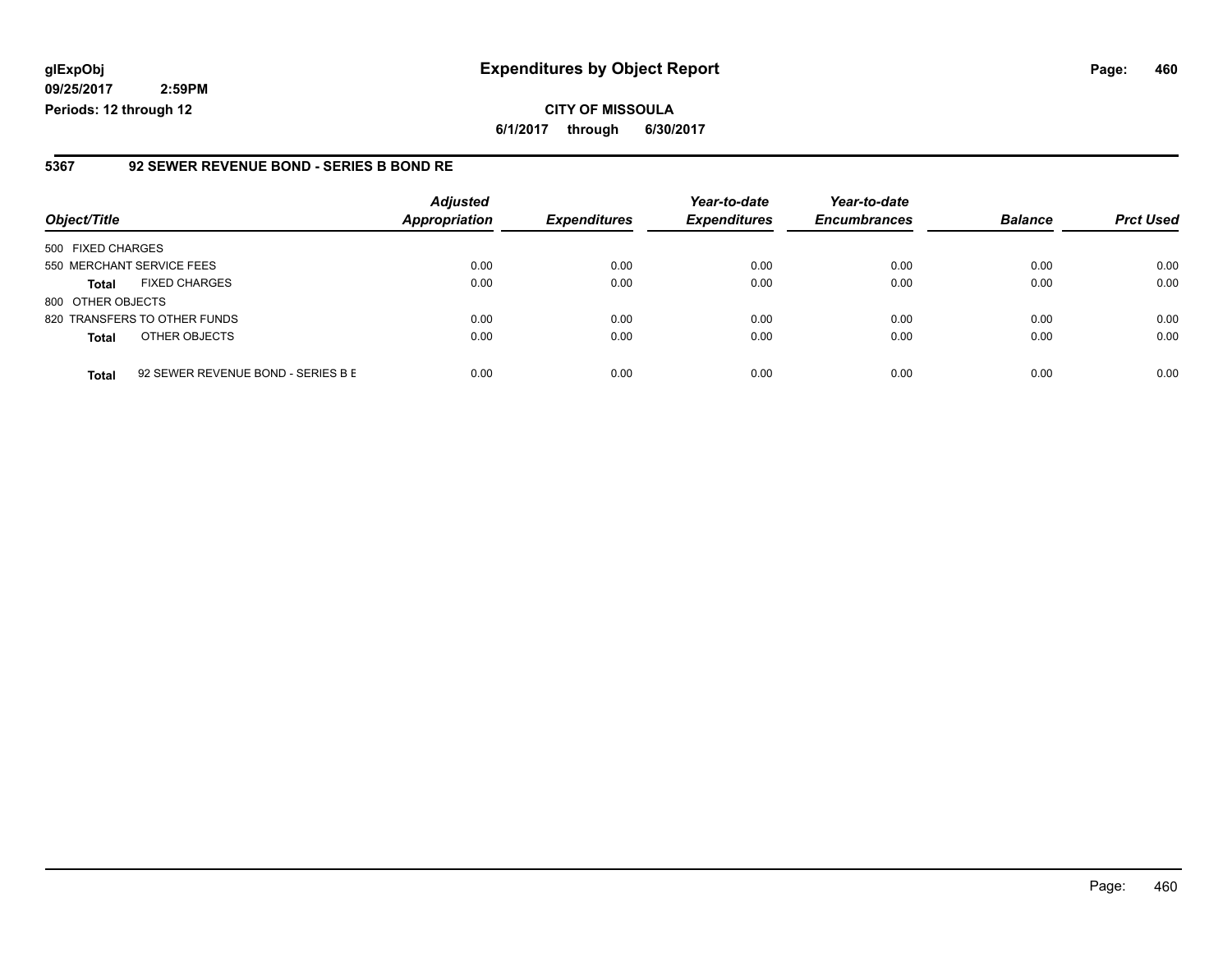**glExpObj**
**09/25/2017 2:59PM**
**Periods: 12 through 12**

# Expenditures by Object Report

**CITY OF MISSOULA**
**6/1/2017 through 6/30/2017**

## 5367 92 SEWER REVENUE BOND - SERIES B BOND RE

| Object/Title | | *Adjusted Appropriation* | *Expenditures* | *Year-to-date Expenditures* | *Year-to-date Encumbrances* | *Balance* | *Prct Used* |
|---|---|---|---|---|---|---|---|
| 500 FIXED CHARGES | | | | | | | |
| 550 MERCHANT SERVICE FEES | | 0.00 | 0.00 | 0.00 | 0.00 | 0.00 | 0.00 |
| **Total** | FIXED CHARGES | 0.00 | 0.00 | 0.00 | 0.00 | 0.00 | 0.00 |
| 800 OTHER OBJECTS | | | | | | | |
| 820 TRANSFERS TO OTHER FUNDS | | 0.00 | 0.00 | 0.00 | 0.00 | 0.00 | 0.00 |
| **Total** | OTHER OBJECTS | 0.00 | 0.00 | 0.00 | 0.00 | 0.00 | 0.00 |
| **Total** | 92 SEWER REVENUE BOND - SERIES B E | 0.00 | 0.00 | 0.00 | 0.00 | 0.00 | 0.00 |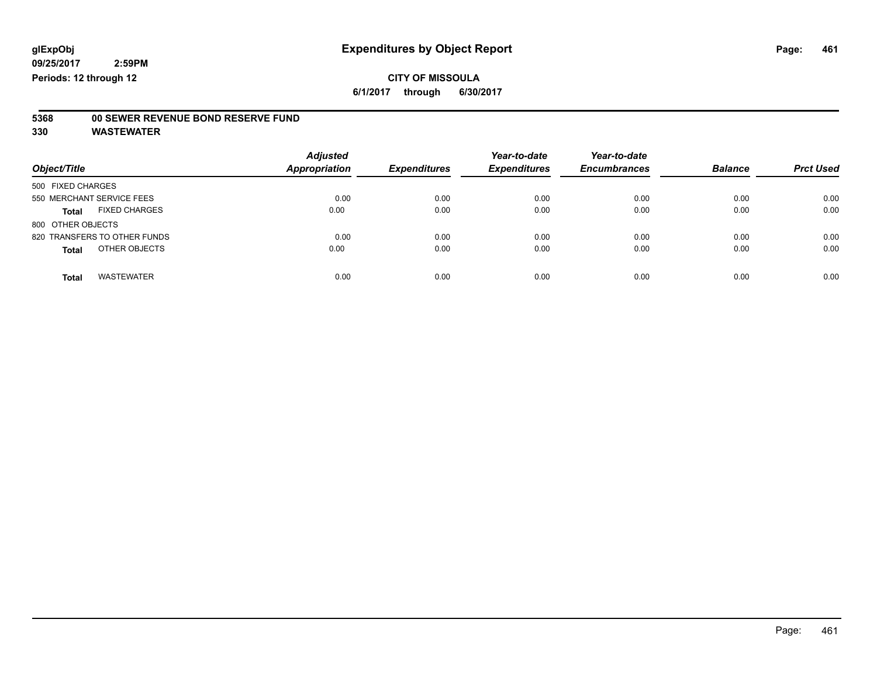glExpObj
09/25/2017 2:59PM
Periods: 12 through 12

# Expenditures by Object Report

**CITY OF MISSOULA**

**6/1/2017 through 6/30/2017**

**5368 00 SEWER REVENUE BOND RESERVE FUND**

**330 WASTEWATER**

| Object/Title | Adjusted Appropriation | Expenditures | Year-to-date Expenditures | Year-to-date Encumbrances | Balance | Prct Used |
|---|---|---|---|---|---|---|
| 500 FIXED CHARGES | | | | | | |
| 550 MERCHANT SERVICE FEES | 0.00 | 0.00 | 0.00 | 0.00 | 0.00 | 0.00 |
| **Total** FIXED CHARGES | 0.00 | 0.00 | 0.00 | 0.00 | 0.00 | 0.00 |
| 800 OTHER OBJECTS | | | | | | |
| 820 TRANSFERS TO OTHER FUNDS | 0.00 | 0.00 | 0.00 | 0.00 | 0.00 | 0.00 |
| **Total** OTHER OBJECTS | 0.00 | 0.00 | 0.00 | 0.00 | 0.00 | 0.00 |
| **Total** WASTEWATER | 0.00 | 0.00 | 0.00 | 0.00 | 0.00 | 0.00 |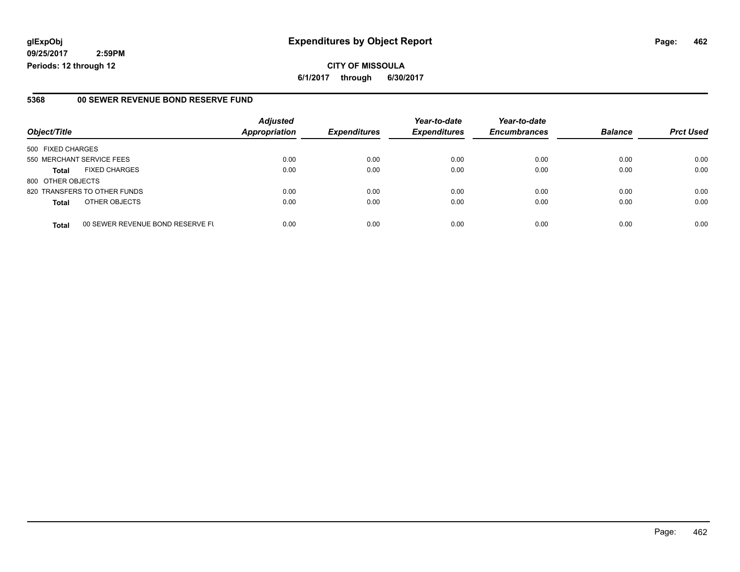**glExpObj** **Expenditures by Object Report**

**09/25/2017 2:59PM**

**Periods: 12 through 12**

**CITY OF MISSOULA**

**6/1/2017 through 6/30/2017**

## 5368 00 SEWER REVENUE BOND RESERVE FUND

| Object/Title | | Adjusted Appropriation | Expenditures | Year-to-date Expenditures | Year-to-date Encumbrances | Balance | Prct Used |
|---|---|---|---|---|---|---|---|
| 500 FIXED CHARGES | | | | | | | |
| 550 MERCHANT SERVICE FEES | | 0.00 | 0.00 | 0.00 | 0.00 | 0.00 | 0.00 |
| **Total** | FIXED CHARGES | 0.00 | 0.00 | 0.00 | 0.00 | 0.00 | 0.00 |
| 800 OTHER OBJECTS | | | | | | | |
| 820 TRANSFERS TO OTHER FUNDS | | 0.00 | 0.00 | 0.00 | 0.00 | 0.00 | 0.00 |
| **Total** | OTHER OBJECTS | 0.00 | 0.00 | 0.00 | 0.00 | 0.00 | 0.00 |
| **Total** | 00 SEWER REVENUE BOND RESERVE FU | 0.00 | 0.00 | 0.00 | 0.00 | 0.00 | 0.00 |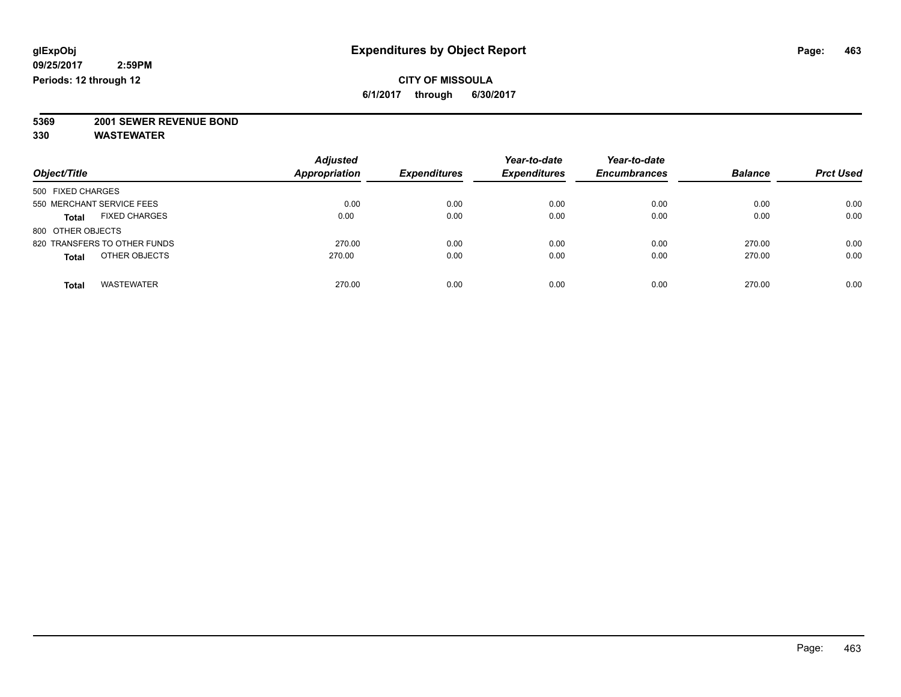glExpObj
09/25/2017 2:59PM
Periods: 12 through 12

# Expenditures by Object Report

**CITY OF MISSOULA**
**6/1/2017 through 6/30/2017**

**5369 2001 SEWER REVENUE BOND**
**330 WASTEWATER**

| Object/Title | Adjusted Appropriation | Expenditures | Year-to-date Expenditures | Year-to-date Encumbrances | Balance | Prct Used |
|---|---|---|---|---|---|---|
| 500 FIXED CHARGES | | | | | | |
| 550 MERCHANT SERVICE FEES | 0.00 | 0.00 | 0.00 | 0.00 | 0.00 | 0.00 |
| **Total** FIXED CHARGES | 0.00 | 0.00 | 0.00 | 0.00 | 0.00 | 0.00 |
| 800 OTHER OBJECTS | | | | | | |
| 820 TRANSFERS TO OTHER FUNDS | 270.00 | 0.00 | 0.00 | 0.00 | 270.00 | 0.00 |
| **Total** OTHER OBJECTS | 270.00 | 0.00 | 0.00 | 0.00 | 270.00 | 0.00 |
| **Total** WASTEWATER | 270.00 | 0.00 | 0.00 | 0.00 | 270.00 | 0.00 |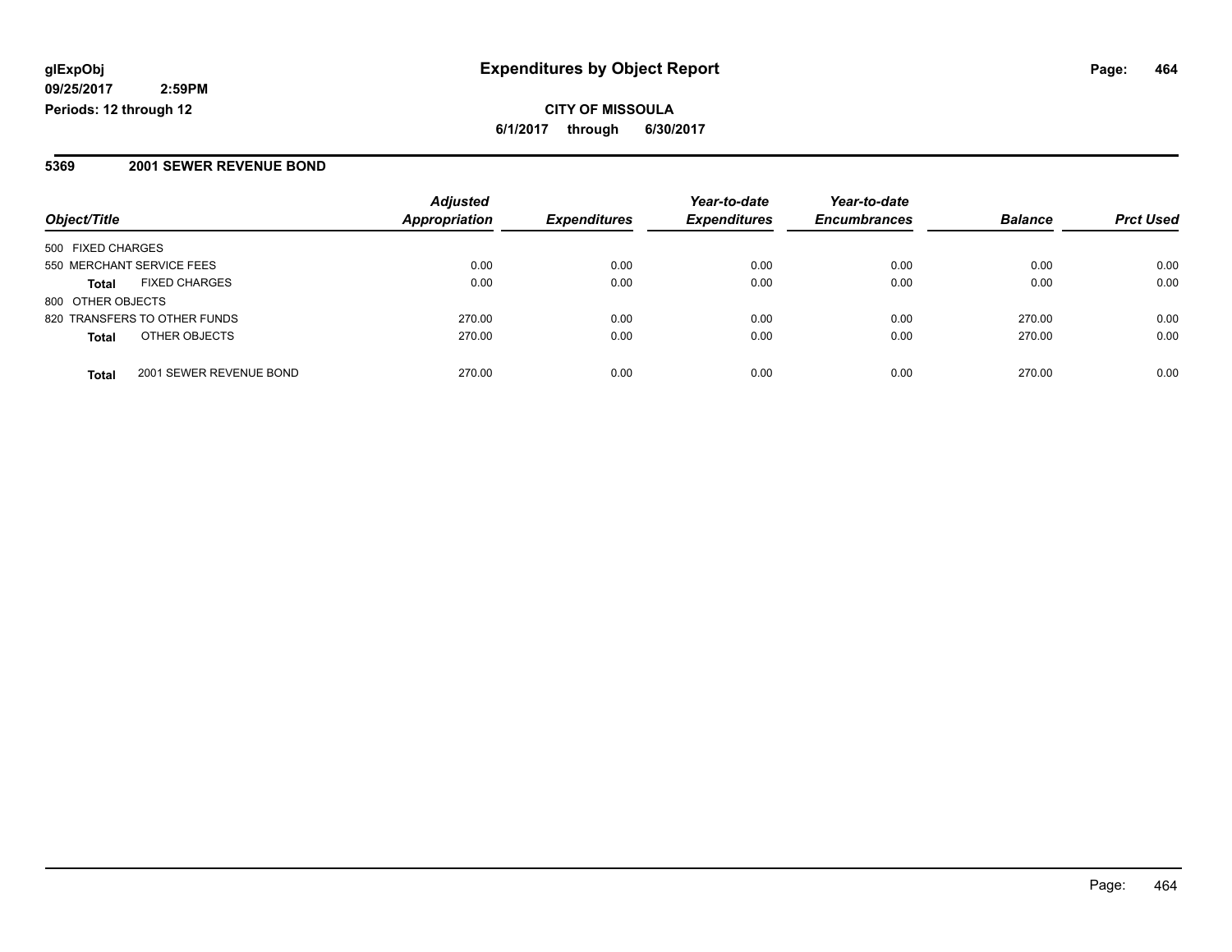**glExpObj** **Expenditures by Object Report**

**09/25/2017 2:59PM**

**Periods: 12 through 12**

**CITY OF MISSOULA**

**6/1/2017 through 6/30/2017**

## 5369 2001 SEWER REVENUE BOND

| Object/Title | | Adjusted Appropriation | Expenditures | Year-to-date Expenditures | Year-to-date Encumbrances | Balance | Prct Used |
|---|---|---|---|---|---|---|---|
| 500 FIXED CHARGES | | | | | | | |
| 550 MERCHANT SERVICE FEES | | 0.00 | 0.00 | 0.00 | 0.00 | 0.00 | 0.00 |
| **Total** | FIXED CHARGES | 0.00 | 0.00 | 0.00 | 0.00 | 0.00 | 0.00 |
| 800 OTHER OBJECTS | | | | | | | |
| 820 TRANSFERS TO OTHER FUNDS | | 270.00 | 0.00 | 0.00 | 0.00 | 270.00 | 0.00 |
| **Total** | OTHER OBJECTS | 270.00 | 0.00 | 0.00 | 0.00 | 270.00 | 0.00 |
| **Total** | 2001 SEWER REVENUE BOND | 270.00 | 0.00 | 0.00 | 0.00 | 270.00 | 0.00 |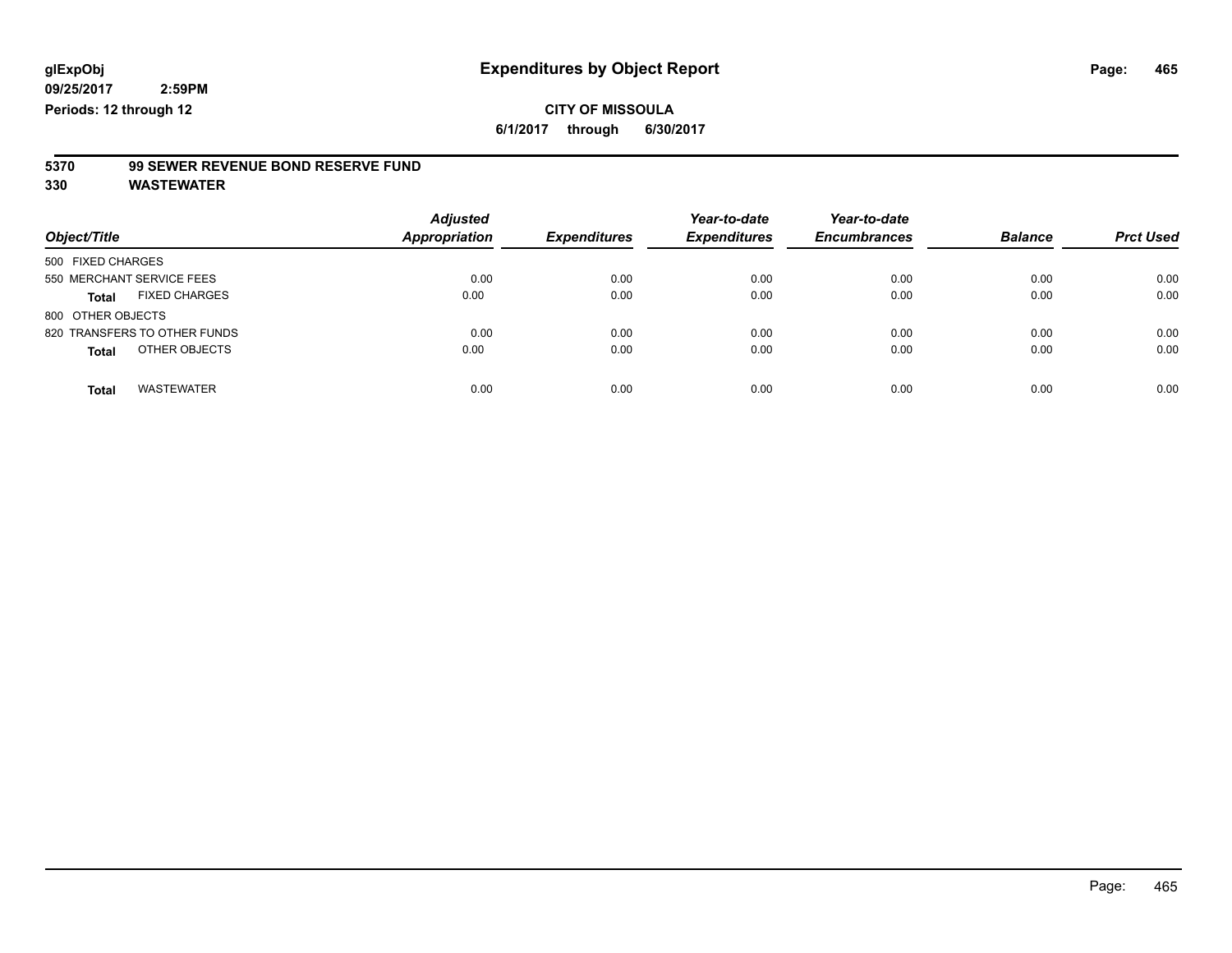glExpObj
09/25/2017 2:59PM
Periods: 12 through 12

# Expenditures by Object Report

**CITY OF MISSOULA**
**6/1/2017 through 6/30/2017**

**5370 99 SEWER REVENUE BOND RESERVE FUND**
**330 WASTEWATER**

| Object/Title | Adjusted Appropriation | Expenditures | Year-to-date Expenditures | Year-to-date Encumbrances | Balance | Prct Used |
|---|---|---|---|---|---|---|
| 500 FIXED CHARGES | | | | | | |
| 550 MERCHANT SERVICE FEES | 0.00 | 0.00 | 0.00 | 0.00 | 0.00 | 0.00 |
| **Total** FIXED CHARGES | 0.00 | 0.00 | 0.00 | 0.00 | 0.00 | 0.00 |
| 800 OTHER OBJECTS | | | | | | |
| 820 TRANSFERS TO OTHER FUNDS | 0.00 | 0.00 | 0.00 | 0.00 | 0.00 | 0.00 |
| **Total** OTHER OBJECTS | 0.00 | 0.00 | 0.00 | 0.00 | 0.00 | 0.00 |
| **Total** WASTEWATER | 0.00 | 0.00 | 0.00 | 0.00 | 0.00 | 0.00 |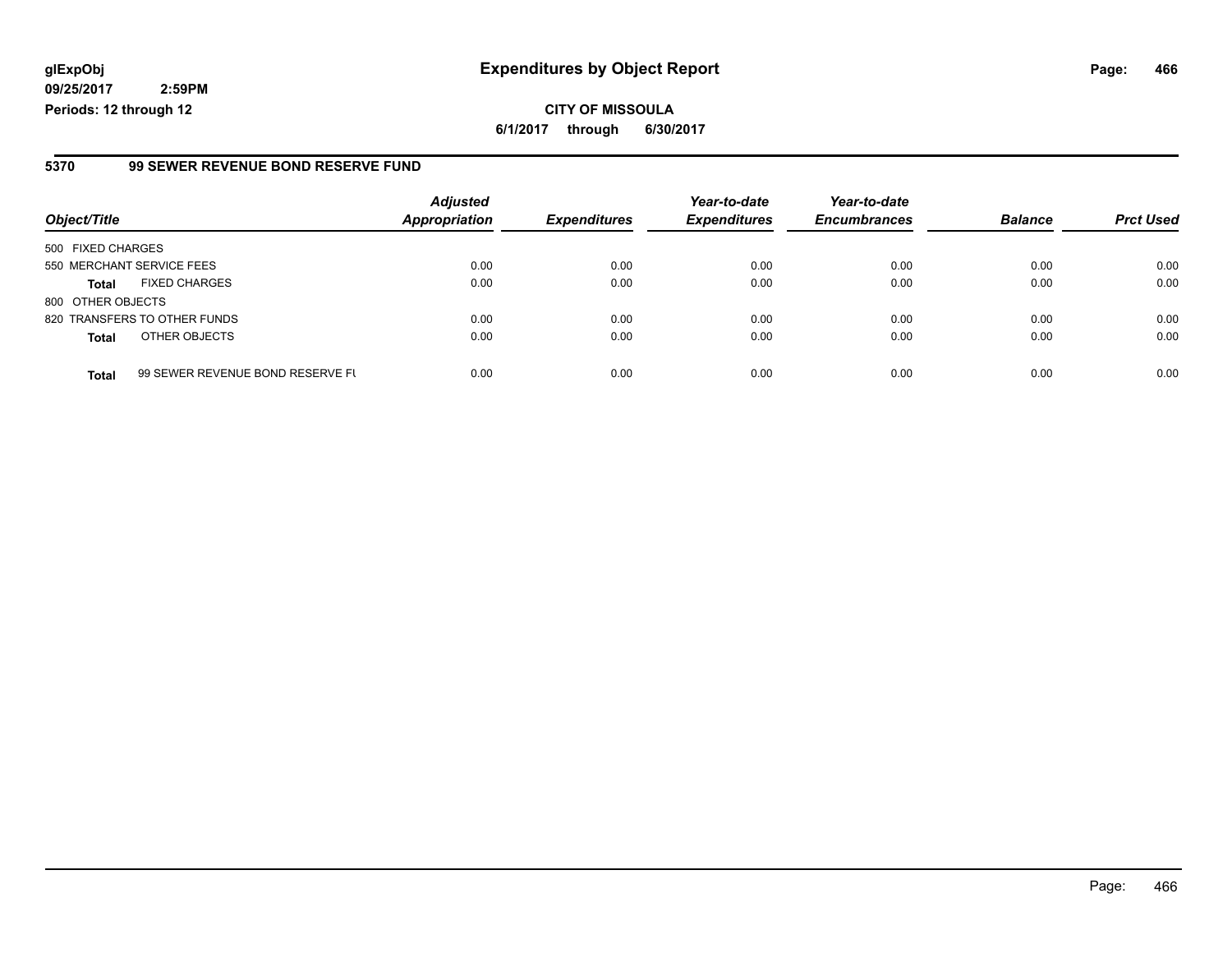**glExpObj**
**09/25/2017 2:59PM**
**Periods: 12 through 12**

# Expenditures by Object Report

**CITY OF MISSOULA**
**6/1/2017 through 6/30/2017**

## 5370 99 SEWER REVENUE BOND RESERVE FUND

| Object/Title | | Adjusted Appropriation | Expenditures | Year-to-date Expenditures | Year-to-date Encumbrances | Balance | Prct Used |
|---|---|---|---|---|---|---|---|
| 500 FIXED CHARGES | | | | | | | |
| 550 MERCHANT SERVICE FEES | | 0.00 | 0.00 | 0.00 | 0.00 | 0.00 | 0.00 |
| **Total** | FIXED CHARGES | 0.00 | 0.00 | 0.00 | 0.00 | 0.00 | 0.00 |
| 800 OTHER OBJECTS | | | | | | | |
| 820 TRANSFERS TO OTHER FUNDS | | 0.00 | 0.00 | 0.00 | 0.00 | 0.00 | 0.00 |
| **Total** | OTHER OBJECTS | 0.00 | 0.00 | 0.00 | 0.00 | 0.00 | 0.00 |
| **Total** | 99 SEWER REVENUE BOND RESERVE FU | 0.00 | 0.00 | 0.00 | 0.00 | 0.00 | 0.00 |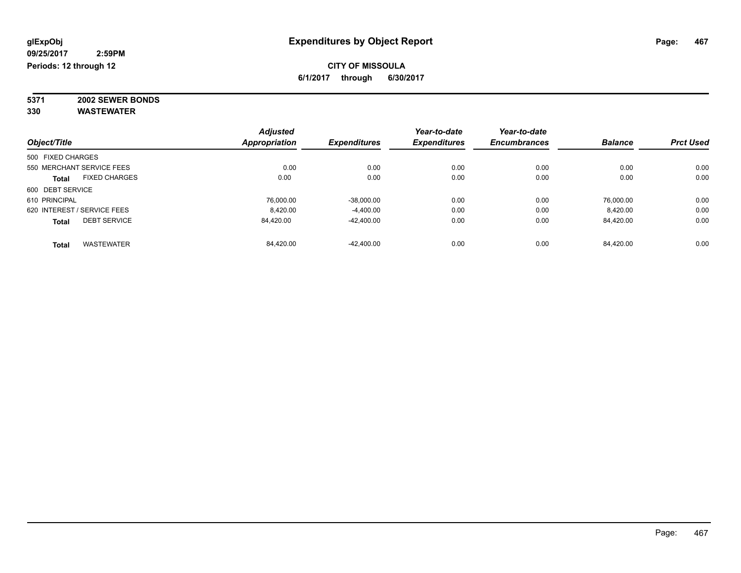**glExpObj**
**09/25/2017 2:59PM**
**Periods: 12 through 12**

# Expenditures by Object Report

**CITY OF MISSOULA**
**6/1/2017 through 6/30/2017**

**5371 2002 SEWER BONDS**
**330 WASTEWATER**

| Object/Title | Adjusted Appropriation | Expenditures | Year-to-date Expenditures | Year-to-date Encumbrances | Balance | Prct Used |
|---|---|---|---|---|---|---|
| 500 FIXED CHARGES | | | | | | |
| 550 MERCHANT SERVICE FEES | 0.00 | 0.00 | 0.00 | 0.00 | 0.00 | 0.00 |
| **Total** FIXED CHARGES | 0.00 | 0.00 | 0.00 | 0.00 | 0.00 | 0.00 |
| 600 DEBT SERVICE | | | | | | |
| 610 PRINCIPAL | 76,000.00 | -38,000.00 | 0.00 | 0.00 | 76,000.00 | 0.00 |
| 620 INTEREST / SERVICE FEES | 8,420.00 | -4,400.00 | 0.00 | 0.00 | 8,420.00 | 0.00 |
| **Total** DEBT SERVICE | 84,420.00 | -42,400.00 | 0.00 | 0.00 | 84,420.00 | 0.00 |
| **Total** WASTEWATER | 84,420.00 | -42,400.00 | 0.00 | 0.00 | 84,420.00 | 0.00 |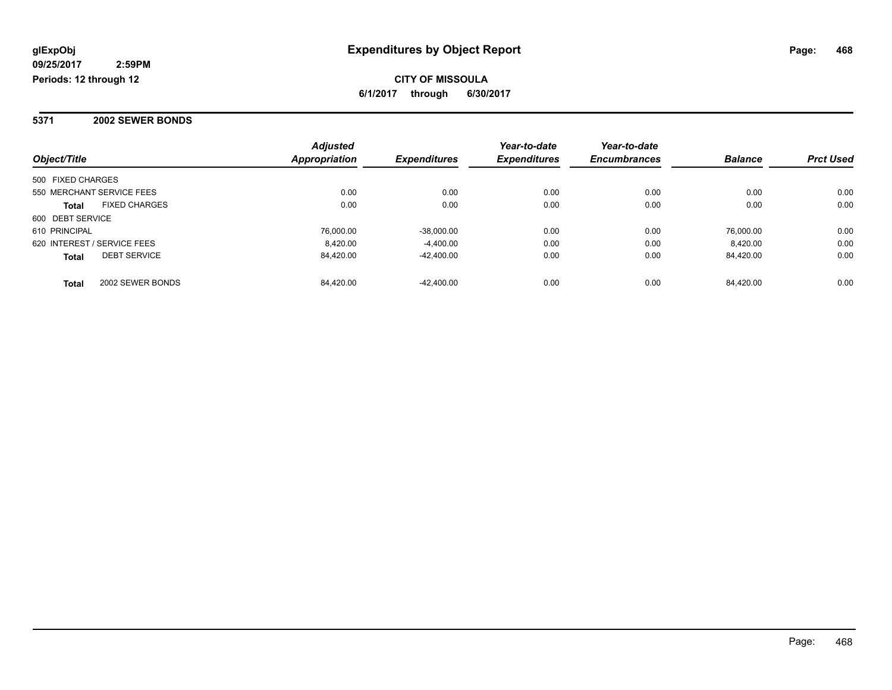glExpObj
09/25/2017 2:59PM
Periods: 12 through 12

# Expenditures by Object Report

**CITY OF MISSOULA**

**6/1/2017 through 6/30/2017**

## 5371 2002 SEWER BONDS

| Object/Title | Adjusted Appropriation | Expenditures | Year-to-date Expenditures | Year-to-date Encumbrances | Balance | Prct Used |
|---|---|---|---|---|---|---|
| 500 FIXED CHARGES | | | | | | |
| 550 MERCHANT SERVICE FEES | 0.00 | 0.00 | 0.00 | 0.00 | 0.00 | 0.00 |
| **Total** FIXED CHARGES | 0.00 | 0.00 | 0.00 | 0.00 | 0.00 | 0.00 |
| 600 DEBT SERVICE | | | | | | |
| 610 PRINCIPAL | 76,000.00 | -38,000.00 | 0.00 | 0.00 | 76,000.00 | 0.00 |
| 620 INTEREST / SERVICE FEES | 8,420.00 | -4,400.00 | 0.00 | 0.00 | 8,420.00 | 0.00 |
| **Total** DEBT SERVICE | 84,420.00 | -42,400.00 | 0.00 | 0.00 | 84,420.00 | 0.00 |
| **Total** 2002 SEWER BONDS | 84,420.00 | -42,400.00 | 0.00 | 0.00 | 84,420.00 | 0.00 |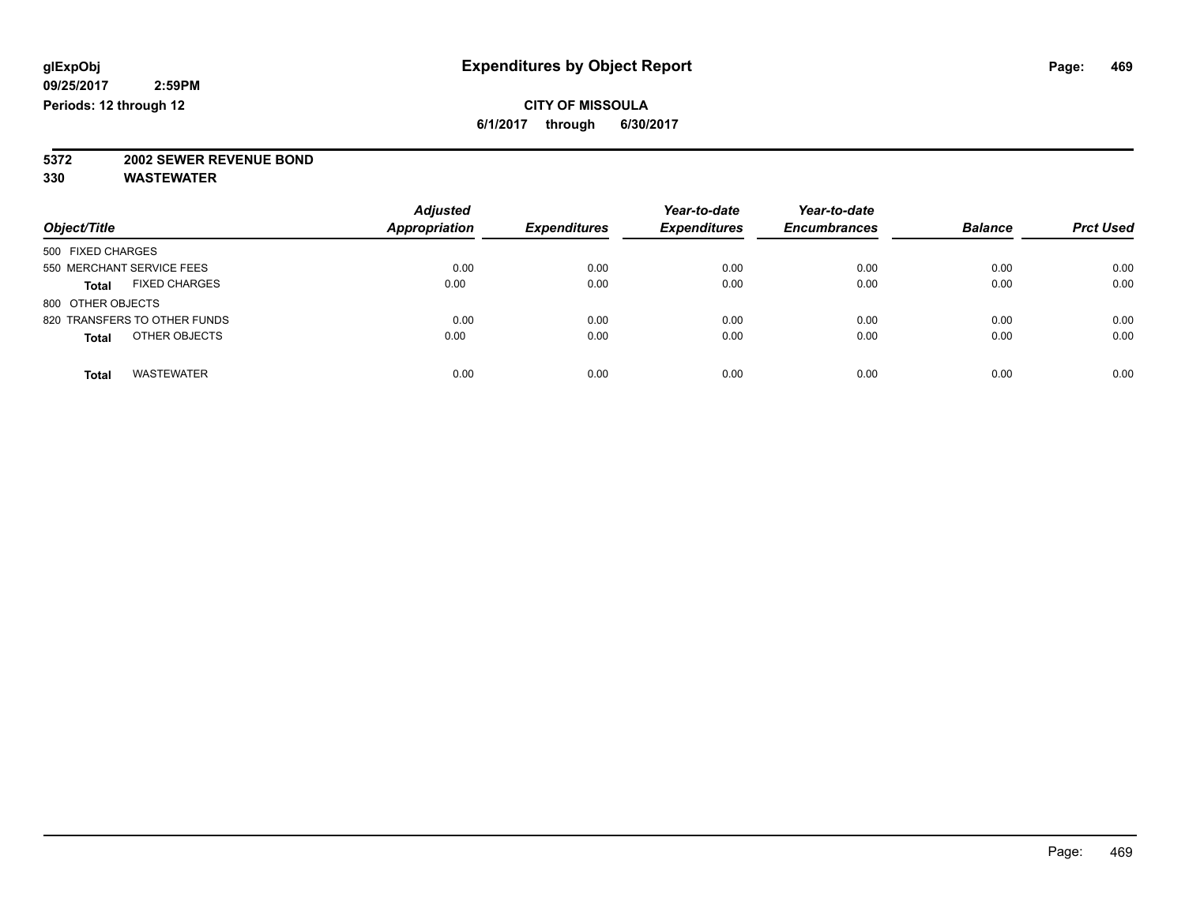glExpObj
09/25/2017 2:59PM
Periods: 12 through 12

# Expenditures by Object Report

**CITY OF MISSOULA**
**6/1/2017 through 6/30/2017**

**5372 2002 SEWER REVENUE BOND**
**330 WASTEWATER**

| Object/Title | Adjusted Appropriation | Expenditures | Year-to-date Expenditures | Year-to-date Encumbrances | Balance | Prct Used |
|---|---|---|---|---|---|---|
| 500 FIXED CHARGES | | | | | | |
| 550 MERCHANT SERVICE FEES | 0.00 | 0.00 | 0.00 | 0.00 | 0.00 | 0.00 |
| **Total** FIXED CHARGES | 0.00 | 0.00 | 0.00 | 0.00 | 0.00 | 0.00 |
| 800 OTHER OBJECTS | | | | | | |
| 820 TRANSFERS TO OTHER FUNDS | 0.00 | 0.00 | 0.00 | 0.00 | 0.00 | 0.00 |
| **Total** OTHER OBJECTS | 0.00 | 0.00 | 0.00 | 0.00 | 0.00 | 0.00 |
| **Total** WASTEWATER | 0.00 | 0.00 | 0.00 | 0.00 | 0.00 | 0.00 |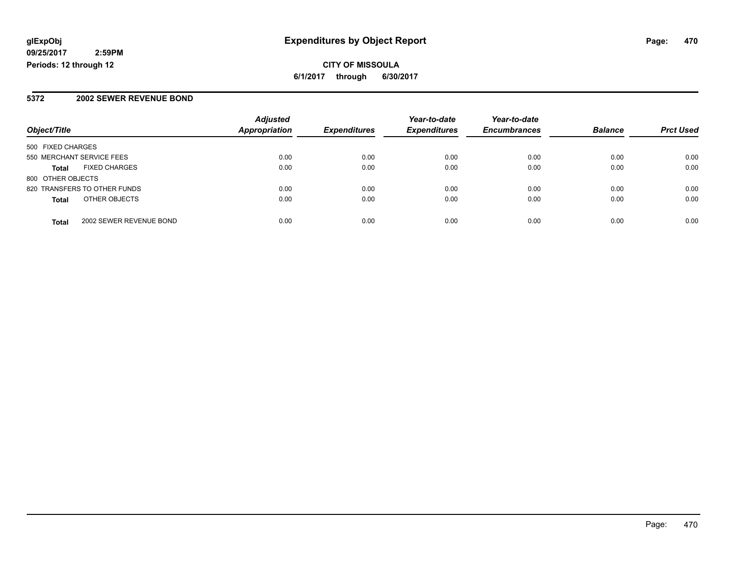glExpObj
09/25/2017 2:59PM
Periods: 12 through 12

# Expenditures by Object Report

**CITY OF MISSOULA**

**6/1/2017 through 6/30/2017**

## 5372 2002 SEWER REVENUE BOND

| Object/Title | | Adjusted Appropriation | Expenditures | Year-to-date Expenditures | Year-to-date Encumbrances | Balance | Prct Used |
|---|---|---|---|---|---|---|---|
| 500 FIXED CHARGES | | | | | | | |
| 550 MERCHANT SERVICE FEES | | 0.00 | 0.00 | 0.00 | 0.00 | 0.00 | 0.00 |
| **Total** | FIXED CHARGES | 0.00 | 0.00 | 0.00 | 0.00 | 0.00 | 0.00 |
| 800 OTHER OBJECTS | | | | | | | |
| 820 TRANSFERS TO OTHER FUNDS | | 0.00 | 0.00 | 0.00 | 0.00 | 0.00 | 0.00 |
| **Total** | OTHER OBJECTS | 0.00 | 0.00 | 0.00 | 0.00 | 0.00 | 0.00 |
| **Total** | 2002 SEWER REVENUE BOND | 0.00 | 0.00 | 0.00 | 0.00 | 0.00 | 0.00 |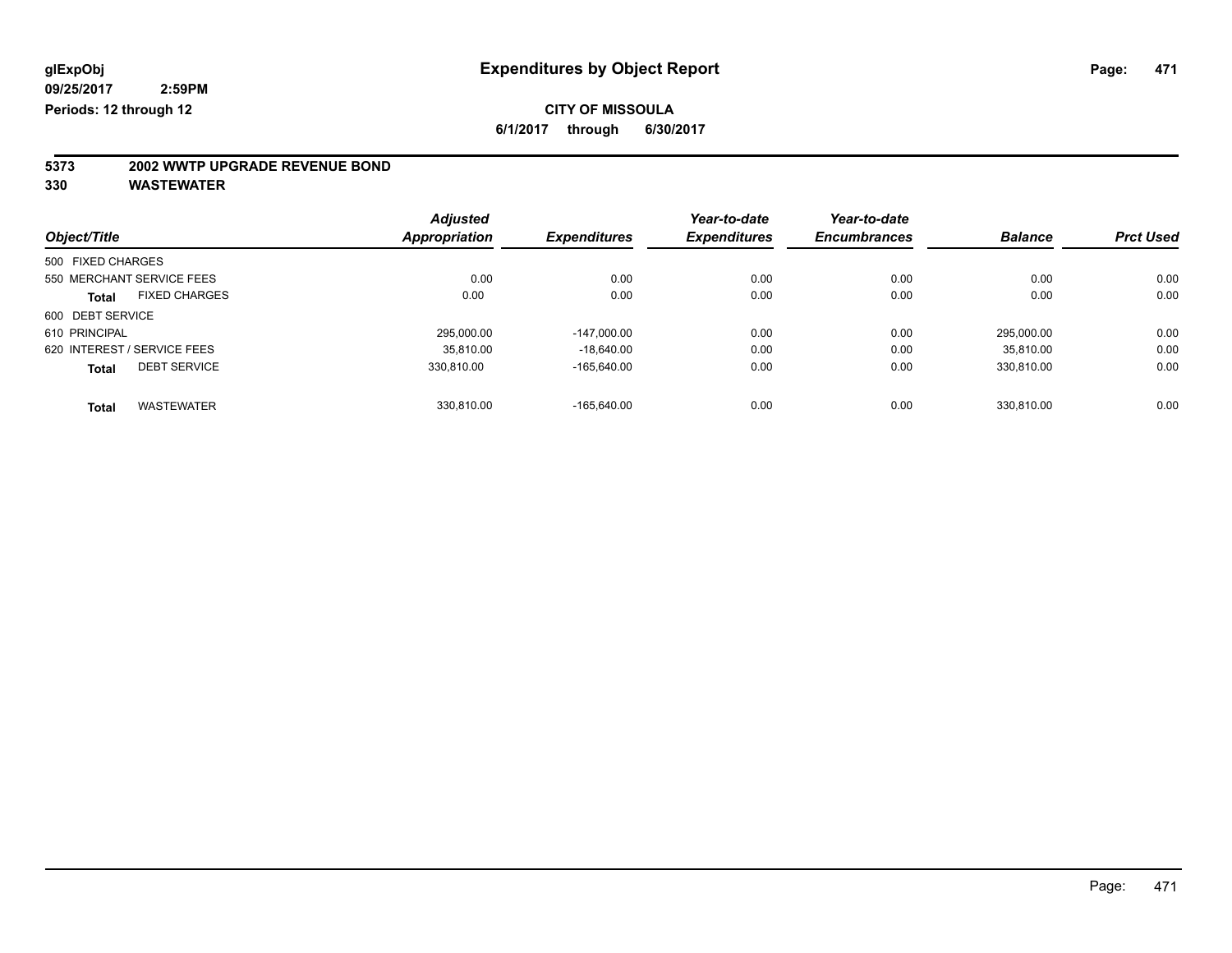**glExpObj**
**09/25/2017 2:59PM**
**Periods: 12 through 12**

# Expenditures by Object Report

**CITY OF MISSOULA**
**6/1/2017 through 6/30/2017**

**5373 2002 WWTP UPGRADE REVENUE BOND**
**330 WASTEWATER**

| Object/Title | Adjusted Appropriation | Expenditures | Year-to-date Expenditures | Year-to-date Encumbrances | Balance | Prct Used |
|---|---|---|---|---|---|---|
| 500 FIXED CHARGES | | | | | | |
| 550 MERCHANT SERVICE FEES | 0.00 | 0.00 | 0.00 | 0.00 | 0.00 | 0.00 |
| **Total** FIXED CHARGES | 0.00 | 0.00 | 0.00 | 0.00 | 0.00 | 0.00 |
| 600 DEBT SERVICE | | | | | | |
| 610 PRINCIPAL | 295,000.00 | -147,000.00 | 0.00 | 0.00 | 295,000.00 | 0.00 |
| 620 INTEREST / SERVICE FEES | 35,810.00 | -18,640.00 | 0.00 | 0.00 | 35,810.00 | 0.00 |
| **Total** DEBT SERVICE | 330,810.00 | -165,640.00 | 0.00 | 0.00 | 330,810.00 | 0.00 |
| **Total** WASTEWATER | 330,810.00 | -165,640.00 | 0.00 | 0.00 | 330,810.00 | 0.00 |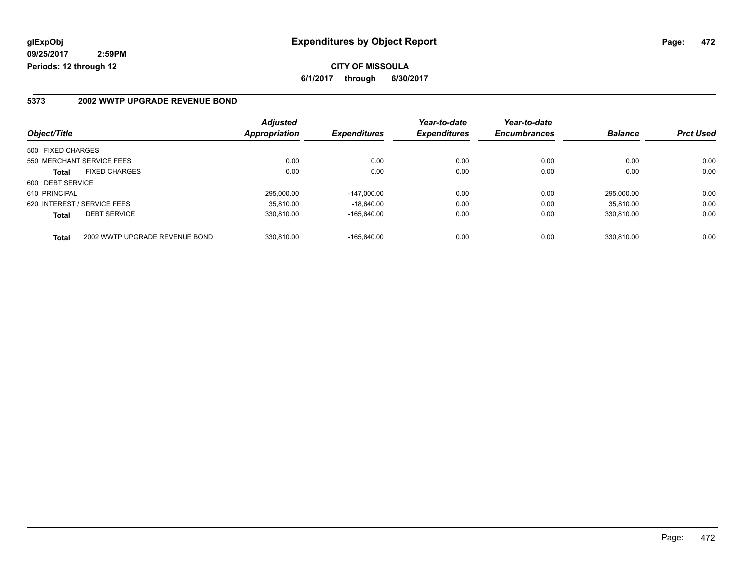# Expenditures by Object Report

glExpObj
09/25/2017 2:59PM
Periods: 12 through 12

**CITY OF MISSOULA**
**6/1/2017 through 6/30/2017**

## 5373 2002 WWTP UPGRADE REVENUE BOND

| Object/Title | | Adjusted Appropriation | Expenditures | Year-to-date Expenditures | Year-to-date Encumbrances | Balance | Prct Used |
|---|---|---|---|---|---|---|---|
| 500 FIXED CHARGES | | | | | | | |
| 550 MERCHANT SERVICE FEES | | 0.00 | 0.00 | 0.00 | 0.00 | 0.00 | 0.00 |
| **Total** | FIXED CHARGES | 0.00 | 0.00 | 0.00 | 0.00 | 0.00 | 0.00 |
| 600 DEBT SERVICE | | | | | | | |
| 610 PRINCIPAL | | 295,000.00 | -147,000.00 | 0.00 | 0.00 | 295,000.00 | 0.00 |
| 620 INTEREST / SERVICE FEES | | 35,810.00 | -18,640.00 | 0.00 | 0.00 | 35,810.00 | 0.00 |
| **Total** | DEBT SERVICE | 330,810.00 | -165,640.00 | 0.00 | 0.00 | 330,810.00 | 0.00 |
| **Total** | 2002 WWTP UPGRADE REVENUE BOND | 330,810.00 | -165,640.00 | 0.00 | 0.00 | 330,810.00 | 0.00 |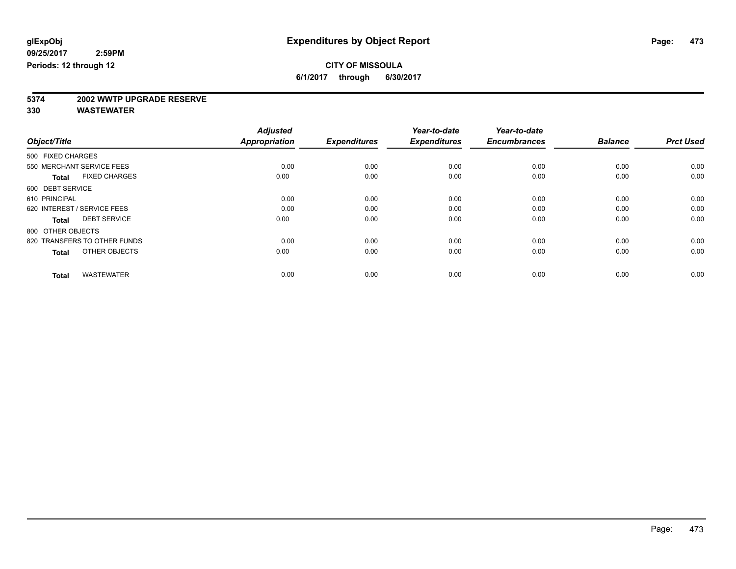glExpObj
09/25/2017 2:59PM
Periods: 12 through 12

# Expenditures by Object Report

**CITY OF MISSOULA**

**6/1/2017 through 6/30/2017**

**5374 2002 WWTP UPGRADE RESERVE**

**330 WASTEWATER**

| Object/Title | Adjusted Appropriation | Expenditures | Year-to-date Expenditures | Year-to-date Encumbrances | Balance | Prct Used |
|---|---|---|---|---|---|---|
| 500 FIXED CHARGES | | | | | | |
| 550 MERCHANT SERVICE FEES | 0.00 | 0.00 | 0.00 | 0.00 | 0.00 | 0.00 |
| **Total** FIXED CHARGES | 0.00 | 0.00 | 0.00 | 0.00 | 0.00 | 0.00 |
| 600 DEBT SERVICE | | | | | | |
| 610 PRINCIPAL | 0.00 | 0.00 | 0.00 | 0.00 | 0.00 | 0.00 |
| 620 INTEREST / SERVICE FEES | 0.00 | 0.00 | 0.00 | 0.00 | 0.00 | 0.00 |
| **Total** DEBT SERVICE | 0.00 | 0.00 | 0.00 | 0.00 | 0.00 | 0.00 |
| 800 OTHER OBJECTS | | | | | | |
| 820 TRANSFERS TO OTHER FUNDS | 0.00 | 0.00 | 0.00 | 0.00 | 0.00 | 0.00 |
| **Total** OTHER OBJECTS | 0.00 | 0.00 | 0.00 | 0.00 | 0.00 | 0.00 |
| **Total** WASTEWATER | 0.00 | 0.00 | 0.00 | 0.00 | 0.00 | 0.00 |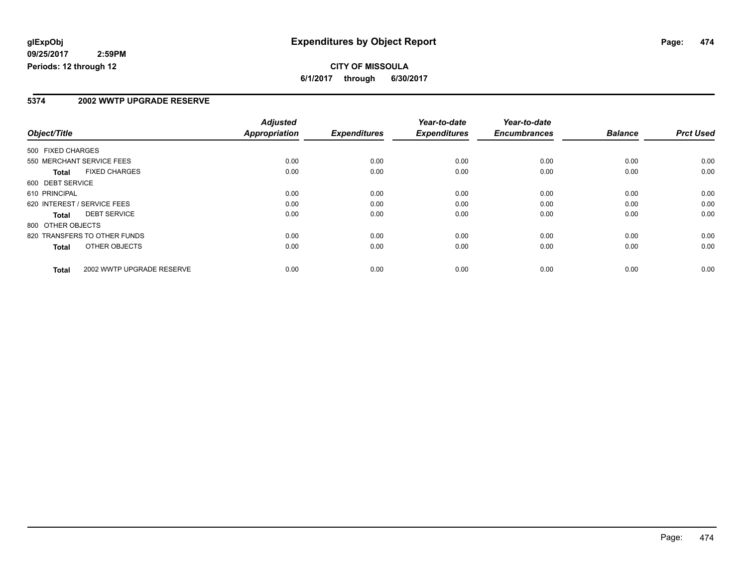**glExpObj** **Expenditures by Object Report**

**09/25/2017 2:59PM**

**Periods: 12 through 12**

**CITY OF MISSOULA**

**6/1/2017 through 6/30/2017**

## 5374 2002 WWTP UPGRADE RESERVE

| Object/Title | | Adjusted Appropriation | Expenditures | Year-to-date Expenditures | Year-to-date Encumbrances | Balance | Prct Used |
|---|---|---|---|---|---|---|---|
| 500 FIXED CHARGES | | | | | | | |
| 550 MERCHANT SERVICE FEES | | 0.00 | 0.00 | 0.00 | 0.00 | 0.00 | 0.00 |
| **Total** | FIXED CHARGES | 0.00 | 0.00 | 0.00 | 0.00 | 0.00 | 0.00 |
| 600 DEBT SERVICE | | | | | | | |
| 610 PRINCIPAL | | 0.00 | 0.00 | 0.00 | 0.00 | 0.00 | 0.00 |
| 620 INTEREST / SERVICE FEES | | 0.00 | 0.00 | 0.00 | 0.00 | 0.00 | 0.00 |
| **Total** | DEBT SERVICE | 0.00 | 0.00 | 0.00 | 0.00 | 0.00 | 0.00 |
| 800 OTHER OBJECTS | | | | | | | |
| 820 TRANSFERS TO OTHER FUNDS | | 0.00 | 0.00 | 0.00 | 0.00 | 0.00 | 0.00 |
| **Total** | OTHER OBJECTS | 0.00 | 0.00 | 0.00 | 0.00 | 0.00 | 0.00 |
| **Total** | 2002 WWTP UPGRADE RESERVE | 0.00 | 0.00 | 0.00 | 0.00 | 0.00 | 0.00 |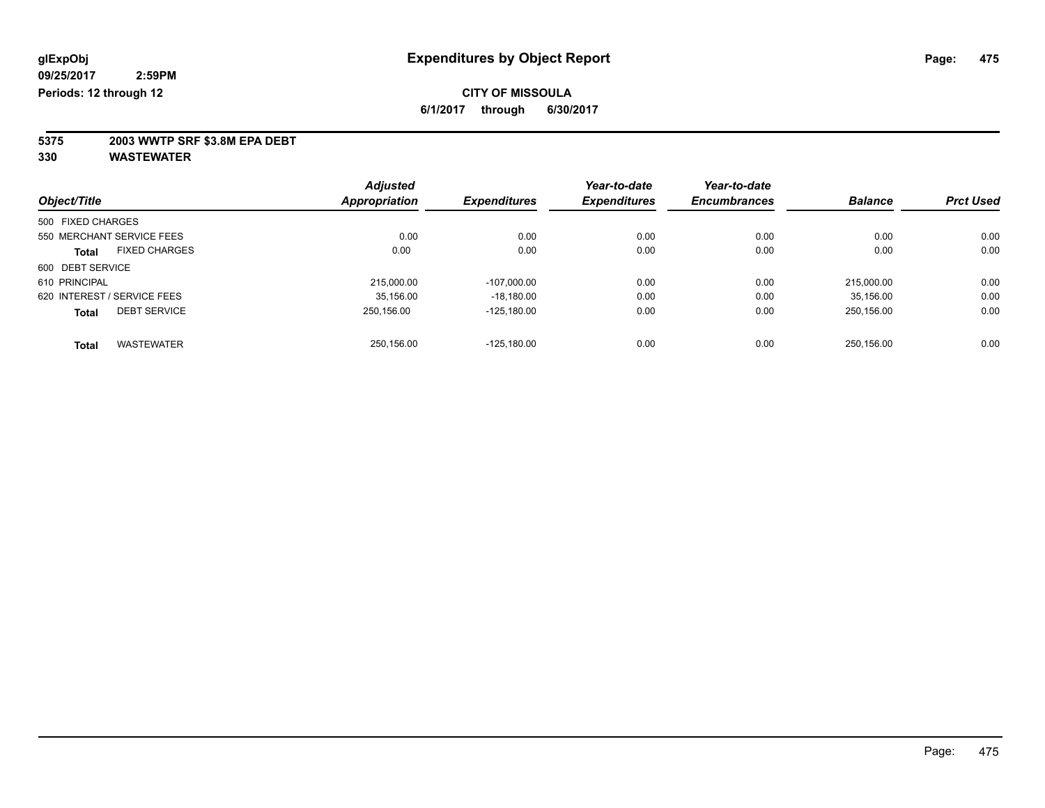glExpObj
09/25/2017 2:59PM
Periods: 12 through 12

# Expenditures by Object Report

**CITY OF MISSOULA**
**6/1/2017 through 6/30/2017**

**5375 2003 WWTP SRF $3.8M EPA DEBT**
**330 WASTEWATER**

| Object/Title | Adjusted Appropriation | Expenditures | Year-to-date Expenditures | Year-to-date Encumbrances | Balance | Prct Used |
|---|---|---|---|---|---|---|
| 500 FIXED CHARGES | | | | | | |
| 550 MERCHANT SERVICE FEES | 0.00 | 0.00 | 0.00 | 0.00 | 0.00 | 0.00 |
| **Total** FIXED CHARGES | 0.00 | 0.00 | 0.00 | 0.00 | 0.00 | 0.00 |
| 600 DEBT SERVICE | | | | | | |
| 610 PRINCIPAL | 215,000.00 | -107,000.00 | 0.00 | 0.00 | 215,000.00 | 0.00 |
| 620 INTEREST / SERVICE FEES | 35,156.00 | -18,180.00 | 0.00 | 0.00 | 35,156.00 | 0.00 |
| **Total** DEBT SERVICE | 250,156.00 | -125,180.00 | 0.00 | 0.00 | 250,156.00 | 0.00 |
| **Total** WASTEWATER | 250,156.00 | -125,180.00 | 0.00 | 0.00 | 250,156.00 | 0.00 |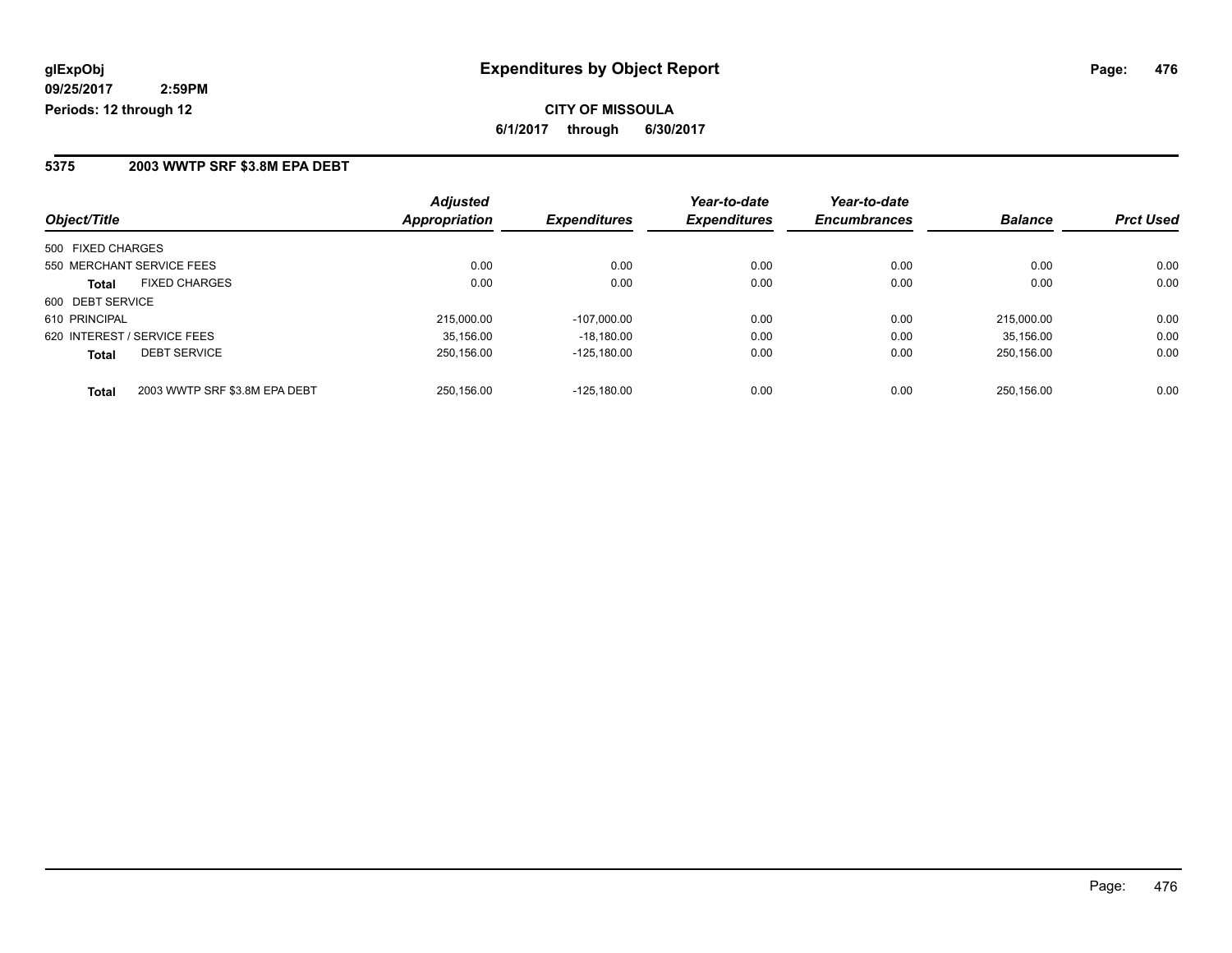# Expenditures by Object Report

glExpObj
09/25/2017 2:59PM
Periods: 12 through 12

**CITY OF MISSOULA**

**6/1/2017 through 6/30/2017**

## 5375 2003 WWTP SRF $3.8M EPA DEBT

| Object/Title | Adjusted Appropriation | Expenditures | Year-to-date Expenditures | Year-to-date Encumbrances | Balance | Prct Used |
|---|---|---|---|---|---|---|
| 500 FIXED CHARGES | | | | | | |
| 550 MERCHANT SERVICE FEES | 0.00 | 0.00 | 0.00 | 0.00 | 0.00 | 0.00 |
| **Total** FIXED CHARGES | 0.00 | 0.00 | 0.00 | 0.00 | 0.00 | 0.00 |
| 600 DEBT SERVICE | | | | | | |
| 610 PRINCIPAL | 215,000.00 | -107,000.00 | 0.00 | 0.00 | 215,000.00 | 0.00 |
| 620 INTEREST / SERVICE FEES | 35,156.00 | -18,180.00 | 0.00 | 0.00 | 35,156.00 | 0.00 |
| **Total** DEBT SERVICE | 250,156.00 | -125,180.00 | 0.00 | 0.00 | 250,156.00 | 0.00 |
| **Total** 2003 WWTP SRF $3.8M EPA DEBT | 250,156.00 | -125,180.00 | 0.00 | 0.00 | 250,156.00 | 0.00 |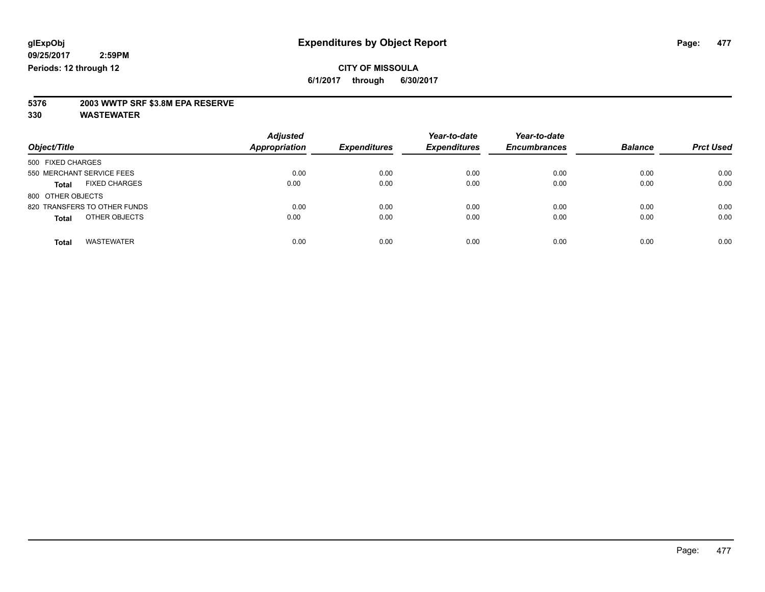**glExpObj**
**09/25/2017 2:59PM**
**Periods: 12 through 12**

# Expenditures by Object Report

**CITY OF MISSOULA**
**6/1/2017 through 6/30/2017**

**5376 2003 WWTP SRF $3.8M EPA RESERVE**
**330 WASTEWATER**

| Object/Title | Adjusted Appropriation | Expenditures | Year-to-date Expenditures | Year-to-date Encumbrances | Balance | Prct Used |
|---|---|---|---|---|---|---|
| 500 FIXED CHARGES | | | | | | |
| 550 MERCHANT SERVICE FEES | 0.00 | 0.00 | 0.00 | 0.00 | 0.00 | 0.00 |
| **Total** FIXED CHARGES | 0.00 | 0.00 | 0.00 | 0.00 | 0.00 | 0.00 |
| 800 OTHER OBJECTS | | | | | | |
| 820 TRANSFERS TO OTHER FUNDS | 0.00 | 0.00 | 0.00 | 0.00 | 0.00 | 0.00 |
| **Total** OTHER OBJECTS | 0.00 | 0.00 | 0.00 | 0.00 | 0.00 | 0.00 |
| **Total** WASTEWATER | 0.00 | 0.00 | 0.00 | 0.00 | 0.00 | 0.00 |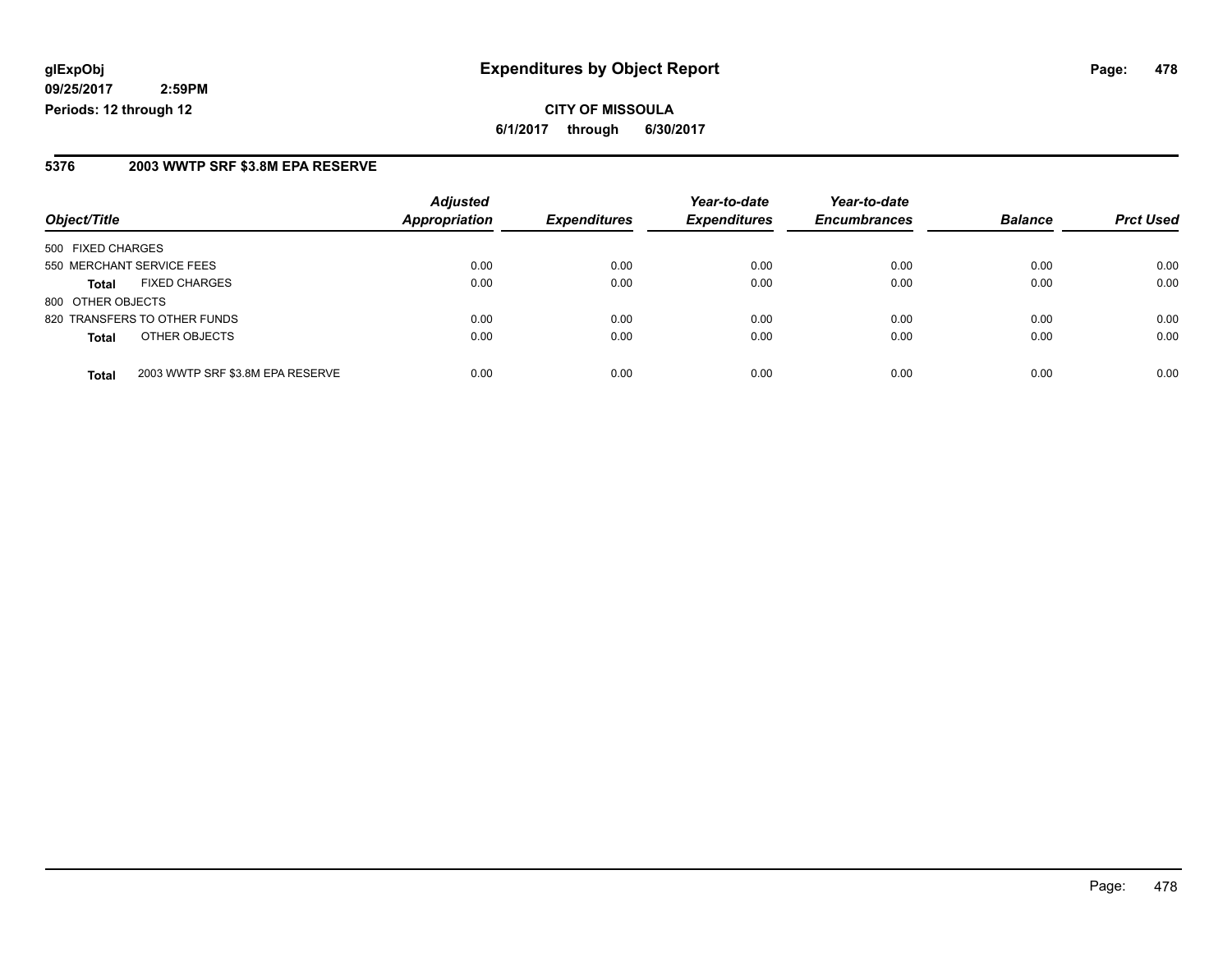**glExpObj** **Expenditures by Object Report**

**09/25/2017 2:59PM**

**Periods: 12 through 12**

**CITY OF MISSOULA**

**6/1/2017 through 6/30/2017**

## 5376 2003 WWTP SRF $3.8M EPA RESERVE

| Object/Title | | Adjusted Appropriation | Expenditures | Year-to-date Expenditures | Year-to-date Encumbrances | Balance | Prct Used |
|---|---|---|---|---|---|---|---|
| 500 FIXED CHARGES | | | | | | | |
| 550 MERCHANT SERVICE FEES | | 0.00 | 0.00 | 0.00 | 0.00 | 0.00 | 0.00 |
| **Total** | FIXED CHARGES | 0.00 | 0.00 | 0.00 | 0.00 | 0.00 | 0.00 |
| 800 OTHER OBJECTS | | | | | | | |
| 820 TRANSFERS TO OTHER FUNDS | | 0.00 | 0.00 | 0.00 | 0.00 | 0.00 | 0.00 |
| **Total** | OTHER OBJECTS | 0.00 | 0.00 | 0.00 | 0.00 | 0.00 | 0.00 |
| **Total** | 2003 WWTP SRF $3.8M EPA RESERVE | 0.00 | 0.00 | 0.00 | 0.00 | 0.00 | 0.00 |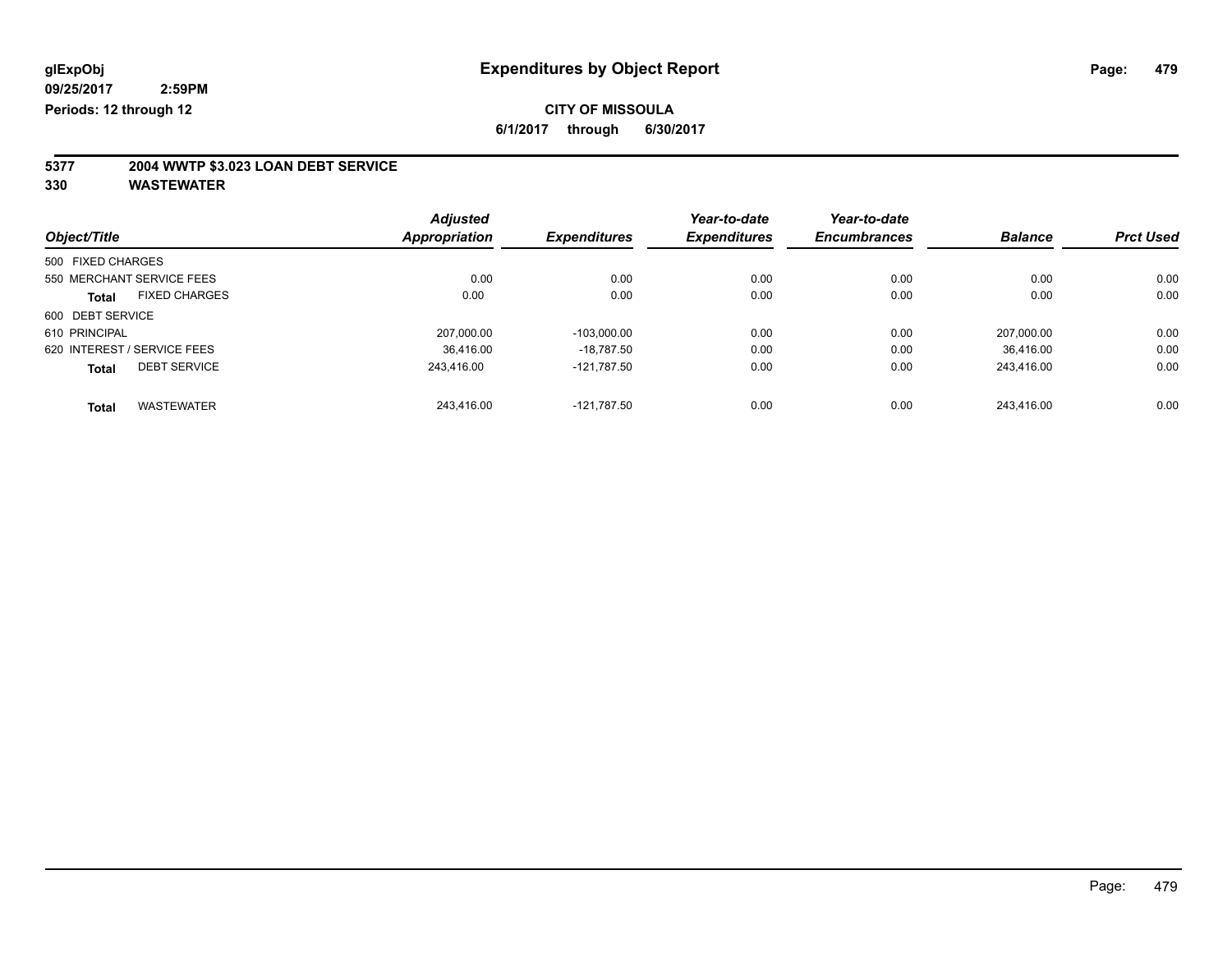glExpObj
09/25/2017 2:59PM
Periods: 12 through 12

# Expenditures by Object Report

**CITY OF MISSOULA**
**6/1/2017 through 6/30/2017**

## 5377 2004 WWTP $3.023 LOAN DEBT SERVICE
## 330 WASTEWATER

| Object/Title | Adjusted Appropriation | Expenditures | Year-to-date Expenditures | Year-to-date Encumbrances | Balance | Prct Used |
|---|---|---|---|---|---|---|
| 500 FIXED CHARGES | | | | | | |
| 550 MERCHANT SERVICE FEES | 0.00 | 0.00 | 0.00 | 0.00 | 0.00 | 0.00 |
| **Total** FIXED CHARGES | 0.00 | 0.00 | 0.00 | 0.00 | 0.00 | 0.00 |
| 600 DEBT SERVICE | | | | | | |
| 610 PRINCIPAL | 207,000.00 | -103,000.00 | 0.00 | 0.00 | 207,000.00 | 0.00 |
| 620 INTEREST / SERVICE FEES | 36,416.00 | -18,787.50 | 0.00 | 0.00 | 36,416.00 | 0.00 |
| **Total** DEBT SERVICE | 243,416.00 | -121,787.50 | 0.00 | 0.00 | 243,416.00 | 0.00 |
| **Total** WASTEWATER | 243,416.00 | -121,787.50 | 0.00 | 0.00 | 243,416.00 | 0.00 |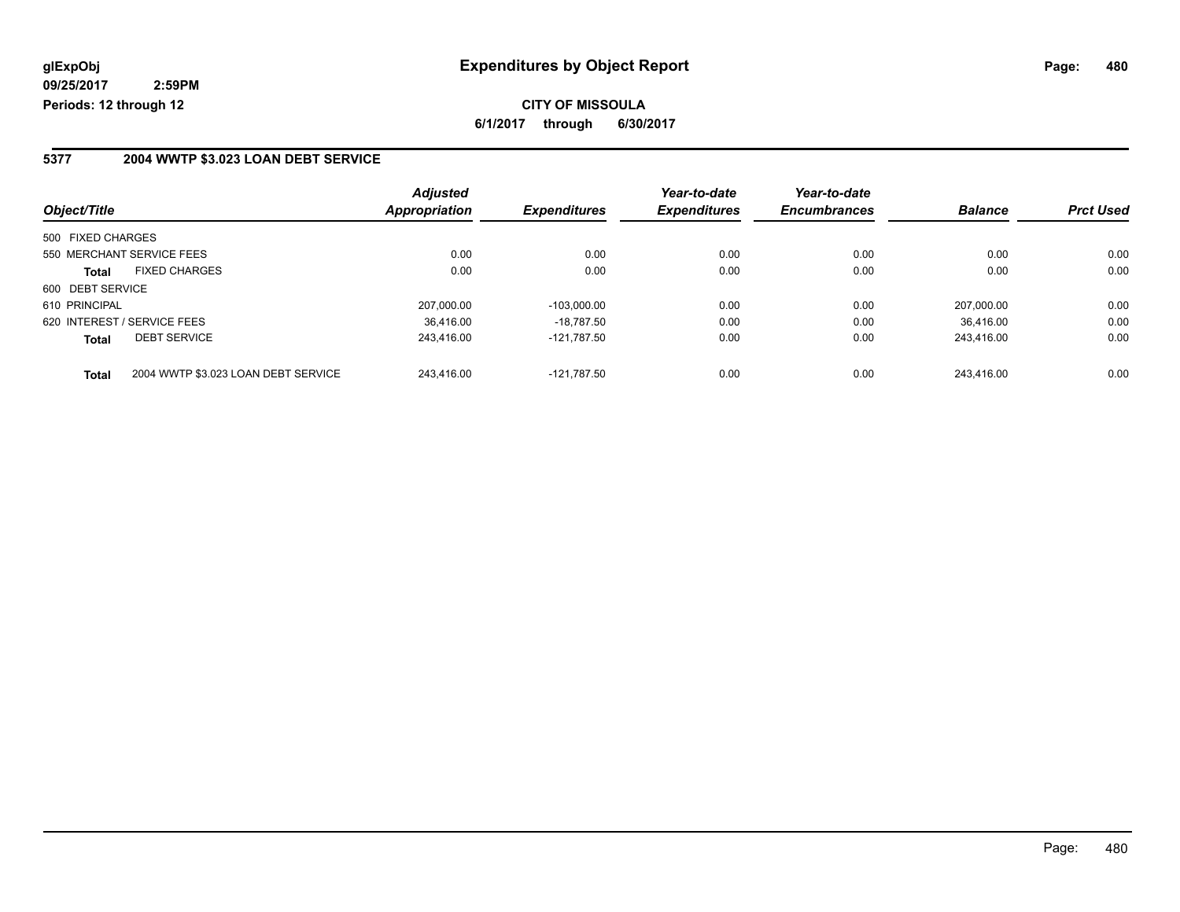**glExpObj** **Expenditures by Object Report**

**09/25/2017 2:59PM**

**Periods: 12 through 12**

**CITY OF MISSOULA**

**6/1/2017 through 6/30/2017**

## 5377 2004 WWTP $3.023 LOAN DEBT SERVICE

| Object/Title | | Adjusted Appropriation | Expenditures | Year-to-date Expenditures | Year-to-date Encumbrances | Balance | Prct Used |
|---|---|---|---|---|---|---|---|
| 500 FIXED CHARGES | | | | | | | |
| 550 MERCHANT SERVICE FEES | | 0.00 | 0.00 | 0.00 | 0.00 | 0.00 | 0.00 |
| **Total** | FIXED CHARGES | 0.00 | 0.00 | 0.00 | 0.00 | 0.00 | 0.00 |
| 600 DEBT SERVICE | | | | | | | |
| 610 PRINCIPAL | | 207,000.00 | -103,000.00 | 0.00 | 0.00 | 207,000.00 | 0.00 |
| 620 INTEREST / SERVICE FEES | | 36,416.00 | -18,787.50 | 0.00 | 0.00 | 36,416.00 | 0.00 |
| **Total** | DEBT SERVICE | 243,416.00 | -121,787.50 | 0.00 | 0.00 | 243,416.00 | 0.00 |
| **Total** | 2004 WWTP $3.023 LOAN DEBT SERVICE | 243,416.00 | -121,787.50 | 0.00 | 0.00 | 243,416.00 | 0.00 |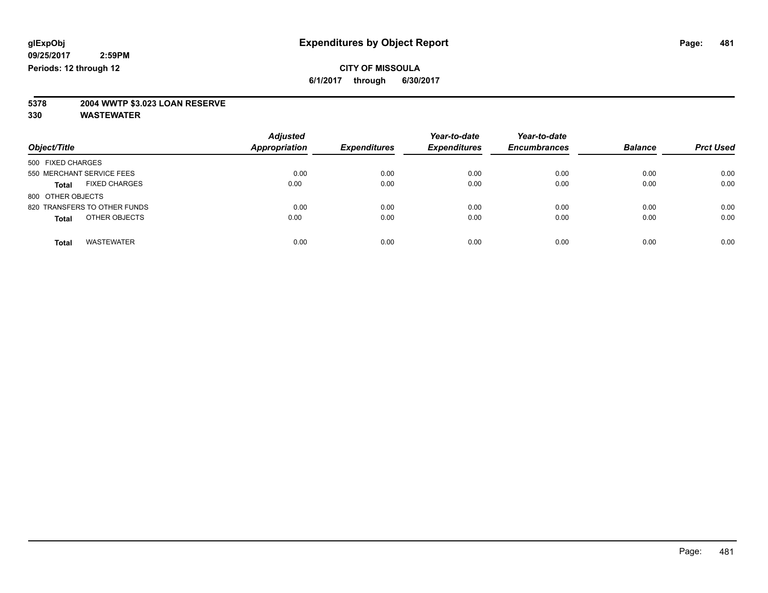# Expenditures by Object Report

glExpObj
09/25/2017 2:59PM
Periods: 12 through 12

**CITY OF MISSOULA**
**6/1/2017 through 6/30/2017**

**5378 2004 WWTP $3.023 LOAN RESERVE**
**330 WASTEWATER**

| Object/Title | Adjusted Appropriation | Expenditures | Year-to-date Expenditures | Year-to-date Encumbrances | Balance | Prct Used |
|---|---|---|---|---|---|---|
| 500 FIXED CHARGES | | | | | | |
| 550 MERCHANT SERVICE FEES | 0.00 | 0.00 | 0.00 | 0.00 | 0.00 | 0.00 |
| **Total** FIXED CHARGES | 0.00 | 0.00 | 0.00 | 0.00 | 0.00 | 0.00 |
| 800 OTHER OBJECTS | | | | | | |
| 820 TRANSFERS TO OTHER FUNDS | 0.00 | 0.00 | 0.00 | 0.00 | 0.00 | 0.00 |
| **Total** OTHER OBJECTS | 0.00 | 0.00 | 0.00 | 0.00 | 0.00 | 0.00 |
| **Total** WASTEWATER | 0.00 | 0.00 | 0.00 | 0.00 | 0.00 | 0.00 |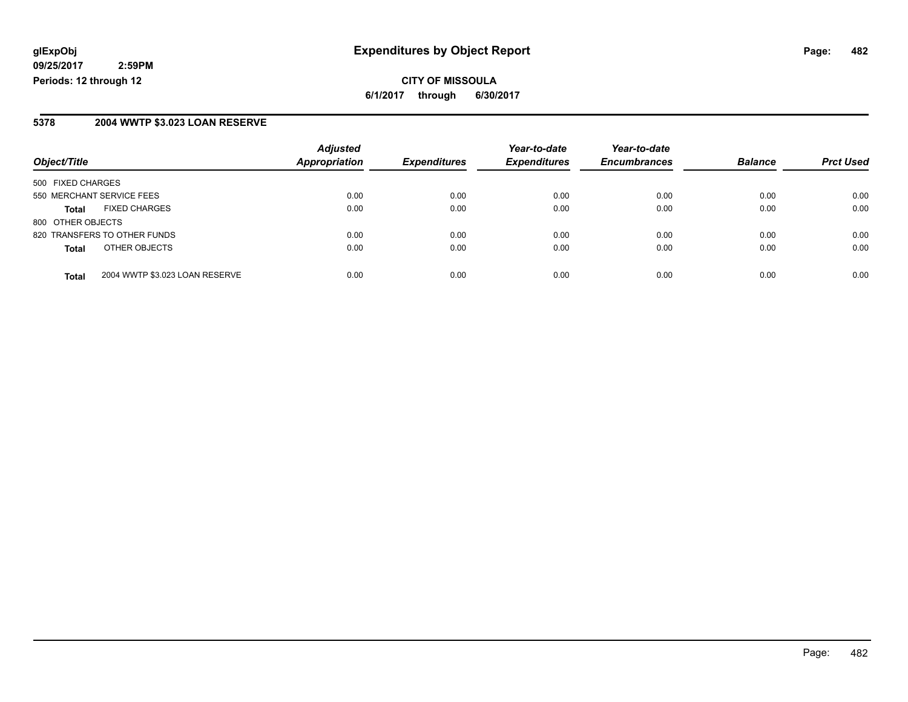## Expenditures by Object Report

**CITY OF MISSOULA**

**6/1/2017 through 6/30/2017**

glExpObj
09/25/2017 2:59PM
Periods: 12 through 12

### 5378 2004 WWTP $3.023 LOAN RESERVE

| Object/Title | | Adjusted Appropriation | Expenditures | Year-to-date Expenditures | Year-to-date Encumbrances | Balance | Prct Used |
|---|---|---|---|---|---|---|---|
| 500 FIXED CHARGES | | | | | | | |
| 550 MERCHANT SERVICE FEES | | 0.00 | 0.00 | 0.00 | 0.00 | 0.00 | 0.00 |
| **Total** | FIXED CHARGES | 0.00 | 0.00 | 0.00 | 0.00 | 0.00 | 0.00 |
| 800 OTHER OBJECTS | | | | | | | |
| 820 TRANSFERS TO OTHER FUNDS | | 0.00 | 0.00 | 0.00 | 0.00 | 0.00 | 0.00 |
| **Total** | OTHER OBJECTS | 0.00 | 0.00 | 0.00 | 0.00 | 0.00 | 0.00 |
| **Total** | 2004 WWTP $3.023 LOAN RESERVE | 0.00 | 0.00 | 0.00 | 0.00 | 0.00 | 0.00 |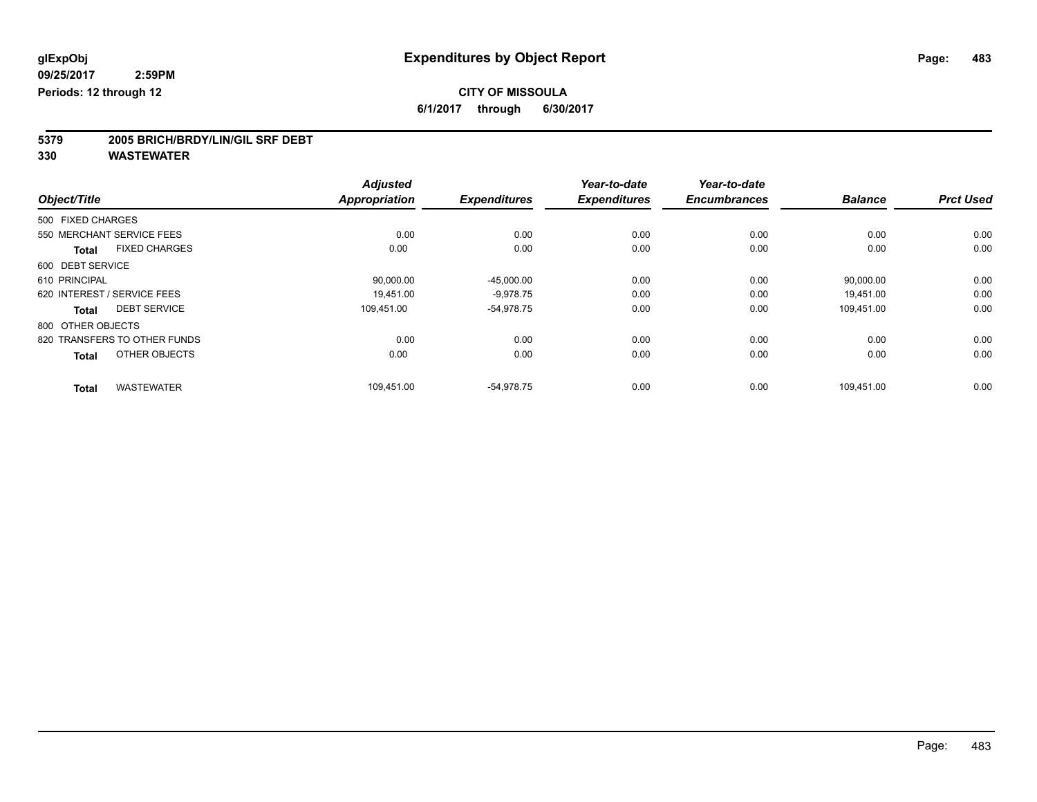**glExpObj**
**09/25/2017 2:59PM**
**Periods: 12 through 12**

# Expenditures by Object Report

**CITY OF MISSOULA**
**6/1/2017 through 6/30/2017**

## 5379 2005 BRICH/BRDY/LIN/GIL SRF DEBT
## 330 WASTEWATER

| Object/Title | Adjusted Appropriation | Expenditures | Year-to-date Expenditures | Year-to-date Encumbrances | Balance | Prct Used |
|---|---|---|---|---|---|---|
| 500 FIXED CHARGES | | | | | | |
| 550 MERCHANT SERVICE FEES | 0.00 | 0.00 | 0.00 | 0.00 | 0.00 | 0.00 |
| **Total** FIXED CHARGES | 0.00 | 0.00 | 0.00 | 0.00 | 0.00 | 0.00 |
| 600 DEBT SERVICE | | | | | | |
| 610 PRINCIPAL | 90,000.00 | -45,000.00 | 0.00 | 0.00 | 90,000.00 | 0.00 |
| 620 INTEREST / SERVICE FEES | 19,451.00 | -9,978.75 | 0.00 | 0.00 | 19,451.00 | 0.00 |
| **Total** DEBT SERVICE | 109,451.00 | -54,978.75 | 0.00 | 0.00 | 109,451.00 | 0.00 |
| 800 OTHER OBJECTS | | | | | | |
| 820 TRANSFERS TO OTHER FUNDS | 0.00 | 0.00 | 0.00 | 0.00 | 0.00 | 0.00 |
| **Total** OTHER OBJECTS | 0.00 | 0.00 | 0.00 | 0.00 | 0.00 | 0.00 |
| **Total** WASTEWATER | 109,451.00 | -54,978.75 | 0.00 | 0.00 | 109,451.00 | 0.00 |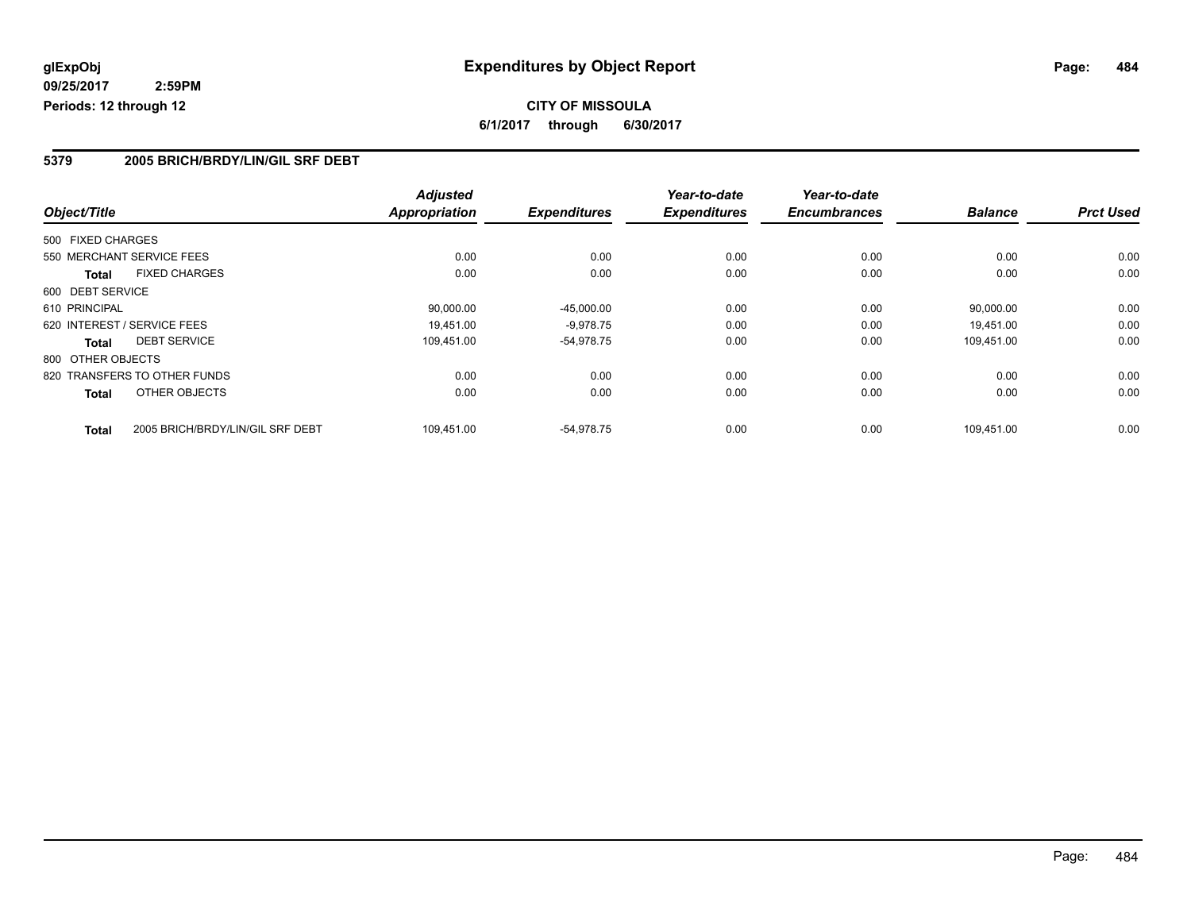**glExpObj**
**09/25/2017 2:59PM**
**Periods: 12 through 12**

# Expenditures by Object Report

**CITY OF MISSOULA**
**6/1/2017 through 6/30/2017**

## 5379 2005 BRICH/BRDY/LIN/GIL SRF DEBT

| Object/Title | Adjusted Appropriation | Expenditures | Year-to-date Expenditures | Year-to-date Encumbrances | Balance | Prct Used |
|---|---|---|---|---|---|---|
| 500 FIXED CHARGES | | | | | | |
| 550 MERCHANT SERVICE FEES | 0.00 | 0.00 | 0.00 | 0.00 | 0.00 | 0.00 |
| **Total** FIXED CHARGES | 0.00 | 0.00 | 0.00 | 0.00 | 0.00 | 0.00 |
| 600 DEBT SERVICE | | | | | | |
| 610 PRINCIPAL | 90,000.00 | -45,000.00 | 0.00 | 0.00 | 90,000.00 | 0.00 |
| 620 INTEREST / SERVICE FEES | 19,451.00 | -9,978.75 | 0.00 | 0.00 | 19,451.00 | 0.00 |
| **Total** DEBT SERVICE | 109,451.00 | -54,978.75 | 0.00 | 0.00 | 109,451.00 | 0.00 |
| 800 OTHER OBJECTS | | | | | | |
| 820 TRANSFERS TO OTHER FUNDS | 0.00 | 0.00 | 0.00 | 0.00 | 0.00 | 0.00 |
| **Total** OTHER OBJECTS | 0.00 | 0.00 | 0.00 | 0.00 | 0.00 | 0.00 |
| **Total** 2005 BRICH/BRDY/LIN/GIL SRF DEBT | 109,451.00 | -54,978.75 | 0.00 | 0.00 | 109,451.00 | 0.00 |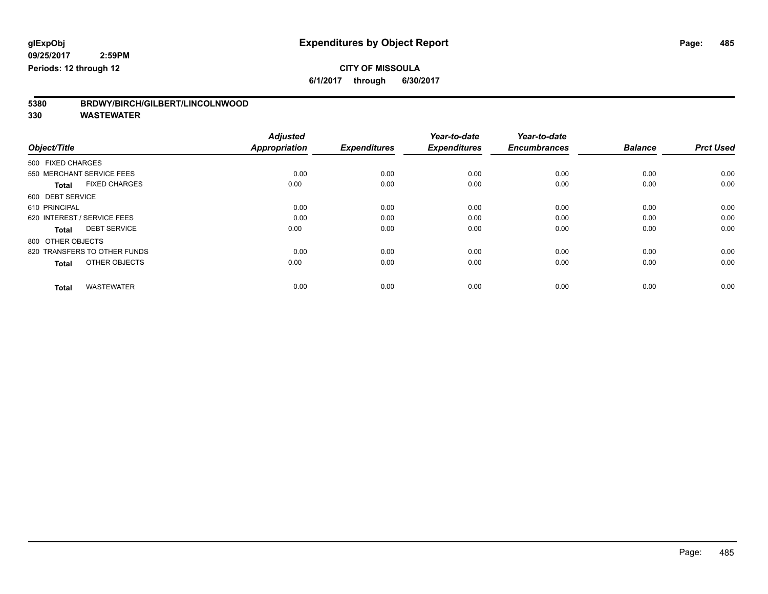**glExpObj**
**09/25/2017 2:59PM**
**Periods: 12 through 12**

# Expenditures by Object Report

**CITY OF MISSOULA**
**6/1/2017 through 6/30/2017**

## 5380 BRDWY/BIRCH/GILBERT/LINCOLNWOOD
## 330 WASTEWATER

| Object/Title | Adjusted Appropriation | Expenditures | Year-to-date Expenditures | Year-to-date Encumbrances | Balance | Prct Used |
|---|---|---|---|---|---|---|
| 500 FIXED CHARGES | | | | | | |
| 550 MERCHANT SERVICE FEES | 0.00 | 0.00 | 0.00 | 0.00 | 0.00 | 0.00 |
| **Total** FIXED CHARGES | 0.00 | 0.00 | 0.00 | 0.00 | 0.00 | 0.00 |
| 600 DEBT SERVICE | | | | | | |
| 610 PRINCIPAL | 0.00 | 0.00 | 0.00 | 0.00 | 0.00 | 0.00 |
| 620 INTEREST / SERVICE FEES | 0.00 | 0.00 | 0.00 | 0.00 | 0.00 | 0.00 |
| **Total** DEBT SERVICE | 0.00 | 0.00 | 0.00 | 0.00 | 0.00 | 0.00 |
| 800 OTHER OBJECTS | | | | | | |
| 820 TRANSFERS TO OTHER FUNDS | 0.00 | 0.00 | 0.00 | 0.00 | 0.00 | 0.00 |
| **Total** OTHER OBJECTS | 0.00 | 0.00 | 0.00 | 0.00 | 0.00 | 0.00 |
| **Total** WASTEWATER | 0.00 | 0.00 | 0.00 | 0.00 | 0.00 | 0.00 |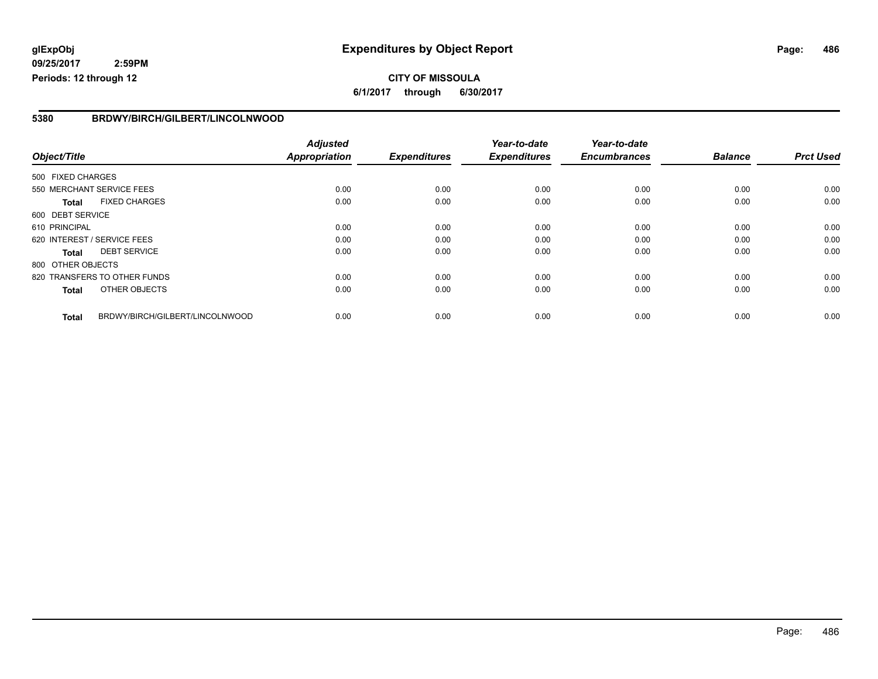**glExpObj**
**09/25/2017 2:59PM**
**Periods: 12 through 12**

# Expenditures by Object Report

**CITY OF MISSOULA**
**6/1/2017 through 6/30/2017**

## 5380 BRDWY/BIRCH/GILBERT/LINCOLNWOOD

| Object/Title | Adjusted Appropriation | Expenditures | Year-to-date Expenditures | Year-to-date Encumbrances | Balance | Prct Used |
|---|---|---|---|---|---|---|
| 500 FIXED CHARGES | | | | | | |
| 550 MERCHANT SERVICE FEES | 0.00 | 0.00 | 0.00 | 0.00 | 0.00 | 0.00 |
| **Total** FIXED CHARGES | 0.00 | 0.00 | 0.00 | 0.00 | 0.00 | 0.00 |
| 600 DEBT SERVICE | | | | | | |
| 610 PRINCIPAL | 0.00 | 0.00 | 0.00 | 0.00 | 0.00 | 0.00 |
| 620 INTEREST / SERVICE FEES | 0.00 | 0.00 | 0.00 | 0.00 | 0.00 | 0.00 |
| **Total** DEBT SERVICE | 0.00 | 0.00 | 0.00 | 0.00 | 0.00 | 0.00 |
| 800 OTHER OBJECTS | | | | | | |
| 820 TRANSFERS TO OTHER FUNDS | 0.00 | 0.00 | 0.00 | 0.00 | 0.00 | 0.00 |
| **Total** OTHER OBJECTS | 0.00 | 0.00 | 0.00 | 0.00 | 0.00 | 0.00 |
| **Total** BRDWY/BIRCH/GILBERT/LINCOLNWOOD | 0.00 | 0.00 | 0.00 | 0.00 | 0.00 | 0.00 |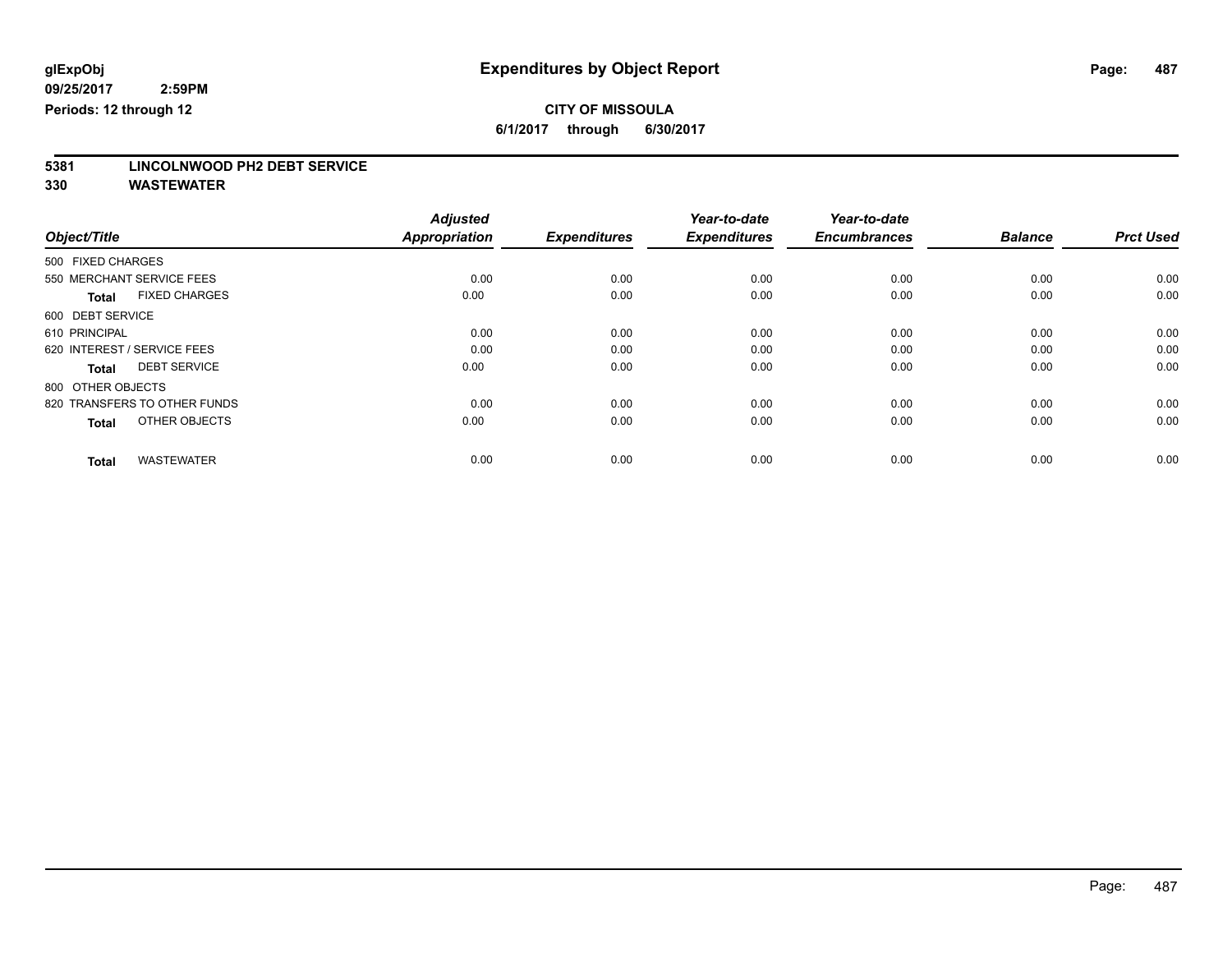glExpObj
09/25/2017 2:59PM
Periods: 12 through 12

# Expenditures by Object Report

**CITY OF MISSOULA**

**6/1/2017 through 6/30/2017**

**5381 LINCOLNWOOD PH2 DEBT SERVICE**

**330 WASTEWATER**

| Object/Title | Adjusted Appropriation | Expenditures | Year-to-date Expenditures | Year-to-date Encumbrances | Balance | Prct Used |
|---|---|---|---|---|---|---|
| 500 FIXED CHARGES | | | | | | |
| 550 MERCHANT SERVICE FEES | 0.00 | 0.00 | 0.00 | 0.00 | 0.00 | 0.00 |
| **Total** FIXED CHARGES | 0.00 | 0.00 | 0.00 | 0.00 | 0.00 | 0.00 |
| 600 DEBT SERVICE | | | | | | |
| 610 PRINCIPAL | 0.00 | 0.00 | 0.00 | 0.00 | 0.00 | 0.00 |
| 620 INTEREST / SERVICE FEES | 0.00 | 0.00 | 0.00 | 0.00 | 0.00 | 0.00 |
| **Total** DEBT SERVICE | 0.00 | 0.00 | 0.00 | 0.00 | 0.00 | 0.00 |
| 800 OTHER OBJECTS | | | | | | |
| 820 TRANSFERS TO OTHER FUNDS | 0.00 | 0.00 | 0.00 | 0.00 | 0.00 | 0.00 |
| **Total** OTHER OBJECTS | 0.00 | 0.00 | 0.00 | 0.00 | 0.00 | 0.00 |
| **Total** WASTEWATER | 0.00 | 0.00 | 0.00 | 0.00 | 0.00 | 0.00 |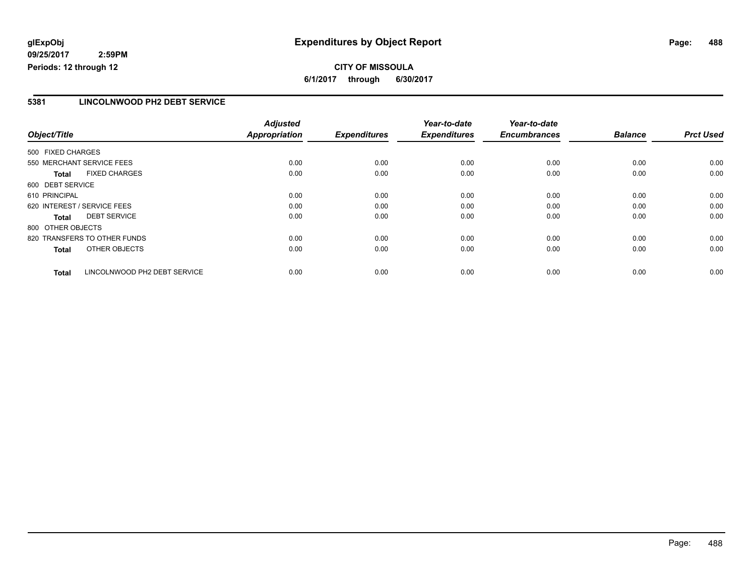# Expenditures by Object Report

glExpObj
09/25/2017 2:59PM
Periods: 12 through 12

**CITY OF MISSOULA**
**6/1/2017 through 6/30/2017**

## 5381 LINCOLNWOOD PH2 DEBT SERVICE

| Object/Title | | Adjusted Appropriation | Expenditures | Year-to-date Expenditures | Year-to-date Encumbrances | Balance | Prct Used |
|---|---|---|---|---|---|---|---|
| 500 FIXED CHARGES | | | | | | | |
| 550 MERCHANT SERVICE FEES | | 0.00 | 0.00 | 0.00 | 0.00 | 0.00 | 0.00 |
| **Total** | FIXED CHARGES | 0.00 | 0.00 | 0.00 | 0.00 | 0.00 | 0.00 |
| 600 DEBT SERVICE | | | | | | | |
| 610 PRINCIPAL | | 0.00 | 0.00 | 0.00 | 0.00 | 0.00 | 0.00 |
| 620 INTEREST / SERVICE FEES | | 0.00 | 0.00 | 0.00 | 0.00 | 0.00 | 0.00 |
| **Total** | DEBT SERVICE | 0.00 | 0.00 | 0.00 | 0.00 | 0.00 | 0.00 |
| 800 OTHER OBJECTS | | | | | | | |
| 820 TRANSFERS TO OTHER FUNDS | | 0.00 | 0.00 | 0.00 | 0.00 | 0.00 | 0.00 |
| **Total** | OTHER OBJECTS | 0.00 | 0.00 | 0.00 | 0.00 | 0.00 | 0.00 |
| **Total** | LINCOLNWOOD PH2 DEBT SERVICE | 0.00 | 0.00 | 0.00 | 0.00 | 0.00 | 0.00 |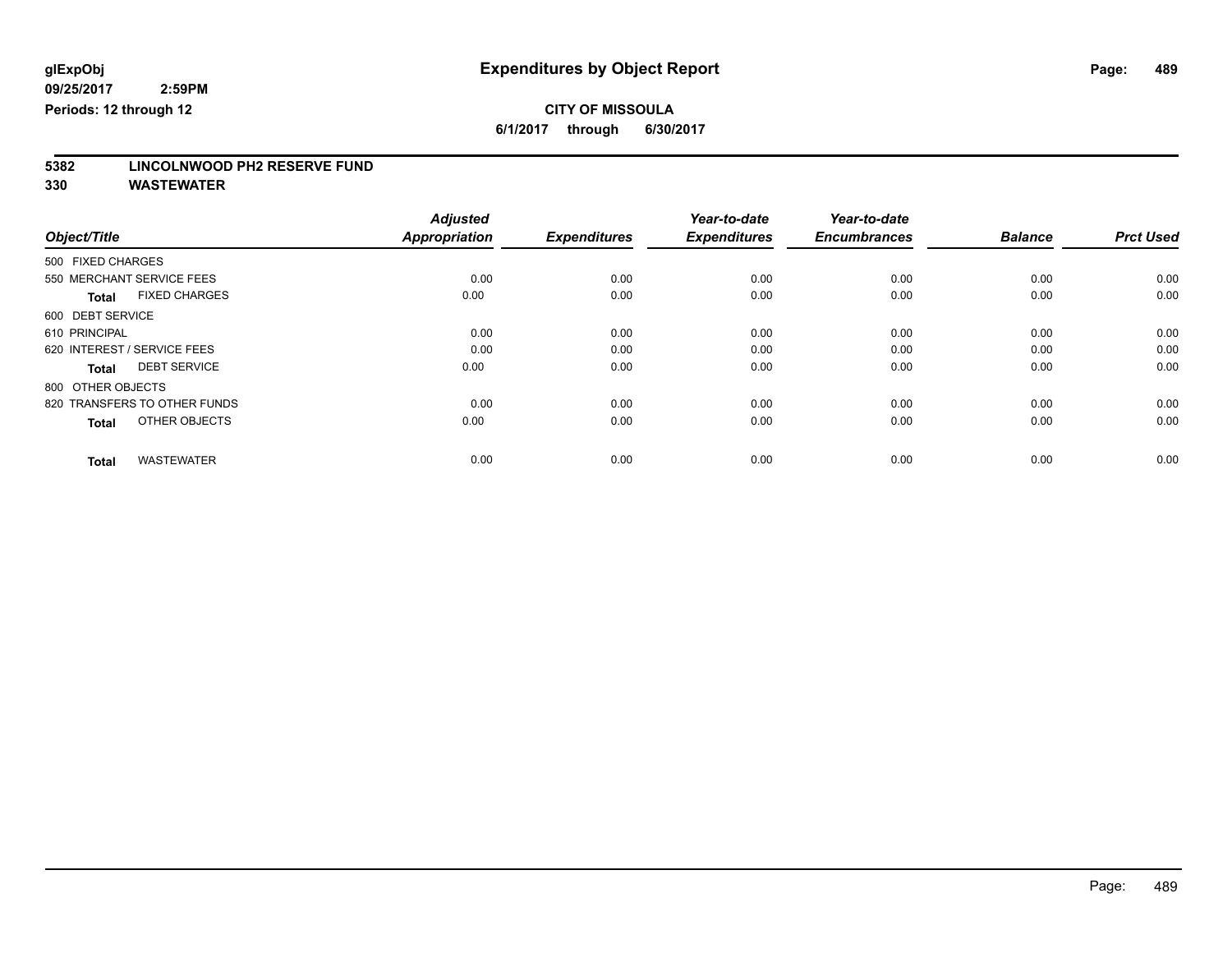glExpObj
09/25/2017 2:59PM
Periods: 12 through 12

# Expenditures by Object Report

**CITY OF MISSOULA**
**6/1/2017 through 6/30/2017**

**5382 LINCOLNWOOD PH2 RESERVE FUND**
**330 WASTEWATER**

| Object/Title | Adjusted Appropriation | Expenditures | Year-to-date Expenditures | Year-to-date Encumbrances | Balance | Prct Used |
|---|---|---|---|---|---|---|
| 500 FIXED CHARGES | | | | | | |
| 550 MERCHANT SERVICE FEES | 0.00 | 0.00 | 0.00 | 0.00 | 0.00 | 0.00 |
| **Total** FIXED CHARGES | 0.00 | 0.00 | 0.00 | 0.00 | 0.00 | 0.00 |
| 600 DEBT SERVICE | | | | | | |
| 610 PRINCIPAL | 0.00 | 0.00 | 0.00 | 0.00 | 0.00 | 0.00 |
| 620 INTEREST / SERVICE FEES | 0.00 | 0.00 | 0.00 | 0.00 | 0.00 | 0.00 |
| **Total** DEBT SERVICE | 0.00 | 0.00 | 0.00 | 0.00 | 0.00 | 0.00 |
| 800 OTHER OBJECTS | | | | | | |
| 820 TRANSFERS TO OTHER FUNDS | 0.00 | 0.00 | 0.00 | 0.00 | 0.00 | 0.00 |
| **Total** OTHER OBJECTS | 0.00 | 0.00 | 0.00 | 0.00 | 0.00 | 0.00 |
| **Total** WASTEWATER | 0.00 | 0.00 | 0.00 | 0.00 | 0.00 | 0.00 |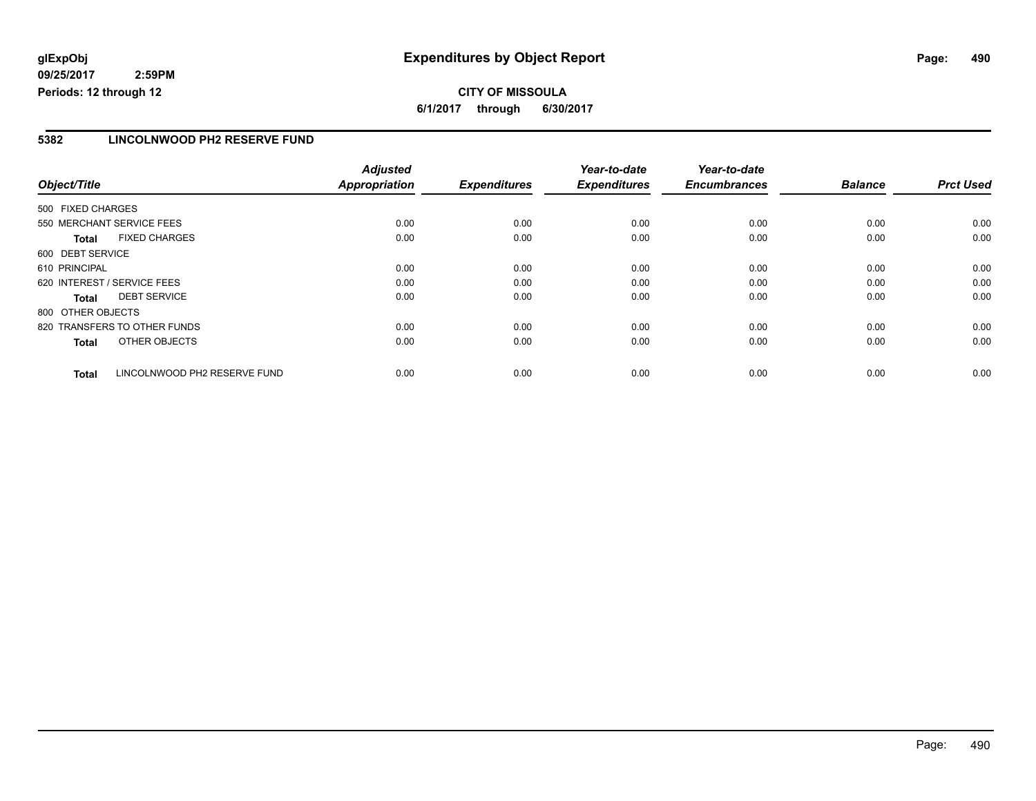glExpObj
09/25/2017 2:59PM
Periods: 12 through 12

# Expenditures by Object Report

**CITY OF MISSOULA**
**6/1/2017 through 6/30/2017**

## 5382 LINCOLNWOOD PH2 RESERVE FUND

| Object/Title | Adjusted Appropriation | Expenditures | Year-to-date Expenditures | Year-to-date Encumbrances | Balance | Prct Used |
|---|---|---|---|---|---|---|
| 500 FIXED CHARGES | | | | | | |
| 550 MERCHANT SERVICE FEES | 0.00 | 0.00 | 0.00 | 0.00 | 0.00 | 0.00 |
| **Total** FIXED CHARGES | 0.00 | 0.00 | 0.00 | 0.00 | 0.00 | 0.00 |
| 600 DEBT SERVICE | | | | | | |
| 610 PRINCIPAL | 0.00 | 0.00 | 0.00 | 0.00 | 0.00 | 0.00 |
| 620 INTEREST / SERVICE FEES | 0.00 | 0.00 | 0.00 | 0.00 | 0.00 | 0.00 |
| **Total** DEBT SERVICE | 0.00 | 0.00 | 0.00 | 0.00 | 0.00 | 0.00 |
| 800 OTHER OBJECTS | | | | | | |
| 820 TRANSFERS TO OTHER FUNDS | 0.00 | 0.00 | 0.00 | 0.00 | 0.00 | 0.00 |
| **Total** OTHER OBJECTS | 0.00 | 0.00 | 0.00 | 0.00 | 0.00 | 0.00 |
| **Total** LINCOLNWOOD PH2 RESERVE FUND | 0.00 | 0.00 | 0.00 | 0.00 | 0.00 | 0.00 |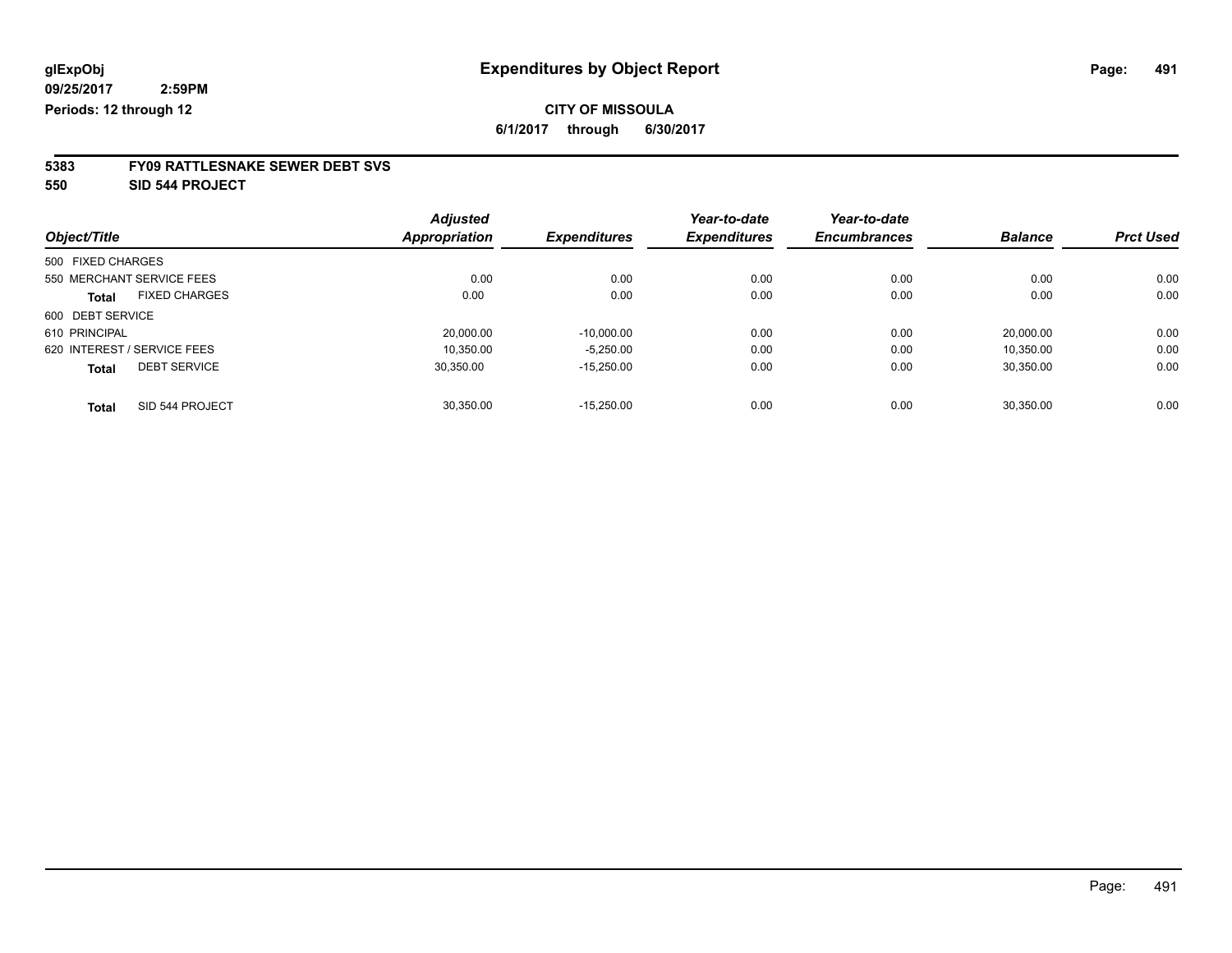**glExpObj** **Expenditures by Object Report**

**09/25/2017 2:59PM**

**Periods: 12 through 12**

**CITY OF MISSOULA**

**6/1/2017 through 6/30/2017**

**5383 FY09 RATTLESNAKE SEWER DEBT SVS**

**550 SID 544 PROJECT**

| Object/Title | Adjusted Appropriation | Expenditures | Year-to-date Expenditures | Year-to-date Encumbrances | Balance | Prct Used |
|---|---|---|---|---|---|---|
| 500 FIXED CHARGES | | | | | | |
| 550 MERCHANT SERVICE FEES | 0.00 | 0.00 | 0.00 | 0.00 | 0.00 | 0.00 |
| **Total** FIXED CHARGES | 0.00 | 0.00 | 0.00 | 0.00 | 0.00 | 0.00 |
| 600 DEBT SERVICE | | | | | | |
| 610 PRINCIPAL | 20,000.00 | -10,000.00 | 0.00 | 0.00 | 20,000.00 | 0.00 |
| 620 INTEREST / SERVICE FEES | 10,350.00 | -5,250.00 | 0.00 | 0.00 | 10,350.00 | 0.00 |
| **Total** DEBT SERVICE | 30,350.00 | -15,250.00 | 0.00 | 0.00 | 30,350.00 | 0.00 |
| **Total** SID 544 PROJECT | 30,350.00 | -15,250.00 | 0.00 | 0.00 | 30,350.00 | 0.00 |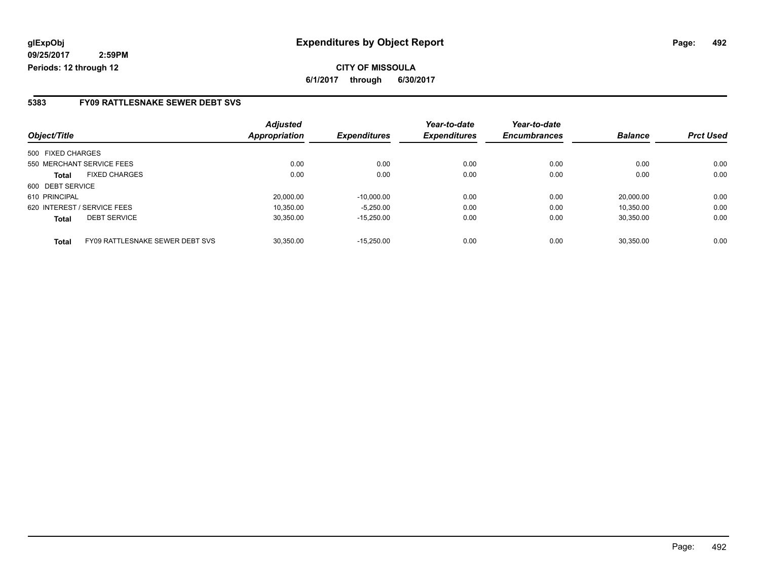**glExpObj** 09/25/2017 2:59PM
**Periods: 12 through 12**

# Expenditures by Object Report

**CITY OF MISSOULA**
**6/1/2017 through 6/30/2017**

## 5383 FY09 RATTLESNAKE SEWER DEBT SVS

| Object/Title | | Adjusted Appropriation | Expenditures | Year-to-date Expenditures | Year-to-date Encumbrances | Balance | Prct Used |
|---|---|---|---|---|---|---|---|
| 500 FIXED CHARGES | | | | | | | |
| 550 MERCHANT SERVICE FEES | | 0.00 | 0.00 | 0.00 | 0.00 | 0.00 | 0.00 |
| **Total** | FIXED CHARGES | 0.00 | 0.00 | 0.00 | 0.00 | 0.00 | 0.00 |
| 600 DEBT SERVICE | | | | | | | |
| 610 PRINCIPAL | | 20,000.00 | -10,000.00 | 0.00 | 0.00 | 20,000.00 | 0.00 |
| 620 INTEREST / SERVICE FEES | | 10,350.00 | -5,250.00 | 0.00 | 0.00 | 10,350.00 | 0.00 |
| **Total** | DEBT SERVICE | 30,350.00 | -15,250.00 | 0.00 | 0.00 | 30,350.00 | 0.00 |
| **Total** | FY09 RATTLESNAKE SEWER DEBT SVS | 30,350.00 | -15,250.00 | 0.00 | 0.00 | 30,350.00 | 0.00 |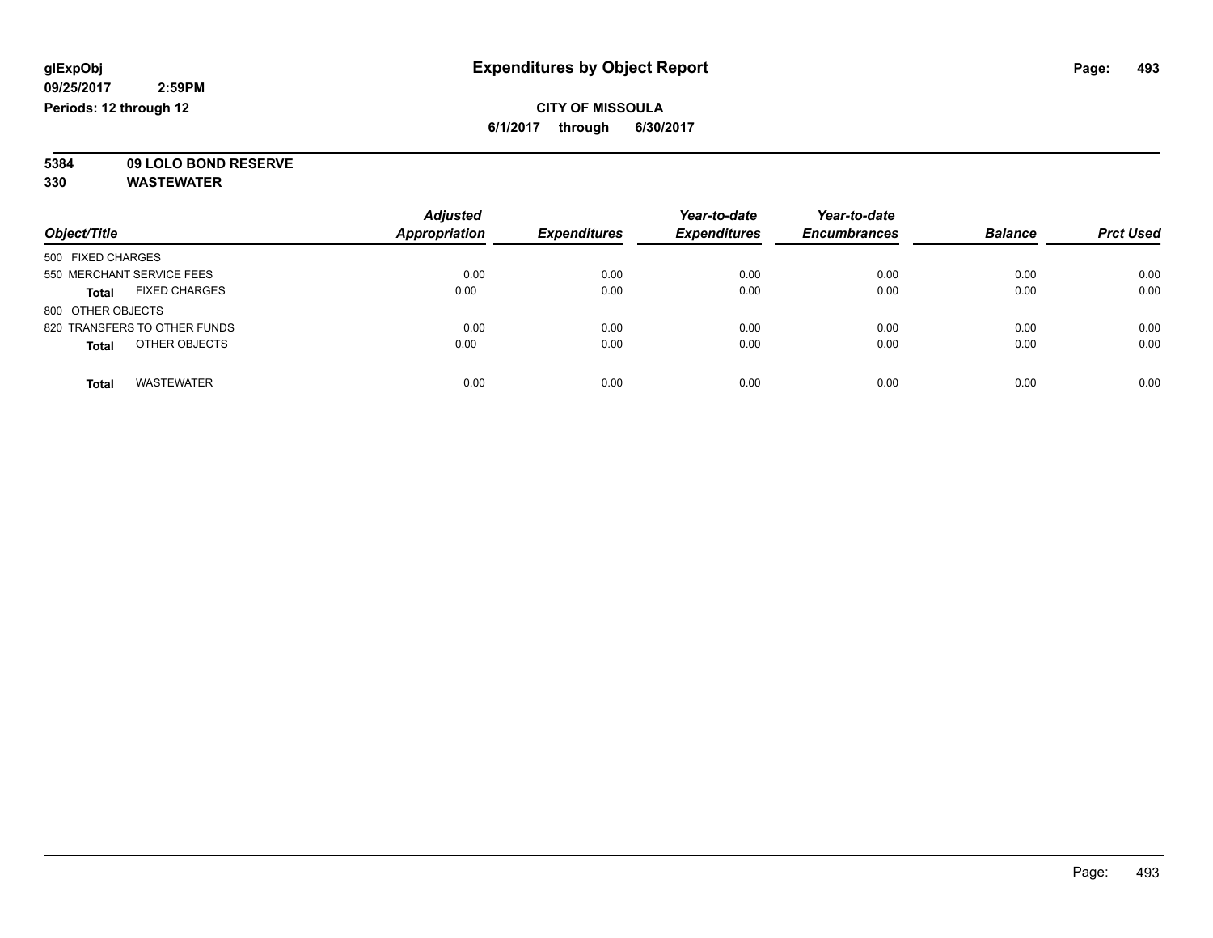glExpObj
09/25/2017 2:59PM
Periods: 12 through 12

# Expenditures by Object Report

**CITY OF MISSOULA**
**6/1/2017 through 6/30/2017**

**5384 09 LOLO BOND RESERVE**
**330 WASTEWATER**

| Object/Title | Adjusted Appropriation | Expenditures | Year-to-date Expenditures | Year-to-date Encumbrances | Balance | Prct Used |
|---|---|---|---|---|---|---|
| 500 FIXED CHARGES | | | | | | |
| 550 MERCHANT SERVICE FEES | 0.00 | 0.00 | 0.00 | 0.00 | 0.00 | 0.00 |
| **Total** FIXED CHARGES | 0.00 | 0.00 | 0.00 | 0.00 | 0.00 | 0.00 |
| 800 OTHER OBJECTS | | | | | | |
| 820 TRANSFERS TO OTHER FUNDS | 0.00 | 0.00 | 0.00 | 0.00 | 0.00 | 0.00 |
| **Total** OTHER OBJECTS | 0.00 | 0.00 | 0.00 | 0.00 | 0.00 | 0.00 |
| **Total** WASTEWATER | 0.00 | 0.00 | 0.00 | 0.00 | 0.00 | 0.00 |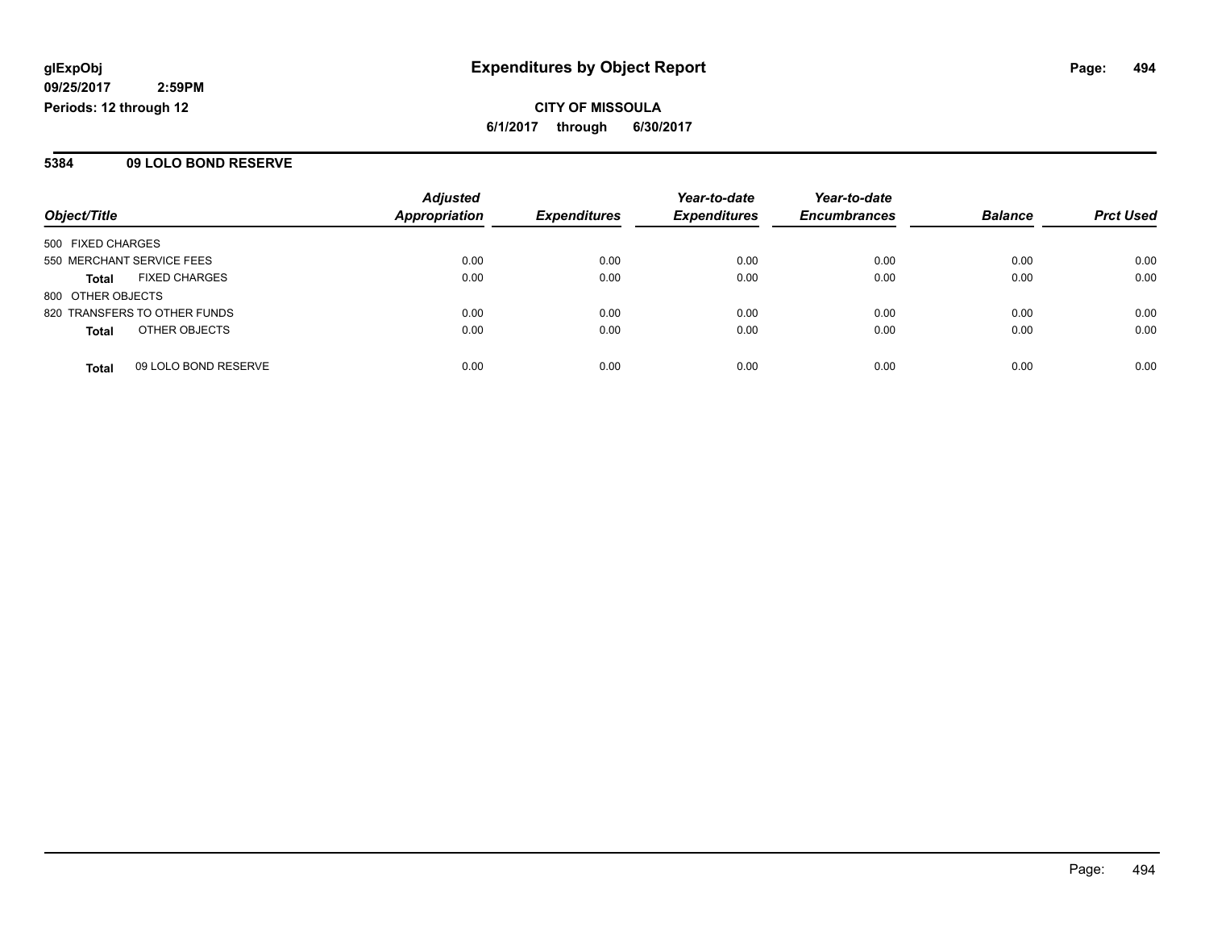**glExpObj**
**09/25/2017 2:59PM**
**Periods: 12 through 12**

# Expenditures by Object Report

**CITY OF MISSOULA**
**6/1/2017 through 6/30/2017**

## 5384 09 LOLO BOND RESERVE

| Object/Title | | Adjusted Appropriation | Expenditures | Year-to-date Expenditures | Year-to-date Encumbrances | Balance | Prct Used |
|---|---|---|---|---|---|---|---|
| 500 FIXED CHARGES | | | | | | | |
| 550 MERCHANT SERVICE FEES | | 0.00 | 0.00 | 0.00 | 0.00 | 0.00 | 0.00 |
| **Total** | FIXED CHARGES | 0.00 | 0.00 | 0.00 | 0.00 | 0.00 | 0.00 |
| 800 OTHER OBJECTS | | | | | | | |
| 820 TRANSFERS TO OTHER FUNDS | | 0.00 | 0.00 | 0.00 | 0.00 | 0.00 | 0.00 |
| **Total** | OTHER OBJECTS | 0.00 | 0.00 | 0.00 | 0.00 | 0.00 | 0.00 |
| **Total** | 09 LOLO BOND RESERVE | 0.00 | 0.00 | 0.00 | 0.00 | 0.00 | 0.00 |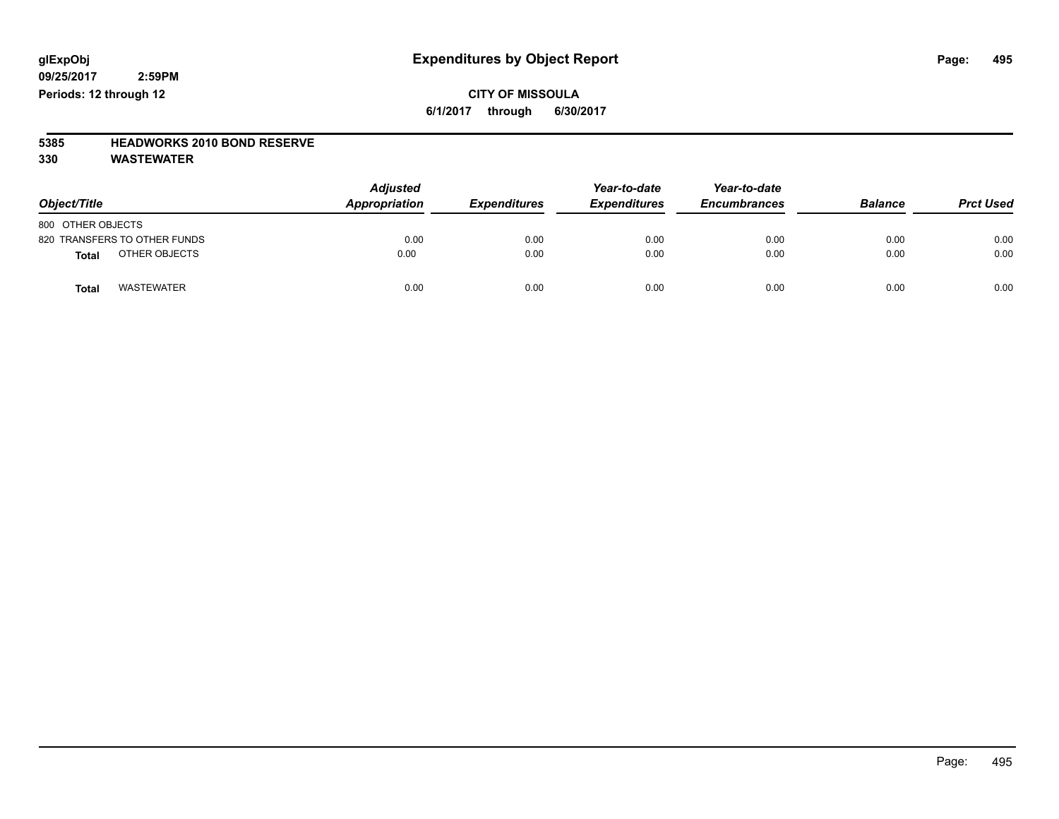glExpObj
09/25/2017 2:59PM
Periods: 12 through 12

# Expenditures by Object Report

**CITY OF MISSOULA**
**6/1/2017 through 6/30/2017**

**5385 HEADWORKS 2010 BOND RESERVE**
**330 WASTEWATER**

| Object/Title | Adjusted Appropriation | Expenditures | Year-to-date Expenditures | Year-to-date Encumbrances | Balance | Prct Used |
|---|---|---|---|---|---|---|
| 800 OTHER OBJECTS | | | | | | |
| 820 TRANSFERS TO OTHER FUNDS | 0.00 | 0.00 | 0.00 | 0.00 | 0.00 | 0.00 |
| **Total** OTHER OBJECTS | 0.00 | 0.00 | 0.00 | 0.00 | 0.00 | 0.00 |
| **Total** WASTEWATER | 0.00 | 0.00 | 0.00 | 0.00 | 0.00 | 0.00 |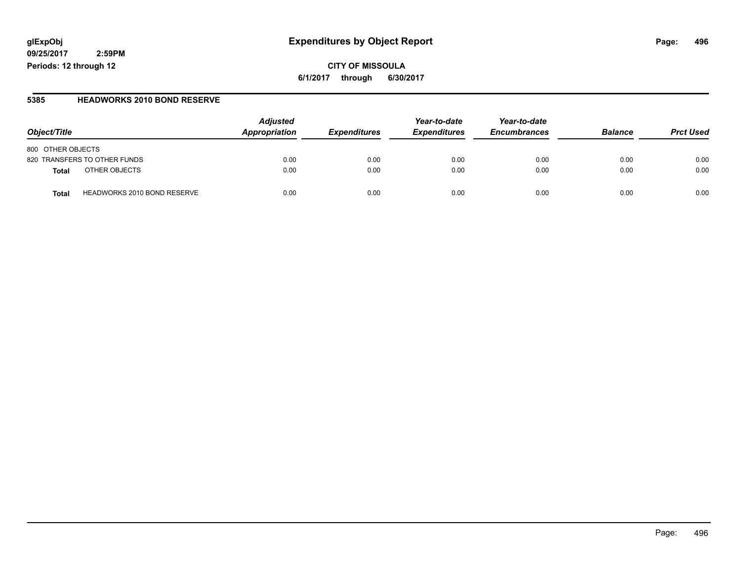glExpObj
09/25/2017 2:59PM
Periods: 12 through 12

# Expenditures by Object Report

**CITY OF MISSOULA**

**6/1/2017 through 6/30/2017**

## 5385 HEADWORKS 2010 BOND RESERVE

| Object/Title | | Adjusted Appropriation | Expenditures | Year-to-date Expenditures | Year-to-date Encumbrances | Balance | Prct Used |
|---|---|---|---|---|---|---|---|
| 800 OTHER OBJECTS | | | | | | | |
| 820 TRANSFERS TO OTHER FUNDS | | 0.00 | 0.00 | 0.00 | 0.00 | 0.00 | 0.00 |
| **Total** | OTHER OBJECTS | 0.00 | 0.00 | 0.00 | 0.00 | 0.00 | 0.00 |
| **Total** | HEADWORKS 2010 BOND RESERVE | 0.00 | 0.00 | 0.00 | 0.00 | 0.00 | 0.00 |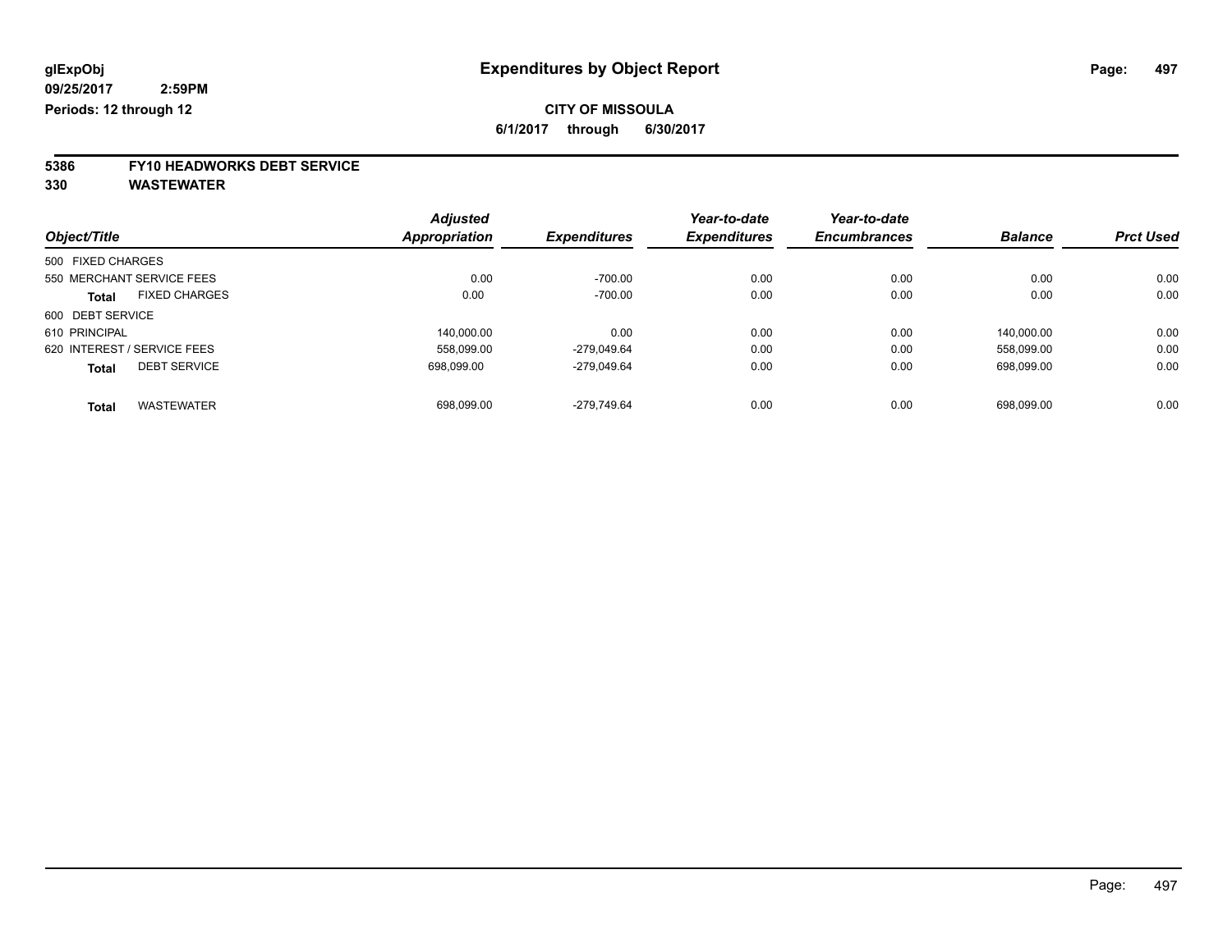# Expenditures by Object Report

glExpObj
09/25/2017 2:59PM
Periods: 12 through 12

**CITY OF MISSOULA**
6/1/2017 through 6/30/2017

**5386 FY10 HEADWORKS DEBT SERVICE**
**330 WASTEWATER**

| Object/Title | Adjusted Appropriation | Expenditures | Year-to-date Expenditures | Year-to-date Encumbrances | Balance | Prct Used |
|---|---|---|---|---|---|---|
| 500 FIXED CHARGES | | | | | | |
| 550 MERCHANT SERVICE FEES | 0.00 | -700.00 | 0.00 | 0.00 | 0.00 | 0.00 |
| **Total** FIXED CHARGES | 0.00 | -700.00 | 0.00 | 0.00 | 0.00 | 0.00 |
| 600 DEBT SERVICE | | | | | | |
| 610 PRINCIPAL | 140,000.00 | 0.00 | 0.00 | 0.00 | 140,000.00 | 0.00 |
| 620 INTEREST / SERVICE FEES | 558,099.00 | -279,049.64 | 0.00 | 0.00 | 558,099.00 | 0.00 |
| **Total** DEBT SERVICE | 698,099.00 | -279,049.64 | 0.00 | 0.00 | 698,099.00 | 0.00 |
| **Total** WASTEWATER | 698,099.00 | -279,749.64 | 0.00 | 0.00 | 698,099.00 | 0.00 |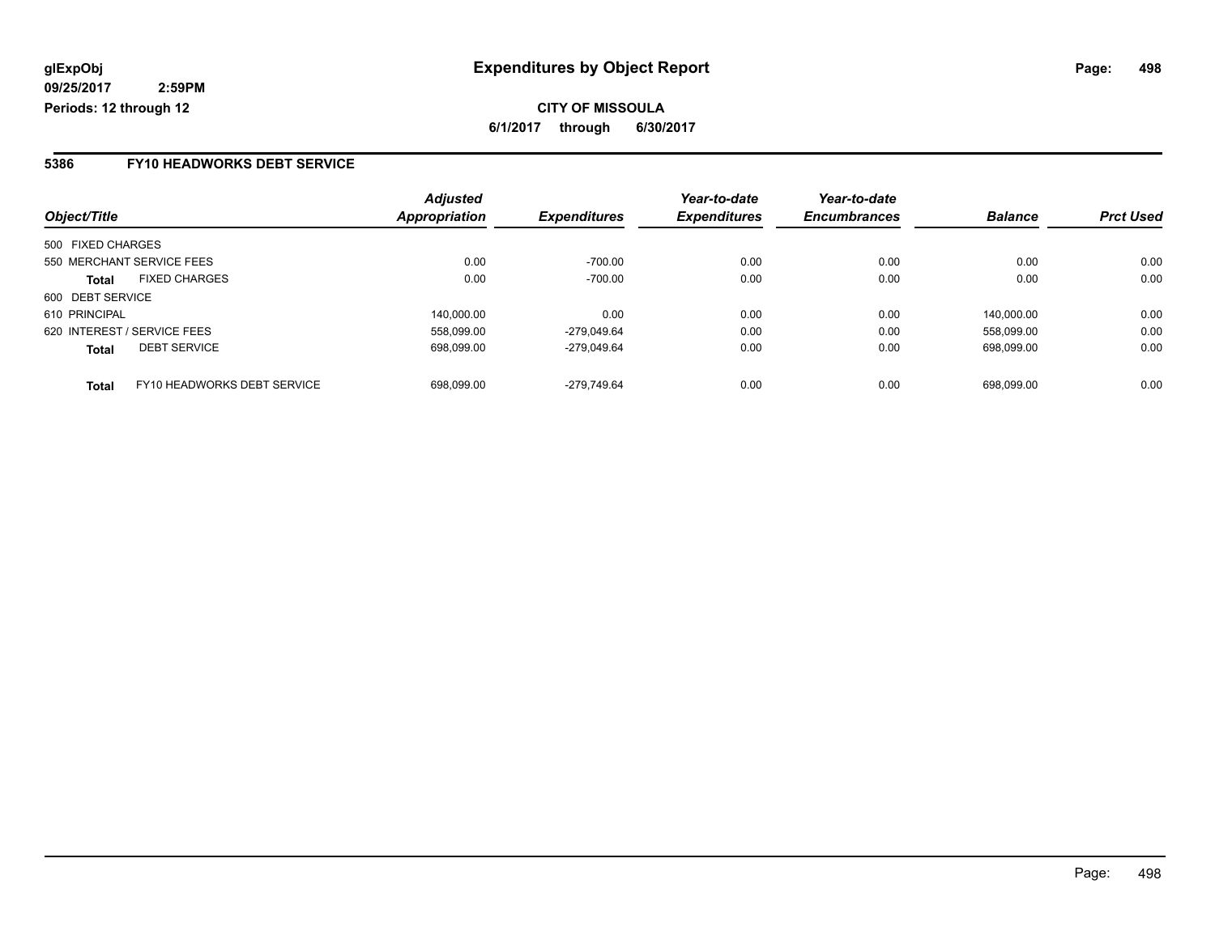**glExpObj**
**09/25/2017 2:59PM**
**Periods: 12 through 12**

# Expenditures by Object Report

**CITY OF MISSOULA**
**6/1/2017 through 6/30/2017**

## 5386 FY10 HEADWORKS DEBT SERVICE

| Object/Title | | Adjusted Appropriation | Expenditures | Year-to-date Expenditures | Year-to-date Encumbrances | Balance | Prct Used |
|---|---|---|---|---|---|---|---|
| 500 FIXED CHARGES | | | | | | | |
| 550 MERCHANT SERVICE FEES | | 0.00 | -700.00 | 0.00 | 0.00 | 0.00 | 0.00 |
| **Total** | FIXED CHARGES | 0.00 | -700.00 | 0.00 | 0.00 | 0.00 | 0.00 |
| 600 DEBT SERVICE | | | | | | | |
| 610 PRINCIPAL | | 140,000.00 | 0.00 | 0.00 | 0.00 | 140,000.00 | 0.00 |
| 620 INTEREST / SERVICE FEES | | 558,099.00 | -279,049.64 | 0.00 | 0.00 | 558,099.00 | 0.00 |
| **Total** | DEBT SERVICE | 698,099.00 | -279,049.64 | 0.00 | 0.00 | 698,099.00 | 0.00 |
| **Total** | FY10 HEADWORKS DEBT SERVICE | 698,099.00 | -279,749.64 | 0.00 | 0.00 | 698,099.00 | 0.00 |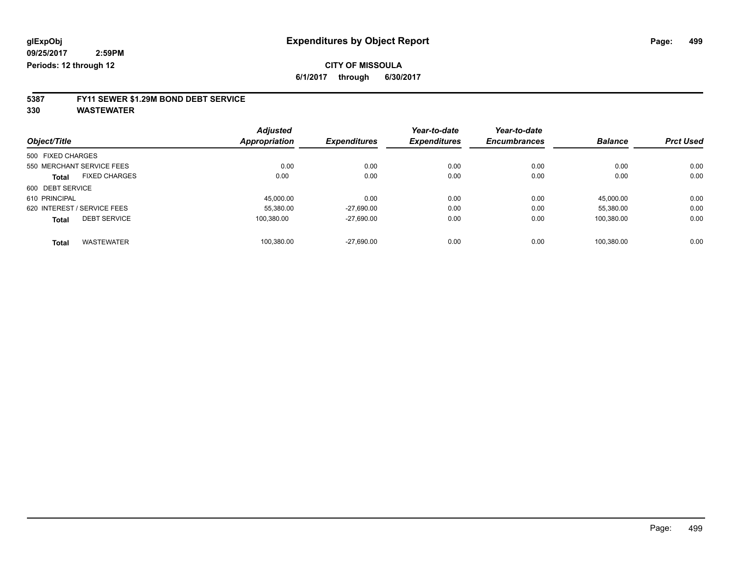glExpObj
09/25/2017 2:59PM
Periods: 12 through 12

# Expenditures by Object Report

**CITY OF MISSOULA**

**6/1/2017 through 6/30/2017**

## 5387 FY11 SEWER $1.29M BOND DEBT SERVICE
## 330 WASTEWATER

| Object/Title | Adjusted Appropriation | Expenditures | Year-to-date Expenditures | Year-to-date Encumbrances | Balance | Prct Used |
|---|---|---|---|---|---|---|
| 500 FIXED CHARGES | | | | | | |
| 550 MERCHANT SERVICE FEES | 0.00 | 0.00 | 0.00 | 0.00 | 0.00 | 0.00 |
| **Total** FIXED CHARGES | 0.00 | 0.00 | 0.00 | 0.00 | 0.00 | 0.00 |
| 600 DEBT SERVICE | | | | | | |
| 610 PRINCIPAL | 45,000.00 | 0.00 | 0.00 | 0.00 | 45,000.00 | 0.00 |
| 620 INTEREST / SERVICE FEES | 55,380.00 | -27,690.00 | 0.00 | 0.00 | 55,380.00 | 0.00 |
| **Total** DEBT SERVICE | 100,380.00 | -27,690.00 | 0.00 | 0.00 | 100,380.00 | 0.00 |
| **Total** WASTEWATER | 100,380.00 | -27,690.00 | 0.00 | 0.00 | 100,380.00 | 0.00 |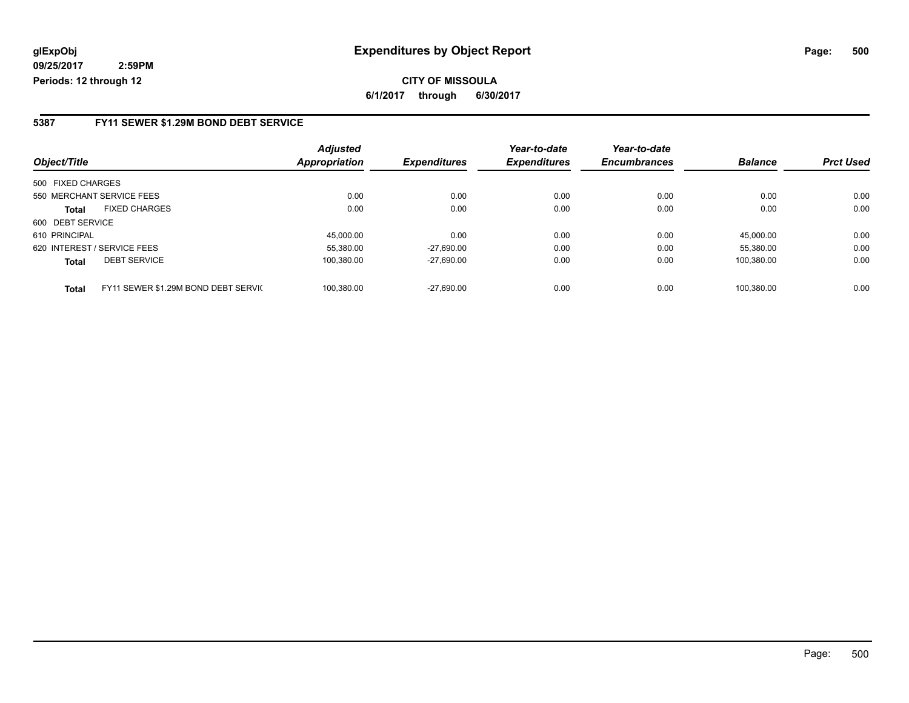**glExpObj** **Expenditures by Object Report**

**09/25/2017 2:59PM**

**Periods: 12 through 12**

**CITY OF MISSOULA**

**6/1/2017 through 6/30/2017**

## 5387 FY11 SEWER $1.29M BOND DEBT SERVICE

| Object/Title | Adjusted Appropriation | Expenditures | Year-to-date Expenditures | Year-to-date Encumbrances | Balance | Prct Used |
|---|---|---|---|---|---|---|
| 500 FIXED CHARGES | | | | | | |
| 550 MERCHANT SERVICE FEES | 0.00 | 0.00 | 0.00 | 0.00 | 0.00 | 0.00 |
| **Total** FIXED CHARGES | 0.00 | 0.00 | 0.00 | 0.00 | 0.00 | 0.00 |
| 600 DEBT SERVICE | | | | | | |
| 610 PRINCIPAL | 45,000.00 | 0.00 | 0.00 | 0.00 | 45,000.00 | 0.00 |
| 620 INTEREST / SERVICE FEES | 55,380.00 | -27,690.00 | 0.00 | 0.00 | 55,380.00 | 0.00 |
| **Total** DEBT SERVICE | 100,380.00 | -27,690.00 | 0.00 | 0.00 | 100,380.00 | 0.00 |
| **Total** FY11 SEWER $1.29M BOND DEBT SERVIC | 100,380.00 | -27,690.00 | 0.00 | 0.00 | 100,380.00 | 0.00 |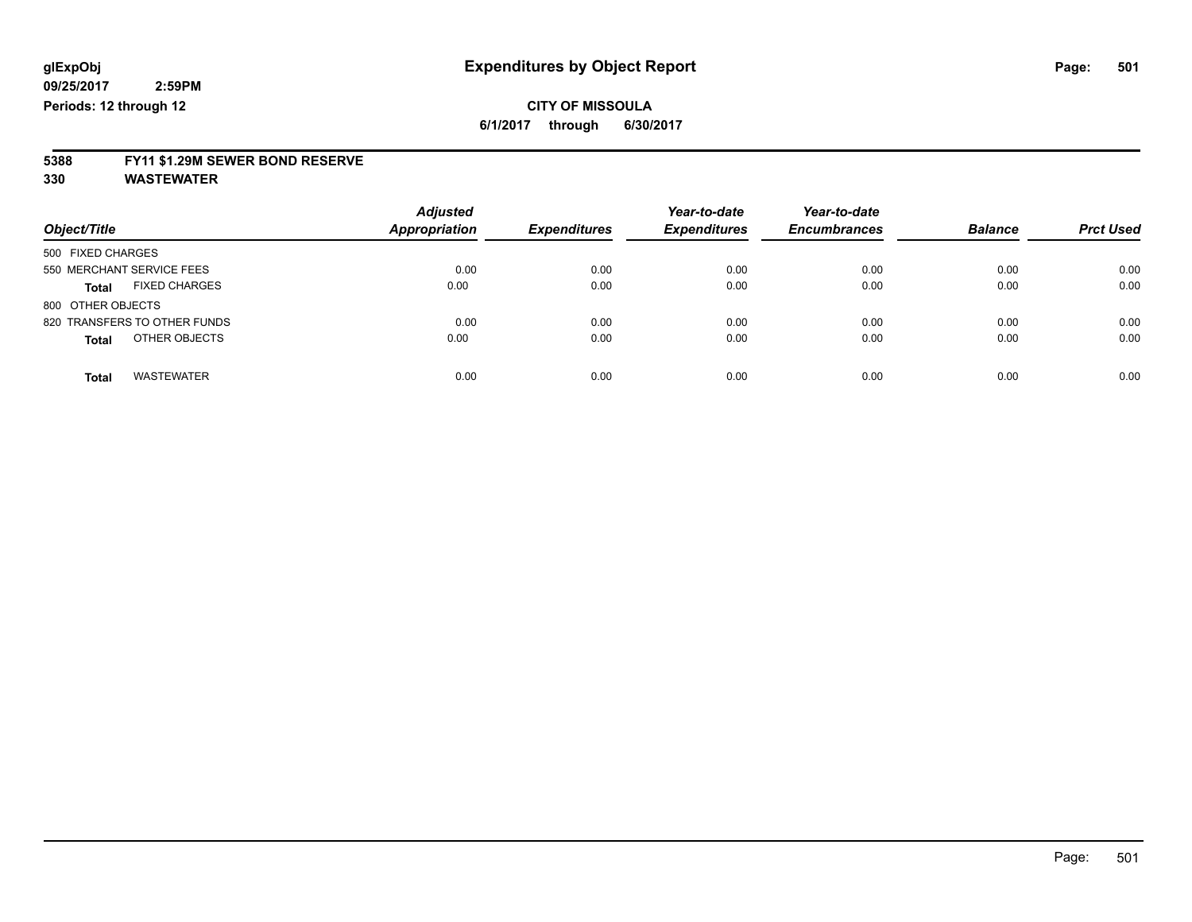glExpObj
09/25/2017 2:59PM
Periods: 12 through 12

# Expenditures by Object Report

**CITY OF MISSOULA**
**6/1/2017 through 6/30/2017**

## 5388 FY11 $1.29M SEWER BOND RESERVE
## 330 WASTEWATER

| Object/Title | Adjusted Appropriation | Expenditures | Year-to-date Expenditures | Year-to-date Encumbrances | Balance | Prct Used |
|---|---|---|---|---|---|---|
| 500 FIXED CHARGES | | | | | | |
| 550 MERCHANT SERVICE FEES | 0.00 | 0.00 | 0.00 | 0.00 | 0.00 | 0.00 |
| **Total** FIXED CHARGES | 0.00 | 0.00 | 0.00 | 0.00 | 0.00 | 0.00 |
| 800 OTHER OBJECTS | | | | | | |
| 820 TRANSFERS TO OTHER FUNDS | 0.00 | 0.00 | 0.00 | 0.00 | 0.00 | 0.00 |
| **Total** OTHER OBJECTS | 0.00 | 0.00 | 0.00 | 0.00 | 0.00 | 0.00 |
| **Total** WASTEWATER | 0.00 | 0.00 | 0.00 | 0.00 | 0.00 | 0.00 |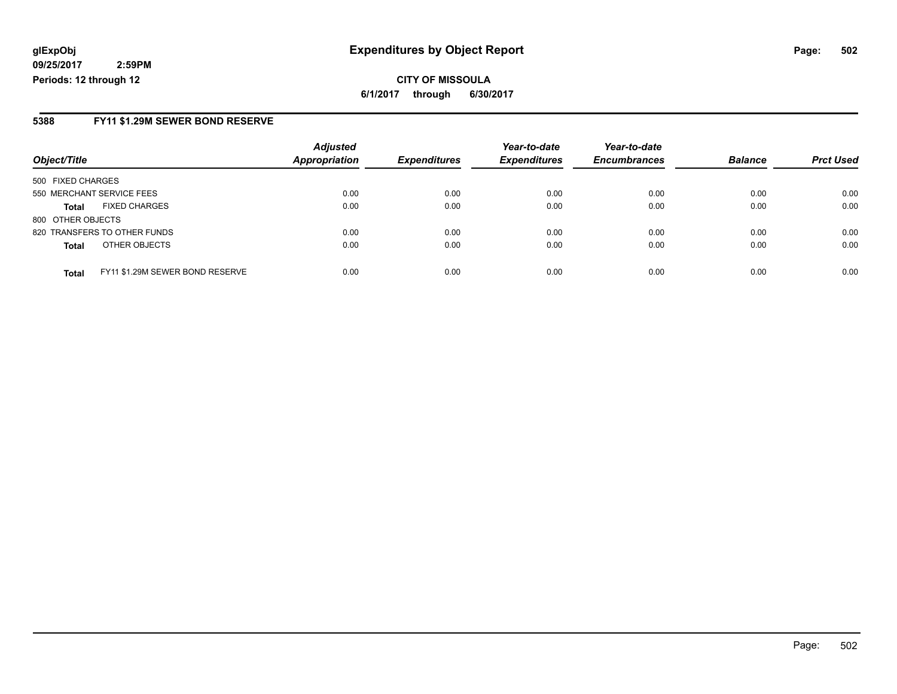**glExpObj**
**09/25/2017 2:59PM**
**Periods: 12 through 12**

# Expenditures by Object Report

**CITY OF MISSOULA**
**6/1/2017 through 6/30/2017**

## 5388 FY11 $1.29M SEWER BOND RESERVE

| Object/Title | | Adjusted Appropriation | Expenditures | Year-to-date Expenditures | Year-to-date Encumbrances | Balance | Prct Used |
|---|---|---|---|---|---|---|---|
| 500 FIXED CHARGES | | | | | | | |
| 550 MERCHANT SERVICE FEES | | 0.00 | 0.00 | 0.00 | 0.00 | 0.00 | 0.00 |
| **Total** | FIXED CHARGES | 0.00 | 0.00 | 0.00 | 0.00 | 0.00 | 0.00 |
| 800 OTHER OBJECTS | | | | | | | |
| 820 TRANSFERS TO OTHER FUNDS | | 0.00 | 0.00 | 0.00 | 0.00 | 0.00 | 0.00 |
| **Total** | OTHER OBJECTS | 0.00 | 0.00 | 0.00 | 0.00 | 0.00 | 0.00 |
| **Total** | FY11 $1.29M SEWER BOND RESERVE | 0.00 | 0.00 | 0.00 | 0.00 | 0.00 | 0.00 |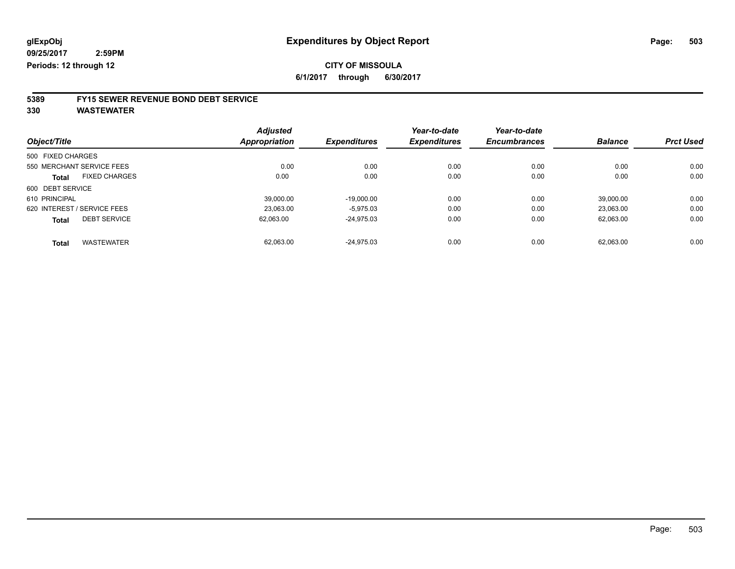**glExpObj**
**09/25/2017 2:59PM**
**Periods: 12 through 12**

# Expenditures by Object Report

**CITY OF MISSOULA**
**6/1/2017 through 6/30/2017**

## 5389 FY15 SEWER REVENUE BOND DEBT SERVICE
## 330 WASTEWATER

| Object/Title | Adjusted Appropriation | Expenditures | Year-to-date Expenditures | Year-to-date Encumbrances | Balance | Prct Used |
|---|---|---|---|---|---|---|
| 500 FIXED CHARGES | | | | | | |
| 550 MERCHANT SERVICE FEES | 0.00 | 0.00 | 0.00 | 0.00 | 0.00 | 0.00 |
| **Total** FIXED CHARGES | 0.00 | 0.00 | 0.00 | 0.00 | 0.00 | 0.00 |
| 600 DEBT SERVICE | | | | | | |
| 610 PRINCIPAL | 39,000.00 | -19,000.00 | 0.00 | 0.00 | 39,000.00 | 0.00 |
| 620 INTEREST / SERVICE FEES | 23,063.00 | -5,975.03 | 0.00 | 0.00 | 23,063.00 | 0.00 |
| **Total** DEBT SERVICE | 62,063.00 | -24,975.03 | 0.00 | 0.00 | 62,063.00 | 0.00 |
| **Total** WASTEWATER | 62,063.00 | -24,975.03 | 0.00 | 0.00 | 62,063.00 | 0.00 |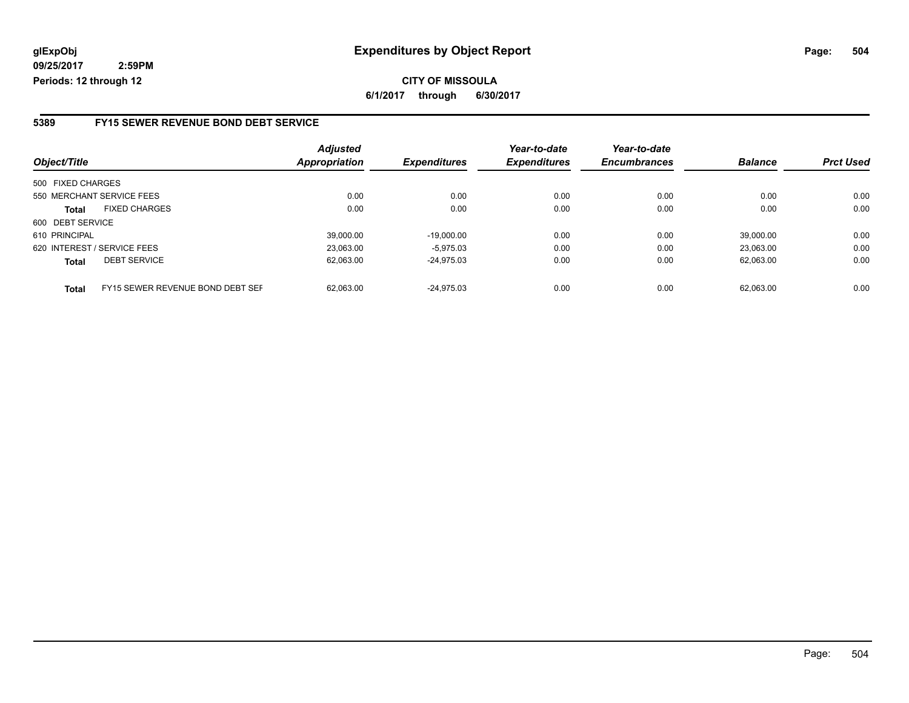glExpObj
09/25/2017 2:59PM
Periods: 12 through 12

# Expenditures by Object Report

**CITY OF MISSOULA**

**6/1/2017 through 6/30/2017**

## 5389 FY15 SEWER REVENUE BOND DEBT SERVICE

| Object/Title | | Adjusted Appropriation | Expenditures | Year-to-date Expenditures | Year-to-date Encumbrances | Balance | Prct Used |
|---|---|---|---|---|---|---|---|
| 500 FIXED CHARGES | | | | | | | |
| 550 MERCHANT SERVICE FEES | | 0.00 | 0.00 | 0.00 | 0.00 | 0.00 | 0.00 |
| **Total** | FIXED CHARGES | 0.00 | 0.00 | 0.00 | 0.00 | 0.00 | 0.00 |
| 600 DEBT SERVICE | | | | | | | |
| 610 PRINCIPAL | | 39,000.00 | -19,000.00 | 0.00 | 0.00 | 39,000.00 | 0.00 |
| 620 INTEREST / SERVICE FEES | | 23,063.00 | -5,975.03 | 0.00 | 0.00 | 23,063.00 | 0.00 |
| **Total** | DEBT SERVICE | 62,063.00 | -24,975.03 | 0.00 | 0.00 | 62,063.00 | 0.00 |
| **Total** | FY15 SEWER REVENUE BOND DEBT SEF | 62,063.00 | -24,975.03 | 0.00 | 0.00 | 62,063.00 | 0.00 |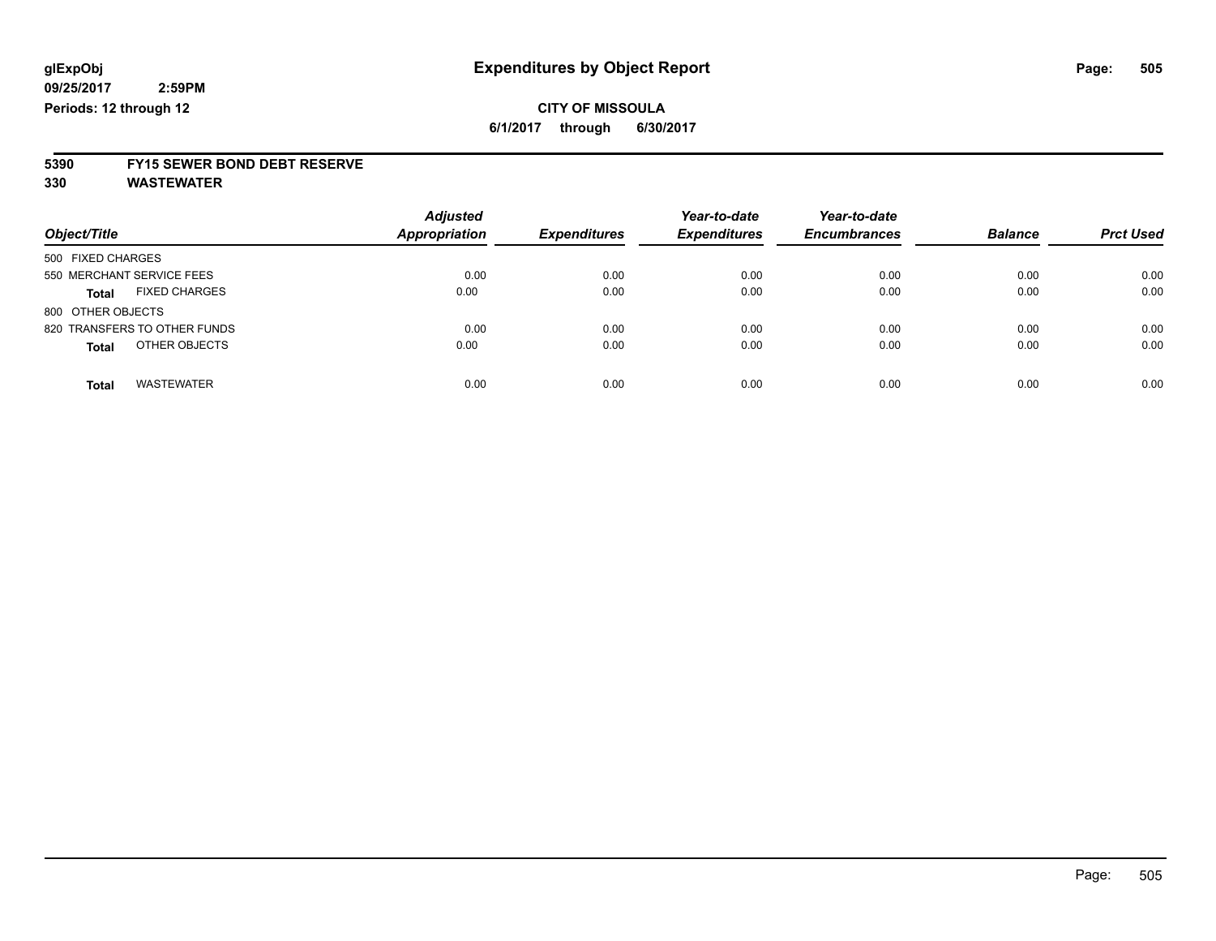glExpObj
09/25/2017 2:59PM
Periods: 12 through 12

# Expenditures by Object Report

**CITY OF MISSOULA**
**6/1/2017 through 6/30/2017**

**5390 FY15 SEWER BOND DEBT RESERVE**
**330 WASTEWATER**

| Object/Title | Adjusted Appropriation | Expenditures | Year-to-date Expenditures | Year-to-date Encumbrances | Balance | Prct Used |
|---|---|---|---|---|---|---|
| 500 FIXED CHARGES | | | | | | |
| 550 MERCHANT SERVICE FEES | 0.00 | 0.00 | 0.00 | 0.00 | 0.00 | 0.00 |
| **Total** FIXED CHARGES | 0.00 | 0.00 | 0.00 | 0.00 | 0.00 | 0.00 |
| 800 OTHER OBJECTS | | | | | | |
| 820 TRANSFERS TO OTHER FUNDS | 0.00 | 0.00 | 0.00 | 0.00 | 0.00 | 0.00 |
| **Total** OTHER OBJECTS | 0.00 | 0.00 | 0.00 | 0.00 | 0.00 | 0.00 |
| **Total** WASTEWATER | 0.00 | 0.00 | 0.00 | 0.00 | 0.00 | 0.00 |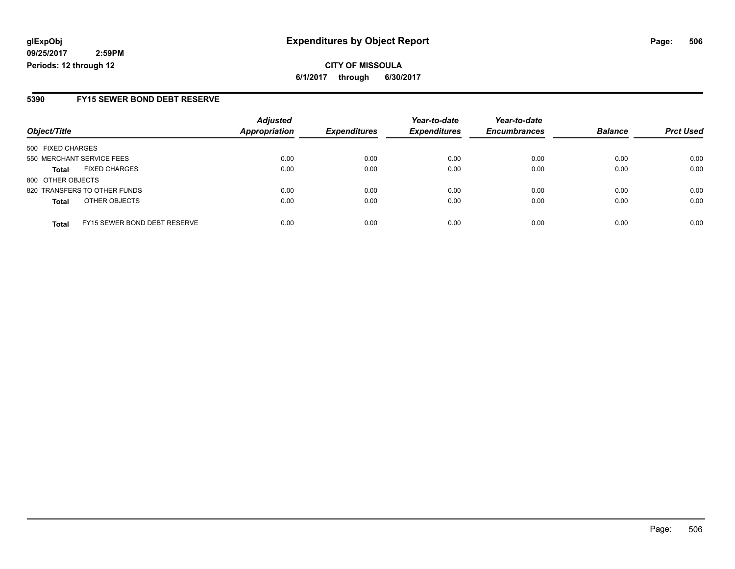glExpObj
09/25/2017 2:59PM
Periods: 12 through 12

# Expenditures by Object Report

**CITY OF MISSOULA**
**6/1/2017 through 6/30/2017**

## 5390 FY15 SEWER BOND DEBT RESERVE

| Object/Title | | Adjusted Appropriation | Expenditures | Year-to-date Expenditures | Year-to-date Encumbrances | Balance | Prct Used |
|---|---|---|---|---|---|---|---|
| 500 FIXED CHARGES | | | | | | | |
| 550 MERCHANT SERVICE FEES | | 0.00 | 0.00 | 0.00 | 0.00 | 0.00 | 0.00 |
| **Total** | FIXED CHARGES | 0.00 | 0.00 | 0.00 | 0.00 | 0.00 | 0.00 |
| 800 OTHER OBJECTS | | | | | | | |
| 820 TRANSFERS TO OTHER FUNDS | | 0.00 | 0.00 | 0.00 | 0.00 | 0.00 | 0.00 |
| **Total** | OTHER OBJECTS | 0.00 | 0.00 | 0.00 | 0.00 | 0.00 | 0.00 |
| **Total** | FY15 SEWER BOND DEBT RESERVE | 0.00 | 0.00 | 0.00 | 0.00 | 0.00 | 0.00 |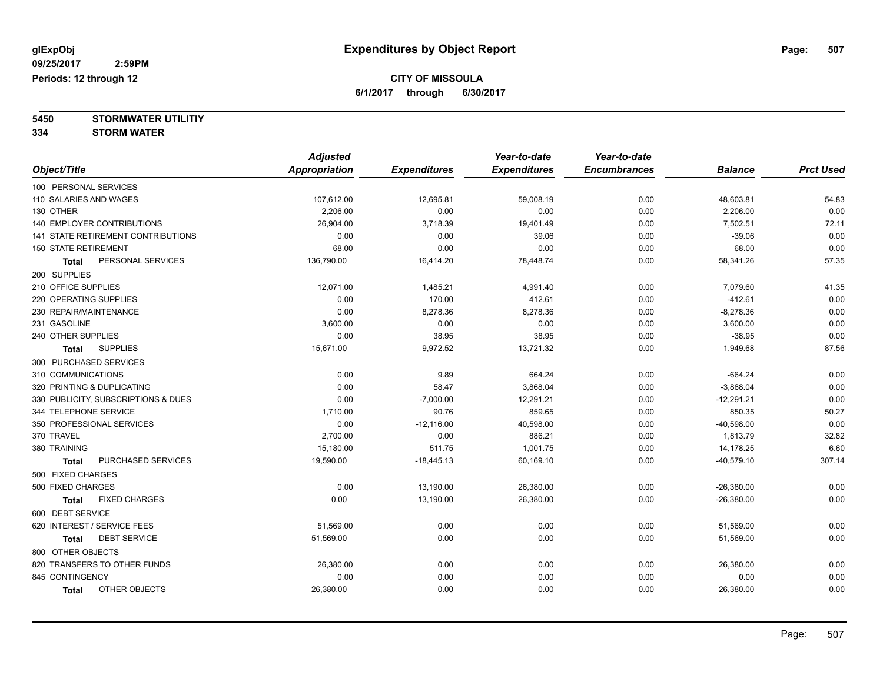glExpObj
09/25/2017 2:59PM
Periods: 12 through 12

# Expenditures by Object Report

**CITY OF MISSOULA**
**6/1/2017 through 6/30/2017**

**5450 STORMWATER UTILITIY**
**334 STORM WATER**

| Object/Title | Adjusted Appropriation | Expenditures | Year-to-date Expenditures | Year-to-date Encumbrances | Balance | Prct Used |
|---|---|---|---|---|---|---|
| 100 PERSONAL SERVICES | | | | | | |
| 110 SALARIES AND WAGES | 107,612.00 | 12,695.81 | 59,008.19 | 0.00 | 48,603.81 | 54.83 |
| 130 OTHER | 2,206.00 | 0.00 | 0.00 | 0.00 | 2,206.00 | 0.00 |
| 140 EMPLOYER CONTRIBUTIONS | 26,904.00 | 3,718.39 | 19,401.49 | 0.00 | 7,502.51 | 72.11 |
| 141 STATE RETIREMENT CONTRIBUTIONS | 0.00 | 0.00 | 39.06 | 0.00 | -39.06 | 0.00 |
| 150 STATE RETIREMENT | 68.00 | 0.00 | 0.00 | 0.00 | 68.00 | 0.00 |
| **Total** PERSONAL SERVICES | 136,790.00 | 16,414.20 | 78,448.74 | 0.00 | 58,341.26 | 57.35 |
| 200 SUPPLIES | | | | | | |
| 210 OFFICE SUPPLIES | 12,071.00 | 1,485.21 | 4,991.40 | 0.00 | 7,079.60 | 41.35 |
| 220 OPERATING SUPPLIES | 0.00 | 170.00 | 412.61 | 0.00 | -412.61 | 0.00 |
| 230 REPAIR/MAINTENANCE | 0.00 | 8,278.36 | 8,278.36 | 0.00 | -8,278.36 | 0.00 |
| 231 GASOLINE | 3,600.00 | 0.00 | 0.00 | 0.00 | 3,600.00 | 0.00 |
| 240 OTHER SUPPLIES | 0.00 | 38.95 | 38.95 | 0.00 | -38.95 | 0.00 |
| **Total** SUPPLIES | 15,671.00 | 9,972.52 | 13,721.32 | 0.00 | 1,949.68 | 87.56 |
| 300 PURCHASED SERVICES | | | | | | |
| 310 COMMUNICATIONS | 0.00 | 9.89 | 664.24 | 0.00 | -664.24 | 0.00 |
| 320 PRINTING & DUPLICATING | 0.00 | 58.47 | 3,868.04 | 0.00 | -3,868.04 | 0.00 |
| 330 PUBLICITY, SUBSCRIPTIONS & DUES | 0.00 | -7,000.00 | 12,291.21 | 0.00 | -12,291.21 | 0.00 |
| 344 TELEPHONE SERVICE | 1,710.00 | 90.76 | 859.65 | 0.00 | 850.35 | 50.27 |
| 350 PROFESSIONAL SERVICES | 0.00 | -12,116.00 | 40,598.00 | 0.00 | -40,598.00 | 0.00 |
| 370 TRAVEL | 2,700.00 | 0.00 | 886.21 | 0.00 | 1,813.79 | 32.82 |
| 380 TRAINING | 15,180.00 | 511.75 | 1,001.75 | 0.00 | 14,178.25 | 6.60 |
| **Total** PURCHASED SERVICES | 19,590.00 | -18,445.13 | 60,169.10 | 0.00 | -40,579.10 | 307.14 |
| 500 FIXED CHARGES | | | | | | |
| 500 FIXED CHARGES | 0.00 | 13,190.00 | 26,380.00 | 0.00 | -26,380.00 | 0.00 |
| **Total** FIXED CHARGES | 0.00 | 13,190.00 | 26,380.00 | 0.00 | -26,380.00 | 0.00 |
| 600 DEBT SERVICE | | | | | | |
| 620 INTEREST / SERVICE FEES | 51,569.00 | 0.00 | 0.00 | 0.00 | 51,569.00 | 0.00 |
| **Total** DEBT SERVICE | 51,569.00 | 0.00 | 0.00 | 0.00 | 51,569.00 | 0.00 |
| 800 OTHER OBJECTS | | | | | | |
| 820 TRANSFERS TO OTHER FUNDS | 26,380.00 | 0.00 | 0.00 | 0.00 | 26,380.00 | 0.00 |
| 845 CONTINGENCY | 0.00 | 0.00 | 0.00 | 0.00 | 0.00 | 0.00 |
| **Total** OTHER OBJECTS | 26,380.00 | 0.00 | 0.00 | 0.00 | 26,380.00 | 0.00 |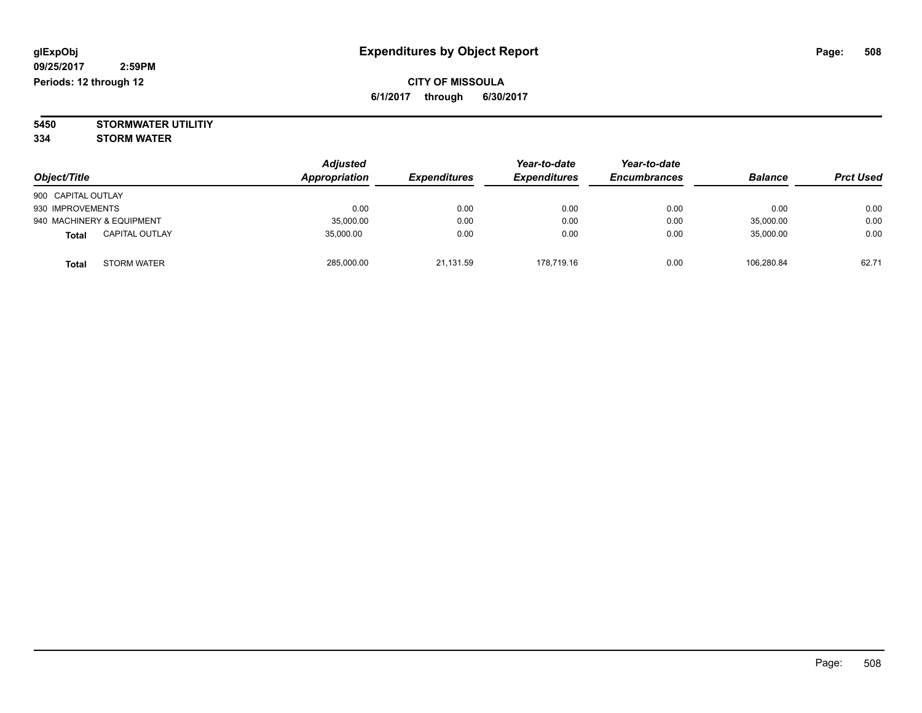glExpObj
09/25/2017 2:59PM
Periods: 12 through 12

# Expenditures by Object Report

**CITY OF MISSOULA**
**6/1/2017 through 6/30/2017**

**5450 STORMWATER UTILITIY**
**334 STORM WATER**

| Object/Title | Adjusted Appropriation | Expenditures | Year-to-date Expenditures | Year-to-date Encumbrances | Balance | Prct Used |
|---|---|---|---|---|---|---|
| 900 CAPITAL OUTLAY | | | | | | |
| 930 IMPROVEMENTS | 0.00 | 0.00 | 0.00 | 0.00 | 0.00 | 0.00 |
| 940 MACHINERY & EQUIPMENT | 35,000.00 | 0.00 | 0.00 | 0.00 | 35,000.00 | 0.00 |
| **Total** CAPITAL OUTLAY | 35,000.00 | 0.00 | 0.00 | 0.00 | 35,000.00 | 0.00 |
| **Total** STORM WATER | 285,000.00 | 21,131.59 | 178,719.16 | 0.00 | 106,280.84 | 62.71 |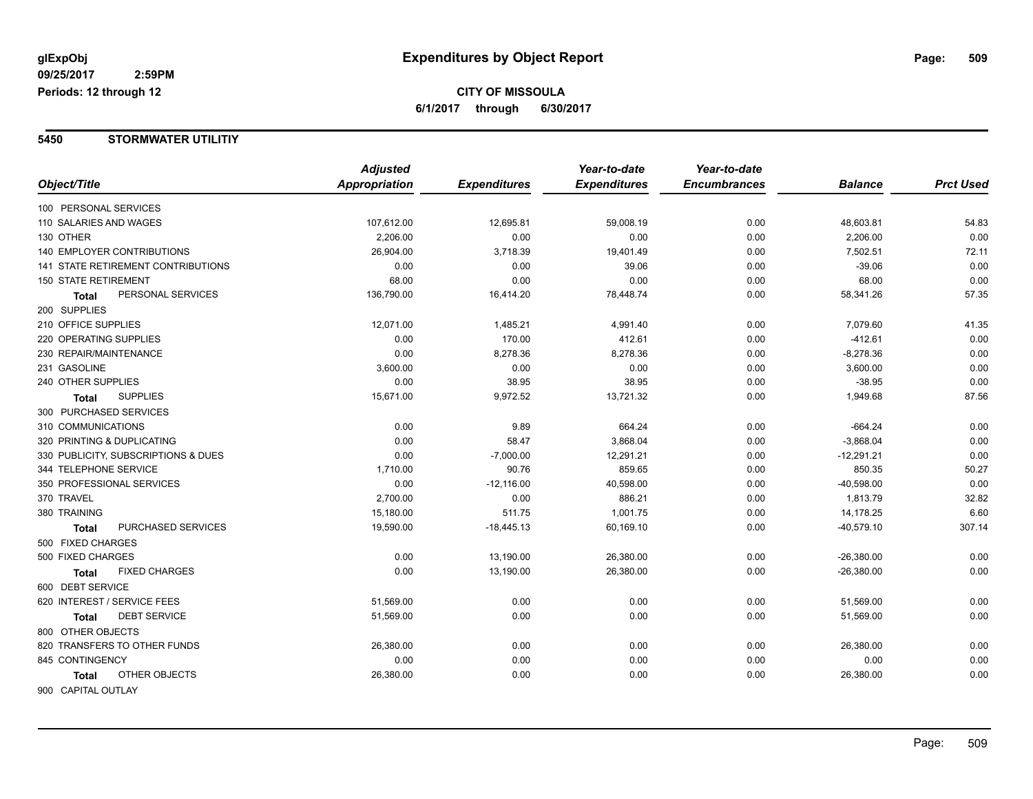**glExpObj** 09/25/2017 2:59PM
Periods: 12 through 12

# Expenditures by Object Report

**CITY OF MISSOULA**
6/1/2017 through 6/30/2017

## 5450 STORMWATER UTILITIY

| Object/Title | Adjusted Appropriation | Expenditures | Year-to-date Expenditures | Year-to-date Encumbrances | Balance | Prct Used |
|---|---|---|---|---|---|---|
| 100 PERSONAL SERVICES | | | | | | |
| 110 SALARIES AND WAGES | 107,612.00 | 12,695.81 | 59,008.19 | 0.00 | 48,603.81 | 54.83 |
| 130 OTHER | 2,206.00 | 0.00 | 0.00 | 0.00 | 2,206.00 | 0.00 |
| 140 EMPLOYER CONTRIBUTIONS | 26,904.00 | 3,718.39 | 19,401.49 | 0.00 | 7,502.51 | 72.11 |
| 141 STATE RETIREMENT CONTRIBUTIONS | 0.00 | 0.00 | 39.06 | 0.00 | -39.06 | 0.00 |
| 150 STATE RETIREMENT | 68.00 | 0.00 | 0.00 | 0.00 | 68.00 | 0.00 |
| **Total** PERSONAL SERVICES | 136,790.00 | 16,414.20 | 78,448.74 | 0.00 | 58,341.26 | 57.35 |
| 200 SUPPLIES | | | | | | |
| 210 OFFICE SUPPLIES | 12,071.00 | 1,485.21 | 4,991.40 | 0.00 | 7,079.60 | 41.35 |
| 220 OPERATING SUPPLIES | 0.00 | 170.00 | 412.61 | 0.00 | -412.61 | 0.00 |
| 230 REPAIR/MAINTENANCE | 0.00 | 8,278.36 | 8,278.36 | 0.00 | -8,278.36 | 0.00 |
| 231 GASOLINE | 3,600.00 | 0.00 | 0.00 | 0.00 | 3,600.00 | 0.00 |
| 240 OTHER SUPPLIES | 0.00 | 38.95 | 38.95 | 0.00 | -38.95 | 0.00 |
| **Total** SUPPLIES | 15,671.00 | 9,972.52 | 13,721.32 | 0.00 | 1,949.68 | 87.56 |
| 300 PURCHASED SERVICES | | | | | | |
| 310 COMMUNICATIONS | 0.00 | 9.89 | 664.24 | 0.00 | -664.24 | 0.00 |
| 320 PRINTING & DUPLICATING | 0.00 | 58.47 | 3,868.04 | 0.00 | -3,868.04 | 0.00 |
| 330 PUBLICITY, SUBSCRIPTIONS & DUES | 0.00 | -7,000.00 | 12,291.21 | 0.00 | -12,291.21 | 0.00 |
| 344 TELEPHONE SERVICE | 1,710.00 | 90.76 | 859.65 | 0.00 | 850.35 | 50.27 |
| 350 PROFESSIONAL SERVICES | 0.00 | -12,116.00 | 40,598.00 | 0.00 | -40,598.00 | 0.00 |
| 370 TRAVEL | 2,700.00 | 0.00 | 886.21 | 0.00 | 1,813.79 | 32.82 |
| 380 TRAINING | 15,180.00 | 511.75 | 1,001.75 | 0.00 | 14,178.25 | 6.60 |
| **Total** PURCHASED SERVICES | 19,590.00 | -18,445.13 | 60,169.10 | 0.00 | -40,579.10 | 307.14 |
| 500 FIXED CHARGES | | | | | | |
| 500 FIXED CHARGES | 0.00 | 13,190.00 | 26,380.00 | 0.00 | -26,380.00 | 0.00 |
| **Total** FIXED CHARGES | 0.00 | 13,190.00 | 26,380.00 | 0.00 | -26,380.00 | 0.00 |
| 600 DEBT SERVICE | | | | | | |
| 620 INTEREST / SERVICE FEES | 51,569.00 | 0.00 | 0.00 | 0.00 | 51,569.00 | 0.00 |
| **Total** DEBT SERVICE | 51,569.00 | 0.00 | 0.00 | 0.00 | 51,569.00 | 0.00 |
| 800 OTHER OBJECTS | | | | | | |
| 820 TRANSFERS TO OTHER FUNDS | 26,380.00 | 0.00 | 0.00 | 0.00 | 26,380.00 | 0.00 |
| 845 CONTINGENCY | 0.00 | 0.00 | 0.00 | 0.00 | 0.00 | 0.00 |
| **Total** OTHER OBJECTS | 26,380.00 | 0.00 | 0.00 | 0.00 | 26,380.00 | 0.00 |
| 900 CAPITAL OUTLAY | | | | | | |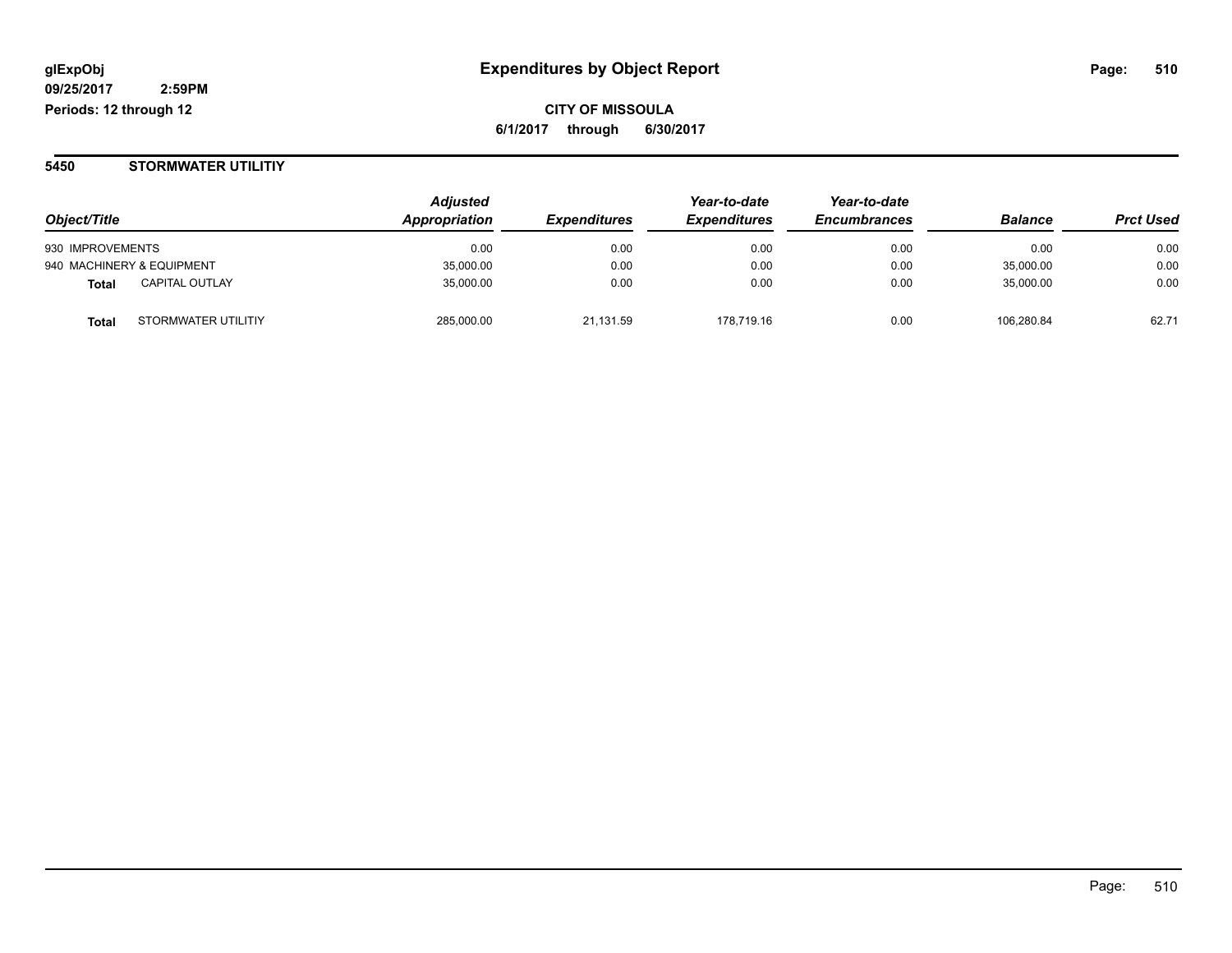**glExpObj**
**09/25/2017 2:59PM**
**Periods: 12 through 12**

# Expenditures by Object Report

**CITY OF MISSOULA**
**6/1/2017 through 6/30/2017**

## 5450 STORMWATER UTILITIY

| Object/Title | | Adjusted Appropriation | Expenditures | Year-to-date Expenditures | Year-to-date Encumbrances | Balance | Prct Used |
|---|---|---|---|---|---|---|---|
| 930 IMPROVEMENTS | | 0.00 | 0.00 | 0.00 | 0.00 | 0.00 | 0.00 |
| 940 MACHINERY & EQUIPMENT | | 35,000.00 | 0.00 | 0.00 | 0.00 | 35,000.00 | 0.00 |
| **Total** | CAPITAL OUTLAY | 35,000.00 | 0.00 | 0.00 | 0.00 | 35,000.00 | 0.00 |
| **Total** | STORMWATER UTILITIY | 285,000.00 | 21,131.59 | 178,719.16 | 0.00 | 106,280.84 | 62.71 |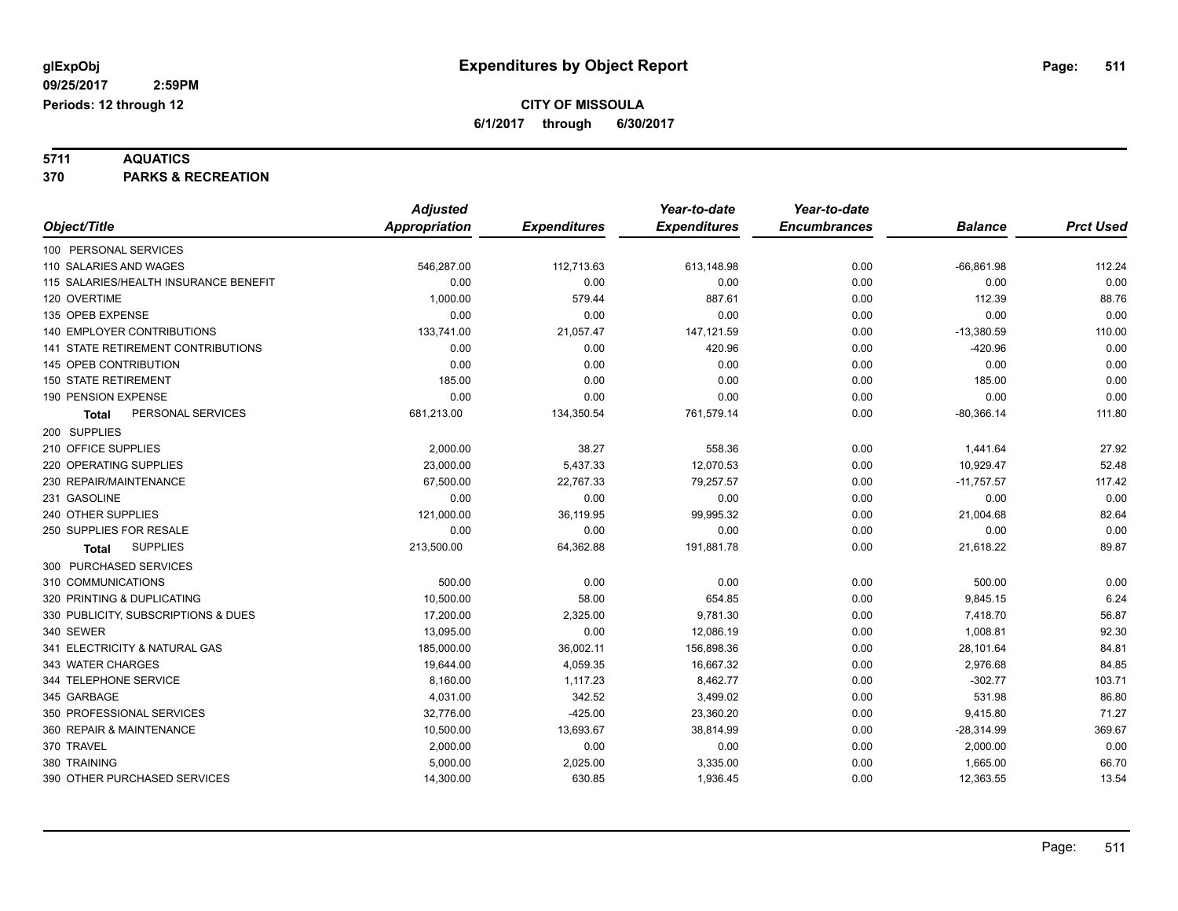**glExpObj** **Expenditures by Object Report**

**09/25/2017 2:59PM**

**Periods: 12 through 12**

**CITY OF MISSOULA**

**6/1/2017 through 6/30/2017**

**5711 AQUATICS**

**370 PARKS & RECREATION**

| Object/Title | Adjusted Appropriation | Expenditures | Year-to-date Expenditures | Year-to-date Encumbrances | Balance | Prct Used |
|---|---|---|---|---|---|---|
| 100 PERSONAL SERVICES | | | | | | |
| 110 SALARIES AND WAGES | 546,287.00 | 112,713.63 | 613,148.98 | 0.00 | -66,861.98 | 112.24 |
| 115 SALARIES/HEALTH INSURANCE BENEFIT | 0.00 | 0.00 | 0.00 | 0.00 | 0.00 | 0.00 |
| 120 OVERTIME | 1,000.00 | 579.44 | 887.61 | 0.00 | 112.39 | 88.76 |
| 135 OPEB EXPENSE | 0.00 | 0.00 | 0.00 | 0.00 | 0.00 | 0.00 |
| 140 EMPLOYER CONTRIBUTIONS | 133,741.00 | 21,057.47 | 147,121.59 | 0.00 | -13,380.59 | 110.00 |
| 141 STATE RETIREMENT CONTRIBUTIONS | 0.00 | 0.00 | 420.96 | 0.00 | -420.96 | 0.00 |
| 145 OPEB CONTRIBUTION | 0.00 | 0.00 | 0.00 | 0.00 | 0.00 | 0.00 |
| 150 STATE RETIREMENT | 185.00 | 0.00 | 0.00 | 0.00 | 185.00 | 0.00 |
| 190 PENSION EXPENSE | 0.00 | 0.00 | 0.00 | 0.00 | 0.00 | 0.00 |
| **Total** PERSONAL SERVICES | 681,213.00 | 134,350.54 | 761,579.14 | 0.00 | -80,366.14 | 111.80 |
| 200 SUPPLIES | | | | | | |
| 210 OFFICE SUPPLIES | 2,000.00 | 38.27 | 558.36 | 0.00 | 1,441.64 | 27.92 |
| 220 OPERATING SUPPLIES | 23,000.00 | 5,437.33 | 12,070.53 | 0.00 | 10,929.47 | 52.48 |
| 230 REPAIR/MAINTENANCE | 67,500.00 | 22,767.33 | 79,257.57 | 0.00 | -11,757.57 | 117.42 |
| 231 GASOLINE | 0.00 | 0.00 | 0.00 | 0.00 | 0.00 | 0.00 |
| 240 OTHER SUPPLIES | 121,000.00 | 36,119.95 | 99,995.32 | 0.00 | 21,004.68 | 82.64 |
| 250 SUPPLIES FOR RESALE | 0.00 | 0.00 | 0.00 | 0.00 | 0.00 | 0.00 |
| **Total** SUPPLIES | 213,500.00 | 64,362.88 | 191,881.78 | 0.00 | 21,618.22 | 89.87 |
| 300 PURCHASED SERVICES | | | | | | |
| 310 COMMUNICATIONS | 500.00 | 0.00 | 0.00 | 0.00 | 500.00 | 0.00 |
| 320 PRINTING & DUPLICATING | 10,500.00 | 58.00 | 654.85 | 0.00 | 9,845.15 | 6.24 |
| 330 PUBLICITY, SUBSCRIPTIONS & DUES | 17,200.00 | 2,325.00 | 9,781.30 | 0.00 | 7,418.70 | 56.87 |
| 340 SEWER | 13,095.00 | 0.00 | 12,086.19 | 0.00 | 1,008.81 | 92.30 |
| 341 ELECTRICITY & NATURAL GAS | 185,000.00 | 36,002.11 | 156,898.36 | 0.00 | 28,101.64 | 84.81 |
| 343 WATER CHARGES | 19,644.00 | 4,059.35 | 16,667.32 | 0.00 | 2,976.68 | 84.85 |
| 344 TELEPHONE SERVICE | 8,160.00 | 1,117.23 | 8,462.77 | 0.00 | -302.77 | 103.71 |
| 345 GARBAGE | 4,031.00 | 342.52 | 3,499.02 | 0.00 | 531.98 | 86.80 |
| 350 PROFESSIONAL SERVICES | 32,776.00 | -425.00 | 23,360.20 | 0.00 | 9,415.80 | 71.27 |
| 360 REPAIR & MAINTENANCE | 10,500.00 | 13,693.67 | 38,814.99 | 0.00 | -28,314.99 | 369.67 |
| 370 TRAVEL | 2,000.00 | 0.00 | 0.00 | 0.00 | 2,000.00 | 0.00 |
| 380 TRAINING | 5,000.00 | 2,025.00 | 3,335.00 | 0.00 | 1,665.00 | 66.70 |
| 390 OTHER PURCHASED SERVICES | 14,300.00 | 630.85 | 1,936.45 | 0.00 | 12,363.55 | 13.54 |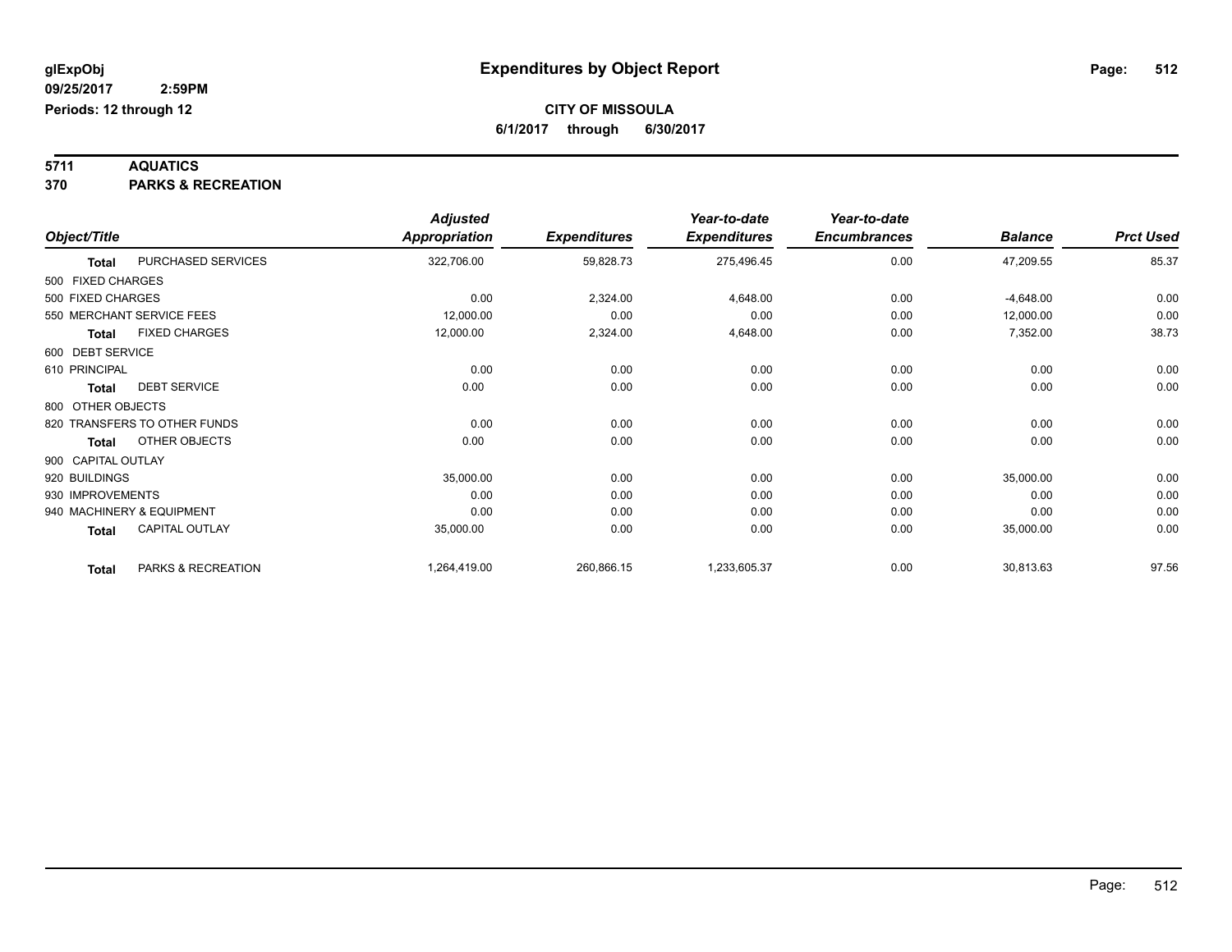**glExpObj** 
**09/25/2017 2:59PM** 
**Periods: 12 through 12**

# Expenditures by Object Report

**CITY OF MISSOULA** 
**6/1/2017 through 6/30/2017**

**5711 AQUATICS** 
**370 PARKS & RECREATION**

| Object/Title | Adjusted Appropriation | Expenditures | Year-to-date Expenditures | Year-to-date Encumbrances | Balance | Prct Used |
|---|---|---|---|---|---|---|
| **Total** PURCHASED SERVICES | 322,706.00 | 59,828.73 | 275,496.45 | 0.00 | 47,209.55 | 85.37 |
| 500 FIXED CHARGES | | | | | | |
| 500 FIXED CHARGES | 0.00 | 2,324.00 | 4,648.00 | 0.00 | -4,648.00 | 0.00 |
| 550 MERCHANT SERVICE FEES | 12,000.00 | 0.00 | 0.00 | 0.00 | 12,000.00 | 0.00 |
| **Total** FIXED CHARGES | 12,000.00 | 2,324.00 | 4,648.00 | 0.00 | 7,352.00 | 38.73 |
| 600 DEBT SERVICE | | | | | | |
| 610 PRINCIPAL | 0.00 | 0.00 | 0.00 | 0.00 | 0.00 | 0.00 |
| **Total** DEBT SERVICE | 0.00 | 0.00 | 0.00 | 0.00 | 0.00 | 0.00 |
| 800 OTHER OBJECTS | | | | | | |
| 820 TRANSFERS TO OTHER FUNDS | 0.00 | 0.00 | 0.00 | 0.00 | 0.00 | 0.00 |
| **Total** OTHER OBJECTS | 0.00 | 0.00 | 0.00 | 0.00 | 0.00 | 0.00 |
| 900 CAPITAL OUTLAY | | | | | | |
| 920 BUILDINGS | 35,000.00 | 0.00 | 0.00 | 0.00 | 35,000.00 | 0.00 |
| 930 IMPROVEMENTS | 0.00 | 0.00 | 0.00 | 0.00 | 0.00 | 0.00 |
| 940 MACHINERY & EQUIPMENT | 0.00 | 0.00 | 0.00 | 0.00 | 0.00 | 0.00 |
| **Total** CAPITAL OUTLAY | 35,000.00 | 0.00 | 0.00 | 0.00 | 35,000.00 | 0.00 |
| **Total** PARKS & RECREATION | 1,264,419.00 | 260,866.15 | 1,233,605.37 | 0.00 | 30,813.63 | 97.56 |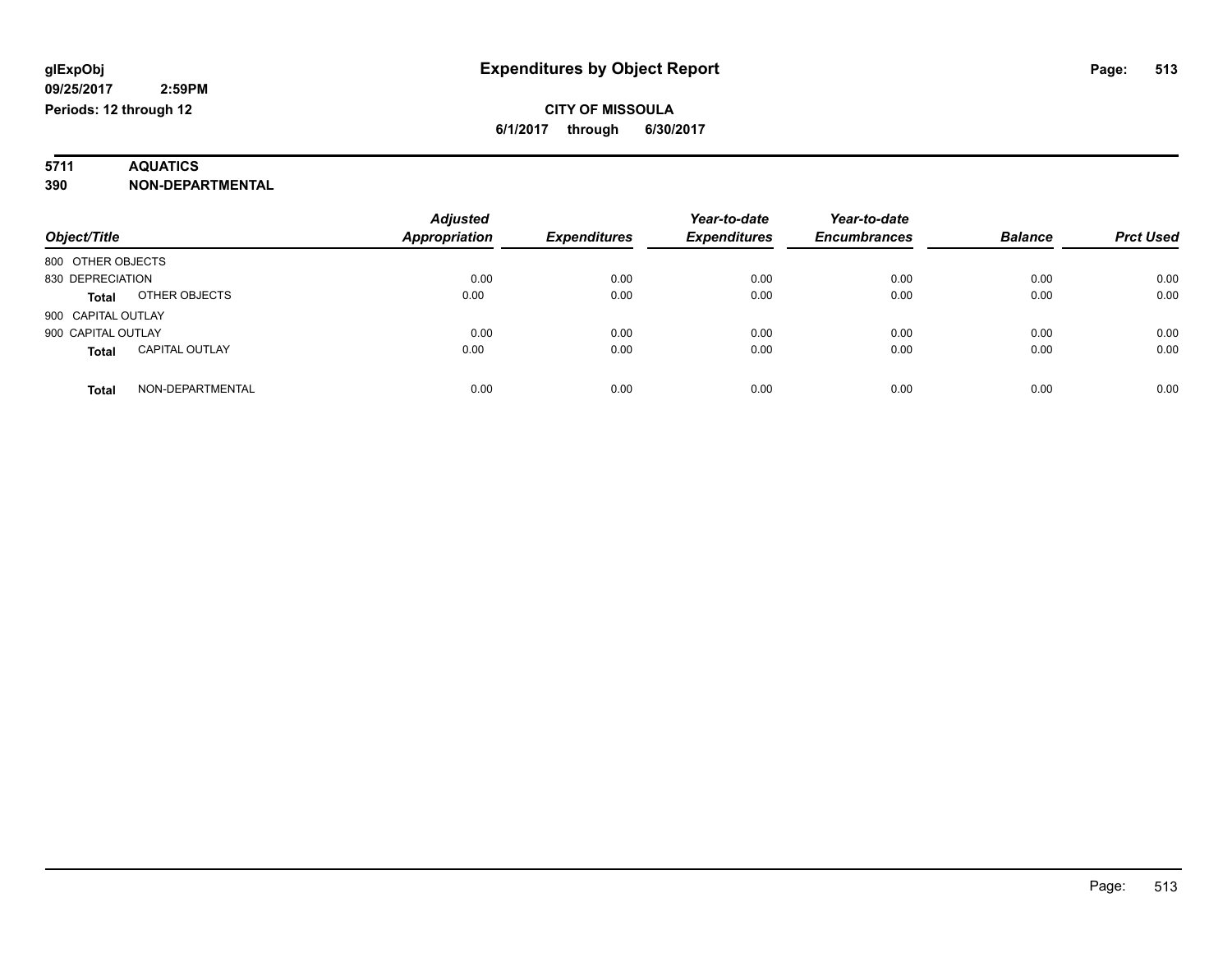# Expenditures by Object Report

glExpObj
09/25/2017 2:59PM
Periods: 12 through 12

**CITY OF MISSOULA**
**6/1/2017 through 6/30/2017**

**5711 AQUATICS**
**390 NON-DEPARTMENTAL**

| Object/Title | | Adjusted Appropriation | Expenditures | Year-to-date Expenditures | Year-to-date Encumbrances | Balance | Prct Used |
|---|---|---|---|---|---|---|---|
| 800 OTHER OBJECTS | | | | | | | |
| 830 DEPRECIATION | | 0.00 | 0.00 | 0.00 | 0.00 | 0.00 | 0.00 |
| **Total** | OTHER OBJECTS | 0.00 | 0.00 | 0.00 | 0.00 | 0.00 | 0.00 |
| 900 CAPITAL OUTLAY | | | | | | | |
| 900 CAPITAL OUTLAY | | 0.00 | 0.00 | 0.00 | 0.00 | 0.00 | 0.00 |
| **Total** | CAPITAL OUTLAY | 0.00 | 0.00 | 0.00 | 0.00 | 0.00 | 0.00 |
| **Total** | NON-DEPARTMENTAL | 0.00 | 0.00 | 0.00 | 0.00 | 0.00 | 0.00 |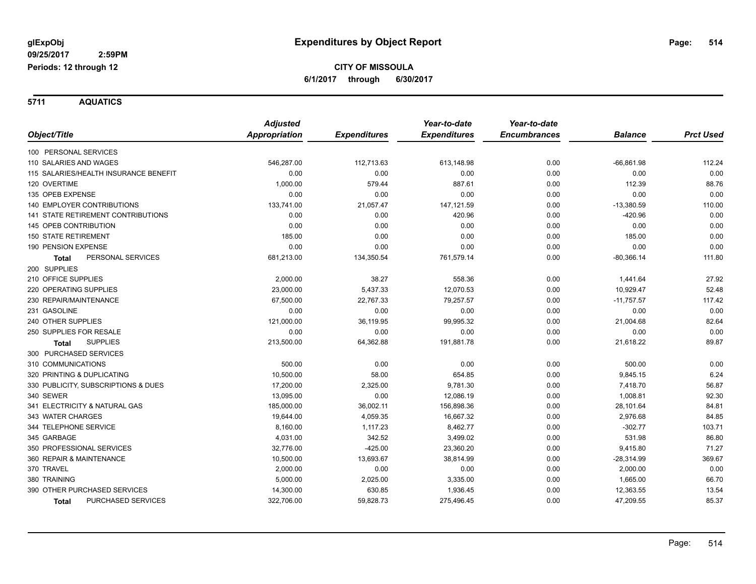**glExpObj**
**09/25/2017 2:59PM**
**Periods: 12 through 12**

# Expenditures by Object Report

**CITY OF MISSOULA**
**6/1/2017 through 6/30/2017**

## 5711 AQUATICS

| Object/Title | Adjusted Appropriation | Expenditures | Year-to-date Expenditures | Year-to-date Encumbrances | Balance | Prct Used |
|---|---|---|---|---|---|---|
| 100 PERSONAL SERVICES | | | | | | |
| 110 SALARIES AND WAGES | 546,287.00 | 112,713.63 | 613,148.98 | 0.00 | -66,861.98 | 112.24 |
| 115 SALARIES/HEALTH INSURANCE BENEFIT | 0.00 | 0.00 | 0.00 | 0.00 | 0.00 | 0.00 |
| 120 OVERTIME | 1,000.00 | 579.44 | 887.61 | 0.00 | 112.39 | 88.76 |
| 135 OPEB EXPENSE | 0.00 | 0.00 | 0.00 | 0.00 | 0.00 | 0.00 |
| 140 EMPLOYER CONTRIBUTIONS | 133,741.00 | 21,057.47 | 147,121.59 | 0.00 | -13,380.59 | 110.00 |
| 141 STATE RETIREMENT CONTRIBUTIONS | 0.00 | 0.00 | 420.96 | 0.00 | -420.96 | 0.00 |
| 145 OPEB CONTRIBUTION | 0.00 | 0.00 | 0.00 | 0.00 | 0.00 | 0.00 |
| 150 STATE RETIREMENT | 185.00 | 0.00 | 0.00 | 0.00 | 185.00 | 0.00 |
| 190 PENSION EXPENSE | 0.00 | 0.00 | 0.00 | 0.00 | 0.00 | 0.00 |
| **Total** PERSONAL SERVICES | 681,213.00 | 134,350.54 | 761,579.14 | 0.00 | -80,366.14 | 111.80 |
| 200 SUPPLIES | | | | | | |
| 210 OFFICE SUPPLIES | 2,000.00 | 38.27 | 558.36 | 0.00 | 1,441.64 | 27.92 |
| 220 OPERATING SUPPLIES | 23,000.00 | 5,437.33 | 12,070.53 | 0.00 | 10,929.47 | 52.48 |
| 230 REPAIR/MAINTENANCE | 67,500.00 | 22,767.33 | 79,257.57 | 0.00 | -11,757.57 | 117.42 |
| 231 GASOLINE | 0.00 | 0.00 | 0.00 | 0.00 | 0.00 | 0.00 |
| 240 OTHER SUPPLIES | 121,000.00 | 36,119.95 | 99,995.32 | 0.00 | 21,004.68 | 82.64 |
| 250 SUPPLIES FOR RESALE | 0.00 | 0.00 | 0.00 | 0.00 | 0.00 | 0.00 |
| **Total** SUPPLIES | 213,500.00 | 64,362.88 | 191,881.78 | 0.00 | 21,618.22 | 89.87 |
| 300 PURCHASED SERVICES | | | | | | |
| 310 COMMUNICATIONS | 500.00 | 0.00 | 0.00 | 0.00 | 500.00 | 0.00 |
| 320 PRINTING & DUPLICATING | 10,500.00 | 58.00 | 654.85 | 0.00 | 9,845.15 | 6.24 |
| 330 PUBLICITY, SUBSCRIPTIONS & DUES | 17,200.00 | 2,325.00 | 9,781.30 | 0.00 | 7,418.70 | 56.87 |
| 340 SEWER | 13,095.00 | 0.00 | 12,086.19 | 0.00 | 1,008.81 | 92.30 |
| 341 ELECTRICITY & NATURAL GAS | 185,000.00 | 36,002.11 | 156,898.36 | 0.00 | 28,101.64 | 84.81 |
| 343 WATER CHARGES | 19,644.00 | 4,059.35 | 16,667.32 | 0.00 | 2,976.68 | 84.85 |
| 344 TELEPHONE SERVICE | 8,160.00 | 1,117.23 | 8,462.77 | 0.00 | -302.77 | 103.71 |
| 345 GARBAGE | 4,031.00 | 342.52 | 3,499.02 | 0.00 | 531.98 | 86.80 |
| 350 PROFESSIONAL SERVICES | 32,776.00 | -425.00 | 23,360.20 | 0.00 | 9,415.80 | 71.27 |
| 360 REPAIR & MAINTENANCE | 10,500.00 | 13,693.67 | 38,814.99 | 0.00 | -28,314.99 | 369.67 |
| 370 TRAVEL | 2,000.00 | 0.00 | 0.00 | 0.00 | 2,000.00 | 0.00 |
| 380 TRAINING | 5,000.00 | 2,025.00 | 3,335.00 | 0.00 | 1,665.00 | 66.70 |
| 390 OTHER PURCHASED SERVICES | 14,300.00 | 630.85 | 1,936.45 | 0.00 | 12,363.55 | 13.54 |
| **Total** PURCHASED SERVICES | 322,706.00 | 59,828.73 | 275,496.45 | 0.00 | 47,209.55 | 85.37 |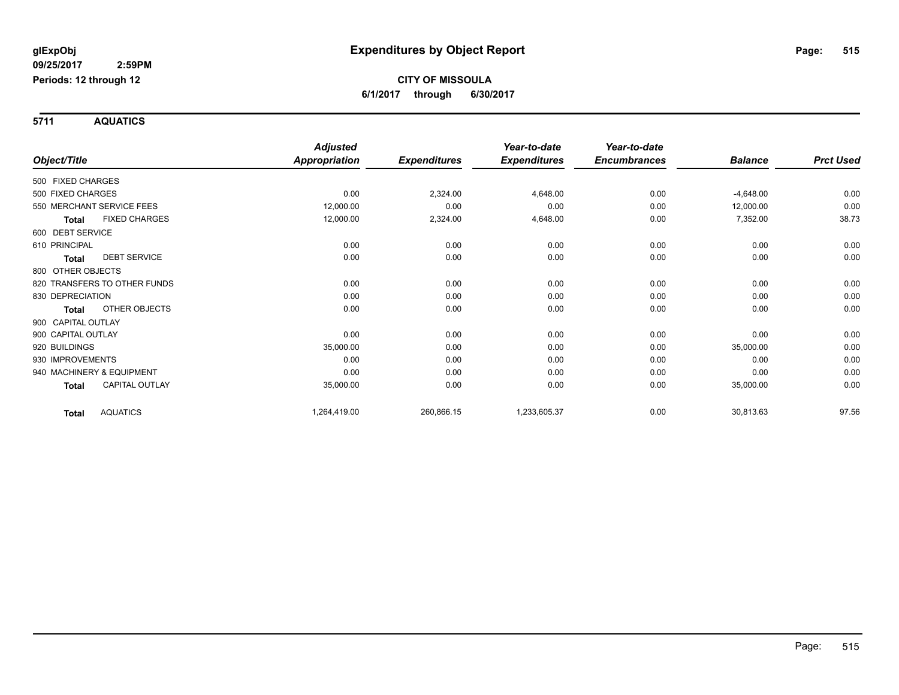# Expenditures by Object Report

glExpObj
09/25/2017 2:59PM
Periods: 12 through 12

**CITY OF MISSOULA**
**6/1/2017 through 6/30/2017**

## 5711 AQUATICS

| Object/Title | Adjusted Appropriation | Expenditures | Year-to-date Expenditures | Year-to-date Encumbrances | Balance | Prct Used |
|---|---|---|---|---|---|---|
| 500 FIXED CHARGES | | | | | | |
| 500 FIXED CHARGES | 0.00 | 2,324.00 | 4,648.00 | 0.00 | -4,648.00 | 0.00 |
| 550 MERCHANT SERVICE FEES | 12,000.00 | 0.00 | 0.00 | 0.00 | 12,000.00 | 0.00 |
| **Total** FIXED CHARGES | 12,000.00 | 2,324.00 | 4,648.00 | 0.00 | 7,352.00 | 38.73 |
| 600 DEBT SERVICE | | | | | | |
| 610 PRINCIPAL | 0.00 | 0.00 | 0.00 | 0.00 | 0.00 | 0.00 |
| **Total** DEBT SERVICE | 0.00 | 0.00 | 0.00 | 0.00 | 0.00 | 0.00 |
| 800 OTHER OBJECTS | | | | | | |
| 820 TRANSFERS TO OTHER FUNDS | 0.00 | 0.00 | 0.00 | 0.00 | 0.00 | 0.00 |
| 830 DEPRECIATION | 0.00 | 0.00 | 0.00 | 0.00 | 0.00 | 0.00 |
| **Total** OTHER OBJECTS | 0.00 | 0.00 | 0.00 | 0.00 | 0.00 | 0.00 |
| 900 CAPITAL OUTLAY | | | | | | |
| 900 CAPITAL OUTLAY | 0.00 | 0.00 | 0.00 | 0.00 | 0.00 | 0.00 |
| 920 BUILDINGS | 35,000.00 | 0.00 | 0.00 | 0.00 | 35,000.00 | 0.00 |
| 930 IMPROVEMENTS | 0.00 | 0.00 | 0.00 | 0.00 | 0.00 | 0.00 |
| 940 MACHINERY & EQUIPMENT | 0.00 | 0.00 | 0.00 | 0.00 | 0.00 | 0.00 |
| **Total** CAPITAL OUTLAY | 35,000.00 | 0.00 | 0.00 | 0.00 | 35,000.00 | 0.00 |
| **Total** AQUATICS | 1,264,419.00 | 260,866.15 | 1,233,605.37 | 0.00 | 30,813.63 | 97.56 |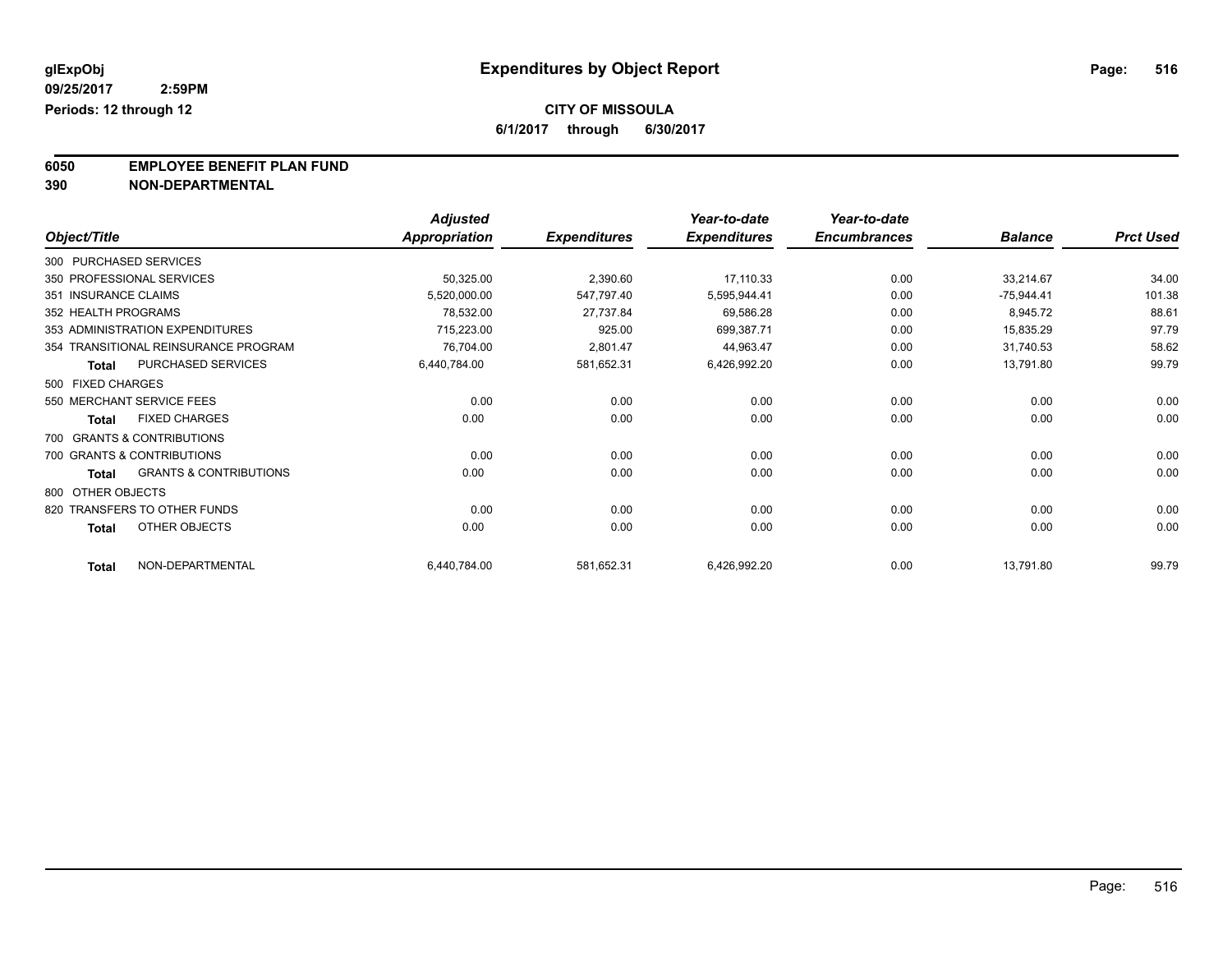glExpObj
09/25/2017 2:59PM
Periods: 12 through 12

# Expenditures by Object Report

**CITY OF MISSOULA**
**6/1/2017 through 6/30/2017**

**6050 EMPLOYEE BENEFIT PLAN FUND**
**390 NON-DEPARTMENTAL**

| Object/Title | Adjusted Appropriation | Expenditures | Year-to-date Expenditures | Year-to-date Encumbrances | Balance | Prct Used |
|---|---|---|---|---|---|---|
| 300 PURCHASED SERVICES | | | | | | |
| 350 PROFESSIONAL SERVICES | 50,325.00 | 2,390.60 | 17,110.33 | 0.00 | 33,214.67 | 34.00 |
| 351 INSURANCE CLAIMS | 5,520,000.00 | 547,797.40 | 5,595,944.41 | 0.00 | -75,944.41 | 101.38 |
| 352 HEALTH PROGRAMS | 78,532.00 | 27,737.84 | 69,586.28 | 0.00 | 8,945.72 | 88.61 |
| 353 ADMINISTRATION EXPENDITURES | 715,223.00 | 925.00 | 699,387.71 | 0.00 | 15,835.29 | 97.79 |
| 354 TRANSITIONAL REINSURANCE PROGRAM | 76,704.00 | 2,801.47 | 44,963.47 | 0.00 | 31,740.53 | 58.62 |
| **Total** PURCHASED SERVICES | 6,440,784.00 | 581,652.31 | 6,426,992.20 | 0.00 | 13,791.80 | 99.79 |
| 500 FIXED CHARGES | | | | | | |
| 550 MERCHANT SERVICE FEES | 0.00 | 0.00 | 0.00 | 0.00 | 0.00 | 0.00 |
| **Total** FIXED CHARGES | 0.00 | 0.00 | 0.00 | 0.00 | 0.00 | 0.00 |
| 700 GRANTS & CONTRIBUTIONS | | | | | | |
| 700 GRANTS & CONTRIBUTIONS | 0.00 | 0.00 | 0.00 | 0.00 | 0.00 | 0.00 |
| **Total** GRANTS & CONTRIBUTIONS | 0.00 | 0.00 | 0.00 | 0.00 | 0.00 | 0.00 |
| 800 OTHER OBJECTS | | | | | | |
| 820 TRANSFERS TO OTHER FUNDS | 0.00 | 0.00 | 0.00 | 0.00 | 0.00 | 0.00 |
| **Total** OTHER OBJECTS | 0.00 | 0.00 | 0.00 | 0.00 | 0.00 | 0.00 |
| **Total** NON-DEPARTMENTAL | 6,440,784.00 | 581,652.31 | 6,426,992.20 | 0.00 | 13,791.80 | 99.79 |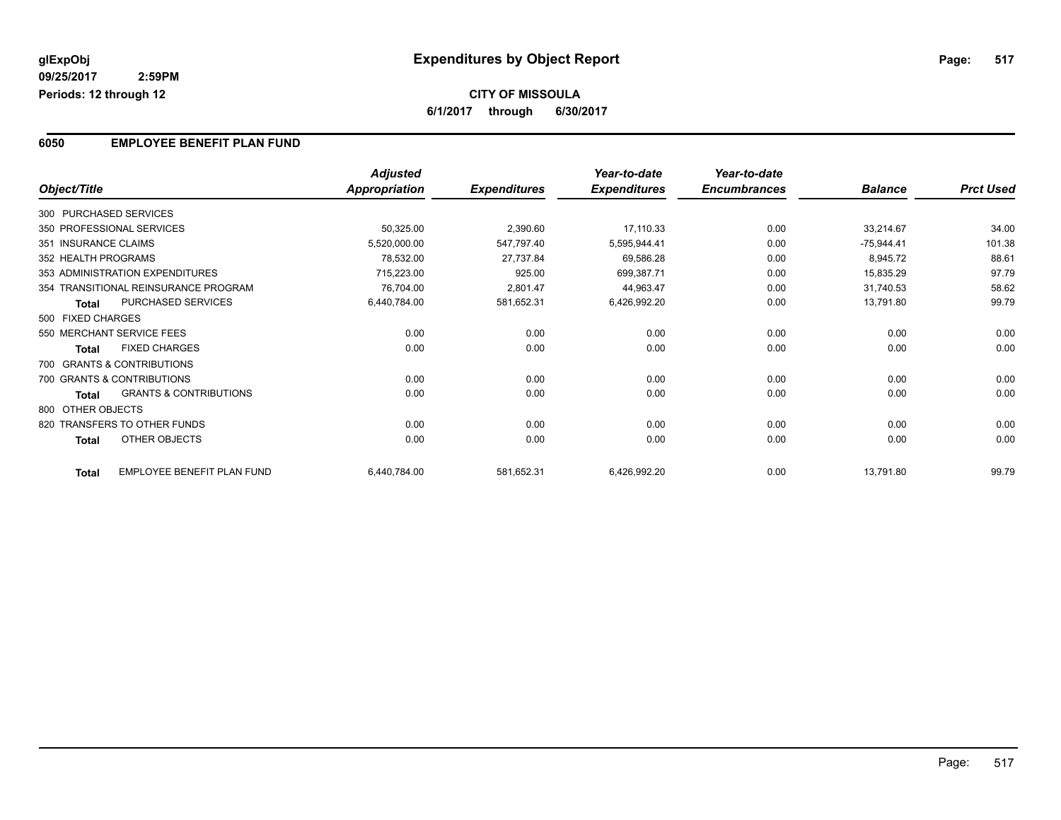glExpObj
09/25/2017 2:59PM
Periods: 12 through 12

# Expenditures by Object Report

**CITY OF MISSOULA**
**6/1/2017 through 6/30/2017**

## 6050 EMPLOYEE BENEFIT PLAN FUND

| Object/Title | Adjusted Appropriation | Expenditures | Year-to-date Expenditures | Year-to-date Encumbrances | Balance | Prct Used |
|---|---|---|---|---|---|---|
| 300 PURCHASED SERVICES | | | | | | |
| 350 PROFESSIONAL SERVICES | 50,325.00 | 2,390.60 | 17,110.33 | 0.00 | 33,214.67 | 34.00 |
| 351 INSURANCE CLAIMS | 5,520,000.00 | 547,797.40 | 5,595,944.41 | 0.00 | -75,944.41 | 101.38 |
| 352 HEALTH PROGRAMS | 78,532.00 | 27,737.84 | 69,586.28 | 0.00 | 8,945.72 | 88.61 |
| 353 ADMINISTRATION EXPENDITURES | 715,223.00 | 925.00 | 699,387.71 | 0.00 | 15,835.29 | 97.79 |
| 354 TRANSITIONAL REINSURANCE PROGRAM | 76,704.00 | 2,801.47 | 44,963.47 | 0.00 | 31,740.53 | 58.62 |
| **Total** PURCHASED SERVICES | 6,440,784.00 | 581,652.31 | 6,426,992.20 | 0.00 | 13,791.80 | 99.79 |
| 500 FIXED CHARGES | | | | | | |
| 550 MERCHANT SERVICE FEES | 0.00 | 0.00 | 0.00 | 0.00 | 0.00 | 0.00 |
| **Total** FIXED CHARGES | 0.00 | 0.00 | 0.00 | 0.00 | 0.00 | 0.00 |
| 700 GRANTS & CONTRIBUTIONS | | | | | | |
| 700 GRANTS & CONTRIBUTIONS | 0.00 | 0.00 | 0.00 | 0.00 | 0.00 | 0.00 |
| **Total** GRANTS & CONTRIBUTIONS | 0.00 | 0.00 | 0.00 | 0.00 | 0.00 | 0.00 |
| 800 OTHER OBJECTS | | | | | | |
| 820 TRANSFERS TO OTHER FUNDS | 0.00 | 0.00 | 0.00 | 0.00 | 0.00 | 0.00 |
| **Total** OTHER OBJECTS | 0.00 | 0.00 | 0.00 | 0.00 | 0.00 | 0.00 |
| **Total** EMPLOYEE BENEFIT PLAN FUND | 6,440,784.00 | 581,652.31 | 6,426,992.20 | 0.00 | 13,791.80 | 99.79 |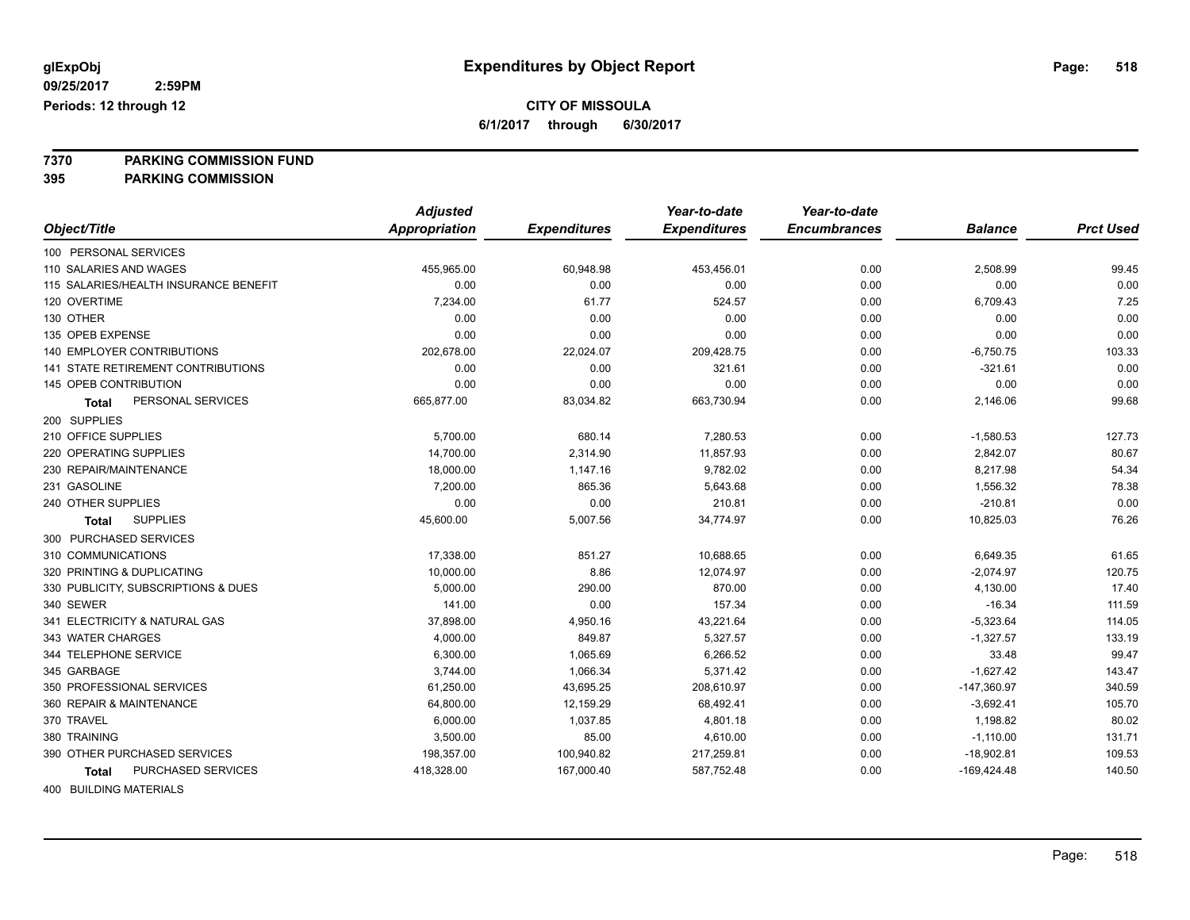# Expenditures by Object Report

glExpObj
09/25/2017 2:59PM
Periods: 12 through 12

**CITY OF MISSOULA**
**6/1/2017 through 6/30/2017**

**7370 PARKING COMMISSION FUND**
**395 PARKING COMMISSION**

| Object/Title | Adjusted Appropriation | Expenditures | Year-to-date Expenditures | Year-to-date Encumbrances | Balance | Prct Used |
|---|---|---|---|---|---|---|
| 100 PERSONAL SERVICES | | | | | | |
| 110 SALARIES AND WAGES | 455,965.00 | 60,948.98 | 453,456.01 | 0.00 | 2,508.99 | 99.45 |
| 115 SALARIES/HEALTH INSURANCE BENEFIT | 0.00 | 0.00 | 0.00 | 0.00 | 0.00 | 0.00 |
| 120 OVERTIME | 7,234.00 | 61.77 | 524.57 | 0.00 | 6,709.43 | 7.25 |
| 130 OTHER | 0.00 | 0.00 | 0.00 | 0.00 | 0.00 | 0.00 |
| 135 OPEB EXPENSE | 0.00 | 0.00 | 0.00 | 0.00 | 0.00 | 0.00 |
| 140 EMPLOYER CONTRIBUTIONS | 202,678.00 | 22,024.07 | 209,428.75 | 0.00 | -6,750.75 | 103.33 |
| 141 STATE RETIREMENT CONTRIBUTIONS | 0.00 | 0.00 | 321.61 | 0.00 | -321.61 | 0.00 |
| 145 OPEB CONTRIBUTION | 0.00 | 0.00 | 0.00 | 0.00 | 0.00 | 0.00 |
| **Total** PERSONAL SERVICES | 665,877.00 | 83,034.82 | 663,730.94 | 0.00 | 2,146.06 | 99.68 |
| 200 SUPPLIES | | | | | | |
| 210 OFFICE SUPPLIES | 5,700.00 | 680.14 | 7,280.53 | 0.00 | -1,580.53 | 127.73 |
| 220 OPERATING SUPPLIES | 14,700.00 | 2,314.90 | 11,857.93 | 0.00 | 2,842.07 | 80.67 |
| 230 REPAIR/MAINTENANCE | 18,000.00 | 1,147.16 | 9,782.02 | 0.00 | 8,217.98 | 54.34 |
| 231 GASOLINE | 7,200.00 | 865.36 | 5,643.68 | 0.00 | 1,556.32 | 78.38 |
| 240 OTHER SUPPLIES | 0.00 | 0.00 | 210.81 | 0.00 | -210.81 | 0.00 |
| **Total** SUPPLIES | 45,600.00 | 5,007.56 | 34,774.97 | 0.00 | 10,825.03 | 76.26 |
| 300 PURCHASED SERVICES | | | | | | |
| 310 COMMUNICATIONS | 17,338.00 | 851.27 | 10,688.65 | 0.00 | 6,649.35 | 61.65 |
| 320 PRINTING & DUPLICATING | 10,000.00 | 8.86 | 12,074.97 | 0.00 | -2,074.97 | 120.75 |
| 330 PUBLICITY, SUBSCRIPTIONS & DUES | 5,000.00 | 290.00 | 870.00 | 0.00 | 4,130.00 | 17.40 |
| 340 SEWER | 141.00 | 0.00 | 157.34 | 0.00 | -16.34 | 111.59 |
| 341 ELECTRICITY & NATURAL GAS | 37,898.00 | 4,950.16 | 43,221.64 | 0.00 | -5,323.64 | 114.05 |
| 343 WATER CHARGES | 4,000.00 | 849.87 | 5,327.57 | 0.00 | -1,327.57 | 133.19 |
| 344 TELEPHONE SERVICE | 6,300.00 | 1,065.69 | 6,266.52 | 0.00 | 33.48 | 99.47 |
| 345 GARBAGE | 3,744.00 | 1,066.34 | 5,371.42 | 0.00 | -1,627.42 | 143.47 |
| 350 PROFESSIONAL SERVICES | 61,250.00 | 43,695.25 | 208,610.97 | 0.00 | -147,360.97 | 340.59 |
| 360 REPAIR & MAINTENANCE | 64,800.00 | 12,159.29 | 68,492.41 | 0.00 | -3,692.41 | 105.70 |
| 370 TRAVEL | 6,000.00 | 1,037.85 | 4,801.18 | 0.00 | 1,198.82 | 80.02 |
| 380 TRAINING | 3,500.00 | 85.00 | 4,610.00 | 0.00 | -1,110.00 | 131.71 |
| 390 OTHER PURCHASED SERVICES | 198,357.00 | 100,940.82 | 217,259.81 | 0.00 | -18,902.81 | 109.53 |
| **Total** PURCHASED SERVICES | 418,328.00 | 167,000.40 | 587,752.48 | 0.00 | -169,424.48 | 140.50 |
| 400 BUILDING MATERIALS | | | | | | |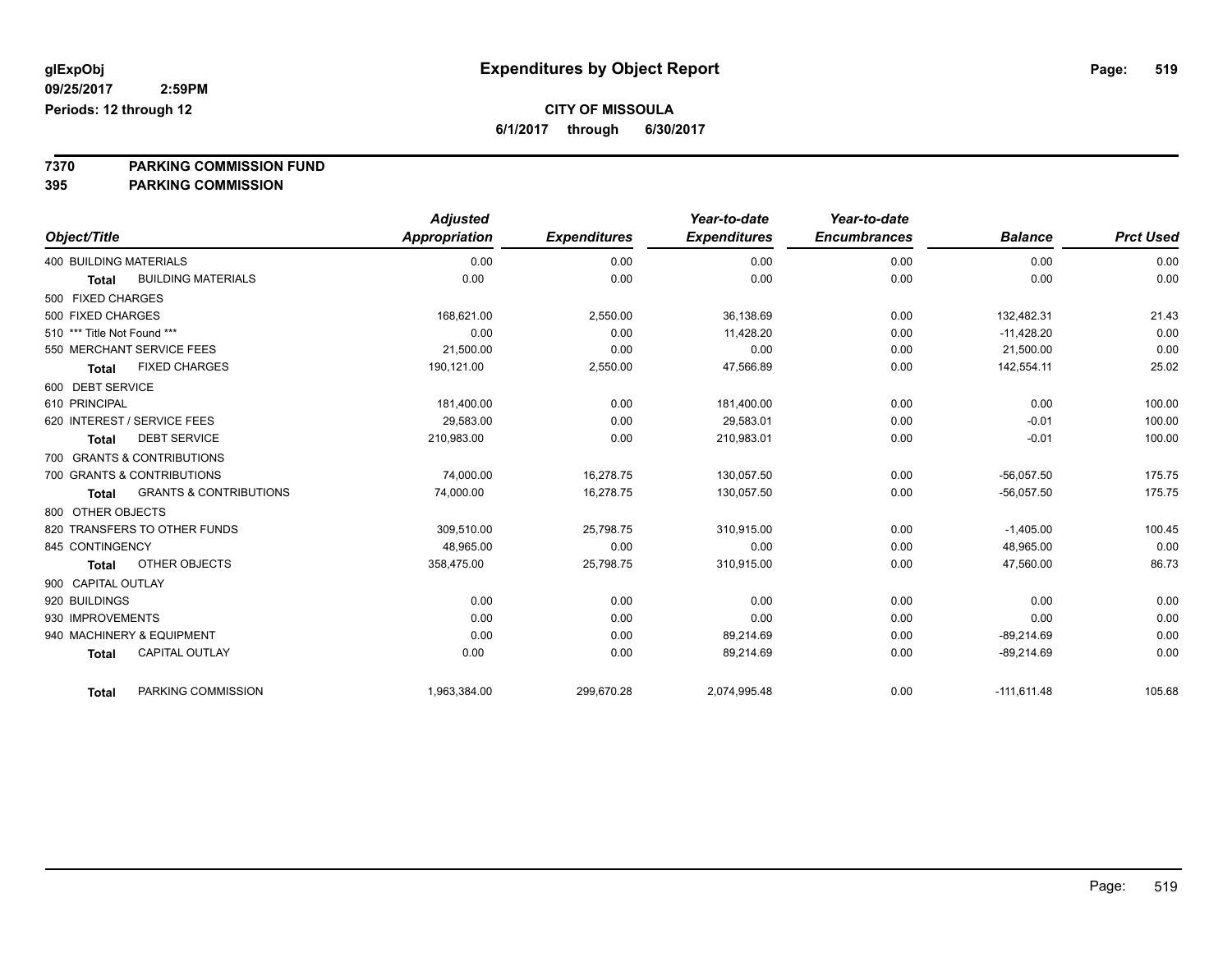glExpObj
09/25/2017 2:59PM
Periods: 12 through 12

# Expenditures by Object Report

**CITY OF MISSOULA**
**6/1/2017 through 6/30/2017**

**7370 PARKING COMMISSION FUND**
**395 PARKING COMMISSION**

| Object/Title | Adjusted Appropriation | Expenditures | Year-to-date Expenditures | Year-to-date Encumbrances | Balance | Prct Used |
|---|---|---|---|---|---|---|
| 400 BUILDING MATERIALS | 0.00 | 0.00 | 0.00 | 0.00 | 0.00 | 0.00 |
| **Total** BUILDING MATERIALS | 0.00 | 0.00 | 0.00 | 0.00 | 0.00 | 0.00 |
| 500 FIXED CHARGES | | | | | | |
| 500 FIXED CHARGES | 168,621.00 | 2,550.00 | 36,138.69 | 0.00 | 132,482.31 | 21.43 |
| 510 *** Title Not Found *** | 0.00 | 0.00 | 11,428.20 | 0.00 | -11,428.20 | 0.00 |
| 550 MERCHANT SERVICE FEES | 21,500.00 | 0.00 | 0.00 | 0.00 | 21,500.00 | 0.00 |
| **Total** FIXED CHARGES | 190,121.00 | 2,550.00 | 47,566.89 | 0.00 | 142,554.11 | 25.02 |
| 600 DEBT SERVICE | | | | | | |
| 610 PRINCIPAL | 181,400.00 | 0.00 | 181,400.00 | 0.00 | 0.00 | 100.00 |
| 620 INTEREST / SERVICE FEES | 29,583.00 | 0.00 | 29,583.01 | 0.00 | -0.01 | 100.00 |
| **Total** DEBT SERVICE | 210,983.00 | 0.00 | 210,983.01 | 0.00 | -0.01 | 100.00 |
| 700 GRANTS & CONTRIBUTIONS | | | | | | |
| 700 GRANTS & CONTRIBUTIONS | 74,000.00 | 16,278.75 | 130,057.50 | 0.00 | -56,057.50 | 175.75 |
| **Total** GRANTS & CONTRIBUTIONS | 74,000.00 | 16,278.75 | 130,057.50 | 0.00 | -56,057.50 | 175.75 |
| 800 OTHER OBJECTS | | | | | | |
| 820 TRANSFERS TO OTHER FUNDS | 309,510.00 | 25,798.75 | 310,915.00 | 0.00 | -1,405.00 | 100.45 |
| 845 CONTINGENCY | 48,965.00 | 0.00 | 0.00 | 0.00 | 48,965.00 | 0.00 |
| **Total** OTHER OBJECTS | 358,475.00 | 25,798.75 | 310,915.00 | 0.00 | 47,560.00 | 86.73 |
| 900 CAPITAL OUTLAY | | | | | | |
| 920 BUILDINGS | 0.00 | 0.00 | 0.00 | 0.00 | 0.00 | 0.00 |
| 930 IMPROVEMENTS | 0.00 | 0.00 | 0.00 | 0.00 | 0.00 | 0.00 |
| 940 MACHINERY & EQUIPMENT | 0.00 | 0.00 | 89,214.69 | 0.00 | -89,214.69 | 0.00 |
| **Total** CAPITAL OUTLAY | 0.00 | 0.00 | 89,214.69 | 0.00 | -89,214.69 | 0.00 |
| **Total** PARKING COMMISSION | 1,963,384.00 | 299,670.28 | 2,074,995.48 | 0.00 | -111,611.48 | 105.68 |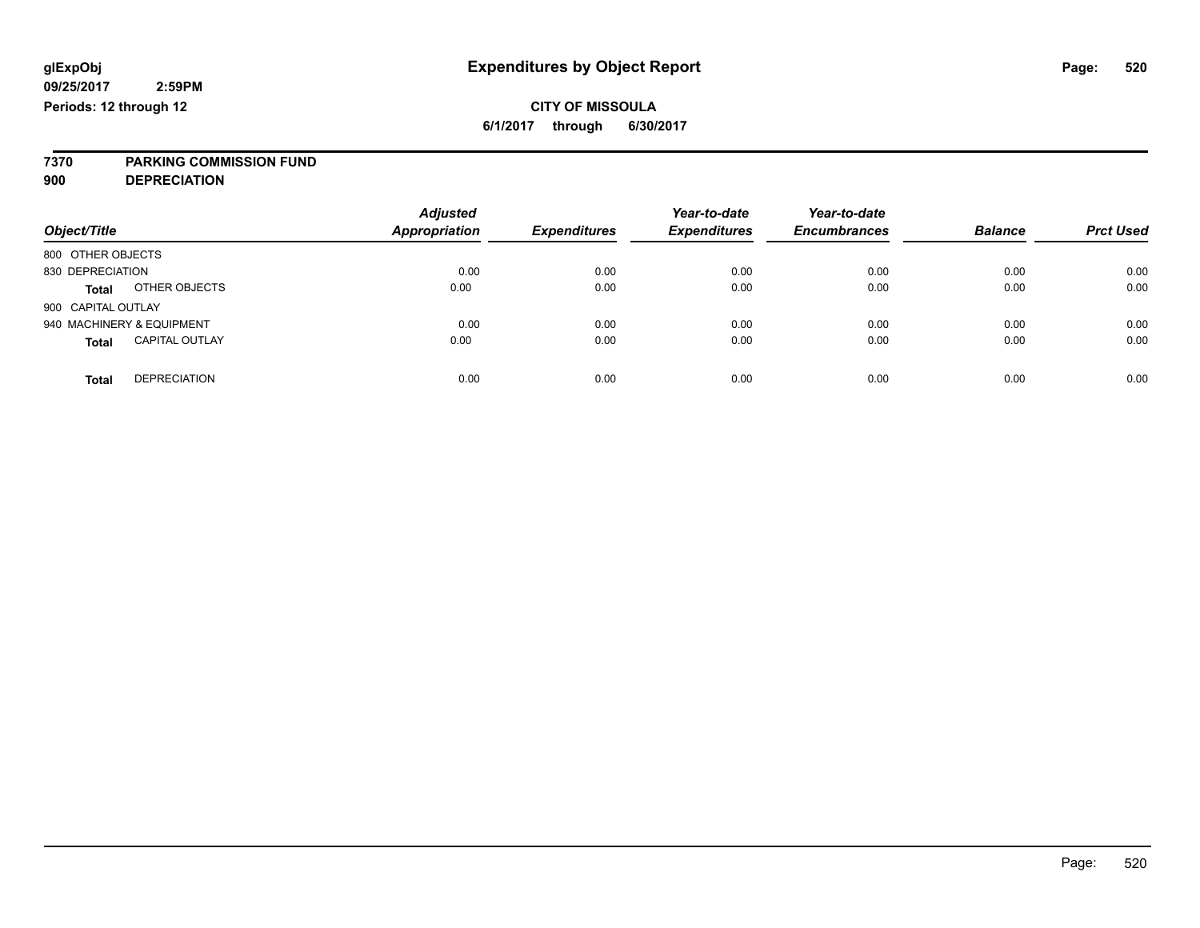# Expenditures by Object Report

glExpObj
09/25/2017 2:59PM
Periods: 12 through 12

**CITY OF MISSOULA**
**6/1/2017 through 6/30/2017**

**7370 PARKING COMMISSION FUND**
**900 DEPRECIATION**

| Object/Title | | Adjusted Appropriation | Expenditures | Year-to-date Expenditures | Year-to-date Encumbrances | Balance | Prct Used |
|---|---|---|---|---|---|---|---|
| 800 OTHER OBJECTS | | | | | | | |
| 830 DEPRECIATION | | 0.00 | 0.00 | 0.00 | 0.00 | 0.00 | 0.00 |
| **Total** | OTHER OBJECTS | 0.00 | 0.00 | 0.00 | 0.00 | 0.00 | 0.00 |
| 900 CAPITAL OUTLAY | | | | | | | |
| 940 MACHINERY & EQUIPMENT | | 0.00 | 0.00 | 0.00 | 0.00 | 0.00 | 0.00 |
| **Total** | CAPITAL OUTLAY | 0.00 | 0.00 | 0.00 | 0.00 | 0.00 | 0.00 |
| **Total** | DEPRECIATION | 0.00 | 0.00 | 0.00 | 0.00 | 0.00 | 0.00 |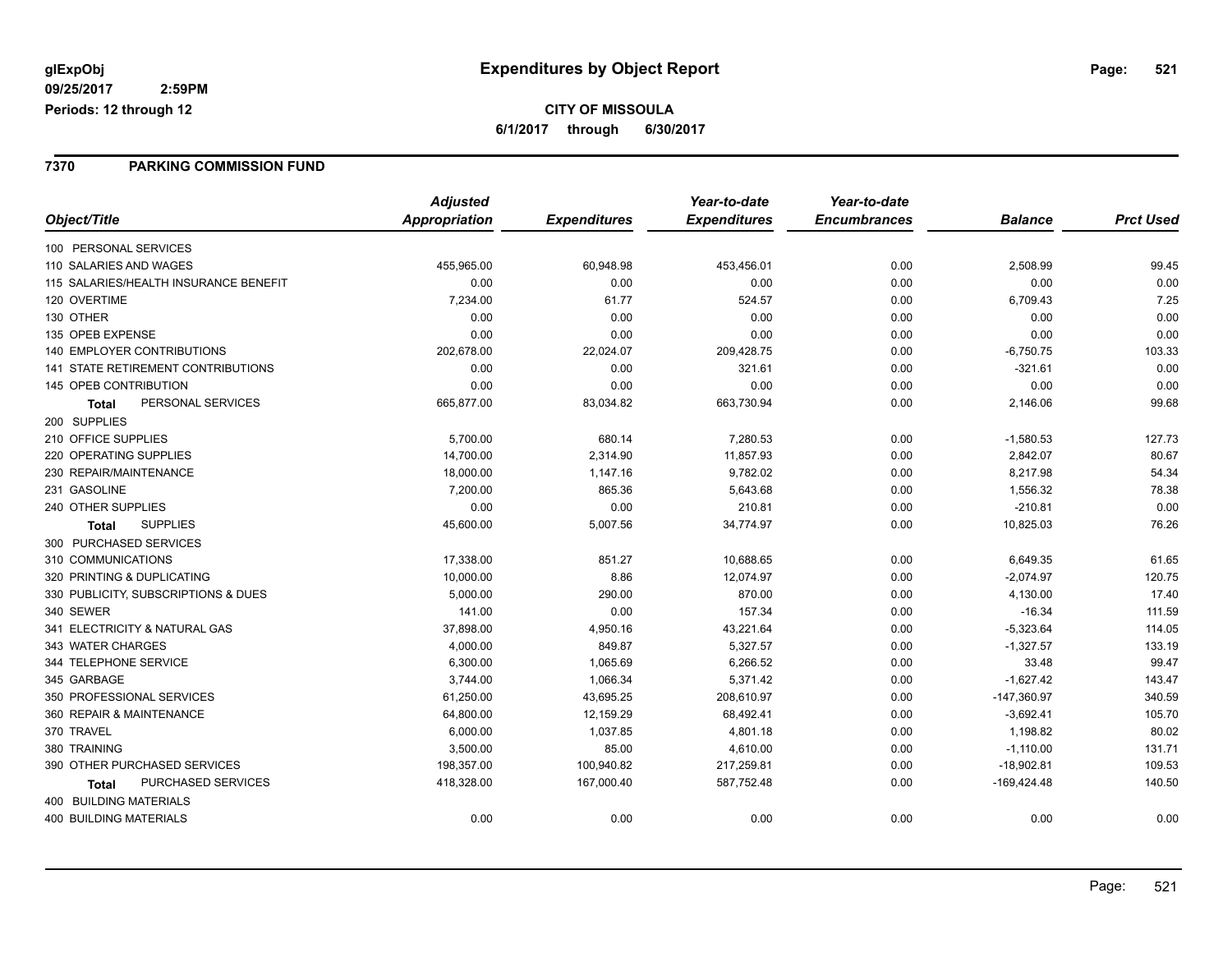**glExpObj** 09/25/2017 2:59PM
**Periods: 12 through 12**

# Expenditures by Object Report

**CITY OF MISSOULA**
**6/1/2017 through 6/30/2017**

## 7370 PARKING COMMISSION FUND

| Object/Title | Adjusted Appropriation | Expenditures | Year-to-date Expenditures | Year-to-date Encumbrances | Balance | Prct Used |
|---|---|---|---|---|---|---|
| 100 PERSONAL SERVICES | | | | | | |
| 110 SALARIES AND WAGES | 455,965.00 | 60,948.98 | 453,456.01 | 0.00 | 2,508.99 | 99.45 |
| 115 SALARIES/HEALTH INSURANCE BENEFIT | 0.00 | 0.00 | 0.00 | 0.00 | 0.00 | 0.00 |
| 120 OVERTIME | 7,234.00 | 61.77 | 524.57 | 0.00 | 6,709.43 | 7.25 |
| 130 OTHER | 0.00 | 0.00 | 0.00 | 0.00 | 0.00 | 0.00 |
| 135 OPEB EXPENSE | 0.00 | 0.00 | 0.00 | 0.00 | 0.00 | 0.00 |
| 140 EMPLOYER CONTRIBUTIONS | 202,678.00 | 22,024.07 | 209,428.75 | 0.00 | -6,750.75 | 103.33 |
| 141 STATE RETIREMENT CONTRIBUTIONS | 0.00 | 0.00 | 321.61 | 0.00 | -321.61 | 0.00 |
| 145 OPEB CONTRIBUTION | 0.00 | 0.00 | 0.00 | 0.00 | 0.00 | 0.00 |
| **Total** PERSONAL SERVICES | 665,877.00 | 83,034.82 | 663,730.94 | 0.00 | 2,146.06 | 99.68 |
| 200 SUPPLIES | | | | | | |
| 210 OFFICE SUPPLIES | 5,700.00 | 680.14 | 7,280.53 | 0.00 | -1,580.53 | 127.73 |
| 220 OPERATING SUPPLIES | 14,700.00 | 2,314.90 | 11,857.93 | 0.00 | 2,842.07 | 80.67 |
| 230 REPAIR/MAINTENANCE | 18,000.00 | 1,147.16 | 9,782.02 | 0.00 | 8,217.98 | 54.34 |
| 231 GASOLINE | 7,200.00 | 865.36 | 5,643.68 | 0.00 | 1,556.32 | 78.38 |
| 240 OTHER SUPPLIES | 0.00 | 0.00 | 210.81 | 0.00 | -210.81 | 0.00 |
| **Total** SUPPLIES | 45,600.00 | 5,007.56 | 34,774.97 | 0.00 | 10,825.03 | 76.26 |
| 300 PURCHASED SERVICES | | | | | | |
| 310 COMMUNICATIONS | 17,338.00 | 851.27 | 10,688.65 | 0.00 | 6,649.35 | 61.65 |
| 320 PRINTING & DUPLICATING | 10,000.00 | 8.86 | 12,074.97 | 0.00 | -2,074.97 | 120.75 |
| 330 PUBLICITY, SUBSCRIPTIONS & DUES | 5,000.00 | 290.00 | 870.00 | 0.00 | 4,130.00 | 17.40 |
| 340 SEWER | 141.00 | 0.00 | 157.34 | 0.00 | -16.34 | 111.59 |
| 341 ELECTRICITY & NATURAL GAS | 37,898.00 | 4,950.16 | 43,221.64 | 0.00 | -5,323.64 | 114.05 |
| 343 WATER CHARGES | 4,000.00 | 849.87 | 5,327.57 | 0.00 | -1,327.57 | 133.19 |
| 344 TELEPHONE SERVICE | 6,300.00 | 1,065.69 | 6,266.52 | 0.00 | 33.48 | 99.47 |
| 345 GARBAGE | 3,744.00 | 1,066.34 | 5,371.42 | 0.00 | -1,627.42 | 143.47 |
| 350 PROFESSIONAL SERVICES | 61,250.00 | 43,695.25 | 208,610.97 | 0.00 | -147,360.97 | 340.59 |
| 360 REPAIR & MAINTENANCE | 64,800.00 | 12,159.29 | 68,492.41 | 0.00 | -3,692.41 | 105.70 |
| 370 TRAVEL | 6,000.00 | 1,037.85 | 4,801.18 | 0.00 | 1,198.82 | 80.02 |
| 380 TRAINING | 3,500.00 | 85.00 | 4,610.00 | 0.00 | -1,110.00 | 131.71 |
| 390 OTHER PURCHASED SERVICES | 198,357.00 | 100,940.82 | 217,259.81 | 0.00 | -18,902.81 | 109.53 |
| **Total** PURCHASED SERVICES | 418,328.00 | 167,000.40 | 587,752.48 | 0.00 | -169,424.48 | 140.50 |
| 400 BUILDING MATERIALS | | | | | | |
| 400 BUILDING MATERIALS | 0.00 | 0.00 | 0.00 | 0.00 | 0.00 | 0.00 |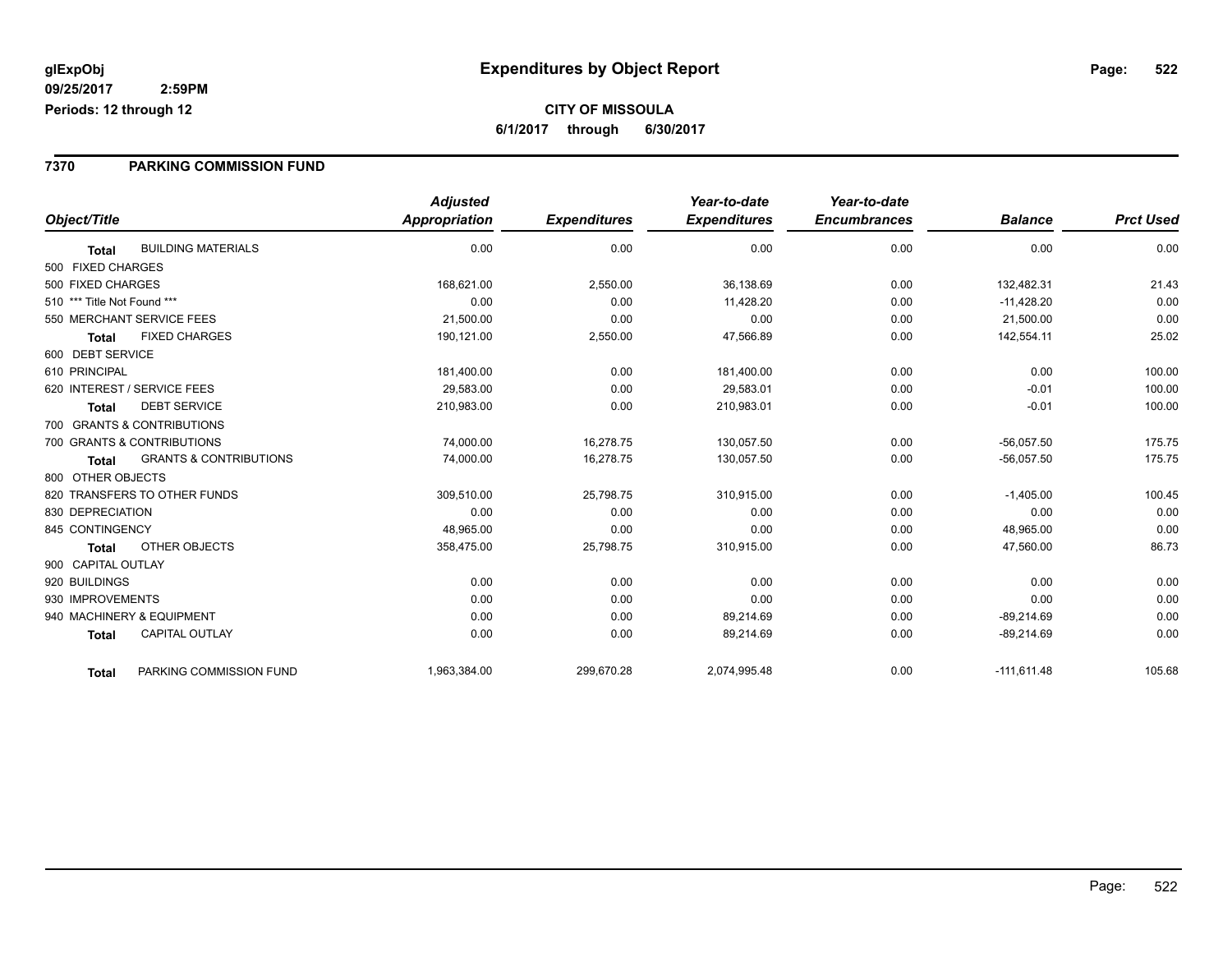# Expenditures by Object Report

glExpObj
09/25/2017 2:59PM
Periods: 12 through 12

**CITY OF MISSOULA**

6/1/2017 through 6/30/2017

## 7370 PARKING COMMISSION FUND

| Object/Title | | Adjusted Appropriation | Expenditures | Year-to-date Expenditures | Year-to-date Encumbrances | Balance | Prct Used |
|---|---|---|---|---|---|---|---|
| Total | BUILDING MATERIALS | 0.00 | 0.00 | 0.00 | 0.00 | 0.00 | 0.00 |
| 500 FIXED CHARGES | | | | | | | |
| 500 FIXED CHARGES | | 168,621.00 | 2,550.00 | 36,138.69 | 0.00 | 132,482.31 | 21.43 |
| 510 *** Title Not Found *** | | 0.00 | 0.00 | 11,428.20 | 0.00 | -11,428.20 | 0.00 |
| 550 MERCHANT SERVICE FEES | | 21,500.00 | 0.00 | 0.00 | 0.00 | 21,500.00 | 0.00 |
| Total | FIXED CHARGES | 190,121.00 | 2,550.00 | 47,566.89 | 0.00 | 142,554.11 | 25.02 |
| 600 DEBT SERVICE | | | | | | | |
| 610 PRINCIPAL | | 181,400.00 | 0.00 | 181,400.00 | 0.00 | 0.00 | 100.00 |
| 620 INTEREST / SERVICE FEES | | 29,583.00 | 0.00 | 29,583.01 | 0.00 | -0.01 | 100.00 |
| Total | DEBT SERVICE | 210,983.00 | 0.00 | 210,983.01 | 0.00 | -0.01 | 100.00 |
| 700 GRANTS & CONTRIBUTIONS | | | | | | | |
| 700 GRANTS & CONTRIBUTIONS | | 74,000.00 | 16,278.75 | 130,057.50 | 0.00 | -56,057.50 | 175.75 |
| Total | GRANTS & CONTRIBUTIONS | 74,000.00 | 16,278.75 | 130,057.50 | 0.00 | -56,057.50 | 175.75 |
| 800 OTHER OBJECTS | | | | | | | |
| 820 TRANSFERS TO OTHER FUNDS | | 309,510.00 | 25,798.75 | 310,915.00 | 0.00 | -1,405.00 | 100.45 |
| 830 DEPRECIATION | | 0.00 | 0.00 | 0.00 | 0.00 | 0.00 | 0.00 |
| 845 CONTINGENCY | | 48,965.00 | 0.00 | 0.00 | 0.00 | 48,965.00 | 0.00 |
| Total | OTHER OBJECTS | 358,475.00 | 25,798.75 | 310,915.00 | 0.00 | 47,560.00 | 86.73 |
| 900 CAPITAL OUTLAY | | | | | | | |
| 920 BUILDINGS | | 0.00 | 0.00 | 0.00 | 0.00 | 0.00 | 0.00 |
| 930 IMPROVEMENTS | | 0.00 | 0.00 | 0.00 | 0.00 | 0.00 | 0.00 |
| 940 MACHINERY & EQUIPMENT | | 0.00 | 0.00 | 89,214.69 | 0.00 | -89,214.69 | 0.00 |
| Total | CAPITAL OUTLAY | 0.00 | 0.00 | 89,214.69 | 0.00 | -89,214.69 | 0.00 |
| Total | PARKING COMMISSION FUND | 1,963,384.00 | 299,670.28 | 2,074,995.48 | 0.00 | -111,611.48 | 105.68 |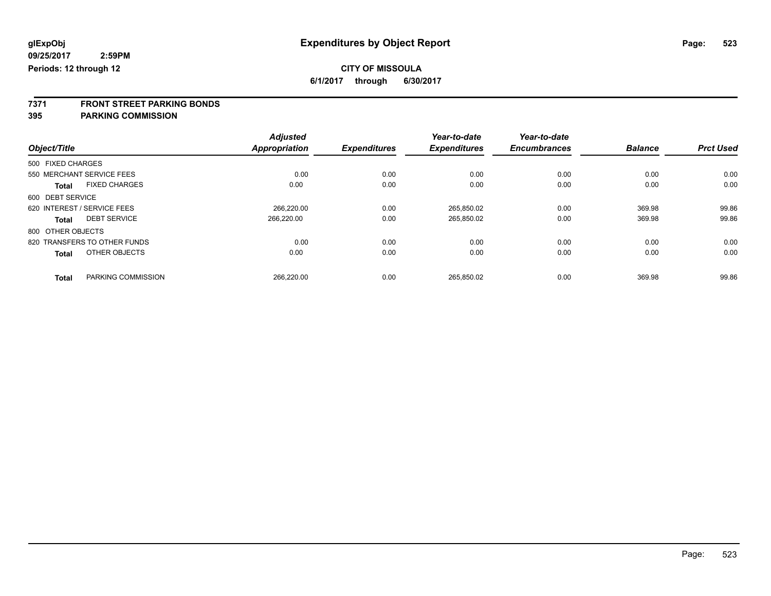glExpObj
09/25/2017 2:59PM
Periods: 12 through 12

# Expenditures by Object Report

**CITY OF MISSOULA**

**6/1/2017 through 6/30/2017**

**7371 FRONT STREET PARKING BONDS**
**395 PARKING COMMISSION**

| Object/Title | | Adjusted Appropriation | Expenditures | Year-to-date Expenditures | Year-to-date Encumbrances | Balance | Prct Used |
|---|---|---|---|---|---|---|---|
| 500 FIXED CHARGES | | | | | | | |
| 550 MERCHANT SERVICE FEES | | 0.00 | 0.00 | 0.00 | 0.00 | 0.00 | 0.00 |
| **Total** | FIXED CHARGES | 0.00 | 0.00 | 0.00 | 0.00 | 0.00 | 0.00 |
| 600 DEBT SERVICE | | | | | | | |
| 620 INTEREST / SERVICE FEES | | 266,220.00 | 0.00 | 265,850.02 | 0.00 | 369.98 | 99.86 |
| **Total** | DEBT SERVICE | 266,220.00 | 0.00 | 265,850.02 | 0.00 | 369.98 | 99.86 |
| 800 OTHER OBJECTS | | | | | | | |
| 820 TRANSFERS TO OTHER FUNDS | | 0.00 | 0.00 | 0.00 | 0.00 | 0.00 | 0.00 |
| **Total** | OTHER OBJECTS | 0.00 | 0.00 | 0.00 | 0.00 | 0.00 | 0.00 |
| **Total** | PARKING COMMISSION | 266,220.00 | 0.00 | 265,850.02 | 0.00 | 369.98 | 99.86 |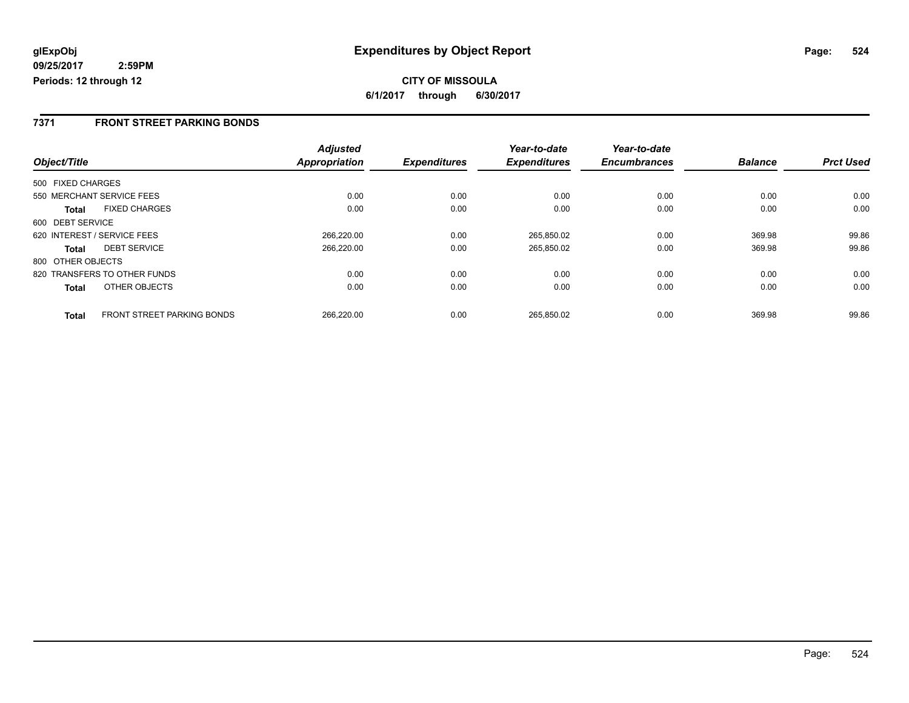glExpObj
09/25/2017 2:59PM
Periods: 12 through 12

# Expenditures by Object Report

**CITY OF MISSOULA**

**6/1/2017 through 6/30/2017**

## 7371 FRONT STREET PARKING BONDS

| Object/Title | | Adjusted Appropriation | Expenditures | Year-to-date Expenditures | Year-to-date Encumbrances | Balance | Prct Used |
|---|---|---|---|---|---|---|---|
| 500 FIXED CHARGES | | | | | | | |
| 550 MERCHANT SERVICE FEES | | 0.00 | 0.00 | 0.00 | 0.00 | 0.00 | 0.00 |
| **Total** | FIXED CHARGES | 0.00 | 0.00 | 0.00 | 0.00 | 0.00 | 0.00 |
| 600 DEBT SERVICE | | | | | | | |
| 620 INTEREST / SERVICE FEES | | 266,220.00 | 0.00 | 265,850.02 | 0.00 | 369.98 | 99.86 |
| **Total** | DEBT SERVICE | 266,220.00 | 0.00 | 265,850.02 | 0.00 | 369.98 | 99.86 |
| 800 OTHER OBJECTS | | | | | | | |
| 820 TRANSFERS TO OTHER FUNDS | | 0.00 | 0.00 | 0.00 | 0.00 | 0.00 | 0.00 |
| **Total** | OTHER OBJECTS | 0.00 | 0.00 | 0.00 | 0.00 | 0.00 | 0.00 |
| **Total** | FRONT STREET PARKING BONDS | 266,220.00 | 0.00 | 265,850.02 | 0.00 | 369.98 | 99.86 |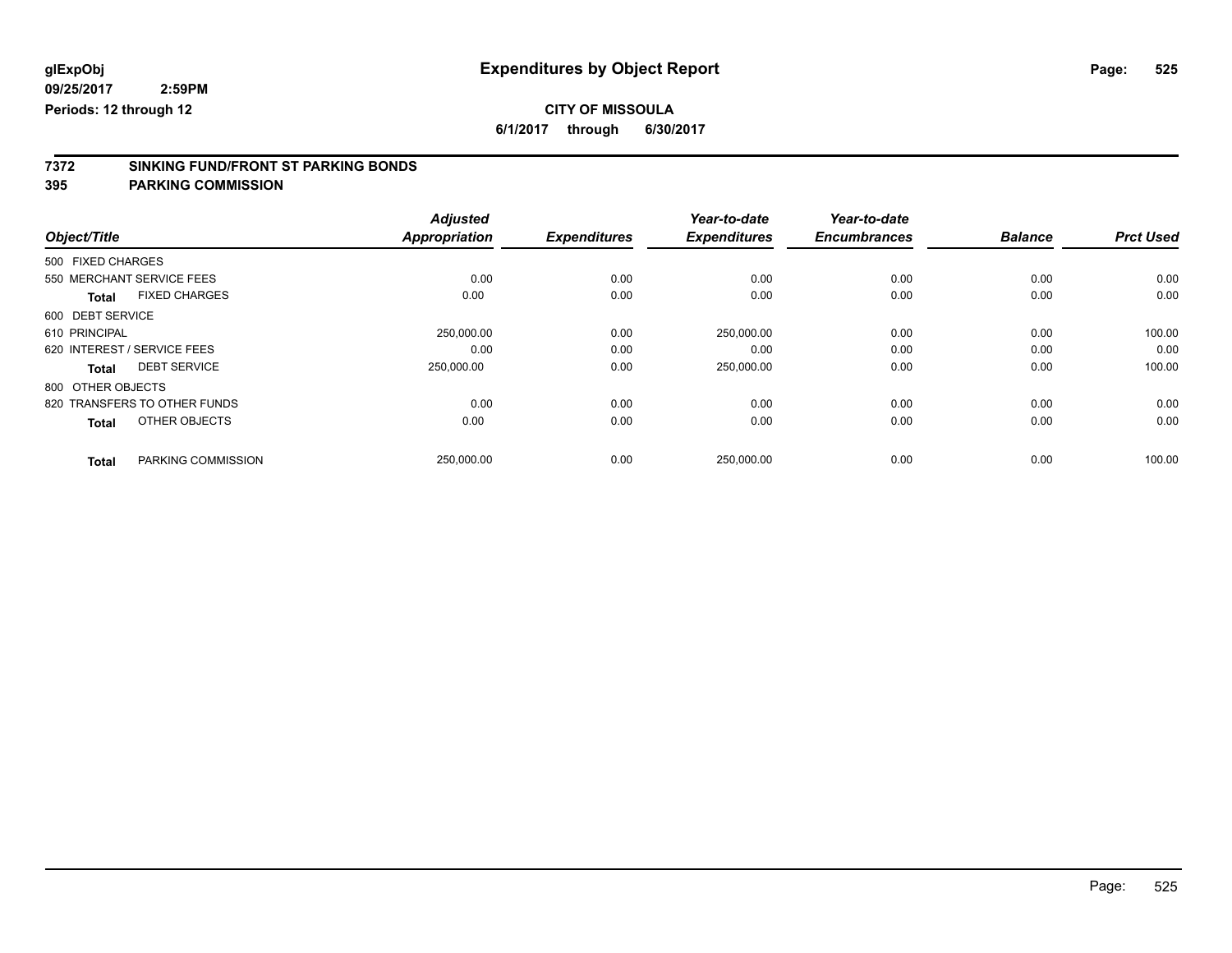glExpObj
09/25/2017 2:59PM
Periods: 12 through 12

# Expenditures by Object Report

**CITY OF MISSOULA**
**6/1/2017 through 6/30/2017**

## 7372 SINKING FUND/FRONT ST PARKING BONDS
## 395 PARKING COMMISSION

| Object/Title | | Adjusted Appropriation | Expenditures | Year-to-date Expenditures | Year-to-date Encumbrances | Balance | Prct Used |
|---|---|---|---|---|---|---|---|
| 500 FIXED CHARGES | | | | | | | |
| 550 MERCHANT SERVICE FEES | | 0.00 | 0.00 | 0.00 | 0.00 | 0.00 | 0.00 |
| **Total** | FIXED CHARGES | 0.00 | 0.00 | 0.00 | 0.00 | 0.00 | 0.00 |
| 600 DEBT SERVICE | | | | | | | |
| 610 PRINCIPAL | | 250,000.00 | 0.00 | 250,000.00 | 0.00 | 0.00 | 100.00 |
| 620 INTEREST / SERVICE FEES | | 0.00 | 0.00 | 0.00 | 0.00 | 0.00 | 0.00 |
| **Total** | DEBT SERVICE | 250,000.00 | 0.00 | 250,000.00 | 0.00 | 0.00 | 100.00 |
| 800 OTHER OBJECTS | | | | | | | |
| 820 TRANSFERS TO OTHER FUNDS | | 0.00 | 0.00 | 0.00 | 0.00 | 0.00 | 0.00 |
| **Total** | OTHER OBJECTS | 0.00 | 0.00 | 0.00 | 0.00 | 0.00 | 0.00 |
| **Total** | PARKING COMMISSION | 250,000.00 | 0.00 | 250,000.00 | 0.00 | 0.00 | 100.00 |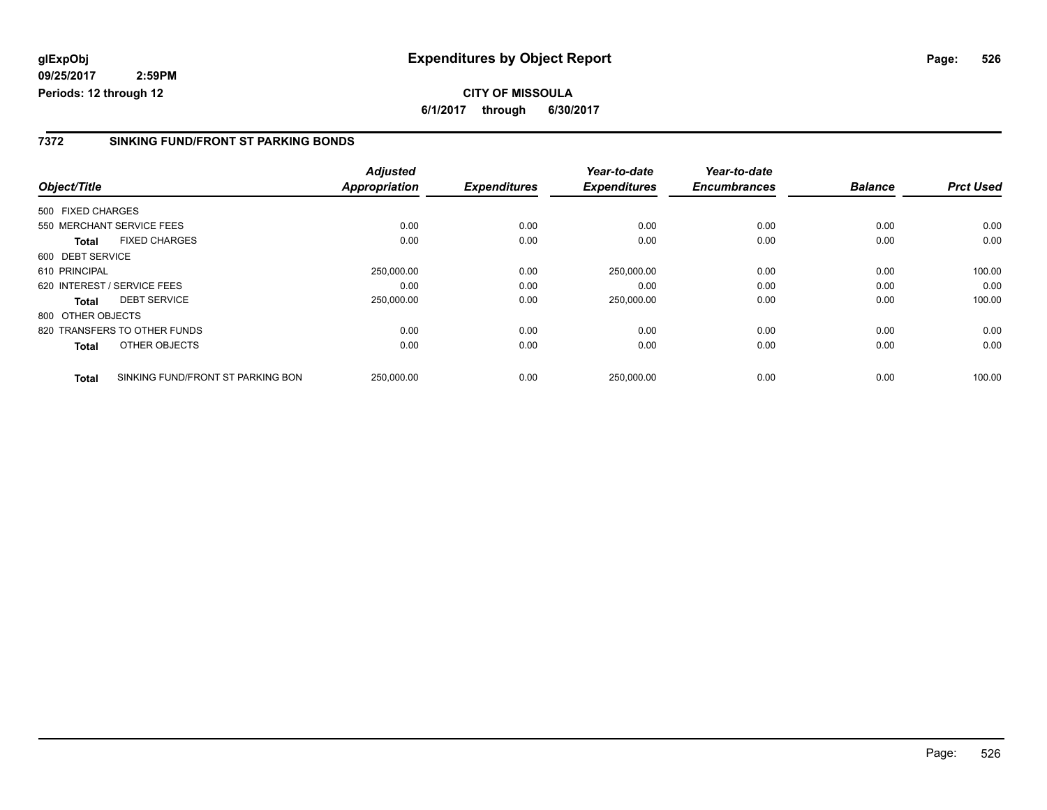# Expenditures by Object Report

glExpObj
09/25/2017 2:59PM
Periods: 12 through 12

**CITY OF MISSOULA**
**6/1/2017 through 6/30/2017**

## 7372 SINKING FUND/FRONT ST PARKING BONDS

| Object/Title | | Adjusted Appropriation | Expenditures | Year-to-date Expenditures | Year-to-date Encumbrances | Balance | Prct Used |
|---|---|---|---|---|---|---|---|
| 500 FIXED CHARGES | | | | | | | |
| 550 MERCHANT SERVICE FEES | | 0.00 | 0.00 | 0.00 | 0.00 | 0.00 | 0.00 |
| **Total** | FIXED CHARGES | 0.00 | 0.00 | 0.00 | 0.00 | 0.00 | 0.00 |
| 600 DEBT SERVICE | | | | | | | |
| 610 PRINCIPAL | | 250,000.00 | 0.00 | 250,000.00 | 0.00 | 0.00 | 100.00 |
| 620 INTEREST / SERVICE FEES | | 0.00 | 0.00 | 0.00 | 0.00 | 0.00 | 0.00 |
| **Total** | DEBT SERVICE | 250,000.00 | 0.00 | 250,000.00 | 0.00 | 0.00 | 100.00 |
| 800 OTHER OBJECTS | | | | | | | |
| 820 TRANSFERS TO OTHER FUNDS | | 0.00 | 0.00 | 0.00 | 0.00 | 0.00 | 0.00 |
| **Total** | OTHER OBJECTS | 0.00 | 0.00 | 0.00 | 0.00 | 0.00 | 0.00 |
| **Total** | SINKING FUND/FRONT ST PARKING BON | 250,000.00 | 0.00 | 250,000.00 | 0.00 | 0.00 | 100.00 |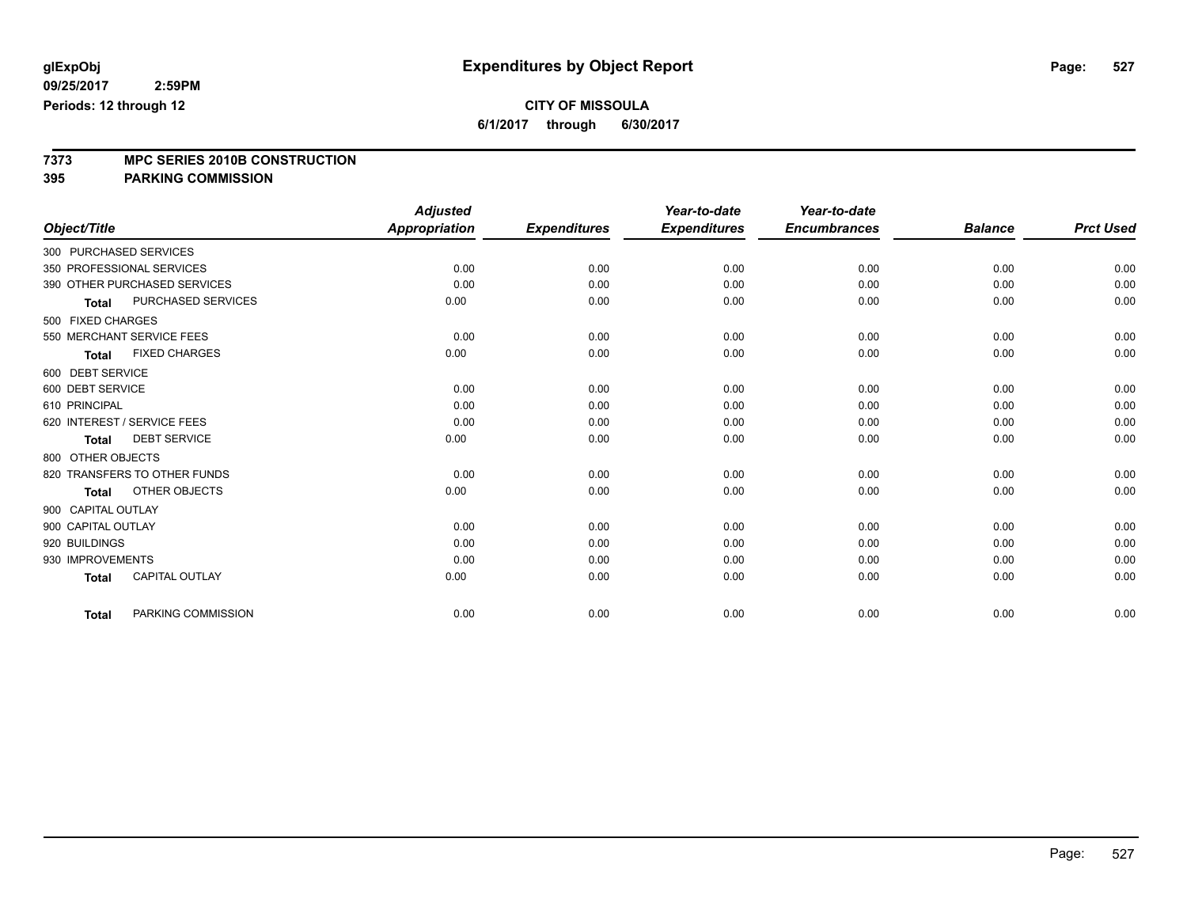# Expenditures by Object Report

glExpObj
09/25/2017 2:59PM
Periods: 12 through 12

**CITY OF MISSOULA**
**6/1/2017 through 6/30/2017**

## 7373 MPC SERIES 2010B CONSTRUCTION
## 395 PARKING COMMISSION

| Object/Title | Adjusted Appropriation | Expenditures | Year-to-date Expenditures | Year-to-date Encumbrances | Balance | Prct Used |
|---|---|---|---|---|---|---|
| 300 PURCHASED SERVICES | | | | | | |
| 350 PROFESSIONAL SERVICES | 0.00 | 0.00 | 0.00 | 0.00 | 0.00 | 0.00 |
| 390 OTHER PURCHASED SERVICES | 0.00 | 0.00 | 0.00 | 0.00 | 0.00 | 0.00 |
| **Total** PURCHASED SERVICES | 0.00 | 0.00 | 0.00 | 0.00 | 0.00 | 0.00 |
| 500 FIXED CHARGES | | | | | | |
| 550 MERCHANT SERVICE FEES | 0.00 | 0.00 | 0.00 | 0.00 | 0.00 | 0.00 |
| **Total** FIXED CHARGES | 0.00 | 0.00 | 0.00 | 0.00 | 0.00 | 0.00 |
| 600 DEBT SERVICE | | | | | | |
| 600 DEBT SERVICE | 0.00 | 0.00 | 0.00 | 0.00 | 0.00 | 0.00 |
| 610 PRINCIPAL | 0.00 | 0.00 | 0.00 | 0.00 | 0.00 | 0.00 |
| 620 INTEREST / SERVICE FEES | 0.00 | 0.00 | 0.00 | 0.00 | 0.00 | 0.00 |
| **Total** DEBT SERVICE | 0.00 | 0.00 | 0.00 | 0.00 | 0.00 | 0.00 |
| 800 OTHER OBJECTS | | | | | | |
| 820 TRANSFERS TO OTHER FUNDS | 0.00 | 0.00 | 0.00 | 0.00 | 0.00 | 0.00 |
| **Total** OTHER OBJECTS | 0.00 | 0.00 | 0.00 | 0.00 | 0.00 | 0.00 |
| 900 CAPITAL OUTLAY | | | | | | |
| 900 CAPITAL OUTLAY | 0.00 | 0.00 | 0.00 | 0.00 | 0.00 | 0.00 |
| 920 BUILDINGS | 0.00 | 0.00 | 0.00 | 0.00 | 0.00 | 0.00 |
| 930 IMPROVEMENTS | 0.00 | 0.00 | 0.00 | 0.00 | 0.00 | 0.00 |
| **Total** CAPITAL OUTLAY | 0.00 | 0.00 | 0.00 | 0.00 | 0.00 | 0.00 |
| **Total** PARKING COMMISSION | 0.00 | 0.00 | 0.00 | 0.00 | 0.00 | 0.00 |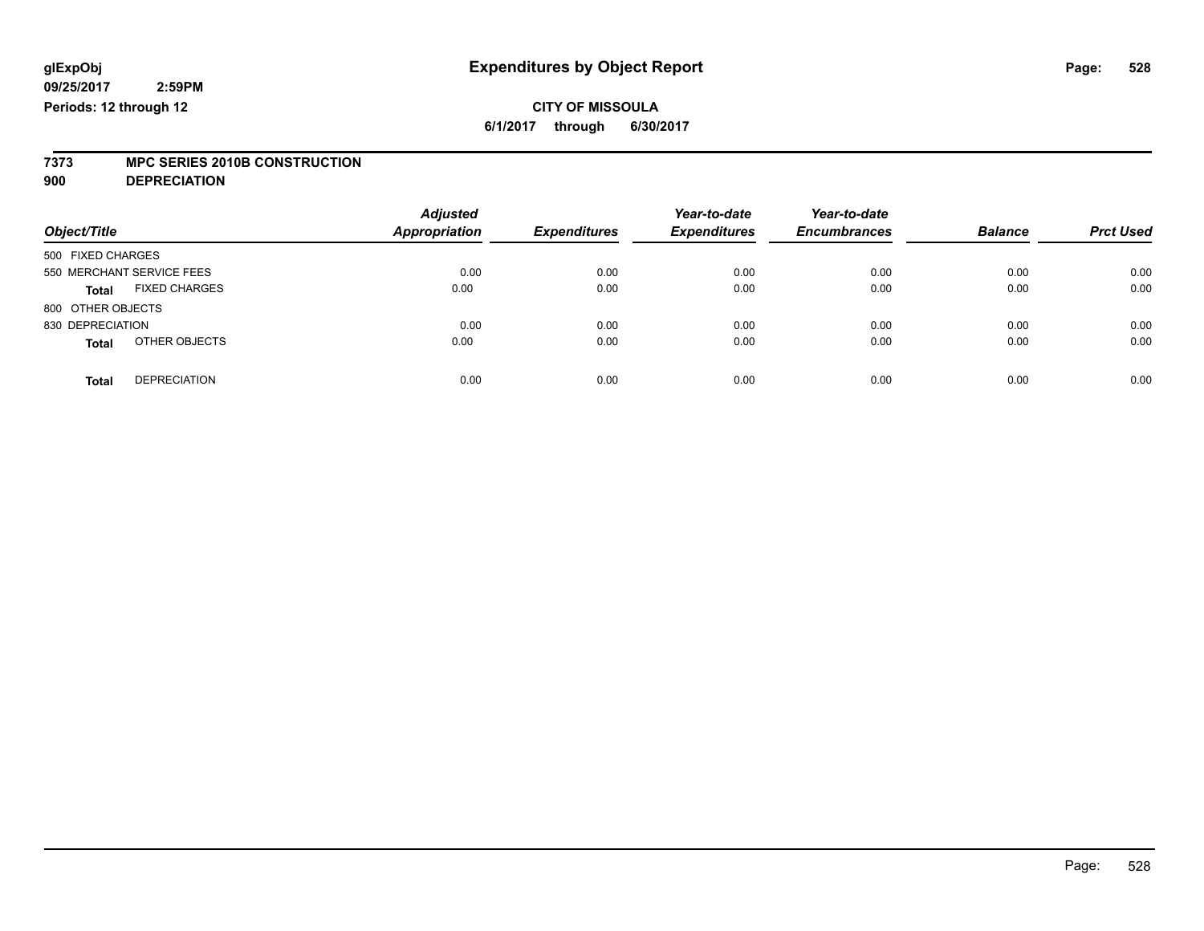glExpObj
09/25/2017 2:59PM
Periods: 12 through 12

# Expenditures by Object Report

CITY OF MISSOULA
6/1/2017 through 6/30/2017

**7373 MPC SERIES 2010B CONSTRUCTION**
**900 DEPRECIATION**

| Object/Title | Adjusted Appropriation | Expenditures | Year-to-date Expenditures | Year-to-date Encumbrances | Balance | Prct Used |
|---|---|---|---|---|---|---|
| 500 FIXED CHARGES | | | | | | |
| 550 MERCHANT SERVICE FEES | 0.00 | 0.00 | 0.00 | 0.00 | 0.00 | 0.00 |
| **Total** FIXED CHARGES | 0.00 | 0.00 | 0.00 | 0.00 | 0.00 | 0.00 |
| 800 OTHER OBJECTS | | | | | | |
| 830 DEPRECIATION | 0.00 | 0.00 | 0.00 | 0.00 | 0.00 | 0.00 |
| **Total** OTHER OBJECTS | 0.00 | 0.00 | 0.00 | 0.00 | 0.00 | 0.00 |
| **Total** DEPRECIATION | 0.00 | 0.00 | 0.00 | 0.00 | 0.00 | 0.00 |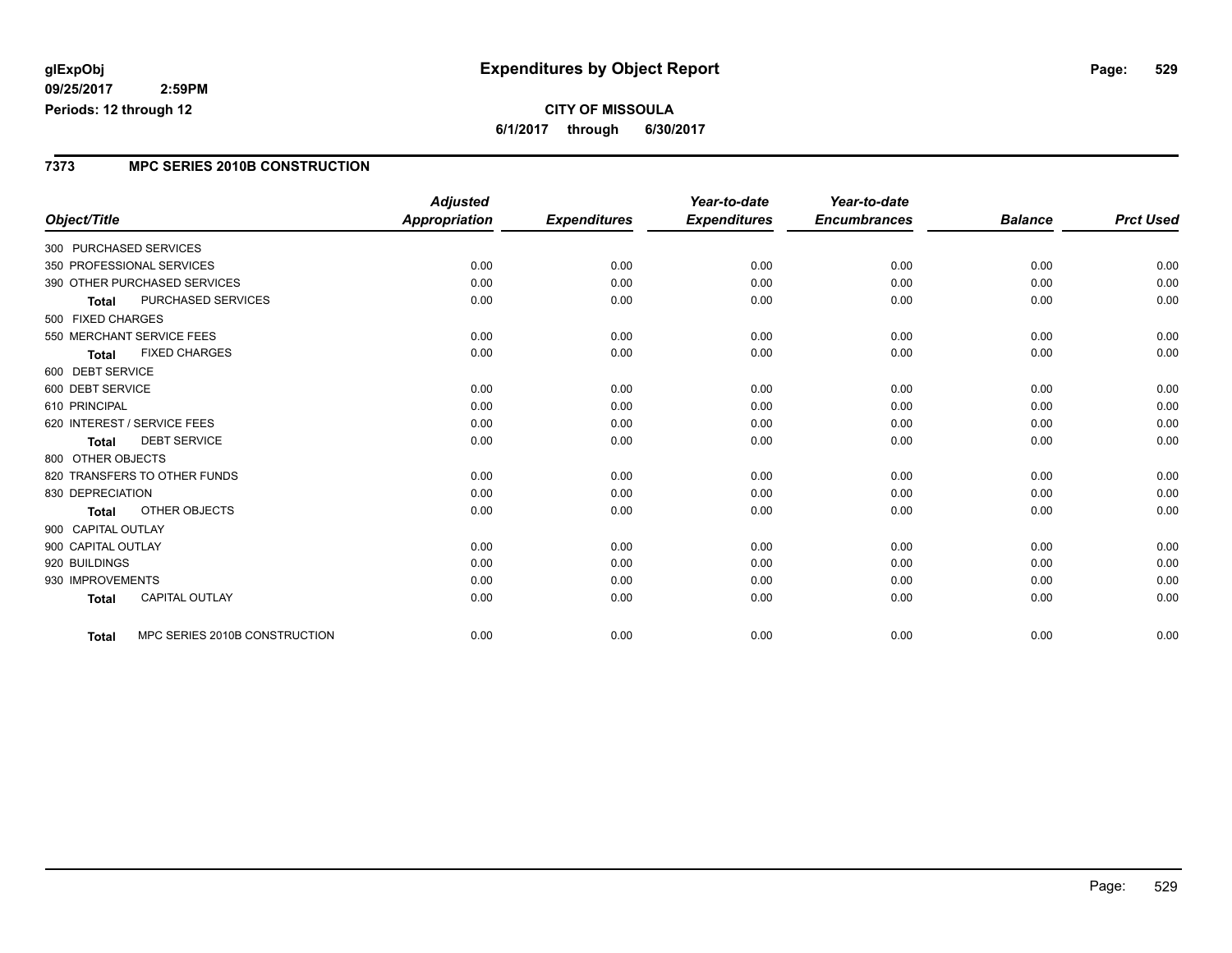**glExpObj** 
**09/25/2017 2:59PM** 
**Periods: 12 through 12**

# Expenditures by Object Report

**CITY OF MISSOULA**
**6/1/2017 through 6/30/2017**

## 7373 MPC SERIES 2010B CONSTRUCTION

| Object/Title | Adjusted Appropriation | Expenditures | Year-to-date Expenditures | Year-to-date Encumbrances | Balance | Prct Used |
|---|---|---|---|---|---|---|
| 300 PURCHASED SERVICES | | | | | | |
| 350 PROFESSIONAL SERVICES | 0.00 | 0.00 | 0.00 | 0.00 | 0.00 | 0.00 |
| 390 OTHER PURCHASED SERVICES | 0.00 | 0.00 | 0.00 | 0.00 | 0.00 | 0.00 |
| **Total** PURCHASED SERVICES | 0.00 | 0.00 | 0.00 | 0.00 | 0.00 | 0.00 |
| 500 FIXED CHARGES | | | | | | |
| 550 MERCHANT SERVICE FEES | 0.00 | 0.00 | 0.00 | 0.00 | 0.00 | 0.00 |
| **Total** FIXED CHARGES | 0.00 | 0.00 | 0.00 | 0.00 | 0.00 | 0.00 |
| 600 DEBT SERVICE | | | | | | |
| 600 DEBT SERVICE | 0.00 | 0.00 | 0.00 | 0.00 | 0.00 | 0.00 |
| 610 PRINCIPAL | 0.00 | 0.00 | 0.00 | 0.00 | 0.00 | 0.00 |
| 620 INTEREST / SERVICE FEES | 0.00 | 0.00 | 0.00 | 0.00 | 0.00 | 0.00 |
| **Total** DEBT SERVICE | 0.00 | 0.00 | 0.00 | 0.00 | 0.00 | 0.00 |
| 800 OTHER OBJECTS | | | | | | |
| 820 TRANSFERS TO OTHER FUNDS | 0.00 | 0.00 | 0.00 | 0.00 | 0.00 | 0.00 |
| 830 DEPRECIATION | 0.00 | 0.00 | 0.00 | 0.00 | 0.00 | 0.00 |
| **Total** OTHER OBJECTS | 0.00 | 0.00 | 0.00 | 0.00 | 0.00 | 0.00 |
| 900 CAPITAL OUTLAY | | | | | | |
| 900 CAPITAL OUTLAY | 0.00 | 0.00 | 0.00 | 0.00 | 0.00 | 0.00 |
| 920 BUILDINGS | 0.00 | 0.00 | 0.00 | 0.00 | 0.00 | 0.00 |
| 930 IMPROVEMENTS | 0.00 | 0.00 | 0.00 | 0.00 | 0.00 | 0.00 |
| **Total** CAPITAL OUTLAY | 0.00 | 0.00 | 0.00 | 0.00 | 0.00 | 0.00 |
| **Total** MPC SERIES 2010B CONSTRUCTION | 0.00 | 0.00 | 0.00 | 0.00 | 0.00 | 0.00 |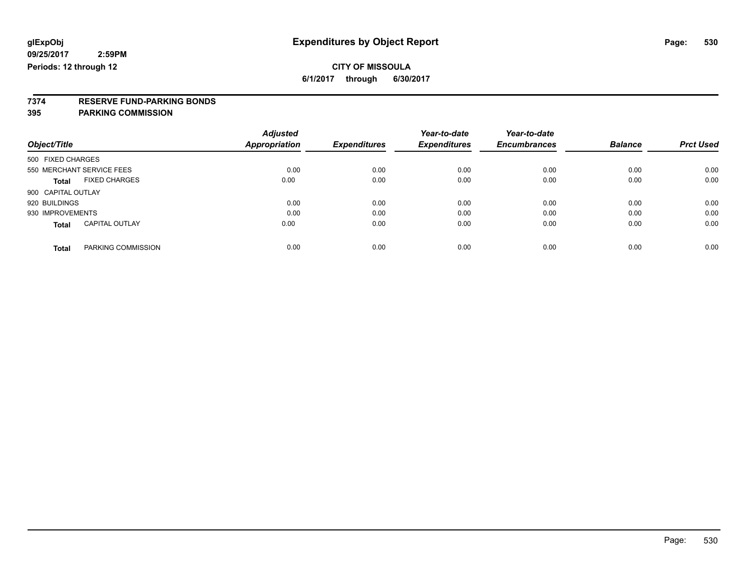glExpObj
09/25/2017 2:59PM
Periods: 12 through 12

# Expenditures by Object Report

**CITY OF MISSOULA**
**6/1/2017 through 6/30/2017**

**7374 RESERVE FUND-PARKING BONDS**
**395 PARKING COMMISSION**

| Object/Title | Adjusted Appropriation | Expenditures | Year-to-date Expenditures | Year-to-date Encumbrances | Balance | Prct Used |
|---|---|---|---|---|---|---|
| 500 FIXED CHARGES | | | | | | |
| 550 MERCHANT SERVICE FEES | 0.00 | 0.00 | 0.00 | 0.00 | 0.00 | 0.00 |
| **Total** FIXED CHARGES | 0.00 | 0.00 | 0.00 | 0.00 | 0.00 | 0.00 |
| 900 CAPITAL OUTLAY | | | | | | |
| 920 BUILDINGS | 0.00 | 0.00 | 0.00 | 0.00 | 0.00 | 0.00 |
| 930 IMPROVEMENTS | 0.00 | 0.00 | 0.00 | 0.00 | 0.00 | 0.00 |
| **Total** CAPITAL OUTLAY | 0.00 | 0.00 | 0.00 | 0.00 | 0.00 | 0.00 |
| **Total** PARKING COMMISSION | 0.00 | 0.00 | 0.00 | 0.00 | 0.00 | 0.00 |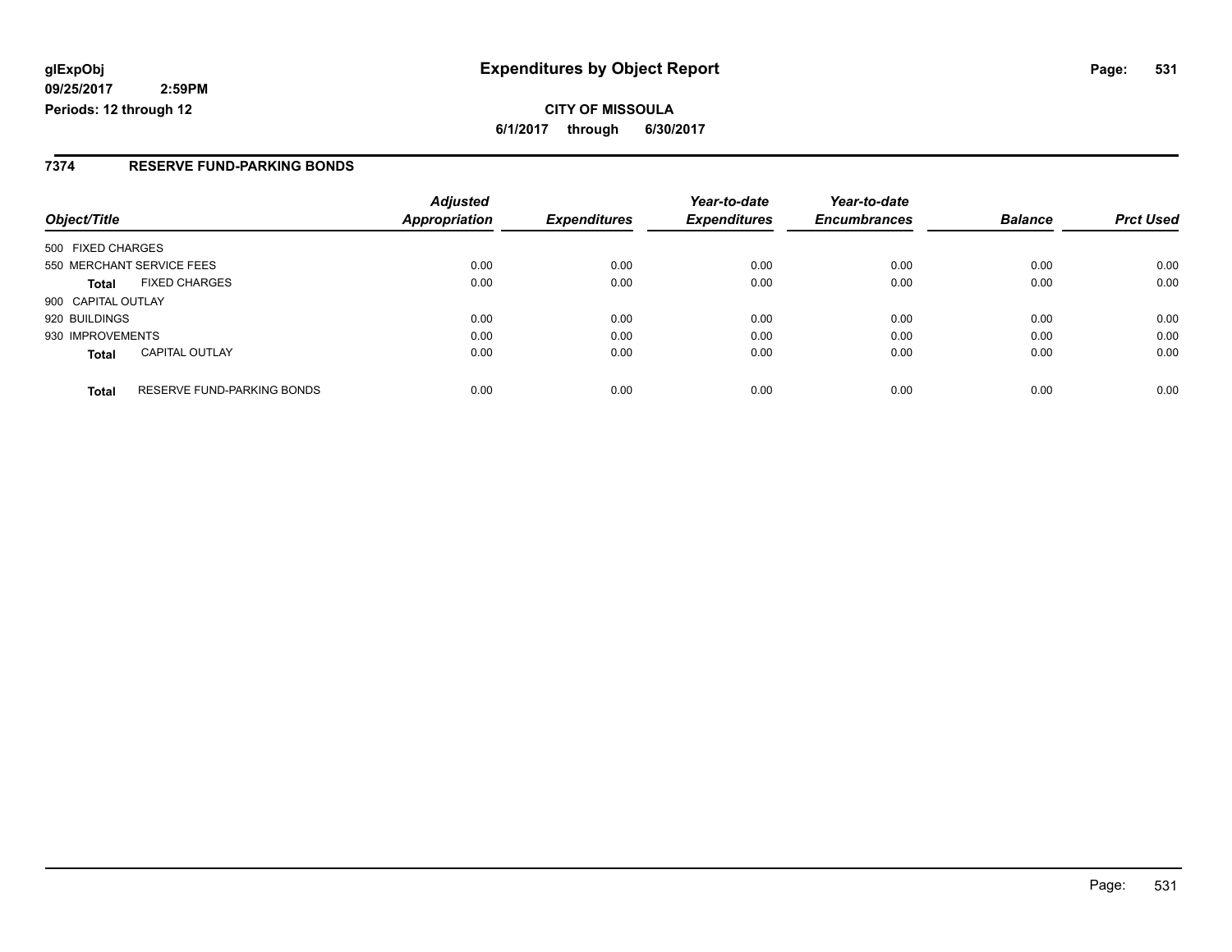**glExpObj**
**09/25/2017 2:59PM**
**Periods: 12 through 12**

# Expenditures by Object Report

**CITY OF MISSOULA**
**6/1/2017 through 6/30/2017**

## 7374 RESERVE FUND-PARKING BONDS

| Object/Title | | Adjusted Appropriation | Expenditures | Year-to-date Expenditures | Year-to-date Encumbrances | Balance | Prct Used |
|---|---|---|---|---|---|---|---|
| 500 FIXED CHARGES | | | | | | | |
| 550 MERCHANT SERVICE FEES | | 0.00 | 0.00 | 0.00 | 0.00 | 0.00 | 0.00 |
| **Total** | FIXED CHARGES | 0.00 | 0.00 | 0.00 | 0.00 | 0.00 | 0.00 |
| 900 CAPITAL OUTLAY | | | | | | | |
| 920 BUILDINGS | | 0.00 | 0.00 | 0.00 | 0.00 | 0.00 | 0.00 |
| 930 IMPROVEMENTS | | 0.00 | 0.00 | 0.00 | 0.00 | 0.00 | 0.00 |
| **Total** | CAPITAL OUTLAY | 0.00 | 0.00 | 0.00 | 0.00 | 0.00 | 0.00 |
| **Total** | RESERVE FUND-PARKING BONDS | 0.00 | 0.00 | 0.00 | 0.00 | 0.00 | 0.00 |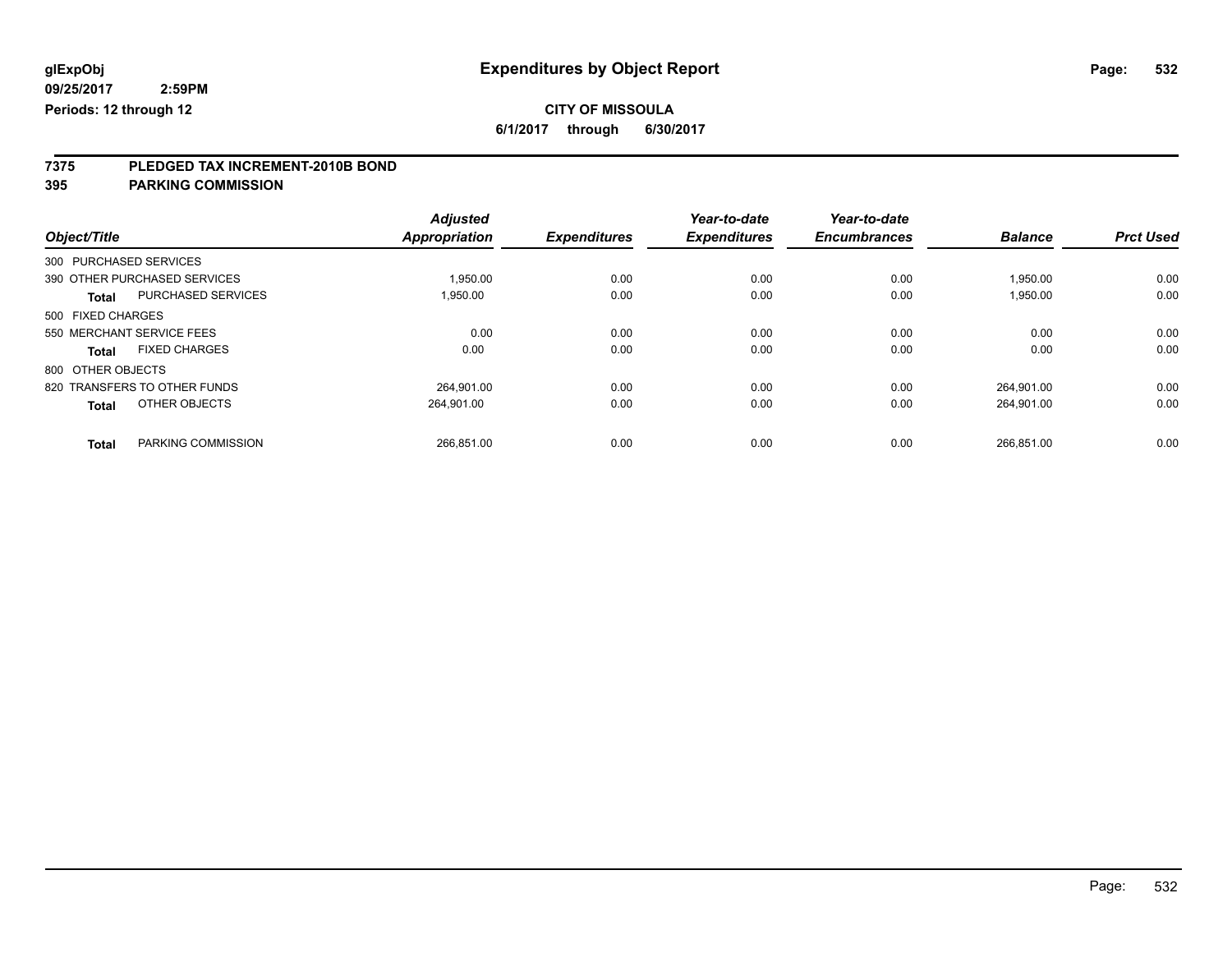**glExpObj**
**09/25/2017 2:59PM**
**Periods: 12 through 12**

# Expenditures by Object Report

**CITY OF MISSOULA**
**6/1/2017 through 6/30/2017**

## 7375 PLEDGED TAX INCREMENT-2010B BOND
## 395 PARKING COMMISSION

| Object/Title | Adjusted Appropriation | Expenditures | Year-to-date Expenditures | Year-to-date Encumbrances | Balance | Prct Used |
|---|---|---|---|---|---|---|
| 300 PURCHASED SERVICES | | | | | | |
| 390 OTHER PURCHASED SERVICES | 1,950.00 | 0.00 | 0.00 | 0.00 | 1,950.00 | 0.00 |
| **Total** PURCHASED SERVICES | 1,950.00 | 0.00 | 0.00 | 0.00 | 1,950.00 | 0.00 |
| 500 FIXED CHARGES | | | | | | |
| 550 MERCHANT SERVICE FEES | 0.00 | 0.00 | 0.00 | 0.00 | 0.00 | 0.00 |
| **Total** FIXED CHARGES | 0.00 | 0.00 | 0.00 | 0.00 | 0.00 | 0.00 |
| 800 OTHER OBJECTS | | | | | | |
| 820 TRANSFERS TO OTHER FUNDS | 264,901.00 | 0.00 | 0.00 | 0.00 | 264,901.00 | 0.00 |
| **Total** OTHER OBJECTS | 264,901.00 | 0.00 | 0.00 | 0.00 | 264,901.00 | 0.00 |
| **Total** PARKING COMMISSION | 266,851.00 | 0.00 | 0.00 | 0.00 | 266,851.00 | 0.00 |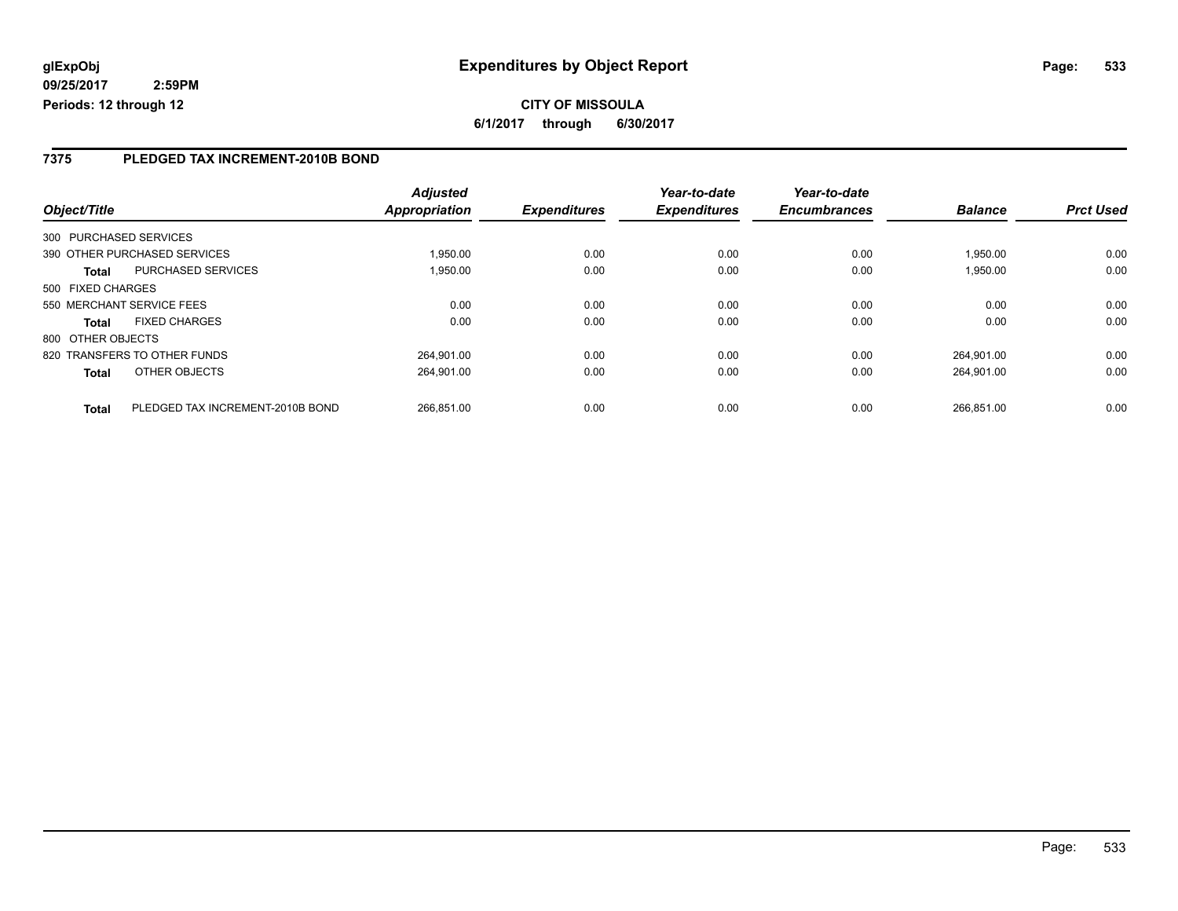# Expenditures by Object Report

**glExpObj**
**09/25/2017 2:59PM**
**Periods: 12 through 12**

**CITY OF MISSOULA**
**6/1/2017 through 6/30/2017**

## 7375 PLEDGED TAX INCREMENT-2010B BOND

| Object/Title | | Adjusted Appropriation | Expenditures | Year-to-date Expenditures | Year-to-date Encumbrances | Balance | Prct Used |
|---|---|---|---|---|---|---|---|
| 300 PURCHASED SERVICES | | | | | | | |
| 390 OTHER PURCHASED SERVICES | | 1,950.00 | 0.00 | 0.00 | 0.00 | 1,950.00 | 0.00 |
| **Total** | PURCHASED SERVICES | 1,950.00 | 0.00 | 0.00 | 0.00 | 1,950.00 | 0.00 |
| 500 FIXED CHARGES | | | | | | | |
| 550 MERCHANT SERVICE FEES | | 0.00 | 0.00 | 0.00 | 0.00 | 0.00 | 0.00 |
| **Total** | FIXED CHARGES | 0.00 | 0.00 | 0.00 | 0.00 | 0.00 | 0.00 |
| 800 OTHER OBJECTS | | | | | | | |
| 820 TRANSFERS TO OTHER FUNDS | | 264,901.00 | 0.00 | 0.00 | 0.00 | 264,901.00 | 0.00 |
| **Total** | OTHER OBJECTS | 264,901.00 | 0.00 | 0.00 | 0.00 | 264,901.00 | 0.00 |
| **Total** | PLEDGED TAX INCREMENT-2010B BOND | 266,851.00 | 0.00 | 0.00 | 0.00 | 266,851.00 | 0.00 |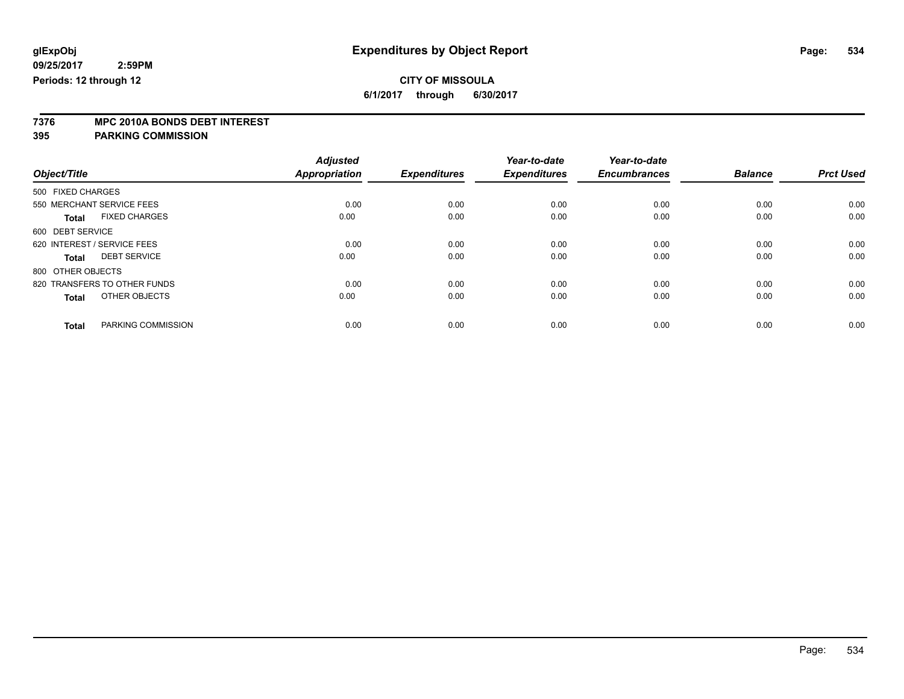glExpObj
09/25/2017 2:59PM
Periods: 12 through 12

# Expenditures by Object Report

**CITY OF MISSOULA**

**6/1/2017 through 6/30/2017**

**7376 MPC 2010A BONDS DEBT INTEREST**
**395 PARKING COMMISSION**

| Object/Title | Adjusted Appropriation | Expenditures | Year-to-date Expenditures | Year-to-date Encumbrances | Balance | Prct Used |
|---|---|---|---|---|---|---|
| 500 FIXED CHARGES | | | | | | |
| 550 MERCHANT SERVICE FEES | 0.00 | 0.00 | 0.00 | 0.00 | 0.00 | 0.00 |
| **Total** FIXED CHARGES | 0.00 | 0.00 | 0.00 | 0.00 | 0.00 | 0.00 |
| 600 DEBT SERVICE | | | | | | |
| 620 INTEREST / SERVICE FEES | 0.00 | 0.00 | 0.00 | 0.00 | 0.00 | 0.00 |
| **Total** DEBT SERVICE | 0.00 | 0.00 | 0.00 | 0.00 | 0.00 | 0.00 |
| 800 OTHER OBJECTS | | | | | | |
| 820 TRANSFERS TO OTHER FUNDS | 0.00 | 0.00 | 0.00 | 0.00 | 0.00 | 0.00 |
| **Total** OTHER OBJECTS | 0.00 | 0.00 | 0.00 | 0.00 | 0.00 | 0.00 |
| **Total** PARKING COMMISSION | 0.00 | 0.00 | 0.00 | 0.00 | 0.00 | 0.00 |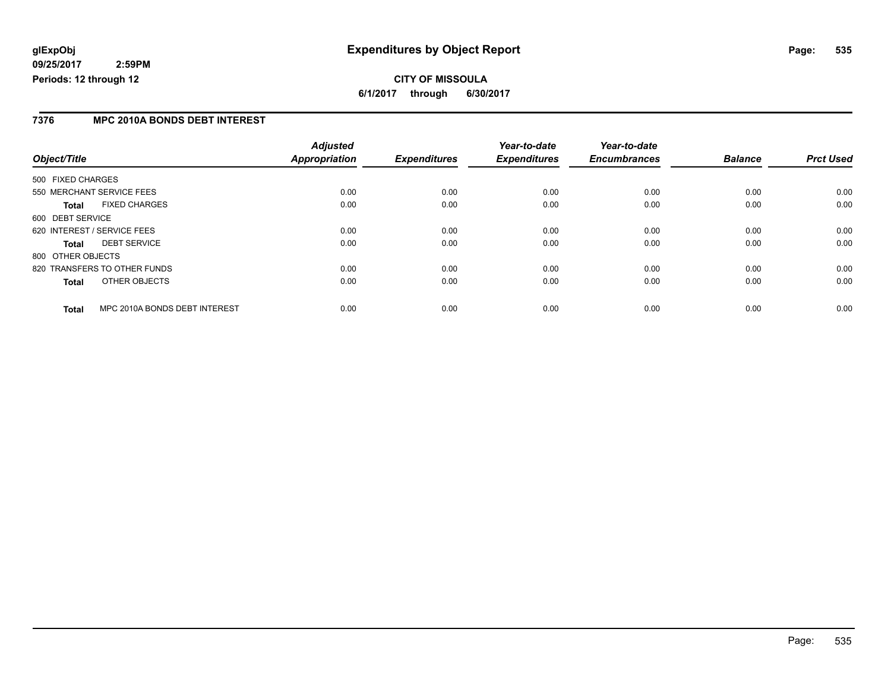# Expenditures by Object Report

glExpObj
09/25/2017 2:59PM
Periods: 12 through 12

**CITY OF MISSOULA**
**6/1/2017 through 6/30/2017**

## 7376 MPC 2010A BONDS DEBT INTEREST

| Object/Title | | Adjusted Appropriation | Expenditures | Year-to-date Expenditures | Year-to-date Encumbrances | Balance | Prct Used |
|---|---|---|---|---|---|---|---|
| 500 FIXED CHARGES | | | | | | | |
| 550 MERCHANT SERVICE FEES | | 0.00 | 0.00 | 0.00 | 0.00 | 0.00 | 0.00 |
| **Total** | FIXED CHARGES | 0.00 | 0.00 | 0.00 | 0.00 | 0.00 | 0.00 |
| 600 DEBT SERVICE | | | | | | | |
| 620 INTEREST / SERVICE FEES | | 0.00 | 0.00 | 0.00 | 0.00 | 0.00 | 0.00 |
| **Total** | DEBT SERVICE | 0.00 | 0.00 | 0.00 | 0.00 | 0.00 | 0.00 |
| 800 OTHER OBJECTS | | | | | | | |
| 820 TRANSFERS TO OTHER FUNDS | | 0.00 | 0.00 | 0.00 | 0.00 | 0.00 | 0.00 |
| **Total** | OTHER OBJECTS | 0.00 | 0.00 | 0.00 | 0.00 | 0.00 | 0.00 |
| **Total** | MPC 2010A BONDS DEBT INTEREST | 0.00 | 0.00 | 0.00 | 0.00 | 0.00 | 0.00 |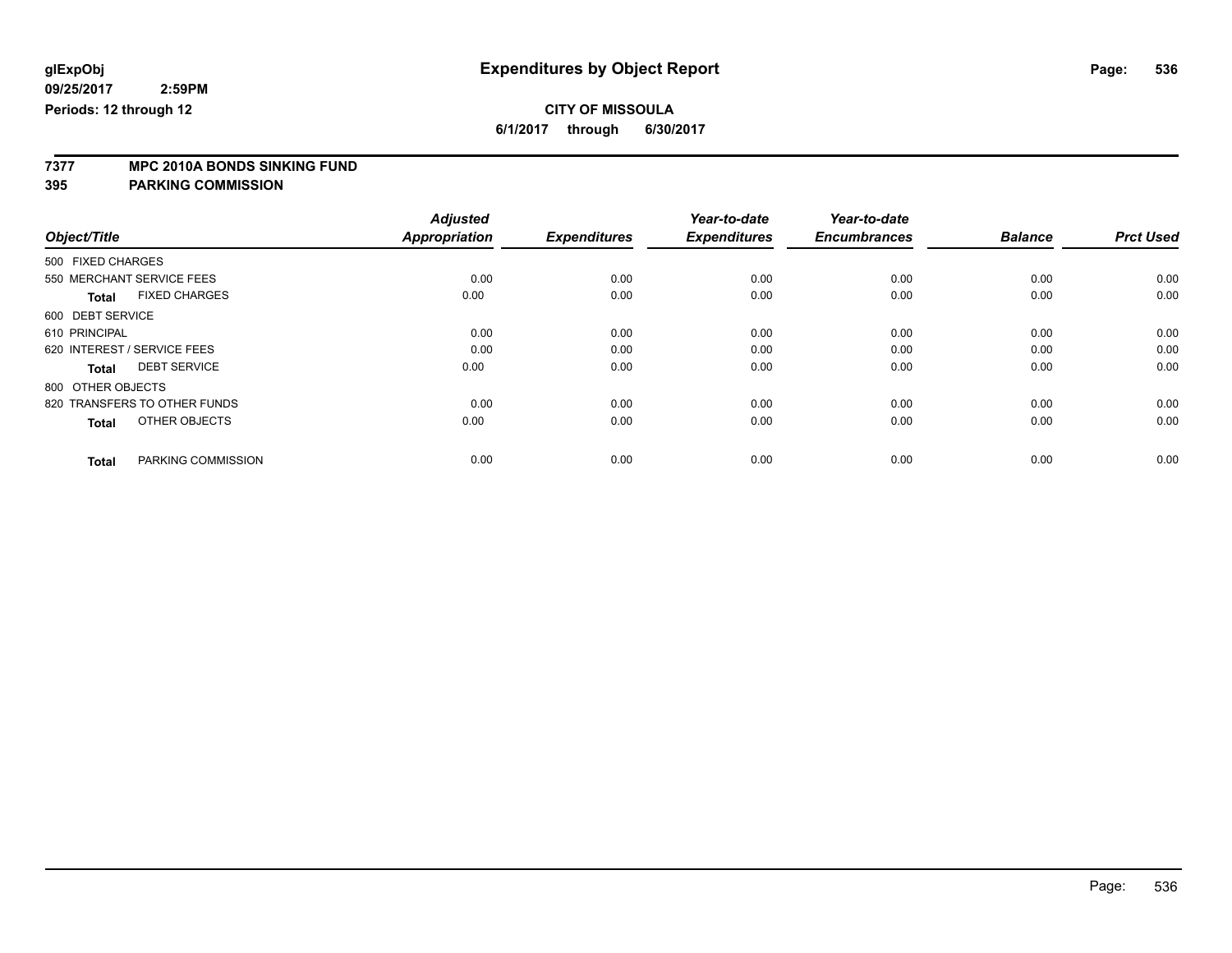glExpObj
09/25/2017 2:59PM
Periods: 12 through 12

# Expenditures by Object Report

**CITY OF MISSOULA**
**6/1/2017 through 6/30/2017**

**7377 MPC 2010A BONDS SINKING FUND**
**395 PARKING COMMISSION**

| Object/Title | Adjusted Appropriation | Expenditures | Year-to-date Expenditures | Year-to-date Encumbrances | Balance | Prct Used |
|---|---|---|---|---|---|---|
| 500 FIXED CHARGES | | | | | | |
| 550 MERCHANT SERVICE FEES | 0.00 | 0.00 | 0.00 | 0.00 | 0.00 | 0.00 |
| **Total** FIXED CHARGES | 0.00 | 0.00 | 0.00 | 0.00 | 0.00 | 0.00 |
| 600 DEBT SERVICE | | | | | | |
| 610 PRINCIPAL | 0.00 | 0.00 | 0.00 | 0.00 | 0.00 | 0.00 |
| 620 INTEREST / SERVICE FEES | 0.00 | 0.00 | 0.00 | 0.00 | 0.00 | 0.00 |
| **Total** DEBT SERVICE | 0.00 | 0.00 | 0.00 | 0.00 | 0.00 | 0.00 |
| 800 OTHER OBJECTS | | | | | | |
| 820 TRANSFERS TO OTHER FUNDS | 0.00 | 0.00 | 0.00 | 0.00 | 0.00 | 0.00 |
| **Total** OTHER OBJECTS | 0.00 | 0.00 | 0.00 | 0.00 | 0.00 | 0.00 |
| **Total** PARKING COMMISSION | 0.00 | 0.00 | 0.00 | 0.00 | 0.00 | 0.00 |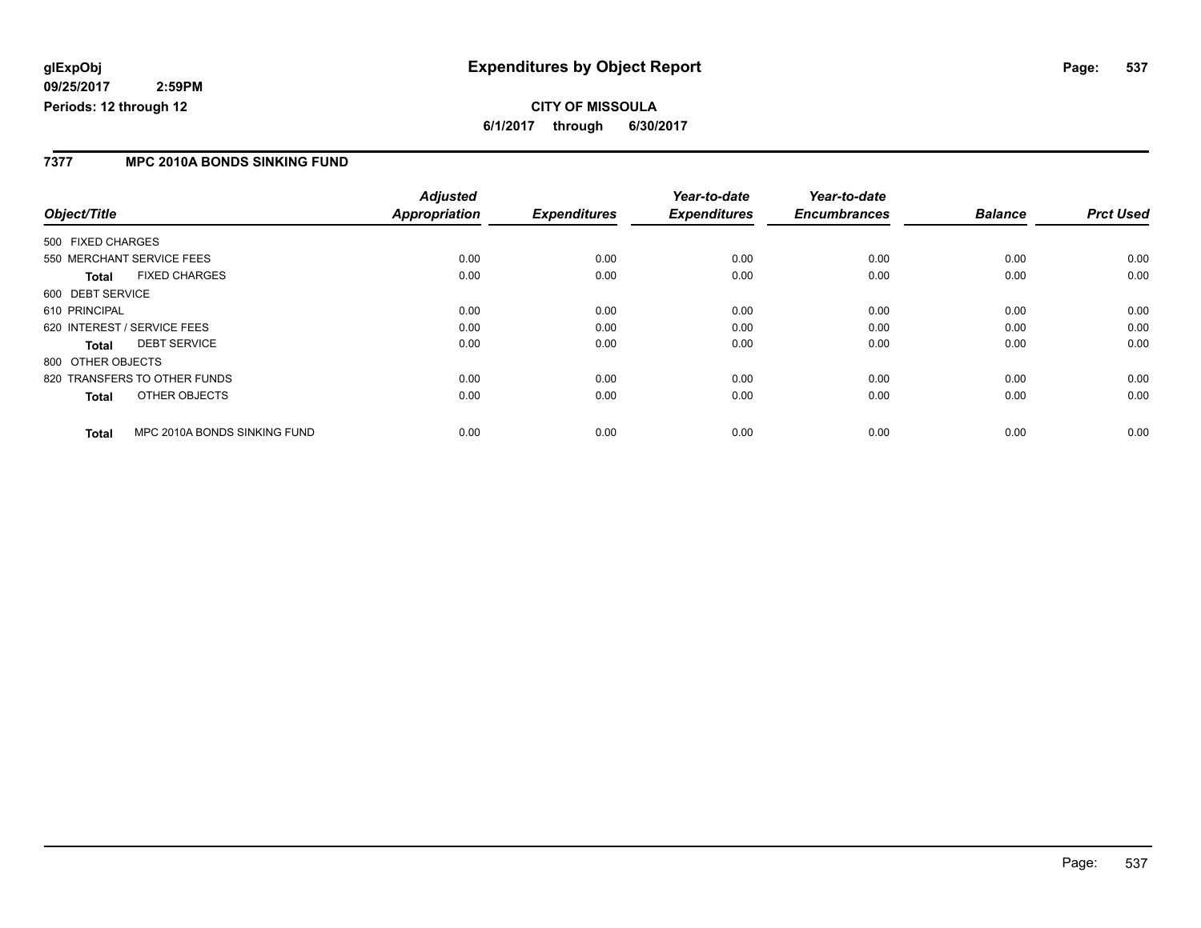glExpObj
09/25/2017 2:59PM
Periods: 12 through 12

# Expenditures by Object Report

**CITY OF MISSOULA**

**6/1/2017 through 6/30/2017**

## 7377 MPC 2010A BONDS SINKING FUND

| Object/Title | | Adjusted Appropriation | Expenditures | Year-to-date Expenditures | Year-to-date Encumbrances | Balance | Prct Used |
|---|---|---|---|---|---|---|---|
| 500 FIXED CHARGES | | | | | | | |
| 550 MERCHANT SERVICE FEES | | 0.00 | 0.00 | 0.00 | 0.00 | 0.00 | 0.00 |
| **Total** | FIXED CHARGES | 0.00 | 0.00 | 0.00 | 0.00 | 0.00 | 0.00 |
| 600 DEBT SERVICE | | | | | | | |
| 610 PRINCIPAL | | 0.00 | 0.00 | 0.00 | 0.00 | 0.00 | 0.00 |
| 620 INTEREST / SERVICE FEES | | 0.00 | 0.00 | 0.00 | 0.00 | 0.00 | 0.00 |
| **Total** | DEBT SERVICE | 0.00 | 0.00 | 0.00 | 0.00 | 0.00 | 0.00 |
| 800 OTHER OBJECTS | | | | | | | |
| 820 TRANSFERS TO OTHER FUNDS | | 0.00 | 0.00 | 0.00 | 0.00 | 0.00 | 0.00 |
| **Total** | OTHER OBJECTS | 0.00 | 0.00 | 0.00 | 0.00 | 0.00 | 0.00 |
| **Total** | MPC 2010A BONDS SINKING FUND | 0.00 | 0.00 | 0.00 | 0.00 | 0.00 | 0.00 |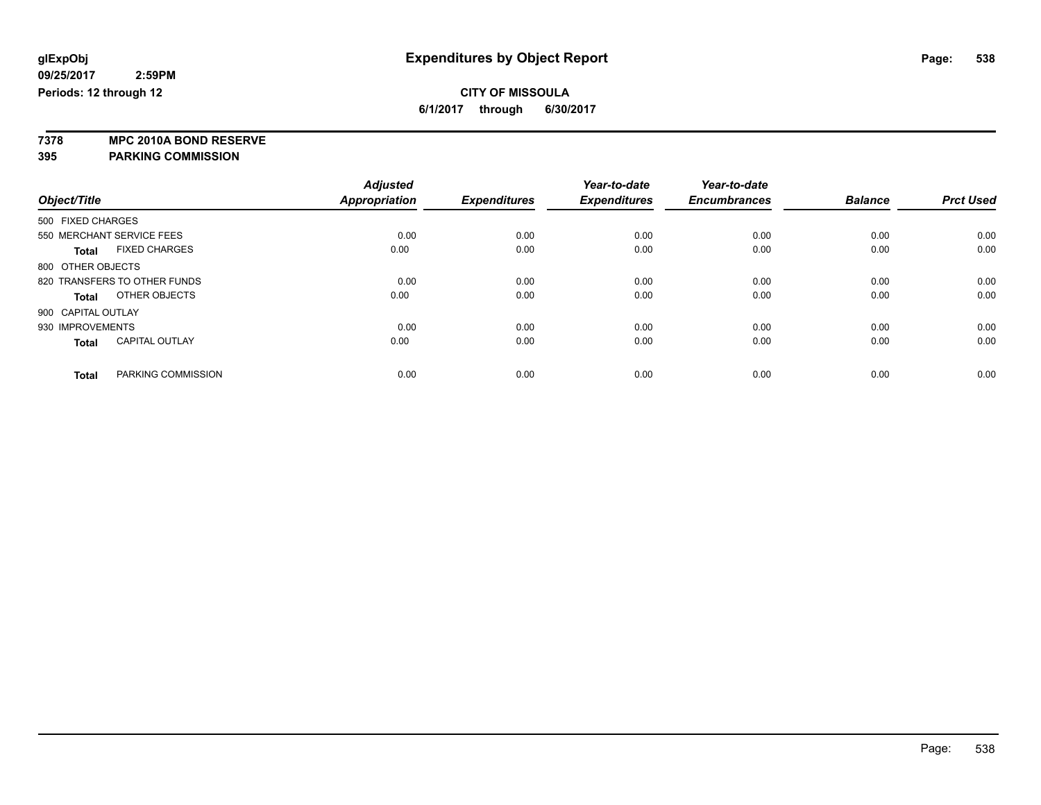**glExpObj**
**09/25/2017 2:59PM**
**Periods: 12 through 12**

# Expenditures by Object Report

**CITY OF MISSOULA**
**6/1/2017 through 6/30/2017**

**7378 MPC 2010A BOND RESERVE**
**395 PARKING COMMISSION**

| Object/Title | Adjusted Appropriation | Expenditures | Year-to-date Expenditures | Year-to-date Encumbrances | Balance | Prct Used |
|---|---|---|---|---|---|---|
| 500 FIXED CHARGES | | | | | | |
| 550 MERCHANT SERVICE FEES | 0.00 | 0.00 | 0.00 | 0.00 | 0.00 | 0.00 |
| **Total** FIXED CHARGES | 0.00 | 0.00 | 0.00 | 0.00 | 0.00 | 0.00 |
| 800 OTHER OBJECTS | | | | | | |
| 820 TRANSFERS TO OTHER FUNDS | 0.00 | 0.00 | 0.00 | 0.00 | 0.00 | 0.00 |
| **Total** OTHER OBJECTS | 0.00 | 0.00 | 0.00 | 0.00 | 0.00 | 0.00 |
| 900 CAPITAL OUTLAY | | | | | | |
| 930 IMPROVEMENTS | 0.00 | 0.00 | 0.00 | 0.00 | 0.00 | 0.00 |
| **Total** CAPITAL OUTLAY | 0.00 | 0.00 | 0.00 | 0.00 | 0.00 | 0.00 |
| **Total** PARKING COMMISSION | 0.00 | 0.00 | 0.00 | 0.00 | 0.00 | 0.00 |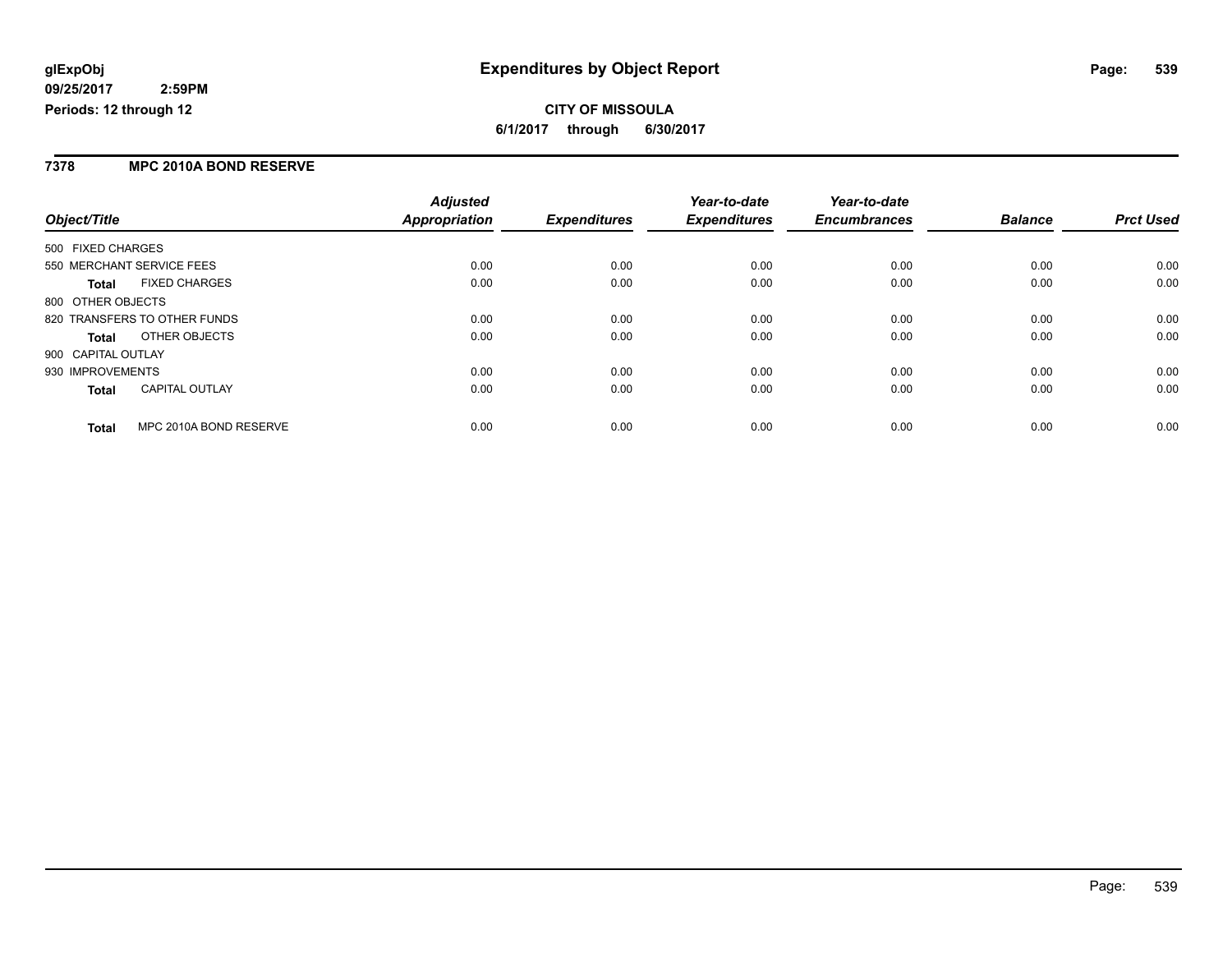glExpObj
09/25/2017 2:59PM
Periods: 12 through 12

# Expenditures by Object Report

**CITY OF MISSOULA**

**6/1/2017 through 6/30/2017**

## 7378 MPC 2010A BOND RESERVE

| Object/Title | | Adjusted Appropriation | Expenditures | Year-to-date Expenditures | Year-to-date Encumbrances | Balance | Prct Used |
|---|---|---|---|---|---|---|---|
| 500 FIXED CHARGES | | | | | | | |
| 550 MERCHANT SERVICE FEES | | 0.00 | 0.00 | 0.00 | 0.00 | 0.00 | 0.00 |
| **Total** | FIXED CHARGES | 0.00 | 0.00 | 0.00 | 0.00 | 0.00 | 0.00 |
| 800 OTHER OBJECTS | | | | | | | |
| 820 TRANSFERS TO OTHER FUNDS | | 0.00 | 0.00 | 0.00 | 0.00 | 0.00 | 0.00 |
| **Total** | OTHER OBJECTS | 0.00 | 0.00 | 0.00 | 0.00 | 0.00 | 0.00 |
| 900 CAPITAL OUTLAY | | | | | | | |
| 930 IMPROVEMENTS | | 0.00 | 0.00 | 0.00 | 0.00 | 0.00 | 0.00 |
| **Total** | CAPITAL OUTLAY | 0.00 | 0.00 | 0.00 | 0.00 | 0.00 | 0.00 |
| **Total** | MPC 2010A BOND RESERVE | 0.00 | 0.00 | 0.00 | 0.00 | 0.00 | 0.00 |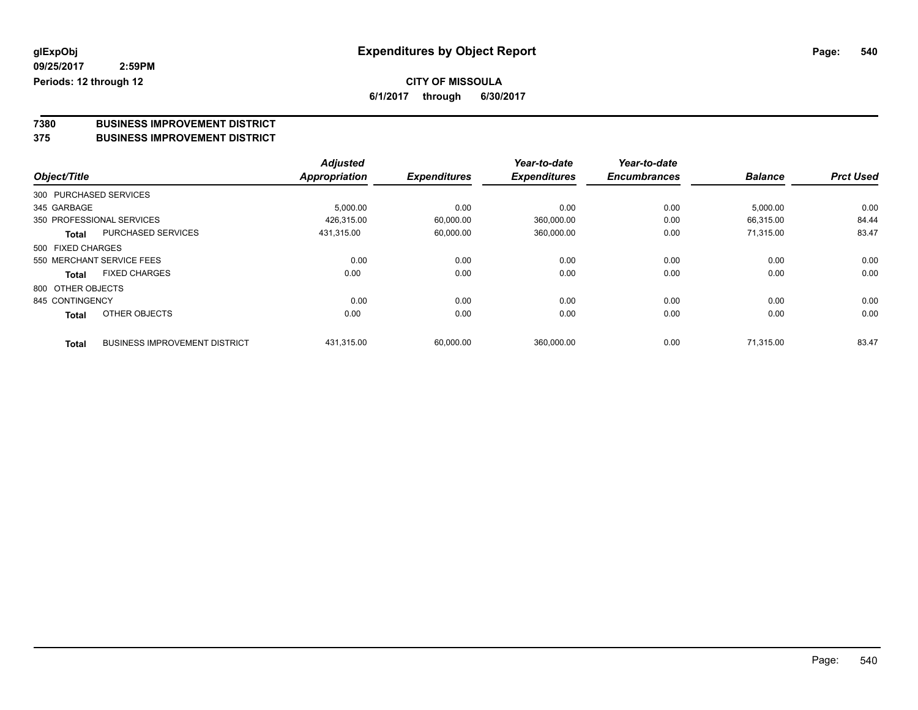**glExpObj**
**09/25/2017 2:59PM**
**Periods: 12 through 12**

# Expenditures by Object Report

**CITY OF MISSOULA**
**6/1/2017 through 6/30/2017**

## 7380 BUSINESS IMPROVEMENT DISTRICT
## 375 BUSINESS IMPROVEMENT DISTRICT

| Object/Title | | Adjusted Appropriation | Expenditures | Year-to-date Expenditures | Year-to-date Encumbrances | Balance | Prct Used |
|---|---|---|---|---|---|---|---|
| 300 PURCHASED SERVICES | | | | | | | |
| 345 GARBAGE | | 5,000.00 | 0.00 | 0.00 | 0.00 | 5,000.00 | 0.00 |
| 350 PROFESSIONAL SERVICES | | 426,315.00 | 60,000.00 | 360,000.00 | 0.00 | 66,315.00 | 84.44 |
| Total | PURCHASED SERVICES | 431,315.00 | 60,000.00 | 360,000.00 | 0.00 | 71,315.00 | 83.47 |
| 500 FIXED CHARGES | | | | | | | |
| 550 MERCHANT SERVICE FEES | | 0.00 | 0.00 | 0.00 | 0.00 | 0.00 | 0.00 |
| Total | FIXED CHARGES | 0.00 | 0.00 | 0.00 | 0.00 | 0.00 | 0.00 |
| 800 OTHER OBJECTS | | | | | | | |
| 845 CONTINGENCY | | 0.00 | 0.00 | 0.00 | 0.00 | 0.00 | 0.00 |
| Total | OTHER OBJECTS | 0.00 | 0.00 | 0.00 | 0.00 | 0.00 | 0.00 |
| Total | BUSINESS IMPROVEMENT DISTRICT | 431,315.00 | 60,000.00 | 360,000.00 | 0.00 | 71,315.00 | 83.47 |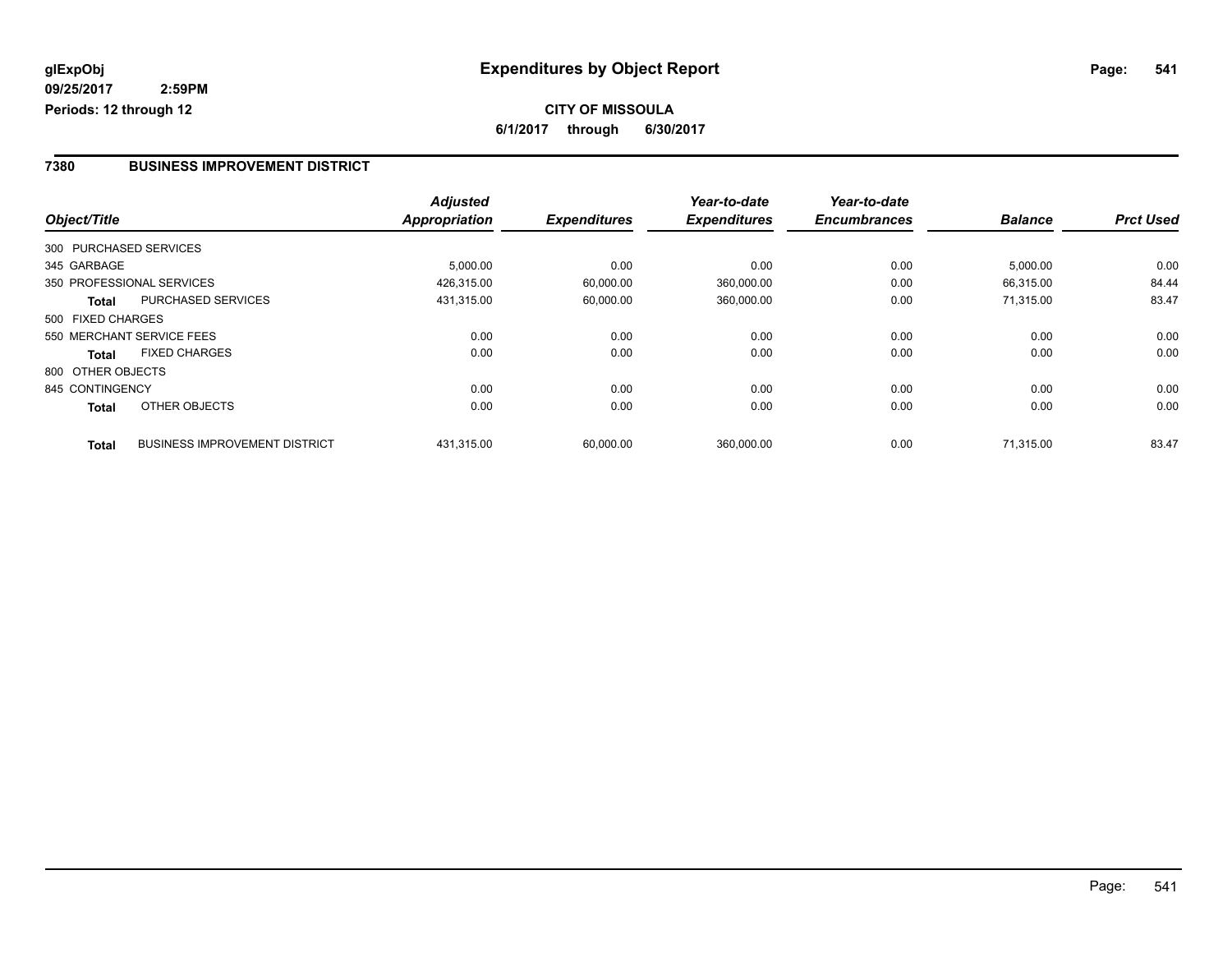**glExpObj**
**09/25/2017 2:59PM**
**Periods: 12 through 12**

# Expenditures by Object Report

**CITY OF MISSOULA**
**6/1/2017 through 6/30/2017**

## 7380 BUSINESS IMPROVEMENT DISTRICT

| Object/Title | | Adjusted Appropriation | Expenditures | Year-to-date Expenditures | Year-to-date Encumbrances | Balance | Prct Used |
|---|---|---|---|---|---|---|---|
| 300 PURCHASED SERVICES | | | | | | | |
| 345 GARBAGE | | 5,000.00 | 0.00 | 0.00 | 0.00 | 5,000.00 | 0.00 |
| 350 PROFESSIONAL SERVICES | | 426,315.00 | 60,000.00 | 360,000.00 | 0.00 | 66,315.00 | 84.44 |
| **Total** | PURCHASED SERVICES | 431,315.00 | 60,000.00 | 360,000.00 | 0.00 | 71,315.00 | 83.47 |
| 500 FIXED CHARGES | | | | | | | |
| 550 MERCHANT SERVICE FEES | | 0.00 | 0.00 | 0.00 | 0.00 | 0.00 | 0.00 |
| **Total** | FIXED CHARGES | 0.00 | 0.00 | 0.00 | 0.00 | 0.00 | 0.00 |
| 800 OTHER OBJECTS | | | | | | | |
| 845 CONTINGENCY | | 0.00 | 0.00 | 0.00 | 0.00 | 0.00 | 0.00 |
| **Total** | OTHER OBJECTS | 0.00 | 0.00 | 0.00 | 0.00 | 0.00 | 0.00 |
| **Total** | BUSINESS IMPROVEMENT DISTRICT | 431,315.00 | 60,000.00 | 360,000.00 | 0.00 | 71,315.00 | 83.47 |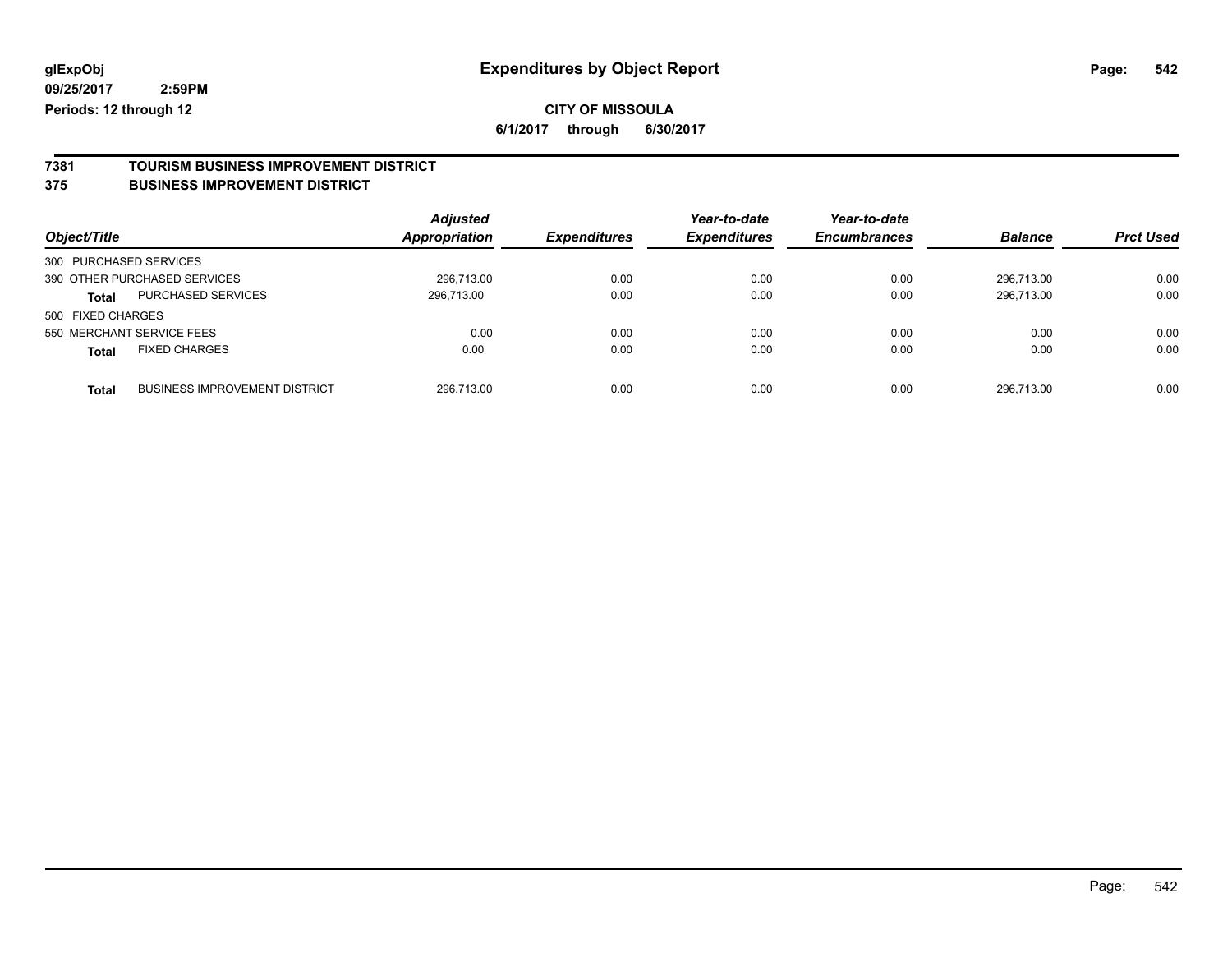**glExpObj** **Expenditures by Object Report**

**09/25/2017 2:59PM**

**Periods: 12 through 12**

**CITY OF MISSOULA**

**6/1/2017 through 6/30/2017**

**7381 TOURISM BUSINESS IMPROVEMENT DISTRICT**

**375 BUSINESS IMPROVEMENT DISTRICT**

| Object/Title | | Adjusted Appropriation | Expenditures | Year-to-date Expenditures | Year-to-date Encumbrances | Balance | Prct Used |
|---|---|---|---|---|---|---|---|
| 300 PURCHASED SERVICES | | | | | | | |
| 390 OTHER PURCHASED SERVICES | | 296,713.00 | 0.00 | 0.00 | 0.00 | 296,713.00 | 0.00 |
| **Total** | PURCHASED SERVICES | 296,713.00 | 0.00 | 0.00 | 0.00 | 296,713.00 | 0.00 |
| 500 FIXED CHARGES | | | | | | | |
| 550 MERCHANT SERVICE FEES | | 0.00 | 0.00 | 0.00 | 0.00 | 0.00 | 0.00 |
| **Total** | FIXED CHARGES | 0.00 | 0.00 | 0.00 | 0.00 | 0.00 | 0.00 |
| **Total** | BUSINESS IMPROVEMENT DISTRICT | 296,713.00 | 0.00 | 0.00 | 0.00 | 296,713.00 | 0.00 |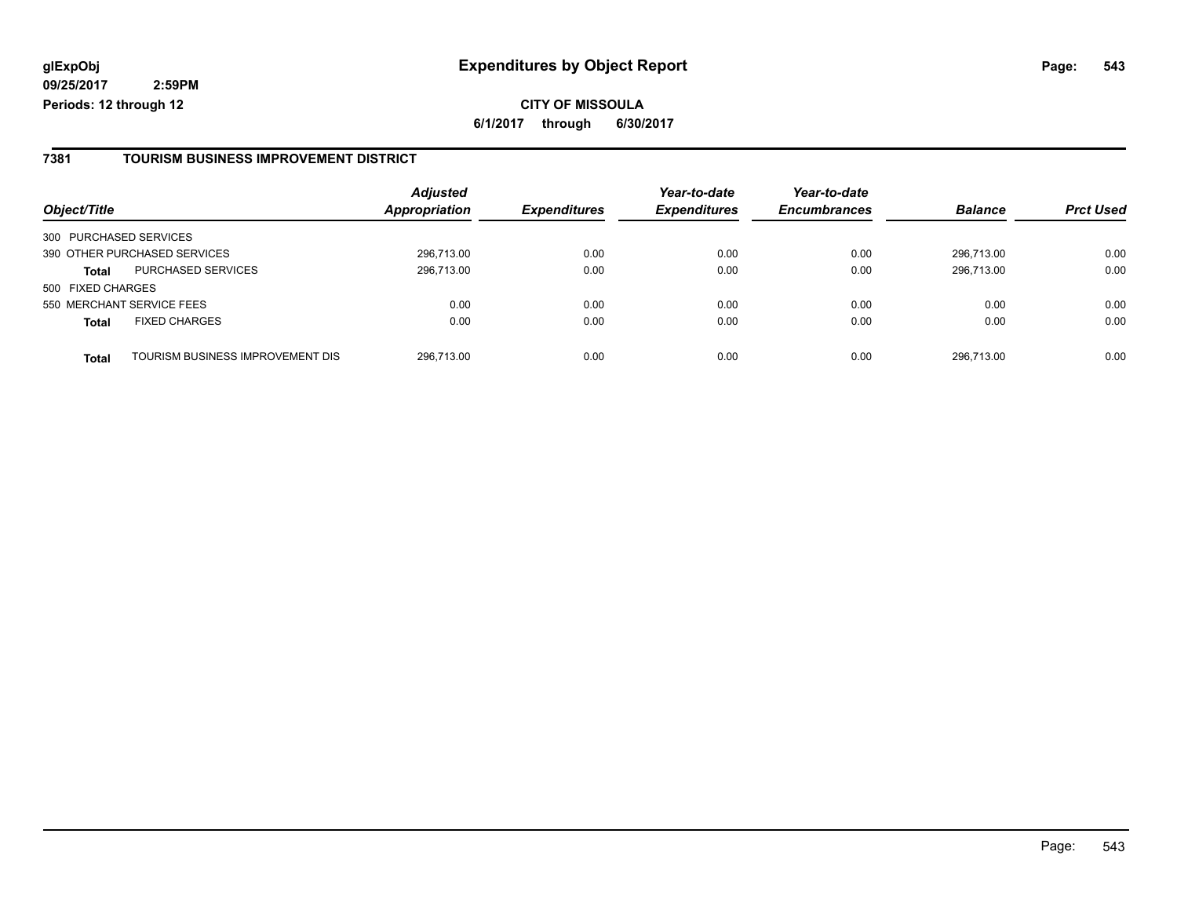glExpObj
09/25/2017 2:59PM
Periods: 12 through 12

# Expenditures by Object Report

**CITY OF MISSOULA**
**6/1/2017 through 6/30/2017**

## 7381 TOURISM BUSINESS IMPROVEMENT DISTRICT

| Object/Title | | Adjusted Appropriation | Expenditures | Year-to-date Expenditures | Year-to-date Encumbrances | Balance | Prct Used |
|---|---|---|---|---|---|---|---|
| 300 PURCHASED SERVICES | | | | | | | |
| 390 OTHER PURCHASED SERVICES | | 296,713.00 | 0.00 | 0.00 | 0.00 | 296,713.00 | 0.00 |
| **Total** | PURCHASED SERVICES | 296,713.00 | 0.00 | 0.00 | 0.00 | 296,713.00 | 0.00 |
| 500 FIXED CHARGES | | | | | | | |
| 550 MERCHANT SERVICE FEES | | 0.00 | 0.00 | 0.00 | 0.00 | 0.00 | 0.00 |
| **Total** | FIXED CHARGES | 0.00 | 0.00 | 0.00 | 0.00 | 0.00 | 0.00 |
| **Total** | TOURISM BUSINESS IMPROVEMENT DIS | 296,713.00 | 0.00 | 0.00 | 0.00 | 296,713.00 | 0.00 |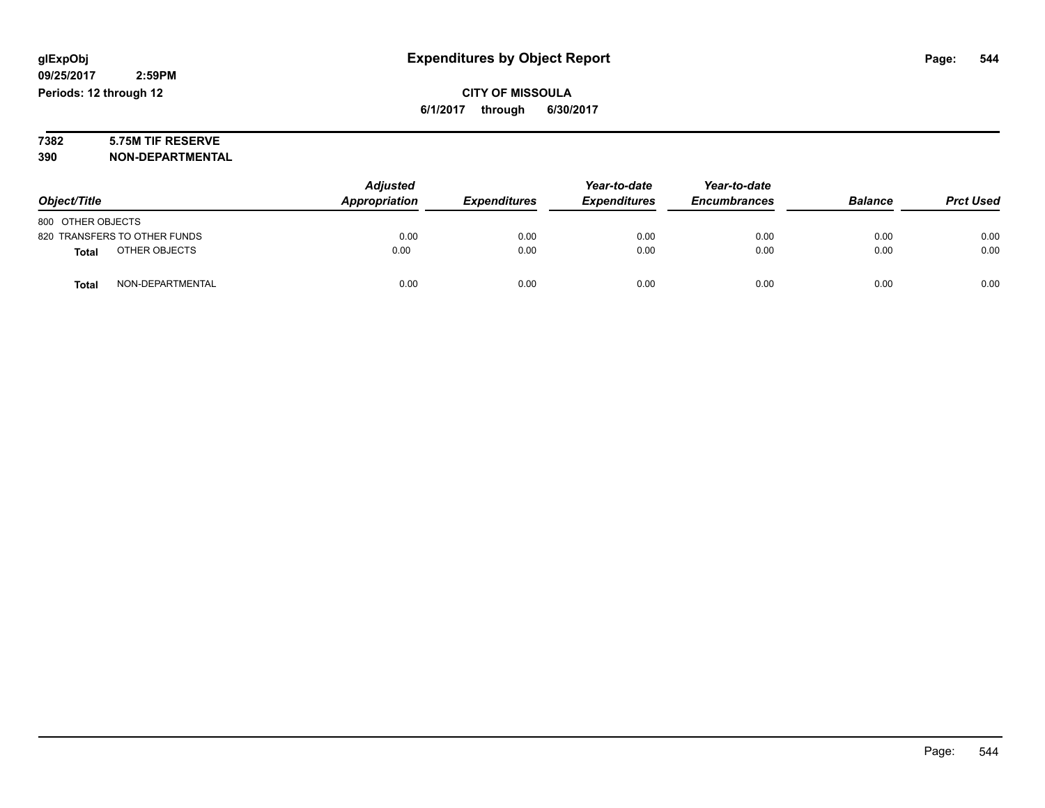glExpObj
09/25/2017 2:59PM
Periods: 12 through 12

# Expenditures by Object Report

**CITY OF MISSOULA**
**6/1/2017 through 6/30/2017**

**7382 5.75M TIF RESERVE**
**390 NON-DEPARTMENTAL**

| Object/Title | Adjusted Appropriation | Expenditures | Year-to-date Expenditures | Year-to-date Encumbrances | Balance | Prct Used |
|---|---|---|---|---|---|---|
| 800 OTHER OBJECTS | | | | | | |
| 820 TRANSFERS TO OTHER FUNDS | 0.00 | 0.00 | 0.00 | 0.00 | 0.00 | 0.00 |
| **Total** OTHER OBJECTS | 0.00 | 0.00 | 0.00 | 0.00 | 0.00 | 0.00 |
| **Total** NON-DEPARTMENTAL | 0.00 | 0.00 | 0.00 | 0.00 | 0.00 | 0.00 |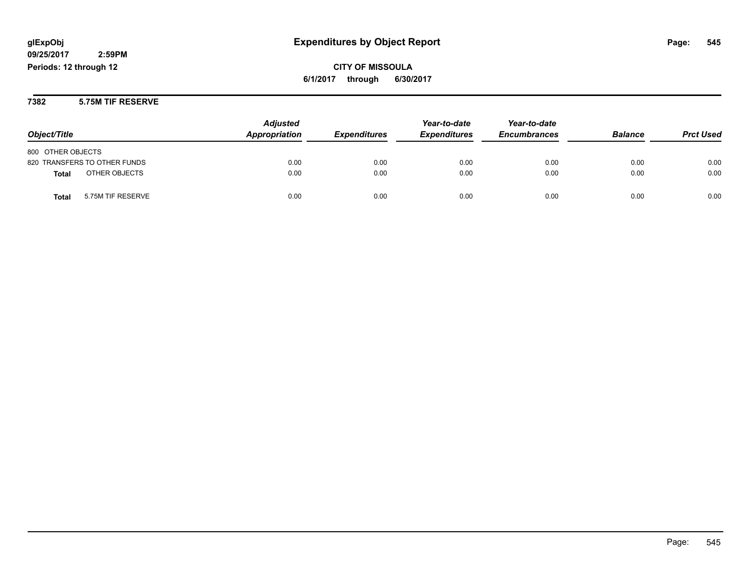# Expenditures by Object Report

glExpObj
09/25/2017 2:59PM
Periods: 12 through 12

**CITY OF MISSOULA**
**6/1/2017 through 6/30/2017**

## 7382 5.75M TIF RESERVE

| Object/Title | Adjusted Appropriation | Expenditures | Year-to-date Expenditures | Year-to-date Encumbrances | Balance | Prct Used |
|---|---|---|---|---|---|---|
| 800 OTHER OBJECTS | | | | | | |
| 820 TRANSFERS TO OTHER FUNDS | 0.00 | 0.00 | 0.00 | 0.00 | 0.00 | 0.00 |
| **Total** OTHER OBJECTS | 0.00 | 0.00 | 0.00 | 0.00 | 0.00 | 0.00 |
| **Total** 5.75M TIF RESERVE | 0.00 | 0.00 | 0.00 | 0.00 | 0.00 | 0.00 |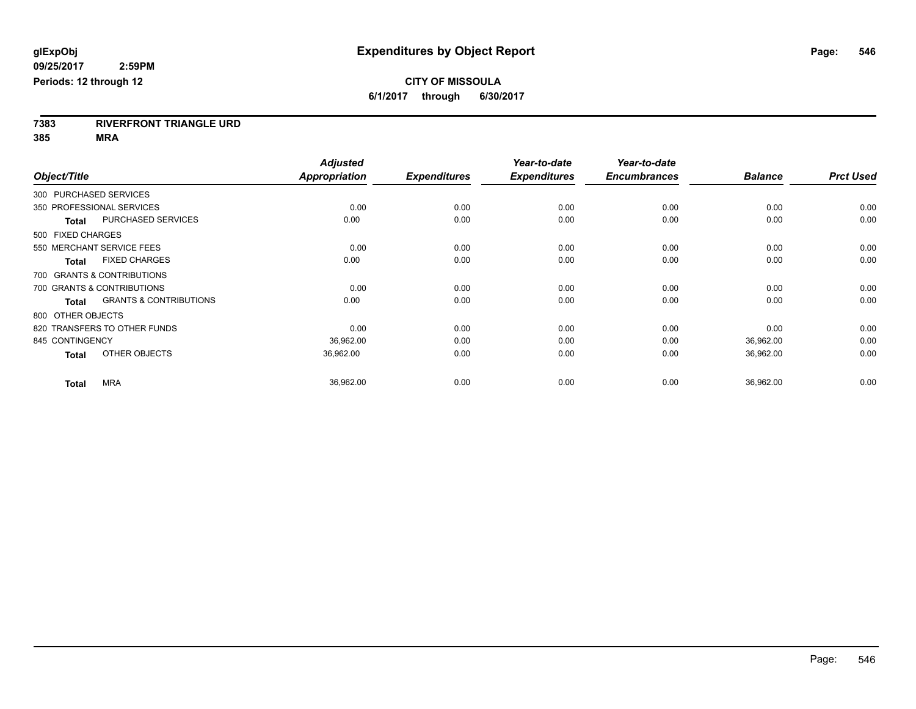**glExpObj** 09/25/2017 2:59PM
**Periods: 12 through 12**

# Expenditures by Object Report

**CITY OF MISSOULA**
**6/1/2017 through 6/30/2017**

**7383 RIVERFRONT TRIANGLE URD**
**385 MRA**

| Object/Title | Adjusted Appropriation | Expenditures | Year-to-date Expenditures | Year-to-date Encumbrances | Balance | Prct Used |
|---|---|---|---|---|---|---|
| 300 PURCHASED SERVICES | | | | | | |
| 350 PROFESSIONAL SERVICES | 0.00 | 0.00 | 0.00 | 0.00 | 0.00 | 0.00 |
| **Total** PURCHASED SERVICES | 0.00 | 0.00 | 0.00 | 0.00 | 0.00 | 0.00 |
| 500 FIXED CHARGES | | | | | | |
| 550 MERCHANT SERVICE FEES | 0.00 | 0.00 | 0.00 | 0.00 | 0.00 | 0.00 |
| **Total** FIXED CHARGES | 0.00 | 0.00 | 0.00 | 0.00 | 0.00 | 0.00 |
| 700 GRANTS & CONTRIBUTIONS | | | | | | |
| 700 GRANTS & CONTRIBUTIONS | 0.00 | 0.00 | 0.00 | 0.00 | 0.00 | 0.00 |
| **Total** GRANTS & CONTRIBUTIONS | 0.00 | 0.00 | 0.00 | 0.00 | 0.00 | 0.00 |
| 800 OTHER OBJECTS | | | | | | |
| 820 TRANSFERS TO OTHER FUNDS | 0.00 | 0.00 | 0.00 | 0.00 | 0.00 | 0.00 |
| 845 CONTINGENCY | 36,962.00 | 0.00 | 0.00 | 0.00 | 36,962.00 | 0.00 |
| **Total** OTHER OBJECTS | 36,962.00 | 0.00 | 0.00 | 0.00 | 36,962.00 | 0.00 |
| **Total** MRA | 36,962.00 | 0.00 | 0.00 | 0.00 | 36,962.00 | 0.00 |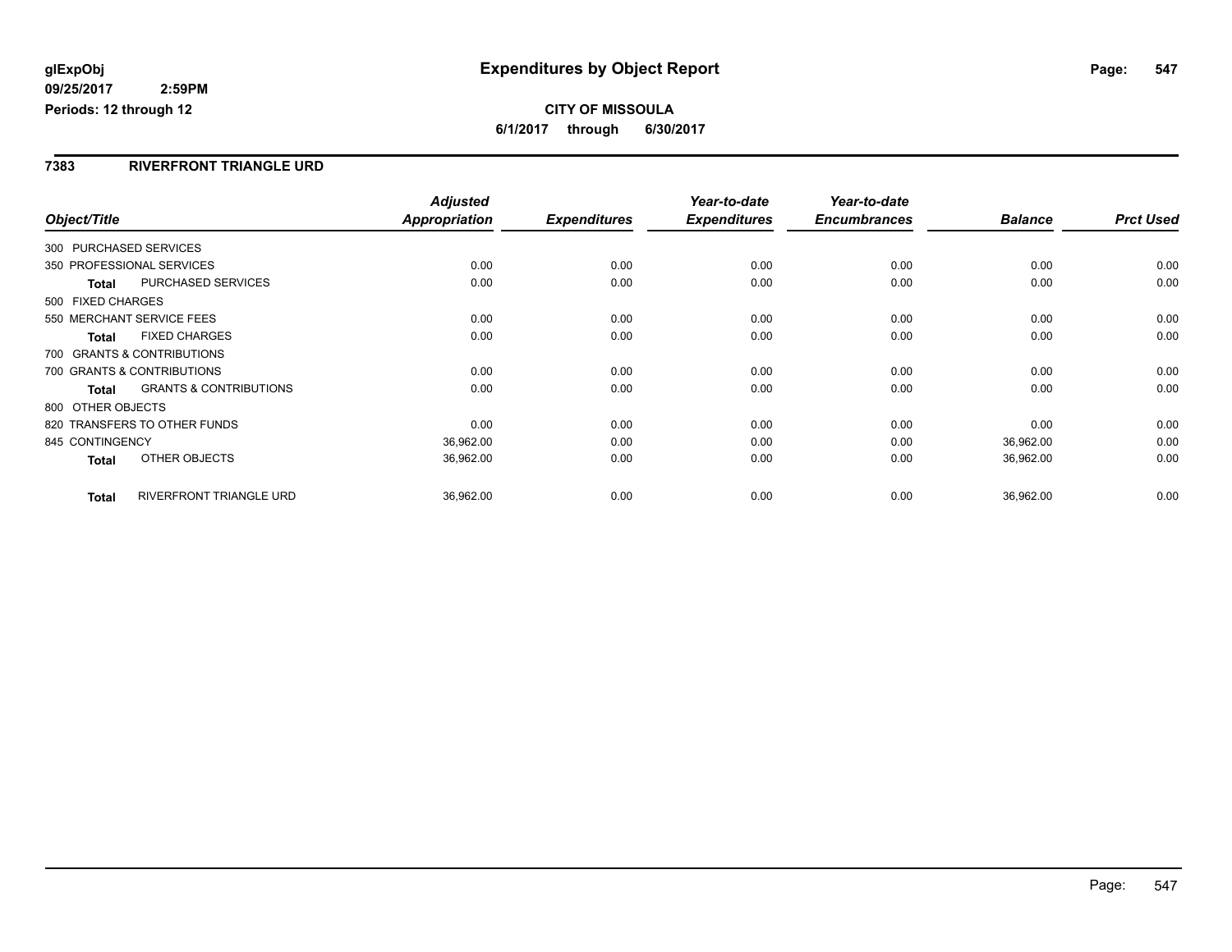**glExpObj**
**09/25/2017 2:59PM**
**Periods: 12 through 12**

# Expenditures by Object Report

**CITY OF MISSOULA**
**6/1/2017 through 6/30/2017**

## 7383 RIVERFRONT TRIANGLE URD

| Object/Title | | Adjusted Appropriation | Expenditures | Year-to-date Expenditures | Year-to-date Encumbrances | Balance | Prct Used |
|---|---|---|---|---|---|---|---|
| 300 PURCHASED SERVICES | | | | | | | |
| 350 PROFESSIONAL SERVICES | | 0.00 | 0.00 | 0.00 | 0.00 | 0.00 | 0.00 |
| **Total** | PURCHASED SERVICES | 0.00 | 0.00 | 0.00 | 0.00 | 0.00 | 0.00 |
| 500 FIXED CHARGES | | | | | | | |
| 550 MERCHANT SERVICE FEES | | 0.00 | 0.00 | 0.00 | 0.00 | 0.00 | 0.00 |
| **Total** | FIXED CHARGES | 0.00 | 0.00 | 0.00 | 0.00 | 0.00 | 0.00 |
| 700 GRANTS & CONTRIBUTIONS | | | | | | | |
| 700 GRANTS & CONTRIBUTIONS | | 0.00 | 0.00 | 0.00 | 0.00 | 0.00 | 0.00 |
| **Total** | GRANTS & CONTRIBUTIONS | 0.00 | 0.00 | 0.00 | 0.00 | 0.00 | 0.00 |
| 800 OTHER OBJECTS | | | | | | | |
| 820 TRANSFERS TO OTHER FUNDS | | 0.00 | 0.00 | 0.00 | 0.00 | 0.00 | 0.00 |
| 845 CONTINGENCY | | 36,962.00 | 0.00 | 0.00 | 0.00 | 36,962.00 | 0.00 |
| **Total** | OTHER OBJECTS | 36,962.00 | 0.00 | 0.00 | 0.00 | 36,962.00 | 0.00 |
| **Total** | RIVERFRONT TRIANGLE URD | 36,962.00 | 0.00 | 0.00 | 0.00 | 36,962.00 | 0.00 |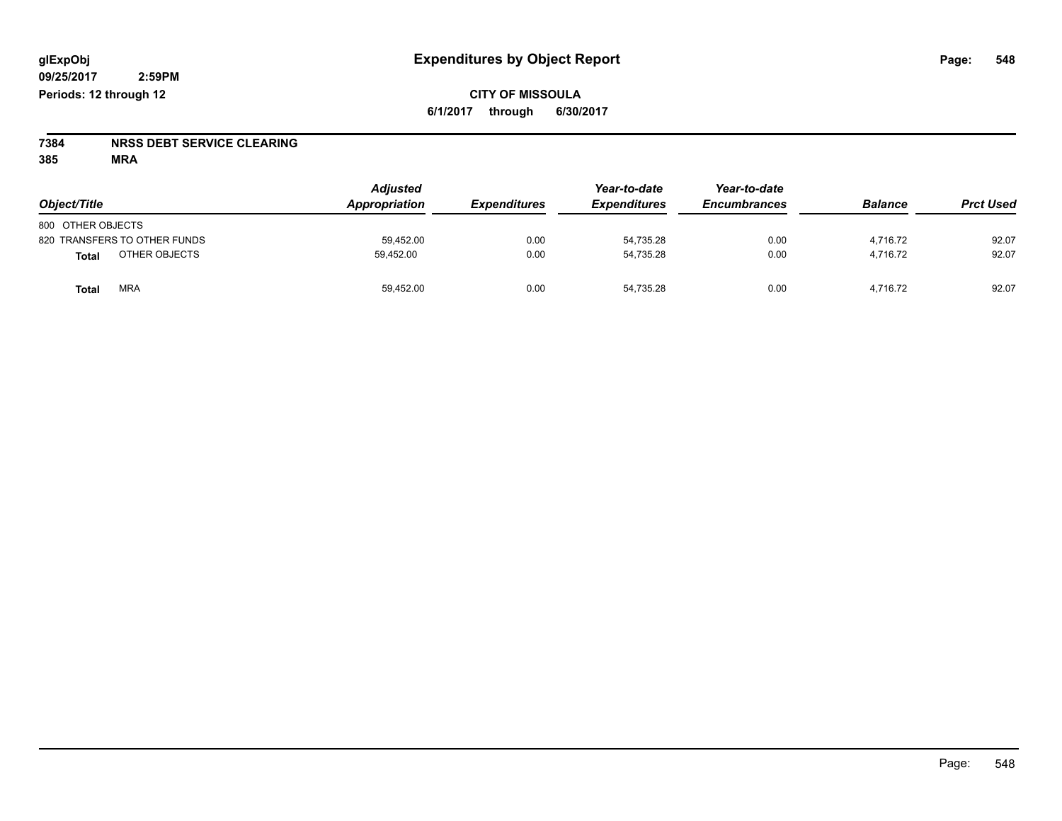# Expenditures by Object Report

glExpObj
09/25/2017 2:59PM
Periods: 12 through 12

**CITY OF MISSOULA**
**6/1/2017 through 6/30/2017**

**7384 NRSS DEBT SERVICE CLEARING**
**385 MRA**

| Object/Title | Adjusted Appropriation | Expenditures | Year-to-date Expenditures | Year-to-date Encumbrances | Balance | Prct Used |
|---|---|---|---|---|---|---|
| 800 OTHER OBJECTS | | | | | | |
| 820 TRANSFERS TO OTHER FUNDS | 59,452.00 | 0.00 | 54,735.28 | 0.00 | 4,716.72 | 92.07 |
| **Total** OTHER OBJECTS | 59,452.00 | 0.00 | 54,735.28 | 0.00 | 4,716.72 | 92.07 |
| **Total** MRA | 59,452.00 | 0.00 | 54,735.28 | 0.00 | 4,716.72 | 92.07 |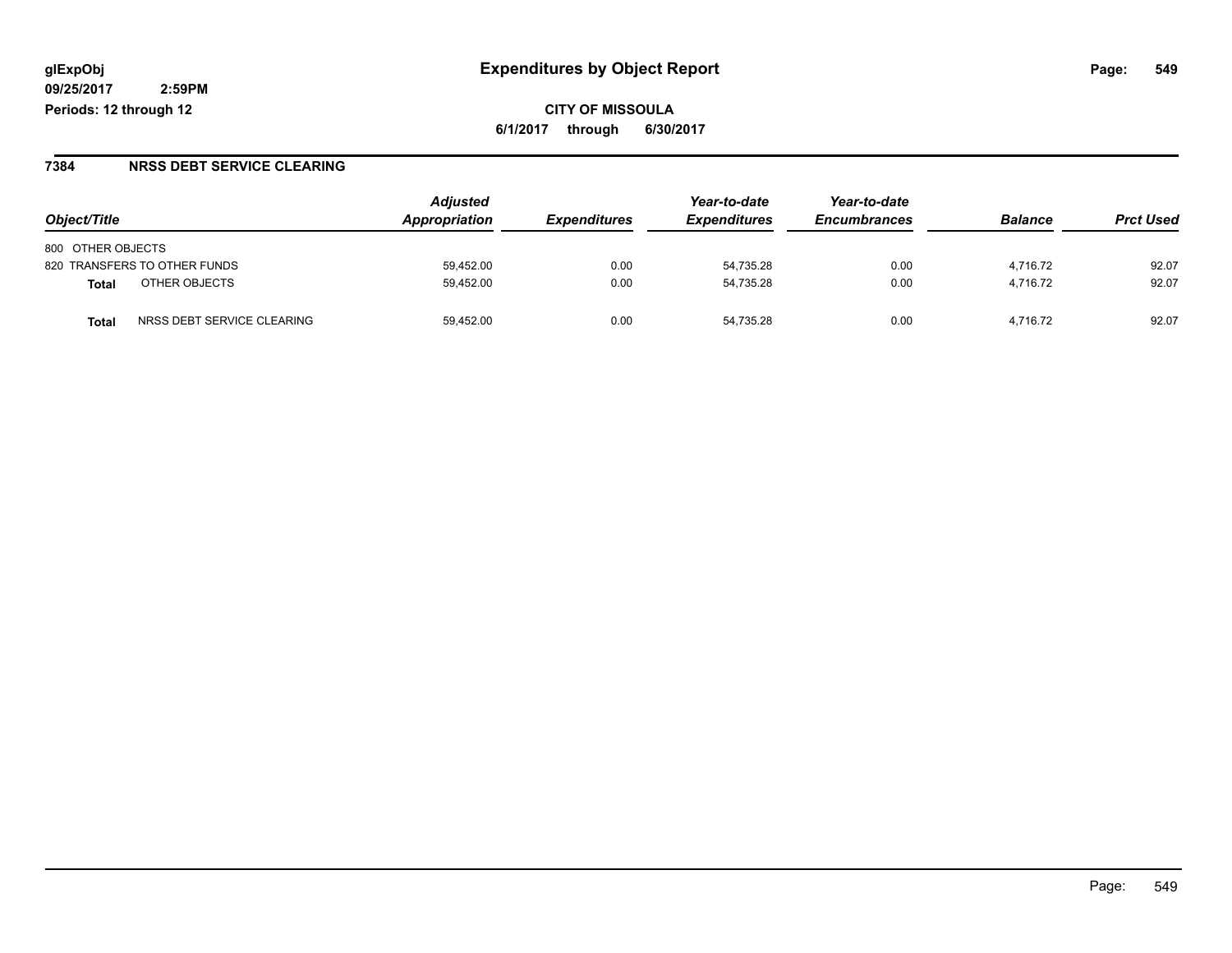**glExpObj** **Expenditures by Object Report**

**09/25/2017 2:59PM**

**Periods: 12 through 12**

**CITY OF MISSOULA**

**6/1/2017 through 6/30/2017**

## 7384 NRSS DEBT SERVICE CLEARING

| Object/Title | Adjusted Appropriation | Expenditures | Year-to-date Expenditures | Year-to-date Encumbrances | Balance | Prct Used |
|---|---|---|---|---|---|---|
| 800 OTHER OBJECTS | | | | | | |
| 820 TRANSFERS TO OTHER FUNDS | 59,452.00 | 0.00 | 54,735.28 | 0.00 | 4,716.72 | 92.07 |
| **Total** OTHER OBJECTS | 59,452.00 | 0.00 | 54,735.28 | 0.00 | 4,716.72 | 92.07 |
| **Total** NRSS DEBT SERVICE CLEARING | 59,452.00 | 0.00 | 54,735.28 | 0.00 | 4,716.72 | 92.07 |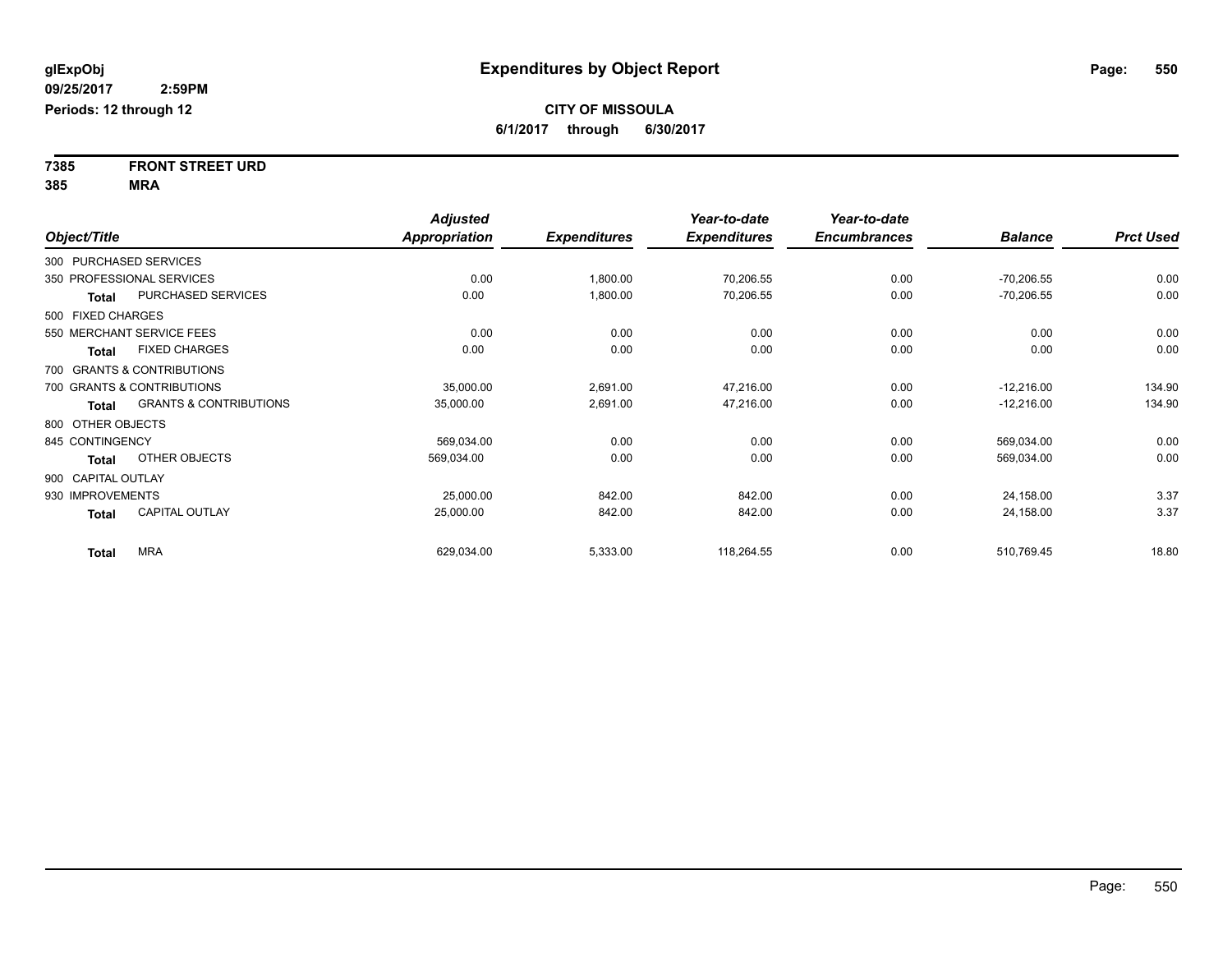glExpObj
09/25/2017 2:59PM
Periods: 12 through 12

# Expenditures by Object Report

**CITY OF MISSOULA**
**6/1/2017 through 6/30/2017**

**7385 FRONT STREET URD**
**385 MRA**

| Object/Title | | Adjusted Appropriation | Expenditures | Year-to-date Expenditures | Year-to-date Encumbrances | Balance | Prct Used |
|---|---|---|---|---|---|---|---|
| 300 PURCHASED SERVICES | | | | | | | |
| 350 PROFESSIONAL SERVICES | | 0.00 | 1,800.00 | 70,206.55 | 0.00 | -70,206.55 | 0.00 |
| Total | PURCHASED SERVICES | 0.00 | 1,800.00 | 70,206.55 | 0.00 | -70,206.55 | 0.00 |
| 500 FIXED CHARGES | | | | | | | |
| 550 MERCHANT SERVICE FEES | | 0.00 | 0.00 | 0.00 | 0.00 | 0.00 | 0.00 |
| Total | FIXED CHARGES | 0.00 | 0.00 | 0.00 | 0.00 | 0.00 | 0.00 |
| 700 GRANTS & CONTRIBUTIONS | | | | | | | |
| 700 GRANTS & CONTRIBUTIONS | | 35,000.00 | 2,691.00 | 47,216.00 | 0.00 | -12,216.00 | 134.90 |
| Total | GRANTS & CONTRIBUTIONS | 35,000.00 | 2,691.00 | 47,216.00 | 0.00 | -12,216.00 | 134.90 |
| 800 OTHER OBJECTS | | | | | | | |
| 845 CONTINGENCY | | 569,034.00 | 0.00 | 0.00 | 0.00 | 569,034.00 | 0.00 |
| Total | OTHER OBJECTS | 569,034.00 | 0.00 | 0.00 | 0.00 | 569,034.00 | 0.00 |
| 900 CAPITAL OUTLAY | | | | | | | |
| 930 IMPROVEMENTS | | 25,000.00 | 842.00 | 842.00 | 0.00 | 24,158.00 | 3.37 |
| Total | CAPITAL OUTLAY | 25,000.00 | 842.00 | 842.00 | 0.00 | 24,158.00 | 3.37 |
| Total | MRA | 629,034.00 | 5,333.00 | 118,264.55 | 0.00 | 510,769.45 | 18.80 |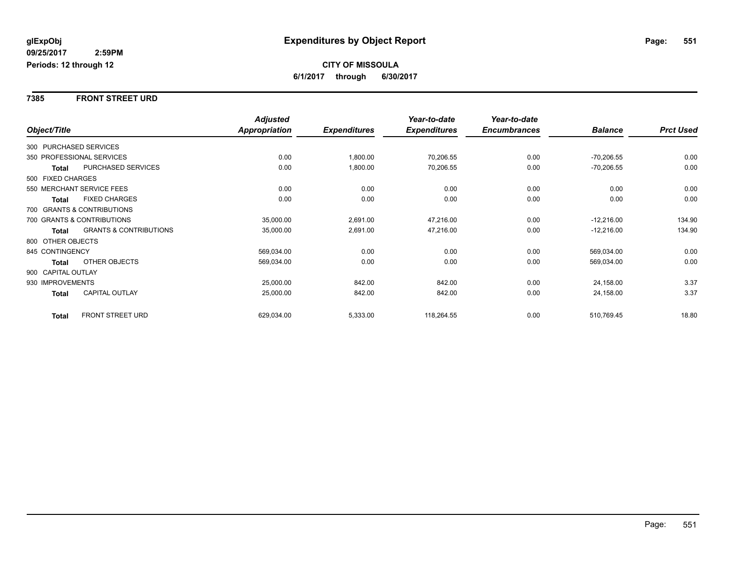**glExpObj**
**09/25/2017 2:59PM**
**Periods: 12 through 12**

# Expenditures by Object Report

**CITY OF MISSOULA**
**6/1/2017 through 6/30/2017**

## 7385 FRONT STREET URD

| Object/Title | | Adjusted Appropriation | Expenditures | Year-to-date Expenditures | Year-to-date Encumbrances | Balance | Prct Used |
|---|---|---|---|---|---|---|---|
| 300 PURCHASED SERVICES | | | | | | | |
| 350 PROFESSIONAL SERVICES | | 0.00 | 1,800.00 | 70,206.55 | 0.00 | -70,206.55 | 0.00 |
| **Total** | PURCHASED SERVICES | 0.00 | 1,800.00 | 70,206.55 | 0.00 | -70,206.55 | 0.00 |
| 500 FIXED CHARGES | | | | | | | |
| 550 MERCHANT SERVICE FEES | | 0.00 | 0.00 | 0.00 | 0.00 | 0.00 | 0.00 |
| **Total** | FIXED CHARGES | 0.00 | 0.00 | 0.00 | 0.00 | 0.00 | 0.00 |
| 700 GRANTS & CONTRIBUTIONS | | | | | | | |
| 700 GRANTS & CONTRIBUTIONS | | 35,000.00 | 2,691.00 | 47,216.00 | 0.00 | -12,216.00 | 134.90 |
| **Total** | GRANTS & CONTRIBUTIONS | 35,000.00 | 2,691.00 | 47,216.00 | 0.00 | -12,216.00 | 134.90 |
| 800 OTHER OBJECTS | | | | | | | |
| 845 CONTINGENCY | | 569,034.00 | 0.00 | 0.00 | 0.00 | 569,034.00 | 0.00 |
| **Total** | OTHER OBJECTS | 569,034.00 | 0.00 | 0.00 | 0.00 | 569,034.00 | 0.00 |
| 900 CAPITAL OUTLAY | | | | | | | |
| 930 IMPROVEMENTS | | 25,000.00 | 842.00 | 842.00 | 0.00 | 24,158.00 | 3.37 |
| **Total** | CAPITAL OUTLAY | 25,000.00 | 842.00 | 842.00 | 0.00 | 24,158.00 | 3.37 |
| **Total** | FRONT STREET URD | 629,034.00 | 5,333.00 | 118,264.55 | 0.00 | 510,769.45 | 18.80 |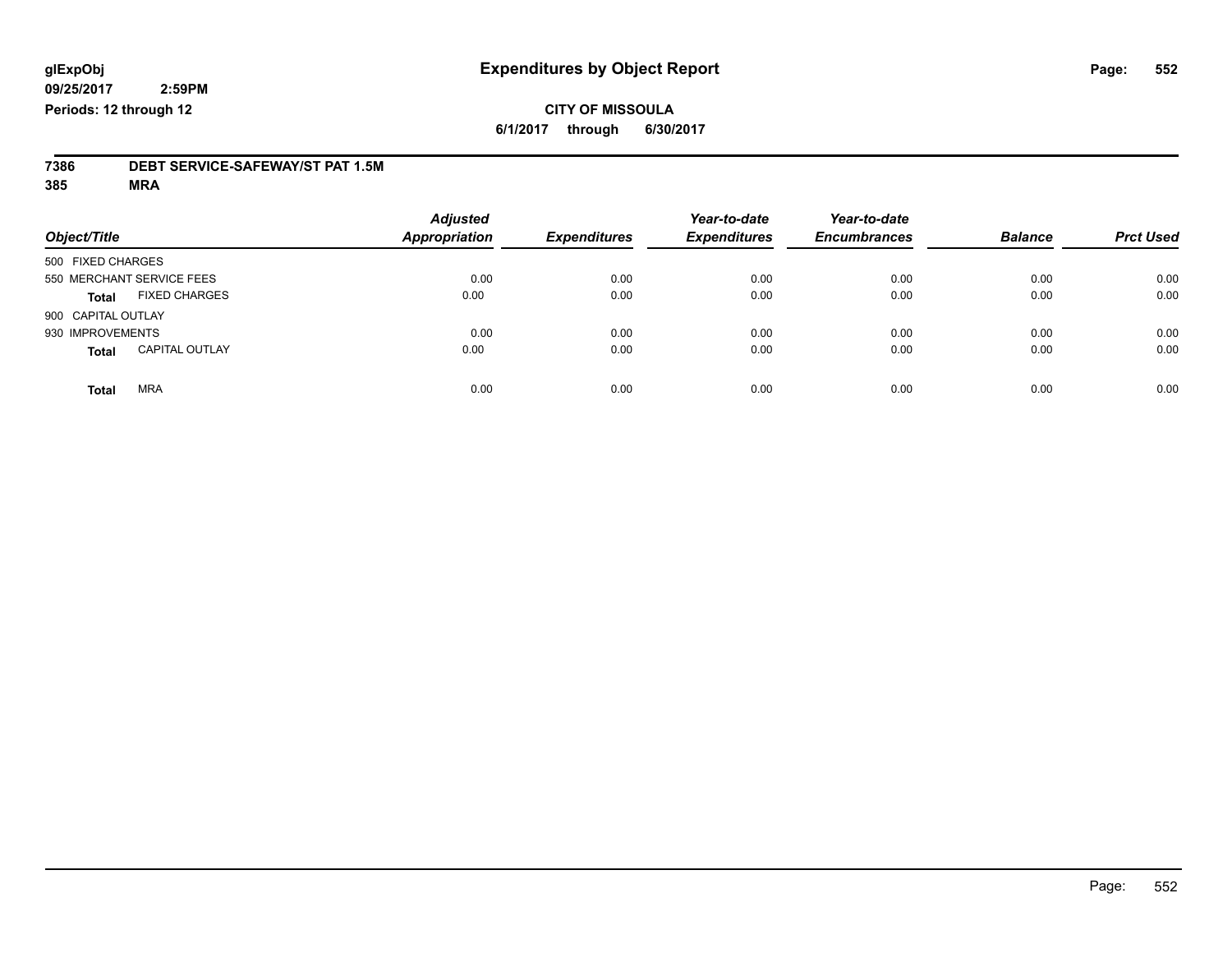glExpObj
09/25/2017 2:59PM
Periods: 12 through 12

# Expenditures by Object Report

**CITY OF MISSOULA**
**6/1/2017 through 6/30/2017**

**7386 DEBT SERVICE-SAFEWAY/ST PAT 1.5M**
**385 MRA**

| Object/Title | Adjusted Appropriation | Expenditures | Year-to-date Expenditures | Year-to-date Encumbrances | Balance | Prct Used |
|---|---|---|---|---|---|---|
| 500 FIXED CHARGES | | | | | | |
| 550 MERCHANT SERVICE FEES | 0.00 | 0.00 | 0.00 | 0.00 | 0.00 | 0.00 |
| **Total** FIXED CHARGES | 0.00 | 0.00 | 0.00 | 0.00 | 0.00 | 0.00 |
| 900 CAPITAL OUTLAY | | | | | | |
| 930 IMPROVEMENTS | 0.00 | 0.00 | 0.00 | 0.00 | 0.00 | 0.00 |
| **Total** CAPITAL OUTLAY | 0.00 | 0.00 | 0.00 | 0.00 | 0.00 | 0.00 |
| **Total** MRA | 0.00 | 0.00 | 0.00 | 0.00 | 0.00 | 0.00 |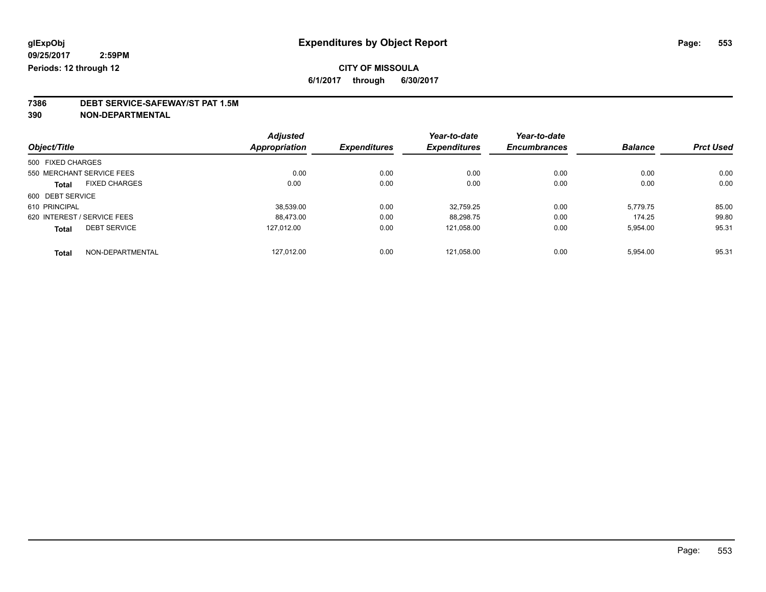**glExpObj**
**09/25/2017 2:59PM**
**Periods: 12 through 12**

# Expenditures by Object Report

**CITY OF MISSOULA**
**6/1/2017 through 6/30/2017**

**7386 DEBT SERVICE-SAFEWAY/ST PAT 1.5M**
**390 NON-DEPARTMENTAL**

| Object/Title | | Adjusted Appropriation | Expenditures | Year-to-date Expenditures | Year-to-date Encumbrances | Balance | Prct Used |
|---|---|---|---|---|---|---|---|
| 500 FIXED CHARGES | | | | | | | |
| 550 MERCHANT SERVICE FEES | | 0.00 | 0.00 | 0.00 | 0.00 | 0.00 | 0.00 |
| **Total** | FIXED CHARGES | 0.00 | 0.00 | 0.00 | 0.00 | 0.00 | 0.00 |
| 600 DEBT SERVICE | | | | | | | |
| 610 PRINCIPAL | | 38,539.00 | 0.00 | 32,759.25 | 0.00 | 5,779.75 | 85.00 |
| 620 INTEREST / SERVICE FEES | | 88,473.00 | 0.00 | 88,298.75 | 0.00 | 174.25 | 99.80 |
| **Total** | DEBT SERVICE | 127,012.00 | 0.00 | 121,058.00 | 0.00 | 5,954.00 | 95.31 |
| **Total** | NON-DEPARTMENTAL | 127,012.00 | 0.00 | 121,058.00 | 0.00 | 5,954.00 | 95.31 |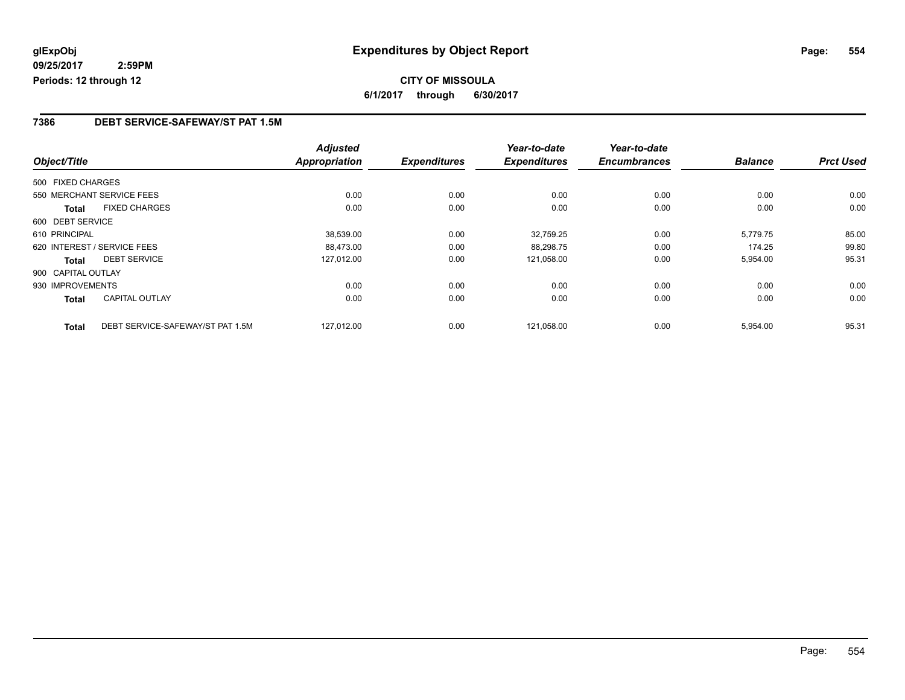**glExpObj** **Expenditures by Object Report**

**09/25/2017 2:59PM**

**Periods: 12 through 12**

**CITY OF MISSOULA**

**6/1/2017 through 6/30/2017**

## 7386 DEBT SERVICE-SAFEWAY/ST PAT 1.5M

| Object/Title | | *Adjusted Appropriation* | *Expenditures* | *Year-to-date Expenditures* | *Year-to-date Encumbrances* | *Balance* | *Prct Used* |
|---|---|---|---|---|---|---|---|
| 500 FIXED CHARGES | | | | | | | |
| 550 MERCHANT SERVICE FEES | | 0.00 | 0.00 | 0.00 | 0.00 | 0.00 | 0.00 |
| **Total** | FIXED CHARGES | 0.00 | 0.00 | 0.00 | 0.00 | 0.00 | 0.00 |
| 600 DEBT SERVICE | | | | | | | |
| 610 PRINCIPAL | | 38,539.00 | 0.00 | 32,759.25 | 0.00 | 5,779.75 | 85.00 |
| 620 INTEREST / SERVICE FEES | | 88,473.00 | 0.00 | 88,298.75 | 0.00 | 174.25 | 99.80 |
| **Total** | DEBT SERVICE | 127,012.00 | 0.00 | 121,058.00 | 0.00 | 5,954.00 | 95.31 |
| 900 CAPITAL OUTLAY | | | | | | | |
| 930 IMPROVEMENTS | | 0.00 | 0.00 | 0.00 | 0.00 | 0.00 | 0.00 |
| **Total** | CAPITAL OUTLAY | 0.00 | 0.00 | 0.00 | 0.00 | 0.00 | 0.00 |
| **Total** | DEBT SERVICE-SAFEWAY/ST PAT 1.5M | 127,012.00 | 0.00 | 121,058.00 | 0.00 | 5,954.00 | 95.31 |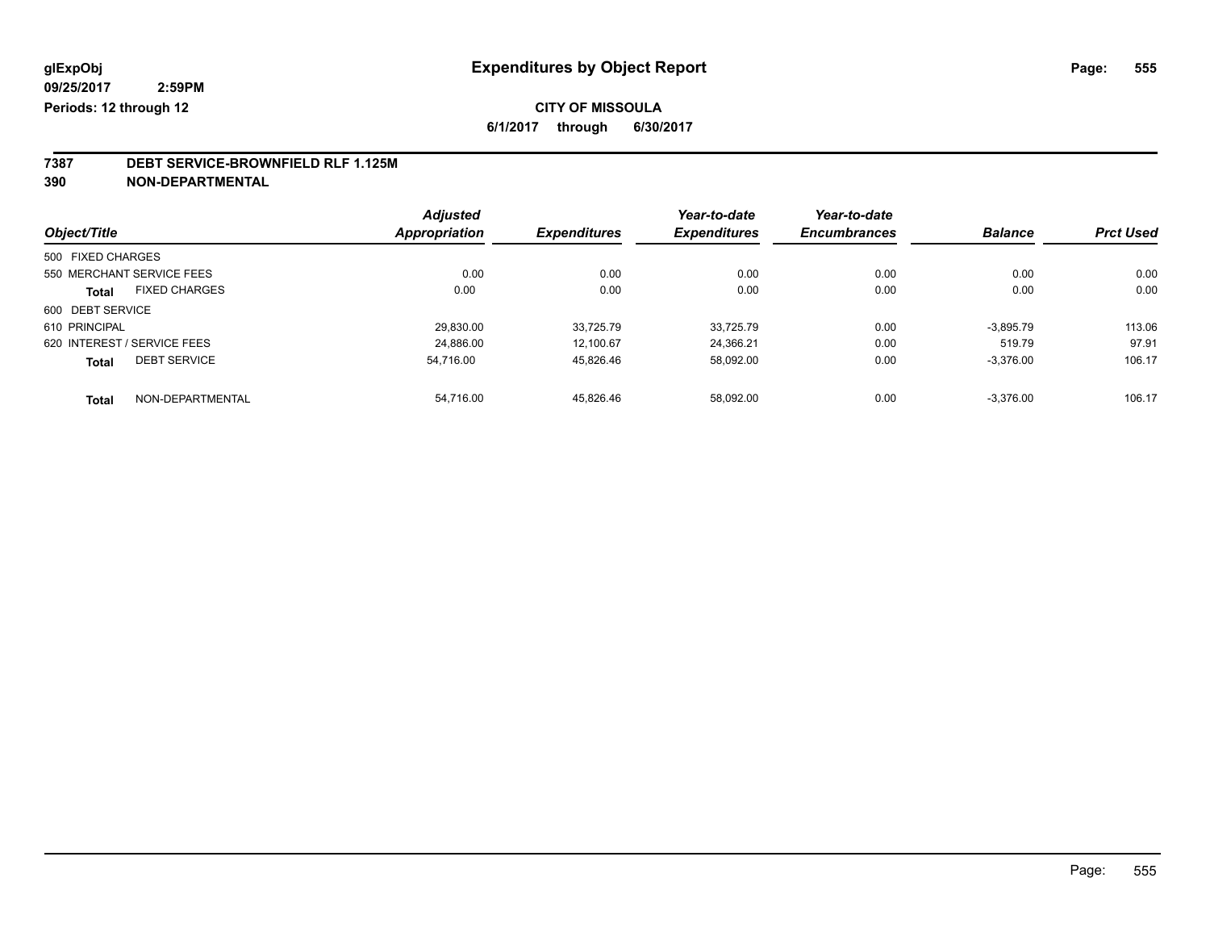**glExpObj** **Expenditures by Object Report**

**09/25/2017 2:59PM**

**Periods: 12 through 12**

**CITY OF MISSOULA**

**6/1/2017 through 6/30/2017**

## 7387 DEBT SERVICE-BROWNFIELD RLF 1.125M

## 390 NON-DEPARTMENTAL

| Object/Title | Adjusted Appropriation | Expenditures | Year-to-date Expenditures | Year-to-date Encumbrances | Balance | Prct Used |
|---|---|---|---|---|---|---|
| 500 FIXED CHARGES | | | | | | |
| 550 MERCHANT SERVICE FEES | 0.00 | 0.00 | 0.00 | 0.00 | 0.00 | 0.00 |
| **Total** FIXED CHARGES | 0.00 | 0.00 | 0.00 | 0.00 | 0.00 | 0.00 |
| 600 DEBT SERVICE | | | | | | |
| 610 PRINCIPAL | 29,830.00 | 33,725.79 | 33,725.79 | 0.00 | -3,895.79 | 113.06 |
| 620 INTEREST / SERVICE FEES | 24,886.00 | 12,100.67 | 24,366.21 | 0.00 | 519.79 | 97.91 |
| **Total** DEBT SERVICE | 54,716.00 | 45,826.46 | 58,092.00 | 0.00 | -3,376.00 | 106.17 |
| **Total** NON-DEPARTMENTAL | 54,716.00 | 45,826.46 | 58,092.00 | 0.00 | -3,376.00 | 106.17 |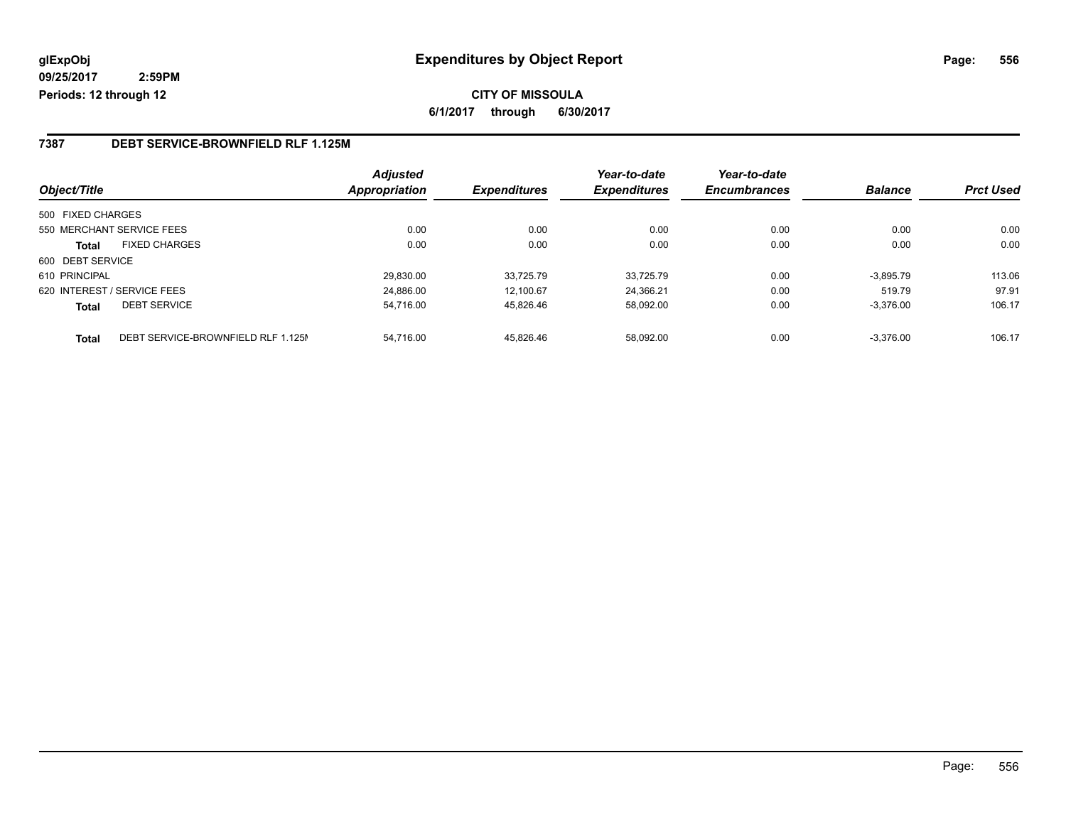**glExpObj** **Expenditures by Object Report**

**09/25/2017 2:59PM**

**Periods: 12 through 12**

**CITY OF MISSOULA**

**6/1/2017 through 6/30/2017**

## 7387 DEBT SERVICE-BROWNFIELD RLF 1.125M

| Object/Title | | Adjusted Appropriation | Expenditures | Year-to-date Expenditures | Year-to-date Encumbrances | Balance | Prct Used |
|---|---|---|---|---|---|---|---|
| 500 FIXED CHARGES | | | | | | | |
| 550 MERCHANT SERVICE FEES | | 0.00 | 0.00 | 0.00 | 0.00 | 0.00 | 0.00 |
| **Total** | FIXED CHARGES | 0.00 | 0.00 | 0.00 | 0.00 | 0.00 | 0.00 |
| 600 DEBT SERVICE | | | | | | | |
| 610 PRINCIPAL | | 29,830.00 | 33,725.79 | 33,725.79 | 0.00 | -3,895.79 | 113.06 |
| 620 INTEREST / SERVICE FEES | | 24,886.00 | 12,100.67 | 24,366.21 | 0.00 | 519.79 | 97.91 |
| **Total** | DEBT SERVICE | 54,716.00 | 45,826.46 | 58,092.00 | 0.00 | -3,376.00 | 106.17 |
| **Total** | DEBT SERVICE-BROWNFIELD RLF 1.125M | 54,716.00 | 45,826.46 | 58,092.00 | 0.00 | -3,376.00 | 106.17 |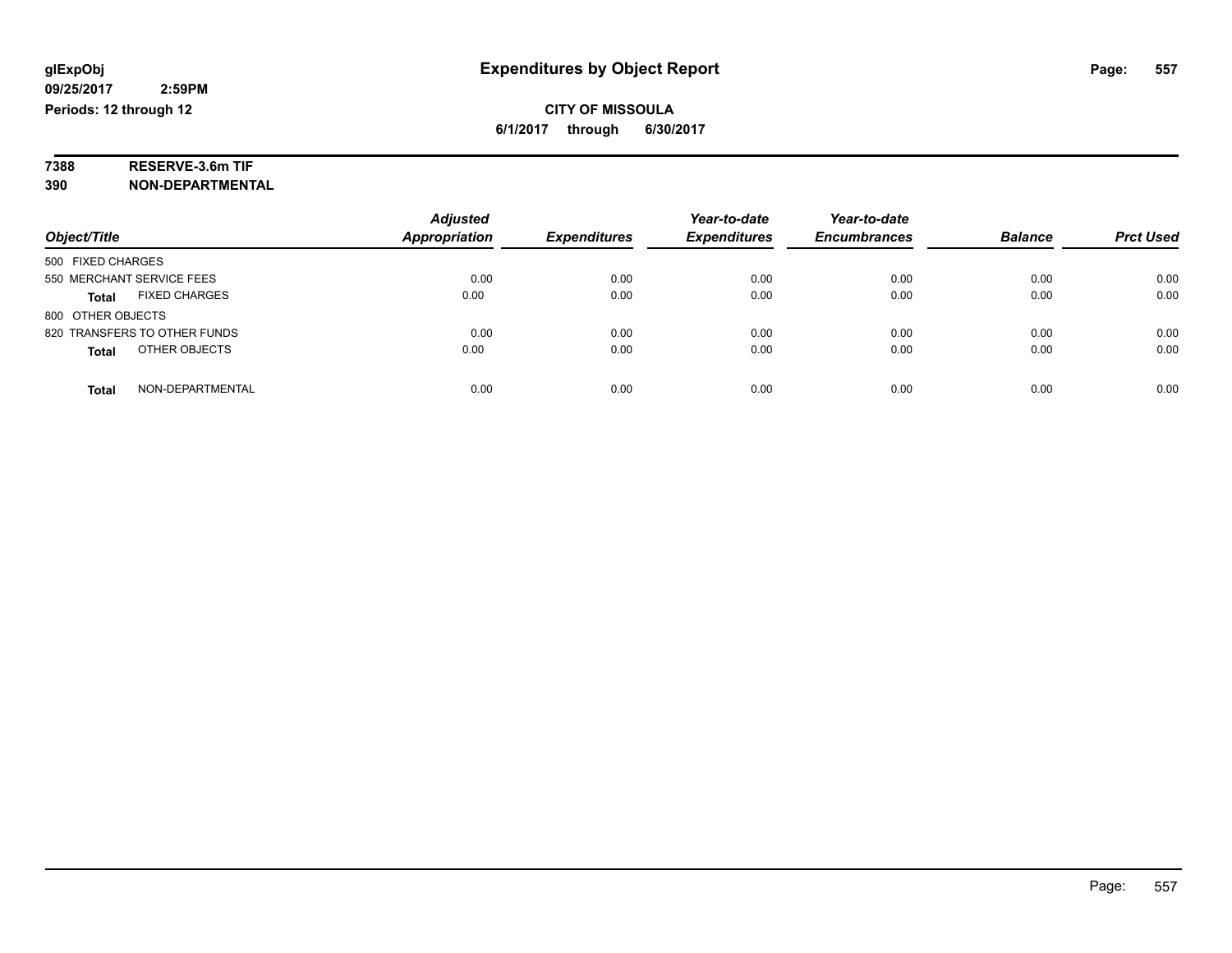glExpObj
09/25/2017 2:59PM
Periods: 12 through 12

# Expenditures by Object Report

## CITY OF MISSOULA

**6/1/2017 through 6/30/2017**

**7388 RESERVE-3.6m TIF**
**390 NON-DEPARTMENTAL**

| Object/Title | Adjusted Appropriation | Expenditures | Year-to-date Expenditures | Year-to-date Encumbrances | Balance | Prct Used |
|---|---|---|---|---|---|---|
| 500 FIXED CHARGES | | | | | | |
| 550 MERCHANT SERVICE FEES | 0.00 | 0.00 | 0.00 | 0.00 | 0.00 | 0.00 |
| **Total** FIXED CHARGES | 0.00 | 0.00 | 0.00 | 0.00 | 0.00 | 0.00 |
| 800 OTHER OBJECTS | | | | | | |
| 820 TRANSFERS TO OTHER FUNDS | 0.00 | 0.00 | 0.00 | 0.00 | 0.00 | 0.00 |
| **Total** OTHER OBJECTS | 0.00 | 0.00 | 0.00 | 0.00 | 0.00 | 0.00 |
| **Total** NON-DEPARTMENTAL | 0.00 | 0.00 | 0.00 | 0.00 | 0.00 | 0.00 |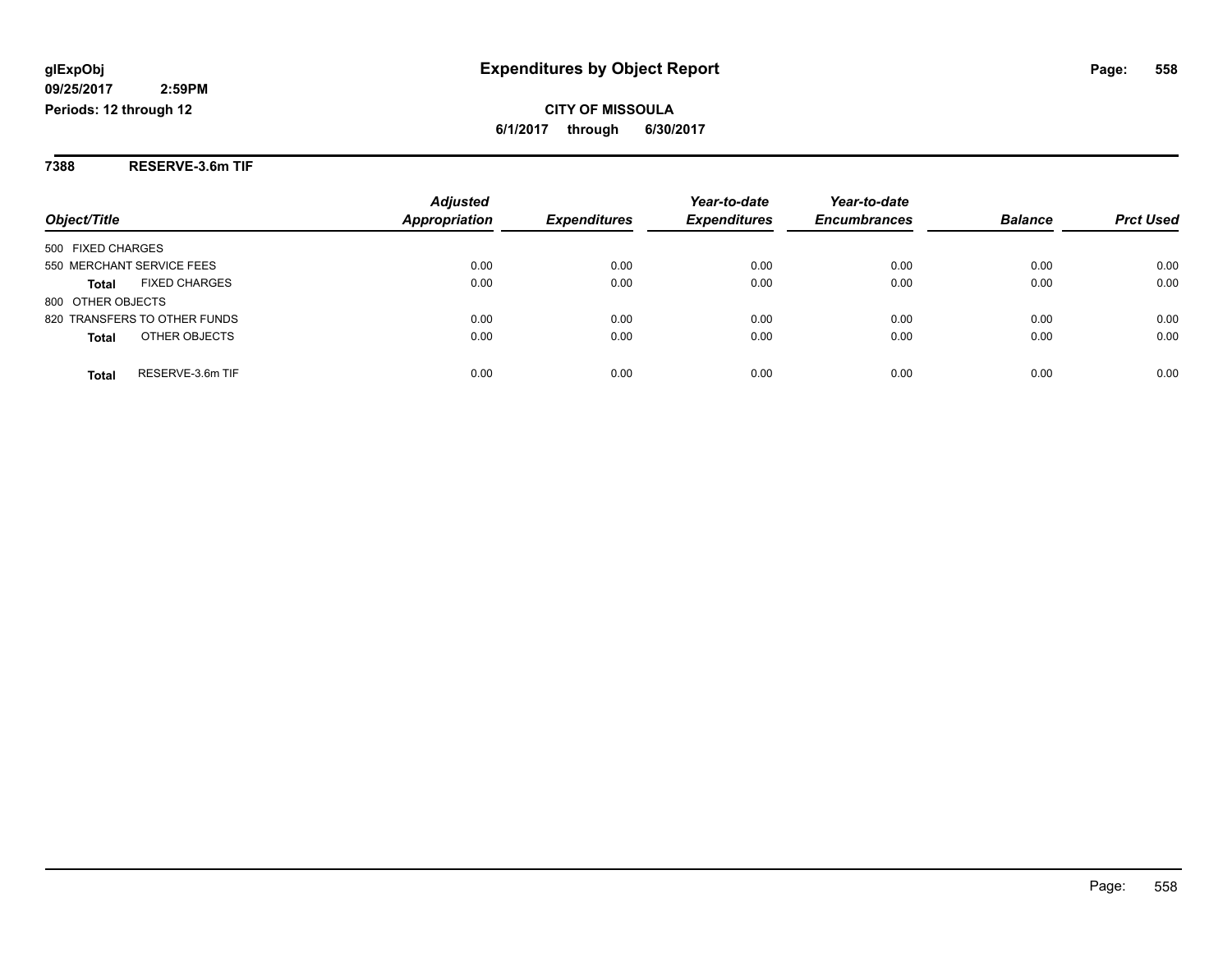glExpObj
09/25/2017 2:59PM
Periods: 12 through 12

# Expenditures by Object Report

**CITY OF MISSOULA**

**6/1/2017 through 6/30/2017**

## 7388 RESERVE-3.6m TIF

| Object/Title | Adjusted Appropriation | Expenditures | Year-to-date Expenditures | Year-to-date Encumbrances | Balance | Prct Used |
|---|---|---|---|---|---|---|
| 500 FIXED CHARGES | | | | | | |
| 550 MERCHANT SERVICE FEES | 0.00 | 0.00 | 0.00 | 0.00 | 0.00 | 0.00 |
| **Total** FIXED CHARGES | 0.00 | 0.00 | 0.00 | 0.00 | 0.00 | 0.00 |
| 800 OTHER OBJECTS | | | | | | |
| 820 TRANSFERS TO OTHER FUNDS | 0.00 | 0.00 | 0.00 | 0.00 | 0.00 | 0.00 |
| **Total** OTHER OBJECTS | 0.00 | 0.00 | 0.00 | 0.00 | 0.00 | 0.00 |
| **Total** RESERVE-3.6m TIF | 0.00 | 0.00 | 0.00 | 0.00 | 0.00 | 0.00 |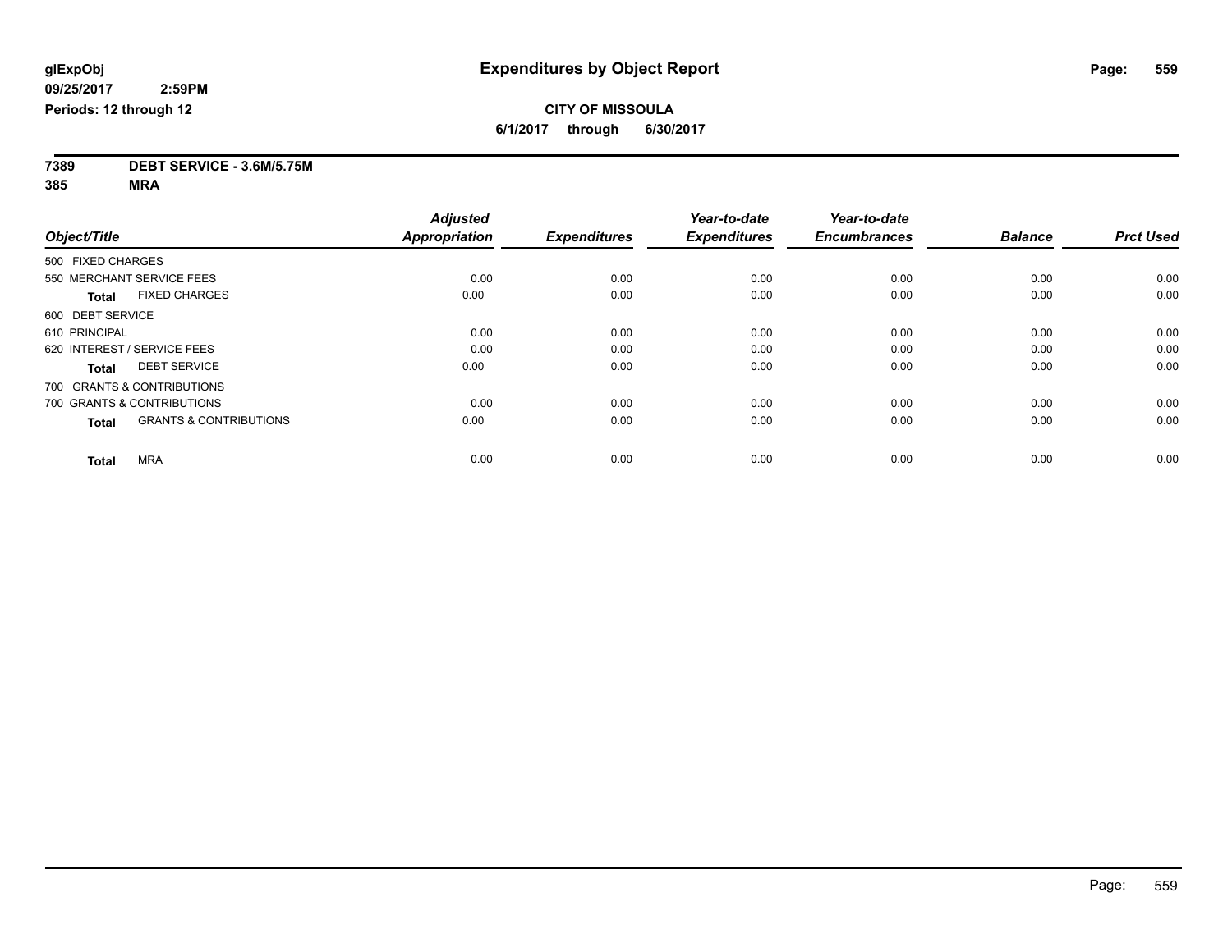glExpObj
09/25/2017 2:59PM
Periods: 12 through 12

# Expenditures by Object Report

**CITY OF MISSOULA**
**6/1/2017 through 6/30/2017**

**7389 DEBT SERVICE - 3.6M/5.75M**
**385 MRA**

| Object/Title | Adjusted Appropriation | Expenditures | Year-to-date Expenditures | Year-to-date Encumbrances | Balance | Prct Used |
|---|---|---|---|---|---|---|
| 500 FIXED CHARGES | | | | | | |
| 550 MERCHANT SERVICE FEES | 0.00 | 0.00 | 0.00 | 0.00 | 0.00 | 0.00 |
| **Total** FIXED CHARGES | 0.00 | 0.00 | 0.00 | 0.00 | 0.00 | 0.00 |
| 600 DEBT SERVICE | | | | | | |
| 610 PRINCIPAL | 0.00 | 0.00 | 0.00 | 0.00 | 0.00 | 0.00 |
| 620 INTEREST / SERVICE FEES | 0.00 | 0.00 | 0.00 | 0.00 | 0.00 | 0.00 |
| **Total** DEBT SERVICE | 0.00 | 0.00 | 0.00 | 0.00 | 0.00 | 0.00 |
| 700 GRANTS & CONTRIBUTIONS | | | | | | |
| 700 GRANTS & CONTRIBUTIONS | 0.00 | 0.00 | 0.00 | 0.00 | 0.00 | 0.00 |
| **Total** GRANTS & CONTRIBUTIONS | 0.00 | 0.00 | 0.00 | 0.00 | 0.00 | 0.00 |
| **Total** MRA | 0.00 | 0.00 | 0.00 | 0.00 | 0.00 | 0.00 |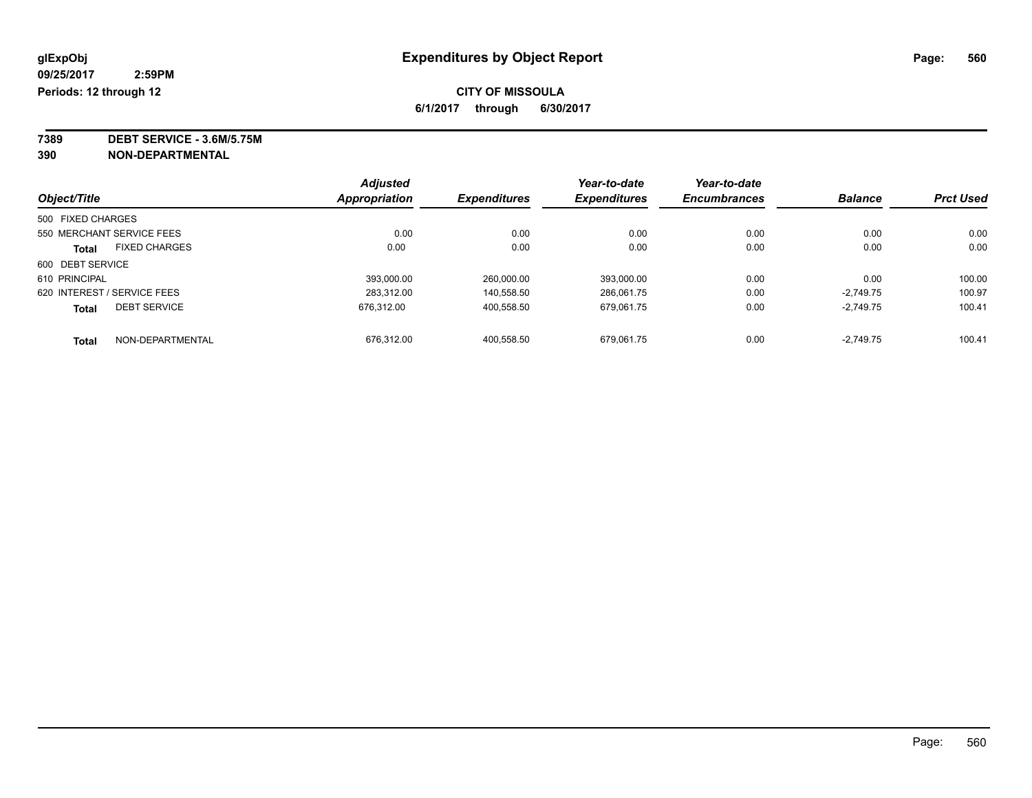# Expenditures by Object Report

glExpObj
09/25/2017 2:59PM
Periods: 12 through 12

**CITY OF MISSOULA**

**6/1/2017 through 6/30/2017**

**7389 DEBT SERVICE - 3.6M/5.75M**
**390 NON-DEPARTMENTAL**

| Object/Title | Adjusted Appropriation | Expenditures | Year-to-date Expenditures | Year-to-date Encumbrances | Balance | Prct Used |
|---|---|---|---|---|---|---|
| 500 FIXED CHARGES | | | | | | |
| 550 MERCHANT SERVICE FEES | 0.00 | 0.00 | 0.00 | 0.00 | 0.00 | 0.00 |
| **Total** FIXED CHARGES | 0.00 | 0.00 | 0.00 | 0.00 | 0.00 | 0.00 |
| 600 DEBT SERVICE | | | | | | |
| 610 PRINCIPAL | 393,000.00 | 260,000.00 | 393,000.00 | 0.00 | 0.00 | 100.00 |
| 620 INTEREST / SERVICE FEES | 283,312.00 | 140,558.50 | 286,061.75 | 0.00 | -2,749.75 | 100.97 |
| **Total** DEBT SERVICE | 676,312.00 | 400,558.50 | 679,061.75 | 0.00 | -2,749.75 | 100.41 |
| **Total** NON-DEPARTMENTAL | 676,312.00 | 400,558.50 | 679,061.75 | 0.00 | -2,749.75 | 100.41 |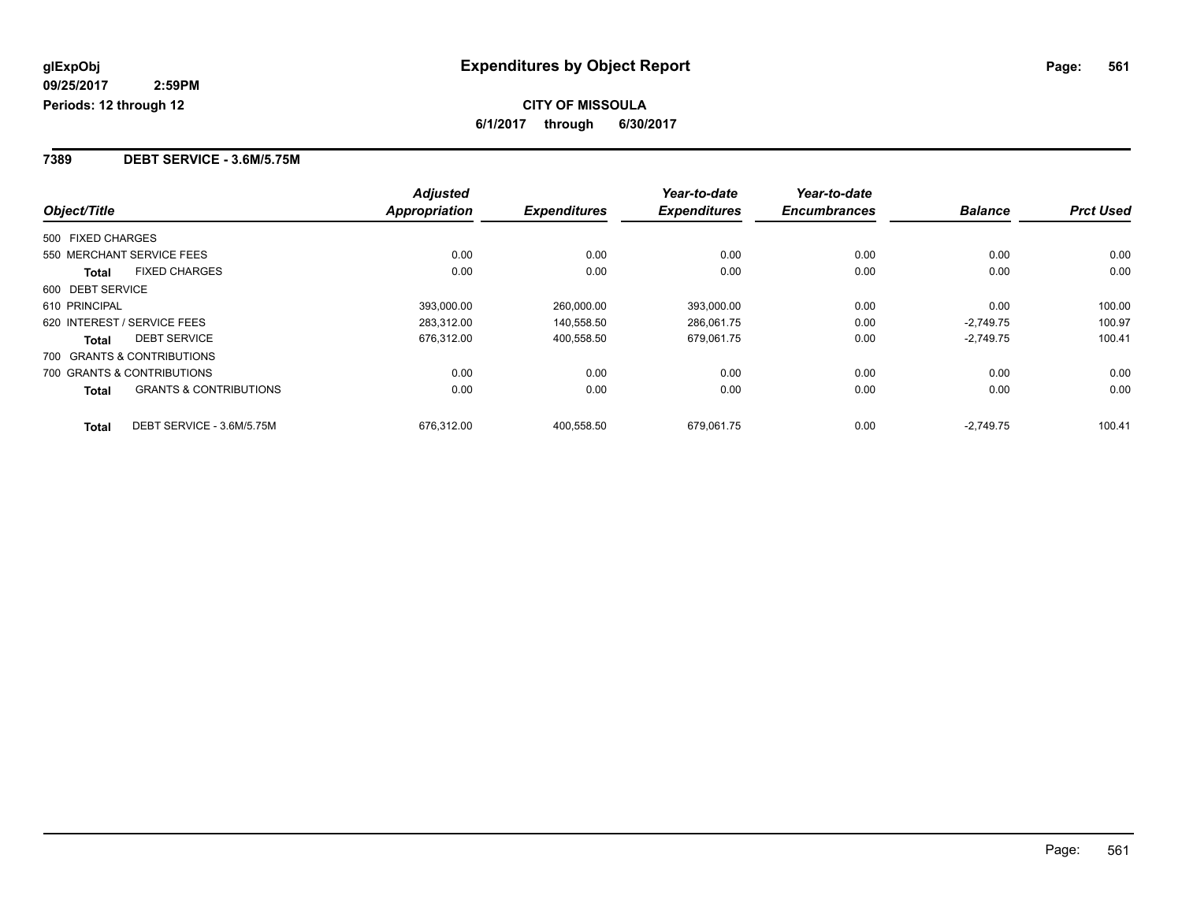# Expenditures by Object Report

glExpObj
09/25/2017 2:59PM
Periods: 12 through 12

**CITY OF MISSOULA**
**6/1/2017 through 6/30/2017**

## 7389 DEBT SERVICE - 3.6M/5.75M

| Object/Title | | Adjusted Appropriation | Expenditures | Year-to-date Expenditures | Year-to-date Encumbrances | Balance | Prct Used |
|---|---|---|---|---|---|---|---|
| 500 FIXED CHARGES | | | | | | | |
| 550 MERCHANT SERVICE FEES | | 0.00 | 0.00 | 0.00 | 0.00 | 0.00 | 0.00 |
| **Total** | FIXED CHARGES | 0.00 | 0.00 | 0.00 | 0.00 | 0.00 | 0.00 |
| 600 DEBT SERVICE | | | | | | | |
| 610 PRINCIPAL | | 393,000.00 | 260,000.00 | 393,000.00 | 0.00 | 0.00 | 100.00 |
| 620 INTEREST / SERVICE FEES | | 283,312.00 | 140,558.50 | 286,061.75 | 0.00 | -2,749.75 | 100.97 |
| **Total** | DEBT SERVICE | 676,312.00 | 400,558.50 | 679,061.75 | 0.00 | -2,749.75 | 100.41 |
| 700 GRANTS & CONTRIBUTIONS | | | | | | | |
| 700 GRANTS & CONTRIBUTIONS | | 0.00 | 0.00 | 0.00 | 0.00 | 0.00 | 0.00 |
| **Total** | GRANTS & CONTRIBUTIONS | 0.00 | 0.00 | 0.00 | 0.00 | 0.00 | 0.00 |
| **Total** | DEBT SERVICE - 3.6M/5.75M | 676,312.00 | 400,558.50 | 679,061.75 | 0.00 | -2,749.75 | 100.41 |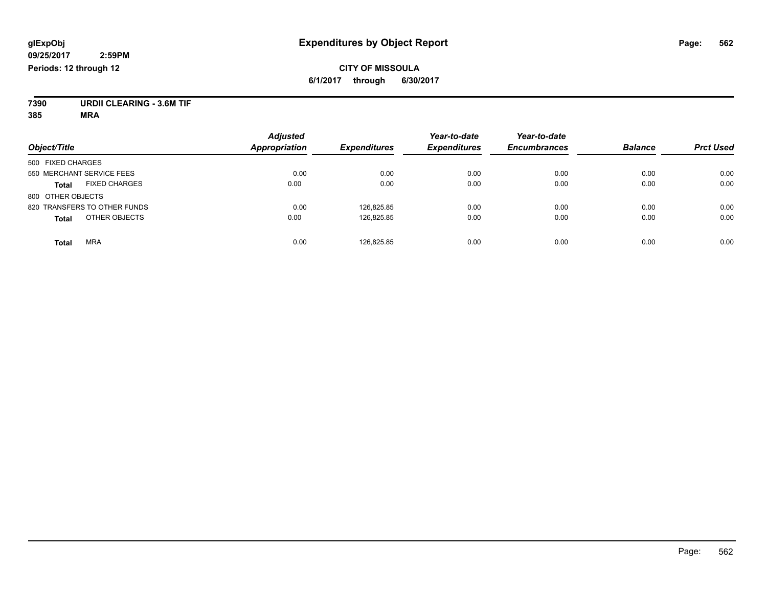glExpObj
09/25/2017 2:59PM
Periods: 12 through 12

# Expenditures by Object Report

**CITY OF MISSOULA**
**6/1/2017 through 6/30/2017**

**7390 URDII CLEARING - 3.6M TIF**
**385 MRA**

| Object/Title | Adjusted Appropriation | Expenditures | Year-to-date Expenditures | Year-to-date Encumbrances | Balance | Prct Used |
|---|---|---|---|---|---|---|
| 500 FIXED CHARGES | | | | | | |
| 550 MERCHANT SERVICE FEES | 0.00 | 0.00 | 0.00 | 0.00 | 0.00 | 0.00 |
| **Total** FIXED CHARGES | 0.00 | 0.00 | 0.00 | 0.00 | 0.00 | 0.00 |
| 800 OTHER OBJECTS | | | | | | |
| 820 TRANSFERS TO OTHER FUNDS | 0.00 | 126,825.85 | 0.00 | 0.00 | 0.00 | 0.00 |
| **Total** OTHER OBJECTS | 0.00 | 126,825.85 | 0.00 | 0.00 | 0.00 | 0.00 |
| **Total** MRA | 0.00 | 126,825.85 | 0.00 | 0.00 | 0.00 | 0.00 |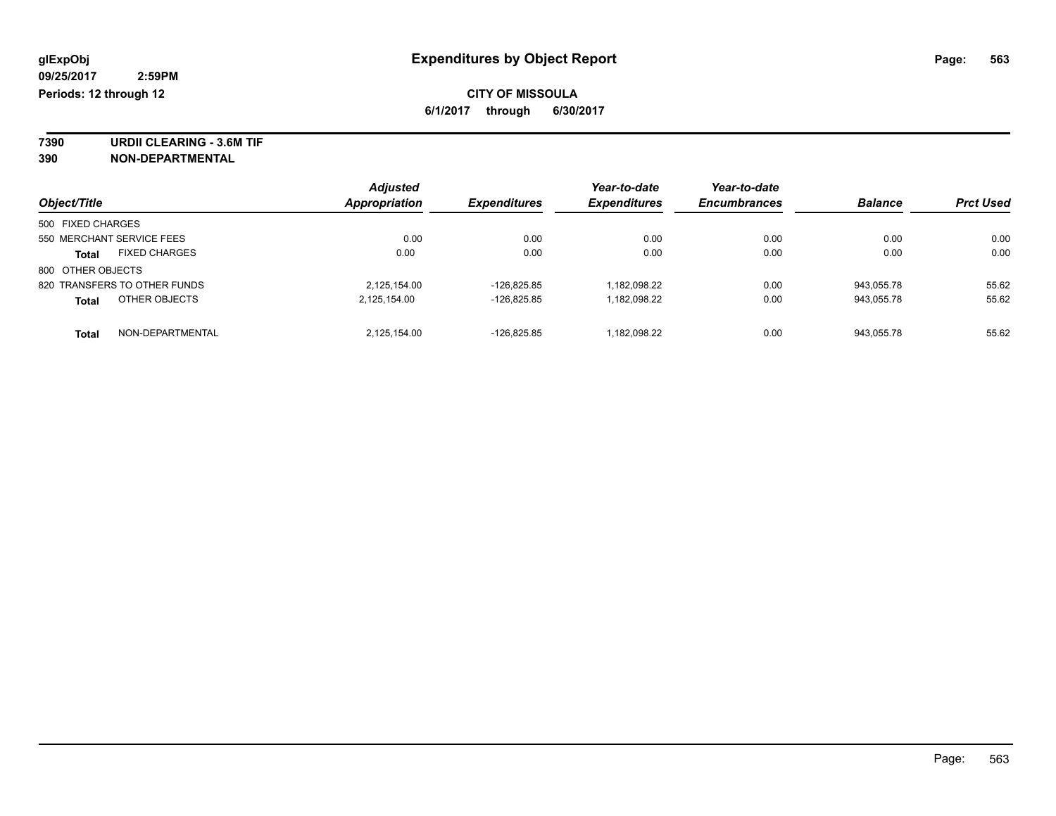# Expenditures by Object Report

glExpObj
09/25/2017 2:59PM
Periods: 12 through 12

**CITY OF MISSOULA**
**6/1/2017 through 6/30/2017**

**7390 URDII CLEARING - 3.6M TIF**
**390 NON-DEPARTMENTAL**

| Object/Title | Adjusted Appropriation | Expenditures | Year-to-date Expenditures | Year-to-date Encumbrances | Balance | Prct Used |
|---|---|---|---|---|---|---|
| 500 FIXED CHARGES | | | | | | |
| 550 MERCHANT SERVICE FEES | 0.00 | 0.00 | 0.00 | 0.00 | 0.00 | 0.00 |
| **Total** FIXED CHARGES | 0.00 | 0.00 | 0.00 | 0.00 | 0.00 | 0.00 |
| 800 OTHER OBJECTS | | | | | | |
| 820 TRANSFERS TO OTHER FUNDS | 2,125,154.00 | -126,825.85 | 1,182,098.22 | 0.00 | 943,055.78 | 55.62 |
| **Total** OTHER OBJECTS | 2,125,154.00 | -126,825.85 | 1,182,098.22 | 0.00 | 943,055.78 | 55.62 |
| **Total** NON-DEPARTMENTAL | 2,125,154.00 | -126,825.85 | 1,182,098.22 | 0.00 | 943,055.78 | 55.62 |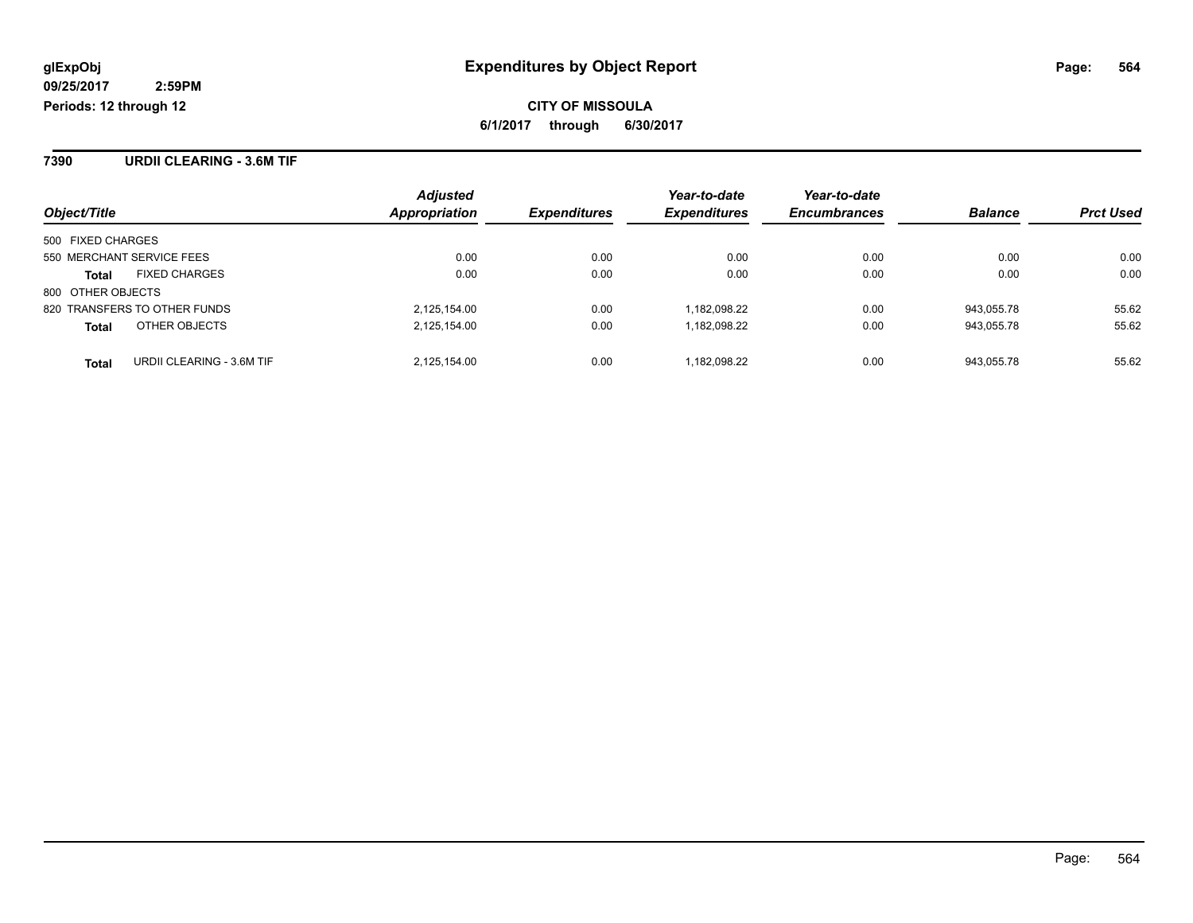glExpObj
09/25/2017 2:59PM
Periods: 12 through 12

# Expenditures by Object Report

**CITY OF MISSOULA**

**6/1/2017 through 6/30/2017**

## 7390 URDII CLEARING - 3.6M TIF

| Object/Title | | *Adjusted Appropriation* | *Expenditures* | *Year-to-date Expenditures* | *Year-to-date Encumbrances* | *Balance* | *Prct Used* |
|---|---|---|---|---|---|---|---|
| 500 FIXED CHARGES | | | | | | | |
| 550 MERCHANT SERVICE FEES | | 0.00 | 0.00 | 0.00 | 0.00 | 0.00 | 0.00 |
| **Total** | FIXED CHARGES | 0.00 | 0.00 | 0.00 | 0.00 | 0.00 | 0.00 |
| 800 OTHER OBJECTS | | | | | | | |
| 820 TRANSFERS TO OTHER FUNDS | | 2,125,154.00 | 0.00 | 1,182,098.22 | 0.00 | 943,055.78 | 55.62 |
| **Total** | OTHER OBJECTS | 2,125,154.00 | 0.00 | 1,182,098.22 | 0.00 | 943,055.78 | 55.62 |
| **Total** | URDII CLEARING - 3.6M TIF | 2,125,154.00 | 0.00 | 1,182,098.22 | 0.00 | 943,055.78 | 55.62 |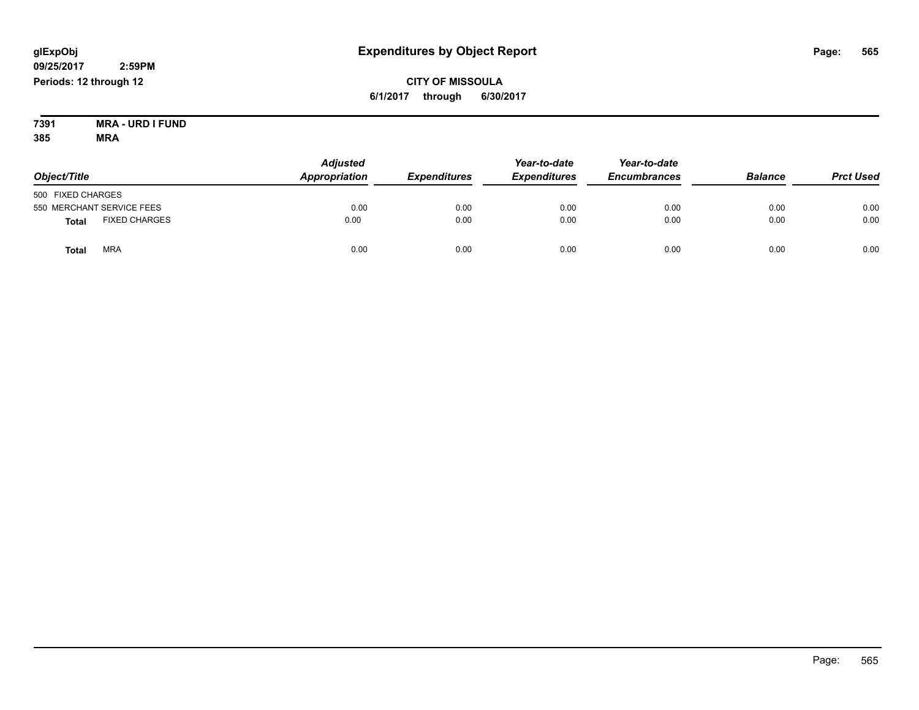glExpObj
09/25/2017 2:59PM
Periods: 12 through 12

# Expenditures by Object Report

**CITY OF MISSOULA**
**6/1/2017 through 6/30/2017**

**7391 MRA - URD I FUND**
**385 MRA**

| Object/Title | Adjusted Appropriation | Expenditures | Year-to-date Expenditures | Year-to-date Encumbrances | Balance | Prct Used |
|---|---|---|---|---|---|---|
| 500 FIXED CHARGES | | | | | | |
| 550 MERCHANT SERVICE FEES | 0.00 | 0.00 | 0.00 | 0.00 | 0.00 | 0.00 |
| **Total** FIXED CHARGES | 0.00 | 0.00 | 0.00 | 0.00 | 0.00 | 0.00 |
| **Total** MRA | 0.00 | 0.00 | 0.00 | 0.00 | 0.00 | 0.00 |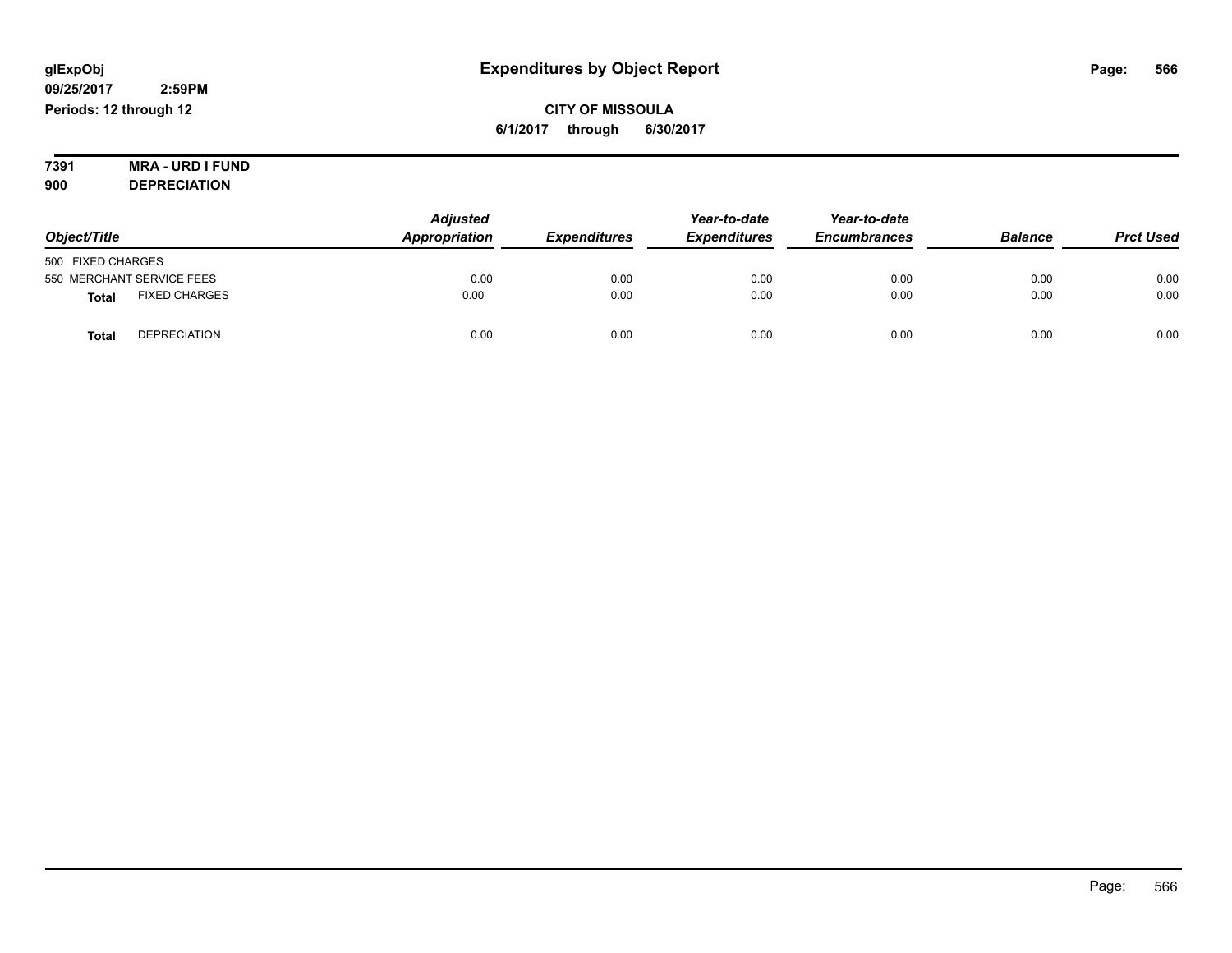glExpObj
09/25/2017 2:59PM
Periods: 12 through 12

# Expenditures by Object Report

**CITY OF MISSOULA**

**6/1/2017 through 6/30/2017**

**7391 MRA - URD I FUND**
**900 DEPRECIATION**

| Object/Title | Adjusted Appropriation | Expenditures | Year-to-date Expenditures | Year-to-date Encumbrances | Balance | Prct Used |
|---|---|---|---|---|---|---|
| 500 FIXED CHARGES | | | | | | |
| 550 MERCHANT SERVICE FEES | 0.00 | 0.00 | 0.00 | 0.00 | 0.00 | 0.00 |
| **Total** FIXED CHARGES | 0.00 | 0.00 | 0.00 | 0.00 | 0.00 | 0.00 |
| **Total** DEPRECIATION | 0.00 | 0.00 | 0.00 | 0.00 | 0.00 | 0.00 |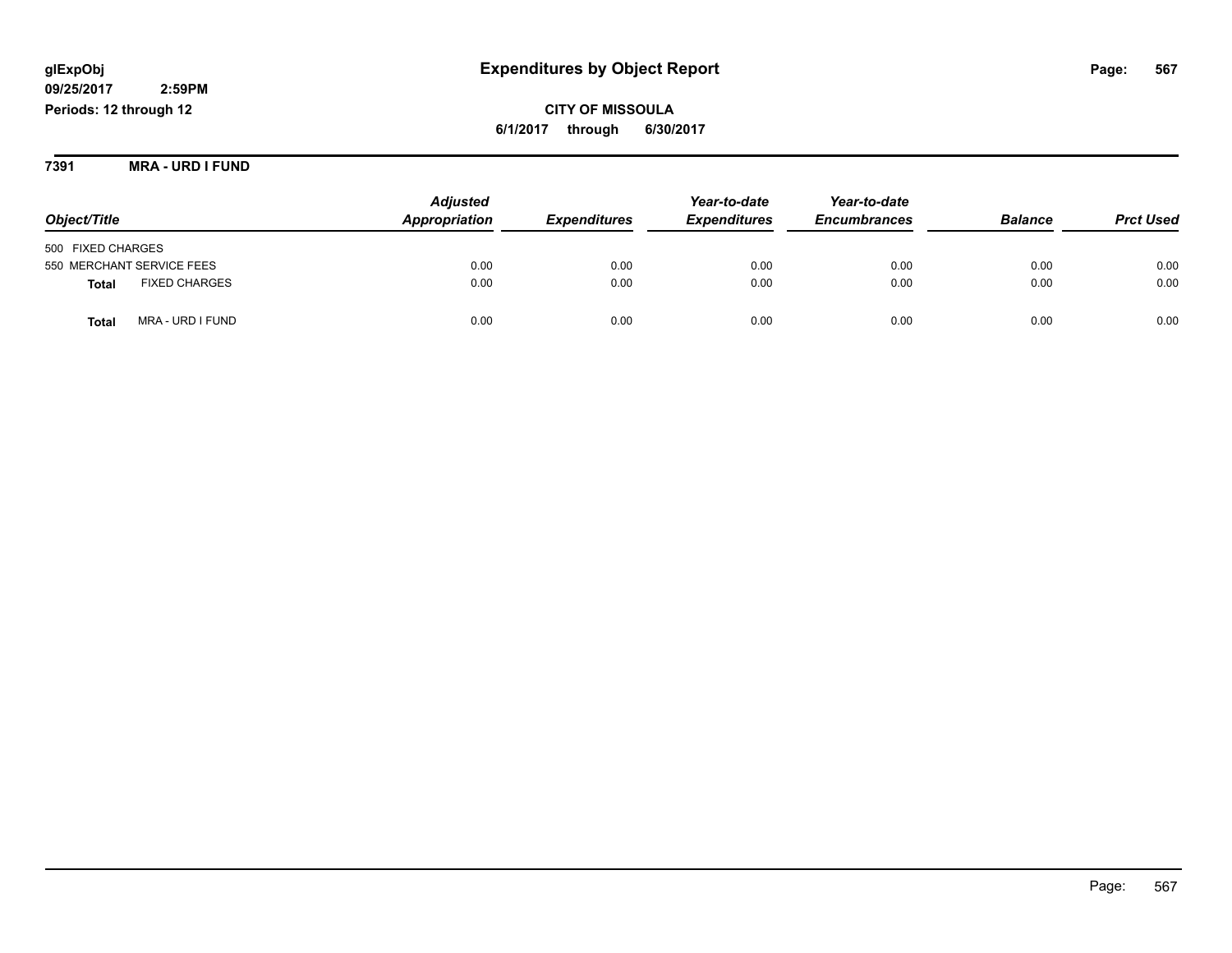glExpObj
09/25/2017 2:59PM
Periods: 12 through 12

# Expenditures by Object Report

**CITY OF MISSOULA**
**6/1/2017 through 6/30/2017**

**7391 MRA - URD I FUND**

| Object/Title | | Adjusted Appropriation | Expenditures | Year-to-date Expenditures | Year-to-date Encumbrances | Balance | Prct Used |
|---|---|---|---|---|---|---|---|
| 500 FIXED CHARGES | | | | | | | |
| 550 MERCHANT SERVICE FEES | | 0.00 | 0.00 | 0.00 | 0.00 | 0.00 | 0.00 |
| **Total** | FIXED CHARGES | 0.00 | 0.00 | 0.00 | 0.00 | 0.00 | 0.00 |
| **Total** | MRA - URD I FUND | 0.00 | 0.00 | 0.00 | 0.00 | 0.00 | 0.00 |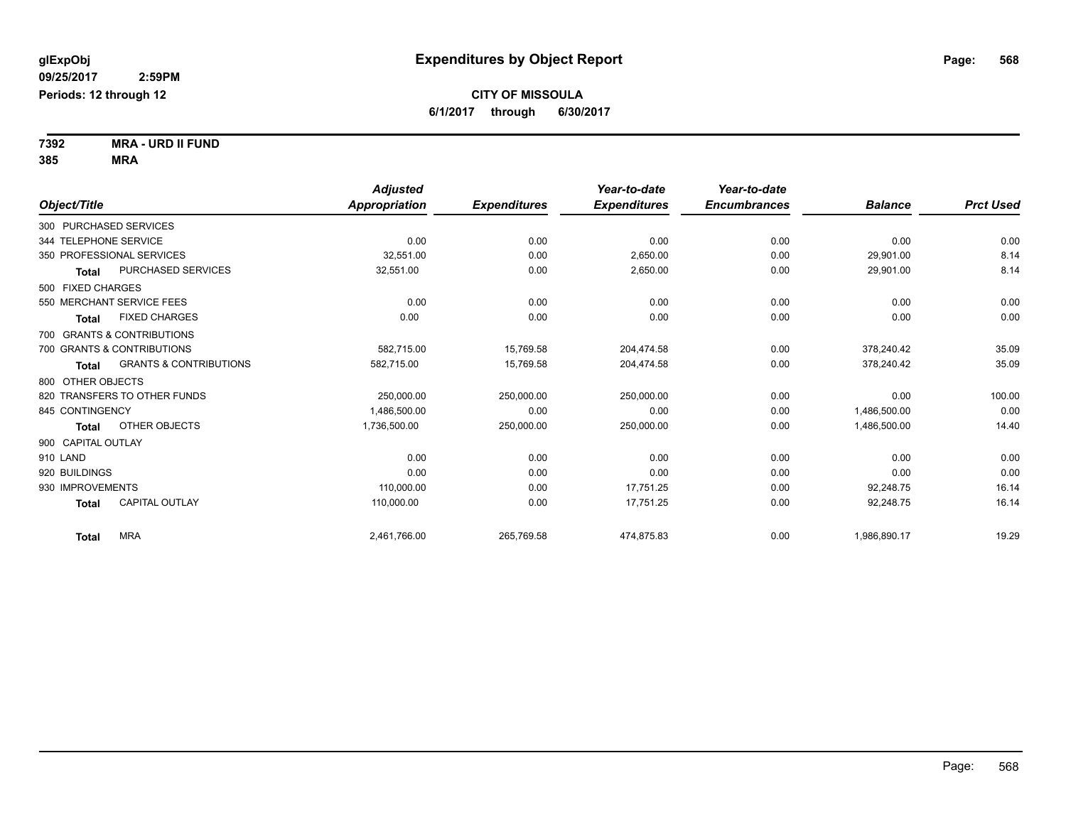**glExpObj** **Expenditures by Object Report**

**09/25/2017 2:59PM**

**Periods: 12 through 12**

**CITY OF MISSOULA**

**6/1/2017 through 6/30/2017**

**7392 MRA - URD II FUND**

**385 MRA**

| Object/Title | Adjusted Appropriation | Expenditures | Year-to-date Expenditures | Year-to-date Encumbrances | Balance | Prct Used |
|---|---|---|---|---|---|---|
| 300 PURCHASED SERVICES | | | | | | |
| 344 TELEPHONE SERVICE | 0.00 | 0.00 | 0.00 | 0.00 | 0.00 | 0.00 |
| 350 PROFESSIONAL SERVICES | 32,551.00 | 0.00 | 2,650.00 | 0.00 | 29,901.00 | 8.14 |
| **Total** PURCHASED SERVICES | 32,551.00 | 0.00 | 2,650.00 | 0.00 | 29,901.00 | 8.14 |
| 500 FIXED CHARGES | | | | | | |
| 550 MERCHANT SERVICE FEES | 0.00 | 0.00 | 0.00 | 0.00 | 0.00 | 0.00 |
| **Total** FIXED CHARGES | 0.00 | 0.00 | 0.00 | 0.00 | 0.00 | 0.00 |
| 700 GRANTS & CONTRIBUTIONS | | | | | | |
| 700 GRANTS & CONTRIBUTIONS | 582,715.00 | 15,769.58 | 204,474.58 | 0.00 | 378,240.42 | 35.09 |
| **Total** GRANTS & CONTRIBUTIONS | 582,715.00 | 15,769.58 | 204,474.58 | 0.00 | 378,240.42 | 35.09 |
| 800 OTHER OBJECTS | | | | | | |
| 820 TRANSFERS TO OTHER FUNDS | 250,000.00 | 250,000.00 | 250,000.00 | 0.00 | 0.00 | 100.00 |
| 845 CONTINGENCY | 1,486,500.00 | 0.00 | 0.00 | 0.00 | 1,486,500.00 | 0.00 |
| **Total** OTHER OBJECTS | 1,736,500.00 | 250,000.00 | 250,000.00 | 0.00 | 1,486,500.00 | 14.40 |
| 900 CAPITAL OUTLAY | | | | | | |
| 910 LAND | 0.00 | 0.00 | 0.00 | 0.00 | 0.00 | 0.00 |
| 920 BUILDINGS | 0.00 | 0.00 | 0.00 | 0.00 | 0.00 | 0.00 |
| 930 IMPROVEMENTS | 110,000.00 | 0.00 | 17,751.25 | 0.00 | 92,248.75 | 16.14 |
| **Total** CAPITAL OUTLAY | 110,000.00 | 0.00 | 17,751.25 | 0.00 | 92,248.75 | 16.14 |
| **Total** MRA | 2,461,766.00 | 265,769.58 | 474,875.83 | 0.00 | 1,986,890.17 | 19.29 |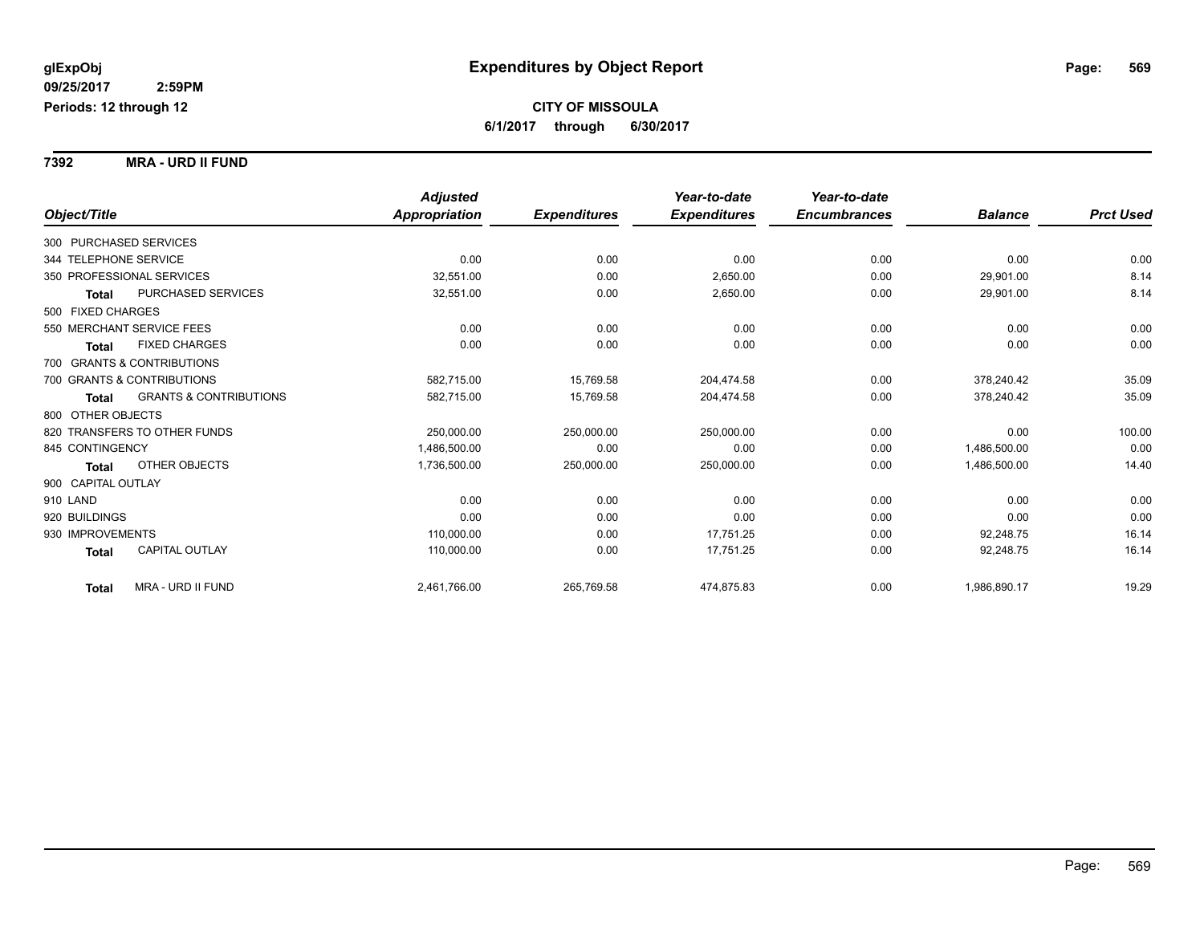**glExpObj**
**09/25/2017 2:59PM**
**Periods: 12 through 12**

# Expenditures by Object Report

**CITY OF MISSOULA**
**6/1/2017 through 6/30/2017**

**7392 MRA - URD II FUND**

| Object/Title | | Adjusted Appropriation | Expenditures | Year-to-date Expenditures | Year-to-date Encumbrances | Balance | Prct Used |
|---|---|---|---|---|---|---|---|
| 300 PURCHASED SERVICES | | | | | | | |
| 344 TELEPHONE SERVICE | | 0.00 | 0.00 | 0.00 | 0.00 | 0.00 | 0.00 |
| 350 PROFESSIONAL SERVICES | | 32,551.00 | 0.00 | 2,650.00 | 0.00 | 29,901.00 | 8.14 |
| **Total** | PURCHASED SERVICES | 32,551.00 | 0.00 | 2,650.00 | 0.00 | 29,901.00 | 8.14 |
| 500 FIXED CHARGES | | | | | | | |
| 550 MERCHANT SERVICE FEES | | 0.00 | 0.00 | 0.00 | 0.00 | 0.00 | 0.00 |
| **Total** | FIXED CHARGES | 0.00 | 0.00 | 0.00 | 0.00 | 0.00 | 0.00 |
| 700 GRANTS & CONTRIBUTIONS | | | | | | | |
| 700 GRANTS & CONTRIBUTIONS | | 582,715.00 | 15,769.58 | 204,474.58 | 0.00 | 378,240.42 | 35.09 |
| **Total** | GRANTS & CONTRIBUTIONS | 582,715.00 | 15,769.58 | 204,474.58 | 0.00 | 378,240.42 | 35.09 |
| 800 OTHER OBJECTS | | | | | | | |
| 820 TRANSFERS TO OTHER FUNDS | | 250,000.00 | 250,000.00 | 250,000.00 | 0.00 | 0.00 | 100.00 |
| 845 CONTINGENCY | | 1,486,500.00 | 0.00 | 0.00 | 0.00 | 1,486,500.00 | 0.00 |
| **Total** | OTHER OBJECTS | 1,736,500.00 | 250,000.00 | 250,000.00 | 0.00 | 1,486,500.00 | 14.40 |
| 900 CAPITAL OUTLAY | | | | | | | |
| 910 LAND | | 0.00 | 0.00 | 0.00 | 0.00 | 0.00 | 0.00 |
| 920 BUILDINGS | | 0.00 | 0.00 | 0.00 | 0.00 | 0.00 | 0.00 |
| 930 IMPROVEMENTS | | 110,000.00 | 0.00 | 17,751.25 | 0.00 | 92,248.75 | 16.14 |
| **Total** | CAPITAL OUTLAY | 110,000.00 | 0.00 | 17,751.25 | 0.00 | 92,248.75 | 16.14 |
| **Total** | MRA - URD II FUND | 2,461,766.00 | 265,769.58 | 474,875.83 | 0.00 | 1,986,890.17 | 19.29 |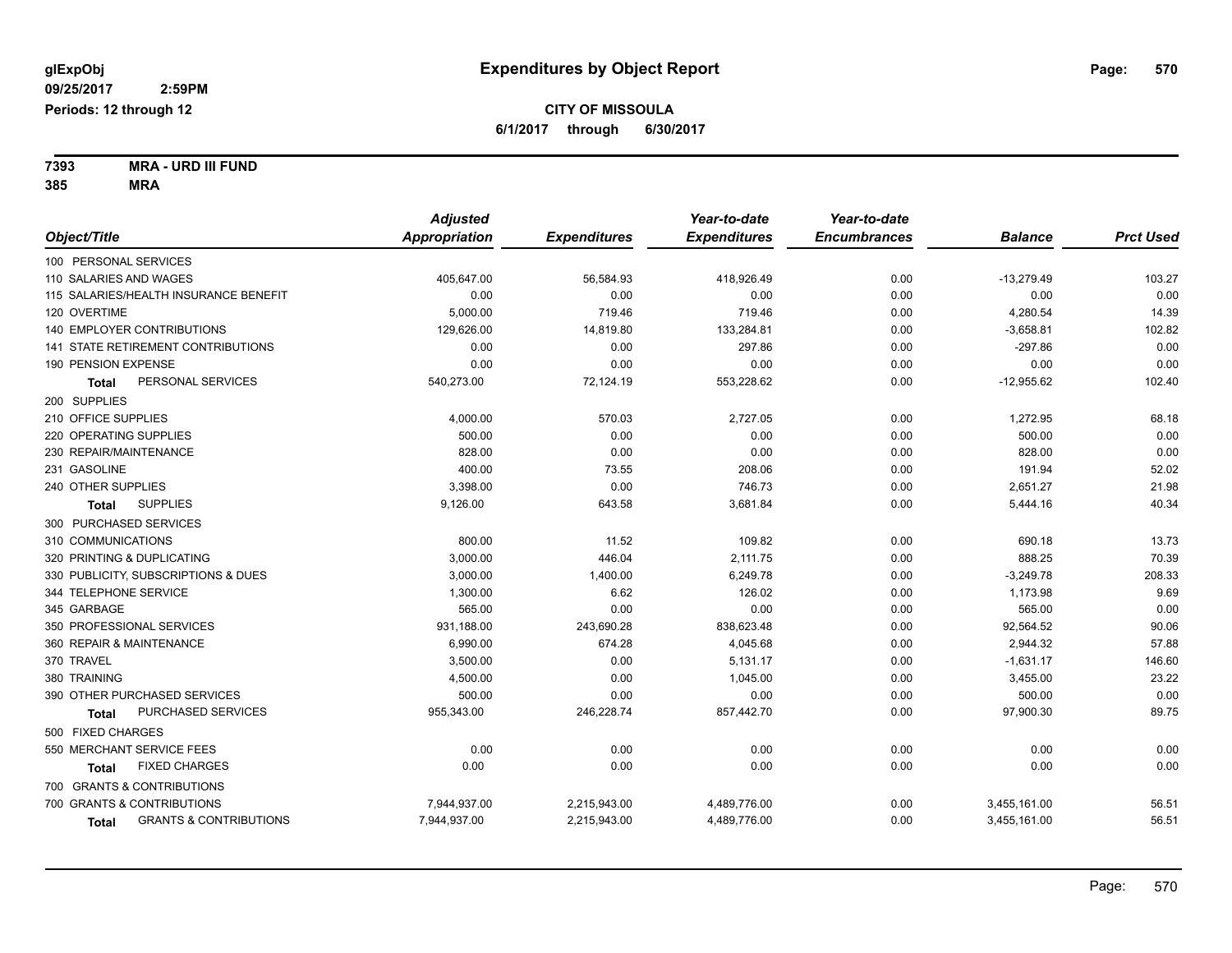glExpObj
09/25/2017 2:59PM
Periods: 12 through 12

# Expenditures by Object Report

**CITY OF MISSOULA**

**6/1/2017 through 6/30/2017**

**7393 MRA - URD III FUND**
**385 MRA**

| Object/Title | Adjusted Appropriation | Expenditures | Year-to-date Expenditures | Year-to-date Encumbrances | Balance | Prct Used |
|---|---|---|---|---|---|---|
| 100 PERSONAL SERVICES | | | | | | |
| 110 SALARIES AND WAGES | 405,647.00 | 56,584.93 | 418,926.49 | 0.00 | -13,279.49 | 103.27 |
| 115 SALARIES/HEALTH INSURANCE BENEFIT | 0.00 | 0.00 | 0.00 | 0.00 | 0.00 | 0.00 |
| 120 OVERTIME | 5,000.00 | 719.46 | 719.46 | 0.00 | 4,280.54 | 14.39 |
| 140 EMPLOYER CONTRIBUTIONS | 129,626.00 | 14,819.80 | 133,284.81 | 0.00 | -3,658.81 | 102.82 |
| 141 STATE RETIREMENT CONTRIBUTIONS | 0.00 | 0.00 | 297.86 | 0.00 | -297.86 | 0.00 |
| 190 PENSION EXPENSE | 0.00 | 0.00 | 0.00 | 0.00 | 0.00 | 0.00 |
| **Total** PERSONAL SERVICES | 540,273.00 | 72,124.19 | 553,228.62 | 0.00 | -12,955.62 | 102.40 |
| 200 SUPPLIES | | | | | | |
| 210 OFFICE SUPPLIES | 4,000.00 | 570.03 | 2,727.05 | 0.00 | 1,272.95 | 68.18 |
| 220 OPERATING SUPPLIES | 500.00 | 0.00 | 0.00 | 0.00 | 500.00 | 0.00 |
| 230 REPAIR/MAINTENANCE | 828.00 | 0.00 | 0.00 | 0.00 | 828.00 | 0.00 |
| 231 GASOLINE | 400.00 | 73.55 | 208.06 | 0.00 | 191.94 | 52.02 |
| 240 OTHER SUPPLIES | 3,398.00 | 0.00 | 746.73 | 0.00 | 2,651.27 | 21.98 |
| **Total** SUPPLIES | 9,126.00 | 643.58 | 3,681.84 | 0.00 | 5,444.16 | 40.34 |
| 300 PURCHASED SERVICES | | | | | | |
| 310 COMMUNICATIONS | 800.00 | 11.52 | 109.82 | 0.00 | 690.18 | 13.73 |
| 320 PRINTING & DUPLICATING | 3,000.00 | 446.04 | 2,111.75 | 0.00 | 888.25 | 70.39 |
| 330 PUBLICITY, SUBSCRIPTIONS & DUES | 3,000.00 | 1,400.00 | 6,249.78 | 0.00 | -3,249.78 | 208.33 |
| 344 TELEPHONE SERVICE | 1,300.00 | 6.62 | 126.02 | 0.00 | 1,173.98 | 9.69 |
| 345 GARBAGE | 565.00 | 0.00 | 0.00 | 0.00 | 565.00 | 0.00 |
| 350 PROFESSIONAL SERVICES | 931,188.00 | 243,690.28 | 838,623.48 | 0.00 | 92,564.52 | 90.06 |
| 360 REPAIR & MAINTENANCE | 6,990.00 | 674.28 | 4,045.68 | 0.00 | 2,944.32 | 57.88 |
| 370 TRAVEL | 3,500.00 | 0.00 | 5,131.17 | 0.00 | -1,631.17 | 146.60 |
| 380 TRAINING | 4,500.00 | 0.00 | 1,045.00 | 0.00 | 3,455.00 | 23.22 |
| 390 OTHER PURCHASED SERVICES | 500.00 | 0.00 | 0.00 | 0.00 | 500.00 | 0.00 |
| **Total** PURCHASED SERVICES | 955,343.00 | 246,228.74 | 857,442.70 | 0.00 | 97,900.30 | 89.75 |
| 500 FIXED CHARGES | | | | | | |
| 550 MERCHANT SERVICE FEES | 0.00 | 0.00 | 0.00 | 0.00 | 0.00 | 0.00 |
| **Total** FIXED CHARGES | 0.00 | 0.00 | 0.00 | 0.00 | 0.00 | 0.00 |
| 700 GRANTS & CONTRIBUTIONS | | | | | | |
| 700 GRANTS & CONTRIBUTIONS | 7,944,937.00 | 2,215,943.00 | 4,489,776.00 | 0.00 | 3,455,161.00 | 56.51 |
| **Total** GRANTS & CONTRIBUTIONS | 7,944,937.00 | 2,215,943.00 | 4,489,776.00 | 0.00 | 3,455,161.00 | 56.51 |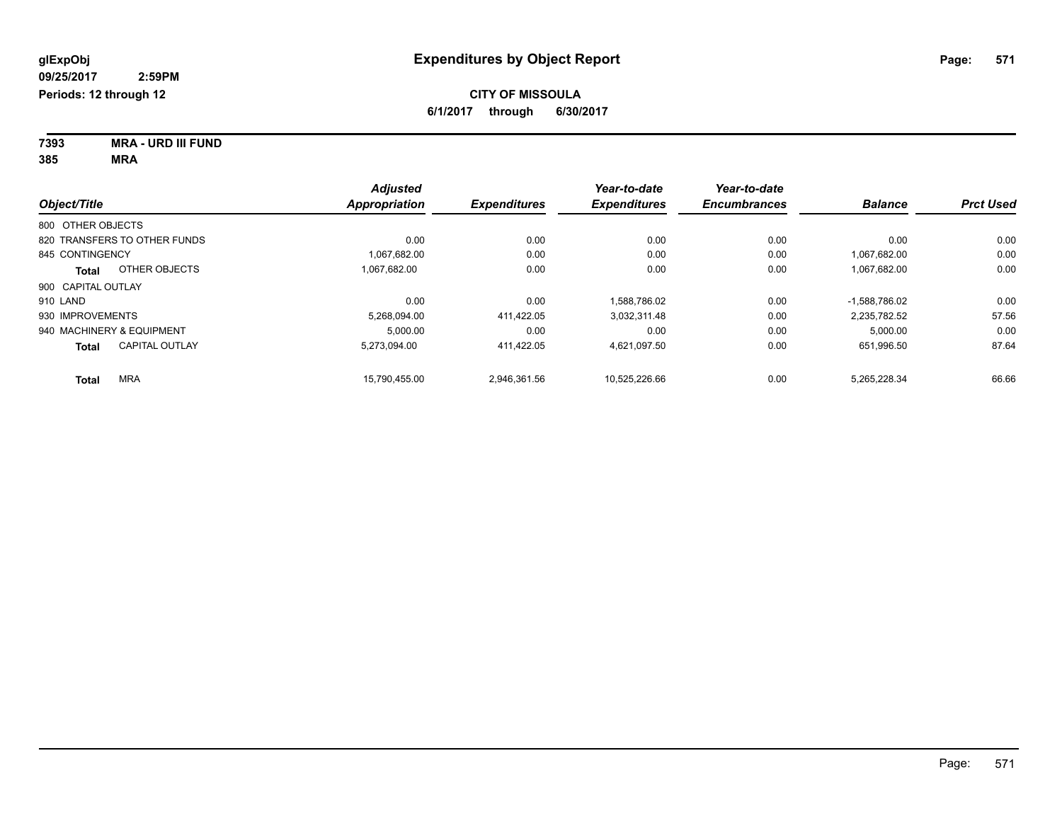glExpObj
09/25/2017 2:59PM
Periods: 12 through 12

# Expenditures by Object Report

**CITY OF MISSOULA**
**6/1/2017 through 6/30/2017**

**7393 MRA - URD III FUND**
**385 MRA**

| Object/Title | Adjusted Appropriation | Expenditures | Year-to-date Expenditures | Year-to-date Encumbrances | Balance | Prct Used |
|---|---|---|---|---|---|---|
| 800 OTHER OBJECTS | | | | | | |
| 820 TRANSFERS TO OTHER FUNDS | 0.00 | 0.00 | 0.00 | 0.00 | 0.00 | 0.00 |
| 845 CONTINGENCY | 1,067,682.00 | 0.00 | 0.00 | 0.00 | 1,067,682.00 | 0.00 |
| **Total** OTHER OBJECTS | 1,067,682.00 | 0.00 | 0.00 | 0.00 | 1,067,682.00 | 0.00 |
| 900 CAPITAL OUTLAY | | | | | | |
| 910 LAND | 0.00 | 0.00 | 1,588,786.02 | 0.00 | -1,588,786.02 | 0.00 |
| 930 IMPROVEMENTS | 5,268,094.00 | 411,422.05 | 3,032,311.48 | 0.00 | 2,235,782.52 | 57.56 |
| 940 MACHINERY & EQUIPMENT | 5,000.00 | 0.00 | 0.00 | 0.00 | 5,000.00 | 0.00 |
| **Total** CAPITAL OUTLAY | 5,273,094.00 | 411,422.05 | 4,621,097.50 | 0.00 | 651,996.50 | 87.64 |
| **Total** MRA | 15,790,455.00 | 2,946,361.56 | 10,525,226.66 | 0.00 | 5,265,228.34 | 66.66 |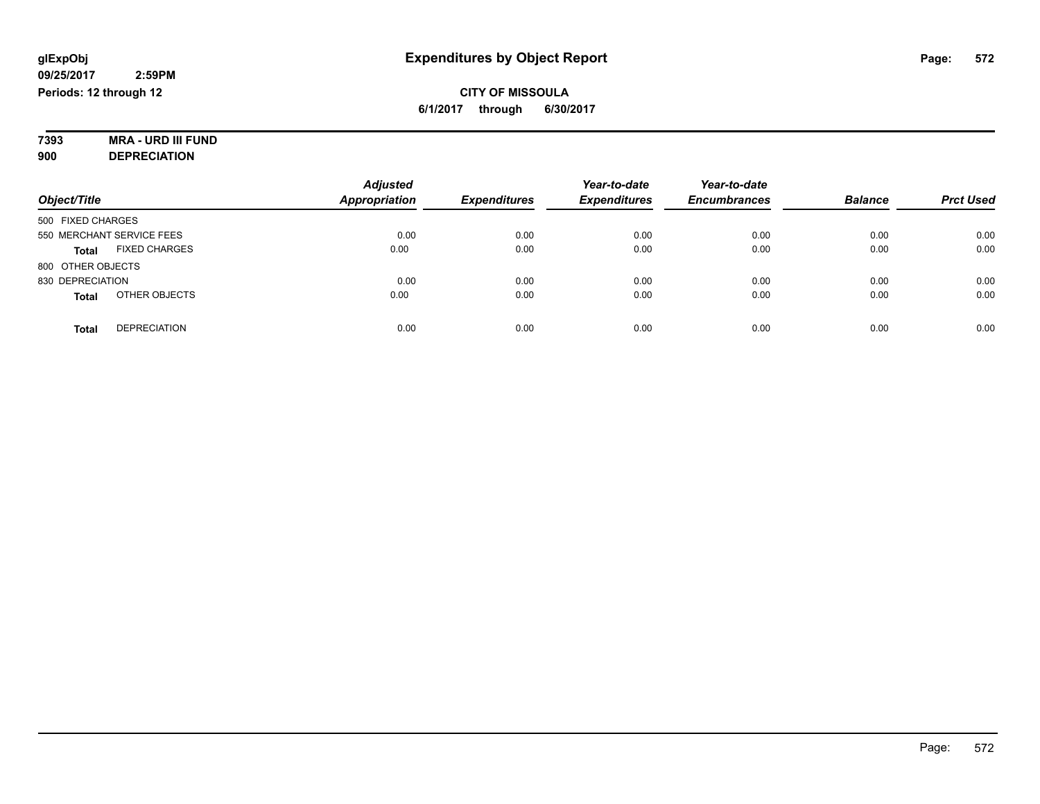**glExpObj** | **Expenditures by Object Report**

**09/25/2017 2:59PM**

**Periods: 12 through 12**

**CITY OF MISSOULA**

**6/1/2017 through 6/30/2017**

**7393 MRA - URD III FUND**

**900 DEPRECIATION**

| Object/Title | Adjusted Appropriation | Expenditures | Year-to-date Expenditures | Year-to-date Encumbrances | Balance | Prct Used |
|---|---|---|---|---|---|---|
| 500 FIXED CHARGES | | | | | | |
| 550 MERCHANT SERVICE FEES | 0.00 | 0.00 | 0.00 | 0.00 | 0.00 | 0.00 |
| **Total** FIXED CHARGES | 0.00 | 0.00 | 0.00 | 0.00 | 0.00 | 0.00 |
| 800 OTHER OBJECTS | | | | | | |
| 830 DEPRECIATION | 0.00 | 0.00 | 0.00 | 0.00 | 0.00 | 0.00 |
| **Total** OTHER OBJECTS | 0.00 | 0.00 | 0.00 | 0.00 | 0.00 | 0.00 |
| **Total** DEPRECIATION | 0.00 | 0.00 | 0.00 | 0.00 | 0.00 | 0.00 |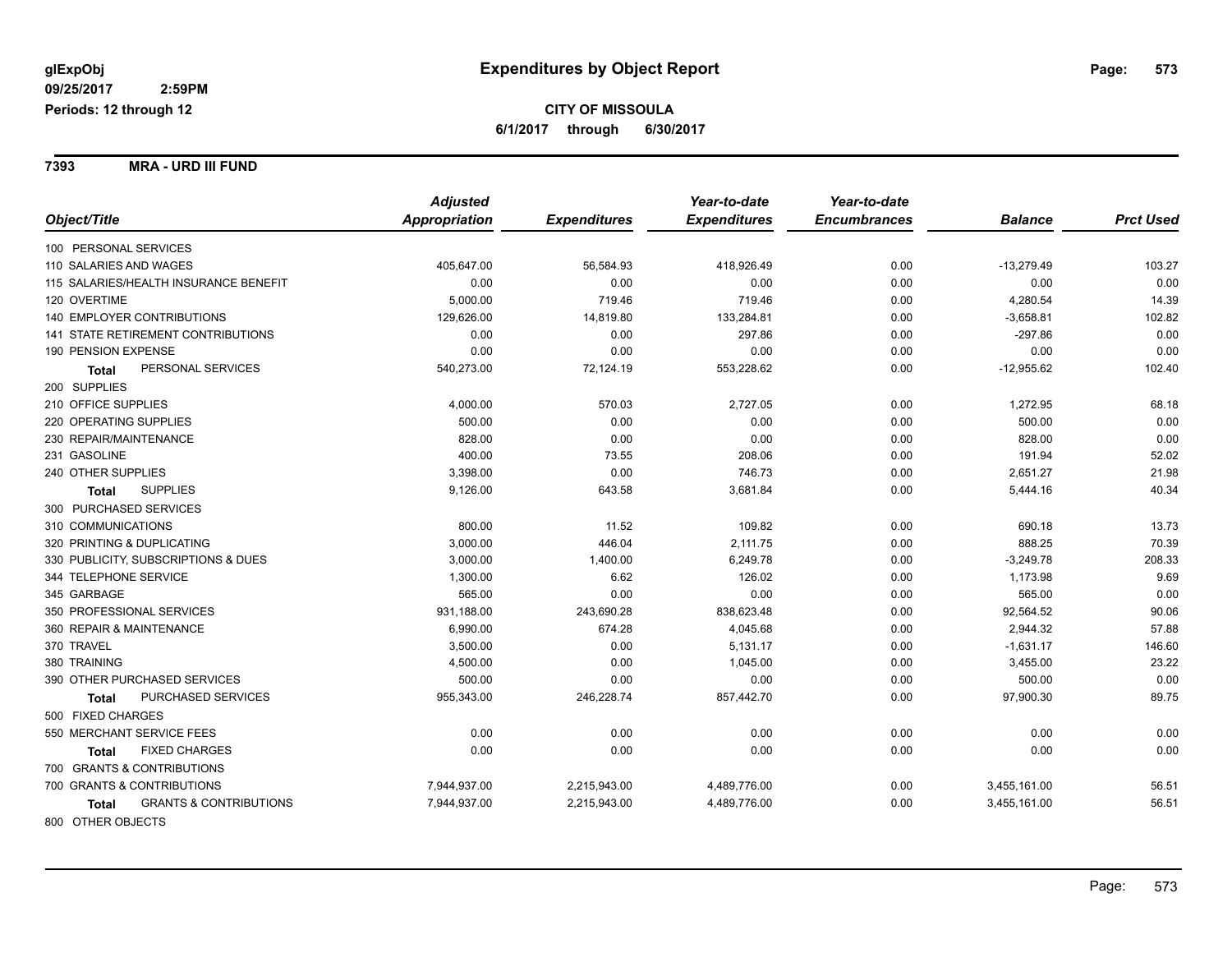**glExpObj**
**09/25/2017 2:59PM**
**Periods: 12 through 12**

# Expenditures by Object Report

**CITY OF MISSOULA**
**6/1/2017 through 6/30/2017**

## 7393 MRA - URD III FUND

| Object/Title | Adjusted Appropriation | Expenditures | Year-to-date Expenditures | Year-to-date Encumbrances | Balance | Prct Used |
|---|---|---|---|---|---|---|
| 100 PERSONAL SERVICES | | | | | | |
| 110 SALARIES AND WAGES | 405,647.00 | 56,584.93 | 418,926.49 | 0.00 | -13,279.49 | 103.27 |
| 115 SALARIES/HEALTH INSURANCE BENEFIT | 0.00 | 0.00 | 0.00 | 0.00 | 0.00 | 0.00 |
| 120 OVERTIME | 5,000.00 | 719.46 | 719.46 | 0.00 | 4,280.54 | 14.39 |
| 140 EMPLOYER CONTRIBUTIONS | 129,626.00 | 14,819.80 | 133,284.81 | 0.00 | -3,658.81 | 102.82 |
| 141 STATE RETIREMENT CONTRIBUTIONS | 0.00 | 0.00 | 297.86 | 0.00 | -297.86 | 0.00 |
| 190 PENSION EXPENSE | 0.00 | 0.00 | 0.00 | 0.00 | 0.00 | 0.00 |
| **Total** PERSONAL SERVICES | 540,273.00 | 72,124.19 | 553,228.62 | 0.00 | -12,955.62 | 102.40 |
| 200 SUPPLIES | | | | | | |
| 210 OFFICE SUPPLIES | 4,000.00 | 570.03 | 2,727.05 | 0.00 | 1,272.95 | 68.18 |
| 220 OPERATING SUPPLIES | 500.00 | 0.00 | 0.00 | 0.00 | 500.00 | 0.00 |
| 230 REPAIR/MAINTENANCE | 828.00 | 0.00 | 0.00 | 0.00 | 828.00 | 0.00 |
| 231 GASOLINE | 400.00 | 73.55 | 208.06 | 0.00 | 191.94 | 52.02 |
| 240 OTHER SUPPLIES | 3,398.00 | 0.00 | 746.73 | 0.00 | 2,651.27 | 21.98 |
| **Total** SUPPLIES | 9,126.00 | 643.58 | 3,681.84 | 0.00 | 5,444.16 | 40.34 |
| 300 PURCHASED SERVICES | | | | | | |
| 310 COMMUNICATIONS | 800.00 | 11.52 | 109.82 | 0.00 | 690.18 | 13.73 |
| 320 PRINTING & DUPLICATING | 3,000.00 | 446.04 | 2,111.75 | 0.00 | 888.25 | 70.39 |
| 330 PUBLICITY, SUBSCRIPTIONS & DUES | 3,000.00 | 1,400.00 | 6,249.78 | 0.00 | -3,249.78 | 208.33 |
| 344 TELEPHONE SERVICE | 1,300.00 | 6.62 | 126.02 | 0.00 | 1,173.98 | 9.69 |
| 345 GARBAGE | 565.00 | 0.00 | 0.00 | 0.00 | 565.00 | 0.00 |
| 350 PROFESSIONAL SERVICES | 931,188.00 | 243,690.28 | 838,623.48 | 0.00 | 92,564.52 | 90.06 |
| 360 REPAIR & MAINTENANCE | 6,990.00 | 674.28 | 4,045.68 | 0.00 | 2,944.32 | 57.88 |
| 370 TRAVEL | 3,500.00 | 0.00 | 5,131.17 | 0.00 | -1,631.17 | 146.60 |
| 380 TRAINING | 4,500.00 | 0.00 | 1,045.00 | 0.00 | 3,455.00 | 23.22 |
| 390 OTHER PURCHASED SERVICES | 500.00 | 0.00 | 0.00 | 0.00 | 500.00 | 0.00 |
| **Total** PURCHASED SERVICES | 955,343.00 | 246,228.74 | 857,442.70 | 0.00 | 97,900.30 | 89.75 |
| 500 FIXED CHARGES | | | | | | |
| 550 MERCHANT SERVICE FEES | 0.00 | 0.00 | 0.00 | 0.00 | 0.00 | 0.00 |
| **Total** FIXED CHARGES | 0.00 | 0.00 | 0.00 | 0.00 | 0.00 | 0.00 |
| 700 GRANTS & CONTRIBUTIONS | | | | | | |
| 700 GRANTS & CONTRIBUTIONS | 7,944,937.00 | 2,215,943.00 | 4,489,776.00 | 0.00 | 3,455,161.00 | 56.51 |
| **Total** GRANTS & CONTRIBUTIONS | 7,944,937.00 | 2,215,943.00 | 4,489,776.00 | 0.00 | 3,455,161.00 | 56.51 |
| 800 OTHER OBJECTS | | | | | | |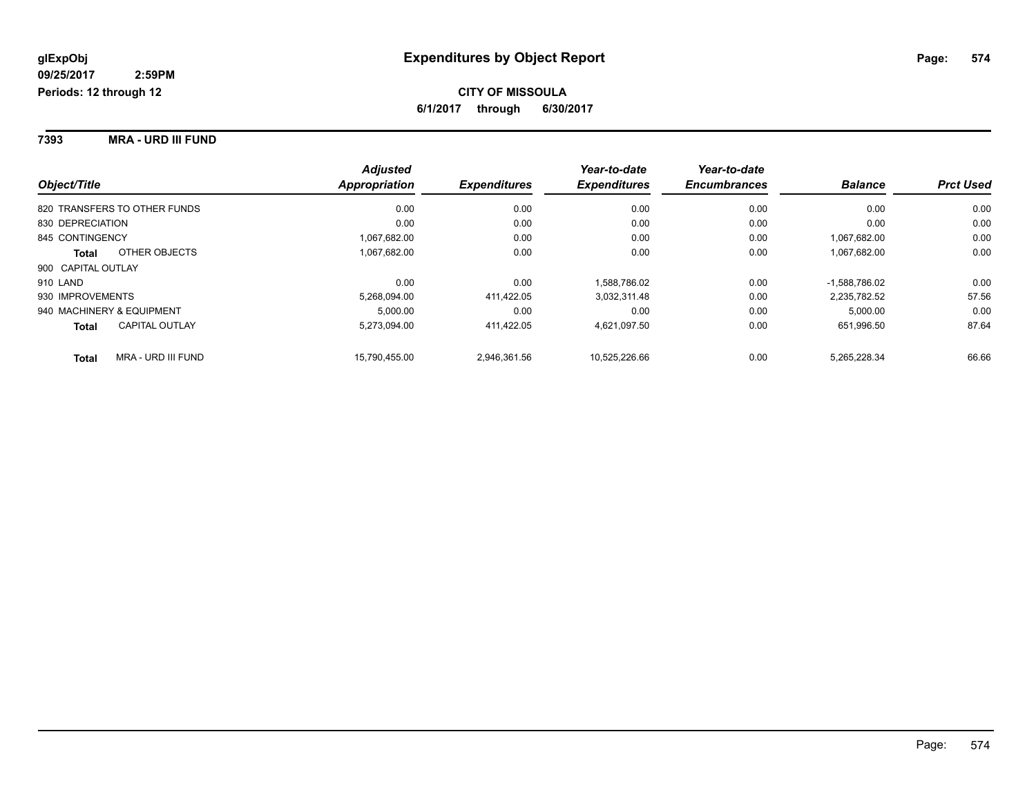**glExpObj**
**09/25/2017 2:59PM**
**Periods: 12 through 12**

# Expenditures by Object Report

**CITY OF MISSOULA**
**6/1/2017 through 6/30/2017**

## 7393 MRA - URD III FUND

| Object/Title | Adjusted Appropriation | Expenditures | Year-to-date Expenditures | Year-to-date Encumbrances | Balance | Prct Used |
|---|---|---|---|---|---|---|
| 820 TRANSFERS TO OTHER FUNDS | 0.00 | 0.00 | 0.00 | 0.00 | 0.00 | 0.00 |
| 830 DEPRECIATION | 0.00 | 0.00 | 0.00 | 0.00 | 0.00 | 0.00 |
| 845 CONTINGENCY | 1,067,682.00 | 0.00 | 0.00 | 0.00 | 1,067,682.00 | 0.00 |
| **Total** OTHER OBJECTS | 1,067,682.00 | 0.00 | 0.00 | 0.00 | 1,067,682.00 | 0.00 |
| 900 CAPITAL OUTLAY | | | | | | |
| 910 LAND | 0.00 | 0.00 | 1,588,786.02 | 0.00 | -1,588,786.02 | 0.00 |
| 930 IMPROVEMENTS | 5,268,094.00 | 411,422.05 | 3,032,311.48 | 0.00 | 2,235,782.52 | 57.56 |
| 940 MACHINERY & EQUIPMENT | 5,000.00 | 0.00 | 0.00 | 0.00 | 5,000.00 | 0.00 |
| **Total** CAPITAL OUTLAY | 5,273,094.00 | 411,422.05 | 4,621,097.50 | 0.00 | 651,996.50 | 87.64 |
| **Total** MRA - URD III FUND | 15,790,455.00 | 2,946,361.56 | 10,525,226.66 | 0.00 | 5,265,228.34 | 66.66 |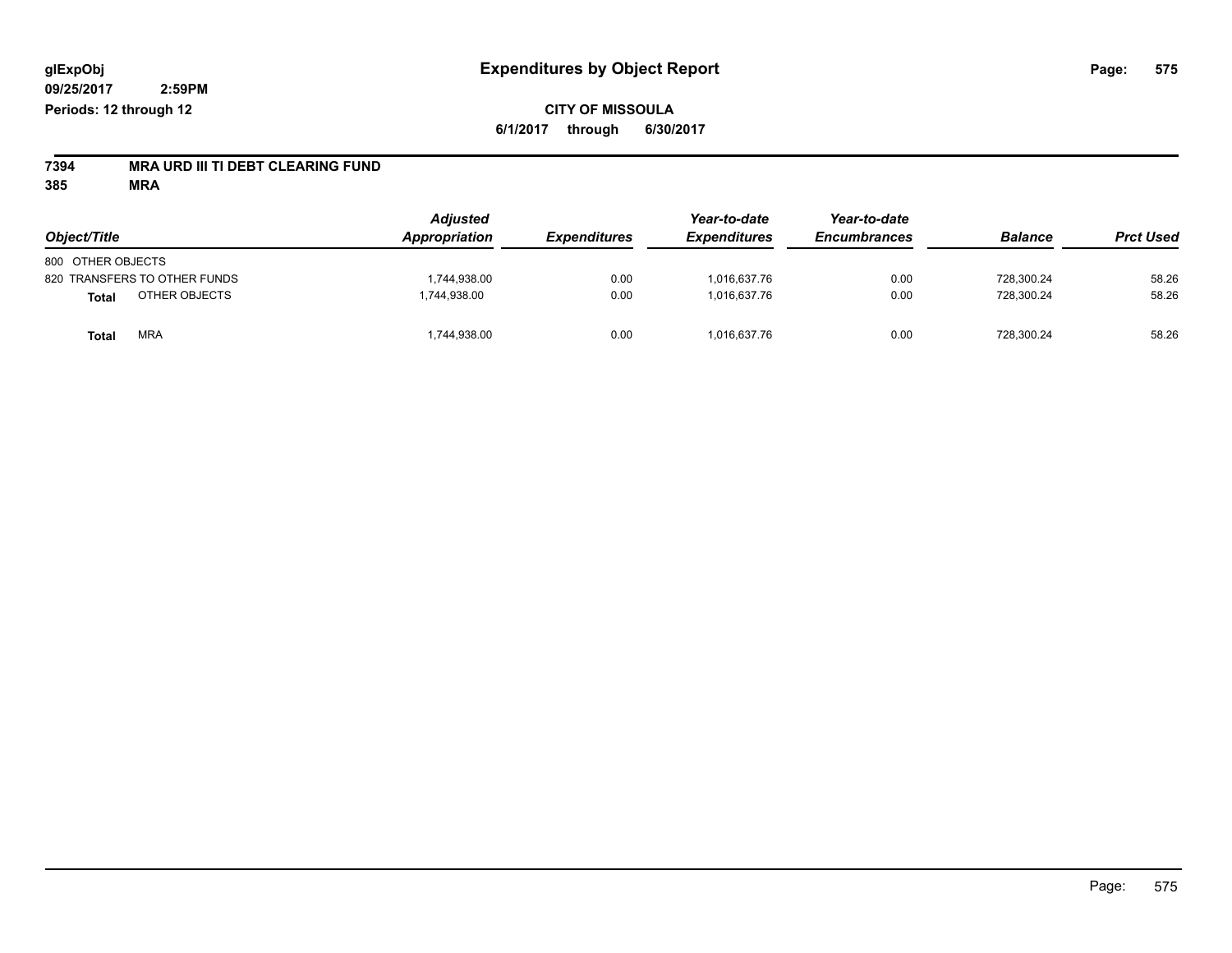glExpObj
09/25/2017 2:59PM
Periods: 12 through 12

# Expenditures by Object Report

**CITY OF MISSOULA**

**6/1/2017 through 6/30/2017**

**7394 MRA URD III TI DEBT CLEARING FUND**

**385 MRA**

| Object/Title | Adjusted Appropriation | Expenditures | Year-to-date Expenditures | Year-to-date Encumbrances | Balance | Prct Used |
|---|---|---|---|---|---|---|
| 800 OTHER OBJECTS | | | | | | |
| 820 TRANSFERS TO OTHER FUNDS | 1,744,938.00 | 0.00 | 1,016,637.76 | 0.00 | 728,300.24 | 58.26 |
| **Total** OTHER OBJECTS | 1,744,938.00 | 0.00 | 1,016,637.76 | 0.00 | 728,300.24 | 58.26 |
| **Total** MRA | 1,744,938.00 | 0.00 | 1,016,637.76 | 0.00 | 728,300.24 | 58.26 |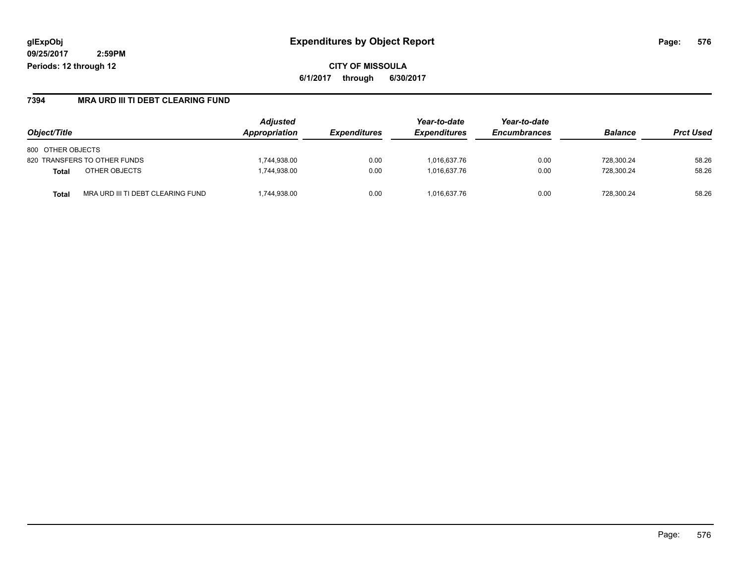# Expenditures by Object Report

glExpObj
09/25/2017 2:59PM
Periods: 12 through 12

**CITY OF MISSOULA**
**6/1/2017 through 6/30/2017**

## 7394 MRA URD III TI DEBT CLEARING FUND

| Object/Title | | Adjusted Appropriation | Expenditures | Year-to-date Expenditures | Year-to-date Encumbrances | Balance | Prct Used |
|---|---|---|---|---|---|---|---|
| 800 OTHER OBJECTS | | | | | | | |
| 820 TRANSFERS TO OTHER FUNDS | | 1,744,938.00 | 0.00 | 1,016,637.76 | 0.00 | 728,300.24 | 58.26 |
| **Total** | OTHER OBJECTS | 1,744,938.00 | 0.00 | 1,016,637.76 | 0.00 | 728,300.24 | 58.26 |
| **Total** | MRA URD III TI DEBT CLEARING FUND | 1,744,938.00 | 0.00 | 1,016,637.76 | 0.00 | 728,300.24 | 58.26 |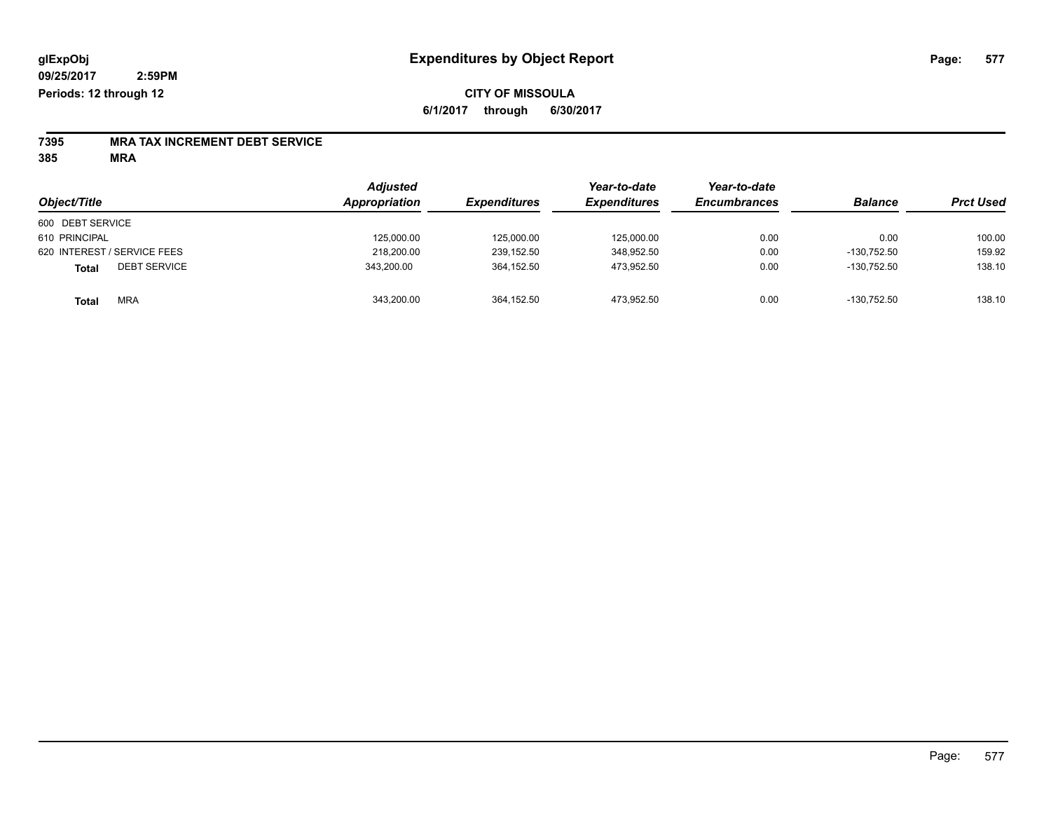**glExpObj**
**09/25/2017 2:59PM**
**Periods: 12 through 12**

# Expenditures by Object Report

**CITY OF MISSOULA**
**6/1/2017 through 6/30/2017**

**7395 MRA TAX INCREMENT DEBT SERVICE**
**385 MRA**

| Object/Title | Adjusted Appropriation | Expenditures | Year-to-date Expenditures | Year-to-date Encumbrances | Balance | Prct Used |
|---|---|---|---|---|---|---|
| 600 DEBT SERVICE | | | | | | |
| 610 PRINCIPAL | 125,000.00 | 125,000.00 | 125,000.00 | 0.00 | 0.00 | 100.00 |
| 620 INTEREST / SERVICE FEES | 218,200.00 | 239,152.50 | 348,952.50 | 0.00 | -130,752.50 | 159.92 |
| **Total** DEBT SERVICE | 343,200.00 | 364,152.50 | 473,952.50 | 0.00 | -130,752.50 | 138.10 |
| **Total** MRA | 343,200.00 | 364,152.50 | 473,952.50 | 0.00 | -130,752.50 | 138.10 |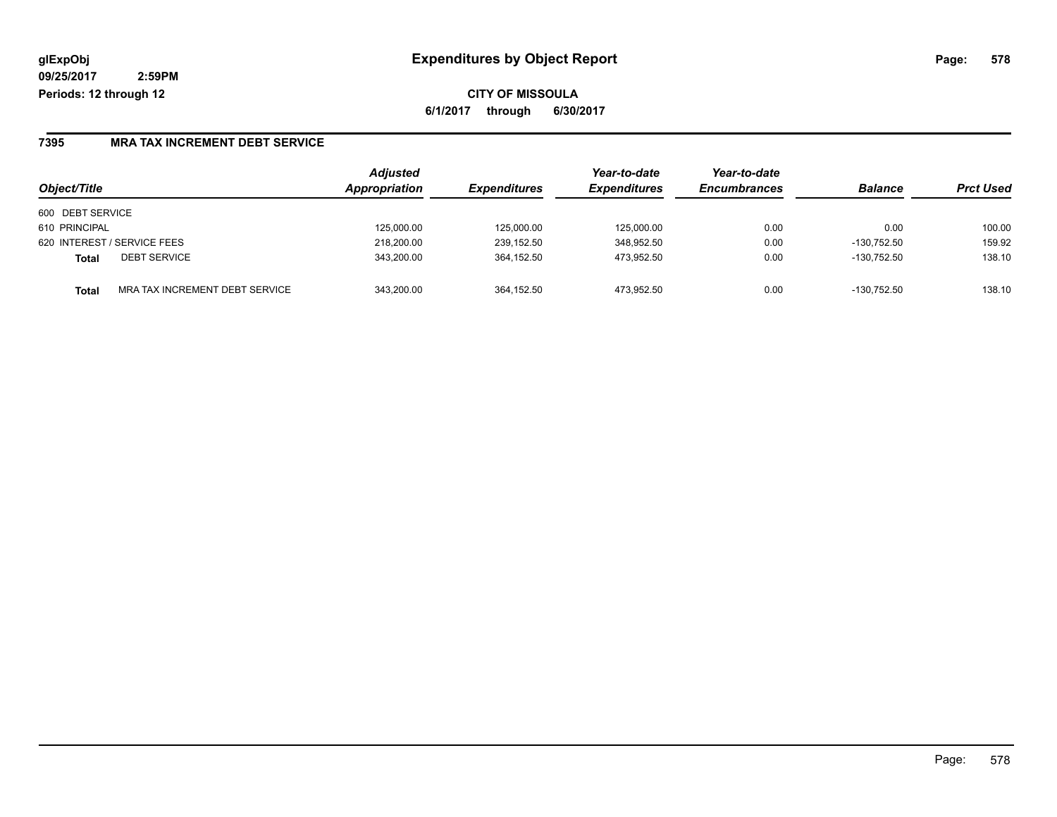**glExpObj**
**09/25/2017 2:59PM**
**Periods: 12 through 12**

# Expenditures by Object Report

**CITY OF MISSOULA**
**6/1/2017 through 6/30/2017**

## 7395 MRA TAX INCREMENT DEBT SERVICE

| Object/Title | | Adjusted Appropriation | Expenditures | Year-to-date Expenditures | Year-to-date Encumbrances | Balance | Prct Used |
|---|---|---|---|---|---|---|---|
| 600 DEBT SERVICE | | | | | | | |
| 610 PRINCIPAL | | 125,000.00 | 125,000.00 | 125,000.00 | 0.00 | 0.00 | 100.00 |
| 620 INTEREST / SERVICE FEES | | 218,200.00 | 239,152.50 | 348,952.50 | 0.00 | -130,752.50 | 159.92 |
| **Total** | DEBT SERVICE | 343,200.00 | 364,152.50 | 473,952.50 | 0.00 | -130,752.50 | 138.10 |
| **Total** | MRA TAX INCREMENT DEBT SERVICE | 343,200.00 | 364,152.50 | 473,952.50 | 0.00 | -130,752.50 | 138.10 |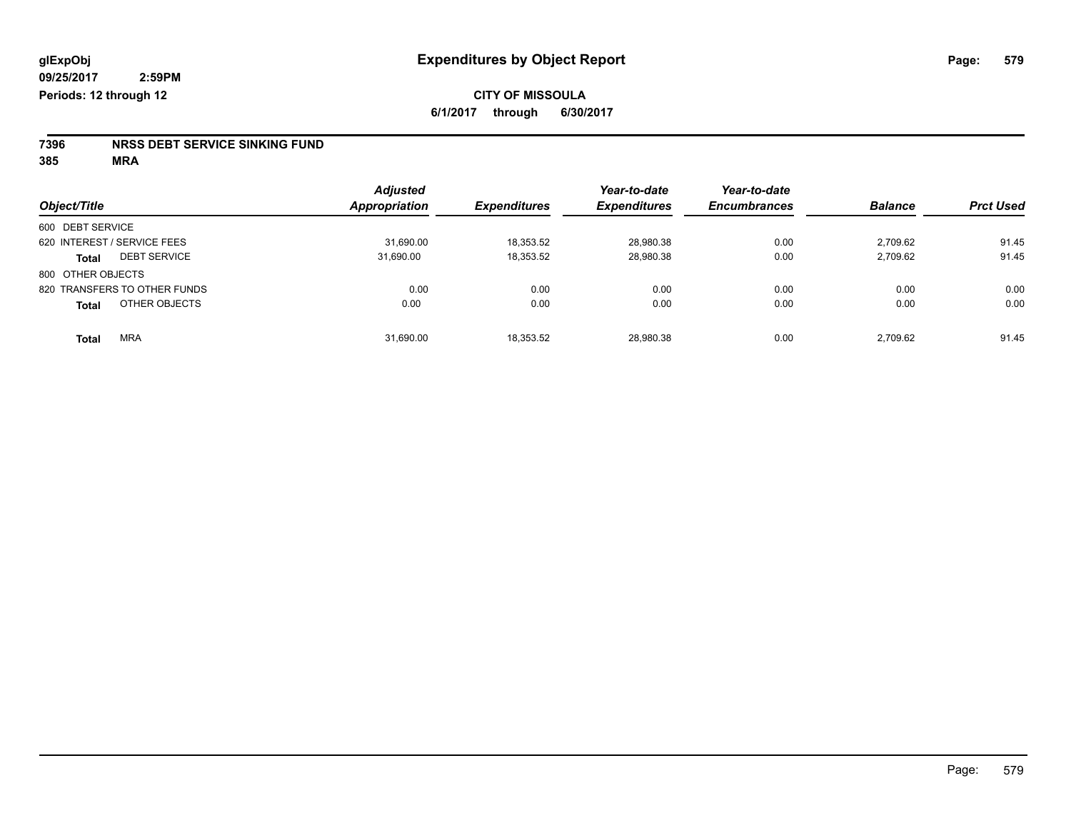glExpObj
09/25/2017 2:59PM
Periods: 12 through 12

# Expenditures by Object Report

**CITY OF MISSOULA**
**6/1/2017 through 6/30/2017**

**7396 NRSS DEBT SERVICE SINKING FUND**
**385 MRA**

| Object/Title | Adjusted Appropriation | Expenditures | Year-to-date Expenditures | Year-to-date Encumbrances | Balance | Prct Used |
|---|---|---|---|---|---|---|
| 600 DEBT SERVICE | | | | | | |
| 620 INTEREST / SERVICE FEES | 31,690.00 | 18,353.52 | 28,980.38 | 0.00 | 2,709.62 | 91.45 |
| **Total** DEBT SERVICE | 31,690.00 | 18,353.52 | 28,980.38 | 0.00 | 2,709.62 | 91.45 |
| 800 OTHER OBJECTS | | | | | | |
| 820 TRANSFERS TO OTHER FUNDS | 0.00 | 0.00 | 0.00 | 0.00 | 0.00 | 0.00 |
| **Total** OTHER OBJECTS | 0.00 | 0.00 | 0.00 | 0.00 | 0.00 | 0.00 |
| **Total** MRA | 31,690.00 | 18,353.52 | 28,980.38 | 0.00 | 2,709.62 | 91.45 |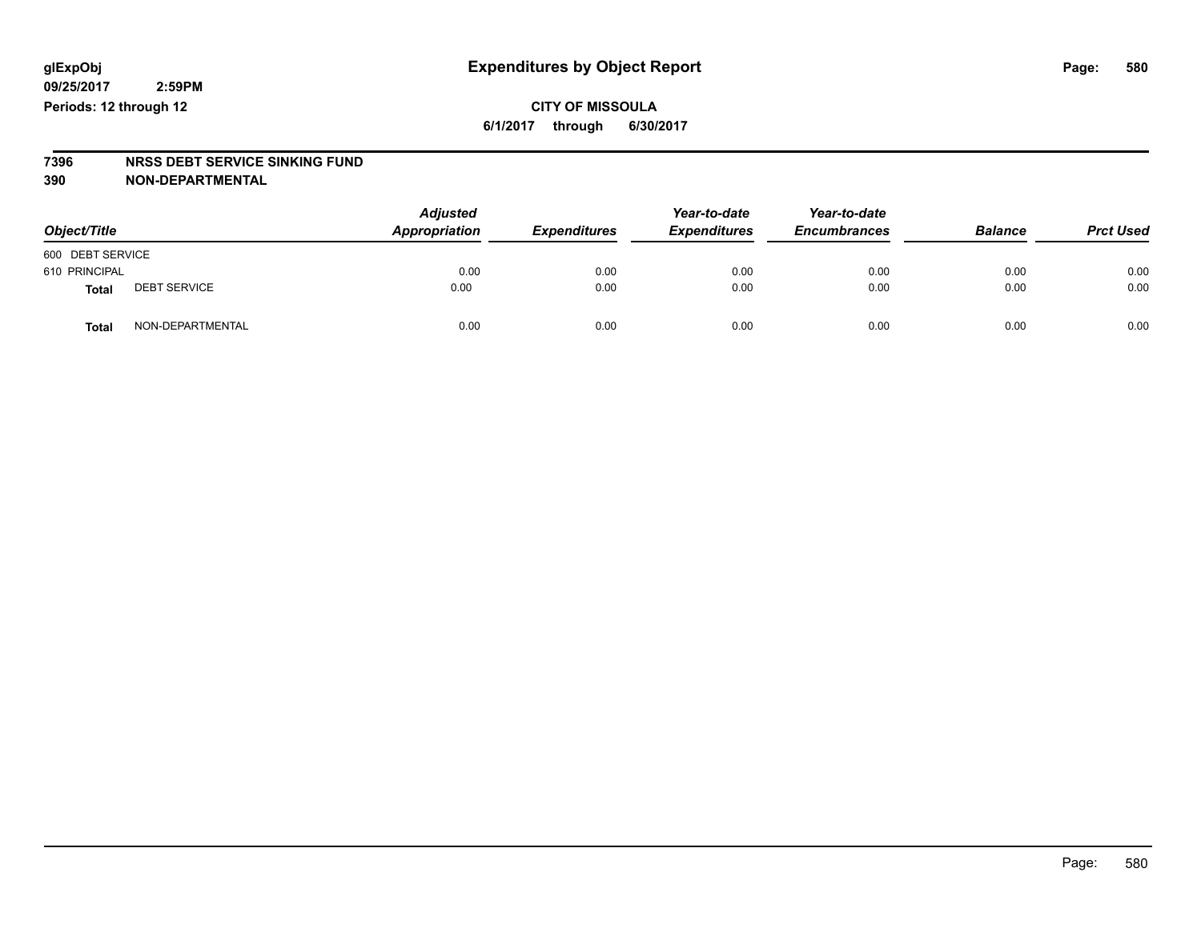# Expenditures by Object Report

glExpObj
09/25/2017 2:59PM
Periods: 12 through 12

CITY OF MISSOULA
6/1/2017 through 6/30/2017

**7396 NRSS DEBT SERVICE SINKING FUND**
**390 NON-DEPARTMENTAL**

| Object/Title | | *Adjusted Appropriation* | *Expenditures* | *Year-to-date Expenditures* | *Year-to-date Encumbrances* | *Balance* | *Prct Used* |
|---|---|---|---|---|---|---|---|
| 600 DEBT SERVICE | | | | | | | |
| 610 PRINCIPAL | | 0.00 | 0.00 | 0.00 | 0.00 | 0.00 | 0.00 |
| **Total** | DEBT SERVICE | 0.00 | 0.00 | 0.00 | 0.00 | 0.00 | 0.00 |
| **Total** | NON-DEPARTMENTAL | 0.00 | 0.00 | 0.00 | 0.00 | 0.00 | 0.00 |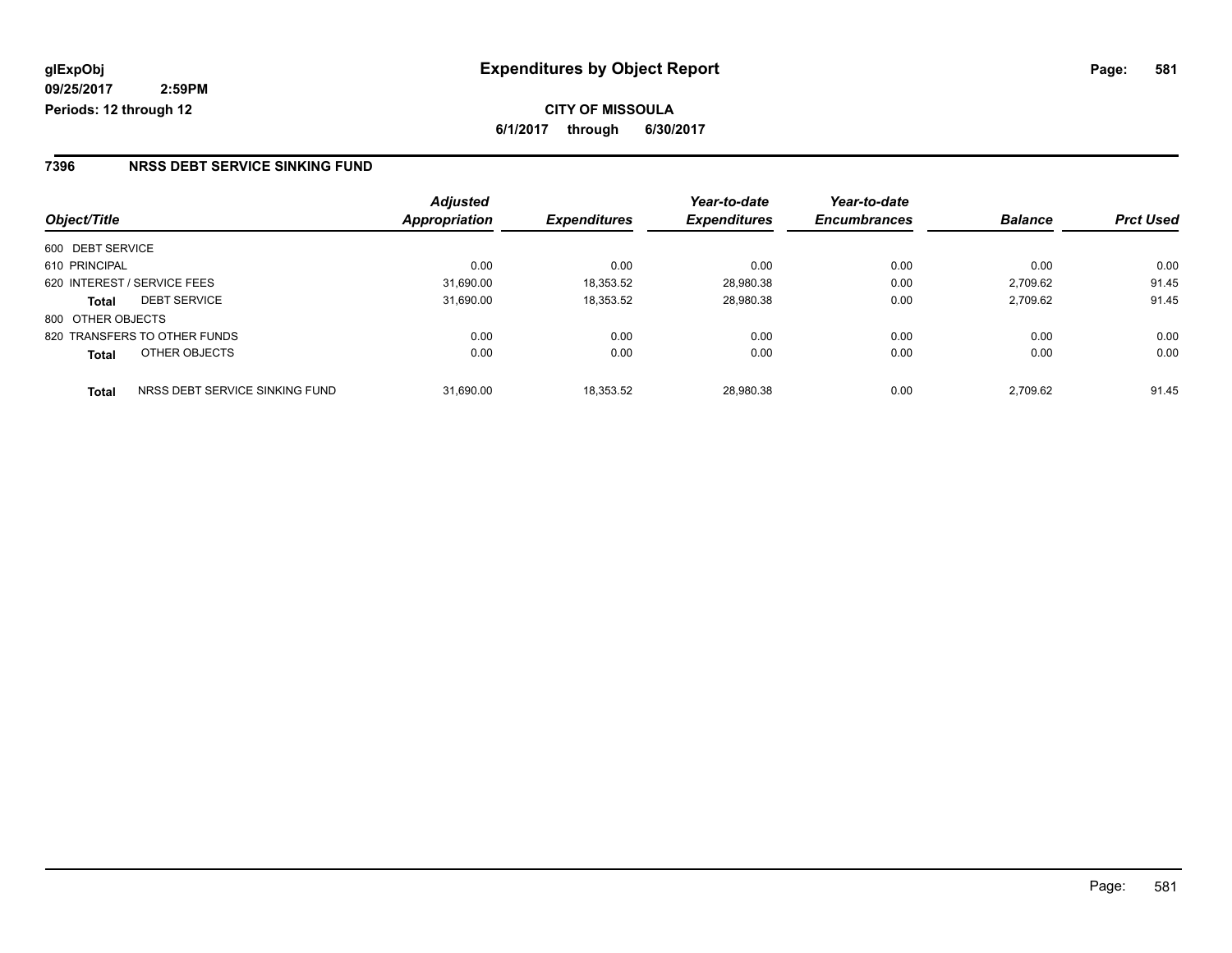**glExpObj**
**09/25/2017 2:59PM**
**Periods: 12 through 12**

## Expenditures by Object Report

**CITY OF MISSOULA**
**6/1/2017 through 6/30/2017**

### 7396 NRSS DEBT SERVICE SINKING FUND

| Object/Title | Adjusted Appropriation | Expenditures | Year-to-date Expenditures | Year-to-date Encumbrances | Balance | Prct Used |
|---|---|---|---|---|---|---|
| 600 DEBT SERVICE | | | | | | |
| 610 PRINCIPAL | 0.00 | 0.00 | 0.00 | 0.00 | 0.00 | 0.00 |
| 620 INTEREST / SERVICE FEES | 31,690.00 | 18,353.52 | 28,980.38 | 0.00 | 2,709.62 | 91.45 |
| **Total** DEBT SERVICE | 31,690.00 | 18,353.52 | 28,980.38 | 0.00 | 2,709.62 | 91.45 |
| 800 OTHER OBJECTS | | | | | | |
| 820 TRANSFERS TO OTHER FUNDS | 0.00 | 0.00 | 0.00 | 0.00 | 0.00 | 0.00 |
| **Total** OTHER OBJECTS | 0.00 | 0.00 | 0.00 | 0.00 | 0.00 | 0.00 |
| **Total** NRSS DEBT SERVICE SINKING FUND | 31,690.00 | 18,353.52 | 28,980.38 | 0.00 | 2,709.62 | 91.45 |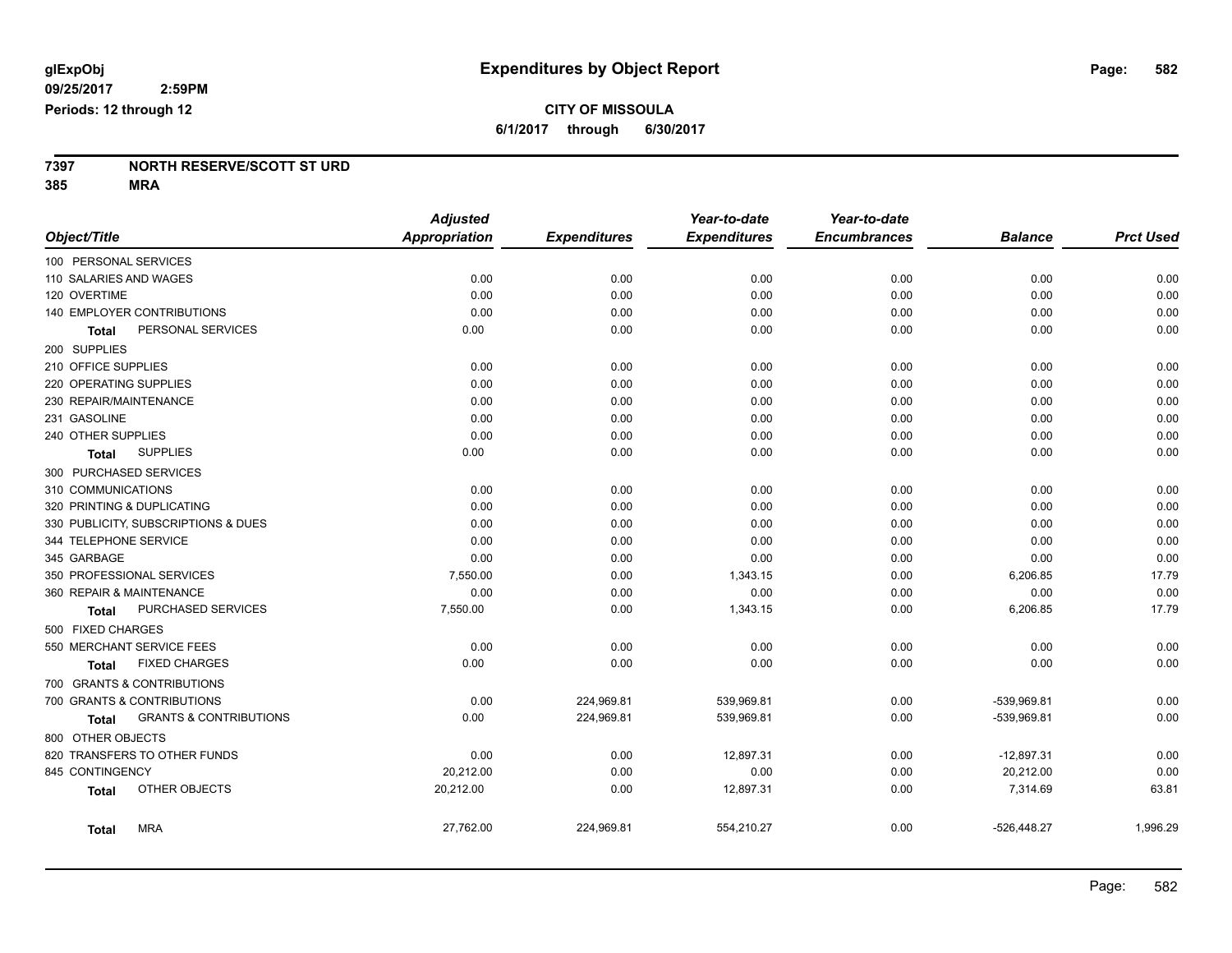**glExpObj**
**09/25/2017 2:59PM**
**Periods: 12 through 12**

# Expenditures by Object Report

**CITY OF MISSOULA**
**6/1/2017 through 6/30/2017**

**7397 NORTH RESERVE/SCOTT ST URD**
**385 MRA**

| Object/Title | Adjusted Appropriation | Expenditures | Year-to-date Expenditures | Year-to-date Encumbrances | Balance | Prct Used |
|---|---|---|---|---|---|---|
| 100 PERSONAL SERVICES | | | | | | |
| 110 SALARIES AND WAGES | 0.00 | 0.00 | 0.00 | 0.00 | 0.00 | 0.00 |
| 120 OVERTIME | 0.00 | 0.00 | 0.00 | 0.00 | 0.00 | 0.00 |
| 140 EMPLOYER CONTRIBUTIONS | 0.00 | 0.00 | 0.00 | 0.00 | 0.00 | 0.00 |
| **Total** PERSONAL SERVICES | 0.00 | 0.00 | 0.00 | 0.00 | 0.00 | 0.00 |
| 200 SUPPLIES | | | | | | |
| 210 OFFICE SUPPLIES | 0.00 | 0.00 | 0.00 | 0.00 | 0.00 | 0.00 |
| 220 OPERATING SUPPLIES | 0.00 | 0.00 | 0.00 | 0.00 | 0.00 | 0.00 |
| 230 REPAIR/MAINTENANCE | 0.00 | 0.00 | 0.00 | 0.00 | 0.00 | 0.00 |
| 231 GASOLINE | 0.00 | 0.00 | 0.00 | 0.00 | 0.00 | 0.00 |
| 240 OTHER SUPPLIES | 0.00 | 0.00 | 0.00 | 0.00 | 0.00 | 0.00 |
| **Total** SUPPLIES | 0.00 | 0.00 | 0.00 | 0.00 | 0.00 | 0.00 |
| 300 PURCHASED SERVICES | | | | | | |
| 310 COMMUNICATIONS | 0.00 | 0.00 | 0.00 | 0.00 | 0.00 | 0.00 |
| 320 PRINTING & DUPLICATING | 0.00 | 0.00 | 0.00 | 0.00 | 0.00 | 0.00 |
| 330 PUBLICITY, SUBSCRIPTIONS & DUES | 0.00 | 0.00 | 0.00 | 0.00 | 0.00 | 0.00 |
| 344 TELEPHONE SERVICE | 0.00 | 0.00 | 0.00 | 0.00 | 0.00 | 0.00 |
| 345 GARBAGE | 0.00 | 0.00 | 0.00 | 0.00 | 0.00 | 0.00 |
| 350 PROFESSIONAL SERVICES | 7,550.00 | 0.00 | 1,343.15 | 0.00 | 6,206.85 | 17.79 |
| 360 REPAIR & MAINTENANCE | 0.00 | 0.00 | 0.00 | 0.00 | 0.00 | 0.00 |
| **Total** PURCHASED SERVICES | 7,550.00 | 0.00 | 1,343.15 | 0.00 | 6,206.85 | 17.79 |
| 500 FIXED CHARGES | | | | | | |
| 550 MERCHANT SERVICE FEES | 0.00 | 0.00 | 0.00 | 0.00 | 0.00 | 0.00 |
| **Total** FIXED CHARGES | 0.00 | 0.00 | 0.00 | 0.00 | 0.00 | 0.00 |
| 700 GRANTS & CONTRIBUTIONS | | | | | | |
| 700 GRANTS & CONTRIBUTIONS | 0.00 | 224,969.81 | 539,969.81 | 0.00 | -539,969.81 | 0.00 |
| **Total** GRANTS & CONTRIBUTIONS | 0.00 | 224,969.81 | 539,969.81 | 0.00 | -539,969.81 | 0.00 |
| 800 OTHER OBJECTS | | | | | | |
| 820 TRANSFERS TO OTHER FUNDS | 0.00 | 0.00 | 12,897.31 | 0.00 | -12,897.31 | 0.00 |
| 845 CONTINGENCY | 20,212.00 | 0.00 | 0.00 | 0.00 | 20,212.00 | 0.00 |
| **Total** OTHER OBJECTS | 20,212.00 | 0.00 | 12,897.31 | 0.00 | 7,314.69 | 63.81 |
| **Total** MRA | 27,762.00 | 224,969.81 | 554,210.27 | 0.00 | -526,448.27 | 1,996.29 |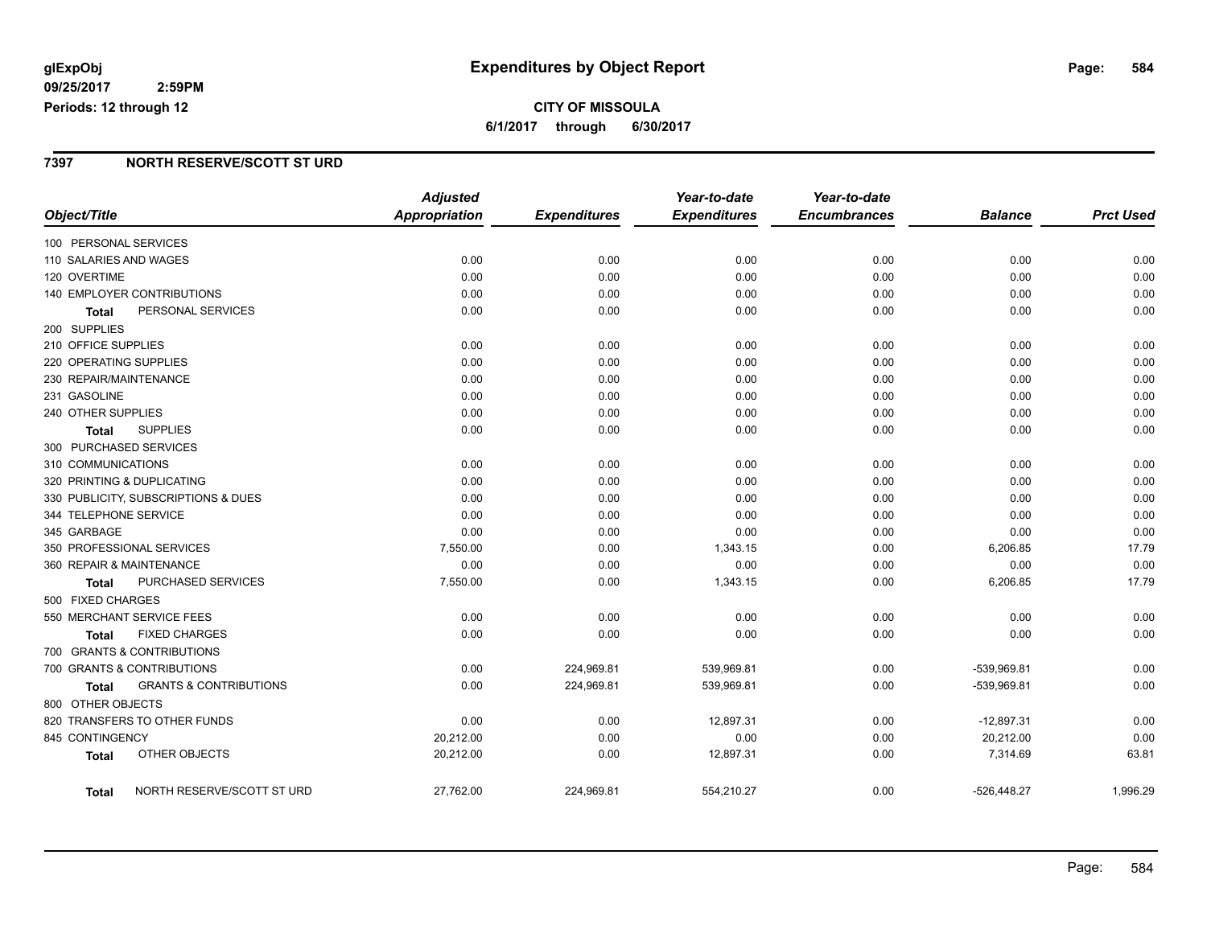**glExpObj** 
**09/25/2017 2:59PM** 
**Periods: 12 through 12**

# Expenditures by Object Report

**CITY OF MISSOULA**
**6/1/2017 through 6/30/2017**

## 7397 NORTH RESERVE/SCOTT ST URD

| Object/Title | Adjusted Appropriation | Expenditures | Year-to-date Expenditures | Year-to-date Encumbrances | Balance | Prct Used |
|---|---|---|---|---|---|---|
| 100 PERSONAL SERVICES | | | | | | |
| 110 SALARIES AND WAGES | 0.00 | 0.00 | 0.00 | 0.00 | 0.00 | 0.00 |
| 120 OVERTIME | 0.00 | 0.00 | 0.00 | 0.00 | 0.00 | 0.00 |
| 140 EMPLOYER CONTRIBUTIONS | 0.00 | 0.00 | 0.00 | 0.00 | 0.00 | 0.00 |
| **Total** PERSONAL SERVICES | 0.00 | 0.00 | 0.00 | 0.00 | 0.00 | 0.00 |
| 200 SUPPLIES | | | | | | |
| 210 OFFICE SUPPLIES | 0.00 | 0.00 | 0.00 | 0.00 | 0.00 | 0.00 |
| 220 OPERATING SUPPLIES | 0.00 | 0.00 | 0.00 | 0.00 | 0.00 | 0.00 |
| 230 REPAIR/MAINTENANCE | 0.00 | 0.00 | 0.00 | 0.00 | 0.00 | 0.00 |
| 231 GASOLINE | 0.00 | 0.00 | 0.00 | 0.00 | 0.00 | 0.00 |
| 240 OTHER SUPPLIES | 0.00 | 0.00 | 0.00 | 0.00 | 0.00 | 0.00 |
| **Total** SUPPLIES | 0.00 | 0.00 | 0.00 | 0.00 | 0.00 | 0.00 |
| 300 PURCHASED SERVICES | | | | | | |
| 310 COMMUNICATIONS | 0.00 | 0.00 | 0.00 | 0.00 | 0.00 | 0.00 |
| 320 PRINTING & DUPLICATING | 0.00 | 0.00 | 0.00 | 0.00 | 0.00 | 0.00 |
| 330 PUBLICITY, SUBSCRIPTIONS & DUES | 0.00 | 0.00 | 0.00 | 0.00 | 0.00 | 0.00 |
| 344 TELEPHONE SERVICE | 0.00 | 0.00 | 0.00 | 0.00 | 0.00 | 0.00 |
| 345 GARBAGE | 0.00 | 0.00 | 0.00 | 0.00 | 0.00 | 0.00 |
| 350 PROFESSIONAL SERVICES | 7,550.00 | 0.00 | 1,343.15 | 0.00 | 6,206.85 | 17.79 |
| 360 REPAIR & MAINTENANCE | 0.00 | 0.00 | 0.00 | 0.00 | 0.00 | 0.00 |
| **Total** PURCHASED SERVICES | 7,550.00 | 0.00 | 1,343.15 | 0.00 | 6,206.85 | 17.79 |
| 500 FIXED CHARGES | | | | | | |
| 550 MERCHANT SERVICE FEES | 0.00 | 0.00 | 0.00 | 0.00 | 0.00 | 0.00 |
| **Total** FIXED CHARGES | 0.00 | 0.00 | 0.00 | 0.00 | 0.00 | 0.00 |
| 700 GRANTS & CONTRIBUTIONS | | | | | | |
| 700 GRANTS & CONTRIBUTIONS | 0.00 | 224,969.81 | 539,969.81 | 0.00 | -539,969.81 | 0.00 |
| **Total** GRANTS & CONTRIBUTIONS | 0.00 | 224,969.81 | 539,969.81 | 0.00 | -539,969.81 | 0.00 |
| 800 OTHER OBJECTS | | | | | | |
| 820 TRANSFERS TO OTHER FUNDS | 0.00 | 0.00 | 12,897.31 | 0.00 | -12,897.31 | 0.00 |
| 845 CONTINGENCY | 20,212.00 | 0.00 | 0.00 | 0.00 | 20,212.00 | 0.00 |
| **Total** OTHER OBJECTS | 20,212.00 | 0.00 | 12,897.31 | 0.00 | 7,314.69 | 63.81 |
| **Total** NORTH RESERVE/SCOTT ST URD | 27,762.00 | 224,969.81 | 554,210.27 | 0.00 | -526,448.27 | 1,996.29 |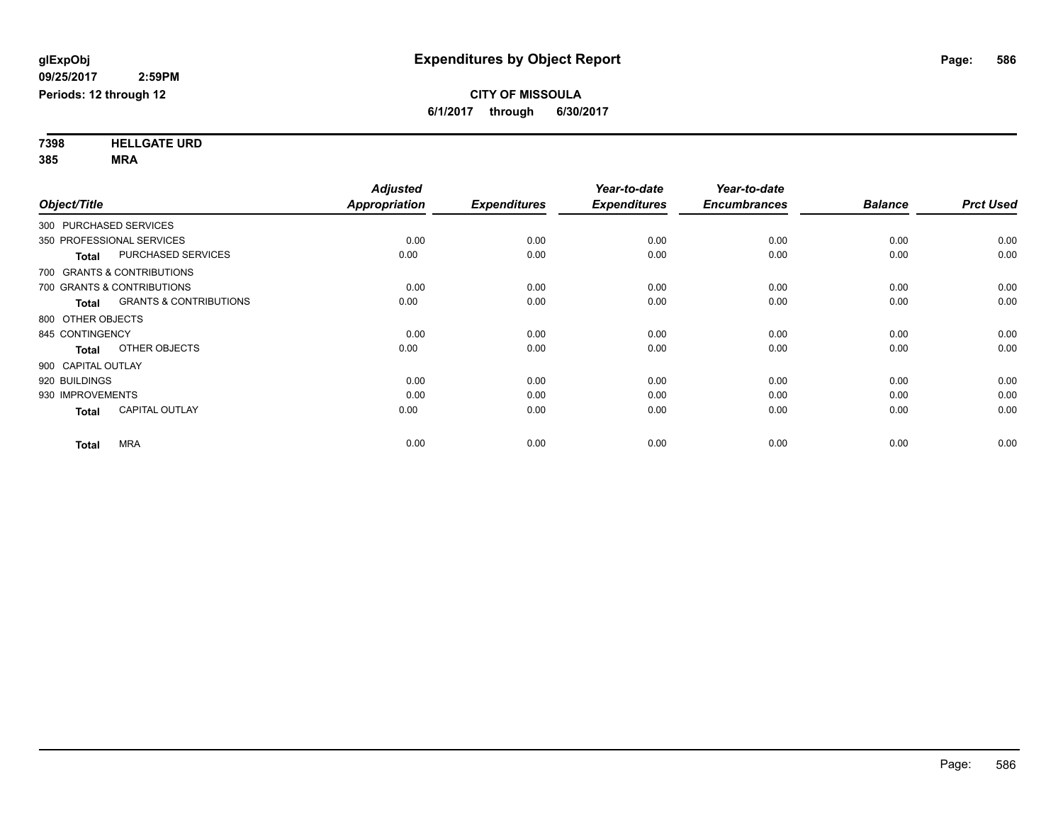glExpObj
09/25/2017 2:59PM
Periods: 12 through 12

# Expenditures by Object Report

**CITY OF MISSOULA**
**6/1/2017 through 6/30/2017**

**7398 HELLGATE URD**
**385 MRA**

| Object/Title | | Adjusted Appropriation | Expenditures | Year-to-date Expenditures | Year-to-date Encumbrances | Balance | Prct Used |
|---|---|---|---|---|---|---|---|
| 300 PURCHASED SERVICES | | | | | | | |
| 350 PROFESSIONAL SERVICES | | 0.00 | 0.00 | 0.00 | 0.00 | 0.00 | 0.00 |
| **Total** | PURCHASED SERVICES | 0.00 | 0.00 | 0.00 | 0.00 | 0.00 | 0.00 |
| 700 GRANTS & CONTRIBUTIONS | | | | | | | |
| 700 GRANTS & CONTRIBUTIONS | | 0.00 | 0.00 | 0.00 | 0.00 | 0.00 | 0.00 |
| **Total** | GRANTS & CONTRIBUTIONS | 0.00 | 0.00 | 0.00 | 0.00 | 0.00 | 0.00 |
| 800 OTHER OBJECTS | | | | | | | |
| 845 CONTINGENCY | | 0.00 | 0.00 | 0.00 | 0.00 | 0.00 | 0.00 |
| **Total** | OTHER OBJECTS | 0.00 | 0.00 | 0.00 | 0.00 | 0.00 | 0.00 |
| 900 CAPITAL OUTLAY | | | | | | | |
| 920 BUILDINGS | | 0.00 | 0.00 | 0.00 | 0.00 | 0.00 | 0.00 |
| 930 IMPROVEMENTS | | 0.00 | 0.00 | 0.00 | 0.00 | 0.00 | 0.00 |
| **Total** | CAPITAL OUTLAY | 0.00 | 0.00 | 0.00 | 0.00 | 0.00 | 0.00 |
| **Total** | MRA | 0.00 | 0.00 | 0.00 | 0.00 | 0.00 | 0.00 |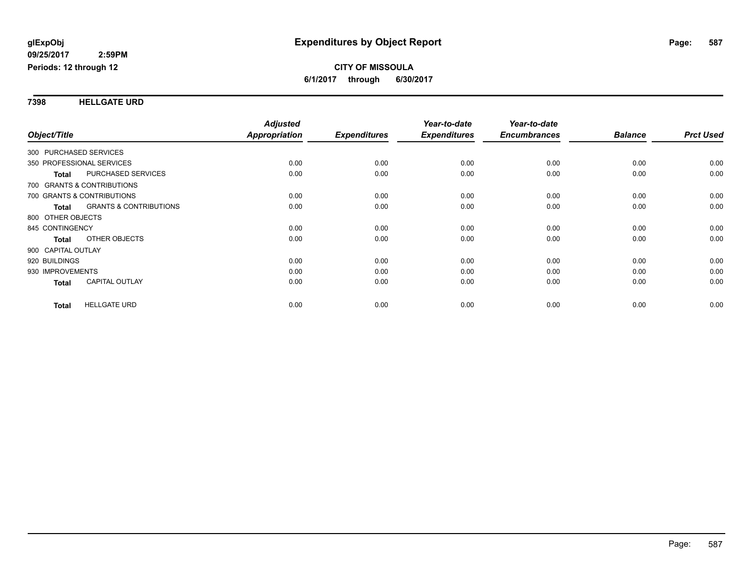# Expenditures by Object Report

glExpObj
09/25/2017 2:59PM
Periods: 12 through 12

**CITY OF MISSOULA**
**6/1/2017 through 6/30/2017**

## 7398 HELLGATE URD

| Object/Title | Adjusted Appropriation | Expenditures | Year-to-date Expenditures | Year-to-date Encumbrances | Balance | Prct Used |
|---|---|---|---|---|---|---|
| 300 PURCHASED SERVICES | | | | | | |
| 350 PROFESSIONAL SERVICES | 0.00 | 0.00 | 0.00 | 0.00 | 0.00 | 0.00 |
| **Total** PURCHASED SERVICES | 0.00 | 0.00 | 0.00 | 0.00 | 0.00 | 0.00 |
| 700 GRANTS & CONTRIBUTIONS | | | | | | |
| 700 GRANTS & CONTRIBUTIONS | 0.00 | 0.00 | 0.00 | 0.00 | 0.00 | 0.00 |
| **Total** GRANTS & CONTRIBUTIONS | 0.00 | 0.00 | 0.00 | 0.00 | 0.00 | 0.00 |
| 800 OTHER OBJECTS | | | | | | |
| 845 CONTINGENCY | 0.00 | 0.00 | 0.00 | 0.00 | 0.00 | 0.00 |
| **Total** OTHER OBJECTS | 0.00 | 0.00 | 0.00 | 0.00 | 0.00 | 0.00 |
| 900 CAPITAL OUTLAY | | | | | | |
| 920 BUILDINGS | 0.00 | 0.00 | 0.00 | 0.00 | 0.00 | 0.00 |
| 930 IMPROVEMENTS | 0.00 | 0.00 | 0.00 | 0.00 | 0.00 | 0.00 |
| **Total** CAPITAL OUTLAY | 0.00 | 0.00 | 0.00 | 0.00 | 0.00 | 0.00 |
| **Total** HELLGATE URD | 0.00 | 0.00 | 0.00 | 0.00 | 0.00 | 0.00 |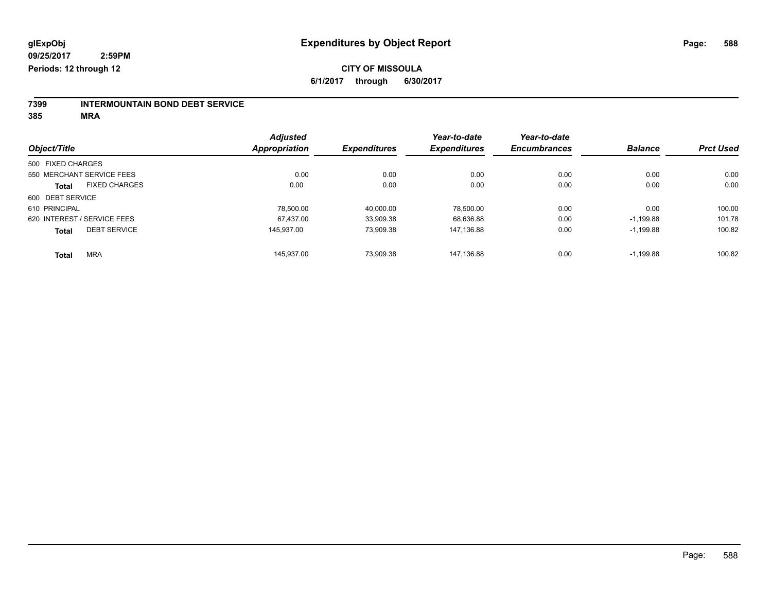**glExpObj** **Expenditures by Object Report**

**09/25/2017 2:59PM**

**Periods: 12 through 12**

**CITY OF MISSOULA**

**6/1/2017 through 6/30/2017**

**7399 INTERMOUNTAIN BOND DEBT SERVICE**

**385 MRA**

| Object/Title | Adjusted Appropriation | Expenditures | Year-to-date Expenditures | Year-to-date Encumbrances | Balance | Prct Used |
|---|---|---|---|---|---|---|
| 500 FIXED CHARGES | | | | | | |
| 550 MERCHANT SERVICE FEES | 0.00 | 0.00 | 0.00 | 0.00 | 0.00 | 0.00 |
| **Total** FIXED CHARGES | 0.00 | 0.00 | 0.00 | 0.00 | 0.00 | 0.00 |
| 600 DEBT SERVICE | | | | | | |
| 610 PRINCIPAL | 78,500.00 | 40,000.00 | 78,500.00 | 0.00 | 0.00 | 100.00 |
| 620 INTEREST / SERVICE FEES | 67,437.00 | 33,909.38 | 68,636.88 | 0.00 | -1,199.88 | 101.78 |
| **Total** DEBT SERVICE | 145,937.00 | 73,909.38 | 147,136.88 | 0.00 | -1,199.88 | 100.82 |
| **Total** MRA | 145,937.00 | 73,909.38 | 147,136.88 | 0.00 | -1,199.88 | 100.82 |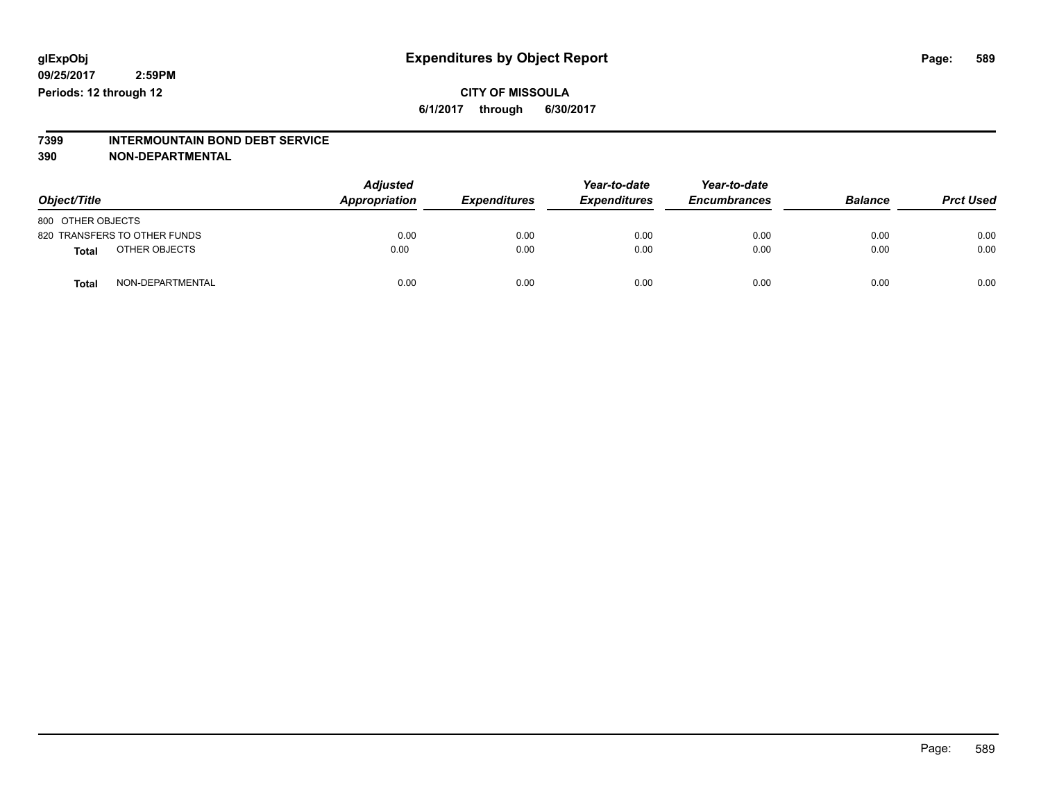glExpObj
09/25/2017 2:59PM
Periods: 12 through 12

# Expenditures by Object Report

**CITY OF MISSOULA**
**6/1/2017 through 6/30/2017**

**7399 INTERMOUNTAIN BOND DEBT SERVICE**
**390 NON-DEPARTMENTAL**

| Object/Title | Adjusted Appropriation | Expenditures | Year-to-date Expenditures | Year-to-date Encumbrances | Balance | Prct Used |
|---|---|---|---|---|---|---|
| 800 OTHER OBJECTS | | | | | | |
| 820 TRANSFERS TO OTHER FUNDS | 0.00 | 0.00 | 0.00 | 0.00 | 0.00 | 0.00 |
| **Total** OTHER OBJECTS | 0.00 | 0.00 | 0.00 | 0.00 | 0.00 | 0.00 |
| **Total** NON-DEPARTMENTAL | 0.00 | 0.00 | 0.00 | 0.00 | 0.00 | 0.00 |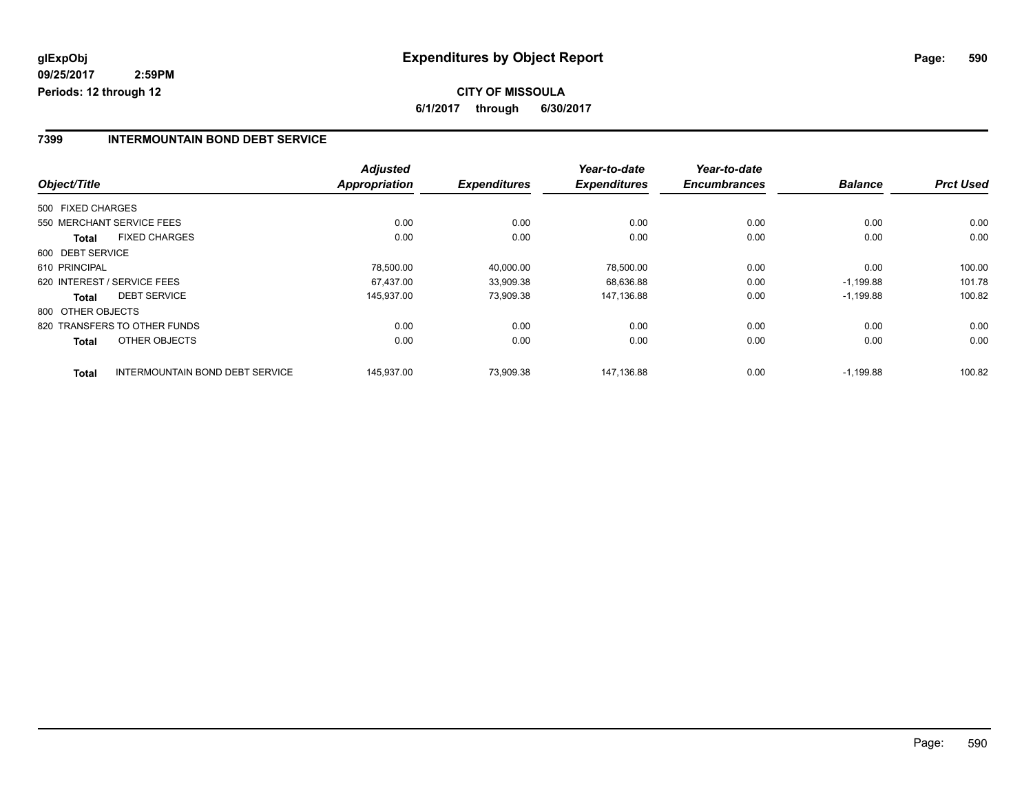# Expenditures by Object Report

glExpObj
09/25/2017 2:59PM
Periods: 12 through 12

**CITY OF MISSOULA**

**6/1/2017 through 6/30/2017**

## 7399 INTERMOUNTAIN BOND DEBT SERVICE

| Object/Title | | Adjusted Appropriation | Expenditures | Year-to-date Expenditures | Year-to-date Encumbrances | Balance | Prct Used |
|---|---|---|---|---|---|---|---|
| 500 FIXED CHARGES | | | | | | | |
| 550 MERCHANT SERVICE FEES | | 0.00 | 0.00 | 0.00 | 0.00 | 0.00 | 0.00 |
| **Total** | FIXED CHARGES | 0.00 | 0.00 | 0.00 | 0.00 | 0.00 | 0.00 |
| 600 DEBT SERVICE | | | | | | | |
| 610 PRINCIPAL | | 78,500.00 | 40,000.00 | 78,500.00 | 0.00 | 0.00 | 100.00 |
| 620 INTEREST / SERVICE FEES | | 67,437.00 | 33,909.38 | 68,636.88 | 0.00 | -1,199.88 | 101.78 |
| **Total** | DEBT SERVICE | 145,937.00 | 73,909.38 | 147,136.88 | 0.00 | -1,199.88 | 100.82 |
| 800 OTHER OBJECTS | | | | | | | |
| 820 TRANSFERS TO OTHER FUNDS | | 0.00 | 0.00 | 0.00 | 0.00 | 0.00 | 0.00 |
| **Total** | OTHER OBJECTS | 0.00 | 0.00 | 0.00 | 0.00 | 0.00 | 0.00 |
| **Total** | INTERMOUNTAIN BOND DEBT SERVICE | 145,937.00 | 73,909.38 | 147,136.88 | 0.00 | -1,199.88 | 100.82 |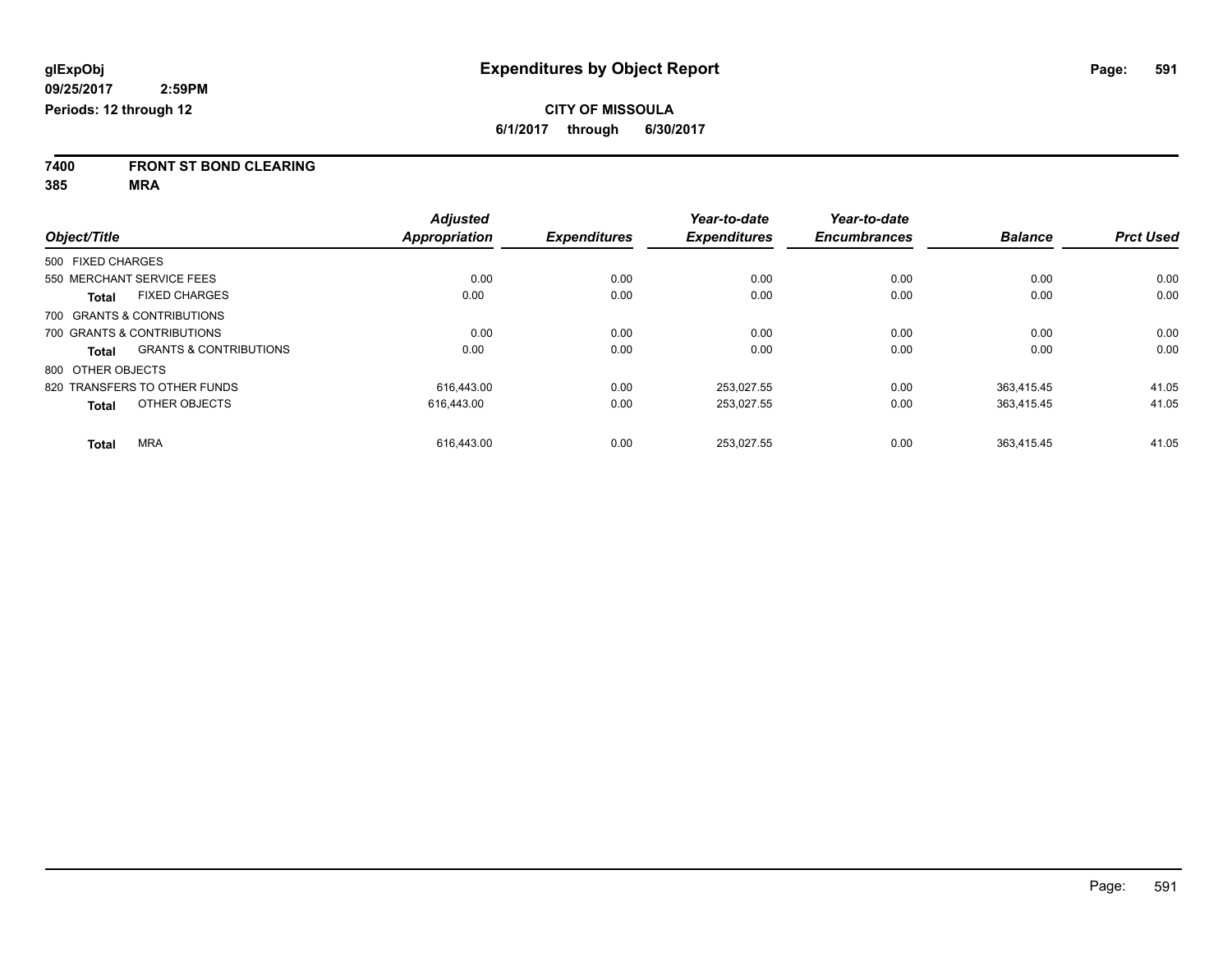**glExpObj**
**09/25/2017 2:59PM**
**Periods: 12 through 12**

# Expenditures by Object Report

**CITY OF MISSOULA**
**6/1/2017 through 6/30/2017**

**7400 FRONT ST BOND CLEARING**
**385 MRA**

| Object/Title | Adjusted Appropriation | Expenditures | Year-to-date Expenditures | Year-to-date Encumbrances | Balance | Prct Used |
|---|---|---|---|---|---|---|
| 500 FIXED CHARGES | | | | | | |
| 550 MERCHANT SERVICE FEES | 0.00 | 0.00 | 0.00 | 0.00 | 0.00 | 0.00 |
| **Total** FIXED CHARGES | 0.00 | 0.00 | 0.00 | 0.00 | 0.00 | 0.00 |
| 700 GRANTS & CONTRIBUTIONS | | | | | | |
| 700 GRANTS & CONTRIBUTIONS | 0.00 | 0.00 | 0.00 | 0.00 | 0.00 | 0.00 |
| **Total** GRANTS & CONTRIBUTIONS | 0.00 | 0.00 | 0.00 | 0.00 | 0.00 | 0.00 |
| 800 OTHER OBJECTS | | | | | | |
| 820 TRANSFERS TO OTHER FUNDS | 616,443.00 | 0.00 | 253,027.55 | 0.00 | 363,415.45 | 41.05 |
| **Total** OTHER OBJECTS | 616,443.00 | 0.00 | 253,027.55 | 0.00 | 363,415.45 | 41.05 |
| **Total** MRA | 616,443.00 | 0.00 | 253,027.55 | 0.00 | 363,415.45 | 41.05 |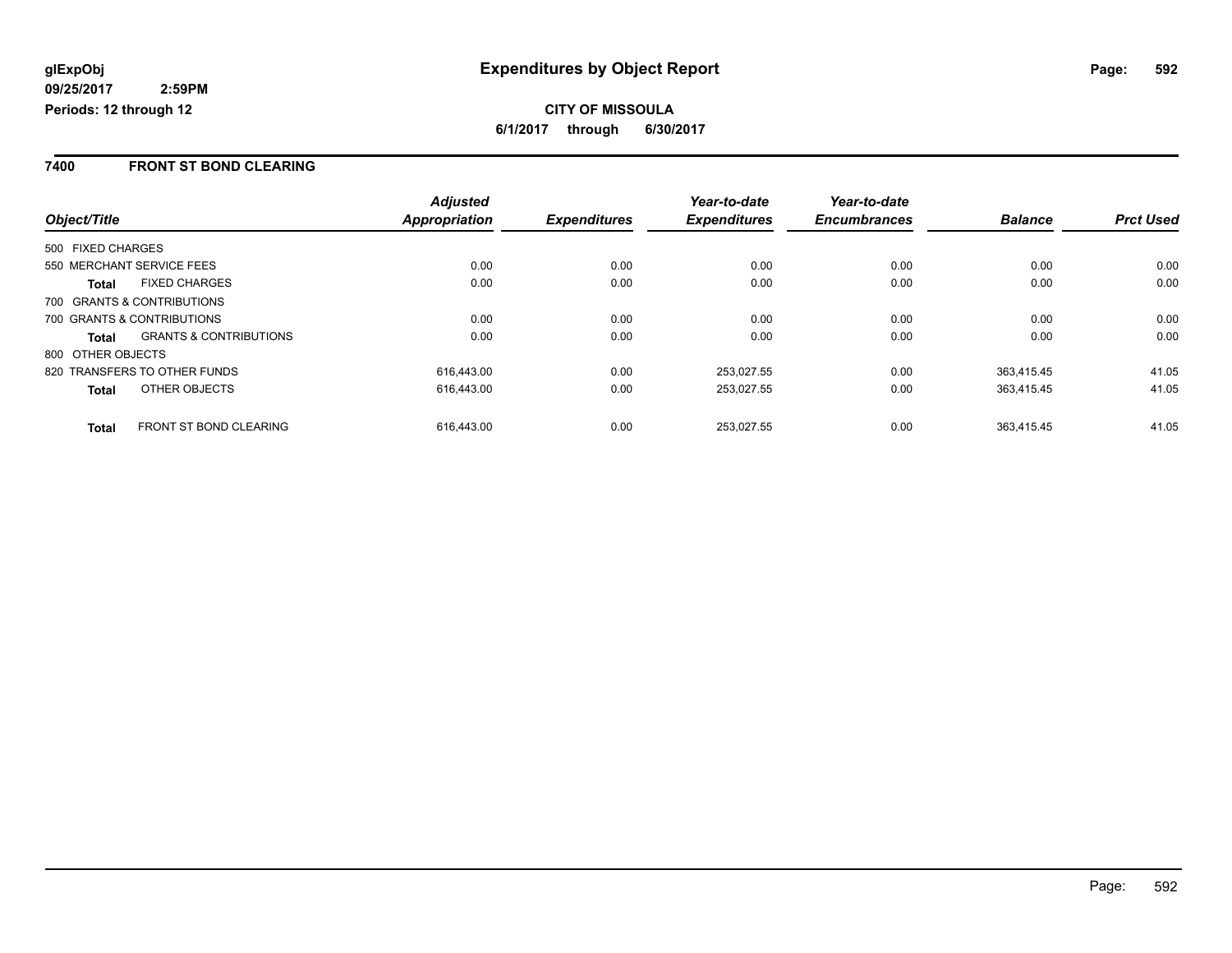**glExpObj**
**09/25/2017 2:59PM**
**Periods: 12 through 12**

# Expenditures by Object Report

**CITY OF MISSOULA**
**6/1/2017 through 6/30/2017**

## 7400 FRONT ST BOND CLEARING

| Object/Title | | Adjusted Appropriation | Expenditures | Year-to-date Expenditures | Year-to-date Encumbrances | Balance | Prct Used |
|---|---|---|---|---|---|---|---|
| 500 FIXED CHARGES | | | | | | | |
| 550 MERCHANT SERVICE FEES | | 0.00 | 0.00 | 0.00 | 0.00 | 0.00 | 0.00 |
| **Total** | FIXED CHARGES | 0.00 | 0.00 | 0.00 | 0.00 | 0.00 | 0.00 |
| 700 GRANTS & CONTRIBUTIONS | | | | | | | |
| 700 GRANTS & CONTRIBUTIONS | | 0.00 | 0.00 | 0.00 | 0.00 | 0.00 | 0.00 |
| **Total** | GRANTS & CONTRIBUTIONS | 0.00 | 0.00 | 0.00 | 0.00 | 0.00 | 0.00 |
| 800 OTHER OBJECTS | | | | | | | |
| 820 TRANSFERS TO OTHER FUNDS | | 616,443.00 | 0.00 | 253,027.55 | 0.00 | 363,415.45 | 41.05 |
| **Total** | OTHER OBJECTS | 616,443.00 | 0.00 | 253,027.55 | 0.00 | 363,415.45 | 41.05 |
| **Total** | FRONT ST BOND CLEARING | 616,443.00 | 0.00 | 253,027.55 | 0.00 | 363,415.45 | 41.05 |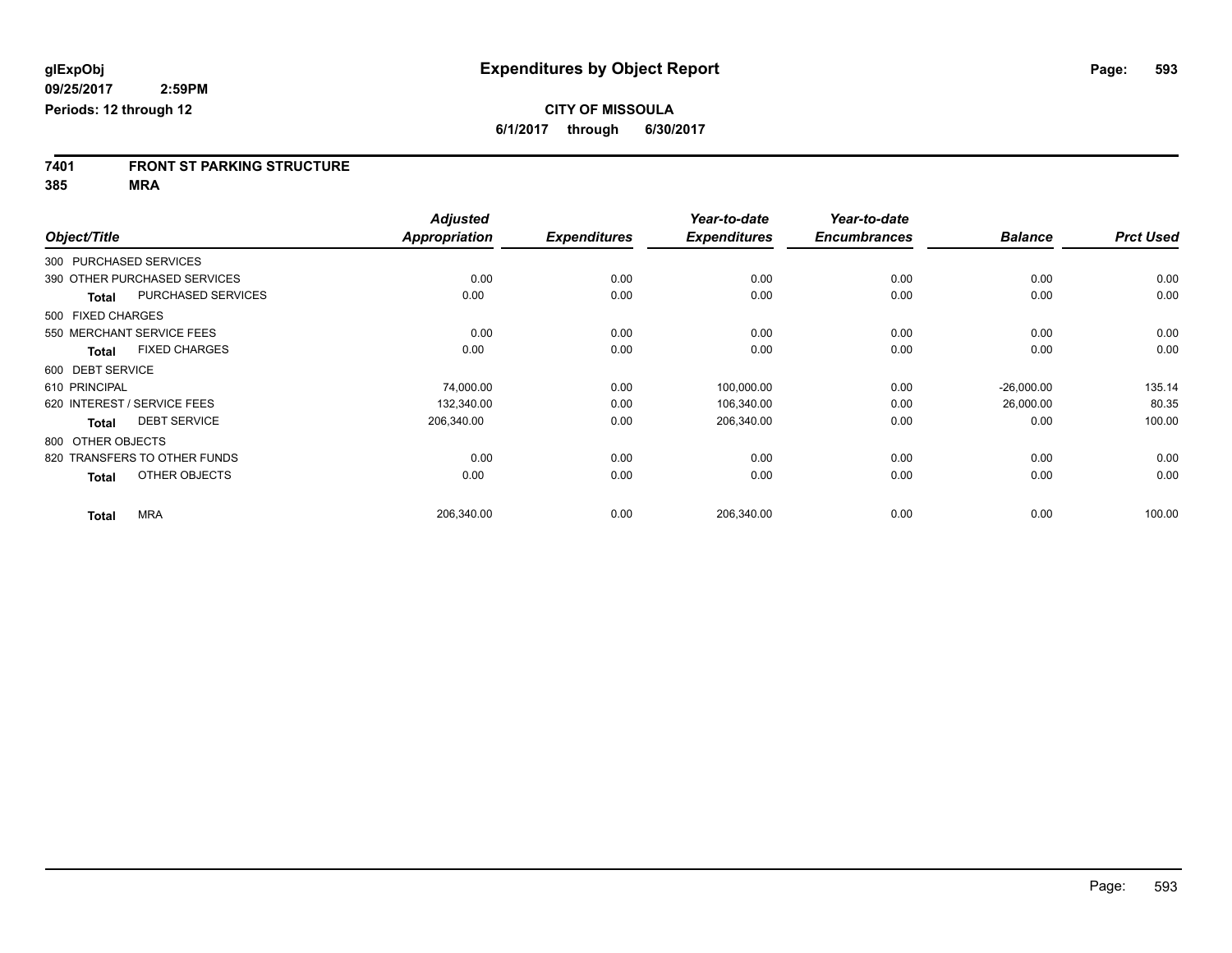**glExpObj**
**09/25/2017 2:59PM**
**Periods: 12 through 12**

# Expenditures by Object Report

**CITY OF MISSOULA**
**6/1/2017 through 6/30/2017**

**7401 FRONT ST PARKING STRUCTURE**
**385 MRA**

| Object/Title | Adjusted Appropriation | Expenditures | Year-to-date Expenditures | Year-to-date Encumbrances | Balance | Prct Used |
|---|---|---|---|---|---|---|
| 300 PURCHASED SERVICES | | | | | | |
| 390 OTHER PURCHASED SERVICES | 0.00 | 0.00 | 0.00 | 0.00 | 0.00 | 0.00 |
| **Total** PURCHASED SERVICES | 0.00 | 0.00 | 0.00 | 0.00 | 0.00 | 0.00 |
| 500 FIXED CHARGES | | | | | | |
| 550 MERCHANT SERVICE FEES | 0.00 | 0.00 | 0.00 | 0.00 | 0.00 | 0.00 |
| **Total** FIXED CHARGES | 0.00 | 0.00 | 0.00 | 0.00 | 0.00 | 0.00 |
| 600 DEBT SERVICE | | | | | | |
| 610 PRINCIPAL | 74,000.00 | 0.00 | 100,000.00 | 0.00 | -26,000.00 | 135.14 |
| 620 INTEREST / SERVICE FEES | 132,340.00 | 0.00 | 106,340.00 | 0.00 | 26,000.00 | 80.35 |
| **Total** DEBT SERVICE | 206,340.00 | 0.00 | 206,340.00 | 0.00 | 0.00 | 100.00 |
| 800 OTHER OBJECTS | | | | | | |
| 820 TRANSFERS TO OTHER FUNDS | 0.00 | 0.00 | 0.00 | 0.00 | 0.00 | 0.00 |
| **Total** OTHER OBJECTS | 0.00 | 0.00 | 0.00 | 0.00 | 0.00 | 0.00 |
| **Total** MRA | 206,340.00 | 0.00 | 206,340.00 | 0.00 | 0.00 | 100.00 |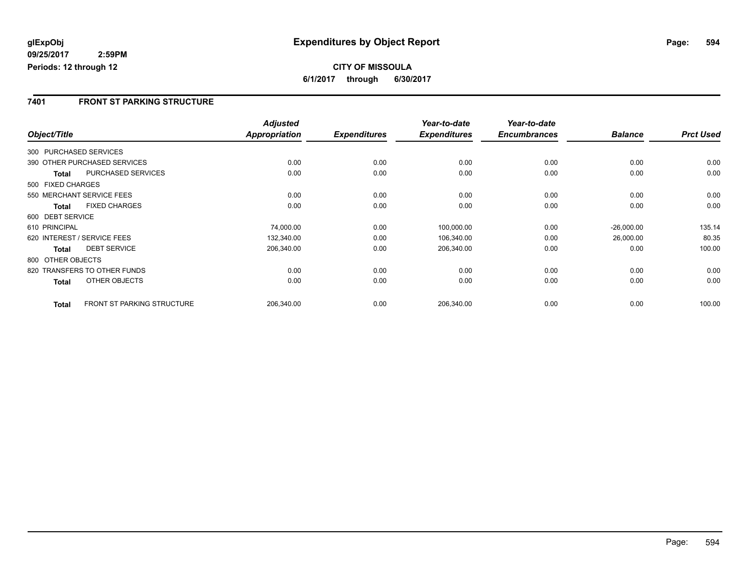glExpObj
09/25/2017 2:59PM
Periods: 12 through 12

# Expenditures by Object Report

**CITY OF MISSOULA**
**6/1/2017 through 6/30/2017**

## 7401 FRONT ST PARKING STRUCTURE

| Object/Title | | Adjusted Appropriation | Expenditures | Year-to-date Expenditures | Year-to-date Encumbrances | Balance | Prct Used |
|---|---|---|---|---|---|---|---|
| 300 PURCHASED SERVICES | | | | | | | |
| 390 OTHER PURCHASED SERVICES | | 0.00 | 0.00 | 0.00 | 0.00 | 0.00 | 0.00 |
| Total | PURCHASED SERVICES | 0.00 | 0.00 | 0.00 | 0.00 | 0.00 | 0.00 |
| 500 FIXED CHARGES | | | | | | | |
| 550 MERCHANT SERVICE FEES | | 0.00 | 0.00 | 0.00 | 0.00 | 0.00 | 0.00 |
| Total | FIXED CHARGES | 0.00 | 0.00 | 0.00 | 0.00 | 0.00 | 0.00 |
| 600 DEBT SERVICE | | | | | | | |
| 610 PRINCIPAL | | 74,000.00 | 0.00 | 100,000.00 | 0.00 | -26,000.00 | 135.14 |
| 620 INTEREST / SERVICE FEES | | 132,340.00 | 0.00 | 106,340.00 | 0.00 | 26,000.00 | 80.35 |
| Total | DEBT SERVICE | 206,340.00 | 0.00 | 206,340.00 | 0.00 | 0.00 | 100.00 |
| 800 OTHER OBJECTS | | | | | | | |
| 820 TRANSFERS TO OTHER FUNDS | | 0.00 | 0.00 | 0.00 | 0.00 | 0.00 | 0.00 |
| Total | OTHER OBJECTS | 0.00 | 0.00 | 0.00 | 0.00 | 0.00 | 0.00 |
| Total | FRONT ST PARKING STRUCTURE | 206,340.00 | 0.00 | 206,340.00 | 0.00 | 0.00 | 100.00 |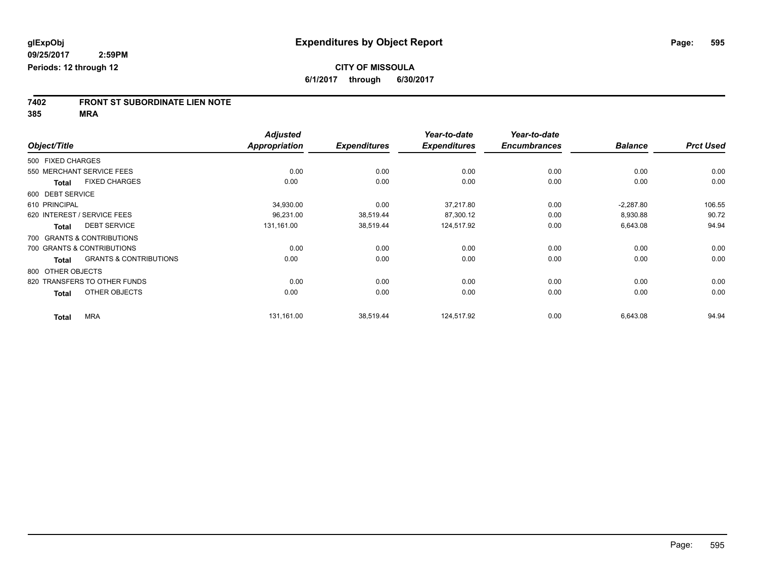**glExpObj**
**09/25/2017 2:59PM**
**Periods: 12 through 12**

# Expenditures by Object Report

**CITY OF MISSOULA**
**6/1/2017 through 6/30/2017**

## 7402 FRONT ST SUBORDINATE LIEN NOTE
## 385 MRA

| Object/Title | Adjusted Appropriation | Expenditures | Year-to-date Expenditures | Year-to-date Encumbrances | Balance | Prct Used |
|---|---|---|---|---|---|---|
| 500 FIXED CHARGES | | | | | | |
| 550 MERCHANT SERVICE FEES | 0.00 | 0.00 | 0.00 | 0.00 | 0.00 | 0.00 |
| **Total** FIXED CHARGES | 0.00 | 0.00 | 0.00 | 0.00 | 0.00 | 0.00 |
| 600 DEBT SERVICE | | | | | | |
| 610 PRINCIPAL | 34,930.00 | 0.00 | 37,217.80 | 0.00 | -2,287.80 | 106.55 |
| 620 INTEREST / SERVICE FEES | 96,231.00 | 38,519.44 | 87,300.12 | 0.00 | 8,930.88 | 90.72 |
| **Total** DEBT SERVICE | 131,161.00 | 38,519.44 | 124,517.92 | 0.00 | 6,643.08 | 94.94 |
| 700 GRANTS & CONTRIBUTIONS | | | | | | |
| 700 GRANTS & CONTRIBUTIONS | 0.00 | 0.00 | 0.00 | 0.00 | 0.00 | 0.00 |
| **Total** GRANTS & CONTRIBUTIONS | 0.00 | 0.00 | 0.00 | 0.00 | 0.00 | 0.00 |
| 800 OTHER OBJECTS | | | | | | |
| 820 TRANSFERS TO OTHER FUNDS | 0.00 | 0.00 | 0.00 | 0.00 | 0.00 | 0.00 |
| **Total** OTHER OBJECTS | 0.00 | 0.00 | 0.00 | 0.00 | 0.00 | 0.00 |
| **Total** MRA | 131,161.00 | 38,519.44 | 124,517.92 | 0.00 | 6,643.08 | 94.94 |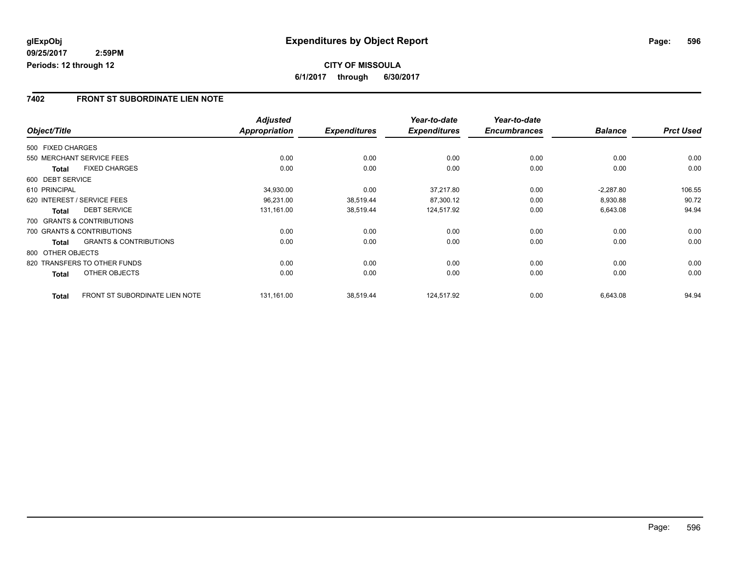glExpObj
09/25/2017 2:59PM
Periods: 12 through 12

# Expenditures by Object Report

**CITY OF MISSOULA**

**6/1/2017 through 6/30/2017**

## 7402 FRONT ST SUBORDINATE LIEN NOTE

| Object/Title | | Adjusted Appropriation | Expenditures | Year-to-date Expenditures | Year-to-date Encumbrances | Balance | Prct Used |
|---|---|---|---|---|---|---|---|
| 500 FIXED CHARGES | | | | | | | |
| 550 MERCHANT SERVICE FEES | | 0.00 | 0.00 | 0.00 | 0.00 | 0.00 | 0.00 |
| **Total** | FIXED CHARGES | 0.00 | 0.00 | 0.00 | 0.00 | 0.00 | 0.00 |
| 600 DEBT SERVICE | | | | | | | |
| 610 PRINCIPAL | | 34,930.00 | 0.00 | 37,217.80 | 0.00 | -2,287.80 | 106.55 |
| 620 INTEREST / SERVICE FEES | | 96,231.00 | 38,519.44 | 87,300.12 | 0.00 | 8,930.88 | 90.72 |
| **Total** | DEBT SERVICE | 131,161.00 | 38,519.44 | 124,517.92 | 0.00 | 6,643.08 | 94.94 |
| 700 GRANTS & CONTRIBUTIONS | | | | | | | |
| 700 GRANTS & CONTRIBUTIONS | | 0.00 | 0.00 | 0.00 | 0.00 | 0.00 | 0.00 |
| **Total** | GRANTS & CONTRIBUTIONS | 0.00 | 0.00 | 0.00 | 0.00 | 0.00 | 0.00 |
| 800 OTHER OBJECTS | | | | | | | |
| 820 TRANSFERS TO OTHER FUNDS | | 0.00 | 0.00 | 0.00 | 0.00 | 0.00 | 0.00 |
| **Total** | OTHER OBJECTS | 0.00 | 0.00 | 0.00 | 0.00 | 0.00 | 0.00 |
| **Total** | FRONT ST SUBORDINATE LIEN NOTE | 131,161.00 | 38,519.44 | 124,517.92 | 0.00 | 6,643.08 | 94.94 |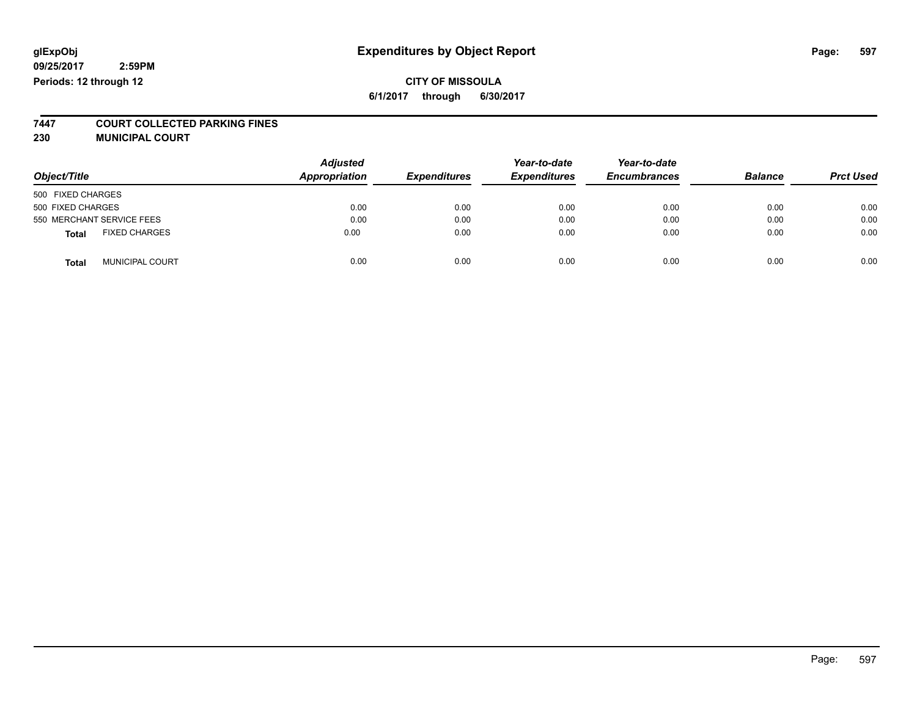glExpObj
09/25/2017 2:59PM
Periods: 12 through 12

# Expenditures by Object Report

**CITY OF MISSOULA**

**6/1/2017 through 6/30/2017**

**7447 COURT COLLECTED PARKING FINES**

**230 MUNICIPAL COURT**

| Object/Title | Adjusted Appropriation | Expenditures | Year-to-date Expenditures | Year-to-date Encumbrances | Balance | Prct Used |
|---|---|---|---|---|---|---|
| 500 FIXED CHARGES | | | | | | |
| 500 FIXED CHARGES | 0.00 | 0.00 | 0.00 | 0.00 | 0.00 | 0.00 |
| 550 MERCHANT SERVICE FEES | 0.00 | 0.00 | 0.00 | 0.00 | 0.00 | 0.00 |
| **Total** FIXED CHARGES | 0.00 | 0.00 | 0.00 | 0.00 | 0.00 | 0.00 |
| **Total** MUNICIPAL COURT | 0.00 | 0.00 | 0.00 | 0.00 | 0.00 | 0.00 |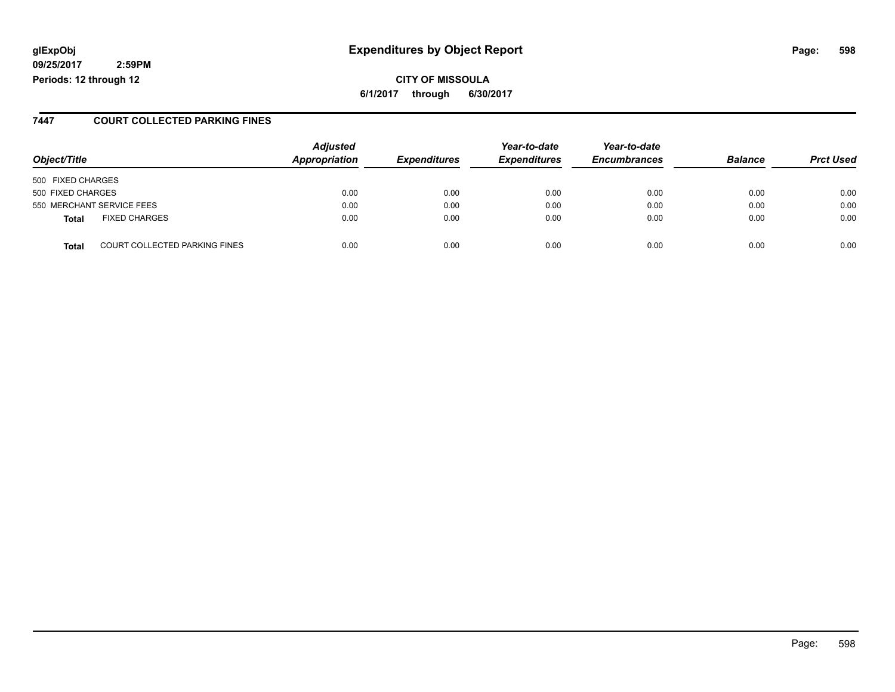glExpObj
09/25/2017 2:59PM
Periods: 12 through 12

# Expenditures by Object Report

**CITY OF MISSOULA**

**6/1/2017 through 6/30/2017**

## 7447 COURT COLLECTED PARKING FINES

| Object/Title | | Adjusted Appropriation | Expenditures | Year-to-date Expenditures | Year-to-date Encumbrances | Balance | Prct Used |
|---|---|---|---|---|---|---|---|
| 500 FIXED CHARGES | | | | | | | |
| 500 FIXED CHARGES | | 0.00 | 0.00 | 0.00 | 0.00 | 0.00 | 0.00 |
| 550 MERCHANT SERVICE FEES | | 0.00 | 0.00 | 0.00 | 0.00 | 0.00 | 0.00 |
| **Total** | FIXED CHARGES | 0.00 | 0.00 | 0.00 | 0.00 | 0.00 | 0.00 |
| **Total** | COURT COLLECTED PARKING FINES | 0.00 | 0.00 | 0.00 | 0.00 | 0.00 | 0.00 |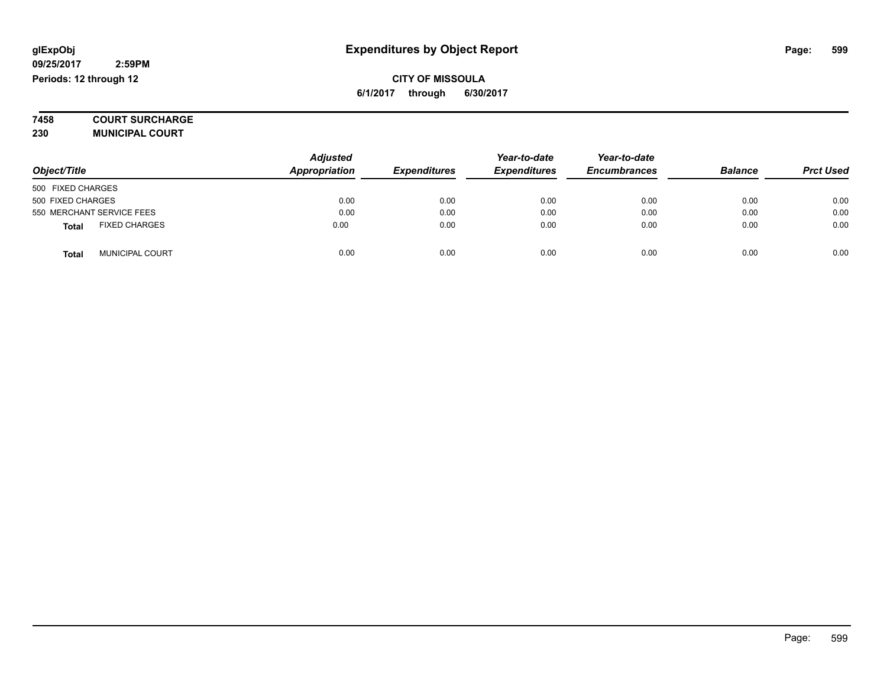glExpObj
09/25/2017 2:59PM
Periods: 12 through 12

# Expenditures by Object Report

**CITY OF MISSOULA**
**6/1/2017 through 6/30/2017**

**7458 COURT SURCHARGE**
**230 MUNICIPAL COURT**

| Object/Title | Adjusted Appropriation | Expenditures | Year-to-date Expenditures | Year-to-date Encumbrances | Balance | Prct Used |
|---|---|---|---|---|---|---|
| 500 FIXED CHARGES | | | | | | |
| 500 FIXED CHARGES | 0.00 | 0.00 | 0.00 | 0.00 | 0.00 | 0.00 |
| 550 MERCHANT SERVICE FEES | 0.00 | 0.00 | 0.00 | 0.00 | 0.00 | 0.00 |
| **Total** FIXED CHARGES | 0.00 | 0.00 | 0.00 | 0.00 | 0.00 | 0.00 |
| **Total** MUNICIPAL COURT | 0.00 | 0.00 | 0.00 | 0.00 | 0.00 | 0.00 |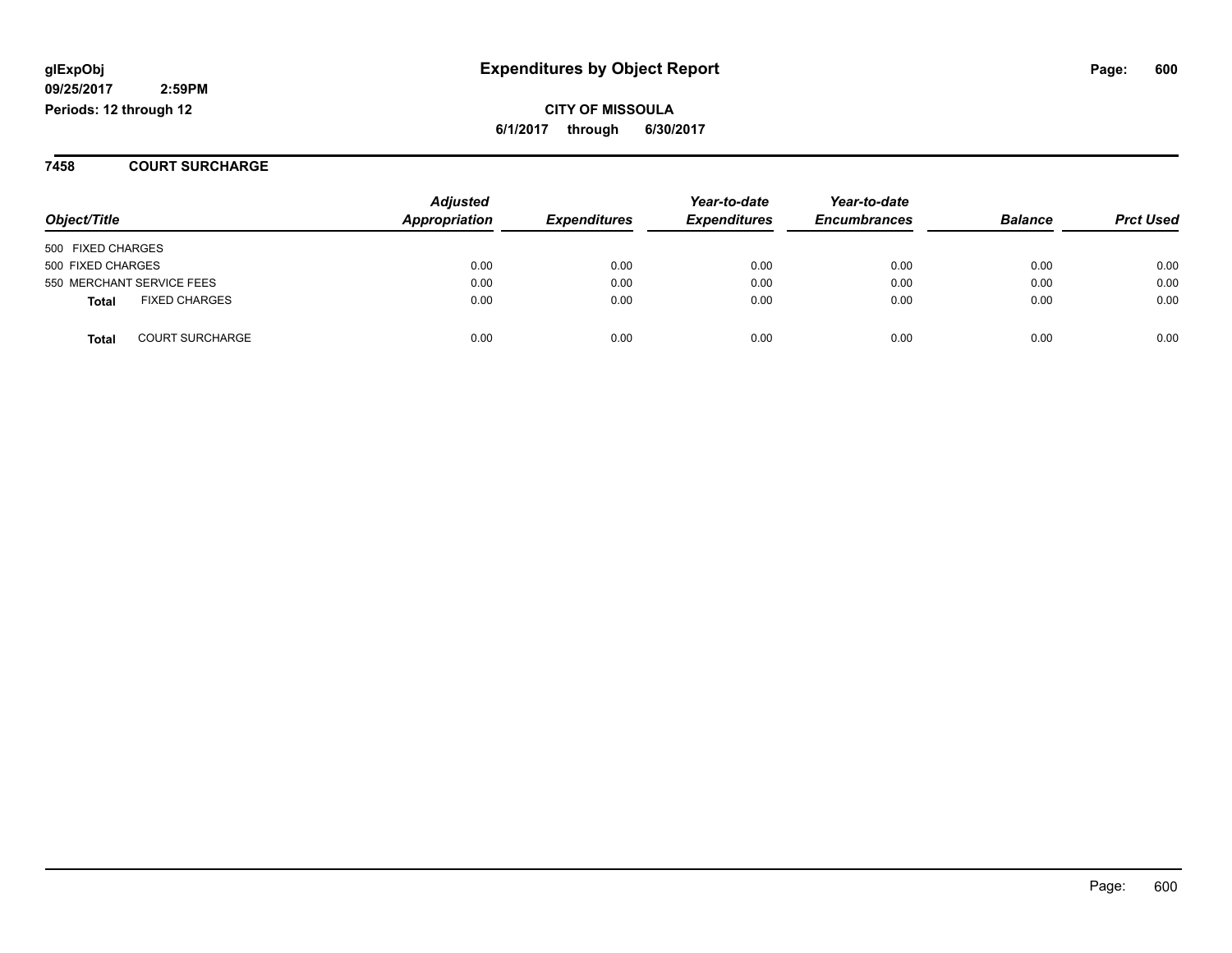glExpObj
09/25/2017 2:59PM
Periods: 12 through 12

# Expenditures by Object Report

**CITY OF MISSOULA**
**6/1/2017 through 6/30/2017**

## 7458 COURT SURCHARGE

| Object/Title | Adjusted Appropriation | Expenditures | Year-to-date Expenditures | Year-to-date Encumbrances | Balance | Prct Used |
|---|---|---|---|---|---|---|
| 500 FIXED CHARGES | | | | | | |
| 500 FIXED CHARGES | 0.00 | 0.00 | 0.00 | 0.00 | 0.00 | 0.00 |
| 550 MERCHANT SERVICE FEES | 0.00 | 0.00 | 0.00 | 0.00 | 0.00 | 0.00 |
| **Total** FIXED CHARGES | 0.00 | 0.00 | 0.00 | 0.00 | 0.00 | 0.00 |
| **Total** COURT SURCHARGE | 0.00 | 0.00 | 0.00 | 0.00 | 0.00 | 0.00 |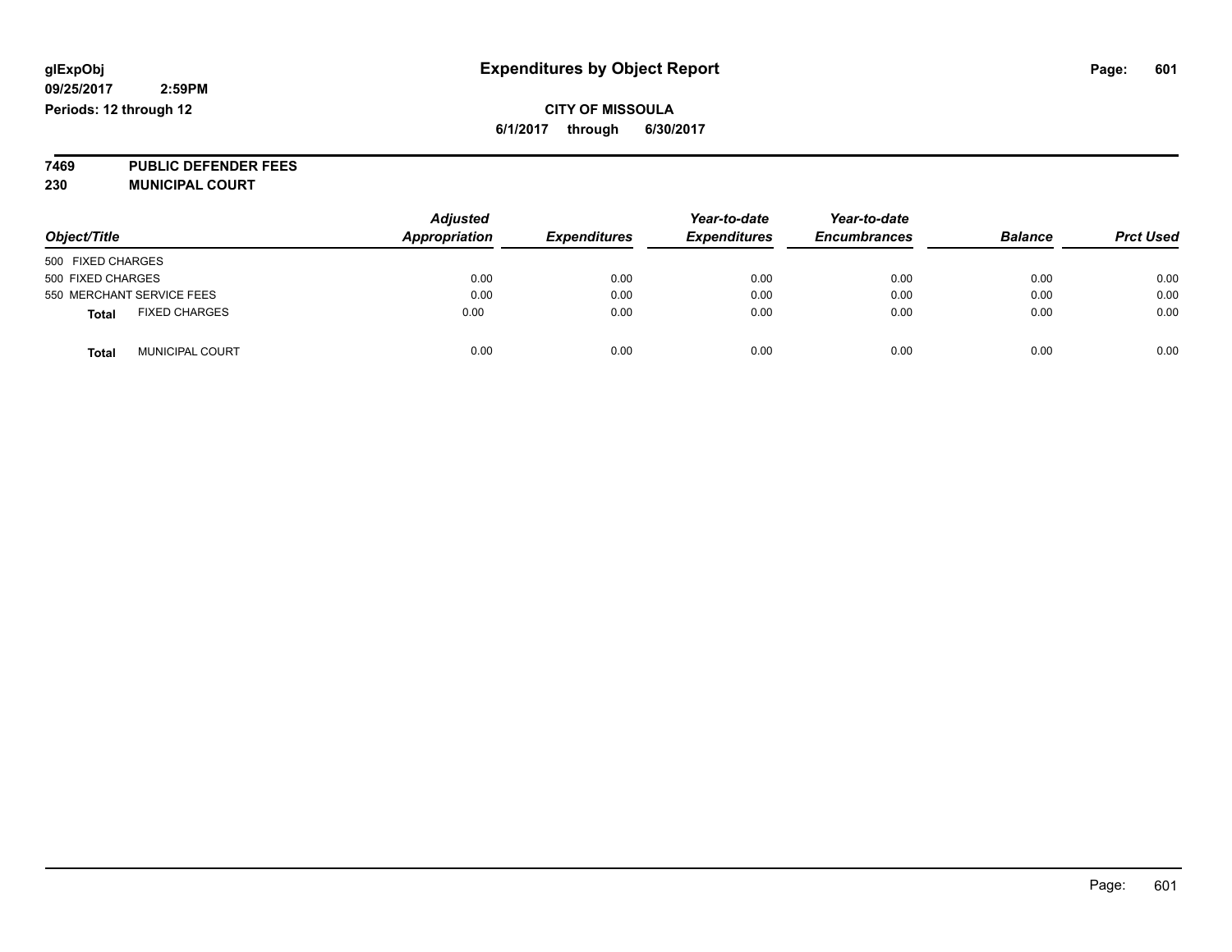glExpObj
09/25/2017 2:59PM
Periods: 12 through 12

# Expenditures by Object Report

**CITY OF MISSOULA**
**6/1/2017 through 6/30/2017**

**7469 PUBLIC DEFENDER FEES**
**230 MUNICIPAL COURT**

| Object/Title | Adjusted Appropriation | Expenditures | Year-to-date Expenditures | Year-to-date Encumbrances | Balance | Prct Used |
|---|---|---|---|---|---|---|
| 500 FIXED CHARGES | | | | | | |
| 500 FIXED CHARGES | 0.00 | 0.00 | 0.00 | 0.00 | 0.00 | 0.00 |
| 550 MERCHANT SERVICE FEES | 0.00 | 0.00 | 0.00 | 0.00 | 0.00 | 0.00 |
| **Total** FIXED CHARGES | 0.00 | 0.00 | 0.00 | 0.00 | 0.00 | 0.00 |
| **Total** MUNICIPAL COURT | 0.00 | 0.00 | 0.00 | 0.00 | 0.00 | 0.00 |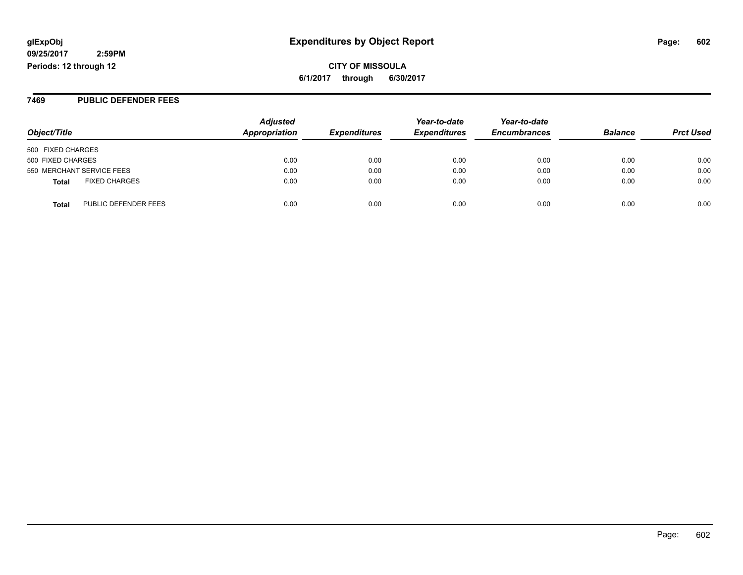**CITY OF MISSOULA**

**6/1/2017 through 6/30/2017**

## 7469 PUBLIC DEFENDER FEES

| Object/Title | Adjusted Appropriation | Expenditures | Year-to-date Expenditures | Year-to-date Encumbrances | Balance | Prct Used |
|---|---|---|---|---|---|---|
| 500 FIXED CHARGES | | | | | | |
| 500 FIXED CHARGES | 0.00 | 0.00 | 0.00 | 0.00 | 0.00 | 0.00 |
| 550 MERCHANT SERVICE FEES | 0.00 | 0.00 | 0.00 | 0.00 | 0.00 | 0.00 |
| **Total** FIXED CHARGES | 0.00 | 0.00 | 0.00 | 0.00 | 0.00 | 0.00 |
| **Total** PUBLIC DEFENDER FEES | 0.00 | 0.00 | 0.00 | 0.00 | 0.00 | 0.00 |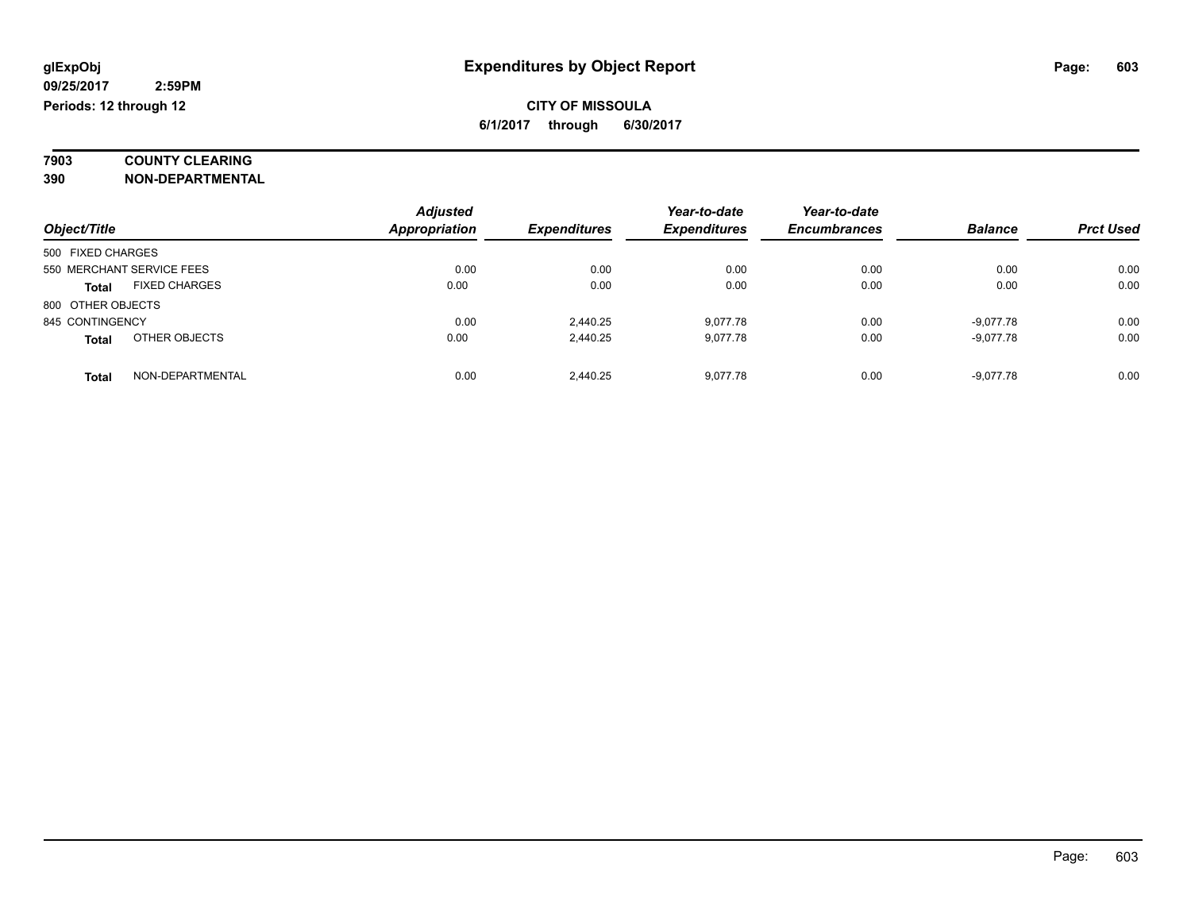glExpObj
09/25/2017 2:59PM
Periods: 12 through 12

# Expenditures by Object Report

**CITY OF MISSOULA**
**6/1/2017 through 6/30/2017**

**7903 COUNTY CLEARING**
**390 NON-DEPARTMENTAL**

| Object/Title | | Adjusted Appropriation | Expenditures | Year-to-date Expenditures | Year-to-date Encumbrances | Balance | Prct Used |
|---|---|---|---|---|---|---|---|
| 500 FIXED CHARGES | | | | | | | |
| 550 MERCHANT SERVICE FEES | | 0.00 | 0.00 | 0.00 | 0.00 | 0.00 | 0.00 |
| **Total** | FIXED CHARGES | 0.00 | 0.00 | 0.00 | 0.00 | 0.00 | 0.00 |
| 800 OTHER OBJECTS | | | | | | | |
| 845 CONTINGENCY | | 0.00 | 2,440.25 | 9,077.78 | 0.00 | -9,077.78 | 0.00 |
| **Total** | OTHER OBJECTS | 0.00 | 2,440.25 | 9,077.78 | 0.00 | -9,077.78 | 0.00 |
| **Total** | NON-DEPARTMENTAL | 0.00 | 2,440.25 | 9,077.78 | 0.00 | -9,077.78 | 0.00 |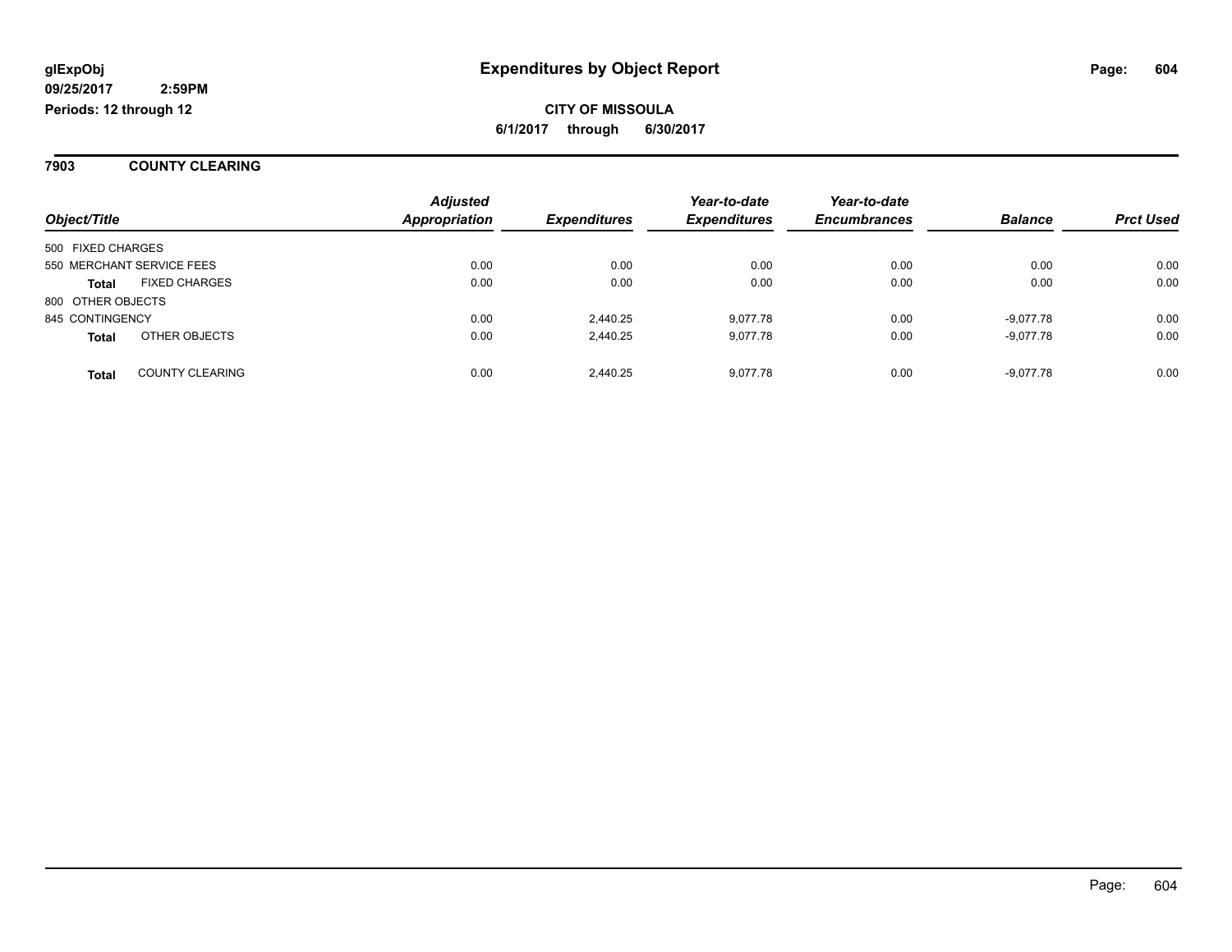**glExpObj**
**09/25/2017 2:59PM**
**Periods: 12 through 12**

# Expenditures by Object Report

**CITY OF MISSOULA**
**6/1/2017 through 6/30/2017**

## 7903 COUNTY CLEARING

| Object/Title | | Adjusted Appropriation | Expenditures | Year-to-date Expenditures | Year-to-date Encumbrances | Balance | Prct Used |
|---|---|---|---|---|---|---|---|
| 500 FIXED CHARGES | | | | | | | |
| 550 MERCHANT SERVICE FEES | | 0.00 | 0.00 | 0.00 | 0.00 | 0.00 | 0.00 |
| **Total** | FIXED CHARGES | 0.00 | 0.00 | 0.00 | 0.00 | 0.00 | 0.00 |
| 800 OTHER OBJECTS | | | | | | | |
| 845 CONTINGENCY | | 0.00 | 2,440.25 | 9,077.78 | 0.00 | -9,077.78 | 0.00 |
| **Total** | OTHER OBJECTS | 0.00 | 2,440.25 | 9,077.78 | 0.00 | -9,077.78 | 0.00 |
| **Total** | COUNTY CLEARING | 0.00 | 2,440.25 | 9,077.78 | 0.00 | -9,077.78 | 0.00 |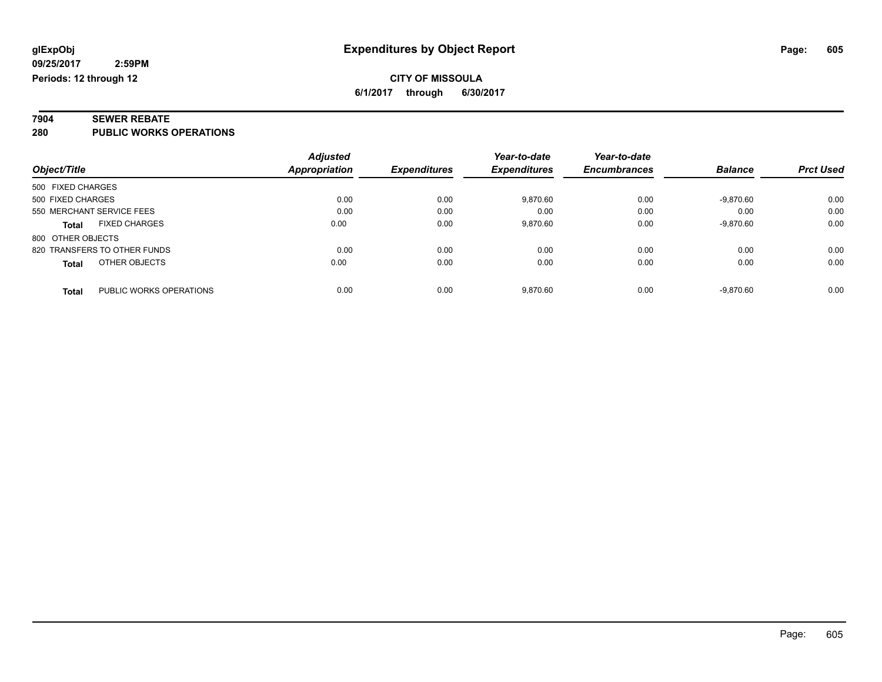glExpObj
09/25/2017 2:59PM
Periods: 12 through 12

# Expenditures by Object Report

**CITY OF MISSOULA**
**6/1/2017 through 6/30/2017**

**7904 SEWER REBATE**
**280 PUBLIC WORKS OPERATIONS**

| Object/Title | | Adjusted Appropriation | Expenditures | Year-to-date Expenditures | Year-to-date Encumbrances | Balance | Prct Used |
|---|---|---|---|---|---|---|---|
| 500 FIXED CHARGES | | | | | | | |
| 500 FIXED CHARGES | | 0.00 | 0.00 | 9,870.60 | 0.00 | -9,870.60 | 0.00 |
| 550 MERCHANT SERVICE FEES | | 0.00 | 0.00 | 0.00 | 0.00 | 0.00 | 0.00 |
| **Total** | FIXED CHARGES | 0.00 | 0.00 | 9,870.60 | 0.00 | -9,870.60 | 0.00 |
| 800 OTHER OBJECTS | | | | | | | |
| 820 TRANSFERS TO OTHER FUNDS | | 0.00 | 0.00 | 0.00 | 0.00 | 0.00 | 0.00 |
| **Total** | OTHER OBJECTS | 0.00 | 0.00 | 0.00 | 0.00 | 0.00 | 0.00 |
| **Total** | PUBLIC WORKS OPERATIONS | 0.00 | 0.00 | 9,870.60 | 0.00 | -9,870.60 | 0.00 |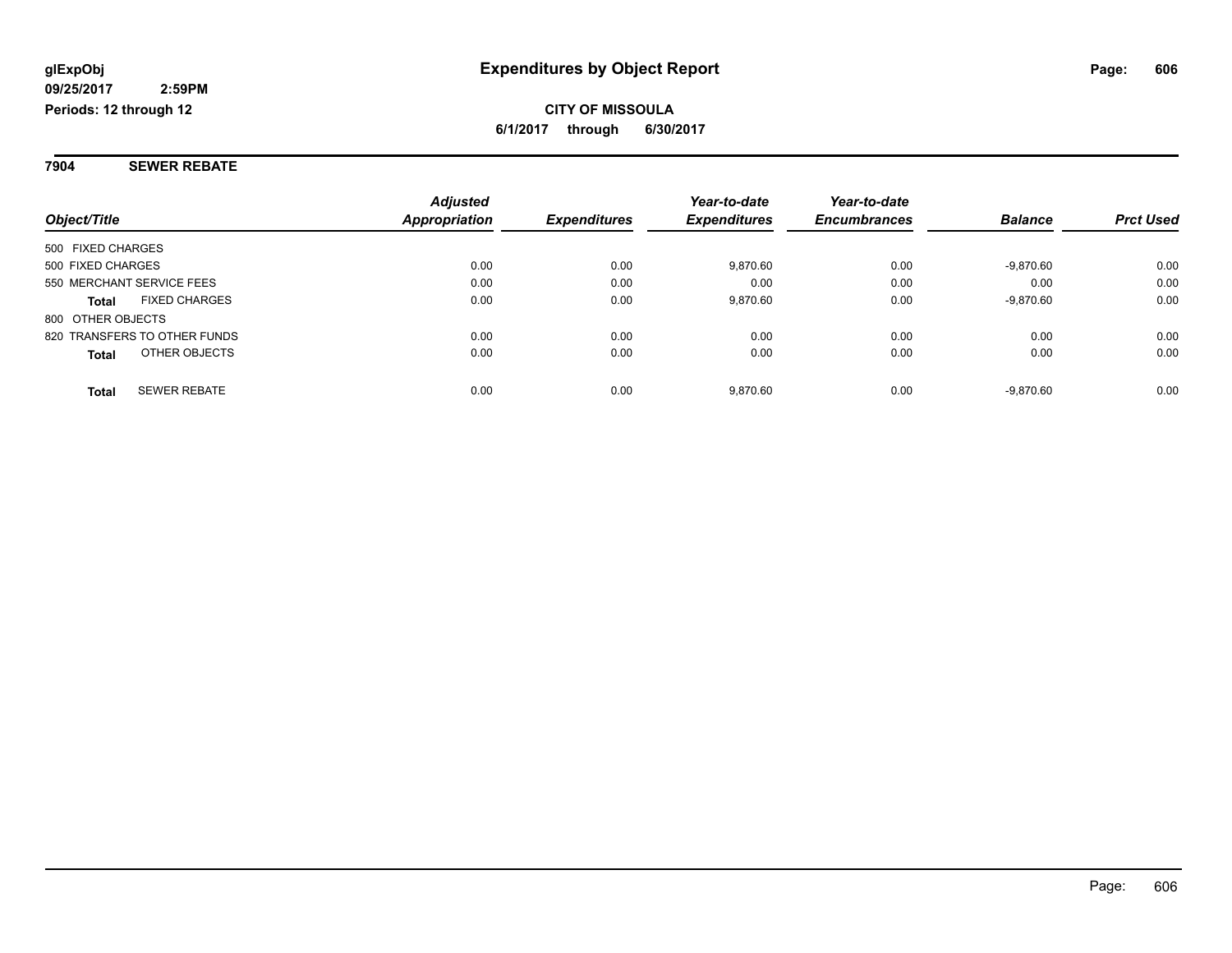**glExpObj** **Expenditures by Object Report**

**09/25/2017 2:59PM**

**Periods: 12 through 12**

**CITY OF MISSOULA**

**6/1/2017 through 6/30/2017**

## 7904 SEWER REBATE

| Object/Title | Adjusted Appropriation | Expenditures | Year-to-date Expenditures | Year-to-date Encumbrances | Balance | Prct Used |
|---|---|---|---|---|---|---|
| 500 FIXED CHARGES | | | | | | |
| 500 FIXED CHARGES | 0.00 | 0.00 | 9,870.60 | 0.00 | -9,870.60 | 0.00 |
| 550 MERCHANT SERVICE FEES | 0.00 | 0.00 | 0.00 | 0.00 | 0.00 | 0.00 |
| **Total** FIXED CHARGES | 0.00 | 0.00 | 9,870.60 | 0.00 | -9,870.60 | 0.00 |
| 800 OTHER OBJECTS | | | | | | |
| 820 TRANSFERS TO OTHER FUNDS | 0.00 | 0.00 | 0.00 | 0.00 | 0.00 | 0.00 |
| **Total** OTHER OBJECTS | 0.00 | 0.00 | 0.00 | 0.00 | 0.00 | 0.00 |
| **Total** SEWER REBATE | 0.00 | 0.00 | 9,870.60 | 0.00 | -9,870.60 | 0.00 |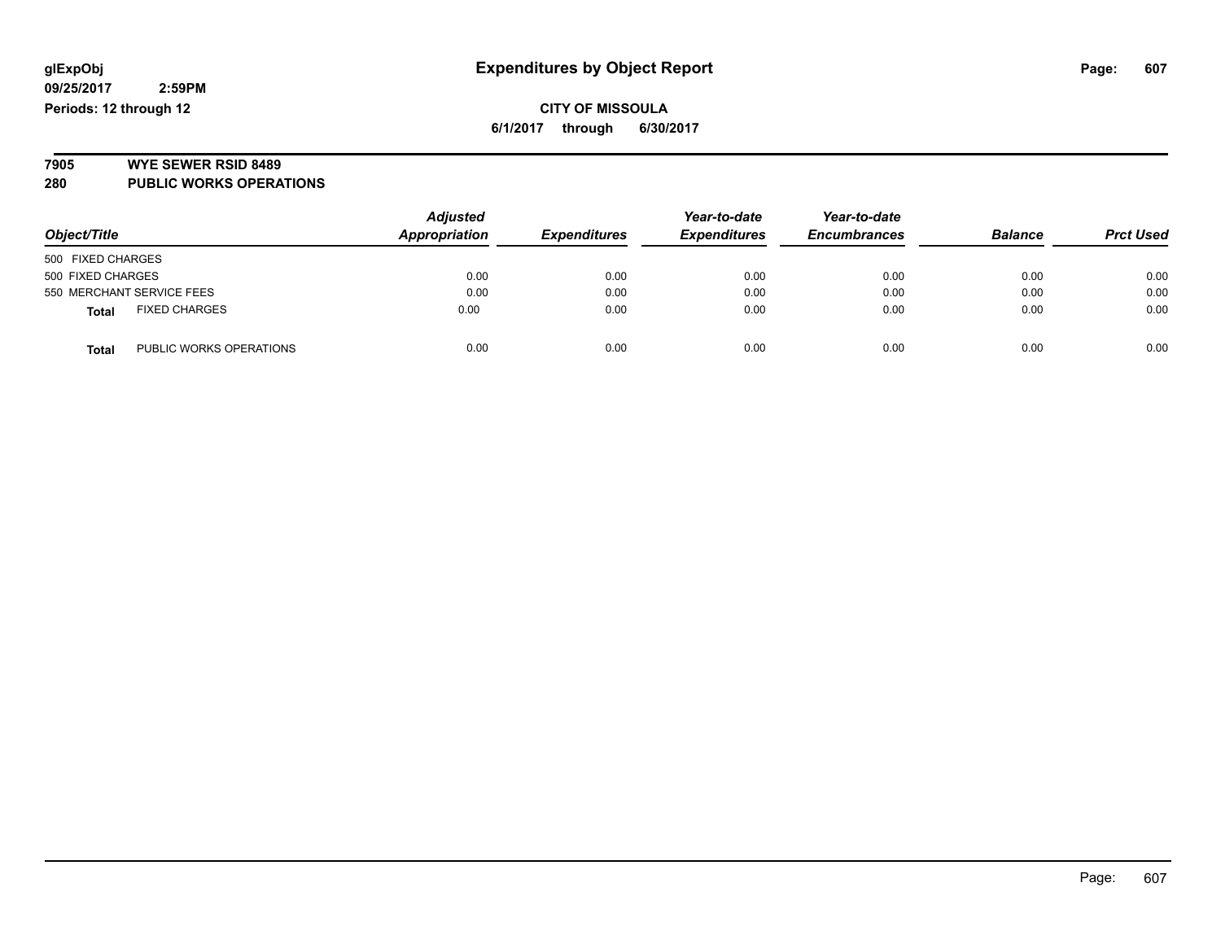**glExpObj** **Expenditures by Object Report**

**09/25/2017 2:59PM**

**Periods: 12 through 12**

**CITY OF MISSOULA**

**6/1/2017 through 6/30/2017**

**7905 WYE SEWER RSID 8489**

**280 PUBLIC WORKS OPERATIONS**

| Object/Title | Adjusted Appropriation | Expenditures | Year-to-date Expenditures | Year-to-date Encumbrances | Balance | Prct Used |
|---|---|---|---|---|---|---|
| 500 FIXED CHARGES | | | | | | |
| 500 FIXED CHARGES | 0.00 | 0.00 | 0.00 | 0.00 | 0.00 | 0.00 |
| 550 MERCHANT SERVICE FEES | 0.00 | 0.00 | 0.00 | 0.00 | 0.00 | 0.00 |
| **Total** FIXED CHARGES | 0.00 | 0.00 | 0.00 | 0.00 | 0.00 | 0.00 |
| **Total** PUBLIC WORKS OPERATIONS | 0.00 | 0.00 | 0.00 | 0.00 | 0.00 | 0.00 |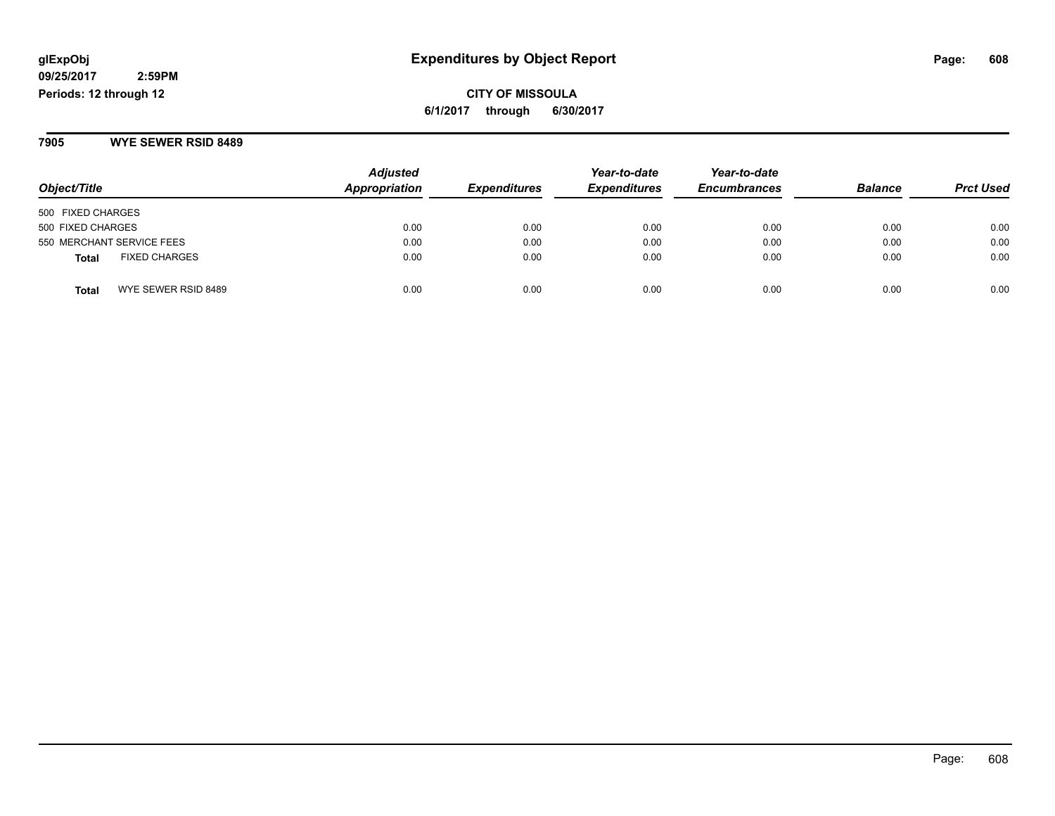glExpObj
09/25/2017 2:59PM
Periods: 12 through 12

# Expenditures by Object Report

**CITY OF MISSOULA**
**6/1/2017 through 6/30/2017**

## 7905 WYE SEWER RSID 8489

| Object/Title | Adjusted Appropriation | Expenditures | Year-to-date Expenditures | Year-to-date Encumbrances | Balance | Prct Used |
|---|---|---|---|---|---|---|
| 500 FIXED CHARGES | | | | | | |
| 500 FIXED CHARGES | 0.00 | 0.00 | 0.00 | 0.00 | 0.00 | 0.00 |
| 550 MERCHANT SERVICE FEES | 0.00 | 0.00 | 0.00 | 0.00 | 0.00 | 0.00 |
| **Total** FIXED CHARGES | 0.00 | 0.00 | 0.00 | 0.00 | 0.00 | 0.00 |
| **Total** WYE SEWER RSID 8489 | 0.00 | 0.00 | 0.00 | 0.00 | 0.00 | 0.00 |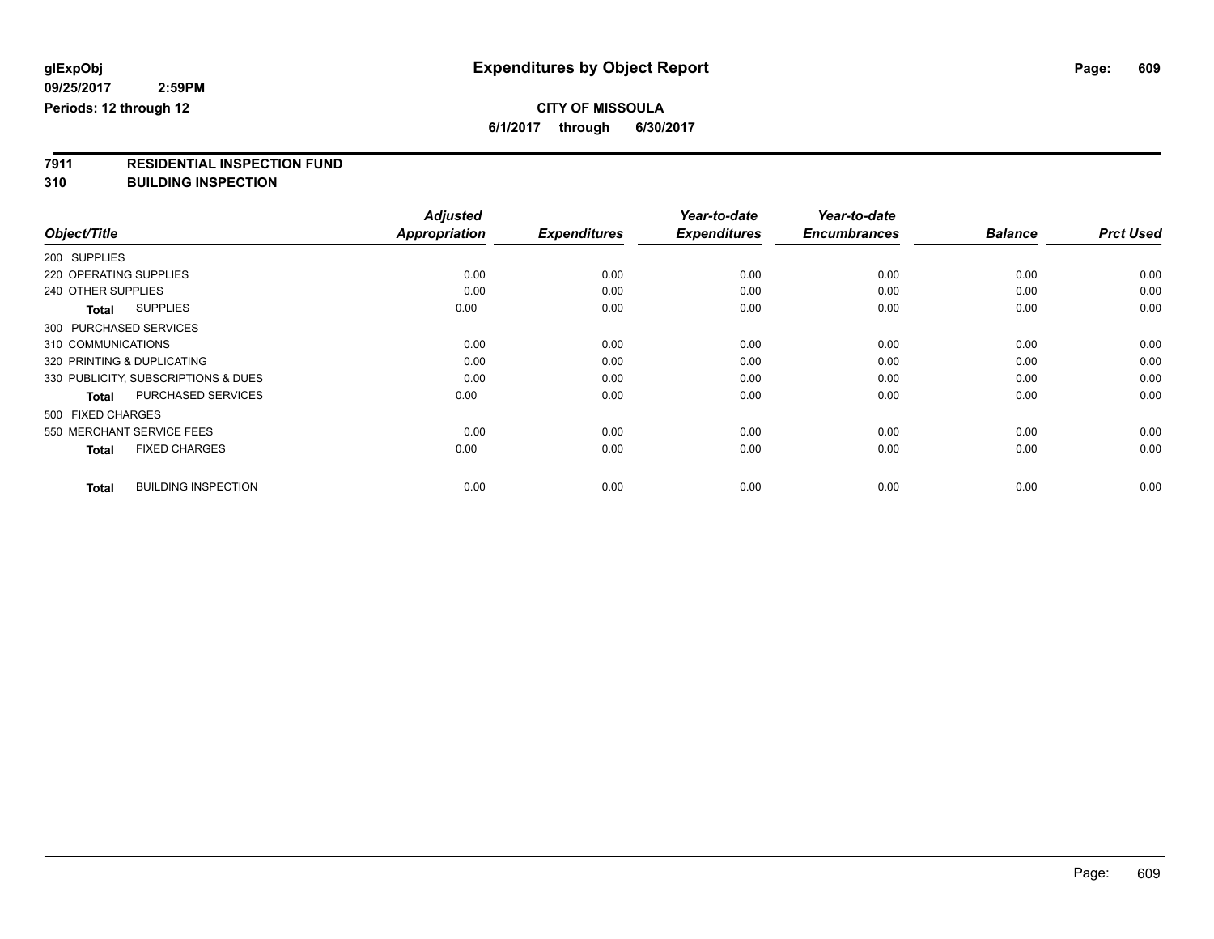glExpObj
09/25/2017 2:59PM
Periods: 12 through 12

# Expenditures by Object Report

**CITY OF MISSOULA**
**6/1/2017 through 6/30/2017**

## 7911 RESIDENTIAL INSPECTION FUND
## 310 BUILDING INSPECTION

| Object/Title | Adjusted Appropriation | Expenditures | Year-to-date Expenditures | Year-to-date Encumbrances | Balance | Prct Used |
|---|---|---|---|---|---|---|
| 200 SUPPLIES | | | | | | |
| 220 OPERATING SUPPLIES | 0.00 | 0.00 | 0.00 | 0.00 | 0.00 | 0.00 |
| 240 OTHER SUPPLIES | 0.00 | 0.00 | 0.00 | 0.00 | 0.00 | 0.00 |
| **Total** SUPPLIES | 0.00 | 0.00 | 0.00 | 0.00 | 0.00 | 0.00 |
| 300 PURCHASED SERVICES | | | | | | |
| 310 COMMUNICATIONS | 0.00 | 0.00 | 0.00 | 0.00 | 0.00 | 0.00 |
| 320 PRINTING & DUPLICATING | 0.00 | 0.00 | 0.00 | 0.00 | 0.00 | 0.00 |
| 330 PUBLICITY, SUBSCRIPTIONS & DUES | 0.00 | 0.00 | 0.00 | 0.00 | 0.00 | 0.00 |
| **Total** PURCHASED SERVICES | 0.00 | 0.00 | 0.00 | 0.00 | 0.00 | 0.00 |
| 500 FIXED CHARGES | | | | | | |
| 550 MERCHANT SERVICE FEES | 0.00 | 0.00 | 0.00 | 0.00 | 0.00 | 0.00 |
| **Total** FIXED CHARGES | 0.00 | 0.00 | 0.00 | 0.00 | 0.00 | 0.00 |
| **Total** BUILDING INSPECTION | 0.00 | 0.00 | 0.00 | 0.00 | 0.00 | 0.00 |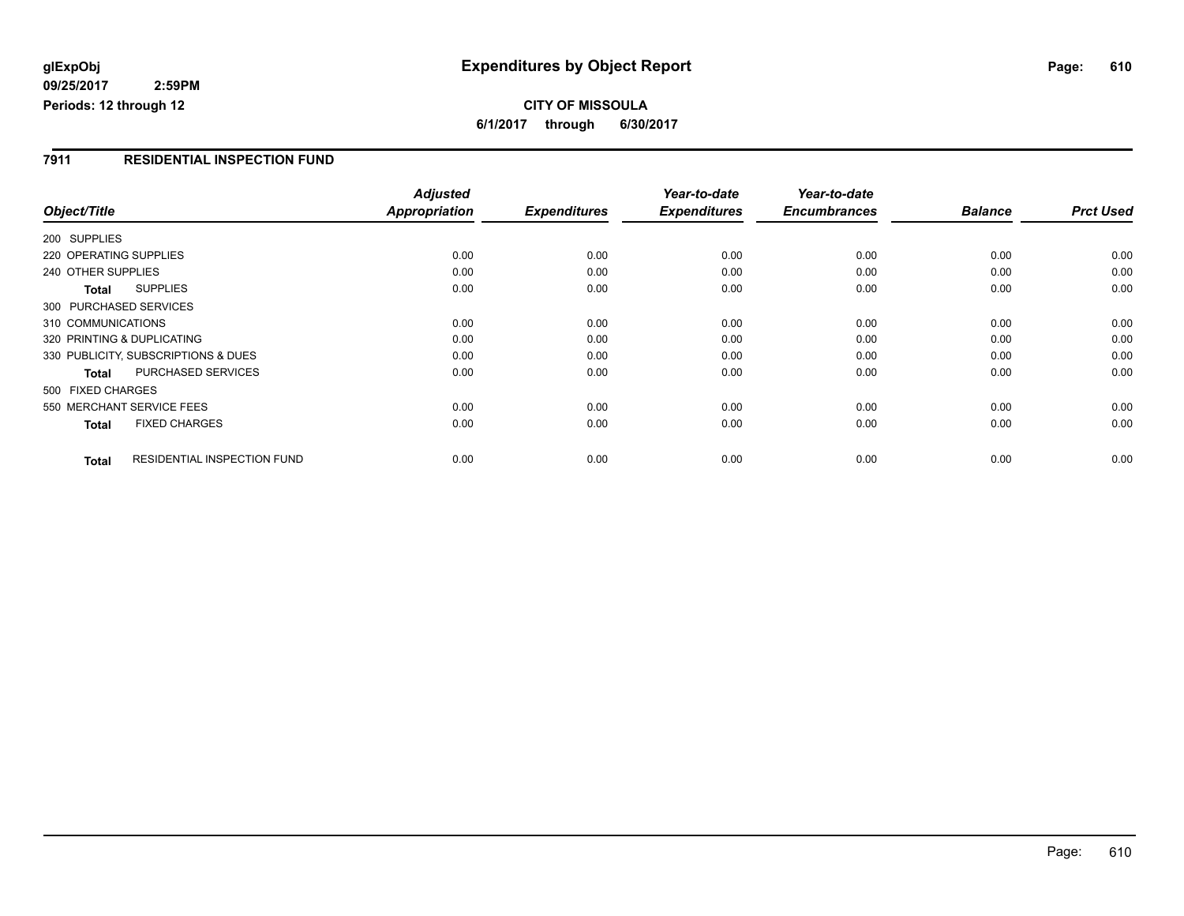**glExpObj**
**09/25/2017 2:59PM**
**Periods: 12 through 12**

# Expenditures by Object Report

**CITY OF MISSOULA**
**6/1/2017 through 6/30/2017**

## 7911 RESIDENTIAL INSPECTION FUND

| Object/Title | Adjusted Appropriation | Expenditures | Year-to-date Expenditures | Year-to-date Encumbrances | Balance | Prct Used |
|---|---|---|---|---|---|---|
| 200 SUPPLIES | | | | | | |
| 220 OPERATING SUPPLIES | 0.00 | 0.00 | 0.00 | 0.00 | 0.00 | 0.00 |
| 240 OTHER SUPPLIES | 0.00 | 0.00 | 0.00 | 0.00 | 0.00 | 0.00 |
| **Total** SUPPLIES | 0.00 | 0.00 | 0.00 | 0.00 | 0.00 | 0.00 |
| 300 PURCHASED SERVICES | | | | | | |
| 310 COMMUNICATIONS | 0.00 | 0.00 | 0.00 | 0.00 | 0.00 | 0.00 |
| 320 PRINTING & DUPLICATING | 0.00 | 0.00 | 0.00 | 0.00 | 0.00 | 0.00 |
| 330 PUBLICITY, SUBSCRIPTIONS & DUES | 0.00 | 0.00 | 0.00 | 0.00 | 0.00 | 0.00 |
| **Total** PURCHASED SERVICES | 0.00 | 0.00 | 0.00 | 0.00 | 0.00 | 0.00 |
| 500 FIXED CHARGES | | | | | | |
| 550 MERCHANT SERVICE FEES | 0.00 | 0.00 | 0.00 | 0.00 | 0.00 | 0.00 |
| **Total** FIXED CHARGES | 0.00 | 0.00 | 0.00 | 0.00 | 0.00 | 0.00 |
| **Total** RESIDENTIAL INSPECTION FUND | 0.00 | 0.00 | 0.00 | 0.00 | 0.00 | 0.00 |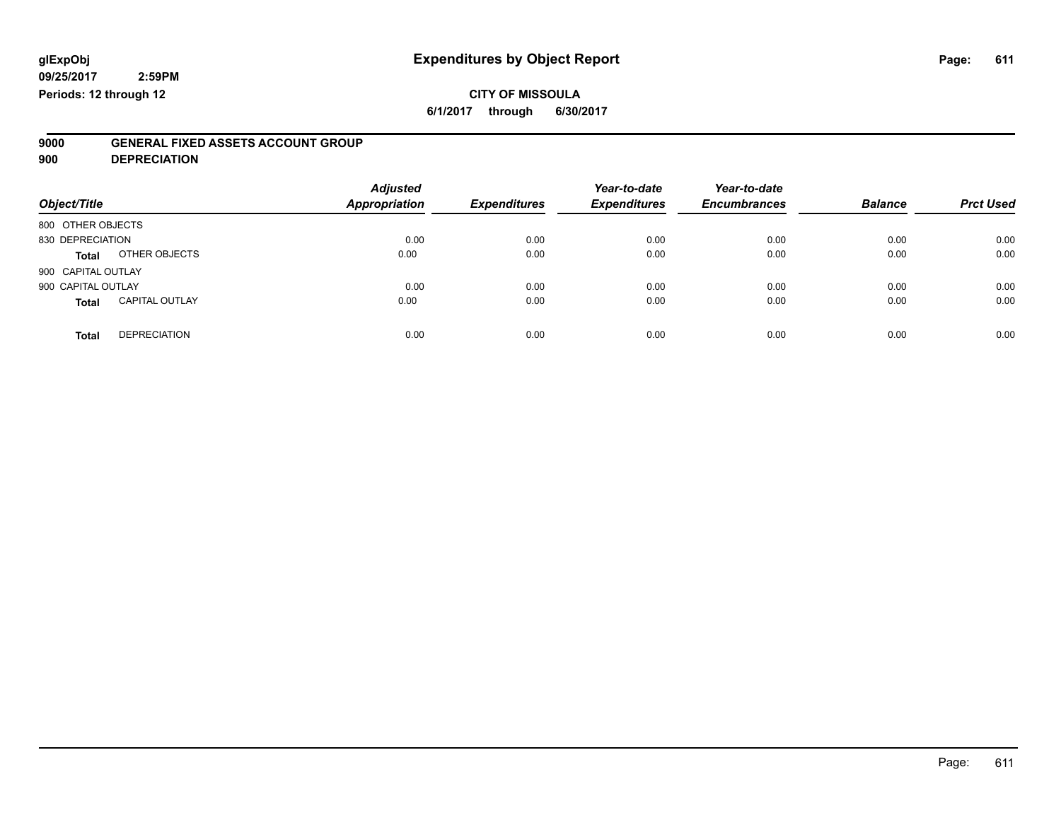glExpObj
09/25/2017 2:59PM
Periods: 12 through 12

# Expenditures by Object Report

**CITY OF MISSOULA**

**6/1/2017 through 6/30/2017**

**9000 GENERAL FIXED ASSETS ACCOUNT GROUP**
**900 DEPRECIATION**

| Object/Title | | Adjusted Appropriation | Expenditures | Year-to-date Expenditures | Year-to-date Encumbrances | Balance | Prct Used |
|---|---|---|---|---|---|---|---|
| 800 OTHER OBJECTS | | | | | | | |
| 830 DEPRECIATION | | 0.00 | 0.00 | 0.00 | 0.00 | 0.00 | 0.00 |
| **Total** | OTHER OBJECTS | 0.00 | 0.00 | 0.00 | 0.00 | 0.00 | 0.00 |
| 900 CAPITAL OUTLAY | | | | | | | |
| 900 CAPITAL OUTLAY | | 0.00 | 0.00 | 0.00 | 0.00 | 0.00 | 0.00 |
| **Total** | CAPITAL OUTLAY | 0.00 | 0.00 | 0.00 | 0.00 | 0.00 | 0.00 |
| **Total** | DEPRECIATION | 0.00 | 0.00 | 0.00 | 0.00 | 0.00 | 0.00 |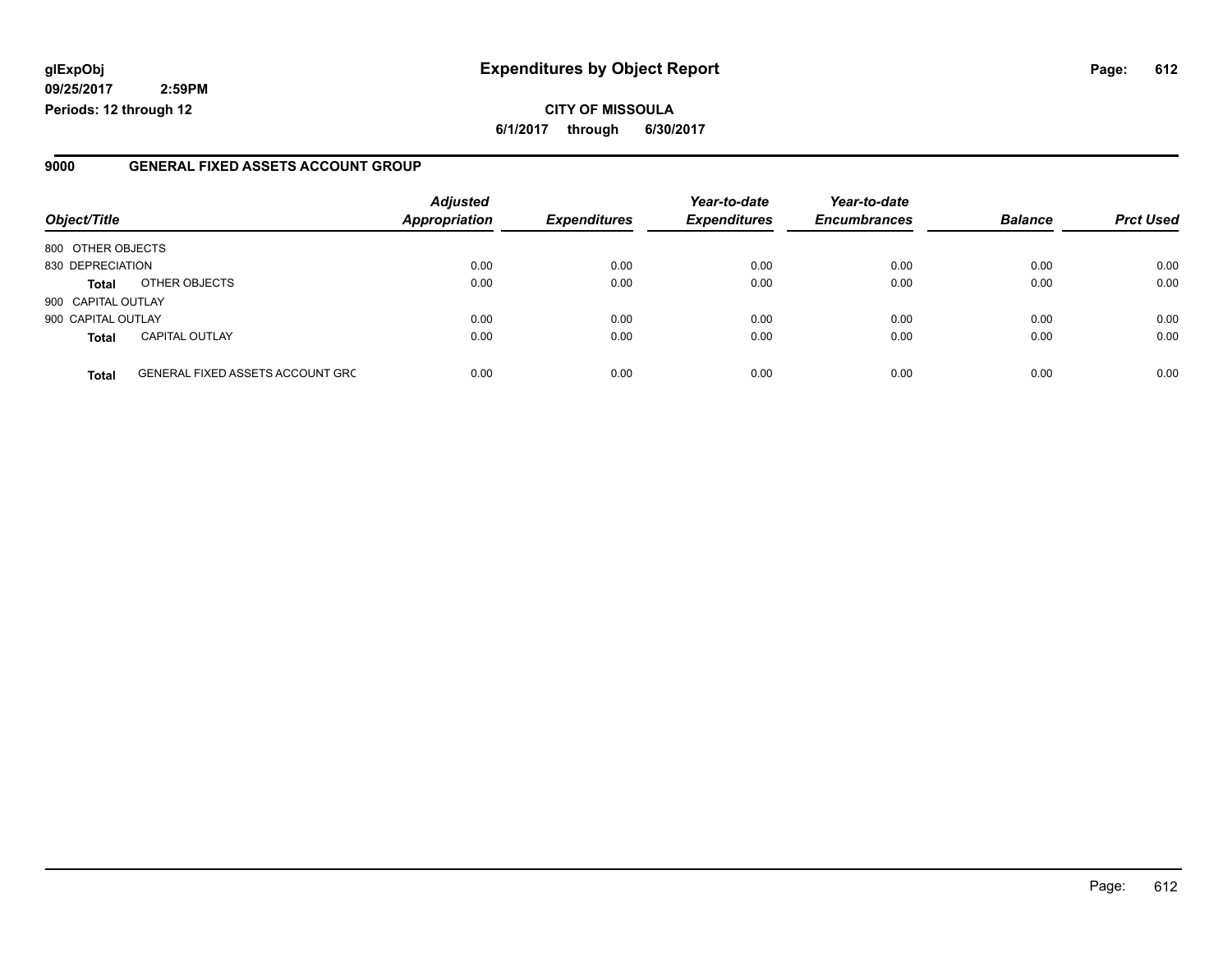**glExpObj**
**09/25/2017 2:59PM**
**Periods: 12 through 12**

# Expenditures by Object Report

**CITY OF MISSOULA**
**6/1/2017 through 6/30/2017**

## 9000 GENERAL FIXED ASSETS ACCOUNT GROUP

| Object/Title | | *Adjusted Appropriation* | *Expenditures* | *Year-to-date Expenditures* | *Year-to-date Encumbrances* | *Balance* | *Prct Used* |
|---|---|---|---|---|---|---|---|
| 800 OTHER OBJECTS | | | | | | | |
| 830 DEPRECIATION | | 0.00 | 0.00 | 0.00 | 0.00 | 0.00 | 0.00 |
| **Total** | OTHER OBJECTS | 0.00 | 0.00 | 0.00 | 0.00 | 0.00 | 0.00 |
| 900 CAPITAL OUTLAY | | | | | | | |
| 900 CAPITAL OUTLAY | | 0.00 | 0.00 | 0.00 | 0.00 | 0.00 | 0.00 |
| **Total** | CAPITAL OUTLAY | 0.00 | 0.00 | 0.00 | 0.00 | 0.00 | 0.00 |
| **Total** | GENERAL FIXED ASSETS ACCOUNT GRC | 0.00 | 0.00 | 0.00 | 0.00 | 0.00 | 0.00 |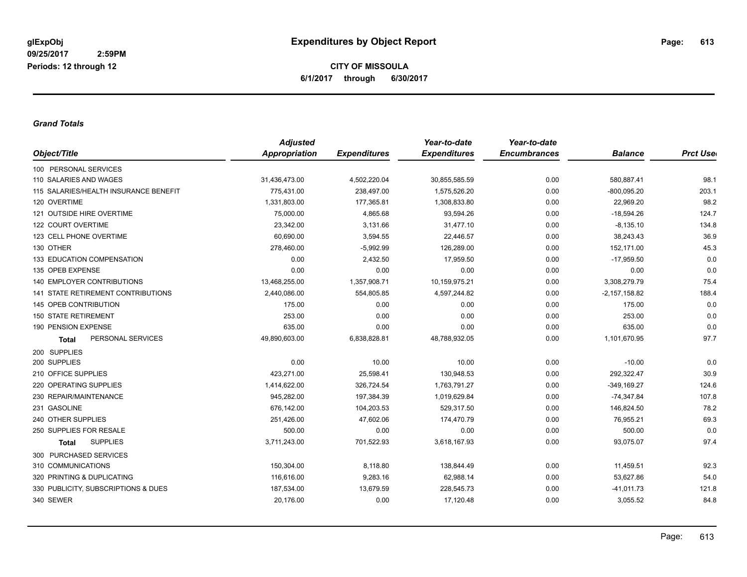**glExpObj**
**09/25/2017 2:59PM**
**Periods: 12 through 12**

# Expenditures by Object Report

**CITY OF MISSOULA**
**6/1/2017 through 6/30/2017**

***Grand Totals***

| Object/Title | Adjusted Appropriation | Expenditures | Year-to-date Expenditures | Year-to-date Encumbrances | Balance | Prct Used |
|---|---|---|---|---|---|---|
| 100 PERSONAL SERVICES | | | | | | |
| 110 SALARIES AND WAGES | 31,436,473.00 | 4,502,220.04 | 30,855,585.59 | 0.00 | 580,887.41 | 98.1 |
| 115 SALARIES/HEALTH INSURANCE BENEFIT | 775,431.00 | 238,497.00 | 1,575,526.20 | 0.00 | -800,095.20 | 203.1 |
| 120 OVERTIME | 1,331,803.00 | 177,365.81 | 1,308,833.80 | 0.00 | 22,969.20 | 98.2 |
| 121 OUTSIDE HIRE OVERTIME | 75,000.00 | 4,865.68 | 93,594.26 | 0.00 | -18,594.26 | 124.7 |
| 122 COURT OVERTIME | 23,342.00 | 3,131.66 | 31,477.10 | 0.00 | -8,135.10 | 134.8 |
| 123 CELL PHONE OVERTIME | 60,690.00 | 3,594.55 | 22,446.57 | 0.00 | 38,243.43 | 36.9 |
| 130 OTHER | 278,460.00 | -5,992.99 | 126,289.00 | 0.00 | 152,171.00 | 45.3 |
| 133 EDUCATION COMPENSATION | 0.00 | 2,432.50 | 17,959.50 | 0.00 | -17,959.50 | 0.0 |
| 135 OPEB EXPENSE | 0.00 | 0.00 | 0.00 | 0.00 | 0.00 | 0.0 |
| 140 EMPLOYER CONTRIBUTIONS | 13,468,255.00 | 1,357,908.71 | 10,159,975.21 | 0.00 | 3,308,279.79 | 75.4 |
| 141 STATE RETIREMENT CONTRIBUTIONS | 2,440,086.00 | 554,805.85 | 4,597,244.82 | 0.00 | -2,157,158.82 | 188.4 |
| 145 OPEB CONTRIBUTION | 175.00 | 0.00 | 0.00 | 0.00 | 175.00 | 0.0 |
| 150 STATE RETIREMENT | 253.00 | 0.00 | 0.00 | 0.00 | 253.00 | 0.0 |
| 190 PENSION EXPENSE | 635.00 | 0.00 | 0.00 | 0.00 | 635.00 | 0.0 |
| **Total** PERSONAL SERVICES | 49,890,603.00 | 6,838,828.81 | 48,788,932.05 | 0.00 | 1,101,670.95 | 97.7 |
| 200 SUPPLIES | | | | | | |
| 200 SUPPLIES | 0.00 | 10.00 | 10.00 | 0.00 | -10.00 | 0.0 |
| 210 OFFICE SUPPLIES | 423,271.00 | 25,598.41 | 130,948.53 | 0.00 | 292,322.47 | 30.9 |
| 220 OPERATING SUPPLIES | 1,414,622.00 | 326,724.54 | 1,763,791.27 | 0.00 | -349,169.27 | 124.6 |
| 230 REPAIR/MAINTENANCE | 945,282.00 | 197,384.39 | 1,019,629.84 | 0.00 | -74,347.84 | 107.8 |
| 231 GASOLINE | 676,142.00 | 104,203.53 | 529,317.50 | 0.00 | 146,824.50 | 78.2 |
| 240 OTHER SUPPLIES | 251,426.00 | 47,602.06 | 174,470.79 | 0.00 | 76,955.21 | 69.3 |
| 250 SUPPLIES FOR RESALE | 500.00 | 0.00 | 0.00 | 0.00 | 500.00 | 0.0 |
| **Total** SUPPLIES | 3,711,243.00 | 701,522.93 | 3,618,167.93 | 0.00 | 93,075.07 | 97.4 |
| 300 PURCHASED SERVICES | | | | | | |
| 310 COMMUNICATIONS | 150,304.00 | 8,118.80 | 138,844.49 | 0.00 | 11,459.51 | 92.3 |
| 320 PRINTING & DUPLICATING | 116,616.00 | 9,283.16 | 62,988.14 | 0.00 | 53,627.86 | 54.0 |
| 330 PUBLICITY, SUBSCRIPTIONS & DUES | 187,534.00 | 13,679.59 | 228,545.73 | 0.00 | -41,011.73 | 121.8 |
| 340 SEWER | 20,176.00 | 0.00 | 17,120.48 | 0.00 | 3,055.52 | 84.8 |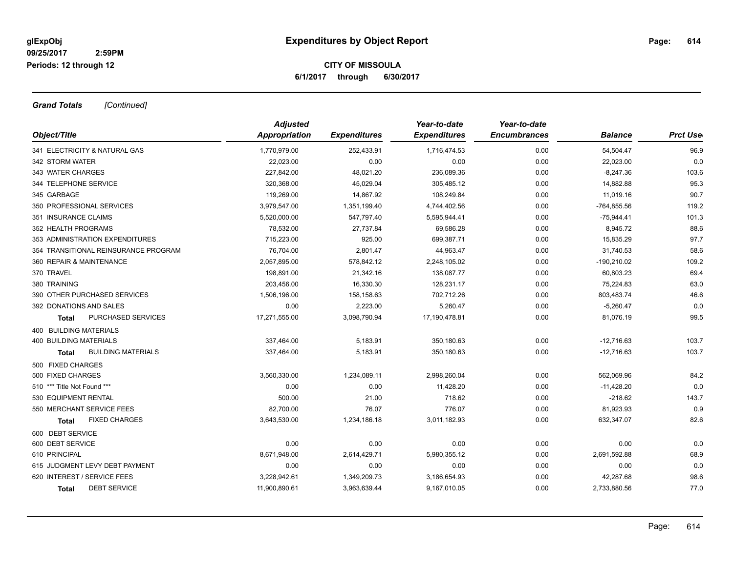**glExpObj**
**09/25/2017 2:59PM**
**Periods: 12 through 12**

# Expenditures by Object Report

**CITY OF MISSOULA**
**6/1/2017 through 6/30/2017**

***Grand Totals*** *[Continued]*

| Object/Title | Adjusted Appropriation | Expenditures | Year-to-date Expenditures | Year-to-date Encumbrances | Balance | Prct Used |
|---|---|---|---|---|---|---|
| 341 ELECTRICITY & NATURAL GAS | 1,770,979.00 | 252,433.91 | 1,716,474.53 | 0.00 | 54,504.47 | 96.9 |
| 342 STORM WATER | 22,023.00 | 0.00 | 0.00 | 0.00 | 22,023.00 | 0.0 |
| 343 WATER CHARGES | 227,842.00 | 48,021.20 | 236,089.36 | 0.00 | -8,247.36 | 103.6 |
| 344 TELEPHONE SERVICE | 320,368.00 | 45,029.04 | 305,485.12 | 0.00 | 14,882.88 | 95.3 |
| 345 GARBAGE | 119,269.00 | 14,867.92 | 108,249.84 | 0.00 | 11,019.16 | 90.7 |
| 350 PROFESSIONAL SERVICES | 3,979,547.00 | 1,351,199.40 | 4,744,402.56 | 0.00 | -764,855.56 | 119.2 |
| 351 INSURANCE CLAIMS | 5,520,000.00 | 547,797.40 | 5,595,944.41 | 0.00 | -75,944.41 | 101.3 |
| 352 HEALTH PROGRAMS | 78,532.00 | 27,737.84 | 69,586.28 | 0.00 | 8,945.72 | 88.6 |
| 353 ADMINISTRATION EXPENDITURES | 715,223.00 | 925.00 | 699,387.71 | 0.00 | 15,835.29 | 97.7 |
| 354 TRANSITIONAL REINSURANCE PROGRAM | 76,704.00 | 2,801.47 | 44,963.47 | 0.00 | 31,740.53 | 58.6 |
| 360 REPAIR & MAINTENANCE | 2,057,895.00 | 578,842.12 | 2,248,105.02 | 0.00 | -190,210.02 | 109.2 |
| 370 TRAVEL | 198,891.00 | 21,342.16 | 138,087.77 | 0.00 | 60,803.23 | 69.4 |
| 380 TRAINING | 203,456.00 | 16,330.30 | 128,231.17 | 0.00 | 75,224.83 | 63.0 |
| 390 OTHER PURCHASED SERVICES | 1,506,196.00 | 158,158.63 | 702,712.26 | 0.00 | 803,483.74 | 46.6 |
| 392 DONATIONS AND SALES | 0.00 | 2,223.00 | 5,260.47 | 0.00 | -5,260.47 | 0.0 |
| **Total** PURCHASED SERVICES | 17,271,555.00 | 3,098,790.94 | 17,190,478.81 | 0.00 | 81,076.19 | 99.5 |
| 400 BUILDING MATERIALS | | | | | | |
| 400 BUILDING MATERIALS | 337,464.00 | 5,183.91 | 350,180.63 | 0.00 | -12,716.63 | 103.7 |
| **Total** BUILDING MATERIALS | 337,464.00 | 5,183.91 | 350,180.63 | 0.00 | -12,716.63 | 103.7 |
| 500 FIXED CHARGES | | | | | | |
| 500 FIXED CHARGES | 3,560,330.00 | 1,234,089.11 | 2,998,260.04 | 0.00 | 562,069.96 | 84.2 |
| 510 *** Title Not Found *** | 0.00 | 0.00 | 11,428.20 | 0.00 | -11,428.20 | 0.0 |
| 530 EQUIPMENT RENTAL | 500.00 | 21.00 | 718.62 | 0.00 | -218.62 | 143.7 |
| 550 MERCHANT SERVICE FEES | 82,700.00 | 76.07 | 776.07 | 0.00 | 81,923.93 | 0.9 |
| **Total** FIXED CHARGES | 3,643,530.00 | 1,234,186.18 | 3,011,182.93 | 0.00 | 632,347.07 | 82.6 |
| 600 DEBT SERVICE | | | | | | |
| 600 DEBT SERVICE | 0.00 | 0.00 | 0.00 | 0.00 | 0.00 | 0.0 |
| 610 PRINCIPAL | 8,671,948.00 | 2,614,429.71 | 5,980,355.12 | 0.00 | 2,691,592.88 | 68.9 |
| 615 JUDGMENT LEVY DEBT PAYMENT | 0.00 | 0.00 | 0.00 | 0.00 | 0.00 | 0.0 |
| 620 INTEREST / SERVICE FEES | 3,228,942.61 | 1,349,209.73 | 3,186,654.93 | 0.00 | 42,287.68 | 98.6 |
| **Total** DEBT SERVICE | 11,900,890.61 | 3,963,639.44 | 9,167,010.05 | 0.00 | 2,733,880.56 | 77.0 |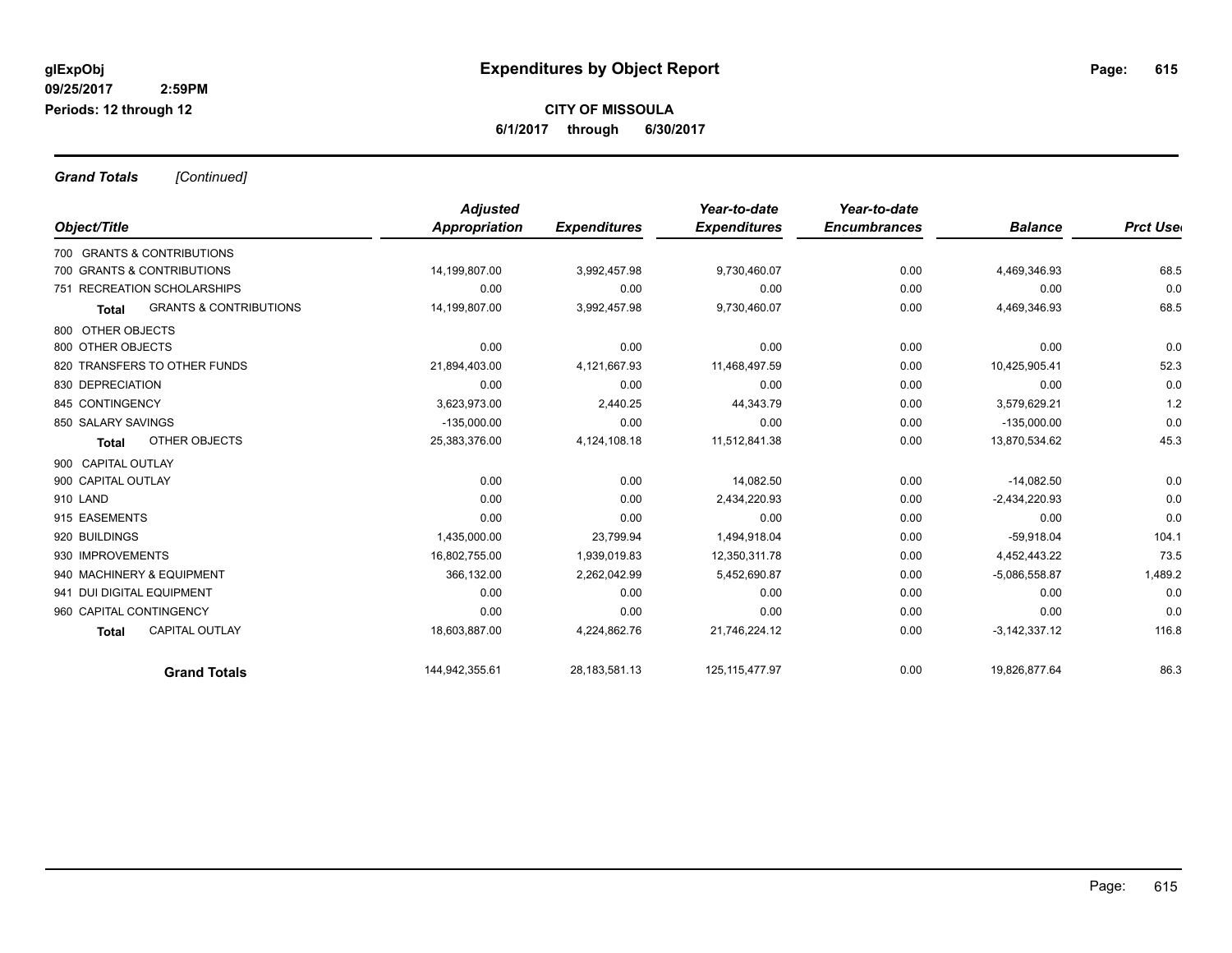**glExpObj** **Expenditures by Object Report**
**09/25/2017 2:59PM**
**Periods: 12 through 12**

**CITY OF MISSOULA**
**6/1/2017 through 6/30/2017**

***Grand Totals*** *[Continued]*

| Object/Title | | Adjusted Appropriation | Expenditures | Year-to-date Expenditures | Year-to-date Encumbrances | Balance | Prct Used |
|---|---|---|---|---|---|---|---|
| 700 GRANTS & CONTRIBUTIONS | | | | | | | |
| 700 GRANTS & CONTRIBUTIONS | | 14,199,807.00 | 3,992,457.98 | 9,730,460.07 | 0.00 | 4,469,346.93 | 68.5 |
| 751 RECREATION SCHOLARSHIPS | | 0.00 | 0.00 | 0.00 | 0.00 | 0.00 | 0.0 |
| **Total** | GRANTS & CONTRIBUTIONS | 14,199,807.00 | 3,992,457.98 | 9,730,460.07 | 0.00 | 4,469,346.93 | 68.5 |
| 800 OTHER OBJECTS | | | | | | | |
| 800 OTHER OBJECTS | | 0.00 | 0.00 | 0.00 | 0.00 | 0.00 | 0.0 |
| 820 TRANSFERS TO OTHER FUNDS | | 21,894,403.00 | 4,121,667.93 | 11,468,497.59 | 0.00 | 10,425,905.41 | 52.3 |
| 830 DEPRECIATION | | 0.00 | 0.00 | 0.00 | 0.00 | 0.00 | 0.0 |
| 845 CONTINGENCY | | 3,623,973.00 | 2,440.25 | 44,343.79 | 0.00 | 3,579,629.21 | 1.2 |
| 850 SALARY SAVINGS | | -135,000.00 | 0.00 | 0.00 | 0.00 | -135,000.00 | 0.0 |
| **Total** | OTHER OBJECTS | 25,383,376.00 | 4,124,108.18 | 11,512,841.38 | 0.00 | 13,870,534.62 | 45.3 |
| 900 CAPITAL OUTLAY | | | | | | | |
| 900 CAPITAL OUTLAY | | 0.00 | 0.00 | 14,082.50 | 0.00 | -14,082.50 | 0.0 |
| 910 LAND | | 0.00 | 0.00 | 2,434,220.93 | 0.00 | -2,434,220.93 | 0.0 |
| 915 EASEMENTS | | 0.00 | 0.00 | 0.00 | 0.00 | 0.00 | 0.0 |
| 920 BUILDINGS | | 1,435,000.00 | 23,799.94 | 1,494,918.04 | 0.00 | -59,918.04 | 104.1 |
| 930 IMPROVEMENTS | | 16,802,755.00 | 1,939,019.83 | 12,350,311.78 | 0.00 | 4,452,443.22 | 73.5 |
| 940 MACHINERY & EQUIPMENT | | 366,132.00 | 2,262,042.99 | 5,452,690.87 | 0.00 | -5,086,558.87 | 1,489.2 |
| 941 DUI DIGITAL EQUIPMENT | | 0.00 | 0.00 | 0.00 | 0.00 | 0.00 | 0.0 |
| 960 CAPITAL CONTINGENCY | | 0.00 | 0.00 | 0.00 | 0.00 | 0.00 | 0.0 |
| **Total** | CAPITAL OUTLAY | 18,603,887.00 | 4,224,862.76 | 21,746,224.12 | 0.00 | -3,142,337.12 | 116.8 |
| **Grand Totals** | | 144,942,355.61 | 28,183,581.13 | 125,115,477.97 | 0.00 | 19,826,877.64 | 86.3 |